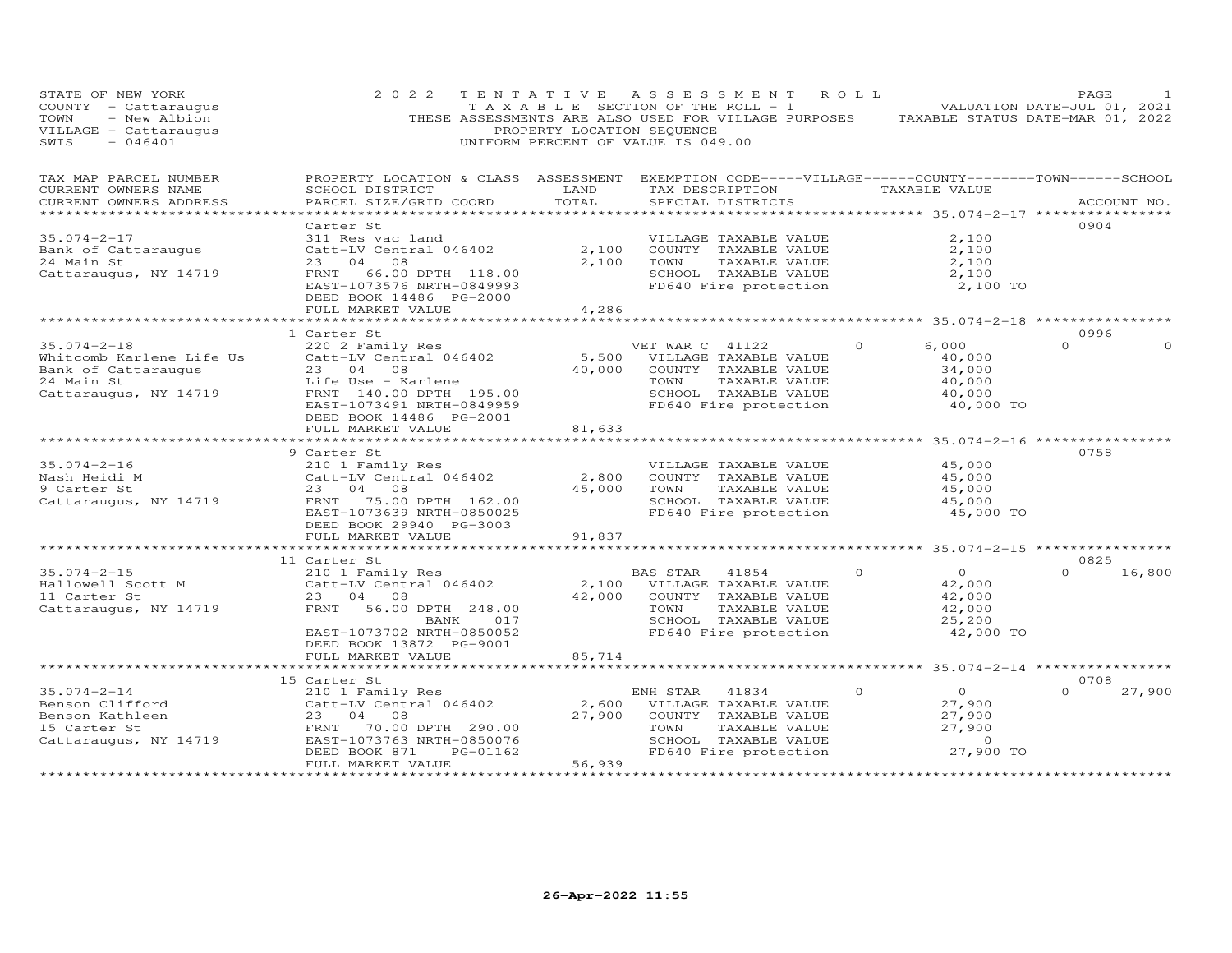STATE OF NEW YORK
COUNTY - Cattaraugus
TOWN - New Albion
VILLAGE - Cattaraugus
SWIS - 046401

# 2022 TENTATIVE ASSESSMENT ROLL

TAXABLE SECTION OF THE ROLL - 1
THESE ASSESSMENTS ARE ALSO USED FOR VILLAGE PURPOSES
PROPERTY LOCATION SEQUENCE
UNIFORM PERCENT OF VALUE IS 049.00

VALUATION DATE-JUL 01, 2021
TAXABLE STATUS DATE-MAR 01, 2022

| TAX MAP PARCEL NUMBER / CURRENT OWNERS NAME / CURRENT OWNERS ADDRESS | PROPERTY LOCATION & CLASS / SCHOOL DISTRICT / PARCEL SIZE/GRID COORD | ASSESSMENT LAND / TOTAL | EXEMPTION CODE / TAX DESCRIPTION / SPECIAL DISTRICTS | VILLAGE / COUNTY / TOWN / SCHOOL TAXABLE VALUE | ACCOUNT NO. |
|---|---|---|---|---|---|
| 35.074-2-17 | Carter St | | | | 0904 |
| Bank of Cattaraugus | 311 Res vac land | | VILLAGE TAXABLE VALUE | 2,100 | |
| 24 Main St | Catt-LV Central 046402 | 2,100 | COUNTY TAXABLE VALUE | 2,100 | |
| Cattaraugus, NY 14719 | 23 04 08 | 2,100 | TOWN TAXABLE VALUE | 2,100 | |
| | FRNT 66.00 DPTH 118.00 | | SCHOOL TAXABLE VALUE | 2,100 | |
| | EAST-1073576 NRTH-0849993 | | FD640 Fire protection | 2,100 TO | |
| | DEED BOOK 14486 PG-2000 | | | | |
| | FULL MARKET VALUE | 4,286 | | | |
| 35.074-2-18 | 1 Carter St | | | | 0996 |
| Whitcomb Karlene Life Us | 220 2 Family Res | | VET WAR C 41122 | 0 / 6,000 / 0 / 0 | |
| Bank of Cattaraugus | Catt-LV Central 046402 | 5,500 | VILLAGE TAXABLE VALUE | 40,000 | |
| 24 Main St | 23 04 08 | 40,000 | COUNTY TAXABLE VALUE | 34,000 | |
| Cattaraugus, NY 14719 | Life Use - Karlene | | TOWN TAXABLE VALUE | 40,000 | |
| | FRNT 140.00 DPTH 195.00 | | SCHOOL TAXABLE VALUE | 40,000 | |
| | EAST-1073491 NRTH-0849959 | | FD640 Fire protection | 40,000 TO | |
| | DEED BOOK 14486 PG-2001 | | | | |
| | FULL MARKET VALUE | 81,633 | | | |
| 35.074-2-16 | 9 Carter St | | | | 0758 |
| Nash Heidi M | 210 1 Family Res | | VILLAGE TAXABLE VALUE | 45,000 | |
| 9 Carter St | Catt-LV Central 046402 | 2,800 | COUNTY TAXABLE VALUE | 45,000 | |
| Cattaraugus, NY 14719 | 23 04 08 | 45,000 | TOWN TAXABLE VALUE | 45,000 | |
| | FRNT 75.00 DPTH 162.00 | | SCHOOL TAXABLE VALUE | 45,000 | |
| | EAST-1073639 NRTH-0850025 | | FD640 Fire protection | 45,000 TO | |
| | DEED BOOK 29940 PG-3003 | | | | |
| | FULL MARKET VALUE | 91,837 | | | |
| 35.074-2-15 | 11 Carter St | | | | 0825 |
| Hallowell Scott M | 210 1 Family Res | | BAS STAR 41854 | 0 / 0 / 0 / 16,800 | |
| 11 Carter St | Catt-LV Central 046402 | 2,100 | VILLAGE TAXABLE VALUE | 42,000 | |
| Cattaraugus, NY 14719 | 23 04 08 | 42,000 | COUNTY TAXABLE VALUE | 42,000 | |
| | FRNT 56.00 DPTH 248.00 | | TOWN TAXABLE VALUE | 42,000 | |
| | BANK 017 | | SCHOOL TAXABLE VALUE | 25,200 | |
| | EAST-1073702 NRTH-0850052 | | FD640 Fire protection | 42,000 TO | |
| | DEED BOOK 13872 PG-9001 | | | | |
| | FULL MARKET VALUE | 85,714 | | | |
| 35.074-2-14 | 15 Carter St | | | | 0708 |
| Benson Clifford | 210 1 Family Res | | ENH STAR 41834 | 0 / 0 / 0 / 27,900 | |
| Benson Kathleen | Catt-LV Central 046402 | 2,600 | VILLAGE TAXABLE VALUE | 27,900 | |
| 15 Carter St | 23 04 08 | 27,900 | COUNTY TAXABLE VALUE | 27,900 | |
| Cattaraugus, NY 14719 | FRNT 70.00 DPTH 290.00 | | TOWN TAXABLE VALUE | 27,900 | |
| | EAST-1073763 NRTH-0850076 | | SCHOOL TAXABLE VALUE | 0 | |
| | DEED BOOK 871 PG-01162 | | FD640 Fire protection | 27,900 TO | |
| | FULL MARKET VALUE | 56,939 | | | |

26-Apr-2022 11:55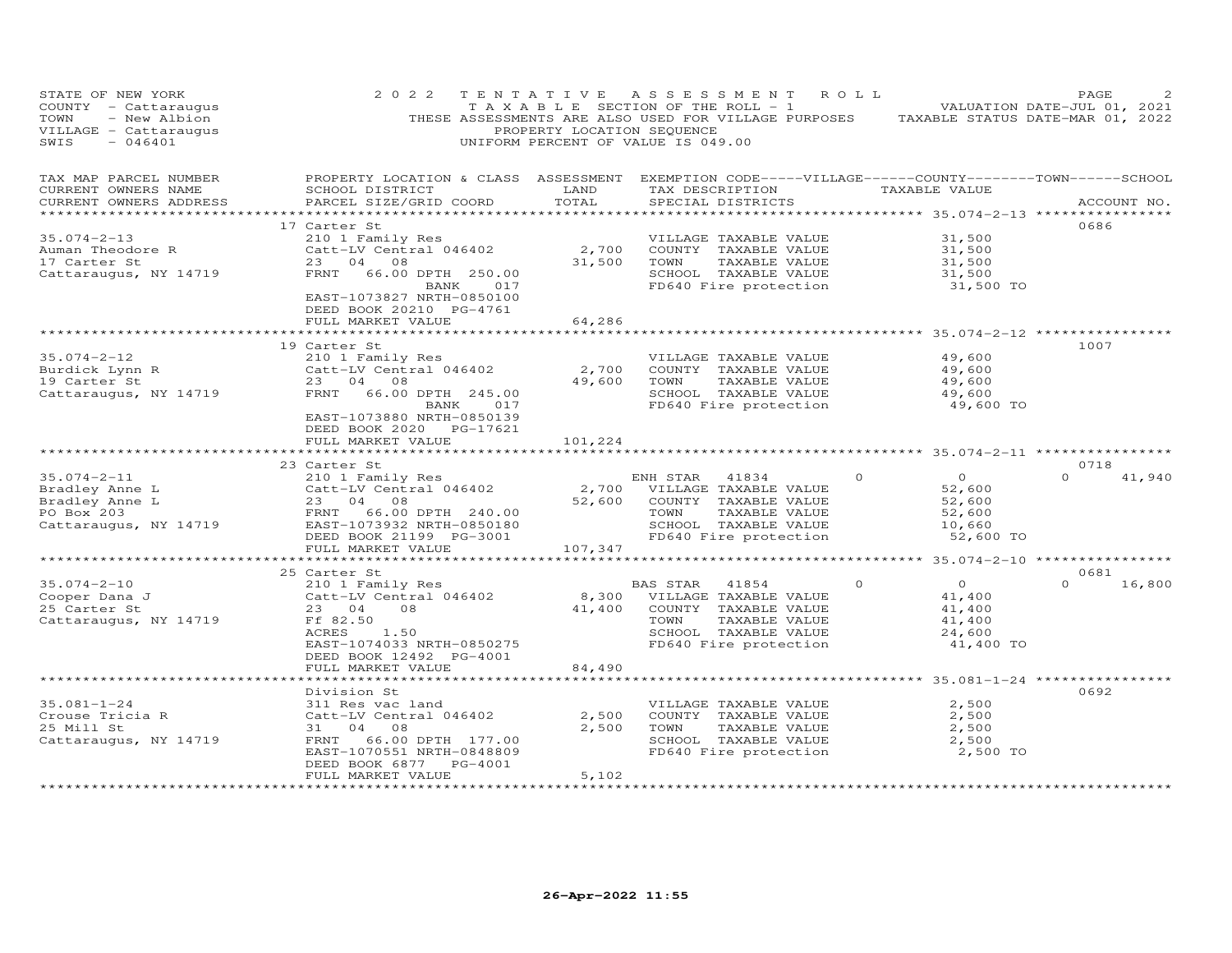STATE OF NEW YORK
COUNTY - Cattaraugus
TOWN - New Albion
VILLAGE - Cattaraugus
SWIS - 046401

2022 TENTATIVE ASSESSMENT ROLL
TAXABLE SECTION OF THE ROLL - 1
THESE ASSESSMENTS ARE ALSO USED FOR VILLAGE PURPOSES
PROPERTY LOCATION SEQUENCE
UNIFORM PERCENT OF VALUE IS 049.00

VALUATION DATE-JUL 01, 2021
TAXABLE STATUS DATE-MAR 01, 2022

| TAX MAP PARCEL NUMBER / CURRENT OWNERS NAME / CURRENT OWNERS ADDRESS | PROPERTY LOCATION & CLASS / SCHOOL DISTRICT / PARCEL SIZE/GRID COORD | ASSESSMENT LAND / TOTAL | EXEMPTION CODE / TAX DESCRIPTION / SPECIAL DISTRICTS | VILLAGE | COUNTY / TOWN / SCHOOL TAXABLE VALUE | ACCOUNT NO. |
|---|---|---|---|---|---|---|
| | 17 Carter St | | | | | 0686 |
| 35.074-2-13 | 210 1 Family Res | | VILLAGE TAXABLE VALUE | | 31,500 | |
| Auman Theodore R | Catt-LV Central 046402 | 2,700 | COUNTY TAXABLE VALUE | | 31,500 | |
| 17 Carter St | 23 04 08 | 31,500 | TOWN TAXABLE VALUE | | 31,500 | |
| Cattaraugus, NY 14719 | FRNT 66.00 DPTH 250.00 | | SCHOOL TAXABLE VALUE | | 31,500 | |
| | BANK 017 | | FD640 Fire protection | | 31,500 TO | |
| | EAST-1073827 NRTH-0850100 | | | | | |
| | DEED BOOK 20210 PG-4761 | | | | | |
| | FULL MARKET VALUE | 64,286 | | | | |
| | 19 Carter St | | | | | 1007 |
| 35.074-2-12 | 210 1 Family Res | | VILLAGE TAXABLE VALUE | | 49,600 | |
| Burdick Lynn R | Catt-LV Central 046402 | 2,700 | COUNTY TAXABLE VALUE | | 49,600 | |
| 19 Carter St | 23 04 08 | 49,600 | TOWN TAXABLE VALUE | | 49,600 | |
| Cattaraugus, NY 14719 | FRNT 66.00 DPTH 245.00 | | SCHOOL TAXABLE VALUE | | 49,600 | |
| | BANK 017 | | FD640 Fire protection | | 49,600 TO | |
| | EAST-1073880 NRTH-0850139 | | | | | |
| | DEED BOOK 2020 PG-17621 | | | | | |
| | FULL MARKET VALUE | 101,224 | | | | |
| | 23 Carter St | | | | | 0718 |
| 35.074-2-11 | 210 1 Family Res | | ENH STAR 41834 | 0 | 0 | 0 41,940 |
| Bradley Anne L | Catt-LV Central 046402 | 2,700 | VILLAGE TAXABLE VALUE | | 52,600 | |
| Bradley Anne L | 23 04 08 | 52,600 | COUNTY TAXABLE VALUE | | 52,600 | |
| PO Box 203 | FRNT 66.00 DPTH 240.00 | | TOWN TAXABLE VALUE | | 52,600 | |
| Cattaraugus, NY 14719 | EAST-1073932 NRTH-0850180 | | SCHOOL TAXABLE VALUE | | 10,660 | |
| | DEED BOOK 21199 PG-3001 | | FD640 Fire protection | | 52,600 TO | |
| | FULL MARKET VALUE | 107,347 | | | | |
| | 25 Carter St | | | | | 0681 |
| 35.074-2-10 | 210 1 Family Res | | BAS STAR 41854 | 0 | 0 | 0 16,800 |
| Cooper Dana J | Catt-LV Central 046402 | 8,300 | VILLAGE TAXABLE VALUE | | 41,400 | |
| 25 Carter St | 23 04 08 | 41,400 | COUNTY TAXABLE VALUE | | 41,400 | |
| Cattaraugus, NY 14719 | Ff 82.50 | | TOWN TAXABLE VALUE | | 41,400 | |
| | ACRES 1.50 | | SCHOOL TAXABLE VALUE | | 24,600 | |
| | EAST-1074033 NRTH-0850275 | | FD640 Fire protection | | 41,400 TO | |
| | DEED BOOK 12492 PG-4001 | | | | | |
| | FULL MARKET VALUE | 84,490 | | | | |
| | Division St | | | | | 0692 |
| 35.081-1-24 | 311 Res vac land | | VILLAGE TAXABLE VALUE | | 2,500 | |
| Crouse Tricia R | Catt-LV Central 046402 | 2,500 | COUNTY TAXABLE VALUE | | 2,500 | |
| 25 Mill St | 31 04 08 | 2,500 | TOWN TAXABLE VALUE | | 2,500 | |
| Cattaraugus, NY 14719 | FRNT 66.00 DPTH 177.00 | | SCHOOL TAXABLE VALUE | | 2,500 | |
| | EAST-1070551 NRTH-0848809 | | FD640 Fire protection | | 2,500 TO | |
| | DEED BOOK 6877 PG-4001 | | | | | |
| | FULL MARKET VALUE | 5,102 | | | | |

26-Apr-2022 11:55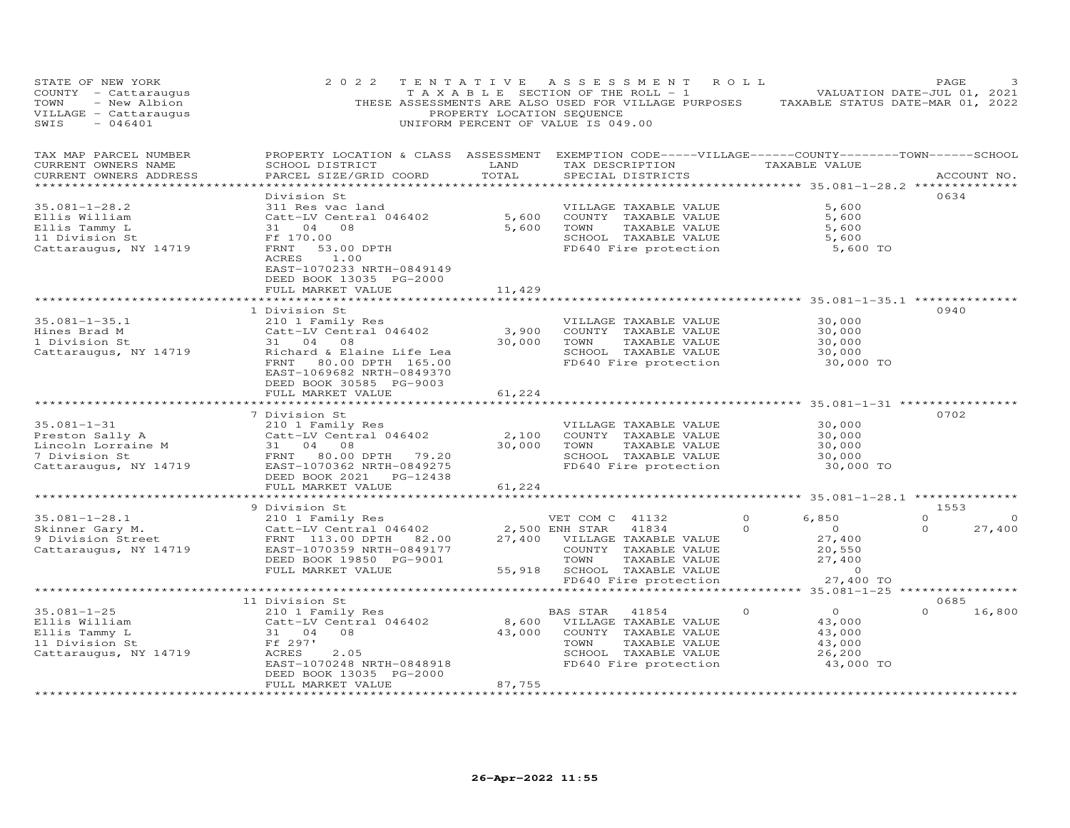STATE OF NEW YORK
COUNTY - Cattaraugus
TOWN - New Albion
VILLAGE - Cattaraugus
SWIS - 046401

2022 TENTATIVE ASSESSMENT ROLL
TAXABLE SECTION OF THE ROLL - 1
THESE ASSESSMENTS ARE ALSO USED FOR VILLAGE PURPOSES
PROPERTY LOCATION SEQUENCE
UNIFORM PERCENT OF VALUE IS 049.00

VALUATION DATE-JUL 01, 2021
TAXABLE STATUS DATE-MAR 01, 2022

| TAX MAP PARCEL NUMBER / CURRENT OWNERS NAME / CURRENT OWNERS ADDRESS | PROPERTY LOCATION & CLASS / SCHOOL DISTRICT / PARCEL SIZE/GRID COORD | ASSESSMENT LAND | TOTAL | EXEMPTION CODE / TAX DESCRIPTION / SPECIAL DISTRICTS | VILLAGE | COUNTY TAXABLE VALUE | TOWN | SCHOOL | ACCOUNT NO. |
|---|---|---|---|---|---|---|---|---|---|
| 35.081-1-28.2 | Division St | | | | | | | | 0634 |
| Ellis William | 311 Res vac land | | | VILLAGE TAXABLE VALUE | | 5,600 | | | |
| Ellis Tammy L | Catt-LV Central 046402 | 5,600 | | COUNTY TAXABLE VALUE | | 5,600 | | | |
| 11 Division St | 31 04 08 | | 5,600 | TOWN TAXABLE VALUE | | 5,600 | | | |
| Cattaraugus, NY 14719 | Ff 170.00 | | | SCHOOL TAXABLE VALUE | | 5,600 | | | |
| | FRNT 53.00 DPTH | | | FD640 Fire protection | | 5,600 TO | | | |
| | ACRES 1.00 | | | | | | | | |
| | EAST-1070233 NRTH-0849149 | | | | | | | | |
| | DEED BOOK 13035 PG-2000 | | | | | | | | |
| | FULL MARKET VALUE | | 11,429 | | | | | | |
| 35.081-1-35.1 | 1 Division St | | | | | | | | 0940 |
| Hines Brad M | 210 1 Family Res | | | VILLAGE TAXABLE VALUE | | 30,000 | | | |
| 1 Division St | Catt-LV Central 046402 | 3,900 | | COUNTY TAXABLE VALUE | | 30,000 | | | |
| Cattaraugus, NY 14719 | 31 04 08 | | 30,000 | TOWN TAXABLE VALUE | | 30,000 | | | |
| | Richard & Elaine Life Lea | | | SCHOOL TAXABLE VALUE | | 30,000 | | | |
| | FRNT 80.00 DPTH 165.00 | | | FD640 Fire protection | | 30,000 TO | | | |
| | EAST-1069682 NRTH-0849370 | | | | | | | | |
| | DEED BOOK 30585 PG-9003 | | | | | | | | |
| | FULL MARKET VALUE | | 61,224 | | | | | | |
| 35.081-1-31 | 7 Division St | | | | | | | | 0702 |
| Preston Sally A | 210 1 Family Res | | | VILLAGE TAXABLE VALUE | | 30,000 | | | |
| Lincoln Lorraine M | Catt-LV Central 046402 | 2,100 | | COUNTY TAXABLE VALUE | | 30,000 | | | |
| 7 Division St | 31 04 08 | | 30,000 | TOWN TAXABLE VALUE | | 30,000 | | | |
| Cattaraugus, NY 14719 | FRNT 80.00 DPTH 79.20 | | | SCHOOL TAXABLE VALUE | | 30,000 | | | |
| | EAST-1070362 NRTH-0849275 | | | FD640 Fire protection | | 30,000 TO | | | |
| | DEED BOOK 2021 PG-12438 | | | | | | | | |
| | FULL MARKET VALUE | | 61,224 | | | | | | |
| 35.081-1-28.1 | 9 Division St | | | | | | | | 1553 |
| Skinner Gary M. | 210 1 Family Res | | | VET COM C 41132 | 0 | 6,850 | 0 | 0 | |
| 9 Division Street | Catt-LV Central 046402 | 2,500 | | ENH STAR 41834 | 0 | 0 | 0 | 27,400 | |
| Cattaraugus, NY 14719 | FRNT 113.00 DPTH 82.00 | | 27,400 | VILLAGE TAXABLE VALUE | | 27,400 | | | |
| | EAST-1070359 NRTH-0849177 | | | COUNTY TAXABLE VALUE | | 20,550 | | | |
| | DEED BOOK 19850 PG-9001 | | | TOWN TAXABLE VALUE | | 27,400 | | | |
| | FULL MARKET VALUE | | 55,918 | SCHOOL TAXABLE VALUE | | 0 | | | |
| | | | | FD640 Fire protection | | 27,400 TO | | | |
| 35.081-1-25 | 11 Division St | | | | | | | | 0685 |
| Ellis William | 210 1 Family Res | | | BAS STAR 41854 | 0 | 0 | 0 | 16,800 | |
| Ellis Tammy L | Catt-LV Central 046402 | 8,600 | | VILLAGE TAXABLE VALUE | | 43,000 | | | |
| 11 Division St | 31 04 08 | | 43,000 | COUNTY TAXABLE VALUE | | 43,000 | | | |
| Cattaraugus, NY 14719 | Ff 297' | | | TOWN TAXABLE VALUE | | 43,000 | | | |
| | ACRES 2.05 | | | SCHOOL TAXABLE VALUE | | 26,200 | | | |
| | EAST-1070248 NRTH-0848918 | | | FD640 Fire protection | | 43,000 TO | | | |
| | DEED BOOK 13035 PG-2000 | | | | | | | | |
| | FULL MARKET VALUE | | 87,755 | | | | | | |

26-Apr-2022 11:55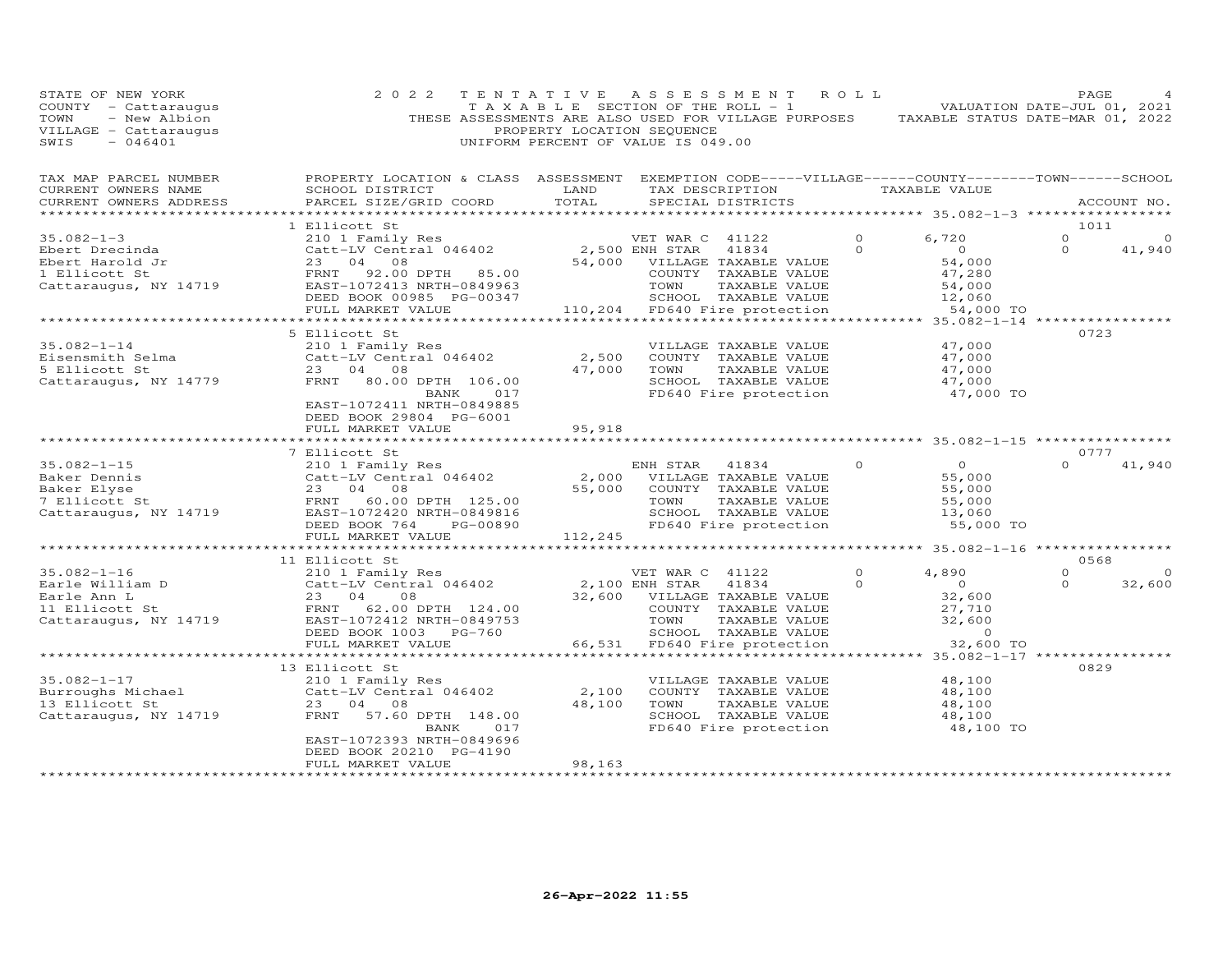STATE OF NEW YORK | 2022 TENTATIVE ASSESSMENT ROLL | VALUATION DATE-JUL 01, 2021
COUNTY - Cattaraugus | TAXABLE SECTION OF THE ROLL - 1 | TAXABLE STATUS DATE-MAR 01, 2022
TOWN - New Albion | THESE ASSESSMENTS ARE ALSO USED FOR VILLAGE PURPOSES
VILLAGE - Cattaraugus | PROPERTY LOCATION SEQUENCE
SWIS - 046401 | UNIFORM PERCENT OF VALUE IS 049.00

| TAX MAP PARCEL NUMBER / CURRENT OWNERS NAME / CURRENT OWNERS ADDRESS | PROPERTY LOCATION & CLASS / SCHOOL DISTRICT / PARCEL SIZE/GRID COORD | ASSESSMENT LAND / TOTAL | EXEMPTION CODE / TAX DESCRIPTION / SPECIAL DISTRICTS | VILLAGE | COUNTY / TAXABLE VALUE | TOWN | SCHOOL / ACCOUNT NO. |
|---|---|---|---|---|---|---|---|
| **35.082-1-3** | 1 Ellicott St | | | | | | 1011 |
| 35.082-1-3 | 210 1 Family Res | | VET WAR C 41122 | 0 | 6,720 | 0 | 0 |
| Ebert Drecinda | Catt-LV Central 046402 | 2,500 | ENH STAR 41834 | 0 | 0 | 0 | 41,940 |
| Ebert Harold Jr | 23 04 08 | 54,000 | VILLAGE TAXABLE VALUE | | 54,000 | | |
| 1 Ellicott St | FRNT 92.00 DPTH 85.00 | | COUNTY TAXABLE VALUE | | 47,280 | | |
| Cattaraugus, NY 14719 | EAST-1072413 NRTH-0849963 | | TOWN TAXABLE VALUE | | 54,000 | | |
| | DEED BOOK 00985 PG-00347 | | SCHOOL TAXABLE VALUE | | 12,060 | | |
| | FULL MARKET VALUE | 110,204 | FD640 Fire protection | | 54,000 TO | | |
| **35.082-1-14** | 5 Ellicott St | | | | | | 0723 |
| 35.082-1-14 | 210 1 Family Res | | VILLAGE TAXABLE VALUE | | 47,000 | | |
| Eisensmith Selma | Catt-LV Central 046402 | 2,500 | COUNTY TAXABLE VALUE | | 47,000 | | |
| 5 Ellicott St | 23 04 08 | 47,000 | TOWN TAXABLE VALUE | | 47,000 | | |
| Cattaraugus, NY 14779 | FRNT 80.00 DPTH 106.00 | | SCHOOL TAXABLE VALUE | | 47,000 | | |
| | BANK 017 | | FD640 Fire protection | | 47,000 TO | | |
| | EAST-1072411 NRTH-0849885 | | | | | | |
| | DEED BOOK 29804 PG-6001 | | | | | | |
| | FULL MARKET VALUE | 95,918 | | | | | |
| **35.082-1-15** | 7 Ellicott St | | | | | | 0777 |
| 35.082-1-15 | 210 1 Family Res | | ENH STAR 41834 | 0 | 0 | 0 | 41,940 |
| Baker Dennis | Catt-LV Central 046402 | 2,000 | VILLAGE TAXABLE VALUE | | 55,000 | | |
| Baker Elyse | 23 04 08 | 55,000 | COUNTY TAXABLE VALUE | | 55,000 | | |
| 7 Ellicott St | FRNT 60.00 DPTH 125.00 | | TOWN TAXABLE VALUE | | 55,000 | | |
| Cattaraugus, NY 14719 | EAST-1072420 NRTH-0849816 | | SCHOOL TAXABLE VALUE | | 13,060 | | |
| | DEED BOOK 764 PG-00890 | | FD640 Fire protection | | 55,000 TO | | |
| | FULL MARKET VALUE | 112,245 | | | | | |
| **35.082-1-16** | 11 Ellicott St | | | | | | 0568 |
| 35.082-1-16 | 210 1 Family Res | | VET WAR C 41122 | 0 | 4,890 | 0 | 0 |
| Earle William D | Catt-LV Central 046402 | 2,100 | ENH STAR 41834 | 0 | 0 | 0 | 32,600 |
| Earle Ann L | 23 04 08 | 32,600 | VILLAGE TAXABLE VALUE | | 32,600 | | |
| 11 Ellicott St | FRNT 62.00 DPTH 124.00 | | COUNTY TAXABLE VALUE | | 27,710 | | |
| Cattaraugus, NY 14719 | EAST-1072412 NRTH-0849753 | | TOWN TAXABLE VALUE | | 32,600 | | |
| | DEED BOOK 1003 PG-760 | | SCHOOL TAXABLE VALUE | | 0 | | |
| | FULL MARKET VALUE | 66,531 | FD640 Fire protection | | 32,600 TO | | |
| **35.082-1-17** | 13 Ellicott St | | | | | | 0829 |
| 35.082-1-17 | 210 1 Family Res | | VILLAGE TAXABLE VALUE | | 48,100 | | |
| Burroughs Michael | Catt-LV Central 046402 | 2,100 | COUNTY TAXABLE VALUE | | 48,100 | | |
| 13 Ellicott St | 23 04 08 | 48,100 | TOWN TAXABLE VALUE | | 48,100 | | |
| Cattaraugus, NY 14719 | FRNT 57.60 DPTH 148.00 | | SCHOOL TAXABLE VALUE | | 48,100 | | |
| | BANK 017 | | FD640 Fire protection | | 48,100 TO | | |
| | EAST-1072393 NRTH-0849696 | | | | | | |
| | DEED BOOK 20210 PG-4190 | | | | | | |
| | FULL MARKET VALUE | 98,163 | | | | | |

26-Apr-2022 11:55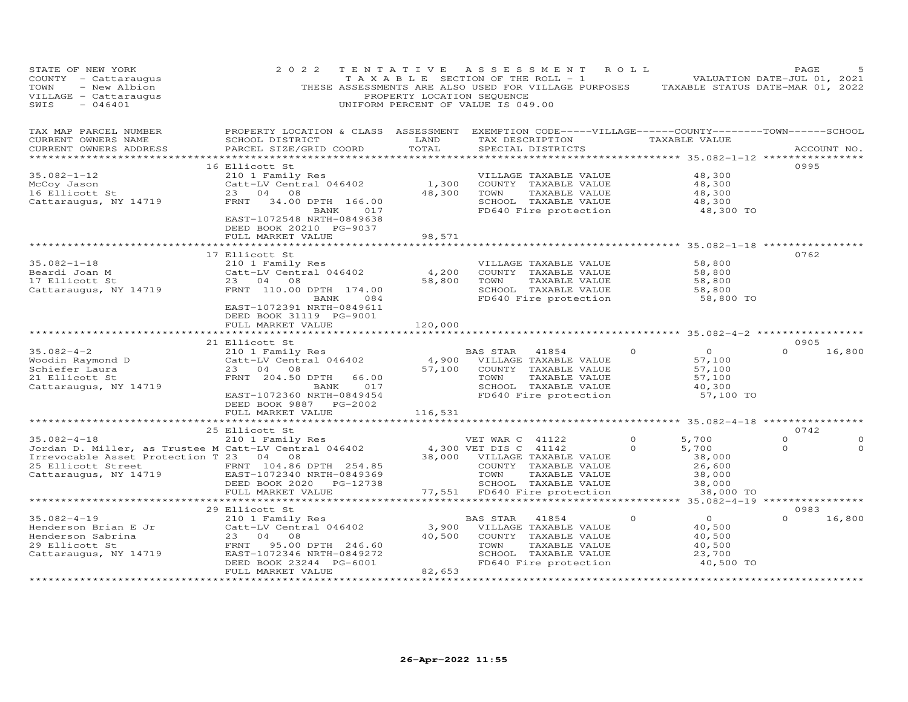STATE OF NEW YORK 2022 TENTATIVE ASSESSMENT ROLL
COUNTY - Cattaraugus T A X A B L E SECTION OF THE ROLL - 1 VALUATION DATE-JUL 01, 2021
TOWN - New Albion THESE ASSESSMENTS ARE ALSO USED FOR VILLAGE PURPOSES TAXABLE STATUS DATE-MAR 01, 2022
VILLAGE - Cattaraugus PROPERTY LOCATION SEQUENCE
SWIS - 046401 UNIFORM PERCENT OF VALUE IS 049.00

| TAX MAP PARCEL NUMBER / CURRENT OWNERS NAME / CURRENT OWNERS ADDRESS | PROPERTY LOCATION & CLASS / SCHOOL DISTRICT / PARCEL SIZE/GRID COORD | ASSESSMENT LAND / TOTAL | EXEMPTION CODE / TAX DESCRIPTION / SPECIAL DISTRICTS | VILLAGE | COUNTY / TAXABLE VALUE | TOWN | SCHOOL | ACCOUNT NO. |
|---|---|---|---|---|---|---|---|---|
| | 16 Ellicott St | | | | | | | 0995 |
| 35.082-1-12 | 210 1 Family Res | | VILLAGE TAXABLE VALUE | | 48,300 | | | |
| McCoy Jason | Catt-LV Central 046402 | 1,300 | COUNTY TAXABLE VALUE | | 48,300 | | | |
| 16 Ellicott St | 23 04 08 | 48,300 | TOWN TAXABLE VALUE | | 48,300 | | | |
| Cattaraugus, NY 14719 | FRNT 34.00 DPTH 166.00 | | SCHOOL TAXABLE VALUE | | 48,300 | | | |
| | BANK 017 | | FD640 Fire protection | | 48,300 TO | | | |
| | EAST-1072548 NRTH-0849638 | | | | | | | |
| | DEED BOOK 20210 PG-9037 | | | | | | | |
| | FULL MARKET VALUE | 98,571 | | | | | | |
| | 17 Ellicott St | | | | | | | 0762 |
| 35.082-1-18 | 210 1 Family Res | | VILLAGE TAXABLE VALUE | | 58,800 | | | |
| Beardi Joan M | Catt-LV Central 046402 | 4,200 | COUNTY TAXABLE VALUE | | 58,800 | | | |
| 17 Ellicott St | 23 04 08 | 58,800 | TOWN TAXABLE VALUE | | 58,800 | | | |
| Cattaraugus, NY 14719 | FRNT 110.00 DPTH 174.00 | | SCHOOL TAXABLE VALUE | | 58,800 | | | |
| | BANK 084 | | FD640 Fire protection | | 58,800 TO | | | |
| | EAST-1072391 NRTH-0849611 | | | | | | | |
| | DEED BOOK 31119 PG-9001 | | | | | | | |
| | FULL MARKET VALUE | 120,000 | | | | | | |
| | 21 Ellicott St | | | | | | | 0905 |
| 35.082-4-2 | 210 1 Family Res | | BAS STAR 41854 | 0 | 0 | 0 | 16,800 | |
| Woodin Raymond D | Catt-LV Central 046402 | 4,900 | VILLAGE TAXABLE VALUE | | 57,100 | | | |
| Schiefer Laura | 23 04 08 | 57,100 | COUNTY TAXABLE VALUE | | 57,100 | | | |
| 21 Ellicott St | FRNT 204.50 DPTH 66.00 | | TOWN TAXABLE VALUE | | 57,100 | | | |
| Cattaraugus, NY 14719 | BANK 017 | | SCHOOL TAXABLE VALUE | | 40,300 | | | |
| | EAST-1072360 NRTH-0849454 | | FD640 Fire protection | | 57,100 TO | | | |
| | DEED BOOK 9887 PG-2002 | | | | | | | |
| | FULL MARKET VALUE | 116,531 | | | | | | |
| | 25 Ellicott St | | | | | | | 0742 |
| 35.082-4-18 | 210 1 Family Res | | VET WAR C 41122 | 0 | 5,700 | 0 | 0 | |
| Jordan D. Miller, as Trustee M | Catt-LV Central 046402 | 4,300 | VET DIS C 41142 | 0 | 5,700 | 0 | 0 | |
| Irrevocable Asset Protection T | 23 04 08 | 38,000 | VILLAGE TAXABLE VALUE | | 38,000 | | | |
| 25 Ellicott Street | FRNT 104.86 DPTH 254.85 | | COUNTY TAXABLE VALUE | | 26,600 | | | |
| Cattaraugus, NY 14719 | EAST-1072340 NRTH-0849369 | | TOWN TAXABLE VALUE | | 38,000 | | | |
| | DEED BOOK 2020 PG-12738 | | SCHOOL TAXABLE VALUE | | 38,000 | | | |
| | FULL MARKET VALUE | 77,551 | FD640 Fire protection | | 38,000 TO | | | |
| | 29 Ellicott St | | | | | | | 0983 |
| 35.082-4-19 | 210 1 Family Res | | BAS STAR 41854 | 0 | 0 | 0 | 16,800 | |
| Henderson Brian E Jr | Catt-LV Central 046402 | 3,900 | VILLAGE TAXABLE VALUE | | 40,500 | | | |
| Henderson Sabrina | 23 04 08 | 40,500 | COUNTY TAXABLE VALUE | | 40,500 | | | |
| 29 Ellicott St | FRNT 95.00 DPTH 246.60 | | TOWN TAXABLE VALUE | | 40,500 | | | |
| Cattaraugus, NY 14719 | EAST-1072346 NRTH-0849272 | | SCHOOL TAXABLE VALUE | | 23,700 | | | |
| | DEED BOOK 23244 PG-6001 | | FD640 Fire protection | | 40,500 TO | | | |
| | FULL MARKET VALUE | 82,653 | | | | | | |

26-Apr-2022 11:55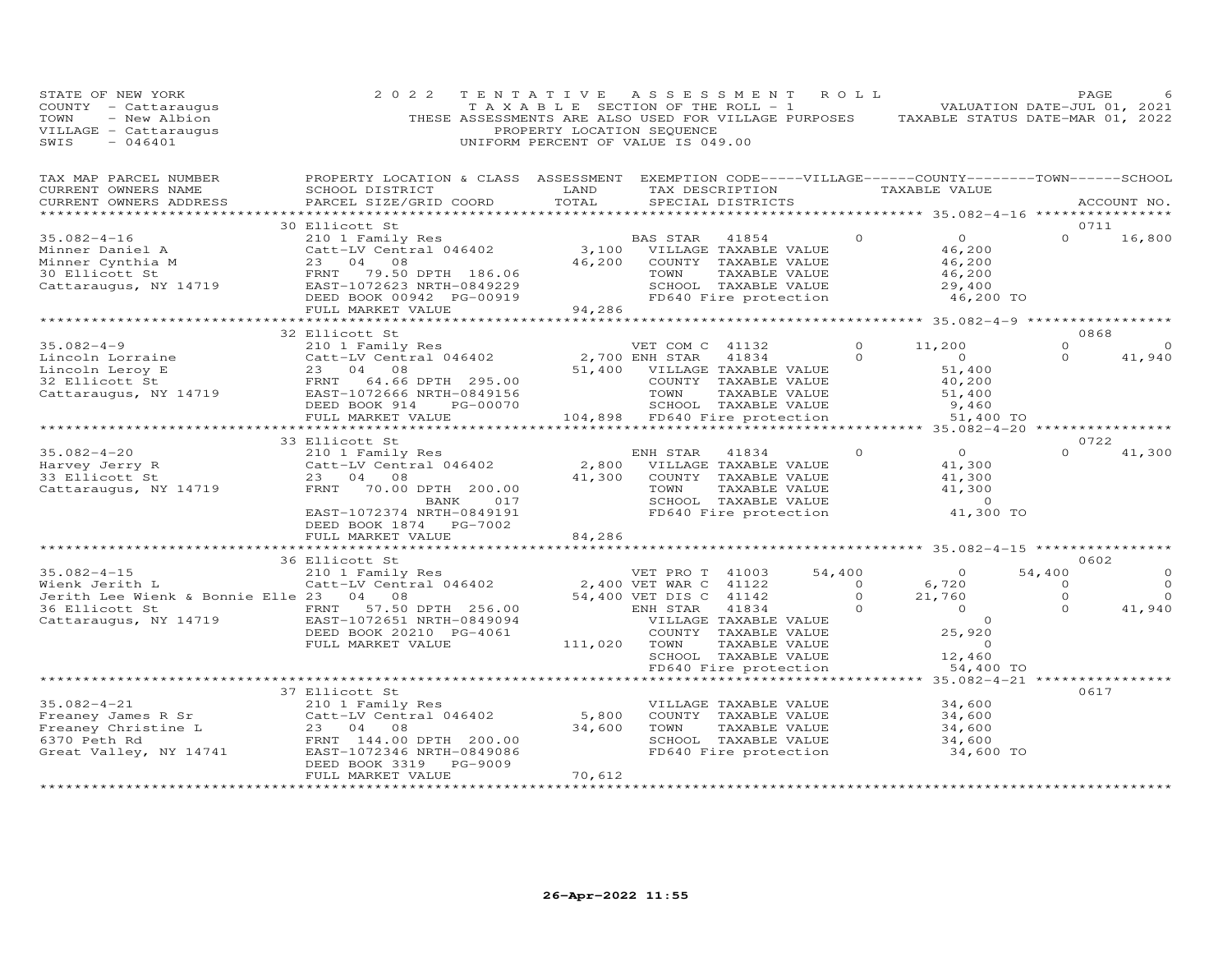STATE OF NEW YORK — 2022 TENTATIVE ASSESSMENT ROLL — VALUATION DATE-JUL 01, 2021
COUNTY - Cattaraugus — TAXABLE SECTION OF THE ROLL - 1 — TAXABLE STATUS DATE-MAR 01, 2022
TOWN - New Albion — THESE ASSESSMENTS ARE ALSO USED FOR VILLAGE PURPOSES
VILLAGE - Cattaraugus — PROPERTY LOCATION SEQUENCE
SWIS - 046401 — UNIFORM PERCENT OF VALUE IS 049.00

| TAX MAP PARCEL NUMBER / CURRENT OWNERS NAME / CURRENT OWNERS ADDRESS | PROPERTY LOCATION & CLASS / SCHOOL DISTRICT / PARCEL SIZE/GRID COORD | ASSESSMENT LAND / TOTAL | EXEMPTION CODE / TAX DESCRIPTION / SPECIAL DISTRICTS | VILLAGE | COUNTY / TAXABLE VALUE | TOWN | SCHOOL / ACCOUNT NO. |
|---|---|---|---|---|---|---|---|
| **35.082-4-16** | 30 Ellicott St | | | | | | 0711 |
| Minner Daniel A | 210 1 Family Res | | BAS STAR 41854 | 0 | 0 | 0 | 16,800 |
| Minner Cynthia M | Catt-LV Central 046402 | 3,100 | VILLAGE TAXABLE VALUE | | 46,200 | | |
| 30 Ellicott St | 23 04 08 | 46,200 | COUNTY TAXABLE VALUE | | 46,200 | | |
| Cattaraugus, NY 14719 | FRNT 79.50 DPTH 186.06 | | TOWN TAXABLE VALUE | | 46,200 | | |
| | EAST-1072623 NRTH-0849229 | | SCHOOL TAXABLE VALUE | | 29,400 | | |
| | DEED BOOK 00942 PG-00919 | | FD640 Fire protection | | 46,200 TO | | |
| | FULL MARKET VALUE | 94,286 | | | | | |
| **35.082-4-9** | 32 Ellicott St | | | | | | 0868 |
| Lincoln Lorraine | 210 1 Family Res | | VET COM C 41132 | 0 | 11,200 | 0 | 0 |
| Lincoln Leroy E | Catt-LV Central 046402 | 2,700 | ENH STAR 41834 | 0 | 0 | 0 | 41,940 |
| 32 Ellicott St | 23 04 08 | 51,400 | VILLAGE TAXABLE VALUE | | 51,400 | | |
| Cattaraugus, NY 14719 | FRNT 64.66 DPTH 295.00 | | COUNTY TAXABLE VALUE | | 40,200 | | |
| | EAST-1072666 NRTH-0849156 | | TOWN TAXABLE VALUE | | 51,400 | | |
| | DEED BOOK 914 PG-00070 | | SCHOOL TAXABLE VALUE | | 9,460 | | |
| | FULL MARKET VALUE | 104,898 | FD640 Fire protection | | 51,400 TO | | |
| **35.082-4-20** | 33 Ellicott St | | | | | | 0722 |
| Harvey Jerry R | 210 1 Family Res | | ENH STAR 41834 | 0 | 0 | 0 | 41,300 |
| 33 Ellicott St | Catt-LV Central 046402 | 2,800 | VILLAGE TAXABLE VALUE | | 41,300 | | |
| Cattaraugus, NY 14719 | 23 04 08 | 41,300 | COUNTY TAXABLE VALUE | | 41,300 | | |
| | FRNT 70.00 DPTH 200.00 | | TOWN TAXABLE VALUE | | 41,300 | | |
| | BANK 017 | | SCHOOL TAXABLE VALUE | | 0 | | |
| | EAST-1072374 NRTH-0849191 | | FD640 Fire protection | | 41,300 TO | | |
| | DEED BOOK 1874 PG-7002 | | | | | | |
| | FULL MARKET VALUE | 84,286 | | | | | |
| **35.082-4-15** | 36 Ellicott St | | | | | | 0602 |
| Wienk Jerith L | 210 1 Family Res | | VET PRO T 41003 | 54,400 | 0 | 54,400 | 0 |
| Jerith Lee Wienk & Bonnie Elle | Catt-LV Central 046402 | 2,400 | VET WAR C 41122 | 0 | 6,720 | 0 | 0 |
| 36 Ellicott St | 23 04 08 | 54,400 | VET DIS C 41142 | 0 | 21,760 | 0 | 0 |
| Cattaraugus, NY 14719 | FRNT 57.50 DPTH 256.00 | | ENH STAR 41834 | 0 | 0 | 0 | 41,940 |
| | EAST-1072651 NRTH-0849094 | | VILLAGE TAXABLE VALUE | | 0 | | |
| | DEED BOOK 20210 PG-4061 | | COUNTY TAXABLE VALUE | | 25,920 | | |
| | FULL MARKET VALUE | 111,020 | TOWN TAXABLE VALUE | | 0 | | |
| | | | SCHOOL TAXABLE VALUE | | 12,460 | | |
| | | | FD640 Fire protection | | 54,400 TO | | |
| **35.082-4-21** | 37 Ellicott St | | | | | | 0617 |
| Freaney James R Sr | 210 1 Family Res | | VILLAGE TAXABLE VALUE | | 34,600 | | |
| Freaney Christine L | Catt-LV Central 046402 | 5,800 | COUNTY TAXABLE VALUE | | 34,600 | | |
| 6370 Peth Rd | 23 04 08 | 34,600 | TOWN TAXABLE VALUE | | 34,600 | | |
| Great Valley, NY 14741 | FRNT 144.00 DPTH 200.00 | | SCHOOL TAXABLE VALUE | | 34,600 | | |
| | EAST-1072346 NRTH-0849086 | | FD640 Fire protection | | 34,600 TO | | |
| | DEED BOOK 3319 PG-9009 | | | | | | |
| | FULL MARKET VALUE | 70,612 | | | | | |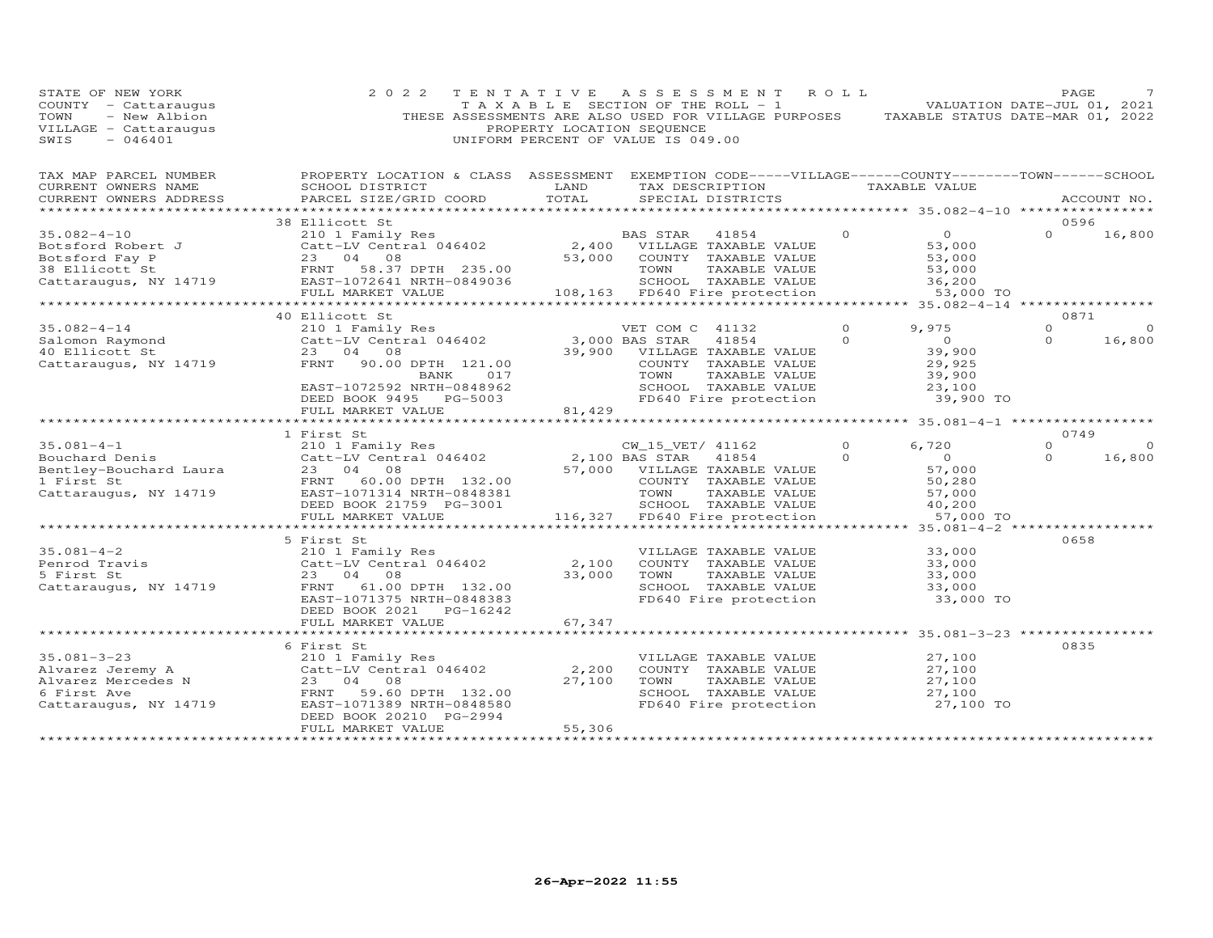STATE OF NEW YORK
COUNTY - Cattaraugus
TOWN - New Albion
VILLAGE - Cattaraugus
SWIS - 046401

2022 TENTATIVE ASSESSMENT ROLL
TAXABLE SECTION OF THE ROLL - 1
THESE ASSESSMENTS ARE ALSO USED FOR VILLAGE PURPOSES
PROPERTY LOCATION SEQUENCE
UNIFORM PERCENT OF VALUE IS 049.00

VALUATION DATE-JUL 01, 2021
TAXABLE STATUS DATE-MAR 01, 2022

| TAX MAP PARCEL NUMBER / CURRENT OWNERS NAME / CURRENT OWNERS ADDRESS | PROPERTY LOCATION & CLASS / SCHOOL DISTRICT / PARCEL SIZE/GRID COORD | ASSESSMENT LAND | TOTAL | EXEMPTION CODE / TAX DESCRIPTION / SPECIAL DISTRICTS | VILLAGE | COUNTY TAXABLE VALUE | TOWN | SCHOOL | ACCOUNT NO. |
|---|---|---|---|---|---|---|---|---|---|
| | 38 Ellicott St | | | | | | | | 0596 |
| 35.082-4-10 | 210 1 Family Res | | | BAS STAR 41854 | 0 | 0 | 0 | 16,800 | |
| Botsford Robert J | Catt-LV Central 046402 | 2,400 | | VILLAGE TAXABLE VALUE | | 53,000 | | | |
| Botsford Fay P | 23 04 08 | | 53,000 | COUNTY TAXABLE VALUE | | 53,000 | | | |
| 38 Ellicott St | FRNT 58.37 DPTH 235.00 | | | TOWN TAXABLE VALUE | | 53,000 | | | |
| Cattaraugus, NY 14719 | EAST-1072641 NRTH-0849036 | | | SCHOOL TAXABLE VALUE | | 36,200 | | | |
| | FULL MARKET VALUE | | 108,163 | FD640 Fire protection | | 53,000 TO | | | |
| | 40 Ellicott St | | | | | | | | 0871 |
| 35.082-4-14 | 210 1 Family Res | | | VET COM C 41132 | 0 | 9,975 | 0 | 0 | |
| Salomon Raymond | Catt-LV Central 046402 | 3,000 | | BAS STAR 41854 | 0 | 0 | 0 | 16,800 | |
| 40 Ellicott St | 23 04 08 | | 39,900 | VILLAGE TAXABLE VALUE | | 39,900 | | | |
| Cattaraugus, NY 14719 | FRNT 90.00 DPTH 121.00 | | | COUNTY TAXABLE VALUE | | 29,925 | | | |
| | BANK 017 | | | TOWN TAXABLE VALUE | | 39,900 | | | |
| | EAST-1072592 NRTH-0848962 | | | SCHOOL TAXABLE VALUE | | 23,100 | | | |
| | DEED BOOK 9495 PG-5003 | | | FD640 Fire protection | | 39,900 TO | | | |
| | FULL MARKET VALUE | | 81,429 | | | | | | |
| | 1 First St | | | | | | | | 0749 |
| 35.081-4-1 | 210 1 Family Res | | | CW_15_VET/ 41162 | 0 | 6,720 | 0 | 0 | |
| Bouchard Denis | Catt-LV Central 046402 | 2,100 | | BAS STAR 41854 | 0 | 0 | 0 | 16,800 | |
| Bentley-Bouchard Laura | 23 04 08 | | 57,000 | VILLAGE TAXABLE VALUE | | 57,000 | | | |
| 1 First St | FRNT 60.00 DPTH 132.00 | | | COUNTY TAXABLE VALUE | | 50,280 | | | |
| Cattaraugus, NY 14719 | EAST-1071314 NRTH-0848381 | | | TOWN TAXABLE VALUE | | 57,000 | | | |
| | DEED BOOK 21759 PG-3001 | | | SCHOOL TAXABLE VALUE | | 40,200 | | | |
| | FULL MARKET VALUE | | 116,327 | FD640 Fire protection | | 57,000 TO | | | |
| | 5 First St | | | | | | | | 0658 |
| 35.081-4-2 | 210 1 Family Res | | | VILLAGE TAXABLE VALUE | | 33,000 | | | |
| Penrod Travis | Catt-LV Central 046402 | 2,100 | | COUNTY TAXABLE VALUE | | 33,000 | | | |
| 5 First St | 23 04 08 | | 33,000 | TOWN TAXABLE VALUE | | 33,000 | | | |
| Cattaraugus, NY 14719 | FRNT 61.00 DPTH 132.00 | | | SCHOOL TAXABLE VALUE | | 33,000 | | | |
| | EAST-1071375 NRTH-0848383 | | | FD640 Fire protection | | 33,000 TO | | | |
| | DEED BOOK 2021 PG-16242 | | | | | | | | |
| | FULL MARKET VALUE | | 67,347 | | | | | | |
| | 6 First St | | | | | | | | 0835 |
| 35.081-3-23 | 210 1 Family Res | | | VILLAGE TAXABLE VALUE | | 27,100 | | | |
| Alvarez Jeremy A | Catt-LV Central 046402 | 2,200 | | COUNTY TAXABLE VALUE | | 27,100 | | | |
| Alvarez Mercedes N | 23 04 08 | | 27,100 | TOWN TAXABLE VALUE | | 27,100 | | | |
| 6 First Ave | FRNT 59.60 DPTH 132.00 | | | SCHOOL TAXABLE VALUE | | 27,100 | | | |
| Cattaraugus, NY 14719 | EAST-1071389 NRTH-0848580 | | | FD640 Fire protection | | 27,100 TO | | | |
| | DEED BOOK 20210 PG-2994 | | | | | | | | |
| | FULL MARKET VALUE | | 55,306 | | | | | | |

26-Apr-2022 11:55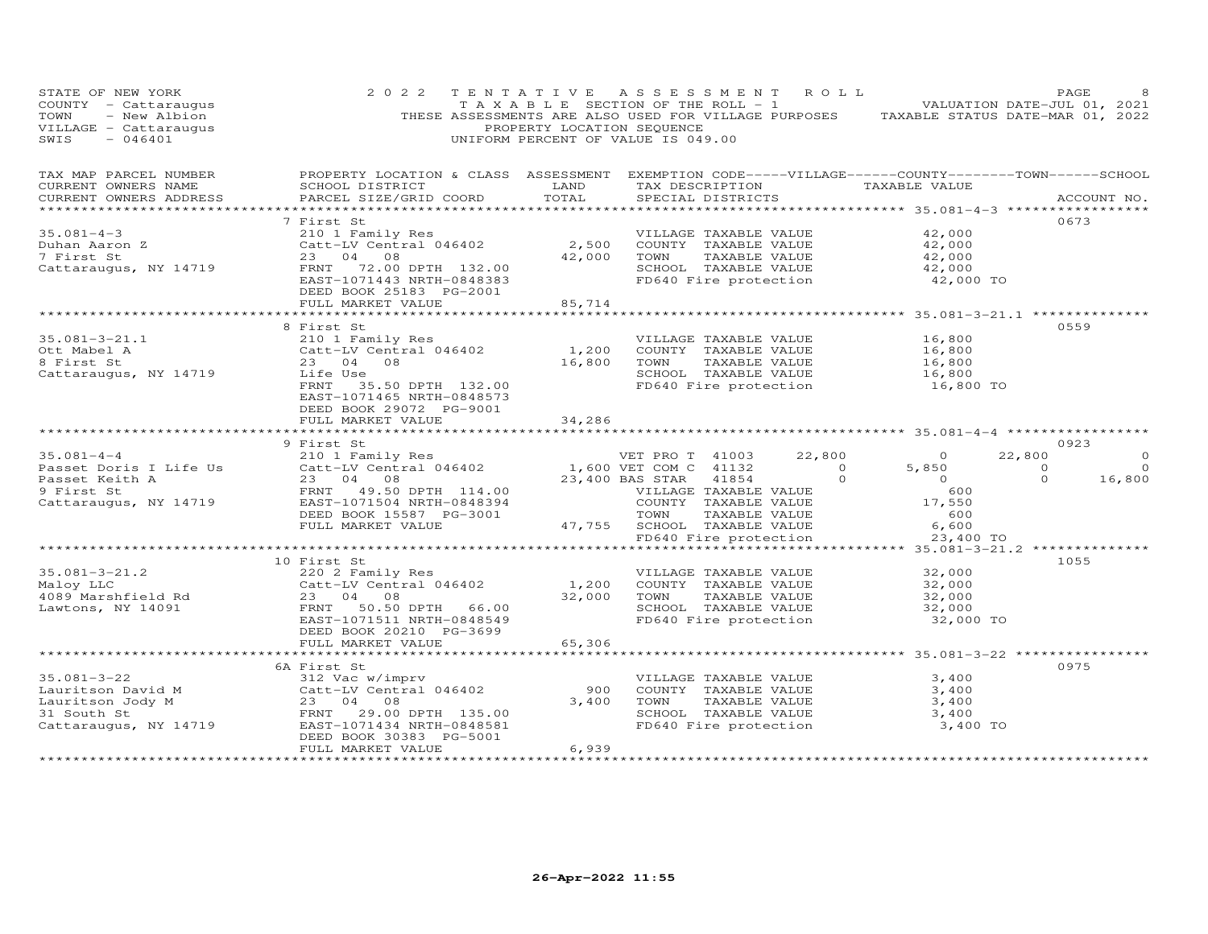STATE OF NEW YORK | COUNTY - Cattaraugus | TOWN - New Albion | VILLAGE - Cattaraugus | SWIS - 046401

2022 TENTATIVE ASSESSMENT ROLL
TAXABLE SECTION OF THE ROLL - 1
THESE ASSESSMENTS ARE ALSO USED FOR VILLAGE PURPOSES
PROPERTY LOCATION SEQUENCE
UNIFORM PERCENT OF VALUE IS 049.00

VALUATION DATE-JUL 01, 2021
TAXABLE STATUS DATE-MAR 01, 2022

| TAX MAP PARCEL NUMBER / CURRENT OWNERS NAME / CURRENT OWNERS ADDRESS | PROPERTY LOCATION & CLASS / SCHOOL DISTRICT / PARCEL SIZE/GRID COORD | ASSESSMENT LAND / TOTAL | EXEMPTION CODE / TAX DESCRIPTION / SPECIAL DISTRICTS | VILLAGE | COUNTY | TOWN | SCHOOL | ACCOUNT NO. |
|---|---|---|---|---|---|---|---|---|
| **35.081-4-3** | 7 First St | | | | | | | 0673 |
| Duhan Aaron Z | 210 1 Family Res | | VILLAGE TAXABLE VALUE | 42,000 | | | | |
| 7 First St | Catt-LV Central 046402 | 2,500 | COUNTY TAXABLE VALUE | | 42,000 | | | |
| Cattaraugus, NY 14719 | 23 04 08 | 42,000 | TOWN TAXABLE VALUE | | | 42,000 | | |
| | FRNT 72.00 DPTH 132.00 | | SCHOOL TAXABLE VALUE | | | | 42,000 | |
| | EAST-1071443 NRTH-0848383 | | FD640 Fire protection | 42,000 TO | | | | |
| | DEED BOOK 25183 PG-2001 | | | | | | | |
| | FULL MARKET VALUE | 85,714 | | | | | | |
| **35.081-3-21.1** | 8 First St | | | | | | | 0559 |
| Ott Mabel A | 210 1 Family Res | | VILLAGE TAXABLE VALUE | 16,800 | | | | |
| 8 First St | Catt-LV Central 046402 | 1,200 | COUNTY TAXABLE VALUE | | 16,800 | | | |
| Cattaraugus, NY 14719 | 23 04 08 | 16,800 | TOWN TAXABLE VALUE | | | 16,800 | | |
| | Life Use | | SCHOOL TAXABLE VALUE | | | | 16,800 | |
| | FRNT 35.50 DPTH 132.00 | | FD640 Fire protection | 16,800 TO | | | | |
| | EAST-1071465 NRTH-0848573 | | | | | | | |
| | DEED BOOK 29072 PG-9001 | | | | | | | |
| | FULL MARKET VALUE | 34,286 | | | | | | |
| **35.081-4-4** | 9 First St | | | | | | | 0923 |
| Passet Doris I Life Us | 210 1 Family Res | | VET PRO T 41003 22,800 | 0 | 0 | 22,800 | 0 | |
| Passet Keith A | Catt-LV Central 046402 | 1,600 | VET COM C 41132 0 | 0 | 5,850 | 0 | 0 | |
| 9 First St | 23 04 08 | 23,400 | BAS STAR 41854 0 | 0 | 0 | 0 | 16,800 | |
| Cattaraugus, NY 14719 | FRNT 49.50 DPTH 114.00 | | VILLAGE TAXABLE VALUE | 600 | | | | |
| | EAST-1071504 NRTH-0848394 | | COUNTY TAXABLE VALUE | | 17,550 | | | |
| | DEED BOOK 15587 PG-3001 | | TOWN TAXABLE VALUE | | | 600 | | |
| | FULL MARKET VALUE | 47,755 | SCHOOL TAXABLE VALUE | | | | 6,600 | |
| | | | FD640 Fire protection | 23,400 TO | | | | |
| **35.081-3-21.2** | 10 First St | | | | | | | 1055 |
| Maloy LLC | 220 2 Family Res | | VILLAGE TAXABLE VALUE | 32,000 | | | | |
| 4089 Marshfield Rd | Catt-LV Central 046402 | 1,200 | COUNTY TAXABLE VALUE | | 32,000 | | | |
| Lawtons, NY 14091 | 23 04 08 | 32,000 | TOWN TAXABLE VALUE | | | 32,000 | | |
| | FRNT 50.50 DPTH 66.00 | | SCHOOL TAXABLE VALUE | | | | 32,000 | |
| | EAST-1071511 NRTH-0848549 | | FD640 Fire protection | 32,000 TO | | | | |
| | DEED BOOK 20210 PG-3699 | | | | | | | |
| | FULL MARKET VALUE | 65,306 | | | | | | |
| **35.081-3-22** | 6A First St | | | | | | | 0975 |
| Lauritson David M | 312 Vac w/imprv | | VILLAGE TAXABLE VALUE | 3,400 | | | | |
| Lauritson Jody M | Catt-LV Central 046402 | 900 | COUNTY TAXABLE VALUE | | 3,400 | | | |
| 31 South St | 23 04 08 | 3,400 | TOWN TAXABLE VALUE | | | 3,400 | | |
| Cattaraugus, NY 14719 | FRNT 29.00 DPTH 135.00 | | SCHOOL TAXABLE VALUE | | | | 3,400 | |
| | EAST-1071434 NRTH-0848581 | | FD640 Fire protection | 3,400 TO | | | | |
| | DEED BOOK 30383 PG-5001 | | | | | | | |
| | FULL MARKET VALUE | 6,939 | | | | | | |

26-Apr-2022 11:55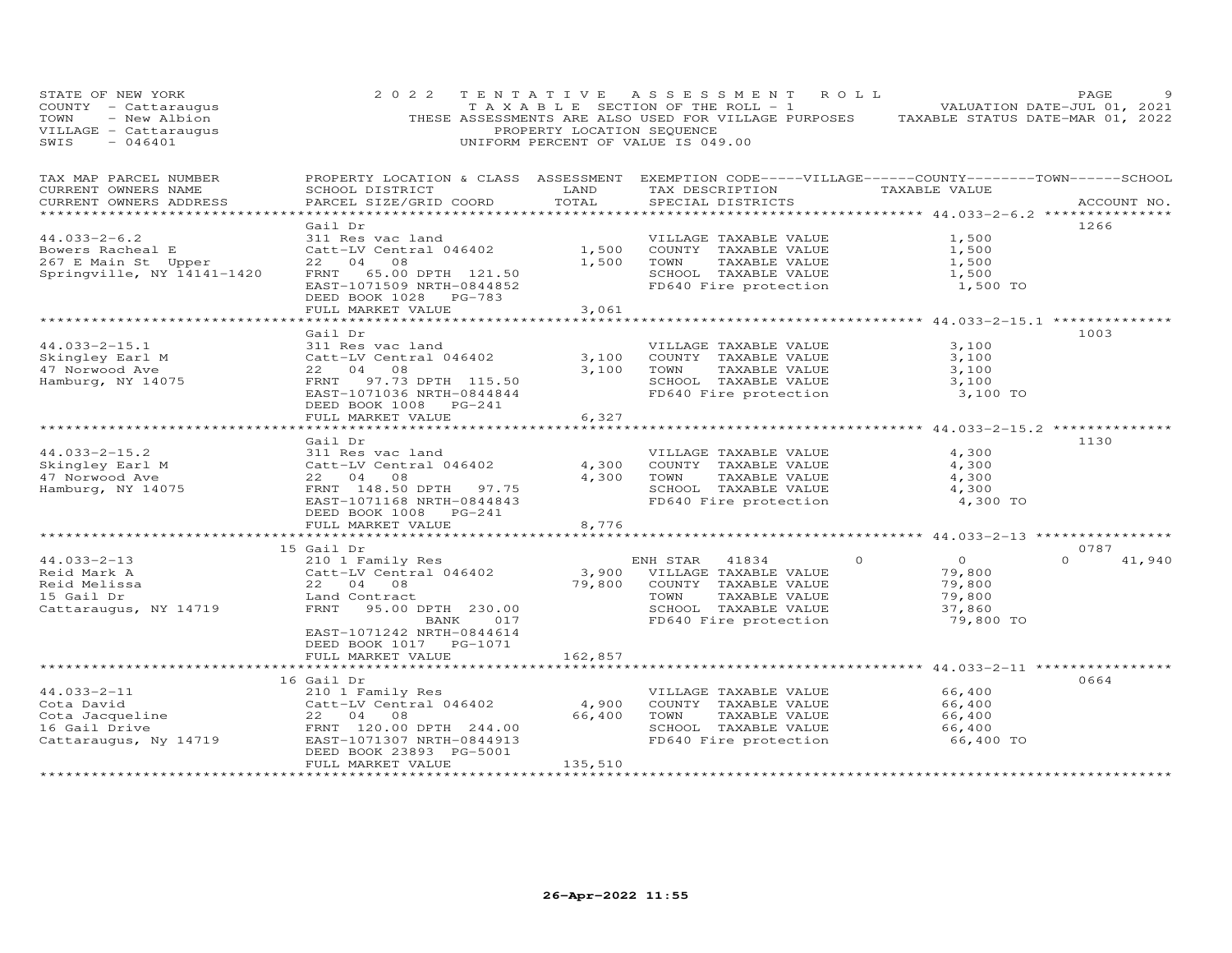STATE OF NEW YORK
COUNTY - Cattaraugus
TOWN - New Albion
VILLAGE - Cattaraugus
SWIS - 046401

2022 TENTATIVE ASSESSMENT ROLL
TAXABLE SECTION OF THE ROLL - 1
THESE ASSESSMENTS ARE ALSO USED FOR VILLAGE PURPOSES
PROPERTY LOCATION SEQUENCE
UNIFORM PERCENT OF VALUE IS 049.00

VALUATION DATE-JUL 01, 2021
TAXABLE STATUS DATE-MAR 01, 2022

| TAX MAP PARCEL NUMBER / CURRENT OWNERS NAME / CURRENT OWNERS ADDRESS | PROPERTY LOCATION & CLASS / SCHOOL DISTRICT / PARCEL SIZE/GRID COORD | ASSESSMENT LAND / TOTAL | EXEMPTION CODE-----VILLAGE------COUNTY--------TOWN------SCHOOL / TAX DESCRIPTION / SPECIAL DISTRICTS | TAXABLE VALUE | ACCOUNT NO. |
|---|---|---|---|---|---|
| **44.033-2-6.2** | Gail Dr | | | | 1266 |
| 44.033-2-6.2 | 311 Res vac land | | VILLAGE TAXABLE VALUE | 1,500 | |
| Bowers Racheal E | Catt-LV Central 046402 | 1,500 | COUNTY TAXABLE VALUE | 1,500 | |
| 267 E Main St Upper | 22 04 08 | 1,500 | TOWN TAXABLE VALUE | 1,500 | |
| Springville, NY 14141-1420 | FRNT 65.00 DPTH 121.50 | | SCHOOL TAXABLE VALUE | 1,500 | |
| | EAST-1071509 NRTH-0844852 | | FD640 Fire protection | 1,500 TO | |
| | DEED BOOK 1028 PG-783 | | | | |
| | FULL MARKET VALUE | 3,061 | | | |
| **44.033-2-15.1** | Gail Dr | | | | 1003 |
| 44.033-2-15.1 | 311 Res vac land | | VILLAGE TAXABLE VALUE | 3,100 | |
| Skingley Earl M | Catt-LV Central 046402 | 3,100 | COUNTY TAXABLE VALUE | 3,100 | |
| 47 Norwood Ave | 22 04 08 | 3,100 | TOWN TAXABLE VALUE | 3,100 | |
| Hamburg, NY 14075 | FRNT 97.73 DPTH 115.50 | | SCHOOL TAXABLE VALUE | 3,100 | |
| | EAST-1071036 NRTH-0844844 | | FD640 Fire protection | 3,100 TO | |
| | DEED BOOK 1008 PG-241 | | | | |
| | FULL MARKET VALUE | 6,327 | | | |
| **44.033-2-15.2** | Gail Dr | | | | 1130 |
| 44.033-2-15.2 | 311 Res vac land | | VILLAGE TAXABLE VALUE | 4,300 | |
| Skingley Earl M | Catt-LV Central 046402 | 4,300 | COUNTY TAXABLE VALUE | 4,300 | |
| 47 Norwood Ave | 22 04 08 | 4,300 | TOWN TAXABLE VALUE | 4,300 | |
| Hamburg, NY 14075 | FRNT 148.50 DPTH 97.75 | | SCHOOL TAXABLE VALUE | 4,300 | |
| | EAST-1071168 NRTH-0844843 | | FD640 Fire protection | 4,300 TO | |
| | DEED BOOK 1008 PG-241 | | | | |
| | FULL MARKET VALUE | 8,776 | | | |
| **44.033-2-13** | 15 Gail Dr | | | | 0787 |
| 44.033-2-13 | 210 1 Family Res | | ENH STAR 41834 0 | 0 | 0 41,940 |
| Reid Mark A | Catt-LV Central 046402 | 3,900 | VILLAGE TAXABLE VALUE | 79,800 | |
| Reid Melissa | 22 04 08 | 79,800 | COUNTY TAXABLE VALUE | 79,800 | |
| 15 Gail Dr | Land Contract | | TOWN TAXABLE VALUE | 79,800 | |
| Cattaraugus, NY 14719 | FRNT 95.00 DPTH 230.00 | | SCHOOL TAXABLE VALUE | 37,860 | |
| | BANK 017 | | FD640 Fire protection | 79,800 TO | |
| | EAST-1071242 NRTH-0844614 | | | | |
| | DEED BOOK 1017 PG-1071 | | | | |
| | FULL MARKET VALUE | 162,857 | | | |
| **44.033-2-11** | 16 Gail Dr | | | | 0664 |
| 44.033-2-11 | 210 1 Family Res | | VILLAGE TAXABLE VALUE | 66,400 | |
| Cota David | Catt-LV Central 046402 | 4,900 | COUNTY TAXABLE VALUE | 66,400 | |
| Cota Jacqueline | 22 04 08 | 66,400 | TOWN TAXABLE VALUE | 66,400 | |
| 16 Gail Drive | FRNT 120.00 DPTH 244.00 | | SCHOOL TAXABLE VALUE | 66,400 | |
| Cattaraugus, Ny 14719 | EAST-1071307 NRTH-0844913 | | FD640 Fire protection | 66,400 TO | |
| | DEED BOOK 23893 PG-5001 | | | | |
| | FULL MARKET VALUE | 135,510 | | | |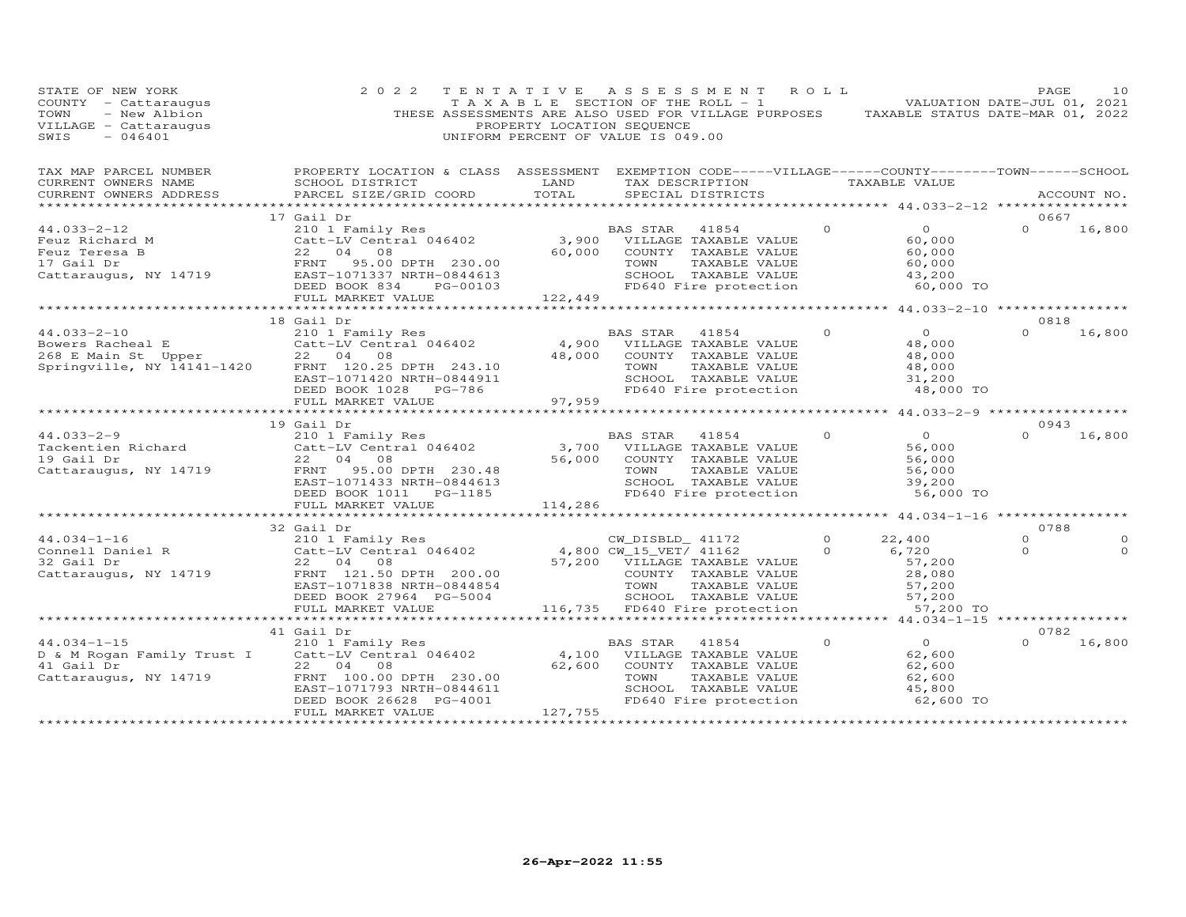STATE OF NEW YORK
COUNTY - Cattaraugus
TOWN - New Albion
VILLAGE - Cattaraugus
SWIS - 046401

2022 TENTATIVE ASSESSMENT ROLL
TAXABLE SECTION OF THE ROLL - 1
THESE ASSESSMENTS ARE ALSO USED FOR VILLAGE PURPOSES
PROPERTY LOCATION SEQUENCE
UNIFORM PERCENT OF VALUE IS 049.00

VALUATION DATE-JUL 01, 2021
TAXABLE STATUS DATE-MAR 01, 2022

| TAX MAP PARCEL NUMBER / CURRENT OWNERS NAME / CURRENT OWNERS ADDRESS | PROPERTY LOCATION & CLASS / SCHOOL DISTRICT / PARCEL SIZE/GRID COORD | ASSESSMENT LAND / TOTAL | EXEMPTION CODE / TAX DESCRIPTION / SPECIAL DISTRICTS | VILLAGE | COUNTY / TAXABLE VALUE | TOWN | SCHOOL / ACCOUNT NO. |
|---|---|---|---|---|---|---|---|
| **44.033-2-12** | 17 Gail Dr | | | | | | 0667 |
| 44.033-2-12 | 210 1 Family Res | | BAS STAR 41854 | 0 | 0 | 0 | 16,800 |
| Feuz Richard M | Catt-LV Central 046402 | 3,900 | VILLAGE TAXABLE VALUE | | 60,000 | | |
| Feuz Teresa B | 22 04 08 | 60,000 | COUNTY TAXABLE VALUE | | 60,000 | | |
| 17 Gail Dr | FRNT 95.00 DPTH 230.00 | | TOWN TAXABLE VALUE | | 60,000 | | |
| Cattaraugus, NY 14719 | EAST-1071337 NRTH-0844613 | | SCHOOL TAXABLE VALUE | | 43,200 | | |
| | DEED BOOK 834 PG-00103 | | FD640 Fire protection | | 60,000 TO | | |
| | FULL MARKET VALUE | 122,449 | | | | | |
| **44.033-2-10** | 18 Gail Dr | | | | | | 0818 |
| 44.033-2-10 | 210 1 Family Res | | BAS STAR 41854 | 0 | 0 | 0 | 16,800 |
| Bowers Racheal E | Catt-LV Central 046402 | 4,900 | VILLAGE TAXABLE VALUE | | 48,000 | | |
| 268 E Main St Upper | 22 04 08 | 48,000 | COUNTY TAXABLE VALUE | | 48,000 | | |
| Springville, NY 14141-1420 | FRNT 120.25 DPTH 243.10 | | TOWN TAXABLE VALUE | | 48,000 | | |
| | EAST-1071420 NRTH-0844911 | | SCHOOL TAXABLE VALUE | | 31,200 | | |
| | DEED BOOK 1028 PG-786 | | FD640 Fire protection | | 48,000 TO | | |
| | FULL MARKET VALUE | 97,959 | | | | | |
| **44.033-2-9** | 19 Gail Dr | | | | | | 0943 |
| 44.033-2-9 | 210 1 Family Res | | BAS STAR 41854 | 0 | 0 | 0 | 16,800 |
| Tackentien Richard | Catt-LV Central 046402 | 3,700 | VILLAGE TAXABLE VALUE | | 56,000 | | |
| 19 Gail Dr | 22 04 08 | 56,000 | COUNTY TAXABLE VALUE | | 56,000 | | |
| Cattaraugus, NY 14719 | FRNT 95.00 DPTH 230.48 | | TOWN TAXABLE VALUE | | 56,000 | | |
| | EAST-1071433 NRTH-0844613 | | SCHOOL TAXABLE VALUE | | 39,200 | | |
| | DEED BOOK 1011 PG-1185 | | FD640 Fire protection | | 56,000 TO | | |
| | FULL MARKET VALUE | 114,286 | | | | | |
| **44.034-1-16** | 32 Gail Dr | | | | | | 0788 |
| 44.034-1-16 | 210 1 Family Res | | CW_DISBLD_ 41172 | 0 | 22,400 | 0 | 0 |
| Connell Daniel R | Catt-LV Central 046402 | 4,800 | CW_15_VET/ 41162 | 0 | 6,720 | 0 | 0 |
| 32 Gail Dr | 22 04 08 | 57,200 | VILLAGE TAXABLE VALUE | | 57,200 | | |
| Cattaraugus, NY 14719 | FRNT 121.50 DPTH 200.00 | | COUNTY TAXABLE VALUE | | 28,080 | | |
| | EAST-1071838 NRTH-0844854 | | TOWN TAXABLE VALUE | | 57,200 | | |
| | DEED BOOK 27964 PG-5004 | | SCHOOL TAXABLE VALUE | | 57,200 | | |
| | FULL MARKET VALUE | 116,735 | FD640 Fire protection | | 57,200 TO | | |
| **44.034-1-15** | 41 Gail Dr | | | | | | 0782 |
| 44.034-1-15 | 210 1 Family Res | | BAS STAR 41854 | 0 | 0 | 0 | 16,800 |
| D & M Rogan Family Trust I | Catt-LV Central 046402 | 4,100 | VILLAGE TAXABLE VALUE | | 62,600 | | |
| 41 Gail Dr | 22 04 08 | 62,600 | COUNTY TAXABLE VALUE | | 62,600 | | |
| Cattaraugus, NY 14719 | FRNT 100.00 DPTH 230.00 | | TOWN TAXABLE VALUE | | 62,600 | | |
| | EAST-1071793 NRTH-0844611 | | SCHOOL TAXABLE VALUE | | 45,800 | | |
| | DEED BOOK 26628 PG-4001 | | FD640 Fire protection | | 62,600 TO | | |
| | FULL MARKET VALUE | 127,755 | | | | | |

26-Apr-2022 11:55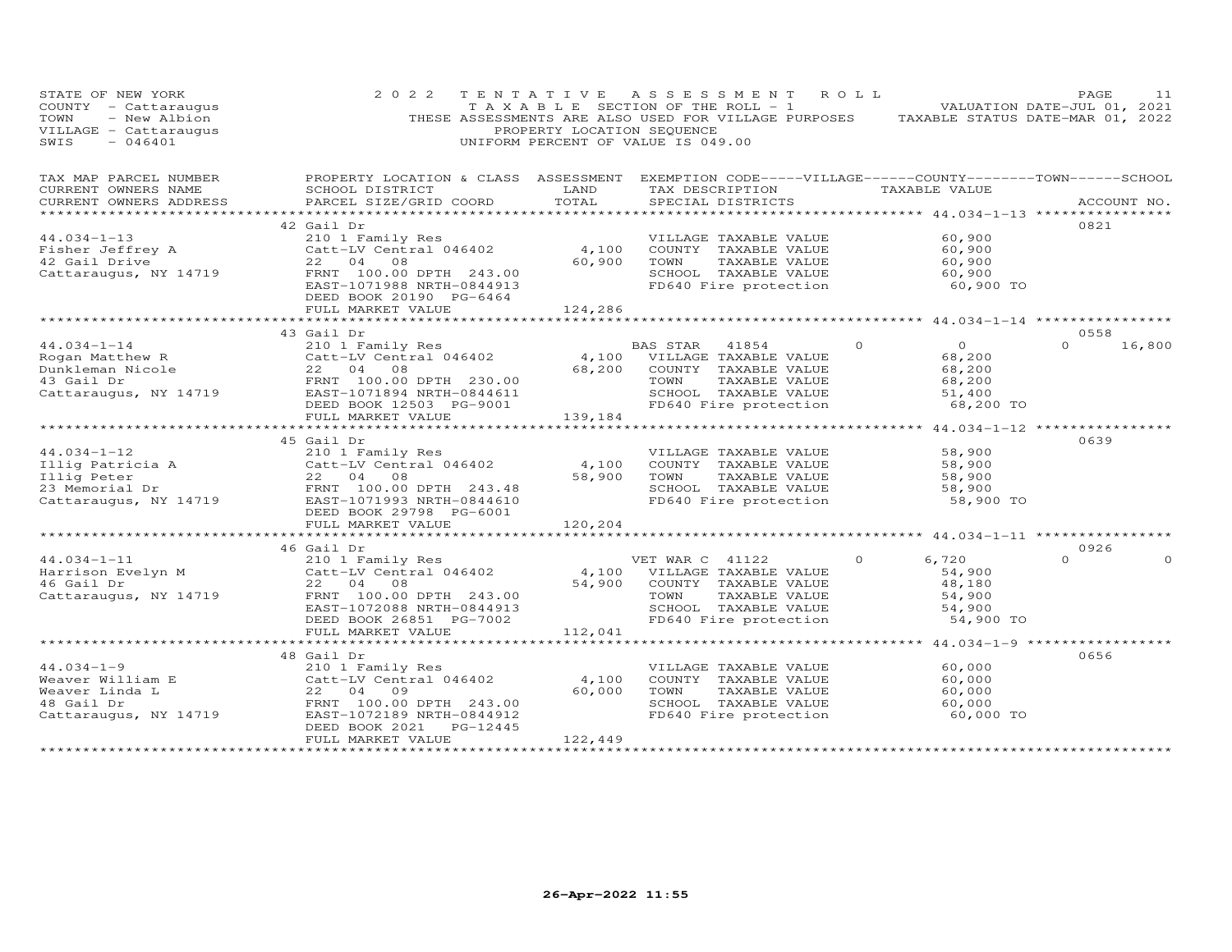STATE OF NEW YORK
COUNTY - Cattaraugus
TOWN - New Albion
VILLAGE - Cattaraugus
SWIS - 046401

2022 TENTATIVE ASSESSMENT ROLL
TAXABLE SECTION OF THE ROLL - 1
THESE ASSESSMENTS ARE ALSO USED FOR VILLAGE PURPOSES
PROPERTY LOCATION SEQUENCE
UNIFORM PERCENT OF VALUE IS 049.00

VALUATION DATE-JUL 01, 2021
TAXABLE STATUS DATE-MAR 01, 2022

| TAX MAP PARCEL NUMBER / CURRENT OWNERS NAME / CURRENT OWNERS ADDRESS | PROPERTY LOCATION & CLASS / SCHOOL DISTRICT / PARCEL SIZE/GRID COORD | ASSESSMENT LAND / TOTAL | EXEMPTION CODE / TAX DESCRIPTION / SPECIAL DISTRICTS | VILLAGE | COUNTY / TAXABLE VALUE | TOWN | SCHOOL | ACCOUNT NO. |
|---|---|---|---|---|---|---|---|---|
| 44.034-1-13 | 42 Gail Dr | | | | | | | 0821 |
| | 210 1 Family Res | | VILLAGE TAXABLE VALUE | | 60,900 | | | |
| Fisher Jeffrey A | Catt-LV Central 046402 | 4,100 | COUNTY TAXABLE VALUE | | 60,900 | | | |
| 42 Gail Drive | 22 04 08 | 60,900 | TOWN TAXABLE VALUE | | 60,900 | | | |
| Cattaraugus, NY 14719 | FRNT 100.00 DPTH 243.00 | | SCHOOL TAXABLE VALUE | | 60,900 | | | |
| | EAST-1071988 NRTH-0844913 | | FD640 Fire protection | | 60,900 TO | | | |
| | DEED BOOK 20190 PG-6464 | | | | | | | |
| | FULL MARKET VALUE | 124,286 | | | | | | |
| 44.034-1-14 | 43 Gail Dr | | | | | | | 0558 |
| | 210 1 Family Res | | BAS STAR 41854 | 0 | 0 | 0 | 16,800 | |
| Rogan Matthew R | Catt-LV Central 046402 | 4,100 | VILLAGE TAXABLE VALUE | | 68,200 | | | |
| Dunkleman Nicole | 22 04 08 | 68,200 | COUNTY TAXABLE VALUE | | 68,200 | | | |
| 43 Gail Dr | FRNT 100.00 DPTH 230.00 | | TOWN TAXABLE VALUE | | 68,200 | | | |
| Cattaraugus, NY 14719 | EAST-1071894 NRTH-0844611 | | SCHOOL TAXABLE VALUE | | 51,400 | | | |
| | DEED BOOK 12503 PG-9001 | | FD640 Fire protection | | 68,200 TO | | | |
| | FULL MARKET VALUE | 139,184 | | | | | | |
| 44.034-1-12 | 45 Gail Dr | | | | | | | 0639 |
| | 210 1 Family Res | | VILLAGE TAXABLE VALUE | | 58,900 | | | |
| Illig Patricia A | Catt-LV Central 046402 | 4,100 | COUNTY TAXABLE VALUE | | 58,900 | | | |
| Illig Peter | 22 04 08 | 58,900 | TOWN TAXABLE VALUE | | 58,900 | | | |
| 23 Memorial Dr | FRNT 100.00 DPTH 243.48 | | SCHOOL TAXABLE VALUE | | 58,900 | | | |
| Cattaraugus, NY 14719 | EAST-1071993 NRTH-0844610 | | FD640 Fire protection | | 58,900 TO | | | |
| | DEED BOOK 29798 PG-6001 | | | | | | | |
| | FULL MARKET VALUE | 120,204 | | | | | | |
| 44.034-1-11 | 46 Gail Dr | | | | | | | 0926 |
| | 210 1 Family Res | | VET WAR C 41122 | 0 | 6,720 | 0 | 0 | |
| Harrison Evelyn M | Catt-LV Central 046402 | 4,100 | VILLAGE TAXABLE VALUE | | 54,900 | | | |
| 46 Gail Dr | 22 04 08 | 54,900 | COUNTY TAXABLE VALUE | | 48,180 | | | |
| Cattaraugus, NY 14719 | FRNT 100.00 DPTH 243.00 | | TOWN TAXABLE VALUE | | 54,900 | | | |
| | EAST-1072088 NRTH-0844913 | | SCHOOL TAXABLE VALUE | | 54,900 | | | |
| | DEED BOOK 26851 PG-7002 | | FD640 Fire protection | | 54,900 TO | | | |
| | FULL MARKET VALUE | 112,041 | | | | | | |
| 44.034-1-9 | 48 Gail Dr | | | | | | | 0656 |
| | 210 1 Family Res | | VILLAGE TAXABLE VALUE | | 60,000 | | | |
| Weaver William E | Catt-LV Central 046402 | 4,100 | COUNTY TAXABLE VALUE | | 60,000 | | | |
| Weaver Linda L | 22 04 09 | 60,000 | TOWN TAXABLE VALUE | | 60,000 | | | |
| 48 Gail Dr | FRNT 100.00 DPTH 243.00 | | SCHOOL TAXABLE VALUE | | 60,000 | | | |
| Cattaraugus, NY 14719 | EAST-1072189 NRTH-0844912 | | FD640 Fire protection | | 60,000 TO | | | |
| | DEED BOOK 2021 PG-12445 | | | | | | | |
| | FULL MARKET VALUE | 122,449 | | | | | | |

26-Apr-2022 11:55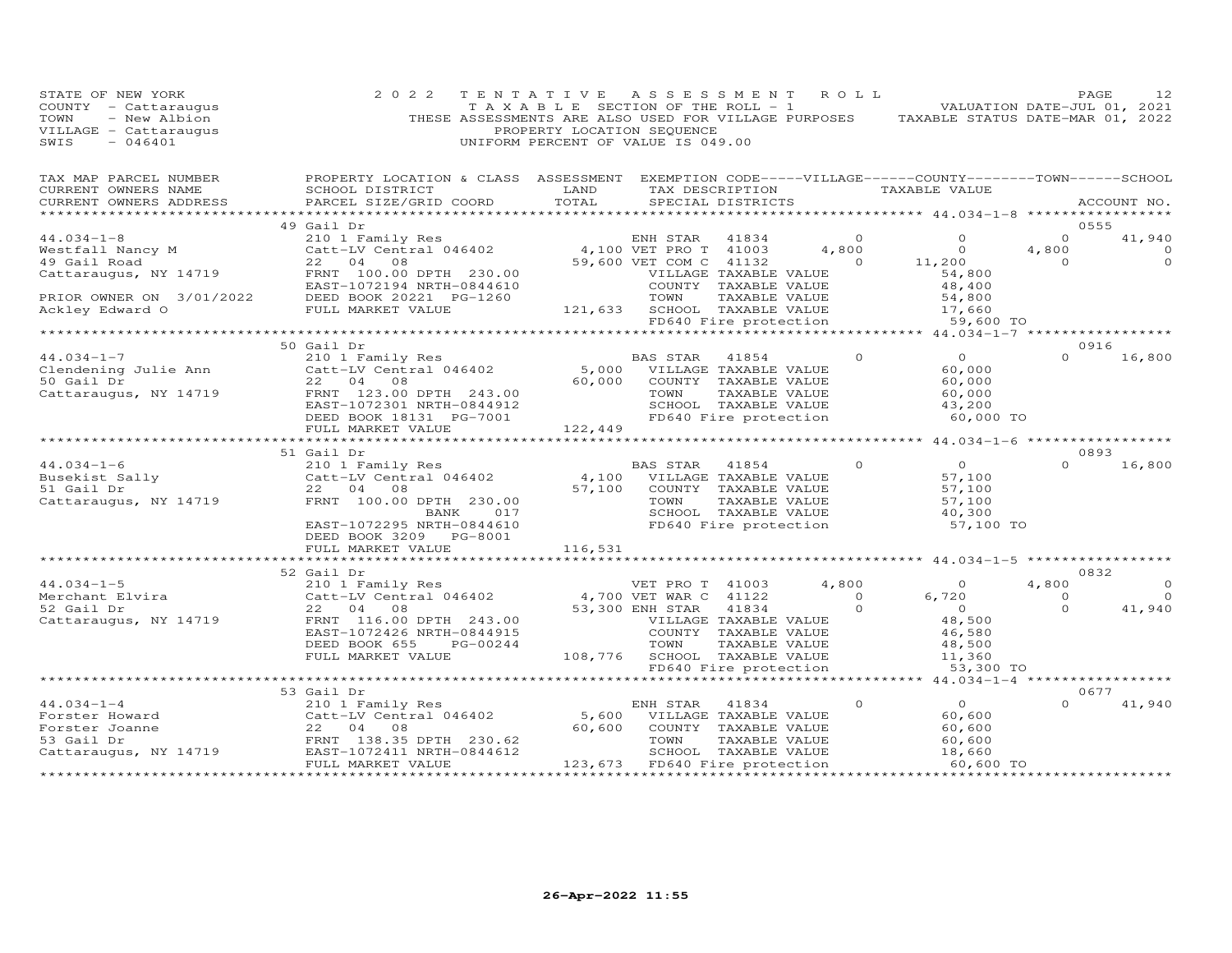STATE OF NEW YORK
COUNTY - Cattaraugus
TOWN - New Albion
VILLAGE - Cattaraugus
SWIS - 046401

2022 TENTATIVE ASSESSMENT ROLL
TAXABLE SECTION OF THE ROLL - 1
THESE ASSESSMENTS ARE ALSO USED FOR VILLAGE PURPOSES
PROPERTY LOCATION SEQUENCE
UNIFORM PERCENT OF VALUE IS 049.00

VALUATION DATE-JUL 01, 2021
TAXABLE STATUS DATE-MAR 01, 2022

| TAX MAP PARCEL NUMBER / CURRENT OWNERS NAME / CURRENT OWNERS ADDRESS | PROPERTY LOCATION & CLASS / SCHOOL DISTRICT / PARCEL SIZE/GRID COORD | ASSESSMENT LAND / TOTAL | EXEMPTION CODE / TAX DESCRIPTION / SPECIAL DISTRICTS | VILLAGE | COUNTY / TAXABLE VALUE | TOWN | SCHOOL / ACCOUNT NO. |
|---|---|---|---|---|---|---|---|
| 44.034-1-8 | 49 Gail Dr | | | | | | 0555 |
| Westfall Nancy M | 210 1 Family Res | | ENH STAR 41834 | 0 | 0 | 0 | 41,940 |
| 49 Gail Road | Catt-LV Central 046402 | 4,100 | VET PRO T 41003 | 4,800 | 0 | 4,800 | 0 |
| Cattaraugus, NY 14719 | 22 04 08 | 59,600 | VET COM C 41132 | 0 | 11,200 | 0 | 0 |
| | FRNT 100.00 DPTH 230.00 | | VILLAGE TAXABLE VALUE | | 54,800 | | |
| PRIOR OWNER ON 3/01/2022 | EAST-1072194 NRTH-0844610 | | COUNTY TAXABLE VALUE | | 48,400 | | |
| Ackley Edward O | DEED BOOK 20221 PG-1260 | | TOWN TAXABLE VALUE | | 54,800 | | |
| | FULL MARKET VALUE | 121,633 | SCHOOL TAXABLE VALUE | | 17,660 | | |
| | | | FD640 Fire protection | | 59,600 TO | | |
| 44.034-1-7 | 50 Gail Dr | | | | | | 0916 |
| Clendening Julie Ann | 210 1 Family Res | | BAS STAR 41854 | 0 | 0 | 0 | 16,800 |
| 50 Gail Dr | Catt-LV Central 046402 | 5,000 | VILLAGE TAXABLE VALUE | | 60,000 | | |
| Cattaraugus, NY 14719 | 22 04 08 | 60,000 | COUNTY TAXABLE VALUE | | 60,000 | | |
| | FRNT 123.00 DPTH 243.00 | | TOWN TAXABLE VALUE | | 60,000 | | |
| | EAST-1072301 NRTH-0844912 | | SCHOOL TAXABLE VALUE | | 43,200 | | |
| | DEED BOOK 18131 PG-7001 | | FD640 Fire protection | | 60,000 TO | | |
| | FULL MARKET VALUE | 122,449 | | | | | |
| 44.034-1-6 | 51 Gail Dr | | | | | | 0893 |
| Busekist Sally | 210 1 Family Res | | BAS STAR 41854 | 0 | 0 | 0 | 16,800 |
| 51 Gail Dr | Catt-LV Central 046402 | 4,100 | VILLAGE TAXABLE VALUE | | 57,100 | | |
| Cattaraugus, NY 14719 | 22 04 08 | 57,100 | COUNTY TAXABLE VALUE | | 57,100 | | |
| | FRNT 100.00 DPTH 230.00 | | TOWN TAXABLE VALUE | | 57,100 | | |
| | BANK 017 | | SCHOOL TAXABLE VALUE | | 40,300 | | |
| | EAST-1072295 NRTH-0844610 | | FD640 Fire protection | | 57,100 TO | | |
| | DEED BOOK 3209 PG-8001 | | | | | | |
| | FULL MARKET VALUE | 116,531 | | | | | |
| 44.034-1-5 | 52 Gail Dr | | | | | | 0832 |
| Merchant Elvira | 210 1 Family Res | | VET PRO T 41003 | 4,800 | 0 | 4,800 | 0 |
| 52 Gail Dr | Catt-LV Central 046402 | 4,700 | VET WAR C 41122 | 0 | 6,720 | 0 | 0 |
| Cattaraugus, NY 14719 | 22 04 08 | 53,300 | ENH STAR 41834 | 0 | 0 | 0 | 41,940 |
| | FRNT 116.00 DPTH 243.00 | | VILLAGE TAXABLE VALUE | | 48,500 | | |
| | EAST-1072426 NRTH-0844915 | | COUNTY TAXABLE VALUE | | 46,580 | | |
| | DEED BOOK 655 PG-00244 | | TOWN TAXABLE VALUE | | 48,500 | | |
| | FULL MARKET VALUE | 108,776 | SCHOOL TAXABLE VALUE | | 11,360 | | |
| | | | FD640 Fire protection | | 53,300 TO | | |
| 44.034-1-4 | 53 Gail Dr | | | | | | 0677 |
| Forster Howard | 210 1 Family Res | | ENH STAR 41834 | 0 | 0 | 0 | 41,940 |
| Forster Joanne | Catt-LV Central 046402 | 5,600 | VILLAGE TAXABLE VALUE | | 60,600 | | |
| 53 Gail Dr | 22 04 08 | 60,600 | COUNTY TAXABLE VALUE | | 60,600 | | |
| Cattaraugus, NY 14719 | FRNT 138.35 DPTH 230.62 | | TOWN TAXABLE VALUE | | 60,600 | | |
| | EAST-1072411 NRTH-0844612 | | SCHOOL TAXABLE VALUE | | 18,660 | | |
| | FULL MARKET VALUE | 123,673 | FD640 Fire protection | | 60,600 TO | | |

26-Apr-2022 11:55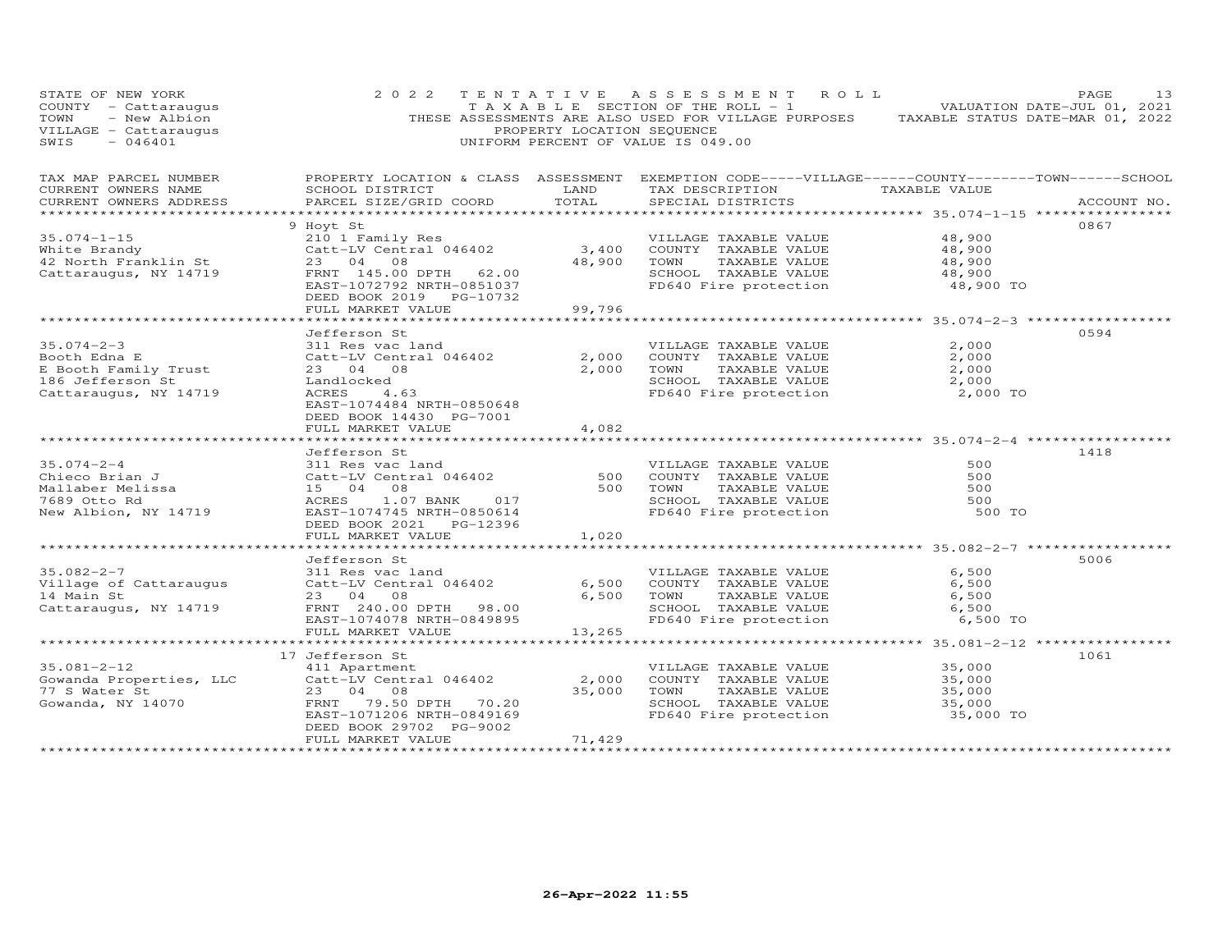STATE OF NEW YORK
COUNTY - Cattaraugus
TOWN - New Albion
VILLAGE - Cattaraugus
SWIS - 046401

2 0 2 2 T E N T A T I V E A S S E S S M E N T R O L L
T A X A B L E SECTION OF THE ROLL - 1
THESE ASSESSMENTS ARE ALSO USED FOR VILLAGE PURPOSES
PROPERTY LOCATION SEQUENCE
UNIFORM PERCENT OF VALUE IS 049.00

VALUATION DATE-JUL 01, 2021
TAXABLE STATUS DATE-MAR 01, 2022

| TAX MAP PARCEL NUMBER / CURRENT OWNERS NAME / CURRENT OWNERS ADDRESS | PROPERTY LOCATION & CLASS / SCHOOL DISTRICT / PARCEL SIZE/GRID COORD | ASSESSMENT LAND | TOTAL | EXEMPTION CODE-----VILLAGE------COUNTY--------TOWN------SCHOOL / TAX DESCRIPTION / SPECIAL DISTRICTS | TAXABLE VALUE | ACCOUNT NO. |
|---|---|---|---|---|---|---|
| **35.074-1-15** | 9 Hoyt St | | | | | 0867 |
| 35.074-1-15 | 210 1 Family Res | | | VILLAGE TAXABLE VALUE | 48,900 | |
| White Brandy | Catt-LV Central 046402 | 3,400 | | COUNTY TAXABLE VALUE | 48,900 | |
| 42 North Franklin St | 23 04 08 | | 48,900 | TOWN TAXABLE VALUE | 48,900 | |
| Cattaraugus, NY 14719 | FRNT 145.00 DPTH 62.00 | | | SCHOOL TAXABLE VALUE | 48,900 | |
| | EAST-1072792 NRTH-0851037 | | | FD640 Fire protection | 48,900 TO | |
| | DEED BOOK 2019 PG-10732 | | | | | |
| | FULL MARKET VALUE | | 99,796 | | | |
| **35.074-2-3** | Jefferson St | | | | | 0594 |
| 35.074-2-3 | 311 Res vac land | | | VILLAGE TAXABLE VALUE | 2,000 | |
| Booth Edna E | Catt-LV Central 046402 | 2,000 | | COUNTY TAXABLE VALUE | 2,000 | |
| E Booth Family Trust | 23 04 08 | | 2,000 | TOWN TAXABLE VALUE | 2,000 | |
| 186 Jefferson St | Landlocked | | | SCHOOL TAXABLE VALUE | 2,000 | |
| Cattaraugus, NY 14719 | ACRES 4.63 | | | FD640 Fire protection | 2,000 TO | |
| | EAST-1074484 NRTH-0850648 | | | | | |
| | DEED BOOK 14430 PG-7001 | | | | | |
| | FULL MARKET VALUE | | 4,082 | | | |
| **35.074-2-4** | Jefferson St | | | | | 1418 |
| 35.074-2-4 | 311 Res vac land | | | VILLAGE TAXABLE VALUE | 500 | |
| Chieco Brian J | Catt-LV Central 046402 | 500 | | COUNTY TAXABLE VALUE | 500 | |
| Mallaber Melissa | 15 04 08 | | 500 | TOWN TAXABLE VALUE | 500 | |
| 7689 Otto Rd | ACRES 1.07 BANK 017 | | | SCHOOL TAXABLE VALUE | 500 | |
| New Albion, NY 14719 | EAST-1074745 NRTH-0850614 | | | FD640 Fire protection | 500 TO | |
| | DEED BOOK 2021 PG-12396 | | | | | |
| | FULL MARKET VALUE | | 1,020 | | | |
| **35.082-2-7** | Jefferson St | | | | | 5006 |
| 35.082-2-7 | 311 Res vac land | | | VILLAGE TAXABLE VALUE | 6,500 | |
| Village of Cattaraugus | Catt-LV Central 046402 | 6,500 | | COUNTY TAXABLE VALUE | 6,500 | |
| 14 Main St | 23 04 08 | | 6,500 | TOWN TAXABLE VALUE | 6,500 | |
| Cattaraugus, NY 14719 | FRNT 240.00 DPTH 98.00 | | | SCHOOL TAXABLE VALUE | 6,500 | |
| | EAST-1074078 NRTH-0849895 | | | FD640 Fire protection | 6,500 TO | |
| | FULL MARKET VALUE | | 13,265 | | | |
| **35.081-2-12** | 17 Jefferson St | | | | | 1061 |
| 35.081-2-12 | 411 Apartment | | | VILLAGE TAXABLE VALUE | 35,000 | |
| Gowanda Properties, LLC | Catt-LV Central 046402 | 2,000 | | COUNTY TAXABLE VALUE | 35,000 | |
| 77 S Water St | 23 04 08 | | 35,000 | TOWN TAXABLE VALUE | 35,000 | |
| Gowanda, NY 14070 | FRNT 79.50 DPTH 70.20 | | | SCHOOL TAXABLE VALUE | 35,000 | |
| | EAST-1071206 NRTH-0849169 | | | FD640 Fire protection | 35,000 TO | |
| | DEED BOOK 29702 PG-9002 | | | | | |
| | FULL MARKET VALUE | | 71,429 | | | |

26-Apr-2022 11:55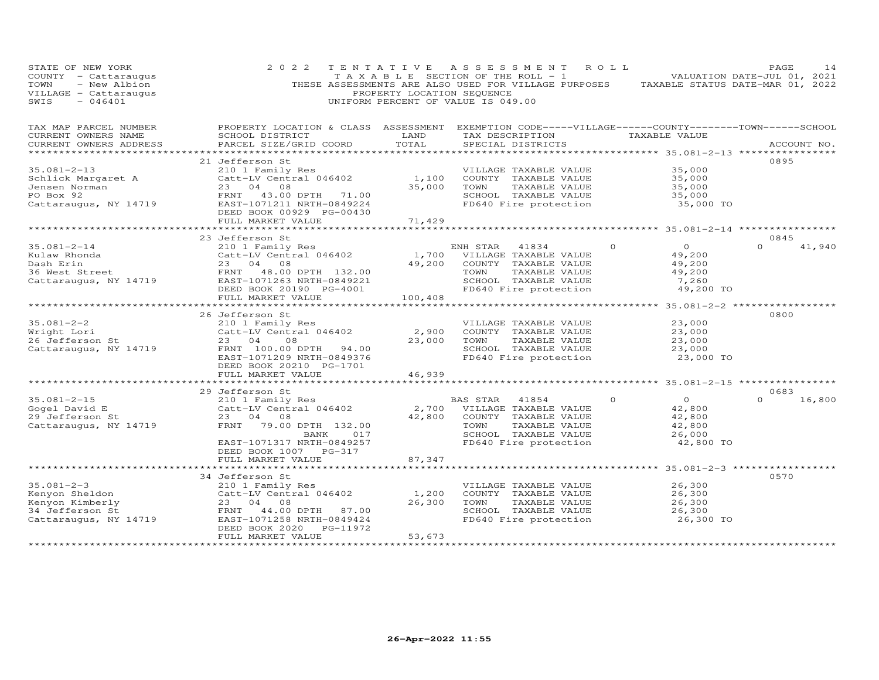STATE OF NEW YORK
COUNTY - Cattaraugus
TOWN - New Albion
VILLAGE - Cattaraugus
SWIS - 046401

2022 TENTATIVE ASSESSMENT ROLL
TAXABLE SECTION OF THE ROLL - 1
THESE ASSESSMENTS ARE ALSO USED FOR VILLAGE PURPOSES
PROPERTY LOCATION SEQUENCE
UNIFORM PERCENT OF VALUE IS 049.00

VALUATION DATE-JUL 01, 2021
TAXABLE STATUS DATE-MAR 01, 2022

| TAX MAP PARCEL NUMBER / CURRENT OWNERS NAME / CURRENT OWNERS ADDRESS | PROPERTY LOCATION & CLASS / SCHOOL DISTRICT / PARCEL SIZE/GRID COORD | ASSESSMENT LAND / TOTAL | EXEMPTION CODE-----VILLAGE------COUNTY--------TOWN------SCHOOL / TAX DESCRIPTION / SPECIAL DISTRICTS | TAXABLE VALUE | ACCOUNT NO. |
|---|---|---|---|---|---|
| **35.081-2-13** | 21 Jefferson St | | | | 0895 |
| | 210 1 Family Res | | VILLAGE TAXABLE VALUE | 35,000 | |
| Schlick Margaret A | Catt-LV Central 046402 | 1,100 | COUNTY TAXABLE VALUE | 35,000 | |
| Jensen Norman | 23 04 08 | 35,000 | TOWN TAXABLE VALUE | 35,000 | |
| PO Box 92 | FRNT 43.00 DPTH 71.00 | | SCHOOL TAXABLE VALUE | 35,000 | |
| Cattaraugus, NY 14719 | EAST-1071211 NRTH-0849224 | | FD640 Fire protection | 35,000 TO | |
| | DEED BOOK 00929 PG-00430 | | | | |
| | FULL MARKET VALUE | 71,429 | | | |
| **35.081-2-14** | 23 Jefferson St | | | | 0845 |
| | 210 1 Family Res | | ENH STAR 41834 0 | 0 0 | 41,940 |
| Kulaw Rhonda | Catt-LV Central 046402 | 1,700 | VILLAGE TAXABLE VALUE | 49,200 | |
| Dash Erin | 23 04 08 | 49,200 | COUNTY TAXABLE VALUE | 49,200 | |
| 36 West Street | FRNT 48.00 DPTH 132.00 | | TOWN TAXABLE VALUE | 49,200 | |
| Cattaraugus, NY 14719 | EAST-1071263 NRTH-0849221 | | SCHOOL TAXABLE VALUE | 7,260 | |
| | DEED BOOK 20190 PG-4001 | | FD640 Fire protection | 49,200 TO | |
| | FULL MARKET VALUE | 100,408 | | | |
| **35.081-2-2** | 26 Jefferson St | | | | 0800 |
| | 210 1 Family Res | | VILLAGE TAXABLE VALUE | 23,000 | |
| Wright Lori | Catt-LV Central 046402 | 2,900 | COUNTY TAXABLE VALUE | 23,000 | |
| 26 Jefferson St | 23 04 08 | 23,000 | TOWN TAXABLE VALUE | 23,000 | |
| Cattaraugus, NY 14719 | FRNT 100.00 DPTH 94.00 | | SCHOOL TAXABLE VALUE | 23,000 | |
| | EAST-1071209 NRTH-0849376 | | FD640 Fire protection | 23,000 TO | |
| | DEED BOOK 20210 PG-1701 | | | | |
| | FULL MARKET VALUE | 46,939 | | | |
| **35.081-2-15** | 29 Jefferson St | | | | 0683 |
| | 210 1 Family Res | | BAS STAR 41854 0 | 0 0 | 16,800 |
| Gogel David E | Catt-LV Central 046402 | 2,700 | VILLAGE TAXABLE VALUE | 42,800 | |
| 29 Jefferson St | 23 04 08 | 42,800 | COUNTY TAXABLE VALUE | 42,800 | |
| Cattaraugus, NY 14719 | FRNT 79.00 DPTH 132.00 | | TOWN TAXABLE VALUE | 42,800 | |
| | BANK 017 | | SCHOOL TAXABLE VALUE | 26,000 | |
| | EAST-1071317 NRTH-0849257 | | FD640 Fire protection | 42,800 TO | |
| | DEED BOOK 1007 PG-317 | | | | |
| | FULL MARKET VALUE | 87,347 | | | |
| **35.081-2-3** | 34 Jefferson St | | | | 0570 |
| | 210 1 Family Res | | VILLAGE TAXABLE VALUE | 26,300 | |
| Kenyon Sheldon | Catt-LV Central 046402 | 1,200 | COUNTY TAXABLE VALUE | 26,300 | |
| Kenyon Kimberly | 23 04 08 | 26,300 | TOWN TAXABLE VALUE | 26,300 | |
| 34 Jefferson St | FRNT 44.00 DPTH 87.00 | | SCHOOL TAXABLE VALUE | 26,300 | |
| Cattaraugus, NY 14719 | EAST-1071258 NRTH-0849424 | | FD640 Fire protection | 26,300 TO | |
| | DEED BOOK 2020 PG-11972 | | | | |
| | FULL MARKET VALUE | 53,673 | | | |

26-Apr-2022 11:55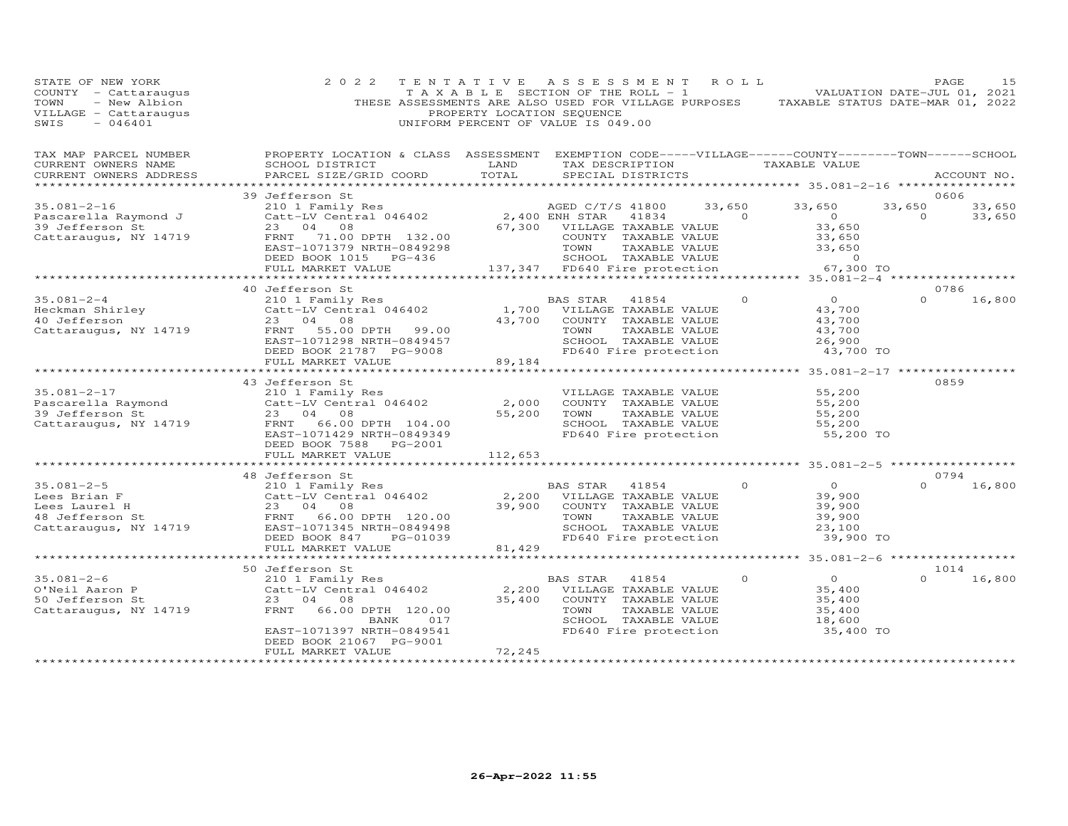STATE OF NEW YORK
COUNTY - Cattaraugus
TOWN - New Albion
VILLAGE - Cattaraugus
SWIS - 046401

2022 TENTATIVE ASSESSMENT ROLL
TAXABLE SECTION OF THE ROLL - 1
THESE ASSESSMENTS ARE ALSO USED FOR VILLAGE PURPOSES
PROPERTY LOCATION SEQUENCE
UNIFORM PERCENT OF VALUE IS 049.00

VALUATION DATE-JUL 01, 2021
TAXABLE STATUS DATE-MAR 01, 2022

| TAX MAP PARCEL NUMBER / CURRENT OWNERS NAME / CURRENT OWNERS ADDRESS | PROPERTY LOCATION & CLASS / SCHOOL DISTRICT / PARCEL SIZE/GRID COORD | ASSESSMENT LAND / TOTAL | EXEMPTION CODE / TAX DESCRIPTION / SPECIAL DISTRICTS | VILLAGE | COUNTY / TAXABLE VALUE | TOWN | SCHOOL / ACCOUNT NO. |
|---|---|---|---|---|---|---|---|
| **35.081-2-16** | 39 Jefferson St | | | | | | 0606 |
| 35.081-2-16 | 210 1 Family Res | | AGED C/T/S 41800 | 33,650 | 33,650 | 33,650 | 33,650 |
| Pascarella Raymond J | Catt-LV Central 046402 | 2,400 | ENH STAR 41834 | 0 | 0 | 0 | 33,650 |
| 39 Jefferson St | 23 04 08 | 67,300 | VILLAGE TAXABLE VALUE | | 33,650 | | |
| Cattaraugus, NY 14719 | FRNT 71.00 DPTH 132.00 | | COUNTY TAXABLE VALUE | | 33,650 | | |
| | EAST-1071379 NRTH-0849298 | | TOWN TAXABLE VALUE | | 33,650 | | |
| | DEED BOOK 1015 PG-436 | | SCHOOL TAXABLE VALUE | | 0 | | |
| | FULL MARKET VALUE | 137,347 | FD640 Fire protection | | 67,300 TO | | |
| **35.081-2-4** | 40 Jefferson St | | | | | | 0786 |
| 35.081-2-4 | 210 1 Family Res | | BAS STAR 41854 | 0 | 0 | 0 | 16,800 |
| Heckman Shirley | Catt-LV Central 046402 | 1,700 | VILLAGE TAXABLE VALUE | | 43,700 | | |
| 40 Jefferson | 23 04 08 | 43,700 | COUNTY TAXABLE VALUE | | 43,700 | | |
| Cattaraugus, NY 14719 | FRNT 55.00 DPTH 99.00 | | TOWN TAXABLE VALUE | | 43,700 | | |
| | EAST-1071298 NRTH-0849457 | | SCHOOL TAXABLE VALUE | | 26,900 | | |
| | DEED BOOK 21787 PG-9008 | | FD640 Fire protection | | 43,700 TO | | |
| | FULL MARKET VALUE | 89,184 | | | | | |
| **35.081-2-17** | 43 Jefferson St | | | | | | 0859 |
| 35.081-2-17 | 210 1 Family Res | | VILLAGE TAXABLE VALUE | | 55,200 | | |
| Pascarella Raymond | Catt-LV Central 046402 | 2,000 | COUNTY TAXABLE VALUE | | 55,200 | | |
| 39 Jefferson St | 23 04 08 | 55,200 | TOWN TAXABLE VALUE | | 55,200 | | |
| Cattaraugus, NY 14719 | FRNT 66.00 DPTH 104.00 | | SCHOOL TAXABLE VALUE | | 55,200 | | |
| | EAST-1071429 NRTH-0849349 | | FD640 Fire protection | | 55,200 TO | | |
| | DEED BOOK 7588 PG-2001 | | | | | | |
| | FULL MARKET VALUE | 112,653 | | | | | |
| **35.081-2-5** | 48 Jefferson St | | | | | | 0794 |
| 35.081-2-5 | 210 1 Family Res | | BAS STAR 41854 | 0 | 0 | 0 | 16,800 |
| Lees Brian F | Catt-LV Central 046402 | 2,200 | VILLAGE TAXABLE VALUE | | 39,900 | | |
| Lees Laurel H | 23 04 08 | 39,900 | COUNTY TAXABLE VALUE | | 39,900 | | |
| 48 Jefferson St | FRNT 66.00 DPTH 120.00 | | TOWN TAXABLE VALUE | | 39,900 | | |
| Cattaraugus, NY 14719 | EAST-1071345 NRTH-0849498 | | SCHOOL TAXABLE VALUE | | 23,100 | | |
| | DEED BOOK 847 PG-01039 | | FD640 Fire protection | | 39,900 TO | | |
| | FULL MARKET VALUE | 81,429 | | | | | |
| **35.081-2-6** | 50 Jefferson St | | | | | | 1014 |
| 35.081-2-6 | 210 1 Family Res | | BAS STAR 41854 | 0 | 0 | 0 | 16,800 |
| O'Neil Aaron P | Catt-LV Central 046402 | 2,200 | VILLAGE TAXABLE VALUE | | 35,400 | | |
| 50 Jefferson St | 23 04 08 | 35,400 | COUNTY TAXABLE VALUE | | 35,400 | | |
| Cattaraugus, NY 14719 | FRNT 66.00 DPTH 120.00 | | TOWN TAXABLE VALUE | | 35,400 | | |
| | BANK 017 | | SCHOOL TAXABLE VALUE | | 18,600 | | |
| | EAST-1071397 NRTH-0849541 | | FD640 Fire protection | | 35,400 TO | | |
| | DEED BOOK 21067 PG-9001 | | | | | | |
| | FULL MARKET VALUE | 72,245 | | | | | |

26-Apr-2022 11:55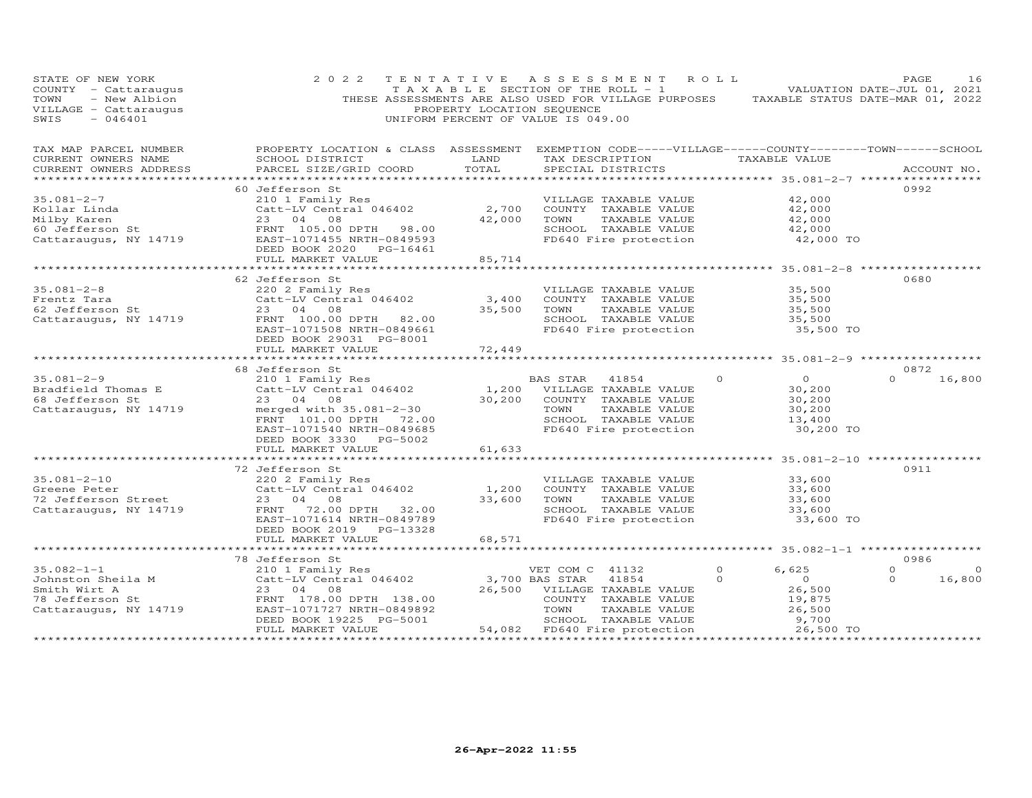STATE OF NEW YORK
COUNTY - Cattaraugus
TOWN - New Albion
VILLAGE - Cattaraugus
SWIS - 046401

2022 TENTATIVE ASSESSMENT ROLL
TAXABLE SECTION OF THE ROLL - 1
THESE ASSESSMENTS ARE ALSO USED FOR VILLAGE PURPOSES
PROPERTY LOCATION SEQUENCE
UNIFORM PERCENT OF VALUE IS 049.00

VALUATION DATE-JUL 01, 2021
TAXABLE STATUS DATE-MAR 01, 2022

| TAX MAP PARCEL NUMBER<br>CURRENT OWNERS NAME<br>CURRENT OWNERS ADDRESS | PROPERTY LOCATION & CLASS<br>SCHOOL DISTRICT<br>PARCEL SIZE/GRID COORD | ASSESSMENT<br>LAND<br>TOTAL | EXEMPTION CODE-----VILLAGE------COUNTY--------TOWN------SCHOOL<br>TAX DESCRIPTION<br>SPECIAL DISTRICTS | TAXABLE VALUE | ACCOUNT NO. |
|---|---|---|---|---|---|
| **35.081-2-7** | 60 Jefferson St | | | | 0992 |
| 35.081-2-7 | 210 1 Family Res | | VILLAGE TAXABLE VALUE | 42,000 | |
| Kollar Linda | Catt-LV Central 046402 | 2,700 | COUNTY TAXABLE VALUE | 42,000 | |
| Milby Karen | 23 04 08 | 42,000 | TOWN TAXABLE VALUE | 42,000 | |
| 60 Jefferson St | FRNT 105.00 DPTH 98.00 | | SCHOOL TAXABLE VALUE | 42,000 | |
| Cattaraugus, NY 14719 | EAST-1071455 NRTH-0849593 | | FD640 Fire protection | 42,000 TO | |
| | DEED BOOK 2020 PG-16461 | | | | |
| | FULL MARKET VALUE | 85,714 | | | |
| **35.081-2-8** | 62 Jefferson St | | | | 0680 |
| 35.081-2-8 | 220 2 Family Res | | VILLAGE TAXABLE VALUE | 35,500 | |
| Frentz Tara | Catt-LV Central 046402 | 3,400 | COUNTY TAXABLE VALUE | 35,500 | |
| 62 Jefferson St | 23 04 08 | 35,500 | TOWN TAXABLE VALUE | 35,500 | |
| Cattaraugus, NY 14719 | FRNT 100.00 DPTH 82.00 | | SCHOOL TAXABLE VALUE | 35,500 | |
| | EAST-1071508 NRTH-0849661 | | FD640 Fire protection | 35,500 TO | |
| | DEED BOOK 29031 PG-8001 | | | | |
| | FULL MARKET VALUE | 72,449 | | | |
| **35.081-2-9** | 68 Jefferson St | | | | 0872 |
| 35.081-2-9 | 210 1 Family Res | | BAS STAR 41854 0 | 0 | 0 16,800 |
| Bradfield Thomas E | Catt-LV Central 046402 | 1,200 | VILLAGE TAXABLE VALUE | 30,200 | |
| 68 Jefferson St | 23 04 08 | 30,200 | COUNTY TAXABLE VALUE | 30,200 | |
| Cattaraugus, NY 14719 | merged with 35.081-2-30 | | TOWN TAXABLE VALUE | 30,200 | |
| | FRNT 101.00 DPTH 72.00 | | SCHOOL TAXABLE VALUE | 13,400 | |
| | EAST-1071540 NRTH-0849685 | | FD640 Fire protection | 30,200 TO | |
| | DEED BOOK 3330 PG-5002 | | | | |
| | FULL MARKET VALUE | 61,633 | | | |
| **35.081-2-10** | 72 Jefferson St | | | | 0911 |
| 35.081-2-10 | 220 2 Family Res | | VILLAGE TAXABLE VALUE | 33,600 | |
| Greene Peter | Catt-LV Central 046402 | 1,200 | COUNTY TAXABLE VALUE | 33,600 | |
| 72 Jefferson Street | 23 04 08 | 33,600 | TOWN TAXABLE VALUE | 33,600 | |
| Cattaraugus, NY 14719 | FRNT 72.00 DPTH 32.00 | | SCHOOL TAXABLE VALUE | 33,600 | |
| | EAST-1071614 NRTH-0849789 | | FD640 Fire protection | 33,600 TO | |
| | DEED BOOK 2019 PG-13328 | | | | |
| | FULL MARKET VALUE | 68,571 | | | |
| **35.082-1-1** | 78 Jefferson St | | | | 0986 |
| 35.082-1-1 | 210 1 Family Res | | VET COM C 41132 0 | 6,625 | 0 0 |
| Johnston Sheila M | Catt-LV Central 046402 | 3,700 | BAS STAR 41854 0 | 0 | 0 16,800 |
| Smith Wirt A | 23 04 08 | 26,500 | VILLAGE TAXABLE VALUE | 26,500 | |
| 78 Jefferson St | FRNT 178.00 DPTH 138.00 | | COUNTY TAXABLE VALUE | 19,875 | |
| Cattaraugus, NY 14719 | EAST-1071727 NRTH-0849892 | | TOWN TAXABLE VALUE | 26,500 | |
| | DEED BOOK 19225 PG-5001 | | SCHOOL TAXABLE VALUE | 9,700 | |
| | FULL MARKET VALUE | 54,082 | FD640 Fire protection | 26,500 TO | |

26-Apr-2022 11:55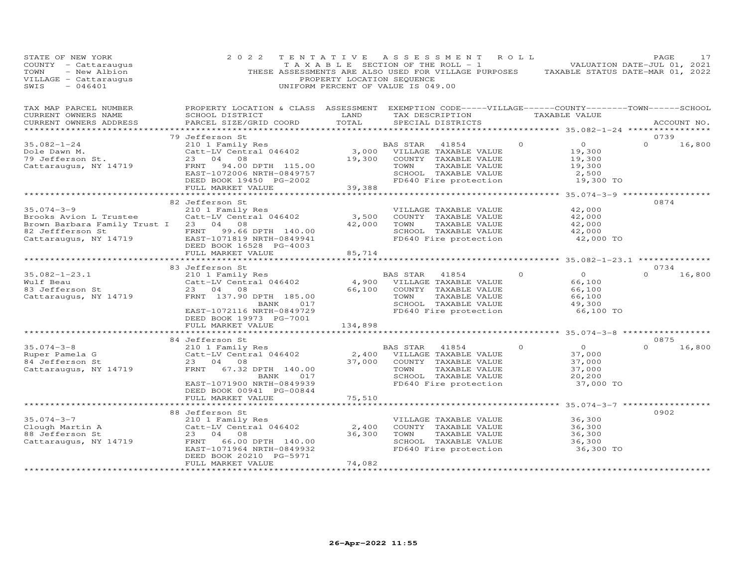STATE OF NEW YORK
COUNTY - Cattaraugus
TOWN - New Albion
VILLAGE - Cattaraugus
SWIS - 046401

2022 TENTATIVE ASSESSMENT ROLL
TAXABLE SECTION OF THE ROLL - 1
THESE ASSESSMENTS ARE ALSO USED FOR VILLAGE PURPOSES
PROPERTY LOCATION SEQUENCE
UNIFORM PERCENT OF VALUE IS 049.00

VALUATION DATE-JUL 01, 2021
TAXABLE STATUS DATE-MAR 01, 2022

| TAX MAP PARCEL NUMBER / CURRENT OWNERS NAME / CURRENT OWNERS ADDRESS | PROPERTY LOCATION & CLASS / SCHOOL DISTRICT / PARCEL SIZE/GRID COORD | ASSESSMENT LAND / TOTAL | EXEMPTION CODE / TAX DESCRIPTION / SPECIAL DISTRICTS | VILLAGE | COUNTY / TOWN / SCHOOL TAXABLE VALUE | ACCOUNT NO. / SCHOOL |
|---|---|---|---|---|---|---|
| | 79 Jefferson St | | | | | 0739 |
| 35.082-1-24 | 210 1 Family Res | | BAS STAR 41854 | 0 | 0 | 0 16,800 |
| Dole Dawn M. | Catt-LV Central 046402 | 3,000 | VILLAGE TAXABLE VALUE | | 19,300 | |
| 79 Jefferson St. | 23 04 08 | 19,300 | COUNTY TAXABLE VALUE | | 19,300 | |
| Cattaraugus, NY 14719 | FRNT 94.00 DPTH 115.00 | | TOWN TAXABLE VALUE | | 19,300 | |
| | EAST-1072006 NRTH-0849757 | | SCHOOL TAXABLE VALUE | | 2,500 | |
| | DEED BOOK 19450 PG-2002 | | FD640 Fire protection | | 19,300 TO | |
| | FULL MARKET VALUE | 39,388 | | | | |
| | 82 Jefferson St | | | | | 0874 |
| 35.074-3-9 | 210 1 Family Res | | VILLAGE TAXABLE VALUE | | 42,000 | |
| Brooks Avion L Trustee | Catt-LV Central 046402 | 3,500 | COUNTY TAXABLE VALUE | | 42,000 | |
| Brown Barbara Family Trust I | 23 04 08 | 42,000 | TOWN TAXABLE VALUE | | 42,000 | |
| 82 Jeffferson St | FRNT 99.66 DPTH 140.00 | | SCHOOL TAXABLE VALUE | | 42,000 | |
| Cattaraugus, NY 14719 | EAST-1071819 NRTH-0849941 | | FD640 Fire protection | | 42,000 TO | |
| | DEED BOOK 16528 PG-4003 | | | | | |
| | FULL MARKET VALUE | 85,714 | | | | |
| | 83 Jefferson St | | | | | 0734 |
| 35.082-1-23.1 | 210 1 Family Res | | BAS STAR 41854 | 0 | 0 | 0 16,800 |
| Wulf Beau | Catt-LV Central 046402 | 4,900 | VILLAGE TAXABLE VALUE | | 66,100 | |
| 83 Jefferson St | 23 04 08 | 66,100 | COUNTY TAXABLE VALUE | | 66,100 | |
| Cattaraugus, NY 14719 | FRNT 137.90 DPTH 185.00 | | TOWN TAXABLE VALUE | | 66,100 | |
| | BANK 017 | | SCHOOL TAXABLE VALUE | | 49,300 | |
| | EAST-1072116 NRTH-0849729 | | FD640 Fire protection | | 66,100 TO | |
| | DEED BOOK 19973 PG-7001 | | | | | |
| | FULL MARKET VALUE | 134,898 | | | | |
| | 84 Jefferson St | | | | | 0875 |
| 35.074-3-8 | 210 1 Family Res | | BAS STAR 41854 | 0 | 0 | 0 16,800 |
| Ruper Pamela G | Catt-LV Central 046402 | 2,400 | VILLAGE TAXABLE VALUE | | 37,000 | |
| 84 Jefferson St | 23 04 08 | 37,000 | COUNTY TAXABLE VALUE | | 37,000 | |
| Cattaraugus, NY 14719 | FRNT 67.32 DPTH 140.00 | | TOWN TAXABLE VALUE | | 37,000 | |
| | BANK 017 | | SCHOOL TAXABLE VALUE | | 20,200 | |
| | EAST-1071900 NRTH-0849939 | | FD640 Fire protection | | 37,000 TO | |
| | DEED BOOK 00941 PG-00844 | | | | | |
| | FULL MARKET VALUE | 75,510 | | | | |
| | 88 Jefferson St | | | | | 0902 |
| 35.074-3-7 | 210 1 Family Res | | VILLAGE TAXABLE VALUE | | 36,300 | |
| Clough Martin A | Catt-LV Central 046402 | 2,400 | COUNTY TAXABLE VALUE | | 36,300 | |
| 88 Jefferson St | 23 04 08 | 36,300 | TOWN TAXABLE VALUE | | 36,300 | |
| Cattaraugus, NY 14719 | FRNT 66.00 DPTH 140.00 | | SCHOOL TAXABLE VALUE | | 36,300 | |
| | EAST-1071964 NRTH-0849932 | | FD640 Fire protection | | 36,300 TO | |
| | DEED BOOK 20210 PG-5971 | | | | | |
| | FULL MARKET VALUE | 74,082 | | | | |

26-Apr-2022 11:55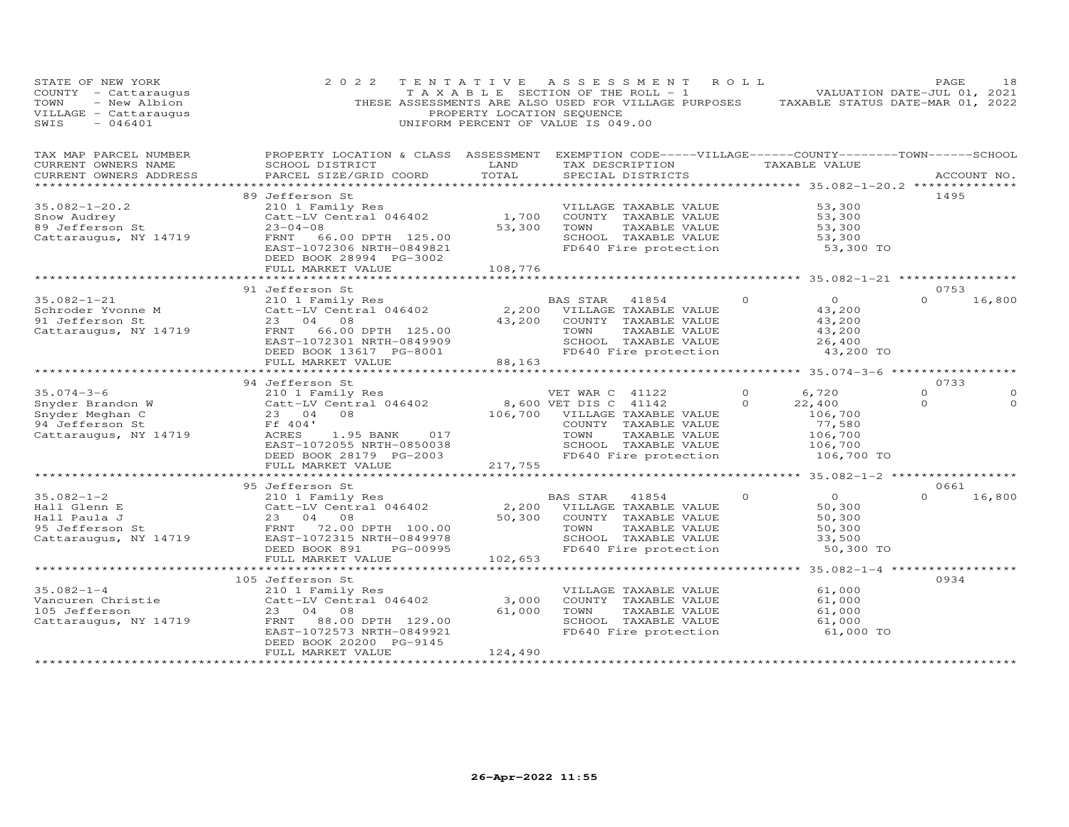STATE OF NEW YORK
COUNTY - Cattaraugus
TOWN - New Albion
VILLAGE - Cattaraugus
SWIS - 046401

2022 TENTATIVE ASSESSMENT ROLL
TAXABLE SECTION OF THE ROLL - 1
THESE ASSESSMENTS ARE ALSO USED FOR VILLAGE PURPOSES
PROPERTY LOCATION SEQUENCE
UNIFORM PERCENT OF VALUE IS 049.00

VALUATION DATE-JUL 01, 2021
TAXABLE STATUS DATE-MAR 01, 2022

| TAX MAP PARCEL NUMBER / CURRENT OWNERS NAME / CURRENT OWNERS ADDRESS | PROPERTY LOCATION & CLASS / SCHOOL DISTRICT / PARCEL SIZE/GRID COORD | ASSESSMENT LAND / TOTAL | EXEMPTION CODE / TAX DESCRIPTION / SPECIAL DISTRICTS | VILLAGE | COUNTY / TAXABLE VALUE | TOWN | SCHOOL | ACCOUNT NO. |
|---|---|---|---|---|---|---|---|---|
| **35.082-1-20.2** | 89 Jefferson St | | | | | | | 1495 |
| 35.082-1-20.2 | 210 1 Family Res | | VILLAGE TAXABLE VALUE | | 53,300 | | | |
| Snow Audrey | Catt-LV Central 046402 | 1,700 | COUNTY TAXABLE VALUE | | 53,300 | | | |
| 89 Jefferson St | 23-04-08 | 53,300 | TOWN TAXABLE VALUE | | 53,300 | | | |
| Cattaraugus, NY 14719 | FRNT 66.00 DPTH 125.00 | | SCHOOL TAXABLE VALUE | | 53,300 | | | |
| | EAST-1072306 NRTH-0849821 | | FD640 Fire protection | | 53,300 TO | | | |
| | DEED BOOK 28994 PG-3002 | | | | | | | |
| | FULL MARKET VALUE | 108,776 | | | | | | |
| **35.082-1-21** | 91 Jefferson St | | | | | | | 0753 |
| 35.082-1-21 | 210 1 Family Res | | BAS STAR 41854 | 0 | 0 | 0 | 16,800 | |
| Schroder Yvonne M | Catt-LV Central 046402 | 2,200 | VILLAGE TAXABLE VALUE | | 43,200 | | | |
| 91 Jefferson St | 23 04 08 | 43,200 | COUNTY TAXABLE VALUE | | 43,200 | | | |
| Cattaraugus, NY 14719 | FRNT 66.00 DPTH 125.00 | | TOWN TAXABLE VALUE | | 43,200 | | | |
| | EAST-1072301 NRTH-0849909 | | SCHOOL TAXABLE VALUE | | 26,400 | | | |
| | DEED BOOK 13617 PG-8001 | | FD640 Fire protection | | 43,200 TO | | | |
| | FULL MARKET VALUE | 88,163 | | | | | | |
| **35.074-3-6** | 94 Jefferson St | | | | | | | 0733 |
| 35.074-3-6 | 210 1 Family Res | | VET WAR C 41122 | 0 | 6,720 | 0 | 0 | |
| Snyder Brandon W | Catt-LV Central 046402 | 8,600 | VET DIS C 41142 | 0 | 22,400 | 0 | 0 | |
| Snyder Meghan C | 23 04 08 | 106,700 | VILLAGE TAXABLE VALUE | | 106,700 | | | |
| 94 Jefferson St | Ff 404' | | COUNTY TAXABLE VALUE | | 77,580 | | | |
| Cattaraugus, NY 14719 | ACRES 1.95 BANK 017 | | TOWN TAXABLE VALUE | | 106,700 | | | |
| | EAST-1072055 NRTH-0850038 | | SCHOOL TAXABLE VALUE | | 106,700 | | | |
| | DEED BOOK 28179 PG-2003 | | FD640 Fire protection | | 106,700 TO | | | |
| | FULL MARKET VALUE | 217,755 | | | | | | |
| **35.082-1-2** | 95 Jefferson St | | | | | | | 0661 |
| 35.082-1-2 | 210 1 Family Res | | BAS STAR 41854 | 0 | 0 | 0 | 16,800 | |
| Hall Glenn E | Catt-LV Central 046402 | 2,200 | VILLAGE TAXABLE VALUE | | 50,300 | | | |
| Hall Paula J | 23 04 08 | 50,300 | COUNTY TAXABLE VALUE | | 50,300 | | | |
| 95 Jefferson St | FRNT 72.00 DPTH 100.00 | | TOWN TAXABLE VALUE | | 50,300 | | | |
| Cattaraugus, NY 14719 | EAST-1072315 NRTH-0849978 | | SCHOOL TAXABLE VALUE | | 33,500 | | | |
| | DEED BOOK 891 PG-00995 | | FD640 Fire protection | | 50,300 TO | | | |
| | FULL MARKET VALUE | 102,653 | | | | | | |
| **35.082-1-4** | 105 Jefferson St | | | | | | | 0934 |
| 35.082-1-4 | 210 1 Family Res | | VILLAGE TAXABLE VALUE | | 61,000 | | | |
| Vancuren Christie | Catt-LV Central 046402 | 3,000 | COUNTY TAXABLE VALUE | | 61,000 | | | |
| 105 Jefferson | 23 04 08 | 61,000 | TOWN TAXABLE VALUE | | 61,000 | | | |
| Cattaraugus, NY 14719 | FRNT 88.00 DPTH 129.00 | | SCHOOL TAXABLE VALUE | | 61,000 | | | |
| | EAST-1072573 NRTH-0849921 | | FD640 Fire protection | | 61,000 TO | | | |
| | DEED BOOK 20200 PG-9145 | | | | | | | |
| | FULL MARKET VALUE | 124,490 | | | | | | |

26-Apr-2022 11:55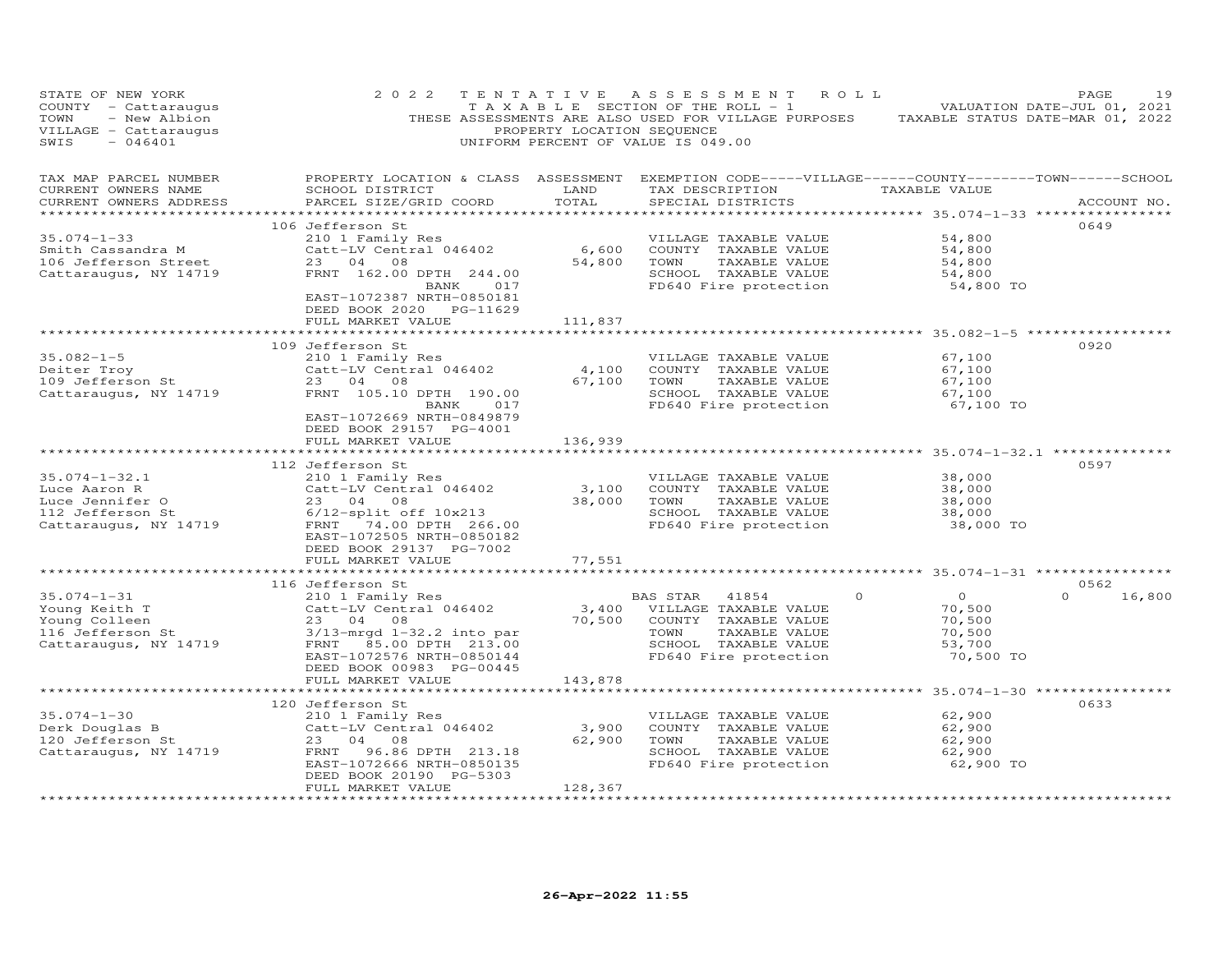STATE OF NEW YORK
COUNTY - Cattaraugus
TOWN - New Albion
VILLAGE - Cattaraugus
SWIS - 046401

2022 TENTATIVE ASSESSMENT ROLL
TAXABLE SECTION OF THE ROLL - 1
THESE ASSESSMENTS ARE ALSO USED FOR VILLAGE PURPOSES
PROPERTY LOCATION SEQUENCE
UNIFORM PERCENT OF VALUE IS 049.00

VALUATION DATE-JUL 01, 2021
TAXABLE STATUS DATE-MAR 01, 2022

| TAX MAP PARCEL NUMBER / CURRENT OWNERS NAME / CURRENT OWNERS ADDRESS | PROPERTY LOCATION & CLASS / SCHOOL DISTRICT / PARCEL SIZE/GRID COORD | ASSESSMENT LAND | TOTAL | EXEMPTION CODE / TAX DESCRIPTION / SPECIAL DISTRICTS | VILLAGE | COUNTY / TOWN / SCHOOL TAXABLE VALUE | ACCOUNT NO. |
|---|---|---|---|---|---|---|---|
| | 106 Jefferson St | | | | | | 0649 |
| 35.074-1-33 | 210 1 Family Res | | | VILLAGE TAXABLE VALUE | | 54,800 | |
| Smith Cassandra M | Catt-LV Central 046402 | 6,600 | | COUNTY TAXABLE VALUE | | 54,800 | |
| 106 Jefferson Street | 23 04 08 | | 54,800 | TOWN TAXABLE VALUE | | 54,800 | |
| Cattaraugus, NY 14719 | FRNT 162.00 DPTH 244.00 | | | SCHOOL TAXABLE VALUE | | 54,800 | |
| | BANK 017 | | | FD640 Fire protection | | 54,800 TO | |
| | EAST-1072387 NRTH-0850181 | | | | | | |
| | DEED BOOK 2020 PG-11629 | | | | | | |
| | FULL MARKET VALUE | | 111,837 | | | | |
| | 109 Jefferson St | | | | | | 0920 |
| 35.082-1-5 | 210 1 Family Res | | | VILLAGE TAXABLE VALUE | | 67,100 | |
| Deiter Troy | Catt-LV Central 046402 | 4,100 | | COUNTY TAXABLE VALUE | | 67,100 | |
| 109 Jefferson St | 23 04 08 | | 67,100 | TOWN TAXABLE VALUE | | 67,100 | |
| Cattaraugus, NY 14719 | FRNT 105.10 DPTH 190.00 | | | SCHOOL TAXABLE VALUE | | 67,100 | |
| | BANK 017 | | | FD640 Fire protection | | 67,100 TO | |
| | EAST-1072669 NRTH-0849879 | | | | | | |
| | DEED BOOK 29157 PG-4001 | | | | | | |
| | FULL MARKET VALUE | | 136,939 | | | | |
| | 112 Jefferson St | | | | | | 0597 |
| 35.074-1-32.1 | 210 1 Family Res | | | VILLAGE TAXABLE VALUE | | 38,000 | |
| Luce Aaron R | Catt-LV Central 046402 | 3,100 | | COUNTY TAXABLE VALUE | | 38,000 | |
| Luce Jennifer O | 23 04 08 | | 38,000 | TOWN TAXABLE VALUE | | 38,000 | |
| 112 Jefferson St | 6/12-split off 10x213 | | | SCHOOL TAXABLE VALUE | | 38,000 | |
| Cattaraugus, NY 14719 | FRNT 74.00 DPTH 266.00 | | | FD640 Fire protection | | 38,000 TO | |
| | EAST-1072505 NRTH-0850182 | | | | | | |
| | DEED BOOK 29137 PG-7002 | | | | | | |
| | FULL MARKET VALUE | | 77,551 | | | | |
| | 116 Jefferson St | | | | | | 0562 |
| 35.074-1-31 | 210 1 Family Res | | | BAS STAR 41854 | 0 | 0 | 0 16,800 |
| Young Keith T | Catt-LV Central 046402 | 3,400 | | VILLAGE TAXABLE VALUE | | 70,500 | |
| Young Colleen | 23 04 08 | | 70,500 | COUNTY TAXABLE VALUE | | 70,500 | |
| 116 Jefferson St | 3/13-mrgd 1-32.2 into par | | | TOWN TAXABLE VALUE | | 70,500 | |
| Cattaraugus, NY 14719 | FRNT 85.00 DPTH 213.00 | | | SCHOOL TAXABLE VALUE | | 53,700 | |
| | EAST-1072576 NRTH-0850144 | | | FD640 Fire protection | | 70,500 TO | |
| | DEED BOOK 00983 PG-00445 | | | | | | |
| | FULL MARKET VALUE | | 143,878 | | | | |
| | 120 Jefferson St | | | | | | 0633 |
| 35.074-1-30 | 210 1 Family Res | | | VILLAGE TAXABLE VALUE | | 62,900 | |
| Derk Douglas B | Catt-LV Central 046402 | 3,900 | | COUNTY TAXABLE VALUE | | 62,900 | |
| 120 Jefferson St | 23 04 08 | | 62,900 | TOWN TAXABLE VALUE | | 62,900 | |
| Cattaraugus, NY 14719 | FRNT 96.86 DPTH 213.18 | | | SCHOOL TAXABLE VALUE | | 62,900 | |
| | EAST-1072666 NRTH-0850135 | | | FD640 Fire protection | | 62,900 TO | |
| | DEED BOOK 20190 PG-5303 | | | | | | |
| | FULL MARKET VALUE | | 128,367 | | | | |

26-Apr-2022 11:55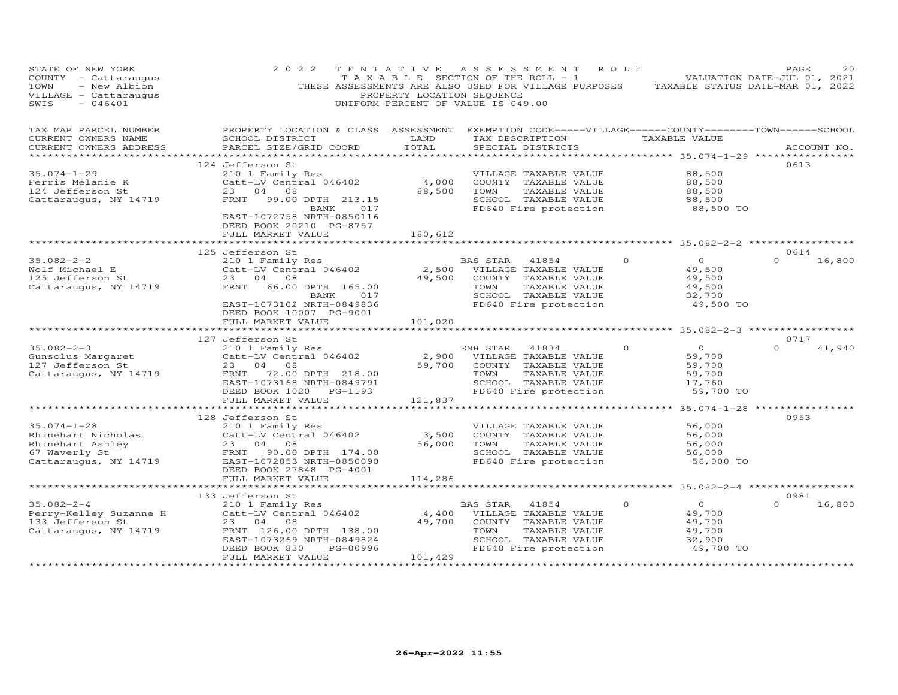STATE OF NEW YORK
COUNTY - Cattaraugus
TOWN - New Albion
VILLAGE - Cattaraugus
SWIS - 046401

2022 TENTATIVE ASSESSMENT ROLL
TAXABLE SECTION OF THE ROLL - 1
THESE ASSESSMENTS ARE ALSO USED FOR VILLAGE PURPOSES
PROPERTY LOCATION SEQUENCE
UNIFORM PERCENT OF VALUE IS 049.00

VALUATION DATE-JUL 01, 2021
TAXABLE STATUS DATE-MAR 01, 2022

| TAX MAP PARCEL NUMBER / CURRENT OWNERS NAME / CURRENT OWNERS ADDRESS | PROPERTY LOCATION & CLASS / SCHOOL DISTRICT / PARCEL SIZE/GRID COORD | ASSESSMENT LAND | TOTAL | EXEMPTION CODE / TAX DESCRIPTION / SPECIAL DISTRICTS | VILLAGE | COUNTY/TOWN/SCHOOL TAXABLE VALUE | SCHOOL | ACCOUNT NO. |
|---|---|---|---|---|---|---|---|---|
| 35.074-1-29 | 124 Jefferson St | | | | | | | 0613 |
| Ferris Melanie K | 210 1 Family Res | | | VILLAGE TAXABLE VALUE | | 88,500 | | |
| 124 Jefferson St | Catt-LV Central 046402 | 4,000 | | COUNTY TAXABLE VALUE | | 88,500 | | |
| Cattaraugus, NY 14719 | 23 04 08 | | 88,500 | TOWN TAXABLE VALUE | | 88,500 | | |
| | FRNT 99.00 DPTH 213.15 | | | SCHOOL TAXABLE VALUE | | 88,500 | | |
| | BANK 017 | | | FD640 Fire protection | | 88,500 TO | | |
| | EAST-1072758 NRTH-0850116 | | | | | | | |
| | DEED BOOK 20210 PG-8757 | | | | | | | |
| | FULL MARKET VALUE | | 180,612 | | | | | |
| 35.082-2-2 | 125 Jefferson St | | | | | | | 0614 |
| Wolf Michael E | 210 1 Family Res | | | BAS STAR 41854 | 0 | 0 | 0 | 16,800 |
| 125 Jefferson St | Catt-LV Central 046402 | 2,500 | | VILLAGE TAXABLE VALUE | | 49,500 | | |
| Cattaraugus, NY 14719 | 23 04 08 | | 49,500 | COUNTY TAXABLE VALUE | | 49,500 | | |
| | FRNT 66.00 DPTH 165.00 | | | TOWN TAXABLE VALUE | | 49,500 | | |
| | BANK 017 | | | SCHOOL TAXABLE VALUE | | 32,700 | | |
| | EAST-1073102 NRTH-0849836 | | | FD640 Fire protection | | 49,500 TO | | |
| | DEED BOOK 10007 PG-9001 | | | | | | | |
| | FULL MARKET VALUE | | 101,020 | | | | | |
| 35.082-2-3 | 127 Jefferson St | | | | | | | 0717 |
| Gunsolus Margaret | 210 1 Family Res | | | ENH STAR 41834 | 0 | 0 | 0 | 41,940 |
| 127 Jefferson St | Catt-LV Central 046402 | 2,900 | | VILLAGE TAXABLE VALUE | | 59,700 | | |
| Cattaraugus, NY 14719 | 23 04 08 | | 59,700 | COUNTY TAXABLE VALUE | | 59,700 | | |
| | FRNT 72.00 DPTH 218.00 | | | TOWN TAXABLE VALUE | | 59,700 | | |
| | EAST-1073168 NRTH-0849791 | | | SCHOOL TAXABLE VALUE | | 17,760 | | |
| | DEED BOOK 1020 PG-1193 | | | FD640 Fire protection | | 59,700 TO | | |
| | FULL MARKET VALUE | | 121,837 | | | | | |
| 35.074-1-28 | 128 Jefferson St | | | | | | | 0953 |
| Rhinehart Nicholas | 210 1 Family Res | | | VILLAGE TAXABLE VALUE | | 56,000 | | |
| Rhinehart Ashley | Catt-LV Central 046402 | 3,500 | | COUNTY TAXABLE VALUE | | 56,000 | | |
| 67 Waverly St | 23 04 08 | | 56,000 | TOWN TAXABLE VALUE | | 56,000 | | |
| Cattaraugus, NY 14719 | FRNT 90.00 DPTH 174.00 | | | SCHOOL TAXABLE VALUE | | 56,000 | | |
| | EAST-1072853 NRTH-0850090 | | | FD640 Fire protection | | 56,000 TO | | |
| | DEED BOOK 27848 PG-4001 | | | | | | | |
| | FULL MARKET VALUE | | 114,286 | | | | | |
| 35.082-2-4 | 133 Jefferson St | | | | | | | 0981 |
| Perry-Kelley Suzanne H | 210 1 Family Res | | | BAS STAR 41854 | 0 | 0 | 0 | 16,800 |
| 133 Jefferson St | Catt-LV Central 046402 | 4,400 | | VILLAGE TAXABLE VALUE | | 49,700 | | |
| Cattaraugus, NY 14719 | 23 04 08 | | 49,700 | COUNTY TAXABLE VALUE | | 49,700 | | |
| | FRNT 126.00 DPTH 138.00 | | | TOWN TAXABLE VALUE | | 49,700 | | |
| | EAST-1073269 NRTH-0849824 | | | SCHOOL TAXABLE VALUE | | 32,900 | | |
| | DEED BOOK 830 PG-00996 | | | FD640 Fire protection | | 49,700 TO | | |
| | FULL MARKET VALUE | | 101,429 | | | | | |

26-Apr-2022 11:55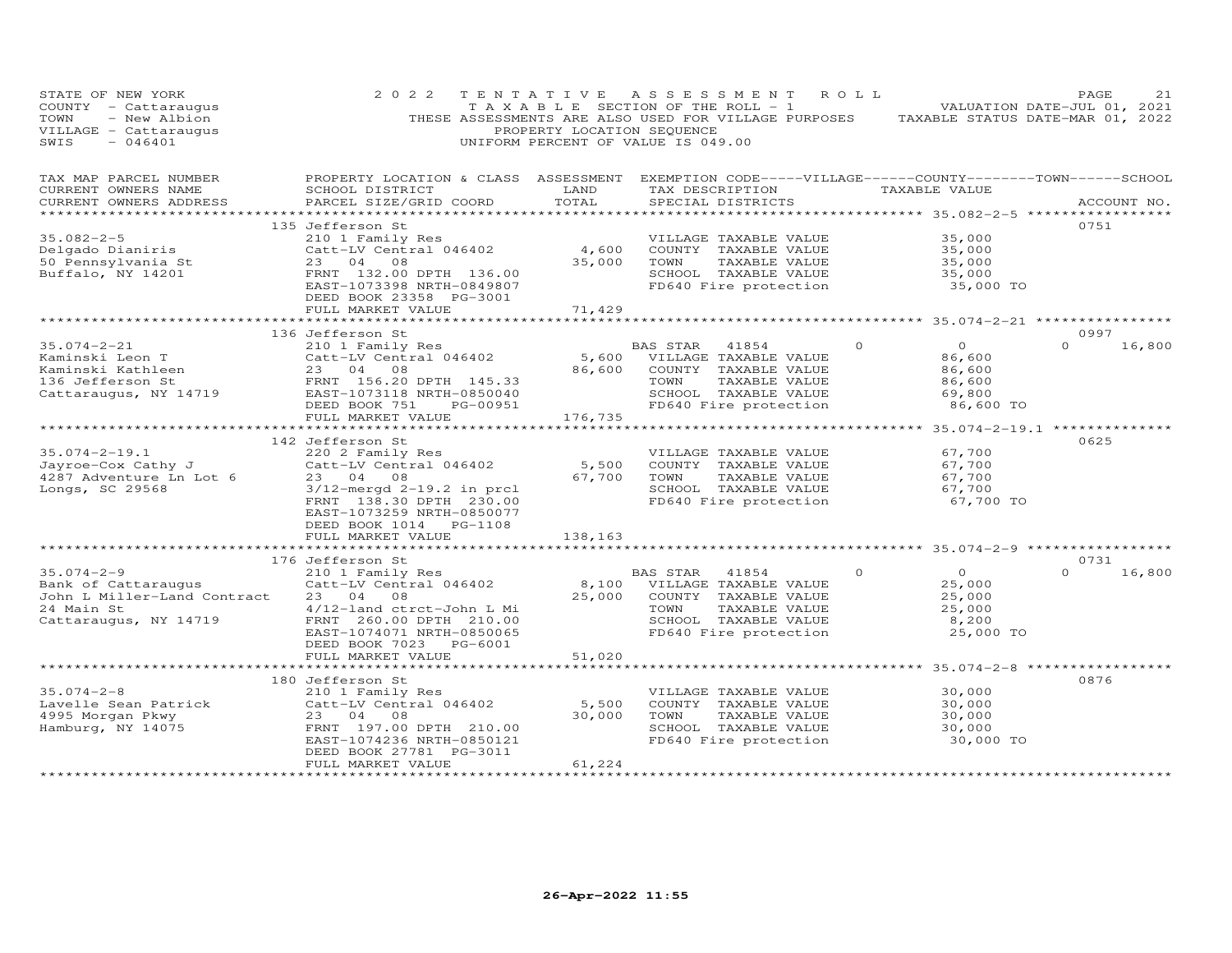STATE OF NEW YORK
COUNTY - Cattaraugus
TOWN - New Albion
VILLAGE - Cattaraugus
SWIS - 046401

2022 TENTATIVE ASSESSMENT ROLL
TAXABLE SECTION OF THE ROLL - 1
THESE ASSESSMENTS ARE ALSO USED FOR VILLAGE PURPOSES
PROPERTY LOCATION SEQUENCE
UNIFORM PERCENT OF VALUE IS 049.00

VALUATION DATE-JUL 01, 2021
TAXABLE STATUS DATE-MAR 01, 2022

| TAX MAP PARCEL NUMBER / CURRENT OWNERS NAME / CURRENT OWNERS ADDRESS | PROPERTY LOCATION & CLASS / SCHOOL DISTRICT / PARCEL SIZE/GRID COORD | ASSESSMENT LAND | TOTAL | EXEMPTION CODE-----VILLAGE------COUNTY--------TOWN------SCHOOL / TAX DESCRIPTION / SPECIAL DISTRICTS | TAXABLE VALUE | ACCOUNT NO. |
|---|---|---|---|---|---|---|
| **35.082-2-5** | 135 Jefferson St | | | | | 0751 |
| 35.082-2-5 | 210 1 Family Res | | | VILLAGE TAXABLE VALUE | 35,000 | |
| Delgado Dianiris | Catt-LV Central 046402 | 4,600 | | COUNTY TAXABLE VALUE | 35,000 | |
| 50 Pennsylvania St | 23 04 08 | | 35,000 | TOWN TAXABLE VALUE | 35,000 | |
| Buffalo, NY 14201 | FRNT 132.00 DPTH 136.00 | | | SCHOOL TAXABLE VALUE | 35,000 | |
| | EAST-1073398 NRTH-0849807 | | | FD640 Fire protection | 35,000 TO | |
| | DEED BOOK 23358 PG-3001 | | | | | |
| | FULL MARKET VALUE | | 71,429 | | | |
| **35.074-2-21** | 136 Jefferson St | | | | | 0997 |
| 35.074-2-21 | 210 1 Family Res | | | BAS STAR 41854 0 | 0 | 0 16,800 |
| Kaminski Leon T | Catt-LV Central 046402 | 5,600 | | VILLAGE TAXABLE VALUE | 86,600 | |
| Kaminski Kathleen | 23 04 08 | | 86,600 | COUNTY TAXABLE VALUE | 86,600 | |
| 136 Jefferson St | FRNT 156.20 DPTH 145.33 | | | TOWN TAXABLE VALUE | 86,600 | |
| Cattaraugus, NY 14719 | EAST-1073118 NRTH-0850040 | | | SCHOOL TAXABLE VALUE | 69,800 | |
| | DEED BOOK 751 PG-00951 | | | FD640 Fire protection | 86,600 TO | |
| | FULL MARKET VALUE | | 176,735 | | | |
| **35.074-2-19.1** | 142 Jefferson St | | | | | 0625 |
| 35.074-2-19.1 | 220 2 Family Res | | | VILLAGE TAXABLE VALUE | 67,700 | |
| Jayroe-Cox Cathy J | Catt-LV Central 046402 | 5,500 | | COUNTY TAXABLE VALUE | 67,700 | |
| 4287 Adventure Ln Lot 6 | 23 04 08 | | 67,700 | TOWN TAXABLE VALUE | 67,700 | |
| Longs, SC 29568 | 3/12-mergd 2-19.2 in prcl | | | SCHOOL TAXABLE VALUE | 67,700 | |
| | FRNT 138.30 DPTH 230.00 | | | FD640 Fire protection | 67,700 TO | |
| | EAST-1073259 NRTH-0850077 | | | | | |
| | DEED BOOK 1014 PG-1108 | | | | | |
| | FULL MARKET VALUE | | 138,163 | | | |
| **35.074-2-9** | 176 Jefferson St | | | | | 0731 |
| 35.074-2-9 | 210 1 Family Res | | | BAS STAR 41854 0 | 0 | 0 16,800 |
| Bank of Cattaraugus | Catt-LV Central 046402 | 8,100 | | VILLAGE TAXABLE VALUE | 25,000 | |
| John L Miller-Land Contract | 23 04 08 | | 25,000 | COUNTY TAXABLE VALUE | 25,000 | |
| 24 Main St | 4/12-land ctrct-John L Mi | | | TOWN TAXABLE VALUE | 25,000 | |
| Cattaraugus, NY 14719 | FRNT 260.00 DPTH 210.00 | | | SCHOOL TAXABLE VALUE | 8,200 | |
| | EAST-1074071 NRTH-0850065 | | | FD640 Fire protection | 25,000 TO | |
| | DEED BOOK 7023 PG-6001 | | | | | |
| | FULL MARKET VALUE | | 51,020 | | | |
| **35.074-2-8** | 180 Jefferson St | | | | | 0876 |
| 35.074-2-8 | 210 1 Family Res | | | VILLAGE TAXABLE VALUE | 30,000 | |
| Lavelle Sean Patrick | Catt-LV Central 046402 | 5,500 | | COUNTY TAXABLE VALUE | 30,000 | |
| 4995 Morgan Pkwy | 23 04 08 | | 30,000 | TOWN TAXABLE VALUE | 30,000 | |
| Hamburg, NY 14075 | FRNT 197.00 DPTH 210.00 | | | SCHOOL TAXABLE VALUE | 30,000 | |
| | EAST-1074236 NRTH-0850121 | | | FD640 Fire protection | 30,000 TO | |
| | DEED BOOK 27781 PG-3011 | | | | | |
| | FULL MARKET VALUE | | 61,224 | | | |

26-Apr-2022 11:55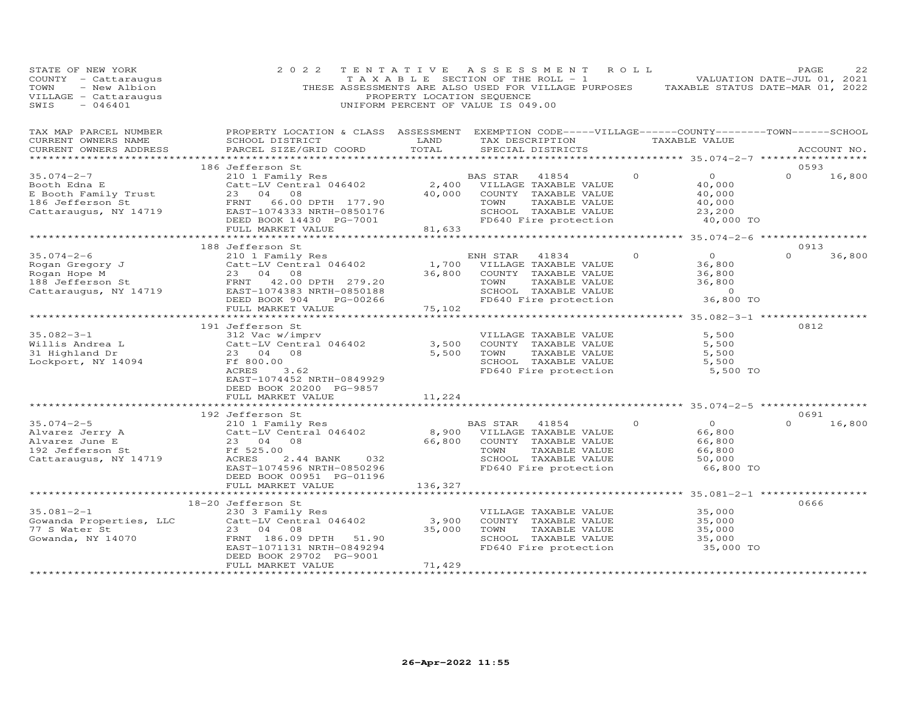STATE OF NEW YORK
COUNTY - Cattaraugus
TOWN - New Albion
VILLAGE - Cattaraugus
SWIS - 046401

2022 TENTATIVE ASSESSMENT ROLL
TAXABLE SECTION OF THE ROLL - 1
THESE ASSESSMENTS ARE ALSO USED FOR VILLAGE PURPOSES
PROPERTY LOCATION SEQUENCE
UNIFORM PERCENT OF VALUE IS 049.00

VALUATION DATE-JUL 01, 2021
TAXABLE STATUS DATE-MAR 01, 2022

| TAX MAP PARCEL NUMBER / CURRENT OWNERS NAME / CURRENT OWNERS ADDRESS | PROPERTY LOCATION & CLASS / SCHOOL DISTRICT / PARCEL SIZE/GRID COORD | ASSESSMENT LAND / TOTAL | EXEMPTION CODE / TAX DESCRIPTION / SPECIAL DISTRICTS | VILLAGE | COUNTY / TAXABLE VALUE | TOWN | SCHOOL / ACCOUNT NO. |
|---|---|---|---|---|---|---|---|
| **35.074-2-7** | 186 Jefferson St | | | | | | 0593 |
| 35.074-2-7 | 210 1 Family Res | | BAS STAR 41854 | 0 | 0 | 0 | 16,800 |
| Booth Edna E | Catt-LV Central 046402 | 2,400 | VILLAGE TAXABLE VALUE | | 40,000 | | |
| E Booth Family Trust | 23 04 08 | 40,000 | COUNTY TAXABLE VALUE | | 40,000 | | |
| 186 Jefferson St | FRNT 66.00 DPTH 177.90 | | TOWN TAXABLE VALUE | | 40,000 | | |
| Cattaraugus, NY 14719 | EAST-1074333 NRTH-0850176 | | SCHOOL TAXABLE VALUE | | 23,200 | | |
| | DEED BOOK 14430 PG-7001 | | FD640 Fire protection | | 40,000 TO | | |
| | FULL MARKET VALUE | 81,633 | | | | | |
| **35.074-2-6** | 188 Jefferson St | | | | | | 0913 |
| 35.074-2-6 | 210 1 Family Res | | ENH STAR 41834 | 0 | 0 | 0 | 36,800 |
| Rogan Gregory J | Catt-LV Central 046402 | 1,700 | VILLAGE TAXABLE VALUE | | 36,800 | | |
| Rogan Hope M | 23 04 08 | 36,800 | COUNTY TAXABLE VALUE | | 36,800 | | |
| 188 Jefferson St | FRNT 42.00 DPTH 279.20 | | TOWN TAXABLE VALUE | | 36,800 | | |
| Cattaraugus, NY 14719 | EAST-1074383 NRTH-0850188 | | SCHOOL TAXABLE VALUE | | 0 | | |
| | DEED BOOK 904 PG-00266 | | FD640 Fire protection | | 36,800 TO | | |
| | FULL MARKET VALUE | 75,102 | | | | | |
| **35.082-3-1** | 191 Jefferson St | | | | | | 0812 |
| 35.082-3-1 | 312 Vac w/imprv | | VILLAGE TAXABLE VALUE | | 5,500 | | |
| Willis Andrea L | Catt-LV Central 046402 | 3,500 | COUNTY TAXABLE VALUE | | 5,500 | | |
| 31 Highland Dr | 23 04 08 | 5,500 | TOWN TAXABLE VALUE | | 5,500 | | |
| Lockport, NY 14094 | Ff 800.00 | | SCHOOL TAXABLE VALUE | | 5,500 | | |
| | ACRES 3.62 | | FD640 Fire protection | | 5,500 TO | | |
| | EAST-1074452 NRTH-0849929 | | | | | | |
| | DEED BOOK 20200 PG-9857 | | | | | | |
| | FULL MARKET VALUE | 11,224 | | | | | |
| **35.074-2-5** | 192 Jefferson St | | | | | | 0691 |
| 35.074-2-5 | 210 1 Family Res | | BAS STAR 41854 | 0 | 0 | 0 | 16,800 |
| Alvarez Jerry A | Catt-LV Central 046402 | 8,900 | VILLAGE TAXABLE VALUE | | 66,800 | | |
| Alvarez June E | 23 04 08 | 66,800 | COUNTY TAXABLE VALUE | | 66,800 | | |
| 192 Jefferson St | Ff 525.00 | | TOWN TAXABLE VALUE | | 66,800 | | |
| Cattaraugus, NY 14719 | ACRES 2.44 BANK 032 | | SCHOOL TAXABLE VALUE | | 50,000 | | |
| | EAST-1074596 NRTH-0850296 | | FD640 Fire protection | | 66,800 TO | | |
| | DEED BOOK 00951 PG-01196 | | | | | | |
| | FULL MARKET VALUE | 136,327 | | | | | |
| **35.081-2-1** | 18-20 Jefferson St | | | | | | 0666 |
| 35.081-2-1 | 230 3 Family Res | | VILLAGE TAXABLE VALUE | | 35,000 | | |
| Gowanda Properties, LLC | Catt-LV Central 046402 | 3,900 | COUNTY TAXABLE VALUE | | 35,000 | | |
| 77 S Water St | 23 04 08 | 35,000 | TOWN TAXABLE VALUE | | 35,000 | | |
| Gowanda, NY 14070 | FRNT 186.09 DPTH 51.90 | | SCHOOL TAXABLE VALUE | | 35,000 | | |
| | EAST-1071131 NRTH-0849294 | | FD640 Fire protection | | 35,000 TO | | |
| | DEED BOOK 29702 PG-9001 | | | | | | |
| | FULL MARKET VALUE | 71,429 | | | | | |

26-Apr-2022 11:55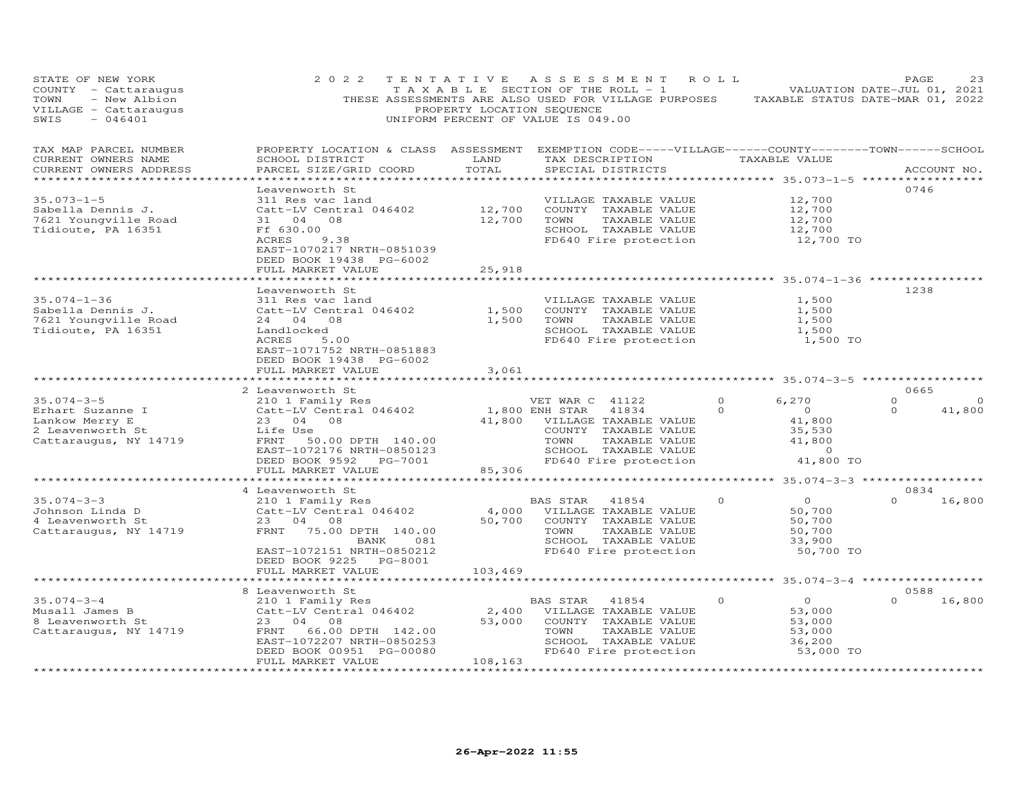STATE OF NEW YORK — 2022 TENTATIVE ASSESSMENT ROLL
COUNTY - Cattaraugus — TAXABLE SECTION OF THE ROLL - 1 — VALUATION DATE-JUL 01, 2021
TOWN - New Albion — THESE ASSESSMENTS ARE ALSO USED FOR VILLAGE PURPOSES — TAXABLE STATUS DATE-MAR 01, 2022
VILLAGE - Cattaraugus — PROPERTY LOCATION SEQUENCE
SWIS - 046401 — UNIFORM PERCENT OF VALUE IS 049.00

| TAX MAP PARCEL NUMBER / CURRENT OWNERS NAME / CURRENT OWNERS ADDRESS | PROPERTY LOCATION & CLASS / SCHOOL DISTRICT / PARCEL SIZE/GRID COORD | ASSESSMENT LAND / TOTAL | EXEMPTION CODE-----VILLAGE------COUNTY--------TOWN------SCHOOL / TAX DESCRIPTION / SPECIAL DISTRICTS | TAXABLE VALUE | ACCOUNT NO. |
|---|---|---|---|---|---|
| **35.073-1-5** | Leavenworth St | | | | 0746 |
| 35.073-1-5 | 311 Res vac land | | VILLAGE TAXABLE VALUE | 12,700 | |
| Sabella Dennis J. | Catt-LV Central 046402 | 12,700 | COUNTY TAXABLE VALUE | 12,700 | |
| 7621 Youngville Road | 31 04 08 | 12,700 | TOWN TAXABLE VALUE | 12,700 | |
| Tidioute, PA 16351 | Ff 630.00 | | SCHOOL TAXABLE VALUE | 12,700 | |
| | ACRES 9.38 | | FD640 Fire protection | 12,700 TO | |
| | EAST-1070217 NRTH-0851039 | | | | |
| | DEED BOOK 19438 PG-6002 | | | | |
| | FULL MARKET VALUE | 25,918 | | | |
| **35.074-1-36** | Leavenworth St | | | | 1238 |
| 35.074-1-36 | 311 Res vac land | | VILLAGE TAXABLE VALUE | 1,500 | |
| Sabella Dennis J. | Catt-LV Central 046402 | 1,500 | COUNTY TAXABLE VALUE | 1,500 | |
| 7621 Youngville Road | 24 04 08 | 1,500 | TOWN TAXABLE VALUE | 1,500 | |
| Tidioute, PA 16351 | Landlocked | | SCHOOL TAXABLE VALUE | 1,500 | |
| | ACRES 5.00 | | FD640 Fire protection | 1,500 TO | |
| | EAST-1071752 NRTH-0851883 | | | | |
| | DEED BOOK 19438 PG-6002 | | | | |
| | FULL MARKET VALUE | 3,061 | | | |
| **35.074-3-5** | 2 Leavenworth St | | | | 0665 |
| 35.074-3-5 | 210 1 Family Res | | VET WAR C 41122 | 0 / 6,270 / 0 / 0 | |
| Erhart Suzanne I | Catt-LV Central 046402 | 1,800 | ENH STAR 41834 | 0 / 0 / 0 / 41,800 | |
| Lankow Merry E | 23 04 08 | 41,800 | VILLAGE TAXABLE VALUE | 41,800 | |
| 2 Leavenworth St | Life Use | | COUNTY TAXABLE VALUE | 35,530 | |
| Cattaraugus, NY 14719 | FRNT 50.00 DPTH 140.00 | | TOWN TAXABLE VALUE | 41,800 | |
| | EAST-1072176 NRTH-0850123 | | SCHOOL TAXABLE VALUE | 0 | |
| | DEED BOOK 9592 PG-7001 | | FD640 Fire protection | 41,800 TO | |
| | FULL MARKET VALUE | 85,306 | | | |
| **35.074-3-3** | 4 Leavenworth St | | | | 0834 |
| 35.074-3-3 | 210 1 Family Res | | BAS STAR 41854 | 0 / 0 / 0 / 16,800 | |
| Johnson Linda D | Catt-LV Central 046402 | 4,000 | VILLAGE TAXABLE VALUE | 50,700 | |
| 4 Leavenworth St | 23 04 08 | 50,700 | COUNTY TAXABLE VALUE | 50,700 | |
| Cattaraugus, NY 14719 | FRNT 75.00 DPTH 140.00 | | TOWN TAXABLE VALUE | 50,700 | |
| | BANK 081 | | SCHOOL TAXABLE VALUE | 33,900 | |
| | EAST-1072151 NRTH-0850212 | | FD640 Fire protection | 50,700 TO | |
| | DEED BOOK 9225 PG-8001 | | | | |
| | FULL MARKET VALUE | 103,469 | | | |
| **35.074-3-4** | 8 Leavenworth St | | | | 0588 |
| 35.074-3-4 | 210 1 Family Res | | BAS STAR 41854 | 0 / 0 / 0 / 16,800 | |
| Musall James B | Catt-LV Central 046402 | 2,400 | VILLAGE TAXABLE VALUE | 53,000 | |
| 8 Leavenworth St | 23 04 08 | 53,000 | COUNTY TAXABLE VALUE | 53,000 | |
| Cattaraugus, NY 14719 | FRNT 66.00 DPTH 142.00 | | TOWN TAXABLE VALUE | 53,000 | |
| | EAST-1072207 NRTH-0850253 | | SCHOOL TAXABLE VALUE | 36,200 | |
| | DEED BOOK 00951 PG-00080 | | FD640 Fire protection | 53,000 TO | |
| | FULL MARKET VALUE | 108,163 | | | |

26-Apr-2022 11:55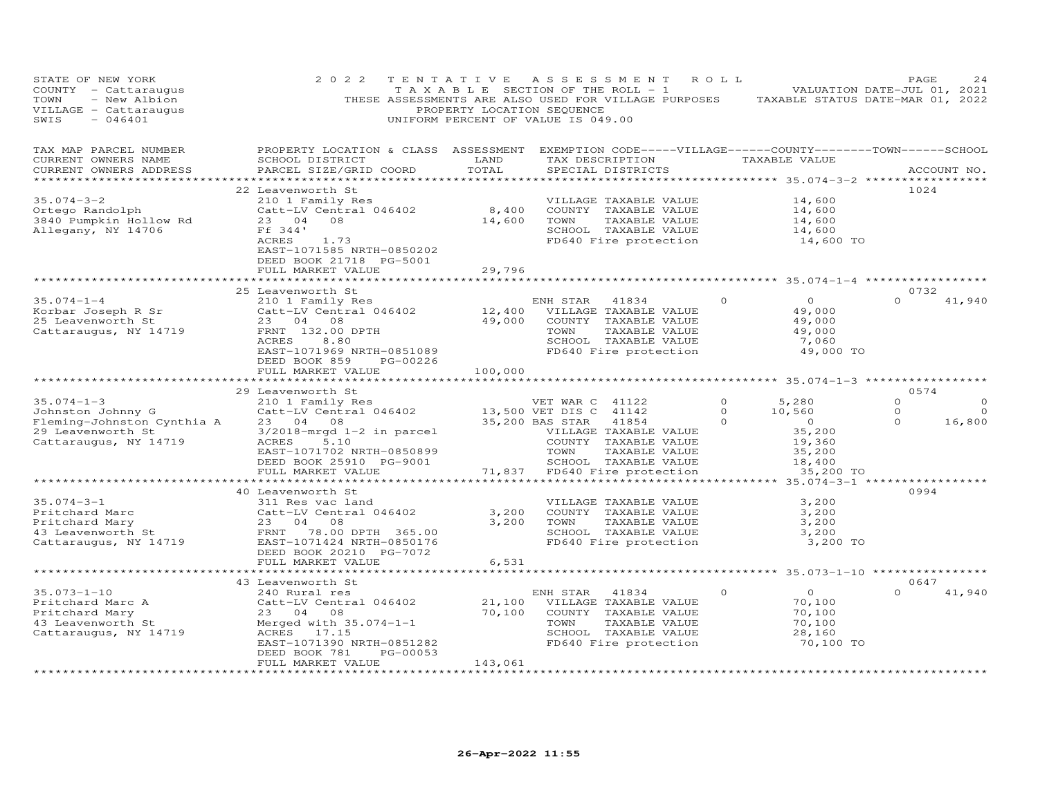STATE OF NEW YORK
COUNTY - Cattaraugus
TOWN - New Albion
VILLAGE - Cattaraugus
SWIS - 046401

2022 TENTATIVE ASSESSMENT ROLL
TAXABLE SECTION OF THE ROLL - 1
THESE ASSESSMENTS ARE ALSO USED FOR VILLAGE PURPOSES
PROPERTY LOCATION SEQUENCE
UNIFORM PERCENT OF VALUE IS 049.00

VALUATION DATE-JUL 01, 2021
TAXABLE STATUS DATE-MAR 01, 2022

| TAX MAP PARCEL NUMBER / CURRENT OWNERS NAME / CURRENT OWNERS ADDRESS | PROPERTY LOCATION & CLASS / SCHOOL DISTRICT / PARCEL SIZE/GRID COORD | ASSESSMENT LAND | TOTAL | EXEMPTION CODE / TAX DESCRIPTION / SPECIAL DISTRICTS | VILLAGE | COUNTY TAXABLE VALUE | TOWN | SCHOOL | ACCOUNT NO. |
|---|---|---|---|---|---|---|---|---|---|
| **35.074-3-2** | 22 Leavenworth St | | | | | | | | 1024 |
| Ortego Randolph | 210 1 Family Res | | | VILLAGE TAXABLE VALUE | | 14,600 | | | |
| 3840 Pumpkin Hollow Rd | Catt-LV Central 046402 | 8,400 | | COUNTY TAXABLE VALUE | | 14,600 | | | |
| Allegany, NY 14706 | 23 04 08 | | 14,600 | TOWN TAXABLE VALUE | | 14,600 | | | |
| | Ff 344' | | | SCHOOL TAXABLE VALUE | | 14,600 | | | |
| | ACRES 1.73 | | | FD640 Fire protection | | 14,600 TO | | | |
| | EAST-1071585 NRTH-0850202 | | | | | | | | |
| | DEED BOOK 21718 PG-5001 | | | | | | | | |
| | FULL MARKET VALUE | | 29,796 | | | | | | |
| **35.074-1-4** | 25 Leavenworth St | | | | | | | | 0732 |
| Korbar Joseph R Sr | 210 1 Family Res | | | ENH STAR 41834 | 0 | 0 | 0 | 41,940 | |
| 25 Leavenworth St | Catt-LV Central 046402 | 12,400 | | VILLAGE TAXABLE VALUE | | 49,000 | | | |
| Cattaraugus, NY 14719 | 23 04 08 | | 49,000 | COUNTY TAXABLE VALUE | | 49,000 | | | |
| | FRNT 132.00 DPTH | | | TOWN TAXABLE VALUE | | 49,000 | | | |
| | ACRES 8.80 | | | SCHOOL TAXABLE VALUE | | 7,060 | | | |
| | EAST-1071969 NRTH-0851089 | | | FD640 Fire protection | | 49,000 TO | | | |
| | DEED BOOK 859 PG-00226 | | | | | | | | |
| | FULL MARKET VALUE | | 100,000 | | | | | | |
| **35.074-1-3** | 29 Leavenworth St | | | | | | | | 0574 |
| Johnston Johnny G | 210 1 Family Res | | | VET WAR C 41122 | 0 | 5,280 | 0 | 0 | |
| Fleming-Johnston Cynthia A | Catt-LV Central 046402 | 13,500 | | VET DIS C 41142 | 0 | 10,560 | 0 | 0 | |
| 29 Leavenworth St | 23 04 08 | | 35,200 | BAS STAR 41854 | 0 | 0 | 0 | 16,800 | |
| Cattaraugus, NY 14719 | 3/2018-mrgd 1-2 in parcel | | | VILLAGE TAXABLE VALUE | | 35,200 | | | |
| | ACRES 5.10 | | | COUNTY TAXABLE VALUE | | 19,360 | | | |
| | EAST-1071702 NRTH-0850899 | | | TOWN TAXABLE VALUE | | 35,200 | | | |
| | DEED BOOK 25910 PG-9001 | | | SCHOOL TAXABLE VALUE | | 18,400 | | | |
| | FULL MARKET VALUE | | 71,837 | FD640 Fire protection | | 35,200 TO | | | |
| **35.074-3-1** | 40 Leavenworth St | | | | | | | | 0994 |
| Pritchard Marc | 311 Res vac land | | | VILLAGE TAXABLE VALUE | | 3,200 | | | |
| Pritchard Mary | Catt-LV Central 046402 | 3,200 | | COUNTY TAXABLE VALUE | | 3,200 | | | |
| 43 Leavenworth St | 23 04 08 | | 3,200 | TOWN TAXABLE VALUE | | 3,200 | | | |
| Cattaraugus, NY 14719 | FRNT 78.00 DPTH 365.00 | | | SCHOOL TAXABLE VALUE | | 3,200 | | | |
| | EAST-1071424 NRTH-0850176 | | | FD640 Fire protection | | 3,200 TO | | | |
| | DEED BOOK 20210 PG-7072 | | | | | | | | |
| | FULL MARKET VALUE | | 6,531 | | | | | | |
| **35.073-1-10** | 43 Leavenworth St | | | | | | | | 0647 |
| Pritchard Marc A | 240 Rural res | | | ENH STAR 41834 | 0 | 0 | 0 | 41,940 | |
| Pritchard Mary | Catt-LV Central 046402 | 21,100 | | VILLAGE TAXABLE VALUE | | 70,100 | | | |
| 43 Leavenworth St | 23 04 08 | | 70,100 | COUNTY TAXABLE VALUE | | 70,100 | | | |
| Cattaraugus, NY 14719 | Merged with 35.074-1-1 | | | TOWN TAXABLE VALUE | | 70,100 | | | |
| | ACRES 17.15 | | | SCHOOL TAXABLE VALUE | | 28,160 | | | |
| | EAST-1071390 NRTH-0851282 | | | FD640 Fire protection | | 70,100 TO | | | |
| | DEED BOOK 781 PG-00053 | | | | | | | | |
| | FULL MARKET VALUE | | 143,061 | | | | | | |

26-Apr-2022 11:55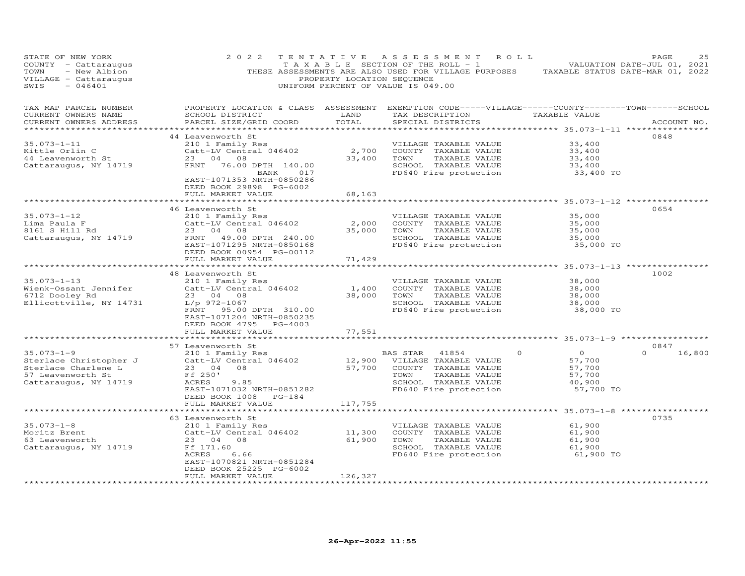STATE OF NEW YORK
COUNTY - Cattaraugus
TOWN - New Albion
VILLAGE - Cattaraugus
SWIS - 046401

2022 TENTATIVE ASSESSMENT ROLL
TAXABLE SECTION OF THE ROLL - 1
THESE ASSESSMENTS ARE ALSO USED FOR VILLAGE PURPOSES
PROPERTY LOCATION SEQUENCE
UNIFORM PERCENT OF VALUE IS 049.00

VALUATION DATE-JUL 01, 2021
TAXABLE STATUS DATE-MAR 01, 2022

| TAX MAP PARCEL NUMBER / CURRENT OWNERS NAME / CURRENT OWNERS ADDRESS | PROPERTY LOCATION & CLASS / SCHOOL DISTRICT / PARCEL SIZE/GRID COORD | ASSESSMENT LAND / TOTAL | EXEMPTION CODE / TAX DESCRIPTION / SPECIAL DISTRICTS | VILLAGE | COUNTY / TAXABLE VALUE | TOWN | SCHOOL / ACCOUNT NO. |
|---|---|---|---|---|---|---|---|
| 35.073-1-11 | 44 Leavenworth St | | | | | | 0848 |
| Kittle Orlin C | 210 1 Family Res | | VILLAGE TAXABLE VALUE | | 33,400 | | |
| 44 Leavenworth St | Catt-LV Central 046402 | 2,700 | COUNTY TAXABLE VALUE | | 33,400 | | |
| Cattaraugus, NY 14719 | 23 04 08 | 33,400 | TOWN TAXABLE VALUE | | 33,400 | | |
| | FRNT 76.00 DPTH 140.00 | | SCHOOL TAXABLE VALUE | | 33,400 | | |
| | BANK 017 | | FD640 Fire protection | | 33,400 TO | | |
| | EAST-1071353 NRTH-0850286 | | | | | | |
| | DEED BOOK 29898 PG-6002 | | | | | | |
| | FULL MARKET VALUE | 68,163 | | | | | |
| 35.073-1-12 | 46 Leavenworth St | | | | | | 0654 |
| Lima Paula F | 210 1 Family Res | | VILLAGE TAXABLE VALUE | | 35,000 | | |
| 8161 S Hill Rd | Catt-LV Central 046402 | 2,000 | COUNTY TAXABLE VALUE | | 35,000 | | |
| Cattaraugus, NY 14719 | 23 04 08 | 35,000 | TOWN TAXABLE VALUE | | 35,000 | | |
| | FRNT 49.00 DPTH 240.00 | | SCHOOL TAXABLE VALUE | | 35,000 | | |
| | EAST-1071295 NRTH-0850168 | | FD640 Fire protection | | 35,000 TO | | |
| | DEED BOOK 00954 PG-00112 | | | | | | |
| | FULL MARKET VALUE | 71,429 | | | | | |
| 35.073-1-13 | 48 Leavenworth St | | | | | | 1002 |
| Wienk-Ossant Jennifer | 210 1 Family Res | | VILLAGE TAXABLE VALUE | | 38,000 | | |
| 6712 Dooley Rd | Catt-LV Central 046402 | 1,400 | COUNTY TAXABLE VALUE | | 38,000 | | |
| Ellicottville, NY 14731 | 23 04 08 | 38,000 | TOWN TAXABLE VALUE | | 38,000 | | |
| | L/p 972-1067 | | SCHOOL TAXABLE VALUE | | 38,000 | | |
| | FRNT 95.00 DPTH 310.00 | | FD640 Fire protection | | 38,000 TO | | |
| | EAST-1071204 NRTH-0850235 | | | | | | |
| | DEED BOOK 4795 PG-4003 | | | | | | |
| | FULL MARKET VALUE | 77,551 | | | | | |
| 35.073-1-9 | 57 Leavenworth St | | | | | | 0847 |
| Sterlace Christopher J | 210 1 Family Res | | BAS STAR 41854 | 0 | 0 | 0 | 16,800 |
| Sterlace Charlene L | Catt-LV Central 046402 | 12,900 | VILLAGE TAXABLE VALUE | | 57,700 | | |
| 57 Leavenworth St | 23 04 08 | 57,700 | COUNTY TAXABLE VALUE | | 57,700 | | |
| Cattaraugus, NY 14719 | Ff 250' | | TOWN TAXABLE VALUE | | 57,700 | | |
| | ACRES 9.85 | | SCHOOL TAXABLE VALUE | | 40,900 | | |
| | EAST-1071032 NRTH-0851282 | | FD640 Fire protection | | 57,700 TO | | |
| | DEED BOOK 1008 PG-184 | | | | | | |
| | FULL MARKET VALUE | 117,755 | | | | | |
| 35.073-1-8 | 63 Leavenworth St | | | | | | 0735 |
| Moritz Brent | 210 1 Family Res | | VILLAGE TAXABLE VALUE | | 61,900 | | |
| 63 Leavenworth | Catt-LV Central 046402 | 11,300 | COUNTY TAXABLE VALUE | | 61,900 | | |
| Cattaraugus, NY 14719 | 23 04 08 | 61,900 | TOWN TAXABLE VALUE | | 61,900 | | |
| | Ff 171.60 | | SCHOOL TAXABLE VALUE | | 61,900 | | |
| | ACRES 6.66 | | FD640 Fire protection | | 61,900 TO | | |
| | EAST-1070821 NRTH-0851284 | | | | | | |
| | DEED BOOK 25225 PG-6002 | | | | | | |
| | FULL MARKET VALUE | 126,327 | | | | | |

26-Apr-2022 11:55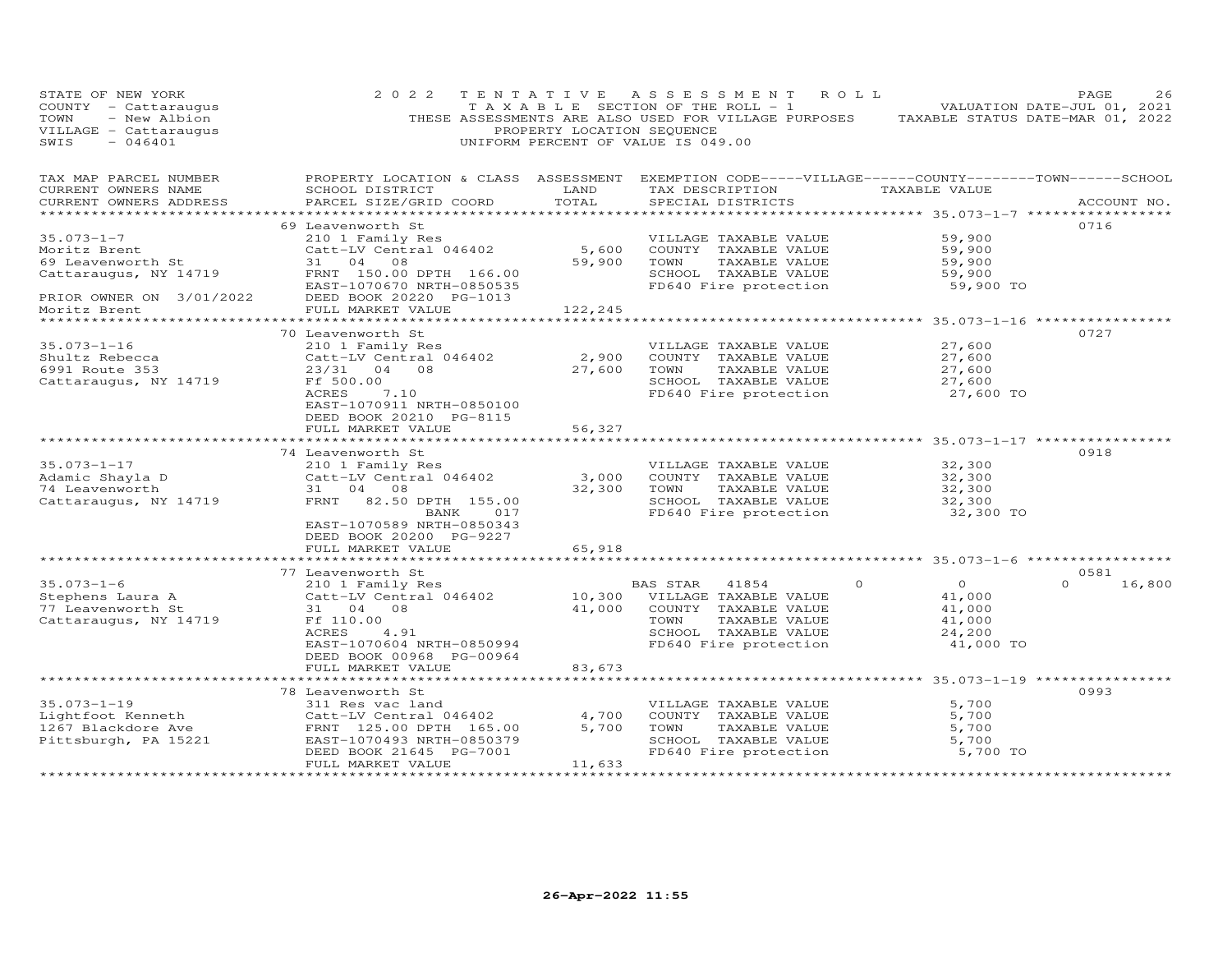STATE OF NEW YORK
COUNTY - Cattaraugus
TOWN - New Albion
VILLAGE - Cattaraugus
SWIS - 046401

2022 TENTATIVE ASSESSMENT ROLL
TAXABLE SECTION OF THE ROLL - 1
THESE ASSESSMENTS ARE ALSO USED FOR VILLAGE PURPOSES
PROPERTY LOCATION SEQUENCE
UNIFORM PERCENT OF VALUE IS 049.00

VALUATION DATE-JUL 01, 2021
TAXABLE STATUS DATE-MAR 01, 2022

| TAX MAP PARCEL NUMBER / CURRENT OWNERS NAME / CURRENT OWNERS ADDRESS | PROPERTY LOCATION & CLASS / SCHOOL DISTRICT / PARCEL SIZE/GRID COORD | ASSESSMENT LAND / TOTAL | EXEMPTION CODE / TAX DESCRIPTION / SPECIAL DISTRICTS | VILLAGE | COUNTY | TOWN | SCHOOL | TAXABLE VALUE | ACCOUNT NO. |
|---|---|---|---|---|---|---|---|---|---|
| | 69 Leavenworth St | | | | | | | | 0716 |
| 35.073-1-7 | 210 1 Family Res | | VILLAGE TAXABLE VALUE | | | | | 59,900 | |
| Moritz Brent | Catt-LV Central 046402 | 5,600 | COUNTY TAXABLE VALUE | | | | | 59,900 | |
| 69 Leavenworth St | 31 04 08 | 59,900 | TOWN TAXABLE VALUE | | | | | 59,900 | |
| Cattaraugus, NY 14719 | FRNT 150.00 DPTH 166.00 | | SCHOOL TAXABLE VALUE | | | | | 59,900 | |
| | EAST-1070670 NRTH-0850535 | | FD640 Fire protection | | | | | 59,900 TO | |
| PRIOR OWNER ON 3/01/2022 | DEED BOOK 20220 PG-1013 | | | | | | | | |
| Moritz Brent | FULL MARKET VALUE | 122,245 | | | | | | | |
| | 70 Leavenworth St | | | | | | | | 0727 |
| 35.073-1-16 | 210 1 Family Res | | VILLAGE TAXABLE VALUE | | | | | 27,600 | |
| Shultz Rebecca | Catt-LV Central 046402 | 2,900 | COUNTY TAXABLE VALUE | | | | | 27,600 | |
| 6991 Route 353 | 23/31 04 08 | 27,600 | TOWN TAXABLE VALUE | | | | | 27,600 | |
| Cattaraugus, NY 14719 | Ff 500.00 | | SCHOOL TAXABLE VALUE | | | | | 27,600 | |
| | ACRES 7.10 | | FD640 Fire protection | | | | | 27,600 TO | |
| | EAST-1070911 NRTH-0850100 | | | | | | | | |
| | DEED BOOK 20210 PG-8115 | | | | | | | | |
| | FULL MARKET VALUE | 56,327 | | | | | | | |
| | 74 Leavenworth St | | | | | | | | 0918 |
| 35.073-1-17 | 210 1 Family Res | | VILLAGE TAXABLE VALUE | | | | | 32,300 | |
| Adamic Shayla D | Catt-LV Central 046402 | 3,000 | COUNTY TAXABLE VALUE | | | | | 32,300 | |
| 74 Leavenworth | 31 04 08 | 32,300 | TOWN TAXABLE VALUE | | | | | 32,300 | |
| Cattaraugus, NY 14719 | FRNT 82.50 DPTH 155.00 | | SCHOOL TAXABLE VALUE | | | | | 32,300 | |
| | BANK 017 | | FD640 Fire protection | | | | | 32,300 TO | |
| | EAST-1070589 NRTH-0850343 | | | | | | | | |
| | DEED BOOK 20200 PG-9227 | | | | | | | | |
| | FULL MARKET VALUE | 65,918 | | | | | | | |
| | 77 Leavenworth St | | | | | | | | 0581 |
| 35.073-1-6 | 210 1 Family Res | | BAS STAR 41854 | 0 | 0 | 0 | 16,800 | | |
| Stephens Laura A | Catt-LV Central 046402 | 10,300 | VILLAGE TAXABLE VALUE | | | | | 41,000 | |
| 77 Leavenworth St | 31 04 08 | 41,000 | COUNTY TAXABLE VALUE | | | | | 41,000 | |
| Cattaraugus, NY 14719 | Ff 110.00 | | TOWN TAXABLE VALUE | | | | | 41,000 | |
| | ACRES 4.91 | | SCHOOL TAXABLE VALUE | | | | | 24,200 | |
| | EAST-1070604 NRTH-0850994 | | FD640 Fire protection | | | | | 41,000 TO | |
| | DEED BOOK 00968 PG-00964 | | | | | | | | |
| | FULL MARKET VALUE | 83,673 | | | | | | | |
| | 78 Leavenworth St | | | | | | | | 0993 |
| 35.073-1-19 | 311 Res vac land | | VILLAGE TAXABLE VALUE | | | | | 5,700 | |
| Lightfoot Kenneth | Catt-LV Central 046402 | 4,700 | COUNTY TAXABLE VALUE | | | | | 5,700 | |
| 1267 Blackdore Ave | FRNT 125.00 DPTH 165.00 | 5,700 | TOWN TAXABLE VALUE | | | | | 5,700 | |
| Pittsburgh, PA 15221 | EAST-1070493 NRTH-0850379 | | SCHOOL TAXABLE VALUE | | | | | 5,700 | |
| | DEED BOOK 21645 PG-7001 | | FD640 Fire protection | | | | | 5,700 TO | |
| | FULL MARKET VALUE | 11,633 | | | | | | | |

26-Apr-2022 11:55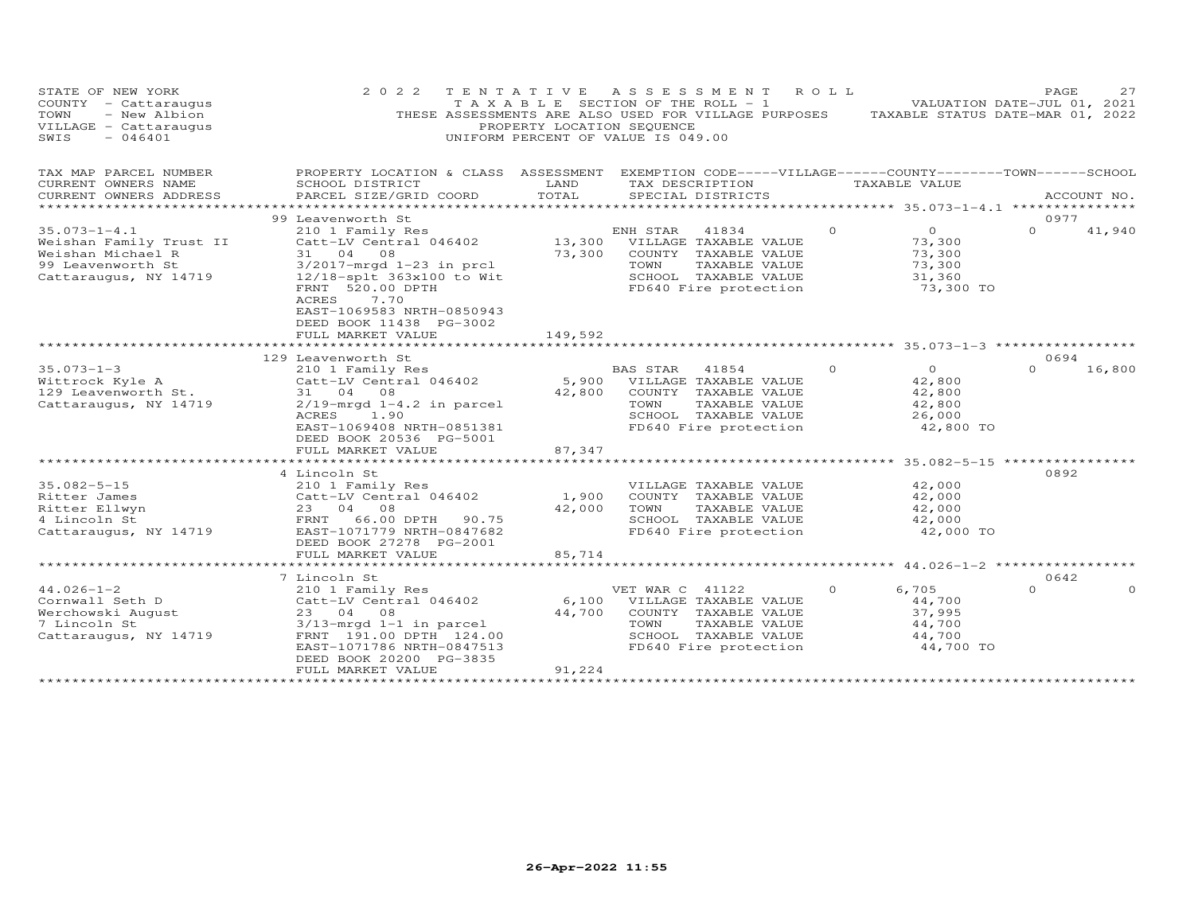STATE OF NEW YORK
COUNTY - Cattaraugus
TOWN - New Albion
VILLAGE - Cattaraugus
SWIS - 046401

2022 TENTATIVE ASSESSMENT ROLL
TAXABLE SECTION OF THE ROLL - 1
THESE ASSESSMENTS ARE ALSO USED FOR VILLAGE PURPOSES
PROPERTY LOCATION SEQUENCE
UNIFORM PERCENT OF VALUE IS 049.00

VALUATION DATE-JUL 01, 2021
TAXABLE STATUS DATE-MAR 01, 2022

| TAX MAP PARCEL NUMBER / CURRENT OWNERS NAME / CURRENT OWNERS ADDRESS | PROPERTY LOCATION & CLASS / SCHOOL DISTRICT / PARCEL SIZE/GRID COORD | ASSESSMENT LAND / TOTAL | EXEMPTION CODE / TAX DESCRIPTION / SPECIAL DISTRICTS | VILLAGE | COUNTY / TAXABLE VALUE | TOWN | SCHOOL / ACCOUNT NO. |
|---|---|---|---|---|---|---|---|
| | 99 Leavenworth St | | | | | | 0977 |
| 35.073-1-4.1 | 210 1 Family Res | | ENH STAR 41834 | 0 | 0 | 0 | 41,940 |
| Weishan Family Trust II | Catt-LV Central 046402 | 13,300 | VILLAGE TAXABLE VALUE | | 73,300 | | |
| Weishan Michael R | 31 04 08 | 73,300 | COUNTY TAXABLE VALUE | | 73,300 | | |
| 99 Leavenworth St | 3/2017-mrgd 1-23 in prcl | | TOWN TAXABLE VALUE | | 73,300 | | |
| Cattaraugus, NY 14719 | 12/18-splt 363x100 to Wit | | SCHOOL TAXABLE VALUE | | 31,360 | | |
| | FRNT 520.00 DPTH | | FD640 Fire protection | | 73,300 TO | | |
| | ACRES 7.70 | | | | | | |
| | EAST-1069583 NRTH-0850943 | | | | | | |
| | DEED BOOK 11438 PG-3002 | | | | | | |
| | FULL MARKET VALUE | 149,592 | | | | | |
| | 129 Leavenworth St | | | | | | 0694 |
| 35.073-1-3 | 210 1 Family Res | | BAS STAR 41854 | 0 | 0 | 0 | 16,800 |
| Wittrock Kyle A | Catt-LV Central 046402 | 5,900 | VILLAGE TAXABLE VALUE | | 42,800 | | |
| 129 Leavenworth St. | 31 04 08 | 42,800 | COUNTY TAXABLE VALUE | | 42,800 | | |
| Cattaraugus, NY 14719 | 2/19-mrgd 1-4.2 in parcel | | TOWN TAXABLE VALUE | | 42,800 | | |
| | ACRES 1.90 | | SCHOOL TAXABLE VALUE | | 26,000 | | |
| | EAST-1069408 NRTH-0851381 | | FD640 Fire protection | | 42,800 TO | | |
| | DEED BOOK 20536 PG-5001 | | | | | | |
| | FULL MARKET VALUE | 87,347 | | | | | |
| | 4 Lincoln St | | | | | | 0892 |
| 35.082-5-15 | 210 1 Family Res | | VILLAGE TAXABLE VALUE | | 42,000 | | |
| Ritter James | Catt-LV Central 046402 | 1,900 | COUNTY TAXABLE VALUE | | 42,000 | | |
| Ritter Ellwyn | 23 04 08 | 42,000 | TOWN TAXABLE VALUE | | 42,000 | | |
| 4 Lincoln St | FRNT 66.00 DPTH 90.75 | | SCHOOL TAXABLE VALUE | | 42,000 | | |
| Cattaraugus, NY 14719 | EAST-1071779 NRTH-0847682 | | FD640 Fire protection | | 42,000 TO | | |
| | DEED BOOK 27278 PG-2001 | | | | | | |
| | FULL MARKET VALUE | 85,714 | | | | | |
| | 7 Lincoln St | | | | | | 0642 |
| 44.026-1-2 | 210 1 Family Res | | VET WAR C 41122 | 0 | 6,705 | 0 | 0 |
| Cornwall Seth D | Catt-LV Central 046402 | 6,100 | VILLAGE TAXABLE VALUE | | 44,700 | | |
| Werchowski August | 23 04 08 | 44,700 | COUNTY TAXABLE VALUE | | 37,995 | | |
| 7 Lincoln St | 3/13-mrgd 1-1 in parcel | | TOWN TAXABLE VALUE | | 44,700 | | |
| Cattaraugus, NY 14719 | FRNT 191.00 DPTH 124.00 | | SCHOOL TAXABLE VALUE | | 44,700 | | |
| | EAST-1071786 NRTH-0847513 | | FD640 Fire protection | | 44,700 TO | | |
| | DEED BOOK 20200 PG-3835 | | | | | | |
| | FULL MARKET VALUE | 91,224 | | | | | |

26-Apr-2022 11:55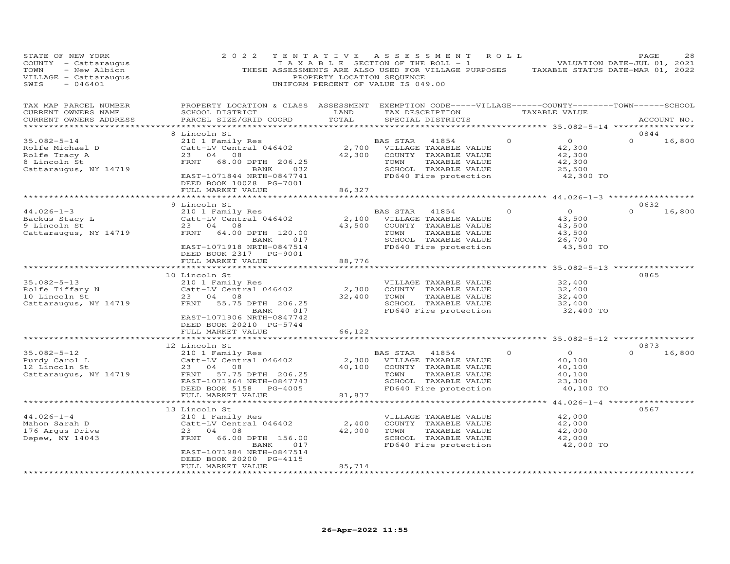STATE OF NEW YORK
COUNTY - Cattaraugus
TOWN - New Albion
VILLAGE - Cattaraugus
SWIS - 046401

2022 TENTATIVE ASSESSMENT ROLL
TAXABLE SECTION OF THE ROLL - 1
THESE ASSESSMENTS ARE ALSO USED FOR VILLAGE PURPOSES
PROPERTY LOCATION SEQUENCE
UNIFORM PERCENT OF VALUE IS 049.00

VALUATION DATE-JUL 01, 2021
TAXABLE STATUS DATE-MAR 01, 2022

| TAX MAP PARCEL NUMBER / CURRENT OWNERS NAME / CURRENT OWNERS ADDRESS | PROPERTY LOCATION & CLASS / SCHOOL DISTRICT / PARCEL SIZE/GRID COORD | ASSESSMENT LAND / TOTAL | EXEMPTION CODE / TAX DESCRIPTION / SPECIAL DISTRICTS | VILLAGE | COUNTY / TAXABLE VALUE | TOWN | SCHOOL / ACCOUNT NO. |
|---|---|---|---|---|---|---|---|
| | 8 Lincoln St | | | | | | 0844 |
| 35.082-5-14 | 210 1 Family Res | | BAS STAR 41854 | 0 | 0 | 0 | 16,800 |
| Rolfe Michael D | Catt-LV Central 046402 | 2,700 | VILLAGE TAXABLE VALUE | | 42,300 | | |
| Rolfe Tracy A | 23 04 08 | 42,300 | COUNTY TAXABLE VALUE | | 42,300 | | |
| 8 Lincoln St | FRNT 68.00 DPTH 206.25 | | TOWN TAXABLE VALUE | | 42,300 | | |
| Cattaraugus, NY 14719 | BANK 032 | | SCHOOL TAXABLE VALUE | | 25,500 | | |
| | EAST-1071844 NRTH-0847741 | | FD640 Fire protection | | 42,300 TO | | |
| | DEED BOOK 10028 PG-7001 | | | | | | |
| | FULL MARKET VALUE | 86,327 | | | | | |
| | 9 Lincoln St | | | | | | 0632 |
| 44.026-1-3 | 210 1 Family Res | | BAS STAR 41854 | 0 | 0 | 0 | 16,800 |
| Backus Stacy L | Catt-LV Central 046402 | 2,100 | VILLAGE TAXABLE VALUE | | 43,500 | | |
| 9 Lincoln St | 23 04 08 | 43,500 | COUNTY TAXABLE VALUE | | 43,500 | | |
| Cattaraugus, NY 14719 | FRNT 64.00 DPTH 120.00 | | TOWN TAXABLE VALUE | | 43,500 | | |
| | BANK 017 | | SCHOOL TAXABLE VALUE | | 26,700 | | |
| | EAST-1071918 NRTH-0847514 | | FD640 Fire protection | | 43,500 TO | | |
| | DEED BOOK 2317 PG-9001 | | | | | | |
| | FULL MARKET VALUE | 88,776 | | | | | |
| | 10 Lincoln St | | | | | | 0865 |
| 35.082-5-13 | 210 1 Family Res | | VILLAGE TAXABLE VALUE | | 32,400 | | |
| Rolfe Tiffany N | Catt-LV Central 046402 | 2,300 | COUNTY TAXABLE VALUE | | 32,400 | | |
| 10 Lincoln St | 23 04 08 | 32,400 | TOWN TAXABLE VALUE | | 32,400 | | |
| Cattaraugus, NY 14719 | FRNT 55.75 DPTH 206.25 | | SCHOOL TAXABLE VALUE | | 32,400 | | |
| | BANK 017 | | FD640 Fire protection | | 32,400 TO | | |
| | EAST-1071906 NRTH-0847742 | | | | | | |
| | DEED BOOK 20210 PG-5744 | | | | | | |
| | FULL MARKET VALUE | 66,122 | | | | | |
| | 12 Lincoln St | | | | | | 0873 |
| 35.082-5-12 | 210 1 Family Res | | BAS STAR 41854 | 0 | 0 | 0 | 16,800 |
| Purdy Carol L | Catt-LV Central 046402 | 2,300 | VILLAGE TAXABLE VALUE | | 40,100 | | |
| 12 Lincoln St | 23 04 08 | 40,100 | COUNTY TAXABLE VALUE | | 40,100 | | |
| Cattaraugus, NY 14719 | FRNT 57.75 DPTH 206.25 | | TOWN TAXABLE VALUE | | 40,100 | | |
| | EAST-1071964 NRTH-0847743 | | SCHOOL TAXABLE VALUE | | 23,300 | | |
| | DEED BOOK 5158 PG-4005 | | FD640 Fire protection | | 40,100 TO | | |
| | FULL MARKET VALUE | 81,837 | | | | | |
| | 13 Lincoln St | | | | | | 0567 |
| 44.026-1-4 | 210 1 Family Res | | VILLAGE TAXABLE VALUE | | 42,000 | | |
| Mahon Sarah D | Catt-LV Central 046402 | 2,400 | COUNTY TAXABLE VALUE | | 42,000 | | |
| 176 Argus Drive | 23 04 08 | 42,000 | TOWN TAXABLE VALUE | | 42,000 | | |
| Depew, NY 14043 | FRNT 66.00 DPTH 156.00 | | SCHOOL TAXABLE VALUE | | 42,000 | | |
| | BANK 017 | | FD640 Fire protection | | 42,000 TO | | |
| | EAST-1071984 NRTH-0847514 | | | | | | |
| | DEED BOOK 20200 PG-4115 | | | | | | |
| | FULL MARKET VALUE | 85,714 | | | | | |

26-Apr-2022 11:55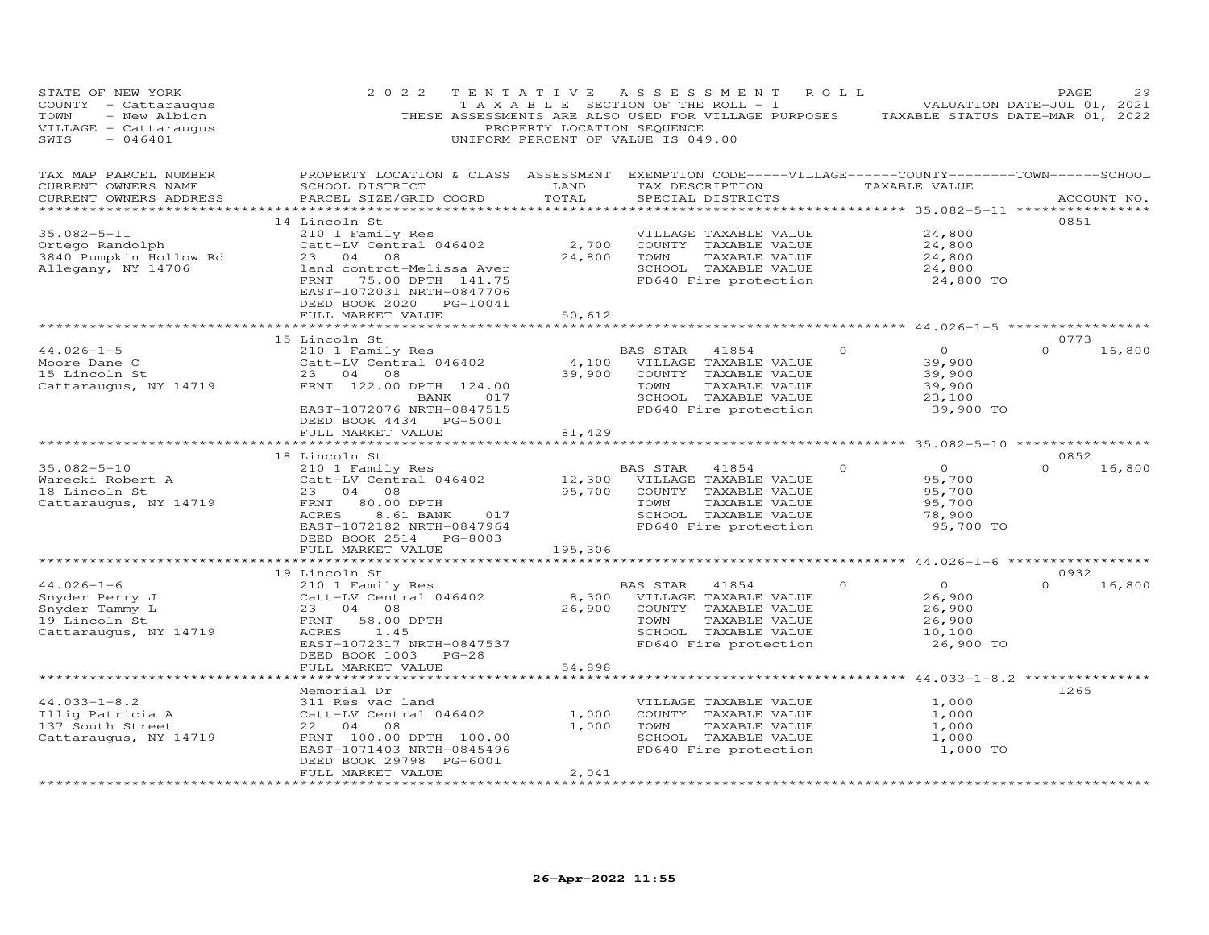STATE OF NEW YORK
COUNTY - Cattaraugus
TOWN - New Albion
VILLAGE - Cattaraugus
SWIS - 046401

2022 TENTATIVE ASSESSMENT ROLL
TAXABLE SECTION OF THE ROLL - 1
THESE ASSESSMENTS ARE ALSO USED FOR VILLAGE PURPOSES
PROPERTY LOCATION SEQUENCE
UNIFORM PERCENT OF VALUE IS 049.00

VALUATION DATE-JUL 01, 2021
TAXABLE STATUS DATE-MAR 01, 2022

| TAX MAP PARCEL NUMBER / CURRENT OWNERS NAME / CURRENT OWNERS ADDRESS | PROPERTY LOCATION & CLASS / SCHOOL DISTRICT / PARCEL SIZE/GRID COORD | ASSESSMENT LAND / TOTAL | EXEMPTION CODE / TAX DESCRIPTION / SPECIAL DISTRICTS | VILLAGE | COUNTY / TAXABLE VALUE | TOWN | SCHOOL | ACCOUNT NO. |
|---|---|---|---|---|---|---|---|---|
| 35.082-5-11 | 14 Lincoln St | | | | | | | 0851 |
| | 210 1 Family Res | | VILLAGE TAXABLE VALUE | | 24,800 | | | |
| Ortego Randolph | Catt-LV Central 046402 | 2,700 | COUNTY TAXABLE VALUE | | 24,800 | | | |
| 3840 Pumpkin Hollow Rd | 23 04 08 | 24,800 | TOWN TAXABLE VALUE | | 24,800 | | | |
| Allegany, NY 14706 | land contrct-Melissa Aver | | SCHOOL TAXABLE VALUE | | 24,800 | | | |
| | FRNT 75.00 DPTH 141.75 | | FD640 Fire protection | | 24,800 TO | | | |
| | EAST-1072031 NRTH-0847706 | | | | | | | |
| | DEED BOOK 2020 PG-10041 | | | | | | | |
| | FULL MARKET VALUE | 50,612 | | | | | | |
| 44.026-1-5 | 15 Lincoln St | | | | | | | 0773 |
| | 210 1 Family Res | | BAS STAR 41854 | 0 | 0 | 0 | 16,800 | |
| Moore Dane C | Catt-LV Central 046402 | 4,100 | VILLAGE TAXABLE VALUE | | 39,900 | | | |
| 15 Lincoln St | 23 04 08 | 39,900 | COUNTY TAXABLE VALUE | | 39,900 | | | |
| Cattaraugus, NY 14719 | FRNT 122.00 DPTH 124.00 | | TOWN TAXABLE VALUE | | 39,900 | | | |
| | BANK 017 | | SCHOOL TAXABLE VALUE | | 23,100 | | | |
| | EAST-1072076 NRTH-0847515 | | FD640 Fire protection | | 39,900 TO | | | |
| | DEED BOOK 4434 PG-5001 | | | | | | | |
| | FULL MARKET VALUE | 81,429 | | | | | | |
| 35.082-5-10 | 18 Lincoln St | | | | | | | 0852 |
| | 210 1 Family Res | | BAS STAR 41854 | 0 | 0 | 0 | 16,800 | |
| Warecki Robert A | Catt-LV Central 046402 | 12,300 | VILLAGE TAXABLE VALUE | | 95,700 | | | |
| 18 Lincoln St | 23 04 08 | 95,700 | COUNTY TAXABLE VALUE | | 95,700 | | | |
| Cattaraugus, NY 14719 | FRNT 80.00 DPTH | | TOWN TAXABLE VALUE | | 95,700 | | | |
| | ACRES 8.61 BANK 017 | | SCHOOL TAXABLE VALUE | | 78,900 | | | |
| | EAST-1072182 NRTH-0847964 | | FD640 Fire protection | | 95,700 TO | | | |
| | DEED BOOK 2514 PG-8003 | | | | | | | |
| | FULL MARKET VALUE | 195,306 | | | | | | |
| 44.026-1-6 | 19 Lincoln St | | | | | | | 0932 |
| | 210 1 Family Res | | BAS STAR 41854 | 0 | 0 | 0 | 16,800 | |
| Snyder Perry J | Catt-LV Central 046402 | 8,300 | VILLAGE TAXABLE VALUE | | 26,900 | | | |
| Snyder Tammy L | 23 04 08 | 26,900 | COUNTY TAXABLE VALUE | | 26,900 | | | |
| 19 Lincoln St | FRNT 58.00 DPTH | | TOWN TAXABLE VALUE | | 26,900 | | | |
| Cattaraugus, NY 14719 | ACRES 1.45 | | SCHOOL TAXABLE VALUE | | 10,100 | | | |
| | EAST-1072317 NRTH-0847537 | | FD640 Fire protection | | 26,900 TO | | | |
| | DEED BOOK 1003 PG-28 | | | | | | | |
| | FULL MARKET VALUE | 54,898 | | | | | | |
| 44.033-1-8.2 | Memorial Dr | | | | | | | 1265 |
| | 311 Res vac land | | VILLAGE TAXABLE VALUE | | 1,000 | | | |
| Illig Patricia A | Catt-LV Central 046402 | 1,000 | COUNTY TAXABLE VALUE | | 1,000 | | | |
| 137 South Street | 22 04 08 | 1,000 | TOWN TAXABLE VALUE | | 1,000 | | | |
| Cattaraugus, NY 14719 | FRNT 100.00 DPTH 100.00 | | SCHOOL TAXABLE VALUE | | 1,000 | | | |
| | EAST-1071403 NRTH-0845496 | | FD640 Fire protection | | 1,000 TO | | | |
| | DEED BOOK 29798 PG-6001 | | | | | | | |
| | FULL MARKET VALUE | 2,041 | | | | | | |

26-Apr-2022 11:55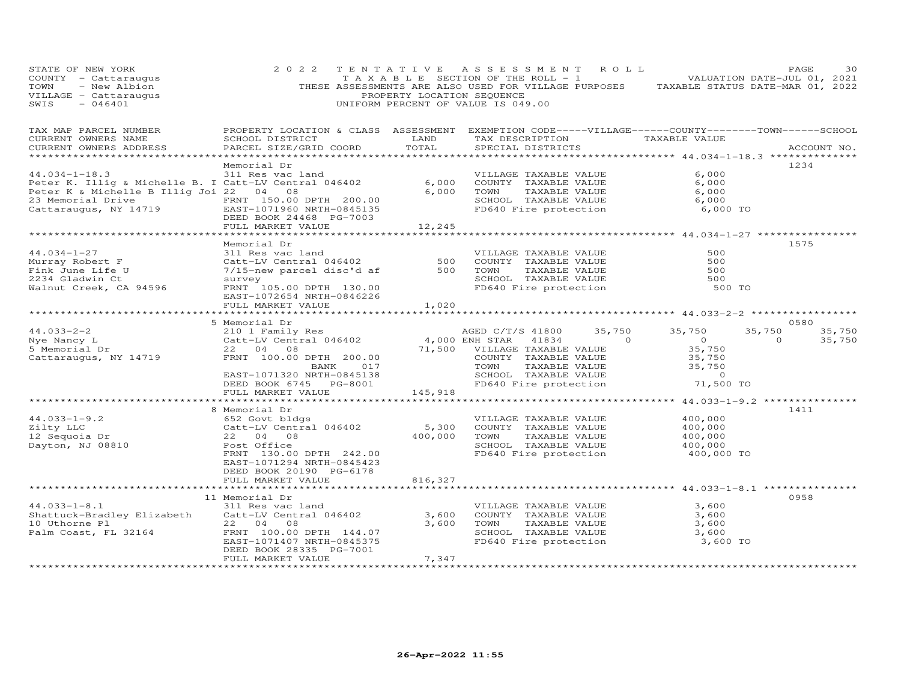STATE OF NEW YORK — 2022 TENTATIVE ASSESSMENT ROLL
COUNTY - Cattaraugus — TAXABLE SECTION OF THE ROLL - 1 — VALUATION DATE-JUL 01, 2021
TOWN - New Albion — THESE ASSESSMENTS ARE ALSO USED FOR VILLAGE PURPOSES — TAXABLE STATUS DATE-MAR 01, 2022
VILLAGE - Cattaraugus — PROPERTY LOCATION SEQUENCE
SWIS - 046401 — UNIFORM PERCENT OF VALUE IS 049.00

| TAX MAP PARCEL NUMBER / CURRENT OWNERS NAME / CURRENT OWNERS ADDRESS | PROPERTY LOCATION & CLASS / SCHOOL DISTRICT / PARCEL SIZE/GRID COORD | ASSESSMENT LAND / TOTAL | EXEMPTION CODE-----VILLAGE------COUNTY--------TOWN------SCHOOL / TAX DESCRIPTION / SPECIAL DISTRICTS | TAXABLE VALUE | ACCOUNT NO. |
|---|---|---|---|---|---|
| **44.034-1-18.3** | Memorial Dr | | | | 1234 |
| 44.034-1-18.3 | 311 Res vac land | | VILLAGE TAXABLE VALUE | 6,000 | |
| Peter K. Illig & Michelle B. I | Catt-LV Central 046402 | 6,000 | COUNTY TAXABLE VALUE | 6,000 | |
| Peter K & Michelle B Illig Joi | 22 04 08 | 6,000 | TOWN TAXABLE VALUE | 6,000 | |
| 23 Memorial Drive | FRNT 150.00 DPTH 200.00 | | SCHOOL TAXABLE VALUE | 6,000 | |
| Cattaraugus, NY 14719 | EAST-1071960 NRTH-0845135 | | FD640 Fire protection | 6,000 TO | |
| | DEED BOOK 24468 PG-7003 | | | | |
| | FULL MARKET VALUE | 12,245 | | | |
| **44.034-1-27** | Memorial Dr | | | | 1575 |
| 44.034-1-27 | 311 Res vac land | | VILLAGE TAXABLE VALUE | 500 | |
| Murray Robert F | Catt-LV Central 046402 | 500 | COUNTY TAXABLE VALUE | 500 | |
| Fink June Life U | 7/15-new parcel disc'd af | 500 | TOWN TAXABLE VALUE | 500 | |
| 2234 Gladwin Ct | survey | | SCHOOL TAXABLE VALUE | 500 | |
| Walnut Creek, CA 94596 | FRNT 105.00 DPTH 130.00 | | FD640 Fire protection | 500 TO | |
| | EAST-1072654 NRTH-0846226 | | | | |
| | FULL MARKET VALUE | 1,020 | | | |
| **44.033-2-2** | 5 Memorial Dr | | | | 0580 |
| 44.033-2-2 | 210 1 Family Res | | AGED C/T/S 41800 35,750 | 35,750 35,750 35,750 | |
| Nye Nancy L | Catt-LV Central 046402 | 4,000 | ENH STAR 41834 0 | 0 0 35,750 | |
| 5 Memorial Dr | 22 04 08 | 71,500 | VILLAGE TAXABLE VALUE | 35,750 | |
| Cattaraugus, NY 14719 | FRNT 100.00 DPTH 200.00 | | COUNTY TAXABLE VALUE | 35,750 | |
| | BANK 017 | | TOWN TAXABLE VALUE | 35,750 | |
| | EAST-1071320 NRTH-0845138 | | SCHOOL TAXABLE VALUE | 0 | |
| | DEED BOOK 6745 PG-8001 | | FD640 Fire protection | 71,500 TO | |
| | FULL MARKET VALUE | 145,918 | | | |
| **44.033-1-9.2** | 8 Memorial Dr | | | | 1411 |
| 44.033-1-9.2 | 652 Govt bldgs | | VILLAGE TAXABLE VALUE | 400,000 | |
| Zilty LLC | Catt-LV Central 046402 | 5,300 | COUNTY TAXABLE VALUE | 400,000 | |
| 12 Sequoia Dr | 22 04 08 | 400,000 | TOWN TAXABLE VALUE | 400,000 | |
| Dayton, NJ 08810 | Post Office | | SCHOOL TAXABLE VALUE | 400,000 | |
| | FRNT 130.00 DPTH 242.00 | | FD640 Fire protection | 400,000 TO | |
| | EAST-1071294 NRTH-0845423 | | | | |
| | DEED BOOK 20190 PG-6178 | | | | |
| | FULL MARKET VALUE | 816,327 | | | |
| **44.033-1-8.1** | 11 Memorial Dr | | | | 0958 |
| 44.033-1-8.1 | 311 Res vac land | | VILLAGE TAXABLE VALUE | 3,600 | |
| Shattuck-Bradley Elizabeth | Catt-LV Central 046402 | 3,600 | COUNTY TAXABLE VALUE | 3,600 | |
| 10 Uthorne Pl | 22 04 08 | 3,600 | TOWN TAXABLE VALUE | 3,600 | |
| Palm Coast, FL 32164 | FRNT 100.00 DPTH 144.07 | | SCHOOL TAXABLE VALUE | 3,600 | |
| | EAST-1071407 NRTH-0845375 | | FD640 Fire protection | 3,600 TO | |
| | DEED BOOK 28335 PG-7001 | | | | |
| | FULL MARKET VALUE | 7,347 | | | |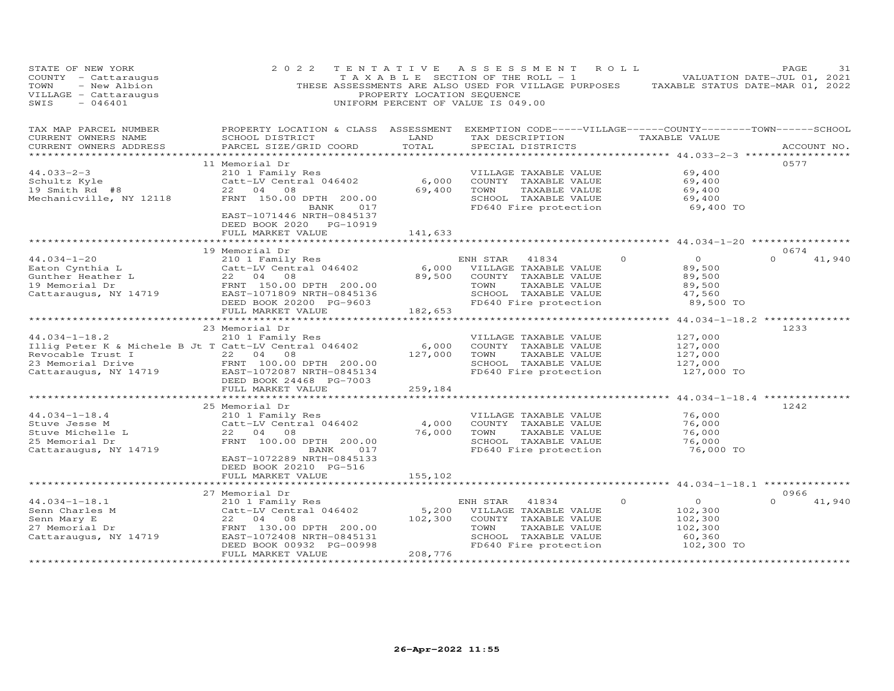STATE OF NEW YORK
COUNTY - Cattaraugus
TOWN - New Albion
VILLAGE - Cattaraugus
SWIS - 046401

2022 TENTATIVE ASSESSMENT ROLL
TAXABLE SECTION OF THE ROLL - 1
THESE ASSESSMENTS ARE ALSO USED FOR VILLAGE PURPOSES
PROPERTY LOCATION SEQUENCE
UNIFORM PERCENT OF VALUE IS 049.00

VALUATION DATE-JUL 01, 2021
TAXABLE STATUS DATE-MAR 01, 2022

| TAX MAP PARCEL NUMBER / CURRENT OWNERS NAME / CURRENT OWNERS ADDRESS | PROPERTY LOCATION & CLASS / SCHOOL DISTRICT / PARCEL SIZE/GRID COORD | ASSESSMENT LAND / TOTAL | EXEMPTION CODE / TAX DESCRIPTION / SPECIAL DISTRICTS | VILLAGE | COUNTY / TAXABLE VALUE | TOWN | SCHOOL | ACCOUNT NO. |
|---|---|---|---|---|---|---|---|---|
| 44.033-2-3 | 11 Memorial Dr | | | | | | | 0577 |
| Schultz Kyle | 210 1 Family Res | | VILLAGE TAXABLE VALUE | | 69,400 | | | |
| 19 Smith Rd #8 | Catt-LV Central 046402 | 6,000 | COUNTY TAXABLE VALUE | | 69,400 | | | |
| Mechanicville, NY 12118 | 22 04 08 | 69,400 | TOWN TAXABLE VALUE | | 69,400 | | | |
| | FRNT 150.00 DPTH 200.00 | | SCHOOL TAXABLE VALUE | | 69,400 | | | |
| | BANK 017 | | FD640 Fire protection | | 69,400 TO | | | |
| | EAST-1071446 NRTH-0845137 | | | | | | | |
| | DEED BOOK 2020 PG-10919 | | | | | | | |
| | FULL MARKET VALUE | 141,633 | | | | | | |
| 44.034-1-20 | 19 Memorial Dr | | | | | | | 0674 |
| Eaton Cynthia L | 210 1 Family Res | | ENH STAR 41834 | 0 | 0 | 0 | 41,940 | |
| Gunther Heather L | Catt-LV Central 046402 | 6,000 | VILLAGE TAXABLE VALUE | | 89,500 | | | |
| 19 Memorial Dr | 22 04 08 | 89,500 | COUNTY TAXABLE VALUE | | 89,500 | | | |
| Cattaraugus, NY 14719 | FRNT 150.00 DPTH 200.00 | | TOWN TAXABLE VALUE | | 89,500 | | | |
| | EAST-1071809 NRTH-0845136 | | SCHOOL TAXABLE VALUE | | 47,560 | | | |
| | DEED BOOK 20200 PG-9603 | | FD640 Fire protection | | 89,500 TO | | | |
| | FULL MARKET VALUE | 182,653 | | | | | | |
| 44.034-1-18.2 | 23 Memorial Dr | | | | | | | 1233 |
| Illig Peter K & Michele B Jt T | 210 1 Family Res | | VILLAGE TAXABLE VALUE | | 127,000 | | | |
| Revocable Trust I | Catt-LV Central 046402 | 6,000 | COUNTY TAXABLE VALUE | | 127,000 | | | |
| 23 Memorial Drive | 22 04 08 | 127,000 | TOWN TAXABLE VALUE | | 127,000 | | | |
| Cattaraugus, NY 14719 | FRNT 100.00 DPTH 200.00 | | SCHOOL TAXABLE VALUE | | 127,000 | | | |
| | EAST-1072087 NRTH-0845134 | | FD640 Fire protection | | 127,000 TO | | | |
| | DEED BOOK 24468 PG-7003 | | | | | | | |
| | FULL MARKET VALUE | 259,184 | | | | | | |
| 44.034-1-18.4 | 25 Memorial Dr | | | | | | | 1242 |
| Stuve Jesse M | 210 1 Family Res | | VILLAGE TAXABLE VALUE | | 76,000 | | | |
| Stuve Michelle L | Catt-LV Central 046402 | 4,000 | COUNTY TAXABLE VALUE | | 76,000 | | | |
| 25 Memorial Dr | 22 04 08 | 76,000 | TOWN TAXABLE VALUE | | 76,000 | | | |
| Cattaraugus, NY 14719 | FRNT 100.00 DPTH 200.00 | | SCHOOL TAXABLE VALUE | | 76,000 | | | |
| | BANK 017 | | FD640 Fire protection | | 76,000 TO | | | |
| | EAST-1072289 NRTH-0845133 | | | | | | | |
| | DEED BOOK 20210 PG-516 | | | | | | | |
| | FULL MARKET VALUE | 155,102 | | | | | | |
| 44.034-1-18.1 | 27 Memorial Dr | | | | | | | 0966 |
| Senn Charles M | 210 1 Family Res | | ENH STAR 41834 | 0 | 0 | 0 | 41,940 | |
| Senn Mary E | Catt-LV Central 046402 | 5,200 | VILLAGE TAXABLE VALUE | | 102,300 | | | |
| 27 Memorial Dr | 22 04 08 | 102,300 | COUNTY TAXABLE VALUE | | 102,300 | | | |
| Cattaraugus, NY 14719 | FRNT 130.00 DPTH 200.00 | | TOWN TAXABLE VALUE | | 102,300 | | | |
| | EAST-1072408 NRTH-0845131 | | SCHOOL TAXABLE VALUE | | 60,360 | | | |
| | DEED BOOK 00932 PG-00998 | | FD640 Fire protection | | 102,300 TO | | | |
| | FULL MARKET VALUE | 208,776 | | | | | | |

26-Apr-2022 11:55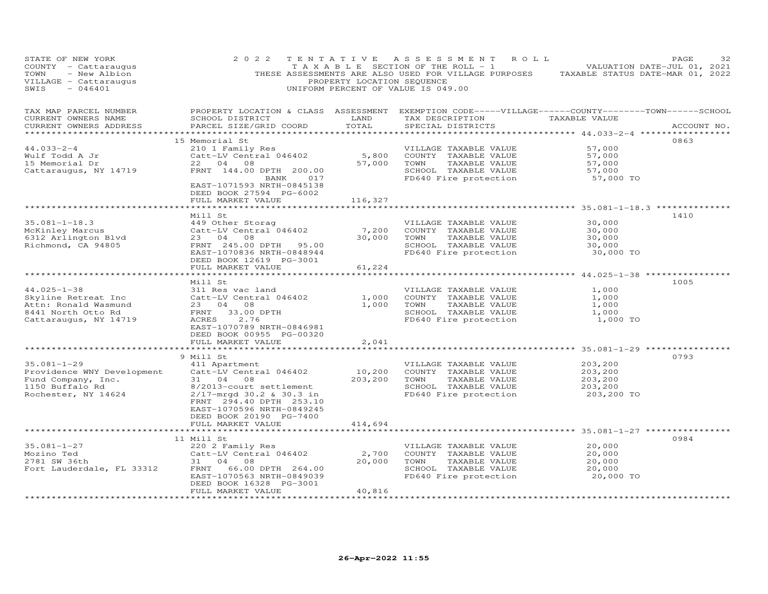STATE OF NEW YORK
COUNTY - Cattaraugus
TOWN - New Albion
VILLAGE - Cattaraugus
SWIS - 046401

2022 TENTATIVE ASSESSMENT ROLL
TAXABLE SECTION OF THE ROLL - 1
THESE ASSESSMENTS ARE ALSO USED FOR VILLAGE PURPOSES
PROPERTY LOCATION SEQUENCE
UNIFORM PERCENT OF VALUE IS 049.00

VALUATION DATE-JUL 01, 2021
TAXABLE STATUS DATE-MAR 01, 2022

| TAX MAP PARCEL NUMBER / CURRENT OWNERS NAME / CURRENT OWNERS ADDRESS | PROPERTY LOCATION & CLASS / SCHOOL DISTRICT / PARCEL SIZE/GRID COORD | ASSESSMENT LAND / TOTAL | EXEMPTION CODE-----VILLAGE------COUNTY--------TOWN------SCHOOL / TAX DESCRIPTION / SPECIAL DISTRICTS | TAXABLE VALUE | ACCOUNT NO. |
|---|---|---|---|---|---|
| **44.033-2-4** | 15 Memorial St | | | | 0863 |
| 44.033-2-4 | 210 1 Family Res | | VILLAGE TAXABLE VALUE | 57,000 | |
| Wulf Todd A Jr | Catt-LV Central 046402 | 5,800 | COUNTY TAXABLE VALUE | 57,000 | |
| 15 Memorial Dr | 22 04 08 | 57,000 | TOWN TAXABLE VALUE | 57,000 | |
| Cattaraugus, NY 14719 | FRNT 144.00 DPTH 200.00 | | SCHOOL TAXABLE VALUE | 57,000 | |
| | BANK 017 | | FD640 Fire protection | 57,000 TO | |
| | EAST-1071593 NRTH-0845138 | | | | |
| | DEED BOOK 27594 PG-6002 | | | | |
| | FULL MARKET VALUE | 116,327 | | | |
| **35.081-1-18.3** | Mill St | | | | 1410 |
| 35.081-1-18.3 | 449 Other Storag | | VILLAGE TAXABLE VALUE | 30,000 | |
| McKinley Marcus | Catt-LV Central 046402 | 7,200 | COUNTY TAXABLE VALUE | 30,000 | |
| 6312 Arlington Blvd | 23 04 08 | 30,000 | TOWN TAXABLE VALUE | 30,000 | |
| Richmond, CA 94805 | FRNT 245.00 DPTH 95.00 | | SCHOOL TAXABLE VALUE | 30,000 | |
| | EAST-1070836 NRTH-0848944 | | FD640 Fire protection | 30,000 TO | |
| | DEED BOOK 12619 PG-3001 | | | | |
| | FULL MARKET VALUE | 61,224 | | | |
| **44.025-1-38** | Mill St | | | | 1005 |
| 44.025-1-38 | 311 Res vac land | | VILLAGE TAXABLE VALUE | 1,000 | |
| Skyline Retreat Inc | Catt-LV Central 046402 | 1,000 | COUNTY TAXABLE VALUE | 1,000 | |
| Attn: Ronald Wasmund | 23 04 08 | 1,000 | TOWN TAXABLE VALUE | 1,000 | |
| 8441 North Otto Rd | FRNT 33.00 DPTH | | SCHOOL TAXABLE VALUE | 1,000 | |
| Cattaraugus, NY 14719 | ACRES 2.76 | | FD640 Fire protection | 1,000 TO | |
| | EAST-1070789 NRTH-0846981 | | | | |
| | DEED BOOK 00955 PG-00320 | | | | |
| | FULL MARKET VALUE | 2,041 | | | |
| **35.081-1-29** | 9 Mill St | | | | 0793 |
| 35.081-1-29 | 411 Apartment | | VILLAGE TAXABLE VALUE | 203,200 | |
| Providence WNY Development | Catt-LV Central 046402 | 10,200 | COUNTY TAXABLE VALUE | 203,200 | |
| Fund Company, Inc. | 31 04 08 | 203,200 | TOWN TAXABLE VALUE | 203,200 | |
| 1150 Buffalo Rd | 8/2013-court settlement | | SCHOOL TAXABLE VALUE | 203,200 | |
| Rochester, NY 14624 | 2/17-mrgd 30.2 & 30.3 in | | FD640 Fire protection | 203,200 TO | |
| | FRNT 294.40 DPTH 253.10 | | | | |
| | EAST-1070596 NRTH-0849245 | | | | |
| | DEED BOOK 20190 PG-7400 | | | | |
| | FULL MARKET VALUE | 414,694 | | | |
| **35.081-1-27** | 11 Mill St | | | | 0984 |
| 35.081-1-27 | 220 2 Family Res | | VILLAGE TAXABLE VALUE | 20,000 | |
| Mozino Ted | Catt-LV Central 046402 | 2,700 | COUNTY TAXABLE VALUE | 20,000 | |
| 2781 SW 36th | 31 04 08 | 20,000 | TOWN TAXABLE VALUE | 20,000 | |
| Fort Lauderdale, FL 33312 | FRNT 66.00 DPTH 264.00 | | SCHOOL TAXABLE VALUE | 20,000 | |
| | EAST-1070563 NRTH-0849039 | | FD640 Fire protection | 20,000 TO | |
| | DEED BOOK 16328 PG-3001 | | | | |
| | FULL MARKET VALUE | 40,816 | | | |

26-Apr-2022 11:55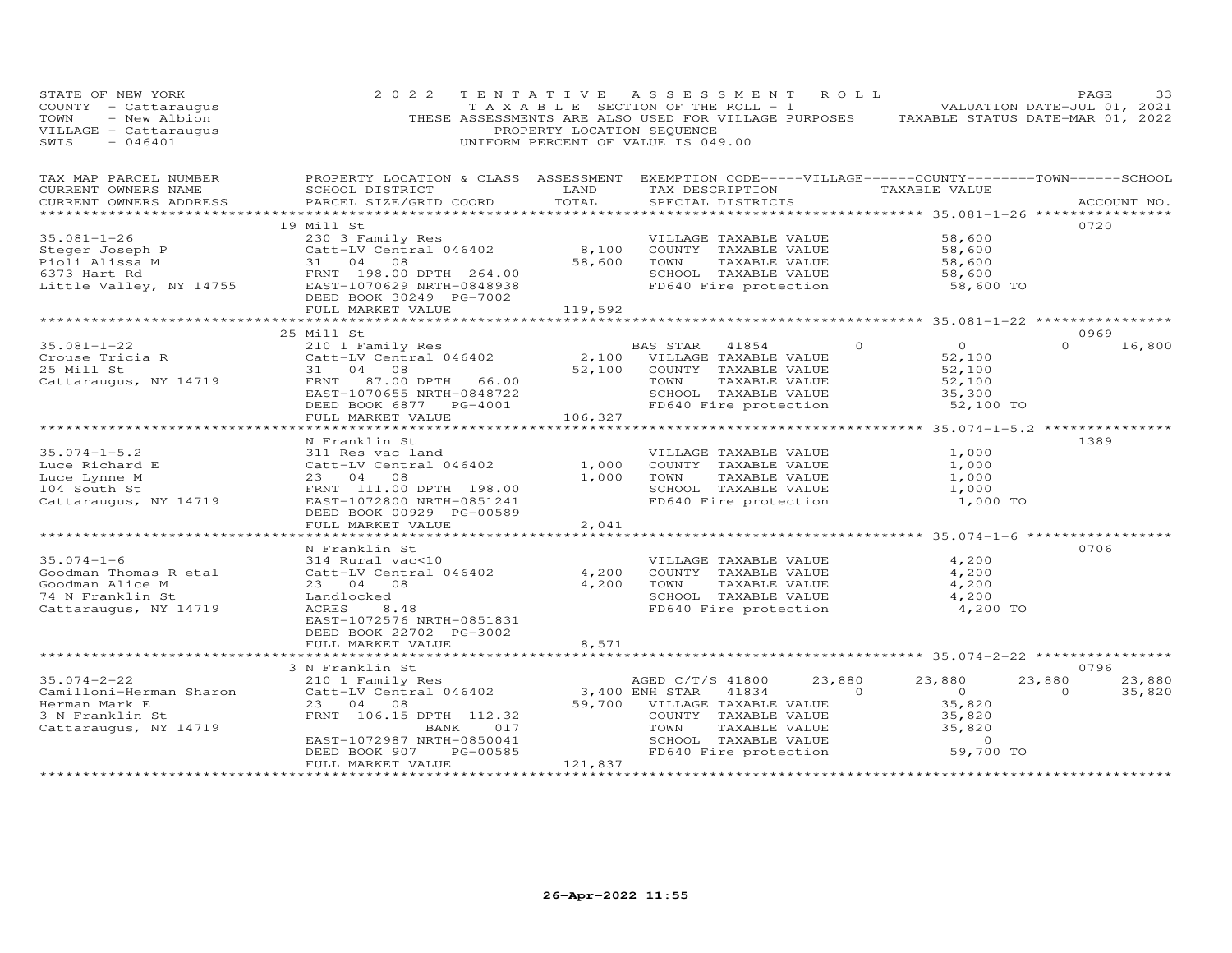STATE OF NEW YORK
COUNTY - Cattaraugus
TOWN - New Albion
VILLAGE - Cattaraugus
SWIS - 046401

2022 TENTATIVE ASSESSMENT ROLL
TAXABLE SECTION OF THE ROLL - 1
THESE ASSESSMENTS ARE ALSO USED FOR VILLAGE PURPOSES
PROPERTY LOCATION SEQUENCE
UNIFORM PERCENT OF VALUE IS 049.00

VALUATION DATE-JUL 01, 2021
TAXABLE STATUS DATE-MAR 01, 2022

| TAX MAP PARCEL NUMBER / CURRENT OWNERS NAME / CURRENT OWNERS ADDRESS | PROPERTY LOCATION & CLASS / SCHOOL DISTRICT / PARCEL SIZE/GRID COORD | ASSESSMENT LAND / TOTAL | EXEMPTION CODE / TAX DESCRIPTION / SPECIAL DISTRICTS | VILLAGE | COUNTY TAXABLE VALUE | TOWN | SCHOOL | ACCOUNT NO. |
|---|---|---|---|---|---|---|---|---|
| 35.081-1-26 | 19 Mill St | | | | | | | 0720 |
| Steger Joseph P | 230 3 Family Res | | VILLAGE TAXABLE VALUE | | 58,600 | | | |
| Pioli Alissa M | Catt-LV Central 046402 | 8,100 | COUNTY TAXABLE VALUE | | 58,600 | | | |
| 6373 Hart Rd | 31 04 08 | 58,600 | TOWN TAXABLE VALUE | | 58,600 | | | |
| Little Valley, NY 14755 | FRNT 198.00 DPTH 264.00 | | SCHOOL TAXABLE VALUE | | 58,600 | | | |
| | EAST-1070629 NRTH-0848938 | | FD640 Fire protection | | 58,600 TO | | | |
| | DEED BOOK 30249 PG-7002 | | | | | | | |
| | FULL MARKET VALUE | 119,592 | | | | | | |
| 35.081-1-22 | 25 Mill St | | | | | | | 0969 |
| Crouse Tricia R | 210 1 Family Res | | BAS STAR 41854 | 0 | 0 | 0 | 16,800 | |
| 25 Mill St | Catt-LV Central 046402 | 2,100 | VILLAGE TAXABLE VALUE | | 52,100 | | | |
| Cattaraugus, NY 14719 | 31 04 08 | 52,100 | COUNTY TAXABLE VALUE | | 52,100 | | | |
| | FRNT 87.00 DPTH 66.00 | | TOWN TAXABLE VALUE | | 52,100 | | | |
| | EAST-1070655 NRTH-0848722 | | SCHOOL TAXABLE VALUE | | 35,300 | | | |
| | DEED BOOK 6877 PG-4001 | | FD640 Fire protection | | 52,100 TO | | | |
| | FULL MARKET VALUE | 106,327 | | | | | | |
| 35.074-1-5.2 | N Franklin St | | | | | | | 1389 |
| Luce Richard E | 311 Res vac land | | VILLAGE TAXABLE VALUE | | 1,000 | | | |
| Luce Lynne M | Catt-LV Central 046402 | 1,000 | COUNTY TAXABLE VALUE | | 1,000 | | | |
| 104 South St | 23 04 08 | 1,000 | TOWN TAXABLE VALUE | | 1,000 | | | |
| Cattaraugus, NY 14719 | FRNT 111.00 DPTH 198.00 | | SCHOOL TAXABLE VALUE | | 1,000 | | | |
| | EAST-1072800 NRTH-0851241 | | FD640 Fire protection | | 1,000 TO | | | |
| | DEED BOOK 00929 PG-00589 | | | | | | | |
| | FULL MARKET VALUE | 2,041 | | | | | | |
| 35.074-1-6 | N Franklin St | | | | | | | 0706 |
| Goodman Thomas R etal | 314 Rural vac<10 | | VILLAGE TAXABLE VALUE | | 4,200 | | | |
| Goodman Alice M | Catt-LV Central 046402 | 4,200 | COUNTY TAXABLE VALUE | | 4,200 | | | |
| 74 N Franklin St | 23 04 08 | 4,200 | TOWN TAXABLE VALUE | | 4,200 | | | |
| Cattaraugus, NY 14719 | Landlocked | | SCHOOL TAXABLE VALUE | | 4,200 | | | |
| | ACRES 8.48 | | FD640 Fire protection | | 4,200 TO | | | |
| | EAST-1072576 NRTH-0851831 | | | | | | | |
| | DEED BOOK 22702 PG-3002 | | | | | | | |
| | FULL MARKET VALUE | 8,571 | | | | | | |
| 35.074-2-22 | 3 N Franklin St | | | | | | | 0796 |
| Camilloni-Herman Sharon | 210 1 Family Res | | AGED C/T/S 41800 | 23,880 | 23,880 | 23,880 | 23,880 | |
| Herman Mark E | Catt-LV Central 046402 | 3,400 | ENH STAR 41834 | 0 | 0 | 0 | 35,820 | |
| 3 N Franklin St | 23 04 08 | 59,700 | VILLAGE TAXABLE VALUE | | 35,820 | | | |
| Cattaraugus, NY 14719 | FRNT 106.15 DPTH 112.32 | | COUNTY TAXABLE VALUE | | 35,820 | | | |
| | BANK 017 | | TOWN TAXABLE VALUE | | 35,820 | | | |
| | EAST-1072987 NRTH-0850041 | | SCHOOL TAXABLE VALUE | | 0 | | | |
| | DEED BOOK 907 PG-00585 | | FD640 Fire protection | | 59,700 TO | | | |
| | FULL MARKET VALUE | 121,837 | | | | | | |

26-Apr-2022 11:55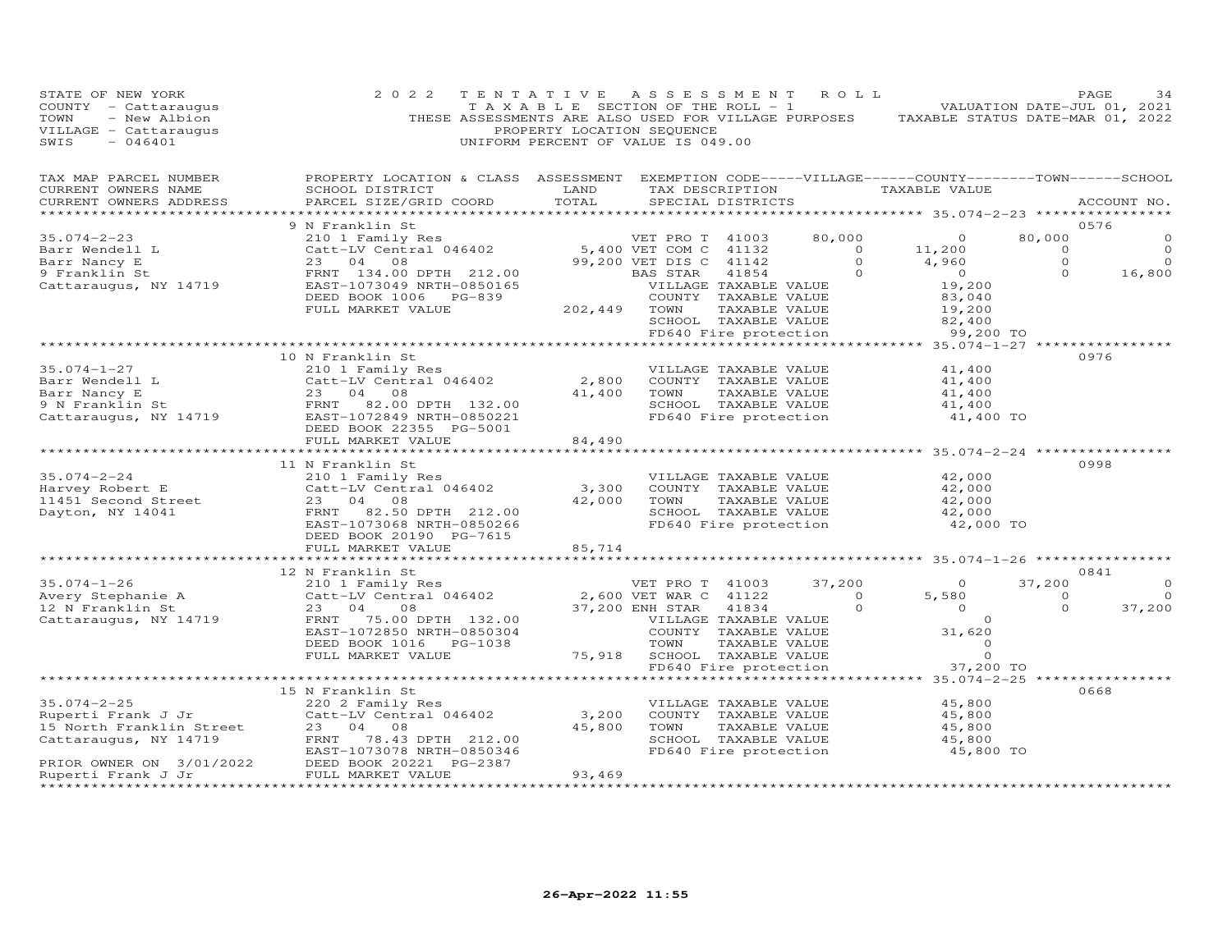STATE OF NEW YORK
COUNTY - Cattaraugus
TOWN - New Albion
VILLAGE - Cattaraugus
SWIS - 046401

2 0 2 2 T E N T A T I V E A S S E S S M E N T R O L L
T A X A B L E SECTION OF THE ROLL - 1
THESE ASSESSMENTS ARE ALSO USED FOR VILLAGE PURPOSES
PROPERTY LOCATION SEQUENCE
UNIFORM PERCENT OF VALUE IS 049.00

VALUATION DATE-JUL 01, 2021
TAXABLE STATUS DATE-MAR 01, 2022

```
TAX MAP PARCEL NUMBER      PROPERTY LOCATION & CLASS  ASSESSMENT  EXEMPTION CODE-----VILLAGE------COUNTY--------TOWN------SCHOOL
CURRENT OWNERS NAME        SCHOOL DISTRICT              LAND      TAX DESCRIPTION              TAXABLE VALUE
CURRENT OWNERS ADDRESS     PARCEL SIZE/GRID COORD       TOTAL     SPECIAL DISTRICTS                                        ACCOUNT NO.
*********************************************************************************************** 35.074-2-23 *****************
                           9 N Franklin St                                                                                 0576
35.074-2-23                210 1 Family Res                       VET PRO T  41003        80,000           0     80,000            0
Barr Wendell L             Catt-LV Central 046402     5,400 VET COM C  41132             0      11,200          0            0
Barr Nancy E               23   04   08              99,200 VET DIS C  41142             0       4,960          0            0
9 Franklin St              FRNT 134.00 DPTH 212.00          BAS STAR   41854             0           0          0       16,800
Cattaraugus, NY 14719      EAST-1073049 NRTH-0850165             VILLAGE TAXABLE VALUE          19,200
                           DEED BOOK 1006    PG-839              COUNTY  TAXABLE VALUE          83,040
                           FULL MARKET VALUE         202,449    TOWN    TAXABLE VALUE          19,200
                                                                 SCHOOL  TAXABLE VALUE          82,400
                                                                 FD640 Fire protection           99,200 TO
*********************************************************************************************** 35.074-1-27 *****************
                           10 N Franklin St                                                                                0976
35.074-1-27                210 1 Family Res                       VILLAGE TAXABLE VALUE          41,400
Barr Wendell L             Catt-LV Central 046402     2,800      COUNTY  TAXABLE VALUE          41,400
Barr Nancy E               23   04   08              41,400      TOWN    TAXABLE VALUE          41,400
9 N Franklin St            FRNT  82.00 DPTH 132.00               SCHOOL  TAXABLE VALUE          41,400
Cattaraugus, NY 14719      EAST-1072849 NRTH-0850221             FD640 Fire protection           41,400 TO
                           DEED BOOK 22355  PG-5001
                           FULL MARKET VALUE          84,490
*********************************************************************************************** 35.074-2-24 *****************
                           11 N Franklin St                                                                                0998
35.074-2-24                210 1 Family Res                       VILLAGE TAXABLE VALUE          42,000
Harvey Robert E            Catt-LV Central 046402     3,300      COUNTY  TAXABLE VALUE          42,000
11451 Second Street        23   04   08              42,000      TOWN    TAXABLE VALUE          42,000
Dayton, NY 14041           FRNT  82.50 DPTH 212.00               SCHOOL  TAXABLE VALUE          42,000
                           EAST-1073068 NRTH-0850266             FD640 Fire protection           42,000 TO
                           DEED BOOK 20190  PG-7615
                           FULL MARKET VALUE          85,714
*********************************************************************************************** 35.074-1-26 *****************
                           12 N Franklin St                                                                                0841
35.074-1-26                210 1 Family Res                       VET PRO T  41003        37,200           0     37,200            0
Avery Stephanie A          Catt-LV Central 046402     2,600 VET WAR C  41122             0       5,580          0            0
12 N Franklin St           23   04   08              37,200 ENH STAR   41834             0           0          0       37,200
Cattaraugus, NY 14719      FRNT  75.00 DPTH 132.00               VILLAGE TAXABLE VALUE               0
                           EAST-1072850 NRTH-0850304             COUNTY  TAXABLE VALUE          31,620
                           DEED BOOK 1016    PG-1038             TOWN    TAXABLE VALUE               0
                           FULL MARKET VALUE          75,918    SCHOOL  TAXABLE VALUE               0
                                                                 FD640 Fire protection           37,200 TO
*********************************************************************************************** 35.074-2-25 *****************
                           15 N Franklin St                                                                                0668
35.074-2-25                220 2 Family Res                       VILLAGE TAXABLE VALUE          45,800
Ruperti Frank J Jr         Catt-LV Central 046402     3,200      COUNTY  TAXABLE VALUE          45,800
15 North Franklin Street   23   04   08              45,800      TOWN    TAXABLE VALUE          45,800
Cattaraugus, NY 14719      FRNT  78.43 DPTH 212.00               SCHOOL  TAXABLE VALUE          45,800
                           EAST-1073078 NRTH-0850346             FD640 Fire protection           45,800 TO
PRIOR OWNER ON 3/01/2022   DEED BOOK 20221  PG-2387
Ruperti Frank J Jr         FULL MARKET VALUE          93,469
********************************************************************************************************************************
```

26-Apr-2022 11:55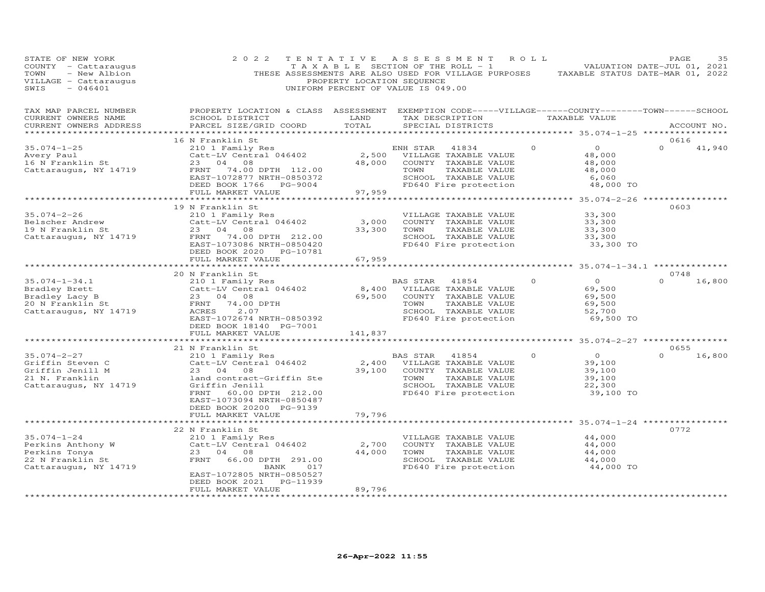STATE OF NEW YORK
COUNTY - Cattaraugus
TOWN - New Albion
VILLAGE - Cattaraugus
SWIS - 046401

2022 TENTATIVE ASSESSMENT ROLL
TAXABLE SECTION OF THE ROLL - 1
THESE ASSESSMENTS ARE ALSO USED FOR VILLAGE PURPOSES
PROPERTY LOCATION SEQUENCE
UNIFORM PERCENT OF VALUE IS 049.00

VALUATION DATE-JUL 01, 2021
TAXABLE STATUS DATE-MAR 01, 2022

| TAX MAP PARCEL NUMBER / CURRENT OWNERS NAME / CURRENT OWNERS ADDRESS | PROPERTY LOCATION & CLASS / SCHOOL DISTRICT / PARCEL SIZE/GRID COORD | ASSESSMENT LAND / TOTAL | EXEMPTION CODE / TAX DESCRIPTION / SPECIAL DISTRICTS | VILLAGE | COUNTY / TAXABLE VALUE | TOWN | SCHOOL | ACCOUNT NO. |
|---|---|---|---|---|---|---|---|---|
| **35.074-1-25** | 16 N Franklin St | | | | | | | 0616 |
| 35.074-1-25 | 210 1 Family Res | | ENH STAR 41834 | 0 | 0 | 0 | 41,940 | |
| Avery Paul | Catt-LV Central 046402 | 2,500 | VILLAGE TAXABLE VALUE | | 48,000 | | | |
| 16 N Franklin St | 23 04 08 | 48,000 | COUNTY TAXABLE VALUE | | 48,000 | | | |
| Cattaraugus, NY 14719 | FRNT 74.00 DPTH 112.00 | | TOWN TAXABLE VALUE | | 48,000 | | | |
| | EAST-1072877 NRTH-0850372 | | SCHOOL TAXABLE VALUE | | 6,060 | | | |
| | DEED BOOK 1766 PG-9004 | | FD640 Fire protection | | 48,000 TO | | | |
| | FULL MARKET VALUE | 97,959 | | | | | | |
| **35.074-2-26** | 19 N Franklin St | | | | | | | 0603 |
| 35.074-2-26 | 210 1 Family Res | | VILLAGE TAXABLE VALUE | | 33,300 | | | |
| Belscher Andrew | Catt-LV Central 046402 | 3,000 | COUNTY TAXABLE VALUE | | 33,300 | | | |
| 19 N Franklin St | 23 04 08 | 33,300 | TOWN TAXABLE VALUE | | 33,300 | | | |
| Cattaraugus, NY 14719 | FRNT 74.00 DPTH 212.00 | | SCHOOL TAXABLE VALUE | | 33,300 | | | |
| | EAST-1073086 NRTH-0850420 | | FD640 Fire protection | | 33,300 TO | | | |
| | DEED BOOK 2020 PG-10781 | | | | | | | |
| | FULL MARKET VALUE | 67,959 | | | | | | |
| **35.074-1-34.1** | 20 N Franklin St | | | | | | | 0748 |
| 35.074-1-34.1 | 210 1 Family Res | | BAS STAR 41854 | 0 | 0 | 0 | 16,800 | |
| Bradley Brett | Catt-LV Central 046402 | 8,400 | VILLAGE TAXABLE VALUE | | 69,500 | | | |
| Bradley Lacy B | 23 04 08 | 69,500 | COUNTY TAXABLE VALUE | | 69,500 | | | |
| 20 N Franklin St | FRNT 74.00 DPTH | | TOWN TAXABLE VALUE | | 69,500 | | | |
| Cattaraugus, NY 14719 | ACRES 2.07 | | SCHOOL TAXABLE VALUE | | 52,700 | | | |
| | EAST-1072674 NRTH-0850392 | | FD640 Fire protection | | 69,500 TO | | | |
| | DEED BOOK 18140 PG-7001 | | | | | | | |
| | FULL MARKET VALUE | 141,837 | | | | | | |
| **35.074-2-27** | 21 N Franklin St | | | | | | | 0655 |
| 35.074-2-27 | 210 1 Family Res | | BAS STAR 41854 | 0 | 0 | 0 | 16,800 | |
| Griffin Steven C | Catt-LV Central 046402 | 2,400 | VILLAGE TAXABLE VALUE | | 39,100 | | | |
| Griffin Jenill M | 23 04 08 | 39,100 | COUNTY TAXABLE VALUE | | 39,100 | | | |
| 21 N. Franklin | land contract-Griffin Ste | | TOWN TAXABLE VALUE | | 39,100 | | | |
| Cattaraugus, NY 14719 | Griffin Jenill | | SCHOOL TAXABLE VALUE | | 22,300 | | | |
| | FRNT 60.00 DPTH 212.00 | | FD640 Fire protection | | 39,100 TO | | | |
| | EAST-1073094 NRTH-0850487 | | | | | | | |
| | DEED BOOK 20200 PG-9139 | | | | | | | |
| | FULL MARKET VALUE | 79,796 | | | | | | |
| **35.074-1-24** | 22 N Franklin St | | | | | | | 0772 |
| 35.074-1-24 | 210 1 Family Res | | VILLAGE TAXABLE VALUE | | 44,000 | | | |
| Perkins Anthony W | Catt-LV Central 046402 | 2,700 | COUNTY TAXABLE VALUE | | 44,000 | | | |
| Perkins Tonya | 23 04 08 | 44,000 | TOWN TAXABLE VALUE | | 44,000 | | | |
| 22 N Franklin St | FRNT 66.00 DPTH 291.00 | | SCHOOL TAXABLE VALUE | | 44,000 | | | |
| Cattaraugus, NY 14719 | BANK 017 | | FD640 Fire protection | | 44,000 TO | | | |
| | EAST-1072805 NRTH-0850527 | | | | | | | |
| | DEED BOOK 2021 PG-11939 | | | | | | | |
| | FULL MARKET VALUE | 89,796 | | | | | | |

26-Apr-2022 11:55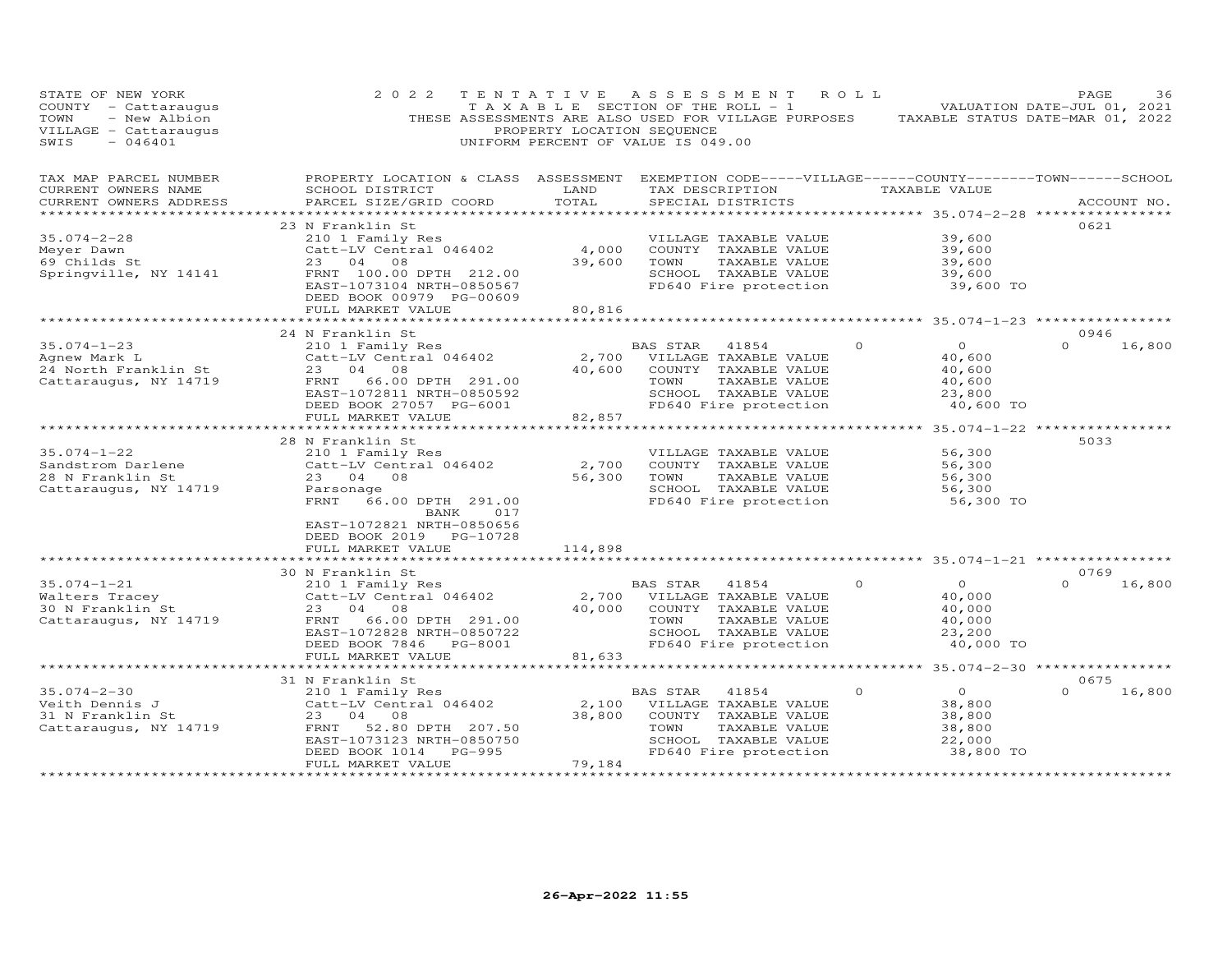STATE OF NEW YORK
COUNTY - Cattaraugus
TOWN - New Albion
VILLAGE - Cattaraugus
SWIS - 046401

2022 TENTATIVE ASSESSMENT ROLL
TAXABLE SECTION OF THE ROLL - 1
THESE ASSESSMENTS ARE ALSO USED FOR VILLAGE PURPOSES
PROPERTY LOCATION SEQUENCE
UNIFORM PERCENT OF VALUE IS 049.00

VALUATION DATE-JUL 01, 2021
TAXABLE STATUS DATE-MAR 01, 2022

| TAX MAP PARCEL NUMBER / CURRENT OWNERS NAME / CURRENT OWNERS ADDRESS | PROPERTY LOCATION & CLASS / SCHOOL DISTRICT / PARCEL SIZE/GRID COORD | ASSESSMENT LAND / TOTAL | EXEMPTION CODE / TAX DESCRIPTION / SPECIAL DISTRICTS | TAXABLE VALUE | ACCOUNT NO. |
|---|---|---|---|---|---|
| | 23 N Franklin St | | | | 0621 |
| 35.074-2-28 | 210 1 Family Res | | VILLAGE TAXABLE VALUE | 39,600 | |
| Meyer Dawn | Catt-LV Central 046402 | 4,000 | COUNTY TAXABLE VALUE | 39,600 | |
| 69 Childs St | 23 04 08 | 39,600 | TOWN TAXABLE VALUE | 39,600 | |
| Springville, NY 14141 | FRNT 100.00 DPTH 212.00 | | SCHOOL TAXABLE VALUE | 39,600 | |
| | EAST-1073104 NRTH-0850567 | | FD640 Fire protection | 39,600 TO | |
| | DEED BOOK 00979 PG-00609 | | | | |
| | FULL MARKET VALUE | 80,816 | | | |
| | 24 N Franklin St | | | | 0946 |
| 35.074-1-23 | 210 1 Family Res | | BAS STAR 41854 0 | 0 | 0 16,800 |
| Agnew Mark L | Catt-LV Central 046402 | 2,700 | VILLAGE TAXABLE VALUE | 40,600 | |
| 24 North Franklin St | 23 04 08 | 40,600 | COUNTY TAXABLE VALUE | 40,600 | |
| Cattaraugus, NY 14719 | FRNT 66.00 DPTH 291.00 | | TOWN TAXABLE VALUE | 40,600 | |
| | EAST-1072811 NRTH-0850592 | | SCHOOL TAXABLE VALUE | 23,800 | |
| | DEED BOOK 27057 PG-6001 | | FD640 Fire protection | 40,600 TO | |
| | FULL MARKET VALUE | 82,857 | | | |
| | 28 N Franklin St | | | | 5033 |
| 35.074-1-22 | 210 1 Family Res | | VILLAGE TAXABLE VALUE | 56,300 | |
| Sandstrom Darlene | Catt-LV Central 046402 | 2,700 | COUNTY TAXABLE VALUE | 56,300 | |
| 28 N Franklin St | 23 04 08 | 56,300 | TOWN TAXABLE VALUE | 56,300 | |
| Cattaraugus, NY 14719 | Parsonage | | SCHOOL TAXABLE VALUE | 56,300 | |
| | FRNT 66.00 DPTH 291.00 | | FD640 Fire protection | 56,300 TO | |
| | BANK 017 | | | | |
| | EAST-1072821 NRTH-0850656 | | | | |
| | DEED BOOK 2019 PG-10728 | | | | |
| | FULL MARKET VALUE | 114,898 | | | |
| | 30 N Franklin St | | | | 0769 |
| 35.074-1-21 | 210 1 Family Res | | BAS STAR 41854 0 | 0 | 0 16,800 |
| Walters Tracey | Catt-LV Central 046402 | 2,700 | VILLAGE TAXABLE VALUE | 40,000 | |
| 30 N Franklin St | 23 04 08 | 40,000 | COUNTY TAXABLE VALUE | 40,000 | |
| Cattaraugus, NY 14719 | FRNT 66.00 DPTH 291.00 | | TOWN TAXABLE VALUE | 40,000 | |
| | EAST-1072828 NRTH-0850722 | | SCHOOL TAXABLE VALUE | 23,200 | |
| | DEED BOOK 7846 PG-8001 | | FD640 Fire protection | 40,000 TO | |
| | FULL MARKET VALUE | 81,633 | | | |
| | 31 N Franklin St | | | | 0675 |
| 35.074-2-30 | 210 1 Family Res | | BAS STAR 41854 0 | 0 | 0 16,800 |
| Veith Dennis J | Catt-LV Central 046402 | 2,100 | VILLAGE TAXABLE VALUE | 38,800 | |
| 31 N Franklin St | 23 04 08 | 38,800 | COUNTY TAXABLE VALUE | 38,800 | |
| Cattaraugus, NY 14719 | FRNT 52.80 DPTH 207.50 | | TOWN TAXABLE VALUE | 38,800 | |
| | EAST-1073123 NRTH-0850750 | | SCHOOL TAXABLE VALUE | 22,000 | |
| | DEED BOOK 1014 PG-995 | | FD640 Fire protection | 38,800 TO | |
| | FULL MARKET VALUE | 79,184 | | | |

26-Apr-2022 11:55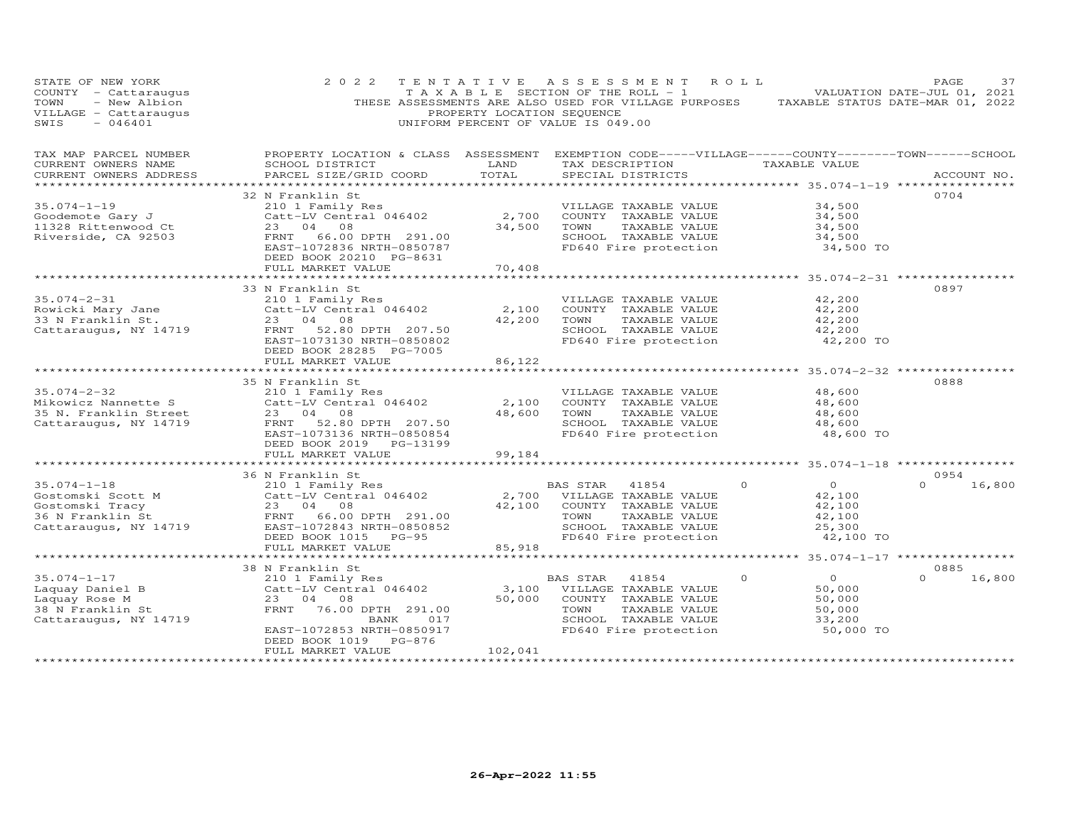STATE OF NEW YORK
COUNTY - Cattaraugus
TOWN - New Albion
VILLAGE - Cattaraugus
SWIS - 046401

2022 TENTATIVE ASSESSMENT ROLL
TAXABLE SECTION OF THE ROLL - 1
THESE ASSESSMENTS ARE ALSO USED FOR VILLAGE PURPOSES
PROPERTY LOCATION SEQUENCE
UNIFORM PERCENT OF VALUE IS 049.00

VALUATION DATE-JUL 01, 2021
TAXABLE STATUS DATE-MAR 01, 2022

| TAX MAP PARCEL NUMBER / CURRENT OWNERS NAME / CURRENT OWNERS ADDRESS | PROPERTY LOCATION & CLASS / SCHOOL DISTRICT / PARCEL SIZE/GRID COORD | ASSESSMENT LAND / TOTAL | EXEMPTION CODE / TAX DESCRIPTION / SPECIAL DISTRICTS | VILLAGE | COUNTY / TAXABLE VALUE | TOWN | SCHOOL | ACCOUNT NO. |
|---|---|---|---|---|---|---|---|---|
| | 32 N Franklin St | | | | | | | 0704 |
| 35.074-1-19 | 210 1 Family Res | | VILLAGE TAXABLE VALUE | | 34,500 | | | |
| Goodemote Gary J | Catt-LV Central 046402 | 2,700 | COUNTY TAXABLE VALUE | | 34,500 | | | |
| 11328 Rittenwood Ct | 23 04 08 | 34,500 | TOWN TAXABLE VALUE | | 34,500 | | | |
| Riverside, CA 92503 | FRNT 66.00 DPTH 291.00 | | SCHOOL TAXABLE VALUE | | 34,500 | | | |
| | EAST-1072836 NRTH-0850787 | | FD640 Fire protection | | 34,500 TO | | | |
| | DEED BOOK 20210 PG-8631 | | | | | | | |
| | FULL MARKET VALUE | 70,408 | | | | | | |
| | 33 N Franklin St | | | | | | | 0897 |
| 35.074-2-31 | 210 1 Family Res | | VILLAGE TAXABLE VALUE | | 42,200 | | | |
| Rowicki Mary Jane | Catt-LV Central 046402 | 2,100 | COUNTY TAXABLE VALUE | | 42,200 | | | |
| 33 N Franklin St. | 23 04 08 | 42,200 | TOWN TAXABLE VALUE | | 42,200 | | | |
| Cattaraugus, NY 14719 | FRNT 52.80 DPTH 207.50 | | SCHOOL TAXABLE VALUE | | 42,200 | | | |
| | EAST-1073130 NRTH-0850802 | | FD640 Fire protection | | 42,200 TO | | | |
| | DEED BOOK 28285 PG-7005 | | | | | | | |
| | FULL MARKET VALUE | 86,122 | | | | | | |
| | 35 N Franklin St | | | | | | | 0888 |
| 35.074-2-32 | 210 1 Family Res | | VILLAGE TAXABLE VALUE | | 48,600 | | | |
| Mikowicz Nannette S | Catt-LV Central 046402 | 2,100 | COUNTY TAXABLE VALUE | | 48,600 | | | |
| 35 N. Franklin Street | 23 04 08 | 48,600 | TOWN TAXABLE VALUE | | 48,600 | | | |
| Cattaraugus, NY 14719 | FRNT 52.80 DPTH 207.50 | | SCHOOL TAXABLE VALUE | | 48,600 | | | |
| | EAST-1073136 NRTH-0850854 | | FD640 Fire protection | | 48,600 TO | | | |
| | DEED BOOK 2019 PG-13199 | | | | | | | |
| | FULL MARKET VALUE | 99,184 | | | | | | |
| | 36 N Franklin St | | | | | | | 0954 |
| 35.074-1-18 | 210 1 Family Res | | BAS STAR 41854 | 0 | 0 | 0 | 16,800 | |
| Gostomski Scott M | Catt-LV Central 046402 | 2,700 | VILLAGE TAXABLE VALUE | | 42,100 | | | |
| Gostomski Tracy | 23 04 08 | 42,100 | COUNTY TAXABLE VALUE | | 42,100 | | | |
| 36 N Franklin St | FRNT 66.00 DPTH 291.00 | | TOWN TAXABLE VALUE | | 42,100 | | | |
| Cattaraugus, NY 14719 | EAST-1072843 NRTH-0850852 | | SCHOOL TAXABLE VALUE | | 25,300 | | | |
| | DEED BOOK 1015 PG-95 | | FD640 Fire protection | | 42,100 TO | | | |
| | FULL MARKET VALUE | 85,918 | | | | | | |
| | 38 N Franklin St | | | | | | | 0885 |
| 35.074-1-17 | 210 1 Family Res | | BAS STAR 41854 | 0 | 0 | 0 | 16,800 | |
| Laquay Daniel B | Catt-LV Central 046402 | 3,100 | VILLAGE TAXABLE VALUE | | 50,000 | | | |
| Laquay Rose M | 23 04 08 | 50,000 | COUNTY TAXABLE VALUE | | 50,000 | | | |
| 38 N Franklin St | FRNT 76.00 DPTH 291.00 | | TOWN TAXABLE VALUE | | 50,000 | | | |
| Cattaraugus, NY 14719 | BANK 017 | | SCHOOL TAXABLE VALUE | | 33,200 | | | |
| | EAST-1072853 NRTH-0850917 | | FD640 Fire protection | | 50,000 TO | | | |
| | DEED BOOK 1019 PG-876 | | | | | | | |
| | FULL MARKET VALUE | 102,041 | | | | | | |

26-Apr-2022 11:55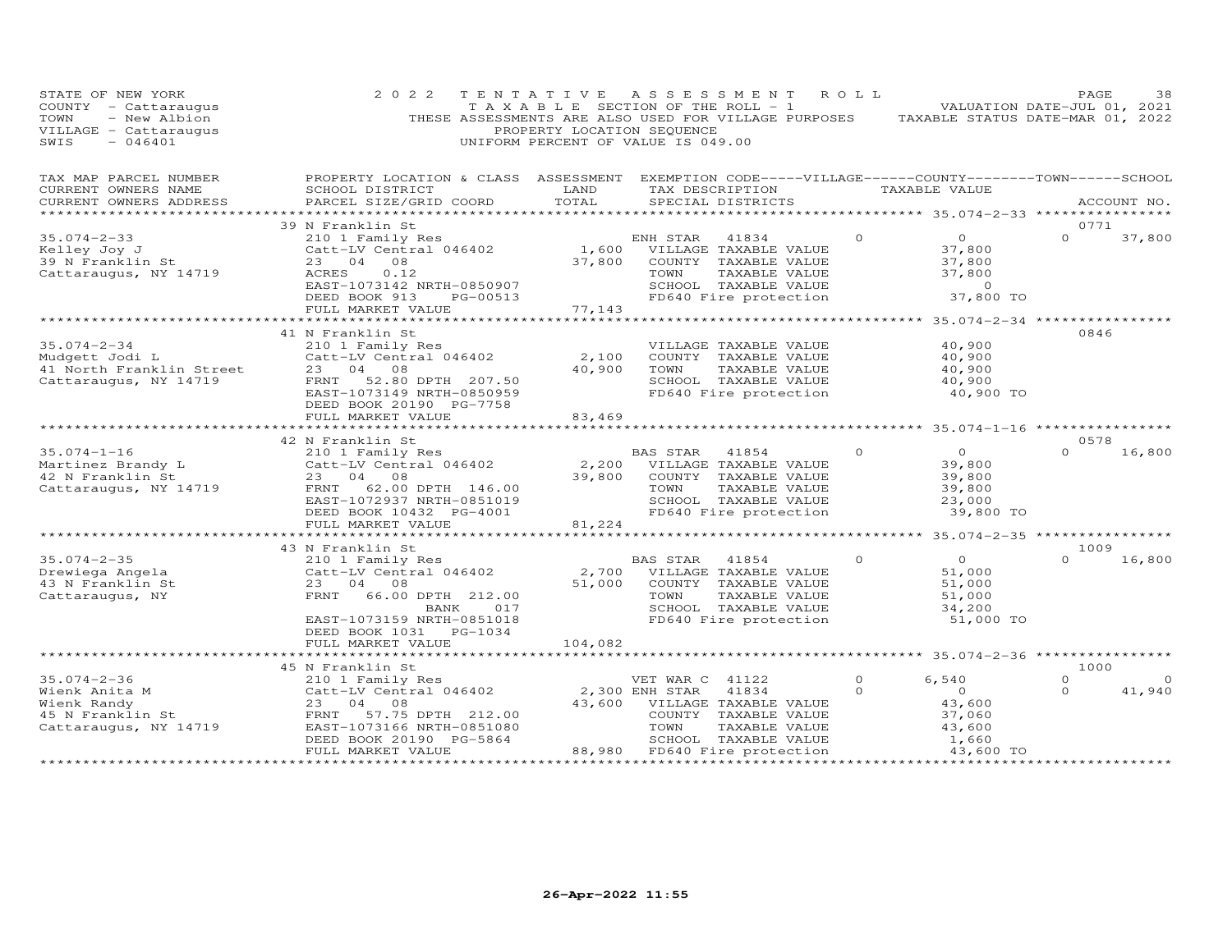STATE OF NEW YORK
COUNTY - Cattaraugus
TOWN - New Albion
VILLAGE - Cattaraugus
SWIS - 046401

2022 TENTATIVE ASSESSMENT ROLL
TAXABLE SECTION OF THE ROLL - 1
THESE ASSESSMENTS ARE ALSO USED FOR VILLAGE PURPOSES
PROPERTY LOCATION SEQUENCE
UNIFORM PERCENT OF VALUE IS 049.00

VALUATION DATE-JUL 01, 2021
TAXABLE STATUS DATE-MAR 01, 2022

| TAX MAP PARCEL NUMBER / CURRENT OWNERS NAME / CURRENT OWNERS ADDRESS | PROPERTY LOCATION & CLASS / SCHOOL DISTRICT / PARCEL SIZE/GRID COORD | ASSESSMENT LAND / TOTAL | EXEMPTION CODE / TAX DESCRIPTION / SPECIAL DISTRICTS | VILLAGE | COUNTY TAXABLE VALUE | TOWN | SCHOOL | ACCOUNT NO. |
|---|---|---|---|---|---|---|---|---|
| 35.074-2-33 | 39 N Franklin St | | | | | | | 0771 |
| Kelley Joy J | 210 1 Family Res | | ENH STAR 41834 | 0 | 0 | 0 | 37,800 | |
| 39 N Franklin St | Catt-LV Central 046402 | 1,600 | VILLAGE TAXABLE VALUE | | 37,800 | | | |
| Cattaraugus, NY 14719 | 23 04 08 | 37,800 | COUNTY TAXABLE VALUE | | 37,800 | | | |
| | ACRES 0.12 | | TOWN TAXABLE VALUE | | 37,800 | | | |
| | EAST-1073142 NRTH-0850907 | | SCHOOL TAXABLE VALUE | | 0 | | | |
| | DEED BOOK 913 PG-00513 | | FD640 Fire protection | | 37,800 TO | | | |
| | FULL MARKET VALUE | 77,143 | | | | | | |
| 35.074-2-34 | 41 N Franklin St | | | | | | | 0846 |
| Mudgett Jodi L | 210 1 Family Res | | VILLAGE TAXABLE VALUE | | 40,900 | | | |
| 41 North Franklin Street | Catt-LV Central 046402 | 2,100 | COUNTY TAXABLE VALUE | | 40,900 | | | |
| Cattaraugus, NY 14719 | 23 04 08 | 40,900 | TOWN TAXABLE VALUE | | 40,900 | | | |
| | FRNT 52.80 DPTH 207.50 | | SCHOOL TAXABLE VALUE | | 40,900 | | | |
| | EAST-1073149 NRTH-0850959 | | FD640 Fire protection | | 40,900 TO | | | |
| | DEED BOOK 20190 PG-7758 | | | | | | | |
| | FULL MARKET VALUE | 83,469 | | | | | | |
| 35.074-1-16 | 42 N Franklin St | | | | | | | 0578 |
| Martinez Brandy L | 210 1 Family Res | | BAS STAR 41854 | 0 | 0 | 0 | 16,800 | |
| 42 N Franklin St | Catt-LV Central 046402 | 2,200 | VILLAGE TAXABLE VALUE | | 39,800 | | | |
| Cattaraugus, NY 14719 | 23 04 08 | 39,800 | COUNTY TAXABLE VALUE | | 39,800 | | | |
| | FRNT 62.00 DPTH 146.00 | | TOWN TAXABLE VALUE | | 39,800 | | | |
| | EAST-1072937 NRTH-0851019 | | SCHOOL TAXABLE VALUE | | 23,000 | | | |
| | DEED BOOK 10432 PG-4001 | | FD640 Fire protection | | 39,800 TO | | | |
| | FULL MARKET VALUE | 81,224 | | | | | | |
| 35.074-2-35 | 43 N Franklin St | | | | | | | 1009 |
| Drewiega Angela | 210 1 Family Res | | BAS STAR 41854 | 0 | 0 | 0 | 16,800 | |
| 43 N Franklin St | Catt-LV Central 046402 | 2,700 | VILLAGE TAXABLE VALUE | | 51,000 | | | |
| Cattaraugus, NY | 23 04 08 | 51,000 | COUNTY TAXABLE VALUE | | 51,000 | | | |
| | FRNT 66.00 DPTH 212.00 | | TOWN TAXABLE VALUE | | 51,000 | | | |
| | BANK 017 | | SCHOOL TAXABLE VALUE | | 34,200 | | | |
| | EAST-1073159 NRTH-0851018 | | FD640 Fire protection | | 51,000 TO | | | |
| | DEED BOOK 1031 PG-1034 | | | | | | | |
| | FULL MARKET VALUE | 104,082 | | | | | | |
| 35.074-2-36 | 45 N Franklin St | | | | | | | 1000 |
| Wienk Anita M | 210 1 Family Res | | VET WAR C 41122 | 0 | 6,540 | 0 | 0 | |
| Wienk Randy | Catt-LV Central 046402 | 2,300 | ENH STAR 41834 | 0 | 0 | 0 | 41,940 | |
| 45 N Franklin St | 23 04 08 | 43,600 | VILLAGE TAXABLE VALUE | | 43,600 | | | |
| Cattaraugus, NY 14719 | FRNT 57.75 DPTH 212.00 | | COUNTY TAXABLE VALUE | | 37,060 | | | |
| | EAST-1073166 NRTH-0851080 | | TOWN TAXABLE VALUE | | 43,600 | | | |
| | DEED BOOK 20190 PG-5864 | | SCHOOL TAXABLE VALUE | | 1,660 | | | |
| | FULL MARKET VALUE | 88,980 | FD640 Fire protection | | 43,600 TO | | | |

26-Apr-2022 11:55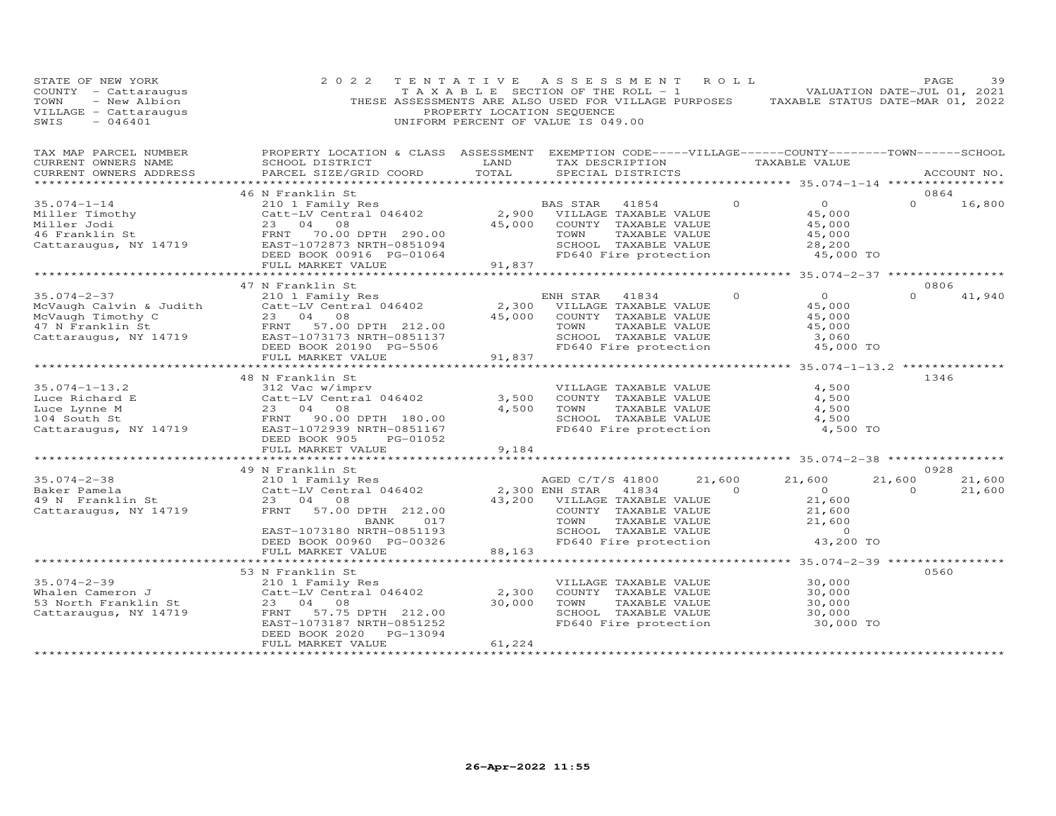STATE OF NEW YORK
COUNTY - Cattaraugus
TOWN - New Albion
VILLAGE - Cattaraugus
SWIS - 046401

2022 TENTATIVE ASSESSMENT ROLL
TAXABLE SECTION OF THE ROLL - 1
THESE ASSESSMENTS ARE ALSO USED FOR VILLAGE PURPOSES
PROPERTY LOCATION SEQUENCE
UNIFORM PERCENT OF VALUE IS 049.00

VALUATION DATE-JUL 01, 2021
TAXABLE STATUS DATE-MAR 01, 2022

| TAX MAP PARCEL NUMBER / CURRENT OWNERS NAME / CURRENT OWNERS ADDRESS | PROPERTY LOCATION & CLASS / SCHOOL DISTRICT / PARCEL SIZE/GRID COORD | ASSESSMENT LAND | TOTAL | EXEMPTION CODE / TAX DESCRIPTION / SPECIAL DISTRICTS | VILLAGE | COUNTY TAXABLE VALUE | TOWN | SCHOOL | ACCOUNT NO. |
|---|---|---|---|---|---|---|---|---|---|
| | 46 N Franklin St | | | | | | | | 0864 |
| 35.074-1-14 | 210 1 Family Res | | | BAS STAR 41854 | 0 | 0 | 0 | 16,800 | |
| Miller Timothy | Catt-LV Central 046402 | 2,900 | | VILLAGE TAXABLE VALUE | | 45,000 | | | |
| Miller Jodi | 23 04 08 | | 45,000 | COUNTY TAXABLE VALUE | | 45,000 | | | |
| 46 Franklin St | FRNT 70.00 DPTH 290.00 | | | TOWN TAXABLE VALUE | | 45,000 | | | |
| Cattaraugus, NY 14719 | EAST-1072873 NRTH-0851094 | | | SCHOOL TAXABLE VALUE | | 28,200 | | | |
| | DEED BOOK 00916 PG-01064 | | | FD640 Fire protection | | 45,000 TO | | | |
| | FULL MARKET VALUE | | 91,837 | | | | | | |
| | 47 N Franklin St | | | | | | | | 0806 |
| 35.074-2-37 | 210 1 Family Res | | | ENH STAR 41834 | 0 | 0 | 0 | 41,940 | |
| McVaugh Calvin & Judith | Catt-LV Central 046402 | 2,300 | | VILLAGE TAXABLE VALUE | | 45,000 | | | |
| McVaugh Timothy C | 23 04 08 | | 45,000 | COUNTY TAXABLE VALUE | | 45,000 | | | |
| 47 N Franklin St | FRNT 57.00 DPTH 212.00 | | | TOWN TAXABLE VALUE | | 45,000 | | | |
| Cattaraugus, NY 14719 | EAST-1073173 NRTH-0851137 | | | SCHOOL TAXABLE VALUE | | 3,060 | | | |
| | DEED BOOK 20190 PG-5506 | | | FD640 Fire protection | | 45,000 TO | | | |
| | FULL MARKET VALUE | | 91,837 | | | | | | |
| | 48 N Franklin St | | | | | | | | 1346 |
| 35.074-1-13.2 | 312 Vac w/imprv | | | VILLAGE TAXABLE VALUE | | 4,500 | | | |
| Luce Richard E | Catt-LV Central 046402 | 3,500 | | COUNTY TAXABLE VALUE | | 4,500 | | | |
| Luce Lynne M | 23 04 08 | | 4,500 | TOWN TAXABLE VALUE | | 4,500 | | | |
| 104 South St | FRNT 90.00 DPTH 180.00 | | | SCHOOL TAXABLE VALUE | | 4,500 | | | |
| Cattaraugus, NY 14719 | EAST-1072939 NRTH-0851167 | | | FD640 Fire protection | | 4,500 TO | | | |
| | DEED BOOK 905 PG-01052 | | | | | | | | |
| | FULL MARKET VALUE | | 9,184 | | | | | | |
| | 49 N Franklin St | | | | | | | | 0928 |
| 35.074-2-38 | 210 1 Family Res | | | AGED C/T/S 41800 | 21,600 | 21,600 | 21,600 | 21,600 | |
| Baker Pamela | Catt-LV Central 046402 | 2,300 | | ENH STAR 41834 | 0 | 0 | 0 | 21,600 | |
| 49 N Franklin St | 23 04 08 | | 43,200 | VILLAGE TAXABLE VALUE | | 21,600 | | | |
| Cattaraugus, NY 14719 | FRNT 57.00 DPTH 212.00 | | | COUNTY TAXABLE VALUE | | 21,600 | | | |
| | BANK 017 | | | TOWN TAXABLE VALUE | | 21,600 | | | |
| | EAST-1073180 NRTH-0851193 | | | SCHOOL TAXABLE VALUE | | 0 | | | |
| | DEED BOOK 00960 PG-00326 | | | FD640 Fire protection | | 43,200 TO | | | |
| | FULL MARKET VALUE | | 88,163 | | | | | | |
| | 53 N Franklin St | | | | | | | | 0560 |
| 35.074-2-39 | 210 1 Family Res | | | VILLAGE TAXABLE VALUE | | 30,000 | | | |
| Whalen Cameron J | Catt-LV Central 046402 | 2,300 | | COUNTY TAXABLE VALUE | | 30,000 | | | |
| 53 North Franklin St | 23 04 08 | | 30,000 | TOWN TAXABLE VALUE | | 30,000 | | | |
| Cattaraugus, NY 14719 | FRNT 57.75 DPTH 212.00 | | | SCHOOL TAXABLE VALUE | | 30,000 | | | |
| | EAST-1073187 NRTH-0851252 | | | FD640 Fire protection | | 30,000 TO | | | |
| | DEED BOOK 2020 PG-13094 | | | | | | | | |
| | FULL MARKET VALUE | | 61,224 | | | | | | |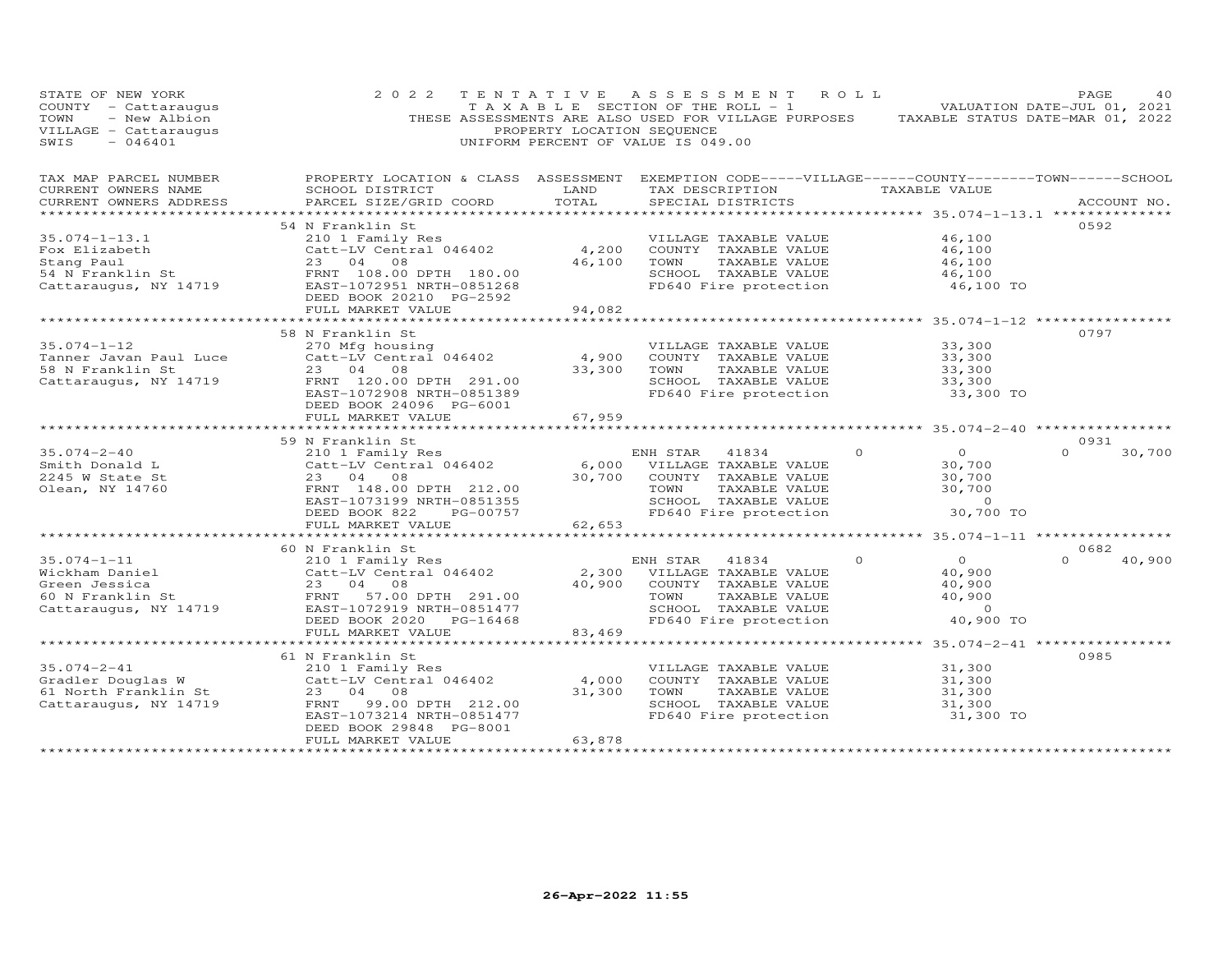STATE OF NEW YORK
COUNTY - Cattaraugus
TOWN - New Albion
VILLAGE - Cattaraugus
SWIS - 046401

2022 TENTATIVE ASSESSMENT ROLL
TAXABLE SECTION OF THE ROLL - 1
THESE ASSESSMENTS ARE ALSO USED FOR VILLAGE PURPOSES
PROPERTY LOCATION SEQUENCE
UNIFORM PERCENT OF VALUE IS 049.00

VALUATION DATE-JUL 01, 2021
TAXABLE STATUS DATE-MAR 01, 2022

| TAX MAP PARCEL NUMBER / CURRENT OWNERS NAME / CURRENT OWNERS ADDRESS | PROPERTY LOCATION & CLASS / SCHOOL DISTRICT / PARCEL SIZE/GRID COORD | ASSESSMENT LAND / TOTAL | EXEMPTION CODE / TAX DESCRIPTION / SPECIAL DISTRICTS | VILLAGE | COUNTY TAXABLE VALUE | TOWN | SCHOOL | ACCOUNT NO. |
|---|---|---|---|---|---|---|---|---|
| | 54 N Franklin St | | | | | | | 0592 |
| 35.074-1-13.1 | 210 1 Family Res | | VILLAGE TAXABLE VALUE | | 46,100 | | | |
| Fox Elizabeth | Catt-LV Central 046402 | 4,200 | COUNTY TAXABLE VALUE | | 46,100 | | | |
| Stang Paul | 23 04 08 | 46,100 | TOWN TAXABLE VALUE | | 46,100 | | | |
| 54 N Franklin St | FRNT 108.00 DPTH 180.00 | | SCHOOL TAXABLE VALUE | | 46,100 | | | |
| Cattaraugus, NY 14719 | EAST-1072951 NRTH-0851268 | | FD640 Fire protection | | 46,100 TO | | | |
| | DEED BOOK 20210 PG-2592 | | | | | | | |
| | FULL MARKET VALUE | 94,082 | | | | | | |
| | 58 N Franklin St | | | | | | | 0797 |
| 35.074-1-12 | 270 Mfg housing | | VILLAGE TAXABLE VALUE | | 33,300 | | | |
| Tanner Javan Paul Luce | Catt-LV Central 046402 | 4,900 | COUNTY TAXABLE VALUE | | 33,300 | | | |
| 58 N Franklin St | 23 04 08 | 33,300 | TOWN TAXABLE VALUE | | 33,300 | | | |
| Cattaraugus, NY 14719 | FRNT 120.00 DPTH 291.00 | | SCHOOL TAXABLE VALUE | | 33,300 | | | |
| | EAST-1072908 NRTH-0851389 | | FD640 Fire protection | | 33,300 TO | | | |
| | DEED BOOK 24096 PG-6001 | | | | | | | |
| | FULL MARKET VALUE | 67,959 | | | | | | |
| | 59 N Franklin St | | | | | | | 0931 |
| 35.074-2-40 | 210 1 Family Res | | ENH STAR 41834 | 0 | 0 | 0 | 30,700 | |
| Smith Donald L | Catt-LV Central 046402 | 6,000 | VILLAGE TAXABLE VALUE | | 30,700 | | | |
| 2245 W State St | 23 04 08 | 30,700 | COUNTY TAXABLE VALUE | | 30,700 | | | |
| Olean, NY 14760 | FRNT 148.00 DPTH 212.00 | | TOWN TAXABLE VALUE | | 30,700 | | | |
| | EAST-1073199 NRTH-0851355 | | SCHOOL TAXABLE VALUE | | 0 | | | |
| | DEED BOOK 822 PG-00757 | | FD640 Fire protection | | 30,700 TO | | | |
| | FULL MARKET VALUE | 62,653 | | | | | | |
| | 60 N Franklin St | | | | | | | 0682 |
| 35.074-1-11 | 210 1 Family Res | | ENH STAR 41834 | 0 | 0 | 0 | 40,900 | |
| Wickham Daniel | Catt-LV Central 046402 | 2,300 | VILLAGE TAXABLE VALUE | | 40,900 | | | |
| Green Jessica | 23 04 08 | 40,900 | COUNTY TAXABLE VALUE | | 40,900 | | | |
| 60 N Franklin St | FRNT 57.00 DPTH 291.00 | | TOWN TAXABLE VALUE | | 40,900 | | | |
| Cattaraugus, NY 14719 | EAST-1072919 NRTH-0851477 | | SCHOOL TAXABLE VALUE | | 0 | | | |
| | DEED BOOK 2020 PG-16468 | | FD640 Fire protection | | 40,900 TO | | | |
| | FULL MARKET VALUE | 83,469 | | | | | | |
| | 61 N Franklin St | | | | | | | 0985 |
| 35.074-2-41 | 210 1 Family Res | | VILLAGE TAXABLE VALUE | | 31,300 | | | |
| Gradler Douglas W | Catt-LV Central 046402 | 4,000 | COUNTY TAXABLE VALUE | | 31,300 | | | |
| 61 North Franklin St | 23 04 08 | 31,300 | TOWN TAXABLE VALUE | | 31,300 | | | |
| Cattaraugus, NY 14719 | FRNT 99.00 DPTH 212.00 | | SCHOOL TAXABLE VALUE | | 31,300 | | | |
| | EAST-1073214 NRTH-0851477 | | FD640 Fire protection | | 31,300 TO | | | |
| | DEED BOOK 29848 PG-8001 | | | | | | | |
| | FULL MARKET VALUE | 63,878 | | | | | | |

26-Apr-2022 11:55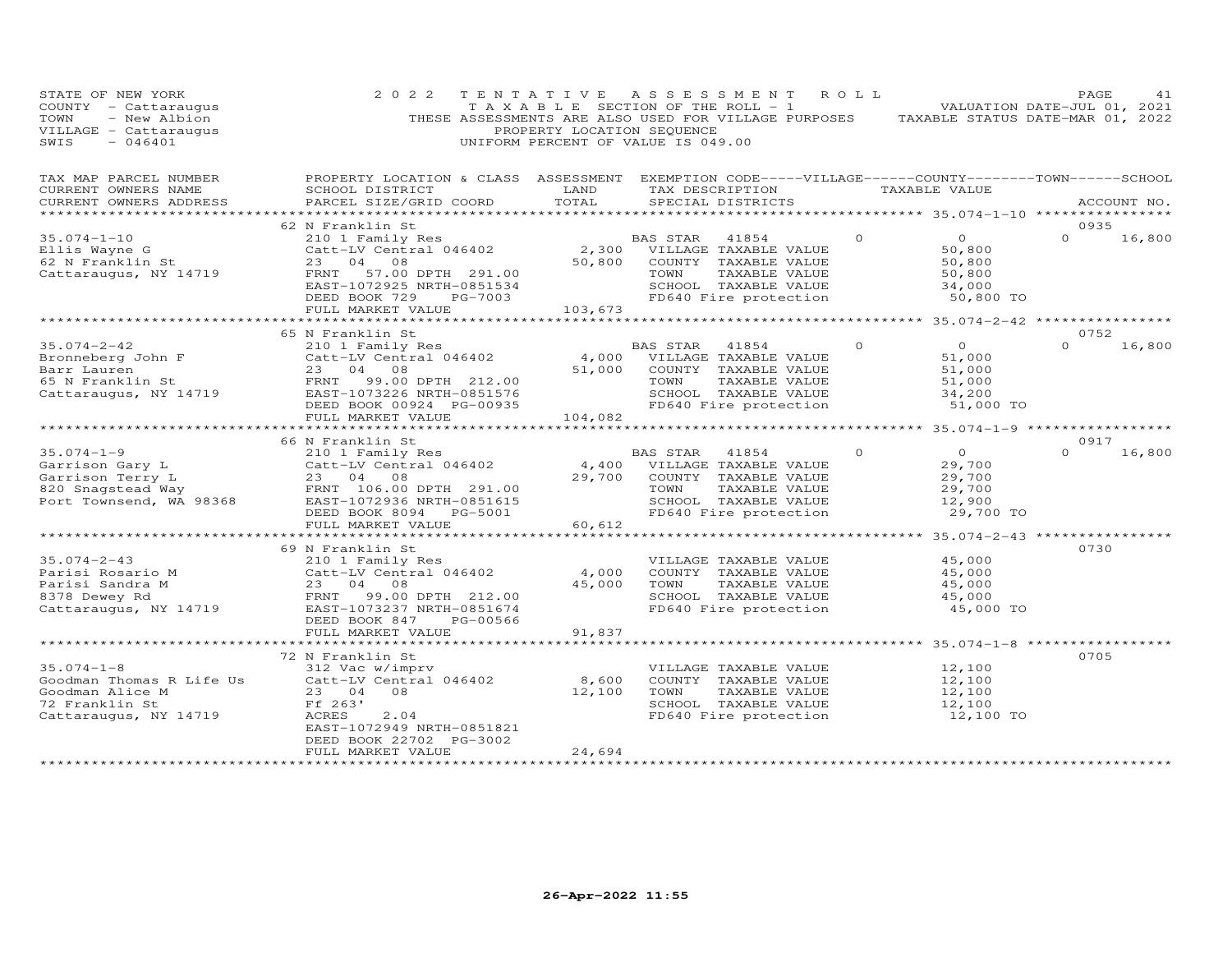STATE OF NEW YORK — 2022 TENTATIVE ASSESSMENT ROLL — PAGE 41
COUNTY - Cattaraugus — TAXABLE SECTION OF THE ROLL - 1 — VALUATION DATE-JUL 01, 2021
TOWN - New Albion — THESE ASSESSMENTS ARE ALSO USED FOR VILLAGE PURPOSES — TAXABLE STATUS DATE-MAR 01, 2022
VILLAGE - Cattaraugus — PROPERTY LOCATION SEQUENCE
SWIS - 046401 — UNIFORM PERCENT OF VALUE IS 049.00

| TAX MAP PARCEL NUMBER / CURRENT OWNERS NAME / CURRENT OWNERS ADDRESS | PROPERTY LOCATION & CLASS / SCHOOL DISTRICT / PARCEL SIZE/GRID COORD | ASSESSMENT LAND / TOTAL | EXEMPTION CODE / TAX DESCRIPTION / SPECIAL DISTRICTS | VILLAGE | COUNTY / TAXABLE VALUE | TOWN | SCHOOL / ACCOUNT NO. |
|---|---|---|---|---|---|---|---|
| | 62 N Franklin St | | | | | | 0935 |
| 35.074-1-10 | 210 1 Family Res | | BAS STAR 41854 | 0 | 0 | 0 | 16,800 |
| Ellis Wayne G | Catt-LV Central 046402 | 2,300 | VILLAGE TAXABLE VALUE | | 50,800 | | |
| 62 N Franklin St | 23 04 08 | 50,800 | COUNTY TAXABLE VALUE | | 50,800 | | |
| Cattaraugus, NY 14719 | FRNT 57.00 DPTH 291.00 | | TOWN TAXABLE VALUE | | 50,800 | | |
| | EAST-1072925 NRTH-0851534 | | SCHOOL TAXABLE VALUE | | 34,000 | | |
| | DEED BOOK 729 PG-7003 | | FD640 Fire protection | | 50,800 TO | | |
| | FULL MARKET VALUE | 103,673 | | | | | |
| | 65 N Franklin St | | | | | | 0752 |
| 35.074-2-42 | 210 1 Family Res | | BAS STAR 41854 | 0 | 0 | 0 | 16,800 |
| Bronneberg John F | Catt-LV Central 046402 | 4,000 | VILLAGE TAXABLE VALUE | | 51,000 | | |
| Barr Lauren | 23 04 08 | 51,000 | COUNTY TAXABLE VALUE | | 51,000 | | |
| 65 N Franklin St | FRNT 99.00 DPTH 212.00 | | TOWN TAXABLE VALUE | | 51,000 | | |
| Cattaraugus, NY 14719 | EAST-1073226 NRTH-0851576 | | SCHOOL TAXABLE VALUE | | 34,200 | | |
| | DEED BOOK 00924 PG-00935 | | FD640 Fire protection | | 51,000 TO | | |
| | FULL MARKET VALUE | 104,082 | | | | | |
| | 66 N Franklin St | | | | | | 0917 |
| 35.074-1-9 | 210 1 Family Res | | BAS STAR 41854 | 0 | 0 | 0 | 16,800 |
| Garrison Gary L | Catt-LV Central 046402 | 4,400 | VILLAGE TAXABLE VALUE | | 29,700 | | |
| Garrison Terry L | 23 04 08 | 29,700 | COUNTY TAXABLE VALUE | | 29,700 | | |
| 820 Snagstead Way | FRNT 106.00 DPTH 291.00 | | TOWN TAXABLE VALUE | | 29,700 | | |
| Port Townsend, WA 98368 | EAST-1072936 NRTH-0851615 | | SCHOOL TAXABLE VALUE | | 12,900 | | |
| | DEED BOOK 8094 PG-5001 | | FD640 Fire protection | | 29,700 TO | | |
| | FULL MARKET VALUE | 60,612 | | | | | |
| | 69 N Franklin St | | | | | | 0730 |
| 35.074-2-43 | 210 1 Family Res | | VILLAGE TAXABLE VALUE | | 45,000 | | |
| Parisi Rosario M | Catt-LV Central 046402 | 4,000 | COUNTY TAXABLE VALUE | | 45,000 | | |
| Parisi Sandra M | 23 04 08 | 45,000 | TOWN TAXABLE VALUE | | 45,000 | | |
| 8378 Dewey Rd | FRNT 99.00 DPTH 212.00 | | SCHOOL TAXABLE VALUE | | 45,000 | | |
| Cattaraugus, NY 14719 | EAST-1073237 NRTH-0851674 | | FD640 Fire protection | | 45,000 TO | | |
| | DEED BOOK 847 PG-00566 | | | | | | |
| | FULL MARKET VALUE | 91,837 | | | | | |
| | 72 N Franklin St | | | | | | 0705 |
| 35.074-1-8 | 312 Vac w/imprv | | VILLAGE TAXABLE VALUE | | 12,100 | | |
| Goodman Thomas R Life Us | Catt-LV Central 046402 | 8,600 | COUNTY TAXABLE VALUE | | 12,100 | | |
| Goodman Alice M | 23 04 08 | 12,100 | TOWN TAXABLE VALUE | | 12,100 | | |
| 72 Franklin St | Ff 263' | | SCHOOL TAXABLE VALUE | | 12,100 | | |
| Cattaraugus, NY 14719 | ACRES 2.04 | | FD640 Fire protection | | 12,100 TO | | |
| | EAST-1072949 NRTH-0851821 | | | | | | |
| | DEED BOOK 22702 PG-3002 | | | | | | |
| | FULL MARKET VALUE | 24,694 | | | | | |

26-Apr-2022 11:55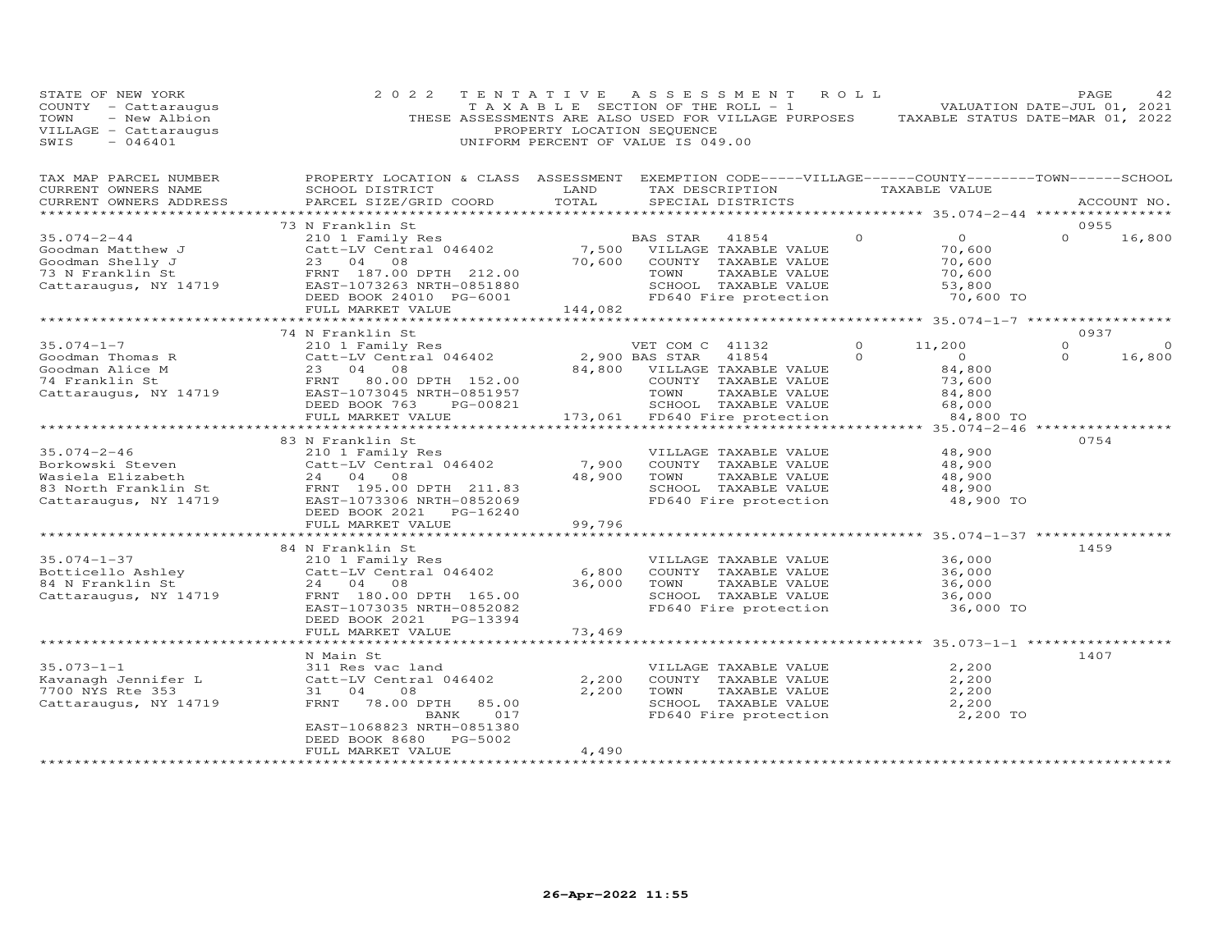STATE OF NEW YORK — 2022 TENTATIVE ASSESSMENT ROLL
COUNTY - Cattaraugus — TAXABLE SECTION OF THE ROLL - 1 — VALUATION DATE-JUL 01, 2021
TOWN - New Albion — THESE ASSESSMENTS ARE ALSO USED FOR VILLAGE PURPOSES — TAXABLE STATUS DATE-MAR 01, 2022
VILLAGE - Cattaraugus — PROPERTY LOCATION SEQUENCE
SWIS - 046401 — UNIFORM PERCENT OF VALUE IS 049.00

| TAX MAP PARCEL NUMBER / CURRENT OWNERS NAME / CURRENT OWNERS ADDRESS | PROPERTY LOCATION & CLASS / SCHOOL DISTRICT / PARCEL SIZE/GRID COORD | ASSESSMENT LAND / TOTAL | EXEMPTION CODE / TAX DESCRIPTION / SPECIAL DISTRICTS | VILLAGE | COUNTY / TAXABLE VALUE | TOWN | SCHOOL / ACCOUNT NO. |
|---|---|---|---|---|---|---|---|
| | 73 N Franklin St | | | | | | 0955 |
| 35.074-2-44 | 210 1 Family Res | | BAS STAR 41854 | 0 | 0 | 0 | 16,800 |
| Goodman Matthew J | Catt-LV Central 046402 | 7,500 | VILLAGE TAXABLE VALUE | | 70,600 | | |
| Goodman Shelly J | 23 04 08 | 70,600 | COUNTY TAXABLE VALUE | | 70,600 | | |
| 73 N Franklin St | FRNT 187.00 DPTH 212.00 | | TOWN TAXABLE VALUE | | 70,600 | | |
| Cattaraugus, NY 14719 | EAST-1073263 NRTH-0851880 | | SCHOOL TAXABLE VALUE | | 53,800 | | |
| | DEED BOOK 24010 PG-6001 | | FD640 Fire protection | | 70,600 TO | | |
| | FULL MARKET VALUE | 144,082 | | | | | |
| | 74 N Franklin St | | | | | | 0937 |
| 35.074-1-7 | 210 1 Family Res | | VET COM C 41132 | 0 | 11,200 | 0 | 0 |
| Goodman Thomas R | Catt-LV Central 046402 | 2,900 | BAS STAR 41854 | 0 | 0 | 0 | 16,800 |
| Goodman Alice M | 23 04 08 | 84,800 | VILLAGE TAXABLE VALUE | | 84,800 | | |
| 74 Franklin St | FRNT 80.00 DPTH 152.00 | | COUNTY TAXABLE VALUE | | 73,600 | | |
| Cattaraugus, NY 14719 | EAST-1073045 NRTH-0851957 | | TOWN TAXABLE VALUE | | 84,800 | | |
| | DEED BOOK 763 PG-00821 | | SCHOOL TAXABLE VALUE | | 68,000 | | |
| | FULL MARKET VALUE | 173,061 | FD640 Fire protection | | 84,800 TO | | |
| | 83 N Franklin St | | | | | | 0754 |
| 35.074-2-46 | 210 1 Family Res | | VILLAGE TAXABLE VALUE | | 48,900 | | |
| Borkowski Steven | Catt-LV Central 046402 | 7,900 | COUNTY TAXABLE VALUE | | 48,900 | | |
| Wasiela Elizabeth | 24 04 08 | 48,900 | TOWN TAXABLE VALUE | | 48,900 | | |
| 83 North Franklin St | FRNT 195.00 DPTH 211.83 | | SCHOOL TAXABLE VALUE | | 48,900 | | |
| Cattaraugus, NY 14719 | EAST-1073306 NRTH-0852069 | | FD640 Fire protection | | 48,900 TO | | |
| | DEED BOOK 2021 PG-16240 | | | | | | |
| | FULL MARKET VALUE | 99,796 | | | | | |
| | 84 N Franklin St | | | | | | 1459 |
| 35.074-1-37 | 210 1 Family Res | | VILLAGE TAXABLE VALUE | | 36,000 | | |
| Botticello Ashley | Catt-LV Central 046402 | 6,800 | COUNTY TAXABLE VALUE | | 36,000 | | |
| 84 N Franklin St | 24 04 08 | 36,000 | TOWN TAXABLE VALUE | | 36,000 | | |
| Cattaraugus, NY 14719 | FRNT 180.00 DPTH 165.00 | | SCHOOL TAXABLE VALUE | | 36,000 | | |
| | EAST-1073035 NRTH-0852082 | | FD640 Fire protection | | 36,000 TO | | |
| | DEED BOOK 2021 PG-13394 | | | | | | |
| | FULL MARKET VALUE | 73,469 | | | | | |
| | N Main St | | | | | | 1407 |
| 35.073-1-1 | 311 Res vac land | | VILLAGE TAXABLE VALUE | | 2,200 | | |
| Kavanagh Jennifer L | Catt-LV Central 046402 | 2,200 | COUNTY TAXABLE VALUE | | 2,200 | | |
| 7700 NYS Rte 353 | 31 04 08 | 2,200 | TOWN TAXABLE VALUE | | 2,200 | | |
| Cattaraugus, NY 14719 | FRNT 78.00 DPTH 85.00 | | SCHOOL TAXABLE VALUE | | 2,200 | | |
| | BANK 017 | | FD640 Fire protection | | 2,200 TO | | |
| | EAST-1068823 NRTH-0851380 | | | | | | |
| | DEED BOOK 8680 PG-5002 | | | | | | |
| | FULL MARKET VALUE | 4,490 | | | | | |

26-Apr-2022 11:55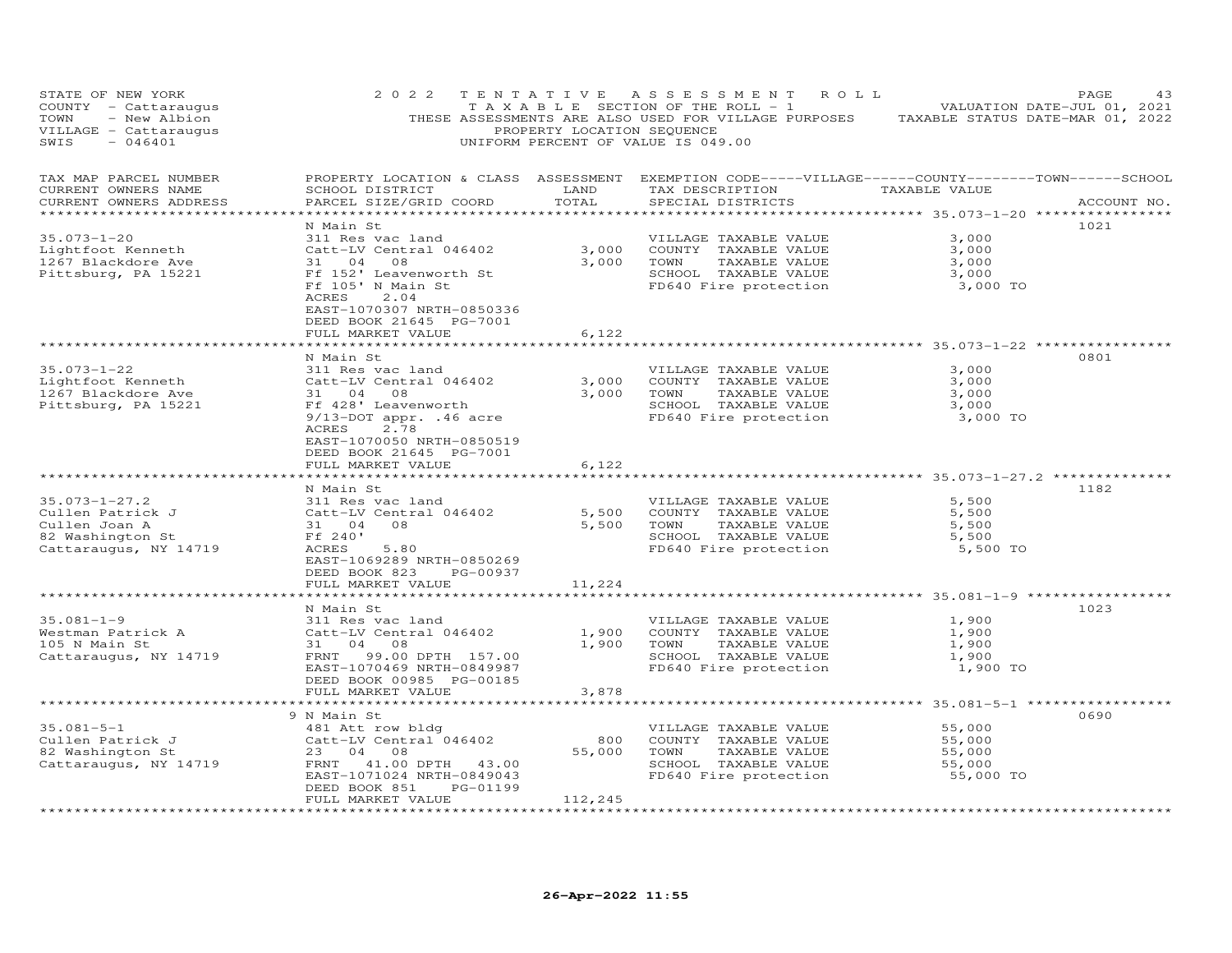STATE OF NEW YORK
COUNTY - Cattaraugus
TOWN - New Albion
VILLAGE - Cattaraugus
SWIS - 046401

2022 TENTATIVE ASSESSMENT ROLL
TAXABLE SECTION OF THE ROLL - 1
THESE ASSESSMENTS ARE ALSO USED FOR VILLAGE PURPOSES
PROPERTY LOCATION SEQUENCE
UNIFORM PERCENT OF VALUE IS 049.00

VALUATION DATE-JUL 01, 2021
TAXABLE STATUS DATE-MAR 01, 2022

| TAX MAP PARCEL NUMBER / CURRENT OWNERS NAME / CURRENT OWNERS ADDRESS | PROPERTY LOCATION & CLASS / SCHOOL DISTRICT / PARCEL SIZE/GRID COORD | ASSESSMENT LAND / TOTAL | EXEMPTION CODE-----VILLAGE------COUNTY--------TOWN------SCHOOL / TAX DESCRIPTION / SPECIAL DISTRICTS | TAXABLE VALUE | ACCOUNT NO. |
|---|---|---|---|---|---|
| 35.073-1-20 | N Main St | | | | 1021 |
| 35.073-1-20 | 311 Res vac land | | VILLAGE TAXABLE VALUE | 3,000 | |
| Lightfoot Kenneth | Catt-LV Central 046402 | 3,000 | COUNTY TAXABLE VALUE | 3,000 | |
| 1267 Blackdore Ave | 31 04 08 | 3,000 | TOWN TAXABLE VALUE | 3,000 | |
| Pittsburg, PA 15221 | Ff 152' Leavenworth St | | SCHOOL TAXABLE VALUE | 3,000 | |
| | Ff 105' N Main St | | FD640 Fire protection | 3,000 TO | |
| | ACRES 2.04 | | | | |
| | EAST-1070307 NRTH-0850336 | | | | |
| | DEED BOOK 21645 PG-7001 | | | | |
| | FULL MARKET VALUE | 6,122 | | | |
| 35.073-1-22 | N Main St | | | | 0801 |
| 35.073-1-22 | 311 Res vac land | | VILLAGE TAXABLE VALUE | 3,000 | |
| Lightfoot Kenneth | Catt-LV Central 046402 | 3,000 | COUNTY TAXABLE VALUE | 3,000 | |
| 1267 Blackdore Ave | 31 04 08 | 3,000 | TOWN TAXABLE VALUE | 3,000 | |
| Pittsburg, PA 15221 | Ff 428' Leavenworth | | SCHOOL TAXABLE VALUE | 3,000 | |
| | 9/13-DOT appr. .46 acre | | FD640 Fire protection | 3,000 TO | |
| | ACRES 2.78 | | | | |
| | EAST-1070050 NRTH-0850519 | | | | |
| | DEED BOOK 21645 PG-7001 | | | | |
| | FULL MARKET VALUE | 6,122 | | | |
| 35.073-1-27.2 | N Main St | | | | 1182 |
| 35.073-1-27.2 | 311 Res vac land | | VILLAGE TAXABLE VALUE | 5,500 | |
| Cullen Patrick J | Catt-LV Central 046402 | 5,500 | COUNTY TAXABLE VALUE | 5,500 | |
| Cullen Joan A | 31 04 08 | 5,500 | TOWN TAXABLE VALUE | 5,500 | |
| 82 Washington St | Ff 240' | | SCHOOL TAXABLE VALUE | 5,500 | |
| Cattaraugus, NY 14719 | ACRES 5.80 | | FD640 Fire protection | 5,500 TO | |
| | EAST-1069289 NRTH-0850269 | | | | |
| | DEED BOOK 823 PG-00937 | | | | |
| | FULL MARKET VALUE | 11,224 | | | |
| 35.081-1-9 | N Main St | | | | 1023 |
| 35.081-1-9 | 311 Res vac land | | VILLAGE TAXABLE VALUE | 1,900 | |
| Westman Patrick A | Catt-LV Central 046402 | 1,900 | COUNTY TAXABLE VALUE | 1,900 | |
| 105 N Main St | 31 04 08 | 1,900 | TOWN TAXABLE VALUE | 1,900 | |
| Cattaraugus, NY 14719 | FRNT 99.00 DPTH 157.00 | | SCHOOL TAXABLE VALUE | 1,900 | |
| | EAST-1070469 NRTH-0849987 | | FD640 Fire protection | 1,900 TO | |
| | DEED BOOK 00985 PG-00185 | | | | |
| | FULL MARKET VALUE | 3,878 | | | |
| 35.081-5-1 | 9 N Main St | | | | 0690 |
| 35.081-5-1 | 481 Att row bldg | | VILLAGE TAXABLE VALUE | 55,000 | |
| Cullen Patrick J | Catt-LV Central 046402 | 800 | COUNTY TAXABLE VALUE | 55,000 | |
| 82 Washington St | 23 04 08 | 55,000 | TOWN TAXABLE VALUE | 55,000 | |
| Cattaraugus, NY 14719 | FRNT 41.00 DPTH 43.00 | | SCHOOL TAXABLE VALUE | 55,000 | |
| | EAST-1071024 NRTH-0849043 | | FD640 Fire protection | 55,000 TO | |
| | DEED BOOK 851 PG-01199 | | | | |
| | FULL MARKET VALUE | 112,245 | | | |

26-Apr-2022 11:55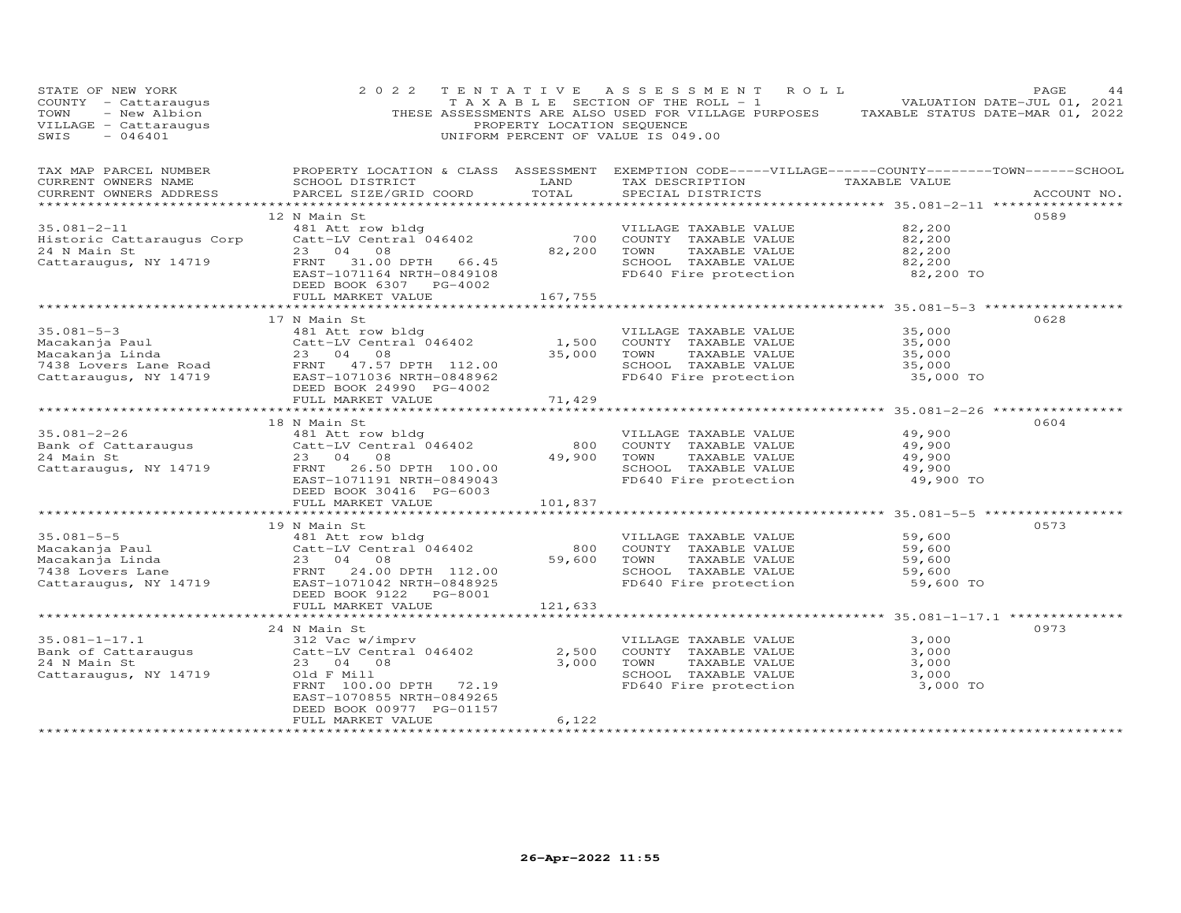STATE OF NEW YORK | 2 0 2 2 TENTATIVE ASSESSMENT ROLL | VALUATION DATE-JUL 01, 2021
COUNTY - Cattaraugus | TAXABLE SECTION OF THE ROLL - 1 | TAXABLE STATUS DATE-MAR 01, 2022
TOWN - New Albion | THESE ASSESSMENTS ARE ALSO USED FOR VILLAGE PURPOSES
VILLAGE - Cattaraugus | PROPERTY LOCATION SEQUENCE
SWIS - 046401 | UNIFORM PERCENT OF VALUE IS 049.00

| TAX MAP PARCEL NUMBER / CURRENT OWNERS NAME / CURRENT OWNERS ADDRESS | PROPERTY LOCATION & CLASS / SCHOOL DISTRICT / PARCEL SIZE/GRID COORD | ASSESSMENT LAND | TOTAL | EXEMPTION CODE-----VILLAGE------COUNTY--------TOWN------SCHOOL / TAX DESCRIPTION / SPECIAL DISTRICTS | TAXABLE VALUE | ACCOUNT NO. |
|---|---|---|---|---|---|---|
| **35.081-2-11** | 12 N Main St | | | | | 0589 |
| Historic Cattaraugus Corp | 481 Att row bldg | | | VILLAGE TAXABLE VALUE | 82,200 | |
| 24 N Main St | Catt-LV Central 046402 | 700 | | COUNTY TAXABLE VALUE | 82,200 | |
| Cattaraugus, NY 14719 | 23 04 08 | | 82,200 | TOWN TAXABLE VALUE | 82,200 | |
| | FRNT 31.00 DPTH 66.45 | | | SCHOOL TAXABLE VALUE | 82,200 | |
| | EAST-1071164 NRTH-0849108 | | | FD640 Fire protection | 82,200 TO | |
| | DEED BOOK 6307 PG-4002 | | | | | |
| | FULL MARKET VALUE | | 167,755 | | | |
| **35.081-5-3** | 17 N Main St | | | | | 0628 |
| Macakanja Paul | 481 Att row bldg | | | VILLAGE TAXABLE VALUE | 35,000 | |
| Macakanja Linda | Catt-LV Central 046402 | 1,500 | | COUNTY TAXABLE VALUE | 35,000 | |
| 7438 Lovers Lane Road | 23 04 08 | | 35,000 | TOWN TAXABLE VALUE | 35,000 | |
| Cattaraugus, NY 14719 | FRNT 47.57 DPTH 112.00 | | | SCHOOL TAXABLE VALUE | 35,000 | |
| | EAST-1071036 NRTH-0848962 | | | FD640 Fire protection | 35,000 TO | |
| | DEED BOOK 24990 PG-4002 | | | | | |
| | FULL MARKET VALUE | | 71,429 | | | |
| **35.081-2-26** | 18 N Main St | | | | | 0604 |
| Bank of Cattaraugus | 481 Att row bldg | | | VILLAGE TAXABLE VALUE | 49,900 | |
| 24 Main St | Catt-LV Central 046402 | 800 | | COUNTY TAXABLE VALUE | 49,900 | |
| Cattaraugus, NY 14719 | 23 04 08 | | 49,900 | TOWN TAXABLE VALUE | 49,900 | |
| | FRNT 26.50 DPTH 100.00 | | | SCHOOL TAXABLE VALUE | 49,900 | |
| | EAST-1071191 NRTH-0849043 | | | FD640 Fire protection | 49,900 TO | |
| | DEED BOOK 30416 PG-6003 | | | | | |
| | FULL MARKET VALUE | | 101,837 | | | |
| **35.081-5-5** | 19 N Main St | | | | | 0573 |
| Macakanja Paul | 481 Att row bldg | | | VILLAGE TAXABLE VALUE | 59,600 | |
| Macakanja Linda | Catt-LV Central 046402 | 800 | | COUNTY TAXABLE VALUE | 59,600 | |
| 7438 Lovers Lane | 23 04 08 | | 59,600 | TOWN TAXABLE VALUE | 59,600 | |
| Cattaraugus, NY 14719 | FRNT 24.00 DPTH 112.00 | | | SCHOOL TAXABLE VALUE | 59,600 | |
| | EAST-1071042 NRTH-0848925 | | | FD640 Fire protection | 59,600 TO | |
| | DEED BOOK 9122 PG-8001 | | | | | |
| | FULL MARKET VALUE | | 121,633 | | | |
| **35.081-1-17.1** | 24 N Main St | | | | | 0973 |
| Bank of Cattaraugus | 312 Vac w/imprv | | | VILLAGE TAXABLE VALUE | 3,000 | |
| 24 N Main St | Catt-LV Central 046402 | 2,500 | | COUNTY TAXABLE VALUE | 3,000 | |
| Cattaraugus, NY 14719 | 23 04 08 | | 3,000 | TOWN TAXABLE VALUE | 3,000 | |
| | Old F Mill | | | SCHOOL TAXABLE VALUE | 3,000 | |
| | FRNT 100.00 DPTH 72.19 | | | FD640 Fire protection | 3,000 TO | |
| | EAST-1070855 NRTH-0849265 | | | | | |
| | DEED BOOK 00977 PG-01157 | | | | | |
| | FULL MARKET VALUE | | 6,122 | | | |

26-Apr-2022 11:55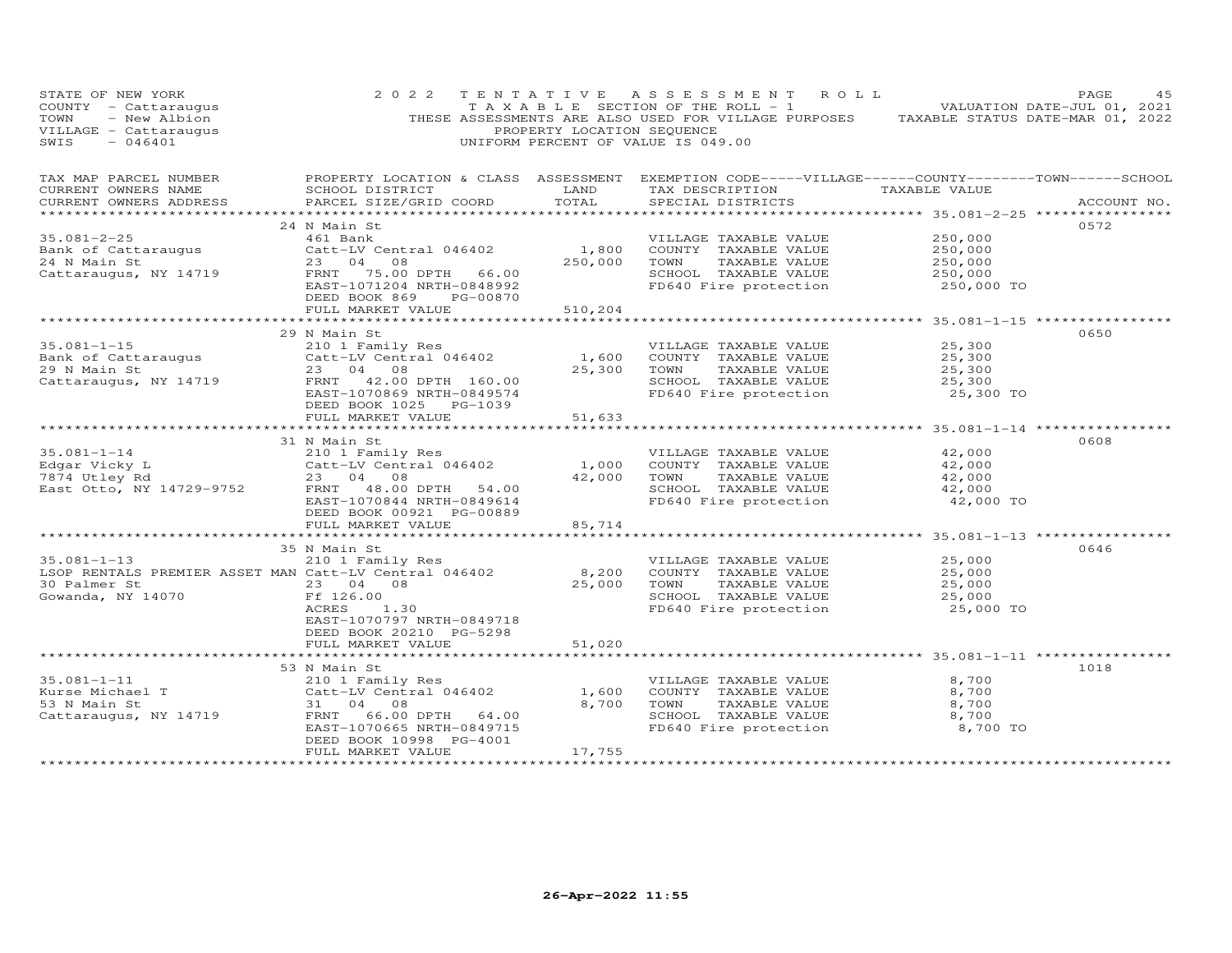STATE OF NEW YORK — 2022 TENTATIVE ASSESSMENT ROLL — VALUATION DATE-JUL 01, 2021
COUNTY - Cattaraugus — TAXABLE SECTION OF THE ROLL - 1 — TAXABLE STATUS DATE-MAR 01, 2022
TOWN - New Albion — THESE ASSESSMENTS ARE ALSO USED FOR VILLAGE PURPOSES
VILLAGE - Cattaraugus — PROPERTY LOCATION SEQUENCE
SWIS - 046401 — UNIFORM PERCENT OF VALUE IS 049.00

| TAX MAP PARCEL NUMBER / CURRENT OWNERS NAME / CURRENT OWNERS ADDRESS | PROPERTY LOCATION & CLASS / SCHOOL DISTRICT / PARCEL SIZE/GRID COORD | ASSESSMENT LAND | TOTAL | EXEMPTION CODE / TAX DESCRIPTION / SPECIAL DISTRICTS | TAXABLE VALUE | ACCOUNT NO. |
|---|---|---|---|---|---|---|
| | 24 N Main St | | | | | 0572 |
| 35.081-2-25 | 461 Bank | | | VILLAGE TAXABLE VALUE | 250,000 | |
| Bank of Cattaraugus | Catt-LV Central 046402 | 1,800 | | COUNTY TAXABLE VALUE | 250,000 | |
| 24 N Main St | 23 04 08 | | 250,000 | TOWN TAXABLE VALUE | 250,000 | |
| Cattaraugus, NY 14719 | FRNT 75.00 DPTH 66.00 | | | SCHOOL TAXABLE VALUE | 250,000 | |
| | EAST-1071204 NRTH-0848992 | | | FD640 Fire protection | 250,000 TO | |
| | DEED BOOK 869 PG-00870 | | | | | |
| | FULL MARKET VALUE | | 510,204 | | | |
| | 29 N Main St | | | | | 0650 |
| 35.081-1-15 | 210 1 Family Res | | | VILLAGE TAXABLE VALUE | 25,300 | |
| Bank of Cattaraugus | Catt-LV Central 046402 | 1,600 | | COUNTY TAXABLE VALUE | 25,300 | |
| 29 N Main St | 23 04 08 | | 25,300 | TOWN TAXABLE VALUE | 25,300 | |
| Cattaraugus, NY 14719 | FRNT 42.00 DPTH 160.00 | | | SCHOOL TAXABLE VALUE | 25,300 | |
| | EAST-1070869 NRTH-0849574 | | | FD640 Fire protection | 25,300 TO | |
| | DEED BOOK 1025 PG-1039 | | | | | |
| | FULL MARKET VALUE | | 51,633 | | | |
| | 31 N Main St | | | | | 0608 |
| 35.081-1-14 | 210 1 Family Res | | | VILLAGE TAXABLE VALUE | 42,000 | |
| Edgar Vicky L | Catt-LV Central 046402 | 1,000 | | COUNTY TAXABLE VALUE | 42,000 | |
| 7874 Utley Rd | 23 04 08 | | 42,000 | TOWN TAXABLE VALUE | 42,000 | |
| East Otto, NY 14729-9752 | FRNT 48.00 DPTH 54.00 | | | SCHOOL TAXABLE VALUE | 42,000 | |
| | EAST-1070844 NRTH-0849614 | | | FD640 Fire protection | 42,000 TO | |
| | DEED BOOK 00921 PG-00889 | | | | | |
| | FULL MARKET VALUE | | 85,714 | | | |
| | 35 N Main St | | | | | 0646 |
| 35.081-1-13 | 210 1 Family Res | | | VILLAGE TAXABLE VALUE | 25,000 | |
| LSOP RENTALS PREMIER ASSET MAN | Catt-LV Central 046402 | 8,200 | | COUNTY TAXABLE VALUE | 25,000 | |
| 30 Palmer St | 23 04 08 | | 25,000 | TOWN TAXABLE VALUE | 25,000 | |
| Gowanda, NY 14070 | Ff 126.00 | | | SCHOOL TAXABLE VALUE | 25,000 | |
| | ACRES 1.30 | | | FD640 Fire protection | 25,000 TO | |
| | EAST-1070797 NRTH-0849718 | | | | | |
| | DEED BOOK 20210 PG-5298 | | | | | |
| | FULL MARKET VALUE | | 51,020 | | | |
| | 53 N Main St | | | | | 1018 |
| 35.081-1-11 | 210 1 Family Res | | | VILLAGE TAXABLE VALUE | 8,700 | |
| Kurse Michael T | Catt-LV Central 046402 | 1,600 | | COUNTY TAXABLE VALUE | 8,700 | |
| 53 N Main St | 31 04 08 | | 8,700 | TOWN TAXABLE VALUE | 8,700 | |
| Cattaraugus, NY 14719 | FRNT 66.00 DPTH 64.00 | | | SCHOOL TAXABLE VALUE | 8,700 | |
| | EAST-1070665 NRTH-0849715 | | | FD640 Fire protection | 8,700 TO | |
| | DEED BOOK 10998 PG-4001 | | | | | |
| | FULL MARKET VALUE | | 17,755 | | | |

26-Apr-2022 11:55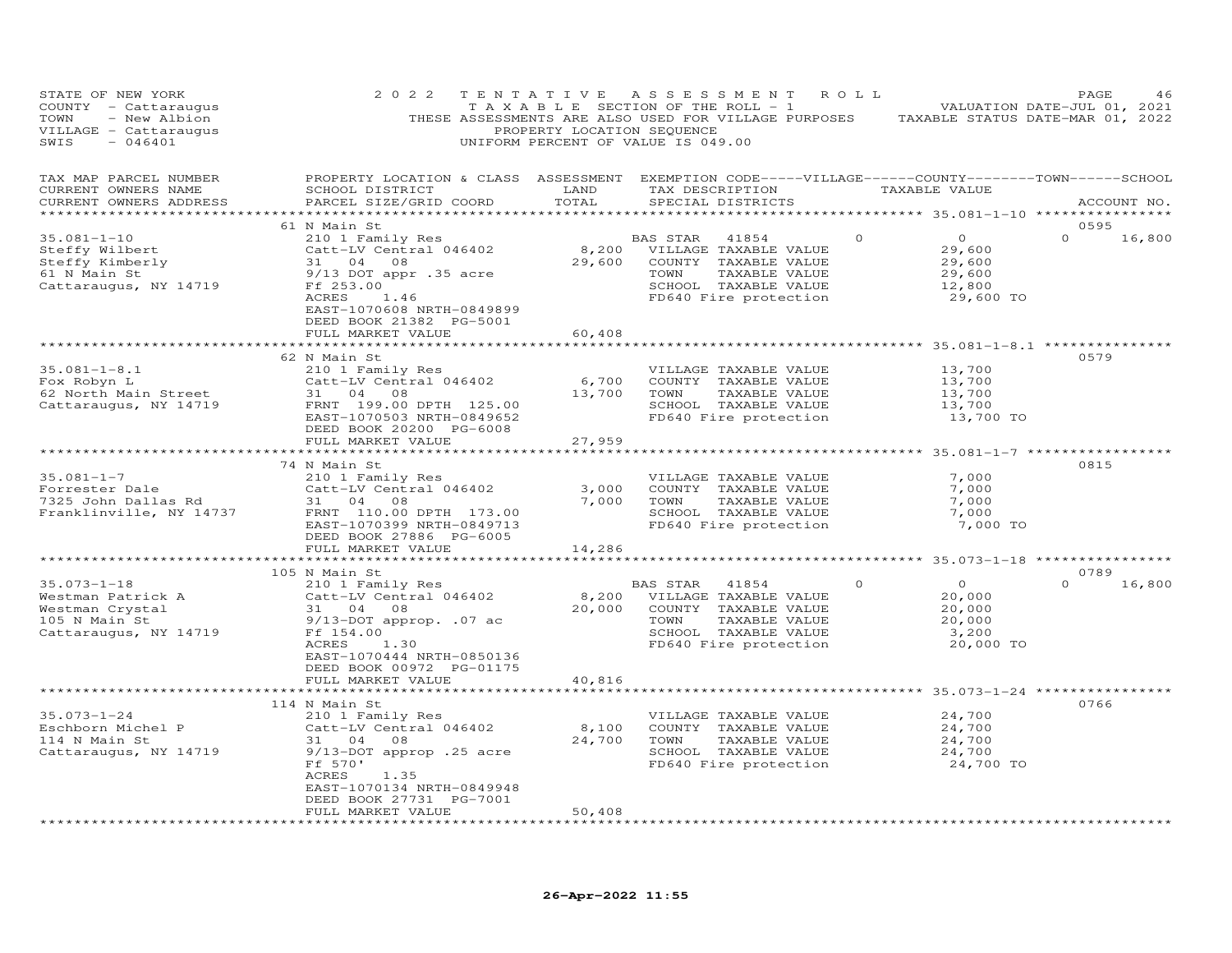STATE OF NEW YORK
COUNTY - Cattaraugus
TOWN - New Albion
VILLAGE - Cattaraugus
SWIS - 046401

2022 TENTATIVE ASSESSMENT ROLL
TAXABLE SECTION OF THE ROLL - 1
THESE ASSESSMENTS ARE ALSO USED FOR VILLAGE PURPOSES
PROPERTY LOCATION SEQUENCE
UNIFORM PERCENT OF VALUE IS 049.00

VALUATION DATE-JUL 01, 2021
TAXABLE STATUS DATE-MAR 01, 2022

| TAX MAP PARCEL NUMBER / CURRENT OWNERS NAME / CURRENT OWNERS ADDRESS | PROPERTY LOCATION & CLASS / SCHOOL DISTRICT / PARCEL SIZE/GRID COORD | ASSESSMENT LAND | TOTAL | EXEMPTION CODE / TAX DESCRIPTION / SPECIAL DISTRICTS | VILLAGE | TAXABLE VALUE | COUNTY / TOWN / SCHOOL | ACCOUNT NO. |
|---|---|---|---|---|---|---|---|---|
| **35.081-1-10** | 61 N Main St | | | | | | | 0595 |
| 35.081-1-10 | 210 1 Family Res | | | BAS STAR 41854 | 0 | 0 | 0 | 16,800 |
| Steffy Wilbert | Catt-LV Central 046402 | 8,200 | | VILLAGE TAXABLE VALUE | | 29,600 | | |
| Steffy Kimberly | 31 04 08 | | 29,600 | COUNTY TAXABLE VALUE | | 29,600 | | |
| 61 N Main St | 9/13 DOT appr .35 acre | | | TOWN TAXABLE VALUE | | 29,600 | | |
| Cattaraugus, NY 14719 | Ff 253.00 | | | SCHOOL TAXABLE VALUE | | 12,800 | | |
| | ACRES 1.46 | | | FD640 Fire protection | | 29,600 TO | | |
| | EAST-1070608 NRTH-0849899 | | | | | | | |
| | DEED BOOK 21382 PG-5001 | | | | | | | |
| | FULL MARKET VALUE | | 60,408 | | | | | |
| **35.081-1-8.1** | 62 N Main St | | | | | | | 0579 |
| 35.081-1-8.1 | 210 1 Family Res | | | VILLAGE TAXABLE VALUE | | 13,700 | | |
| Fox Robyn L | Catt-LV Central 046402 | 6,700 | | COUNTY TAXABLE VALUE | | 13,700 | | |
| 62 North Main Street | 31 04 08 | | 13,700 | TOWN TAXABLE VALUE | | 13,700 | | |
| Cattaraugus, NY 14719 | FRNT 199.00 DPTH 125.00 | | | SCHOOL TAXABLE VALUE | | 13,700 | | |
| | EAST-1070503 NRTH-0849652 | | | FD640 Fire protection | | 13,700 TO | | |
| | DEED BOOK 20200 PG-6008 | | | | | | | |
| | FULL MARKET VALUE | | 27,959 | | | | | |
| **35.081-1-7** | 74 N Main St | | | | | | | 0815 |
| 35.081-1-7 | 210 1 Family Res | | | VILLAGE TAXABLE VALUE | | 7,000 | | |
| Forrester Dale | Catt-LV Central 046402 | 3,000 | | COUNTY TAXABLE VALUE | | 7,000 | | |
| 7325 John Dallas Rd | 31 04 08 | | 7,000 | TOWN TAXABLE VALUE | | 7,000 | | |
| Franklinville, NY 14737 | FRNT 110.00 DPTH 173.00 | | | SCHOOL TAXABLE VALUE | | 7,000 | | |
| | EAST-1070399 NRTH-0849713 | | | FD640 Fire protection | | 7,000 TO | | |
| | DEED BOOK 27886 PG-6005 | | | | | | | |
| | FULL MARKET VALUE | | 14,286 | | | | | |
| **35.073-1-18** | 105 N Main St | | | | | | | 0789 |
| 35.073-1-18 | 210 1 Family Res | | | BAS STAR 41854 | 0 | 0 | 0 | 16,800 |
| Westman Patrick A | Catt-LV Central 046402 | 8,200 | | VILLAGE TAXABLE VALUE | | 20,000 | | |
| Westman Crystal | 31 04 08 | | 20,000 | COUNTY TAXABLE VALUE | | 20,000 | | |
| 105 N Main St | 9/13-DOT approp. .07 ac | | | TOWN TAXABLE VALUE | | 20,000 | | |
| Cattaraugus, NY 14719 | Ff 154.00 | | | SCHOOL TAXABLE VALUE | | 3,200 | | |
| | ACRES 1.30 | | | FD640 Fire protection | | 20,000 TO | | |
| | EAST-1070444 NRTH-0850136 | | | | | | | |
| | DEED BOOK 00972 PG-01175 | | | | | | | |
| | FULL MARKET VALUE | | 40,816 | | | | | |
| **35.073-1-24** | 114 N Main St | | | | | | | 0766 |
| 35.073-1-24 | 210 1 Family Res | | | VILLAGE TAXABLE VALUE | | 24,700 | | |
| Eschborn Michel P | Catt-LV Central 046402 | 8,100 | | COUNTY TAXABLE VALUE | | 24,700 | | |
| 114 N Main St | 31 04 08 | | 24,700 | TOWN TAXABLE VALUE | | 24,700 | | |
| Cattaraugus, NY 14719 | 9/13-DOT approp .25 acre | | | SCHOOL TAXABLE VALUE | | 24,700 | | |
| | Ff 570' | | | FD640 Fire protection | | 24,700 TO | | |
| | ACRES 1.35 | | | | | | | |
| | EAST-1070134 NRTH-0849948 | | | | | | | |
| | DEED BOOK 27731 PG-7001 | | | | | | | |
| | FULL MARKET VALUE | | 50,408 | | | | | |

26-Apr-2022 11:55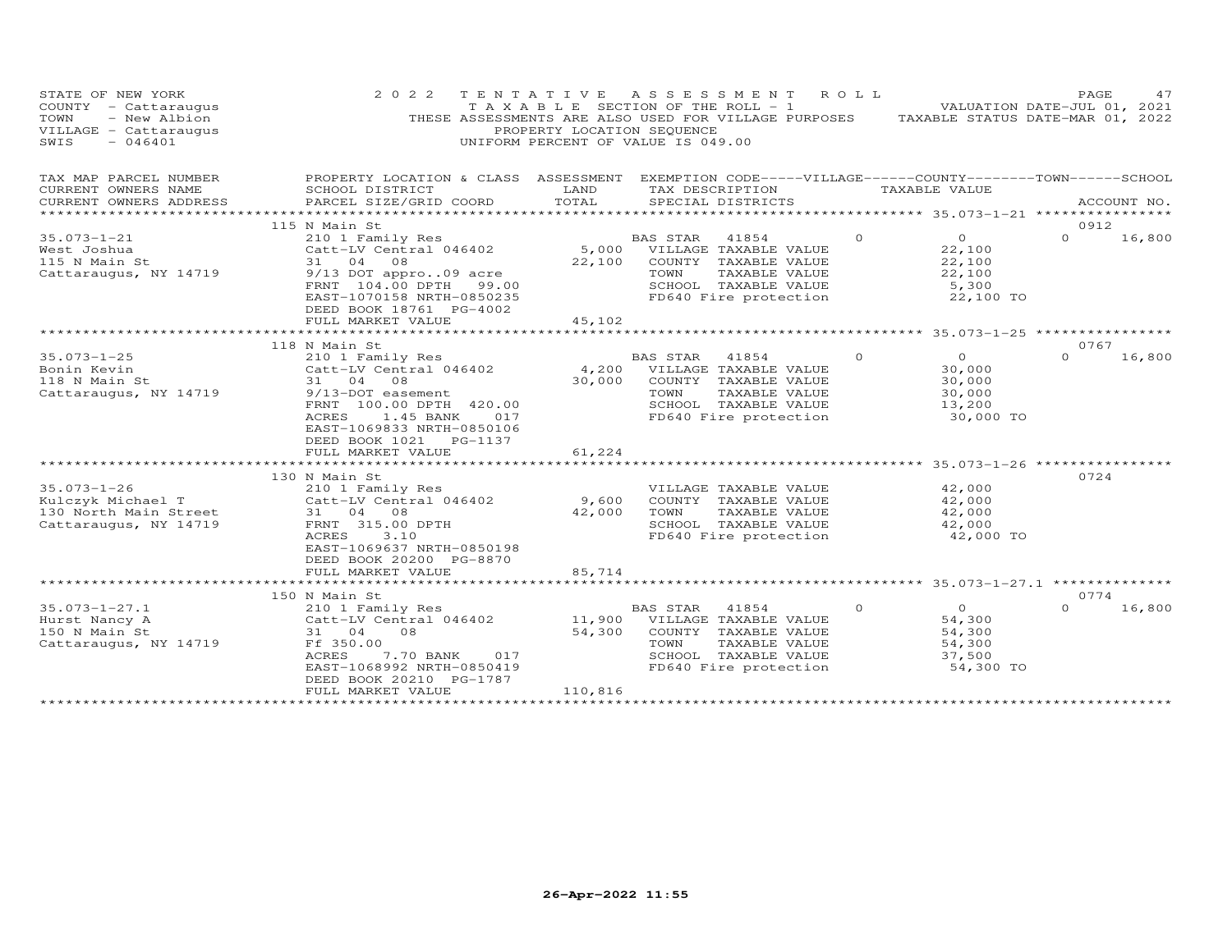STATE OF NEW YORK
COUNTY - Cattaraugus
TOWN - New Albion
VILLAGE - Cattaraugus
SWIS - 046401

2022 TENTATIVE ASSESSMENT ROLL
TAXABLE SECTION OF THE ROLL - 1
THESE ASSESSMENTS ARE ALSO USED FOR VILLAGE PURPOSES
PROPERTY LOCATION SEQUENCE
UNIFORM PERCENT OF VALUE IS 049.00

VALUATION DATE-JUL 01, 2021
TAXABLE STATUS DATE-MAR 01, 2022

| TAX MAP PARCEL NUMBER / CURRENT OWNERS NAME / CURRENT OWNERS ADDRESS | PROPERTY LOCATION & CLASS / SCHOOL DISTRICT / PARCEL SIZE/GRID COORD | ASSESSMENT LAND | TOTAL | EXEMPTION CODE / TAX DESCRIPTION / SPECIAL DISTRICTS | VILLAGE | COUNTY / TAXABLE VALUE | TOWN | SCHOOL / ACCOUNT NO. |
|---|---|---|---|---|---|---|---|---|
| | 115 N Main St | | | | | | | 0912 |
| 35.073-1-21 | 210 1 Family Res | | | BAS STAR 41854 | 0 | 0 | 0 | 16,800 |
| West Joshua | Catt-LV Central 046402 | 5,000 | | VILLAGE TAXABLE VALUE | | 22,100 | | |
| 115 N Main St | 31 04 08 | | 22,100 | COUNTY TAXABLE VALUE | | 22,100 | | |
| Cattaraugus, NY 14719 | 9/13 DOT appro..09 acre | | | TOWN TAXABLE VALUE | | 22,100 | | |
| | FRNT 104.00 DPTH 99.00 | | | SCHOOL TAXABLE VALUE | | 5,300 | | |
| | EAST-1070158 NRTH-0850235 | | | FD640 Fire protection | | 22,100 TO | | |
| | DEED BOOK 18761 PG-4002 | | | | | | | |
| | FULL MARKET VALUE | | 45,102 | | | | | |
| | 118 N Main St | | | | | | | 0767 |
| 35.073-1-25 | 210 1 Family Res | | | BAS STAR 41854 | 0 | 0 | 0 | 16,800 |
| Bonin Kevin | Catt-LV Central 046402 | 4,200 | | VILLAGE TAXABLE VALUE | | 30,000 | | |
| 118 N Main St | 31 04 08 | | 30,000 | COUNTY TAXABLE VALUE | | 30,000 | | |
| Cattaraugus, NY 14719 | 9/13-DOT easement | | | TOWN TAXABLE VALUE | | 30,000 | | |
| | FRNT 100.00 DPTH 420.00 | | | SCHOOL TAXABLE VALUE | | 13,200 | | |
| | ACRES 1.45 BANK 017 | | | FD640 Fire protection | | 30,000 TO | | |
| | EAST-1069833 NRTH-0850106 | | | | | | | |
| | DEED BOOK 1021 PG-1137 | | | | | | | |
| | FULL MARKET VALUE | | 61,224 | | | | | |
| | 130 N Main St | | | | | | | 0724 |
| 35.073-1-26 | 210 1 Family Res | | | VILLAGE TAXABLE VALUE | | 42,000 | | |
| Kulczyk Michael T | Catt-LV Central 046402 | 9,600 | | COUNTY TAXABLE VALUE | | 42,000 | | |
| 130 North Main Street | 31 04 08 | | 42,000 | TOWN TAXABLE VALUE | | 42,000 | | |
| Cattaraugus, NY 14719 | FRNT 315.00 DPTH | | | SCHOOL TAXABLE VALUE | | 42,000 | | |
| | ACRES 3.10 | | | FD640 Fire protection | | 42,000 TO | | |
| | EAST-1069637 NRTH-0850198 | | | | | | | |
| | DEED BOOK 20200 PG-8870 | | | | | | | |
| | FULL MARKET VALUE | | 85,714 | | | | | |
| | 150 N Main St | | | | | | | 0774 |
| 35.073-1-27.1 | 210 1 Family Res | | | BAS STAR 41854 | 0 | 0 | 0 | 16,800 |
| Hurst Nancy A | Catt-LV Central 046402 | 11,900 | | VILLAGE TAXABLE VALUE | | 54,300 | | |
| 150 N Main St | 31 04 08 | | 54,300 | COUNTY TAXABLE VALUE | | 54,300 | | |
| Cattaraugus, NY 14719 | Ff 350.00 | | | TOWN TAXABLE VALUE | | 54,300 | | |
| | ACRES 7.70 BANK 017 | | | SCHOOL TAXABLE VALUE | | 37,500 | | |
| | EAST-1068992 NRTH-0850419 | | | FD640 Fire protection | | 54,300 TO | | |
| | DEED BOOK 20210 PG-1787 | | | | | | | |
| | FULL MARKET VALUE | | 110,816 | | | | | |

26-Apr-2022 11:55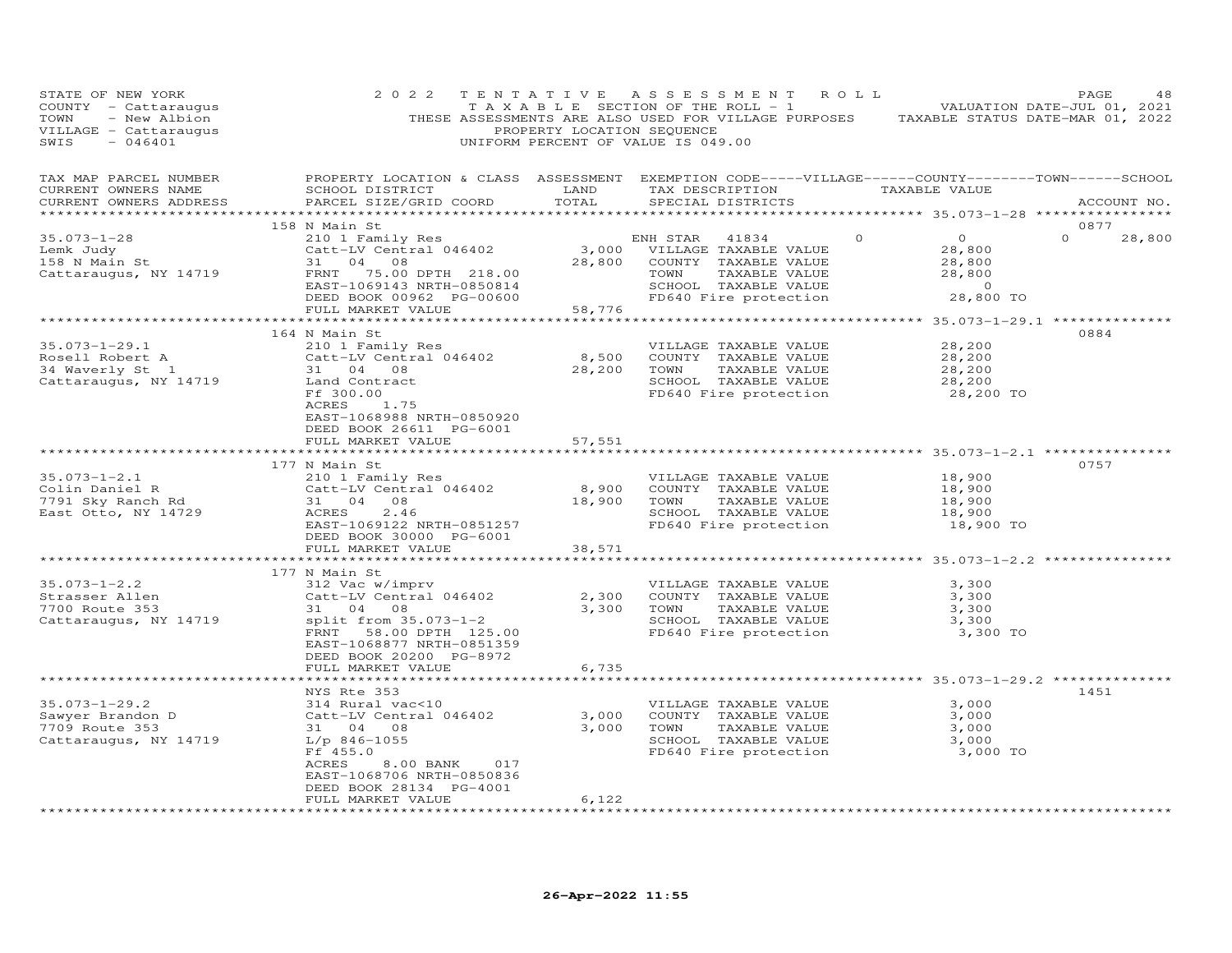STATE OF NEW YORK
COUNTY - Cattaraugus
TOWN - New Albion
VILLAGE - Cattaraugus
SWIS - 046401

2022 TENTATIVE ASSESSMENT ROLL
TAXABLE SECTION OF THE ROLL - 1
THESE ASSESSMENTS ARE ALSO USED FOR VILLAGE PURPOSES
PROPERTY LOCATION SEQUENCE
UNIFORM PERCENT OF VALUE IS 049.00

VALUATION DATE-JUL 01, 2021
TAXABLE STATUS DATE-MAR 01, 2022

| TAX MAP PARCEL NUMBER / CURRENT OWNERS NAME / CURRENT OWNERS ADDRESS | PROPERTY LOCATION & CLASS / SCHOOL DISTRICT / PARCEL SIZE/GRID COORD | ASSESSMENT LAND | TOTAL | EXEMPTION CODE / TAX DESCRIPTION / SPECIAL DISTRICTS | VILLAGE | COUNTY | TOWN | SCHOOL / TAXABLE VALUE | ACCOUNT NO. |
|---|---|---|---|---|---|---|---|---|---|
| **35.073-1-28** | 158 N Main St | | | | | | | | 0877 |
| 35.073-1-28 | 210 1 Family Res | | | ENH STAR 41834 | 0 | 0 | 0 | 28,800 | |
| Lemk Judy | Catt-LV Central 046402 | 3,000 | | VILLAGE TAXABLE VALUE | | | | 28,800 | |
| 158 N Main St | 31 04 08 | | 28,800 | COUNTY TAXABLE VALUE | | | | 28,800 | |
| Cattaraugus, NY 14719 | FRNT 75.00 DPTH 218.00 | | | TOWN TAXABLE VALUE | | | | 28,800 | |
| | EAST-1069143 NRTH-0850814 | | | SCHOOL TAXABLE VALUE | | | | 0 | |
| | DEED BOOK 00962 PG-00600 | | | FD640 Fire protection | | | | 28,800 TO | |
| | FULL MARKET VALUE | | 58,776 | | | | | | |
| **35.073-1-29.1** | 164 N Main St | | | | | | | | 0884 |
| 35.073-1-29.1 | 210 1 Family Res | | | VILLAGE TAXABLE VALUE | | | | 28,200 | |
| Rosell Robert A | Catt-LV Central 046402 | 8,500 | | COUNTY TAXABLE VALUE | | | | 28,200 | |
| 34 Waverly St 1 | 31 04 08 | | 28,200 | TOWN TAXABLE VALUE | | | | 28,200 | |
| Cattaraugus, NY 14719 | Land Contract | | | SCHOOL TAXABLE VALUE | | | | 28,200 | |
| | Ff 300.00 | | | FD640 Fire protection | | | | 28,200 TO | |
| | ACRES 1.75 | | | | | | | | |
| | EAST-1068988 NRTH-0850920 | | | | | | | | |
| | DEED BOOK 26611 PG-6001 | | | | | | | | |
| | FULL MARKET VALUE | | 57,551 | | | | | | |
| **35.073-1-2.1** | 177 N Main St | | | | | | | | 0757 |
| 35.073-1-2.1 | 210 1 Family Res | | | VILLAGE TAXABLE VALUE | | | | 18,900 | |
| Colin Daniel R | Catt-LV Central 046402 | 8,900 | | COUNTY TAXABLE VALUE | | | | 18,900 | |
| 7791 Sky Ranch Rd | 31 04 08 | | 18,900 | TOWN TAXABLE VALUE | | | | 18,900 | |
| East Otto, NY 14729 | ACRES 2.46 | | | SCHOOL TAXABLE VALUE | | | | 18,900 | |
| | EAST-1069122 NRTH-0851257 | | | FD640 Fire protection | | | | 18,900 TO | |
| | DEED BOOK 30000 PG-6001 | | | | | | | | |
| | FULL MARKET VALUE | | 38,571 | | | | | | |
| **35.073-1-2.2** | 177 N Main St | | | | | | | | |
| 35.073-1-2.2 | 312 Vac w/imprv | | | VILLAGE TAXABLE VALUE | | | | 3,300 | |
| Strasser Allen | Catt-LV Central 046402 | 2,300 | | COUNTY TAXABLE VALUE | | | | 3,300 | |
| 7700 Route 353 | 31 04 08 | | 3,300 | TOWN TAXABLE VALUE | | | | 3,300 | |
| Cattaraugus, NY 14719 | split from 35.073-1-2 | | | SCHOOL TAXABLE VALUE | | | | 3,300 | |
| | FRNT 58.00 DPTH 125.00 | | | FD640 Fire protection | | | | 3,300 TO | |
| | EAST-1068877 NRTH-0851359 | | | | | | | | |
| | DEED BOOK 20200 PG-8972 | | | | | | | | |
| | FULL MARKET VALUE | | 6,735 | | | | | | |
| **35.073-1-29.2** | NYS Rte 353 | | | | | | | | 1451 |
| 35.073-1-29.2 | 314 Rural vac<10 | | | VILLAGE TAXABLE VALUE | | | | 3,000 | |
| Sawyer Brandon D | Catt-LV Central 046402 | 3,000 | | COUNTY TAXABLE VALUE | | | | 3,000 | |
| 7709 Route 353 | 31 04 08 | | 3,000 | TOWN TAXABLE VALUE | | | | 3,000 | |
| Cattaraugus, NY 14719 | L/p 846-1055 | | | SCHOOL TAXABLE VALUE | | | | 3,000 | |
| | Ff 455.0 | | | FD640 Fire protection | | | | 3,000 TO | |
| | ACRES 8.00 BANK 017 | | | | | | | | |
| | EAST-1068706 NRTH-0850836 | | | | | | | | |
| | DEED BOOK 28134 PG-4001 | | | | | | | | |
| | FULL MARKET VALUE | | 6,122 | | | | | | |

26-Apr-2022 11:55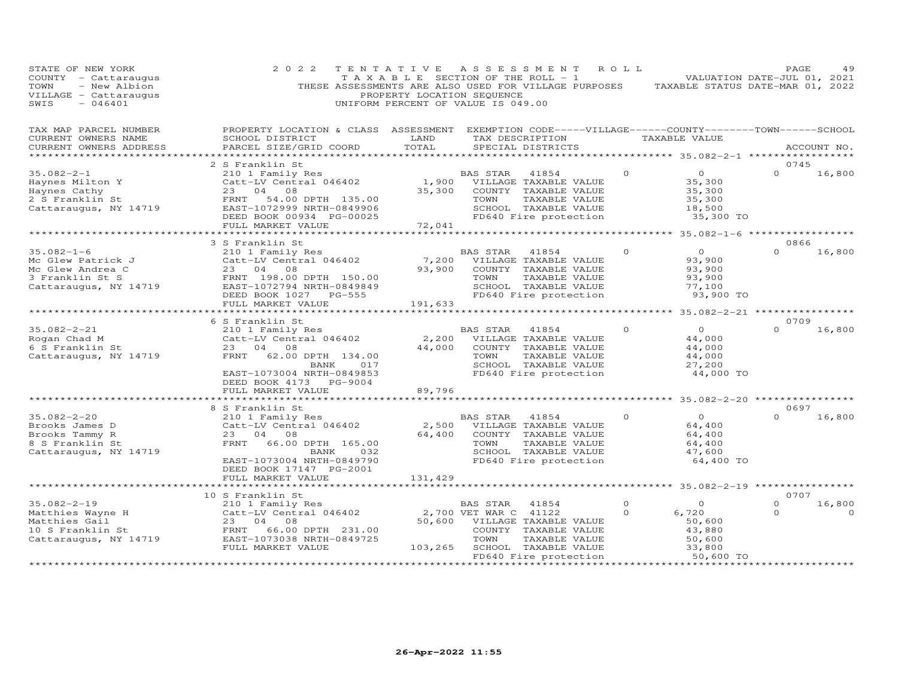STATE OF NEW YORK
COUNTY - Cattaraugus
TOWN - New Albion
VILLAGE - Cattaraugus
SWIS - 046401

2 0 2 2 T E N T A T I V E A S S E S S M E N T R O L L
T A X A B L E SECTION OF THE ROLL - 1
THESE ASSESSMENTS ARE ALSO USED FOR VILLAGE PURPOSES
PROPERTY LOCATION SEQUENCE
UNIFORM PERCENT OF VALUE IS 049.00

VALUATION DATE-JUL 01, 2021
TAXABLE STATUS DATE-MAR 01, 2022

| TAX MAP PARCEL NUMBER / CURRENT OWNERS NAME / CURRENT OWNERS ADDRESS | PROPERTY LOCATION & CLASS / SCHOOL DISTRICT / PARCEL SIZE/GRID COORD | ASSESSMENT LAND | TOTAL | EXEMPTION CODE / TAX DESCRIPTION / SPECIAL DISTRICTS | VILLAGE | COUNTY / TAXABLE VALUE | TOWN | SCHOOL | ACCOUNT NO. |
|---|---|---|---|---|---|---|---|---|---|
| | 2 S Franklin St | | | | | | | | 0745 |
| 35.082-2-1 | 210 1 Family Res | | | BAS STAR 41854 | 0 | 0 | 0 | 16,800 | |
| Haynes Milton Y | Catt-LV Central 046402 | 1,900 | | VILLAGE TAXABLE VALUE | | 35,300 | | | |
| Haynes Cathy | 23 04 08 | | 35,300 | COUNTY TAXABLE VALUE | | 35,300 | | | |
| 2 S Franklin St | FRNT 54.00 DPTH 135.00 | | | TOWN TAXABLE VALUE | | 35,300 | | | |
| Cattaraugus, NY 14719 | EAST-1072999 NRTH-0849906 | | | SCHOOL TAXABLE VALUE | | 18,500 | | | |
| | DEED BOOK 00934 PG-00025 | | | FD640 Fire protection | | 35,300 TO | | | |
| | FULL MARKET VALUE | | 72,041 | | | | | | |
| | 3 S Franklin St | | | | | | | | 0866 |
| 35.082-1-6 | 210 1 Family Res | | | BAS STAR 41854 | 0 | 0 | 0 | 16,800 | |
| Mc Glew Patrick J | Catt-LV Central 046402 | 7,200 | | VILLAGE TAXABLE VALUE | | 93,900 | | | |
| Mc Glew Andrea C | 23 04 08 | | 93,900 | COUNTY TAXABLE VALUE | | 93,900 | | | |
| 3 Franklin St S | FRNT 198.00 DPTH 150.00 | | | TOWN TAXABLE VALUE | | 93,900 | | | |
| Cattaraugus, NY 14719 | EAST-1072794 NRTH-0849849 | | | SCHOOL TAXABLE VALUE | | 77,100 | | | |
| | DEED BOOK 1027 PG-555 | | | FD640 Fire protection | | 93,900 TO | | | |
| | FULL MARKET VALUE | | 191,633 | | | | | | |
| | 6 S Franklin St | | | | | | | | 0709 |
| 35.082-2-21 | 210 1 Family Res | | | BAS STAR 41854 | 0 | 0 | 0 | 16,800 | |
| Rogan Chad M | Catt-LV Central 046402 | 2,200 | | VILLAGE TAXABLE VALUE | | 44,000 | | | |
| 6 S Franklin St | 23 04 08 | | 44,000 | COUNTY TAXABLE VALUE | | 44,000 | | | |
| Cattaraugus, NY 14719 | FRNT 62.00 DPTH 134.00 | | | TOWN TAXABLE VALUE | | 44,000 | | | |
| | BANK 017 | | | SCHOOL TAXABLE VALUE | | 27,200 | | | |
| | EAST-1073004 NRTH-0849853 | | | FD640 Fire protection | | 44,000 TO | | | |
| | DEED BOOK 4173 PG-9004 | | | | | | | | |
| | FULL MARKET VALUE | | 89,796 | | | | | | |
| | 8 S Franklin St | | | | | | | | 0697 |
| 35.082-2-20 | 210 1 Family Res | | | BAS STAR 41854 | 0 | 0 | 0 | 16,800 | |
| Brooks James D | Catt-LV Central 046402 | 2,500 | | VILLAGE TAXABLE VALUE | | 64,400 | | | |
| Brooks Tammy R | 23 04 08 | | 64,400 | COUNTY TAXABLE VALUE | | 64,400 | | | |
| 8 S Franklin St | FRNT 66.00 DPTH 165.00 | | | TOWN TAXABLE VALUE | | 64,400 | | | |
| Cattaraugus, NY 14719 | BANK 032 | | | SCHOOL TAXABLE VALUE | | 47,600 | | | |
| | EAST-1073004 NRTH-0849790 | | | FD640 Fire protection | | 64,400 TO | | | |
| | DEED BOOK 17147 PG-2001 | | | | | | | | |
| | FULL MARKET VALUE | | 131,429 | | | | | | |
| | 10 S Franklin St | | | | | | | | 0707 |
| 35.082-2-19 | 210 1 Family Res | | | BAS STAR 41854 | 0 | 0 | 0 | 16,800 | |
| Matthies Wayne H | Catt-LV Central 046402 | 2,700 | | VET WAR C 41122 | 0 | 6,720 | 0 | 0 | |
| Matthies Gail | 23 04 08 | | 50,600 | VILLAGE TAXABLE VALUE | | 50,600 | | | |
| 10 S Franklin St | FRNT 66.00 DPTH 231.00 | | | COUNTY TAXABLE VALUE | | 43,880 | | | |
| Cattaraugus, NY 14719 | EAST-1073038 NRTH-0849725 | | | TOWN TAXABLE VALUE | | 50,600 | | | |
| | FULL MARKET VALUE | | 103,265 | SCHOOL TAXABLE VALUE | | 33,800 | | | |
| | | | | FD640 Fire protection | | 50,600 TO | | | |

26-Apr-2022 11:55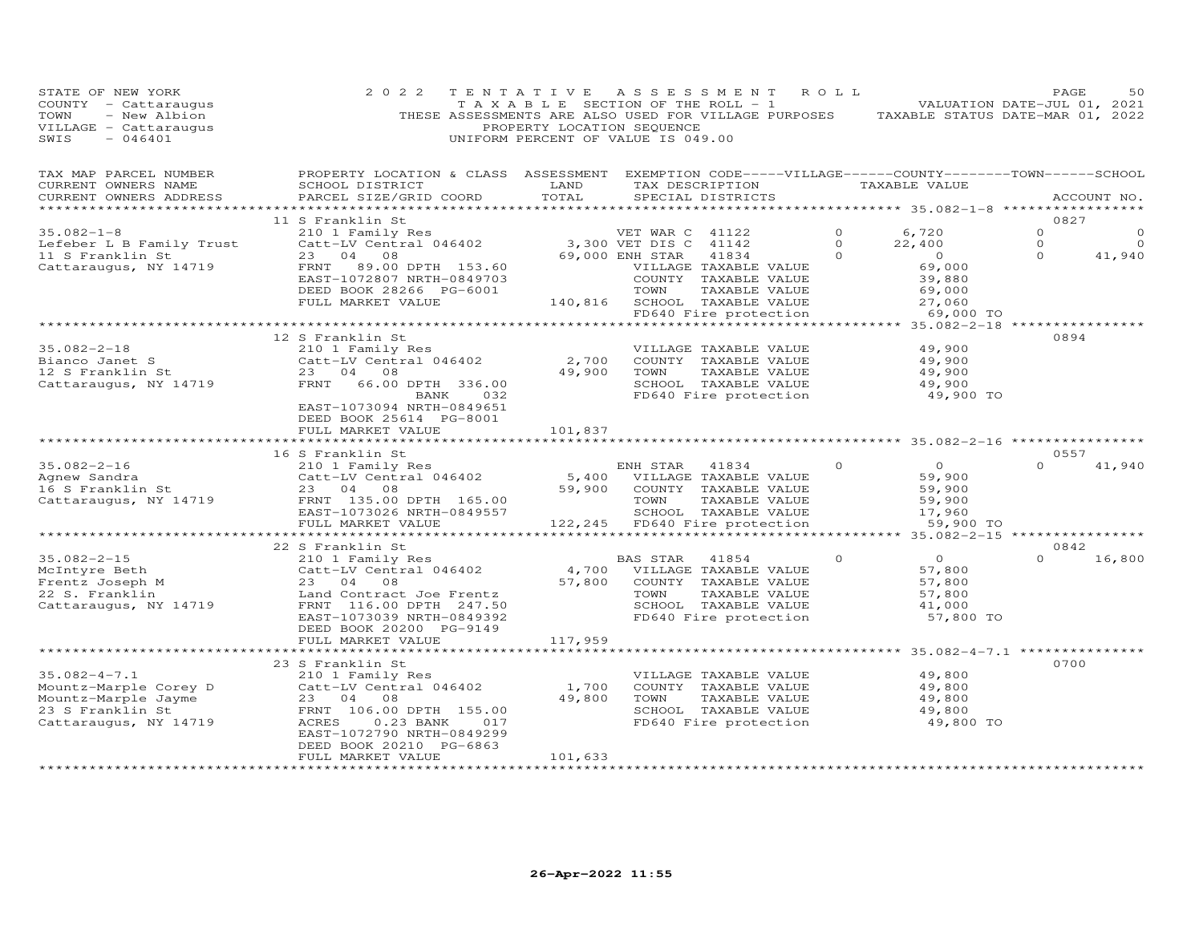STATE OF NEW YORK
COUNTY - Cattaraugus
TOWN - New Albion
VILLAGE - Cattaraugus
SWIS - 046401

2022 TENTATIVE ASSESSMENT ROLL
TAXABLE SECTION OF THE ROLL - 1
THESE ASSESSMENTS ARE ALSO USED FOR VILLAGE PURPOSES
PROPERTY LOCATION SEQUENCE
UNIFORM PERCENT OF VALUE IS 049.00

VALUATION DATE-JUL 01, 2021
TAXABLE STATUS DATE-MAR 01, 2022

| TAX MAP PARCEL NUMBER / CURRENT OWNERS NAME / CURRENT OWNERS ADDRESS | PROPERTY LOCATION & CLASS / SCHOOL DISTRICT / PARCEL SIZE/GRID COORD | ASSESSMENT LAND | TOTAL | EXEMPTION CODE / TAX DESCRIPTION / SPECIAL DISTRICTS | VILLAGE | COUNTY TAXABLE VALUE | TOWN | SCHOOL / ACCOUNT NO. |
|---|---|---|---|---|---|---|---|---|
| | 11 S Franklin St | | | | | | | 0827 |
| 35.082-1-8 | 210 1 Family Res | | | VET WAR C 41122 | 0 | 6,720 | 0 | 0 |
| Lefeber L B Family Trust | Catt-LV Central 046402 | 3,300 | | VET DIS C 41142 | 0 | 22,400 | 0 | 0 |
| 11 S Franklin St | 23 04 08 | | 69,000 | ENH STAR 41834 | 0 | 0 | 0 | 41,940 |
| Cattaraugus, NY 14719 | FRNT 89.00 DPTH 153.60 | | | VILLAGE TAXABLE VALUE | | 69,000 | | |
| | EAST-1072807 NRTH-0849703 | | | COUNTY TAXABLE VALUE | | 39,880 | | |
| | DEED BOOK 28266 PG-6001 | | | TOWN TAXABLE VALUE | | 69,000 | | |
| | FULL MARKET VALUE | 140,816 | | SCHOOL TAXABLE VALUE | | 27,060 | | |
| | | | | FD640 Fire protection | | 69,000 TO | | |
| | 12 S Franklin St | | | | | | | 0894 |
| 35.082-2-18 | 210 1 Family Res | | | VILLAGE TAXABLE VALUE | | 49,900 | | |
| Bianco Janet S | Catt-LV Central 046402 | 2,700 | | COUNTY TAXABLE VALUE | | 49,900 | | |
| 12 S Franklin St | 23 04 08 | | 49,900 | TOWN TAXABLE VALUE | | 49,900 | | |
| Cattaraugus, NY 14719 | FRNT 66.00 DPTH 336.00 | | | SCHOOL TAXABLE VALUE | | 49,900 | | |
| | BANK 032 | | | FD640 Fire protection | | 49,900 TO | | |
| | EAST-1073094 NRTH-0849651 | | | | | | | |
| | DEED BOOK 25614 PG-8001 | | | | | | | |
| | FULL MARKET VALUE | 101,837 | | | | | | |
| | 16 S Franklin St | | | | | | | 0557 |
| 35.082-2-16 | 210 1 Family Res | | | ENH STAR 41834 | 0 | 0 | 0 | 41,940 |
| Agnew Sandra | Catt-LV Central 046402 | 5,400 | | VILLAGE TAXABLE VALUE | | 59,900 | | |
| 16 S Franklin St | 23 04 08 | | 59,900 | COUNTY TAXABLE VALUE | | 59,900 | | |
| Cattaraugus, NY 14719 | FRNT 135.00 DPTH 165.00 | | | TOWN TAXABLE VALUE | | 59,900 | | |
| | EAST-1073026 NRTH-0849557 | | | SCHOOL TAXABLE VALUE | | 17,960 | | |
| | FULL MARKET VALUE | 122,245 | | FD640 Fire protection | | 59,900 TO | | |
| | 22 S Franklin St | | | | | | | 0842 |
| 35.082-2-15 | 210 1 Family Res | | | BAS STAR 41854 | 0 | 0 | 0 | 16,800 |
| McIntyre Beth | Catt-LV Central 046402 | 4,700 | | VILLAGE TAXABLE VALUE | | 57,800 | | |
| Frentz Joseph M | 23 04 08 | | 57,800 | COUNTY TAXABLE VALUE | | 57,800 | | |
| 22 S. Franklin | Land Contract Joe Frentz | | | TOWN TAXABLE VALUE | | 57,800 | | |
| Cattaraugus, NY 14719 | FRNT 116.00 DPTH 247.50 | | | SCHOOL TAXABLE VALUE | | 41,000 | | |
| | EAST-1073039 NRTH-0849392 | | | FD640 Fire protection | | 57,800 TO | | |
| | DEED BOOK 20200 PG-9149 | | | | | | | |
| | FULL MARKET VALUE | 117,959 | | | | | | |
| | 23 S Franklin St | | | | | | | 0700 |
| 35.082-4-7.1 | 210 1 Family Res | | | VILLAGE TAXABLE VALUE | | 49,800 | | |
| Mountz-Marple Corey D | Catt-LV Central 046402 | 1,700 | | COUNTY TAXABLE VALUE | | 49,800 | | |
| Mountz-Marple Jayme | 23 04 08 | | 49,800 | TOWN TAXABLE VALUE | | 49,800 | | |
| 23 S Franklin St | FRNT 106.00 DPTH 155.00 | | | SCHOOL TAXABLE VALUE | | 49,800 | | |
| Cattaraugus, NY 14719 | ACRES 0.23 BANK 017 | | | FD640 Fire protection | | 49,800 TO | | |
| | EAST-1072790 NRTH-0849299 | | | | | | | |
| | DEED BOOK 20210 PG-6863 | | | | | | | |
| | FULL MARKET VALUE | 101,633 | | | | | | |

26-Apr-2022 11:55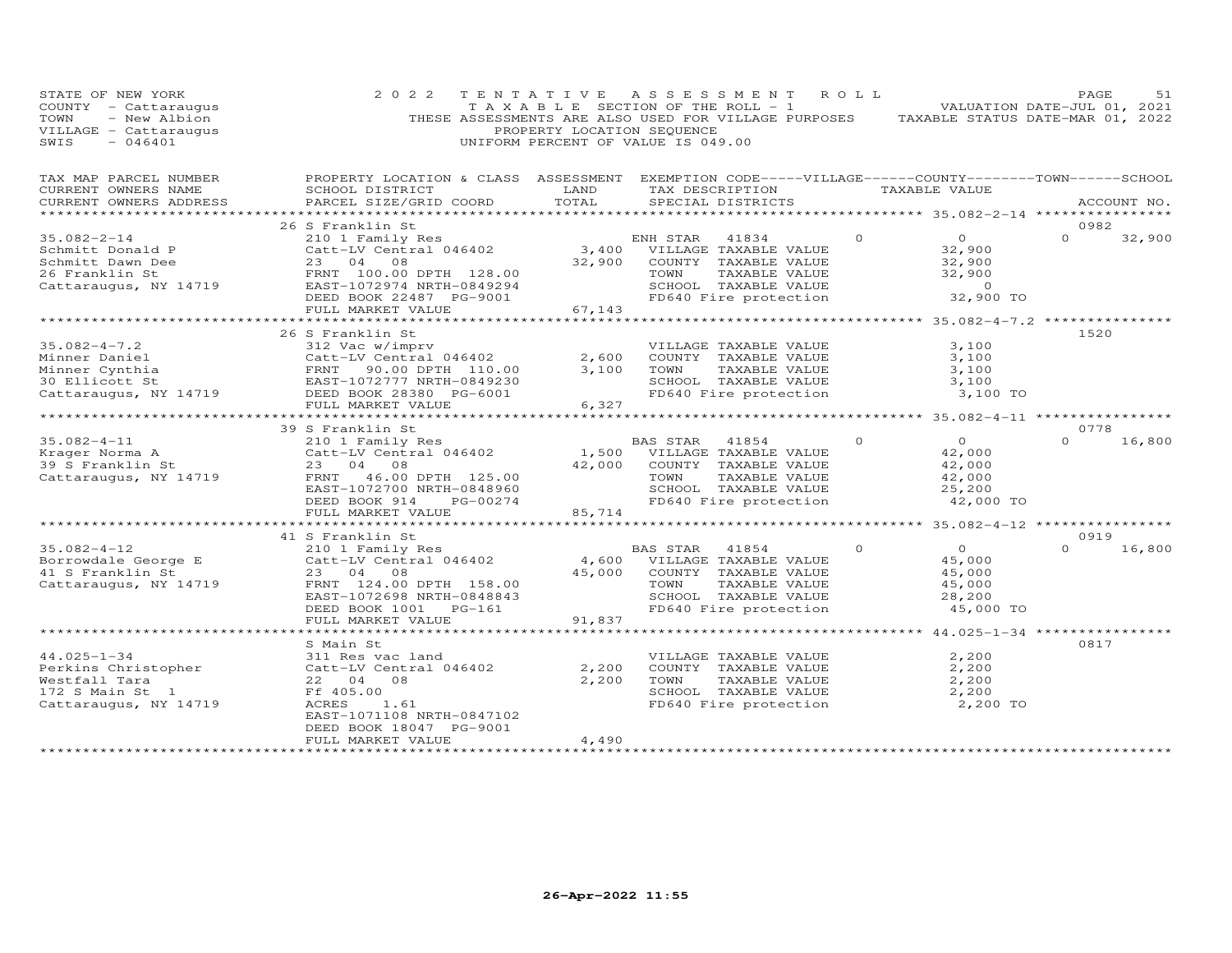STATE OF NEW YORK
COUNTY - Cattaraugus
TOWN - New Albion
VILLAGE - Cattaraugus
SWIS - 046401

2022 TENTATIVE ASSESSMENT ROLL
TAXABLE SECTION OF THE ROLL - 1
THESE ASSESSMENTS ARE ALSO USED FOR VILLAGE PURPOSES
PROPERTY LOCATION SEQUENCE
UNIFORM PERCENT OF VALUE IS 049.00

VALUATION DATE-JUL 01, 2021
TAXABLE STATUS DATE-MAR 01, 2022

| TAX MAP PARCEL NUMBER / CURRENT OWNERS NAME / CURRENT OWNERS ADDRESS | PROPERTY LOCATION & CLASS / SCHOOL DISTRICT / PARCEL SIZE/GRID COORD | ASSESSMENT LAND / TOTAL | EXEMPTION CODE / TAX DESCRIPTION / SPECIAL DISTRICTS | VILLAGE | COUNTY / TAXABLE VALUE | TOWN | SCHOOL / ACCOUNT NO. |
|---|---|---|---|---|---|---|---|
| 35.082-2-14 | 26 S Franklin St | | | | | | 0982 |
| Schmitt Donald P | 210 1 Family Res | | ENH STAR 41834 | 0 | 0 | 0 | 32,900 |
| Schmitt Dawn Dee | Catt-LV Central 046402 | 3,400 | VILLAGE TAXABLE VALUE | | 32,900 | | |
| 26 Franklin St | 23 04 08 | 32,900 | COUNTY TAXABLE VALUE | | 32,900 | | |
| Cattaraugus, NY 14719 | FRNT 100.00 DPTH 128.00 | | TOWN TAXABLE VALUE | | 32,900 | | |
| | EAST-1072974 NRTH-0849294 | | SCHOOL TAXABLE VALUE | | 0 | | |
| | DEED BOOK 22487 PG-9001 | | FD640 Fire protection | | 32,900 TO | | |
| | FULL MARKET VALUE | 67,143 | | | | | |
| 35.082-4-7.2 | 26 S Franklin St | | | | | | 1520 |
| Minner Daniel | 312 Vac w/imprv | | VILLAGE TAXABLE VALUE | | 3,100 | | |
| Minner Cynthia | Catt-LV Central 046402 | 2,600 | COUNTY TAXABLE VALUE | | 3,100 | | |
| 30 Ellicott St | FRNT 90.00 DPTH 110.00 | 3,100 | TOWN TAXABLE VALUE | | 3,100 | | |
| Cattaraugus, NY 14719 | EAST-1072777 NRTH-0849230 | | SCHOOL TAXABLE VALUE | | 3,100 | | |
| | DEED BOOK 28380 PG-6001 | | FD640 Fire protection | | 3,100 TO | | |
| | FULL MARKET VALUE | 6,327 | | | | | |
| 35.082-4-11 | 39 S Franklin St | | | | | | 0778 |
| Krager Norma A | 210 1 Family Res | | BAS STAR 41854 | 0 | 0 | 0 | 16,800 |
| 39 S Franklin St | Catt-LV Central 046402 | 1,500 | VILLAGE TAXABLE VALUE | | 42,000 | | |
| Cattaraugus, NY 14719 | 23 04 08 | 42,000 | COUNTY TAXABLE VALUE | | 42,000 | | |
| | FRNT 46.00 DPTH 125.00 | | TOWN TAXABLE VALUE | | 42,000 | | |
| | EAST-1072700 NRTH-0848960 | | SCHOOL TAXABLE VALUE | | 25,200 | | |
| | DEED BOOK 914 PG-00274 | | FD640 Fire protection | | 42,000 TO | | |
| | FULL MARKET VALUE | 85,714 | | | | | |
| 35.082-4-12 | 41 S Franklin St | | | | | | 0919 |
| Borrowdale George E | 210 1 Family Res | | BAS STAR 41854 | 0 | 0 | 0 | 16,800 |
| 41 S Franklin St | Catt-LV Central 046402 | 4,600 | VILLAGE TAXABLE VALUE | | 45,000 | | |
| Cattaraugus, NY 14719 | 23 04 08 | 45,000 | COUNTY TAXABLE VALUE | | 45,000 | | |
| | FRNT 124.00 DPTH 158.00 | | TOWN TAXABLE VALUE | | 45,000 | | |
| | EAST-1072698 NRTH-0848843 | | SCHOOL TAXABLE VALUE | | 28,200 | | |
| | DEED BOOK 1001 PG-161 | | FD640 Fire protection | | 45,000 TO | | |
| | FULL MARKET VALUE | 91,837 | | | | | |
| 44.025-1-34 | S Main St | | | | | | 0817 |
| Perkins Christopher | 311 Res vac land | | VILLAGE TAXABLE VALUE | | 2,200 | | |
| Westfall Tara | Catt-LV Central 046402 | 2,200 | COUNTY TAXABLE VALUE | | 2,200 | | |
| 172 S Main St 1 | 22 04 08 | 2,200 | TOWN TAXABLE VALUE | | 2,200 | | |
| Cattaraugus, NY 14719 | Ff 405.00 | | SCHOOL TAXABLE VALUE | | 2,200 | | |
| | ACRES 1.61 | | FD640 Fire protection | | 2,200 TO | | |
| | EAST-1071108 NRTH-0847102 | | | | | | |
| | DEED BOOK 18047 PG-9001 | | | | | | |
| | FULL MARKET VALUE | 4,490 | | | | | |

26-Apr-2022 11:55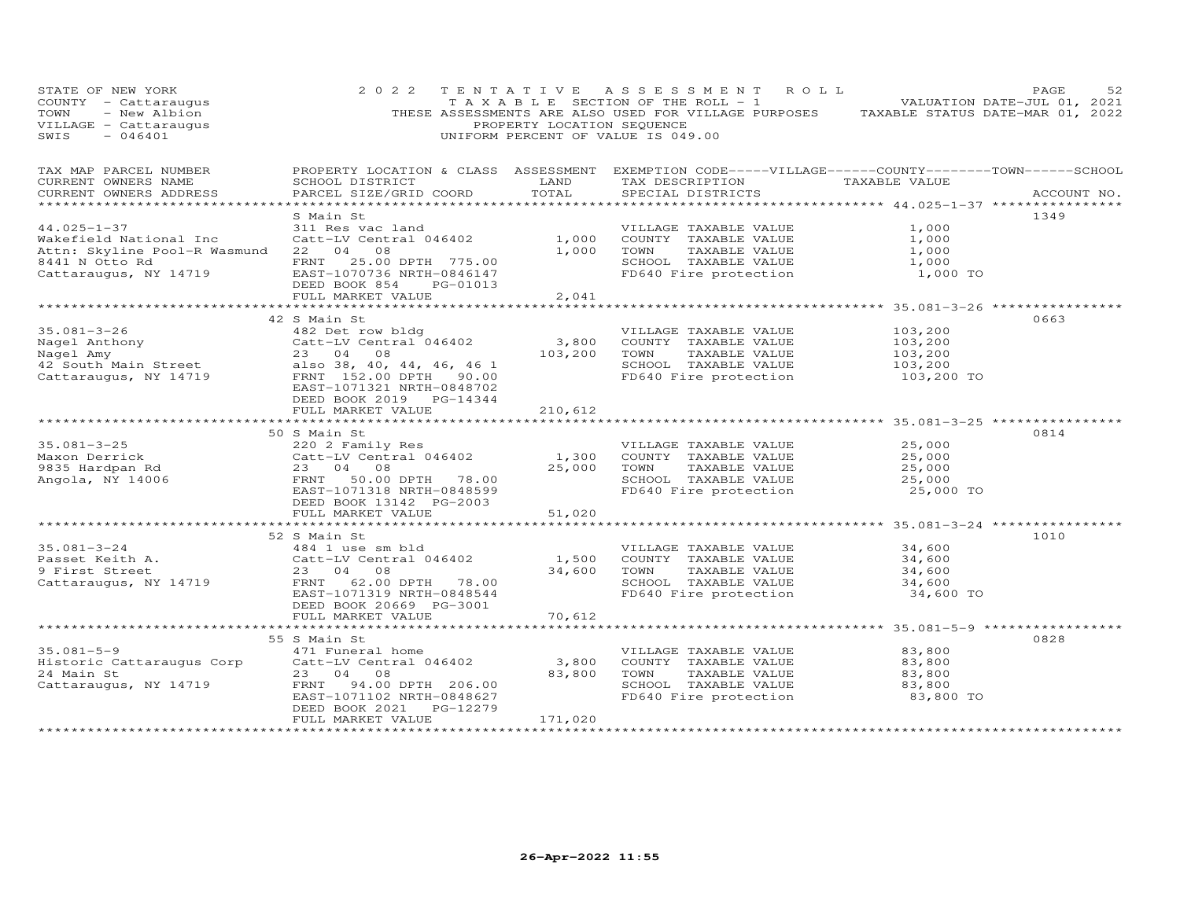STATE OF NEW YORK
COUNTY - Cattaraugus
TOWN - New Albion
VILLAGE - Cattaraugus
SWIS - 046401

2022 TENTATIVE ASSESSMENT ROLL
TAXABLE SECTION OF THE ROLL - 1
THESE ASSESSMENTS ARE ALSO USED FOR VILLAGE PURPOSES
PROPERTY LOCATION SEQUENCE
UNIFORM PERCENT OF VALUE IS 049.00

VALUATION DATE-JUL 01, 2021
TAXABLE STATUS DATE-MAR 01, 2022

| TAX MAP PARCEL NUMBER / CURRENT OWNERS NAME / CURRENT OWNERS ADDRESS | PROPERTY LOCATION & CLASS / SCHOOL DISTRICT / PARCEL SIZE/GRID COORD | ASSESSMENT LAND | TOTAL | EXEMPTION CODE / TAX DESCRIPTION / SPECIAL DISTRICTS | TAXABLE VALUE | ACCOUNT NO. |
|---|---|---|---|---|---|---|
| 44.025-1-37 | S Main St | | | | | 1349 |
| Wakefield National Inc | 311 Res vac land | | | VILLAGE TAXABLE VALUE | 1,000 | |
| Attn: Skyline Pool-R Wasmund | Catt-LV Central 046402 | 1,000 | | COUNTY TAXABLE VALUE | 1,000 | |
| 8441 N Otto Rd | 22 04 08 | | 1,000 | TOWN TAXABLE VALUE | 1,000 | |
| Cattaraugus, NY 14719 | FRNT 25.00 DPTH 775.00 | | | SCHOOL TAXABLE VALUE | 1,000 | |
| | EAST-1070736 NRTH-0846147 | | | FD640 Fire protection | 1,000 TO | |
| | DEED BOOK 854 PG-01013 | | | | | |
| | FULL MARKET VALUE | | 2,041 | | | |
| 35.081-3-26 | 42 S Main St | | | | | 0663 |
| Nagel Anthony | 482 Det row bldg | | | VILLAGE TAXABLE VALUE | 103,200 | |
| Nagel Amy | Catt-LV Central 046402 | 3,800 | | COUNTY TAXABLE VALUE | 103,200 | |
| 42 South Main Street | 23 04 08 | | 103,200 | TOWN TAXABLE VALUE | 103,200 | |
| Cattaraugus, NY 14719 | also 38, 40, 44, 46, 46 1 | | | SCHOOL TAXABLE VALUE | 103,200 | |
| | FRNT 152.00 DPTH 90.00 | | | FD640 Fire protection | 103,200 TO | |
| | EAST-1071321 NRTH-0848702 | | | | | |
| | DEED BOOK 2019 PG-14344 | | | | | |
| | FULL MARKET VALUE | | 210,612 | | | |
| 35.081-3-25 | 50 S Main St | | | | | 0814 |
| Maxon Derrick | 220 2 Family Res | | | VILLAGE TAXABLE VALUE | 25,000 | |
| 9835 Hardpan Rd | Catt-LV Central 046402 | 1,300 | | COUNTY TAXABLE VALUE | 25,000 | |
| Angola, NY 14006 | 23 04 08 | | 25,000 | TOWN TAXABLE VALUE | 25,000 | |
| | FRNT 50.00 DPTH 78.00 | | | SCHOOL TAXABLE VALUE | 25,000 | |
| | EAST-1071318 NRTH-0848599 | | | FD640 Fire protection | 25,000 TO | |
| | DEED BOOK 13142 PG-2003 | | | | | |
| | FULL MARKET VALUE | | 51,020 | | | |
| 35.081-3-24 | 52 S Main St | | | | | 1010 |
| Passet Keith A. | 484 1 use sm bld | | | VILLAGE TAXABLE VALUE | 34,600 | |
| 9 First Street | Catt-LV Central 046402 | 1,500 | | COUNTY TAXABLE VALUE | 34,600 | |
| Cattaraugus, NY 14719 | 23 04 08 | | 34,600 | TOWN TAXABLE VALUE | 34,600 | |
| | FRNT 62.00 DPTH 78.00 | | | SCHOOL TAXABLE VALUE | 34,600 | |
| | EAST-1071319 NRTH-0848544 | | | FD640 Fire protection | 34,600 TO | |
| | DEED BOOK 20669 PG-3001 | | | | | |
| | FULL MARKET VALUE | | 70,612 | | | |
| 35.081-5-9 | 55 S Main St | | | | | 0828 |
| Historic Cattaraugus Corp | 471 Funeral home | | | VILLAGE TAXABLE VALUE | 83,800 | |
| 24 Main St | Catt-LV Central 046402 | 3,800 | | COUNTY TAXABLE VALUE | 83,800 | |
| Cattaraugus, NY 14719 | 23 04 08 | | 83,800 | TOWN TAXABLE VALUE | 83,800 | |
| | FRNT 94.00 DPTH 206.00 | | | SCHOOL TAXABLE VALUE | 83,800 | |
| | EAST-1071102 NRTH-0848627 | | | FD640 Fire protection | 83,800 TO | |
| | DEED BOOK 2021 PG-12279 | | | | | |
| | FULL MARKET VALUE | | 171,020 | | | |

26-Apr-2022 11:55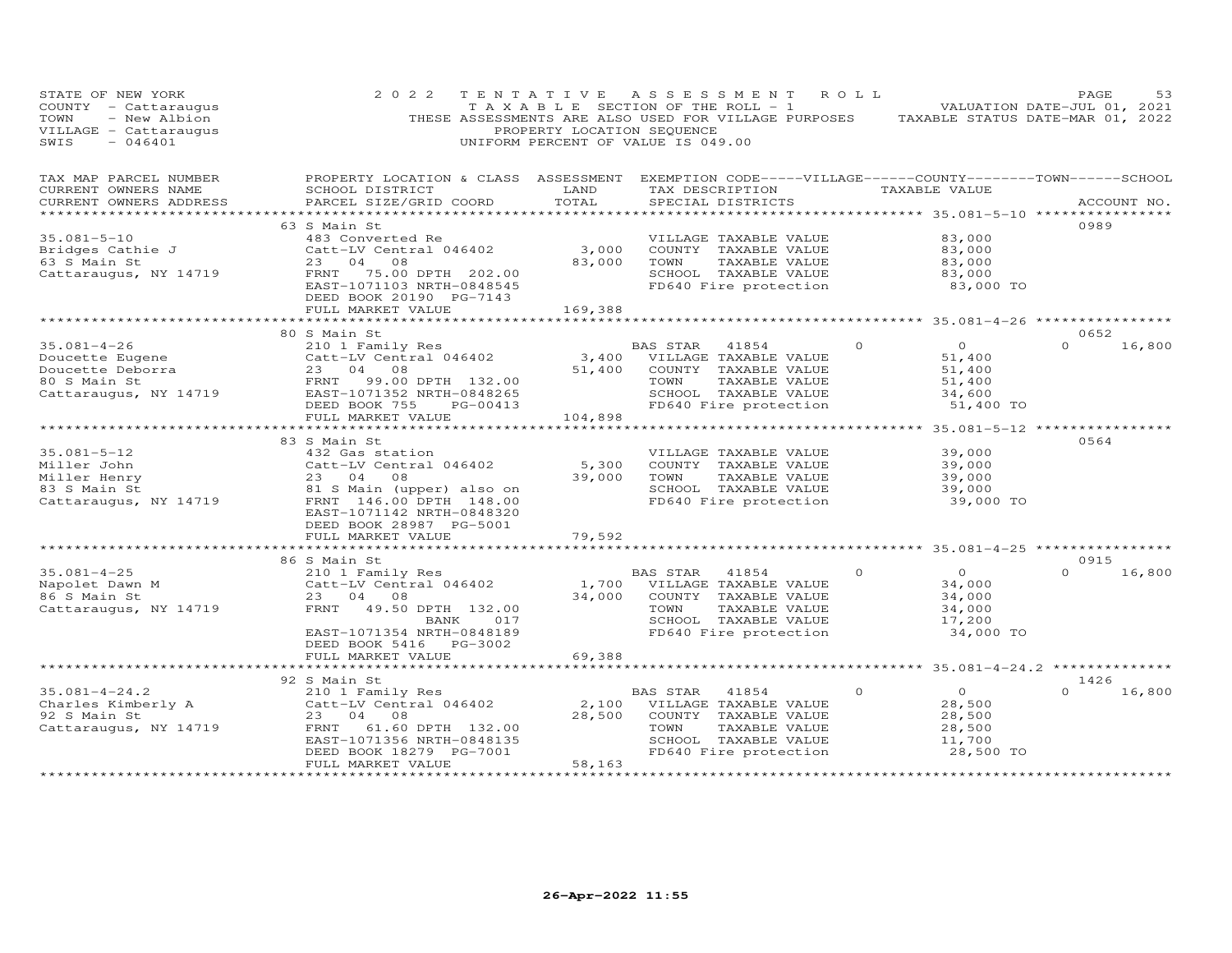STATE OF NEW YORK
COUNTY - Cattaraugus
TOWN - New Albion
VILLAGE - Cattaraugus
SWIS - 046401

2022 TENTATIVE ASSESSMENT ROLL
TAXABLE SECTION OF THE ROLL - 1
THESE ASSESSMENTS ARE ALSO USED FOR VILLAGE PURPOSES
PROPERTY LOCATION SEQUENCE
UNIFORM PERCENT OF VALUE IS 049.00

VALUATION DATE-JUL 01, 2021
TAXABLE STATUS DATE-MAR 01, 2022

| TAX MAP PARCEL NUMBER / CURRENT OWNERS NAME / CURRENT OWNERS ADDRESS | PROPERTY LOCATION & CLASS / SCHOOL DISTRICT / PARCEL SIZE/GRID COORD | ASSESSMENT LAND / TOTAL | EXEMPTION CODE / TAX DESCRIPTION / SPECIAL DISTRICTS | VILLAGE | TAXABLE VALUE | SCHOOL / ACCOUNT NO. |
|---|---|---|---|---|---|---|
| **35.081-5-10** | 63 S Main St | | | | | 0989 |
| 35.081-5-10 | 483 Converted Re | | VILLAGE TAXABLE VALUE | | 83,000 | |
| Bridges Cathie J | Catt-LV Central 046402 | 3,000 | COUNTY TAXABLE VALUE | | 83,000 | |
| 63 S Main St | 23 04 08 | 83,000 | TOWN TAXABLE VALUE | | 83,000 | |
| Cattaraugus, NY 14719 | FRNT 75.00 DPTH 202.00 | | SCHOOL TAXABLE VALUE | | 83,000 | |
| | EAST-1071103 NRTH-0848545 | | FD640 Fire protection | | 83,000 TO | |
| | DEED BOOK 20190 PG-7143 | | | | | |
| | FULL MARKET VALUE | 169,388 | | | | |
| **35.081-4-26** | 80 S Main St | | | | | 0652 |
| 35.081-4-26 | 210 1 Family Res | | BAS STAR 41854 | 0 | 0 | 0 16,800 |
| Doucette Eugene | Catt-LV Central 046402 | 3,400 | VILLAGE TAXABLE VALUE | | 51,400 | |
| Doucette Deborra | 23 04 08 | 51,400 | COUNTY TAXABLE VALUE | | 51,400 | |
| 80 S Main St | FRNT 99.00 DPTH 132.00 | | TOWN TAXABLE VALUE | | 51,400 | |
| Cattaraugus, NY 14719 | EAST-1071352 NRTH-0848265 | | SCHOOL TAXABLE VALUE | | 34,600 | |
| | DEED BOOK 755 PG-00413 | | FD640 Fire protection | | 51,400 TO | |
| | FULL MARKET VALUE | 104,898 | | | | |
| **35.081-5-12** | 83 S Main St | | | | | 0564 |
| 35.081-5-12 | 432 Gas station | | VILLAGE TAXABLE VALUE | | 39,000 | |
| Miller John | Catt-LV Central 046402 | 5,300 | COUNTY TAXABLE VALUE | | 39,000 | |
| Miller Henry | 23 04 08 | 39,000 | TOWN TAXABLE VALUE | | 39,000 | |
| 83 S Main St | 81 S Main (upper) also on | | SCHOOL TAXABLE VALUE | | 39,000 | |
| Cattaraugus, NY 14719 | FRNT 146.00 DPTH 148.00 | | FD640 Fire protection | | 39,000 TO | |
| | EAST-1071142 NRTH-0848320 | | | | | |
| | DEED BOOK 28987 PG-5001 | | | | | |
| | FULL MARKET VALUE | 79,592 | | | | |
| **35.081-4-25** | 86 S Main St | | | | | 0915 |
| 35.081-4-25 | 210 1 Family Res | | BAS STAR 41854 | 0 | 0 | 0 16,800 |
| Napolet Dawn M | Catt-LV Central 046402 | 1,700 | VILLAGE TAXABLE VALUE | | 34,000 | |
| 86 S Main St | 23 04 08 | 34,000 | COUNTY TAXABLE VALUE | | 34,000 | |
| Cattaraugus, NY 14719 | FRNT 49.50 DPTH 132.00 | | TOWN TAXABLE VALUE | | 34,000 | |
| | BANK 017 | | SCHOOL TAXABLE VALUE | | 17,200 | |
| | EAST-1071354 NRTH-0848189 | | FD640 Fire protection | | 34,000 TO | |
| | DEED BOOK 5416 PG-3002 | | | | | |
| | FULL MARKET VALUE | 69,388 | | | | |
| **35.081-4-24.2** | 92 S Main St | | | | | 1426 |
| 35.081-4-24.2 | 210 1 Family Res | | BAS STAR 41854 | 0 | 0 | 0 16,800 |
| Charles Kimberly A | Catt-LV Central 046402 | 2,100 | VILLAGE TAXABLE VALUE | | 28,500 | |
| 92 S Main St | 23 04 08 | 28,500 | COUNTY TAXABLE VALUE | | 28,500 | |
| Cattaraugus, NY 14719 | FRNT 61.60 DPTH 132.00 | | TOWN TAXABLE VALUE | | 28,500 | |
| | EAST-1071356 NRTH-0848135 | | SCHOOL TAXABLE VALUE | | 11,700 | |
| | DEED BOOK 18279 PG-7001 | | FD640 Fire protection | | 28,500 TO | |
| | FULL MARKET VALUE | 58,163 | | | | |

26-Apr-2022 11:55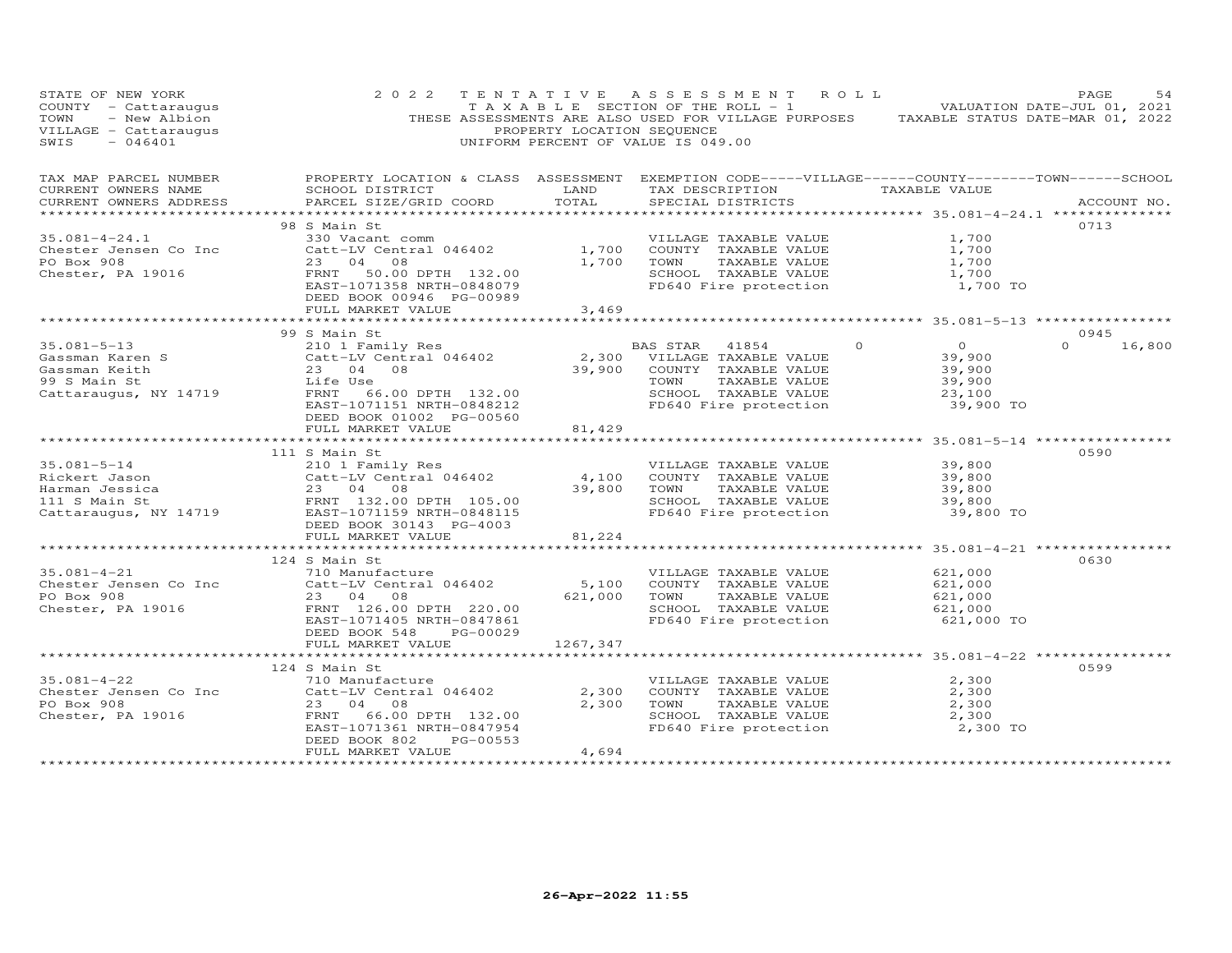STATE OF NEW YORK
COUNTY - Cattaraugus
TOWN - New Albion
VILLAGE - Cattaraugus
SWIS - 046401

2022 TENTATIVE ASSESSMENT ROLL
TAXABLE SECTION OF THE ROLL - 1
THESE ASSESSMENTS ARE ALSO USED FOR VILLAGE PURPOSES
PROPERTY LOCATION SEQUENCE
UNIFORM PERCENT OF VALUE IS 049.00

VALUATION DATE-JUL 01, 2021
TAXABLE STATUS DATE-MAR 01, 2022

| TAX MAP PARCEL NUMBER / CURRENT OWNERS NAME / CURRENT OWNERS ADDRESS | PROPERTY LOCATION & CLASS / SCHOOL DISTRICT / PARCEL SIZE/GRID COORD | ASSESSMENT LAND / TOTAL | EXEMPTION CODE-----VILLAGE------COUNTY--------TOWN------SCHOOL / TAX DESCRIPTION / SPECIAL DISTRICTS | TAXABLE VALUE | ACCOUNT NO. |
|---|---|---|---|---|---|
| **35.081-4-24.1** | 98 S Main St | | | | 0713 |
| 35.081-4-24.1 | 330 Vacant comm | | VILLAGE TAXABLE VALUE | 1,700 | |
| Chester Jensen Co Inc | Catt-LV Central 046402 | 1,700 | COUNTY TAXABLE VALUE | 1,700 | |
| PO Box 908 | 23 04 08 | 1,700 | TOWN TAXABLE VALUE | 1,700 | |
| Chester, PA 19016 | FRNT 50.00 DPTH 132.00 | | SCHOOL TAXABLE VALUE | 1,700 | |
| | EAST-1071358 NRTH-0848079 | | FD640 Fire protection | 1,700 TO | |
| | DEED BOOK 00946 PG-00989 | | | | |
| | FULL MARKET VALUE | 3,469 | | | |
| **35.081-5-13** | 99 S Main St | | | | 0945 |
| 35.081-5-13 | 210 1 Family Res | | BAS STAR 41854 0 | 0 | 0 16,800 |
| Gassman Karen S | Catt-LV Central 046402 | 2,300 | VILLAGE TAXABLE VALUE | 39,900 | |
| Gassman Keith | 23 04 08 | 39,900 | COUNTY TAXABLE VALUE | 39,900 | |
| 99 S Main St | Life Use | | TOWN TAXABLE VALUE | 39,900 | |
| Cattaraugus, NY 14719 | FRNT 66.00 DPTH 132.00 | | SCHOOL TAXABLE VALUE | 23,100 | |
| | EAST-1071151 NRTH-0848212 | | FD640 Fire protection | 39,900 TO | |
| | DEED BOOK 01002 PG-00560 | | | | |
| | FULL MARKET VALUE | 81,429 | | | |
| **35.081-5-14** | 111 S Main St | | | | 0590 |
| 35.081-5-14 | 210 1 Family Res | | VILLAGE TAXABLE VALUE | 39,800 | |
| Rickert Jason | Catt-LV Central 046402 | 4,100 | COUNTY TAXABLE VALUE | 39,800 | |
| Harman Jessica | 23 04 08 | 39,800 | TOWN TAXABLE VALUE | 39,800 | |
| 111 S Main St | FRNT 132.00 DPTH 105.00 | | SCHOOL TAXABLE VALUE | 39,800 | |
| Cattaraugus, NY 14719 | EAST-1071159 NRTH-0848115 | | FD640 Fire protection | 39,800 TO | |
| | DEED BOOK 30143 PG-4003 | | | | |
| | FULL MARKET VALUE | 81,224 | | | |
| **35.081-4-21** | 124 S Main St | | | | 0630 |
| 35.081-4-21 | 710 Manufacture | | VILLAGE TAXABLE VALUE | 621,000 | |
| Chester Jensen Co Inc | Catt-LV Central 046402 | 5,100 | COUNTY TAXABLE VALUE | 621,000 | |
| PO Box 908 | 23 04 08 | 621,000 | TOWN TAXABLE VALUE | 621,000 | |
| Chester, PA 19016 | FRNT 126.00 DPTH 220.00 | | SCHOOL TAXABLE VALUE | 621,000 | |
| | EAST-1071405 NRTH-0847861 | | FD640 Fire protection | 621,000 TO | |
| | DEED BOOK 548 PG-00029 | | | | |
| | FULL MARKET VALUE | 1267,347 | | | |
| **35.081-4-22** | 124 S Main St | | | | 0599 |
| 35.081-4-22 | 710 Manufacture | | VILLAGE TAXABLE VALUE | 2,300 | |
| Chester Jensen Co Inc | Catt-LV Central 046402 | 2,300 | COUNTY TAXABLE VALUE | 2,300 | |
| PO Box 908 | 23 04 08 | 2,300 | TOWN TAXABLE VALUE | 2,300 | |
| Chester, PA 19016 | FRNT 66.00 DPTH 132.00 | | SCHOOL TAXABLE VALUE | 2,300 | |
| | EAST-1071361 NRTH-0847954 | | FD640 Fire protection | 2,300 TO | |
| | DEED BOOK 802 PG-00553 | | | | |
| | FULL MARKET VALUE | 4,694 | | | |

26-Apr-2022 11:55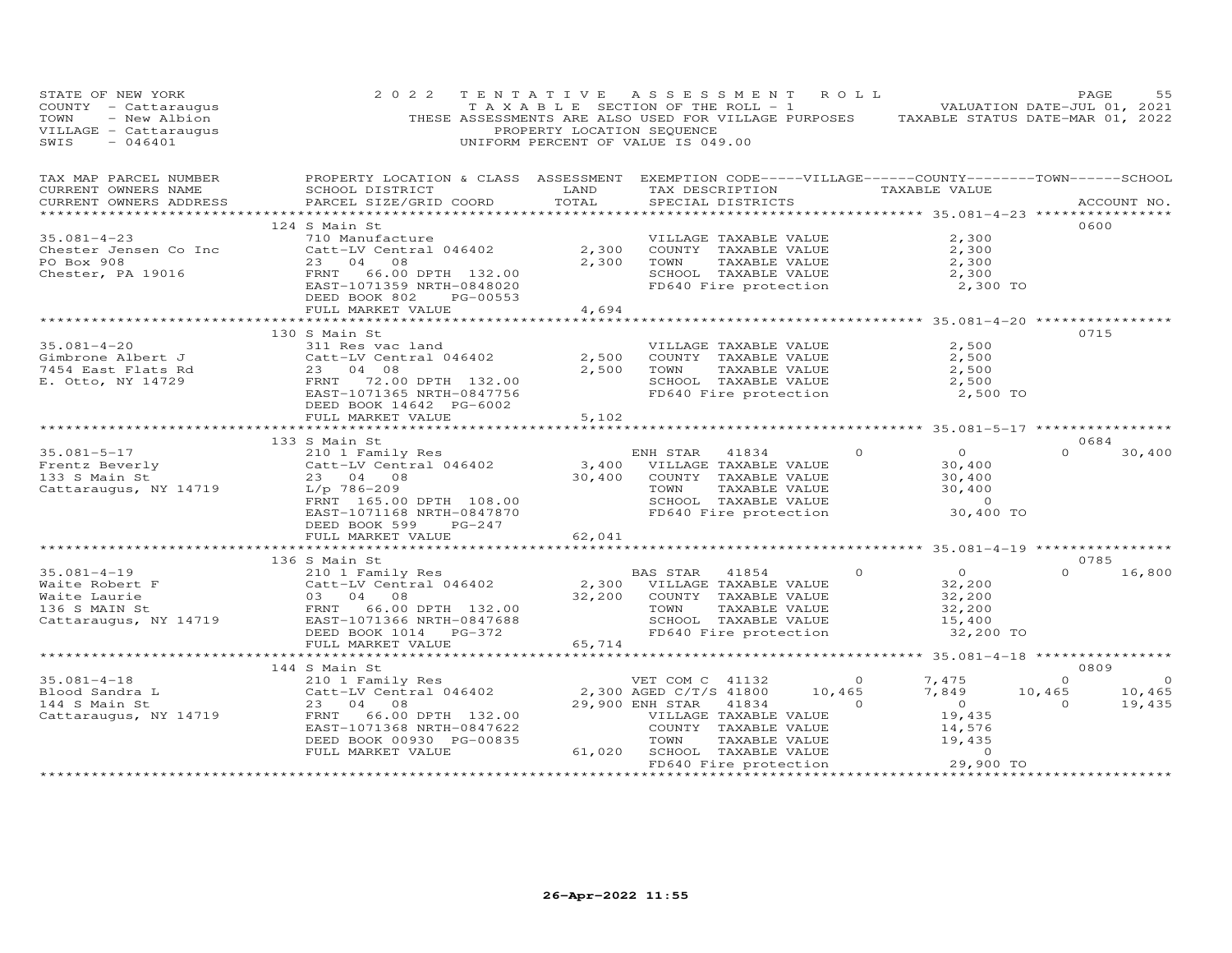STATE OF NEW YORK
COUNTY - Cattaraugus
TOWN - New Albion
VILLAGE - Cattaraugus
SWIS - 046401

2022 TENTATIVE ASSESSMENT ROLL
TAXABLE SECTION OF THE ROLL - 1
THESE ASSESSMENTS ARE ALSO USED FOR VILLAGE PURPOSES
PROPERTY LOCATION SEQUENCE
UNIFORM PERCENT OF VALUE IS 049.00

VALUATION DATE-JUL 01, 2021
TAXABLE STATUS DATE-MAR 01, 2022

| TAX MAP PARCEL NUMBER / CURRENT OWNERS NAME / CURRENT OWNERS ADDRESS | PROPERTY LOCATION & CLASS / SCHOOL DISTRICT / PARCEL SIZE/GRID COORD | ASSESSMENT LAND / TOTAL | EXEMPTION CODE / TAX DESCRIPTION / SPECIAL DISTRICTS | VILLAGE | COUNTY | TOWN | SCHOOL | TAXABLE VALUE | ACCOUNT NO. |
|---|---|---|---|---|---|---|---|---|---|
| **35.081-4-23** | 124 S Main St | | | | | | | | 0600 |
| 35.081-4-23 | 710 Manufacture | | VILLAGE TAXABLE VALUE | | | | | 2,300 | |
| Chester Jensen Co Inc | Catt-LV Central 046402 | 2,300 | COUNTY TAXABLE VALUE | | | | | 2,300 | |
| PO Box 908 | 23 04 08 | 2,300 | TOWN TAXABLE VALUE | | | | | 2,300 | |
| Chester, PA 19016 | FRNT 66.00 DPTH 132.00 | | SCHOOL TAXABLE VALUE | | | | | 2,300 | |
| | EAST-1071359 NRTH-0848020 | | FD640 Fire protection | | | | | 2,300 TO | |
| | DEED BOOK 802 PG-00553 | | | | | | | | |
| | FULL MARKET VALUE | 4,694 | | | | | | | |
| **35.081-4-20** | 130 S Main St | | | | | | | | 0715 |
| 35.081-4-20 | 311 Res vac land | | VILLAGE TAXABLE VALUE | | | | | 2,500 | |
| Gimbrone Albert J | Catt-LV Central 046402 | 2,500 | COUNTY TAXABLE VALUE | | | | | 2,500 | |
| 7454 East Flats Rd | 23 04 08 | 2,500 | TOWN TAXABLE VALUE | | | | | 2,500 | |
| E. Otto, NY 14729 | FRNT 72.00 DPTH 132.00 | | SCHOOL TAXABLE VALUE | | | | | 2,500 | |
| | EAST-1071365 NRTH-0847756 | | FD640 Fire protection | | | | | 2,500 TO | |
| | DEED BOOK 14642 PG-6002 | | | | | | | | |
| | FULL MARKET VALUE | 5,102 | | | | | | | |
| **35.081-5-17** | 133 S Main St | | | | | | | | 0684 |
| 35.081-5-17 | 210 1 Family Res | | ENH STAR 41834 | 0 | 0 | 0 | 30,400 | | |
| Frentz Beverly | Catt-LV Central 046402 | 3,400 | VILLAGE TAXABLE VALUE | | | | | 30,400 | |
| 133 S Main St | 23 04 08 | 30,400 | COUNTY TAXABLE VALUE | | | | | 30,400 | |
| Cattaraugus, NY 14719 | L/p 786-209 | | TOWN TAXABLE VALUE | | | | | 30,400 | |
| | FRNT 165.00 DPTH 108.00 | | SCHOOL TAXABLE VALUE | | | | | 0 | |
| | EAST-1071168 NRTH-0847870 | | FD640 Fire protection | | | | | 30,400 TO | |
| | DEED BOOK 599 PG-247 | | | | | | | | |
| | FULL MARKET VALUE | 62,041 | | | | | | | |
| **35.081-4-19** | 136 S Main St | | | | | | | | 0785 |
| 35.081-4-19 | 210 1 Family Res | | BAS STAR 41854 | 0 | 0 | 0 | 16,800 | | |
| Waite Robert F | Catt-LV Central 046402 | 2,300 | VILLAGE TAXABLE VALUE | | | | | 32,200 | |
| Waite Laurie | 03 04 08 | 32,200 | COUNTY TAXABLE VALUE | | | | | 32,200 | |
| 136 S MAIN St | FRNT 66.00 DPTH 132.00 | | TOWN TAXABLE VALUE | | | | | 32,200 | |
| Cattaraugus, NY 14719 | EAST-1071366 NRTH-0847688 | | SCHOOL TAXABLE VALUE | | | | | 15,400 | |
| | DEED BOOK 1014 PG-372 | | FD640 Fire protection | | | | | 32,200 TO | |
| | FULL MARKET VALUE | 65,714 | | | | | | | |
| **35.081-4-18** | 144 S Main St | | | | | | | | 0809 |
| 35.081-4-18 | 210 1 Family Res | | VET COM C 41132 | 0 | 7,475 | 0 | 0 | | |
| Blood Sandra L | Catt-LV Central 046402 | 2,300 | AGED C/T/S 41800 | 10,465 | 7,849 | 10,465 | 10,465 | | |
| 144 S Main St | 23 04 08 | 29,900 | ENH STAR 41834 | 0 | 0 | 0 | 19,435 | | |
| Cattaraugus, NY 14719 | FRNT 66.00 DPTH 132.00 | | VILLAGE TAXABLE VALUE | | | | | 19,435 | |
| | EAST-1071368 NRTH-0847622 | | COUNTY TAXABLE VALUE | | | | | 14,576 | |
| | DEED BOOK 00930 PG-00835 | | TOWN TAXABLE VALUE | | | | | 19,435 | |
| | FULL MARKET VALUE | 61,020 | SCHOOL TAXABLE VALUE | | | | | 0 | |
| | | | FD640 Fire protection | | | | | 29,900 TO | |

26-Apr-2022 11:55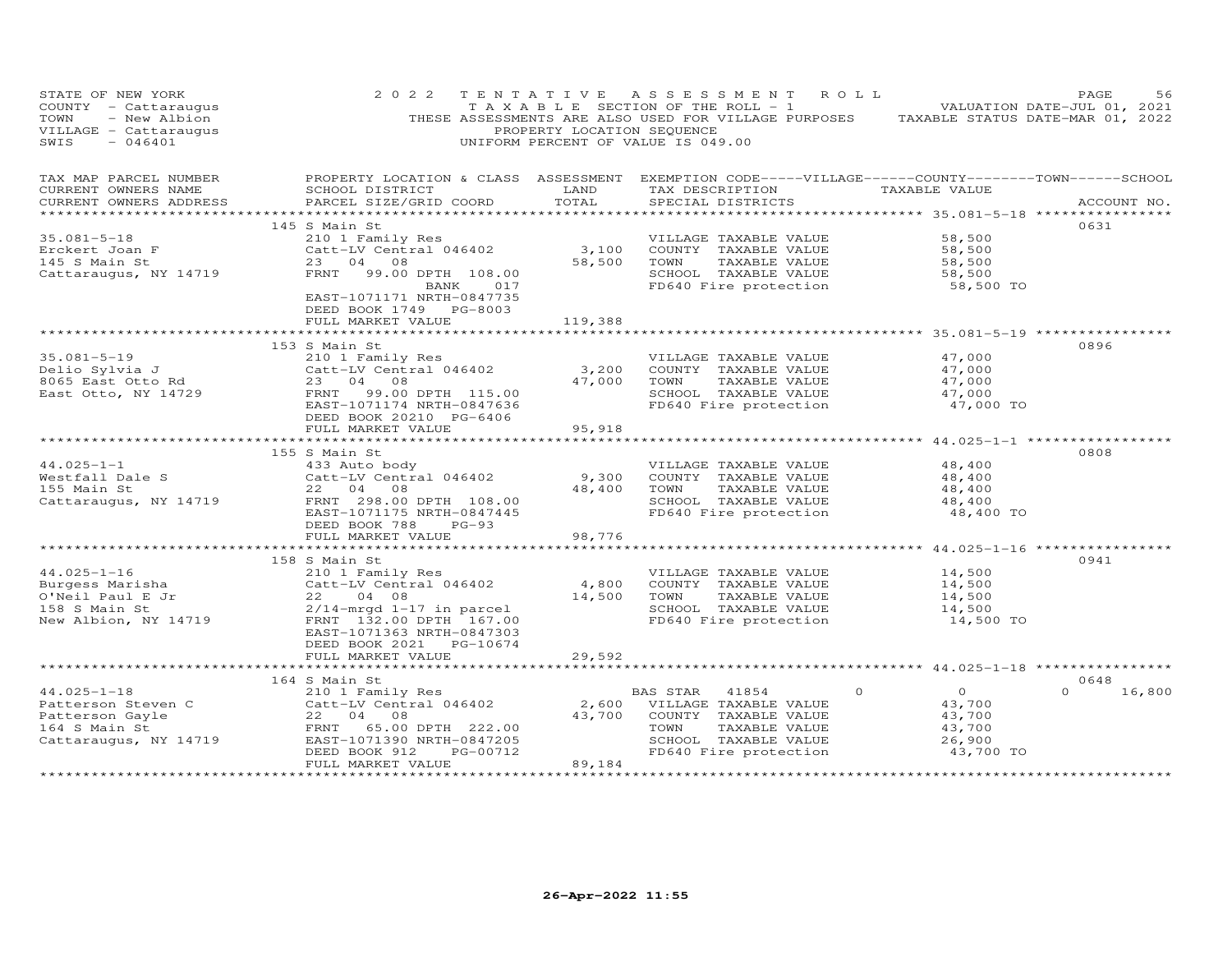STATE OF NEW YORK
COUNTY - Cattaraugus
TOWN - New Albion
VILLAGE - Cattaraugus
SWIS - 046401

2 0 2 2 T E N T A T I V E A S S E S S M E N T R O L L
T A X A B L E SECTION OF THE ROLL - 1
THESE ASSESSMENTS ARE ALSO USED FOR VILLAGE PURPOSES
PROPERTY LOCATION SEQUENCE
UNIFORM PERCENT OF VALUE IS 049.00

VALUATION DATE-JUL 01, 2021
TAXABLE STATUS DATE-MAR 01, 2022

| TAX MAP PARCEL NUMBER / CURRENT OWNERS NAME / CURRENT OWNERS ADDRESS | PROPERTY LOCATION & CLASS / SCHOOL DISTRICT / PARCEL SIZE/GRID COORD | ASSESSMENT LAND | TOTAL | EXEMPTION CODE / TAX DESCRIPTION / SPECIAL DISTRICTS | VILLAGE | COUNTY / TAXABLE VALUE | TOWN | SCHOOL | ACCOUNT NO. |
|---|---|---|---|---|---|---|---|---|---|
| 35.081-5-18 | 145 S Main St | | | | | | | | 0631 |
| Erckert Joan F | 210 1 Family Res | | | VILLAGE TAXABLE VALUE | | 58,500 | | | |
| 145 S Main St | Catt-LV Central 046402 | 3,100 | | COUNTY TAXABLE VALUE | | 58,500 | | | |
| Cattaraugus, NY 14719 | 23 04 08 | | 58,500 | TOWN TAXABLE VALUE | | 58,500 | | | |
| | FRNT 99.00 DPTH 108.00 | | | SCHOOL TAXABLE VALUE | | 58,500 | | | |
| | BANK 017 | | | FD640 Fire protection | | 58,500 TO | | | |
| | EAST-1071171 NRTH-0847735 | | | | | | | | |
| | DEED BOOK 1749 PG-8003 | | | | | | | | |
| | FULL MARKET VALUE | | 119,388 | | | | | | |
| 35.081-5-19 | 153 S Main St | | | | | | | | 0896 |
| Delio Sylvia J | 210 1 Family Res | | | VILLAGE TAXABLE VALUE | | 47,000 | | | |
| 8065 East Otto Rd | Catt-LV Central 046402 | 3,200 | | COUNTY TAXABLE VALUE | | 47,000 | | | |
| East Otto, NY 14729 | 23 04 08 | | 47,000 | TOWN TAXABLE VALUE | | 47,000 | | | |
| | FRNT 99.00 DPTH 115.00 | | | SCHOOL TAXABLE VALUE | | 47,000 | | | |
| | EAST-1071174 NRTH-0847636 | | | FD640 Fire protection | | 47,000 TO | | | |
| | DEED BOOK 20210 PG-6406 | | | | | | | | |
| | FULL MARKET VALUE | | 95,918 | | | | | | |
| 44.025-1-1 | 155 S Main St | | | | | | | | 0808 |
| Westfall Dale S | 433 Auto body | | | VILLAGE TAXABLE VALUE | | 48,400 | | | |
| 155 Main St | Catt-LV Central 046402 | 9,300 | | COUNTY TAXABLE VALUE | | 48,400 | | | |
| Cattaraugus, NY 14719 | 22 04 08 | | 48,400 | TOWN TAXABLE VALUE | | 48,400 | | | |
| | FRNT 298.00 DPTH 108.00 | | | SCHOOL TAXABLE VALUE | | 48,400 | | | |
| | EAST-1071175 NRTH-0847445 | | | FD640 Fire protection | | 48,400 TO | | | |
| | DEED BOOK 788 PG-93 | | | | | | | | |
| | FULL MARKET VALUE | | 98,776 | | | | | | |
| 44.025-1-16 | 158 S Main St | | | | | | | | 0941 |
| Burgess Marisha | 210 1 Family Res | | | VILLAGE TAXABLE VALUE | | 14,500 | | | |
| O'Neil Paul E Jr | Catt-LV Central 046402 | 4,800 | | COUNTY TAXABLE VALUE | | 14,500 | | | |
| 158 S Main St | 22 04 08 | | 14,500 | TOWN TAXABLE VALUE | | 14,500 | | | |
| New Albion, NY 14719 | 2/14-mrgd 1-17 in parcel | | | SCHOOL TAXABLE VALUE | | 14,500 | | | |
| | FRNT 132.00 DPTH 167.00 | | | FD640 Fire protection | | 14,500 TO | | | |
| | EAST-1071363 NRTH-0847303 | | | | | | | | |
| | DEED BOOK 2021 PG-10674 | | | | | | | | |
| | FULL MARKET VALUE | | 29,592 | | | | | | |
| 44.025-1-18 | 164 S Main St | | | | | | | | 0648 |
| Patterson Steven C | 210 1 Family Res | | | BAS STAR 41854 | 0 | 0 | 0 | 16,800 | |
| Patterson Gayle | Catt-LV Central 046402 | 2,600 | | VILLAGE TAXABLE VALUE | | 43,700 | | | |
| 164 S Main St | 22 04 08 | | 43,700 | COUNTY TAXABLE VALUE | | 43,700 | | | |
| Cattaraugus, NY 14719 | FRNT 65.00 DPTH 222.00 | | | TOWN TAXABLE VALUE | | 43,700 | | | |
| | EAST-1071390 NRTH-0847205 | | | SCHOOL TAXABLE VALUE | | 26,900 | | | |
| | DEED BOOK 912 PG-00712 | | | FD640 Fire protection | | 43,700 TO | | | |
| | FULL MARKET VALUE | | 89,184 | | | | | | |

26-Apr-2022 11:55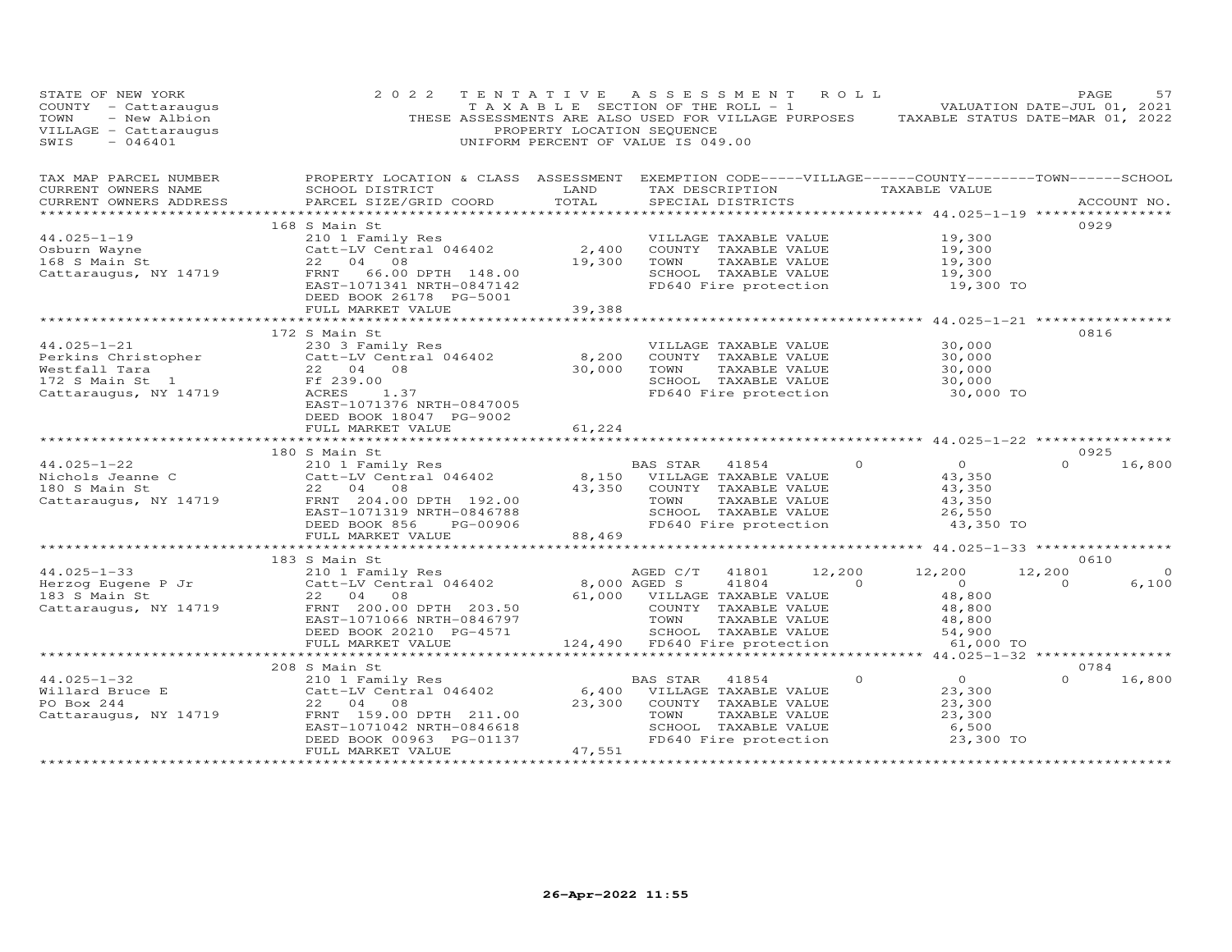STATE OF NEW YORK
COUNTY - Cattaraugus
TOWN - New Albion
VILLAGE - Cattaraugus
SWIS - 046401

2022 TENTATIVE ASSESSMENT ROLL
TAXABLE SECTION OF THE ROLL - 1
THESE ASSESSMENTS ARE ALSO USED FOR VILLAGE PURPOSES
PROPERTY LOCATION SEQUENCE
UNIFORM PERCENT OF VALUE IS 049.00

VALUATION DATE-JUL 01, 2021
TAXABLE STATUS DATE-MAR 01, 2022

| TAX MAP PARCEL NUMBER / CURRENT OWNERS NAME / CURRENT OWNERS ADDRESS | PROPERTY LOCATION & CLASS / SCHOOL DISTRICT / PARCEL SIZE/GRID COORD | ASSESSMENT LAND / TOTAL | EXEMPTION CODE / TAX DESCRIPTION / SPECIAL DISTRICTS | VILLAGE | COUNTY / TAXABLE VALUE | TOWN | SCHOOL / ACCOUNT NO. |
|---|---|---|---|---|---|---|---|
| | 168 S Main St | | | | | | 0929 |
| 44.025-1-19 | 210 1 Family Res | | VILLAGE TAXABLE VALUE | | 19,300 | | |
| Osburn Wayne | Catt-LV Central 046402 | 2,400 | COUNTY TAXABLE VALUE | | 19,300 | | |
| 168 S Main St | 22 04 08 | 19,300 | TOWN TAXABLE VALUE | | 19,300 | | |
| Cattaraugus, NY 14719 | FRNT 66.00 DPTH 148.00 | | SCHOOL TAXABLE VALUE | | 19,300 | | |
| | EAST-1071341 NRTH-0847142 | | FD640 Fire protection | | 19,300 TO | | |
| | DEED BOOK 26178 PG-5001 | | | | | | |
| | FULL MARKET VALUE | 39,388 | | | | | |
| | 172 S Main St | | | | | | 0816 |
| 44.025-1-21 | 230 3 Family Res | | VILLAGE TAXABLE VALUE | | 30,000 | | |
| Perkins Christopher | Catt-LV Central 046402 | 8,200 | COUNTY TAXABLE VALUE | | 30,000 | | |
| Westfall Tara | 22 04 08 | 30,000 | TOWN TAXABLE VALUE | | 30,000 | | |
| 172 S Main St 1 | Ff 239.00 | | SCHOOL TAXABLE VALUE | | 30,000 | | |
| Cattaraugus, NY 14719 | ACRES 1.37 | | FD640 Fire protection | | 30,000 TO | | |
| | EAST-1071376 NRTH-0847005 | | | | | | |
| | DEED BOOK 18047 PG-9002 | | | | | | |
| | FULL MARKET VALUE | 61,224 | | | | | |
| | 180 S Main St | | | | | | 0925 |
| 44.025-1-22 | 210 1 Family Res | | BAS STAR 41854 | 0 | 0 | 0 | 16,800 |
| Nichols Jeanne C | Catt-LV Central 046402 | 8,150 | VILLAGE TAXABLE VALUE | | 43,350 | | |
| 180 S Main St | 22 04 08 | 43,350 | COUNTY TAXABLE VALUE | | 43,350 | | |
| Cattaraugus, NY 14719 | FRNT 204.00 DPTH 192.00 | | TOWN TAXABLE VALUE | | 43,350 | | |
| | EAST-1071319 NRTH-0846788 | | SCHOOL TAXABLE VALUE | | 26,550 | | |
| | DEED BOOK 856 PG-00906 | | FD640 Fire protection | | 43,350 TO | | |
| | FULL MARKET VALUE | 88,469 | | | | | |
| | 183 S Main St | | | | | | 0610 |
| 44.025-1-33 | 210 1 Family Res | | AGED C/T 41801 | 12,200 | 12,200 | 12,200 | 0 |
| Herzog Eugene P Jr | Catt-LV Central 046402 | 8,000 | AGED S 41804 | 0 | 0 | 0 | 6,100 |
| 183 S Main St | 22 04 08 | 61,000 | VILLAGE TAXABLE VALUE | | 48,800 | | |
| Cattaraugus, NY 14719 | FRNT 200.00 DPTH 203.50 | | COUNTY TAXABLE VALUE | | 48,800 | | |
| | EAST-1071066 NRTH-0846797 | | TOWN TAXABLE VALUE | | 48,800 | | |
| | DEED BOOK 20210 PG-4571 | | SCHOOL TAXABLE VALUE | | 54,900 | | |
| | FULL MARKET VALUE | 124,490 | FD640 Fire protection | | 61,000 TO | | |
| | 208 S Main St | | | | | | 0784 |
| 44.025-1-32 | 210 1 Family Res | | BAS STAR 41854 | 0 | 0 | 0 | 16,800 |
| Willard Bruce E | Catt-LV Central 046402 | 6,400 | VILLAGE TAXABLE VALUE | | 23,300 | | |
| PO Box 244 | 22 04 08 | 23,300 | COUNTY TAXABLE VALUE | | 23,300 | | |
| Cattaraugus, NY 14719 | FRNT 159.00 DPTH 211.00 | | TOWN TAXABLE VALUE | | 23,300 | | |
| | EAST-1071042 NRTH-0846618 | | SCHOOL TAXABLE VALUE | | 6,500 | | |
| | DEED BOOK 00963 PG-01137 | | FD640 Fire protection | | 23,300 TO | | |
| | FULL MARKET VALUE | 47,551 | | | | | |

26-Apr-2022 11:55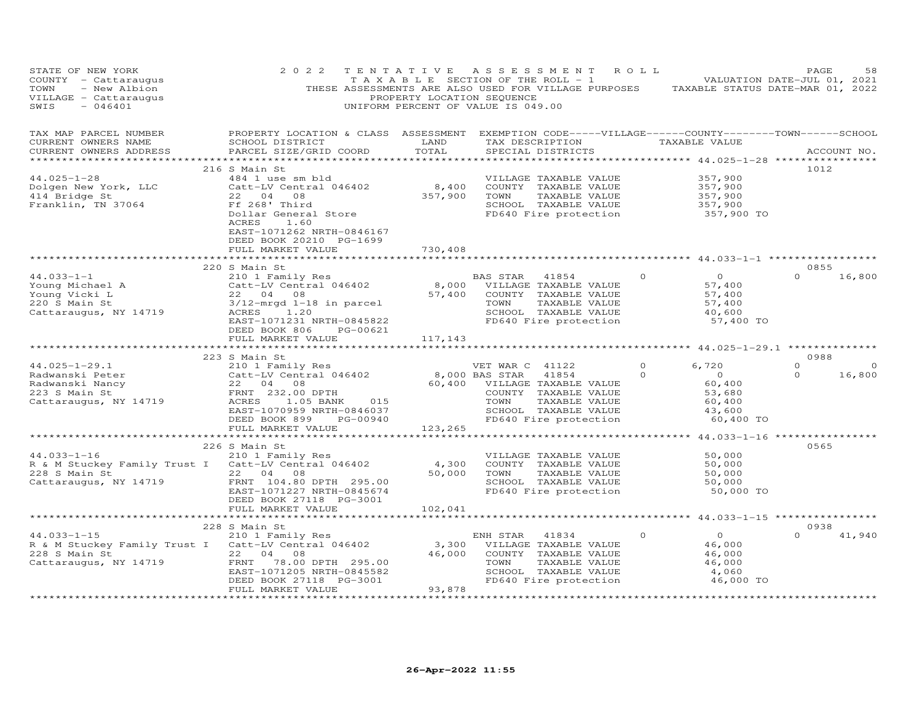STATE OF NEW YORK
COUNTY - Cattaraugus
TOWN - New Albion
VILLAGE - Cattaraugus
SWIS - 046401

2022 TENTATIVE ASSESSMENT ROLL
TAXABLE SECTION OF THE ROLL - 1
THESE ASSESSMENTS ARE ALSO USED FOR VILLAGE PURPOSES
PROPERTY LOCATION SEQUENCE
UNIFORM PERCENT OF VALUE IS 049.00

VALUATION DATE-JUL 01, 2021
TAXABLE STATUS DATE-MAR 01, 2022

| TAX MAP PARCEL NUMBER / CURRENT OWNERS NAME / CURRENT OWNERS ADDRESS | PROPERTY LOCATION & CLASS / SCHOOL DISTRICT / PARCEL SIZE/GRID COORD | ASSESSMENT LAND / TOTAL | EXEMPTION CODE / TAX DESCRIPTION / SPECIAL DISTRICTS | VILLAGE | COUNTY / TAXABLE VALUE | TOWN | SCHOOL / ACCOUNT NO. |
|---|---|---|---|---|---|---|---|
| **44.025-1-28** | 216 S Main St | | | | | | 1012 |
| 44.025-1-28 | 484 1 use sm bld | | VILLAGE TAXABLE VALUE | | 357,900 | | |
| Dolgen New York, LLC | Catt-LV Central 046402 | 8,400 | COUNTY TAXABLE VALUE | | 357,900 | | |
| 414 Bridge St | 22 04 08 | 357,900 | TOWN TAXABLE VALUE | | 357,900 | | |
| Franklin, TN 37064 | Ff 268' Third | | SCHOOL TAXABLE VALUE | | 357,900 | | |
| | Dollar General Store | | FD640 Fire protection | | 357,900 TO | | |
| | ACRES 1.60 | | | | | | |
| | EAST-1071262 NRTH-0846167 | | | | | | |
| | DEED BOOK 20210 PG-1699 | | | | | | |
| | FULL MARKET VALUE | 730,408 | | | | | |
| **44.033-1-1** | 220 S Main St | | | | | | 0855 |
| 44.033-1-1 | 210 1 Family Res | | BAS STAR 41854 | 0 | 0 | 0 | 16,800 |
| Young Michael A | Catt-LV Central 046402 | 8,000 | VILLAGE TAXABLE VALUE | | 57,400 | | |
| Young Vicki L | 22 04 08 | 57,400 | COUNTY TAXABLE VALUE | | 57,400 | | |
| 220 S Main St | 3/12-mrgd 1-18 in parcel | | TOWN TAXABLE VALUE | | 57,400 | | |
| Cattaraugus, NY 14719 | ACRES 1.20 | | SCHOOL TAXABLE VALUE | | 40,600 | | |
| | EAST-1071231 NRTH-0845822 | | FD640 Fire protection | | 57,400 TO | | |
| | DEED BOOK 806 PG-00621 | | | | | | |
| | FULL MARKET VALUE | 117,143 | | | | | |
| **44.025-1-29.1** | 223 S Main St | | | | | | 0988 |
| 44.025-1-29.1 | 210 1 Family Res | | VET WAR C 41122 | 0 | 6,720 | 0 | 0 |
| Radwanski Peter | Catt-LV Central 046402 | 8,000 | BAS STAR 41854 | 0 | 0 | 0 | 16,800 |
| Radwanski Nancy | 22 04 08 | 60,400 | VILLAGE TAXABLE VALUE | | 60,400 | | |
| 223 S Main St | FRNT 232.00 DPTH | | COUNTY TAXABLE VALUE | | 53,680 | | |
| Cattaraugus, NY 14719 | ACRES 1.05 BANK 015 | | TOWN TAXABLE VALUE | | 60,400 | | |
| | EAST-1070959 NRTH-0846037 | | SCHOOL TAXABLE VALUE | | 43,600 | | |
| | DEED BOOK 899 PG-00940 | | FD640 Fire protection | | 60,400 TO | | |
| | FULL MARKET VALUE | 123,265 | | | | | |
| **44.033-1-16** | 226 S Main St | | | | | | 0565 |
| 44.033-1-16 | 210 1 Family Res | | VILLAGE TAXABLE VALUE | | 50,000 | | |
| R & M Stuckey Family Trust I | Catt-LV Central 046402 | 4,300 | COUNTY TAXABLE VALUE | | 50,000 | | |
| 228 S Main St | 22 04 08 | 50,000 | TOWN TAXABLE VALUE | | 50,000 | | |
| Cattaraugus, NY 14719 | FRNT 104.80 DPTH 295.00 | | SCHOOL TAXABLE VALUE | | 50,000 | | |
| | EAST-1071227 NRTH-0845674 | | FD640 Fire protection | | 50,000 TO | | |
| | DEED BOOK 27118 PG-3001 | | | | | | |
| | FULL MARKET VALUE | 102,041 | | | | | |
| **44.033-1-15** | 228 S Main St | | | | | | 0938 |
| 44.033-1-15 | 210 1 Family Res | | ENH STAR 41834 | 0 | 0 | 0 | 41,940 |
| R & M Stuckey Family Trust I | Catt-LV Central 046402 | 3,300 | VILLAGE TAXABLE VALUE | | 46,000 | | |
| 228 S Main St | 22 04 08 | 46,000 | COUNTY TAXABLE VALUE | | 46,000 | | |
| Cattaraugus, NY 14719 | FRNT 78.00 DPTH 295.00 | | TOWN TAXABLE VALUE | | 46,000 | | |
| | EAST-1071205 NRTH-0845582 | | SCHOOL TAXABLE VALUE | | 4,060 | | |
| | DEED BOOK 27118 PG-3001 | | FD640 Fire protection | | 46,000 TO | | |
| | FULL MARKET VALUE | 93,878 | | | | | |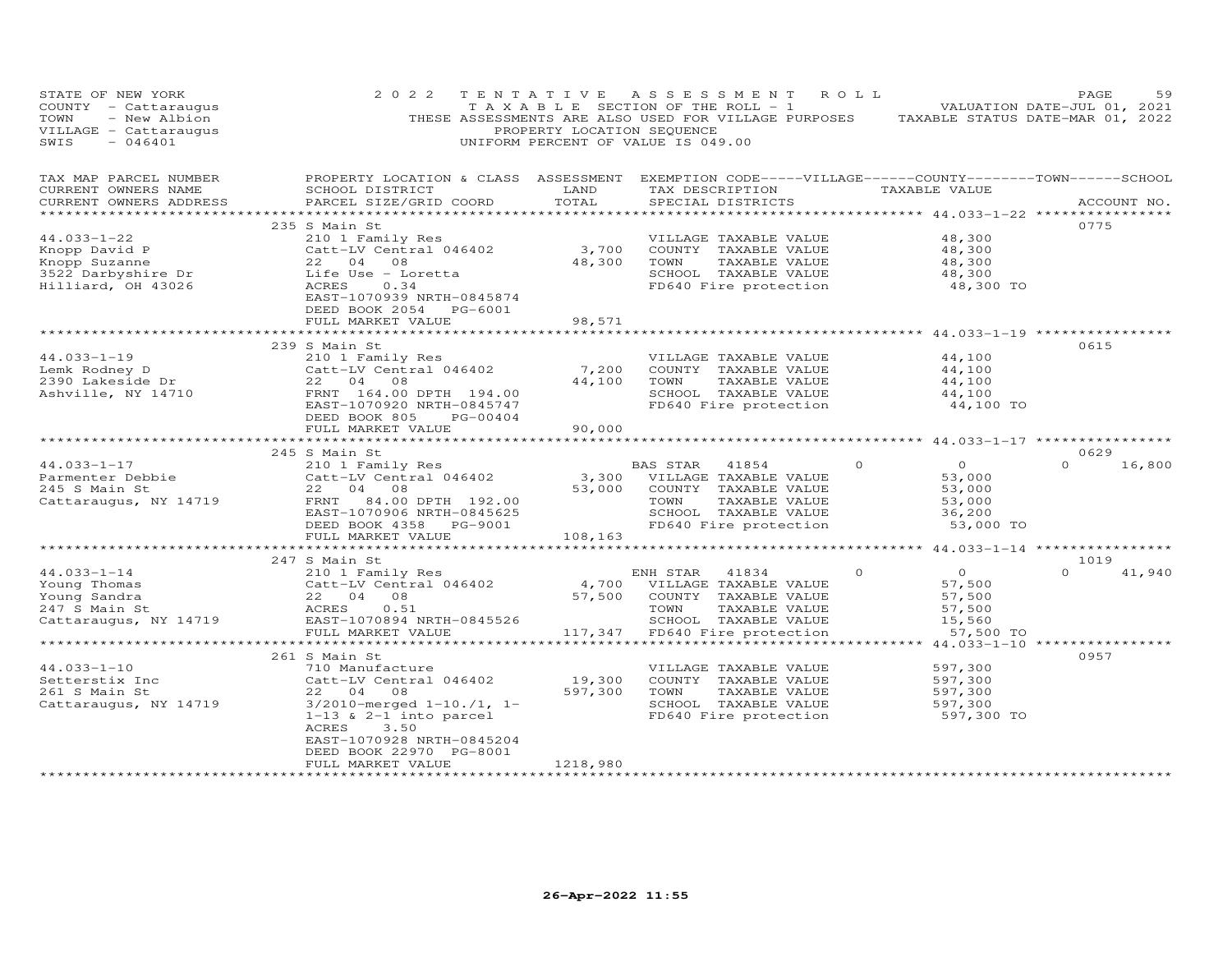STATE OF NEW YORK — 2022 TENTATIVE ASSESSMENT ROLL
COUNTY - Cattaraugus — TAXABLE SECTION OF THE ROLL - 1 — VALUATION DATE-JUL 01, 2021
TOWN - New Albion — THESE ASSESSMENTS ARE ALSO USED FOR VILLAGE PURPOSES — TAXABLE STATUS DATE-MAR 01, 2022
VILLAGE - Cattaraugus — PROPERTY LOCATION SEQUENCE
SWIS - 046401 — UNIFORM PERCENT OF VALUE IS 049.00

| TAX MAP PARCEL NUMBER / CURRENT OWNERS NAME / CURRENT OWNERS ADDRESS | PROPERTY LOCATION & CLASS / SCHOOL DISTRICT / PARCEL SIZE/GRID COORD | ASSESSMENT LAND / TOTAL | EXEMPTION CODE / TAX DESCRIPTION / SPECIAL DISTRICTS | VILLAGE | COUNTY / TOWN / SCHOOL TAXABLE VALUE | ACCOUNT NO. / SCHOOL |
|---|---|---|---|---|---|---|
| | 235 S Main St | | | | | 0775 |
| 44.033-1-22 | 210 1 Family Res | | VILLAGE TAXABLE VALUE | | 48,300 | |
| Knopp David P | Catt-LV Central 046402 | 3,700 | COUNTY TAXABLE VALUE | | 48,300 | |
| Knopp Suzanne | 22 04 08 | 48,300 | TOWN TAXABLE VALUE | | 48,300 | |
| 3522 Darbyshire Dr | Life Use - Loretta | | SCHOOL TAXABLE VALUE | | 48,300 | |
| Hilliard, OH 43026 | ACRES 0.34 | | FD640 Fire protection | | 48,300 TO | |
| | EAST-1070939 NRTH-0845874 | | | | | |
| | DEED BOOK 2054 PG-6001 | | | | | |
| | FULL MARKET VALUE | 98,571 | | | | |
| | 239 S Main St | | | | | 0615 |
| 44.033-1-19 | 210 1 Family Res | | VILLAGE TAXABLE VALUE | | 44,100 | |
| Lemk Rodney D | Catt-LV Central 046402 | 7,200 | COUNTY TAXABLE VALUE | | 44,100 | |
| 2390 Lakeside Dr | 22 04 08 | 44,100 | TOWN TAXABLE VALUE | | 44,100 | |
| Ashville, NY 14710 | FRNT 164.00 DPTH 194.00 | | SCHOOL TAXABLE VALUE | | 44,100 | |
| | EAST-1070920 NRTH-0845747 | | FD640 Fire protection | | 44,100 TO | |
| | DEED BOOK 805 PG-00404 | | | | | |
| | FULL MARKET VALUE | 90,000 | | | | |
| | 245 S Main St | | | | | 0629 |
| 44.033-1-17 | 210 1 Family Res | | BAS STAR 41854 | 0 | 0 | 0 16,800 |
| Parmenter Debbie | Catt-LV Central 046402 | 3,300 | VILLAGE TAXABLE VALUE | | 53,000 | |
| 245 S Main St | 22 04 08 | 53,000 | COUNTY TAXABLE VALUE | | 53,000 | |
| Cattaraugus, NY 14719 | FRNT 84.00 DPTH 192.00 | | TOWN TAXABLE VALUE | | 53,000 | |
| | EAST-1070906 NRTH-0845625 | | SCHOOL TAXABLE VALUE | | 36,200 | |
| | DEED BOOK 4358 PG-9001 | | FD640 Fire protection | | 53,000 TO | |
| | FULL MARKET VALUE | 108,163 | | | | |
| | 247 S Main St | | | | | 1019 |
| 44.033-1-14 | 210 1 Family Res | | ENH STAR 41834 | 0 | 0 | 0 41,940 |
| Young Thomas | Catt-LV Central 046402 | 4,700 | VILLAGE TAXABLE VALUE | | 57,500 | |
| Young Sandra | 22 04 08 | 57,500 | COUNTY TAXABLE VALUE | | 57,500 | |
| 247 S Main St | ACRES 0.51 | | TOWN TAXABLE VALUE | | 57,500 | |
| Cattaraugus, NY 14719 | EAST-1070894 NRTH-0845526 | | SCHOOL TAXABLE VALUE | | 15,560 | |
| | FULL MARKET VALUE | 117,347 | FD640 Fire protection | | 57,500 TO | |
| | 261 S Main St | | | | | 0957 |
| 44.033-1-10 | 710 Manufacture | | VILLAGE TAXABLE VALUE | | 597,300 | |
| Setterstix Inc | Catt-LV Central 046402 | 19,300 | COUNTY TAXABLE VALUE | | 597,300 | |
| 261 S Main St | 22 04 08 | 597,300 | TOWN TAXABLE VALUE | | 597,300 | |
| Cattaraugus, NY 14719 | 3/2010-merged 1-10./1, 1- | | SCHOOL TAXABLE VALUE | | 597,300 | |
| | 1-13 & 2-1 into parcel | | FD640 Fire protection | | 597,300 TO | |
| | ACRES 3.50 | | | | | |
| | EAST-1070928 NRTH-0845204 | | | | | |
| | DEED BOOK 22970 PG-8001 | | | | | |
| | FULL MARKET VALUE | 1218,980 | | | | |

26-Apr-2022 11:55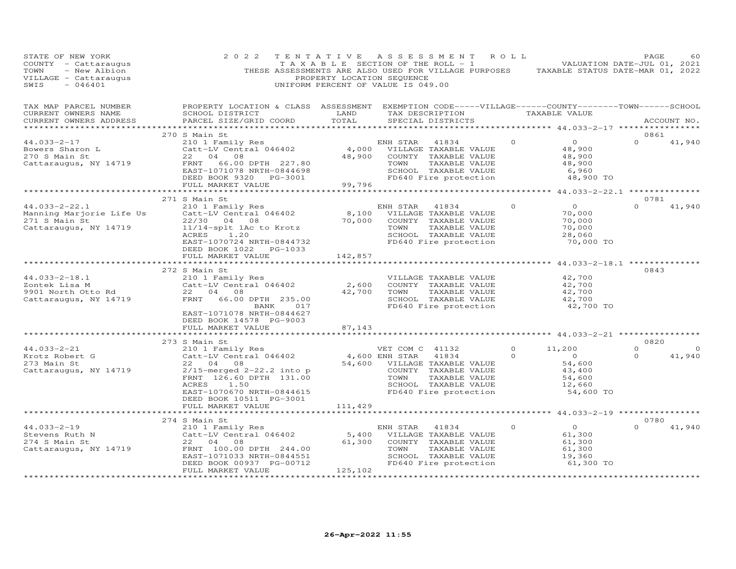STATE OF NEW YORK
COUNTY - Cattaraugus
TOWN - New Albion
VILLAGE - Cattaraugus
SWIS - 046401

2022 TENTATIVE ASSESSMENT ROLL
TAXABLE SECTION OF THE ROLL - 1
THESE ASSESSMENTS ARE ALSO USED FOR VILLAGE PURPOSES
PROPERTY LOCATION SEQUENCE
UNIFORM PERCENT OF VALUE IS 049.00

VALUATION DATE-JUL 01, 2021
TAXABLE STATUS DATE-MAR 01, 2022

| TAX MAP PARCEL NUMBER / CURRENT OWNERS NAME / CURRENT OWNERS ADDRESS | PROPERTY LOCATION & CLASS / SCHOOL DISTRICT / PARCEL SIZE/GRID COORD | ASSESSMENT LAND | TOTAL | EXEMPTION CODE / TAX DESCRIPTION / SPECIAL DISTRICTS | VILLAGE | COUNTY / TAXABLE VALUE | TOWN | SCHOOL / ACCOUNT NO. |
|---|---|---|---|---|---|---|---|---|
| | 270 S Main St | | | | | | | 0861 |
| 44.033-2-17 | 210 1 Family Res | | | ENH STAR 41834 | 0 | 0 | 0 | 41,940 |
| Bowers Sharon L | Catt-LV Central 046402 | 4,000 | | VILLAGE TAXABLE VALUE | | 48,900 | | |
| 270 S Main St | 22 04 08 | | 48,900 | COUNTY TAXABLE VALUE | | 48,900 | | |
| Cattaraugus, NY 14719 | FRNT 66.00 DPTH 227.80 | | | TOWN TAXABLE VALUE | | 48,900 | | |
| | EAST-1071078 NRTH-0844698 | | | SCHOOL TAXABLE VALUE | | 6,960 | | |
| | DEED BOOK 9320 PG-3001 | | | FD640 Fire protection | | 48,900 TO | | |
| | FULL MARKET VALUE | | 99,796 | | | | | |
| | 271 S Main St | | | | | | | 0781 |
| 44.033-2-22.1 | 210 1 Family Res | | | ENH STAR 41834 | 0 | 0 | 0 | 41,940 |
| Manning Marjorie Life Us | Catt-LV Central 046402 | 8,100 | | VILLAGE TAXABLE VALUE | | 70,000 | | |
| 271 S Main St | 22/30 04 08 | | 70,000 | COUNTY TAXABLE VALUE | | 70,000 | | |
| Cattaraugus, NY 14719 | 11/14-splt 1Ac to Krotz | | | TOWN TAXABLE VALUE | | 70,000 | | |
| | ACRES 1.20 | | | SCHOOL TAXABLE VALUE | | 28,060 | | |
| | EAST-1070724 NRTH-0844732 | | | FD640 Fire protection | | 70,000 TO | | |
| | DEED BOOK 1022 PG-1033 | | | | | | | |
| | FULL MARKET VALUE | | 142,857 | | | | | |
| | 272 S Main St | | | | | | | 0843 |
| 44.033-2-18.1 | 210 1 Family Res | | | VILLAGE TAXABLE VALUE | | 42,700 | | |
| Zontek Lisa M | Catt-LV Central 046402 | 2,600 | | COUNTY TAXABLE VALUE | | 42,700 | | |
| 9901 North Otto Rd | 22 04 08 | | 42,700 | TOWN TAXABLE VALUE | | 42,700 | | |
| Cattaraugus, NY 14719 | FRNT 66.00 DPTH 235.00 | | | SCHOOL TAXABLE VALUE | | 42,700 | | |
| | BANK 017 | | | FD640 Fire protection | | 42,700 TO | | |
| | EAST-1071078 NRTH-0844627 | | | | | | | |
| | DEED BOOK 14578 PG-9003 | | | | | | | |
| | FULL MARKET VALUE | | 87,143 | | | | | |
| | 273 S Main St | | | | | | | 0820 |
| 44.033-2-21 | 210 1 Family Res | | | VET COM C 41132 | 0 | 11,200 | 0 | 0 |
| Krotz Robert G | Catt-LV Central 046402 | 4,600 | | ENH STAR 41834 | 0 | 0 | 0 | 41,940 |
| 273 Main St | 22 04 08 | | 54,600 | VILLAGE TAXABLE VALUE | | 54,600 | | |
| Cattaraugus, NY 14719 | 2/15-merged 2-22.2 into p | | | COUNTY TAXABLE VALUE | | 43,400 | | |
| | FRNT 126.60 DPTH 131.00 | | | TOWN TAXABLE VALUE | | 54,600 | | |
| | ACRES 1.50 | | | SCHOOL TAXABLE VALUE | | 12,660 | | |
| | EAST-1070670 NRTH-0844615 | | | FD640 Fire protection | | 54,600 TO | | |
| | DEED BOOK 10511 PG-3001 | | | | | | | |
| | FULL MARKET VALUE | | 111,429 | | | | | |
| | 274 S Main St | | | | | | | 0780 |
| 44.033-2-19 | 210 1 Family Res | | | ENH STAR 41834 | 0 | 0 | 0 | 41,940 |
| Stevens Ruth N | Catt-LV Central 046402 | 5,400 | | VILLAGE TAXABLE VALUE | | 61,300 | | |
| 274 S Main St | 22 04 08 | | 61,300 | COUNTY TAXABLE VALUE | | 61,300 | | |
| Cattaraugus, NY 14719 | FRNT 100.00 DPTH 244.00 | | | TOWN TAXABLE VALUE | | 61,300 | | |
| | EAST-1071033 NRTH-0844551 | | | SCHOOL TAXABLE VALUE | | 19,360 | | |
| | DEED BOOK 00937 PG-00712 | | | FD640 Fire protection | | 61,300 TO | | |
| | FULL MARKET VALUE | | 125,102 | | | | | |

26-Apr-2022 11:55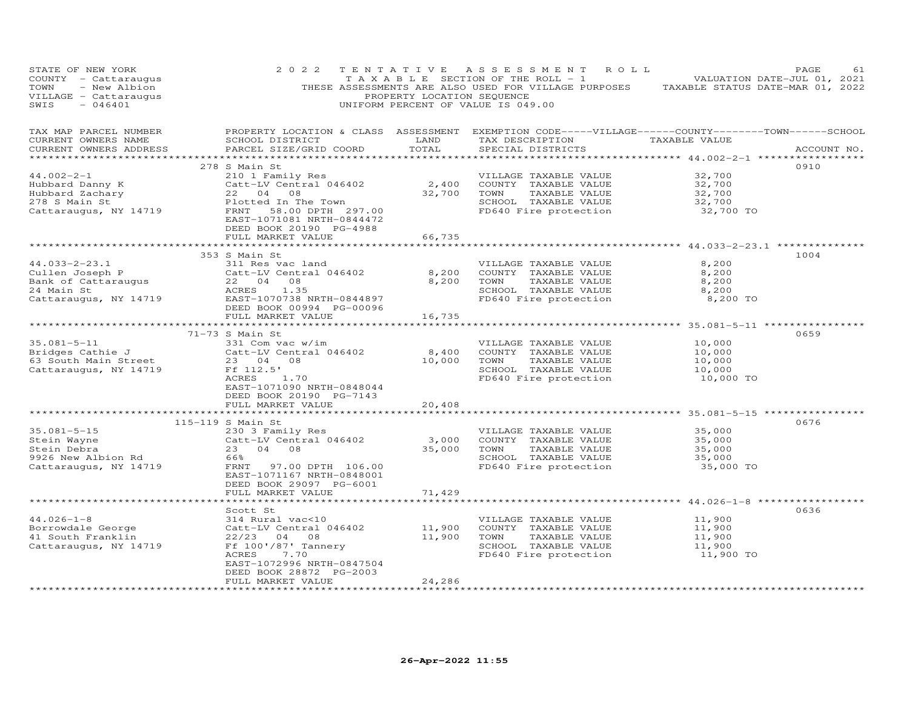STATE OF NEW YORK
COUNTY - Cattaraugus
TOWN - New Albion
VILLAGE - Cattaraugus
SWIS - 046401

2022 TENTATIVE ASSESSMENT ROLL
TAXABLE SECTION OF THE ROLL - 1
THESE ASSESSMENTS ARE ALSO USED FOR VILLAGE PURPOSES
PROPERTY LOCATION SEQUENCE
UNIFORM PERCENT OF VALUE IS 049.00

VALUATION DATE-JUL 01, 2021
TAXABLE STATUS DATE-MAR 01, 2022

| TAX MAP PARCEL NUMBER / CURRENT OWNERS NAME / CURRENT OWNERS ADDRESS | PROPERTY LOCATION & CLASS / SCHOOL DISTRICT / PARCEL SIZE/GRID COORD | ASSESSMENT LAND / TOTAL | EXEMPTION CODE-----VILLAGE------COUNTY--------TOWN------SCHOOL / TAX DESCRIPTION / SPECIAL DISTRICTS | TAXABLE VALUE | ACCOUNT NO. |
|---|---|---|---|---|---|
| | 278 S Main St | | | | 0910 |
| 44.002-2-1 | 210 1 Family Res | | VILLAGE TAXABLE VALUE | 32,700 | |
| Hubbard Danny K | Catt-LV Central 046402 | 2,400 | COUNTY TAXABLE VALUE | 32,700 | |
| Hubbard Zachary | 22 04 08 | 32,700 | TOWN TAXABLE VALUE | 32,700 | |
| 278 S Main St | Plotted In The Town | | SCHOOL TAXABLE VALUE | 32,700 | |
| Cattaraugus, NY 14719 | FRNT 58.00 DPTH 297.00 | | FD640 Fire protection | 32,700 TO | |
| | EAST-1071081 NRTH-0844472 | | | | |
| | DEED BOOK 20190 PG-4988 | | | | |
| | FULL MARKET VALUE | 66,735 | | | |
| | 353 S Main St | | | | 1004 |
| 44.033-2-23.1 | 311 Res vac land | | VILLAGE TAXABLE VALUE | 8,200 | |
| Cullen Joseph P | Catt-LV Central 046402 | 8,200 | COUNTY TAXABLE VALUE | 8,200 | |
| Bank of Cattaraugus | 22 04 08 | 8,200 | TOWN TAXABLE VALUE | 8,200 | |
| 24 Main St | ACRES 1.35 | | SCHOOL TAXABLE VALUE | 8,200 | |
| Cattaraugus, NY 14719 | EAST-1070738 NRTH-0844897 | | FD640 Fire protection | 8,200 TO | |
| | DEED BOOK 00994 PG-00096 | | | | |
| | FULL MARKET VALUE | 16,735 | | | |
| | 71-73 S Main St | | | | 0659 |
| 35.081-5-11 | 331 Com vac w/im | | VILLAGE TAXABLE VALUE | 10,000 | |
| Bridges Cathie J | Catt-LV Central 046402 | 8,400 | COUNTY TAXABLE VALUE | 10,000 | |
| 63 South Main Street | 23 04 08 | 10,000 | TOWN TAXABLE VALUE | 10,000 | |
| Cattaraugus, NY 14719 | Ff 112.5' | | SCHOOL TAXABLE VALUE | 10,000 | |
| | ACRES 1.70 | | FD640 Fire protection | 10,000 TO | |
| | EAST-1071090 NRTH-0848044 | | | | |
| | DEED BOOK 20190 PG-7143 | | | | |
| | FULL MARKET VALUE | 20,408 | | | |
| | 115-119 S Main St | | | | 0676 |
| 35.081-5-15 | 230 3 Family Res | | VILLAGE TAXABLE VALUE | 35,000 | |
| Stein Wayne | Catt-LV Central 046402 | 3,000 | COUNTY TAXABLE VALUE | 35,000 | |
| Stein Debra | 23 04 08 | 35,000 | TOWN TAXABLE VALUE | 35,000 | |
| 9926 New Albion Rd | 66% | | SCHOOL TAXABLE VALUE | 35,000 | |
| Cattaraugus, NY 14719 | FRNT 97.00 DPTH 106.00 | | FD640 Fire protection | 35,000 TO | |
| | EAST-1071167 NRTH-0848001 | | | | |
| | DEED BOOK 29097 PG-6001 | | | | |
| | FULL MARKET VALUE | 71,429 | | | |
| | Scott St | | | | 0636 |
| 44.026-1-8 | 314 Rural vac<10 | | VILLAGE TAXABLE VALUE | 11,900 | |
| Borrowdale George | Catt-LV Central 046402 | 11,900 | COUNTY TAXABLE VALUE | 11,900 | |
| 41 South Franklin | 22/23 04 08 | 11,900 | TOWN TAXABLE VALUE | 11,900 | |
| Cattaraugus, NY 14719 | Ff 100'/87' Tannery | | SCHOOL TAXABLE VALUE | 11,900 | |
| | ACRES 7.70 | | FD640 Fire protection | 11,900 TO | |
| | EAST-1072996 NRTH-0847504 | | | | |
| | DEED BOOK 28872 PG-2003 | | | | |
| | FULL MARKET VALUE | 24,286 | | | |

26-Apr-2022 11:55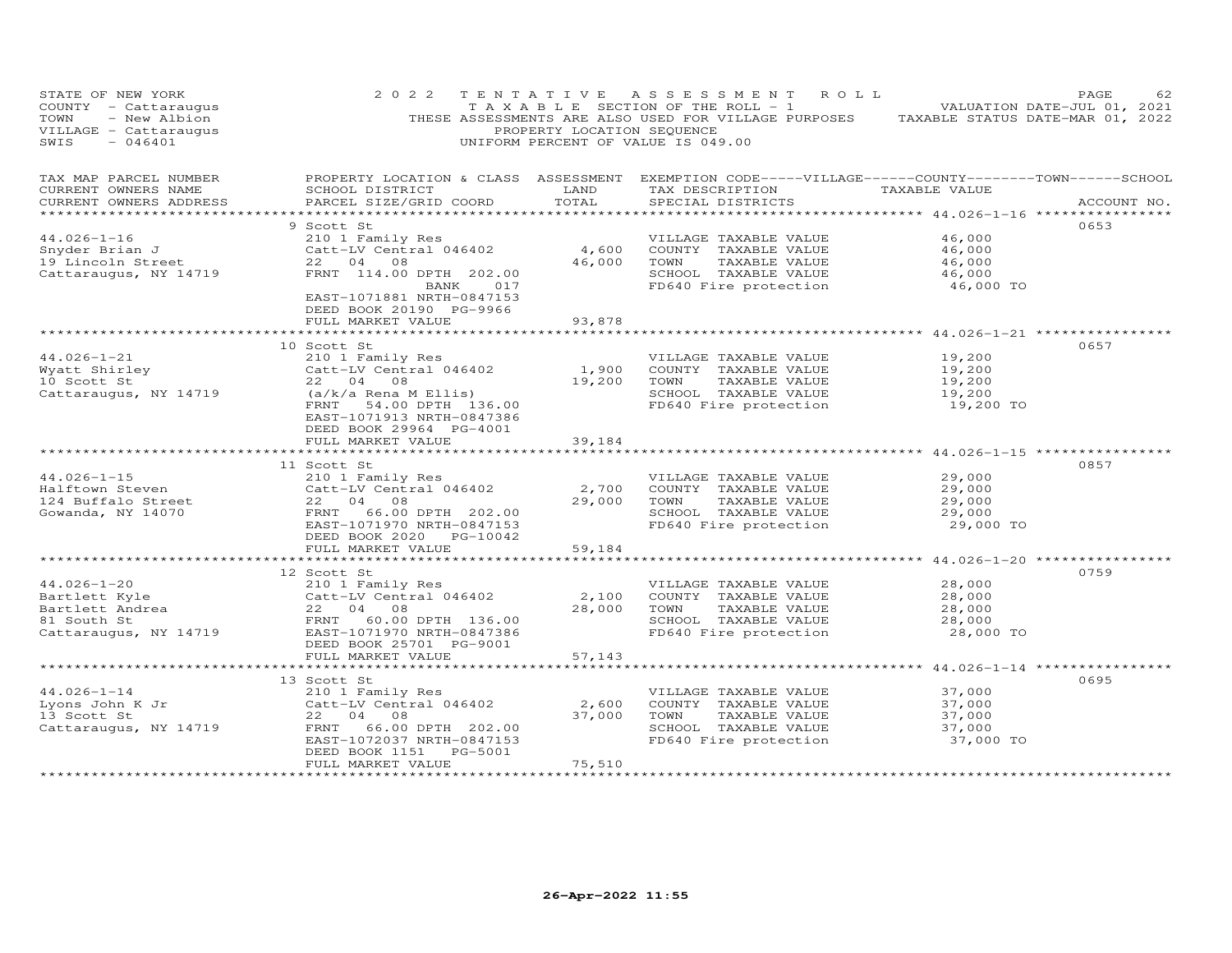STATE OF NEW YORK
COUNTY - Cattaraugus
TOWN - New Albion
VILLAGE - Cattaraugus
SWIS - 046401

2022 TENTATIVE ASSESSMENT ROLL
TAXABLE SECTION OF THE ROLL - 1
THESE ASSESSMENTS ARE ALSO USED FOR VILLAGE PURPOSES
PROPERTY LOCATION SEQUENCE
UNIFORM PERCENT OF VALUE IS 049.00

VALUATION DATE-JUL 01, 2021
TAXABLE STATUS DATE-MAR 01, 2022

| TAX MAP PARCEL NUMBER / CURRENT OWNERS NAME / CURRENT OWNERS ADDRESS | PROPERTY LOCATION & CLASS / SCHOOL DISTRICT / PARCEL SIZE/GRID COORD | ASSESSMENT LAND / TOTAL | EXEMPTION CODE-----VILLAGE------COUNTY--------TOWN------SCHOOL / TAX DESCRIPTION / SPECIAL DISTRICTS | TAXABLE VALUE | ACCOUNT NO. |
|---|---|---|---|---|---|
| 44.026-1-16 | 9 Scott St | | | | 0653 |
| 44.026-1-16 | 210 1 Family Res | | VILLAGE TAXABLE VALUE | 46,000 | |
| Snyder Brian J | Catt-LV Central 046402 | 4,600 | COUNTY TAXABLE VALUE | 46,000 | |
| 19 Lincoln Street | 22 04 08 | 46,000 | TOWN TAXABLE VALUE | 46,000 | |
| Cattaraugus, NY 14719 | FRNT 114.00 DPTH 202.00 | | SCHOOL TAXABLE VALUE | 46,000 | |
| | BANK 017 | | FD640 Fire protection | 46,000 TO | |
| | EAST-1071881 NRTH-0847153 | | | | |
| | DEED BOOK 20190 PG-9966 | | | | |
| | FULL MARKET VALUE | 93,878 | | | |
| 44.026-1-21 | 10 Scott St | | | | 0657 |
| 44.026-1-21 | 210 1 Family Res | | VILLAGE TAXABLE VALUE | 19,200 | |
| Wyatt Shirley | Catt-LV Central 046402 | 1,900 | COUNTY TAXABLE VALUE | 19,200 | |
| 10 Scott St | 22 04 08 | 19,200 | TOWN TAXABLE VALUE | 19,200 | |
| Cattaraugus, NY 14719 | (a/k/a Rena M Ellis) | | SCHOOL TAXABLE VALUE | 19,200 | |
| | FRNT 54.00 DPTH 136.00 | | FD640 Fire protection | 19,200 TO | |
| | EAST-1071913 NRTH-0847386 | | | | |
| | DEED BOOK 29964 PG-4001 | | | | |
| | FULL MARKET VALUE | 39,184 | | | |
| 44.026-1-15 | 11 Scott St | | | | 0857 |
| 44.026-1-15 | 210 1 Family Res | | VILLAGE TAXABLE VALUE | 29,000 | |
| Halftown Steven | Catt-LV Central 046402 | 2,700 | COUNTY TAXABLE VALUE | 29,000 | |
| 124 Buffalo Street | 22 04 08 | 29,000 | TOWN TAXABLE VALUE | 29,000 | |
| Gowanda, NY 14070 | FRNT 66.00 DPTH 202.00 | | SCHOOL TAXABLE VALUE | 29,000 | |
| | EAST-1071970 NRTH-0847153 | | FD640 Fire protection | 29,000 TO | |
| | DEED BOOK 2020 PG-10042 | | | | |
| | FULL MARKET VALUE | 59,184 | | | |
| 44.026-1-20 | 12 Scott St | | | | 0759 |
| 44.026-1-20 | 210 1 Family Res | | VILLAGE TAXABLE VALUE | 28,000 | |
| Bartlett Kyle | Catt-LV Central 046402 | 2,100 | COUNTY TAXABLE VALUE | 28,000 | |
| Bartlett Andrea | 22 04 08 | 28,000 | TOWN TAXABLE VALUE | 28,000 | |
| 81 South St | FRNT 60.00 DPTH 136.00 | | SCHOOL TAXABLE VALUE | 28,000 | |
| Cattaraugus, NY 14719 | EAST-1071970 NRTH-0847386 | | FD640 Fire protection | 28,000 TO | |
| | DEED BOOK 25701 PG-9001 | | | | |
| | FULL MARKET VALUE | 57,143 | | | |
| 44.026-1-14 | 13 Scott St | | | | 0695 |
| 44.026-1-14 | 210 1 Family Res | | VILLAGE TAXABLE VALUE | 37,000 | |
| Lyons John K Jr | Catt-LV Central 046402 | 2,600 | COUNTY TAXABLE VALUE | 37,000 | |
| 13 Scott St | 22 04 08 | 37,000 | TOWN TAXABLE VALUE | 37,000 | |
| Cattaraugus, NY 14719 | FRNT 66.00 DPTH 202.00 | | SCHOOL TAXABLE VALUE | 37,000 | |
| | EAST-1072037 NRTH-0847153 | | FD640 Fire protection | 37,000 TO | |
| | DEED BOOK 1151 PG-5001 | | | | |
| | FULL MARKET VALUE | 75,510 | | | |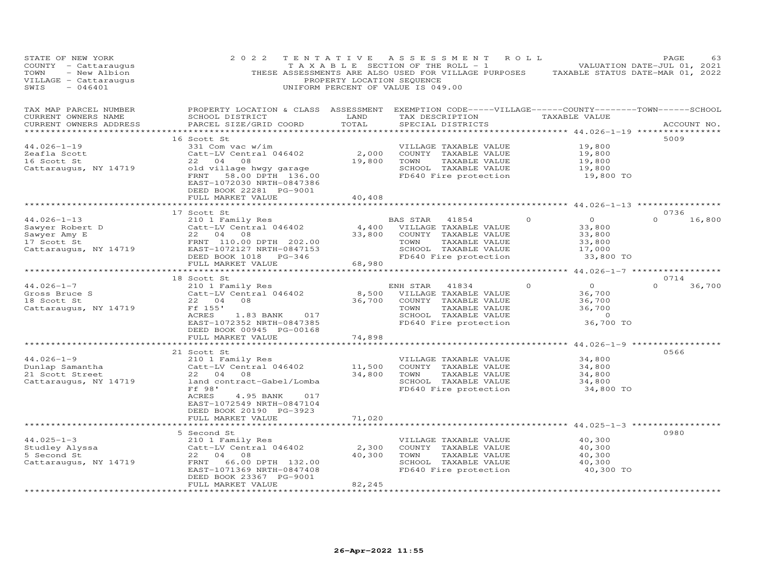STATE OF NEW YORK
COUNTY - Cattaraugus
TOWN - New Albion
VILLAGE - Cattaraugus
SWIS - 046401

2022 TENTATIVE ASSESSMENT ROLL
TAXABLE SECTION OF THE ROLL - 1
THESE ASSESSMENTS ARE ALSO USED FOR VILLAGE PURPOSES
PROPERTY LOCATION SEQUENCE
UNIFORM PERCENT OF VALUE IS 049.00

VALUATION DATE-JUL 01, 2021
TAXABLE STATUS DATE-MAR 01, 2022

| TAX MAP PARCEL NUMBER / CURRENT OWNERS NAME / CURRENT OWNERS ADDRESS | PROPERTY LOCATION & CLASS / SCHOOL DISTRICT / PARCEL SIZE/GRID COORD | ASSESSMENT LAND / TOTAL | EXEMPTION CODE / TAX DESCRIPTION / SPECIAL DISTRICTS | VILLAGE | COUNTY | TOWN | SCHOOL | ACCOUNT NO. |
|---|---|---|---|---|---|---|---|---|
| **44.026-1-19** | 16 Scott St | | | | | | | 5009 |
| Zeafla Scott | 331 Com vac w/im | | VILLAGE TAXABLE VALUE | 19,800 | | | | |
| 16 Scott St | Catt-LV Central 046402 | 2,000 | COUNTY TAXABLE VALUE | | 19,800 | | | |
| Cattaraugus, NY 14719 | 22 04 08 | 19,800 | TOWN TAXABLE VALUE | | | 19,800 | | |
| | old village hwgy garage | | SCHOOL TAXABLE VALUE | | | | 19,800 | |
| | FRNT 58.00 DPTH 136.00 | | FD640 Fire protection | 19,800 TO | | | | |
| | EAST-1072030 NRTH-0847386 | | | | | | | |
| | DEED BOOK 22281 PG-9001 | | | | | | | |
| | FULL MARKET VALUE | 40,408 | | | | | | |
| **44.026-1-13** | 17 Scott St | | | | | | | 0736 |
| Sawyer Robert D | 210 1 Family Res | | BAS STAR 41854 | 0 | 0 | 0 | 16,800 | |
| Sawyer Amy E | Catt-LV Central 046402 | 4,400 | VILLAGE TAXABLE VALUE | 33,800 | | | | |
| 17 Scott St | 22 04 08 | 33,800 | COUNTY TAXABLE VALUE | | 33,800 | | | |
| Cattaraugus, NY 14719 | FRNT 110.00 DPTH 202.00 | | TOWN TAXABLE VALUE | | | 33,800 | | |
| | EAST-1072127 NRTH-0847153 | | SCHOOL TAXABLE VALUE | | | | 17,000 | |
| | DEED BOOK 1018 PG-346 | | FD640 Fire protection | 33,800 TO | | | | |
| | FULL MARKET VALUE | 68,980 | | | | | | |
| **44.026-1-7** | 18 Scott St | | | | | | | 0714 |
| Gross Bruce S | 210 1 Family Res | | ENH STAR 41834 | 0 | 0 | 0 | 36,700 | |
| 18 Scott St | Catt-LV Central 046402 | 8,500 | VILLAGE TAXABLE VALUE | 36,700 | | | | |
| Cattaraugus, NY 14719 | 22 04 08 | 36,700 | COUNTY TAXABLE VALUE | | 36,700 | | | |
| | Ff 155' | | TOWN TAXABLE VALUE | | | 36,700 | | |
| | ACRES 1.83 BANK 017 | | SCHOOL TAXABLE VALUE | | | | 0 | |
| | EAST-1072352 NRTH-0847385 | | FD640 Fire protection | 36,700 TO | | | | |
| | DEED BOOK 00945 PG-00168 | | | | | | | |
| | FULL MARKET VALUE | 74,898 | | | | | | |
| **44.026-1-9** | 21 Scott St | | | | | | | 0566 |
| Dunlap Samantha | 210 1 Family Res | | VILLAGE TAXABLE VALUE | 34,800 | | | | |
| 21 Scott Street | Catt-LV Central 046402 | 11,500 | COUNTY TAXABLE VALUE | | 34,800 | | | |
| Cattaraugus, NY 14719 | 22 04 08 | 34,800 | TOWN TAXABLE VALUE | | | 34,800 | | |
| | land contract-Gabel/Lomba | | SCHOOL TAXABLE VALUE | | | | 34,800 | |
| | Ff 98' | | FD640 Fire protection | 34,800 TO | | | | |
| | ACRES 4.95 BANK 017 | | | | | | | |
| | EAST-1072549 NRTH-0847104 | | | | | | | |
| | DEED BOOK 20190 PG-3923 | | | | | | | |
| | FULL MARKET VALUE | 71,020 | | | | | | |
| **44.025-1-3** | 5 Second St | | | | | | | 0980 |
| Studley Alyssa | 210 1 Family Res | | VILLAGE TAXABLE VALUE | 40,300 | | | | |
| 5 Second St | Catt-LV Central 046402 | 2,300 | COUNTY TAXABLE VALUE | | 40,300 | | | |
| Cattaraugus, NY 14719 | 22 04 08 | 40,300 | TOWN TAXABLE VALUE | | | 40,300 | | |
| | FRNT 66.00 DPTH 132.00 | | SCHOOL TAXABLE VALUE | | | | 40,300 | |
| | EAST-1071369 NRTH-0847408 | | FD640 Fire protection | 40,300 TO | | | | |
| | DEED BOOK 23367 PG-9001 | | | | | | | |
| | FULL MARKET VALUE | 82,245 | | | | | | |

26-Apr-2022 11:55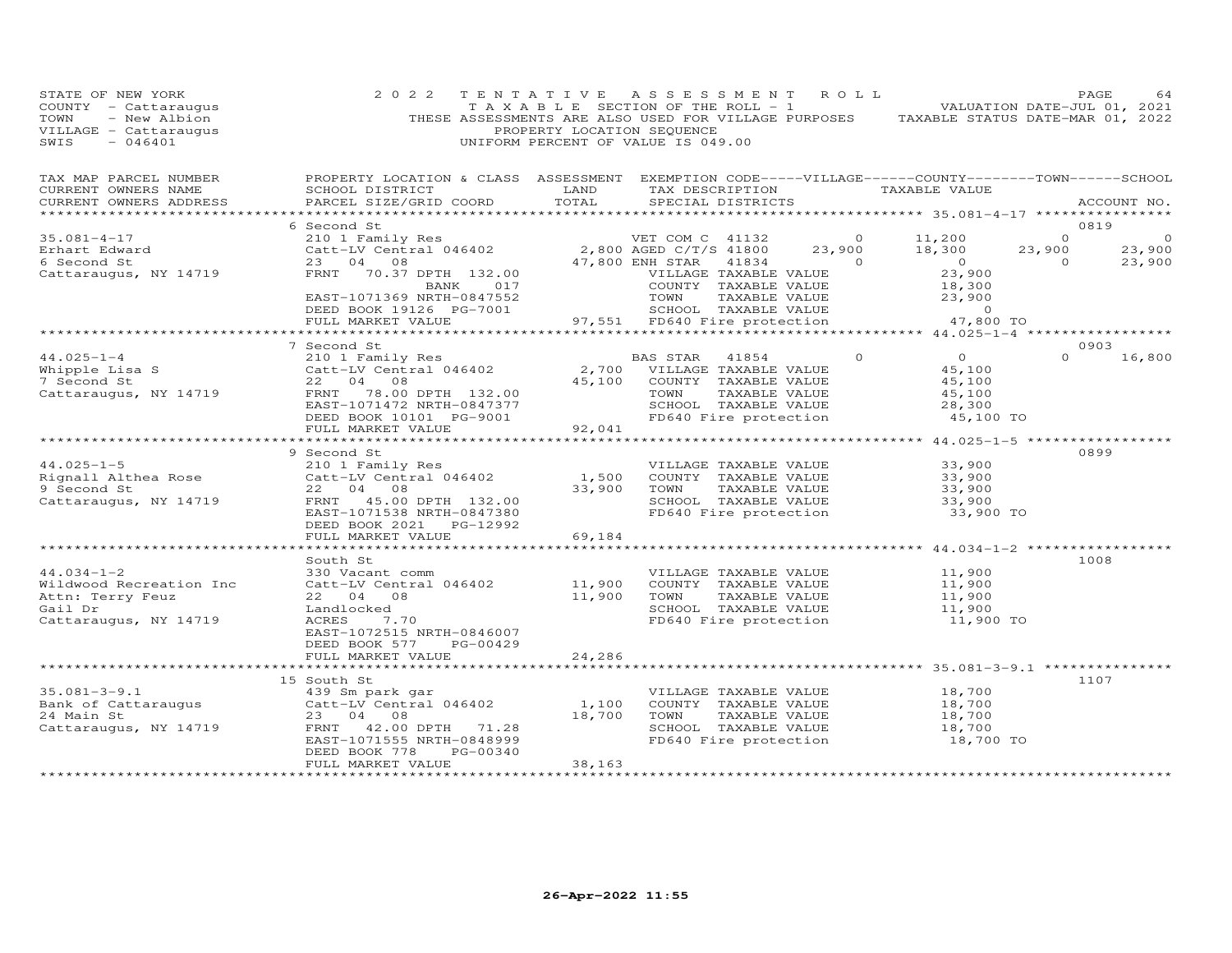STATE OF NEW YORK
COUNTY - Cattaraugus
TOWN - New Albion
VILLAGE - Cattaraugus
SWIS - 046401

2022 TENTATIVE ASSESSMENT ROLL
TAXABLE SECTION OF THE ROLL - 1
THESE ASSESSMENTS ARE ALSO USED FOR VILLAGE PURPOSES
PROPERTY LOCATION SEQUENCE
UNIFORM PERCENT OF VALUE IS 049.00

VALUATION DATE-JUL 01, 2021
TAXABLE STATUS DATE-MAR 01, 2022

| TAX MAP PARCEL NUMBER / CURRENT OWNERS NAME / CURRENT OWNERS ADDRESS | PROPERTY LOCATION & CLASS / SCHOOL DISTRICT / PARCEL SIZE/GRID COORD | ASSESSMENT LAND / TOTAL | EXEMPTION CODE / TAX DESCRIPTION / SPECIAL DISTRICTS | VILLAGE | COUNTY / TAXABLE VALUE | TOWN | SCHOOL | ACCOUNT NO. |
|---|---|---|---|---|---|---|---|---|
| **35.081-4-17** | 6 Second St | | | | | | | 0819 |
| 35.081-4-17 | 210 1 Family Res | | VET COM C 41132 | 0 | 11,200 | 0 | 0 | |
| Erhart Edward | Catt-LV Central 046402 | 2,800 | AGED C/T/S 41800 | 23,900 | 18,300 | 23,900 | 23,900 | |
| 6 Second St | 23 04 08 | 47,800 | ENH STAR 41834 | 0 | 0 | 0 | 23,900 | |
| Cattaraugus, NY 14719 | FRNT 70.37 DPTH 132.00 | | VILLAGE TAXABLE VALUE | | 23,900 | | | |
| | BANK 017 | | COUNTY TAXABLE VALUE | | 18,300 | | | |
| | EAST-1071369 NRTH-0847552 | | TOWN TAXABLE VALUE | | 23,900 | | | |
| | DEED BOOK 19126 PG-7001 | | SCHOOL TAXABLE VALUE | | 0 | | | |
| | FULL MARKET VALUE | 97,551 | FD640 Fire protection | | 47,800 TO | | | |
| **44.025-1-4** | 7 Second St | | | | | | | 0903 |
| 44.025-1-4 | 210 1 Family Res | | BAS STAR 41854 | 0 | 0 | 0 | 16,800 | |
| Whipple Lisa S | Catt-LV Central 046402 | 2,700 | VILLAGE TAXABLE VALUE | | 45,100 | | | |
| 7 Second St | 22 04 08 | 45,100 | COUNTY TAXABLE VALUE | | 45,100 | | | |
| Cattaraugus, NY 14719 | FRNT 78.00 DPTH 132.00 | | TOWN TAXABLE VALUE | | 45,100 | | | |
| | EAST-1071472 NRTH-0847377 | | SCHOOL TAXABLE VALUE | | 28,300 | | | |
| | DEED BOOK 10101 PG-9001 | | FD640 Fire protection | | 45,100 TO | | | |
| | FULL MARKET VALUE | 92,041 | | | | | | |
| **44.025-1-5** | 9 Second St | | | | | | | 0899 |
| 44.025-1-5 | 210 1 Family Res | | VILLAGE TAXABLE VALUE | | 33,900 | | | |
| Rignall Althea Rose | Catt-LV Central 046402 | 1,500 | COUNTY TAXABLE VALUE | | 33,900 | | | |
| 9 Second St | 22 04 08 | 33,900 | TOWN TAXABLE VALUE | | 33,900 | | | |
| Cattaraugus, NY 14719 | FRNT 45.00 DPTH 132.00 | | SCHOOL TAXABLE VALUE | | 33,900 | | | |
| | EAST-1071538 NRTH-0847380 | | FD640 Fire protection | | 33,900 TO | | | |
| | DEED BOOK 2021 PG-12992 | | | | | | | |
| | FULL MARKET VALUE | 69,184 | | | | | | |
| **44.034-1-2** | South St | | | | | | | 1008 |
| 44.034-1-2 | 330 Vacant comm | | VILLAGE TAXABLE VALUE | | 11,900 | | | |
| Wildwood Recreation Inc | Catt-LV Central 046402 | 11,900 | COUNTY TAXABLE VALUE | | 11,900 | | | |
| Attn: Terry Feuz | 22 04 08 | 11,900 | TOWN TAXABLE VALUE | | 11,900 | | | |
| Gail Dr | Landlocked | | SCHOOL TAXABLE VALUE | | 11,900 | | | |
| Cattaraugus, NY 14719 | ACRES 7.70 | | FD640 Fire protection | | 11,900 TO | | | |
| | EAST-1072515 NRTH-0846007 | | | | | | | |
| | DEED BOOK 577 PG-00429 | | | | | | | |
| | FULL MARKET VALUE | 24,286 | | | | | | |
| **35.081-3-9.1** | 15 South St | | | | | | | 1107 |
| 35.081-3-9.1 | 439 Sm park gar | | VILLAGE TAXABLE VALUE | | 18,700 | | | |
| Bank of Cattaraugus | Catt-LV Central 046402 | 1,100 | COUNTY TAXABLE VALUE | | 18,700 | | | |
| 24 Main St | 23 04 08 | 18,700 | TOWN TAXABLE VALUE | | 18,700 | | | |
| Cattaraugus, NY 14719 | FRNT 42.00 DPTH 71.28 | | SCHOOL TAXABLE VALUE | | 18,700 | | | |
| | EAST-1071555 NRTH-0848999 | | FD640 Fire protection | | 18,700 TO | | | |
| | DEED BOOK 778 PG-00340 | | | | | | | |
| | FULL MARKET VALUE | 38,163 | | | | | | |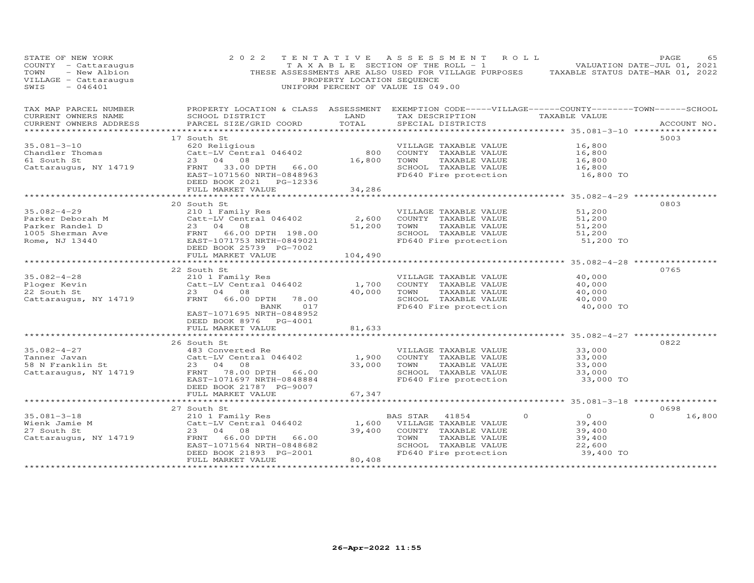STATE OF NEW YORK
COUNTY - Cattaraugus
TOWN - New Albion
VILLAGE - Cattaraugus
SWIS - 046401

2022 TENTATIVE ASSESSMENT ROLL
TAXABLE SECTION OF THE ROLL - 1
THESE ASSESSMENTS ARE ALSO USED FOR VILLAGE PURPOSES
PROPERTY LOCATION SEQUENCE
UNIFORM PERCENT OF VALUE IS 049.00

VALUATION DATE-JUL 01, 2021
TAXABLE STATUS DATE-MAR 01, 2022

| TAX MAP PARCEL NUMBER / CURRENT OWNERS NAME / CURRENT OWNERS ADDRESS | PROPERTY LOCATION & CLASS / SCHOOL DISTRICT / PARCEL SIZE/GRID COORD | ASSESSMENT LAND / TOTAL | EXEMPTION CODE / TAX DESCRIPTION / SPECIAL DISTRICTS | VILLAGE | COUNTY | TOWN | SCHOOL / TAXABLE VALUE | ACCOUNT NO. |
|---|---|---|---|---|---|---|---|---|
| **35.081-3-10** | 17 South St | | | | | | | 5003 |
| Chandler Thomas | 620 Religious | | VILLAGE TAXABLE VALUE | | | | 16,800 | |
| 61 South St | Catt-LV Central 046402 | 800 | COUNTY TAXABLE VALUE | | | | 16,800 | |
| Cattaraugus, NY 14719 | 23 04 08 | 16,800 | TOWN TAXABLE VALUE | | | | 16,800 | |
| | FRNT 33.00 DPTH 66.00 | | SCHOOL TAXABLE VALUE | | | | 16,800 | |
| | EAST-1071560 NRTH-0848963 | | FD640 Fire protection | | | | 16,800 TO | |
| | DEED BOOK 2021 PG-12336 | | | | | | | |
| | FULL MARKET VALUE | 34,286 | | | | | | |
| **35.082-4-29** | 20 South St | | | | | | | 0803 |
| Parker Deborah M | 210 1 Family Res | | VILLAGE TAXABLE VALUE | | | | 51,200 | |
| Parker Randel D | Catt-LV Central 046402 | 2,600 | COUNTY TAXABLE VALUE | | | | 51,200 | |
| 1005 Sherman Ave | 23 04 08 | 51,200 | TOWN TAXABLE VALUE | | | | 51,200 | |
| Rome, NJ 13440 | FRNT 66.00 DPTH 198.00 | | SCHOOL TAXABLE VALUE | | | | 51,200 | |
| | EAST-1071753 NRTH-0849021 | | FD640 Fire protection | | | | 51,200 TO | |
| | DEED BOOK 25739 PG-7002 | | | | | | | |
| | FULL MARKET VALUE | 104,490 | | | | | | |
| **35.082-4-28** | 22 South St | | | | | | | 0765 |
| Ploger Kevin | 210 1 Family Res | | VILLAGE TAXABLE VALUE | | | | 40,000 | |
| 22 South St | Catt-LV Central 046402 | 1,700 | COUNTY TAXABLE VALUE | | | | 40,000 | |
| Cattaraugus, NY 14719 | 23 04 08 | 40,000 | TOWN TAXABLE VALUE | | | | 40,000 | |
| | FRNT 66.00 DPTH 78.00 | | SCHOOL TAXABLE VALUE | | | | 40,000 | |
| | BANK 017 | | FD640 Fire protection | | | | 40,000 TO | |
| | EAST-1071695 NRTH-0848952 | | | | | | | |
| | DEED BOOK 8976 PG-4001 | | | | | | | |
| | FULL MARKET VALUE | 81,633 | | | | | | |
| **35.082-4-27** | 26 South St | | | | | | | 0822 |
| Tanner Javan | 483 Converted Re | | VILLAGE TAXABLE VALUE | | | | 33,000 | |
| 58 N Franklin St | Catt-LV Central 046402 | 1,900 | COUNTY TAXABLE VALUE | | | | 33,000 | |
| Cattaraugus, NY 14719 | 23 04 08 | 33,000 | TOWN TAXABLE VALUE | | | | 33,000 | |
| | FRNT 78.00 DPTH 66.00 | | SCHOOL TAXABLE VALUE | | | | 33,000 | |
| | EAST-1071697 NRTH-0848884 | | FD640 Fire protection | | | | 33,000 TO | |
| | DEED BOOK 21787 PG-9007 | | | | | | | |
| | FULL MARKET VALUE | 67,347 | | | | | | |
| **35.081-3-18** | 27 South St | | | | | | | 0698 |
| Wienk Jamie M | 210 1 Family Res | | BAS STAR 41854 | 0 | 0 | 0 | 16,800 | |
| 27 South St | Catt-LV Central 046402 | 1,600 | VILLAGE TAXABLE VALUE | | | | 39,400 | |
| Cattaraugus, NY 14719 | 23 04 08 | 39,400 | COUNTY TAXABLE VALUE | | | | 39,400 | |
| | FRNT 66.00 DPTH 66.00 | | TOWN TAXABLE VALUE | | | | 39,400 | |
| | EAST-1071564 NRTH-0848682 | | SCHOOL TAXABLE VALUE | | | | 22,600 | |
| | DEED BOOK 21893 PG-2001 | | FD640 Fire protection | | | | 39,400 TO | |
| | FULL MARKET VALUE | 80,408 | | | | | | |

26-Apr-2022 11:55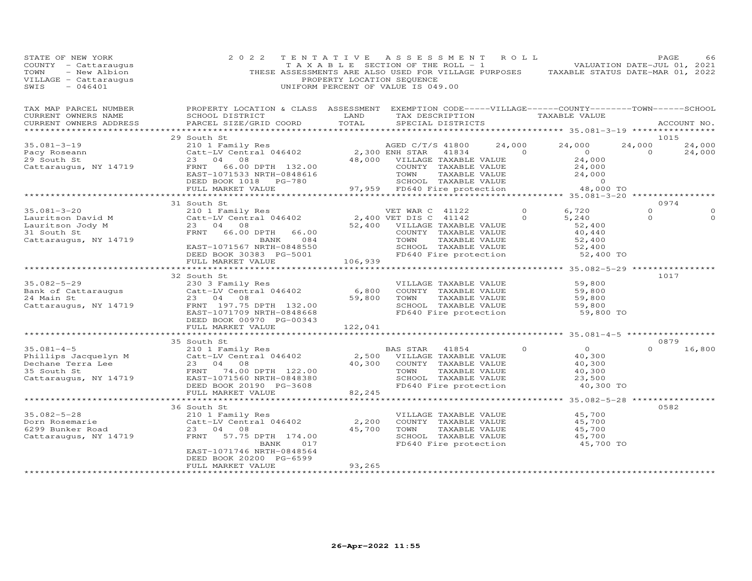STATE OF NEW YORK
COUNTY - Cattaraugus
TOWN - New Albion
VILLAGE - Cattaraugus
SWIS - 046401

2022 TENTATIVE ASSESSMENT ROLL
TAXABLE SECTION OF THE ROLL - 1
THESE ASSESSMENTS ARE ALSO USED FOR VILLAGE PURPOSES
PROPERTY LOCATION SEQUENCE
UNIFORM PERCENT OF VALUE IS 049.00

VALUATION DATE-JUL 01, 2021
TAXABLE STATUS DATE-MAR 01, 2022

| TAX MAP PARCEL NUMBER / CURRENT OWNERS NAME / CURRENT OWNERS ADDRESS | PROPERTY LOCATION & CLASS / SCHOOL DISTRICT / PARCEL SIZE/GRID COORD | ASSESSMENT LAND / TOTAL | EXEMPTION CODE / TAX DESCRIPTION / SPECIAL DISTRICTS | VILLAGE | COUNTY / TAXABLE VALUE | TOWN | SCHOOL / ACCOUNT NO. |
|---|---|---|---|---|---|---|---|
| **35.081-3-19** | 29 South St | | | | | | 1015 |
| 35.081-3-19 | 210 1 Family Res | | AGED C/T/S 41800 | 24,000 | 24,000 | 24,000 | 24,000 |
| Pacy Roseann | Catt-LV Central 046402 | 2,300 | ENH STAR 41834 | 0 | 0 | 0 | 24,000 |
| 29 South St | 23 04 08 | 48,000 | VILLAGE TAXABLE VALUE | | 24,000 | | |
| Cattaraugus, NY 14719 | FRNT 66.00 DPTH 132.00 | | COUNTY TAXABLE VALUE | | 24,000 | | |
| | EAST-1071533 NRTH-0848616 | | TOWN TAXABLE VALUE | | 24,000 | | |
| | DEED BOOK 1018 PG-780 | | SCHOOL TAXABLE VALUE | | 0 | | |
| | FULL MARKET VALUE | 97,959 | FD640 Fire protection | | 48,000 TO | | |
| **35.081-3-20** | 31 South St | | | | | | 0974 |
| 35.081-3-20 | 210 1 Family Res | | VET WAR C 41122 | 0 | 6,720 | 0 | 0 |
| Lauritson David M | Catt-LV Central 046402 | 2,400 | VET DIS C 41142 | 0 | 5,240 | 0 | 0 |
| Lauritson Jody M | 23 04 08 | 52,400 | VILLAGE TAXABLE VALUE | | 52,400 | | |
| 31 South St | FRNT 66.00 DPTH 66.00 | | COUNTY TAXABLE VALUE | | 40,440 | | |
| Cattaraugus, NY 14719 | BANK 084 | | TOWN TAXABLE VALUE | | 52,400 | | |
| | EAST-1071567 NRTH-0848550 | | SCHOOL TAXABLE VALUE | | 52,400 | | |
| | DEED BOOK 30383 PG-5001 | | FD640 Fire protection | | 52,400 TO | | |
| | FULL MARKET VALUE | 106,939 | | | | | |
| **35.082-5-29** | 32 South St | | | | | | 1017 |
| 35.082-5-29 | 230 3 Family Res | | VILLAGE TAXABLE VALUE | | 59,800 | | |
| Bank of Cattaraugus | Catt-LV Central 046402 | 6,800 | COUNTY TAXABLE VALUE | | 59,800 | | |
| 24 Main St | 23 04 08 | 59,800 | TOWN TAXABLE VALUE | | 59,800 | | |
| Cattaraugus, NY 14719 | FRNT 197.75 DPTH 132.00 | | SCHOOL TAXABLE VALUE | | 59,800 | | |
| | EAST-1071709 NRTH-0848668 | | FD640 Fire protection | | 59,800 TO | | |
| | DEED BOOK 00970 PG-00343 | | | | | | |
| | FULL MARKET VALUE | 122,041 | | | | | |
| **35.081-4-5** | 35 South St | | | | | | 0879 |
| 35.081-4-5 | 210 1 Family Res | | BAS STAR 41854 | 0 | 0 | 0 | 16,800 |
| Phillips Jacquelyn M | Catt-LV Central 046402 | 2,500 | VILLAGE TAXABLE VALUE | | 40,300 | | |
| Dechane Terra Lee | 23 04 08 | 40,300 | COUNTY TAXABLE VALUE | | 40,300 | | |
| 35 South St | FRNT 74.00 DPTH 122.00 | | TOWN TAXABLE VALUE | | 40,300 | | |
| Cattaraugus, NY 14719 | EAST-1071560 NRTH-0848380 | | SCHOOL TAXABLE VALUE | | 23,500 | | |
| | DEED BOOK 20190 PG-3608 | | FD640 Fire protection | | 40,300 TO | | |
| | FULL MARKET VALUE | 82,245 | | | | | |
| **35.082-5-28** | 36 South St | | | | | | 0582 |
| 35.082-5-28 | 210 1 Family Res | | VILLAGE TAXABLE VALUE | | 45,700 | | |
| Dorn Rosemarie | Catt-LV Central 046402 | 2,200 | COUNTY TAXABLE VALUE | | 45,700 | | |
| 6299 Bunker Road | 23 04 08 | 45,700 | TOWN TAXABLE VALUE | | 45,700 | | |
| Cattaraugus, NY 14719 | FRNT 57.75 DPTH 174.00 | | SCHOOL TAXABLE VALUE | | 45,700 | | |
| | BANK 017 | | FD640 Fire protection | | 45,700 TO | | |
| | EAST-1071746 NRTH-0848564 | | | | | | |
| | DEED BOOK 20200 PG-6599 | | | | | | |
| | FULL MARKET VALUE | 93,265 | | | | | |

26-Apr-2022 11:55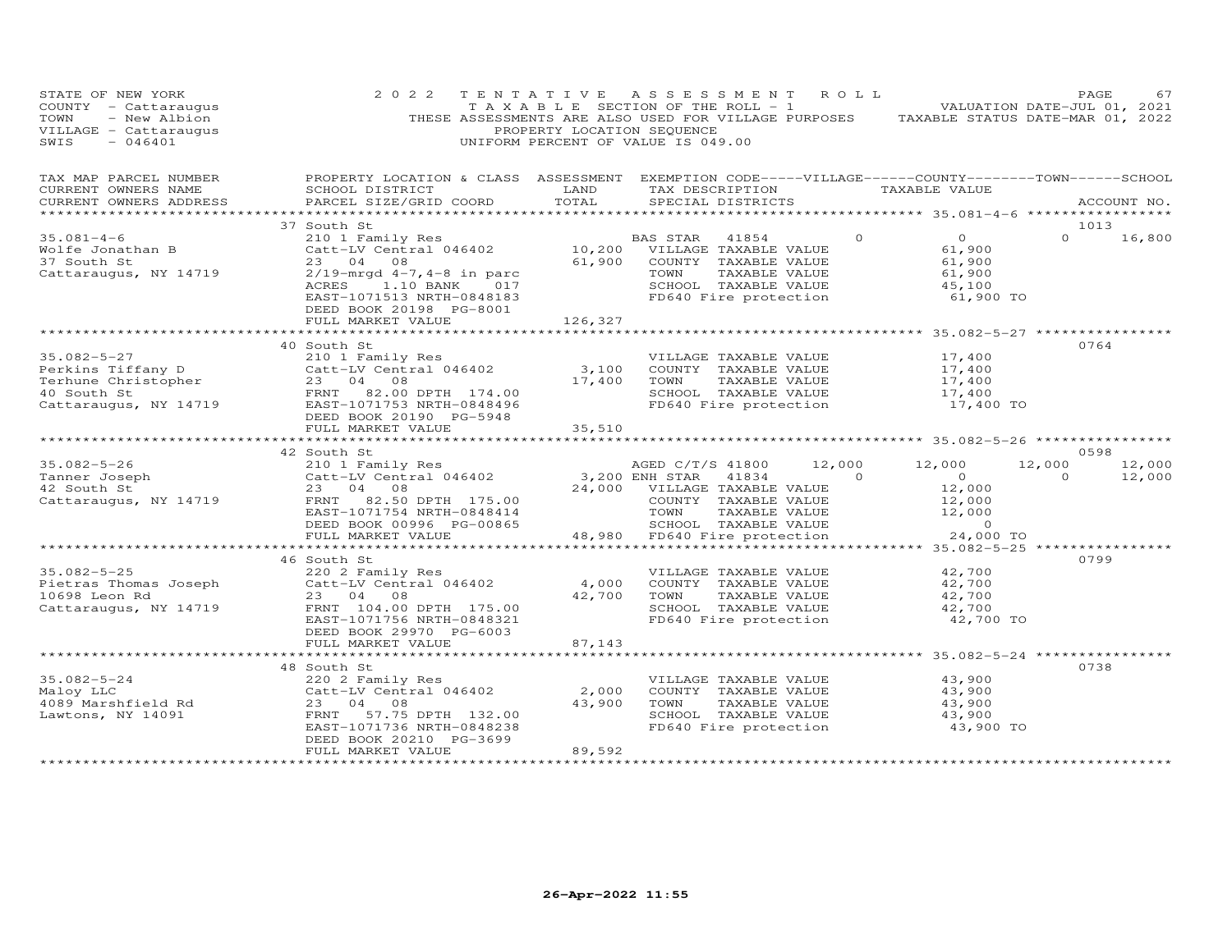STATE OF NEW YORK
COUNTY - Cattaraugus
TOWN - New Albion
VILLAGE - Cattaraugus
SWIS - 046401

2022 TENTATIVE ASSESSMENT ROLL
TAXABLE SECTION OF THE ROLL - 1
THESE ASSESSMENTS ARE ALSO USED FOR VILLAGE PURPOSES
PROPERTY LOCATION SEQUENCE
UNIFORM PERCENT OF VALUE IS 049.00

VALUATION DATE-JUL 01, 2021
TAXABLE STATUS DATE-MAR 01, 2022

| TAX MAP PARCEL NUMBER / CURRENT OWNERS NAME / CURRENT OWNERS ADDRESS | PROPERTY LOCATION & CLASS / SCHOOL DISTRICT / PARCEL SIZE/GRID COORD | ASSESSMENT LAND | ASSESSMENT TOTAL | EXEMPTION CODE / TAX DESCRIPTION / SPECIAL DISTRICTS | VILLAGE | COUNTY / TAXABLE VALUE | TOWN | SCHOOL | ACCOUNT NO. |
|---|---|---|---|---|---|---|---|---|---|
| 35.081-4-6 | 37 South St | | | | | | | | 1013 |
| Wolfe Jonathan B | 210 1 Family Res | | | BAS STAR 41854 | 0 | 0 | 0 | 16,800 | |
| 37 South St | Catt-LV Central 046402 | 10,200 | | VILLAGE TAXABLE VALUE | | 61,900 | | | |
| Cattaraugus, NY 14719 | 23 04 08 | | 61,900 | COUNTY TAXABLE VALUE | | 61,900 | | | |
| | 2/19-mrgd 4-7,4-8 in parc | | | TOWN TAXABLE VALUE | | 61,900 | | | |
| | ACRES 1.10 BANK 017 | | | SCHOOL TAXABLE VALUE | | 45,100 | | | |
| | EAST-1071513 NRTH-0848183 | | | FD640 Fire protection | | 61,900 TO | | | |
| | DEED BOOK 20198 PG-8001 | | | | | | | | |
| | FULL MARKET VALUE | | 126,327 | | | | | | |
| 35.082-5-27 | 40 South St | | | | | | | | 0764 |
| Perkins Tiffany D | 210 1 Family Res | | | VILLAGE TAXABLE VALUE | | 17,400 | | | |
| Terhune Christopher | Catt-LV Central 046402 | 3,100 | | COUNTY TAXABLE VALUE | | 17,400 | | | |
| 40 South St | 23 04 08 | | 17,400 | TOWN TAXABLE VALUE | | 17,400 | | | |
| Cattaraugus, NY 14719 | FRNT 82.00 DPTH 174.00 | | | SCHOOL TAXABLE VALUE | | 17,400 | | | |
| | EAST-1071753 NRTH-0848496 | | | FD640 Fire protection | | 17,400 TO | | | |
| | DEED BOOK 20190 PG-5948 | | | | | | | | |
| | FULL MARKET VALUE | | 35,510 | | | | | | |
| 35.082-5-26 | 42 South St | | | | | | | | 0598 |
| Tanner Joseph | 210 1 Family Res | | | AGED C/T/S 41800 | 12,000 | 12,000 | 12,000 | 12,000 | |
| 42 South St | Catt-LV Central 046402 | 3,200 | | ENH STAR 41834 | 0 | 0 | 0 | 12,000 | |
| Cattaraugus, NY 14719 | 23 04 08 | | 24,000 | VILLAGE TAXABLE VALUE | | 12,000 | | | |
| | FRNT 82.50 DPTH 175.00 | | | COUNTY TAXABLE VALUE | | 12,000 | | | |
| | EAST-1071754 NRTH-0848414 | | | TOWN TAXABLE VALUE | | 12,000 | | | |
| | DEED BOOK 00996 PG-00865 | | | SCHOOL TAXABLE VALUE | | 0 | | | |
| | FULL MARKET VALUE | | 48,980 | FD640 Fire protection | | 24,000 TO | | | |
| 35.082-5-25 | 46 South St | | | | | | | | 0799 |
| Pietras Thomas Joseph | 220 2 Family Res | | | VILLAGE TAXABLE VALUE | | 42,700 | | | |
| 10698 Leon Rd | Catt-LV Central 046402 | 4,000 | | COUNTY TAXABLE VALUE | | 42,700 | | | |
| Cattaraugus, NY 14719 | 23 04 08 | | 42,700 | TOWN TAXABLE VALUE | | 42,700 | | | |
| | FRNT 104.00 DPTH 175.00 | | | SCHOOL TAXABLE VALUE | | 42,700 | | | |
| | EAST-1071756 NRTH-0848321 | | | FD640 Fire protection | | 42,700 TO | | | |
| | DEED BOOK 29970 PG-6003 | | | | | | | | |
| | FULL MARKET VALUE | | 87,143 | | | | | | |
| 35.082-5-24 | 48 South St | | | | | | | | 0738 |
| Maloy LLC | 220 2 Family Res | | | VILLAGE TAXABLE VALUE | | 43,900 | | | |
| 4089 Marshfield Rd | Catt-LV Central 046402 | 2,000 | | COUNTY TAXABLE VALUE | | 43,900 | | | |
| Lawtons, NY 14091 | 23 04 08 | | 43,900 | TOWN TAXABLE VALUE | | 43,900 | | | |
| | FRNT 57.75 DPTH 132.00 | | | SCHOOL TAXABLE VALUE | | 43,900 | | | |
| | EAST-1071736 NRTH-0848238 | | | FD640 Fire protection | | 43,900 TO | | | |
| | DEED BOOK 20210 PG-3699 | | | | | | | | |
| | FULL MARKET VALUE | | 89,592 | | | | | | |

26-Apr-2022 11:55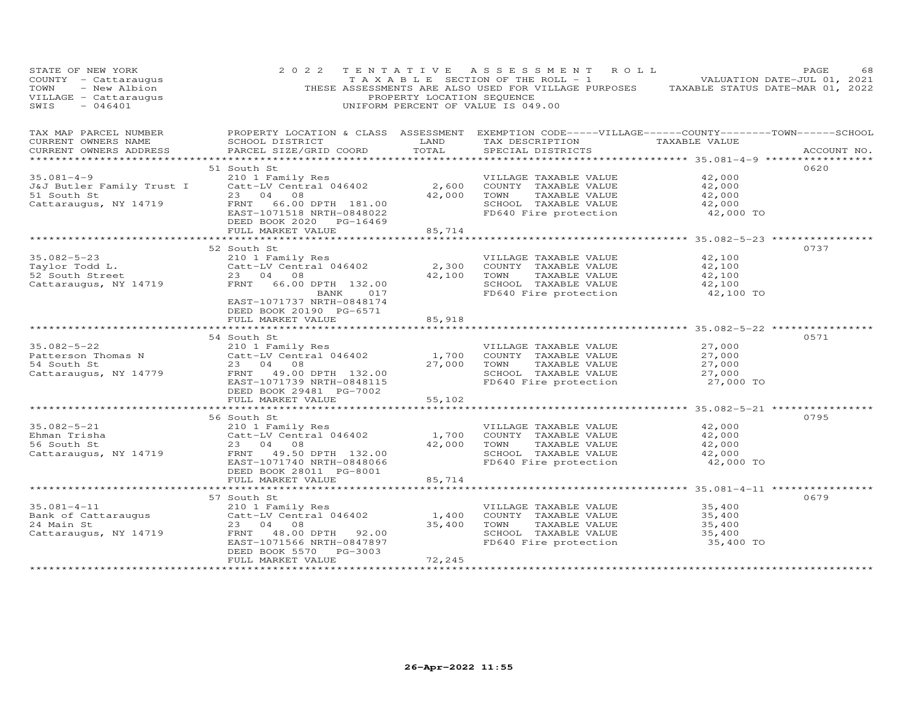STATE OF NEW YORK
COUNTY - Cattaraugus
TOWN - New Albion
VILLAGE - Cattaraugus
SWIS - 046401

2022 TENTATIVE ASSESSMENT ROLL
TAXABLE SECTION OF THE ROLL - 1
THESE ASSESSMENTS ARE ALSO USED FOR VILLAGE PURPOSES
PROPERTY LOCATION SEQUENCE
UNIFORM PERCENT OF VALUE IS 049.00

VALUATION DATE-JUL 01, 2021
TAXABLE STATUS DATE-MAR 01, 2022

| TAX MAP PARCEL NUMBER / CURRENT OWNERS NAME / CURRENT OWNERS ADDRESS | PROPERTY LOCATION & CLASS / SCHOOL DISTRICT / PARCEL SIZE/GRID COORD | ASSESSMENT LAND / TOTAL | EXEMPTION CODE-----VILLAGE------COUNTY--------TOWN------SCHOOL / TAX DESCRIPTION / SPECIAL DISTRICTS | TAXABLE VALUE | ACCOUNT NO. |
|---|---|---|---|---|---|
| **35.081-4-9** | 51 South St | | | | 0620 |
| 35.081-4-9 | 210 1 Family Res | | VILLAGE TAXABLE VALUE | 42,000 | |
| J&J Butler Family Trust I | Catt-LV Central 046402 | 2,600 | COUNTY TAXABLE VALUE | 42,000 | |
| 51 South St | 23 04 08 | 42,000 | TOWN TAXABLE VALUE | 42,000 | |
| Cattaraugus, NY 14719 | FRNT 66.00 DPTH 181.00 | | SCHOOL TAXABLE VALUE | 42,000 | |
| | EAST-1071518 NRTH-0848022 | | FD640 Fire protection | 42,000 TO | |
| | DEED BOOK 2020 PG-16469 | | | | |
| | FULL MARKET VALUE | 85,714 | | | |
| **35.082-5-23** | 52 South St | | | | 0737 |
| 35.082-5-23 | 210 1 Family Res | | VILLAGE TAXABLE VALUE | 42,100 | |
| Taylor Todd L. | Catt-LV Central 046402 | 2,300 | COUNTY TAXABLE VALUE | 42,100 | |
| 52 South Street | 23 04 08 | 42,100 | TOWN TAXABLE VALUE | 42,100 | |
| Cattaraugus, NY 14719 | FRNT 66.00 DPTH 132.00 | | SCHOOL TAXABLE VALUE | 42,100 | |
| | BANK 017 | | FD640 Fire protection | 42,100 TO | |
| | EAST-1071737 NRTH-0848174 | | | | |
| | DEED BOOK 20190 PG-6571 | | | | |
| | FULL MARKET VALUE | 85,918 | | | |
| **35.082-5-22** | 54 South St | | | | 0571 |
| 35.082-5-22 | 210 1 Family Res | | VILLAGE TAXABLE VALUE | 27,000 | |
| Patterson Thomas N | Catt-LV Central 046402 | 1,700 | COUNTY TAXABLE VALUE | 27,000 | |
| 54 South St | 23 04 08 | 27,000 | TOWN TAXABLE VALUE | 27,000 | |
| Cattaraugus, NY 14779 | FRNT 49.00 DPTH 132.00 | | SCHOOL TAXABLE VALUE | 27,000 | |
| | EAST-1071739 NRTH-0848115 | | FD640 Fire protection | 27,000 TO | |
| | DEED BOOK 29481 PG-7002 | | | | |
| | FULL MARKET VALUE | 55,102 | | | |
| **35.082-5-21** | 56 South St | | | | 0795 |
| 35.082-5-21 | 210 1 Family Res | | VILLAGE TAXABLE VALUE | 42,000 | |
| Ehman Trisha | Catt-LV Central 046402 | 1,700 | COUNTY TAXABLE VALUE | 42,000 | |
| 56 South St | 23 04 08 | 42,000 | TOWN TAXABLE VALUE | 42,000 | |
| Cattaraugus, NY 14719 | FRNT 49.50 DPTH 132.00 | | SCHOOL TAXABLE VALUE | 42,000 | |
| | EAST-1071740 NRTH-0848066 | | FD640 Fire protection | 42,000 TO | |
| | DEED BOOK 28011 PG-8001 | | | | |
| | FULL MARKET VALUE | 85,714 | | | |
| **35.081-4-11** | 57 South St | | | | 0679 |
| 35.081-4-11 | 210 1 Family Res | | VILLAGE TAXABLE VALUE | 35,400 | |
| Bank of Cattaraugus | Catt-LV Central 046402 | 1,400 | COUNTY TAXABLE VALUE | 35,400 | |
| 24 Main St | 23 04 08 | 35,400 | TOWN TAXABLE VALUE | 35,400 | |
| Cattaraugus, NY 14719 | FRNT 48.00 DPTH 92.00 | | SCHOOL TAXABLE VALUE | 35,400 | |
| | EAST-1071566 NRTH-0847897 | | FD640 Fire protection | 35,400 TO | |
| | DEED BOOK 5570 PG-3003 | | | | |
| | FULL MARKET VALUE | 72,245 | | | |

26-Apr-2022 11:55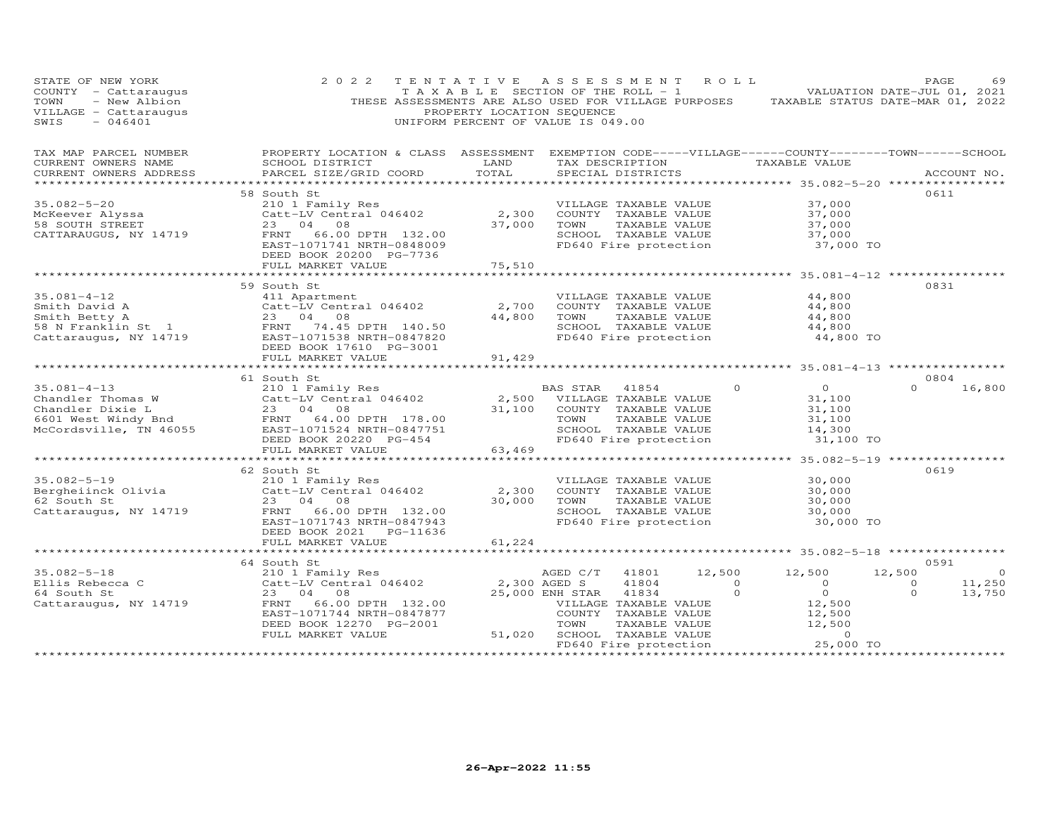STATE OF NEW YORK
COUNTY - Cattaraugus
TOWN - New Albion
VILLAGE - Cattaraugus
SWIS - 046401

2022 TENTATIVE ASSESSMENT ROLL
TAXABLE SECTION OF THE ROLL - 1
THESE ASSESSMENTS ARE ALSO USED FOR VILLAGE PURPOSES
PROPERTY LOCATION SEQUENCE
UNIFORM PERCENT OF VALUE IS 049.00

VALUATION DATE-JUL 01, 2021
TAXABLE STATUS DATE-MAR 01, 2022

| TAX MAP PARCEL NUMBER / CURRENT OWNERS NAME / CURRENT OWNERS ADDRESS | PROPERTY LOCATION & CLASS / SCHOOL DISTRICT / PARCEL SIZE/GRID COORD | ASSESSMENT LAND / TOTAL | EXEMPTION CODE / TAX DESCRIPTION / SPECIAL DISTRICTS | VILLAGE | COUNTY | TOWN | SCHOOL | ACCOUNT NO. |
|---|---|---|---|---|---|---|---|---|
| **35.082-5-20** | 58 South St | | | | | | | 0611 |
| McKeever Alyssa | 210 1 Family Res | | VILLAGE TAXABLE VALUE | 37,000 | | | | |
| 58 SOUTH STREET | Catt-LV Central 046402 | 2,300 | COUNTY TAXABLE VALUE | | 37,000 | | | |
| CATTARAUGUS, NY 14719 | 23 04 08 | 37,000 | TOWN TAXABLE VALUE | | | 37,000 | | |
| | FRNT 66.00 DPTH 132.00 | | SCHOOL TAXABLE VALUE | | | | 37,000 | |
| | EAST-1071741 NRTH-0848009 | | FD640 Fire protection | 37,000 TO | | | | |
| | DEED BOOK 20200 PG-7736 | | | | | | | |
| | FULL MARKET VALUE | 75,510 | | | | | | |
| **35.081-4-12** | 59 South St | | | | | | | 0831 |
| Smith David A | 411 Apartment | | VILLAGE TAXABLE VALUE | 44,800 | | | | |
| Smith Betty A | Catt-LV Central 046402 | 2,700 | COUNTY TAXABLE VALUE | | 44,800 | | | |
| 58 N Franklin St 1 | 23 04 08 | 44,800 | TOWN TAXABLE VALUE | | | 44,800 | | |
| Cattaraugus, NY 14719 | FRNT 74.45 DPTH 140.50 | | SCHOOL TAXABLE VALUE | | | | 44,800 | |
| | EAST-1071538 NRTH-0847820 | | FD640 Fire protection | 44,800 TO | | | | |
| | DEED BOOK 17610 PG-3001 | | | | | | | |
| | FULL MARKET VALUE | 91,429 | | | | | | |
| **35.081-4-13** | 61 South St | | | | | | | 0804 |
| Chandler Thomas W | 210 1 Family Res | | BAS STAR 41854 | 0 | 0 | 0 | 16,800 | |
| Chandler Dixie L | Catt-LV Central 046402 | 2,500 | VILLAGE TAXABLE VALUE | 31,100 | | | | |
| 6601 West Windy Bnd | 23 04 08 | 31,100 | COUNTY TAXABLE VALUE | | 31,100 | | | |
| McCordsville, TN 46055 | FRNT 64.00 DPTH 178.00 | | TOWN TAXABLE VALUE | | | 31,100 | | |
| | EAST-1071524 NRTH-0847751 | | SCHOOL TAXABLE VALUE | | | | 14,300 | |
| | DEED BOOK 20220 PG-454 | | FD640 Fire protection | 31,100 TO | | | | |
| | FULL MARKET VALUE | 63,469 | | | | | | |
| **35.082-5-19** | 62 South St | | | | | | | 0619 |
| Bergheiinck Olivia | 210 1 Family Res | | VILLAGE TAXABLE VALUE | 30,000 | | | | |
| 62 South St | Catt-LV Central 046402 | 2,300 | COUNTY TAXABLE VALUE | | 30,000 | | | |
| Cattaraugus, NY 14719 | 23 04 08 | 30,000 | TOWN TAXABLE VALUE | | | 30,000 | | |
| | FRNT 66.00 DPTH 132.00 | | SCHOOL TAXABLE VALUE | | | | 30,000 | |
| | EAST-1071743 NRTH-0847943 | | FD640 Fire protection | 30,000 TO | | | | |
| | DEED BOOK 2021 PG-11636 | | | | | | | |
| | FULL MARKET VALUE | 61,224 | | | | | | |
| **35.082-5-18** | 64 South St | | | | | | | 0591 |
| Ellis Rebecca C | 210 1 Family Res | | AGED C/T 41801 | 12,500 | 12,500 | 12,500 | 0 | |
| 64 South St | Catt-LV Central 046402 | 2,300 | AGED S 41804 | 0 | 0 | 0 | 11,250 | |
| Cattaraugus, NY 14719 | 23 04 08 | 25,000 | ENH STAR 41834 | 0 | 0 | 0 | 13,750 | |
| | FRNT 66.00 DPTH 132.00 | | VILLAGE TAXABLE VALUE | 12,500 | | | | |
| | EAST-1071744 NRTH-0847877 | | COUNTY TAXABLE VALUE | | 12,500 | | | |
| | DEED BOOK 12270 PG-2001 | | TOWN TAXABLE VALUE | | | 12,500 | | |
| | FULL MARKET VALUE | 51,020 | SCHOOL TAXABLE VALUE | | | | 0 | |
| | | | FD640 Fire protection | 25,000 TO | | | | |

26-Apr-2022 11:55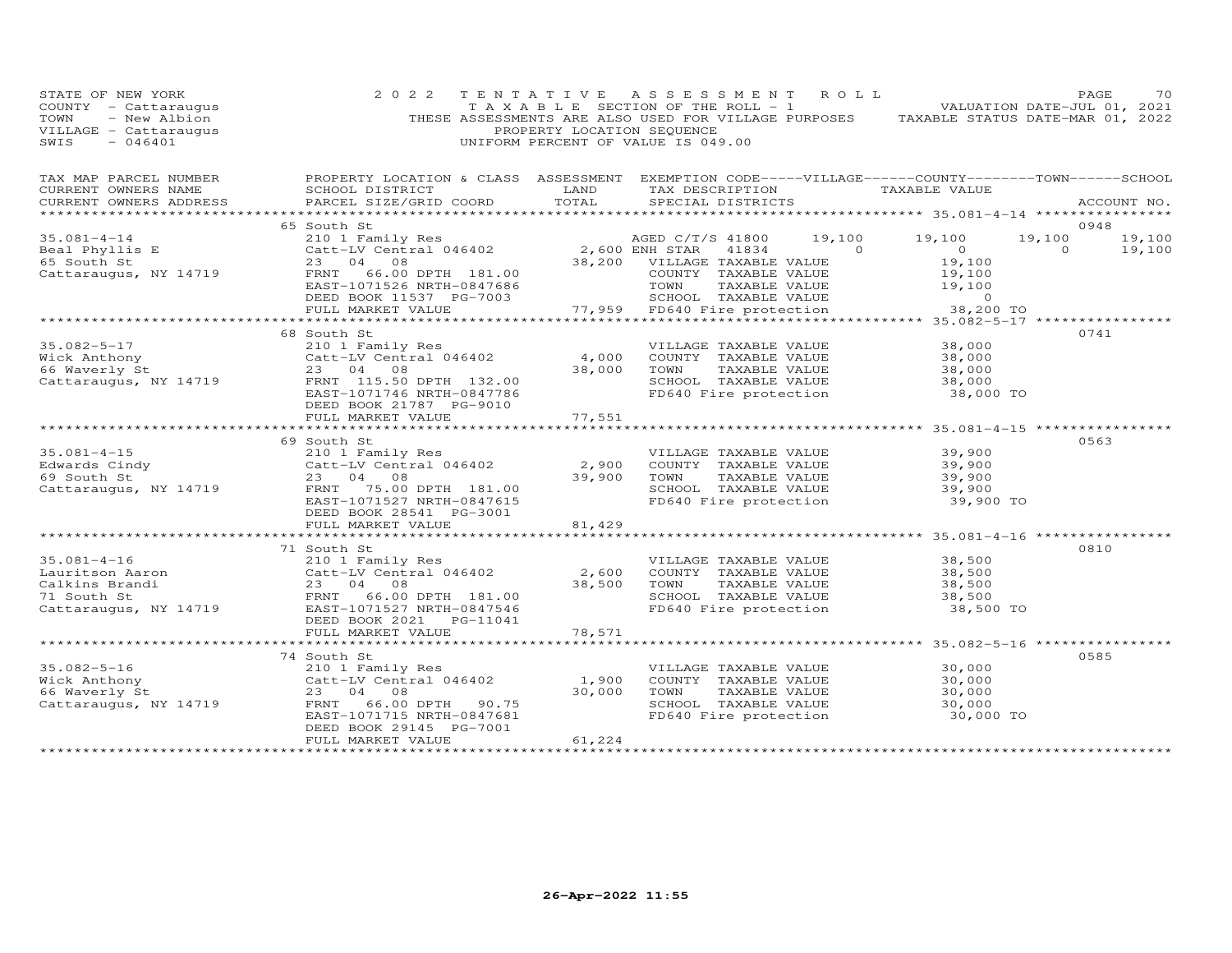STATE OF NEW YORK
COUNTY - Cattaraugus
TOWN - New Albion
VILLAGE - Cattaraugus
SWIS - 046401

2022 TENTATIVE ASSESSMENT ROLL
TAXABLE SECTION OF THE ROLL - 1
THESE ASSESSMENTS ARE ALSO USED FOR VILLAGE PURPOSES
PROPERTY LOCATION SEQUENCE
UNIFORM PERCENT OF VALUE IS 049.00

VALUATION DATE-JUL 01, 2021
TAXABLE STATUS DATE-MAR 01, 2022

| TAX MAP PARCEL NUMBER / CURRENT OWNERS NAME / CURRENT OWNERS ADDRESS | PROPERTY LOCATION & CLASS / SCHOOL DISTRICT / PARCEL SIZE/GRID COORD | ASSESSMENT LAND / TOTAL | EXEMPTION CODE / TAX DESCRIPTION / SPECIAL DISTRICTS | VILLAGE | COUNTY | TOWN | SCHOOL | ACCOUNT NO. |
|---|---|---|---|---|---|---|---|---|
| **35.081-4-14** | 65 South St | | | | | | | 0948 |
| 35.081-4-14 | 210 1 Family Res | | AGED C/T/S 41800 | 19,100 | 19,100 | 19,100 | 19,100 | |
| Beal Phyllis E | Catt-LV Central 046402 | 2,600 | ENH STAR 41834 | 0 | 0 | 0 | 19,100 | |
| 65 South St | 23 04 08 | 38,200 | VILLAGE TAXABLE VALUE | 19,100 | | | | |
| Cattaraugus, NY 14719 | FRNT 66.00 DPTH 181.00 | | COUNTY TAXABLE VALUE | | 19,100 | | | |
| | EAST-1071526 NRTH-0847686 | | TOWN TAXABLE VALUE | | | 19,100 | | |
| | DEED BOOK 11537 PG-7003 | | SCHOOL TAXABLE VALUE | | | | 0 | |
| | FULL MARKET VALUE | 77,959 | FD640 Fire protection | 38,200 TO | | | | |
| **35.082-5-17** | 68 South St | | | | | | | 0741 |
| 35.082-5-17 | 210 1 Family Res | | VILLAGE TAXABLE VALUE | 38,000 | | | | |
| Wick Anthony | Catt-LV Central 046402 | 4,000 | COUNTY TAXABLE VALUE | | 38,000 | | | |
| 66 Waverly St | 23 04 08 | 38,000 | TOWN TAXABLE VALUE | | | 38,000 | | |
| Cattaraugus, NY 14719 | FRNT 115.50 DPTH 132.00 | | SCHOOL TAXABLE VALUE | | | | 38,000 | |
| | EAST-1071746 NRTH-0847786 | | FD640 Fire protection | 38,000 TO | | | | |
| | DEED BOOK 21787 PG-9010 | | | | | | | |
| | FULL MARKET VALUE | 77,551 | | | | | | |
| **35.081-4-15** | 69 South St | | | | | | | 0563 |
| 35.081-4-15 | 210 1 Family Res | | VILLAGE TAXABLE VALUE | 39,900 | | | | |
| Edwards Cindy | Catt-LV Central 046402 | 2,900 | COUNTY TAXABLE VALUE | | 39,900 | | | |
| 69 South St | 23 04 08 | 39,900 | TOWN TAXABLE VALUE | | | 39,900 | | |
| Cattaraugus, NY 14719 | FRNT 75.00 DPTH 181.00 | | SCHOOL TAXABLE VALUE | | | | 39,900 | |
| | EAST-1071527 NRTH-0847615 | | FD640 Fire protection | 39,900 TO | | | | |
| | DEED BOOK 28541 PG-3001 | | | | | | | |
| | FULL MARKET VALUE | 81,429 | | | | | | |
| **35.081-4-16** | 71 South St | | | | | | | 0810 |
| 35.081-4-16 | 210 1 Family Res | | VILLAGE TAXABLE VALUE | 38,500 | | | | |
| Lauritson Aaron | Catt-LV Central 046402 | 2,600 | COUNTY TAXABLE VALUE | | 38,500 | | | |
| Calkins Brandi | 23 04 08 | 38,500 | TOWN TAXABLE VALUE | | | 38,500 | | |
| 71 South St | FRNT 66.00 DPTH 181.00 | | SCHOOL TAXABLE VALUE | | | | 38,500 | |
| Cattaraugus, NY 14719 | EAST-1071527 NRTH-0847546 | | FD640 Fire protection | 38,500 TO | | | | |
| | DEED BOOK 2021 PG-11041 | | | | | | | |
| | FULL MARKET VALUE | 78,571 | | | | | | |
| **35.082-5-16** | 74 South St | | | | | | | 0585 |
| 35.082-5-16 | 210 1 Family Res | | VILLAGE TAXABLE VALUE | 30,000 | | | | |
| Wick Anthony | Catt-LV Central 046402 | 1,900 | COUNTY TAXABLE VALUE | | 30,000 | | | |
| 66 Waverly St | 23 04 08 | 30,000 | TOWN TAXABLE VALUE | | | 30,000 | | |
| Cattaraugus, NY 14719 | FRNT 66.00 DPTH 90.75 | | SCHOOL TAXABLE VALUE | | | | 30,000 | |
| | EAST-1071715 NRTH-0847681 | | FD640 Fire protection | 30,000 TO | | | | |
| | DEED BOOK 29145 PG-7001 | | | | | | | |
| | FULL MARKET VALUE | 61,224 | | | | | | |

26-Apr-2022 11:55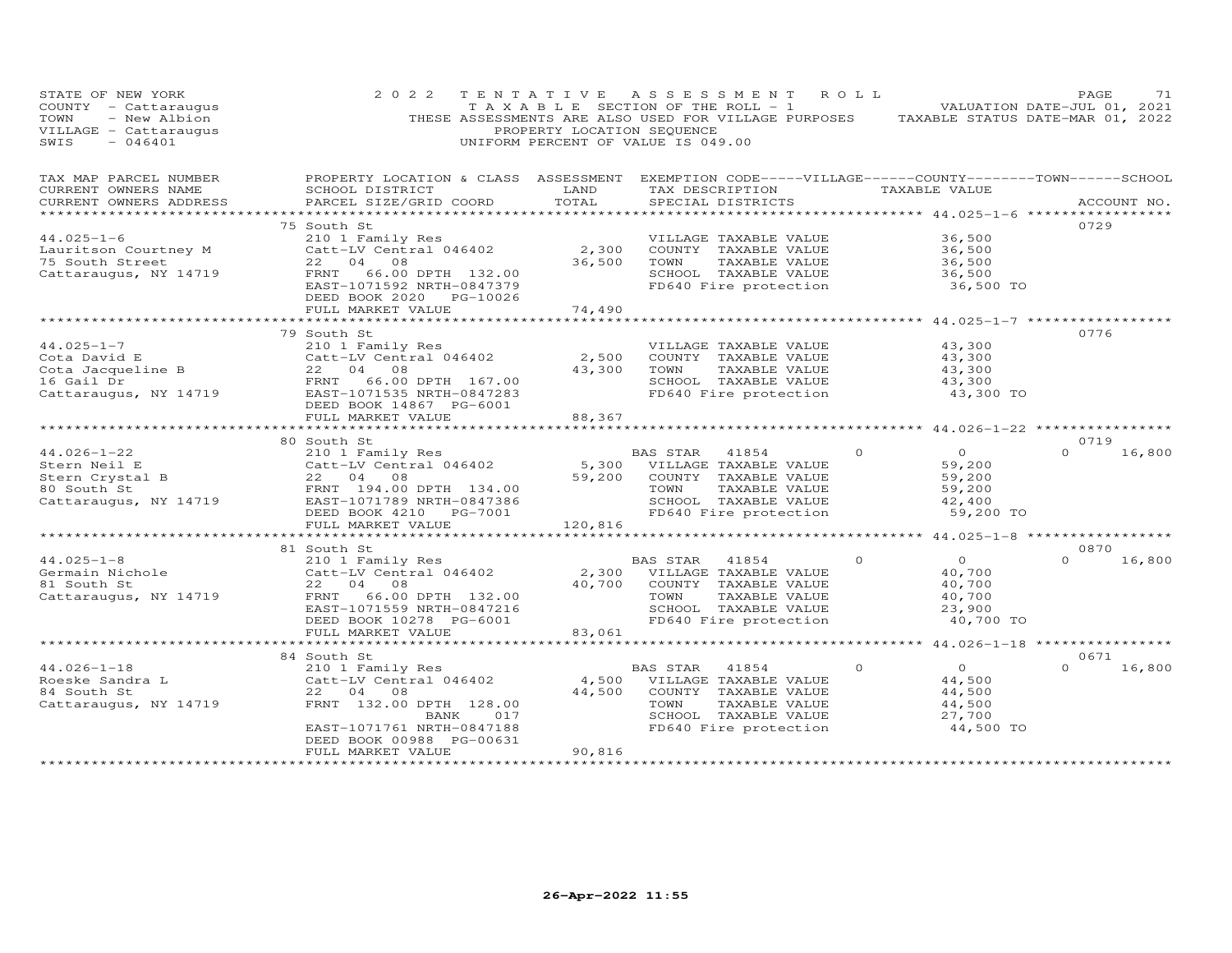STATE OF NEW YORK
COUNTY - Cattaraugus
TOWN - New Albion
VILLAGE - Cattaraugus
SWIS - 046401

# 2022 TENTATIVE ASSESSMENT ROLL

TAXABLE SECTION OF THE ROLL - 1
THESE ASSESSMENTS ARE ALSO USED FOR VILLAGE PURPOSES
PROPERTY LOCATION SEQUENCE
UNIFORM PERCENT OF VALUE IS 049.00

VALUATION DATE-JUL 01, 2021
TAXABLE STATUS DATE-MAR 01, 2022

| TAX MAP PARCEL NUMBER / CURRENT OWNERS NAME / CURRENT OWNERS ADDRESS | PROPERTY LOCATION & CLASS / SCHOOL DISTRICT / PARCEL SIZE/GRID COORD | ASSESSMENT LAND / TOTAL | EXEMPTION CODE / TAX DESCRIPTION / SPECIAL DISTRICTS | VILLAGE | COUNTY / TOWN / SCHOOL TAXABLE VALUE | ACCOUNT NO. |
|---|---|---|---|---|---|---|
| 44.025-1-6 | 75 South St | | | | | 0729 |
| Lauritson Courtney M | 210 1 Family Res | | VILLAGE TAXABLE VALUE | | 36,500 | |
| 75 South Street | Catt-LV Central 046402 | 2,300 | COUNTY TAXABLE VALUE | | 36,500 | |
| Cattaraugus, NY 14719 | 22 04 08 | 36,500 | TOWN TAXABLE VALUE | | 36,500 | |
| | FRNT 66.00 DPTH 132.00 | | SCHOOL TAXABLE VALUE | | 36,500 | |
| | EAST-1071592 NRTH-0847379 | | FD640 Fire protection | | 36,500 TO | |
| | DEED BOOK 2020 PG-10026 | | | | | |
| | FULL MARKET VALUE | 74,490 | | | | |
| 44.025-1-7 | 79 South St | | | | | 0776 |
| Cota David E | 210 1 Family Res | | VILLAGE TAXABLE VALUE | | 43,300 | |
| Cota Jacqueline B | Catt-LV Central 046402 | 2,500 | COUNTY TAXABLE VALUE | | 43,300 | |
| 16 Gail Dr | 22 04 08 | 43,300 | TOWN TAXABLE VALUE | | 43,300 | |
| Cattaraugus, NY 14719 | FRNT 66.00 DPTH 167.00 | | SCHOOL TAXABLE VALUE | | 43,300 | |
| | EAST-1071535 NRTH-0847283 | | FD640 Fire protection | | 43,300 TO | |
| | DEED BOOK 14867 PG-6001 | | | | | |
| | FULL MARKET VALUE | 88,367 | | | | |
| 44.026-1-22 | 80 South St | | | | | 0719 |
| Stern Neil E | 210 1 Family Res | | BAS STAR 41854 | 0 | 0 | 0 16,800 |
| Stern Crystal B | Catt-LV Central 046402 | 5,300 | VILLAGE TAXABLE VALUE | | 59,200 | |
| 80 South St | 22 04 08 | 59,200 | COUNTY TAXABLE VALUE | | 59,200 | |
| Cattaraugus, NY 14719 | FRNT 194.00 DPTH 134.00 | | TOWN TAXABLE VALUE | | 59,200 | |
| | EAST-1071789 NRTH-0847386 | | SCHOOL TAXABLE VALUE | | 42,400 | |
| | DEED BOOK 4210 PG-7001 | | FD640 Fire protection | | 59,200 TO | |
| | FULL MARKET VALUE | 120,816 | | | | |
| 44.025-1-8 | 81 South St | | | | | 0870 |
| Germain Nichole | 210 1 Family Res | | BAS STAR 41854 | 0 | 0 | 0 16,800 |
| 81 South St | Catt-LV Central 046402 | 2,300 | VILLAGE TAXABLE VALUE | | 40,700 | |
| Cattaraugus, NY 14719 | 22 04 08 | 40,700 | COUNTY TAXABLE VALUE | | 40,700 | |
| | FRNT 66.00 DPTH 132.00 | | TOWN TAXABLE VALUE | | 40,700 | |
| | EAST-1071559 NRTH-0847216 | | SCHOOL TAXABLE VALUE | | 23,900 | |
| | DEED BOOK 10278 PG-6001 | | FD640 Fire protection | | 40,700 TO | |
| | FULL MARKET VALUE | 83,061 | | | | |
| 44.026-1-18 | 84 South St | | | | | 0671 |
| Roeske Sandra L | 210 1 Family Res | | BAS STAR 41854 | 0 | 0 | 0 16,800 |
| 84 South St | Catt-LV Central 046402 | 4,500 | VILLAGE TAXABLE VALUE | | 44,500 | |
| Cattaraugus, NY 14719 | 22 04 08 | 44,500 | COUNTY TAXABLE VALUE | | 44,500 | |
| | FRNT 132.00 DPTH 128.00 | | TOWN TAXABLE VALUE | | 44,500 | |
| | BANK 017 | | SCHOOL TAXABLE VALUE | | 27,700 | |
| | EAST-1071761 NRTH-0847188 | | FD640 Fire protection | | 44,500 TO | |
| | DEED BOOK 00988 PG-00631 | | | | | |
| | FULL MARKET VALUE | 90,816 | | | | |

26-Apr-2022 11:55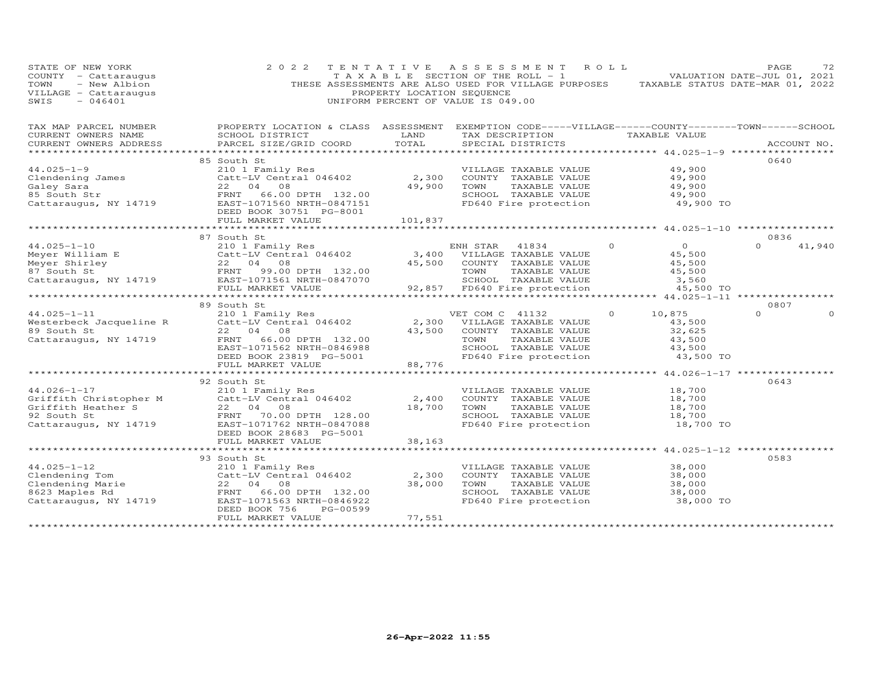STATE OF NEW YORK
COUNTY - Cattaraugus
TOWN - New Albion
VILLAGE - Cattaraugus
SWIS - 046401

2022 TENTATIVE ASSESSMENT ROLL
TAXABLE SECTION OF THE ROLL - 1
THESE ASSESSMENTS ARE ALSO USED FOR VILLAGE PURPOSES
PROPERTY LOCATION SEQUENCE
UNIFORM PERCENT OF VALUE IS 049.00

VALUATION DATE-JUL 01, 2021
TAXABLE STATUS DATE-MAR 01, 2022

| TAX MAP PARCEL NUMBER / CURRENT OWNERS NAME / CURRENT OWNERS ADDRESS | PROPERTY LOCATION & CLASS / SCHOOL DISTRICT / PARCEL SIZE/GRID COORD | ASSESSMENT LAND / TOTAL | EXEMPTION CODE / TAX DESCRIPTION / SPECIAL DISTRICTS | VILLAGE | COUNTY / TAXABLE VALUE | TOWN | SCHOOL | ACCOUNT NO. |
|---|---|---|---|---|---|---|---|---|
| **44.025-1-9** | 85 South St | | | | | | | 0640 |
| 44.025-1-9 | 210 1 Family Res | | VILLAGE TAXABLE VALUE | | 49,900 | | | |
| Clendening James | Catt-LV Central 046402 | 2,300 | COUNTY TAXABLE VALUE | | 49,900 | | | |
| Galey Sara | 22 04 08 | 49,900 | TOWN TAXABLE VALUE | | 49,900 | | | |
| 85 South Str | FRNT 66.00 DPTH 132.00 | | SCHOOL TAXABLE VALUE | | 49,900 | | | |
| Cattaraugus, NY 14719 | EAST-1071560 NRTH-0847151 | | FD640 Fire protection | | 49,900 TO | | | |
| | DEED BOOK 30751 PG-8001 | | | | | | | |
| | FULL MARKET VALUE | 101,837 | | | | | | |
| **44.025-1-10** | 87 South St | | | | | | | 0836 |
| 44.025-1-10 | 210 1 Family Res | | ENH STAR 41834 | 0 | 0 | 0 | 41,940 | |
| Meyer William E | Catt-LV Central 046402 | 3,400 | VILLAGE TAXABLE VALUE | | 45,500 | | | |
| Meyer Shirley | 22 04 08 | 45,500 | COUNTY TAXABLE VALUE | | 45,500 | | | |
| 87 South St | FRNT 99.00 DPTH 132.00 | | TOWN TAXABLE VALUE | | 45,500 | | | |
| Cattaraugus, NY 14719 | EAST-1071561 NRTH-0847070 | | SCHOOL TAXABLE VALUE | | 3,560 | | | |
| | FULL MARKET VALUE | 92,857 | FD640 Fire protection | | 45,500 TO | | | |
| **44.025-1-11** | 89 South St | | | | | | | 0807 |
| 44.025-1-11 | 210 1 Family Res | | VET COM C 41132 | 0 | 10,875 | 0 | 0 | |
| Westerbeck Jacqueline R | Catt-LV Central 046402 | 2,300 | VILLAGE TAXABLE VALUE | | 43,500 | | | |
| 89 South St | 22 04 08 | 43,500 | COUNTY TAXABLE VALUE | | 32,625 | | | |
| Cattaraugus, NY 14719 | FRNT 66.00 DPTH 132.00 | | TOWN TAXABLE VALUE | | 43,500 | | | |
| | EAST-1071562 NRTH-0846988 | | SCHOOL TAXABLE VALUE | | 43,500 | | | |
| | DEED BOOK 23819 PG-5001 | | FD640 Fire protection | | 43,500 TO | | | |
| | FULL MARKET VALUE | 88,776 | | | | | | |
| **44.026-1-17** | 92 South St | | | | | | | 0643 |
| 44.026-1-17 | 210 1 Family Res | | VILLAGE TAXABLE VALUE | | 18,700 | | | |
| Griffith Christopher M | Catt-LV Central 046402 | 2,400 | COUNTY TAXABLE VALUE | | 18,700 | | | |
| Griffith Heather S | 22 04 08 | 18,700 | TOWN TAXABLE VALUE | | 18,700 | | | |
| 92 South St | FRNT 70.00 DPTH 128.00 | | SCHOOL TAXABLE VALUE | | 18,700 | | | |
| Cattaraugus, NY 14719 | EAST-1071762 NRTH-0847088 | | FD640 Fire protection | | 18,700 TO | | | |
| | DEED BOOK 28683 PG-5001 | | | | | | | |
| | FULL MARKET VALUE | 38,163 | | | | | | |
| **44.025-1-12** | 93 South St | | | | | | | 0583 |
| 44.025-1-12 | 210 1 Family Res | | VILLAGE TAXABLE VALUE | | 38,000 | | | |
| Clendening Tom | Catt-LV Central 046402 | 2,300 | COUNTY TAXABLE VALUE | | 38,000 | | | |
| Clendening Marie | 22 04 08 | 38,000 | TOWN TAXABLE VALUE | | 38,000 | | | |
| 8623 Maples Rd | FRNT 66.00 DPTH 132.00 | | SCHOOL TAXABLE VALUE | | 38,000 | | | |
| Cattaraugus, NY 14719 | EAST-1071563 NRTH-0846922 | | FD640 Fire protection | | 38,000 TO | | | |
| | DEED BOOK 756 PG-00599 | | | | | | | |
| | FULL MARKET VALUE | 77,551 | | | | | | |

26-Apr-2022 11:55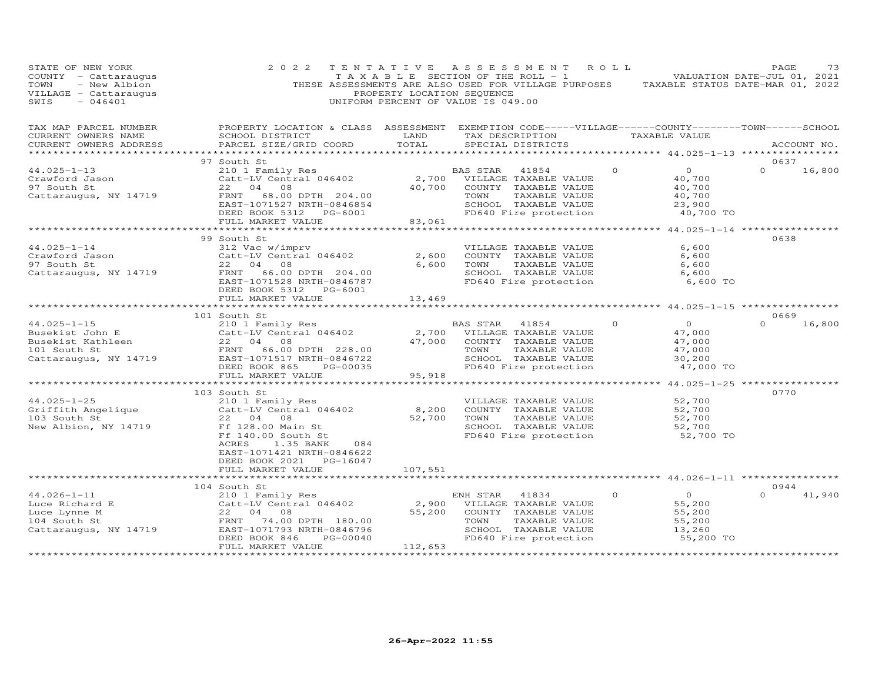STATE OF NEW YORK
COUNTY - Cattaraugus
TOWN - New Albion
VILLAGE - Cattaraugus
SWIS - 046401

2 0 2 2 T E N T A T I V E A S S E S S M E N T R O L L
T A X A B L E SECTION OF THE ROLL - 1
THESE ASSESSMENTS ARE ALSO USED FOR VILLAGE PURPOSES
PROPERTY LOCATION SEQUENCE
UNIFORM PERCENT OF VALUE IS 049.00

VALUATION DATE-JUL 01, 2021
TAXABLE STATUS DATE-MAR 01, 2022

| TAX MAP PARCEL NUMBER / CURRENT OWNERS NAME / CURRENT OWNERS ADDRESS | PROPERTY LOCATION & CLASS / SCHOOL DISTRICT / PARCEL SIZE/GRID COORD | ASSESSMENT LAND | TOTAL | EXEMPTION CODE / TAX DESCRIPTION / SPECIAL DISTRICTS | VILLAGE | COUNTY TAXABLE VALUE | TOWN | SCHOOL | ACCOUNT NO. |
|---|---|---|---|---|---|---|---|---|---|
| **44.025-1-13** | 97 South St | | | | | | | | 0637 |
| 44.025-1-13 | 210 1 Family Res | | | BAS STAR 41854 | 0 | 0 | 0 | 16,800 | |
| Crawford Jason | Catt-LV Central 046402 | 2,700 | | VILLAGE TAXABLE VALUE | | 40,700 | | | |
| 97 South St | 22 04 08 | | 40,700 | COUNTY TAXABLE VALUE | | 40,700 | | | |
| Cattaraugus, NY 14719 | FRNT 68.00 DPTH 204.00 | | | TOWN TAXABLE VALUE | | 40,700 | | | |
| | EAST-1071527 NRTH-0846854 | | | SCHOOL TAXABLE VALUE | | 23,900 | | | |
| | DEED BOOK 5312 PG-6001 | | | FD640 Fire protection | | 40,700 TO | | | |
| | FULL MARKET VALUE | | 83,061 | | | | | | |
| **44.025-1-14** | 99 South St | | | | | | | | 0638 |
| 44.025-1-14 | 312 Vac w/imprv | | | VILLAGE TAXABLE VALUE | | 6,600 | | | |
| Crawford Jason | Catt-LV Central 046402 | 2,600 | | COUNTY TAXABLE VALUE | | 6,600 | | | |
| 97 South St | 22 04 08 | | 6,600 | TOWN TAXABLE VALUE | | 6,600 | | | |
| Cattaraugus, NY 14719 | FRNT 66.00 DPTH 204.00 | | | SCHOOL TAXABLE VALUE | | 6,600 | | | |
| | EAST-1071528 NRTH-0846787 | | | FD640 Fire protection | | 6,600 TO | | | |
| | DEED BOOK 5312 PG-6001 | | | | | | | | |
| | FULL MARKET VALUE | | 13,469 | | | | | | |
| **44.025-1-15** | 101 South St | | | | | | | | 0669 |
| 44.025-1-15 | 210 1 Family Res | | | BAS STAR 41854 | 0 | 0 | 0 | 16,800 | |
| Busekist John E | Catt-LV Central 046402 | 2,700 | | VILLAGE TAXABLE VALUE | | 47,000 | | | |
| Busekist Kathleen | 22 04 08 | | 47,000 | COUNTY TAXABLE VALUE | | 47,000 | | | |
| 101 South St | FRNT 66.00 DPTH 228.00 | | | TOWN TAXABLE VALUE | | 47,000 | | | |
| Cattaraugus, NY 14719 | EAST-1071517 NRTH-0846722 | | | SCHOOL TAXABLE VALUE | | 30,200 | | | |
| | DEED BOOK 865 PG-00035 | | | FD640 Fire protection | | 47,000 TO | | | |
| | FULL MARKET VALUE | | 95,918 | | | | | | |
| **44.025-1-25** | 103 South St | | | | | | | | 0770 |
| 44.025-1-25 | 210 1 Family Res | | | VILLAGE TAXABLE VALUE | | 52,700 | | | |
| Griffith Angelique | Catt-LV Central 046402 | 8,200 | | COUNTY TAXABLE VALUE | | 52,700 | | | |
| 103 South St | 22 04 08 | | 52,700 | TOWN TAXABLE VALUE | | 52,700 | | | |
| New Albion, NY 14719 | Ff 128.00 Main St | | | SCHOOL TAXABLE VALUE | | 52,700 | | | |
| | Ff 140.00 South St | | | FD640 Fire protection | | 52,700 TO | | | |
| | ACRES 1.35 BANK 084 | | | | | | | | |
| | EAST-1071421 NRTH-0846622 | | | | | | | | |
| | DEED BOOK 2021 PG-16047 | | | | | | | | |
| | FULL MARKET VALUE | | 107,551 | | | | | | |
| **44.026-1-11** | 104 South St | | | | | | | | 0944 |
| 44.026-1-11 | 210 1 Family Res | | | ENH STAR 41834 | 0 | 0 | 0 | 41,940 | |
| Luce Richard E | Catt-LV Central 046402 | 2,900 | | VILLAGE TAXABLE VALUE | | 55,200 | | | |
| Luce Lynne M | 22 04 08 | | 55,200 | COUNTY TAXABLE VALUE | | 55,200 | | | |
| 104 South St | FRNT 74.00 DPTH 180.00 | | | TOWN TAXABLE VALUE | | 55,200 | | | |
| Cattaraugus, NY 14719 | EAST-1071793 NRTH-0846796 | | | SCHOOL TAXABLE VALUE | | 13,260 | | | |
| | DEED BOOK 846 PG-00040 | | | FD640 Fire protection | | 55,200 TO | | | |
| | FULL MARKET VALUE | | 112,653 | | | | | | |

26-Apr-2022 11:55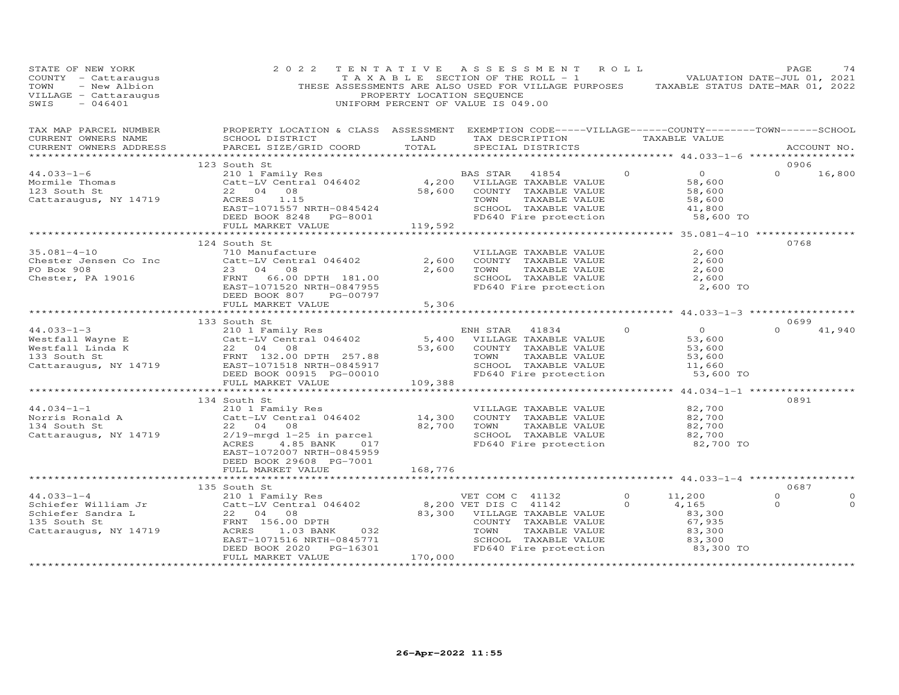STATE OF NEW YORK
COUNTY - Cattaraugus
TOWN - New Albion
VILLAGE - Cattaraugus
SWIS - 046401

2022 TENTATIVE ASSESSMENT ROLL
TAXABLE SECTION OF THE ROLL - 1
THESE ASSESSMENTS ARE ALSO USED FOR VILLAGE PURPOSES
PROPERTY LOCATION SEQUENCE
UNIFORM PERCENT OF VALUE IS 049.00

VALUATION DATE-JUL 01, 2021
TAXABLE STATUS DATE-MAR 01, 2022

| TAX MAP PARCEL NUMBER / CURRENT OWNERS NAME / CURRENT OWNERS ADDRESS | PROPERTY LOCATION & CLASS / SCHOOL DISTRICT / PARCEL SIZE/GRID COORD | ASSESSMENT LAND / TOTAL | EXEMPTION CODE / TAX DESCRIPTION / SPECIAL DISTRICTS | VILLAGE | COUNTY / TAXABLE VALUE | TOWN | SCHOOL / ACCOUNT NO. |
|---|---|---|---|---|---|---|---|
| 44.033-1-6 | 123 South St | | | | | | 0906 |
| Mormile Thomas | 210 1 Family Res | | BAS STAR 41854 | 0 | 0 | 0 | 16,800 |
| 123 South St | Catt-LV Central 046402 | 4,200 | VILLAGE TAXABLE VALUE | | 58,600 | | |
| Cattaraugus, NY 14719 | 22 04 08 | 58,600 | COUNTY TAXABLE VALUE | | 58,600 | | |
| | ACRES 1.15 | | TOWN TAXABLE VALUE | | 58,600 | | |
| | EAST-1071557 NRTH-0845424 | | SCHOOL TAXABLE VALUE | | 41,800 | | |
| | DEED BOOK 8248 PG-8001 | | FD640 Fire protection | | 58,600 TO | | |
| | FULL MARKET VALUE | 119,592 | | | | | |
| 35.081-4-10 | 124 South St | | | | | | 0768 |
| Chester Jensen Co Inc | 710 Manufacture | | VILLAGE TAXABLE VALUE | | 2,600 | | |
| PO Box 908 | Catt-LV Central 046402 | 2,600 | COUNTY TAXABLE VALUE | | 2,600 | | |
| Chester, PA 19016 | 23 04 08 | 2,600 | TOWN TAXABLE VALUE | | 2,600 | | |
| | FRNT 66.00 DPTH 181.00 | | SCHOOL TAXABLE VALUE | | 2,600 | | |
| | EAST-1071520 NRTH-0847955 | | FD640 Fire protection | | 2,600 TO | | |
| | DEED BOOK 807 PG-00797 | | | | | | |
| | FULL MARKET VALUE | 5,306 | | | | | |
| 44.033-1-3 | 133 South St | | | | | | 0699 |
| Westfall Wayne E | 210 1 Family Res | | ENH STAR 41834 | 0 | 0 | 0 | 41,940 |
| Westfall Linda K | Catt-LV Central 046402 | 5,400 | VILLAGE TAXABLE VALUE | | 53,600 | | |
| 133 South St | 22 04 08 | 53,600 | COUNTY TAXABLE VALUE | | 53,600 | | |
| Cattaraugus, NY 14719 | FRNT 132.00 DPTH 257.88 | | TOWN TAXABLE VALUE | | 53,600 | | |
| | EAST-1071518 NRTH-0845917 | | SCHOOL TAXABLE VALUE | | 11,660 | | |
| | DEED BOOK 00915 PG-00010 | | FD640 Fire protection | | 53,600 TO | | |
| | FULL MARKET VALUE | 109,388 | | | | | |
| 44.034-1-1 | 134 South St | | | | | | 0891 |
| Norris Ronald A | 210 1 Family Res | | VILLAGE TAXABLE VALUE | | 82,700 | | |
| 134 South St | Catt-LV Central 046402 | 14,300 | COUNTY TAXABLE VALUE | | 82,700 | | |
| Cattaraugus, NY 14719 | 22 04 08 | 82,700 | TOWN TAXABLE VALUE | | 82,700 | | |
| | 2/19-mrgd 1-25 in parcel | | SCHOOL TAXABLE VALUE | | 82,700 | | |
| | ACRES 4.85 BANK 017 | | FD640 Fire protection | | 82,700 TO | | |
| | EAST-1072007 NRTH-0845959 | | | | | | |
| | DEED BOOK 29608 PG-7001 | | | | | | |
| | FULL MARKET VALUE | 168,776 | | | | | |
| 44.033-1-4 | 135 South St | | | | | | 0687 |
| Schiefer William Jr | 210 1 Family Res | | VET COM C 41132 | 0 | 11,200 | 0 | 0 |
| Schiefer Sandra L | Catt-LV Central 046402 | 8,200 | VET DIS C 41142 | 0 | 4,165 | 0 | 0 |
| 135 South St | 22 04 08 | 83,300 | VILLAGE TAXABLE VALUE | | 83,300 | | |
| Cattaraugus, NY 14719 | FRNT 156.00 DPTH | | COUNTY TAXABLE VALUE | | 67,935 | | |
| | ACRES 1.03 BANK 032 | | TOWN TAXABLE VALUE | | 83,300 | | |
| | EAST-1071516 NRTH-0845771 | | SCHOOL TAXABLE VALUE | | 83,300 | | |
| | DEED BOOK 2020 PG-16301 | | FD640 Fire protection | | 83,300 TO | | |
| | FULL MARKET VALUE | 170,000 | | | | | |

26-Apr-2022 11:55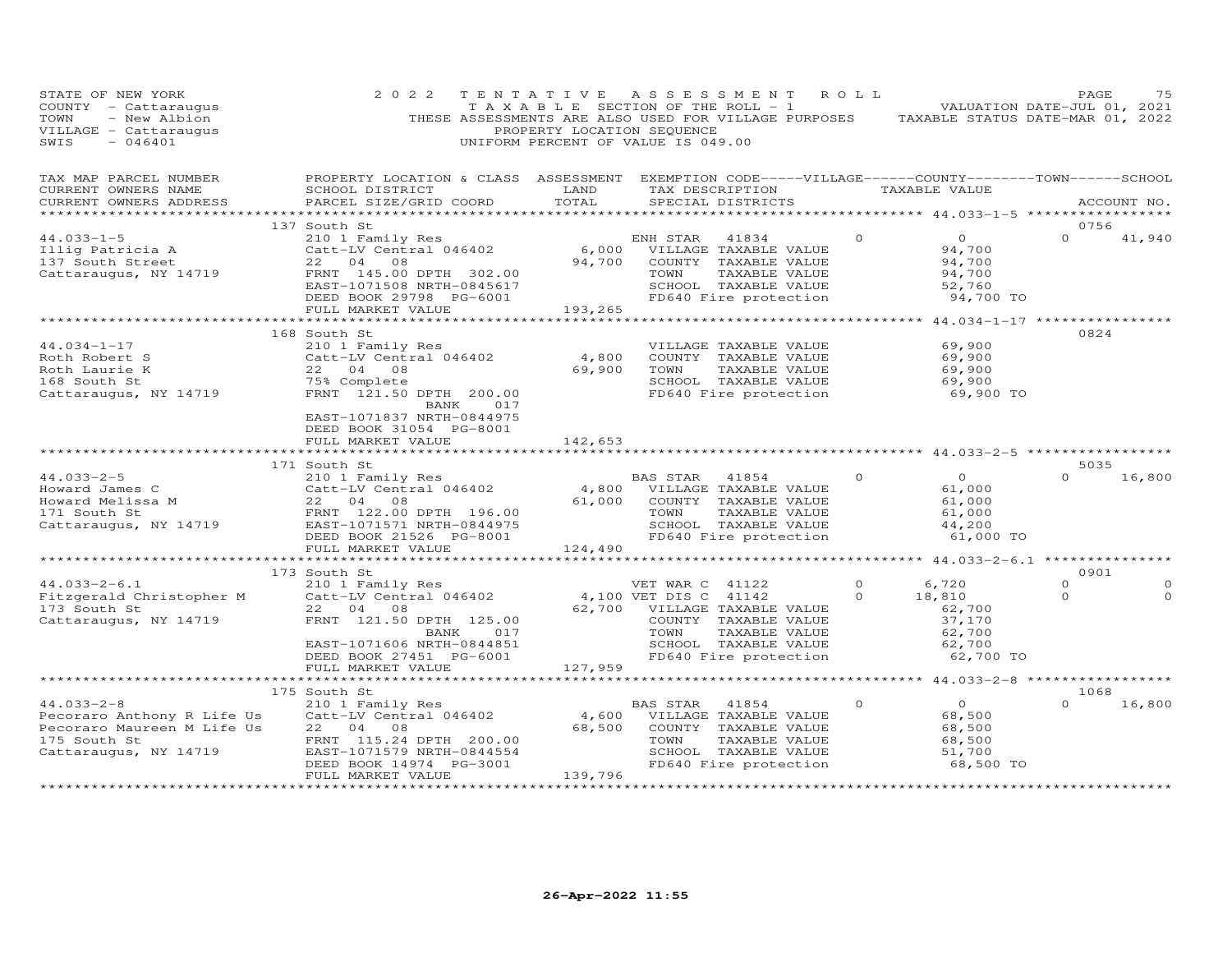STATE OF NEW YORK
COUNTY - Cattaraugus
TOWN - New Albion
VILLAGE - Cattaraugus
SWIS - 046401

2022 TENTATIVE ASSESSMENT ROLL
TAXABLE SECTION OF THE ROLL - 1
THESE ASSESSMENTS ARE ALSO USED FOR VILLAGE PURPOSES
PROPERTY LOCATION SEQUENCE
UNIFORM PERCENT OF VALUE IS 049.00

VALUATION DATE-JUL 01, 2021
TAXABLE STATUS DATE-MAR 01, 2022

| TAX MAP PARCEL NUMBER / CURRENT OWNERS NAME / CURRENT OWNERS ADDRESS | PROPERTY LOCATION & CLASS / SCHOOL DISTRICT / PARCEL SIZE/GRID COORD | ASSESSMENT LAND / TOTAL | EXEMPTION CODE / TAX DESCRIPTION / SPECIAL DISTRICTS | VILLAGE | COUNTY TAXABLE VALUE | TOWN | SCHOOL / ACCOUNT NO. |
|---|---|---|---|---|---|---|---|
| 44.033-1-5 | 137 South St | | | | | | 0756 |
| Illig Patricia A | 210 1 Family Res | | ENH STAR 41834 | 0 | 0 | 0 | 41,940 |
| 137 South Street | Catt-LV Central 046402 | 6,000 | VILLAGE TAXABLE VALUE | | 94,700 | | |
| Cattaraugus, NY 14719 | 22 04 08 | 94,700 | COUNTY TAXABLE VALUE | | 94,700 | | |
| | FRNT 145.00 DPTH 302.00 | | TOWN TAXABLE VALUE | | 94,700 | | |
| | EAST-1071508 NRTH-0845617 | | SCHOOL TAXABLE VALUE | | 52,760 | | |
| | DEED BOOK 29798 PG-6001 | | FD640 Fire protection | | 94,700 TO | | |
| | FULL MARKET VALUE | 193,265 | | | | | |
| 44.034-1-17 | 168 South St | | | | | | 0824 |
| Roth Robert S | 210 1 Family Res | | VILLAGE TAXABLE VALUE | | 69,900 | | |
| Roth Laurie K | Catt-LV Central 046402 | 4,800 | COUNTY TAXABLE VALUE | | 69,900 | | |
| 168 South St | 22 04 08 | 69,900 | TOWN TAXABLE VALUE | | 69,900 | | |
| Cattaraugus, NY 14719 | 75% Complete | | SCHOOL TAXABLE VALUE | | 69,900 | | |
| | FRNT 121.50 DPTH 200.00 | | FD640 Fire protection | | 69,900 TO | | |
| | BANK 017 | | | | | | |
| | EAST-1071837 NRTH-0844975 | | | | | | |
| | DEED BOOK 31054 PG-8001 | | | | | | |
| | FULL MARKET VALUE | 142,653 | | | | | |
| 44.033-2-5 | 171 South St | | | | | | 5035 |
| Howard James C | 210 1 Family Res | | BAS STAR 41854 | 0 | 0 | 0 | 16,800 |
| Howard Melissa M | Catt-LV Central 046402 | 4,800 | VILLAGE TAXABLE VALUE | | 61,000 | | |
| 171 South St | 22 04 08 | 61,000 | COUNTY TAXABLE VALUE | | 61,000 | | |
| Cattaraugus, NY 14719 | FRNT 122.00 DPTH 196.00 | | TOWN TAXABLE VALUE | | 61,000 | | |
| | EAST-1071571 NRTH-0844975 | | SCHOOL TAXABLE VALUE | | 44,200 | | |
| | DEED BOOK 21526 PG-8001 | | FD640 Fire protection | | 61,000 TO | | |
| | FULL MARKET VALUE | 124,490 | | | | | |
| 44.033-2-6.1 | 173 South St | | | | | | 0901 |
| Fitzgerald Christopher M | 210 1 Family Res | | VET WAR C 41122 | 0 | 6,720 | 0 | 0 |
| 173 South St | Catt-LV Central 046402 | 4,100 | VET DIS C 41142 | 0 | 18,810 | 0 | 0 |
| Cattaraugus, NY 14719 | 22 04 08 | 62,700 | VILLAGE TAXABLE VALUE | | 62,700 | | |
| | FRNT 121.50 DPTH 125.00 | | COUNTY TAXABLE VALUE | | 37,170 | | |
| | BANK 017 | | TOWN TAXABLE VALUE | | 62,700 | | |
| | EAST-1071606 NRTH-0844851 | | SCHOOL TAXABLE VALUE | | 62,700 | | |
| | DEED BOOK 27451 PG-6001 | | FD640 Fire protection | | 62,700 TO | | |
| | FULL MARKET VALUE | 127,959 | | | | | |
| 44.033-2-8 | 175 South St | | | | | | 1068 |
| Pecoraro Anthony R Life Us | 210 1 Family Res | | BAS STAR 41854 | 0 | 0 | 0 | 16,800 |
| Pecoraro Maureen M Life Us | Catt-LV Central 046402 | 4,600 | VILLAGE TAXABLE VALUE | | 68,500 | | |
| 175 South St | 22 04 08 | 68,500 | COUNTY TAXABLE VALUE | | 68,500 | | |
| Cattaraugus, NY 14719 | FRNT 115.24 DPTH 200.00 | | TOWN TAXABLE VALUE | | 68,500 | | |
| | EAST-1071579 NRTH-0844554 | | SCHOOL TAXABLE VALUE | | 51,700 | | |
| | DEED BOOK 14974 PG-3001 | | FD640 Fire protection | | 68,500 TO | | |
| | FULL MARKET VALUE | 139,796 | | | | | |

26-Apr-2022 11:55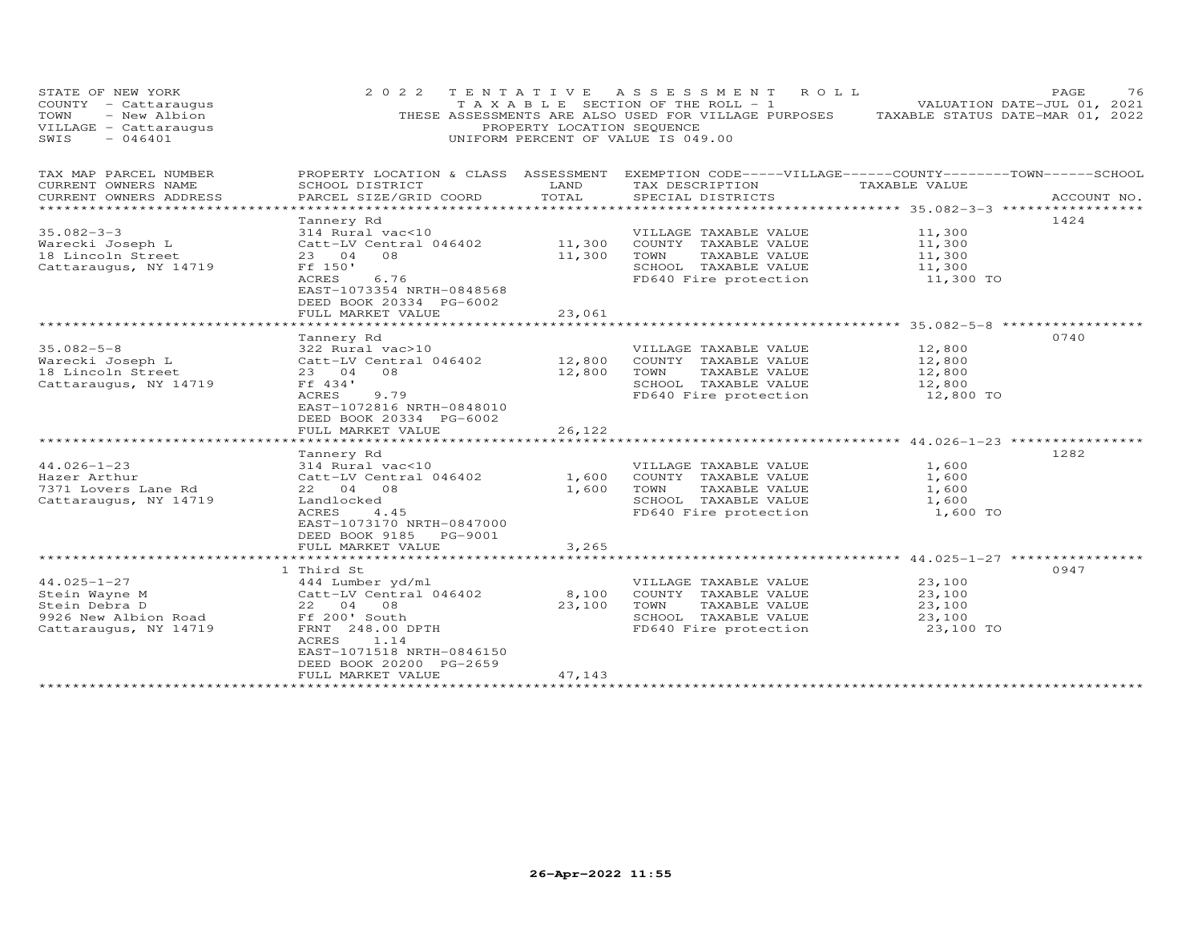STATE OF NEW YORK
COUNTY - Cattaraugus
TOWN - New Albion
VILLAGE - Cattaraugus
SWIS - 046401

2022 TENTATIVE ASSESSMENT ROLL
TAXABLE SECTION OF THE ROLL - 1
THESE ASSESSMENTS ARE ALSO USED FOR VILLAGE PURPOSES
PROPERTY LOCATION SEQUENCE
UNIFORM PERCENT OF VALUE IS 049.00

VALUATION DATE-JUL 01, 2021
TAXABLE STATUS DATE-MAR 01, 2022

| TAX MAP PARCEL NUMBER / CURRENT OWNERS NAME / CURRENT OWNERS ADDRESS | PROPERTY LOCATION & CLASS / SCHOOL DISTRICT / PARCEL SIZE/GRID COORD | ASSESSMENT LAND | TOTAL | EXEMPTION CODE-----VILLAGE------COUNTY--------TOWN------SCHOOL / TAX DESCRIPTION / SPECIAL DISTRICTS | TAXABLE VALUE | ACCOUNT NO. |
|---|---|---|---|---|---|---|
| 35.082-3-3 | Tannery Rd | | | | | 1424 |
| 35.082-3-3 | 314 Rural vac<10 | | | VILLAGE TAXABLE VALUE | 11,300 | |
| Warecki Joseph L | Catt-LV Central 046402 | 11,300 | | COUNTY TAXABLE VALUE | 11,300 | |
| 18 Lincoln Street | 23 04 08 | | 11,300 | TOWN TAXABLE VALUE | 11,300 | |
| Cattaraugus, NY 14719 | Ff 150' | | | SCHOOL TAXABLE VALUE | 11,300 | |
| | ACRES 6.76 | | | FD640 Fire protection | 11,300 TO | |
| | EAST-1073354 NRTH-0848568 | | | | | |
| | DEED BOOK 20334 PG-6002 | | | | | |
| | FULL MARKET VALUE | | 23,061 | | | |
| 35.082-5-8 | Tannery Rd | | | | | 0740 |
| 35.082-5-8 | 322 Rural vac>10 | | | VILLAGE TAXABLE VALUE | 12,800 | |
| Warecki Joseph L | Catt-LV Central 046402 | 12,800 | | COUNTY TAXABLE VALUE | 12,800 | |
| 18 Lincoln Street | 23 04 08 | | 12,800 | TOWN TAXABLE VALUE | 12,800 | |
| Cattaraugus, NY 14719 | Ff 434' | | | SCHOOL TAXABLE VALUE | 12,800 | |
| | ACRES 9.79 | | | FD640 Fire protection | 12,800 TO | |
| | EAST-1072816 NRTH-0848010 | | | | | |
| | DEED BOOK 20334 PG-6002 | | | | | |
| | FULL MARKET VALUE | | 26,122 | | | |
| 44.026-1-23 | Tannery Rd | | | | | 1282 |
| 44.026-1-23 | 314 Rural vac<10 | | | VILLAGE TAXABLE VALUE | 1,600 | |
| Hazer Arthur | Catt-LV Central 046402 | 1,600 | | COUNTY TAXABLE VALUE | 1,600 | |
| 7371 Lovers Lane Rd | 22 04 08 | | 1,600 | TOWN TAXABLE VALUE | 1,600 | |
| Cattaraugus, NY 14719 | Landlocked | | | SCHOOL TAXABLE VALUE | 1,600 | |
| | ACRES 4.45 | | | FD640 Fire protection | 1,600 TO | |
| | EAST-1073170 NRTH-0847000 | | | | | |
| | DEED BOOK 9185 PG-9001 | | | | | |
| | FULL MARKET VALUE | | 3,265 | | | |
| 44.025-1-27 | 1 Third St | | | | | 0947 |
| 44.025-1-27 | 444 Lumber yd/ml | | | VILLAGE TAXABLE VALUE | 23,100 | |
| Stein Wayne M | Catt-LV Central 046402 | 8,100 | | COUNTY TAXABLE VALUE | 23,100 | |
| Stein Debra D | 22 04 08 | | 23,100 | TOWN TAXABLE VALUE | 23,100 | |
| 9926 New Albion Road | Ff 200' South | | | SCHOOL TAXABLE VALUE | 23,100 | |
| Cattaraugus, NY 14719 | FRNT 248.00 DPTH | | | FD640 Fire protection | 23,100 TO | |
| | ACRES 1.14 | | | | | |
| | EAST-1071518 NRTH-0846150 | | | | | |
| | DEED BOOK 20200 PG-2659 | | | | | |
| | FULL MARKET VALUE | | 47,143 | | | |

26-Apr-2022 11:55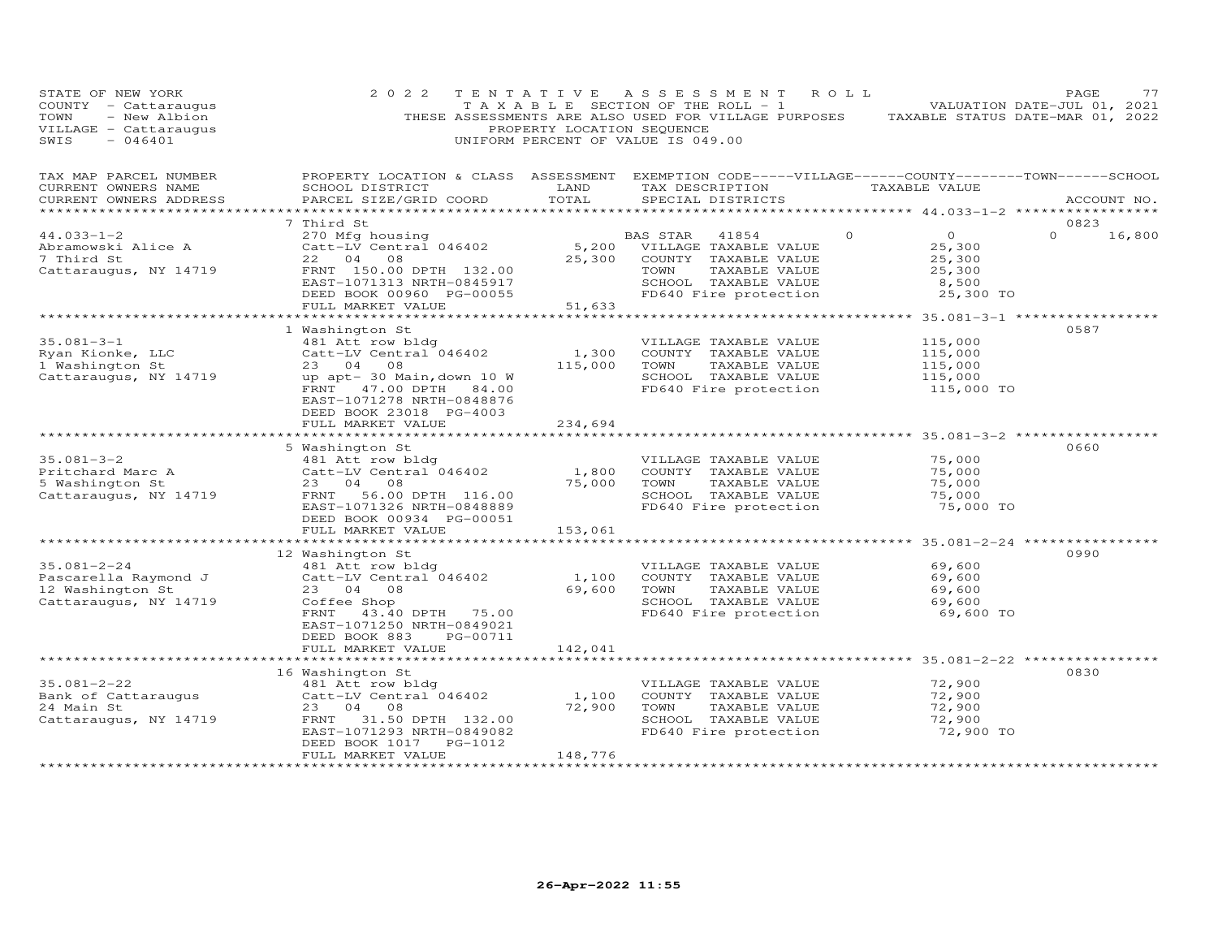STATE OF NEW YORK
COUNTY - Cattaraugus
TOWN - New Albion
VILLAGE - Cattaraugus
SWIS - 046401

2022 TENTATIVE ASSESSMENT ROLL
TAXABLE SECTION OF THE ROLL - 1
THESE ASSESSMENTS ARE ALSO USED FOR VILLAGE PURPOSES
PROPERTY LOCATION SEQUENCE
UNIFORM PERCENT OF VALUE IS 049.00

VALUATION DATE-JUL 01, 2021
TAXABLE STATUS DATE-MAR 01, 2022

| TAX MAP PARCEL NUMBER / CURRENT OWNERS NAME / CURRENT OWNERS ADDRESS | PROPERTY LOCATION & CLASS / SCHOOL DISTRICT / PARCEL SIZE/GRID COORD | ASSESSMENT LAND / TOTAL | EXEMPTION CODE / TAX DESCRIPTION / SPECIAL DISTRICTS | VILLAGE | COUNTY / TAXABLE VALUE | TOWN | SCHOOL | ACCOUNT NO. |
|---|---|---|---|---|---|---|---|---|
| 44.033-1-2 | 7 Third St | | | | | | | 0823 |
| Abramowski Alice A | 270 Mfg housing | | BAS STAR 41854 | 0 | 0 | 0 | 16,800 | |
| 7 Third St | Catt-LV Central 046402 | 5,200 | VILLAGE TAXABLE VALUE | | 25,300 | | | |
| Cattaraugus, NY 14719 | 22 04 08 | 25,300 | COUNTY TAXABLE VALUE | | 25,300 | | | |
| | FRNT 150.00 DPTH 132.00 | | TOWN TAXABLE VALUE | | 25,300 | | | |
| | EAST-1071313 NRTH-0845917 | | SCHOOL TAXABLE VALUE | | 8,500 | | | |
| | DEED BOOK 00960 PG-00055 | | FD640 Fire protection | | 25,300 TO | | | |
| | FULL MARKET VALUE | 51,633 | | | | | | |
| 35.081-3-1 | 1 Washington St | | | | | | | 0587 |
| Ryan Kionke, LLC | 481 Att row bldg | | VILLAGE TAXABLE VALUE | | 115,000 | | | |
| 1 Washington St | Catt-LV Central 046402 | 1,300 | COUNTY TAXABLE VALUE | | 115,000 | | | |
| Cattaraugus, NY 14719 | 23 04 08 | 115,000 | TOWN TAXABLE VALUE | | 115,000 | | | |
| | up apt- 30 Main,down 10 W | | SCHOOL TAXABLE VALUE | | 115,000 | | | |
| | FRNT 47.00 DPTH 84.00 | | FD640 Fire protection | | 115,000 TO | | | |
| | EAST-1071278 NRTH-0848876 | | | | | | | |
| | DEED BOOK 23018 PG-4003 | | | | | | | |
| | FULL MARKET VALUE | 234,694 | | | | | | |
| 35.081-3-2 | 5 Washington St | | | | | | | 0660 |
| Pritchard Marc A | 481 Att row bldg | | VILLAGE TAXABLE VALUE | | 75,000 | | | |
| 5 Washington St | Catt-LV Central 046402 | 1,800 | COUNTY TAXABLE VALUE | | 75,000 | | | |
| Cattaraugus, NY 14719 | 23 04 08 | 75,000 | TOWN TAXABLE VALUE | | 75,000 | | | |
| | FRNT 56.00 DPTH 116.00 | | SCHOOL TAXABLE VALUE | | 75,000 | | | |
| | EAST-1071326 NRTH-0848889 | | FD640 Fire protection | | 75,000 TO | | | |
| | DEED BOOK 00934 PG-00051 | | | | | | | |
| | FULL MARKET VALUE | 153,061 | | | | | | |
| 35.081-2-24 | 12 Washington St | | | | | | | 0990 |
| Pascarella Raymond J | 481 Att row bldg | | VILLAGE TAXABLE VALUE | | 69,600 | | | |
| 12 Washington St | Catt-LV Central 046402 | 1,100 | COUNTY TAXABLE VALUE | | 69,600 | | | |
| Cattaraugus, NY 14719 | 23 04 08 | 69,600 | TOWN TAXABLE VALUE | | 69,600 | | | |
| | Coffee Shop | | SCHOOL TAXABLE VALUE | | 69,600 | | | |
| | FRNT 43.40 DPTH 75.00 | | FD640 Fire protection | | 69,600 TO | | | |
| | EAST-1071250 NRTH-0849021 | | | | | | | |
| | DEED BOOK 883 PG-00711 | | | | | | | |
| | FULL MARKET VALUE | 142,041 | | | | | | |
| 35.081-2-22 | 16 Washington St | | | | | | | 0830 |
| Bank of Cattaraugus | 481 Att row bldg | | VILLAGE TAXABLE VALUE | | 72,900 | | | |
| 24 Main St | Catt-LV Central 046402 | 1,100 | COUNTY TAXABLE VALUE | | 72,900 | | | |
| Cattaraugus, NY 14719 | 23 04 08 | 72,900 | TOWN TAXABLE VALUE | | 72,900 | | | |
| | FRNT 31.50 DPTH 132.00 | | SCHOOL TAXABLE VALUE | | 72,900 | | | |
| | EAST-1071293 NRTH-0849082 | | FD640 Fire protection | | 72,900 TO | | | |
| | DEED BOOK 1017 PG-1012 | | | | | | | |
| | FULL MARKET VALUE | 148,776 | | | | | | |

26-Apr-2022 11:55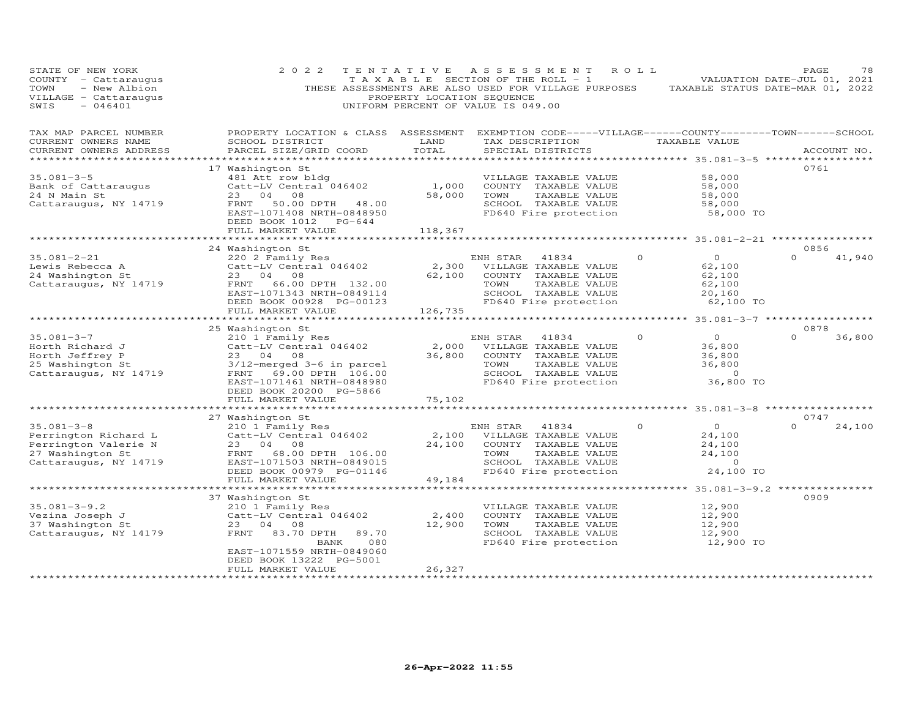STATE OF NEW YORK — 2022 TENTATIVE ASSESSMENT ROLL
COUNTY - Cattaraugus — TAXABLE SECTION OF THE ROLL - 1 — VALUATION DATE-JUL 01, 2021
TOWN - New Albion — THESE ASSESSMENTS ARE ALSO USED FOR VILLAGE PURPOSES — TAXABLE STATUS DATE-MAR 01, 2022
VILLAGE - Cattaraugus — PROPERTY LOCATION SEQUENCE
SWIS - 046401 — UNIFORM PERCENT OF VALUE IS 049.00

| TAX MAP PARCEL NUMBER / CURRENT OWNERS NAME / CURRENT OWNERS ADDRESS | PROPERTY LOCATION & CLASS / SCHOOL DISTRICT / PARCEL SIZE/GRID COORD | ASSESSMENT LAND / TOTAL | EXEMPTION CODE / TAX DESCRIPTION / SPECIAL DISTRICTS | VILLAGE | COUNTY | TOWN | SCHOOL | TAXABLE VALUE | ACCOUNT NO. |
|---|---|---|---|---|---|---|---|---|---|
| | 17 Washington St | | | | | | | | 0761 |
| 35.081-3-5 | 481 Att row bldg | | VILLAGE TAXABLE VALUE | | | | | 58,000 | |
| Bank of Cattaraugus | Catt-LV Central 046402 | 1,000 | COUNTY TAXABLE VALUE | | | | | 58,000 | |
| 24 N Main St | 23 04 08 | 58,000 | TOWN TAXABLE VALUE | | | | | 58,000 | |
| Cattaraugus, NY 14719 | FRNT 50.00 DPTH 48.00 | | SCHOOL TAXABLE VALUE | | | | | 58,000 | |
| | EAST-1071408 NRTH-0848950 | | FD640 Fire protection | | | | | 58,000 TO | |
| | DEED BOOK 1012 PG-644 | | | | | | | | |
| | FULL MARKET VALUE | 118,367 | | | | | | | |
| | 24 Washington St | | | | | | | | 0856 |
| 35.081-2-21 | 220 2 Family Res | | ENH STAR 41834 | 0 | | | 41,940 | 0 | |
| Lewis Rebecca A | Catt-LV Central 046402 | 2,300 | VILLAGE TAXABLE VALUE | | | | | 62,100 | |
| 24 Washington St | 23 04 08 | 62,100 | COUNTY TAXABLE VALUE | | | | | 62,100 | |
| Cattaraugus, NY 14719 | FRNT 66.00 DPTH 132.00 | | TOWN TAXABLE VALUE | | | | | 62,100 | |
| | EAST-1071343 NRTH-0849114 | | SCHOOL TAXABLE VALUE | | | | | 20,160 | |
| | DEED BOOK 00928 PG-00123 | | FD640 Fire protection | | | | | 62,100 TO | |
| | FULL MARKET VALUE | 126,735 | | | | | | | |
| | 25 Washington St | | | | | | | | 0878 |
| 35.081-3-7 | 210 1 Family Res | | ENH STAR 41834 | 0 | | | 36,800 | 0 | |
| Horth Richard J | Catt-LV Central 046402 | 2,000 | VILLAGE TAXABLE VALUE | | | | | 36,800 | |
| Horth Jeffrey P | 23 04 08 | 36,800 | COUNTY TAXABLE VALUE | | | | | 36,800 | |
| 25 Washington St | 3/12-merged 3-6 in parcel | | TOWN TAXABLE VALUE | | | | | 36,800 | |
| Cattaraugus, NY 14719 | FRNT 69.00 DPTH 106.00 | | SCHOOL TAXABLE VALUE | | | | | 0 | |
| | EAST-1071461 NRTH-0848980 | | FD640 Fire protection | | | | | 36,800 TO | |
| | DEED BOOK 20200 PG-5866 | | | | | | | | |
| | FULL MARKET VALUE | 75,102 | | | | | | | |
| | 27 Washington St | | | | | | | | 0747 |
| 35.081-3-8 | 210 1 Family Res | | ENH STAR 41834 | 0 | | | 24,100 | 0 | |
| Perrington Richard L | Catt-LV Central 046402 | 2,100 | VILLAGE TAXABLE VALUE | | | | | 24,100 | |
| Perrington Valerie N | 23 04 08 | 24,100 | COUNTY TAXABLE VALUE | | | | | 24,100 | |
| 27 Washington St | FRNT 68.00 DPTH 106.00 | | TOWN TAXABLE VALUE | | | | | 24,100 | |
| Cattaraugus, NY 14719 | EAST-1071503 NRTH-0849015 | | SCHOOL TAXABLE VALUE | | | | | 0 | |
| | DEED BOOK 00979 PG-01146 | | FD640 Fire protection | | | | | 24,100 TO | |
| | FULL MARKET VALUE | 49,184 | | | | | | | |
| | 37 Washington St | | | | | | | | 0909 |
| 35.081-3-9.2 | 210 1 Family Res | | VILLAGE TAXABLE VALUE | | | | | 12,900 | |
| Vezina Joseph J | Catt-LV Central 046402 | 2,400 | COUNTY TAXABLE VALUE | | | | | 12,900 | |
| 37 Washington St | 23 04 08 | 12,900 | TOWN TAXABLE VALUE | | | | | 12,900 | |
| Cattaraugus, NY 14179 | FRNT 83.70 DPTH 89.70 | | SCHOOL TAXABLE VALUE | | | | | 12,900 | |
| | BANK 080 | | FD640 Fire protection | | | | | 12,900 TO | |
| | EAST-1071559 NRTH-0849060 | | | | | | | | |
| | DEED BOOK 13222 PG-5001 | | | | | | | | |
| | FULL MARKET VALUE | 26,327 | | | | | | | |

26-Apr-2022 11:55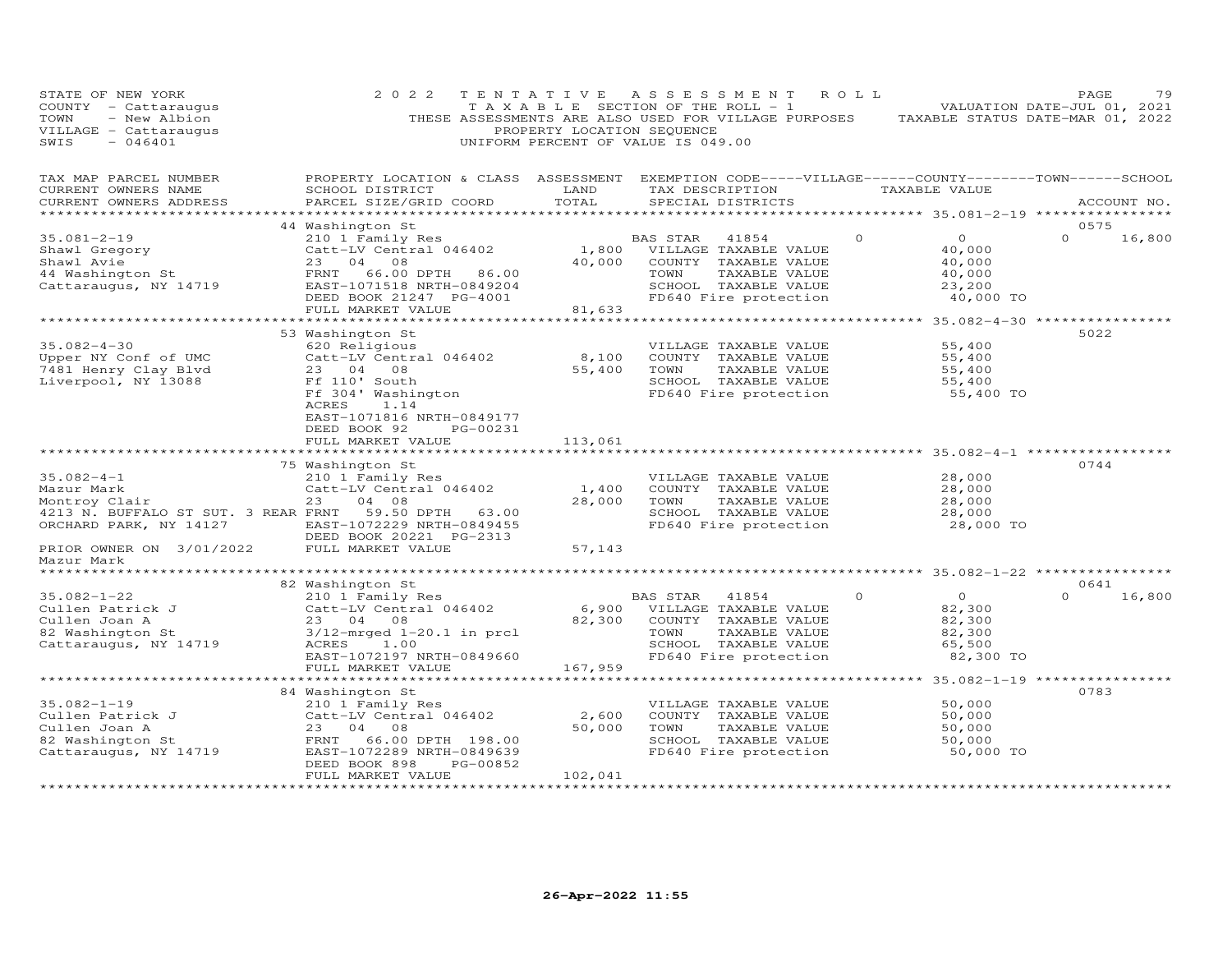STATE OF NEW YORK
COUNTY - Cattaraugus
TOWN - New Albion
VILLAGE - Cattaraugus
SWIS - 046401

2022 TENTATIVE ASSESSMENT ROLL
TAXABLE SECTION OF THE ROLL - 1
THESE ASSESSMENTS ARE ALSO USED FOR VILLAGE PURPOSES
PROPERTY LOCATION SEQUENCE
UNIFORM PERCENT OF VALUE IS 049.00

VALUATION DATE-JUL 01, 2021
TAXABLE STATUS DATE-MAR 01, 2022

| TAX MAP PARCEL NUMBER / CURRENT OWNERS NAME / CURRENT OWNERS ADDRESS | PROPERTY LOCATION & CLASS / SCHOOL DISTRICT / PARCEL SIZE/GRID COORD | ASSESSMENT LAND | TOTAL | EXEMPTION CODE / TAX DESCRIPTION / SPECIAL DISTRICTS | VILLAGE | COUNTY / TAXABLE VALUE | TOWN | SCHOOL / ACCOUNT NO. |
|---|---|---|---|---|---|---|---|---|
| **35.081-2-19** | 44 Washington St | | | | | | | 0575 |
| 35.081-2-19 | 210 1 Family Res | | | BAS STAR 41854 | 0 | 0 | 0 | 16,800 |
| Shawl Gregory | Catt-LV Central 046402 | 1,800 | | VILLAGE TAXABLE VALUE | | 40,000 | | |
| Shawl Avie | 23 04 08 | | 40,000 | COUNTY TAXABLE VALUE | | 40,000 | | |
| 44 Washington St | FRNT 66.00 DPTH 86.00 | | | TOWN TAXABLE VALUE | | 40,000 | | |
| Cattaraugus, NY 14719 | EAST-1071518 NRTH-0849204 | | | SCHOOL TAXABLE VALUE | | 23,200 | | |
| | DEED BOOK 21247 PG-4001 | | | FD640 Fire protection | | 40,000 TO | | |
| | FULL MARKET VALUE | | 81,633 | | | | | |
| **35.082-4-30** | 53 Washington St | | | | | | | 5022 |
| 35.082-4-30 | 620 Religious | | | VILLAGE TAXABLE VALUE | | 55,400 | | |
| Upper NY Conf of UMC | Catt-LV Central 046402 | 8,100 | | COUNTY TAXABLE VALUE | | 55,400 | | |
| 7481 Henry Clay Blvd | 23 04 08 | | 55,400 | TOWN TAXABLE VALUE | | 55,400 | | |
| Liverpool, NY 13088 | Ff 110' South | | | SCHOOL TAXABLE VALUE | | 55,400 | | |
| | Ff 304' Washington | | | FD640 Fire protection | | 55,400 TO | | |
| | ACRES 1.14 | | | | | | | |
| | EAST-1071816 NRTH-0849177 | | | | | | | |
| | DEED BOOK 92 PG-00231 | | | | | | | |
| | FULL MARKET VALUE | | 113,061 | | | | | |
| **35.082-4-1** | 75 Washington St | | | | | | | 0744 |
| 35.082-4-1 | 210 1 Family Res | | | VILLAGE TAXABLE VALUE | | 28,000 | | |
| Mazur Mark | Catt-LV Central 046402 | 1,400 | | COUNTY TAXABLE VALUE | | 28,000 | | |
| Montroy Clair | 23 04 08 | | 28,000 | TOWN TAXABLE VALUE | | 28,000 | | |
| 4213 N. BUFFALO ST SUT. 3 REAR | FRNT 59.50 DPTH 63.00 | | | SCHOOL TAXABLE VALUE | | 28,000 | | |
| ORCHARD PARK, NY 14127 | EAST-1072229 NRTH-0849455 | | | FD640 Fire protection | | 28,000 TO | | |
| | DEED BOOK 20221 PG-2313 | | | | | | | |
| PRIOR OWNER ON 3/01/2022 | FULL MARKET VALUE | | 57,143 | | | | | |
| Mazur Mark | | | | | | | | |
| **35.082-1-22** | 82 Washington St | | | | | | | 0641 |
| 35.082-1-22 | 210 1 Family Res | | | BAS STAR 41854 | 0 | 0 | 0 | 16,800 |
| Cullen Patrick J | Catt-LV Central 046402 | 6,900 | | VILLAGE TAXABLE VALUE | | 82,300 | | |
| Cullen Joan A | 23 04 08 | | 82,300 | COUNTY TAXABLE VALUE | | 82,300 | | |
| 82 Washington St | 3/12-mrged 1-20.1 in prcl | | | TOWN TAXABLE VALUE | | 82,300 | | |
| Cattaraugus, NY 14719 | ACRES 1.00 | | | SCHOOL TAXABLE VALUE | | 65,500 | | |
| | EAST-1072197 NRTH-0849660 | | | FD640 Fire protection | | 82,300 TO | | |
| | FULL MARKET VALUE | | 167,959 | | | | | |
| **35.082-1-19** | 84 Washington St | | | | | | | 0783 |
| 35.082-1-19 | 210 1 Family Res | | | VILLAGE TAXABLE VALUE | | 50,000 | | |
| Cullen Patrick J | Catt-LV Central 046402 | 2,600 | | COUNTY TAXABLE VALUE | | 50,000 | | |
| Cullen Joan A | 23 04 08 | | 50,000 | TOWN TAXABLE VALUE | | 50,000 | | |
| 82 Washington St | FRNT 66.00 DPTH 198.00 | | | SCHOOL TAXABLE VALUE | | 50,000 | | |
| Cattaraugus, NY 14719 | EAST-1072289 NRTH-0849639 | | | FD640 Fire protection | | 50,000 TO | | |
| | DEED BOOK 898 PG-00852 | | | | | | | |
| | FULL MARKET VALUE | | 102,041 | | | | | |

26-Apr-2022 11:55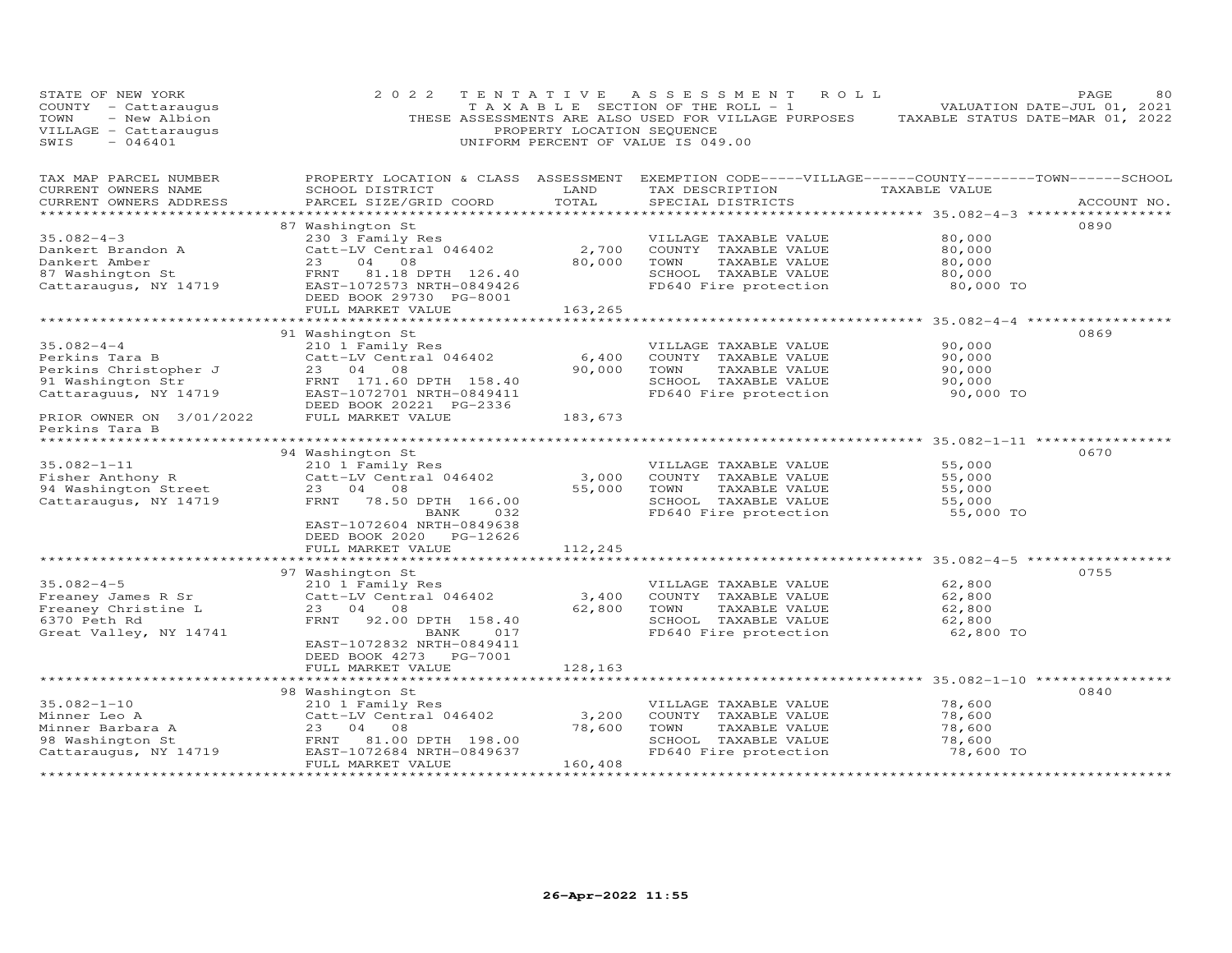STATE OF NEW YORK
COUNTY - Cattaraugus
TOWN - New Albion
VILLAGE - Cattaraugus
SWIS - 046401

2022 TENTATIVE ASSESSMENT ROLL
TAXABLE SECTION OF THE ROLL - 1
THESE ASSESSMENTS ARE ALSO USED FOR VILLAGE PURPOSES
PROPERTY LOCATION SEQUENCE
UNIFORM PERCENT OF VALUE IS 049.00

VALUATION DATE-JUL 01, 2021
TAXABLE STATUS DATE-MAR 01, 2022

| TAX MAP PARCEL NUMBER / CURRENT OWNERS NAME / CURRENT OWNERS ADDRESS | PROPERTY LOCATION & CLASS / SCHOOL DISTRICT / PARCEL SIZE/GRID COORD | ASSESSMENT LAND | TOTAL | EXEMPTION CODE / TAX DESCRIPTION / SPECIAL DISTRICTS | TAXABLE VALUE | ACCOUNT NO. |
|---|---|---|---|---|---|---|
| 35.082-4-3 | 87 Washington St | | | | | 0890 |
| Dankert Brandon A | 230 3 Family Res | | | VILLAGE TAXABLE VALUE | 80,000 | |
| Dankert Amber | Catt-LV Central 046402 | 2,700 | | COUNTY TAXABLE VALUE | 80,000 | |
| 87 Washington St | 23 04 08 | | 80,000 | TOWN TAXABLE VALUE | 80,000 | |
| Cattaraugus, NY 14719 | FRNT 81.18 DPTH 126.40 | | | SCHOOL TAXABLE VALUE | 80,000 | |
| | EAST-1072573 NRTH-0849426 | | | FD640 Fire protection | 80,000 TO | |
| | DEED BOOK 29730 PG-8001 | | | | | |
| | FULL MARKET VALUE | | 163,265 | | | |
| 35.082-4-4 | 91 Washington St | | | | | 0869 |
| Perkins Tara B | 210 1 Family Res | | | VILLAGE TAXABLE VALUE | 90,000 | |
| Perkins Christopher J | Catt-LV Central 046402 | 6,400 | | COUNTY TAXABLE VALUE | 90,000 | |
| 91 Washington Str | 23 04 08 | | 90,000 | TOWN TAXABLE VALUE | 90,000 | |
| Cattaraguus, NY 14719 | FRNT 171.60 DPTH 158.40 | | | SCHOOL TAXABLE VALUE | 90,000 | |
| | EAST-1072701 NRTH-0849411 | | | FD640 Fire protection | 90,000 TO | |
| | DEED BOOK 20221 PG-2336 | | | | | |
| PRIOR OWNER ON 3/01/2022 | FULL MARKET VALUE | | 183,673 | | | |
| Perkins Tara B | | | | | | |
| 35.082-1-11 | 94 Washington St | | | | | 0670 |
| Fisher Anthony R | 210 1 Family Res | | | VILLAGE TAXABLE VALUE | 55,000 | |
| 94 Washington Street | Catt-LV Central 046402 | 3,000 | | COUNTY TAXABLE VALUE | 55,000 | |
| Cattaraugus, NY 14719 | 23 04 08 | | 55,000 | TOWN TAXABLE VALUE | 55,000 | |
| | FRNT 78.50 DPTH 166.00 | | | SCHOOL TAXABLE VALUE | 55,000 | |
| | BANK 032 | | | FD640 Fire protection | 55,000 TO | |
| | EAST-1072604 NRTH-0849638 | | | | | |
| | DEED BOOK 2020 PG-12626 | | | | | |
| | FULL MARKET VALUE | | 112,245 | | | |
| 35.082-4-5 | 97 Washington St | | | | | 0755 |
| Freaney James R Sr | 210 1 Family Res | | | VILLAGE TAXABLE VALUE | 62,800 | |
| Freaney Christine L | Catt-LV Central 046402 | 3,400 | | COUNTY TAXABLE VALUE | 62,800 | |
| 6370 Peth Rd | 23 04 08 | | 62,800 | TOWN TAXABLE VALUE | 62,800 | |
| Great Valley, NY 14741 | FRNT 92.00 DPTH 158.40 | | | SCHOOL TAXABLE VALUE | 62,800 | |
| | BANK 017 | | | FD640 Fire protection | 62,800 TO | |
| | EAST-1072832 NRTH-0849411 | | | | | |
| | DEED BOOK 4273 PG-7001 | | | | | |
| | FULL MARKET VALUE | | 128,163 | | | |
| 35.082-1-10 | 98 Washington St | | | | | 0840 |
| Minner Leo A | 210 1 Family Res | | | VILLAGE TAXABLE VALUE | 78,600 | |
| Minner Barbara A | Catt-LV Central 046402 | 3,200 | | COUNTY TAXABLE VALUE | 78,600 | |
| 98 Washington St | 23 04 08 | | 78,600 | TOWN TAXABLE VALUE | 78,600 | |
| Cattaraugus, NY 14719 | FRNT 81.00 DPTH 198.00 | | | SCHOOL TAXABLE VALUE | 78,600 | |
| | EAST-1072684 NRTH-0849637 | | | FD640 Fire protection | 78,600 TO | |
| | FULL MARKET VALUE | | 160,408 | | | |

26-Apr-2022 11:55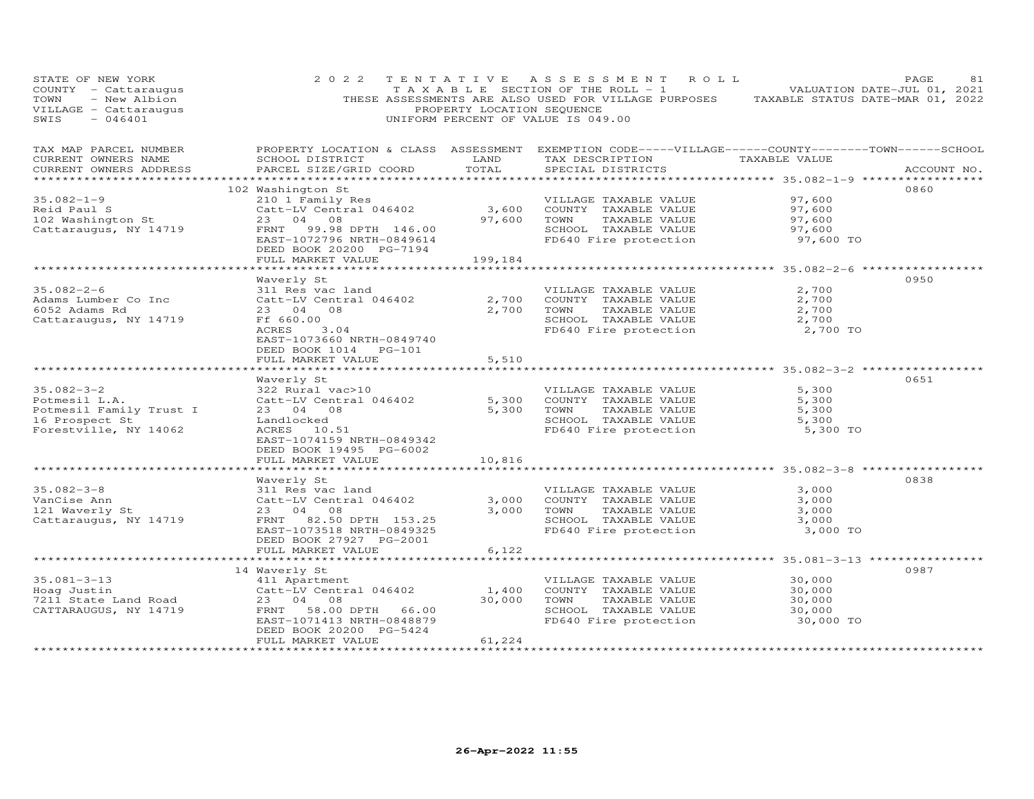STATE OF NEW YORK 2 0 2 2 T E N T A T I V E A S S E S S M E N T R O L L
COUNTY - Cattaraugus T A X A B L E SECTION OF THE ROLL - 1 VALUATION DATE-JUL 01, 2021
TOWN - New Albion THESE ASSESSMENTS ARE ALSO USED FOR VILLAGE PURPOSES TAXABLE STATUS DATE-MAR 01, 2022
VILLAGE - Cattaraugus PROPERTY LOCATION SEQUENCE
SWIS - 046401 UNIFORM PERCENT OF VALUE IS 049.00

| TAX MAP PARCEL NUMBER / CURRENT OWNERS NAME / CURRENT OWNERS ADDRESS | PROPERTY LOCATION & CLASS / SCHOOL DISTRICT / PARCEL SIZE/GRID COORD | ASSESSMENT LAND / TOTAL | EXEMPTION CODE-----VILLAGE------COUNTY--------TOWN------SCHOOL / TAX DESCRIPTION / SPECIAL DISTRICTS | TAXABLE VALUE | ACCOUNT NO. |
|---|---|---|---|---|---|
| | 102 Washington St | | | | 0860 |
| 35.082-1-9 | 210 1 Family Res | | VILLAGE TAXABLE VALUE | 97,600 | |
| Reid Paul S | Catt-LV Central 046402 | 3,600 | COUNTY TAXABLE VALUE | 97,600 | |
| 102 Washington St | 23 04 08 | 97,600 | TOWN TAXABLE VALUE | 97,600 | |
| Cattaraugus, NY 14719 | FRNT 99.98 DPTH 146.00 | | SCHOOL TAXABLE VALUE | 97,600 | |
| | EAST-1072796 NRTH-0849614 | | FD640 Fire protection | 97,600 TO | |
| | DEED BOOK 20200 PG-7194 | | | | |
| | FULL MARKET VALUE | 199,184 | | | |
| | Waverly St | | | | 0950 |
| 35.082-2-6 | 311 Res vac land | | VILLAGE TAXABLE VALUE | 2,700 | |
| Adams Lumber Co Inc | Catt-LV Central 046402 | 2,700 | COUNTY TAXABLE VALUE | 2,700 | |
| 6052 Adams Rd | 23 04 08 | 2,700 | TOWN TAXABLE VALUE | 2,700 | |
| Cattaraugus, NY 14719 | Ff 660.00 | | SCHOOL TAXABLE VALUE | 2,700 | |
| | ACRES 3.04 | | FD640 Fire protection | 2,700 TO | |
| | EAST-1073660 NRTH-0849740 | | | | |
| | DEED BOOK 1014 PG-101 | | | | |
| | FULL MARKET VALUE | 5,510 | | | |
| | Waverly St | | | | 0651 |
| 35.082-3-2 | 322 Rural vac>10 | | VILLAGE TAXABLE VALUE | 5,300 | |
| Potmesil L.A. | Catt-LV Central 046402 | 5,300 | COUNTY TAXABLE VALUE | 5,300 | |
| Potmesil Family Trust I | 23 04 08 | 5,300 | TOWN TAXABLE VALUE | 5,300 | |
| 16 Prospect St | Landlocked | | SCHOOL TAXABLE VALUE | 5,300 | |
| Forestville, NY 14062 | ACRES 10.51 | | FD640 Fire protection | 5,300 TO | |
| | EAST-1074159 NRTH-0849342 | | | | |
| | DEED BOOK 19495 PG-6002 | | | | |
| | FULL MARKET VALUE | 10,816 | | | |
| | Waverly St | | | | 0838 |
| 35.082-3-8 | 311 Res vac land | | VILLAGE TAXABLE VALUE | 3,000 | |
| VanCise Ann | Catt-LV Central 046402 | 3,000 | COUNTY TAXABLE VALUE | 3,000 | |
| 121 Waverly St | 23 04 08 | 3,000 | TOWN TAXABLE VALUE | 3,000 | |
| Cattaraugus, NY 14719 | FRNT 82.50 DPTH 153.25 | | SCHOOL TAXABLE VALUE | 3,000 | |
| | EAST-1073518 NRTH-0849325 | | FD640 Fire protection | 3,000 TO | |
| | DEED BOOK 27927 PG-2001 | | | | |
| | FULL MARKET VALUE | 6,122 | | | |
| | 14 Waverly St | | | | 0987 |
| 35.081-3-13 | 411 Apartment | | VILLAGE TAXABLE VALUE | 30,000 | |
| Hoag Justin | Catt-LV Central 046402 | 1,400 | COUNTY TAXABLE VALUE | 30,000 | |
| 7211 State Land Road | 23 04 08 | 30,000 | TOWN TAXABLE VALUE | 30,000 | |
| CATTARAUGUS, NY 14719 | FRNT 58.00 DPTH 66.00 | | SCHOOL TAXABLE VALUE | 30,000 | |
| | EAST-1071413 NRTH-0848879 | | FD640 Fire protection | 30,000 TO | |
| | DEED BOOK 20200 PG-5424 | | | | |
| | FULL MARKET VALUE | 61,224 | | | |

26-Apr-2022 11:55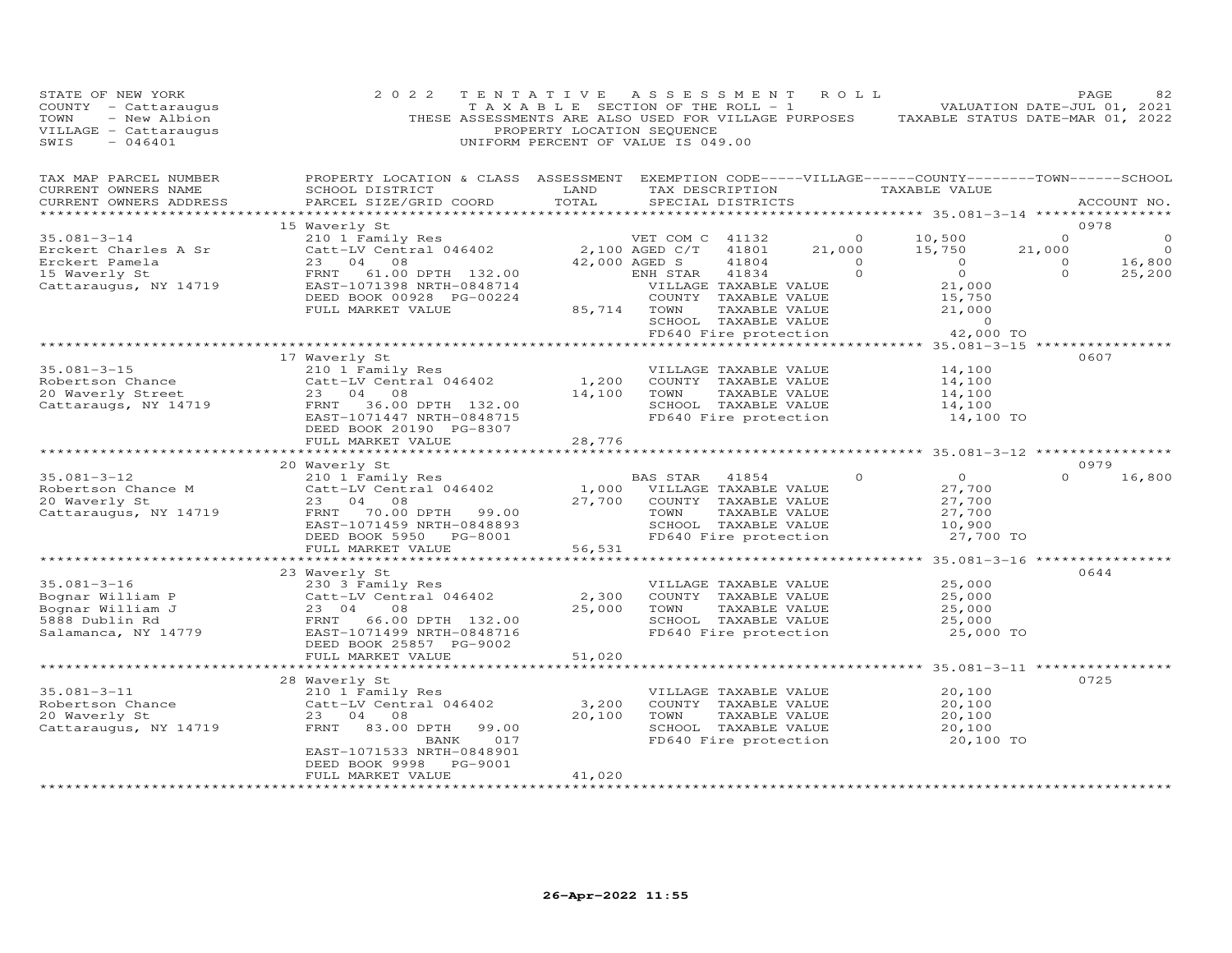STATE OF NEW YORK
COUNTY - Cattaraugus
TOWN - New Albion
VILLAGE - Cattaraugus
SWIS - 046401

2022 TENTATIVE ASSESSMENT ROLL
TAXABLE SECTION OF THE ROLL - 1
THESE ASSESSMENTS ARE ALSO USED FOR VILLAGE PURPOSES
PROPERTY LOCATION SEQUENCE
UNIFORM PERCENT OF VALUE IS 049.00

VALUATION DATE-JUL 01, 2021
TAXABLE STATUS DATE-MAR 01, 2022

| TAX MAP PARCEL NUMBER / CURRENT OWNERS NAME / CURRENT OWNERS ADDRESS | PROPERTY LOCATION & CLASS / SCHOOL DISTRICT / PARCEL SIZE/GRID COORD | ASSESSMENT LAND | ASSESSMENT TOTAL | EXEMPTION CODE / TAX DESCRIPTION / SPECIAL DISTRICTS | VILLAGE | COUNTY TAXABLE VALUE | TOWN | SCHOOL | ACCOUNT NO. |
|---|---|---|---|---|---|---|---|---|---|
| **35.081-3-14** | 15 Waverly St | | | | | | | | 0978 |
| Erckert Charles A Sr | 210 1 Family Res | | | VET COM C 41132 | 0 | 10,500 | 0 | 0 | |
| Erckert Pamela | Catt-LV Central 046402 | 2,100 | | AGED C/T 41801 | 21,000 | 15,750 | 21,000 | 0 | |
| 15 Waverly St | 23 04 08 | | 42,000 | AGED S 41804 | 0 | 0 | 0 | 16,800 | |
| Cattaraugus, NY 14719 | FRNT 61.00 DPTH 132.00 | | | ENH STAR 41834 | 0 | 0 | 0 | 25,200 | |
| | EAST-1071398 NRTH-0848714 | | | VILLAGE TAXABLE VALUE | | 21,000 | | | |
| | DEED BOOK 00928 PG-00224 | | | COUNTY TAXABLE VALUE | | 15,750 | | | |
| | FULL MARKET VALUE | | 85,714 | TOWN TAXABLE VALUE | | 21,000 | | | |
| | | | | SCHOOL TAXABLE VALUE | | 0 | | | |
| | | | | FD640 Fire protection | | 42,000 TO | | | |
| **35.081-3-15** | 17 Waverly St | | | | | | | | 0607 |
| Robertson Chance | 210 1 Family Res | | | VILLAGE TAXABLE VALUE | | 14,100 | | | |
| 20 Waverly Street | Catt-LV Central 046402 | 1,200 | | COUNTY TAXABLE VALUE | | 14,100 | | | |
| Cattaraugs, NY 14719 | 23 04 08 | | 14,100 | TOWN TAXABLE VALUE | | 14,100 | | | |
| | FRNT 36.00 DPTH 132.00 | | | SCHOOL TAXABLE VALUE | | 14,100 | | | |
| | EAST-1071447 NRTH-0848715 | | | FD640 Fire protection | | 14,100 TO | | | |
| | DEED BOOK 20190 PG-8307 | | | | | | | | |
| | FULL MARKET VALUE | | 28,776 | | | | | | |
| **35.081-3-12** | 20 Waverly St | | | | | | | | 0979 |
| Robertson Chance M | 210 1 Family Res | | | BAS STAR 41854 | 0 | 0 | 0 | 16,800 | |
| 20 Waverly St | Catt-LV Central 046402 | 1,000 | | VILLAGE TAXABLE VALUE | | 27,700 | | | |
| Cattaraugus, NY 14719 | 23 04 08 | | 27,700 | COUNTY TAXABLE VALUE | | 27,700 | | | |
| | FRNT 70.00 DPTH 99.00 | | | TOWN TAXABLE VALUE | | 27,700 | | | |
| | EAST-1071459 NRTH-0848893 | | | SCHOOL TAXABLE VALUE | | 10,900 | | | |
| | DEED BOOK 5950 PG-8001 | | | FD640 Fire protection | | 27,700 TO | | | |
| | FULL MARKET VALUE | | 56,531 | | | | | | |
| **35.081-3-16** | 23 Waverly St | | | | | | | | 0644 |
| Bognar William P | 230 3 Family Res | | | VILLAGE TAXABLE VALUE | | 25,000 | | | |
| Bognar William J | Catt-LV Central 046402 | 2,300 | | COUNTY TAXABLE VALUE | | 25,000 | | | |
| 5888 Dublin Rd | 23 04 08 | | 25,000 | TOWN TAXABLE VALUE | | 25,000 | | | |
| Salamanca, NY 14779 | FRNT 66.00 DPTH 132.00 | | | SCHOOL TAXABLE VALUE | | 25,000 | | | |
| | EAST-1071499 NRTH-0848716 | | | FD640 Fire protection | | 25,000 TO | | | |
| | DEED BOOK 25857 PG-9002 | | | | | | | | |
| | FULL MARKET VALUE | | 51,020 | | | | | | |
| **35.081-3-11** | 28 Waverly St | | | | | | | | 0725 |
| Robertson Chance | 210 1 Family Res | | | VILLAGE TAXABLE VALUE | | 20,100 | | | |
| 20 Waverly St | Catt-LV Central 046402 | 3,200 | | COUNTY TAXABLE VALUE | | 20,100 | | | |
| Cattaraugus, NY 14719 | 23 04 08 | | 20,100 | TOWN TAXABLE VALUE | | 20,100 | | | |
| | FRNT 83.00 DPTH 99.00 | | | SCHOOL TAXABLE VALUE | | 20,100 | | | |
| | BANK 017 | | | FD640 Fire protection | | 20,100 TO | | | |
| | EAST-1071533 NRTH-0848901 | | | | | | | | |
| | DEED BOOK 9998 PG-9001 | | | | | | | | |
| | FULL MARKET VALUE | | 41,020 | | | | | | |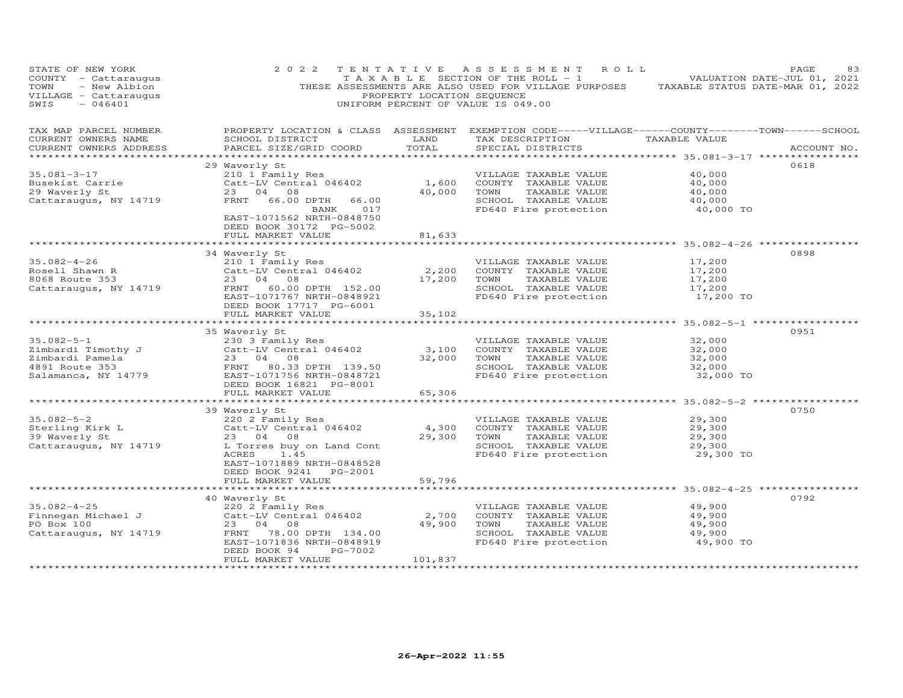STATE OF NEW YORK
COUNTY - Cattaraugus
TOWN - New Albion
VILLAGE - Cattaraugus
SWIS - 046401

2022 TENTATIVE ASSESSMENT ROLL
TAXABLE SECTION OF THE ROLL - 1
THESE ASSESSMENTS ARE ALSO USED FOR VILLAGE PURPOSES
PROPERTY LOCATION SEQUENCE
UNIFORM PERCENT OF VALUE IS 049.00

VALUATION DATE-JUL 01, 2021
TAXABLE STATUS DATE-MAR 01, 2022

| TAX MAP PARCEL NUMBER / CURRENT OWNERS NAME / CURRENT OWNERS ADDRESS | PROPERTY LOCATION & CLASS / SCHOOL DISTRICT / PARCEL SIZE/GRID COORD | ASSESSMENT LAND | TOTAL | EXEMPTION CODE-----VILLAGE------COUNTY--------TOWN------SCHOOL / TAX DESCRIPTION / SPECIAL DISTRICTS | TAXABLE VALUE | ACCOUNT NO. |
|---|---|---|---|---|---|---|
| 35.081-3-17 | 29 Waverly St | | | | | 0618 |
| | 210 1 Family Res | | | VILLAGE TAXABLE VALUE | 40,000 | |
| Busekist Carrie | Catt-LV Central 046402 | 1,600 | | COUNTY TAXABLE VALUE | 40,000 | |
| 29 Waverly St | 23 04 08 | | 40,000 | TOWN TAXABLE VALUE | 40,000 | |
| Cattaraugus, NY 14719 | FRNT 66.00 DPTH 66.00 | | | SCHOOL TAXABLE VALUE | 40,000 | |
| | BANK 017 | | | FD640 Fire protection | 40,000 TO | |
| | EAST-1071562 NRTH-0848750 | | | | | |
| | DEED BOOK 30172 PG-5002 | | | | | |
| | FULL MARKET VALUE | | 81,633 | | | |
| 35.082-4-26 | 34 Waverly St | | | | | 0898 |
| | 210 1 Family Res | | | VILLAGE TAXABLE VALUE | 17,200 | |
| Rosell Shawn R | Catt-LV Central 046402 | 2,200 | | COUNTY TAXABLE VALUE | 17,200 | |
| 8068 Route 353 | 23 04 08 | | 17,200 | TOWN TAXABLE VALUE | 17,200 | |
| Cattaraugus, NY 14719 | FRNT 60.00 DPTH 152.00 | | | SCHOOL TAXABLE VALUE | 17,200 | |
| | EAST-1071767 NRTH-0848921 | | | FD640 Fire protection | 17,200 TO | |
| | DEED BOOK 17717 PG-6001 | | | | | |
| | FULL MARKET VALUE | | 35,102 | | | |
| 35.082-5-1 | 35 Waverly St | | | | | 0951 |
| | 230 3 Family Res | | | VILLAGE TAXABLE VALUE | 32,000 | |
| Zimbardi Timothy J | Catt-LV Central 046402 | 3,100 | | COUNTY TAXABLE VALUE | 32,000 | |
| Zimbardi Pamela | 23 04 08 | | 32,000 | TOWN TAXABLE VALUE | 32,000 | |
| 4891 Route 353 | FRNT 80.33 DPTH 139.50 | | | SCHOOL TAXABLE VALUE | 32,000 | |
| Salamanca, NY 14779 | EAST-1071756 NRTH-0848721 | | | FD640 Fire protection | 32,000 TO | |
| | DEED BOOK 16821 PG-8001 | | | | | |
| | FULL MARKET VALUE | | 65,306 | | | |
| 35.082-5-2 | 39 Waverly St | | | | | 0750 |
| | 220 2 Family Res | | | VILLAGE TAXABLE VALUE | 29,300 | |
| Sterling Kirk L | Catt-LV Central 046402 | 4,300 | | COUNTY TAXABLE VALUE | 29,300 | |
| 39 Waverly St | 23 04 08 | | 29,300 | TOWN TAXABLE VALUE | 29,300 | |
| Cattaraugus, NY 14719 | L Torres buy on Land Cont | | | SCHOOL TAXABLE VALUE | 29,300 | |
| | ACRES 1.45 | | | FD640 Fire protection | 29,300 TO | |
| | EAST-1071889 NRTH-0848528 | | | | | |
| | DEED BOOK 9241 PG-2001 | | | | | |
| | FULL MARKET VALUE | | 59,796 | | | |
| 35.082-4-25 | 40 Waverly St | | | | | 0792 |
| | 220 2 Family Res | | | VILLAGE TAXABLE VALUE | 49,900 | |
| Finnegan Michael J | Catt-LV Central 046402 | 2,700 | | COUNTY TAXABLE VALUE | 49,900 | |
| PO Box 100 | 23 04 08 | | 49,900 | TOWN TAXABLE VALUE | 49,900 | |
| Cattaraugus, NY 14719 | FRNT 78.00 DPTH 134.00 | | | SCHOOL TAXABLE VALUE | 49,900 | |
| | EAST-1071836 NRTH-0848919 | | | FD640 Fire protection | 49,900 TO | |
| | DEED BOOK 94 PG-7002 | | | | | |
| | FULL MARKET VALUE | | 101,837 | | | |

26-Apr-2022 11:55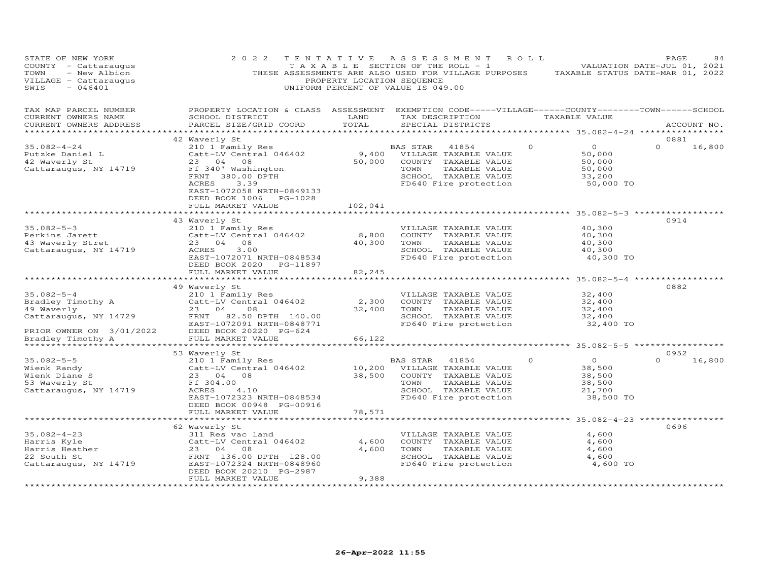STATE OF NEW YORK
COUNTY - Cattaraugus
TOWN - New Albion
VILLAGE - Cattaraugus
SWIS - 046401

2022 TENTATIVE ASSESSMENT ROLL
TAXABLE SECTION OF THE ROLL - 1
THESE ASSESSMENTS ARE ALSO USED FOR VILLAGE PURPOSES
PROPERTY LOCATION SEQUENCE
UNIFORM PERCENT OF VALUE IS 049.00

VALUATION DATE-JUL 01, 2021
TAXABLE STATUS DATE-MAR 01, 2022

| TAX MAP PARCEL NUMBER / CURRENT OWNERS NAME / CURRENT OWNERS ADDRESS | PROPERTY LOCATION & CLASS / SCHOOL DISTRICT / PARCEL SIZE/GRID COORD | ASSESSMENT LAND | TOTAL | EXEMPTION CODE / TAX DESCRIPTION / SPECIAL DISTRICTS | VILLAGE | COUNTY / TAXABLE VALUE | TOWN | SCHOOL | ACCOUNT NO. |
|---|---|---|---|---|---|---|---|---|---|
| 35.082-4-24 | 42 Waverly St | | | | | | | | 0881 |
| 35.082-4-24 | 210 1 Family Res | | | BAS STAR 41854 | 0 | 0 | 0 | 16,800 | |
| Putzke Daniel L | Catt-LV Central 046402 | 9,400 | | VILLAGE TAXABLE VALUE | | 50,000 | | | |
| 42 Waverly St | 23 04 08 | | 50,000 | COUNTY TAXABLE VALUE | | 50,000 | | | |
| Cattaraugus, NY 14719 | Ff 340' Washington | | | TOWN TAXABLE VALUE | | 50,000 | | | |
| | FRNT 380.00 DPTH | | | SCHOOL TAXABLE VALUE | | 33,200 | | | |
| | ACRES 3.39 | | | FD640 Fire protection | | 50,000 TO | | | |
| | EAST-1072058 NRTH-0849133 | | | | | | | | |
| | DEED BOOK 1006 PG-1028 | | | | | | | | |
| | FULL MARKET VALUE | | 102,041 | | | | | | |
| 35.082-5-3 | 43 Waverly St | | | | | | | | 0914 |
| 35.082-5-3 | 210 1 Family Res | | | VILLAGE TAXABLE VALUE | | 40,300 | | | |
| Perkins Jarett | Catt-LV Central 046402 | 8,800 | | COUNTY TAXABLE VALUE | | 40,300 | | | |
| 43 Waverly Stret | 23 04 08 | | 40,300 | TOWN TAXABLE VALUE | | 40,300 | | | |
| Cattaraugus, NY 14719 | ACRES 3.00 | | | SCHOOL TAXABLE VALUE | | 40,300 | | | |
| | EAST-1072071 NRTH-0848534 | | | FD640 Fire protection | | 40,300 TO | | | |
| | DEED BOOK 2020 PG-11897 | | | | | | | | |
| | FULL MARKET VALUE | | 82,245 | | | | | | |
| 35.082-5-4 | 49 Waverly St | | | | | | | | 0882 |
| 35.082-5-4 | 210 1 Family Res | | | VILLAGE TAXABLE VALUE | | 32,400 | | | |
| Bradley Timothy A | Catt-LV Central 046402 | 2,300 | | COUNTY TAXABLE VALUE | | 32,400 | | | |
| 49 Waverly | 23 04 08 | | 32,400 | TOWN TAXABLE VALUE | | 32,400 | | | |
| Cattaraugus, NY 14729 | FRNT 82.50 DPTH 140.00 | | | SCHOOL TAXABLE VALUE | | 32,400 | | | |
| | EAST-1072091 NRTH-0848771 | | | FD640 Fire protection | | 32,400 TO | | | |
| PRIOR OWNER ON 3/01/2022 | DEED BOOK 20220 PG-624 | | | | | | | | |
| Bradley Timothy A | FULL MARKET VALUE | | 66,122 | | | | | | |
| 35.082-5-5 | 53 Waverly St | | | | | | | | 0952 |
| 35.082-5-5 | 210 1 Family Res | | | BAS STAR 41854 | 0 | 0 | 0 | 16,800 | |
| Wienk Randy | Catt-LV Central 046402 | 10,200 | | VILLAGE TAXABLE VALUE | | 38,500 | | | |
| Wienk Diane S | 23 04 08 | | 38,500 | COUNTY TAXABLE VALUE | | 38,500 | | | |
| 53 Waverly St | Ff 304.00 | | | TOWN TAXABLE VALUE | | 38,500 | | | |
| Cattaraugus, NY 14719 | ACRES 4.10 | | | SCHOOL TAXABLE VALUE | | 21,700 | | | |
| | EAST-1072323 NRTH-0848534 | | | FD640 Fire protection | | 38,500 TO | | | |
| | DEED BOOK 00948 PG-00916 | | | | | | | | |
| | FULL MARKET VALUE | | 78,571 | | | | | | |
| 35.082-4-23 | 62 Waverly St | | | | | | | | 0696 |
| 35.082-4-23 | 311 Res vac land | | | VILLAGE TAXABLE VALUE | | 4,600 | | | |
| Harris Kyle | Catt-LV Central 046402 | 4,600 | | COUNTY TAXABLE VALUE | | 4,600 | | | |
| Harris Heather | 23 04 08 | | 4,600 | TOWN TAXABLE VALUE | | 4,600 | | | |
| 22 South St | FRNT 136.00 DPTH 128.00 | | | SCHOOL TAXABLE VALUE | | 4,600 | | | |
| Cattaraugus, NY 14719 | EAST-1072324 NRTH-0848960 | | | FD640 Fire protection | | 4,600 TO | | | |
| | DEED BOOK 20210 PG-2987 | | | | | | | | |
| | FULL MARKET VALUE | | 9,388 | | | | | | |

26-Apr-2022 11:55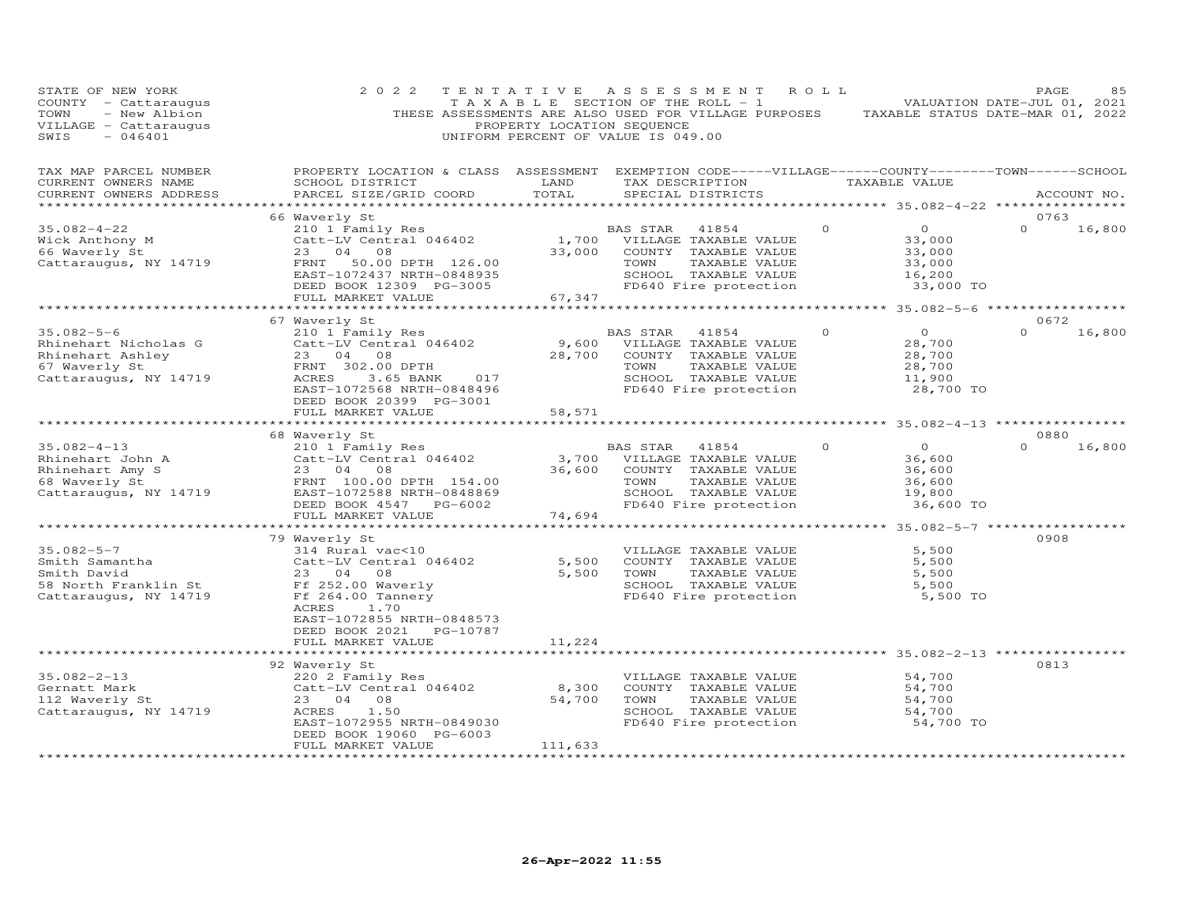STATE OF NEW YORK
COUNTY - Cattaraugus
TOWN - New Albion
VILLAGE - Cattaraugus
SWIS - 046401

2022 TENTATIVE ASSESSMENT ROLL
TAXABLE SECTION OF THE ROLL - 1
THESE ASSESSMENTS ARE ALSO USED FOR VILLAGE PURPOSES
PROPERTY LOCATION SEQUENCE
UNIFORM PERCENT OF VALUE IS 049.00

VALUATION DATE-JUL 01, 2021
TAXABLE STATUS DATE-MAR 01, 2022

| TAX MAP PARCEL NUMBER / CURRENT OWNERS NAME / CURRENT OWNERS ADDRESS | PROPERTY LOCATION & CLASS / SCHOOL DISTRICT / PARCEL SIZE/GRID COORD | ASSESSMENT LAND | TOTAL | EXEMPTION CODE-----VILLAGE------COUNTY--------TOWN------SCHOOL / TAX DESCRIPTION / SPECIAL DISTRICTS | TAXABLE VALUE | ACCOUNT NO. |
|---|---|---|---|---|---|---|
| **35.082-4-22** | 66 Waverly St | | | | | 0763 |
| 35.082-4-22 | 210 1 Family Res | | | BAS STAR 41854 0 | 0 | 0 16,800 |
| Wick Anthony M | Catt-LV Central 046402 | 1,700 | | VILLAGE TAXABLE VALUE | 33,000 | |
| 66 Waverly St | 23 04 08 | | 33,000 | COUNTY TAXABLE VALUE | 33,000 | |
| Cattaraugus, NY 14719 | FRNT 50.00 DPTH 126.00 | | | TOWN TAXABLE VALUE | 33,000 | |
| | EAST-1072437 NRTH-0848935 | | | SCHOOL TAXABLE VALUE | 16,200 | |
| | DEED BOOK 12309 PG-3005 | | | FD640 Fire protection | 33,000 TO | |
| | FULL MARKET VALUE | | 67,347 | | | |
| **35.082-5-6** | 67 Waverly St | | | | | 0672 |
| 35.082-5-6 | 210 1 Family Res | | | BAS STAR 41854 0 | 0 | 0 16,800 |
| Rhinehart Nicholas G | Catt-LV Central 046402 | 9,600 | | VILLAGE TAXABLE VALUE | 28,700 | |
| Rhinehart Ashley | 23 04 08 | | 28,700 | COUNTY TAXABLE VALUE | 28,700 | |
| 67 Waverly St | FRNT 302.00 DPTH | | | TOWN TAXABLE VALUE | 28,700 | |
| Cattaraugus, NY 14719 | ACRES 3.65 BANK 017 | | | SCHOOL TAXABLE VALUE | 11,900 | |
| | EAST-1072568 NRTH-0848496 | | | FD640 Fire protection | 28,700 TO | |
| | DEED BOOK 20399 PG-3001 | | | | | |
| | FULL MARKET VALUE | | 58,571 | | | |
| **35.082-4-13** | 68 Waverly St | | | | | 0880 |
| 35.082-4-13 | 210 1 Family Res | | | BAS STAR 41854 0 | 0 | 0 16,800 |
| Rhinehart John A | Catt-LV Central 046402 | 3,700 | | VILLAGE TAXABLE VALUE | 36,600 | |
| Rhinehart Amy S | 23 04 08 | | 36,600 | COUNTY TAXABLE VALUE | 36,600 | |
| 68 Waverly St | FRNT 100.00 DPTH 154.00 | | | TOWN TAXABLE VALUE | 36,600 | |
| Cattaraugus, NY 14719 | EAST-1072588 NRTH-0848869 | | | SCHOOL TAXABLE VALUE | 19,800 | |
| | DEED BOOK 4547 PG-6002 | | | FD640 Fire protection | 36,600 TO | |
| | FULL MARKET VALUE | | 74,694 | | | |
| **35.082-5-7** | 79 Waverly St | | | | | 0908 |
| 35.082-5-7 | 314 Rural vac<10 | | | VILLAGE TAXABLE VALUE | 5,500 | |
| Smith Samantha | Catt-LV Central 046402 | 5,500 | | COUNTY TAXABLE VALUE | 5,500 | |
| Smith David | 23 04 08 | | 5,500 | TOWN TAXABLE VALUE | 5,500 | |
| 58 North Franklin St | Ff 252.00 Waverly | | | SCHOOL TAXABLE VALUE | 5,500 | |
| Cattaraugus, NY 14719 | Ff 264.00 Tannery | | | FD640 Fire protection | 5,500 TO | |
| | ACRES 1.70 | | | | | |
| | EAST-1072855 NRTH-0848573 | | | | | |
| | DEED BOOK 2021 PG-10787 | | | | | |
| | FULL MARKET VALUE | | 11,224 | | | |
| **35.082-2-13** | 92 Waverly St | | | | | 0813 |
| 35.082-2-13 | 220 2 Family Res | | | VILLAGE TAXABLE VALUE | 54,700 | |
| Gernatt Mark | Catt-LV Central 046402 | 8,300 | | COUNTY TAXABLE VALUE | 54,700 | |
| 112 Waverly St | 23 04 08 | | 54,700 | TOWN TAXABLE VALUE | 54,700 | |
| Cattaraugus, NY 14719 | ACRES 1.50 | | | SCHOOL TAXABLE VALUE | 54,700 | |
| | EAST-1072955 NRTH-0849030 | | | FD640 Fire protection | 54,700 TO | |
| | DEED BOOK 19060 PG-6003 | | | | | |
| | FULL MARKET VALUE | | 111,633 | | | |

26-Apr-2022 11:55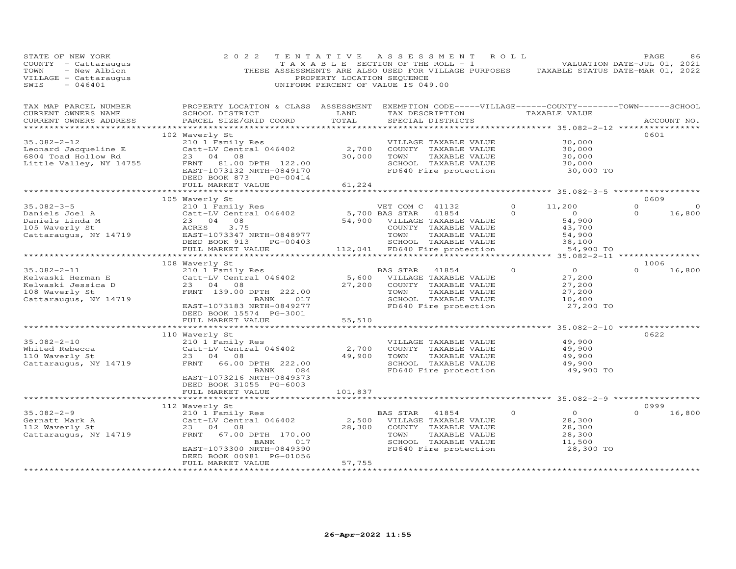STATE OF NEW YORK
COUNTY - Cattaraugus
TOWN - New Albion
VILLAGE - Cattaraugus
SWIS - 046401

2022 TENTATIVE ASSESSMENT ROLL
TAXABLE SECTION OF THE ROLL - 1
THESE ASSESSMENTS ARE ALSO USED FOR VILLAGE PURPOSES
PROPERTY LOCATION SEQUENCE
UNIFORM PERCENT OF VALUE IS 049.00

VALUATION DATE-JUL 01, 2021
TAXABLE STATUS DATE-MAR 01, 2022

| TAX MAP PARCEL NUMBER / CURRENT OWNERS NAME / CURRENT OWNERS ADDRESS | PROPERTY LOCATION & CLASS / SCHOOL DISTRICT / PARCEL SIZE/GRID COORD | ASSESSMENT LAND / TOTAL | EXEMPTION CODE-----VILLAGE------COUNTY--------TOWN------SCHOOL / TAX DESCRIPTION / SPECIAL DISTRICTS | TAXABLE VALUE | ACCOUNT NO. |
|---|---|---|---|---|---|
| **35.082-2-12** | 102 Waverly St | | | | 0601 |
| 35.082-2-12 | 210 1 Family Res | | VILLAGE TAXABLE VALUE | 30,000 | |
| Leonard Jacqueline E | Catt-LV Central 046402 | 2,700 | COUNTY TAXABLE VALUE | 30,000 | |
| 6804 Toad Hollow Rd | 23 04 08 | 30,000 | TOWN TAXABLE VALUE | 30,000 | |
| Little Valley, NY 14755 | FRNT 81.00 DPTH 122.00 | | SCHOOL TAXABLE VALUE | 30,000 | |
| | EAST-1073132 NRTH-0849170 | | FD640 Fire protection | 30,000 TO | |
| | DEED BOOK 873 PG-00414 | | | | |
| | FULL MARKET VALUE | 61,224 | | | |
| **35.082-3-5** | 105 Waverly St | | | | 0609 |
| 35.082-3-5 | 210 1 Family Res | | VET COM C 41132 | 0 / 11,200 / 0 / 0 | |
| Daniels Joel A | Catt-LV Central 046402 | 5,700 | BAS STAR 41854 | 0 / 0 / 0 / 16,800 | |
| Daniels Linda M | 23 04 08 | 54,900 | VILLAGE TAXABLE VALUE | 54,900 | |
| 105 Waverly St | ACRES 3.75 | | COUNTY TAXABLE VALUE | 43,700 | |
| Cattaraugus, NY 14719 | EAST-1073347 NRTH-0848977 | | TOWN TAXABLE VALUE | 54,900 | |
| | DEED BOOK 913 PG-00403 | | SCHOOL TAXABLE VALUE | 38,100 | |
| | FULL MARKET VALUE | 112,041 | FD640 Fire protection | 54,900 TO | |
| **35.082-2-11** | 108 Waverly St | | | | 1006 |
| 35.082-2-11 | 210 1 Family Res | | BAS STAR 41854 | 0 / 0 / 0 / 16,800 | |
| Kelwaski Herman E | Catt-LV Central 046402 | 5,600 | VILLAGE TAXABLE VALUE | 27,200 | |
| Kelwaski Jessica D | 23 04 08 | 27,200 | COUNTY TAXABLE VALUE | 27,200 | |
| 108 Waverly St | FRNT 139.00 DPTH 222.00 | | TOWN TAXABLE VALUE | 27,200 | |
| Cattaraugus, NY 14719 | BANK 017 | | SCHOOL TAXABLE VALUE | 10,400 | |
| | EAST-1073183 NRTH-0849277 | | FD640 Fire protection | 27,200 TO | |
| | DEED BOOK 15574 PG-3001 | | | | |
| | FULL MARKET VALUE | 55,510 | | | |
| **35.082-2-10** | 110 Waverly St | | | | 0622 |
| 35.082-2-10 | 210 1 Family Res | | VILLAGE TAXABLE VALUE | 49,900 | |
| Whited Rebecca | Catt-LV Central 046402 | 2,700 | COUNTY TAXABLE VALUE | 49,900 | |
| 110 Waverly St | 23 04 08 | 49,900 | TOWN TAXABLE VALUE | 49,900 | |
| Cattaraugus, NY 14719 | FRNT 66.00 DPTH 222.00 | | SCHOOL TAXABLE VALUE | 49,900 | |
| | BANK 084 | | FD640 Fire protection | 49,900 TO | |
| | EAST-1073216 NRTH-0849373 | | | | |
| | DEED BOOK 31055 PG-6003 | | | | |
| | FULL MARKET VALUE | 101,837 | | | |
| **35.082-2-9** | 112 Waverly St | | | | 0999 |
| 35.082-2-9 | 210 1 Family Res | | BAS STAR 41854 | 0 / 0 / 0 / 16,800 | |
| Gernatt Mark A | Catt-LV Central 046402 | 2,500 | VILLAGE TAXABLE VALUE | 28,300 | |
| 112 Waverly St | 23 04 08 | 28,300 | COUNTY TAXABLE VALUE | 28,300 | |
| Cattaraugus, NY 14719 | FRNT 67.00 DPTH 170.00 | | TOWN TAXABLE VALUE | 28,300 | |
| | BANK 017 | | SCHOOL TAXABLE VALUE | 11,500 | |
| | EAST-1073300 NRTH-0849390 | | FD640 Fire protection | 28,300 TO | |
| | DEED BOOK 00981 PG-01056 | | | | |
| | FULL MARKET VALUE | 57,755 | | | |

26-Apr-2022 11:55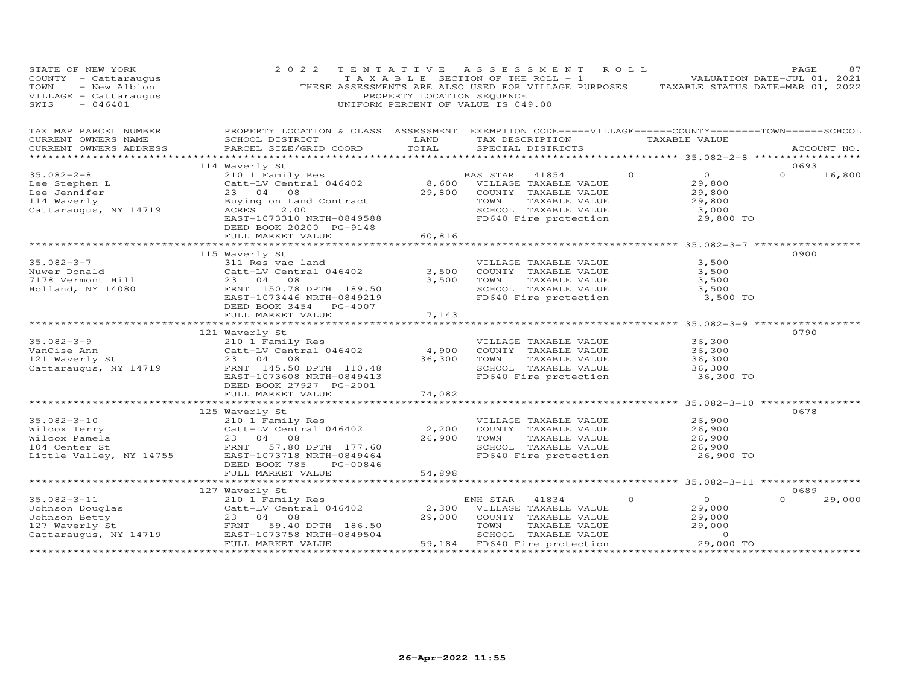STATE OF NEW YORK
COUNTY - Cattaraugus
TOWN - New Albion
VILLAGE - Cattaraugus
SWIS - 046401

2022 TENTATIVE ASSESSMENT ROLL
TAXABLE SECTION OF THE ROLL - 1
THESE ASSESSMENTS ARE ALSO USED FOR VILLAGE PURPOSES
PROPERTY LOCATION SEQUENCE
UNIFORM PERCENT OF VALUE IS 049.00

VALUATION DATE-JUL 01, 2021
TAXABLE STATUS DATE-MAR 01, 2022

| TAX MAP PARCEL NUMBER / CURRENT OWNERS NAME / CURRENT OWNERS ADDRESS | PROPERTY LOCATION & CLASS / SCHOOL DISTRICT / PARCEL SIZE/GRID COORD | ASSESSMENT LAND / TOTAL | EXEMPTION CODE / TAX DESCRIPTION / SPECIAL DISTRICTS | VILLAGE | COUNTY TAXABLE VALUE | TOWN | SCHOOL / ACCOUNT NO. |
|---|---|---|---|---|---|---|---|
| | 114 Waverly St | | | | | | 0693 |
| 35.082-2-8 | 210 1 Family Res | | BAS STAR 41854 | 0 | 0 | 0 | 16,800 |
| Lee Stephen L | Catt-LV Central 046402 | 8,600 | VILLAGE TAXABLE VALUE | | 29,800 | | |
| Lee Jennifer | 23 04 08 | 29,800 | COUNTY TAXABLE VALUE | | 29,800 | | |
| 114 Waverly | Buying on Land Contract | | TOWN TAXABLE VALUE | | 29,800 | | |
| Cattaraugus, NY 14719 | ACRES 2.00 | | SCHOOL TAXABLE VALUE | | 13,000 | | |
| | EAST-1073310 NRTH-0849588 | | FD640 Fire protection | | 29,800 TO | | |
| | DEED BOOK 20200 PG-9148 | | | | | | |
| | FULL MARKET VALUE | 60,816 | | | | | |
| | 115 Waverly St | | | | | | 0900 |
| 35.082-3-7 | 311 Res vac land | | VILLAGE TAXABLE VALUE | | 3,500 | | |
| Nuwer Donald | Catt-LV Central 046402 | 3,500 | COUNTY TAXABLE VALUE | | 3,500 | | |
| 7178 Vermont Hill | 23 04 08 | 3,500 | TOWN TAXABLE VALUE | | 3,500 | | |
| Holland, NY 14080 | FRNT 150.78 DPTH 189.50 | | SCHOOL TAXABLE VALUE | | 3,500 | | |
| | EAST-1073446 NRTH-0849219 | | FD640 Fire protection | | 3,500 TO | | |
| | DEED BOOK 3454 PG-4007 | | | | | | |
| | FULL MARKET VALUE | 7,143 | | | | | |
| | 121 Waverly St | | | | | | 0790 |
| 35.082-3-9 | 210 1 Family Res | | VILLAGE TAXABLE VALUE | | 36,300 | | |
| VanCise Ann | Catt-LV Central 046402 | 4,900 | COUNTY TAXABLE VALUE | | 36,300 | | |
| 121 Waverly St | 23 04 08 | 36,300 | TOWN TAXABLE VALUE | | 36,300 | | |
| Cattaraugus, NY 14719 | FRNT 145.50 DPTH 110.48 | | SCHOOL TAXABLE VALUE | | 36,300 | | |
| | EAST-1073608 NRTH-0849413 | | FD640 Fire protection | | 36,300 TO | | |
| | DEED BOOK 27927 PG-2001 | | | | | | |
| | FULL MARKET VALUE | 74,082 | | | | | |
| | 125 Waverly St | | | | | | 0678 |
| 35.082-3-10 | 210 1 Family Res | | VILLAGE TAXABLE VALUE | | 26,900 | | |
| Wilcox Terry | Catt-LV Central 046402 | 2,200 | COUNTY TAXABLE VALUE | | 26,900 | | |
| Wilcox Pamela | 23 04 08 | 26,900 | TOWN TAXABLE VALUE | | 26,900 | | |
| 104 Center St | FRNT 57.80 DPTH 177.60 | | SCHOOL TAXABLE VALUE | | 26,900 | | |
| Little Valley, NY 14755 | EAST-1073718 NRTH-0849464 | | FD640 Fire protection | | 26,900 TO | | |
| | DEED BOOK 785 PG-00846 | | | | | | |
| | FULL MARKET VALUE | 54,898 | | | | | |
| | 127 Waverly St | | | | | | 0689 |
| 35.082-3-11 | 210 1 Family Res | | ENH STAR 41834 | 0 | 0 | 0 | 29,000 |
| Johnson Douglas | Catt-LV Central 046402 | 2,300 | VILLAGE TAXABLE VALUE | | 29,000 | | |
| Johnson Betty | 23 04 08 | 29,000 | COUNTY TAXABLE VALUE | | 29,000 | | |
| 127 Waverly St | FRNT 59.40 DPTH 186.50 | | TOWN TAXABLE VALUE | | 29,000 | | |
| Cattaraugus, NY 14719 | EAST-1073758 NRTH-0849504 | | SCHOOL TAXABLE VALUE | | 0 | | |
| | FULL MARKET VALUE | 59,184 | FD640 Fire protection | | 29,000 TO | | |

26-Apr-2022 11:55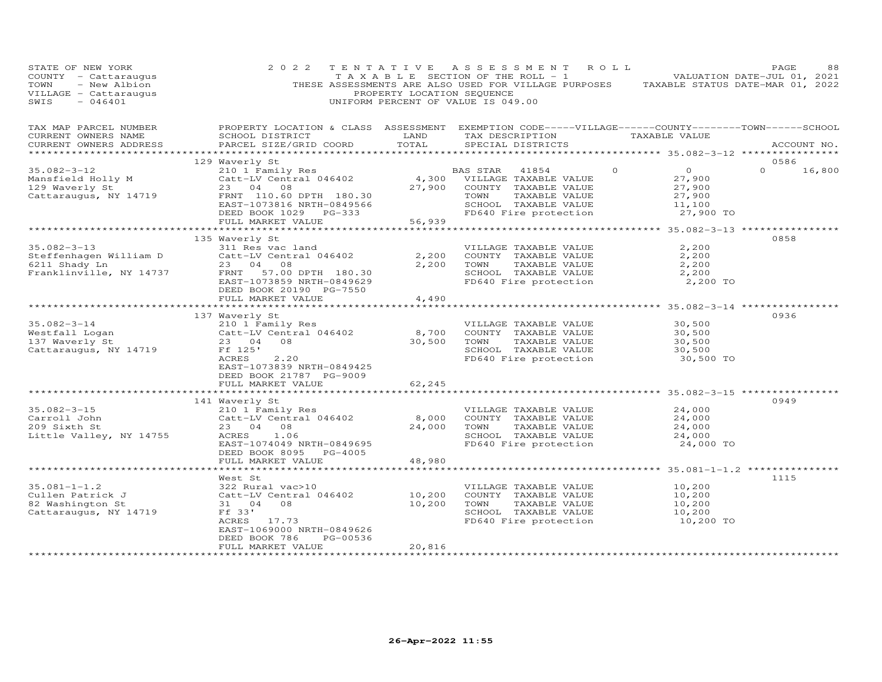STATE OF NEW YORK | COUNTY - Cattaraugus | TOWN - New Albion | VILLAGE - Cattaraugus | SWIS - 046401

2022 TENTATIVE ASSESSMENT ROLL
TAXABLE SECTION OF THE ROLL - 1
THESE ASSESSMENTS ARE ALSO USED FOR VILLAGE PURPOSES
PROPERTY LOCATION SEQUENCE
UNIFORM PERCENT OF VALUE IS 049.00

VALUATION DATE-JUL 01, 2021
TAXABLE STATUS DATE-MAR 01, 2022

| TAX MAP PARCEL NUMBER / CURRENT OWNERS NAME / CURRENT OWNERS ADDRESS | PROPERTY LOCATION & CLASS / SCHOOL DISTRICT / PARCEL SIZE/GRID COORD | ASSESSMENT LAND | ASSESSMENT TOTAL | EXEMPTION CODE / TAX DESCRIPTION / SPECIAL DISTRICTS | VILLAGE | COUNTY | TOWN | SCHOOL / TAXABLE VALUE | ACCOUNT NO. |
|---|---|---|---|---|---|---|---|---|---|
| 35.082-3-12 | 129 Waverly St | | | | | | | | 0586 |
| Mansfield Holly M | 210 1 Family Res | | | BAS STAR 41854 | 0 | 0 | 0 | 16,800 | |
| 129 Waverly St | Catt-LV Central 046402 | 4,300 | | VILLAGE TAXABLE VALUE | | | | 27,900 | |
| Cattaraugus, NY 14719 | 23 04 08 | | 27,900 | COUNTY TAXABLE VALUE | | | | 27,900 | |
| | FRNT 110.60 DPTH 180.30 | | | TOWN TAXABLE VALUE | | | | 27,900 | |
| | EAST-1073816 NRTH-0849566 | | | SCHOOL TAXABLE VALUE | | | | 11,100 | |
| | DEED BOOK 1029 PG-333 | | | FD640 Fire protection | | | | 27,900 TO | |
| | FULL MARKET VALUE | | 56,939 | | | | | | |
| 35.082-3-13 | 135 Waverly St | | | | | | | | 0858 |
| Steffenhagen William D | 311 Res vac land | | | VILLAGE TAXABLE VALUE | | | | 2,200 | |
| 6211 Shady Ln | Catt-LV Central 046402 | 2,200 | | COUNTY TAXABLE VALUE | | | | 2,200 | |
| Franklinville, NY 14737 | 23 04 08 | | 2,200 | TOWN TAXABLE VALUE | | | | 2,200 | |
| | FRNT 57.00 DPTH 180.30 | | | SCHOOL TAXABLE VALUE | | | | 2,200 | |
| | EAST-1073859 NRTH-0849629 | | | FD640 Fire protection | | | | 2,200 TO | |
| | DEED BOOK 20190 PG-7550 | | | | | | | | |
| | FULL MARKET VALUE | | 4,490 | | | | | | |
| 35.082-3-14 | 137 Waverly St | | | | | | | | 0936 |
| Westfall Logan | 210 1 Family Res | | | VILLAGE TAXABLE VALUE | | | | 30,500 | |
| 137 Waverly St | Catt-LV Central 046402 | 8,700 | | COUNTY TAXABLE VALUE | | | | 30,500 | |
| Cattaraugus, NY 14719 | 23 04 08 | | 30,500 | TOWN TAXABLE VALUE | | | | 30,500 | |
| | Ff 125' | | | SCHOOL TAXABLE VALUE | | | | 30,500 | |
| | ACRES 2.20 | | | FD640 Fire protection | | | | 30,500 TO | |
| | EAST-1073839 NRTH-0849425 | | | | | | | | |
| | DEED BOOK 21787 PG-9009 | | | | | | | | |
| | FULL MARKET VALUE | | 62,245 | | | | | | |
| 35.082-3-15 | 141 Waverly St | | | | | | | | 0949 |
| Carroll John | 210 1 Family Res | | | VILLAGE TAXABLE VALUE | | | | 24,000 | |
| 209 Sixth St | Catt-LV Central 046402 | 8,000 | | COUNTY TAXABLE VALUE | | | | 24,000 | |
| Little Valley, NY 14755 | 23 04 08 | | 24,000 | TOWN TAXABLE VALUE | | | | 24,000 | |
| | ACRES 1.06 | | | SCHOOL TAXABLE VALUE | | | | 24,000 | |
| | EAST-1074049 NRTH-0849695 | | | FD640 Fire protection | | | | 24,000 TO | |
| | DEED BOOK 8095 PG-4005 | | | | | | | | |
| | FULL MARKET VALUE | | 48,980 | | | | | | |
| 35.081-1-1.2 | West St | | | | | | | | 1115 |
| Cullen Patrick J | 322 Rural vac>10 | | | VILLAGE TAXABLE VALUE | | | | 10,200 | |
| 82 Washington St | Catt-LV Central 046402 | 10,200 | | COUNTY TAXABLE VALUE | | | | 10,200 | |
| Cattaraugus, NY 14719 | 31 04 08 | | 10,200 | TOWN TAXABLE VALUE | | | | 10,200 | |
| | Ff 33' | | | SCHOOL TAXABLE VALUE | | | | 10,200 | |
| | ACRES 17.73 | | | FD640 Fire protection | | | | 10,200 TO | |
| | EAST-1069000 NRTH-0849626 | | | | | | | | |
| | DEED BOOK 786 PG-00536 | | | | | | | | |
| | FULL MARKET VALUE | | 20,816 | | | | | | |

26-Apr-2022 11:55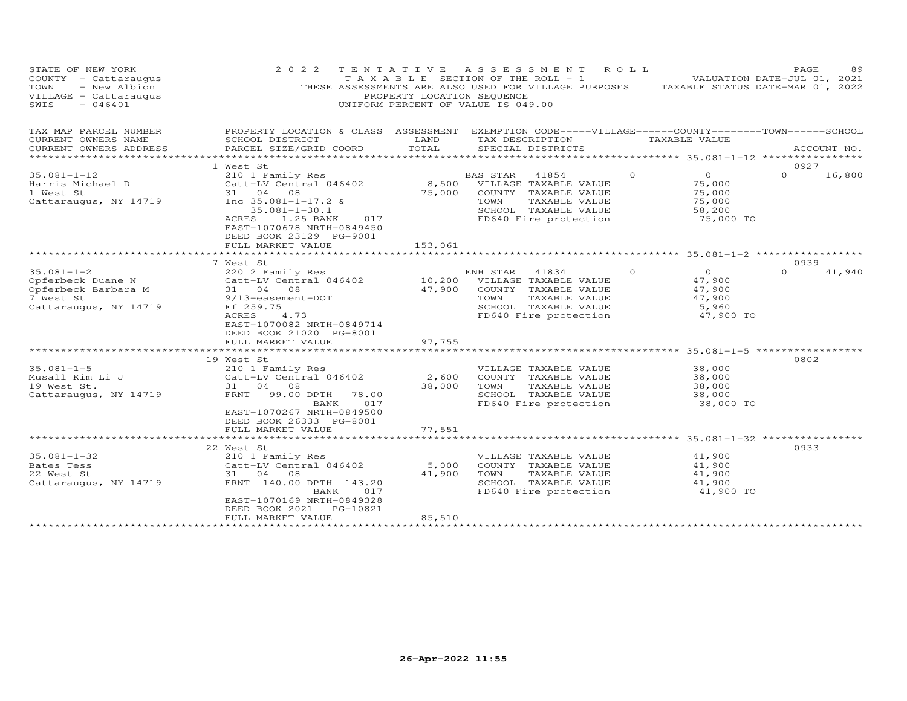STATE OF NEW YORK
COUNTY - Cattaraugus
TOWN - New Albion
VILLAGE - Cattaraugus
SWIS - 046401

2022 TENTATIVE ASSESSMENT ROLL
TAXABLE SECTION OF THE ROLL - 1
THESE ASSESSMENTS ARE ALSO USED FOR VILLAGE PURPOSES
PROPERTY LOCATION SEQUENCE
UNIFORM PERCENT OF VALUE IS 049.00

VALUATION DATE-JUL 01, 2021
TAXABLE STATUS DATE-MAR 01, 2022

| TAX MAP PARCEL NUMBER / CURRENT OWNERS NAME / CURRENT OWNERS ADDRESS | PROPERTY LOCATION & CLASS / SCHOOL DISTRICT / PARCEL SIZE/GRID COORD | ASSESSMENT LAND / TOTAL | EXEMPTION CODE / TAX DESCRIPTION / SPECIAL DISTRICTS | VILLAGE | COUNTY TAXABLE VALUE | TOWN | SCHOOL / ACCOUNT NO. |
|---|---|---|---|---|---|---|---|
| | 1 West St | | | | | | 0927 |
| 35.081-1-12 | 210 1 Family Res | | BAS STAR 41854 | 0 | 0 | 0 | 16,800 |
| Harris Michael D | Catt-LV Central 046402 | 8,500 | VILLAGE TAXABLE VALUE | | 75,000 | | |
| 1 West St | 31 04 08 | 75,000 | COUNTY TAXABLE VALUE | | 75,000 | | |
| Cattaraugus, NY 14719 | Inc 35.081-1-17.2 & | | TOWN TAXABLE VALUE | | 75,000 | | |
| | 35.081-1-30.1 | | SCHOOL TAXABLE VALUE | | 58,200 | | |
| | ACRES 1.25 BANK 017 | | FD640 Fire protection | | 75,000 TO | | |
| | EAST-1070678 NRTH-0849450 | | | | | | |
| | DEED BOOK 23129 PG-9001 | | | | | | |
| | FULL MARKET VALUE | 153,061 | | | | | |
| | 7 West St | | | | | | 0939 |
| 35.081-1-2 | 220 2 Family Res | | ENH STAR 41834 | 0 | 0 | 0 | 41,940 |
| Opferbeck Duane N | Catt-LV Central 046402 | 10,200 | VILLAGE TAXABLE VALUE | | 47,900 | | |
| Opferbeck Barbara M | 31 04 08 | 47,900 | COUNTY TAXABLE VALUE | | 47,900 | | |
| 7 West St | 9/13-easement-DOT | | TOWN TAXABLE VALUE | | 47,900 | | |
| Cattaraugus, NY 14719 | Ff 259.75 | | SCHOOL TAXABLE VALUE | | 5,960 | | |
| | ACRES 4.73 | | FD640 Fire protection | | 47,900 TO | | |
| | EAST-1070082 NRTH-0849714 | | | | | | |
| | DEED BOOK 21020 PG-8001 | | | | | | |
| | FULL MARKET VALUE | 97,755 | | | | | |
| | 19 West St | | | | | | 0802 |
| 35.081-1-5 | 210 1 Family Res | | VILLAGE TAXABLE VALUE | | 38,000 | | |
| Musall Kim Li J | Catt-LV Central 046402 | 2,600 | COUNTY TAXABLE VALUE | | 38,000 | | |
| 19 West St. | 31 04 08 | 38,000 | TOWN TAXABLE VALUE | | 38,000 | | |
| Cattaraugus, NY 14719 | FRNT 99.00 DPTH 78.00 | | SCHOOL TAXABLE VALUE | | 38,000 | | |
| | BANK 017 | | FD640 Fire protection | | 38,000 TO | | |
| | EAST-1070267 NRTH-0849500 | | | | | | |
| | DEED BOOK 26333 PG-8001 | | | | | | |
| | FULL MARKET VALUE | 77,551 | | | | | |
| | 22 West St | | | | | | 0933 |
| 35.081-1-32 | 210 1 Family Res | | VILLAGE TAXABLE VALUE | | 41,900 | | |
| Bates Tess | Catt-LV Central 046402 | 5,000 | COUNTY TAXABLE VALUE | | 41,900 | | |
| 22 West St | 31 04 08 | 41,900 | TOWN TAXABLE VALUE | | 41,900 | | |
| Cattaraugus, NY 14719 | FRNT 140.00 DPTH 143.20 | | SCHOOL TAXABLE VALUE | | 41,900 | | |
| | BANK 017 | | FD640 Fire protection | | 41,900 TO | | |
| | EAST-1070169 NRTH-0849328 | | | | | | |
| | DEED BOOK 2021 PG-10821 | | | | | | |
| | FULL MARKET VALUE | 85,510 | | | | | |

26-Apr-2022 11:55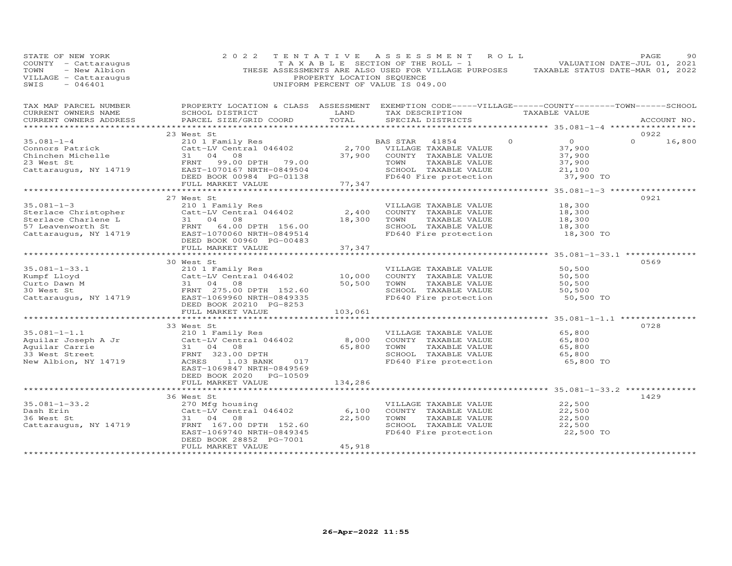STATE OF NEW YORK
COUNTY - Cattaraugus
TOWN - New Albion
VILLAGE - Cattaraugus
SWIS - 046401

2022 TENTATIVE ASSESSMENT ROLL
TAXABLE SECTION OF THE ROLL - 1
THESE ASSESSMENTS ARE ALSO USED FOR VILLAGE PURPOSES
PROPERTY LOCATION SEQUENCE
UNIFORM PERCENT OF VALUE IS 049.00

VALUATION DATE-JUL 01, 2021
TAXABLE STATUS DATE-MAR 01, 2022

| TAX MAP PARCEL NUMBER / CURRENT OWNERS NAME / CURRENT OWNERS ADDRESS | PROPERTY LOCATION & CLASS / SCHOOL DISTRICT / PARCEL SIZE/GRID COORD | ASSESSMENT LAND | TOTAL | EXEMPTION CODE / TAX DESCRIPTION / SPECIAL DISTRICTS | VILLAGE | COUNTY | TOWN | SCHOOL | ACCOUNT NO. |
|---|---|---|---|---|---|---|---|---|---|
| 35.081-1-4 | 23 West St | | | | | | | | 0922 |
| Connors Patrick | 210 1 Family Res | | | BAS STAR 41854 | 0 | 0 | 0 | 16,800 | |
| Chinchen Michelle | Catt-LV Central 046402 | 2,700 | | VILLAGE TAXABLE VALUE | 37,900 | | | | |
| 23 West St | 31 04 08 | | 37,900 | COUNTY TAXABLE VALUE | | 37,900 | | | |
| Cattaraugus, NY 14719 | FRNT 99.00 DPTH 79.00 | | | TOWN TAXABLE VALUE | | | 37,900 | | |
| | EAST-1070167 NRTH-0849504 | | | SCHOOL TAXABLE VALUE | | | | 21,100 | |
| | DEED BOOK 00984 PG-01138 | | | FD640 Fire protection | 37,900 TO | | | | |
| | FULL MARKET VALUE | | 77,347 | | | | | | |
| 35.081-1-3 | 27 West St | | | | | | | | 0921 |
| Sterlace Christopher | 210 1 Family Res | | | VILLAGE TAXABLE VALUE | 18,300 | | | | |
| Sterlace Charlene L | Catt-LV Central 046402 | 2,400 | | COUNTY TAXABLE VALUE | | 18,300 | | | |
| 57 Leavenworth St | 31 04 08 | | 18,300 | TOWN TAXABLE VALUE | | | 18,300 | | |
| Cattaraugus, NY 14719 | FRNT 64.00 DPTH 156.00 | | | SCHOOL TAXABLE VALUE | | | | 18,300 | |
| | EAST-1070060 NRTH-0849514 | | | FD640 Fire protection | 18,300 TO | | | | |
| | DEED BOOK 00960 PG-00483 | | | | | | | | |
| | FULL MARKET VALUE | | 37,347 | | | | | | |
| 35.081-1-33.1 | 30 West St | | | | | | | | 0569 |
| Kumpf Lloyd | 210 1 Family Res | | | VILLAGE TAXABLE VALUE | 50,500 | | | | |
| Curto Dawn M | Catt-LV Central 046402 | 10,000 | | COUNTY TAXABLE VALUE | | 50,500 | | | |
| 30 West St | 31 04 08 | | 50,500 | TOWN TAXABLE VALUE | | | 50,500 | | |
| Cattaraugus, NY 14719 | FRNT 275.00 DPTH 152.60 | | | SCHOOL TAXABLE VALUE | | | | 50,500 | |
| | EAST-1069960 NRTH-0849335 | | | FD640 Fire protection | 50,500 TO | | | | |
| | DEED BOOK 20210 PG-8253 | | | | | | | | |
| | FULL MARKET VALUE | | 103,061 | | | | | | |
| 35.081-1-1.1 | 33 West St | | | | | | | | 0728 |
| Aguilar Joseph A Jr | 210 1 Family Res | | | VILLAGE TAXABLE VALUE | 65,800 | | | | |
| Aguilar Carrie | Catt-LV Central 046402 | 8,000 | | COUNTY TAXABLE VALUE | | 65,800 | | | |
| 33 West Street | 31 04 08 | | 65,800 | TOWN TAXABLE VALUE | | | 65,800 | | |
| New Albion, NY 14719 | FRNT 323.00 DPTH | | | SCHOOL TAXABLE VALUE | | | | 65,800 | |
| | ACRES 1.03 BANK 017 | | | FD640 Fire protection | 65,800 TO | | | | |
| | EAST-1069847 NRTH-0849569 | | | | | | | | |
| | DEED BOOK 2020 PG-10509 | | | | | | | | |
| | FULL MARKET VALUE | | 134,286 | | | | | | |
| 35.081-1-33.2 | 36 West St | | | | | | | | 1429 |
| Dash Erin | 270 Mfg housing | | | VILLAGE TAXABLE VALUE | 22,500 | | | | |
| 36 West St | Catt-LV Central 046402 | 6,100 | | COUNTY TAXABLE VALUE | | 22,500 | | | |
| Cattaraugus, NY 14719 | 31 04 08 | | 22,500 | TOWN TAXABLE VALUE | | | 22,500 | | |
| | FRNT 167.00 DPTH 152.60 | | | SCHOOL TAXABLE VALUE | | | | 22,500 | |
| | EAST-1069740 NRTH-0849345 | | | FD640 Fire protection | 22,500 TO | | | | |
| | DEED BOOK 28852 PG-7001 | | | | | | | | |
| | FULL MARKET VALUE | | 45,918 | | | | | | |

26-Apr-2022 11:55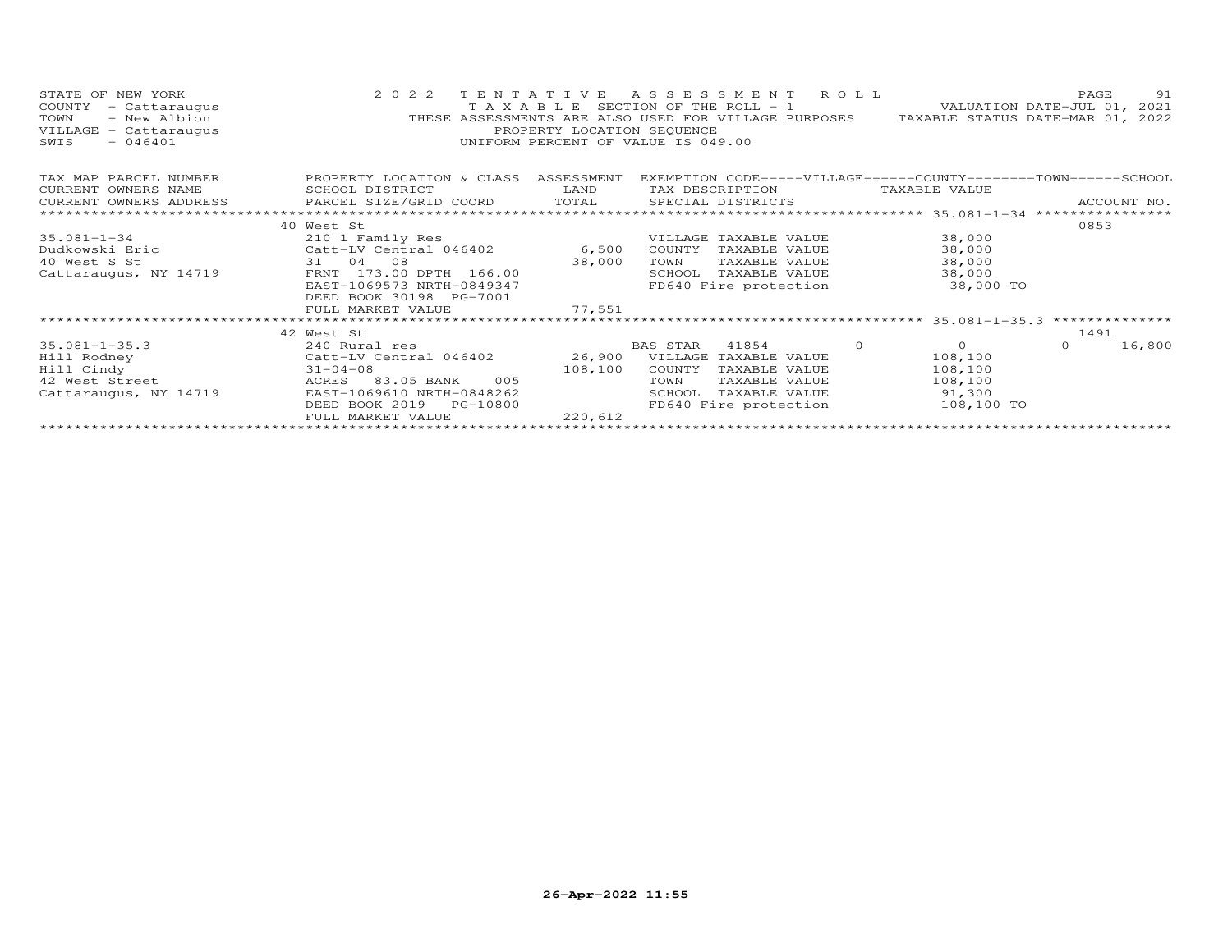STATE OF NEW YORK — COUNTY - Cattaraugus — TOWN - New Albion — VILLAGE - Cattaraugus — SWIS - 046401

2022 TENTATIVE ASSESSMENT ROLL
TAXABLE SECTION OF THE ROLL - 1
THESE ASSESSMENTS ARE ALSO USED FOR VILLAGE PURPOSES
PROPERTY LOCATION SEQUENCE
UNIFORM PERCENT OF VALUE IS 049.00

VALUATION DATE-JUL 01, 2021
TAXABLE STATUS DATE-MAR 01, 2022

| TAX MAP PARCEL NUMBER / CURRENT OWNERS NAME / CURRENT OWNERS ADDRESS | PROPERTY LOCATION & CLASS / SCHOOL DISTRICT / PARCEL SIZE/GRID COORD | ASSESSMENT LAND / TOTAL | EXEMPTION CODE / TAX DESCRIPTION / SPECIAL DISTRICTS | VILLAGE | COUNTY | TOWN | SCHOOL | ACCOUNT NO. |
|---|---|---|---|---|---|---|---|---|
| **35.081-1-34** | 40 West St | | | | | | | 0853 |
| 35.081-1-34 | 210 1 Family Res | | VILLAGE TAXABLE VALUE | 38,000 | | | | |
| Dudkowski Eric | Catt-LV Central 046402 | 6,500 | COUNTY TAXABLE VALUE | | 38,000 | | | |
| 40 West S St | 31 04 08 | 38,000 | TOWN TAXABLE VALUE | | | 38,000 | | |
| Cattaraugus, NY 14719 | FRNT 173.00 DPTH 166.00 | | SCHOOL TAXABLE VALUE | | | | 38,000 | |
| | EAST-1069573 NRTH-0849347 | | FD640 Fire protection | 38,000 TO | | | | |
| | DEED BOOK 30198 PG-7001 | | | | | | | |
| | FULL MARKET VALUE | 77,551 | | | | | | |
| **35.081-1-35.3** | 42 West St | | | | | | | 1491 |
| 35.081-1-35.3 | 240 Rural res | | BAS STAR 41854 | 0 | 0 | 0 | 16,800 | |
| Hill Rodney | Catt-LV Central 046402 | 26,900 | VILLAGE TAXABLE VALUE | 108,100 | | | | |
| Hill Cindy | 31-04-08 | 108,100 | COUNTY TAXABLE VALUE | | 108,100 | | | |
| 42 West Street | ACRES 83.05 BANK 005 | | TOWN TAXABLE VALUE | | | 108,100 | | |
| Cattaraugus, NY 14719 | EAST-1069610 NRTH-0848262 | | SCHOOL TAXABLE VALUE | | | | 91,300 | |
| | DEED BOOK 2019 PG-10800 | | FD640 Fire protection | 108,100 TO | | | | |
| | FULL MARKET VALUE | 220,612 | | | | | | |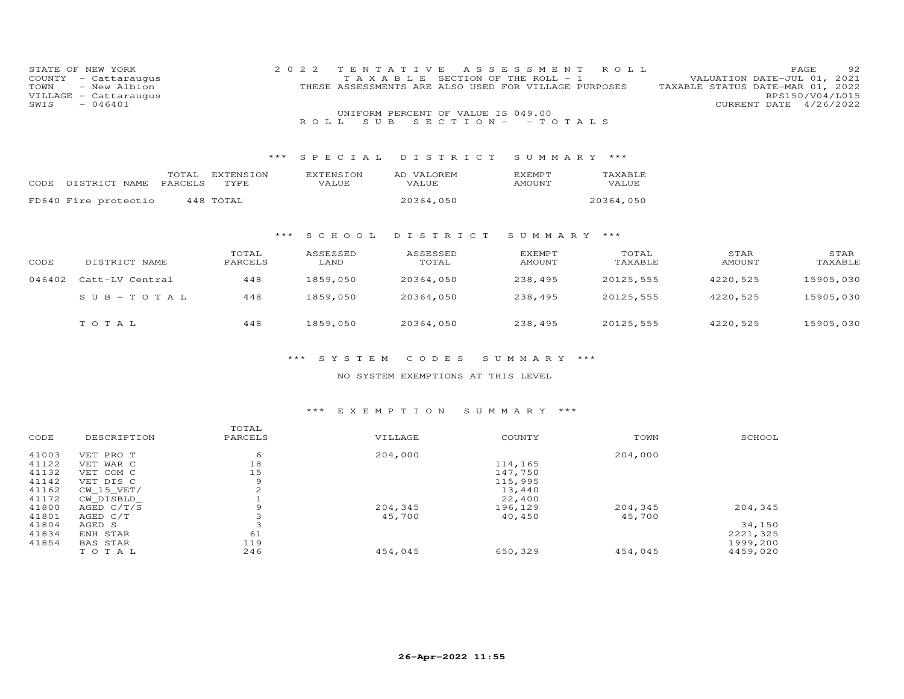STATE OF NEW YORK
COUNTY - Cattaraugus
TOWN - New Albion
VILLAGE - Cattaraugus
SWIS - 046401

2022 TENTATIVE ASSESSMENT ROLL
TAXABLE SECTION OF THE ROLL - 1
THESE ASSESSMENTS ARE ALSO USED FOR VILLAGE PURPOSES

VALUATION DATE-JUL 01, 2021
TAXABLE STATUS DATE-MAR 01, 2022
RPS150/V04/L015
CURRENT DATE 4/26/2022

UNIFORM PERCENT OF VALUE IS 049.00

ROLL SUB SECTION- - TOTALS

### *** SPECIAL DISTRICT SUMMARY ***

| CODE DISTRICT NAME | TOTAL PARCELS | EXTENSION TYPE | EXTENSION VALUE | AD VALOREM VALUE | EXEMPT AMOUNT | TAXABLE VALUE |
|---|---|---|---|---|---|---|
| FD640 Fire protectio | 448 | TOTAL | | 20364,050 | | 20364,050 |

### *** SCHOOL DISTRICT SUMMARY ***

| CODE | DISTRICT NAME | TOTAL PARCELS | ASSESSED LAND | ASSESSED TOTAL | EXEMPT AMOUNT | TOTAL TAXABLE | STAR AMOUNT | STAR TAXABLE |
|---|---|---|---|---|---|---|---|---|
| 046402 | Catt-LV Central | 448 | 1859,050 | 20364,050 | 238,495 | 20125,555 | 4220,525 | 15905,030 |
| | SUB-TOTAL | 448 | 1859,050 | 20364,050 | 238,495 | 20125,555 | 4220,525 | 15905,030 |
| | TOTAL | 448 | 1859,050 | 20364,050 | 238,495 | 20125,555 | 4220,525 | 15905,030 |

### *** SYSTEM CODES SUMMARY ***

NO SYSTEM EXEMPTIONS AT THIS LEVEL

### *** EXEMPTION SUMMARY ***

| CODE | DESCRIPTION | TOTAL PARCELS | VILLAGE | COUNTY | TOWN | SCHOOL |
|---|---|---|---|---|---|---|
| 41003 | VET PRO T | 6 | 204,000 | | 204,000 | |
| 41122 | VET WAR C | 18 | | 114,165 | | |
| 41132 | VET COM C | 15 | | 147,750 | | |
| 41142 | VET DIS C | 9 | | 115,995 | | |
| 41162 | CW_15_VET/ | 2 | | 13,440 | | |
| 41172 | CW_DISBLD_ | 1 | | 22,400 | | |
| 41800 | AGED C/T/S | 9 | 204,345 | 196,129 | 204,345 | 204,345 |
| 41801 | AGED C/T | 3 | 45,700 | 40,450 | 45,700 | |
| 41804 | AGED S | 3 | | | | 34,150 |
| 41834 | ENH STAR | 61 | | | | 2221,325 |
| 41854 | BAS STAR | 119 | | | | 1999,200 |
| | TOTAL | 246 | 454,045 | 650,329 | 454,045 | 4459,020 |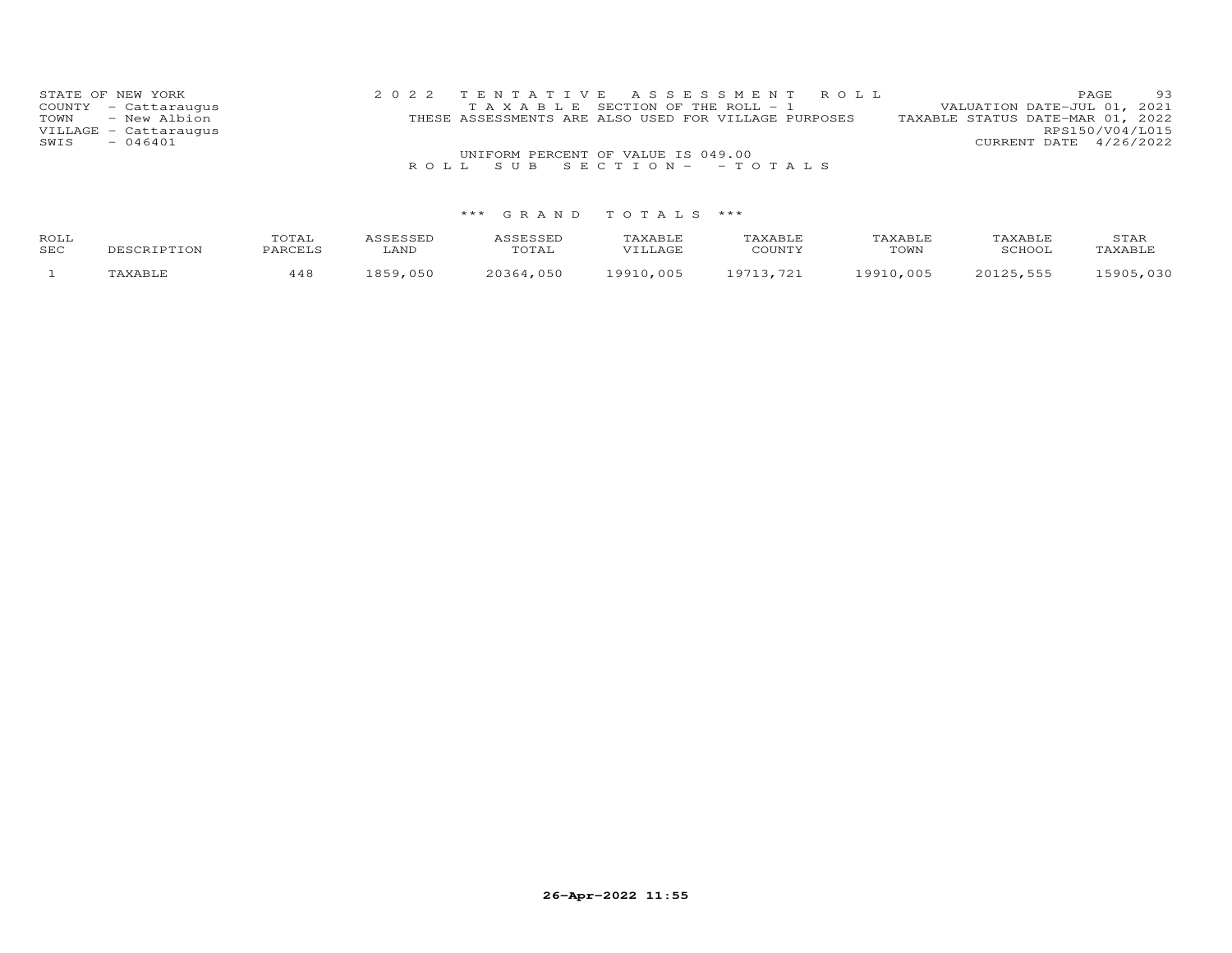STATE OF NEW YORK
COUNTY - Cattaraugus
TOWN - New Albion
VILLAGE - Cattaraugus
SWIS - 046401

2 0 2 2 T E N T A T I V E A S S E S S M E N T R O L L
T A X A B L E SECTION OF THE ROLL - 1
THESE ASSESSMENTS ARE ALSO USED FOR VILLAGE PURPOSES

VALUATION DATE-JUL 01, 2021
TAXABLE STATUS DATE-MAR 01, 2022
RPS150/V04/L015
CURRENT DATE 4/26/2022

UNIFORM PERCENT OF VALUE IS 049.00

R O L L S U B S E C T I O N - - T O T A L S

*** G R A N D T O T A L S ***

| ROLL SEC | DESCRIPTION | TOTAL PARCELS | ASSESSED LAND | ASSESSED TOTAL | TAXABLE VILLAGE | TAXABLE COUNTY | TAXABLE TOWN | TAXABLE SCHOOL | STAR TAXABLE |
|---|---|---|---|---|---|---|---|---|---|
| 1 | TAXABLE | 448 | 1859,050 | 20364,050 | 19910,005 | 19713,721 | 19910,005 | 20125,555 | 15905,030 |

26-Apr-2022 11:55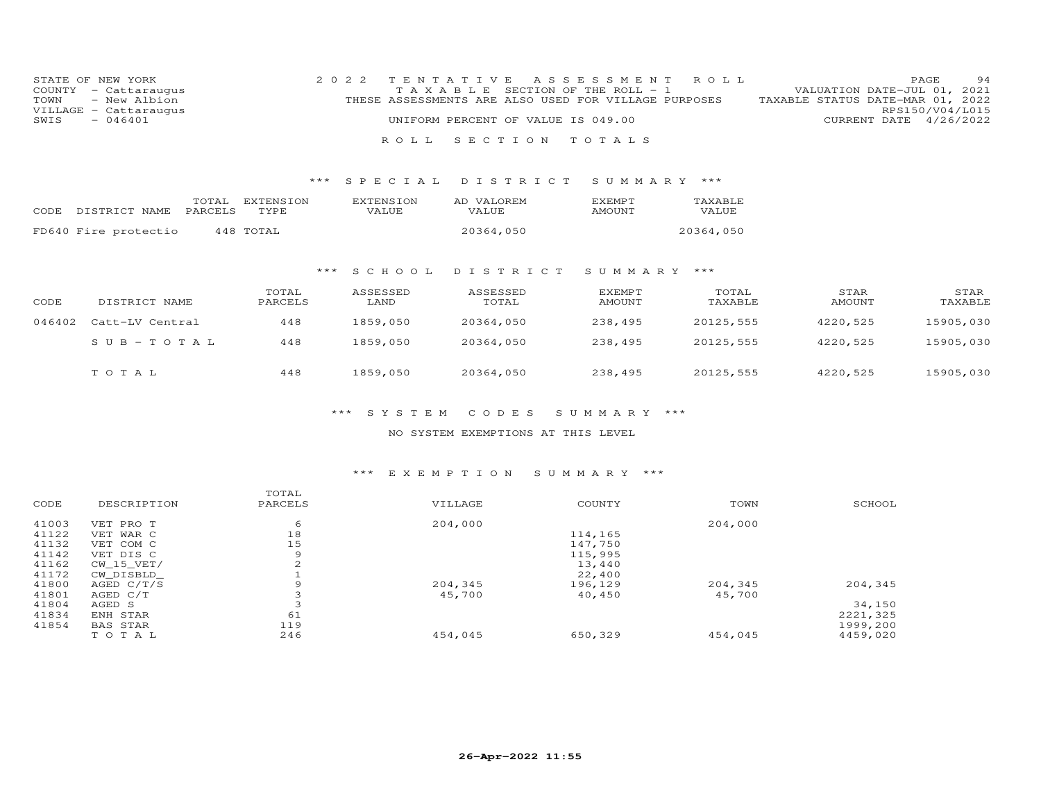STATE OF NEW YORK
COUNTY - Cattaraugus
TOWN - New Albion
VILLAGE - Cattaraugus
SWIS - 046401

2022 TENTATIVE ASSESSMENT ROLL
TAXABLE SECTION OF THE ROLL - 1
THESE ASSESSMENTS ARE ALSO USED FOR VILLAGE PURPOSES
UNIFORM PERCENT OF VALUE IS 049.00

VALUATION DATE-JUL 01, 2021
TAXABLE STATUS DATE-MAR 01, 2022
RPS150/V04/L015
CURRENT DATE 4/26/2022

ROLL SECTION TOTALS

*** SPECIAL DISTRICT SUMMARY ***

| CODE DISTRICT NAME | TOTAL PARCELS | EXTENSION TYPE | EXTENSION VALUE | AD VALOREM VALUE | EXEMPT AMOUNT | TAXABLE VALUE |
|---|---|---|---|---|---|---|
| FD640 Fire protectio | 448 | TOTAL | | 20364,050 | | 20364,050 |

*** SCHOOL DISTRICT SUMMARY ***

| CODE | DISTRICT NAME | TOTAL PARCELS | ASSESSED LAND | ASSESSED TOTAL | EXEMPT AMOUNT | TOTAL TAXABLE | STAR AMOUNT | STAR TAXABLE |
|---|---|---|---|---|---|---|---|---|
| 046402 | Catt-LV Central | 448 | 1859,050 | 20364,050 | 238,495 | 20125,555 | 4220,525 | 15905,030 |
| | SUB-TOTAL | 448 | 1859,050 | 20364,050 | 238,495 | 20125,555 | 4220,525 | 15905,030 |
| | TOTAL | 448 | 1859,050 | 20364,050 | 238,495 | 20125,555 | 4220,525 | 15905,030 |

*** SYSTEM CODES SUMMARY ***

NO SYSTEM EXEMPTIONS AT THIS LEVEL

*** EXEMPTION SUMMARY ***

| CODE | DESCRIPTION | TOTAL PARCELS | VILLAGE | COUNTY | TOWN | SCHOOL |
|---|---|---|---|---|---|---|
| 41003 | VET PRO T | 6 | 204,000 | | 204,000 | |
| 41122 | VET WAR C | 18 | | 114,165 | | |
| 41132 | VET COM C | 15 | | 147,750 | | |
| 41142 | VET DIS C | 9 | | 115,995 | | |
| 41162 | CW_15_VET/ | 2 | | 13,440 | | |
| 41172 | CW_DISBLD_ | 1 | | 22,400 | | |
| 41800 | AGED C/T/S | 9 | 204,345 | 196,129 | 204,345 | 204,345 |
| 41801 | AGED C/T | 3 | 45,700 | 40,450 | 45,700 | |
| 41804 | AGED S | 3 | | | | 34,150 |
| 41834 | ENH STAR | 61 | | | | 2221,325 |
| 41854 | BAS STAR | 119 | | | | 1999,200 |
| | TOTAL | 246 | 454,045 | 650,329 | 454,045 | 4459,020 |

26-Apr-2022 11:55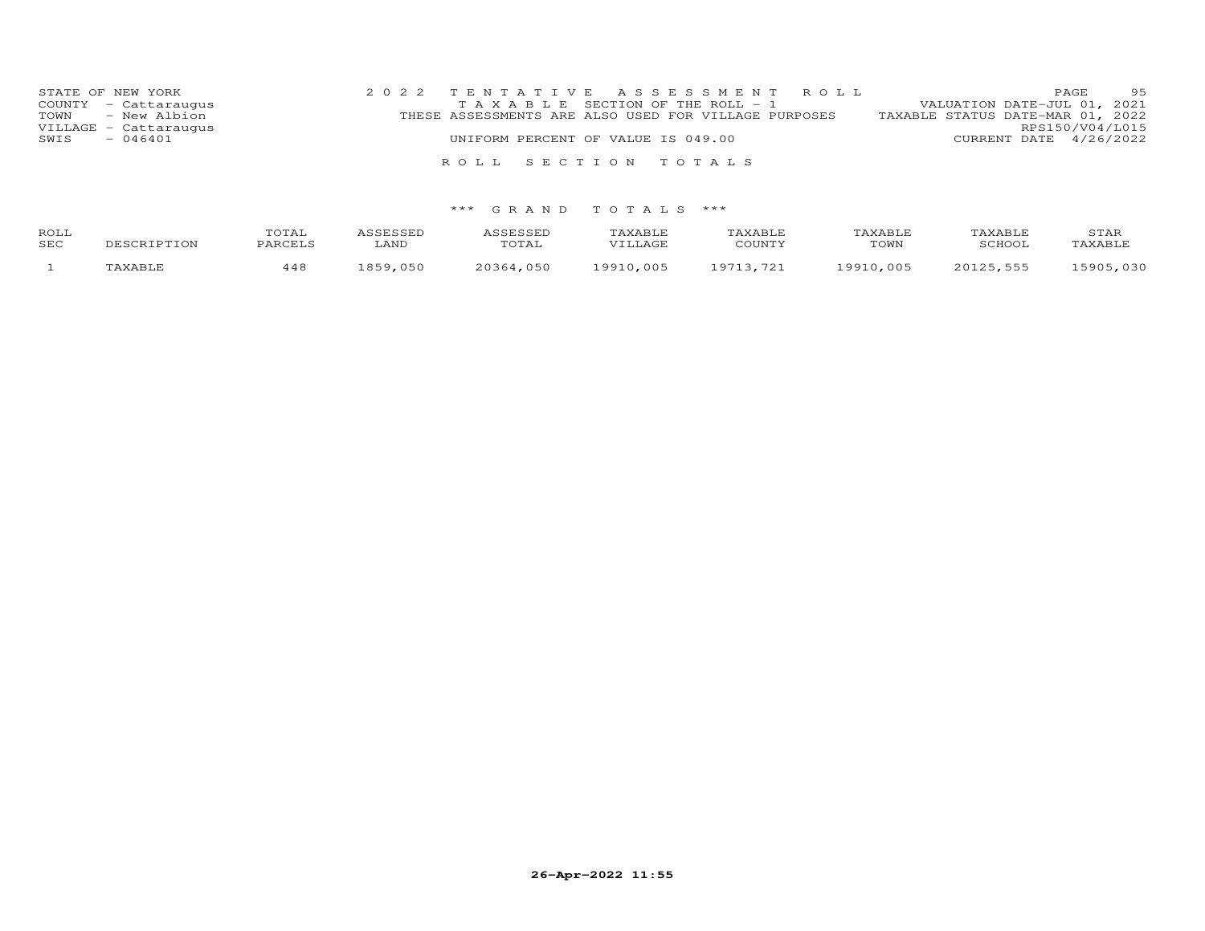STATE OF NEW YORK
COUNTY - Cattaraugus
TOWN - New Albion
VILLAGE - Cattaraugus
SWIS - 046401

2 0 2 2 T E N T A T I V E A S S E S S M E N T R O L L
T A X A B L E SECTION OF THE ROLL - 1
THESE ASSESSMENTS ARE ALSO USED FOR VILLAGE PURPOSES
UNIFORM PERCENT OF VALUE IS 049.00

VALUATION DATE-JUL 01, 2021
TAXABLE STATUS DATE-MAR 01, 2022
RPS150/V04/L015
CURRENT DATE 4/26/2022

R O L L S E C T I O N T O T A L S

*** G R A N D T O T A L S ***

| ROLL SEC | DESCRIPTION | TOTAL PARCELS | ASSESSED LAND | ASSESSED TOTAL | TAXABLE VILLAGE | TAXABLE COUNTY | TAXABLE TOWN | TAXABLE SCHOOL | STAR TAXABLE |
|---|---|---|---|---|---|---|---|---|---|
| 1 | TAXABLE | 448 | 1859,050 | 20364,050 | 19910,005 | 19713,721 | 19910,005 | 20125,555 | 15905,030 |

26-Apr-2022 11:55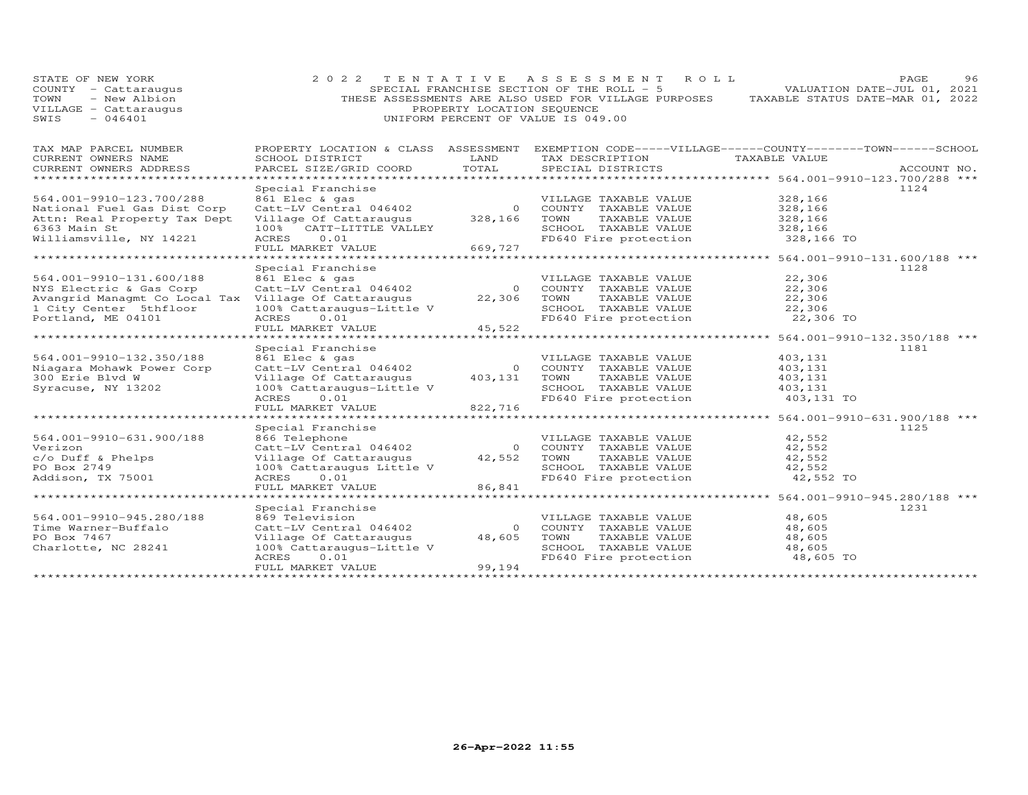STATE OF NEW YORK
COUNTY - Cattaraugus
TOWN - New Albion
VILLAGE - Cattaraugus
SWIS - 046401

2022 TENTATIVE ASSESSMENT ROLL
SPECIAL FRANCHISE SECTION OF THE ROLL - 5
THESE ASSESSMENTS ARE ALSO USED FOR VILLAGE PURPOSES
PROPERTY LOCATION SEQUENCE
UNIFORM PERCENT OF VALUE IS 049.00

VALUATION DATE-JUL 01, 2021
TAXABLE STATUS DATE-MAR 01, 2022

| TAX MAP PARCEL NUMBER / CURRENT OWNERS NAME / CURRENT OWNERS ADDRESS | PROPERTY LOCATION & CLASS / SCHOOL DISTRICT / PARCEL SIZE/GRID COORD | ASSESSMENT LAND / TOTAL | EXEMPTION CODE / TAX DESCRIPTION / SPECIAL DISTRICTS | TAXABLE VALUE | ACCOUNT NO. |
|---|---|---|---|---|---|
| **564.001-9910-123.700/288** | Special Franchise | | | | 1124 |
| 564.001-9910-123.700/288 | 861 Elec & gas | | VILLAGE TAXABLE VALUE | 328,166 | |
| National Fuel Gas Dist Corp | Catt-LV Central 046402 | 0 | COUNTY TAXABLE VALUE | 328,166 | |
| Attn: Real Property Tax Dept | Village Of Cattaraugus | 328,166 | TOWN TAXABLE VALUE | 328,166 | |
| 6363 Main St | 100% CATT-LITTLE VALLEY | | SCHOOL TAXABLE VALUE | 328,166 | |
| Williamsville, NY 14221 | ACRES 0.01 | | FD640 Fire protection | 328,166 TO | |
| | FULL MARKET VALUE | 669,727 | | | |
| **564.001-9910-131.600/188** | Special Franchise | | | | 1128 |
| 564.001-9910-131.600/188 | 861 Elec & gas | | VILLAGE TAXABLE VALUE | 22,306 | |
| NYS Electric & Gas Corp | Catt-LV Central 046402 | 0 | COUNTY TAXABLE VALUE | 22,306 | |
| Avangrid Managmt Co Local Tax | Village Of Cattaraugus | 22,306 | TOWN TAXABLE VALUE | 22,306 | |
| 1 City Center 5thfloor | 100% Cattaraugus-Little V | | SCHOOL TAXABLE VALUE | 22,306 | |
| Portland, ME 04101 | ACRES 0.01 | | FD640 Fire protection | 22,306 TO | |
| | FULL MARKET VALUE | 45,522 | | | |
| **564.001-9910-132.350/188** | Special Franchise | | | | 1181 |
| 564.001-9910-132.350/188 | 861 Elec & gas | | VILLAGE TAXABLE VALUE | 403,131 | |
| Niagara Mohawk Power Corp | Catt-LV Central 046402 | 0 | COUNTY TAXABLE VALUE | 403,131 | |
| 300 Erie Blvd W | Village Of Cattaraugus | 403,131 | TOWN TAXABLE VALUE | 403,131 | |
| Syracuse, NY 13202 | 100% Cattaraugus-Little V | | SCHOOL TAXABLE VALUE | 403,131 | |
| | ACRES 0.01 | | FD640 Fire protection | 403,131 TO | |
| | FULL MARKET VALUE | 822,716 | | | |
| **564.001-9910-631.900/188** | Special Franchise | | | | 1125 |
| 564.001-9910-631.900/188 | 866 Telephone | | VILLAGE TAXABLE VALUE | 42,552 | |
| Verizon | Catt-LV Central 046402 | 0 | COUNTY TAXABLE VALUE | 42,552 | |
| c/o Duff & Phelps | Village Of Cattaraugus | 42,552 | TOWN TAXABLE VALUE | 42,552 | |
| PO Box 2749 | 100% Cattaraugus Little V | | SCHOOL TAXABLE VALUE | 42,552 | |
| Addison, TX 75001 | ACRES 0.01 | | FD640 Fire protection | 42,552 TO | |
| | FULL MARKET VALUE | 86,841 | | | |
| **564.001-9910-945.280/188** | Special Franchise | | | | 1231 |
| 564.001-9910-945.280/188 | 869 Television | | VILLAGE TAXABLE VALUE | 48,605 | |
| Time Warner-Buffalo | Catt-LV Central 046402 | 0 | COUNTY TAXABLE VALUE | 48,605 | |
| PO Box 7467 | Village Of Cattaraugus | 48,605 | TOWN TAXABLE VALUE | 48,605 | |
| Charlotte, NC 28241 | 100% Cattaraugus-Little V | | SCHOOL TAXABLE VALUE | 48,605 | |
| | ACRES 0.01 | | FD640 Fire protection | 48,605 TO | |
| | FULL MARKET VALUE | 99,194 | | | |

26-Apr-2022 11:55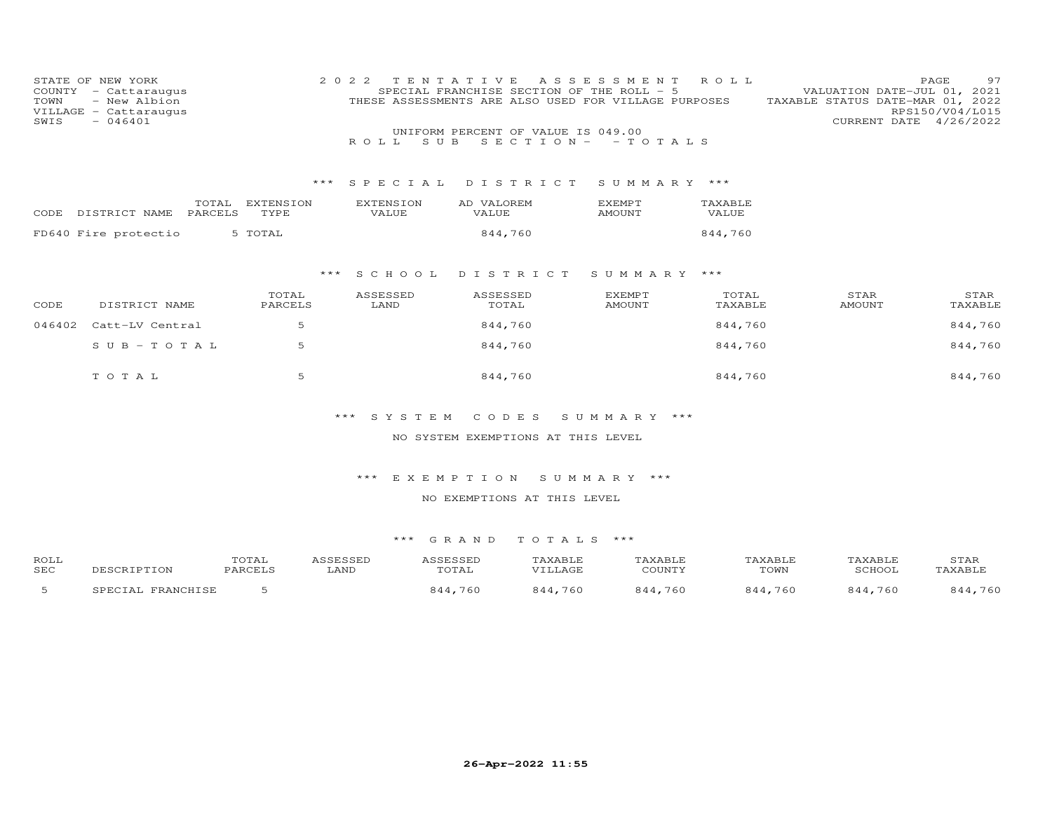STATE OF NEW YORK
COUNTY - Cattaraugus
TOWN - New Albion
VILLAGE - Cattaraugus
SWIS - 046401

**2022 TENTATIVE ASSESSMENT ROLL**
SPECIAL FRANCHISE SECTION OF THE ROLL - 5
THESE ASSESSMENTS ARE ALSO USED FOR VILLAGE PURPOSES

VALUATION DATE-JUL 01, 2021
TAXABLE STATUS DATE-MAR 01, 2022
RPS150/V04/L015
CURRENT DATE 4/26/2022

UNIFORM PERCENT OF VALUE IS 049.00

ROLL SUB SECTION- - TOTALS

### *** SPECIAL DISTRICT SUMMARY ***

| CODE DISTRICT NAME | TOTAL PARCELS | EXTENSION TYPE | EXTENSION VALUE | AD VALOREM VALUE | EXEMPT AMOUNT | TAXABLE VALUE |
|---|---|---|---|---|---|---|
| FD640 Fire protectio | 5 | TOTAL | | 844,760 | | 844,760 |

### *** SCHOOL DISTRICT SUMMARY ***

| CODE | DISTRICT NAME | TOTAL PARCELS | ASSESSED LAND | ASSESSED TOTAL | EXEMPT AMOUNT | TOTAL TAXABLE | STAR AMOUNT | STAR TAXABLE |
|---|---|---|---|---|---|---|---|---|
| 046402 | Catt-LV Central | 5 | | 844,760 | | 844,760 | | 844,760 |
| | SUB-TOTAL | 5 | | 844,760 | | 844,760 | | 844,760 |
| | TOTAL | 5 | | 844,760 | | 844,760 | | 844,760 |

### *** SYSTEM CODES SUMMARY ***

NO SYSTEM EXEMPTIONS AT THIS LEVEL

### *** EXEMPTION SUMMARY ***

NO EXEMPTIONS AT THIS LEVEL

### *** GRAND TOTALS ***

| ROLL SEC | DESCRIPTION | TOTAL PARCELS | ASSESSED LAND | ASSESSED TOTAL | TAXABLE VILLAGE | TAXABLE COUNTY | TAXABLE TOWN | TAXABLE SCHOOL | STAR TAXABLE |
|---|---|---|---|---|---|---|---|---|---|
| 5 | SPECIAL FRANCHISE | 5 | | 844,760 | 844,760 | 844,760 | 844,760 | 844,760 | 844,760 |

26-Apr-2022 11:55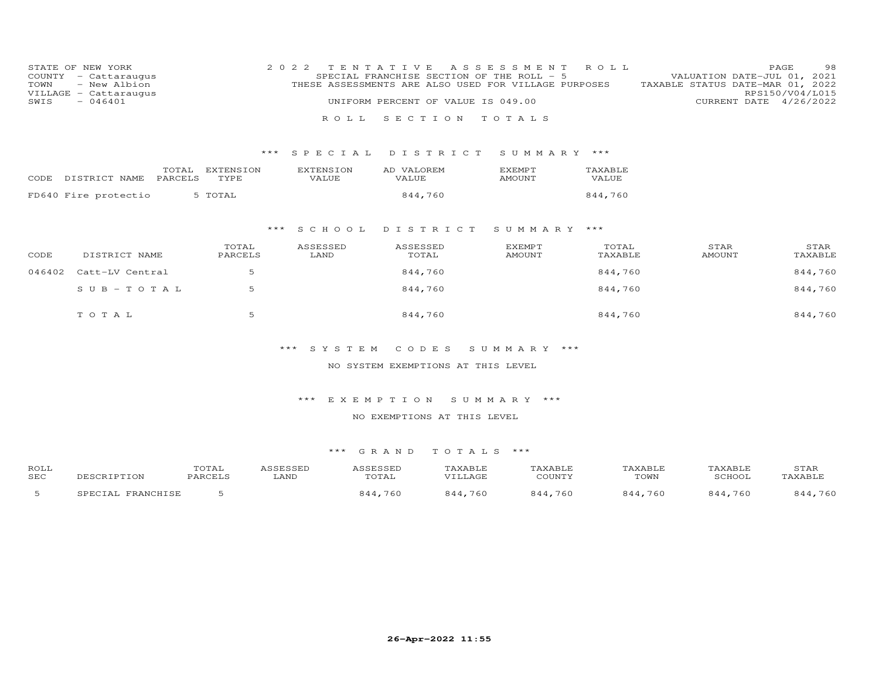STATE OF NEW YORK
COUNTY - Cattaraugus
TOWN - New Albion
VILLAGE - Cattaraugus
SWIS - 046401

2022 TENTATIVE ASSESSMENT ROLL
SPECIAL FRANCHISE SECTION OF THE ROLL - 5
THESE ASSESSMENTS ARE ALSO USED FOR VILLAGE PURPOSES
UNIFORM PERCENT OF VALUE IS 049.00

VALUATION DATE-JUL 01, 2021
TAXABLE STATUS DATE-MAR 01, 2022
RPS150/V04/L015
CURRENT DATE 4/26/2022

## ROLL SECTION TOTALS

### *** SPECIAL DISTRICT SUMMARY ***

| CODE DISTRICT NAME | TOTAL PARCELS | EXTENSION TYPE | EXTENSION VALUE | AD VALOREM VALUE | EXEMPT AMOUNT | TAXABLE VALUE |
|---|---|---|---|---|---|---|
| FD640 Fire protectio | 5 | TOTAL | | 844,760 | | 844,760 |

### *** SCHOOL DISTRICT SUMMARY ***

| CODE | DISTRICT NAME | TOTAL PARCELS | ASSESSED LAND | ASSESSED TOTAL | EXEMPT AMOUNT | TOTAL TAXABLE | STAR AMOUNT | STAR TAXABLE |
|---|---|---|---|---|---|---|---|---|
| 046402 | Catt-LV Central | 5 | | 844,760 | | 844,760 | | 844,760 |
| | SUB-TOTAL | 5 | | 844,760 | | 844,760 | | 844,760 |
| | TOTAL | 5 | | 844,760 | | 844,760 | | 844,760 |

### *** SYSTEM CODES SUMMARY ***

NO SYSTEM EXEMPTIONS AT THIS LEVEL

### *** EXEMPTION SUMMARY ***

NO EXEMPTIONS AT THIS LEVEL

### *** GRAND TOTALS ***

| ROLL SEC | DESCRIPTION | TOTAL PARCELS | ASSESSED LAND | ASSESSED TOTAL | TAXABLE VILLAGE | TAXABLE COUNTY | TAXABLE TOWN | TAXABLE SCHOOL | STAR TAXABLE |
|---|---|---|---|---|---|---|---|---|---|
| 5 | SPECIAL FRANCHISE | 5 | | 844,760 | 844,760 | 844,760 | 844,760 | 844,760 | 844,760 |

26-Apr-2022 11:55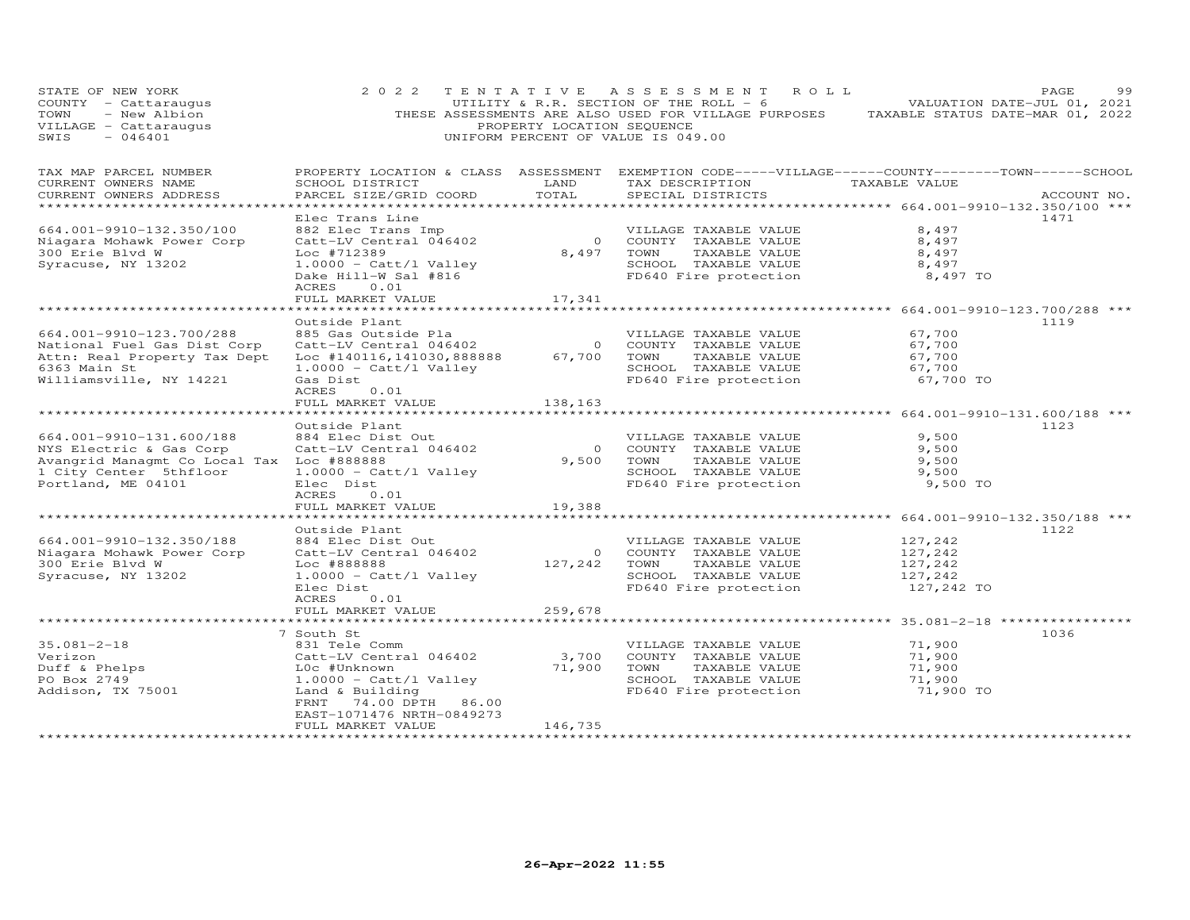STATE OF NEW YORK
COUNTY - Cattaraugus
TOWN - New Albion
VILLAGE - Cattaraugus
SWIS - 046401

2 0 2 2 T E N T A T I V E A S S E S S M E N T R O L L
UTILITY & R.R. SECTION OF THE ROLL - 6
THESE ASSESSMENTS ARE ALSO USED FOR VILLAGE PURPOSES
PROPERTY LOCATION SEQUENCE
UNIFORM PERCENT OF VALUE IS 049.00

VALUATION DATE-JUL 01, 2021
TAXABLE STATUS DATE-MAR 01, 2022

| TAX MAP PARCEL NUMBER / CURRENT OWNERS NAME / CURRENT OWNERS ADDRESS | PROPERTY LOCATION & CLASS / SCHOOL DISTRICT / PARCEL SIZE/GRID COORD | ASSESSMENT LAND | TOTAL | EXEMPTION CODE / TAX DESCRIPTION / SPECIAL DISTRICTS | TAXABLE VALUE | ACCOUNT NO. |
|---|---|---|---|---|---|---|
| **664.001-9910-132.350/100** | Elec Trans Line | | | | | 1471 |
| 664.001-9910-132.350/100 | 882 Elec Trans Imp | | | VILLAGE TAXABLE VALUE | 8,497 | |
| Niagara Mohawk Power Corp | Catt-LV Central 046402 | 0 | | COUNTY TAXABLE VALUE | 8,497 | |
| 300 Erie Blvd W | Loc #712389 | | 8,497 | TOWN TAXABLE VALUE | 8,497 | |
| Syracuse, NY 13202 | 1.0000 - Catt/l Valley | | | SCHOOL TAXABLE VALUE | 8,497 | |
| | Dake Hill-W Sal #816 | | | FD640 Fire protection | 8,497 TO | |
| | ACRES 0.01 | | | | | |
| | FULL MARKET VALUE | | 17,341 | | | |
| **664.001-9910-123.700/288** | Outside Plant | | | | | 1119 |
| 664.001-9910-123.700/288 | 885 Gas Outside Pla | | | VILLAGE TAXABLE VALUE | 67,700 | |
| National Fuel Gas Dist Corp | Catt-LV Central 046402 | 0 | | COUNTY TAXABLE VALUE | 67,700 | |
| Attn: Real Property Tax Dept | Loc #140116,141030,888888 | | 67,700 | TOWN TAXABLE VALUE | 67,700 | |
| 6363 Main St | 1.0000 - Catt/l Valley | | | SCHOOL TAXABLE VALUE | 67,700 | |
| Williamsville, NY 14221 | Gas Dist | | | FD640 Fire protection | 67,700 TO | |
| | ACRES 0.01 | | | | | |
| | FULL MARKET VALUE | | 138,163 | | | |
| **664.001-9910-131.600/188** | Outside Plant | | | | | 1123 |
| 664.001-9910-131.600/188 | 884 Elec Dist Out | | | VILLAGE TAXABLE VALUE | 9,500 | |
| NYS Electric & Gas Corp | Catt-LV Central 046402 | 0 | | COUNTY TAXABLE VALUE | 9,500 | |
| Avangrid Managmt Co Local Tax | Loc #888888 | | 9,500 | TOWN TAXABLE VALUE | 9,500 | |
| 1 City Center 5thfloor | 1.0000 - Catt/l Valley | | | SCHOOL TAXABLE VALUE | 9,500 | |
| Portland, ME 04101 | Elec Dist | | | FD640 Fire protection | 9,500 TO | |
| | ACRES 0.01 | | | | | |
| | FULL MARKET VALUE | | 19,388 | | | |
| **664.001-9910-132.350/188** | Outside Plant | | | | | 1122 |
| 664.001-9910-132.350/188 | 884 Elec Dist Out | | | VILLAGE TAXABLE VALUE | 127,242 | |
| Niagara Mohawk Power Corp | Catt-LV Central 046402 | 0 | | COUNTY TAXABLE VALUE | 127,242 | |
| 300 Erie Blvd W | Loc #888888 | | 127,242 | TOWN TAXABLE VALUE | 127,242 | |
| Syracuse, NY 13202 | 1.0000 - Catt/l Valley | | | SCHOOL TAXABLE VALUE | 127,242 | |
| | Elec Dist | | | FD640 Fire protection | 127,242 TO | |
| | ACRES 0.01 | | | | | |
| | FULL MARKET VALUE | | 259,678 | | | |
| **35.081-2-18** | 7 South St | | | | | 1036 |
| 35.081-2-18 | 831 Tele Comm | | | VILLAGE TAXABLE VALUE | 71,900 | |
| Verizon | Catt-LV Central 046402 | 3,700 | | COUNTY TAXABLE VALUE | 71,900 | |
| Duff & Phelps | LOc #Unknown | | 71,900 | TOWN TAXABLE VALUE | 71,900 | |
| PO Box 2749 | 1.0000 - Catt/l Valley | | | SCHOOL TAXABLE VALUE | 71,900 | |
| Addison, TX 75001 | Land & Building | | | FD640 Fire protection | 71,900 TO | |
| | FRNT 74.00 DPTH 86.00 | | | | | |
| | EAST-1071476 NRTH-0849273 | | | | | |
| | FULL MARKET VALUE | | 146,735 | | | |

26-Apr-2022 11:55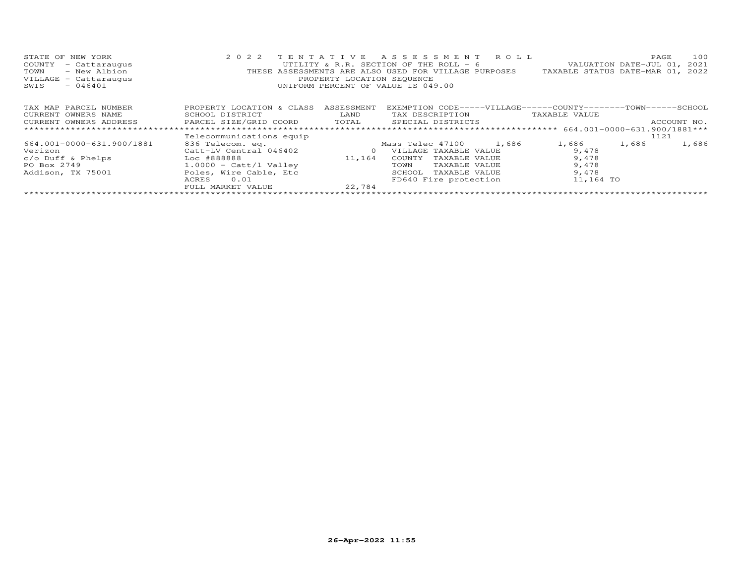STATE OF NEW YORK
COUNTY - Cattaraugus
TOWN - New Albion
VILLAGE - Cattaraugus
SWIS - 046401

2022 TENTATIVE ASSESSMENT ROLL
UTILITY & R.R. SECTION OF THE ROLL - 6
THESE ASSESSMENTS ARE ALSO USED FOR VILLAGE PURPOSES
PROPERTY LOCATION SEQUENCE
UNIFORM PERCENT OF VALUE IS 049.00

VALUATION DATE-JUL 01, 2021
TAXABLE STATUS DATE-MAR 01, 2022

| TAX MAP PARCEL NUMBER / CURRENT OWNERS NAME / CURRENT OWNERS ADDRESS | PROPERTY LOCATION & CLASS / SCHOOL DISTRICT / PARCEL SIZE/GRID COORD | ASSESSMENT LAND / TOTAL | EXEMPTION CODE / TAX DESCRIPTION / SPECIAL DISTRICTS | VILLAGE | COUNTY / TAXABLE VALUE | TOWN | SCHOOL / ACCOUNT NO. |
|---|---|---|---|---|---|---|---|
| 664.001-0000-631.900/1881 | Telecommunications equip | | | | | | 1121 |
| 664.001-0000-631.900/1881 | 836 Telecom. eq. | | Mass Telec 47100 | 1,686 | 1,686 | 1,686 | 1,686 |
| Verizon | Catt-LV Central 046402 | 0 | VILLAGE TAXABLE VALUE | | 9,478 | | |
| c/o Duff & Phelps | Loc #888888 | 11,164 | COUNTY TAXABLE VALUE | | 9,478 | | |
| PO Box 2749 | 1.0000 - Catt/l Valley | | TOWN TAXABLE VALUE | | 9,478 | | |
| Addison, TX 75001 | Poles, Wire Cable, Etc | | SCHOOL TAXABLE VALUE | | 9,478 | | |
| | ACRES 0.01 | | FD640 Fire protection | | 11,164 TO | | |
| | FULL MARKET VALUE | 22,784 | | | | | |

26-Apr-2022 11:55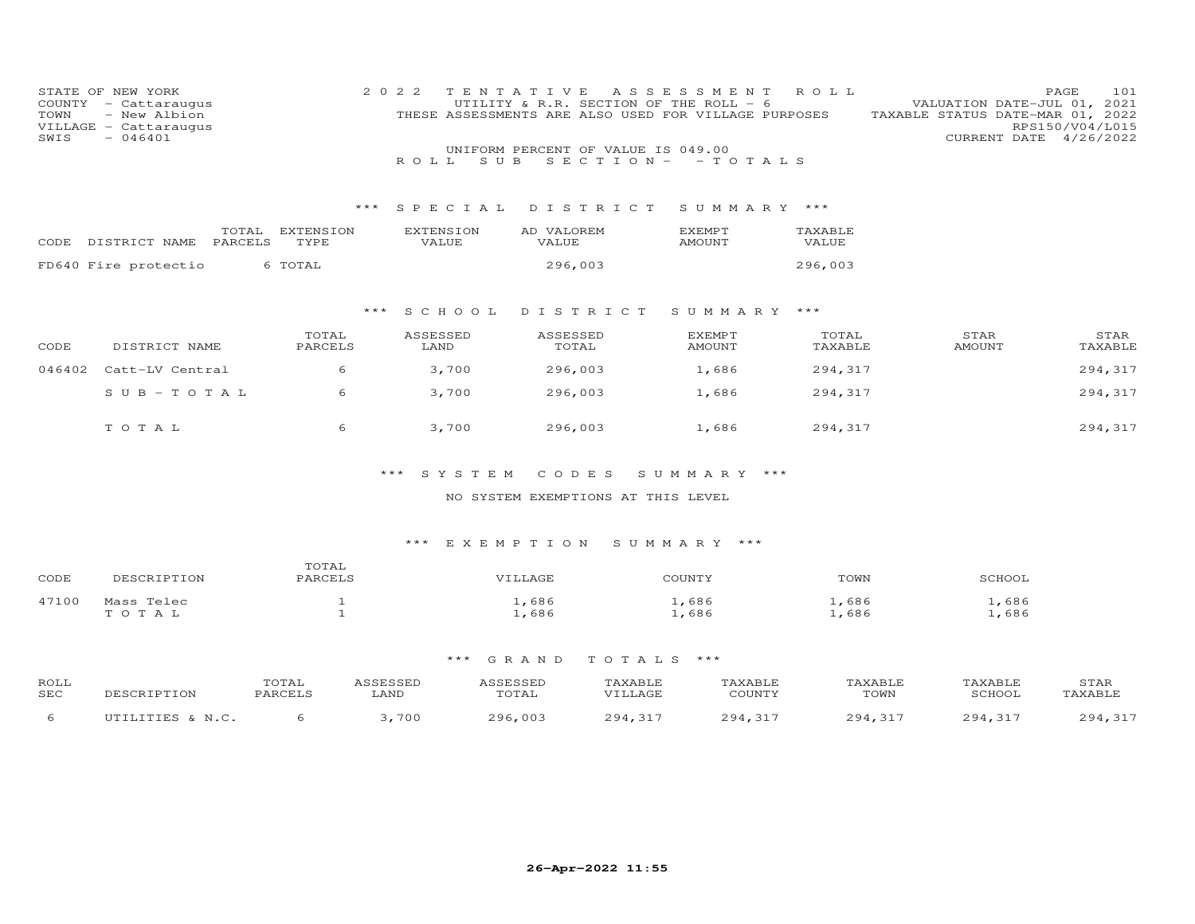STATE OF NEW YORK
COUNTY - Cattaraugus
TOWN - New Albion
VILLAGE - Cattaraugus
SWIS - 046401

2022 TENTATIVE ASSESSMENT ROLL
UTILITY & R.R. SECTION OF THE ROLL - 6
THESE ASSESSMENTS ARE ALSO USED FOR VILLAGE PURPOSES

VALUATION DATE-JUL 01, 2021
TAXABLE STATUS DATE-MAR 01, 2022
RPS150/V04/L015
CURRENT DATE 4/26/2022

UNIFORM PERCENT OF VALUE IS 049.00

ROLL SUB SECTION- - TOTALS

### *** SPECIAL DISTRICT SUMMARY ***

| CODE | DISTRICT NAME | TOTAL PARCELS | EXTENSION TYPE | EXTENSION VALUE | AD VALOREM VALUE | EXEMPT AMOUNT | TAXABLE VALUE |
|---|---|---|---|---|---|---|---|
| FD640 | Fire protectio | 6 | TOTAL | | 296,003 | | 296,003 |

### *** SCHOOL DISTRICT SUMMARY ***

| CODE | DISTRICT NAME | TOTAL PARCELS | ASSESSED LAND | ASSESSED TOTAL | EXEMPT AMOUNT | TOTAL TAXABLE | STAR AMOUNT | STAR TAXABLE |
|---|---|---|---|---|---|---|---|---|
| 046402 | Catt-LV Central | 6 | 3,700 | 296,003 | 1,686 | 294,317 | | 294,317 |
| | SUB-TOTAL | 6 | 3,700 | 296,003 | 1,686 | 294,317 | | 294,317 |
| | TOTAL | 6 | 3,700 | 296,003 | 1,686 | 294,317 | | 294,317 |

### *** SYSTEM CODES SUMMARY ***

NO SYSTEM EXEMPTIONS AT THIS LEVEL

### *** EXEMPTION SUMMARY ***

| CODE | DESCRIPTION | TOTAL PARCELS | VILLAGE | COUNTY | TOWN | SCHOOL |
|---|---|---|---|---|---|---|
| 47100 | Mass Telec | 1 | 1,686 | 1,686 | 1,686 | 1,686 |
| | TOTAL | 1 | 1,686 | 1,686 | 1,686 | 1,686 |

### *** GRAND TOTALS ***

| ROLL SEC | DESCRIPTION | TOTAL PARCELS | ASSESSED LAND | ASSESSED TOTAL | TAXABLE VILLAGE | TAXABLE COUNTY | TAXABLE TOWN | TAXABLE SCHOOL | STAR TAXABLE |
|---|---|---|---|---|---|---|---|---|---|
| 6 | UTILITIES & N.C. | 6 | 3,700 | 296,003 | 294,317 | 294,317 | 294,317 | 294,317 | 294,317 |

26-Apr-2022 11:55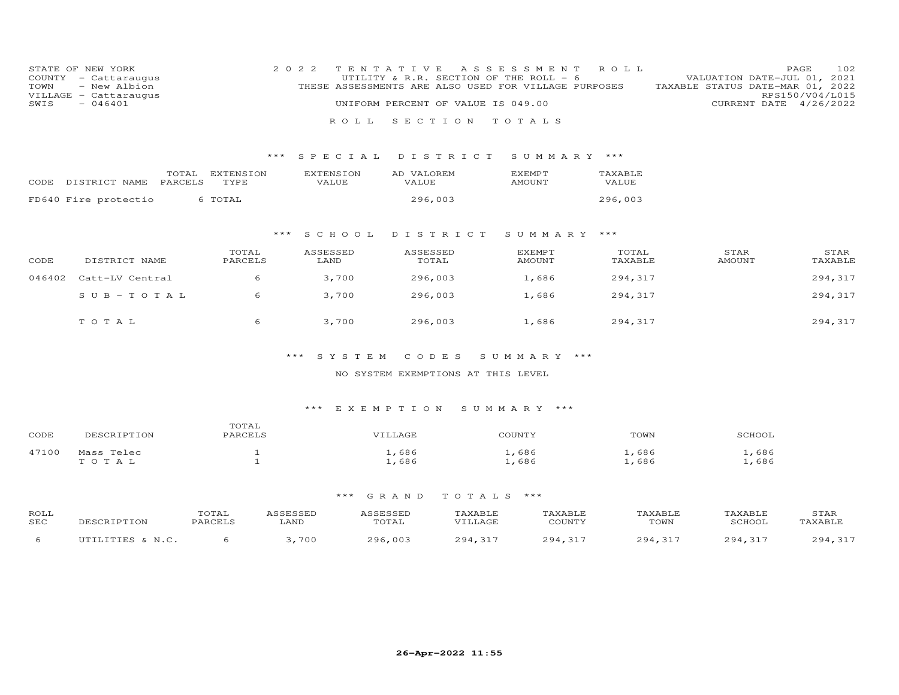STATE OF NEW YORK
COUNTY - Cattaraugus
TOWN - New Albion
VILLAGE - Cattaraugus
SWIS - 046401

2022 TENTATIVE ASSESSMENT ROLL
UTILITY & R.R. SECTION OF THE ROLL - 6
THESE ASSESSMENTS ARE ALSO USED FOR VILLAGE PURPOSES
UNIFORM PERCENT OF VALUE IS 049.00

VALUATION DATE-JUL 01, 2021
TAXABLE STATUS DATE-MAR 01, 2022
RPS150/V04/L015
CURRENT DATE 4/26/2022

## ROLL SECTION TOTALS

### *** SPECIAL DISTRICT SUMMARY ***

| CODE | DISTRICT NAME | TOTAL PARCELS | EXTENSION TYPE | EXTENSION VALUE | AD VALOREM VALUE | EXEMPT AMOUNT | TAXABLE VALUE |
|---|---|---|---|---|---|---|---|
| FD640 | Fire protectio | 6 | TOTAL | | 296,003 | | 296,003 |

### *** SCHOOL DISTRICT SUMMARY ***

| CODE | DISTRICT NAME | TOTAL PARCELS | ASSESSED LAND | ASSESSED TOTAL | EXEMPT AMOUNT | TOTAL TAXABLE | STAR AMOUNT | STAR TAXABLE |
|---|---|---|---|---|---|---|---|---|
| 046402 | Catt-LV Central | 6 | 3,700 | 296,003 | 1,686 | 294,317 | | 294,317 |
| | SUB-TOTAL | 6 | 3,700 | 296,003 | 1,686 | 294,317 | | 294,317 |
| | TOTAL | 6 | 3,700 | 296,003 | 1,686 | 294,317 | | 294,317 |

### *** SYSTEM CODES SUMMARY ***

NO SYSTEM EXEMPTIONS AT THIS LEVEL

### *** EXEMPTION SUMMARY ***

| CODE | DESCRIPTION | TOTAL PARCELS | VILLAGE | COUNTY | TOWN | SCHOOL |
|---|---|---|---|---|---|---|
| 47100 | Mass Telec | 1 | 1,686 | 1,686 | 1,686 | 1,686 |
| | TOTAL | 1 | 1,686 | 1,686 | 1,686 | 1,686 |

### *** GRAND TOTALS ***

| ROLL SEC | DESCRIPTION | TOTAL PARCELS | ASSESSED LAND | ASSESSED TOTAL | TAXABLE VILLAGE | TAXABLE COUNTY | TAXABLE TOWN | TAXABLE SCHOOL | STAR TAXABLE |
|---|---|---|---|---|---|---|---|---|---|
| 6 | UTILITIES & N.C. | 6 | 3,700 | 296,003 | 294,317 | 294,317 | 294,317 | 294,317 | 294,317 |

26-Apr-2022 11:55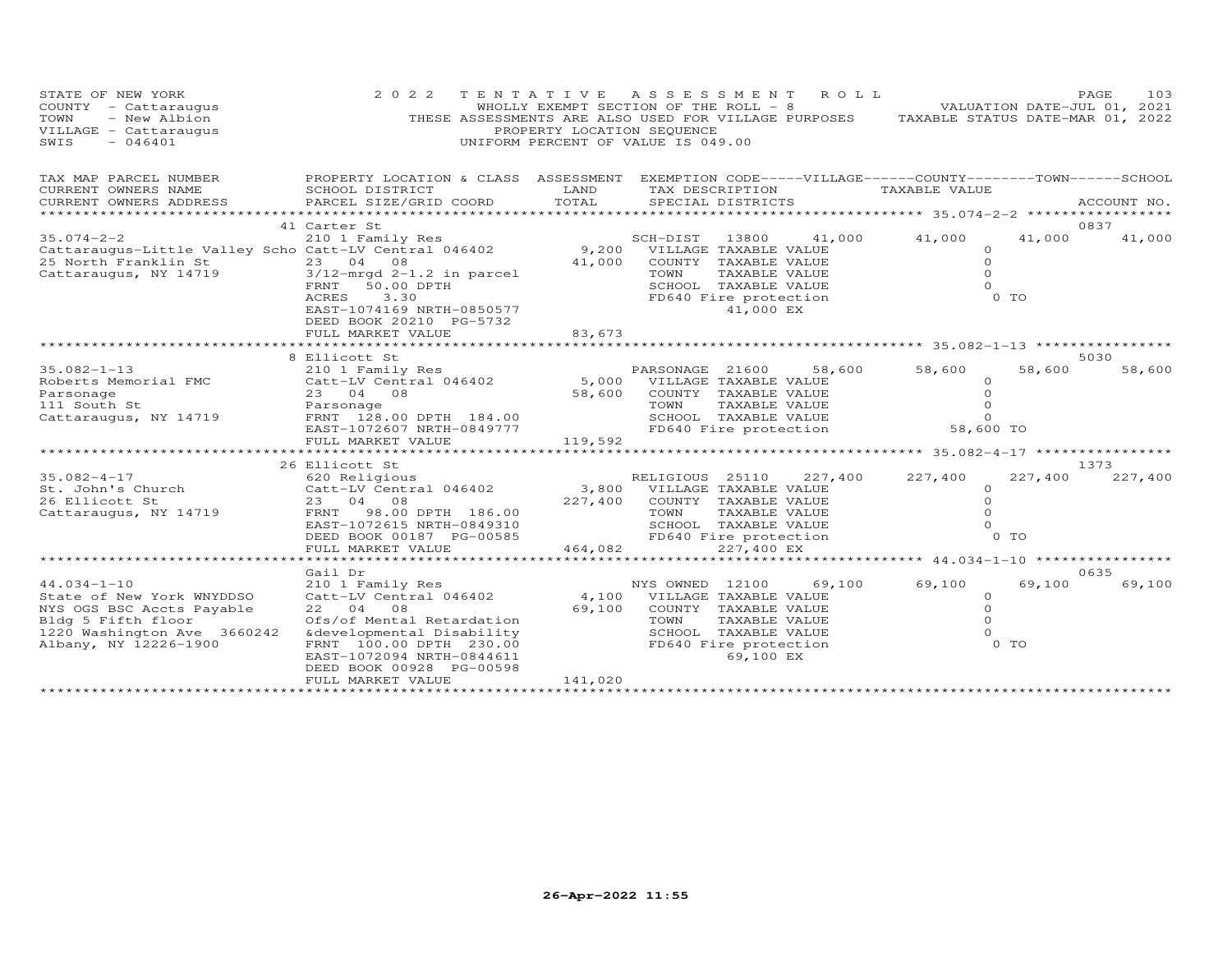STATE OF NEW YORK
COUNTY - Cattaraugus
TOWN - New Albion
VILLAGE - Cattaraugus
SWIS - 046401

2022 TENTATIVE ASSESSMENT ROLL
WHOLLY EXEMPT SECTION OF THE ROLL - 8
THESE ASSESSMENTS ARE ALSO USED FOR VILLAGE PURPOSES
PROPERTY LOCATION SEQUENCE
UNIFORM PERCENT OF VALUE IS 049.00

VALUATION DATE-JUL 01, 2021
TAXABLE STATUS DATE-MAR 01, 2022

| TAX MAP PARCEL NUMBER / CURRENT OWNERS NAME / CURRENT OWNERS ADDRESS | PROPERTY LOCATION & CLASS / SCHOOL DISTRICT / PARCEL SIZE/GRID COORD | ASSESSMENT LAND / TOTAL | EXEMPTION CODE / TAX DESCRIPTION / SPECIAL DISTRICTS | VILLAGE | COUNTY | TOWN | SCHOOL | ACCOUNT NO. |
|---|---|---|---|---|---|---|---|---|
| **35.074-2-2** | 41 Carter St | | | | | | | 0837 |
| Cattaraugus-Little Valley Scho | 210 1 Family Res | | SCH-DIST 13800 41,000 | 41,000 | 41,000 | 41,000 | 41,000 | |
| 25 North Franklin St | Catt-LV Central 046402 | 9,200 | VILLAGE TAXABLE VALUE | 0 | | | | |
| Cattaraugus, NY 14719 | 23 04 08 | 41,000 | COUNTY TAXABLE VALUE | | 0 | | | |
| | 3/12-mrgd 2-1.2 in parcel | | TOWN TAXABLE VALUE | | | 0 | | |
| | FRNT 50.00 DPTH | | SCHOOL TAXABLE VALUE | | | | 0 | |
| | ACRES 3.30 | | FD640 Fire protection | 0 TO | | | | |
| | EAST-1074169 NRTH-0850577 | | 41,000 EX | | | | | |
| | DEED BOOK 20210 PG-5732 | | | | | | | |
| | FULL MARKET VALUE | 83,673 | | | | | | |
| **35.082-1-13** | 8 Ellicott St | | | | | | | 5030 |
| Roberts Memorial FMC | 210 1 Family Res | | PARSONAGE 21600 58,600 | 58,600 | 58,600 | 58,600 | 58,600 | |
| Parsonage | Catt-LV Central 046402 | 5,000 | VILLAGE TAXABLE VALUE | 0 | | | | |
| 111 South St | 23 04 08 | 58,600 | COUNTY TAXABLE VALUE | | 0 | | | |
| Cattaraugus, NY 14719 | Parsonage | | TOWN TAXABLE VALUE | | | 0 | | |
| | FRNT 128.00 DPTH 184.00 | | SCHOOL TAXABLE VALUE | | | | 0 | |
| | EAST-1072607 NRTH-0849777 | | FD640 Fire protection | 58,600 TO | | | | |
| | FULL MARKET VALUE | 119,592 | | | | | | |
| **35.082-4-17** | 26 Ellicott St | | | | | | | 1373 |
| St. John's Church | 620 Religious | | RELIGIOUS 25110 227,400 | 227,400 | 227,400 | 227,400 | 227,400 | |
| 26 Ellicott St | Catt-LV Central 046402 | 3,800 | VILLAGE TAXABLE VALUE | 0 | | | | |
| Cattaraugus, NY 14719 | 23 04 08 | 227,400 | COUNTY TAXABLE VALUE | | 0 | | | |
| | FRNT 98.00 DPTH 186.00 | | TOWN TAXABLE VALUE | | | 0 | | |
| | EAST-1072615 NRTH-0849310 | | SCHOOL TAXABLE VALUE | | | | 0 | |
| | DEED BOOK 00187 PG-00585 | | FD640 Fire protection | 0 TO | | | | |
| | FULL MARKET VALUE | 464,082 | 227,400 EX | | | | | |
| **44.034-1-10** | Gail Dr | | | | | | | 0635 |
| State of New York WNYDDSO | 210 1 Family Res | | NYS OWNED 12100 69,100 | 69,100 | 69,100 | 69,100 | 69,100 | |
| NYS OGS BSC Accts Payable | Catt-LV Central 046402 | 4,100 | VILLAGE TAXABLE VALUE | 0 | | | | |
| Bldg 5 Fifth floor | 22 04 08 | 69,100 | COUNTY TAXABLE VALUE | | 0 | | | |
| 1220 Washington Ave 3660242 | Ofs/of Mental Retardation | | TOWN TAXABLE VALUE | | | 0 | | |
| Albany, NY 12226-1900 | &developmental Disability | | SCHOOL TAXABLE VALUE | | | | 0 | |
| | FRNT 100.00 DPTH 230.00 | | FD640 Fire protection | 0 TO | | | | |
| | EAST-1072094 NRTH-0844611 | | 69,100 EX | | | | | |
| | DEED BOOK 00928 PG-00598 | | | | | | | |
| | FULL MARKET VALUE | 141,020 | | | | | | |

26-Apr-2022 11:55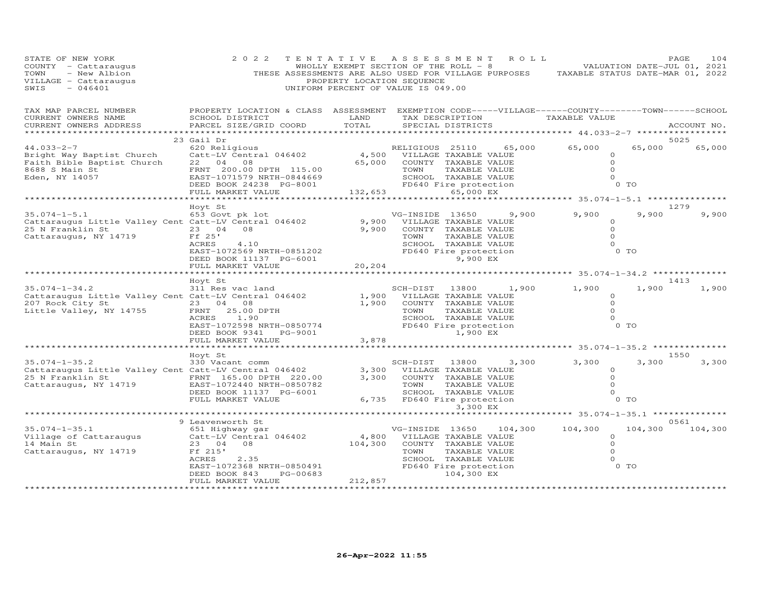STATE OF NEW YORK — 2022 TENTATIVE ASSESSMENT ROLL
COUNTY - Cattaraugus — WHOLLY EXEMPT SECTION OF THE ROLL - 8 — VALUATION DATE-JUL 01, 2021
TOWN - New Albion — THESE ASSESSMENTS ARE ALSO USED FOR VILLAGE PURPOSES — TAXABLE STATUS DATE-MAR 01, 2022
VILLAGE - Cattaraugus — PROPERTY LOCATION SEQUENCE
SWIS - 046401 — UNIFORM PERCENT OF VALUE IS 049.00

| TAX MAP PARCEL NUMBER / CURRENT OWNERS NAME / CURRENT OWNERS ADDRESS | PROPERTY LOCATION & CLASS / SCHOOL DISTRICT / PARCEL SIZE/GRID COORD | ASSESSMENT LAND / TOTAL | EXEMPTION CODE / TAX DESCRIPTION / SPECIAL DISTRICTS | VILLAGE | COUNTY | TOWN | SCHOOL | ACCOUNT NO. |
|---|---|---|---|---|---|---|---|---|
| **44.033-2-7** | 23 Gail Dr | | | | | | | 5025 |
| Bright Way Baptist Church | 620 Religious | | RELIGIOUS 25110 | 65,000 | 65,000 | 65,000 | 65,000 | |
| Faith Bible Baptist Church | Catt-LV Central 046402 | 4,500 | VILLAGE TAXABLE VALUE | 0 | | | | |
| 8688 S Main St | 22 04 08 | 65,000 | COUNTY TAXABLE VALUE | | 0 | | | |
| Eden, NY 14057 | FRNT 200.00 DPTH 115.00 | | TOWN TAXABLE VALUE | | | 0 | | |
| | EAST-1071579 NRTH-0844669 | | SCHOOL TAXABLE VALUE | | | | 0 | |
| | DEED BOOK 24238 PG-8001 | | FD640 Fire protection | 0 TO | | | | |
| | FULL MARKET VALUE | 132,653 | 65,000 EX | | | | | |
| **35.074-1-5.1** | Hoyt St | | | | | | | 1279 |
| Cattaraugus Little Valley Cent | 653 Govt pk lot | | VG-INSIDE 13650 | 9,900 | 9,900 | 9,900 | 9,900 | |
| 25 N Franklin St | Catt-LV Central 046402 | 9,900 | VILLAGE TAXABLE VALUE | 0 | | | | |
| Cattaraugus, NY 14719 | 23 04 08 | 9,900 | COUNTY TAXABLE VALUE | | 0 | | | |
| | Ff 25' | | TOWN TAXABLE VALUE | | | 0 | | |
| | ACRES 4.10 | | SCHOOL TAXABLE VALUE | | | | 0 | |
| | EAST-1072569 NRTH-0851202 | | FD640 Fire protection | 0 TO | | | | |
| | DEED BOOK 11137 PG-6001 | | 9,900 EX | | | | | |
| | FULL MARKET VALUE | 20,204 | | | | | | |
| **35.074-1-34.2** | Hoyt St | | | | | | | 1413 |
| Cattaraugus Little Valley Cent | 311 Res vac land | | SCH-DIST 13800 | 1,900 | 1,900 | 1,900 | 1,900 | |
| 207 Rock City St | Catt-LV Central 046402 | 1,900 | VILLAGE TAXABLE VALUE | 0 | | | | |
| Little Valley, NY 14755 | 23 04 08 | 1,900 | COUNTY TAXABLE VALUE | | 0 | | | |
| | FRNT 25.00 DPTH | | TOWN TAXABLE VALUE | | | 0 | | |
| | ACRES 1.90 | | SCHOOL TAXABLE VALUE | | | | 0 | |
| | EAST-1072598 NRTH-0850774 | | FD640 Fire protection | 0 TO | | | | |
| | DEED BOOK 9341 PG-9001 | | 1,900 EX | | | | | |
| | FULL MARKET VALUE | 3,878 | | | | | | |
| **35.074-1-35.2** | Hoyt St | | | | | | | 1550 |
| Cattaraugus Little Valley Cent | 330 Vacant comm | | SCH-DIST 13800 | 3,300 | 3,300 | 3,300 | 3,300 | |
| 25 N Franklin St | Catt-LV Central 046402 | 3,300 | VILLAGE TAXABLE VALUE | 0 | | | | |
| Cattaraugus, NY 14719 | FRNT 165.00 DPTH 220.00 | 3,300 | COUNTY TAXABLE VALUE | | 0 | | | |
| | EAST-1072440 NRTH-0850782 | | TOWN TAXABLE VALUE | | | 0 | | |
| | DEED BOOK 11137 PG-6001 | | SCHOOL TAXABLE VALUE | | | | 0 | |
| | FULL MARKET VALUE | 6,735 | FD640 Fire protection | 0 TO | | | | |
| | | | 3,300 EX | | | | | |
| **35.074-1-35.1** | 9 Leavenworth St | | | | | | | 0561 |
| Village of Cattaraugus | 651 Highway gar | | VG-INSIDE 13650 | 104,300 | 104,300 | 104,300 | 104,300 | |
| 14 Main St | Catt-LV Central 046402 | 4,800 | VILLAGE TAXABLE VALUE | 0 | | | | |
| Cattaraugus, NY 14719 | 23 04 08 | 104,300 | COUNTY TAXABLE VALUE | | 0 | | | |
| | Ff 215' | | TOWN TAXABLE VALUE | | | 0 | | |
| | ACRES 2.35 | | SCHOOL TAXABLE VALUE | | | | 0 | |
| | EAST-1072368 NRTH-0850491 | | FD640 Fire protection | 0 TO | | | | |
| | DEED BOOK 843 PG-00683 | | 104,300 EX | | | | | |
| | FULL MARKET VALUE | 212,857 | | | | | | |

26-Apr-2022 11:55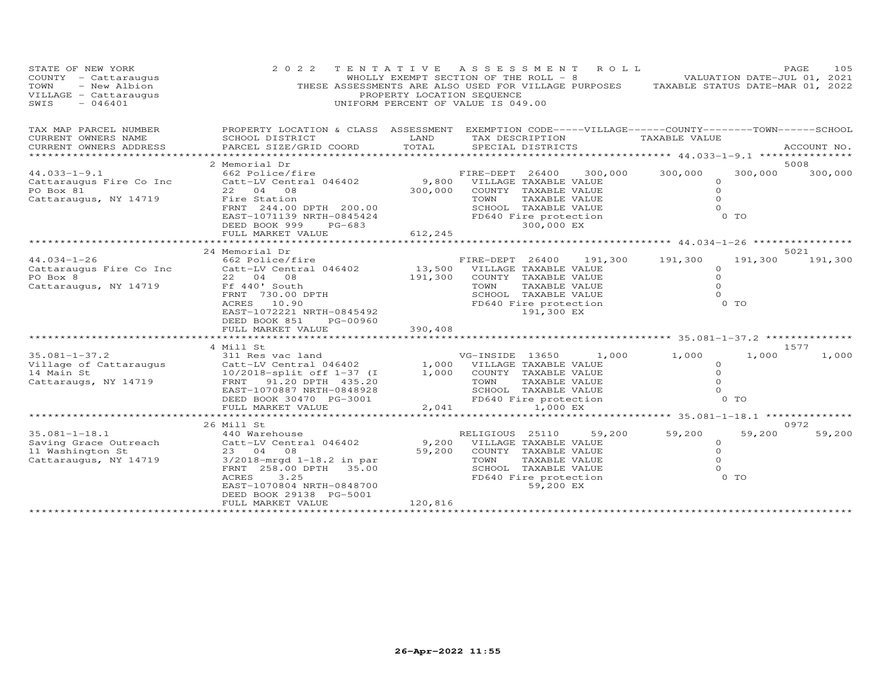STATE OF NEW YORK
COUNTY - Cattaraugus
TOWN - New Albion
VILLAGE - Cattaraugus
SWIS - 046401

2022 TENTATIVE ASSESSMENT ROLL
WHOLLY EXEMPT SECTION OF THE ROLL - 8
THESE ASSESSMENTS ARE ALSO USED FOR VILLAGE PURPOSES
PROPERTY LOCATION SEQUENCE
UNIFORM PERCENT OF VALUE IS 049.00

VALUATION DATE-JUL 01, 2021
TAXABLE STATUS DATE-MAR 01, 2022

| TAX MAP PARCEL NUMBER / CURRENT OWNERS NAME / CURRENT OWNERS ADDRESS | PROPERTY LOCATION & CLASS / SCHOOL DISTRICT / PARCEL SIZE/GRID COORD | ASSESSMENT LAND / TOTAL | EXEMPTION CODE / TAX DESCRIPTION / SPECIAL DISTRICTS | VILLAGE | COUNTY / TAXABLE VALUE | TOWN | SCHOOL | ACCOUNT NO. |
|---|---|---|---|---|---|---|---|---|
| **44.033-1-9.1** | 2 Memorial Dr | | | | | | | 5008 |
| 44.033-1-9.1 | 662 Police/fire | | FIRE-DEPT 26400 300,000 | 300,000 | 300,000 | 300,000 | 300,000 | |
| Cattaraugus Fire Co Inc | Catt-LV Central 046402 | 9,800 | VILLAGE TAXABLE VALUE | | 0 | | | |
| PO Box 81 | 22 04 08 | 300,000 | COUNTY TAXABLE VALUE | | 0 | | | |
| Cattaraugus, NY 14719 | Fire Station | | TOWN TAXABLE VALUE | | 0 | | | |
| | FRNT 244.00 DPTH 200.00 | | SCHOOL TAXABLE VALUE | | 0 | | | |
| | EAST-1071139 NRTH-0845424 | | FD640 Fire protection | | 0 TO | | | |
| | DEED BOOK 999 PG-683 | | 300,000 EX | | | | | |
| | FULL MARKET VALUE | 612,245 | | | | | | |
| **44.034-1-26** | 24 Memorial Dr | | | | | | | 5021 |
| 44.034-1-26 | 662 Police/fire | | FIRE-DEPT 26400 191,300 | 191,300 | 191,300 | 191,300 | 191,300 | |
| Cattaraugus Fire Co Inc | Catt-LV Central 046402 | 13,500 | VILLAGE TAXABLE VALUE | | 0 | | | |
| PO Box 8 | 22 04 08 | 191,300 | COUNTY TAXABLE VALUE | | 0 | | | |
| Cattaraugus, NY 14719 | Ff 440' South | | TOWN TAXABLE VALUE | | 0 | | | |
| | FRNT 730.00 DPTH | | SCHOOL TAXABLE VALUE | | 0 | | | |
| | ACRES 10.90 | | FD640 Fire protection | | 0 TO | | | |
| | EAST-1072221 NRTH-0845492 | | 191,300 EX | | | | | |
| | DEED BOOK 851 PG-00960 | | | | | | | |
| | FULL MARKET VALUE | 390,408 | | | | | | |
| **35.081-1-37.2** | 4 Mill St | | | | | | | 1577 |
| 35.081-1-37.2 | 311 Res vac land | | VG-INSIDE 13650 1,000 | 1,000 | 1,000 | 1,000 | 1,000 | |
| Village of Cattaraugus | Catt-LV Central 046402 | 1,000 | VILLAGE TAXABLE VALUE | | 0 | | | |
| 14 Main St | 10/2018-split off 1-37 (I | 1,000 | COUNTY TAXABLE VALUE | | 0 | | | |
| Cattaraugs, NY 14719 | FRNT 91.20 DPTH 435.20 | | TOWN TAXABLE VALUE | | 0 | | | |
| | EAST-1070887 NRTH-0848928 | | SCHOOL TAXABLE VALUE | | 0 | | | |
| | DEED BOOK 30470 PG-3001 | | FD640 Fire protection | | 0 TO | | | |
| | FULL MARKET VALUE | 2,041 | 1,000 EX | | | | | |
| **35.081-1-18.1** | 26 Mill St | | | | | | | 0972 |
| 35.081-1-18.1 | 440 Warehouse | | RELIGIOUS 25110 59,200 | 59,200 | 59,200 | 59,200 | 59,200 | |
| Saving Grace Outreach | Catt-LV Central 046402 | 9,200 | VILLAGE TAXABLE VALUE | | 0 | | | |
| 11 Washington St | 23 04 08 | 59,200 | COUNTY TAXABLE VALUE | | 0 | | | |
| Cattaraugus, NY 14719 | 3/2018-mrgd 1-18.2 in par | | TOWN TAXABLE VALUE | | 0 | | | |
| | FRNT 258.00 DPTH 35.00 | | SCHOOL TAXABLE VALUE | | 0 | | | |
| | ACRES 3.25 | | FD640 Fire protection | | 0 TO | | | |
| | EAST-1070804 NRTH-0848700 | | 59,200 EX | | | | | |
| | DEED BOOK 29138 PG-5001 | | | | | | | |
| | FULL MARKET VALUE | 120,816 | | | | | | |

26-Apr-2022 11:55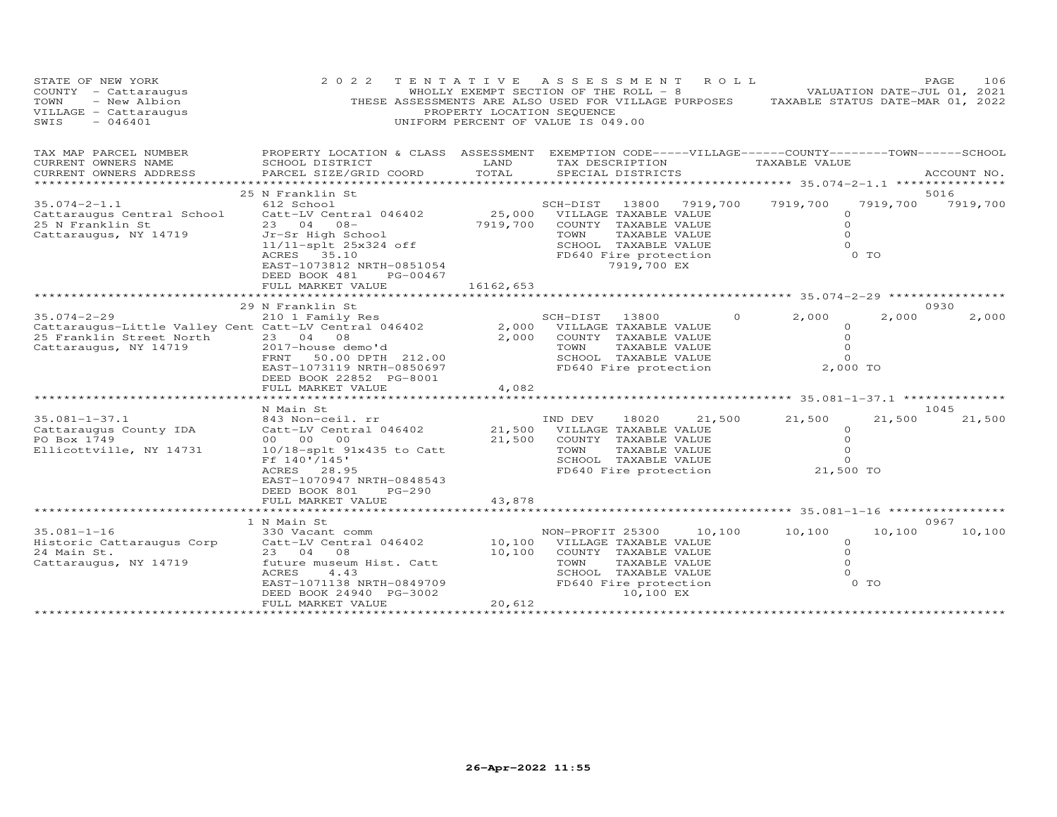STATE OF NEW YORK | 2022 TENTATIVE ASSESSMENT ROLL | VALUATION DATE-JUL 01, 2021
COUNTY - Cattaraugus | WHOLLY EXEMPT SECTION OF THE ROLL - 8 | TAXABLE STATUS DATE-MAR 01, 2022
TOWN - New Albion | THESE ASSESSMENTS ARE ALSO USED FOR VILLAGE PURPOSES
VILLAGE - Cattaraugus | PROPERTY LOCATION SEQUENCE
SWIS - 046401 | UNIFORM PERCENT OF VALUE IS 049.00

| TAX MAP PARCEL NUMBER / CURRENT OWNERS NAME / CURRENT OWNERS ADDRESS | PROPERTY LOCATION & CLASS / SCHOOL DISTRICT / PARCEL SIZE/GRID COORD | ASSESSMENT LAND / TOTAL | EXEMPTION CODE / TAX DESCRIPTION / SPECIAL DISTRICTS | VILLAGE | COUNTY / TAXABLE VALUE | TOWN | SCHOOL | ACCOUNT NO. |
|---|---|---|---|---|---|---|---|---|
| **35.074-2-1.1** | 25 N Franklin St | | | | | | | 5016 |
| 35.074-2-1.1 | 612 School | | SCH-DIST 13800 | 7919,700 | 7919,700 | 7919,700 | 7919,700 | |
| Cattaraugus Central School | Catt-LV Central 046402 | 25,000 | VILLAGE TAXABLE VALUE | | 0 | | | |
| 25 N Franklin St | 23 04 08- | 7919,700 | COUNTY TAXABLE VALUE | | 0 | | | |
| Cattaraugus, NY 14719 | Jr-Sr High School | | TOWN TAXABLE VALUE | | 0 | | | |
| | 11/11-splt 25x324 off | | SCHOOL TAXABLE VALUE | | 0 | | | |
| | ACRES 35.10 | | FD640 Fire protection | | 0 TO | | | |
| | EAST-1073812 NRTH-0851054 | | 7919,700 EX | | | | | |
| | DEED BOOK 481 PG-00467 | | | | | | | |
| | FULL MARKET VALUE | 16162,653 | | | | | | |
| **35.074-2-29** | 29 N Franklin St | | | | | | | 0930 |
| 35.074-2-29 | 210 1 Family Res | | SCH-DIST 13800 | 0 | 2,000 | 2,000 | 2,000 | |
| Cattaraugus-Little Valley Cent | Catt-LV Central 046402 | 2,000 | VILLAGE TAXABLE VALUE | | 0 | | | |
| 25 Franklin Street North | 23 04 08 | 2,000 | COUNTY TAXABLE VALUE | | 0 | | | |
| Cattaraugus, NY 14719 | 2017-house demo'd | | TOWN TAXABLE VALUE | | 0 | | | |
| | FRNT 50.00 DPTH 212.00 | | SCHOOL TAXABLE VALUE | | 0 | | | |
| | EAST-1073119 NRTH-0850697 | | FD640 Fire protection | | 2,000 TO | | | |
| | DEED BOOK 22852 PG-8001 | | | | | | | |
| | FULL MARKET VALUE | 4,082 | | | | | | |
| **35.081-1-37.1** | N Main St | | | | | | | 1045 |
| 35.081-1-37.1 | 843 Non-ceil. rr | | IND DEV 18020 | 21,500 | 21,500 | 21,500 | 21,500 | |
| Cattaraugus County IDA | Catt-LV Central 046402 | 21,500 | VILLAGE TAXABLE VALUE | | 0 | | | |
| PO Box 1749 | 00 00 00 | 21,500 | COUNTY TAXABLE VALUE | | 0 | | | |
| Ellicottville, NY 14731 | 10/18-splt 91x435 to Catt | | TOWN TAXABLE VALUE | | 0 | | | |
| | Ff 140'/145' | | SCHOOL TAXABLE VALUE | | 0 | | | |
| | ACRES 28.95 | | FD640 Fire protection | | 21,500 TO | | | |
| | EAST-1070947 NRTH-0848543 | | | | | | | |
| | DEED BOOK 801 PG-290 | | | | | | | |
| | FULL MARKET VALUE | 43,878 | | | | | | |
| **35.081-1-16** | 1 N Main St | | | | | | | 0967 |
| 35.081-1-16 | 330 Vacant comm | | NON-PROFIT 25300 | 10,100 | 10,100 | 10,100 | 10,100 | |
| Historic Cattaraugus Corp | Catt-LV Central 046402 | 10,100 | VILLAGE TAXABLE VALUE | | 0 | | | |
| 24 Main St. | 23 04 08 | 10,100 | COUNTY TAXABLE VALUE | | 0 | | | |
| Cattaraugus, NY 14719 | future museum Hist. Catt | | TOWN TAXABLE VALUE | | 0 | | | |
| | ACRES 4.43 | | SCHOOL TAXABLE VALUE | | 0 | | | |
| | EAST-1071138 NRTH-0849709 | | FD640 Fire protection | | 0 TO | | | |
| | DEED BOOK 24940 PG-3002 | | 10,100 EX | | | | | |
| | FULL MARKET VALUE | 20,612 | | | | | | |

26-Apr-2022 11:55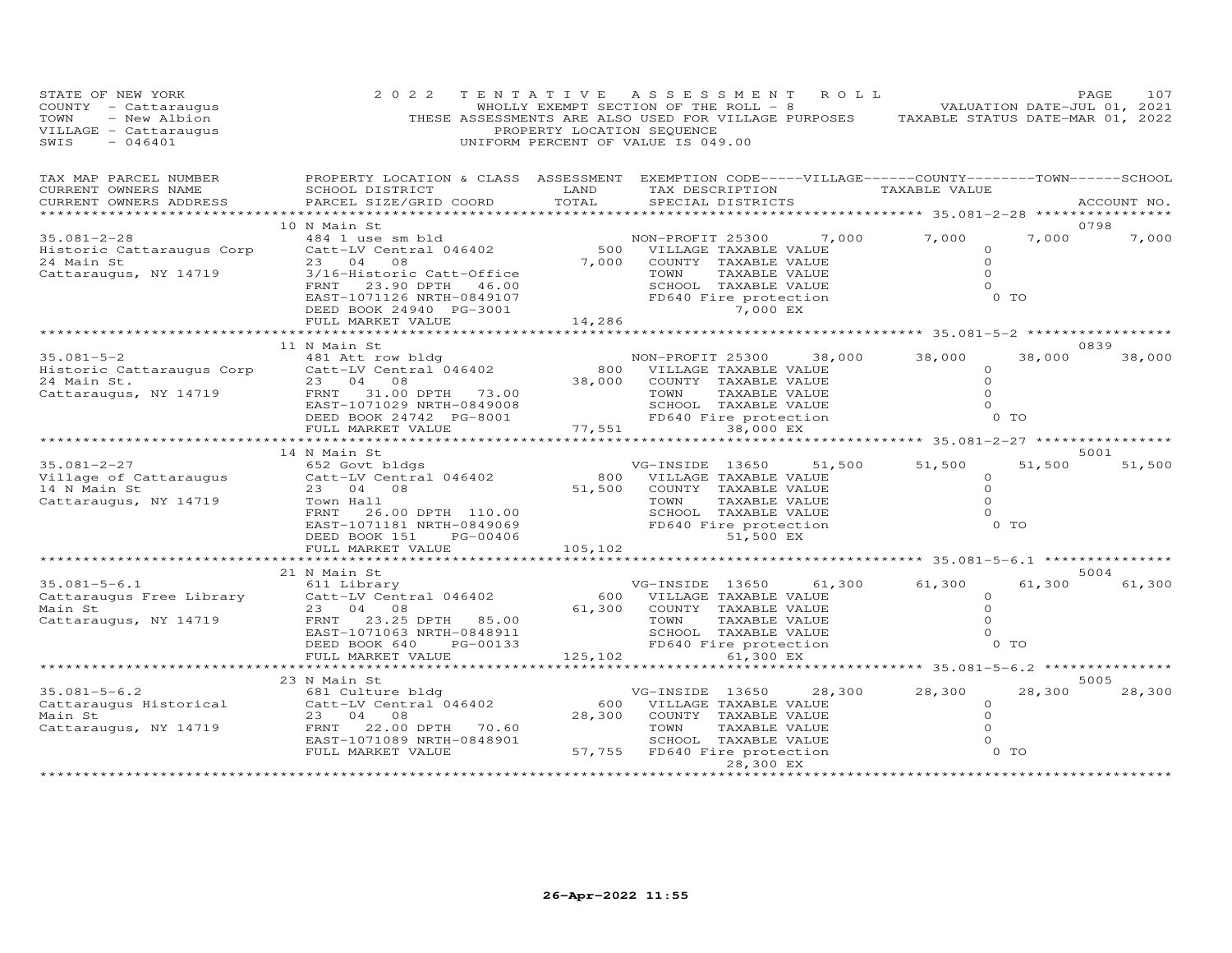STATE OF NEW YORK
COUNTY - Cattaraugus
TOWN - New Albion
VILLAGE - Cattaraugus
SWIS - 046401

2022 TENTATIVE ASSESSMENT ROLL
WHOLLY EXEMPT SECTION OF THE ROLL - 8
THESE ASSESSMENTS ARE ALSO USED FOR VILLAGE PURPOSES
PROPERTY LOCATION SEQUENCE
UNIFORM PERCENT OF VALUE IS 049.00

VALUATION DATE-JUL 01, 2021
TAXABLE STATUS DATE-MAR 01, 2022

| TAX MAP PARCEL NUMBER / CURRENT OWNERS NAME / CURRENT OWNERS ADDRESS | PROPERTY LOCATION & CLASS / SCHOOL DISTRICT / PARCEL SIZE/GRID COORD | ASSESSMENT LAND / TOTAL | EXEMPTION CODE / TAX DESCRIPTION / SPECIAL DISTRICTS | VILLAGE | COUNTY / TAXABLE VALUE | TOWN | SCHOOL / ACCOUNT NO. |
|---|---|---|---|---|---|---|---|
| **35.081-2-28** | 10 N Main St | | | | | | 0798 |
| 35.081-2-28 | 484 1 use sm bld | | NON-PROFIT 25300 | 7,000 | 7,000 | 7,000 | 7,000 |
| Historic Cattaraugus Corp | Catt-LV Central 046402 | 500 | VILLAGE TAXABLE VALUE | | 0 | | |
| 24 Main St | 23 04 08 | 7,000 | COUNTY TAXABLE VALUE | | 0 | | |
| Cattaraugus, NY 14719 | 3/16-Historic Catt-Office | | TOWN TAXABLE VALUE | | 0 | | |
| | FRNT 23.90 DPTH 46.00 | | SCHOOL TAXABLE VALUE | | 0 | | |
| | EAST-1071126 NRTH-0849107 | | FD640 Fire protection | | 0 TO | | |
| | DEED BOOK 24940 PG-3001 | | 7,000 EX | | | | |
| | FULL MARKET VALUE | 14,286 | | | | | |
| **35.081-5-2** | 11 N Main St | | | | | | 0839 |
| 35.081-5-2 | 481 Att row bldg | | NON-PROFIT 25300 | 38,000 | 38,000 | 38,000 | 38,000 |
| Historic Cattaraugus Corp | Catt-LV Central 046402 | 800 | VILLAGE TAXABLE VALUE | | 0 | | |
| 24 Main St. | 23 04 08 | 38,000 | COUNTY TAXABLE VALUE | | 0 | | |
| Cattaraugus, NY 14719 | FRNT 31.00 DPTH 73.00 | | TOWN TAXABLE VALUE | | 0 | | |
| | EAST-1071029 NRTH-0849008 | | SCHOOL TAXABLE VALUE | | 0 | | |
| | DEED BOOK 24742 PG-8001 | | FD640 Fire protection | | 0 TO | | |
| | FULL MARKET VALUE | 77,551 | 38,000 EX | | | | |
| **35.081-2-27** | 14 N Main St | | | | | | 5001 |
| 35.081-2-27 | 652 Govt bldgs | | VG-INSIDE 13650 | 51,500 | 51,500 | 51,500 | 51,500 |
| Village of Cattaraugus | Catt-LV Central 046402 | 800 | VILLAGE TAXABLE VALUE | | 0 | | |
| 14 N Main St | 23 04 08 | 51,500 | COUNTY TAXABLE VALUE | | 0 | | |
| Cattaraugus, NY 14719 | Town Hall | | TOWN TAXABLE VALUE | | 0 | | |
| | FRNT 26.00 DPTH 110.00 | | SCHOOL TAXABLE VALUE | | 0 | | |
| | EAST-1071181 NRTH-0849069 | | FD640 Fire protection | | 0 TO | | |
| | DEED BOOK 151 PG-00406 | | 51,500 EX | | | | |
| | FULL MARKET VALUE | 105,102 | | | | | |
| **35.081-5-6.1** | 21 N Main St | | | | | | 5004 |
| 35.081-5-6.1 | 611 Library | | VG-INSIDE 13650 | 61,300 | 61,300 | 61,300 | 61,300 |
| Cattaraugus Free Library | Catt-LV Central 046402 | 600 | VILLAGE TAXABLE VALUE | | 0 | | |
| Main St | 23 04 08 | 61,300 | COUNTY TAXABLE VALUE | | 0 | | |
| Cattaraugus, NY 14719 | FRNT 23.25 DPTH 85.00 | | TOWN TAXABLE VALUE | | 0 | | |
| | EAST-1071063 NRTH-0848911 | | SCHOOL TAXABLE VALUE | | 0 | | |
| | DEED BOOK 640 PG-00133 | | FD640 Fire protection | | 0 TO | | |
| | FULL MARKET VALUE | 125,102 | 61,300 EX | | | | |
| **35.081-5-6.2** | 23 N Main St | | | | | | 5005 |
| 35.081-5-6.2 | 681 Culture bldg | | VG-INSIDE 13650 | 28,300 | 28,300 | 28,300 | 28,300 |
| Cattaraugus Historical | Catt-LV Central 046402 | 600 | VILLAGE TAXABLE VALUE | | 0 | | |
| Main St | 23 04 08 | 28,300 | COUNTY TAXABLE VALUE | | 0 | | |
| Cattaraugus, NY 14719 | FRNT 22.00 DPTH 70.60 | | TOWN TAXABLE VALUE | | 0 | | |
| | EAST-1071089 NRTH-0848901 | | SCHOOL TAXABLE VALUE | | 0 | | |
| | FULL MARKET VALUE | 57,755 | FD640 Fire protection | | 0 TO | | |
| | | | 28,300 EX | | | | |

26-Apr-2022 11:55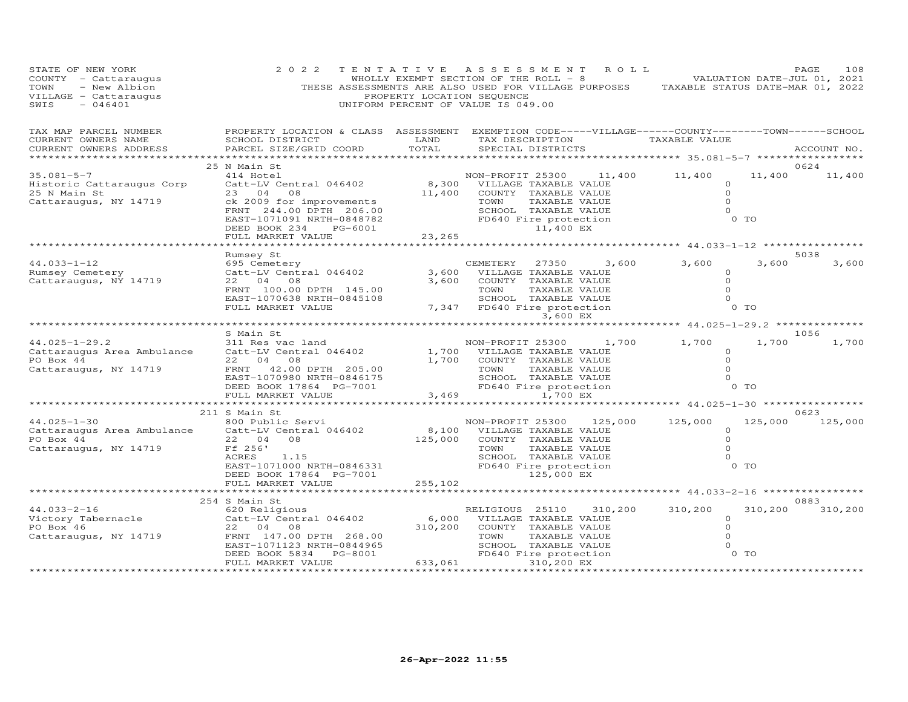STATE OF NEW YORK
COUNTY - Cattaraugus
TOWN - New Albion
VILLAGE - Cattaraugus
SWIS - 046401

2022 TENTATIVE ASSESSMENT ROLL
WHOLLY EXEMPT SECTION OF THE ROLL - 8
THESE ASSESSMENTS ARE ALSO USED FOR VILLAGE PURPOSES
PROPERTY LOCATION SEQUENCE
UNIFORM PERCENT OF VALUE IS 049.00

VALUATION DATE-JUL 01, 2021
TAXABLE STATUS DATE-MAR 01, 2022

| TAX MAP PARCEL NUMBER / CURRENT OWNERS NAME / CURRENT OWNERS ADDRESS | PROPERTY LOCATION & CLASS / SCHOOL DISTRICT / PARCEL SIZE/GRID COORD | ASSESSMENT LAND / TOTAL | EXEMPTION CODE / TAX DESCRIPTION / SPECIAL DISTRICTS | VILLAGE | COUNTY / TAXABLE VALUE | TOWN | SCHOOL | ACCOUNT NO. |
|---|---|---|---|---|---|---|---|---|
| 35.081-5-7 | 25 N Main St | | | | | | | 0624 |
| Historic Cattaraugus Corp | 414 Hotel | | NON-PROFIT 25300 | 11,400 | 11,400 | 11,400 | 11,400 | |
| 25 N Main St | Catt-LV Central 046402 | 8,300 | VILLAGE TAXABLE VALUE | | 0 | | | |
| Cattaraugus, NY 14719 | 23 04 08 | 11,400 | COUNTY TAXABLE VALUE | | 0 | | | |
| | ck 2009 for improvements | | TOWN TAXABLE VALUE | | 0 | | | |
| | FRNT 244.00 DPTH 206.00 | | SCHOOL TAXABLE VALUE | | 0 | | | |
| | EAST-1071091 NRTH-0848782 | | FD640 Fire protection | | 0 TO | | | |
| | DEED BOOK 234 PG-6001 | | 11,400 EX | | | | | |
| | FULL MARKET VALUE | 23,265 | | | | | | |
| 44.033-1-12 | Rumsey St | | | | | | | 5038 |
| Rumsey Cemetery | 695 Cemetery | | CEMETERY 27350 | 3,600 | 3,600 | 3,600 | 3,600 | |
| Cattaraugus, NY 14719 | Catt-LV Central 046402 | 3,600 | VILLAGE TAXABLE VALUE | | 0 | | | |
| | 22 04 08 | 3,600 | COUNTY TAXABLE VALUE | | 0 | | | |
| | FRNT 100.00 DPTH 145.00 | | TOWN TAXABLE VALUE | | 0 | | | |
| | EAST-1070638 NRTH-0845108 | | SCHOOL TAXABLE VALUE | | 0 | | | |
| | FULL MARKET VALUE | 7,347 | FD640 Fire protection | | 0 TO | | | |
| | | | 3,600 EX | | | | | |
| 44.025-1-29.2 | S Main St | | | | | | | 1056 |
| Cattaraugus Area Ambulance | 311 Res vac land | | NON-PROFIT 25300 | 1,700 | 1,700 | 1,700 | 1,700 | |
| PO Box 44 | Catt-LV Central 046402 | 1,700 | VILLAGE TAXABLE VALUE | | 0 | | | |
| Cattaraugus, NY 14719 | 22 04 08 | 1,700 | COUNTY TAXABLE VALUE | | 0 | | | |
| | FRNT 42.00 DPTH 205.00 | | TOWN TAXABLE VALUE | | 0 | | | |
| | EAST-1070980 NRTH-0846175 | | SCHOOL TAXABLE VALUE | | 0 | | | |
| | DEED BOOK 17864 PG-7001 | | FD640 Fire protection | | 0 TO | | | |
| | FULL MARKET VALUE | 3,469 | 1,700 EX | | | | | |
| 44.025-1-30 | 211 S Main St | | | | | | | 0623 |
| Cattaraugus Area Ambulance | 800 Public Servi | | NON-PROFIT 25300 | 125,000 | 125,000 | 125,000 | 125,000 | |
| PO Box 44 | Catt-LV Central 046402 | 8,100 | VILLAGE TAXABLE VALUE | | 0 | | | |
| Cattaraugus, NY 14719 | 22 04 08 | 125,000 | COUNTY TAXABLE VALUE | | 0 | | | |
| | Ff 256' | | TOWN TAXABLE VALUE | | 0 | | | |
| | ACRES 1.15 | | SCHOOL TAXABLE VALUE | | 0 | | | |
| | EAST-1071000 NRTH-0846331 | | FD640 Fire protection | | 0 TO | | | |
| | DEED BOOK 17864 PG-7001 | | 125,000 EX | | | | | |
| | FULL MARKET VALUE | 255,102 | | | | | | |
| 44.033-2-16 | 254 S Main St | | | | | | | 0883 |
| Victory Tabernacle | 620 Religious | | RELIGIOUS 25110 | 310,200 | 310,200 | 310,200 | 310,200 | |
| PO Box 46 | Catt-LV Central 046402 | 6,000 | VILLAGE TAXABLE VALUE | | 0 | | | |
| Cattaraugus, NY 14719 | 22 04 08 | 310,200 | COUNTY TAXABLE VALUE | | 0 | | | |
| | FRNT 147.00 DPTH 268.00 | | TOWN TAXABLE VALUE | | 0 | | | |
| | EAST-1071123 NRTH-0844965 | | SCHOOL TAXABLE VALUE | | 0 | | | |
| | DEED BOOK 5834 PG-8001 | | FD640 Fire protection | | 0 TO | | | |
| | FULL MARKET VALUE | 633,061 | 310,200 EX | | | | | |

26-Apr-2022 11:55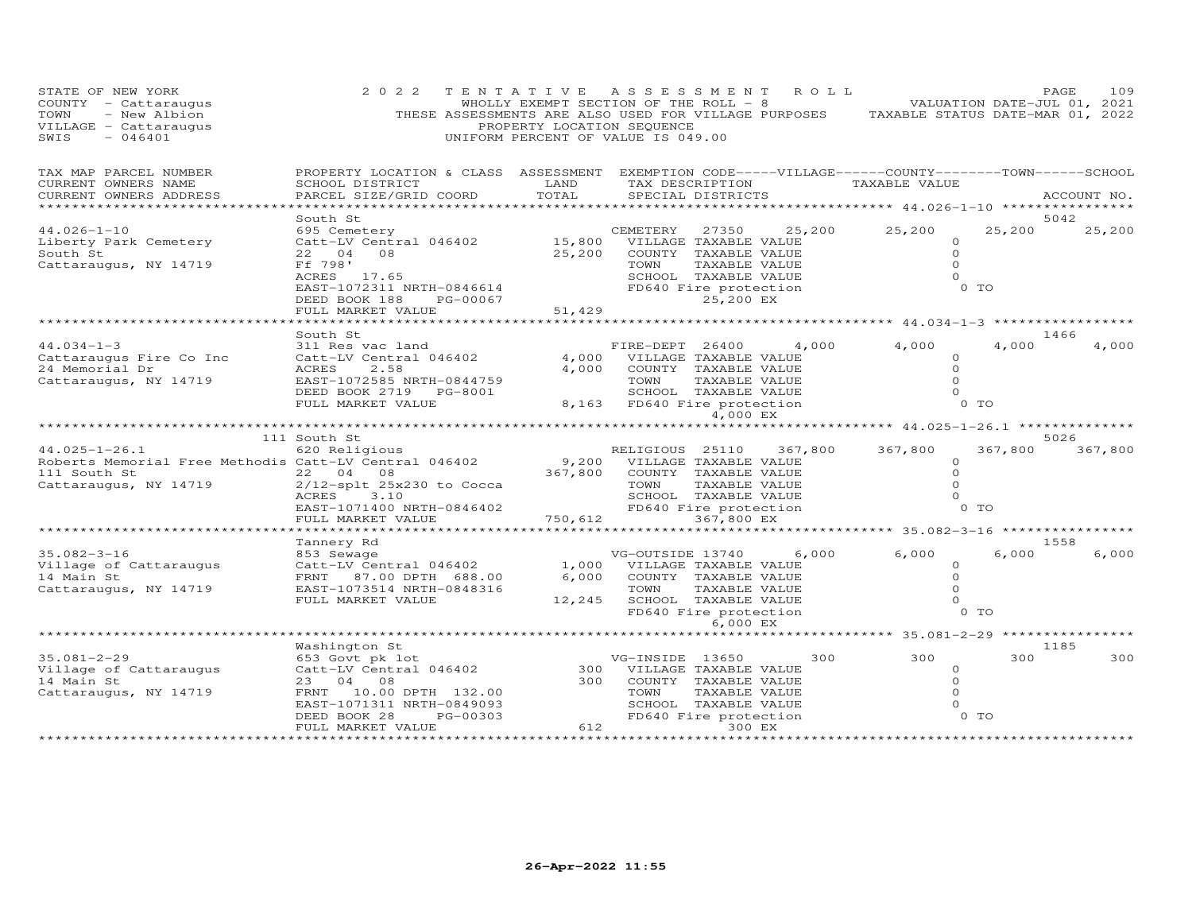STATE OF NEW YORK
COUNTY - Cattaraugus
TOWN - New Albion
VILLAGE - Cattaraugus
SWIS - 046401

2022 TENTATIVE ASSESSMENT ROLL
WHOLLY EXEMPT SECTION OF THE ROLL - 8
THESE ASSESSMENTS ARE ALSO USED FOR VILLAGE PURPOSES
PROPERTY LOCATION SEQUENCE
UNIFORM PERCENT OF VALUE IS 049.00

VALUATION DATE-JUL 01, 2021
TAXABLE STATUS DATE-MAR 01, 2022

| TAX MAP PARCEL NUMBER / CURRENT OWNERS NAME / CURRENT OWNERS ADDRESS | PROPERTY LOCATION & CLASS / SCHOOL DISTRICT / PARCEL SIZE/GRID COORD | ASSESSMENT LAND / TOTAL | EXEMPTION CODE / TAX DESCRIPTION / SPECIAL DISTRICTS | VILLAGE | COUNTY / TAXABLE VALUE | TOWN | SCHOOL | ACCOUNT NO. |
|---|---|---|---|---|---|---|---|---|
| 44.026-1-10 | South St | | | | | | | 5042 |
| Liberty Park Cemetery | 695 Cemetery | | CEMETERY 27350 | 25,200 | 25,200 | 25,200 | 25,200 | |
| South St | Catt-LV Central 046402 | 15,800 | VILLAGE TAXABLE VALUE | | 0 | | | |
| Cattaraugus, NY 14719 | 22 04 08 | 25,200 | COUNTY TAXABLE VALUE | | 0 | | | |
| | Ff 798' | | TOWN TAXABLE VALUE | | 0 | | | |
| | ACRES 17.65 | | SCHOOL TAXABLE VALUE | | 0 | | | |
| | EAST-1072311 NRTH-0846614 | | FD640 Fire protection | | 0 TO | | | |
| | DEED BOOK 188 PG-00067 | | 25,200 EX | | | | | |
| | FULL MARKET VALUE | 51,429 | | | | | | |
| 44.034-1-3 | South St | | | | | | | 1466 |
| Cattaraugus Fire Co Inc | 311 Res vac land | | FIRE-DEPT 26400 | 4,000 | 4,000 | 4,000 | 4,000 | |
| 24 Memorial Dr | Catt-LV Central 046402 | 4,000 | VILLAGE TAXABLE VALUE | | 0 | | | |
| Cattaraugus, NY 14719 | ACRES 2.58 | 4,000 | COUNTY TAXABLE VALUE | | 0 | | | |
| | EAST-1072585 NRTH-0844759 | | TOWN TAXABLE VALUE | | 0 | | | |
| | DEED BOOK 2719 PG-8001 | | SCHOOL TAXABLE VALUE | | 0 | | | |
| | FULL MARKET VALUE | 8,163 | FD640 Fire protection | | 0 TO | | | |
| | | | 4,000 EX | | | | | |
| 44.025-1-26.1 | 111 South St | | | | | | | 5026 |
| Roberts Memorial Free Methodis | 620 Religious | | RELIGIOUS 25110 | 367,800 | 367,800 | 367,800 | 367,800 | |
| 111 South St | Catt-LV Central 046402 | 9,200 | VILLAGE TAXABLE VALUE | | 0 | | | |
| Cattaraugus, NY 14719 | 22 04 08 | 367,800 | COUNTY TAXABLE VALUE | | 0 | | | |
| | 2/12-splt 25x230 to Cocca | | TOWN TAXABLE VALUE | | 0 | | | |
| | ACRES 3.10 | | SCHOOL TAXABLE VALUE | | 0 | | | |
| | EAST-1071400 NRTH-0846402 | | FD640 Fire protection | | 0 TO | | | |
| | FULL MARKET VALUE | 750,612 | 367,800 EX | | | | | |
| 35.082-3-16 | Tannery Rd | | | | | | | 1558 |
| Village of Cattaraugus | 853 Sewage | | VG-OUTSIDE 13740 | 6,000 | 6,000 | 6,000 | 6,000 | |
| 14 Main St | Catt-LV Central 046402 | 1,000 | VILLAGE TAXABLE VALUE | | 0 | | | |
| Cattaraugus, NY 14719 | FRNT 87.00 DPTH 688.00 | 6,000 | COUNTY TAXABLE VALUE | | 0 | | | |
| | EAST-1073514 NRTH-0848316 | | TOWN TAXABLE VALUE | | 0 | | | |
| | FULL MARKET VALUE | 12,245 | SCHOOL TAXABLE VALUE | | 0 | | | |
| | | | FD640 Fire protection | | 0 TO | | | |
| | | | 6,000 EX | | | | | |
| 35.081-2-29 | Washington St | | | | | | | 1185 |
| Village of Cattaraugus | 653 Govt pk lot | | VG-INSIDE 13650 | 300 | 300 | 300 | 300 | |
| 14 Main St | Catt-LV Central 046402 | 300 | VILLAGE TAXABLE VALUE | | 0 | | | |
| Cattaraugus, NY 14719 | 23 04 08 | 300 | COUNTY TAXABLE VALUE | | 0 | | | |
| | FRNT 10.00 DPTH 132.00 | | TOWN TAXABLE VALUE | | 0 | | | |
| | EAST-1071311 NRTH-0849093 | | SCHOOL TAXABLE VALUE | | 0 | | | |
| | DEED BOOK 28 PG-00303 | | FD640 Fire protection | | 0 TO | | | |
| | FULL MARKET VALUE | 612 | 300 EX | | | | | |

26-Apr-2022 11:55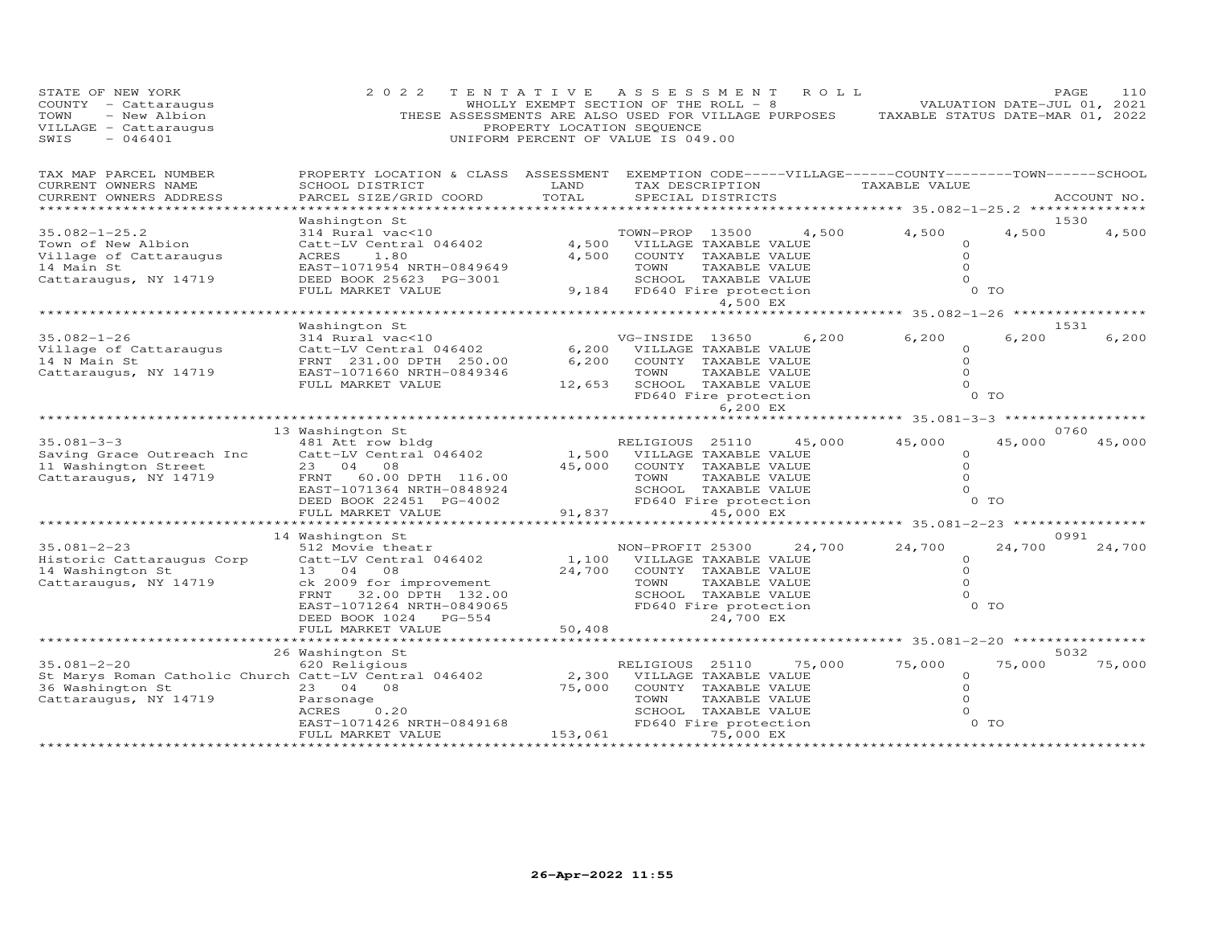STATE OF NEW YORK
COUNTY - Cattaraugus
TOWN - New Albion
VILLAGE - Cattaraugus
SWIS - 046401

2022 TENTATIVE ASSESSMENT ROLL
WHOLLY EXEMPT SECTION OF THE ROLL - 8
THESE ASSESSMENTS ARE ALSO USED FOR VILLAGE PURPOSES
PROPERTY LOCATION SEQUENCE
UNIFORM PERCENT OF VALUE IS 049.00

VALUATION DATE-JUL 01, 2021
TAXABLE STATUS DATE-MAR 01, 2022

```
TAX MAP PARCEL NUMBER          PROPERTY LOCATION & CLASS  ASSESSMENT  EXEMPTION CODE-----VILLAGE------COUNTY--------TOWN------SCHOOL
CURRENT OWNERS NAME            SCHOOL DISTRICT              LAND      TAX DESCRIPTION                TAXABLE VALUE
CURRENT OWNERS ADDRESS         PARCEL SIZE/GRID COORD       TOTAL     SPECIAL DISTRICTS                                          ACCOUNT NO.
******************************************************************************************************* 35.082-1-25.2 ***************
                               Washington St                                                                                1530
35.082-1-25.2                  314 Rural vac<10                       TOWN-PROP 13500     4,500      4,500        4,500        4,500
Town of New Albion             Catt-LV Central 046402        4,500    VILLAGE TAXABLE VALUE                  0
Village of Cattaraugus         ACRES      1.80               4,500    COUNTY  TAXABLE VALUE                  0
14 Main St                     EAST-1071954 NRTH-0849649              TOWN    TAXABLE VALUE                  0
Cattaraugus, NY 14719          DEED BOOK 25623  PG-3001               SCHOOL  TAXABLE VALUE                  0
                               FULL MARKET VALUE             9,184    FD640 Fire protection                  0 TO
                                                                           4,500 EX
******************************************************************************************************* 35.082-1-26 ****************
                               Washington St                                                                                1531
35.082-1-26                    314 Rural vac<10                       VG-INSIDE 13650     6,200      6,200        6,200        6,200
Village of Cattaraugus         Catt-LV Central 046402        6,200    VILLAGE TAXABLE VALUE                  0
14 N Main St                   FRNT  231.00 DPTH  250.00     6,200    COUNTY  TAXABLE VALUE                  0
Cattaraugus, NY 14719          EAST-1071660 NRTH-0849346              TOWN    TAXABLE VALUE                  0
                               FULL MARKET VALUE            12,653    SCHOOL  TAXABLE VALUE                  0
                                                                      FD640 Fire protection                  0 TO
                                                                           6,200 EX
******************************************************************************************************* 35.081-3-3 *****************
                             13 Washington St                                                                               0760
35.081-3-3                     481 Att row bldg                       RELIGIOUS  25110   45,000     45,000       45,000       45,000
Saving Grace Outreach Inc      Catt-LV Central 046402        1,500    VILLAGE TAXABLE VALUE                  0
11 Washington Street           23  04  08                   45,000    COUNTY  TAXABLE VALUE                  0
Cattaraugus, NY 14719          FRNT   60.00 DPTH  116.00              TOWN    TAXABLE VALUE                  0
                               EAST-1071364 NRTH-0848924              SCHOOL  TAXABLE VALUE                  0
                               DEED BOOK 22451  PG-4002               FD640 Fire protection                  0 TO
                               FULL MARKET VALUE            91,837         45,000 EX
******************************************************************************************************* 35.081-2-23 ****************
                             14 Washington St                                                                               0991
35.081-2-23                    512 Movie theatr                       NON-PROFIT 25300   24,700     24,700       24,700       24,700
Historic Cattaraugus Corp      Catt-LV Central 046402        1,100    VILLAGE TAXABLE VALUE                  0
14 Washington St               13  04  08                   24,700    COUNTY  TAXABLE VALUE                  0
Cattaraugus, NY 14719          ck 2009 for improvement                TOWN    TAXABLE VALUE                  0
                               FRNT   32.00 DPTH  132.00              SCHOOL  TAXABLE VALUE                  0
                               EAST-1071264 NRTH-0849065              FD640 Fire protection                  0 TO
                               DEED BOOK 1024   PG-554                     24,700 EX
                               FULL MARKET VALUE            50,408
******************************************************************************************************* 35.081-2-20 ****************
                             26 Washington St                                                                               5032
35.081-2-20                    620 Religious                          RELIGIOUS  25110   75,000     75,000       75,000       75,000
St Marys Roman Catholic Church Catt-LV Central 046402        2,300    VILLAGE TAXABLE VALUE                  0
36 Washington St               23  04  08                   75,000    COUNTY  TAXABLE VALUE                  0
Cattaraugus, NY 14719          Parsonage                              TOWN    TAXABLE VALUE                  0
                               ACRES      0.20                        SCHOOL  TAXABLE VALUE                  0
                               EAST-1071426 NRTH-0849168              FD640 Fire protection                  0 TO
                               FULL MARKET VALUE           153,061         75,000 EX
************************************************************************************************************************************
```

26-Apr-2022 11:55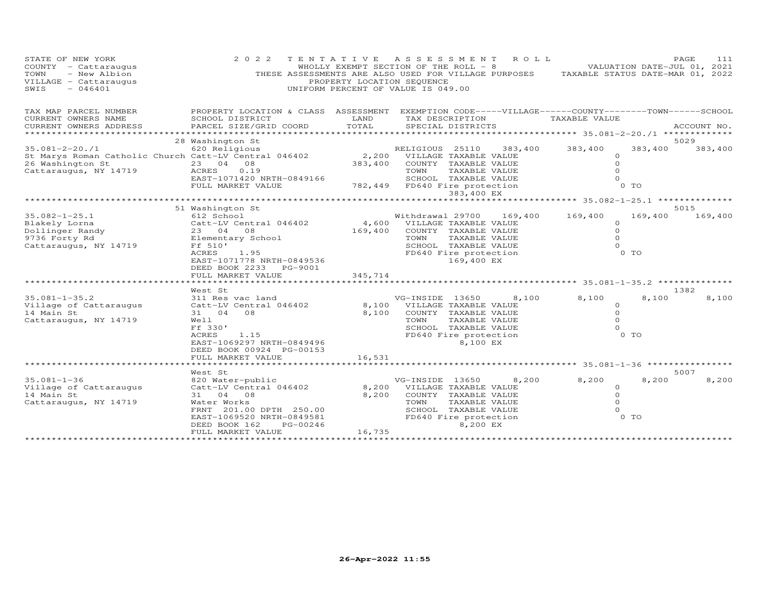STATE OF NEW YORK
COUNTY - Cattaraugus
TOWN - New Albion
VILLAGE - Cattaraugus
SWIS - 046401

2022 TENTATIVE ASSESSMENT ROLL
WHOLLY EXEMPT SECTION OF THE ROLL - 8
THESE ASSESSMENTS ARE ALSO USED FOR VILLAGE PURPOSES
PROPERTY LOCATION SEQUENCE
UNIFORM PERCENT OF VALUE IS 049.00

VALUATION DATE-JUL 01, 2021
TAXABLE STATUS DATE-MAR 01, 2022

| TAX MAP PARCEL NUMBER / CURRENT OWNERS NAME / CURRENT OWNERS ADDRESS | PROPERTY LOCATION & CLASS / SCHOOL DISTRICT / PARCEL SIZE/GRID COORD | ASSESSMENT LAND / TOTAL | EXEMPTION CODE / TAX DESCRIPTION / SPECIAL DISTRICTS | VILLAGE | COUNTY / TAXABLE VALUE | TOWN | SCHOOL | ACCOUNT NO. |
|---|---|---|---|---|---|---|---|---|
| 35.081-2-20./1 | 28 Washington St | | | | | | | 5029 |
| St Marys Roman Catholic Church | 620 Religious | | RELIGIOUS 25110 | 383,400 | 383,400 | 383,400 | 383,400 | |
| 26 Washington St | Catt-LV Central 046402 | 2,200 | VILLAGE TAXABLE VALUE | | 0 | | | |
| Cattaraugus, NY 14719 | 23 04 08 | 383,400 | COUNTY TAXABLE VALUE | | 0 | | | |
| | ACRES 0.19 | | TOWN TAXABLE VALUE | | 0 | | | |
| | EAST-1071420 NRTH-0849166 | | SCHOOL TAXABLE VALUE | | 0 | | | |
| | FULL MARKET VALUE | 782,449 | FD640 Fire protection 383,400 EX | | 0 TO | | | |
| 35.082-1-25.1 | 51 Washington St | | | | | | | 5015 |
| Blakely Lorna | 612 School | | Withdrawal 29700 | 169,400 | 169,400 | 169,400 | 169,400 | |
| Dollinger Randy | Catt-LV Central 046402 | 4,600 | VILLAGE TAXABLE VALUE | | 0 | | | |
| 9736 Forty Rd | 23 04 08 | 169,400 | COUNTY TAXABLE VALUE | | 0 | | | |
| Cattaraugus, NY 14719 | Elementary School | | TOWN TAXABLE VALUE | | 0 | | | |
| | Ff 510' | | SCHOOL TAXABLE VALUE | | 0 | | | |
| | ACRES 1.95 | | FD640 Fire protection 169,400 EX | | 0 TO | | | |
| | EAST-1071778 NRTH-0849536 | | | | | | | |
| | DEED BOOK 2233 PG-9001 | | | | | | | |
| | FULL MARKET VALUE | 345,714 | | | | | | |
| 35.081-1-35.2 | West St | | | | | | | 1382 |
| Village of Cattaraugus | 311 Res vac land | | VG-INSIDE 13650 | 8,100 | 8,100 | 8,100 | 8,100 | |
| 14 Main St | Catt-LV Central 046402 | 8,100 | VILLAGE TAXABLE VALUE | | 0 | | | |
| Cattaraugus, NY 14719 | 31 04 08 | 8,100 | COUNTY TAXABLE VALUE | | 0 | | | |
| | Well | | TOWN TAXABLE VALUE | | 0 | | | |
| | Ff 330' | | SCHOOL TAXABLE VALUE | | 0 | | | |
| | ACRES 1.15 | | FD640 Fire protection 8,100 EX | | 0 TO | | | |
| | EAST-1069297 NRTH-0849496 | | | | | | | |
| | DEED BOOK 00924 PG-00153 | | | | | | | |
| | FULL MARKET VALUE | 16,531 | | | | | | |
| 35.081-1-36 | West St | | | | | | | 5007 |
| Village of Cattaraugus | 820 Water-public | | VG-INSIDE 13650 | 8,200 | 8,200 | 8,200 | 8,200 | |
| 14 Main St | Catt-LV Central 046402 | 8,200 | VILLAGE TAXABLE VALUE | | 0 | | | |
| Cattaraugus, NY 14719 | 31 04 08 | 8,200 | COUNTY TAXABLE VALUE | | 0 | | | |
| | Water Works | | TOWN TAXABLE VALUE | | 0 | | | |
| | FRNT 201.00 DPTH 250.00 | | SCHOOL TAXABLE VALUE | | 0 | | | |
| | EAST-1069520 NRTH-0849581 | | FD640 Fire protection 8,200 EX | | 0 TO | | | |
| | DEED BOOK 162 PG-00246 | | | | | | | |
| | FULL MARKET VALUE | 16,735 | | | | | | |

26-Apr-2022 11:55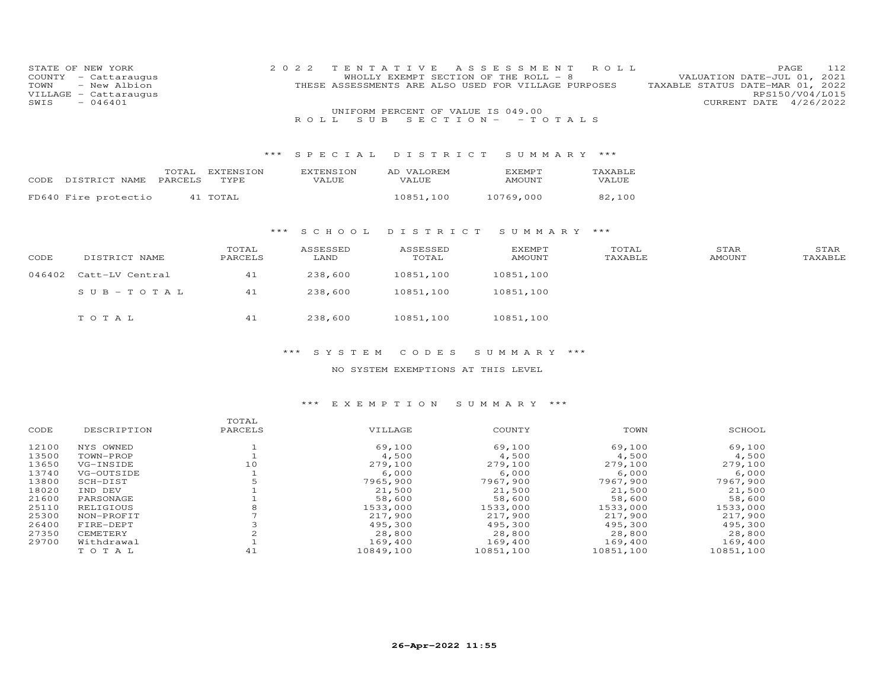STATE OF NEW YORK
COUNTY - Cattaraugus
TOWN - New Albion
VILLAGE - Cattaraugus
SWIS - 046401

2022 TENTATIVE ASSESSMENT ROLL
WHOLLY EXEMPT SECTION OF THE ROLL - 8
THESE ASSESSMENTS ARE ALSO USED FOR VILLAGE PURPOSES
UNIFORM PERCENT OF VALUE IS 049.00

VALUATION DATE-JUL 01, 2021
TAXABLE STATUS DATE-MAR 01, 2022
RPS150/V04/L015
CURRENT DATE 4/26/2022

ROLL SUB SECTION- - TOTALS

### *** SPECIAL DISTRICT SUMMARY ***

| CODE | DISTRICT NAME | TOTAL PARCELS | EXTENSION TYPE | EXTENSION VALUE | AD VALOREM VALUE | EXEMPT AMOUNT | TAXABLE VALUE |
|---|---|---|---|---|---|---|---|
| FD640 | Fire protectio | 41 | TOTAL | | 10851,100 | 10769,000 | 82,100 |

### *** SCHOOL DISTRICT SUMMARY ***

| CODE | DISTRICT NAME | TOTAL PARCELS | ASSESSED LAND | ASSESSED TOTAL | EXEMPT AMOUNT | TOTAL TAXABLE | STAR AMOUNT | STAR TAXABLE |
|---|---|---|---|---|---|---|---|---|
| 046402 | Catt-LV Central | 41 | 238,600 | 10851,100 | 10851,100 | | | |
| | SUB-TOTAL | 41 | 238,600 | 10851,100 | 10851,100 | | | |
| | TOTAL | 41 | 238,600 | 10851,100 | 10851,100 | | | |

### *** SYSTEM CODES SUMMARY ***

NO SYSTEM EXEMPTIONS AT THIS LEVEL

### *** EXEMPTION SUMMARY ***

| CODE | DESCRIPTION | TOTAL PARCELS | VILLAGE | COUNTY | TOWN | SCHOOL |
|---|---|---|---|---|---|---|
| 12100 | NYS OWNED | 1 | 69,100 | 69,100 | 69,100 | 69,100 |
| 13500 | TOWN-PROP | 1 | 4,500 | 4,500 | 4,500 | 4,500 |
| 13650 | VG-INSIDE | 10 | 279,100 | 279,100 | 279,100 | 279,100 |
| 13740 | VG-OUTSIDE | 1 | 6,000 | 6,000 | 6,000 | 6,000 |
| 13800 | SCH-DIST | 5 | 7965,900 | 7967,900 | 7967,900 | 7967,900 |
| 18020 | IND DEV | 1 | 21,500 | 21,500 | 21,500 | 21,500 |
| 21600 | PARSONAGE | 1 | 58,600 | 58,600 | 58,600 | 58,600 |
| 25110 | RELIGIOUS | 8 | 1533,000 | 1533,000 | 1533,000 | 1533,000 |
| 25300 | NON-PROFIT | 7 | 217,900 | 217,900 | 217,900 | 217,900 |
| 26400 | FIRE-DEPT | 3 | 495,300 | 495,300 | 495,300 | 495,300 |
| 27350 | CEMETERY | 2 | 28,800 | 28,800 | 28,800 | 28,800 |
| 29700 | Withdrawal | 1 | 169,400 | 169,400 | 169,400 | 169,400 |
| | TOTAL | 41 | 10849,100 | 10851,100 | 10851,100 | 10851,100 |

26-Apr-2022 11:55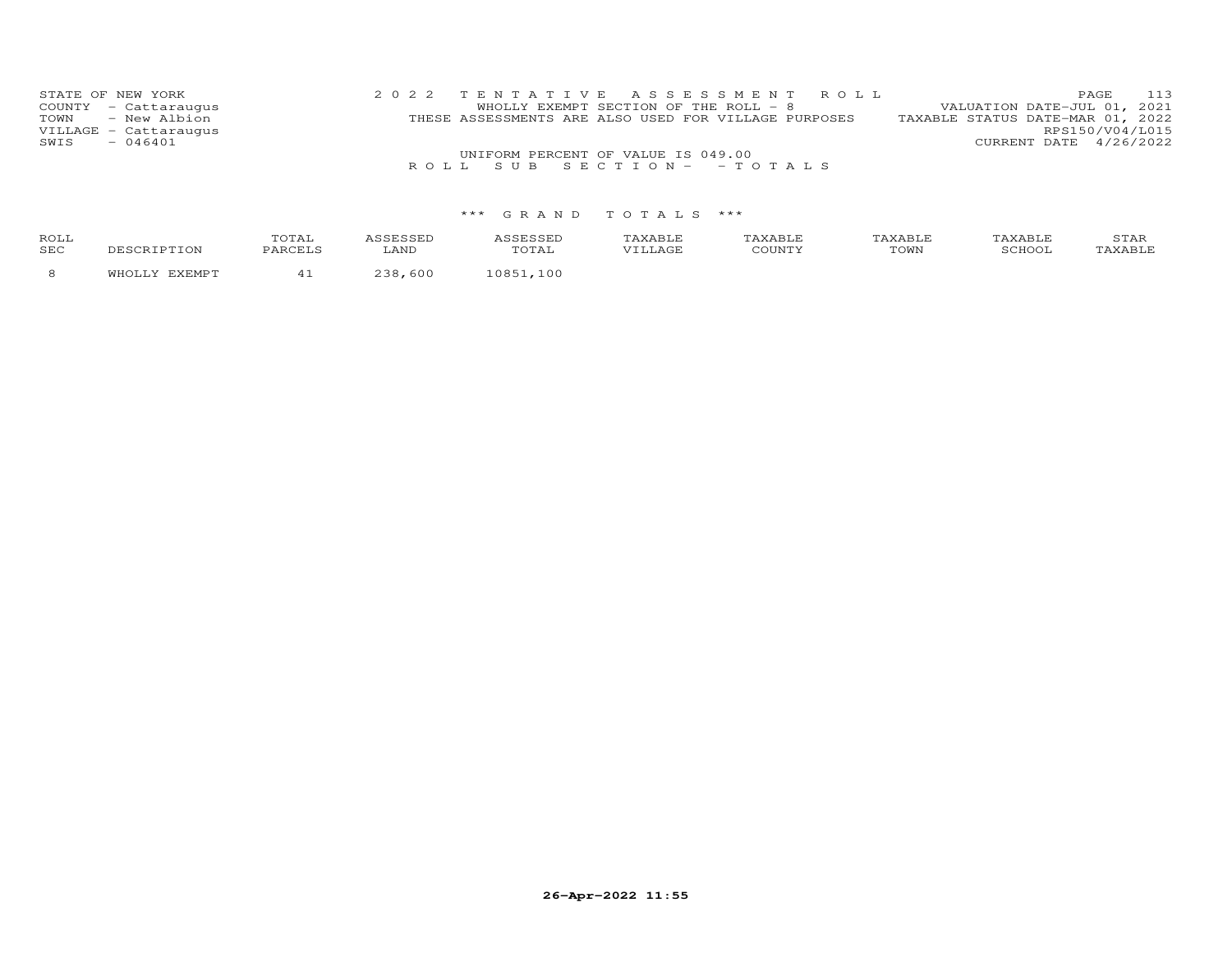STATE OF NEW YORK
COUNTY - Cattaraugus
TOWN - New Albion
VILLAGE - Cattaraugus
SWIS - 046401

2 0 2 2 T E N T A T I V E A S S E S S M E N T R O L L
WHOLLY EXEMPT SECTION OF THE ROLL - 8
THESE ASSESSMENTS ARE ALSO USED FOR VILLAGE PURPOSES

VALUATION DATE-JUL 01, 2021
TAXABLE STATUS DATE-MAR 01, 2022
RPS150/V04/L015
CURRENT DATE 4/26/2022

UNIFORM PERCENT OF VALUE IS 049.00

R O L L S U B S E C T I O N - - T O T A L S

\*\*\* G R A N D T O T A L S \*\*\*

| ROLL SEC | DESCRIPTION | TOTAL PARCELS | ASSESSED LAND | ASSESSED TOTAL | TAXABLE VILLAGE | TAXABLE COUNTY | TAXABLE TOWN | TAXABLE SCHOOL | STAR TAXABLE |
|---|---|---|---|---|---|---|---|---|---|
| 8 | WHOLLY EXEMPT | 41 | 238,600 | 10851,100 | | | | | |

26-Apr-2022 11:55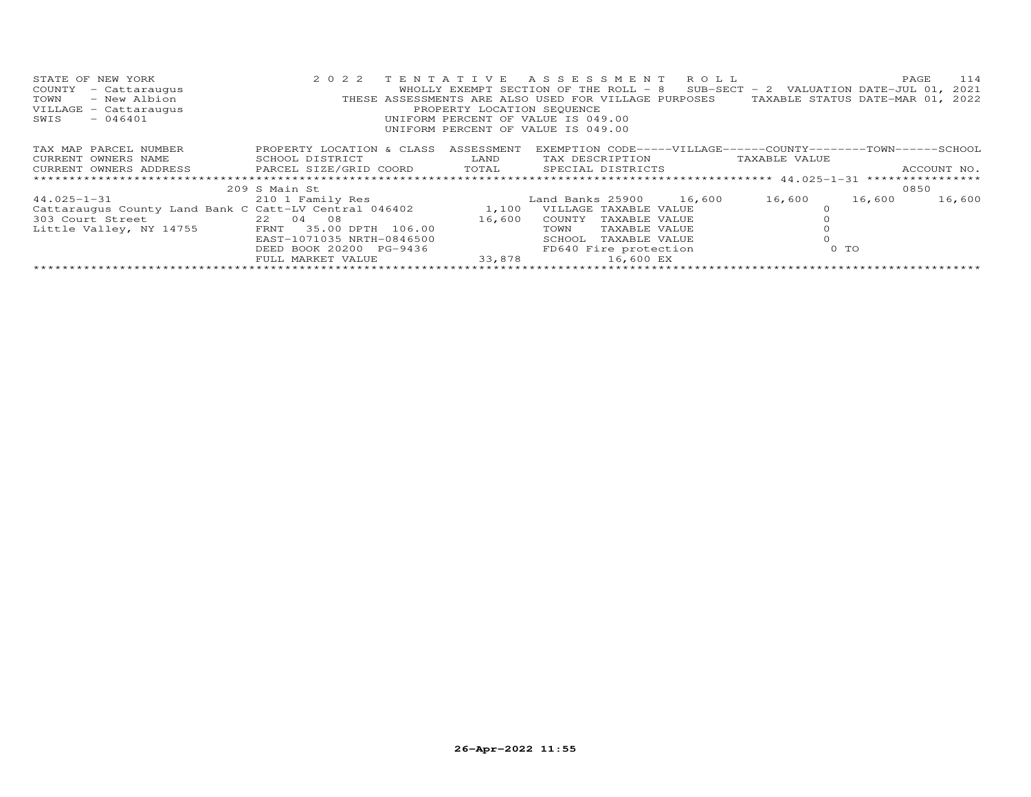STATE OF NEW YORK — 2022 TENTATIVE ASSESSMENT ROLL
COUNTY - Cattaraugus — WHOLLY EXEMPT SECTION OF THE ROLL - 8 SUB-SECT - 2 VALUATION DATE-JUL 01, 2021
TOWN - New Albion — THESE ASSESSMENTS ARE ALSO USED FOR VILLAGE PURPOSES — TAXABLE STATUS DATE-MAR 01, 2022
VILLAGE - Cattaraugus — PROPERTY LOCATION SEQUENCE
SWIS - 046401 — UNIFORM PERCENT OF VALUE IS 049.00
UNIFORM PERCENT OF VALUE IS 049.00

| TAX MAP PARCEL NUMBER / CURRENT OWNERS NAME / CURRENT OWNERS ADDRESS | PROPERTY LOCATION & CLASS / SCHOOL DISTRICT / PARCEL SIZE/GRID COORD | ASSESSMENT / LAND / TOTAL | EXEMPTION CODE / TAX DESCRIPTION / SPECIAL DISTRICTS | VILLAGE | COUNTY | TOWN | SCHOOL / ACCOUNT NO. |
|---|---|---|---|---|---|---|---|
| | 209 S Main St | | | | | | 0850 |
| 44.025-1-31 | 210 1 Family Res | | Land Banks 25900 | 16,600 | 16,600 | 16,600 | 16,600 |
| Cattaraugus County Land Bank C | Catt-LV Central 046402 | 1,100 | VILLAGE TAXABLE VALUE | | 0 | | |
| 303 Court Street | 22 04 08 | 16,600 | COUNTY TAXABLE VALUE | | 0 | | |
| Little Valley, NY 14755 | FRNT 35.00 DPTH 106.00 | | TOWN TAXABLE VALUE | | 0 | | |
| | EAST-1071035 NRTH-0846500 | | SCHOOL TAXABLE VALUE | | 0 | | |
| | DEED BOOK 20200 PG-9436 | | FD640 Fire protection | | 0 TO | | |
| | FULL MARKET VALUE | 33,878 | 16,600 EX | | | | |

26-Apr-2022 11:55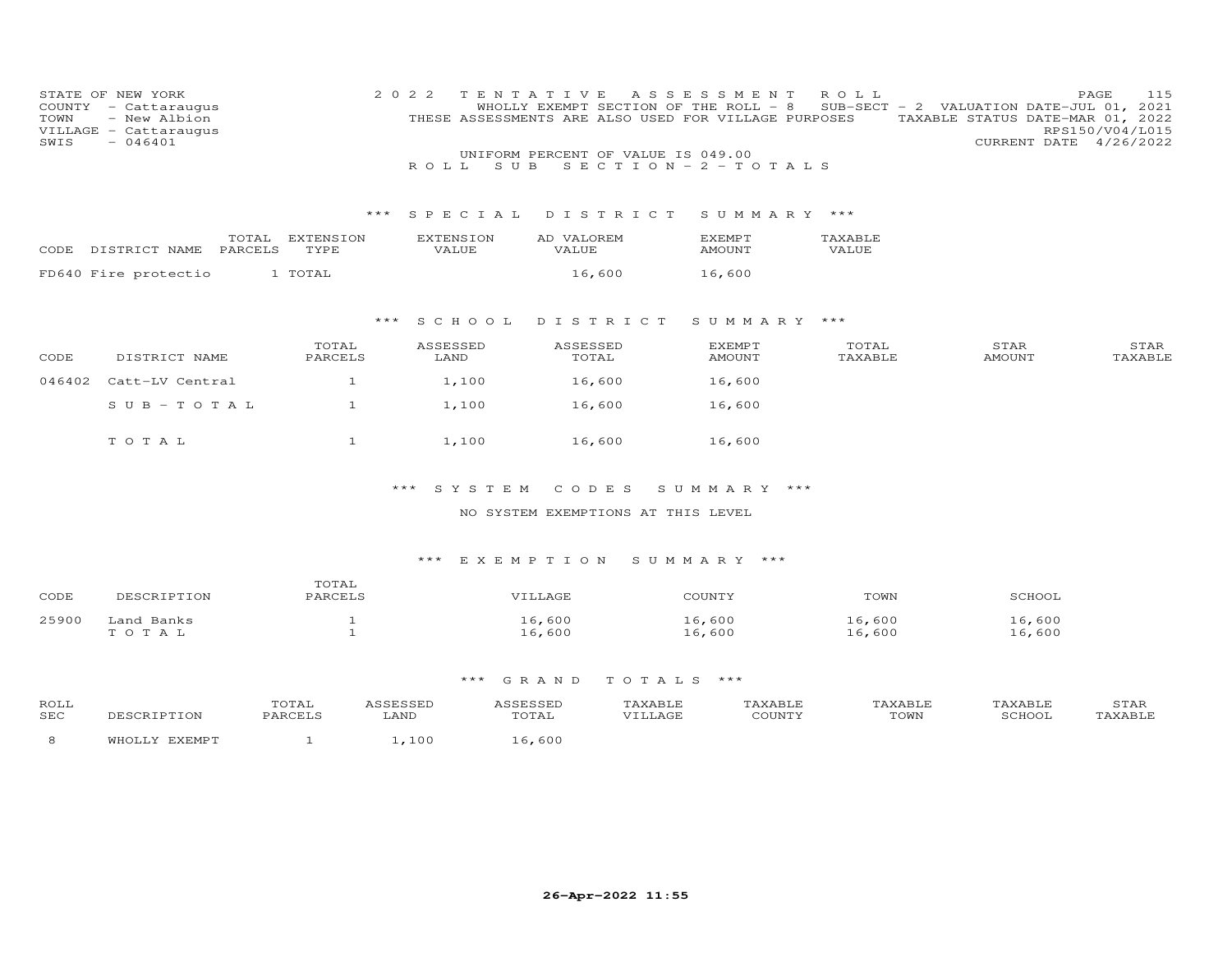STATE OF NEW YORK
COUNTY - Cattaraugus
TOWN - New Albion
VILLAGE - Cattaraugus
SWIS - 046401

2022 TENTATIVE ASSESSMENT ROLL
WHOLLY EXEMPT SECTION OF THE ROLL - 8 SUB-SECT - 2 VALUATION DATE-JUL 01, 2021
THESE ASSESSMENTS ARE ALSO USED FOR VILLAGE PURPOSES TAXABLE STATUS DATE-MAR 01, 2022
RPS150/V04/L015
CURRENT DATE 4/26/2022

UNIFORM PERCENT OF VALUE IS 049.00

ROLL SUB SECTION - 2 - TOTALS

*** SPECIAL DISTRICT SUMMARY ***

| CODE | DISTRICT NAME | TOTAL PARCELS | EXTENSION TYPE | EXTENSION VALUE | AD VALOREM VALUE | EXEMPT AMOUNT | TAXABLE VALUE |
|---|---|---|---|---|---|---|---|
| FD640 | Fire protectio | 1 | TOTAL | | 16,600 | 16,600 | |

*** SCHOOL DISTRICT SUMMARY ***

| CODE | DISTRICT NAME | TOTAL PARCELS | ASSESSED LAND | ASSESSED TOTAL | EXEMPT AMOUNT | TOTAL TAXABLE | STAR AMOUNT | STAR TAXABLE |
|---|---|---|---|---|---|---|---|---|
| 046402 | Catt-LV Central | 1 | 1,100 | 16,600 | 16,600 | | | |
| | SUB-TOTAL | 1 | 1,100 | 16,600 | 16,600 | | | |
| | TOTAL | 1 | 1,100 | 16,600 | 16,600 | | | |

*** SYSTEM CODES SUMMARY ***

NO SYSTEM EXEMPTIONS AT THIS LEVEL

*** EXEMPTION SUMMARY ***

| CODE | DESCRIPTION | TOTAL PARCELS | VILLAGE | COUNTY | TOWN | SCHOOL |
|---|---|---|---|---|---|---|
| 25900 | Land Banks | 1 | 16,600 | 16,600 | 16,600 | 16,600 |
| | TOTAL | 1 | 16,600 | 16,600 | 16,600 | 16,600 |

*** GRAND TOTALS ***

| ROLL SEC | DESCRIPTION | TOTAL PARCELS | ASSESSED LAND | ASSESSED TOTAL | TAXABLE VILLAGE | TAXABLE COUNTY | TAXABLE TOWN | TAXABLE SCHOOL | STAR TAXABLE |
|---|---|---|---|---|---|---|---|---|---|
| 8 | WHOLLY EXEMPT | 1 | 1,100 | 16,600 | | | | | |

26-Apr-2022 11:55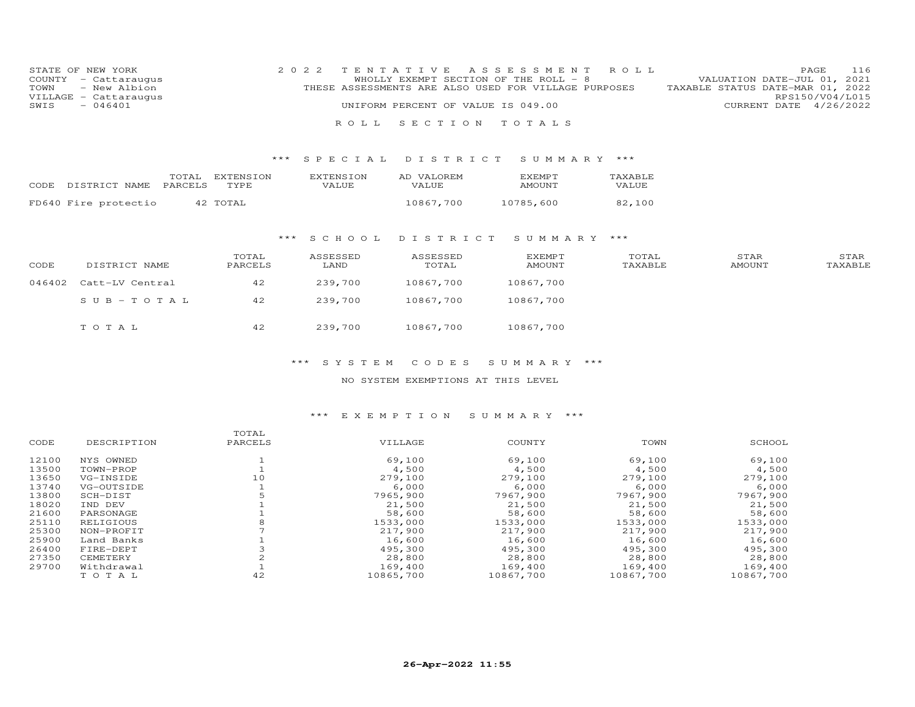STATE OF NEW YORK
COUNTY - Cattaraugus
TOWN - New Albion
VILLAGE - Cattaraugus
SWIS - 046401

2022 TENTATIVE ASSESSMENT ROLL
WHOLLY EXEMPT SECTION OF THE ROLL - 8
THESE ASSESSMENTS ARE ALSO USED FOR VILLAGE PURPOSES
UNIFORM PERCENT OF VALUE IS 049.00

VALUATION DATE-JUL 01, 2021
TAXABLE STATUS DATE-MAR 01, 2022
RPS150/V04/L015
CURRENT DATE 4/26/2022

ROLL SECTION TOTALS

*** SPECIAL DISTRICT SUMMARY ***

| CODE | DISTRICT NAME | TOTAL PARCELS | EXTENSION TYPE | EXTENSION VALUE | AD VALOREM VALUE | EXEMPT AMOUNT | TAXABLE VALUE |
|---|---|---|---|---|---|---|---|
| FD640 | Fire protectio | 42 | TOTAL | | 10867,700 | 10785,600 | 82,100 |

*** SCHOOL DISTRICT SUMMARY ***

| CODE | DISTRICT NAME | TOTAL PARCELS | ASSESSED LAND | ASSESSED TOTAL | EXEMPT AMOUNT | TOTAL TAXABLE | STAR AMOUNT | STAR TAXABLE |
|---|---|---|---|---|---|---|---|---|
| 046402 | Catt-LV Central | 42 | 239,700 | 10867,700 | 10867,700 | | | |
| | SUB-TOTAL | 42 | 239,700 | 10867,700 | 10867,700 | | | |
| | TOTAL | 42 | 239,700 | 10867,700 | 10867,700 | | | |

*** SYSTEM CODES SUMMARY ***

NO SYSTEM EXEMPTIONS AT THIS LEVEL

*** EXEMPTION SUMMARY ***

| CODE | DESCRIPTION | TOTAL PARCELS | VILLAGE | COUNTY | TOWN | SCHOOL |
|---|---|---|---|---|---|---|
| 12100 | NYS OWNED | 1 | 69,100 | 69,100 | 69,100 | 69,100 |
| 13500 | TOWN-PROP | 1 | 4,500 | 4,500 | 4,500 | 4,500 |
| 13650 | VG-INSIDE | 10 | 279,100 | 279,100 | 279,100 | 279,100 |
| 13740 | VG-OUTSIDE | 1 | 6,000 | 6,000 | 6,000 | 6,000 |
| 13800 | SCH-DIST | 5 | 7965,900 | 7967,900 | 7967,900 | 7967,900 |
| 18020 | IND DEV | 1 | 21,500 | 21,500 | 21,500 | 21,500 |
| 21600 | PARSONAGE | 1 | 58,600 | 58,600 | 58,600 | 58,600 |
| 25110 | RELIGIOUS | 8 | 1533,000 | 1533,000 | 1533,000 | 1533,000 |
| 25300 | NON-PROFIT | 7 | 217,900 | 217,900 | 217,900 | 217,900 |
| 25900 | Land Banks | 1 | 16,600 | 16,600 | 16,600 | 16,600 |
| 26400 | FIRE-DEPT | 3 | 495,300 | 495,300 | 495,300 | 495,300 |
| 27350 | CEMETERY | 2 | 28,800 | 28,800 | 28,800 | 28,800 |
| 29700 | Withdrawal | 1 | 169,400 | 169,400 | 169,400 | 169,400 |
| | TOTAL | 42 | 10865,700 | 10867,700 | 10867,700 | 10867,700 |

26-Apr-2022 11:55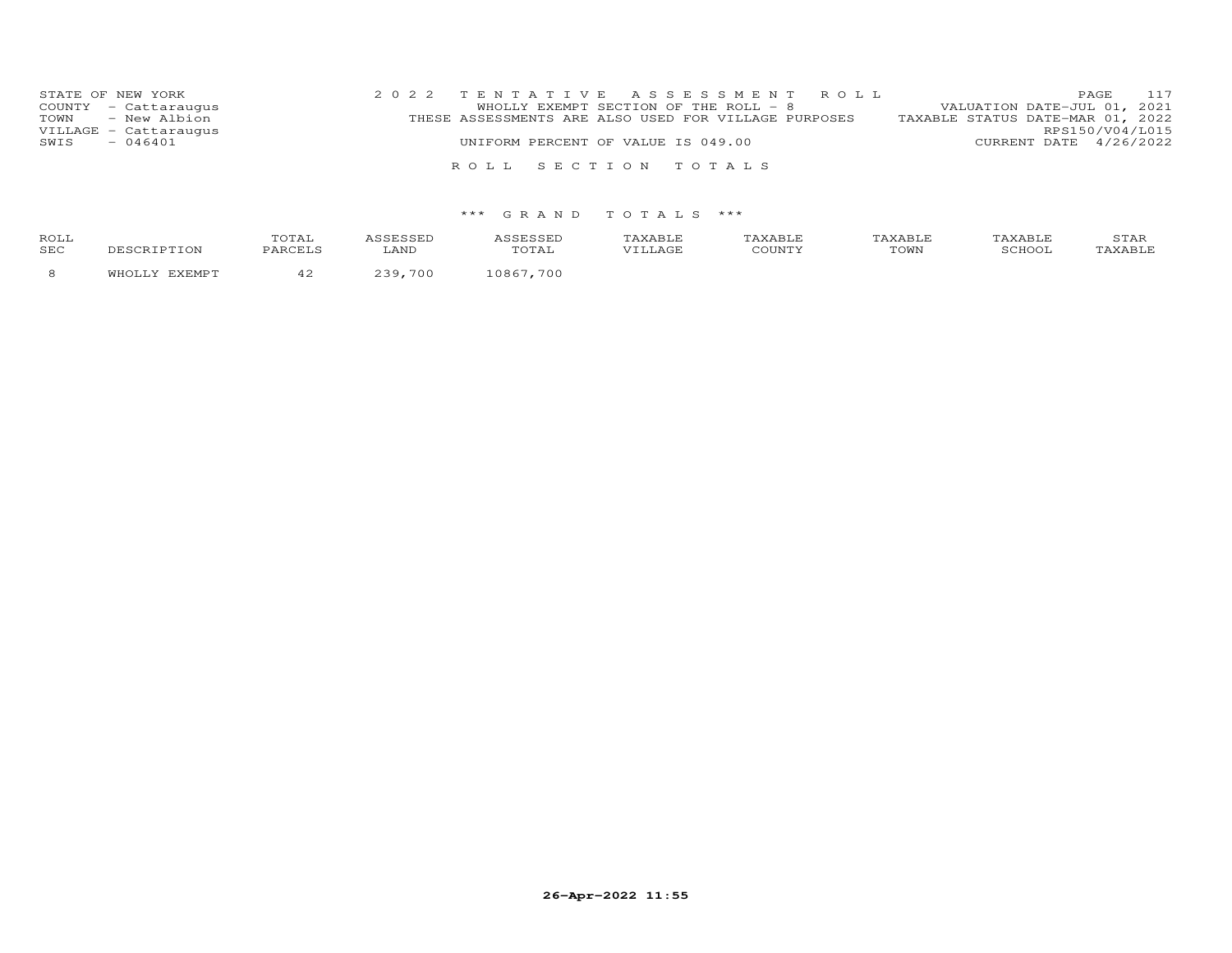STATE OF NEW YORK
COUNTY - Cattaraugus
TOWN - New Albion
VILLAGE - Cattaraugus
SWIS - 046401

2022 TENTATIVE ASSESSMENT ROLL
WHOLLY EXEMPT SECTION OF THE ROLL - 8
THESE ASSESSMENTS ARE ALSO USED FOR VILLAGE PURPOSES
UNIFORM PERCENT OF VALUE IS 049.00

VALUATION DATE-JUL 01, 2021
TAXABLE STATUS DATE-MAR 01, 2022
RPS150/V04/L015
CURRENT DATE 4/26/2022

ROLL SECTION TOTALS

*** GRAND TOTALS ***

| ROLL SEC | DESCRIPTION | TOTAL PARCELS | ASSESSED LAND | ASSESSED TOTAL | TAXABLE VILLAGE | TAXABLE COUNTY | TAXABLE TOWN | TAXABLE SCHOOL | STAR TAXABLE |
|---|---|---|---|---|---|---|---|---|---|
| 8 | WHOLLY EXEMPT | 42 | 239,700 | 10867,700 | | | | | |

26-Apr-2022 11:55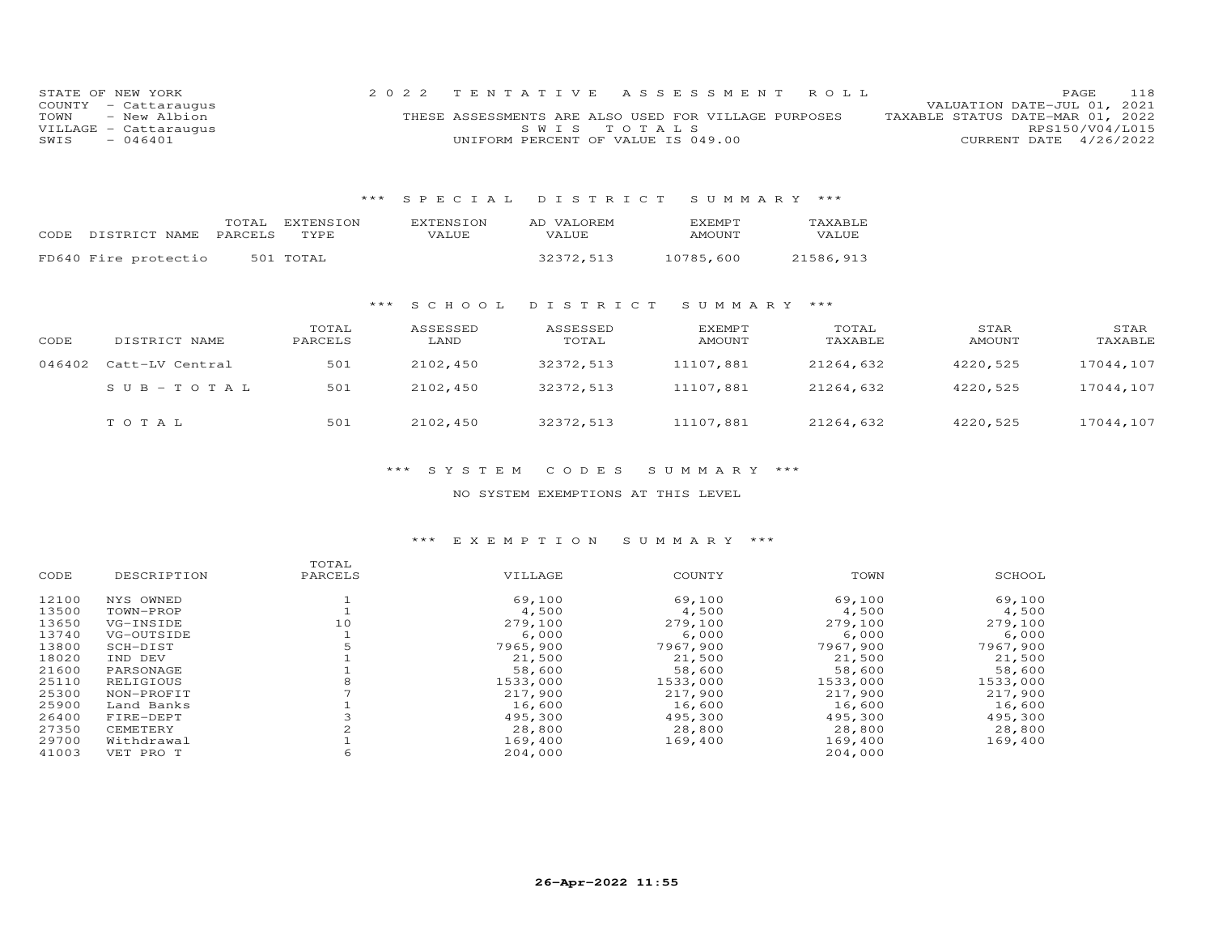STATE OF NEW YORK
COUNTY - Cattaraugus
TOWN - New Albion
VILLAGE - Cattaraugus
SWIS - 046401

2 0 2 2 T E N T A T I V E A S S E S S M E N T R O L L
THESE ASSESSMENTS ARE ALSO USED FOR VILLAGE PURPOSES
S W I S T O T A L S
UNIFORM PERCENT OF VALUE IS 049.00

VALUATION DATE-JUL 01, 2021
TAXABLE STATUS DATE-MAR 01, 2022
RPS150/V04/L015
CURRENT DATE 4/26/2022

## *** S P E C I A L D I S T R I C T S U M M A R Y ***

| CODE DISTRICT NAME | TOTAL PARCELS | EXTENSION TYPE | EXTENSION VALUE | AD VALOREM VALUE | EXEMPT AMOUNT | TAXABLE VALUE |
|---|---|---|---|---|---|---|
| FD640 Fire protectio | 501 | TOTAL | | 32372,513 | 10785,600 | 21586,913 |

## *** S C H O O L D I S T R I C T S U M M A R Y ***

| CODE | DISTRICT NAME | TOTAL PARCELS | ASSESSED LAND | ASSESSED TOTAL | EXEMPT AMOUNT | TOTAL TAXABLE | STAR AMOUNT | STAR TAXABLE |
|---|---|---|---|---|---|---|---|---|
| 046402 | Catt-LV Central | 501 | 2102,450 | 32372,513 | 11107,881 | 21264,632 | 4220,525 | 17044,107 |
| | S U B - T O T A L | 501 | 2102,450 | 32372,513 | 11107,881 | 21264,632 | 4220,525 | 17044,107 |
| | T O T A L | 501 | 2102,450 | 32372,513 | 11107,881 | 21264,632 | 4220,525 | 17044,107 |

## *** S Y S T E M C O D E S S U M M A R Y ***

NO SYSTEM EXEMPTIONS AT THIS LEVEL

## *** E X E M P T I O N S U M M A R Y ***

| CODE | DESCRIPTION | TOTAL PARCELS | VILLAGE | COUNTY | TOWN | SCHOOL |
|---|---|---|---|---|---|---|
| 12100 | NYS OWNED | 1 | 69,100 | 69,100 | 69,100 | 69,100 |
| 13500 | TOWN-PROP | 1 | 4,500 | 4,500 | 4,500 | 4,500 |
| 13650 | VG-INSIDE | 10 | 279,100 | 279,100 | 279,100 | 279,100 |
| 13740 | VG-OUTSIDE | 1 | 6,000 | 6,000 | 6,000 | 6,000 |
| 13800 | SCH-DIST | 5 | 7965,900 | 7967,900 | 7967,900 | 7967,900 |
| 18020 | IND DEV | 1 | 21,500 | 21,500 | 21,500 | 21,500 |
| 21600 | PARSONAGE | 1 | 58,600 | 58,600 | 58,600 | 58,600 |
| 25110 | RELIGIOUS | 8 | 1533,000 | 1533,000 | 1533,000 | 1533,000 |
| 25300 | NON-PROFIT | 7 | 217,900 | 217,900 | 217,900 | 217,900 |
| 25900 | Land Banks | 1 | 16,600 | 16,600 | 16,600 | 16,600 |
| 26400 | FIRE-DEPT | 3 | 495,300 | 495,300 | 495,300 | 495,300 |
| 27350 | CEMETERY | 2 | 28,800 | 28,800 | 28,800 | 28,800 |
| 29700 | Withdrawal | 1 | 169,400 | 169,400 | 169,400 | 169,400 |
| 41003 | VET PRO T | 6 | 204,000 | | 204,000 | |

26-Apr-2022 11:55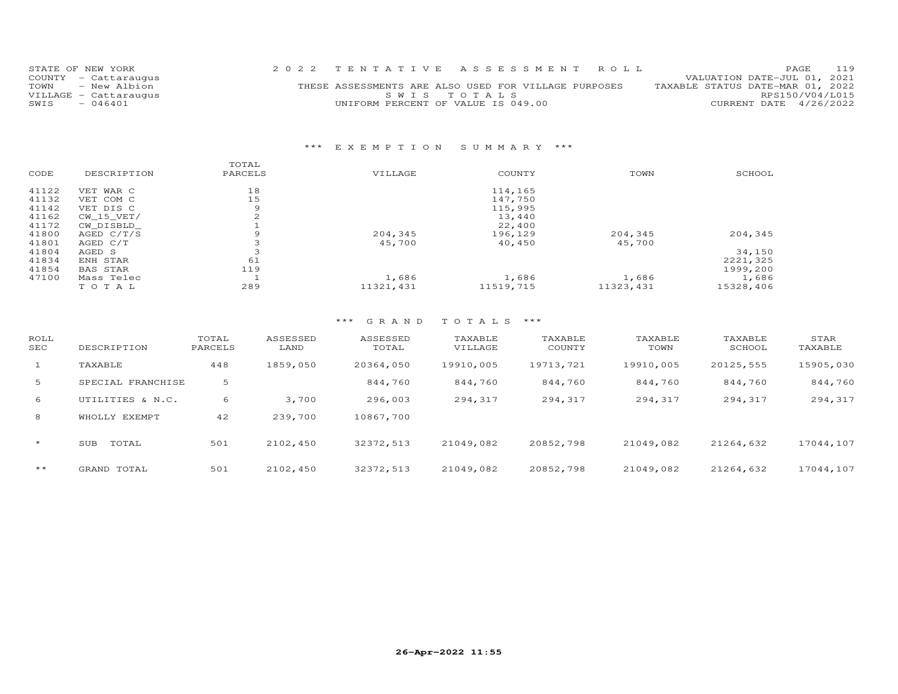STATE OF NEW YORK
COUNTY - Cattaraugus
TOWN - New Albion
VILLAGE - Cattaraugus
SWIS - 046401

2022 TENTATIVE ASSESSMENT ROLL
THESE ASSESSMENTS ARE ALSO USED FOR VILLAGE PURPOSES
SWIS TOTALS
UNIFORM PERCENT OF VALUE IS 049.00

VALUATION DATE-JUL 01, 2021
TAXABLE STATUS DATE-MAR 01, 2022
RPS150/V04/L015
CURRENT DATE 4/26/2022

### *** EXEMPTION SUMMARY ***

| CODE | DESCRIPTION | TOTAL PARCELS | VILLAGE | COUNTY | TOWN | SCHOOL |
|---|---|---|---|---|---|---|
| 41122 | VET WAR C | 18 | | 114,165 | | |
| 41132 | VET COM C | 15 | | 147,750 | | |
| 41142 | VET DIS C | 9 | | 115,995 | | |
| 41162 | CW_15_VET/ | 2 | | 13,440 | | |
| 41172 | CW_DISBLD_ | 1 | | 22,400 | | |
| 41800 | AGED C/T/S | 9 | 204,345 | 196,129 | 204,345 | 204,345 |
| 41801 | AGED C/T | 3 | 45,700 | 40,450 | 45,700 | |
| 41804 | AGED S | 3 | | | | 34,150 |
| 41834 | ENH STAR | 61 | | | | 2221,325 |
| 41854 | BAS STAR | 119 | | | | 1999,200 |
| 47100 | Mass Telec | 1 | 1,686 | 1,686 | 1,686 | 1,686 |
| | TOTAL | 289 | 11321,431 | 11519,715 | 11323,431 | 15328,406 |

### *** GRAND TOTALS ***

| ROLL SEC | DESCRIPTION | TOTAL PARCELS | ASSESSED LAND | ASSESSED TOTAL | TAXABLE VILLAGE | TAXABLE COUNTY | TAXABLE TOWN | TAXABLE SCHOOL | STAR TAXABLE |
|---|---|---|---|---|---|---|---|---|---|
| 1 | TAXABLE | 448 | 1859,050 | 20364,050 | 19910,005 | 19713,721 | 19910,005 | 20125,555 | 15905,030 |
| 5 | SPECIAL FRANCHISE | 5 | | 844,760 | 844,760 | 844,760 | 844,760 | 844,760 | 844,760 |
| 6 | UTILITIES & N.C. | 6 | 3,700 | 296,003 | 294,317 | 294,317 | 294,317 | 294,317 | 294,317 |
| 8 | WHOLLY EXEMPT | 42 | 239,700 | 10867,700 | | | | | |
| * | SUB TOTAL | 501 | 2102,450 | 32372,513 | 21049,082 | 20852,798 | 21049,082 | 21264,632 | 17044,107 |
| ** | GRAND TOTAL | 501 | 2102,450 | 32372,513 | 21049,082 | 20852,798 | 21049,082 | 21264,632 | 17044,107 |

26-Apr-2022 11:55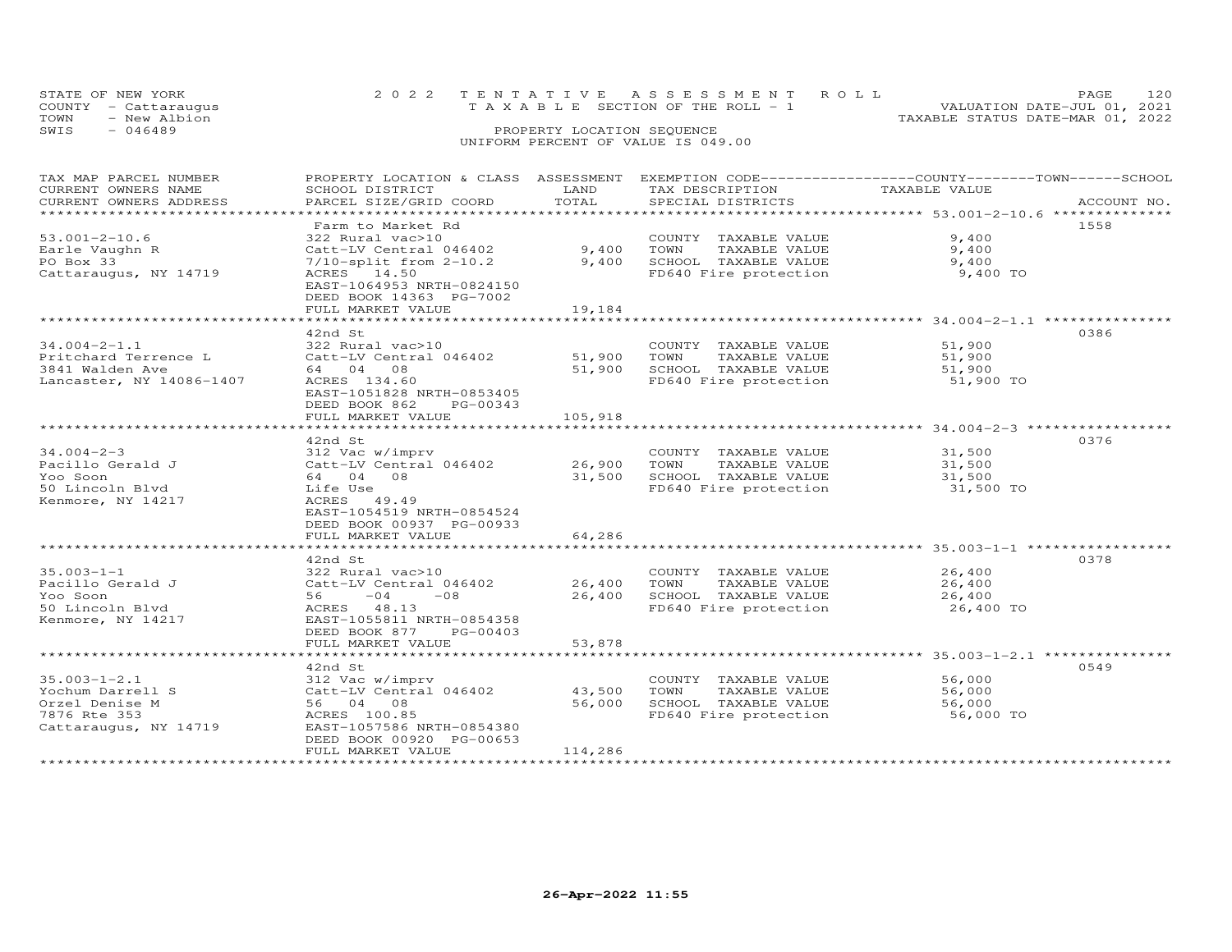STATE OF NEW YORK
COUNTY - Cattaraugus
TOWN - New Albion
SWIS - 046489

2022 TENTATIVE ASSESSMENT ROLL
TAXABLE SECTION OF THE ROLL - 1
PROPERTY LOCATION SEQUENCE
UNIFORM PERCENT OF VALUE IS 049.00

VALUATION DATE-JUL 01, 2021
TAXABLE STATUS DATE-MAR 01, 2022

| TAX MAP PARCEL NUMBER<br>CURRENT OWNERS NAME<br>CURRENT OWNERS ADDRESS | PROPERTY LOCATION & CLASS<br>SCHOOL DISTRICT<br>PARCEL SIZE/GRID COORD | ASSESSMENT<br>LAND<br>TOTAL | EXEMPTION CODE-----COUNTY-----TOWN-----SCHOOL<br>TAX DESCRIPTION<br>SPECIAL DISTRICTS | TAXABLE VALUE | ACCOUNT NO. |
|---|---|---|---|---|---|
| 53.001-2-10.6 | Farm to Market Rd | | | | 1558 |
| 53.001-2-10.6 | 322 Rural vac>10 | | COUNTY TAXABLE VALUE | 9,400 | |
| Earle Vaughn R | Catt-LV Central 046402 | 9,400 | TOWN TAXABLE VALUE | 9,400 | |
| PO Box 33 | 7/10-split from 2-10.2 | 9,400 | SCHOOL TAXABLE VALUE | 9,400 | |
| Cattaraugus, NY 14719 | ACRES 14.50 | | FD640 Fire protection | 9,400 TO | |
| | EAST-1064953 NRTH-0824150 | | | | |
| | DEED BOOK 14363 PG-7002 | | | | |
| | FULL MARKET VALUE | 19,184 | | | |
| 34.004-2-1.1 | 42nd St | | | | 0386 |
| 34.004-2-1.1 | 322 Rural vac>10 | | COUNTY TAXABLE VALUE | 51,900 | |
| Pritchard Terrence L | Catt-LV Central 046402 | 51,900 | TOWN TAXABLE VALUE | 51,900 | |
| 3841 Walden Ave | 64 04 08 | 51,900 | SCHOOL TAXABLE VALUE | 51,900 | |
| Lancaster, NY 14086-1407 | ACRES 134.60 | | FD640 Fire protection | 51,900 TO | |
| | EAST-1051828 NRTH-0853405 | | | | |
| | DEED BOOK 862 PG-00343 | | | | |
| | FULL MARKET VALUE | 105,918 | | | |
| 34.004-2-3 | 42nd St | | | | 0376 |
| 34.004-2-3 | 312 Vac w/imprv | | COUNTY TAXABLE VALUE | 31,500 | |
| Pacillo Gerald J | Catt-LV Central 046402 | 26,900 | TOWN TAXABLE VALUE | 31,500 | |
| Yoo Soon | 64 04 08 | 31,500 | SCHOOL TAXABLE VALUE | 31,500 | |
| 50 Lincoln Blvd | Life Use | | FD640 Fire protection | 31,500 TO | |
| Kenmore, NY 14217 | ACRES 49.49 | | | | |
| | EAST-1054519 NRTH-0854524 | | | | |
| | DEED BOOK 00937 PG-00933 | | | | |
| | FULL MARKET VALUE | 64,286 | | | |
| 35.003-1-1 | 42nd St | | | | 0378 |
| 35.003-1-1 | 322 Rural vac>10 | | COUNTY TAXABLE VALUE | 26,400 | |
| Pacillo Gerald J | Catt-LV Central 046402 | 26,400 | TOWN TAXABLE VALUE | 26,400 | |
| Yoo Soon | 56 -04 -08 | 26,400 | SCHOOL TAXABLE VALUE | 26,400 | |
| 50 Lincoln Blvd | ACRES 48.13 | | FD640 Fire protection | 26,400 TO | |
| Kenmore, NY 14217 | EAST-1055811 NRTH-0854358 | | | | |
| | DEED BOOK 877 PG-00403 | | | | |
| | FULL MARKET VALUE | 53,878 | | | |
| 35.003-1-2.1 | 42nd St | | | | 0549 |
| 35.003-1-2.1 | 312 Vac w/imprv | | COUNTY TAXABLE VALUE | 56,000 | |
| Yochum Darrell S | Catt-LV Central 046402 | 43,500 | TOWN TAXABLE VALUE | 56,000 | |
| Orzel Denise M | 56 04 08 | 56,000 | SCHOOL TAXABLE VALUE | 56,000 | |
| 7876 Rte 353 | ACRES 100.85 | | FD640 Fire protection | 56,000 TO | |
| Cattaraugus, NY 14719 | EAST-1057586 NRTH-0854380 | | | | |
| | DEED BOOK 00920 PG-00653 | | | | |
| | FULL MARKET VALUE | 114,286 | | | |

26-Apr-2022 11:55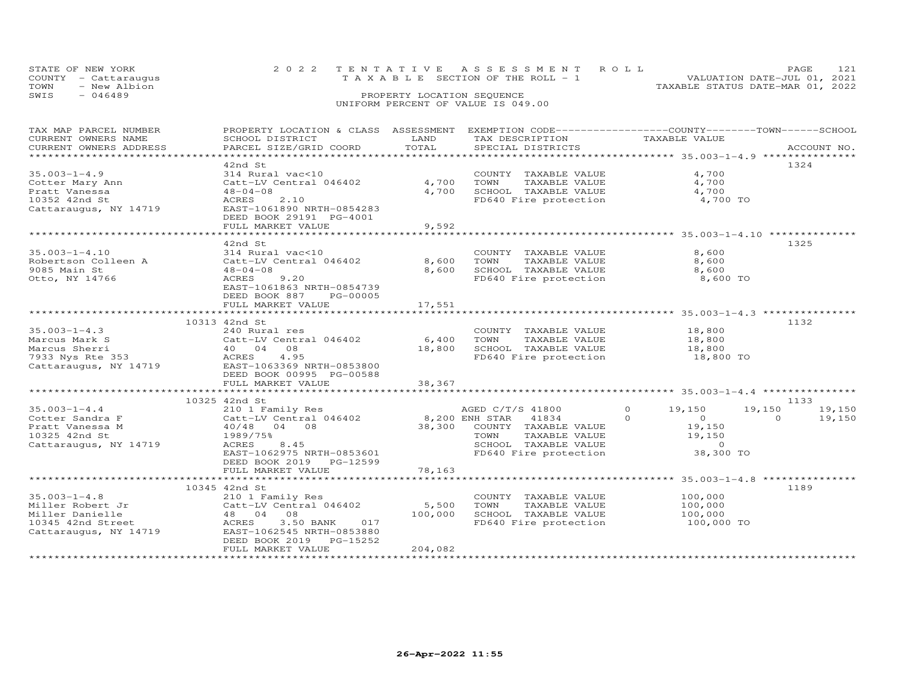STATE OF NEW YORK | COUNTY - Cattaraugus | TOWN - New Albion | SWIS - 046489

2022 TENTATIVE ASSESSMENT ROLL
TAXABLE SECTION OF THE ROLL - 1
PROPERTY LOCATION SEQUENCE
UNIFORM PERCENT OF VALUE IS 049.00

VALUATION DATE-JUL 01, 2021
TAXABLE STATUS DATE-MAR 01, 2022

| TAX MAP PARCEL NUMBER / CURRENT OWNERS NAME / CURRENT OWNERS ADDRESS | PROPERTY LOCATION & CLASS / SCHOOL DISTRICT / PARCEL SIZE/GRID COORD | ASSESSMENT LAND | TOTAL | EXEMPTION CODE / TAX DESCRIPTION / SPECIAL DISTRICTS | COUNTY TAXABLE VALUE | TOWN | SCHOOL | ACCOUNT NO. |
|---|---|---|---|---|---|---|---|---|
| 35.003-1-4.9 | 42nd St | | | | | | | 1324 |
| 35.003-1-4.9 | 314 Rural vac<10 | | | COUNTY TAXABLE VALUE | 4,700 | | | |
| Cotter Mary Ann | Catt-LV Central 046402 | 4,700 | | TOWN TAXABLE VALUE | 4,700 | | | |
| Pratt Vanessa | 48-04-08 | | 4,700 | SCHOOL TAXABLE VALUE | 4,700 | | | |
| 10352 42nd St | ACRES 2.10 | | | FD640 Fire protection | 4,700 TO | | | |
| Cattaraugus, NY 14719 | EAST-1061890 NRTH-0854283 | | | | | | | |
| | DEED BOOK 29191 PG-4001 | | | | | | | |
| | FULL MARKET VALUE | | 9,592 | | | | | |
| 35.003-1-4.10 | 42nd St | | | | | | | 1325 |
| 35.003-1-4.10 | 314 Rural vac<10 | | | COUNTY TAXABLE VALUE | 8,600 | | | |
| Robertson Colleen A | Catt-LV Central 046402 | 8,600 | | TOWN TAXABLE VALUE | 8,600 | | | |
| 9085 Main St | 48-04-08 | | 8,600 | SCHOOL TAXABLE VALUE | 8,600 | | | |
| Otto, NY 14766 | ACRES 9.20 | | | FD640 Fire protection | 8,600 TO | | | |
| | EAST-1061863 NRTH-0854739 | | | | | | | |
| | DEED BOOK 887 PG-00005 | | | | | | | |
| | FULL MARKET VALUE | | 17,551 | | | | | |
| 35.003-1-4.3 | 10313 42nd St | | | | | | | 1132 |
| 35.003-1-4.3 | 240 Rural res | | | COUNTY TAXABLE VALUE | 18,800 | | | |
| Marcus Mark S | Catt-LV Central 046402 | 6,400 | | TOWN TAXABLE VALUE | 18,800 | | | |
| Marcus Sherri | 40 04 08 | | 18,800 | SCHOOL TAXABLE VALUE | 18,800 | | | |
| 7933 Nys Rte 353 | ACRES 4.95 | | | FD640 Fire protection | 18,800 TO | | | |
| Cattaraugus, NY 14719 | EAST-1063369 NRTH-0853800 | | | | | | | |
| | DEED BOOK 00995 PG-00588 | | | | | | | |
| | FULL MARKET VALUE | | 38,367 | | | | | |
| 35.003-1-4.4 | 10325 42nd St | | | | | | | 1133 |
| 35.003-1-4.4 | 210 1 Family Res | | | AGED C/T/S 41800 0 | 19,150 | 19,150 | 19,150 | |
| Cotter Sandra F | Catt-LV Central 046402 | 8,200 | | ENH STAR 41834 0 | 0 | 0 | 19,150 | |
| Pratt Vanessa M | 40/48 04 08 | | 38,300 | COUNTY TAXABLE VALUE | 19,150 | | | |
| 10325 42nd St | 1989/75% | | | TOWN TAXABLE VALUE | 19,150 | | | |
| Cattaraugus, NY 14719 | ACRES 8.45 | | | SCHOOL TAXABLE VALUE | 0 | | | |
| | EAST-1062975 NRTH-0853601 | | | FD640 Fire protection | 38,300 TO | | | |
| | DEED BOOK 2019 PG-12599 | | | | | | | |
| | FULL MARKET VALUE | | 78,163 | | | | | |
| 35.003-1-4.8 | 10345 42nd St | | | | | | | 1189 |
| 35.003-1-4.8 | 210 1 Family Res | | | COUNTY TAXABLE VALUE | 100,000 | | | |
| Miller Robert Jr | Catt-LV Central 046402 | 5,500 | | TOWN TAXABLE VALUE | 100,000 | | | |
| Miller Danielle | 48 04 08 | | 100,000 | SCHOOL TAXABLE VALUE | 100,000 | | | |
| 10345 42nd Street | ACRES 3.50 BANK 017 | | | FD640 Fire protection | 100,000 TO | | | |
| Cattaraugus, NY 14719 | EAST-1062545 NRTH-0853880 | | | | | | | |
| | DEED BOOK 2019 PG-15252 | | | | | | | |
| | FULL MARKET VALUE | | 204,082 | | | | | |

26-Apr-2022 11:55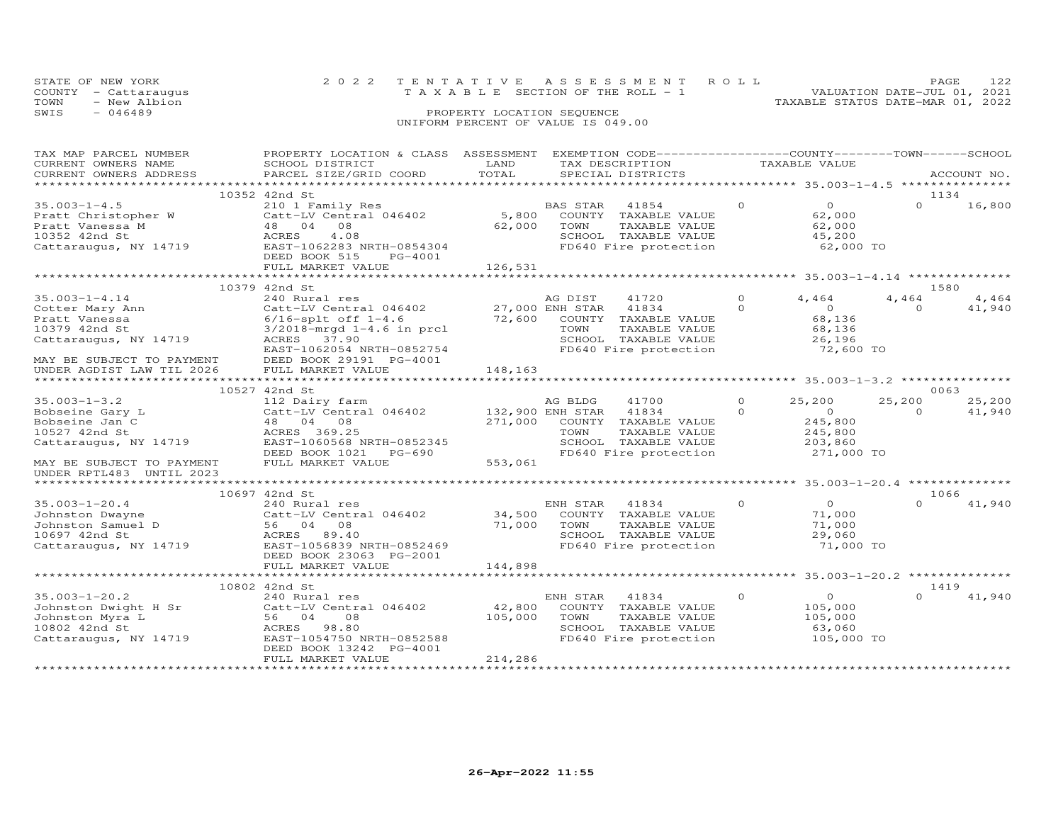STATE OF NEW YORK
COUNTY - Cattaraugus
TOWN - New Albion
SWIS - 046489

2022 TENTATIVE ASSESSMENT ROLL
TAXABLE SECTION OF THE ROLL - 1
PROPERTY LOCATION SEQUENCE
UNIFORM PERCENT OF VALUE IS 049.00

VALUATION DATE-JUL 01, 2021
TAXABLE STATUS DATE-MAR 01, 2022

| TAX MAP PARCEL NUMBER / CURRENT OWNERS NAME / CURRENT OWNERS ADDRESS | PROPERTY LOCATION & CLASS / SCHOOL DISTRICT / PARCEL SIZE/GRID COORD | ASSESSMENT LAND | TOTAL | EXEMPTION CODE / TAX DESCRIPTION / SPECIAL DISTRICTS | | COUNTY TAXABLE VALUE | TOWN | SCHOOL | ACCOUNT NO. |
|---|---|---|---|---|---|---|---|---|---|
| **35.003-1-4.5** | 10352 42nd St | | | | | | | | 1134 |
| 35.003-1-4.5 | 210 1 Family Res | | | BAS STAR 41854 | 0 | 0 | 0 | 16,800 | |
| Pratt Christopher W | Catt-LV Central 046402 | 5,800 | | COUNTY TAXABLE VALUE | | 62,000 | | | |
| Pratt Vanessa M | 48 04 08 | | 62,000 | TOWN TAXABLE VALUE | | 62,000 | | | |
| 10352 42nd St | ACRES 4.08 | | | SCHOOL TAXABLE VALUE | | 45,200 | | | |
| Cattaraugus, NY 14719 | EAST-1062283 NRTH-0854304 | | | FD640 Fire protection | | 62,000 TO | | | |
| | DEED BOOK 515 PG-4001 | | | | | | | | |
| | FULL MARKET VALUE | | 126,531 | | | | | | |
| **35.003-1-4.14** | 10379 42nd St | | | | | | | | 1580 |
| 35.003-1-4.14 | 240 Rural res | | | AG DIST 41720 | 0 | 4,464 | 4,464 | 4,464 | |
| Cotter Mary Ann | Catt-LV Central 046402 | 27,000 | | ENH STAR 41834 | 0 | 0 | 0 | 41,940 | |
| Pratt Vanessa | 6/16-splt off 1-4.6 | | 72,600 | COUNTY TAXABLE VALUE | | 68,136 | | | |
| 10379 42nd St | 3/2018-mrgd 1-4.6 in prcl | | | TOWN TAXABLE VALUE | | 68,136 | | | |
| Cattaraugus, NY 14719 | ACRES 37.90 | | | SCHOOL TAXABLE VALUE | | 26,196 | | | |
| | EAST-1062054 NRTH-0852754 | | | FD640 Fire protection | | 72,600 TO | | | |
| MAY BE SUBJECT TO PAYMENT | DEED BOOK 29191 PG-4001 | | | | | | | | |
| UNDER AGDIST LAW TIL 2026 | FULL MARKET VALUE | | 148,163 | | | | | | |
| **35.003-1-3.2** | 10527 42nd St | | | | | | | | 0063 |
| 35.003-1-3.2 | 112 Dairy farm | | | AG BLDG 41700 | 0 | 25,200 | 25,200 | 25,200 | |
| Bobseine Gary L | Catt-LV Central 046402 | 132,900 | | ENH STAR 41834 | 0 | 0 | 0 | 41,940 | |
| Bobseine Jan C | 48 04 08 | | 271,000 | COUNTY TAXABLE VALUE | | 245,800 | | | |
| 10527 42nd St | ACRES 369.25 | | | TOWN TAXABLE VALUE | | 245,800 | | | |
| Cattaraugus, NY 14719 | EAST-1060568 NRTH-0852345 | | | SCHOOL TAXABLE VALUE | | 203,860 | | | |
| | DEED BOOK 1021 PG-690 | | | FD640 Fire protection | | 271,000 TO | | | |
| MAY BE SUBJECT TO PAYMENT | FULL MARKET VALUE | | 553,061 | | | | | | |
| UNDER RPTL483 UNTIL 2023 | | | | | | | | | |
| **35.003-1-20.4** | 10697 42nd St | | | | | | | | 1066 |
| 35.003-1-20.4 | 240 Rural res | | | ENH STAR 41834 | 0 | 0 | 0 | 41,940 | |
| Johnston Dwayne | Catt-LV Central 046402 | 34,500 | | COUNTY TAXABLE VALUE | | 71,000 | | | |
| Johnston Samuel D | 56 04 08 | | 71,000 | TOWN TAXABLE VALUE | | 71,000 | | | |
| 10697 42nd St | ACRES 89.40 | | | SCHOOL TAXABLE VALUE | | 29,060 | | | |
| Cattaraugus, NY 14719 | EAST-1056839 NRTH-0852469 | | | FD640 Fire protection | | 71,000 TO | | | |
| | DEED BOOK 23063 PG-2001 | | | | | | | | |
| | FULL MARKET VALUE | | 144,898 | | | | | | |
| **35.003-1-20.2** | 10802 42nd St | | | | | | | | 1419 |
| 35.003-1-20.2 | 240 Rural res | | | ENH STAR 41834 | 0 | 0 | 0 | 41,940 | |
| Johnston Dwight H Sr | Catt-LV Central 046402 | 42,800 | | COUNTY TAXABLE VALUE | | 105,000 | | | |
| Johnston Myra L | 56 04 08 | | 105,000 | TOWN TAXABLE VALUE | | 105,000 | | | |
| 10802 42nd St | ACRES 98.80 | | | SCHOOL TAXABLE VALUE | | 63,060 | | | |
| Cattaraugus, NY 14719 | EAST-1054750 NRTH-0852588 | | | FD640 Fire protection | | 105,000 TO | | | |
| | DEED BOOK 13242 PG-4001 | | | | | | | | |
| | FULL MARKET VALUE | | 214,286 | | | | | | |

26-Apr-2022 11:55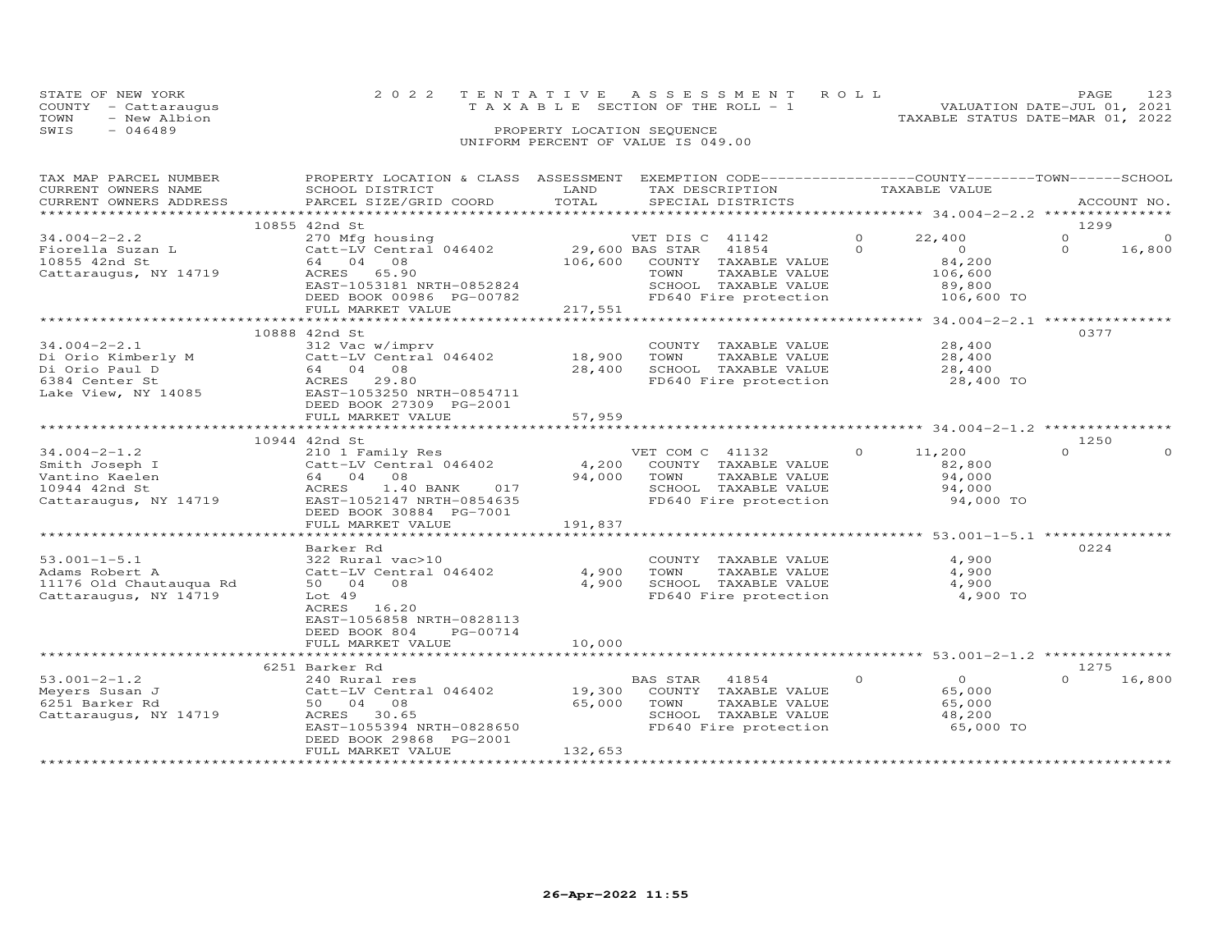STATE OF NEW YORK
COUNTY - Cattaraugus
TOWN - New Albion
SWIS - 046489

2022 TENTATIVE ASSESSMENT ROLL
TAXABLE SECTION OF THE ROLL - 1
PROPERTY LOCATION SEQUENCE
UNIFORM PERCENT OF VALUE IS 049.00

VALUATION DATE-JUL 01, 2021
TAXABLE STATUS DATE-MAR 01, 2022

| TAX MAP PARCEL NUMBER / CURRENT OWNERS NAME / CURRENT OWNERS ADDRESS | PROPERTY LOCATION & CLASS / SCHOOL DISTRICT / PARCEL SIZE/GRID COORD | ASSESSMENT LAND | TOTAL | EXEMPTION CODE / TAX DESCRIPTION / SPECIAL DISTRICTS | COUNTY | TOWN | SCHOOL / ACCOUNT NO. |
|---|---|---|---|---|---|---|---|
| **34.004-2-2.2** | 10855 42nd St | | | | | | 1299 |
| 34.004-2-2.2 | 270 Mfg housing | | | VET DIS C 41142 | 0 22,400 | 0 | 0 |
| Fiorella Suzan L | Catt-LV Central 046402 | 29,600 | | BAS STAR 41854 | 0 0 | 0 | 16,800 |
| 10855 42nd St | 64 04 08 | | 106,600 | COUNTY TAXABLE VALUE | 84,200 | | |
| Cattaraugus, NY 14719 | ACRES 65.90 | | | TOWN TAXABLE VALUE | | 106,600 | |
| | EAST-1053181 NRTH-0852824 | | | SCHOOL TAXABLE VALUE | | | 89,800 |
| | DEED BOOK 00986 PG-00782 | | | FD640 Fire protection | 106,600 TO | | |
| | FULL MARKET VALUE | | 217,551 | | | | |
| **34.004-2-2.1** | 10888 42nd St | | | | | | 0377 |
| 34.004-2-2.1 | 312 Vac w/imprv | | | COUNTY TAXABLE VALUE | 28,400 | | |
| Di Orio Kimberly M | Catt-LV Central 046402 | 18,900 | | TOWN TAXABLE VALUE | | 28,400 | |
| Di Orio Paul D | 64 04 08 | | 28,400 | SCHOOL TAXABLE VALUE | | | 28,400 |
| 6384 Center St | ACRES 29.80 | | | FD640 Fire protection | 28,400 TO | | |
| Lake View, NY 14085 | EAST-1053250 NRTH-0854711 | | | | | | |
| | DEED BOOK 27309 PG-2001 | | | | | | |
| | FULL MARKET VALUE | | 57,959 | | | | |
| **34.004-2-1.2** | 10944 42nd St | | | | | | 1250 |
| 34.004-2-1.2 | 210 1 Family Res | | | VET COM C 41132 | 0 11,200 | 0 | 0 |
| Smith Joseph I | Catt-LV Central 046402 | 4,200 | | COUNTY TAXABLE VALUE | 82,800 | | |
| Vantino Kaelen | 64 04 08 | | 94,000 | TOWN TAXABLE VALUE | | 94,000 | |
| 10944 42nd St | ACRES 1.40 BANK 017 | | | SCHOOL TAXABLE VALUE | | | 94,000 |
| Cattaraugus, NY 14719 | EAST-1052147 NRTH-0854635 | | | FD640 Fire protection | 94,000 TO | | |
| | DEED BOOK 30884 PG-7001 | | | | | | |
| | FULL MARKET VALUE | | 191,837 | | | | |
| **53.001-1-5.1** | Barker Rd | | | | | | 0224 |
| 53.001-1-5.1 | 322 Rural vac>10 | | | COUNTY TAXABLE VALUE | 4,900 | | |
| Adams Robert A | Catt-LV Central 046402 | 4,900 | | TOWN TAXABLE VALUE | | 4,900 | |
| 11176 Old Chautauqua Rd | 50 04 08 | | 4,900 | SCHOOL TAXABLE VALUE | | | 4,900 |
| Cattaraugus, NY 14719 | Lot 49 | | | FD640 Fire protection | 4,900 TO | | |
| | ACRES 16.20 | | | | | | |
| | EAST-1056858 NRTH-0828113 | | | | | | |
| | DEED BOOK 804 PG-00714 | | | | | | |
| | FULL MARKET VALUE | | 10,000 | | | | |
| **53.001-2-1.2** | 6251 Barker Rd | | | | | | 1275 |
| 53.001-2-1.2 | 240 Rural res | | | BAS STAR 41854 | 0 0 | 0 | 16,800 |
| Meyers Susan J | Catt-LV Central 046402 | 19,300 | | COUNTY TAXABLE VALUE | 65,000 | | |
| 6251 Barker Rd | 50 04 08 | | 65,000 | TOWN TAXABLE VALUE | | 65,000 | |
| Cattaraugus, NY 14719 | ACRES 30.65 | | | SCHOOL TAXABLE VALUE | | | 48,200 |
| | EAST-1055394 NRTH-0828650 | | | FD640 Fire protection | 65,000 TO | | |
| | DEED BOOK 29868 PG-2001 | | | | | | |
| | FULL MARKET VALUE | | 132,653 | | | | |

26-Apr-2022 11:55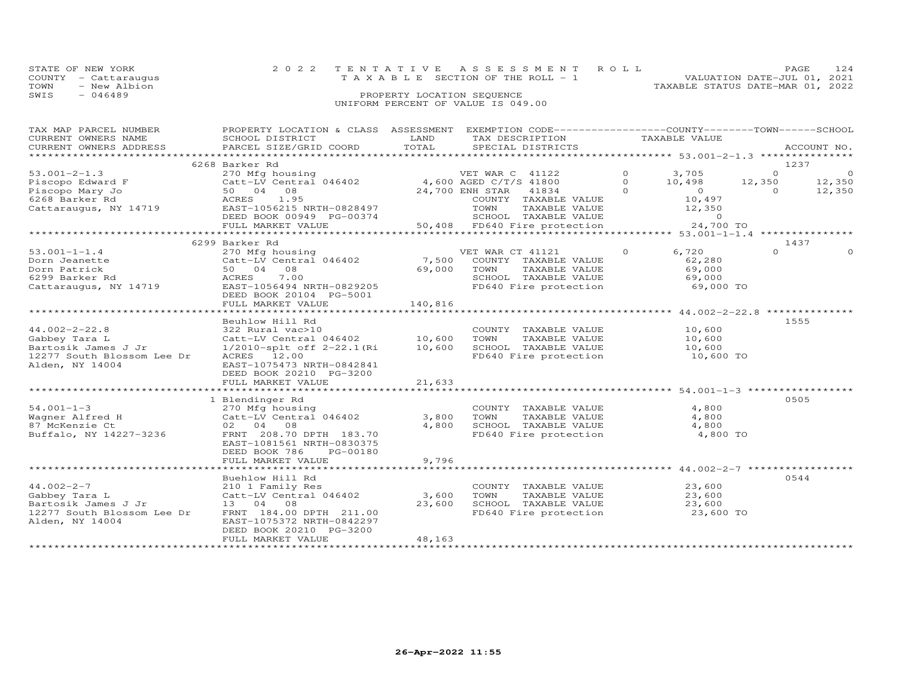STATE OF NEW YORK
COUNTY - Cattaraugus
TOWN - New Albion
SWIS - 046489

2 0 2 2 T E N T A T I V E A S S E S S M E N T R O L L
T A X A B L E SECTION OF THE ROLL - 1
PROPERTY LOCATION SEQUENCE
UNIFORM PERCENT OF VALUE IS 049.00

VALUATION DATE-JUL 01, 2021
TAXABLE STATUS DATE-MAR 01, 2022

| TAX MAP PARCEL NUMBER / CURRENT OWNERS NAME / CURRENT OWNERS ADDRESS | PROPERTY LOCATION & CLASS / SCHOOL DISTRICT / PARCEL SIZE/GRID COORD | ASSESSMENT LAND / TOTAL | EXEMPTION CODE / TAX DESCRIPTION / SPECIAL DISTRICTS | | COUNTY TAXABLE VALUE | TOWN | SCHOOL | ACCOUNT NO. |
|---|---|---|---|---|---|---|---|---|
| **53.001-2-1.3** | 6268 Barker Rd | | | | | | | 1237 |
| 53.001-2-1.3 | 270 Mfg housing | | VET WAR C 41122 | 0 | 3,705 | 0 | 0 | |
| Piscopo Edward F | Catt-LV Central 046402 | 4,600 | AGED C/T/S 41800 | 0 | 10,498 | 12,350 | 12,350 | |
| Piscopo Mary Jo | 50 04 08 | 24,700 | ENH STAR 41834 | 0 | 0 | 0 | 12,350 | |
| 6268 Barker Rd | ACRES 1.95 | | COUNTY TAXABLE VALUE | | 10,497 | | | |
| Cattaraugus, NY 14719 | EAST-1056215 NRTH-0828497 | | TOWN TAXABLE VALUE | | 12,350 | | | |
| | DEED BOOK 00949 PG-00374 | | SCHOOL TAXABLE VALUE | | 0 | | | |
| | FULL MARKET VALUE | 50,408 | FD640 Fire protection | | 24,700 TO | | | |
| **53.001-1-1.4** | 6299 Barker Rd | | | | | | | 1437 |
| 53.001-1-1.4 | 270 Mfg housing | | VET WAR CT 41121 | 0 | 6,720 | 0 | 0 | |
| Dorn Jeanette | Catt-LV Central 046402 | 7,500 | COUNTY TAXABLE VALUE | | 62,280 | | | |
| Dorn Patrick | 50 04 08 | 69,000 | TOWN TAXABLE VALUE | | 69,000 | | | |
| 6299 Barker Rd | ACRES 7.00 | | SCHOOL TAXABLE VALUE | | 69,000 | | | |
| Cattaraugus, NY 14719 | EAST-1056494 NRTH-0829205 | | FD640 Fire protection | | 69,000 TO | | | |
| | DEED BOOK 20104 PG-5001 | | | | | | | |
| | FULL MARKET VALUE | 140,816 | | | | | | |
| **44.002-2-22.8** | Beuhlow Hill Rd | | | | | | | 1555 |
| 44.002-2-22.8 | 322 Rural vac>10 | | COUNTY TAXABLE VALUE | | 10,600 | | | |
| Gabbey Tara L | Catt-LV Central 046402 | 10,600 | TOWN TAXABLE VALUE | | 10,600 | | | |
| Bartosik James J Jr | 1/2010-splt off 2-22.1(Ri | 10,600 | SCHOOL TAXABLE VALUE | | 10,600 | | | |
| 12277 South Blossom Lee Dr | ACRES 12.00 | | FD640 Fire protection | | 10,600 TO | | | |
| Alden, NY 14004 | EAST-1075473 NRTH-0842841 | | | | | | | |
| | DEED BOOK 20210 PG-3200 | | | | | | | |
| | FULL MARKET VALUE | 21,633 | | | | | | |
| **54.001-1-3** | 1 Blendinger Rd | | | | | | | 0505 |
| 54.001-1-3 | 270 Mfg housing | | COUNTY TAXABLE VALUE | | 4,800 | | | |
| Wagner Alfred H | Catt-LV Central 046402 | 3,800 | TOWN TAXABLE VALUE | | 4,800 | | | |
| 87 McKenzie Ct | 02 04 08 | 4,800 | SCHOOL TAXABLE VALUE | | 4,800 | | | |
| Buffalo, NY 14227-3236 | FRNT 208.70 DPTH 183.70 | | FD640 Fire protection | | 4,800 TO | | | |
| | EAST-1081561 NRTH-0830375 | | | | | | | |
| | DEED BOOK 786 PG-00180 | | | | | | | |
| | FULL MARKET VALUE | 9,796 | | | | | | |
| **44.002-2-7** | Buehlow Hill Rd | | | | | | | 0544 |
| 44.002-2-7 | 210 1 Family Res | | COUNTY TAXABLE VALUE | | 23,600 | | | |
| Gabbey Tara L | Catt-LV Central 046402 | 3,600 | TOWN TAXABLE VALUE | | 23,600 | | | |
| Bartosik James J Jr | 13 04 08 | 23,600 | SCHOOL TAXABLE VALUE | | 23,600 | | | |
| 12277 South Blossom Lee Dr | FRNT 184.00 DPTH 211.00 | | FD640 Fire protection | | 23,600 TO | | | |
| Alden, NY 14004 | EAST-1075372 NRTH-0842297 | | | | | | | |
| | DEED BOOK 20210 PG-3200 | | | | | | | |
| | FULL MARKET VALUE | 48,163 | | | | | | |

26-Apr-2022 11:55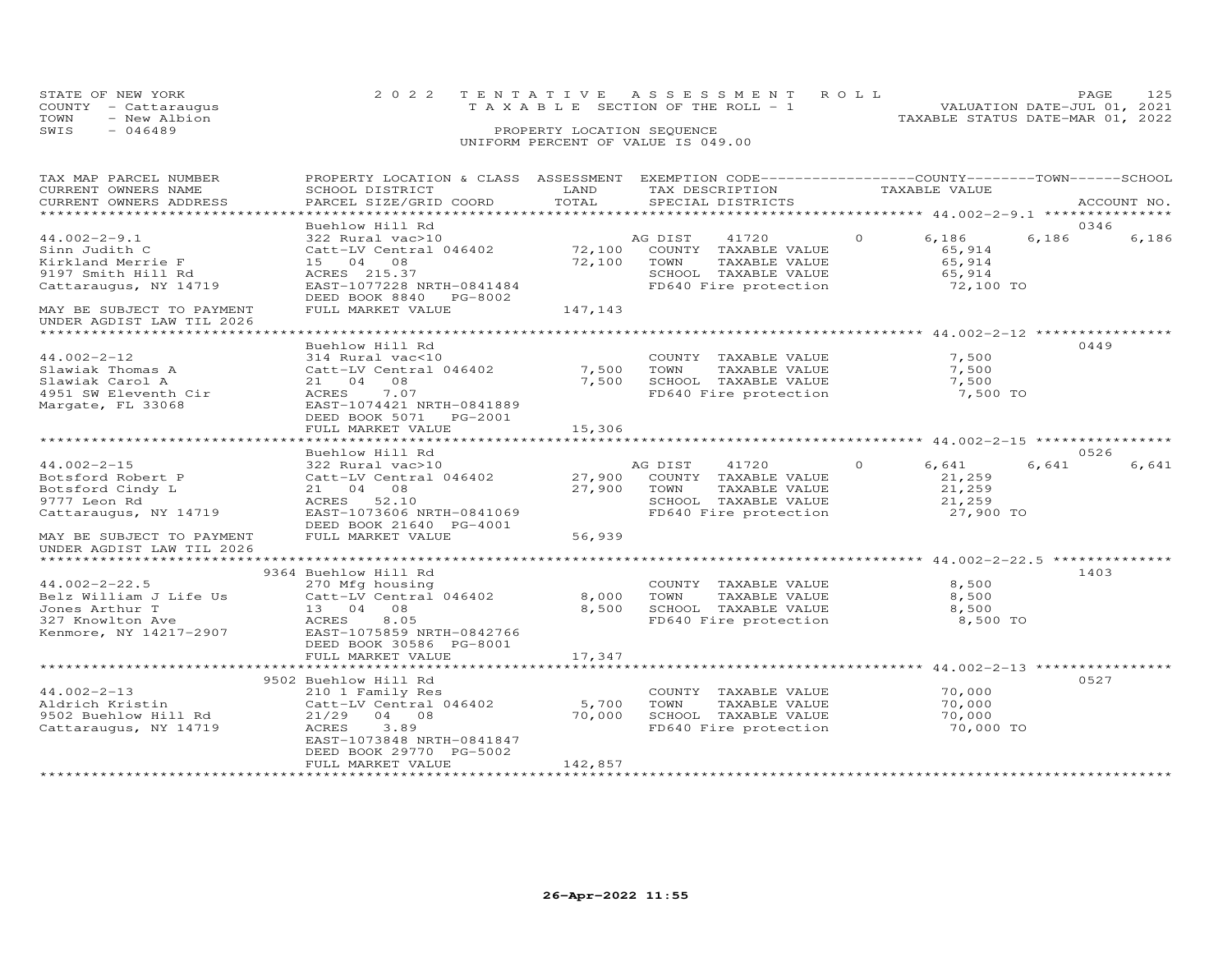STATE OF NEW YORK — 2022 TENTATIVE ASSESSMENT ROLL
COUNTY - Cattaraugus — TAXABLE SECTION OF THE ROLL - 1 — VALUATION DATE-JUL 01, 2021
TOWN - New Albion — TAXABLE STATUS DATE-MAR 01, 2022
SWIS - 046489 — PROPERTY LOCATION SEQUENCE
UNIFORM PERCENT OF VALUE IS 049.00

| TAX MAP PARCEL NUMBER / CURRENT OWNERS NAME / CURRENT OWNERS ADDRESS | PROPERTY LOCATION & CLASS / SCHOOL DISTRICT / PARCEL SIZE/GRID COORD | ASSESSMENT LAND / TOTAL | EXEMPTION CODE / TAX DESCRIPTION / SPECIAL DISTRICTS | COUNTY TAXABLE VALUE | TOWN | SCHOOL | ACCOUNT NO. |
|---|---|---|---|---|---|---|---|
| **44.002-2-9.1** | Buehlow Hill Rd | | | | | | 0346 |
| 44.002-2-9.1 | 322 Rural vac>10 | | AG DIST 41720 0 | 6,186 | 6,186 | 6,186 | |
| Sinn Judith C | Catt-LV Central 046402 | 72,100 | COUNTY TAXABLE VALUE | 65,914 | | | |
| Kirkland Merrie F | 15 04 08 | 72,100 | TOWN TAXABLE VALUE | 65,914 | | | |
| 9197 Smith Hill Rd | ACRES 215.37 | | SCHOOL TAXABLE VALUE | 65,914 | | | |
| Cattaraugus, NY 14719 | EAST-1077228 NRTH-0841484 | | FD640 Fire protection | 72,100 TO | | | |
| | DEED BOOK 8840 PG-8002 | | | | | | |
| MAY BE SUBJECT TO PAYMENT | FULL MARKET VALUE | 147,143 | | | | | |
| UNDER AGDIST LAW TIL 2026 | | | | | | | |
| **44.002-2-12** | Buehlow Hill Rd | | | | | | 0449 |
| 44.002-2-12 | 314 Rural vac<10 | | COUNTY TAXABLE VALUE | 7,500 | | | |
| Slawiak Thomas A | Catt-LV Central 046402 | 7,500 | TOWN TAXABLE VALUE | 7,500 | | | |
| Slawiak Carol A | 21 04 08 | 7,500 | SCHOOL TAXABLE VALUE | 7,500 | | | |
| 4951 SW Eleventh Cir | ACRES 7.07 | | FD640 Fire protection | 7,500 TO | | | |
| Margate, FL 33068 | EAST-1074421 NRTH-0841889 | | | | | | |
| | DEED BOOK 5071 PG-2001 | | | | | | |
| | FULL MARKET VALUE | 15,306 | | | | | |
| **44.002-2-15** | Buehlow Hill Rd | | | | | | 0526 |
| 44.002-2-15 | 322 Rural vac>10 | | AG DIST 41720 0 | 6,641 | 6,641 | 6,641 | |
| Botsford Robert P | Catt-LV Central 046402 | 27,900 | COUNTY TAXABLE VALUE | 21,259 | | | |
| Botsford Cindy L | 21 04 08 | 27,900 | TOWN TAXABLE VALUE | 21,259 | | | |
| 9777 Leon Rd | ACRES 52.10 | | SCHOOL TAXABLE VALUE | 21,259 | | | |
| Cattaraugus, NY 14719 | EAST-1073606 NRTH-0841069 | | FD640 Fire protection | 27,900 TO | | | |
| | DEED BOOK 21640 PG-4001 | | | | | | |
| MAY BE SUBJECT TO PAYMENT | FULL MARKET VALUE | 56,939 | | | | | |
| UNDER AGDIST LAW TIL 2026 | | | | | | | |
| **44.002-2-22.5** | 9364 Buehlow Hill Rd | | | | | | 1403 |
| 44.002-2-22.5 | 270 Mfg housing | | COUNTY TAXABLE VALUE | 8,500 | | | |
| Belz William J Life Us | Catt-LV Central 046402 | 8,000 | TOWN TAXABLE VALUE | 8,500 | | | |
| Jones Arthur T | 13 04 08 | 8,500 | SCHOOL TAXABLE VALUE | 8,500 | | | |
| 327 Knowlton Ave | ACRES 8.05 | | FD640 Fire protection | 8,500 TO | | | |
| Kenmore, NY 14217-2907 | EAST-1075859 NRTH-0842766 | | | | | | |
| | DEED BOOK 30586 PG-8001 | | | | | | |
| | FULL MARKET VALUE | 17,347 | | | | | |
| **44.002-2-13** | 9502 Buehlow Hill Rd | | | | | | 0527 |
| 44.002-2-13 | 210 1 Family Res | | COUNTY TAXABLE VALUE | 70,000 | | | |
| Aldrich Kristin | Catt-LV Central 046402 | 5,700 | TOWN TAXABLE VALUE | 70,000 | | | |
| 9502 Buehlow Hill Rd | 21/29 04 08 | 70,000 | SCHOOL TAXABLE VALUE | 70,000 | | | |
| Cattaraugus, NY 14719 | ACRES 3.89 | | FD640 Fire protection | 70,000 TO | | | |
| | EAST-1073848 NRTH-0841847 | | | | | | |
| | DEED BOOK 29770 PG-5002 | | | | | | |
| | FULL MARKET VALUE | 142,857 | | | | | |

26-Apr-2022 11:55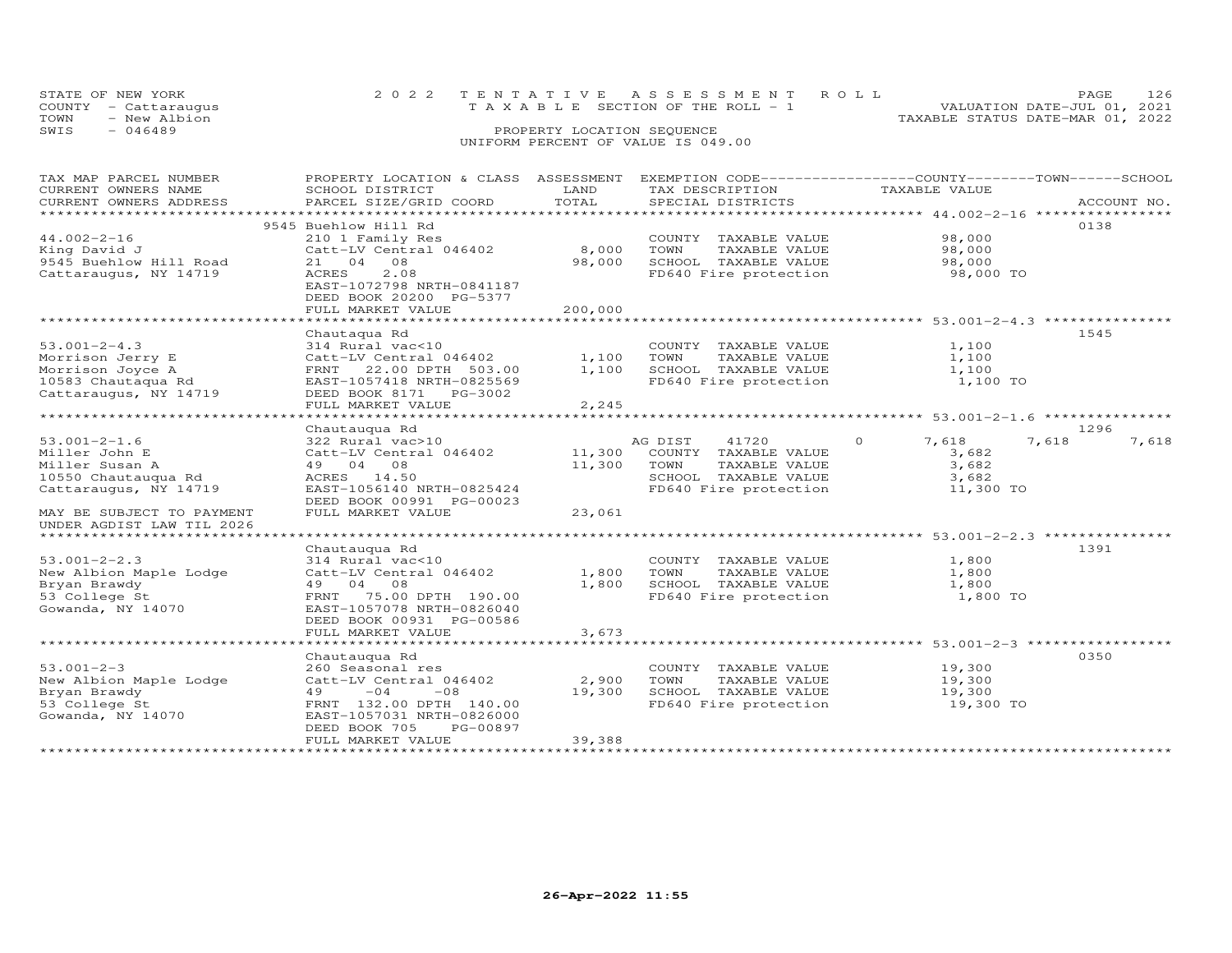STATE OF NEW YORK
COUNTY - Cattaraugus
TOWN - New Albion
SWIS - 046489

2022 TENTATIVE ASSESSMENT ROLL
TAXABLE SECTION OF THE ROLL - 1
PROPERTY LOCATION SEQUENCE
UNIFORM PERCENT OF VALUE IS 049.00

VALUATION DATE-JUL 01, 2021
TAXABLE STATUS DATE-MAR 01, 2022

| TAX MAP PARCEL NUMBER / CURRENT OWNERS NAME / CURRENT OWNERS ADDRESS | PROPERTY LOCATION & CLASS / SCHOOL DISTRICT / PARCEL SIZE/GRID COORD | ASSESSMENT LAND / TOTAL | EXEMPTION CODE / TAX DESCRIPTION / SPECIAL DISTRICTS | COUNTY | TOWN | SCHOOL / TAXABLE VALUE | ACCOUNT NO. |
|---|---|---|---|---|---|---|---|
| 44.002-2-16 | 9545 Buehlow Hill Rd | | | | | | 0138 |
| | 210 1 Family Res | | COUNTY TAXABLE VALUE | 98,000 | | | |
| King David J | Catt-LV Central 046402 | 8,000 | TOWN TAXABLE VALUE | | 98,000 | | |
| 9545 Buehlow Hill Road | 21 04 08 | 98,000 | SCHOOL TAXABLE VALUE | | | 98,000 | |
| Cattaraugus, NY 14719 | ACRES 2.08 | | FD640 Fire protection | 98,000 TO | | | |
| | EAST-1072798 NRTH-0841187 | | | | | | |
| | DEED BOOK 20200 PG-5377 | | | | | | |
| | FULL MARKET VALUE | 200,000 | | | | | |
| 53.001-2-4.3 | Chautaqua Rd | | | | | | 1545 |
| | 314 Rural vac<10 | | COUNTY TAXABLE VALUE | 1,100 | | | |
| Morrison Jerry E | Catt-LV Central 046402 | 1,100 | TOWN TAXABLE VALUE | | 1,100 | | |
| Morrison Joyce A | FRNT 22.00 DPTH 503.00 | 1,100 | SCHOOL TAXABLE VALUE | | | 1,100 | |
| 10583 Chautaqua Rd | EAST-1057418 NRTH-0825569 | | FD640 Fire protection | 1,100 TO | | | |
| Cattaraugus, NY 14719 | DEED BOOK 8171 PG-3002 | | | | | | |
| | FULL MARKET VALUE | 2,245 | | | | | |
| 53.001-2-1.6 | Chautauqua Rd | | | | | | 1296 |
| | 322 Rural vac>10 | | AG DIST 41720 0 | 7,618 | 7,618 | 7,618 | |
| Miller John E | Catt-LV Central 046402 | 11,300 | COUNTY TAXABLE VALUE | 3,682 | | | |
| Miller Susan A | 49 04 08 | 11,300 | TOWN TAXABLE VALUE | | 3,682 | | |
| 10550 Chautauqua Rd | ACRES 14.50 | | SCHOOL TAXABLE VALUE | | | 3,682 | |
| Cattaraugus, NY 14719 | EAST-1056140 NRTH-0825424 | | FD640 Fire protection | 11,300 TO | | | |
| | DEED BOOK 00991 PG-00023 | | | | | | |
| MAY BE SUBJECT TO PAYMENT UNDER AGDIST LAW TIL 2026 | FULL MARKET VALUE | 23,061 | | | | | |
| 53.001-2-2.3 | Chautauqua Rd | | | | | | 1391 |
| | 314 Rural vac<10 | | COUNTY TAXABLE VALUE | 1,800 | | | |
| New Albion Maple Lodge | Catt-LV Central 046402 | 1,800 | TOWN TAXABLE VALUE | | 1,800 | | |
| Bryan Brawdy | 49 04 08 | 1,800 | SCHOOL TAXABLE VALUE | | | 1,800 | |
| 53 College St | FRNT 75.00 DPTH 190.00 | | FD640 Fire protection | 1,800 TO | | | |
| Gowanda, NY 14070 | EAST-1057078 NRTH-0826040 | | | | | | |
| | DEED BOOK 00931 PG-00586 | | | | | | |
| | FULL MARKET VALUE | 3,673 | | | | | |
| 53.001-2-3 | Chautauqua Rd | | | | | | 0350 |
| | 260 Seasonal res | | COUNTY TAXABLE VALUE | 19,300 | | | |
| New Albion Maple Lodge | Catt-LV Central 046402 | 2,900 | TOWN TAXABLE VALUE | | 19,300 | | |
| Bryan Brawdy | 49 -04 -08 | 19,300 | SCHOOL TAXABLE VALUE | | | 19,300 | |
| 53 College St | FRNT 132.00 DPTH 140.00 | | FD640 Fire protection | 19,300 TO | | | |
| Gowanda, NY 14070 | EAST-1057031 NRTH-0826000 | | | | | | |
| | DEED BOOK 705 PG-00897 | | | | | | |
| | FULL MARKET VALUE | 39,388 | | | | | |

26-Apr-2022 11:55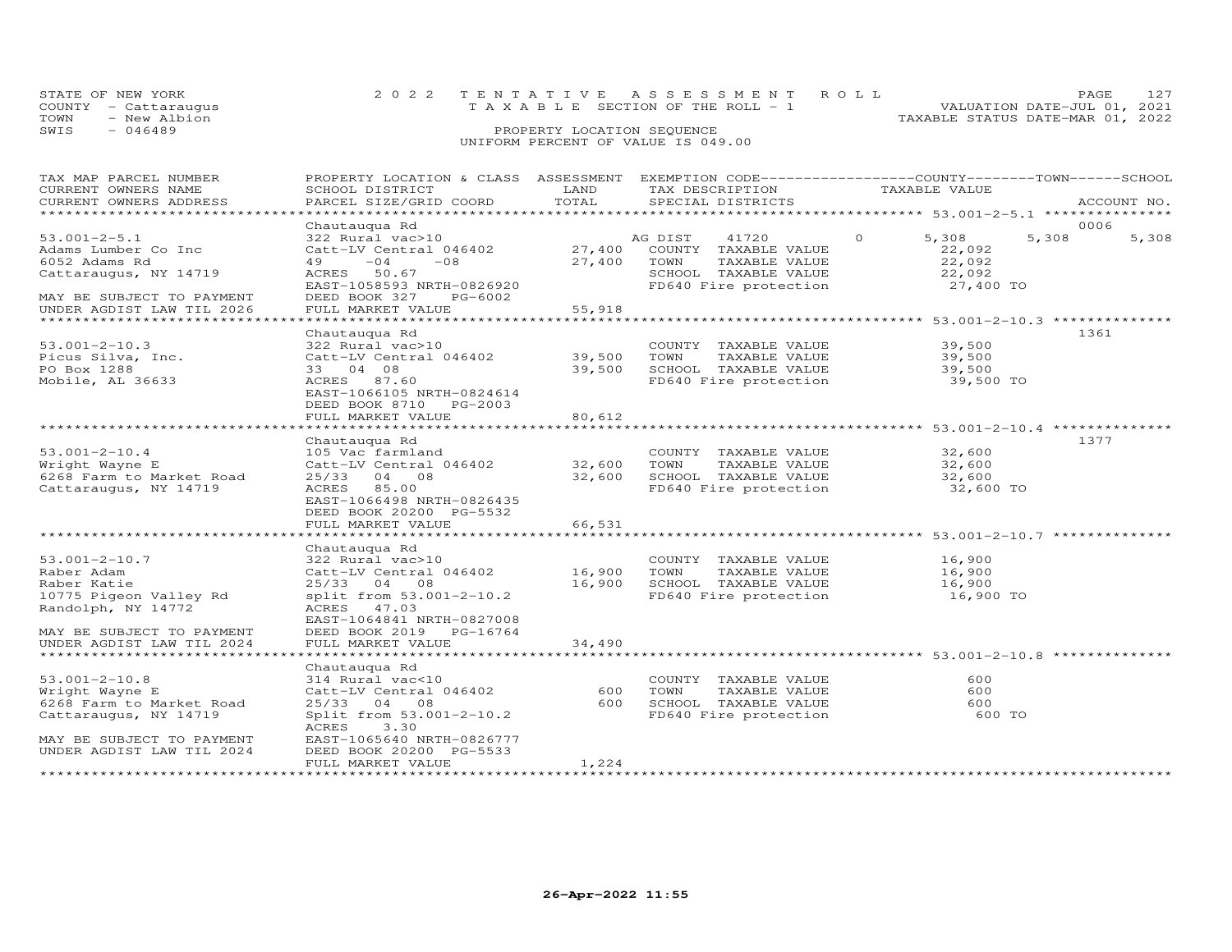STATE OF NEW YORK | 2022 TENTATIVE ASSESSMENT ROLL
COUNTY - Cattaraugus | TAXABLE SECTION OF THE ROLL - 1 | VALUATION DATE-JUL 01, 2021
TOWN - New Albion | TAXABLE STATUS DATE-MAR 01, 2022
SWIS - 046489 | PROPERTY LOCATION SEQUENCE
UNIFORM PERCENT OF VALUE IS 049.00

| TAX MAP PARCEL NUMBER / CURRENT OWNERS NAME / CURRENT OWNERS ADDRESS | PROPERTY LOCATION & CLASS / SCHOOL DISTRICT / PARCEL SIZE/GRID COORD | ASSESSMENT LAND | TOTAL | EXEMPTION CODE / TAX DESCRIPTION / SPECIAL DISTRICTS | COUNTY / TAXABLE VALUE | TOWN | SCHOOL / ACCOUNT NO. |
|---|---|---|---|---|---|---|---|
| **53.001-2-5.1** | Chautauqua Rd | | | | | | 0006 |
| 53.001-2-5.1 | 322 Rural vac>10 | | | AG DIST 41720 0 | 5,308 | 5,308 | 5,308 |
| Adams Lumber Co Inc | Catt-LV Central 046402 | 27,400 | | COUNTY TAXABLE VALUE | 22,092 | | |
| 6052 Adams Rd | 49 -04 -08 | | 27,400 | TOWN TAXABLE VALUE | 22,092 | | |
| Cattaraugus, NY 14719 | ACRES 50.67 | | | SCHOOL TAXABLE VALUE | 22,092 | | |
| | EAST-1058593 NRTH-0826920 | | | FD640 Fire protection | 27,400 TO | | |
| MAY BE SUBJECT TO PAYMENT | DEED BOOK 327 PG-6002 | | | | | | |
| UNDER AGDIST LAW TIL 2026 | FULL MARKET VALUE | | 55,918 | | | | |
| **53.001-2-10.3** | Chautauqua Rd | | | | | | 1361 |
| 53.001-2-10.3 | 322 Rural vac>10 | | | COUNTY TAXABLE VALUE | 39,500 | | |
| Picus Silva, Inc. | Catt-LV Central 046402 | 39,500 | | TOWN TAXABLE VALUE | 39,500 | | |
| PO Box 1288 | 33 04 08 | | 39,500 | SCHOOL TAXABLE VALUE | 39,500 | | |
| Mobile, AL 36633 | ACRES 87.60 | | | FD640 Fire protection | 39,500 TO | | |
| | EAST-1066105 NRTH-0824614 | | | | | | |
| | DEED BOOK 8710 PG-2003 | | | | | | |
| | FULL MARKET VALUE | | 80,612 | | | | |
| **53.001-2-10.4** | Chautauqua Rd | | | | | | 1377 |
| 53.001-2-10.4 | 105 Vac farmland | | | COUNTY TAXABLE VALUE | 32,600 | | |
| Wright Wayne E | Catt-LV Central 046402 | 32,600 | | TOWN TAXABLE VALUE | 32,600 | | |
| 6268 Farm to Market Road | 25/33 04 08 | | 32,600 | SCHOOL TAXABLE VALUE | 32,600 | | |
| Cattaraugus, NY 14719 | ACRES 85.00 | | | FD640 Fire protection | 32,600 TO | | |
| | EAST-1066498 NRTH-0826435 | | | | | | |
| | DEED BOOK 20200 PG-5532 | | | | | | |
| | FULL MARKET VALUE | | 66,531 | | | | |
| **53.001-2-10.7** | Chautauqua Rd | | | | | | |
| 53.001-2-10.7 | 322 Rural vac>10 | | | COUNTY TAXABLE VALUE | 16,900 | | |
| Raber Adam | Catt-LV Central 046402 | 16,900 | | TOWN TAXABLE VALUE | 16,900 | | |
| Raber Katie | 25/33 04 08 | | 16,900 | SCHOOL TAXABLE VALUE | 16,900 | | |
| 10775 Pigeon Valley Rd | split from 53.001-2-10.2 | | | FD640 Fire protection | 16,900 TO | | |
| Randolph, NY 14772 | ACRES 47.03 | | | | | | |
| | EAST-1064841 NRTH-0827008 | | | | | | |
| MAY BE SUBJECT TO PAYMENT | DEED BOOK 2019 PG-16764 | | | | | | |
| UNDER AGDIST LAW TIL 2024 | FULL MARKET VALUE | | 34,490 | | | | |
| **53.001-2-10.8** | Chautauqua Rd | | | | | | |
| 53.001-2-10.8 | 314 Rural vac<10 | | | COUNTY TAXABLE VALUE | 600 | | |
| Wright Wayne E | Catt-LV Central 046402 | 600 | | TOWN TAXABLE VALUE | 600 | | |
| 6268 Farm to Market Road | 25/33 04 08 | | 600 | SCHOOL TAXABLE VALUE | 600 | | |
| Cattaraugus, NY 14719 | Split from 53.001-2-10.2 | | | FD640 Fire protection | 600 TO | | |
| | ACRES 3.30 | | | | | | |
| MAY BE SUBJECT TO PAYMENT | EAST-1065640 NRTH-0826777 | | | | | | |
| UNDER AGDIST LAW TIL 2024 | DEED BOOK 20200 PG-5533 | | | | | | |
| | FULL MARKET VALUE | | 1,224 | | | | |

26-Apr-2022 11:55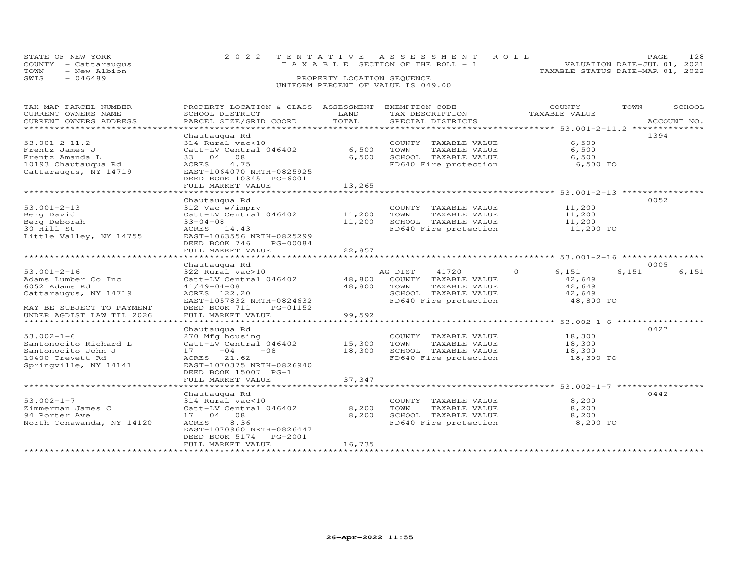STATE OF NEW YORK
COUNTY - Cattaraugus
TOWN - New Albion
SWIS - 046489

2022 TENTATIVE ASSESSMENT ROLL
TAXABLE SECTION OF THE ROLL - 1
PROPERTY LOCATION SEQUENCE
UNIFORM PERCENT OF VALUE IS 049.00

VALUATION DATE-JUL 01, 2021
TAXABLE STATUS DATE-MAR 01, 2022

| TAX MAP PARCEL NUMBER / CURRENT OWNERS NAME / CURRENT OWNERS ADDRESS | PROPERTY LOCATION & CLASS / SCHOOL DISTRICT / PARCEL SIZE/GRID COORD | ASSESSMENT LAND | TOTAL | EXEMPTION CODE / TAX DESCRIPTION / SPECIAL DISTRICTS | COUNTY TAXABLE VALUE | TOWN | SCHOOL | ACCOUNT NO. |
|---|---|---|---|---|---|---|---|---|
| **53.001-2-11.2** | Chautauqua Rd | | | | | | | 1394 |
| 53.001-2-11.2 | 314 Rural vac<10 | | | COUNTY TAXABLE VALUE | 6,500 | | | |
| Frentz James J | Catt-LV Central 046402 | 6,500 | | TOWN TAXABLE VALUE | 6,500 | | | |
| Frentz Amanda L | 33 04 08 | | 6,500 | SCHOOL TAXABLE VALUE | 6,500 | | | |
| 10193 Chautauqua Rd | ACRES 4.75 | | | FD640 Fire protection | 6,500 TO | | | |
| Cattaraugus, NY 14719 | EAST-1064070 NRTH-0825925 | | | | | | | |
| | DEED BOOK 10345 PG-6001 | | | | | | | |
| | FULL MARKET VALUE | | 13,265 | | | | | |
| **53.001-2-13** | Chautauqua Rd | | | | | | | 0052 |
| 53.001-2-13 | 312 Vac w/imprv | | | COUNTY TAXABLE VALUE | 11,200 | | | |
| Berg David | Catt-LV Central 046402 | 11,200 | | TOWN TAXABLE VALUE | 11,200 | | | |
| Berg Deborah | 33-04-08 | | 11,200 | SCHOOL TAXABLE VALUE | 11,200 | | | |
| 30 Hill St | ACRES 14.43 | | | FD640 Fire protection | 11,200 TO | | | |
| Little Valley, NY 14755 | EAST-1063556 NRTH-0825299 | | | | | | | |
| | DEED BOOK 746 PG-00084 | | | | | | | |
| | FULL MARKET VALUE | | 22,857 | | | | | |
| **53.001-2-16** | Chautauqua Rd | | | | | | | 0005 |
| 53.001-2-16 | 322 Rural vac>10 | | | AG DIST 41720 0 | 6,151 | 6,151 | 6,151 | |
| Adams Lumber Co Inc | Catt-LV Central 046402 | 48,800 | | COUNTY TAXABLE VALUE | 42,649 | | | |
| 6052 Adams Rd | 41/49-04-08 | | 48,800 | TOWN TAXABLE VALUE | 42,649 | | | |
| Cattaraugus, NY 14719 | ACRES 122.20 | | | SCHOOL TAXABLE VALUE | 42,649 | | | |
| | EAST-1057832 NRTH-0824632 | | | FD640 Fire protection | 48,800 TO | | | |
| MAY BE SUBJECT TO PAYMENT | DEED BOOK 711 PG-01152 | | | | | | | |
| UNDER AGDIST LAW TIL 2026 | FULL MARKET VALUE | | 99,592 | | | | | |
| **53.002-1-6** | Chautauqua Rd | | | | | | | 0427 |
| 53.002-1-6 | 270 Mfg housing | | | COUNTY TAXABLE VALUE | 18,300 | | | |
| Santonocito Richard L | Catt-LV Central 046402 | 15,300 | | TOWN TAXABLE VALUE | 18,300 | | | |
| Santonocito John J | 17 -04 -08 | | 18,300 | SCHOOL TAXABLE VALUE | 18,300 | | | |
| 10400 Trevett Rd | ACRES 21.62 | | | FD640 Fire protection | 18,300 TO | | | |
| Springville, NY 14141 | EAST-1070375 NRTH-0826940 | | | | | | | |
| | DEED BOOK 15007 PG-1 | | | | | | | |
| | FULL MARKET VALUE | | 37,347 | | | | | |
| **53.002-1-7** | Chautauqua Rd | | | | | | | 0442 |
| 53.002-1-7 | 314 Rural vac<10 | | | COUNTY TAXABLE VALUE | 8,200 | | | |
| Zimmerman James C | Catt-LV Central 046402 | 8,200 | | TOWN TAXABLE VALUE | 8,200 | | | |
| 94 Porter Ave | 17 04 08 | | 8,200 | SCHOOL TAXABLE VALUE | 8,200 | | | |
| North Tonawanda, NY 14120 | ACRES 8.36 | | | FD640 Fire protection | 8,200 TO | | | |
| | EAST-1070960 NRTH-0826447 | | | | | | | |
| | DEED BOOK 5174 PG-2001 | | | | | | | |
| | FULL MARKET VALUE | | 16,735 | | | | | |

26-Apr-2022 11:55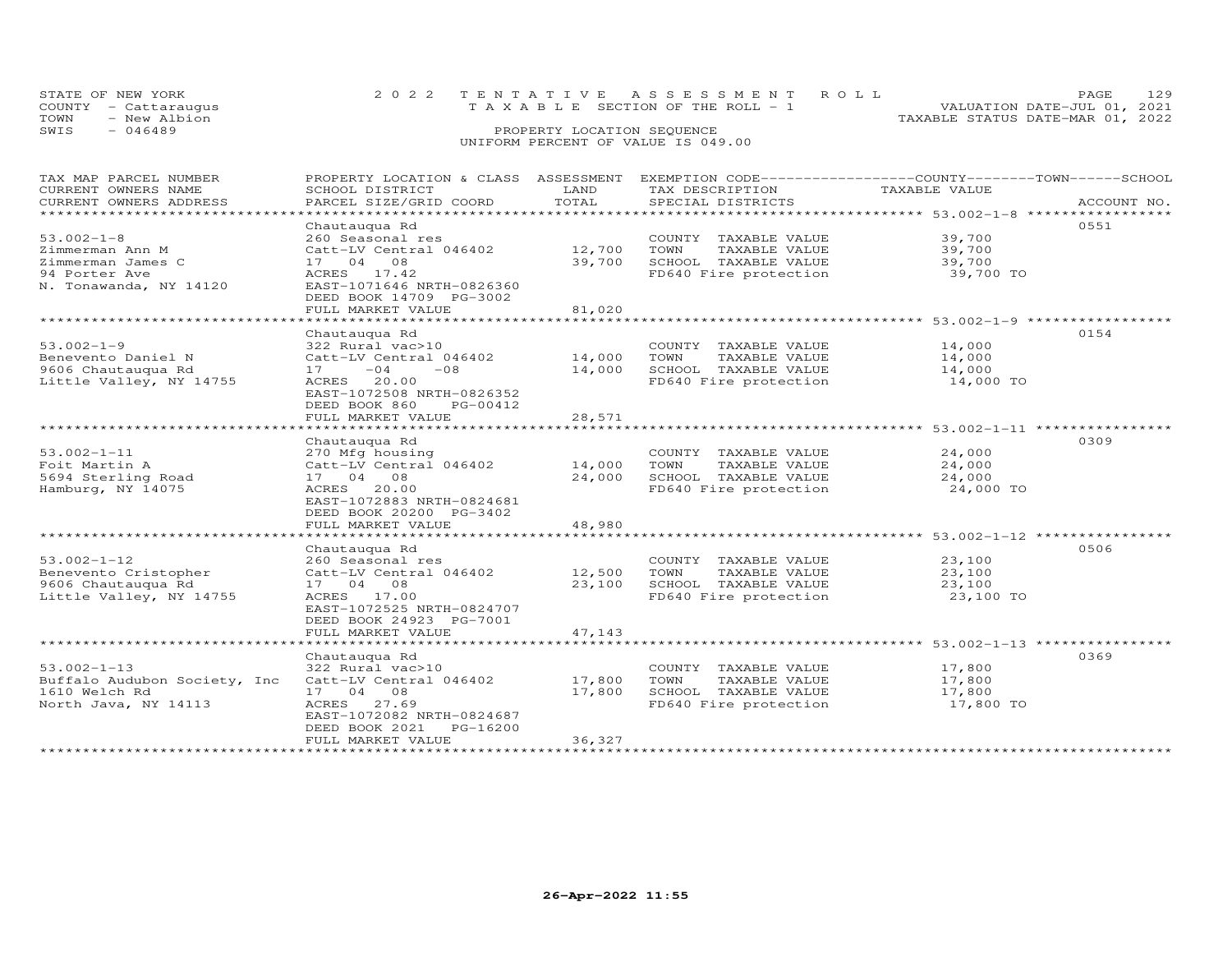STATE OF NEW YORK
COUNTY - Cattaraugus
TOWN - New Albion
SWIS - 046489

2022 TENTATIVE ASSESSMENT ROLL
TAXABLE SECTION OF THE ROLL - 1
PROPERTY LOCATION SEQUENCE
UNIFORM PERCENT OF VALUE IS 049.00

VALUATION DATE-JUL 01, 2021
TAXABLE STATUS DATE-MAR 01, 2022

| TAX MAP PARCEL NUMBER / CURRENT OWNERS NAME / CURRENT OWNERS ADDRESS | PROPERTY LOCATION & CLASS / SCHOOL DISTRICT / PARCEL SIZE/GRID COORD | ASSESSMENT LAND | TOTAL | EXEMPTION CODE / TAX DESCRIPTION / SPECIAL DISTRICTS | COUNTY / TOWN / SCHOOL TAXABLE VALUE | ACCOUNT NO. |
|---|---|---|---|---|---|---|
| 53.002-1-8 | Chautauqua Rd | | | | | 0551 |
| | 260 Seasonal res | | | COUNTY TAXABLE VALUE | 39,700 | |
| Zimmerman Ann M | Catt-LV Central 046402 | 12,700 | | TOWN TAXABLE VALUE | 39,700 | |
| Zimmerman James C | 17 04 08 | | 39,700 | SCHOOL TAXABLE VALUE | 39,700 | |
| 94 Porter Ave | ACRES 17.42 | | | FD640 Fire protection | 39,700 TO | |
| N. Tonawanda, NY 14120 | EAST-1071646 NRTH-0826360 | | | | | |
| | DEED BOOK 14709 PG-3002 | | | | | |
| | FULL MARKET VALUE | | 81,020 | | | |
| 53.002-1-9 | Chautauqua Rd | | | | | 0154 |
| | 322 Rural vac>10 | | | COUNTY TAXABLE VALUE | 14,000 | |
| Benevento Daniel N | Catt-LV Central 046402 | 14,000 | | TOWN TAXABLE VALUE | 14,000 | |
| 9606 Chautauqua Rd | 17 -04 -08 | | 14,000 | SCHOOL TAXABLE VALUE | 14,000 | |
| Little Valley, NY 14755 | ACRES 20.00 | | | FD640 Fire protection | 14,000 TO | |
| | EAST-1072508 NRTH-0826352 | | | | | |
| | DEED BOOK 860 PG-00412 | | | | | |
| | FULL MARKET VALUE | | 28,571 | | | |
| 53.002-1-11 | Chautauqua Rd | | | | | 0309 |
| | 270 Mfg housing | | | COUNTY TAXABLE VALUE | 24,000 | |
| Foit Martin A | Catt-LV Central 046402 | 14,000 | | TOWN TAXABLE VALUE | 24,000 | |
| 5694 Sterling Road | 17 04 08 | | 24,000 | SCHOOL TAXABLE VALUE | 24,000 | |
| Hamburg, NY 14075 | ACRES 20.00 | | | FD640 Fire protection | 24,000 TO | |
| | EAST-1072883 NRTH-0824681 | | | | | |
| | DEED BOOK 20200 PG-3402 | | | | | |
| | FULL MARKET VALUE | | 48,980 | | | |
| 53.002-1-12 | Chautauqua Rd | | | | | 0506 |
| | 260 Seasonal res | | | COUNTY TAXABLE VALUE | 23,100 | |
| Benevento Cristopher | Catt-LV Central 046402 | 12,500 | | TOWN TAXABLE VALUE | 23,100 | |
| 9606 Chautauqua Rd | 17 04 08 | | 23,100 | SCHOOL TAXABLE VALUE | 23,100 | |
| Little Valley, NY 14755 | ACRES 17.00 | | | FD640 Fire protection | 23,100 TO | |
| | EAST-1072525 NRTH-0824707 | | | | | |
| | DEED BOOK 24923 PG-7001 | | | | | |
| | FULL MARKET VALUE | | 47,143 | | | |
| 53.002-1-13 | Chautauqua Rd | | | | | 0369 |
| | 322 Rural vac>10 | | | COUNTY TAXABLE VALUE | 17,800 | |
| Buffalo Audubon Society, Inc | Catt-LV Central 046402 | 17,800 | | TOWN TAXABLE VALUE | 17,800 | |
| 1610 Welch Rd | 17 04 08 | | 17,800 | SCHOOL TAXABLE VALUE | 17,800 | |
| North Java, NY 14113 | ACRES 27.69 | | | FD640 Fire protection | 17,800 TO | |
| | EAST-1072082 NRTH-0824687 | | | | | |
| | DEED BOOK 2021 PG-16200 | | | | | |
| | FULL MARKET VALUE | | 36,327 | | | |

26-Apr-2022 11:55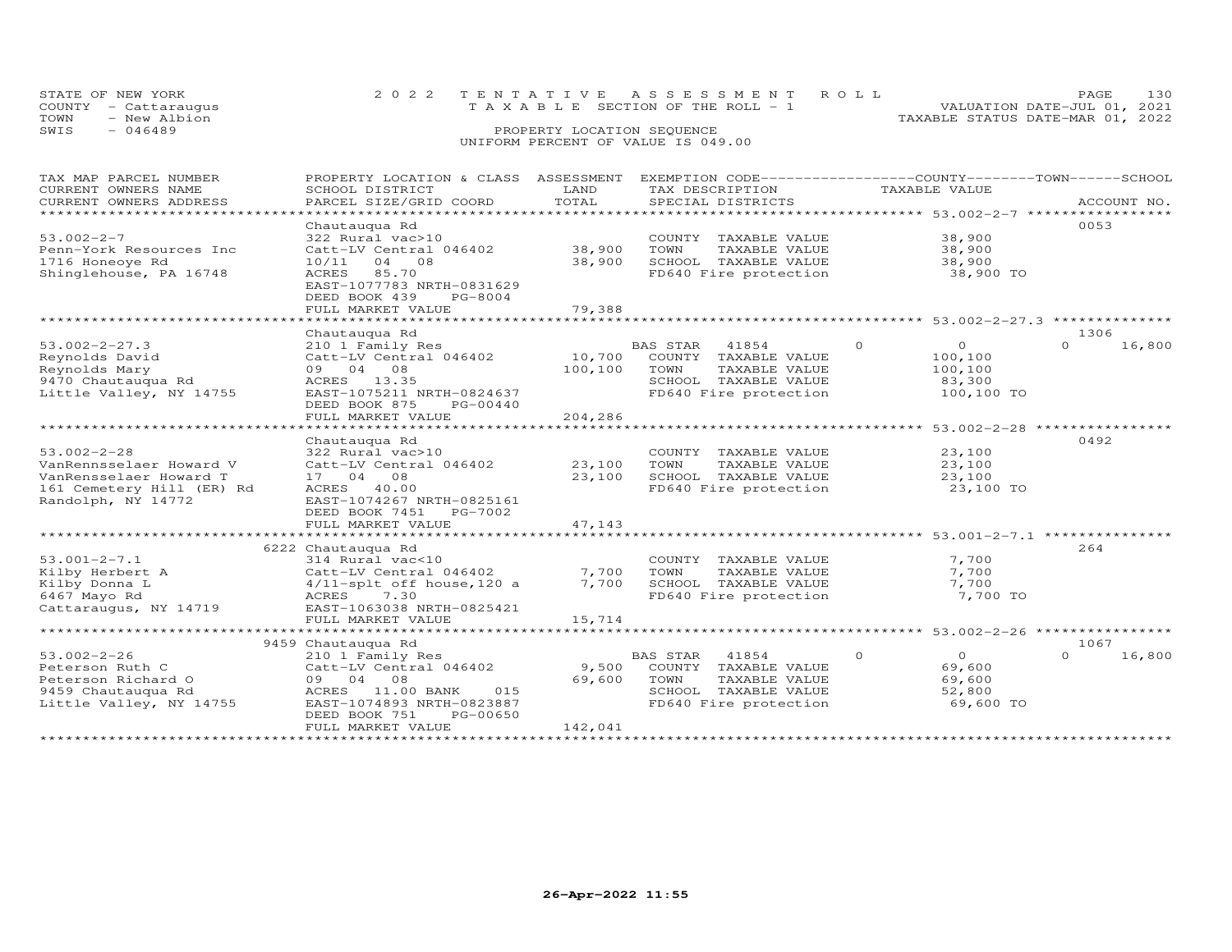STATE OF NEW YORK — COUNTY - Cattaraugus — TOWN - New Albion — SWIS - 046489

# 2022 TENTATIVE ASSESSMENT ROLL

TAXABLE SECTION OF THE ROLL - 1

PROPERTY LOCATION SEQUENCE

UNIFORM PERCENT OF VALUE IS 049.00

VALUATION DATE-JUL 01, 2021
TAXABLE STATUS DATE-MAR 01, 2022

| TAX MAP PARCEL NUMBER / CURRENT OWNERS NAME / CURRENT OWNERS ADDRESS | PROPERTY LOCATION & CLASS / SCHOOL DISTRICT / PARCEL SIZE/GRID COORD | ASSESSMENT LAND / TOTAL | EXEMPTION CODE / TAX DESCRIPTION / SPECIAL DISTRICTS | COUNTY | TOWN | SCHOOL TAXABLE VALUE | ACCOUNT NO. |
|---|---|---|---|---|---|---|---|
| **53.002-2-7** | Chautauqua Rd | | | | | | 0053 |
| Penn-York Resources Inc | 322 Rural vac>10 | | COUNTY TAXABLE VALUE | 38,900 | | | |
| 1716 Honeoye Rd | Catt-LV Central 046402 | 38,900 | TOWN TAXABLE VALUE | | 38,900 | | |
| Shinglehouse, PA 16748 | 10/11 04 08 | 38,900 | SCHOOL TAXABLE VALUE | | | 38,900 | |
| | ACRES 85.70 | | FD640 Fire protection | 38,900 TO | | | |
| | EAST-1077783 NRTH-0831629 | | | | | | |
| | DEED BOOK 439 PG-8004 | | | | | | |
| | FULL MARKET VALUE | 79,388 | | | | | |
| **53.002-2-27.3** | Chautauqua Rd | | | | | | 1306 |
| Reynolds David | 210 1 Family Res | | BAS STAR 41854 | 0 | 0 | 16,800 | |
| Reynolds Mary | Catt-LV Central 046402 | 10,700 | COUNTY TAXABLE VALUE | 100,100 | | | |
| 9470 Chautauqua Rd | 09 04 08 | 100,100 | TOWN TAXABLE VALUE | | 100,100 | | |
| Little Valley, NY 14755 | ACRES 13.35 | | SCHOOL TAXABLE VALUE | | | 83,300 | |
| | EAST-1075211 NRTH-0824637 | | FD640 Fire protection | 100,100 TO | | | |
| | DEED BOOK 875 PG-00440 | | | | | | |
| | FULL MARKET VALUE | 204,286 | | | | | |
| **53.002-2-28** | Chautauqua Rd | | | | | | 0492 |
| VanRennsselaer Howard V | 322 Rural vac>10 | | COUNTY TAXABLE VALUE | 23,100 | | | |
| VanRensselaer Howard T | Catt-LV Central 046402 | 23,100 | TOWN TAXABLE VALUE | | 23,100 | | |
| 161 Cemetery Hill (ER) Rd | 17 04 08 | 23,100 | SCHOOL TAXABLE VALUE | | | 23,100 | |
| Randolph, NY 14772 | ACRES 40.00 | | FD640 Fire protection | 23,100 TO | | | |
| | EAST-1074267 NRTH-0825161 | | | | | | |
| | DEED BOOK 7451 PG-7002 | | | | | | |
| | FULL MARKET VALUE | 47,143 | | | | | |
| **53.001-2-7.1** | 6222 Chautauqua Rd | | | | | | 264 |
| Kilby Herbert A | 314 Rural vac<10 | | COUNTY TAXABLE VALUE | 7,700 | | | |
| Kilby Donna L | Catt-LV Central 046402 | 7,700 | TOWN TAXABLE VALUE | | 7,700 | | |
| 6467 Mayo Rd | 4/11-splt off house,120 a | 7,700 | SCHOOL TAXABLE VALUE | | | 7,700 | |
| Cattaraugus, NY 14719 | ACRES 7.30 | | FD640 Fire protection | 7,700 TO | | | |
| | EAST-1063038 NRTH-0825421 | | | | | | |
| | FULL MARKET VALUE | 15,714 | | | | | |
| **53.002-2-26** | 9459 Chautauqua Rd | | | | | | 1067 |
| Peterson Ruth C | 210 1 Family Res | | BAS STAR 41854 | 0 | 0 | 16,800 | |
| Peterson Richard O | Catt-LV Central 046402 | 9,500 | COUNTY TAXABLE VALUE | 69,600 | | | |
| 9459 Chautauqua Rd | 09 04 08 | 69,600 | TOWN TAXABLE VALUE | | 69,600 | | |
| Little Valley, NY 14755 | ACRES 11.00 BANK 015 | | SCHOOL TAXABLE VALUE | | | 52,800 | |
| | EAST-1074893 NRTH-0823887 | | FD640 Fire protection | 69,600 TO | | | |
| | DEED BOOK 751 PG-00650 | | | | | | |
| | FULL MARKET VALUE | 142,041 | | | | | |

26-Apr-2022 11:55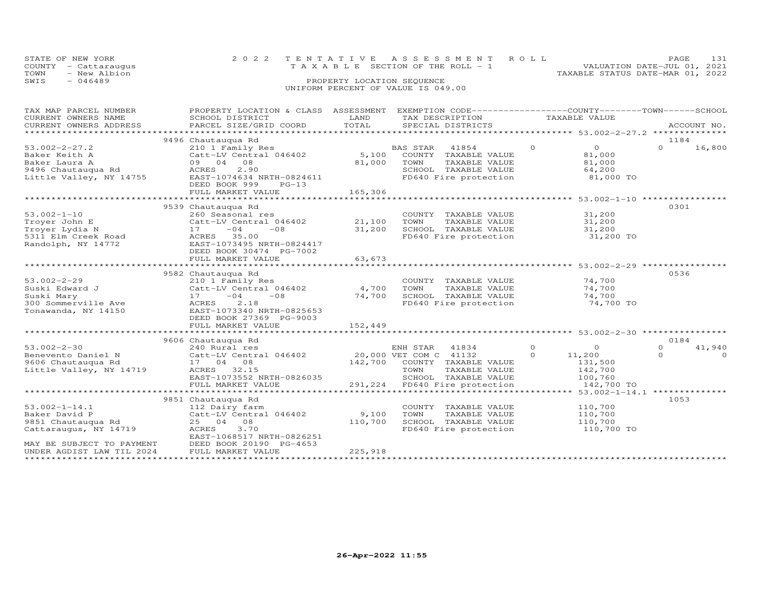STATE OF NEW YORK
COUNTY - Cattaraugus
TOWN - New Albion
SWIS - 046489

2022 TENTATIVE ASSESSMENT ROLL
TAXABLE SECTION OF THE ROLL - 1
PROPERTY LOCATION SEQUENCE
UNIFORM PERCENT OF VALUE IS 049.00

VALUATION DATE-JUL 01, 2021
TAXABLE STATUS DATE-MAR 01, 2022

| TAX MAP PARCEL NUMBER / CURRENT OWNERS NAME / CURRENT OWNERS ADDRESS | PROPERTY LOCATION & CLASS / SCHOOL DISTRICT / PARCEL SIZE/GRID COORD | ASSESSMENT LAND | TOTAL | EXEMPTION CODE / TAX DESCRIPTION / SPECIAL DISTRICTS | COUNTY TAXABLE VALUE | TOWN | SCHOOL / ACCOUNT NO. |
|---|---|---|---|---|---|---|---|
| | 9496 Chautauqua Rd | | | | | | 1184 |
| 53.002-2-27.2 | 210 1 Family Res | | | BAS STAR 41854 | 0 | 0 | 0 16,800 |
| Baker Keith A | Catt-LV Central 046402 | 5,100 | | COUNTY TAXABLE VALUE | 81,000 | | |
| Baker Laura A | 09 04 08 | | 81,000 | TOWN TAXABLE VALUE | 81,000 | | |
| 9496 Chautauqua Rd | ACRES 2.90 | | | SCHOOL TAXABLE VALUE | 64,200 | | |
| Little Valley, NY 14755 | EAST-1074634 NRTH-0824611 | | | FD640 Fire protection | 81,000 TO | | |
| | DEED BOOK 999 PG-13 | | | | | | |
| | FULL MARKET VALUE | | 165,306 | | | | |
| | 9539 Chautauqua Rd | | | | | | 0301 |
| 53.002-1-10 | 260 Seasonal res | | | COUNTY TAXABLE VALUE | 31,200 | | |
| Troyer John E | Catt-LV Central 046402 | 21,100 | | TOWN TAXABLE VALUE | 31,200 | | |
| Troyer Lydia N | 17 -04 -08 | | 31,200 | SCHOOL TAXABLE VALUE | 31,200 | | |
| 5311 Elm Creek Road | ACRES 35.00 | | | FD640 Fire protection | 31,200 TO | | |
| Randolph, NY 14772 | EAST-1073495 NRTH-0824417 | | | | | | |
| | DEED BOOK 30474 PG-7002 | | | | | | |
| | FULL MARKET VALUE | | 63,673 | | | | |
| | 9582 Chautauqua Rd | | | | | | 0536 |
| 53.002-2-29 | 210 1 Family Res | | | COUNTY TAXABLE VALUE | 74,700 | | |
| Suski Edward J | Catt-LV Central 046402 | 4,700 | | TOWN TAXABLE VALUE | 74,700 | | |
| Suski Mary | 17 -04 -08 | | 74,700 | SCHOOL TAXABLE VALUE | 74,700 | | |
| 300 Sommerville Ave | ACRES 2.18 | | | FD640 Fire protection | 74,700 TO | | |
| Tonawanda, NY 14150 | EAST-1073340 NRTH-0825653 | | | | | | |
| | DEED BOOK 27369 PG-9003 | | | | | | |
| | FULL MARKET VALUE | | 152,449 | | | | |
| | 9606 Chautauqua Rd | | | | | | 0184 |
| 53.002-2-30 | 240 Rural res | | | ENH STAR 41834 | 0 | 0 | 0 41,940 |
| Benevento Daniel N | Catt-LV Central 046402 | 20,000 | | VET COM C 41132 | 0 11,200 | | 0 0 |
| 9606 Chautauqua Rd | 17 04 08 | | 142,700 | COUNTY TAXABLE VALUE | 131,500 | | |
| Little Valley, NY 14719 | ACRES 32.15 | | | TOWN TAXABLE VALUE | 142,700 | | |
| | EAST-1073552 NRTH-0826035 | | | SCHOOL TAXABLE VALUE | 100,760 | | |
| | FULL MARKET VALUE | | 291,224 | FD640 Fire protection | 142,700 TO | | |
| | 9851 Chautauqua Rd | | | | | | 1053 |
| 53.002-1-14.1 | 112 Dairy farm | | | COUNTY TAXABLE VALUE | 110,700 | | |
| Baker David P | Catt-LV Central 046402 | 9,100 | | TOWN TAXABLE VALUE | 110,700 | | |
| 9851 Chautauqua Rd | 25 04 08 | | 110,700 | SCHOOL TAXABLE VALUE | 110,700 | | |
| Cattaraugus, NY 14719 | ACRES 3.70 | | | FD640 Fire protection | 110,700 TO | | |
| | EAST-1068517 NRTH-0826251 | | | | | | |
| MAY BE SUBJECT TO PAYMENT | DEED BOOK 20190 PG-4653 | | | | | | |
| UNDER AGDIST LAW TIL 2024 | FULL MARKET VALUE | | 225,918 | | | | |

26-Apr-2022 11:55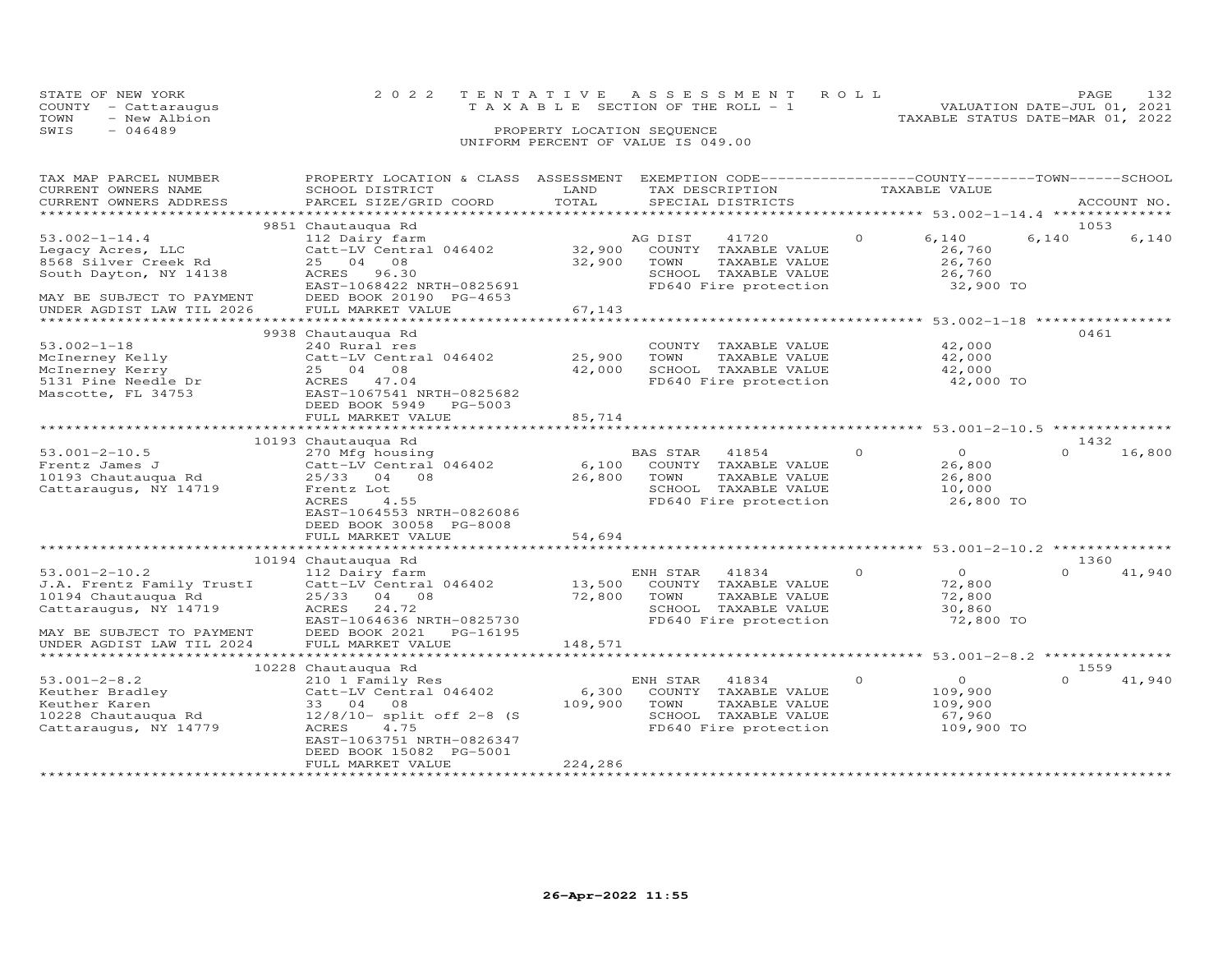STATE OF NEW YORK
COUNTY - Cattaraugus
TOWN - New Albion
SWIS - 046489

2022 TENTATIVE ASSESSMENT ROLL
TAXABLE SECTION OF THE ROLL - 1
PROPERTY LOCATION SEQUENCE
UNIFORM PERCENT OF VALUE IS 049.00

VALUATION DATE-JUL 01, 2021
TAXABLE STATUS DATE-MAR 01, 2022

| TAX MAP PARCEL NUMBER / CURRENT OWNERS NAME / CURRENT OWNERS ADDRESS | PROPERTY LOCATION & CLASS / SCHOOL DISTRICT / PARCEL SIZE/GRID COORD | ASSESSMENT LAND / TOTAL | EXEMPTION CODE / TAX DESCRIPTION / SPECIAL DISTRICTS | COUNTY TAXABLE VALUE | TOWN | SCHOOL | ACCOUNT NO. |
|---|---|---|---|---|---|---|---|
| 53.002-1-14.4 | 9851 Chautauqua Rd | | | | | | 1053 |
| Legacy Acres, LLC | 112 Dairy farm | | AG DIST 41720 0 | 6,140 | 6,140 | 6,140 | |
| 8568 Silver Creek Rd | Catt-LV Central 046402 | 32,900 | COUNTY TAXABLE VALUE | 26,760 | | | |
| South Dayton, NY 14138 | 25 04 08 | 32,900 | TOWN TAXABLE VALUE | 26,760 | | | |
| | ACRES 96.30 | | SCHOOL TAXABLE VALUE | 26,760 | | | |
| | EAST-1068422 NRTH-0825691 | | FD640 Fire protection | 32,900 TO | | | |
| MAY BE SUBJECT TO PAYMENT | DEED BOOK 20190 PG-4653 | | | | | | |
| UNDER AGDIST LAW TIL 2026 | FULL MARKET VALUE | 67,143 | | | | | |
| 53.002-1-18 | 9938 Chautauqua Rd | | | | | | 0461 |
| McInerney Kelly | 240 Rural res | | COUNTY TAXABLE VALUE | 42,000 | | | |
| McInerney Kerry | Catt-LV Central 046402 | 25,900 | TOWN TAXABLE VALUE | 42,000 | | | |
| 5131 Pine Needle Dr | 25 04 08 | 42,000 | SCHOOL TAXABLE VALUE | 42,000 | | | |
| Mascotte, FL 34753 | ACRES 47.04 | | FD640 Fire protection | 42,000 TO | | | |
| | EAST-1067541 NRTH-0825682 | | | | | | |
| | DEED BOOK 5949 PG-5003 | | | | | | |
| | FULL MARKET VALUE | 85,714 | | | | | |
| 53.001-2-10.5 | 10193 Chautauqua Rd | | | | | | 1432 |
| Frentz James J | 270 Mfg housing | | BAS STAR 41854 0 | 0 | 0 | 16,800 | |
| 10193 Chautauqua Rd | Catt-LV Central 046402 | 6,100 | COUNTY TAXABLE VALUE | 26,800 | | | |
| Cattaraugus, NY 14719 | 25/33 04 08 | 26,800 | TOWN TAXABLE VALUE | 26,800 | | | |
| | Frentz Lot | | SCHOOL TAXABLE VALUE | 10,000 | | | |
| | ACRES 4.55 | | FD640 Fire protection | 26,800 TO | | | |
| | EAST-1064553 NRTH-0826086 | | | | | | |
| | DEED BOOK 30058 PG-8008 | | | | | | |
| | FULL MARKET VALUE | 54,694 | | | | | |
| 53.001-2-10.2 | 10194 Chautauqua Rd | | | | | | 1360 |
| J.A. Frentz Family TrustI | 112 Dairy farm | | ENH STAR 41834 0 | 0 | 0 | 41,940 | |
| 10194 Chautauqua Rd | Catt-LV Central 046402 | 13,500 | COUNTY TAXABLE VALUE | 72,800 | | | |
| Cattaraugus, NY 14719 | 25/33 04 08 | 72,800 | TOWN TAXABLE VALUE | 72,800 | | | |
| | ACRES 24.72 | | SCHOOL TAXABLE VALUE | 30,860 | | | |
| | EAST-1064636 NRTH-0825730 | | FD640 Fire protection | 72,800 TO | | | |
| MAY BE SUBJECT TO PAYMENT | DEED BOOK 2021 PG-16195 | | | | | | |
| UNDER AGDIST LAW TIL 2024 | FULL MARKET VALUE | 148,571 | | | | | |
| 53.001-2-8.2 | 10228 Chautauqua Rd | | | | | | 1559 |
| Keuther Bradley | 210 1 Family Res | | ENH STAR 41834 0 | 0 | 0 | 41,940 | |
| Keuther Karen | Catt-LV Central 046402 | 6,300 | COUNTY TAXABLE VALUE | 109,900 | | | |
| 10228 Chautauqua Rd | 33 04 08 | 109,900 | TOWN TAXABLE VALUE | 109,900 | | | |
| Cattaraugus, NY 14779 | 12/8/10- split off 2-8 (S | | SCHOOL TAXABLE VALUE | 67,960 | | | |
| | ACRES 4.75 | | FD640 Fire protection | 109,900 TO | | | |
| | EAST-1063751 NRTH-0826347 | | | | | | |
| | DEED BOOK 15082 PG-5001 | | | | | | |
| | FULL MARKET VALUE | 224,286 | | | | | |

26-Apr-2022 11:55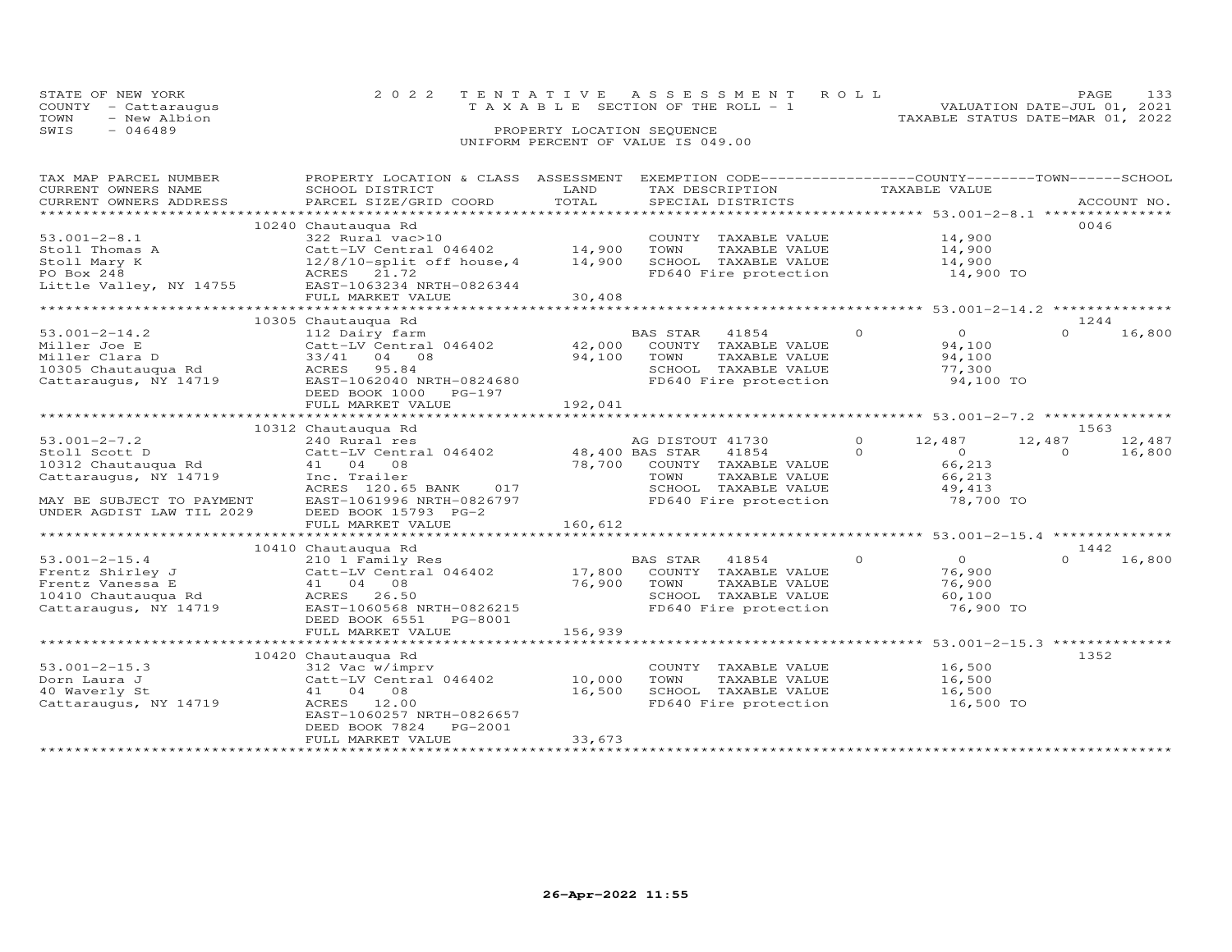STATE OF NEW YORK
COUNTY - Cattaraugus
TOWN - New Albion
SWIS - 046489

2022 TENTATIVE ASSESSMENT ROLL
TAXABLE SECTION OF THE ROLL - 1
PROPERTY LOCATION SEQUENCE
UNIFORM PERCENT OF VALUE IS 049.00

VALUATION DATE-JUL 01, 2021
TAXABLE STATUS DATE-MAR 01, 2022

| TAX MAP PARCEL NUMBER / CURRENT OWNERS NAME / CURRENT OWNERS ADDRESS | PROPERTY LOCATION & CLASS / SCHOOL DISTRICT / PARCEL SIZE/GRID COORD | ASSESSMENT LAND / TOTAL | EXEMPTION CODE / TAX DESCRIPTION / SPECIAL DISTRICTS | COUNTY | TOWN | SCHOOL / ACCOUNT NO. |
|---|---|---|---|---|---|---|
| **53.001-2-8.1** | 10240 Chautauqua Rd | | | | | 0046 |
| 53.001-2-8.1 | 322 Rural vac>10 | | COUNTY TAXABLE VALUE | 14,900 | | |
| Stoll Thomas A | Catt-LV Central 046402 | 14,900 | TOWN TAXABLE VALUE | 14,900 | | |
| Stoll Mary K | 12/8/10-split off house,4 | 14,900 | SCHOOL TAXABLE VALUE | 14,900 | | |
| PO Box 248 | ACRES 21.72 | | FD640 Fire protection | 14,900 TO | | |
| Little Valley, NY 14755 | EAST-1063234 NRTH-0826344 | | | | | |
| | FULL MARKET VALUE | 30,408 | | | | |
| **53.001-2-14.2** | 10305 Chautauqua Rd | | | | | 1244 |
| 53.001-2-14.2 | 112 Dairy farm | | BAS STAR 41854 | 0 | 0 | 16,800 |
| Miller Joe E | Catt-LV Central 046402 | 42,000 | COUNTY TAXABLE VALUE | 94,100 | | |
| Miller Clara D | 33/41 04 08 | 94,100 | TOWN TAXABLE VALUE | 94,100 | | |
| 10305 Chautauqua Rd | ACRES 95.84 | | SCHOOL TAXABLE VALUE | 77,300 | | |
| Cattaraugus, NY 14719 | EAST-1062040 NRTH-0824680 | | FD640 Fire protection | 94,100 TO | | |
| | DEED BOOK 1000 PG-197 | | | | | |
| | FULL MARKET VALUE | 192,041 | | | | |
| **53.001-2-7.2** | 10312 Chautauqua Rd | | | | | 1563 |
| 53.001-2-7.2 | 240 Rural res | | AG DISTOUT 41730 | 12,487 | 12,487 | 12,487 |
| Stoll Scott D | Catt-LV Central 046402 | 48,400 | BAS STAR 41854 | 0 | 0 | 16,800 |
| 10312 Chautauqua Rd | 41 04 08 | 78,700 | COUNTY TAXABLE VALUE | 66,213 | | |
| Cattaraugus, NY 14719 | Inc. Trailer | | TOWN TAXABLE VALUE | 66,213 | | |
| | ACRES 120.65 BANK 017 | | SCHOOL TAXABLE VALUE | 49,413 | | |
| MAY BE SUBJECT TO PAYMENT | EAST-1061996 NRTH-0826797 | | FD640 Fire protection | 78,700 TO | | |
| UNDER AGDIST LAW TIL 2029 | DEED BOOK 15793 PG-2 | | | | | |
| | FULL MARKET VALUE | 160,612 | | | | |
| **53.001-2-15.4** | 10410 Chautauqua Rd | | | | | 1442 |
| 53.001-2-15.4 | 210 1 Family Res | | BAS STAR 41854 | 0 | 0 | 16,800 |
| Frentz Shirley J | Catt-LV Central 046402 | 17,800 | COUNTY TAXABLE VALUE | 76,900 | | |
| Frentz Vanessa E | 41 04 08 | 76,900 | TOWN TAXABLE VALUE | 76,900 | | |
| 10410 Chautauqua Rd | ACRES 26.50 | | SCHOOL TAXABLE VALUE | 60,100 | | |
| Cattaraugus, NY 14719 | EAST-1060568 NRTH-0826215 | | FD640 Fire protection | 76,900 TO | | |
| | DEED BOOK 6551 PG-8001 | | | | | |
| | FULL MARKET VALUE | 156,939 | | | | |
| **53.001-2-15.3** | 10420 Chautauqua Rd | | | | | 1352 |
| 53.001-2-15.3 | 312 Vac w/imprv | | COUNTY TAXABLE VALUE | 16,500 | | |
| Dorn Laura J | Catt-LV Central 046402 | 10,000 | TOWN TAXABLE VALUE | 16,500 | | |
| 40 Waverly St | 41 04 08 | 16,500 | SCHOOL TAXABLE VALUE | 16,500 | | |
| Cattaraugus, NY 14719 | ACRES 12.00 | | FD640 Fire protection | 16,500 TO | | |
| | EAST-1060257 NRTH-0826657 | | | | | |
| | DEED BOOK 7824 PG-2001 | | | | | |
| | FULL MARKET VALUE | 33,673 | | | | |

26-Apr-2022 11:55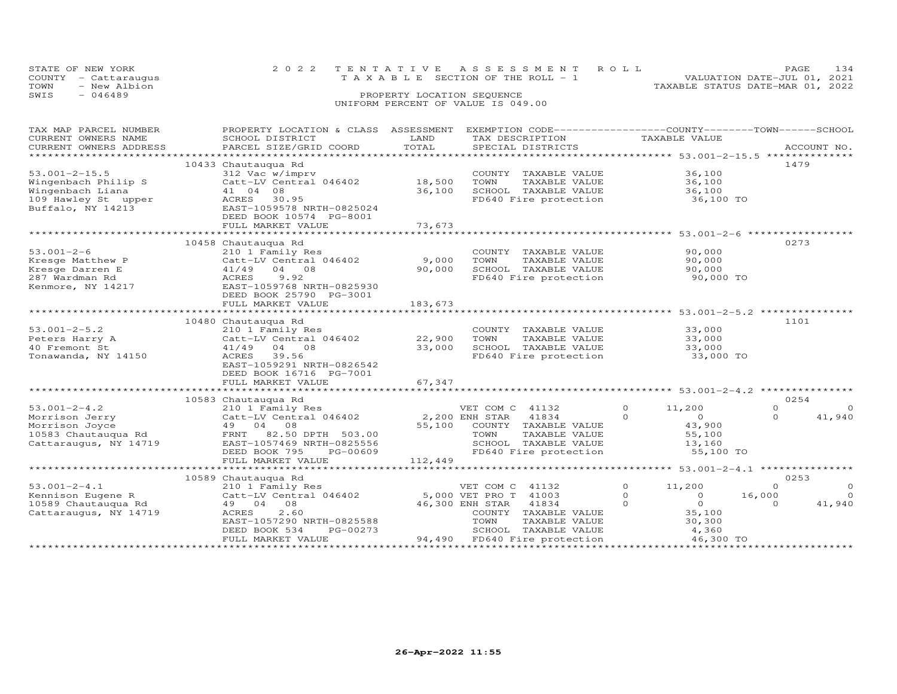STATE OF NEW YORK
COUNTY - Cattaraugus
TOWN - New Albion
SWIS - 046489

2022 TENTATIVE ASSESSMENT ROLL
TAXABLE SECTION OF THE ROLL - 1
PROPERTY LOCATION SEQUENCE
UNIFORM PERCENT OF VALUE IS 049.00

VALUATION DATE-JUL 01, 2021
TAXABLE STATUS DATE-MAR 01, 2022

| TAX MAP PARCEL NUMBER / CURRENT OWNERS NAME / CURRENT OWNERS ADDRESS | PROPERTY LOCATION & CLASS / SCHOOL DISTRICT / PARCEL SIZE/GRID COORD | ASSESSMENT LAND | TOTAL | EXEMPTION CODE / TAX DESCRIPTION / SPECIAL DISTRICTS | | COUNTY TAXABLE VALUE | TOWN | SCHOOL | ACCOUNT NO. |
|---|---|---|---|---|---|---|---|---|---|
| 53.001-2-15.5 | 10433 Chautauqua Rd | | | | | | | | 1479 |
| Wingenbach Philip S | 312 Vac w/imprv | | | COUNTY TAXABLE VALUE | | 36,100 | | | |
| Wingenbach Liana | Catt-LV Central 046402 | 18,500 | | TOWN TAXABLE VALUE | | 36,100 | | | |
| 109 Hawley St upper | 41 04 08 | | 36,100 | SCHOOL TAXABLE VALUE | | 36,100 | | | |
| Buffalo, NY 14213 | ACRES 30.95 | | | FD640 Fire protection | | 36,100 TO | | | |
| | EAST-1059578 NRTH-0825024 | | | | | | | | |
| | DEED BOOK 10574 PG-8001 | | | | | | | | |
| | FULL MARKET VALUE | | 73,673 | | | | | | |
| 53.001-2-6 | 10458 Chautauqua Rd | | | | | | | | 0273 |
| Kresge Matthew P | 210 1 Family Res | | | COUNTY TAXABLE VALUE | | 90,000 | | | |
| Kresge Darren E | Catt-LV Central 046402 | 9,000 | | TOWN TAXABLE VALUE | | 90,000 | | | |
| 287 Wardman Rd | 41/49 04 08 | | 90,000 | SCHOOL TAXABLE VALUE | | 90,000 | | | |
| Kenmore, NY 14217 | ACRES 9.92 | | | FD640 Fire protection | | 90,000 TO | | | |
| | EAST-1059768 NRTH-0825930 | | | | | | | | |
| | DEED BOOK 25790 PG-3001 | | | | | | | | |
| | FULL MARKET VALUE | | 183,673 | | | | | | |
| 53.001-2-5.2 | 10480 Chautauqua Rd | | | | | | | | 1101 |
| Peters Harry A | 210 1 Family Res | | | COUNTY TAXABLE VALUE | | 33,000 | | | |
| 40 Fremont St | Catt-LV Central 046402 | 22,900 | | TOWN TAXABLE VALUE | | 33,000 | | | |
| Tonawanda, NY 14150 | 41/49 04 08 | | 33,000 | SCHOOL TAXABLE VALUE | | 33,000 | | | |
| | ACRES 39.56 | | | FD640 Fire protection | | 33,000 TO | | | |
| | EAST-1059291 NRTH-0826542 | | | | | | | | |
| | DEED BOOK 16716 PG-7001 | | | | | | | | |
| | FULL MARKET VALUE | | 67,347 | | | | | | |
| 53.001-2-4.2 | 10583 Chautauqua Rd | | | | | | | | 0254 |
| Morrison Jerry | 210 1 Family Res | | | VET COM C 41132 | 0 | 11,200 | 0 | 0 | |
| Morrison Joyce | Catt-LV Central 046402 | 2,200 | | ENH STAR 41834 | 0 | 0 | 0 | 41,940 | |
| 10583 Chautauqua Rd | 49 04 08 | | 55,100 | COUNTY TAXABLE VALUE | | 43,900 | | | |
| Cattaraugus, NY 14719 | FRNT 82.50 DPTH 503.00 | | | TOWN TAXABLE VALUE | | 55,100 | | | |
| | EAST-1057469 NRTH-0825556 | | | SCHOOL TAXABLE VALUE | | 13,160 | | | |
| | DEED BOOK 795 PG-00609 | | | FD640 Fire protection | | 55,100 TO | | | |
| | FULL MARKET VALUE | | 112,449 | | | | | | |
| 53.001-2-4.1 | 10589 Chautauqua Rd | | | | | | | | 0253 |
| Kennison Eugene R | 210 1 Family Res | | | VET COM C 41132 | 0 | 11,200 | 0 | 0 | |
| 10589 Chautauqua Rd | Catt-LV Central 046402 | 5,000 | | VET PRO T 41003 | 0 | 0 | 16,000 | 0 | |
| Cattaraugus, NY 14719 | 49 04 08 | | 46,300 | ENH STAR 41834 | 0 | 0 | 0 | 41,940 | |
| | ACRES 2.60 | | | COUNTY TAXABLE VALUE | | 35,100 | | | |
| | EAST-1057290 NRTH-0825588 | | | TOWN TAXABLE VALUE | | 30,300 | | | |
| | DEED BOOK 534 PG-00273 | | | SCHOOL TAXABLE VALUE | | 4,360 | | | |
| | FULL MARKET VALUE | | 94,490 | FD640 Fire protection | | 46,300 TO | | | |

26-Apr-2022 11:55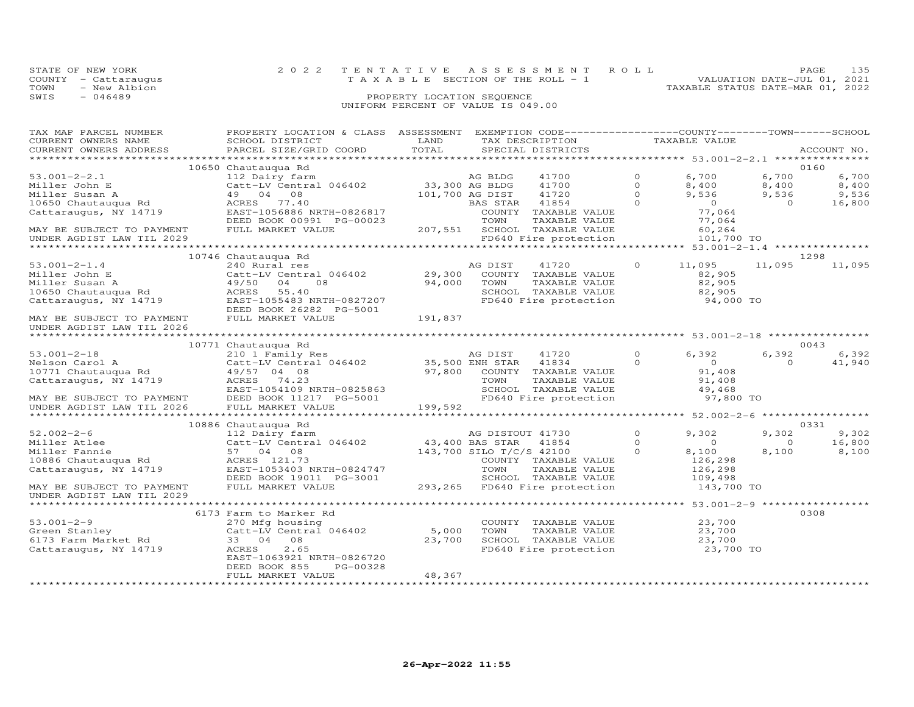STATE OF NEW YORK
COUNTY - Cattaraugus
TOWN - New Albion
SWIS - 046489

2022 TENTATIVE ASSESSMENT ROLL
TAXABLE SECTION OF THE ROLL - 1
PROPERTY LOCATION SEQUENCE
UNIFORM PERCENT OF VALUE IS 049.00

VALUATION DATE-JUL 01, 2021
TAXABLE STATUS DATE-MAR 01, 2022

| TAX MAP PARCEL NUMBER / CURRENT OWNERS NAME / CURRENT OWNERS ADDRESS | PROPERTY LOCATION & CLASS / SCHOOL DISTRICT / PARCEL SIZE/GRID COORD | ASSESSMENT LAND / TOTAL | EXEMPTION CODE / TAX DESCRIPTION / SPECIAL DISTRICTS | | | COUNTY TAXABLE VALUE | TOWN | SCHOOL / ACCOUNT NO. |
|---|---|---|---|---|---|---|---|---|
| | 10650 Chautauqua Rd | | | | | | | 0160 |
| 53.001-2-2.1 | 112 Dairy farm | | AG BLDG | 41700 | 0 | 6,700 | 6,700 | 6,700 |
| Miller John E | Catt-LV Central 046402 | 33,300 | AG BLDG | 41700 | 0 | 8,400 | 8,400 | 8,400 |
| Miller Susan A | 49 04 08 | 101,700 | AG DIST | 41720 | 0 | 9,536 | 9,536 | 9,536 |
| 10650 Chautauqua Rd | ACRES 77.40 | | BAS STAR | 41854 | 0 | 0 | 0 | 16,800 |
| Cattaraugus, NY 14719 | EAST-1056886 NRTH-0826817 | | COUNTY TAXABLE VALUE | | | 77,064 | | |
| | DEED BOOK 00991 PG-00023 | | TOWN TAXABLE VALUE | | | 77,064 | | |
| MAY BE SUBJECT TO PAYMENT | FULL MARKET VALUE | 207,551 | SCHOOL TAXABLE VALUE | | | 60,264 | | |
| UNDER AGDIST LAW TIL 2029 | | | FD640 Fire protection | | | 101,700 TO | | |
| | 10746 Chautauqua Rd | | | | | | | 1298 |
| 53.001-2-1.4 | 240 Rural res | | AG DIST | 41720 | 0 | 11,095 | 11,095 | 11,095 |
| Miller John E | Catt-LV Central 046402 | 29,300 | COUNTY TAXABLE VALUE | | | 82,905 | | |
| Miller Susan A | 49/50 04 08 | 94,000 | TOWN TAXABLE VALUE | | | 82,905 | | |
| 10650 Chautauqua Rd | ACRES 55.40 | | SCHOOL TAXABLE VALUE | | | 82,905 | | |
| Cattaraugus, NY 14719 | EAST-1055483 NRTH-0827207 | | FD640 Fire protection | | | 94,000 TO | | |
| | DEED BOOK 26282 PG-5001 | | | | | | | |
| MAY BE SUBJECT TO PAYMENT | FULL MARKET VALUE | 191,837 | | | | | | |
| UNDER AGDIST LAW TIL 2026 | | | | | | | | |
| | 10771 Chautauqua Rd | | | | | | | 0043 |
| 53.001-2-18 | 210 1 Family Res | | AG DIST | 41720 | 0 | 6,392 | 6,392 | 6,392 |
| Nelson Carol A | Catt-LV Central 046402 | 35,500 | ENH STAR | 41834 | 0 | 0 | 0 | 41,940 |
| 10771 Chautauqua Rd | 49/57 04 08 | 97,800 | COUNTY TAXABLE VALUE | | | 91,408 | | |
| Cattaraugus, NY 14719 | ACRES 74.23 | | TOWN TAXABLE VALUE | | | 91,408 | | |
| | EAST-1054109 NRTH-0825863 | | SCHOOL TAXABLE VALUE | | | 49,468 | | |
| MAY BE SUBJECT TO PAYMENT | DEED BOOK 11217 PG-5001 | | FD640 Fire protection | | | 97,800 TO | | |
| UNDER AGDIST LAW TIL 2026 | FULL MARKET VALUE | 199,592 | | | | | | |
| | 10886 Chautauqua Rd | | | | | | | 0331 |
| 52.002-2-6 | 112 Dairy farm | | AG DISTOUT | 41730 | 0 | 9,302 | 9,302 | 9,302 |
| Miller Atlee | Catt-LV Central 046402 | 43,400 | BAS STAR | 41854 | 0 | 0 | 0 | 16,800 |
| Miller Fannie | 57 04 08 | 143,700 | SILO T/C/S | 42100 | 0 | 8,100 | 8,100 | 8,100 |
| 10886 Chautauqua Rd | ACRES 121.73 | | COUNTY TAXABLE VALUE | | | 126,298 | | |
| Cattaraugus, NY 14719 | EAST-1053403 NRTH-0824747 | | TOWN TAXABLE VALUE | | | 126,298 | | |
| | DEED BOOK 19011 PG-3001 | | SCHOOL TAXABLE VALUE | | | 109,498 | | |
| MAY BE SUBJECT TO PAYMENT | FULL MARKET VALUE | 293,265 | FD640 Fire protection | | | 143,700 TO | | |
| UNDER AGDIST LAW TIL 2029 | | | | | | | | |
| | 6173 Farm to Marker Rd | | | | | | | 0308 |
| 53.001-2-9 | 270 Mfg housing | | COUNTY TAXABLE VALUE | | | 23,700 | | |
| Green Stanley | Catt-LV Central 046402 | 5,000 | TOWN TAXABLE VALUE | | | 23,700 | | |
| 6173 Farm Market Rd | 33 04 08 | 23,700 | SCHOOL TAXABLE VALUE | | | 23,700 | | |
| Cattaraugus, NY 14719 | ACRES 2.65 | | FD640 Fire protection | | | 23,700 TO | | |
| | EAST-1063921 NRTH-0826720 | | | | | | | |
| | DEED BOOK 855 PG-00328 | | | | | | | |
| | FULL MARKET VALUE | 48,367 | | | | | | |

26-Apr-2022 11:55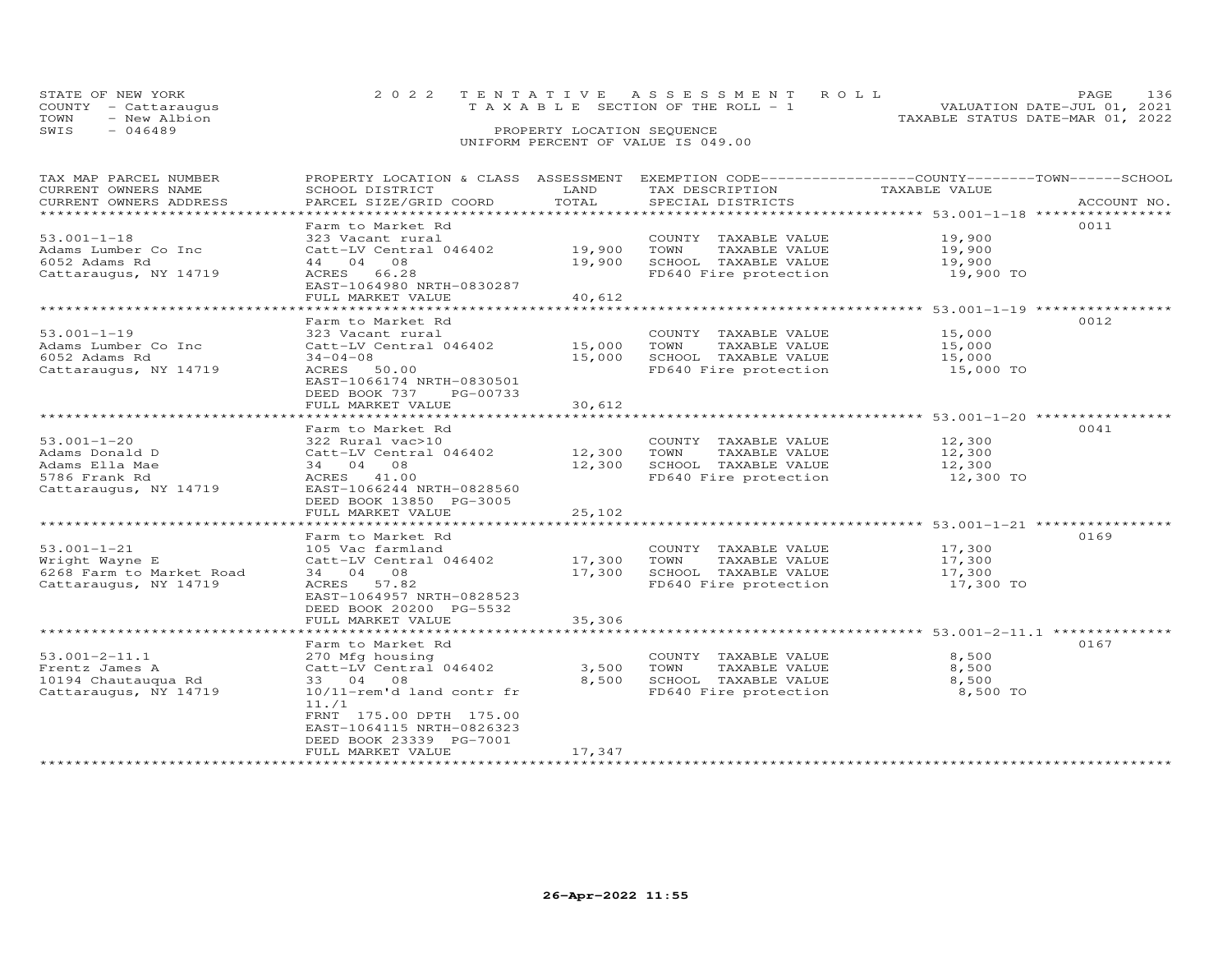STATE OF NEW YORK
COUNTY - Cattaraugus
TOWN - New Albion
SWIS - 046489

2 0 2 2 T E N T A T I V E A S S E S S M E N T R O L L
T A X A B L E SECTION OF THE ROLL - 1
PROPERTY LOCATION SEQUENCE
UNIFORM PERCENT OF VALUE IS 049.00

VALUATION DATE-JUL 01, 2021
TAXABLE STATUS DATE-MAR 01, 2022

| TAX MAP PARCEL NUMBER<br>CURRENT OWNERS NAME<br>CURRENT OWNERS ADDRESS | PROPERTY LOCATION & CLASS<br>SCHOOL DISTRICT<br>PARCEL SIZE/GRID COORD | ASSESSMENT<br>LAND<br>TOTAL | EXEMPTION CODE<br>TAX DESCRIPTION<br>SPECIAL DISTRICTS | COUNTY--------TOWN------SCHOOL<br>TAXABLE VALUE | ACCOUNT NO. |
|---|---|---|---|---|---|
| 53.001-1-18 | Farm to Market Rd | | | | 0011 |
| | 323 Vacant rural | | COUNTY TAXABLE VALUE | 19,900 | |
| Adams Lumber Co Inc | Catt-LV Central 046402 | 19,900 | TOWN TAXABLE VALUE | 19,900 | |
| 6052 Adams Rd | 44 04 08 | 19,900 | SCHOOL TAXABLE VALUE | 19,900 | |
| Cattaraugus, NY 14719 | ACRES 66.28 | | FD640 Fire protection | 19,900 TO | |
| | EAST-1064980 NRTH-0830287 | | | | |
| | FULL MARKET VALUE | 40,612 | | | |
| 53.001-1-19 | Farm to Market Rd | | | | 0012 |
| | 323 Vacant rural | | COUNTY TAXABLE VALUE | 15,000 | |
| Adams Lumber Co Inc | Catt-LV Central 046402 | 15,000 | TOWN TAXABLE VALUE | 15,000 | |
| 6052 Adams Rd | 34-04-08 | 15,000 | SCHOOL TAXABLE VALUE | 15,000 | |
| Cattaraugus, NY 14719 | ACRES 50.00 | | FD640 Fire protection | 15,000 TO | |
| | EAST-1066174 NRTH-0830501 | | | | |
| | DEED BOOK 737 PG-00733 | | | | |
| | FULL MARKET VALUE | 30,612 | | | |
| 53.001-1-20 | Farm to Market Rd | | | | 0041 |
| | 322 Rural vac>10 | | COUNTY TAXABLE VALUE | 12,300 | |
| Adams Donald D | Catt-LV Central 046402 | 12,300 | TOWN TAXABLE VALUE | 12,300 | |
| Adams Ella Mae | 34 04 08 | 12,300 | SCHOOL TAXABLE VALUE | 12,300 | |
| 5786 Frank Rd | ACRES 41.00 | | FD640 Fire protection | 12,300 TO | |
| Cattaraugus, NY 14719 | EAST-1066244 NRTH-0828560 | | | | |
| | DEED BOOK 13850 PG-3005 | | | | |
| | FULL MARKET VALUE | 25,102 | | | |
| 53.001-1-21 | Farm to Market Rd | | | | 0169 |
| | 105 Vac farmland | | COUNTY TAXABLE VALUE | 17,300 | |
| Wright Wayne E | Catt-LV Central 046402 | 17,300 | TOWN TAXABLE VALUE | 17,300 | |
| 6268 Farm to Market Road | 34 04 08 | 17,300 | SCHOOL TAXABLE VALUE | 17,300 | |
| Cattaraugus, NY 14719 | ACRES 57.82 | | FD640 Fire protection | 17,300 TO | |
| | EAST-1064957 NRTH-0828523 | | | | |
| | DEED BOOK 20200 PG-5532 | | | | |
| | FULL MARKET VALUE | 35,306 | | | |
| 53.001-2-11.1 | Farm to Market Rd | | | | 0167 |
| | 270 Mfg housing | | COUNTY TAXABLE VALUE | 8,500 | |
| Frentz James A | Catt-LV Central 046402 | 3,500 | TOWN TAXABLE VALUE | 8,500 | |
| 10194 Chautauqua Rd | 33 04 08 | 8,500 | SCHOOL TAXABLE VALUE | 8,500 | |
| Cattaraugus, NY 14719 | 10/11-rem'd land contr fr | | FD640 Fire protection | 8,500 TO | |
| | 11./1 | | | | |
| | FRNT 175.00 DPTH 175.00 | | | | |
| | EAST-1064115 NRTH-0826323 | | | | |
| | DEED BOOK 23339 PG-7001 | | | | |
| | FULL MARKET VALUE | 17,347 | | | |

26-Apr-2022 11:55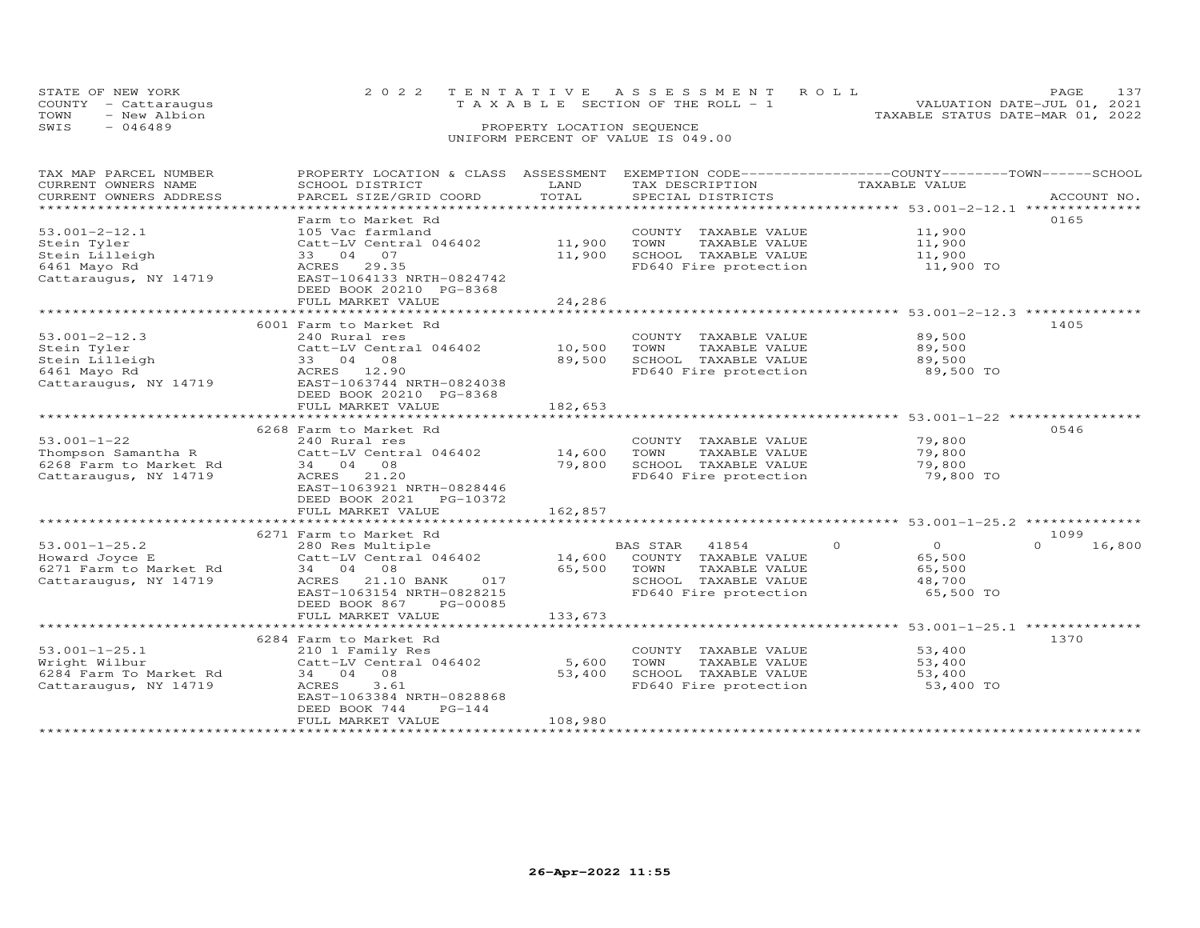STATE OF NEW YORK
COUNTY - Cattaraugus
TOWN - New Albion
SWIS - 046489

# 2022 TENTATIVE ASSESSMENT ROLL
TAXABLE SECTION OF THE ROLL - 1

PROPERTY LOCATION SEQUENCE
UNIFORM PERCENT OF VALUE IS 049.00

VALUATION DATE-JUL 01, 2021
TAXABLE STATUS DATE-MAR 01, 2022

| TAX MAP PARCEL NUMBER / CURRENT OWNERS NAME / CURRENT OWNERS ADDRESS | PROPERTY LOCATION & CLASS / SCHOOL DISTRICT / PARCEL SIZE/GRID COORD | ASSESSMENT LAND / TOTAL | EXEMPTION CODE / TAX DESCRIPTION / SPECIAL DISTRICTS | COUNTY TAXABLE VALUE | TOWN | SCHOOL | ACCOUNT NO. |
|---|---|---|---|---|---|---|---|
| **53.001-2-12.1** | Farm to Market Rd | | | | | | 0165 |
| 53.001-2-12.1 | 105 Vac farmland | | COUNTY TAXABLE VALUE | 11,900 | | | |
| Stein Tyler | Catt-LV Central 046402 | 11,900 | TOWN TAXABLE VALUE | 11,900 | | | |
| Stein Lilleigh | 33 04 07 | 11,900 | SCHOOL TAXABLE VALUE | 11,900 | | | |
| 6461 Mayo Rd | ACRES 29.35 | | FD640 Fire protection | 11,900 TO | | | |
| Cattaraugus, NY 14719 | EAST-1064133 NRTH-0824742 | | | | | | |
| | DEED BOOK 20210 PG-8368 | | | | | | |
| | FULL MARKET VALUE | 24,286 | | | | | |
| **53.001-2-12.3** | 6001 Farm to Market Rd | | | | | | 1405 |
| 53.001-2-12.3 | 240 Rural res | | COUNTY TAXABLE VALUE | 89,500 | | | |
| Stein Tyler | Catt-LV Central 046402 | 10,500 | TOWN TAXABLE VALUE | 89,500 | | | |
| Stein Lilleigh | 33 04 08 | 89,500 | SCHOOL TAXABLE VALUE | 89,500 | | | |
| 6461 Mayo Rd | ACRES 12.90 | | FD640 Fire protection | 89,500 TO | | | |
| Cattaraugus, NY 14719 | EAST-1063744 NRTH-0824038 | | | | | | |
| | DEED BOOK 20210 PG-8368 | | | | | | |
| | FULL MARKET VALUE | 182,653 | | | | | |
| **53.001-1-22** | 6268 Farm to Market Rd | | | | | | 0546 |
| 53.001-1-22 | 240 Rural res | | COUNTY TAXABLE VALUE | 79,800 | | | |
| Thompson Samantha R | Catt-LV Central 046402 | 14,600 | TOWN TAXABLE VALUE | 79,800 | | | |
| 6268 Farm to Market Rd | 34 04 08 | 79,800 | SCHOOL TAXABLE VALUE | 79,800 | | | |
| Cattaraugus, NY 14719 | ACRES 21.20 | | FD640 Fire protection | 79,800 TO | | | |
| | EAST-1063921 NRTH-0828446 | | | | | | |
| | DEED BOOK 2021 PG-10372 | | | | | | |
| | FULL MARKET VALUE | 162,857 | | | | | |
| **53.001-1-25.2** | 6271 Farm to Market Rd | | | | | | 1099 |
| 53.001-1-25.2 | 280 Res Multiple | | BAS STAR 41854 | 0 | 0 | 0 | 16,800 |
| Howard Joyce E | Catt-LV Central 046402 | 14,600 | COUNTY TAXABLE VALUE | 65,500 | | | |
| 6271 Farm to Market Rd | 34 04 08 | 65,500 | TOWN TAXABLE VALUE | 65,500 | | | |
| Cattaraugus, NY 14719 | ACRES 21.10 BANK 017 | | SCHOOL TAXABLE VALUE | 48,700 | | | |
| | EAST-1063154 NRTH-0828215 | | FD640 Fire protection | 65,500 TO | | | |
| | DEED BOOK 867 PG-00085 | | | | | | |
| | FULL MARKET VALUE | 133,673 | | | | | |
| **53.001-1-25.1** | 6284 Farm to Market Rd | | | | | | 1370 |
| 53.001-1-25.1 | 210 1 Family Res | | COUNTY TAXABLE VALUE | 53,400 | | | |
| Wright Wilbur | Catt-LV Central 046402 | 5,600 | TOWN TAXABLE VALUE | 53,400 | | | |
| 6284 Farm To Market Rd | 34 04 08 | 53,400 | SCHOOL TAXABLE VALUE | 53,400 | | | |
| Cattaraugus, NY 14719 | ACRES 3.61 | | FD640 Fire protection | 53,400 TO | | | |
| | EAST-1063384 NRTH-0828868 | | | | | | |
| | DEED BOOK 744 PG-144 | | | | | | |
| | FULL MARKET VALUE | 108,980 | | | | | |

26-Apr-2022 11:55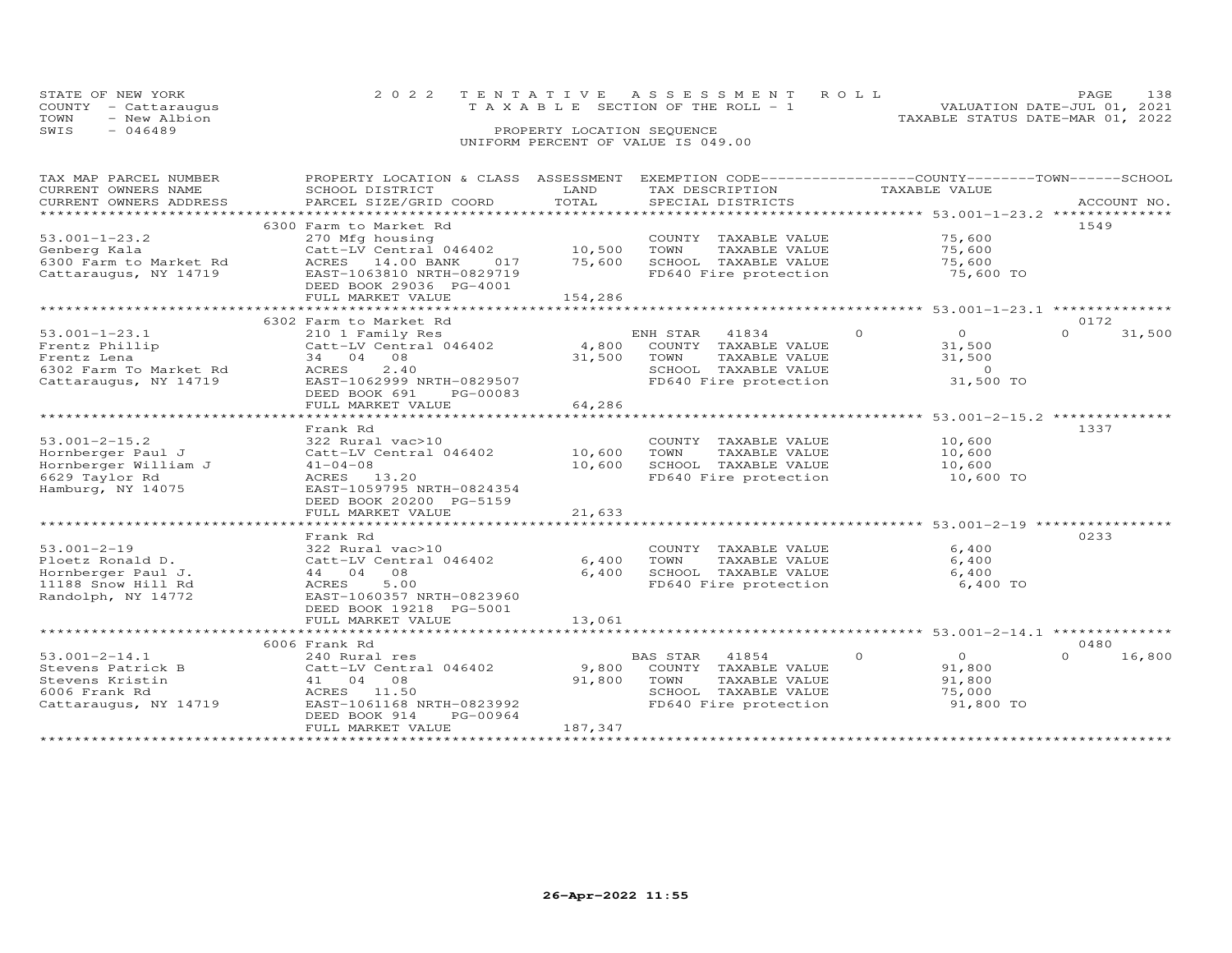STATE OF NEW YORK
COUNTY - Cattaraugus
TOWN - New Albion
SWIS - 046489

2022 TENTATIVE ASSESSMENT ROLL
TAXABLE SECTION OF THE ROLL - 1
PROPERTY LOCATION SEQUENCE
UNIFORM PERCENT OF VALUE IS 049.00

VALUATION DATE-JUL 01, 2021
TAXABLE STATUS DATE-MAR 01, 2022

| TAX MAP PARCEL NUMBER / CURRENT OWNERS NAME / CURRENT OWNERS ADDRESS | PROPERTY LOCATION & CLASS / SCHOOL DISTRICT / PARCEL SIZE/GRID COORD | ASSESSMENT LAND | TOTAL | EXEMPTION CODE / TAX DESCRIPTION / SPECIAL DISTRICTS | COUNTY TAXABLE VALUE | TOWN | SCHOOL | ACCOUNT NO. |
|---|---|---|---|---|---|---|---|---|
| **53.001-1-23.2** | 6300 Farm to Market Rd | | | | | | | 1549 |
| Genberg Kala | 270 Mfg housing | | | COUNTY TAXABLE VALUE | 75,600 | | | |
| 6300 Farm to Market Rd | Catt-LV Central 046402 | 10,500 | | TOWN TAXABLE VALUE | 75,600 | | | |
| Cattaraugus, NY 14719 | ACRES 14.00 BANK 017 | | 75,600 | SCHOOL TAXABLE VALUE | 75,600 | | | |
| | EAST-1063810 NRTH-0829719 | | | FD640 Fire protection | 75,600 TO | | | |
| | DEED BOOK 29036 PG-4001 | | | | | | | |
| | FULL MARKET VALUE | | 154,286 | | | | | |
| **53.001-1-23.1** | 6302 Farm to Market Rd | | | | | | | 0172 |
| Frentz Phillip | 210 1 Family Res | | | ENH STAR 41834 | 0 | 0 | 0 | 31,500 |
| Frentz Lena | Catt-LV Central 046402 | 4,800 | | COUNTY TAXABLE VALUE | 31,500 | | | |
| 6302 Farm To Market Rd | 34 04 08 | | 31,500 | TOWN TAXABLE VALUE | 31,500 | | | |
| Cattaraugus, NY 14719 | ACRES 2.40 | | | SCHOOL TAXABLE VALUE | 0 | | | |
| | EAST-1062999 NRTH-0829507 | | | FD640 Fire protection | 31,500 TO | | | |
| | DEED BOOK 691 PG-00083 | | | | | | | |
| | FULL MARKET VALUE | | 64,286 | | | | | |
| **53.001-2-15.2** | Frank Rd | | | | | | | 1337 |
| Hornberger Paul J | 322 Rural vac>10 | | | COUNTY TAXABLE VALUE | 10,600 | | | |
| Hornberger William J | Catt-LV Central 046402 | 10,600 | | TOWN TAXABLE VALUE | 10,600 | | | |
| 6629 Taylor Rd | 41-04-08 | | 10,600 | SCHOOL TAXABLE VALUE | 10,600 | | | |
| Hamburg, NY 14075 | ACRES 13.20 | | | FD640 Fire protection | 10,600 TO | | | |
| | EAST-1059795 NRTH-0824354 | | | | | | | |
| | DEED BOOK 20200 PG-5159 | | | | | | | |
| | FULL MARKET VALUE | | 21,633 | | | | | |
| **53.001-2-19** | Frank Rd | | | | | | | 0233 |
| Ploetz Ronald D. | 322 Rural vac>10 | | | COUNTY TAXABLE VALUE | 6,400 | | | |
| Hornberger Paul J. | Catt-LV Central 046402 | 6,400 | | TOWN TAXABLE VALUE | 6,400 | | | |
| 11188 Snow Hill Rd | 44 04 08 | | 6,400 | SCHOOL TAXABLE VALUE | 6,400 | | | |
| Randolph, NY 14772 | ACRES 5.00 | | | FD640 Fire protection | 6,400 TO | | | |
| | EAST-1060357 NRTH-0823960 | | | | | | | |
| | DEED BOOK 19218 PG-5001 | | | | | | | |
| | FULL MARKET VALUE | | 13,061 | | | | | |
| **53.001-2-14.1** | 6006 Frank Rd | | | | | | | 0480 |
| Stevens Patrick B | 240 Rural res | | | BAS STAR 41854 | 0 | 0 | 0 | 16,800 |
| Stevens Kristin | Catt-LV Central 046402 | 9,800 | | COUNTY TAXABLE VALUE | 91,800 | | | |
| 6006 Frank Rd | 41 04 08 | | 91,800 | TOWN TAXABLE VALUE | 91,800 | | | |
| Cattaraugus, NY 14719 | ACRES 11.50 | | | SCHOOL TAXABLE VALUE | 75,000 | | | |
| | EAST-1061168 NRTH-0823992 | | | FD640 Fire protection | 91,800 TO | | | |
| | DEED BOOK 914 PG-00964 | | | | | | | |
| | FULL MARKET VALUE | | 187,347 | | | | | |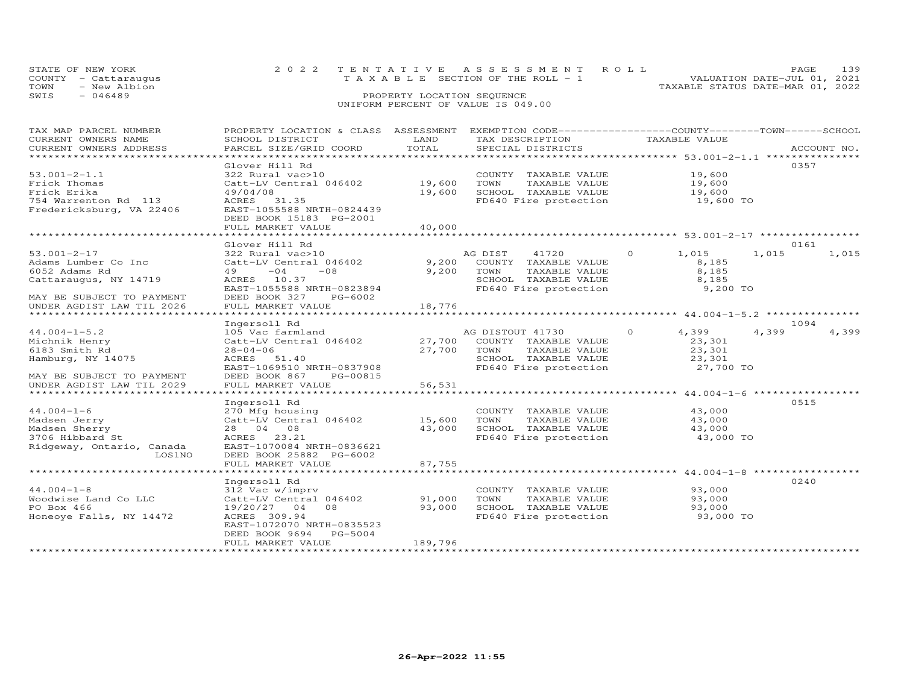STATE OF NEW YORK
COUNTY - Cattaraugus
TOWN - New Albion
SWIS - 046489

2022 TENTATIVE ASSESSMENT ROLL
TAXABLE SECTION OF THE ROLL - 1
PROPERTY LOCATION SEQUENCE
UNIFORM PERCENT OF VALUE IS 049.00

VALUATION DATE-JUL 01, 2021
TAXABLE STATUS DATE-MAR 01, 2022

| TAX MAP PARCEL NUMBER / CURRENT OWNERS NAME / CURRENT OWNERS ADDRESS | PROPERTY LOCATION & CLASS / SCHOOL DISTRICT / PARCEL SIZE/GRID COORD | ASSESSMENT LAND | TOTAL | EXEMPTION CODE / TAX DESCRIPTION / SPECIAL DISTRICTS | COUNTY TAXABLE VALUE | TOWN | SCHOOL | ACCOUNT NO. |
|---|---|---|---|---|---|---|---|---|
| 53.001-2-1.1 | Glover Hill Rd | | | | | | | 0357 |
| 53.001-2-1.1 | 322 Rural vac>10 | | | COUNTY TAXABLE VALUE | 19,600 | | | |
| Frick Thomas | Catt-LV Central 046402 | 19,600 | | TOWN TAXABLE VALUE | 19,600 | | | |
| Frick Erika | 49/04/08 | | 19,600 | SCHOOL TAXABLE VALUE | 19,600 | | | |
| 754 Warrenton Rd 113 | ACRES 31.35 | | | FD640 Fire protection | 19,600 TO | | | |
| Fredericksburg, VA 22406 | EAST-1055588 NRTH-0824439 | | | | | | | |
| | DEED BOOK 15183 PG-2001 | | | | | | | |
| | FULL MARKET VALUE | | 40,000 | | | | | |
| 53.001-2-17 | Glover Hill Rd | | | | | | | 0161 |
| 53.001-2-17 | 322 Rural vac>10 | | | AG DIST 41720 0 | 1,015 | 1,015 | 1,015 | |
| Adams Lumber Co Inc | Catt-LV Central 046402 | 9,200 | | COUNTY TAXABLE VALUE | 8,185 | | | |
| 6052 Adams Rd | 49 -04 -08 | | 9,200 | TOWN TAXABLE VALUE | 8,185 | | | |
| Cattaraugus, NY 14719 | ACRES 10.37 | | | SCHOOL TAXABLE VALUE | 8,185 | | | |
| | EAST-1055588 NRTH-0823894 | | | FD640 Fire protection | 9,200 TO | | | |
| MAY BE SUBJECT TO PAYMENT | DEED BOOK 327 PG-6002 | | | | | | | |
| UNDER AGDIST LAW TIL 2026 | FULL MARKET VALUE | | 18,776 | | | | | |
| 44.004-1-5.2 | Ingersoll Rd | | | | | | | 1094 |
| 44.004-1-5.2 | 105 Vac farmland | | | AG DISTOUT 41730 0 | 4,399 | 4,399 | 4,399 | |
| Michnik Henry | Catt-LV Central 046402 | 27,700 | | COUNTY TAXABLE VALUE | 23,301 | | | |
| 6183 Smith Rd | 28-04-06 | | 27,700 | TOWN TAXABLE VALUE | 23,301 | | | |
| Hamburg, NY 14075 | ACRES 51.40 | | | SCHOOL TAXABLE VALUE | 23,301 | | | |
| | EAST-1069510 NRTH-0837908 | | | FD640 Fire protection | 27,700 TO | | | |
| MAY BE SUBJECT TO PAYMENT | DEED BOOK 867 PG-00815 | | | | | | | |
| UNDER AGDIST LAW TIL 2029 | FULL MARKET VALUE | | 56,531 | | | | | |
| 44.004-1-6 | Ingersoll Rd | | | | | | | 0515 |
| 44.004-1-6 | 270 Mfg housing | | | COUNTY TAXABLE VALUE | 43,000 | | | |
| Madsen Jerry | Catt-LV Central 046402 | 15,600 | | TOWN TAXABLE VALUE | 43,000 | | | |
| Madsen Sherry | 28 04 08 | | 43,000 | SCHOOL TAXABLE VALUE | 43,000 | | | |
| 3706 Hibbard St | ACRES 23.21 | | | FD640 Fire protection | 43,000 TO | | | |
| Ridgeway, Ontario, Canada LOS1NO | EAST-1070084 NRTH-0836621 | | | | | | | |
| | DEED BOOK 25882 PG-6002 | | | | | | | |
| | FULL MARKET VALUE | | 87,755 | | | | | |
| 44.004-1-8 | Ingersoll Rd | | | | | | | 0240 |
| 44.004-1-8 | 312 Vac w/imprv | | | COUNTY TAXABLE VALUE | 93,000 | | | |
| Woodwise Land Co LLC | Catt-LV Central 046402 | 91,000 | | TOWN TAXABLE VALUE | 93,000 | | | |
| PO Box 466 | 19/20/27 04 08 | | 93,000 | SCHOOL TAXABLE VALUE | 93,000 | | | |
| Honeoye Falls, NY 14472 | ACRES 309.94 | | | FD640 Fire protection | 93,000 TO | | | |
| | EAST-1072070 NRTH-0835523 | | | | | | | |
| | DEED BOOK 9694 PG-5004 | | | | | | | |
| | FULL MARKET VALUE | | 189,796 | | | | | |

26-Apr-2022 11:55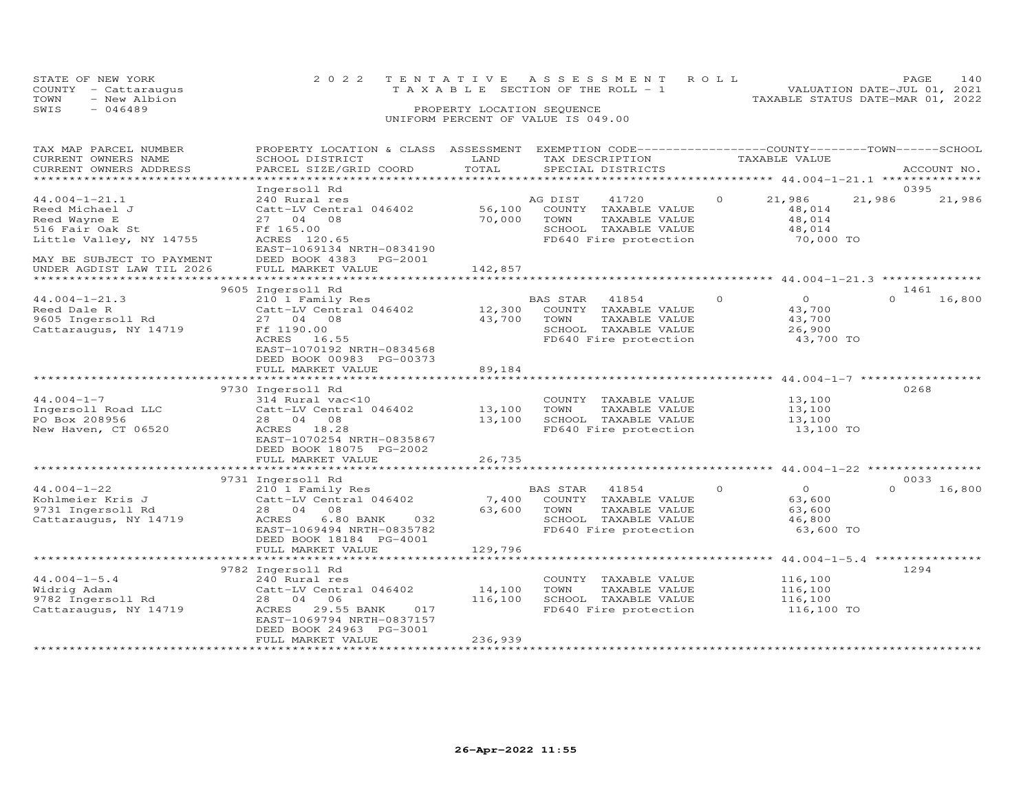STATE OF NEW YORK
COUNTY - Cattaraugus
TOWN - New Albion
SWIS - 046489

2022 TENTATIVE ASSESSMENT ROLL
TAXABLE SECTION OF THE ROLL - 1
PROPERTY LOCATION SEQUENCE
UNIFORM PERCENT OF VALUE IS 049.00

VALUATION DATE-JUL 01, 2021
TAXABLE STATUS DATE-MAR 01, 2022

| TAX MAP PARCEL NUMBER / CURRENT OWNERS NAME / CURRENT OWNERS ADDRESS | PROPERTY LOCATION & CLASS / SCHOOL DISTRICT / PARCEL SIZE/GRID COORD | ASSESSMENT LAND / TOTAL | EXEMPTION CODE / TAX DESCRIPTION / SPECIAL DISTRICTS | | COUNTY TAXABLE VALUE | TOWN | SCHOOL | ACCOUNT NO. |
|---|---|---|---|---|---|---|---|---|
| 44.004-1-21.1 | Ingersoll Rd | | | | | | | 0395 |
| 44.004-1-21.1 | 240 Rural res | | AG DIST 41720 | 0 | 21,986 | 21,986 | 21,986 | |
| Reed Michael J | Catt-LV Central 046402 | 56,100 | COUNTY TAXABLE VALUE | | 48,014 | | | |
| Reed Wayne E | 27 04 08 | 70,000 | TOWN TAXABLE VALUE | | 48,014 | | | |
| 516 Fair Oak St | Ff 165.00 | | SCHOOL TAXABLE VALUE | | 48,014 | | | |
| Little Valley, NY 14755 | ACRES 120.65 | | FD640 Fire protection | | 70,000 TO | | | |
| | EAST-1069134 NRTH-0834190 | | | | | | | |
| MAY BE SUBJECT TO PAYMENT | DEED BOOK 4383 PG-2001 | | | | | | | |
| UNDER AGDIST LAW TIL 2026 | FULL MARKET VALUE | 142,857 | | | | | | |
| 44.004-1-21.3 | 9605 Ingersoll Rd | | | | | | | 1461 |
| 44.004-1-21.3 | 210 1 Family Res | | BAS STAR 41854 | 0 | 0 | 0 | 16,800 | |
| Reed Dale R | Catt-LV Central 046402 | 12,300 | COUNTY TAXABLE VALUE | | 43,700 | | | |
| 9605 Ingersoll Rd | 27 04 08 | 43,700 | TOWN TAXABLE VALUE | | 43,700 | | | |
| Cattaraugus, NY 14719 | Ff 1190.00 | | SCHOOL TAXABLE VALUE | | 26,900 | | | |
| | ACRES 16.55 | | FD640 Fire protection | | 43,700 TO | | | |
| | EAST-1070192 NRTH-0834568 | | | | | | | |
| | DEED BOOK 00983 PG-00373 | | | | | | | |
| | FULL MARKET VALUE | 89,184 | | | | | | |
| 44.004-1-7 | 9730 Ingersoll Rd | | | | | | | 0268 |
| 44.004-1-7 | 314 Rural vac<10 | | COUNTY TAXABLE VALUE | | 13,100 | | | |
| Ingersoll Road LLC | Catt-LV Central 046402 | 13,100 | TOWN TAXABLE VALUE | | 13,100 | | | |
| PO Box 208956 | 28 04 08 | 13,100 | SCHOOL TAXABLE VALUE | | 13,100 | | | |
| New Haven, CT 06520 | ACRES 18.28 | | FD640 Fire protection | | 13,100 TO | | | |
| | EAST-1070254 NRTH-0835867 | | | | | | | |
| | DEED BOOK 18075 PG-2002 | | | | | | | |
| | FULL MARKET VALUE | 26,735 | | | | | | |
| 44.004-1-22 | 9731 Ingersoll Rd | | | | | | | 0033 |
| 44.004-1-22 | 210 1 Family Res | | BAS STAR 41854 | 0 | 0 | 0 | 16,800 | |
| Kohlmeier Kris J | Catt-LV Central 046402 | 7,400 | COUNTY TAXABLE VALUE | | 63,600 | | | |
| 9731 Ingersoll Rd | 28 04 08 | 63,600 | TOWN TAXABLE VALUE | | 63,600 | | | |
| Cattaraugus, NY 14719 | ACRES 6.80 BANK 032 | | SCHOOL TAXABLE VALUE | | 46,800 | | | |
| | EAST-1069494 NRTH-0835782 | | FD640 Fire protection | | 63,600 TO | | | |
| | DEED BOOK 18184 PG-4001 | | | | | | | |
| | FULL MARKET VALUE | 129,796 | | | | | | |
| 44.004-1-5.4 | 9782 Ingersoll Rd | | | | | | | 1294 |
| 44.004-1-5.4 | 240 Rural res | | COUNTY TAXABLE VALUE | | 116,100 | | | |
| Widrig Adam | Catt-LV Central 046402 | 14,100 | TOWN TAXABLE VALUE | | 116,100 | | | |
| 9782 Ingersoll Rd | 28 04 06 | 116,100 | SCHOOL TAXABLE VALUE | | 116,100 | | | |
| Cattaraugus, NY 14719 | ACRES 29.55 BANK 017 | | FD640 Fire protection | | 116,100 TO | | | |
| | EAST-1069794 NRTH-0837157 | | | | | | | |
| | DEED BOOK 24963 PG-3001 | | | | | | | |
| | FULL MARKET VALUE | 236,939 | | | | | | |

26-Apr-2022 11:55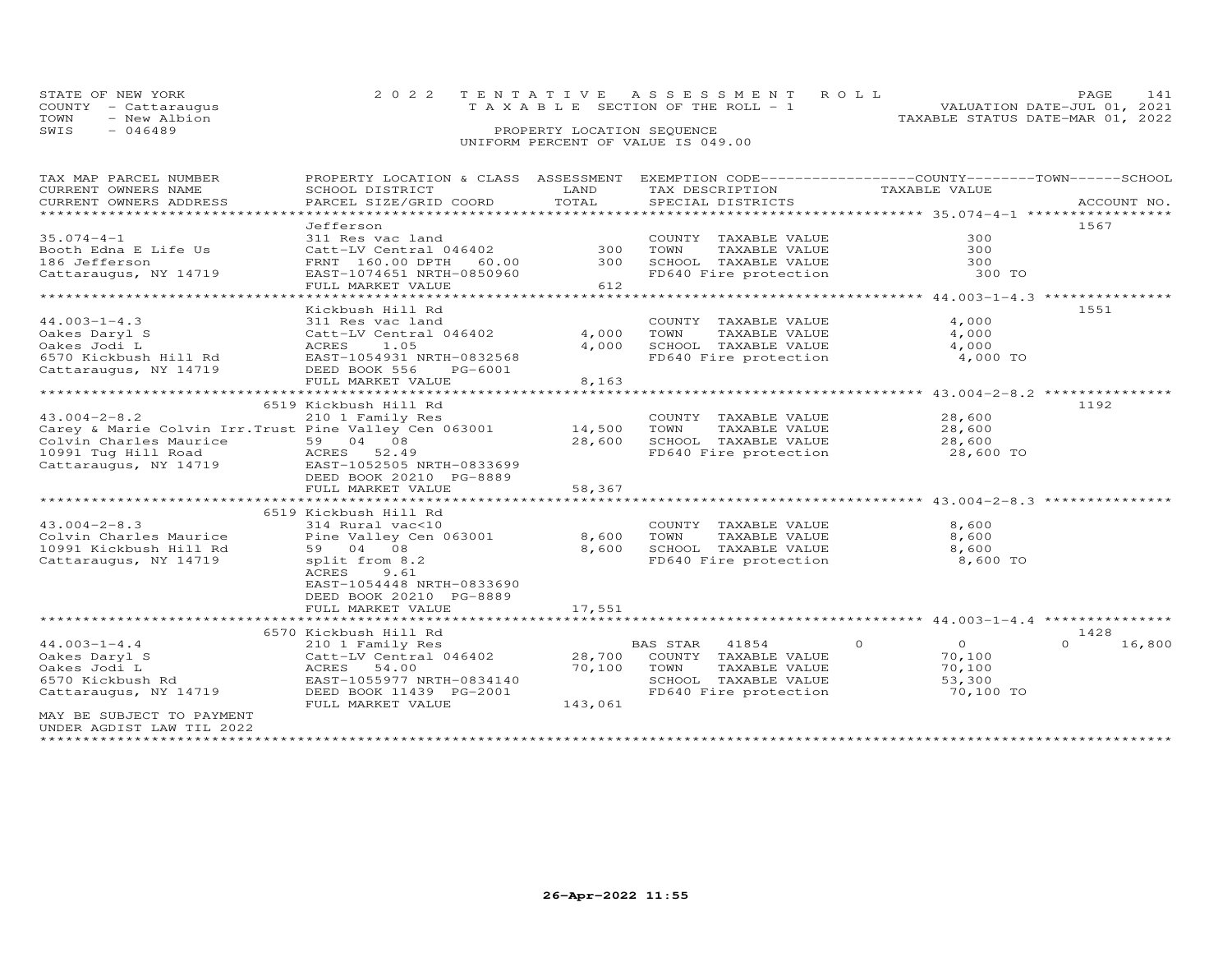STATE OF NEW YORK
COUNTY - Cattaraugus
TOWN - New Albion
SWIS - 046489

2022 TENTATIVE ASSESSMENT ROLL
TAXABLE SECTION OF THE ROLL - 1
PROPERTY LOCATION SEQUENCE
UNIFORM PERCENT OF VALUE IS 049.00

VALUATION DATE-JUL 01, 2021
TAXABLE STATUS DATE-MAR 01, 2022

| TAX MAP PARCEL NUMBER / CURRENT OWNERS NAME / CURRENT OWNERS ADDRESS | PROPERTY LOCATION & CLASS / SCHOOL DISTRICT / PARCEL SIZE/GRID COORD | ASSESSMENT LAND | TOTAL | EXEMPTION CODE / TAX DESCRIPTION / SPECIAL DISTRICTS | COUNTY TAXABLE VALUE | TOWN | SCHOOL | ACCOUNT NO. |
|---|---|---|---|---|---|---|---|---|
| 35.074-4-1 | Jefferson | | | | | | | 1567 |
| | 311 Res vac land | | | COUNTY TAXABLE VALUE | 300 | | | |
| Booth Edna E Life Us | Catt-LV Central 046402 | 300 | | TOWN TAXABLE VALUE | 300 | | | |
| 186 Jefferson | FRNT 160.00 DPTH 60.00 | | 300 | SCHOOL TAXABLE VALUE | 300 | | | |
| Cattaraugus, NY 14719 | EAST-1074651 NRTH-0850960 | | | FD640 Fire protection | 300 TO | | | |
| | FULL MARKET VALUE | | 612 | | | | | |
| 44.003-1-4.3 | Kickbush Hill Rd | | | | | | | 1551 |
| | 311 Res vac land | | | COUNTY TAXABLE VALUE | 4,000 | | | |
| Oakes Daryl S | Catt-LV Central 046402 | 4,000 | | TOWN TAXABLE VALUE | 4,000 | | | |
| Oakes Jodi L | ACRES 1.05 | | 4,000 | SCHOOL TAXABLE VALUE | 4,000 | | | |
| 6570 Kickbush Hill Rd | EAST-1054931 NRTH-0832568 | | | FD640 Fire protection | 4,000 TO | | | |
| Cattaraugus, NY 14719 | DEED BOOK 556 PG-6001 | | | | | | | |
| | FULL MARKET VALUE | | 8,163 | | | | | |
| 43.004-2-8.2 | 6519 Kickbush Hill Rd | | | | | | | 1192 |
| | 210 1 Family Res | | | COUNTY TAXABLE VALUE | 28,600 | | | |
| Carey & Marie Colvin Irr.Trust | Pine Valley Cen 063001 | 14,500 | | TOWN TAXABLE VALUE | 28,600 | | | |
| Colvin Charles Maurice | 59 04 08 | | 28,600 | SCHOOL TAXABLE VALUE | 28,600 | | | |
| 10991 Tug Hill Road | ACRES 52.49 | | | FD640 Fire protection | 28,600 TO | | | |
| Cattaraugus, NY 14719 | EAST-1052505 NRTH-0833699 | | | | | | | |
| | DEED BOOK 20210 PG-8889 | | | | | | | |
| | FULL MARKET VALUE | | 58,367 | | | | | |
| 43.004-2-8.3 | 6519 Kickbush Hill Rd | | | | | | | |
| | 314 Rural vac<10 | | | COUNTY TAXABLE VALUE | 8,600 | | | |
| Colvin Charles Maurice | Pine Valley Cen 063001 | 8,600 | | TOWN TAXABLE VALUE | 8,600 | | | |
| 10991 Kickbush Hill Rd | 59 04 08 | | 8,600 | SCHOOL TAXABLE VALUE | 8,600 | | | |
| Cattaraugus, NY 14719 | split from 8.2 | | | FD640 Fire protection | 8,600 TO | | | |
| | ACRES 9.61 | | | | | | | |
| | EAST-1054448 NRTH-0833690 | | | | | | | |
| | DEED BOOK 20210 PG-8889 | | | | | | | |
| | FULL MARKET VALUE | | 17,551 | | | | | |
| 44.003-1-4.4 | 6570 Kickbush Hill Rd | | | | | | | 1428 |
| | 210 1 Family Res | | | BAS STAR 41854 | 0 | 0 | 0 | 16,800 |
| Oakes Daryl S | Catt-LV Central 046402 | 28,700 | | COUNTY TAXABLE VALUE | 70,100 | | | |
| Oakes Jodi L | ACRES 54.00 | | 70,100 | TOWN TAXABLE VALUE | 70,100 | | | |
| 6570 Kickbush Rd | EAST-1055977 NRTH-0834140 | | | SCHOOL TAXABLE VALUE | 53,300 | | | |
| Cattaraugus, NY 14719 | DEED BOOK 11439 PG-2001 | | | FD640 Fire protection | 70,100 TO | | | |
| | FULL MARKET VALUE | | 143,061 | | | | | |
| MAY BE SUBJECT TO PAYMENT UNDER AGDIST LAW TIL 2022 | | | | | | | | |

26-Apr-2022 11:55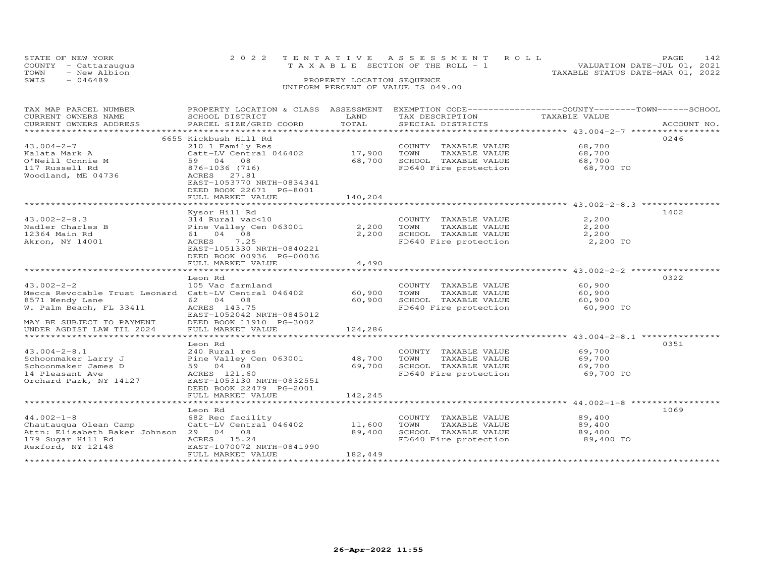STATE OF NEW YORK
COUNTY - Cattaraugus
TOWN - New Albion
SWIS - 046489

2022 TENTATIVE ASSESSMENT ROLL
TAXABLE SECTION OF THE ROLL - 1
PROPERTY LOCATION SEQUENCE
UNIFORM PERCENT OF VALUE IS 049.00

VALUATION DATE-JUL 01, 2021
TAXABLE STATUS DATE-MAR 01, 2022

| TAX MAP PARCEL NUMBER / CURRENT OWNERS NAME / CURRENT OWNERS ADDRESS | PROPERTY LOCATION & CLASS / SCHOOL DISTRICT / PARCEL SIZE/GRID COORD | ASSESSMENT LAND | TOTAL | EXEMPTION CODE / TAX DESCRIPTION / SPECIAL DISTRICTS | TAXABLE VALUE | ACCOUNT NO. |
|---|---|---|---|---|---|---|
| 43.004-2-7 | 6655 Kickbush Hill Rd | | | | | 0246 |
| Kalata Mark A | 210 1 Family Res | | | COUNTY TAXABLE VALUE | 68,700 | |
| O'Neill Connie M | Catt-LV Central 046402 | 17,900 | | TOWN TAXABLE VALUE | 68,700 | |
| 117 Russell Rd | 59 04 08 | | 68,700 | SCHOOL TAXABLE VALUE | 68,700 | |
| Woodland, ME 04736 | 876-1036 (716) | | | FD640 Fire protection | 68,700 TO | |
| | ACRES 27.81 | | | | | |
| | EAST-1053770 NRTH-0834341 | | | | | |
| | DEED BOOK 22671 PG-8001 | | | | | |
| | FULL MARKET VALUE | | 140,204 | | | |
| 43.002-2-8.3 | Kysor Hill Rd | | | | | 1402 |
| Nadler Charles B | 314 Rural vac<10 | | | COUNTY TAXABLE VALUE | 2,200 | |
| 12364 Main Rd | Pine Valley Cen 063001 | 2,200 | | TOWN TAXABLE VALUE | 2,200 | |
| Akron, NY 14001 | 61 04 08 | | 2,200 | SCHOOL TAXABLE VALUE | 2,200 | |
| | ACRES 7.25 | | | FD640 Fire protection | 2,200 TO | |
| | EAST-1051330 NRTH-0840221 | | | | | |
| | DEED BOOK 00936 PG-00036 | | | | | |
| | FULL MARKET VALUE | | 4,490 | | | |
| 43.002-2-2 | Leon Rd | | | | | 0322 |
| Mecca Revocable Trust Leonard | 105 Vac farmland | | | COUNTY TAXABLE VALUE | 60,900 | |
| 8571 Wendy Lane | Catt-LV Central 046402 | 60,900 | | TOWN TAXABLE VALUE | 60,900 | |
| W. Palm Beach, FL 33411 | 62 04 08 | | 60,900 | SCHOOL TAXABLE VALUE | 60,900 | |
| | ACRES 143.75 | | | FD640 Fire protection | 60,900 TO | |
| | EAST-1052042 NRTH-0845012 | | | | | |
| MAY BE SUBJECT TO PAYMENT | DEED BOOK 11910 PG-3002 | | | | | |
| UNDER AGDIST LAW TIL 2024 | FULL MARKET VALUE | | 124,286 | | | |
| 43.004-2-8.1 | Leon Rd | | | | | 0351 |
| Schoonmaker Larry J | 240 Rural res | | | COUNTY TAXABLE VALUE | 69,700 | |
| Schoonmaker James D | Pine Valley Cen 063001 | 48,700 | | TOWN TAXABLE VALUE | 69,700 | |
| 14 Pleasant Ave | 59 04 08 | | 69,700 | SCHOOL TAXABLE VALUE | 69,700 | |
| Orchard Park, NY 14127 | ACRES 121.60 | | | FD640 Fire protection | 69,700 TO | |
| | EAST-1053130 NRTH-0832551 | | | | | |
| | DEED BOOK 22479 PG-2001 | | | | | |
| | FULL MARKET VALUE | | 142,245 | | | |
| 44.002-1-8 | Leon Rd | | | | | 1069 |
| Chautauqua Olean Camp | 682 Rec facility | | | COUNTY TAXABLE VALUE | 89,400 | |
| Attn: Elisabeth Baker Johnson | Catt-LV Central 046402 | 11,600 | | TOWN TAXABLE VALUE | 89,400 | |
| 179 Sugar Hill Rd | 29 04 08 | | 89,400 | SCHOOL TAXABLE VALUE | 89,400 | |
| Rexford, NY 12148 | ACRES 15.24 | | | FD640 Fire protection | 89,400 TO | |
| | EAST-1070072 NRTH-0841990 | | | | | |
| | FULL MARKET VALUE | | 182,449 | | | |

26-Apr-2022 11:55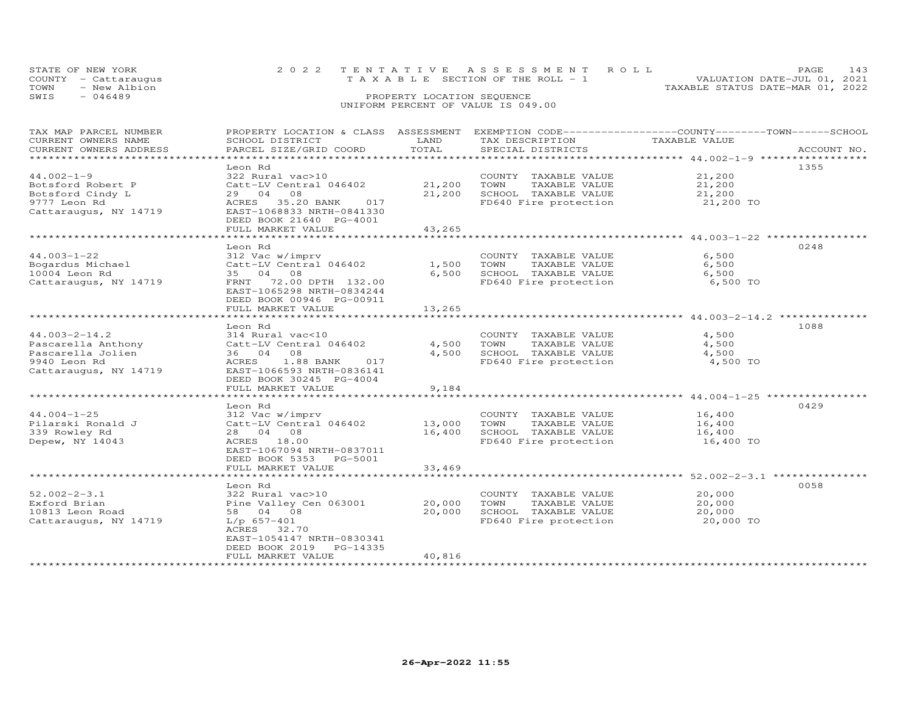STATE OF NEW YORK — 2022 TENTATIVE ASSESSMENT ROLL — VALUATION DATE-JUL 01, 2021
COUNTY - Cattaraugus — TAXABLE SECTION OF THE ROLL - 1 — TAXABLE STATUS DATE-MAR 01, 2022
TOWN - New Albion
SWIS - 046489 — PROPERTY LOCATION SEQUENCE
UNIFORM PERCENT OF VALUE IS 049.00

| TAX MAP PARCEL NUMBER / CURRENT OWNERS NAME / CURRENT OWNERS ADDRESS | PROPERTY LOCATION & CLASS / SCHOOL DISTRICT / PARCEL SIZE/GRID COORD | ASSESSMENT LAND | TOTAL | EXEMPTION CODE / TAX DESCRIPTION / SPECIAL DISTRICTS | TAXABLE VALUE (COUNTY / TOWN / SCHOOL) | ACCOUNT NO. |
|---|---|---|---|---|---|---|
| 44.002-1-9 | Leon Rd | | | | | 1355 |
| 44.002-1-9 | 322 Rural vac>10 | | | COUNTY TAXABLE VALUE | 21,200 | |
| Botsford Robert P | Catt-LV Central 046402 | 21,200 | | TOWN TAXABLE VALUE | 21,200 | |
| Botsford Cindy L | 29 04 08 | | 21,200 | SCHOOL TAXABLE VALUE | 21,200 | |
| 9777 Leon Rd | ACRES 35.20 BANK 017 | | | FD640 Fire protection | 21,200 TO | |
| Cattaraugus, NY 14719 | EAST-1068833 NRTH-0841330 | | | | | |
| | DEED BOOK 21640 PG-4001 | | | | | |
| | FULL MARKET VALUE | | 43,265 | | | |
| 44.003-1-22 | Leon Rd | | | | | 0248 |
| 44.003-1-22 | 312 Vac w/imprv | | | COUNTY TAXABLE VALUE | 6,500 | |
| Bogardus Michael | Catt-LV Central 046402 | 1,500 | | TOWN TAXABLE VALUE | 6,500 | |
| 10004 Leon Rd | 35 04 08 | | 6,500 | SCHOOL TAXABLE VALUE | 6,500 | |
| Cattaraugus, NY 14719 | FRNT 72.00 DPTH 132.00 | | | FD640 Fire protection | 6,500 TO | |
| | EAST-1065298 NRTH-0834244 | | | | | |
| | DEED BOOK 00946 PG-00911 | | | | | |
| | FULL MARKET VALUE | | 13,265 | | | |
| 44.003-2-14.2 | Leon Rd | | | | | 1088 |
| 44.003-2-14.2 | 314 Rural vac<10 | | | COUNTY TAXABLE VALUE | 4,500 | |
| Pascarella Anthony | Catt-LV Central 046402 | 4,500 | | TOWN TAXABLE VALUE | 4,500 | |
| Pascarella Jolien | 36 04 08 | | 4,500 | SCHOOL TAXABLE VALUE | 4,500 | |
| 9940 Leon Rd | ACRES 1.88 BANK 017 | | | FD640 Fire protection | 4,500 TO | |
| Cattaraugus, NY 14719 | EAST-1066593 NRTH-0836141 | | | | | |
| | DEED BOOK 30245 PG-4004 | | | | | |
| | FULL MARKET VALUE | | 9,184 | | | |
| 44.004-1-25 | Leon Rd | | | | | 0429 |
| 44.004-1-25 | 312 Vac w/imprv | | | COUNTY TAXABLE VALUE | 16,400 | |
| Pilarski Ronald J | Catt-LV Central 046402 | 13,000 | | TOWN TAXABLE VALUE | 16,400 | |
| 339 Rowley Rd | 28 04 08 | | 16,400 | SCHOOL TAXABLE VALUE | 16,400 | |
| Depew, NY 14043 | ACRES 18.00 | | | FD640 Fire protection | 16,400 TO | |
| | EAST-1067094 NRTH-0837011 | | | | | |
| | DEED BOOK 5353 PG-5001 | | | | | |
| | FULL MARKET VALUE | | 33,469 | | | |
| 52.002-2-3.1 | Leon Rd | | | | | 0058 |
| 52.002-2-3.1 | 322 Rural vac>10 | | | COUNTY TAXABLE VALUE | 20,000 | |
| Exford Brian | Pine Valley Cen 063001 | 20,000 | | TOWN TAXABLE VALUE | 20,000 | |
| 10813 Leon Road | 58 04 08 | | 20,000 | SCHOOL TAXABLE VALUE | 20,000 | |
| Cattaraugus, NY 14719 | L/p 657-401 | | | FD640 Fire protection | 20,000 TO | |
| | ACRES 32.70 | | | | | |
| | EAST-1054147 NRTH-0830341 | | | | | |
| | DEED BOOK 2019 PG-14335 | | | | | |
| | FULL MARKET VALUE | | 40,816 | | | |

26-Apr-2022 11:55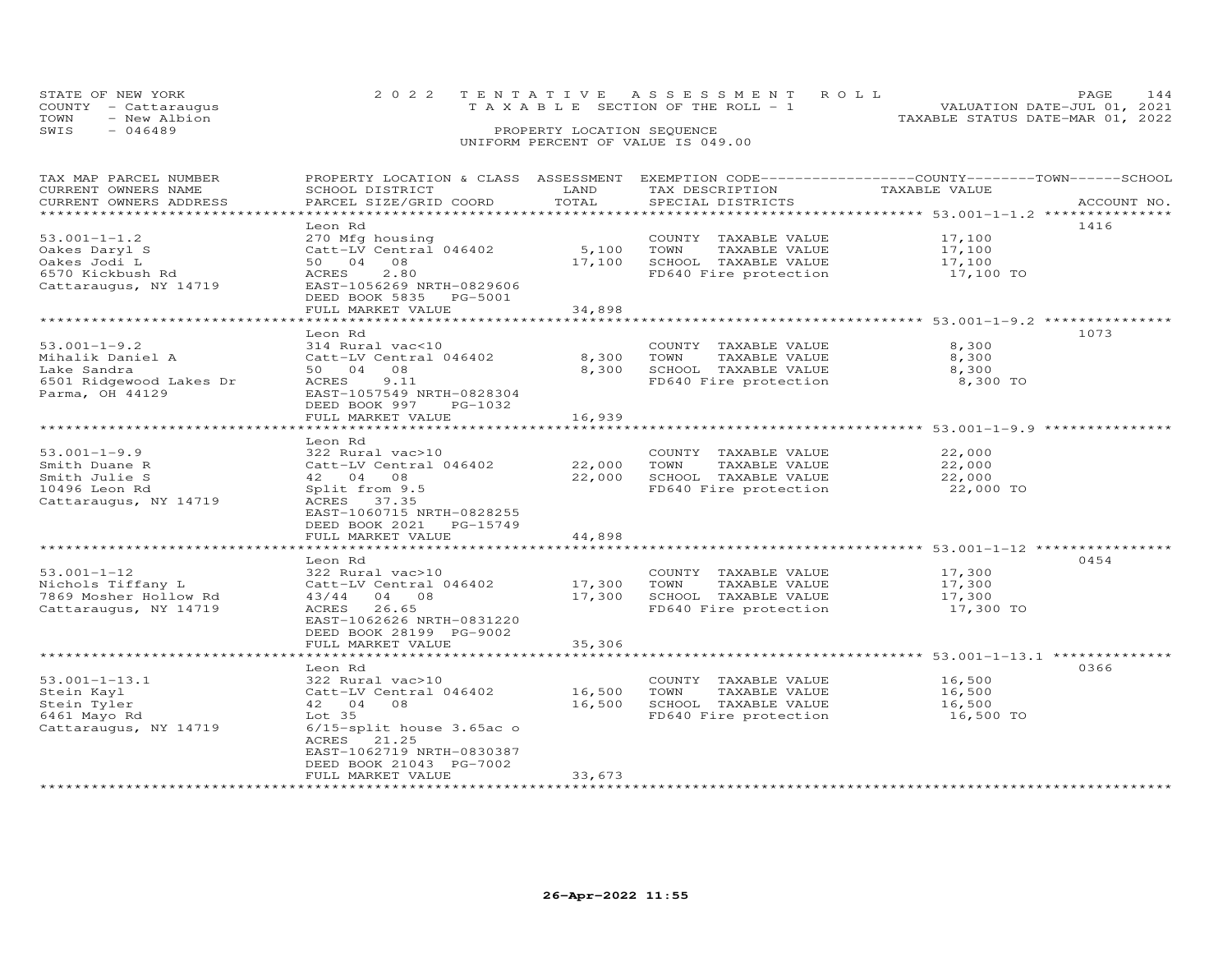STATE OF NEW YORK — 2022 TENTATIVE ASSESSMENT ROLL
COUNTY - Cattaraugus — TAXABLE SECTION OF THE ROLL - 1 — VALUATION DATE-JUL 01, 2021
TOWN - New Albion — TAXABLE STATUS DATE-MAR 01, 2022
SWIS - 046489 — PROPERTY LOCATION SEQUENCE
UNIFORM PERCENT OF VALUE IS 049.00

| TAX MAP PARCEL NUMBER / CURRENT OWNERS NAME / CURRENT OWNERS ADDRESS | PROPERTY LOCATION & CLASS / SCHOOL DISTRICT / PARCEL SIZE/GRID COORD | ASSESSMENT LAND | TOTAL | EXEMPTION CODE / TAX DESCRIPTION / SPECIAL DISTRICTS | COUNTY--------TOWN------SCHOOL TAXABLE VALUE | ACCOUNT NO. |
|---|---|---|---|---|---|---|
| 53.001-1-1.2 | Leon Rd | | | | | 1416 |
| 53.001-1-1.2 | 270 Mfg housing | | | COUNTY TAXABLE VALUE | 17,100 | |
| Oakes Daryl S | Catt-LV Central 046402 | 5,100 | | TOWN TAXABLE VALUE | 17,100 | |
| Oakes Jodi L | 50 04 08 | | 17,100 | SCHOOL TAXABLE VALUE | 17,100 | |
| 6570 Kickbush Rd | ACRES 2.80 | | | FD640 Fire protection | 17,100 TO | |
| Cattaraugus, NY 14719 | EAST-1056269 NRTH-0829606 | | | | | |
| | DEED BOOK 5835 PG-5001 | | | | | |
| | FULL MARKET VALUE | | 34,898 | | | |
| 53.001-1-9.2 | Leon Rd | | | | | 1073 |
| 53.001-1-9.2 | 314 Rural vac<10 | | | COUNTY TAXABLE VALUE | 8,300 | |
| Mihalik Daniel A | Catt-LV Central 046402 | 8,300 | | TOWN TAXABLE VALUE | 8,300 | |
| Lake Sandra | 50 04 08 | | 8,300 | SCHOOL TAXABLE VALUE | 8,300 | |
| 6501 Ridgewood Lakes Dr | ACRES 9.11 | | | FD640 Fire protection | 8,300 TO | |
| Parma, OH 44129 | EAST-1057549 NRTH-0828304 | | | | | |
| | DEED BOOK 997 PG-1032 | | | | | |
| | FULL MARKET VALUE | | 16,939 | | | |
| 53.001-1-9.9 | Leon Rd | | | | | |
| 53.001-1-9.9 | 322 Rural vac>10 | | | COUNTY TAXABLE VALUE | 22,000 | |
| Smith Duane R | Catt-LV Central 046402 | 22,000 | | TOWN TAXABLE VALUE | 22,000 | |
| Smith Julie S | 42 04 08 | | 22,000 | SCHOOL TAXABLE VALUE | 22,000 | |
| 10496 Leon Rd | Split from 9.5 | | | FD640 Fire protection | 22,000 TO | |
| Cattaraugus, NY 14719 | ACRES 37.35 | | | | | |
| | EAST-1060715 NRTH-0828255 | | | | | |
| | DEED BOOK 2021 PG-15749 | | | | | |
| | FULL MARKET VALUE | | 44,898 | | | |
| 53.001-1-12 | Leon Rd | | | | | 0454 |
| 53.001-1-12 | 322 Rural vac>10 | | | COUNTY TAXABLE VALUE | 17,300 | |
| Nichols Tiffany L | Catt-LV Central 046402 | 17,300 | | TOWN TAXABLE VALUE | 17,300 | |
| 7869 Mosher Hollow Rd | 43/44 04 08 | | 17,300 | SCHOOL TAXABLE VALUE | 17,300 | |
| Cattaraugus, NY 14719 | ACRES 26.65 | | | FD640 Fire protection | 17,300 TO | |
| | EAST-1062626 NRTH-0831220 | | | | | |
| | DEED BOOK 28199 PG-9002 | | | | | |
| | FULL MARKET VALUE | | 35,306 | | | |
| 53.001-1-13.1 | Leon Rd | | | | | 0366 |
| 53.001-1-13.1 | 322 Rural vac>10 | | | COUNTY TAXABLE VALUE | 16,500 | |
| Stein Kayl | Catt-LV Central 046402 | 16,500 | | TOWN TAXABLE VALUE | 16,500 | |
| Stein Tyler | 42 04 08 | | 16,500 | SCHOOL TAXABLE VALUE | 16,500 | |
| 6461 Mayo Rd | Lot 35 | | | FD640 Fire protection | 16,500 TO | |
| Cattaraugus, NY 14719 | 6/15-split house 3.65ac o | | | | | |
| | ACRES 21.25 | | | | | |
| | EAST-1062719 NRTH-0830387 | | | | | |
| | DEED BOOK 21043 PG-7002 | | | | | |
| | FULL MARKET VALUE | | 33,673 | | | |

26-Apr-2022 11:55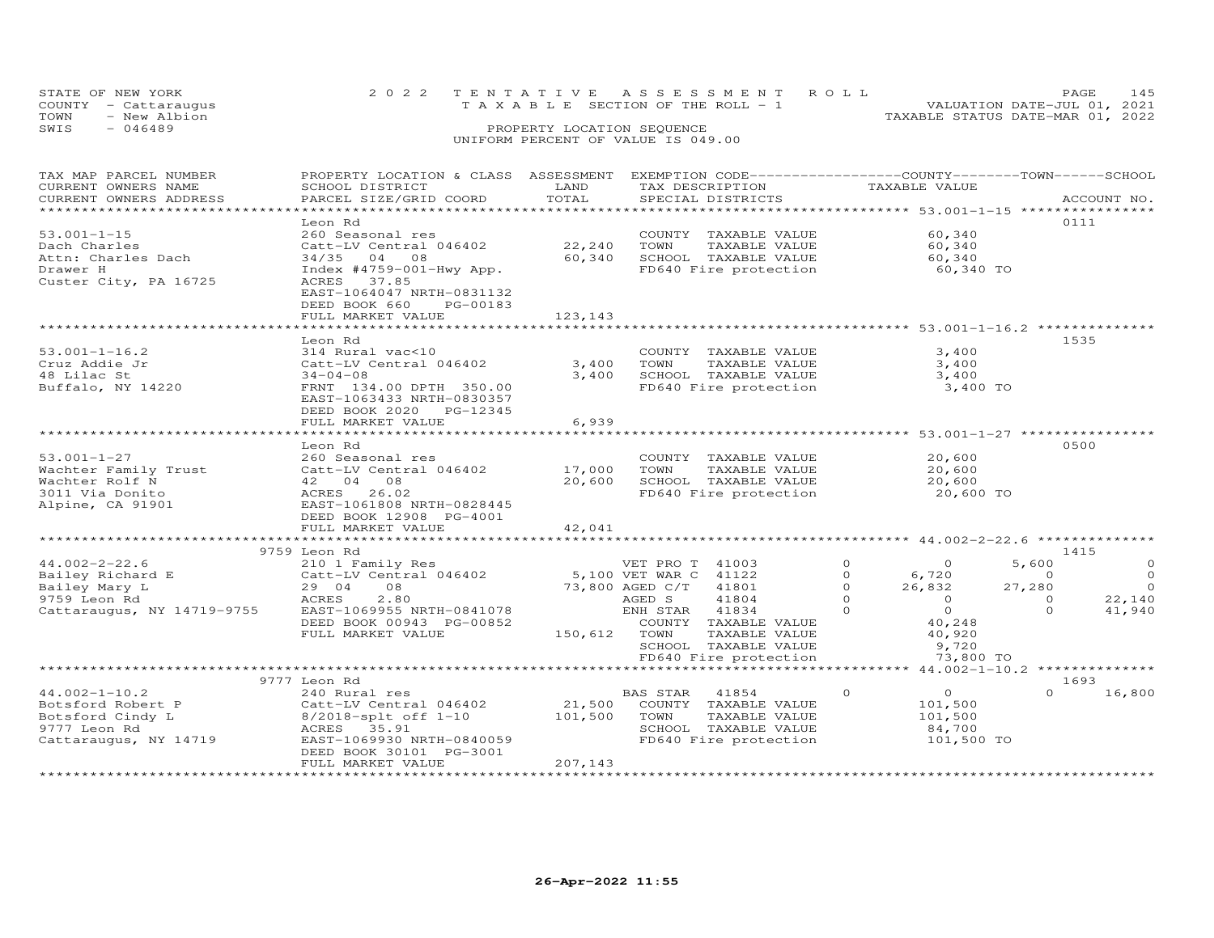STATE OF NEW YORK
COUNTY - Cattaraugus
TOWN - New Albion
SWIS - 046489

2022 TENTATIVE ASSESSMENT ROLL
TAXABLE SECTION OF THE ROLL - 1
PROPERTY LOCATION SEQUENCE
UNIFORM PERCENT OF VALUE IS 049.00

VALUATION DATE-JUL 01, 2021
TAXABLE STATUS DATE-MAR 01, 2022

| TAX MAP PARCEL NUMBER / CURRENT OWNERS NAME / CURRENT OWNERS ADDRESS | PROPERTY LOCATION & CLASS / SCHOOL DISTRICT / PARCEL SIZE/GRID COORD | ASSESSMENT LAND / TOTAL | EXEMPTION CODE / TAX DESCRIPTION / SPECIAL DISTRICTS | | COUNTY | TOWN | SCHOOL / ACCOUNT NO. |
|---|---|---|---|---|---|---|---|
| **53.001-1-15** | Leon Rd | | | | | | 0111 |
| 53.001-1-15 | 260 Seasonal res | | COUNTY TAXABLE VALUE | | 60,340 | | |
| Dach Charles | Catt-LV Central 046402 | 22,240 | TOWN TAXABLE VALUE | | 60,340 | | |
| Attn: Charles Dach | 34/35 04 08 | 60,340 | SCHOOL TAXABLE VALUE | | 60,340 | | |
| Drawer H | Index #4759-001-Hwy App. | | FD640 Fire protection | | 60,340 TO | | |
| Custer City, PA 16725 | ACRES 37.85 | | | | | | |
| | EAST-1064047 NRTH-0831132 | | | | | | |
| | DEED BOOK 660 PG-00183 | | | | | | |
| | FULL MARKET VALUE | 123,143 | | | | | |
| **53.001-1-16.2** | Leon Rd | | | | | | 1535 |
| 53.001-1-16.2 | 314 Rural vac<10 | | COUNTY TAXABLE VALUE | | 3,400 | | |
| Cruz Addie Jr | Catt-LV Central 046402 | 3,400 | TOWN TAXABLE VALUE | | 3,400 | | |
| 48 Lilac St | 34-04-08 | 3,400 | SCHOOL TAXABLE VALUE | | 3,400 | | |
| Buffalo, NY 14220 | FRNT 134.00 DPTH 350.00 | | FD640 Fire protection | | 3,400 TO | | |
| | EAST-1063433 NRTH-0830357 | | | | | | |
| | DEED BOOK 2020 PG-12345 | | | | | | |
| | FULL MARKET VALUE | 6,939 | | | | | |
| **53.001-1-27** | Leon Rd | | | | | | 0500 |
| 53.001-1-27 | 260 Seasonal res | | COUNTY TAXABLE VALUE | | 20,600 | | |
| Wachter Family Trust | Catt-LV Central 046402 | 17,000 | TOWN TAXABLE VALUE | | 20,600 | | |
| Wachter Rolf N | 42 04 08 | 20,600 | SCHOOL TAXABLE VALUE | | 20,600 | | |
| 3011 Via Donito | ACRES 26.02 | | FD640 Fire protection | | 20,600 TO | | |
| Alpine, CA 91901 | EAST-1061808 NRTH-0828445 | | | | | | |
| | DEED BOOK 12908 PG-4001 | | | | | | |
| | FULL MARKET VALUE | 42,041 | | | | | |
| **44.002-2-22.6** | 9759 Leon Rd | | | | | | 1415 |
| 44.002-2-22.6 | 210 1 Family Res | | VET PRO T 41003 | 0 | 0 | 5,600 | 0 |
| Bailey Richard E | Catt-LV Central 046402 | 5,100 | VET WAR C 41122 | 0 | 6,720 | 0 | 0 |
| Bailey Mary L | 29 04 08 | 73,800 | AGED C/T 41801 | 0 | 26,832 | 27,280 | 0 |
| 9759 Leon Rd | ACRES 2.80 | | AGED S 41804 | 0 | 0 | 0 | 22,140 |
| Cattaraugus, NY 14719-9755 | EAST-1069955 NRTH-0841078 | | ENH STAR 41834 | 0 | 0 | 0 | 41,940 |
| | DEED BOOK 00943 PG-00852 | | COUNTY TAXABLE VALUE | | 40,248 | | |
| | FULL MARKET VALUE | 150,612 | TOWN TAXABLE VALUE | | 40,920 | | |
| | | | SCHOOL TAXABLE VALUE | | 9,720 | | |
| | | | FD640 Fire protection | | 73,800 TO | | |
| **44.002-1-10.2** | 9777 Leon Rd | | | | | | 1693 |
| 44.002-1-10.2 | 240 Rural res | | BAS STAR 41854 | 0 | 0 | 0 | 16,800 |
| Botsford Robert P | Catt-LV Central 046402 | 21,500 | COUNTY TAXABLE VALUE | | 101,500 | | |
| Botsford Cindy L | 8/2018-splt off 1-10 | 101,500 | TOWN TAXABLE VALUE | | 101,500 | | |
| 9777 Leon Rd | ACRES 35.91 | | SCHOOL TAXABLE VALUE | | 84,700 | | |
| Cattaraugus, NY 14719 | EAST-1069930 NRTH-0840059 | | FD640 Fire protection | | 101,500 TO | | |
| | DEED BOOK 30101 PG-3001 | | | | | | |
| | FULL MARKET VALUE | 207,143 | | | | | |

26-Apr-2022 11:55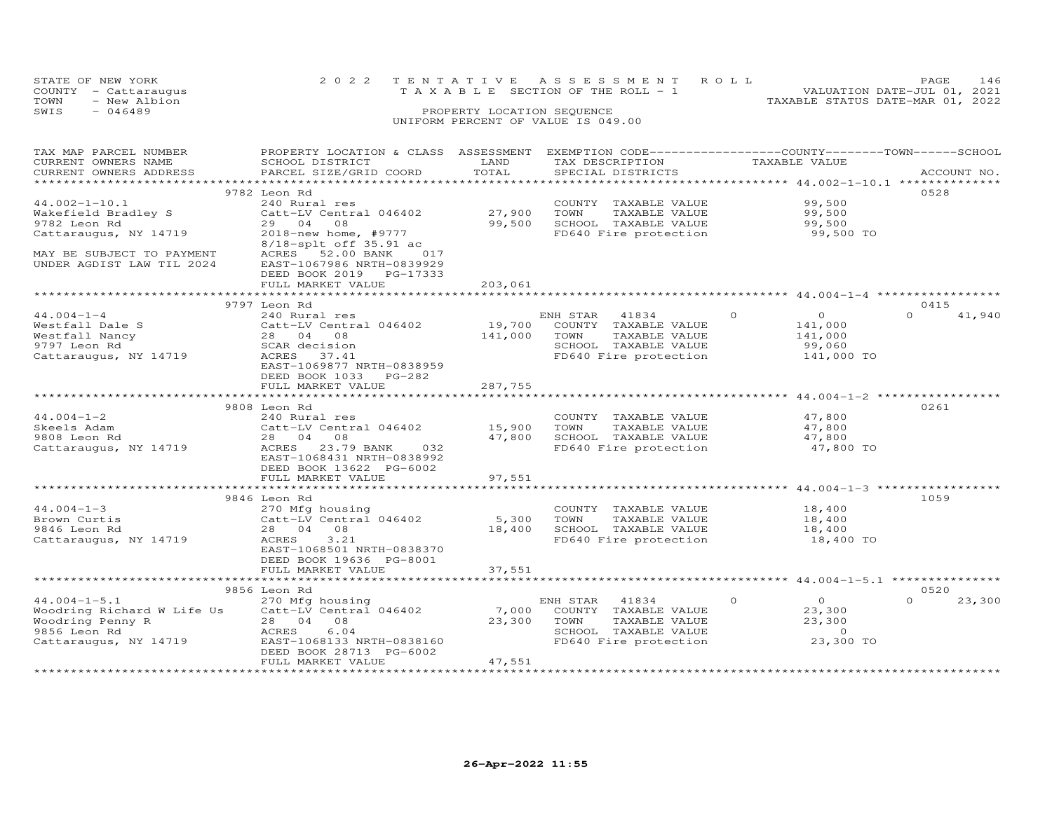STATE OF NEW YORK | 2022 TENTATIVE ASSESSMENT ROLL | VALUATION DATE-JUL 01, 2021
COUNTY - Cattaraugus | TAXABLE SECTION OF THE ROLL - 1 | TAXABLE STATUS DATE-MAR 01, 2022
TOWN - New Albion | PROPERTY LOCATION SEQUENCE
SWIS - 046489 | UNIFORM PERCENT OF VALUE IS 049.00

| TAX MAP PARCEL NUMBER / CURRENT OWNERS NAME / CURRENT OWNERS ADDRESS | PROPERTY LOCATION & CLASS / SCHOOL DISTRICT / PARCEL SIZE/GRID COORD | ASSESSMENT LAND / TOTAL | EXEMPTION CODE / TAX DESCRIPTION / SPECIAL DISTRICTS | COUNTY | TOWN | SCHOOL | TAXABLE VALUE | ACCOUNT NO. |
|---|---|---|---|---|---|---|---|---|
| | 9782 Leon Rd | | | | | | | 0528 |
| 44.002-1-10.1 | 240 Rural res | | COUNTY TAXABLE VALUE | | | | 99,500 | |
| Wakefield Bradley S | Catt-LV Central 046402 | 27,900 | TOWN TAXABLE VALUE | | | | 99,500 | |
| 9782 Leon Rd | 29 04 08 | 99,500 | SCHOOL TAXABLE VALUE | | | | 99,500 | |
| Cattaraugus, NY 14719 | 2018-new home, #9777 | | FD640 Fire protection | | | | 99,500 TO | |
| | 8/18-splt off 35.91 ac | | | | | | | |
| MAY BE SUBJECT TO PAYMENT | ACRES 52.00 BANK 017 | | | | | | | |
| UNDER AGDIST LAW TIL 2024 | EAST-1067986 NRTH-0839929 | | | | | | | |
| | DEED BOOK 2019 PG-17333 | | | | | | | |
| | FULL MARKET VALUE | 203,061 | | | | | | |
| | 9797 Leon Rd | | | | | | | 0415 |
| 44.004-1-4 | 240 Rural res | | ENH STAR 41834 | 0 | 0 | 41,940 | | |
| Westfall Dale S | Catt-LV Central 046402 | 19,700 | COUNTY TAXABLE VALUE | | | | 141,000 | |
| Westfall Nancy | 28 04 08 | 141,000 | TOWN TAXABLE VALUE | | | | 141,000 | |
| 9797 Leon Rd | SCAR decision | | SCHOOL TAXABLE VALUE | | | | 99,060 | |
| Cattaraugus, NY 14719 | ACRES 37.41 | | FD640 Fire protection | | | | 141,000 TO | |
| | EAST-1069877 NRTH-0838959 | | | | | | | |
| | DEED BOOK 1033 PG-282 | | | | | | | |
| | FULL MARKET VALUE | 287,755 | | | | | | |
| | 9808 Leon Rd | | | | | | | 0261 |
| 44.004-1-2 | 240 Rural res | | COUNTY TAXABLE VALUE | | | | 47,800 | |
| Skeels Adam | Catt-LV Central 046402 | 15,900 | TOWN TAXABLE VALUE | | | | 47,800 | |
| 9808 Leon Rd | 28 04 08 | 47,800 | SCHOOL TAXABLE VALUE | | | | 47,800 | |
| Cattaraugus, NY 14719 | ACRES 23.79 BANK 032 | | FD640 Fire protection | | | | 47,800 TO | |
| | EAST-1068431 NRTH-0838992 | | | | | | | |
| | DEED BOOK 13622 PG-6002 | | | | | | | |
| | FULL MARKET VALUE | 97,551 | | | | | | |
| | 9846 Leon Rd | | | | | | | 1059 |
| 44.004-1-3 | 270 Mfg housing | | COUNTY TAXABLE VALUE | | | | 18,400 | |
| Brown Curtis | Catt-LV Central 046402 | 5,300 | TOWN TAXABLE VALUE | | | | 18,400 | |
| 9846 Leon Rd | 28 04 08 | 18,400 | SCHOOL TAXABLE VALUE | | | | 18,400 | |
| Cattaraugus, NY 14719 | ACRES 3.21 | | FD640 Fire protection | | | | 18,400 TO | |
| | EAST-1068501 NRTH-0838370 | | | | | | | |
| | DEED BOOK 19636 PG-8001 | | | | | | | |
| | FULL MARKET VALUE | 37,551 | | | | | | |
| | 9856 Leon Rd | | | | | | | 0520 |
| 44.004-1-5.1 | 270 Mfg housing | | ENH STAR 41834 | 0 | 0 | 23,300 | | |
| Woodring Richard W Life Us | Catt-LV Central 046402 | 7,000 | COUNTY TAXABLE VALUE | | | | 23,300 | |
| Woodring Penny R | 28 04 08 | 23,300 | TOWN TAXABLE VALUE | | | | 23,300 | |
| 9856 Leon Rd | ACRES 6.04 | | SCHOOL TAXABLE VALUE | | | | 0 | |
| Cattaraugus, NY 14719 | EAST-1068133 NRTH-0838160 | | FD640 Fire protection | | | | 23,300 TO | |
| | DEED BOOK 28713 PG-6002 | | | | | | | |
| | FULL MARKET VALUE | 47,551 | | | | | | |

26-Apr-2022 11:55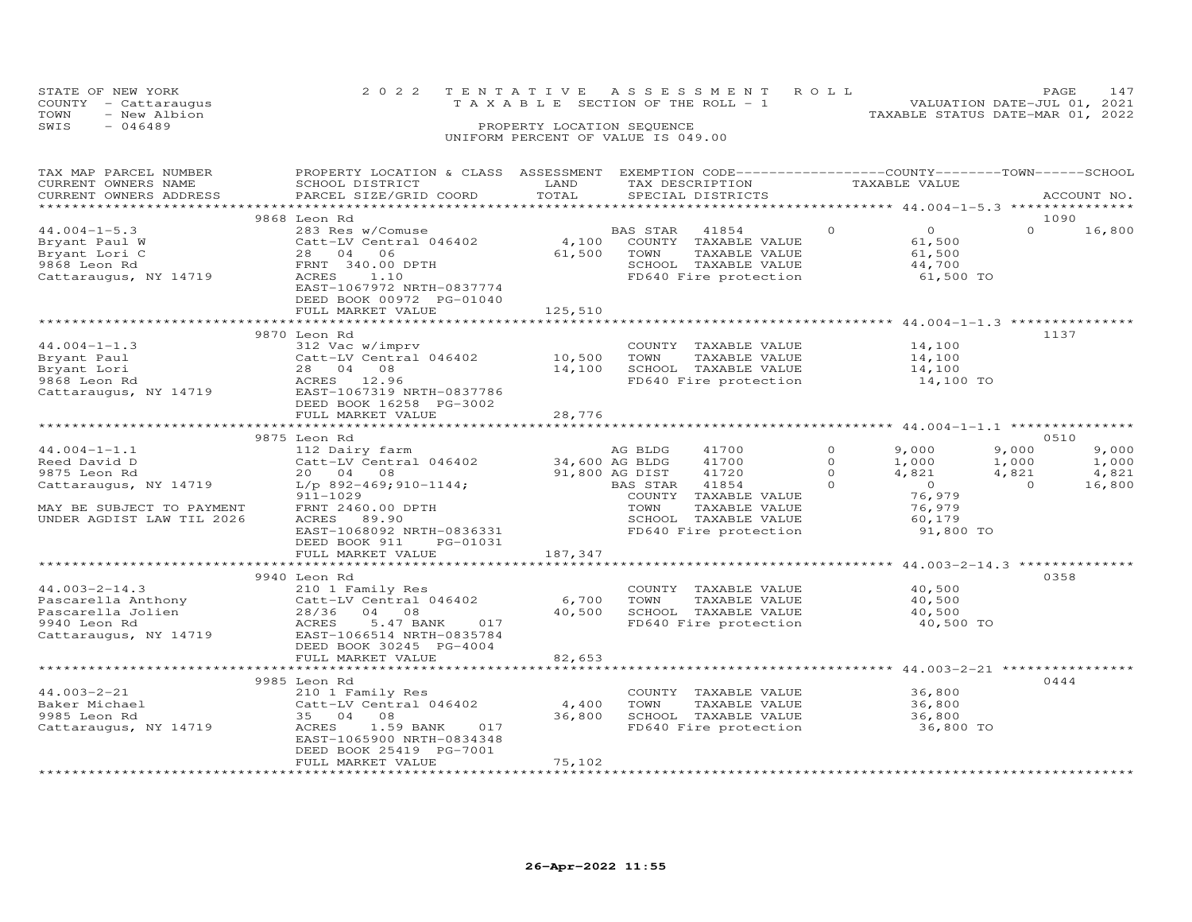STATE OF NEW YORK
COUNTY - Cattaraugus
TOWN - New Albion
SWIS - 046489

2022 TENTATIVE ASSESSMENT ROLL
TAXABLE SECTION OF THE ROLL - 1
PROPERTY LOCATION SEQUENCE
UNIFORM PERCENT OF VALUE IS 049.00

VALUATION DATE-JUL 01, 2021
TAXABLE STATUS DATE-MAR 01, 2022

| TAX MAP PARCEL NUMBER / CURRENT OWNERS NAME / CURRENT OWNERS ADDRESS | PROPERTY LOCATION & CLASS / SCHOOL DISTRICT / PARCEL SIZE/GRID COORD | ASSESSMENT LAND / TOTAL | EXEMPTION CODE / TAX DESCRIPTION / SPECIAL DISTRICTS | COUNTY TAXABLE VALUE | TOWN | SCHOOL | ACCOUNT NO. |
|---|---|---|---|---|---|---|---|
| **44.004-1-5.3** | 9868 Leon Rd | | | | | | 1090 |
| Bryant Paul W | 283 Res w/Comuse | | BAS STAR 41854 | 0 | 0 | 16,800 | |
| Bryant Lori C | Catt-LV Central 046402 | 4,100 | COUNTY TAXABLE VALUE | 61,500 | | | |
| 9868 Leon Rd | 28 04 06 | 61,500 | TOWN TAXABLE VALUE | 61,500 | | | |
| Cattaraugus, NY 14719 | FRNT 340.00 DPTH | | SCHOOL TAXABLE VALUE | 44,700 | | | |
| | ACRES 1.10 | | FD640 Fire protection | 61,500 TO | | | |
| | EAST-1067972 NRTH-0837774 | | | | | | |
| | DEED BOOK 00972 PG-01040 | | | | | | |
| | FULL MARKET VALUE | 125,510 | | | | | |
| **44.004-1-1.3** | 9870 Leon Rd | | | | | | 1137 |
| Bryant Paul | 312 Vac w/imprv | | COUNTY TAXABLE VALUE | 14,100 | | | |
| Bryant Lori | Catt-LV Central 046402 | 10,500 | TOWN TAXABLE VALUE | 14,100 | | | |
| 9868 Leon Rd | 28 04 08 | 14,100 | SCHOOL TAXABLE VALUE | 14,100 | | | |
| Cattaraugus, NY 14719 | ACRES 12.96 | | FD640 Fire protection | 14,100 TO | | | |
| | EAST-1067319 NRTH-0837786 | | | | | | |
| | DEED BOOK 16258 PG-3002 | | | | | | |
| | FULL MARKET VALUE | 28,776 | | | | | |
| **44.004-1-1.1** | 9875 Leon Rd | | | | | | 0510 |
| Reed David D | 112 Dairy farm | | AG BLDG 41700 0 | 9,000 | 9,000 | 9,000 | |
| 9875 Leon Rd | Catt-LV Central 046402 | 34,600 | AG BLDG 41700 0 | 1,000 | 1,000 | 1,000 | |
| Cattaraugus, NY 14719 | 20 04 08 | 91,800 | AG DIST 41720 0 | 4,821 | 4,821 | 4,821 | |
| | L/p 892-469;910-1144; | | BAS STAR 41854 0 | 0 | 0 | 16,800 | |
| MAY BE SUBJECT TO PAYMENT | 911-1029 | | COUNTY TAXABLE VALUE | 76,979 | | | |
| UNDER AGDIST LAW TIL 2026 | FRNT 2460.00 DPTH | | TOWN TAXABLE VALUE | 76,979 | | | |
| | ACRES 89.90 | | SCHOOL TAXABLE VALUE | 60,179 | | | |
| | EAST-1068092 NRTH-0836331 | | FD640 Fire protection | 91,800 TO | | | |
| | DEED BOOK 911 PG-01031 | | | | | | |
| | FULL MARKET VALUE | 187,347 | | | | | |
| **44.003-2-14.3** | 9940 Leon Rd | | | | | | 0358 |
| Pascarella Anthony | 210 1 Family Res | | COUNTY TAXABLE VALUE | 40,500 | | | |
| Pascarella Jolien | Catt-LV Central 046402 | 6,700 | TOWN TAXABLE VALUE | 40,500 | | | |
| 9940 Leon Rd | 28/36 04 08 | 40,500 | SCHOOL TAXABLE VALUE | 40,500 | | | |
| Cattaraugus, NY 14719 | ACRES 5.47 BANK 017 | | FD640 Fire protection | 40,500 TO | | | |
| | EAST-1066514 NRTH-0835784 | | | | | | |
| | DEED BOOK 30245 PG-4004 | | | | | | |
| | FULL MARKET VALUE | 82,653 | | | | | |
| **44.003-2-21** | 9985 Leon Rd | | | | | | 0444 |
| Baker Michael | 210 1 Family Res | | COUNTY TAXABLE VALUE | 36,800 | | | |
| 9985 Leon Rd | Catt-LV Central 046402 | 4,400 | TOWN TAXABLE VALUE | 36,800 | | | |
| Cattaraugus, NY 14719 | 35 04 08 | 36,800 | SCHOOL TAXABLE VALUE | 36,800 | | | |
| | ACRES 1.59 BANK 017 | | FD640 Fire protection | 36,800 TO | | | |
| | EAST-1065900 NRTH-0834348 | | | | | | |
| | DEED BOOK 25419 PG-7001 | | | | | | |
| | FULL MARKET VALUE | 75,102 | | | | | |

26-Apr-2022 11:55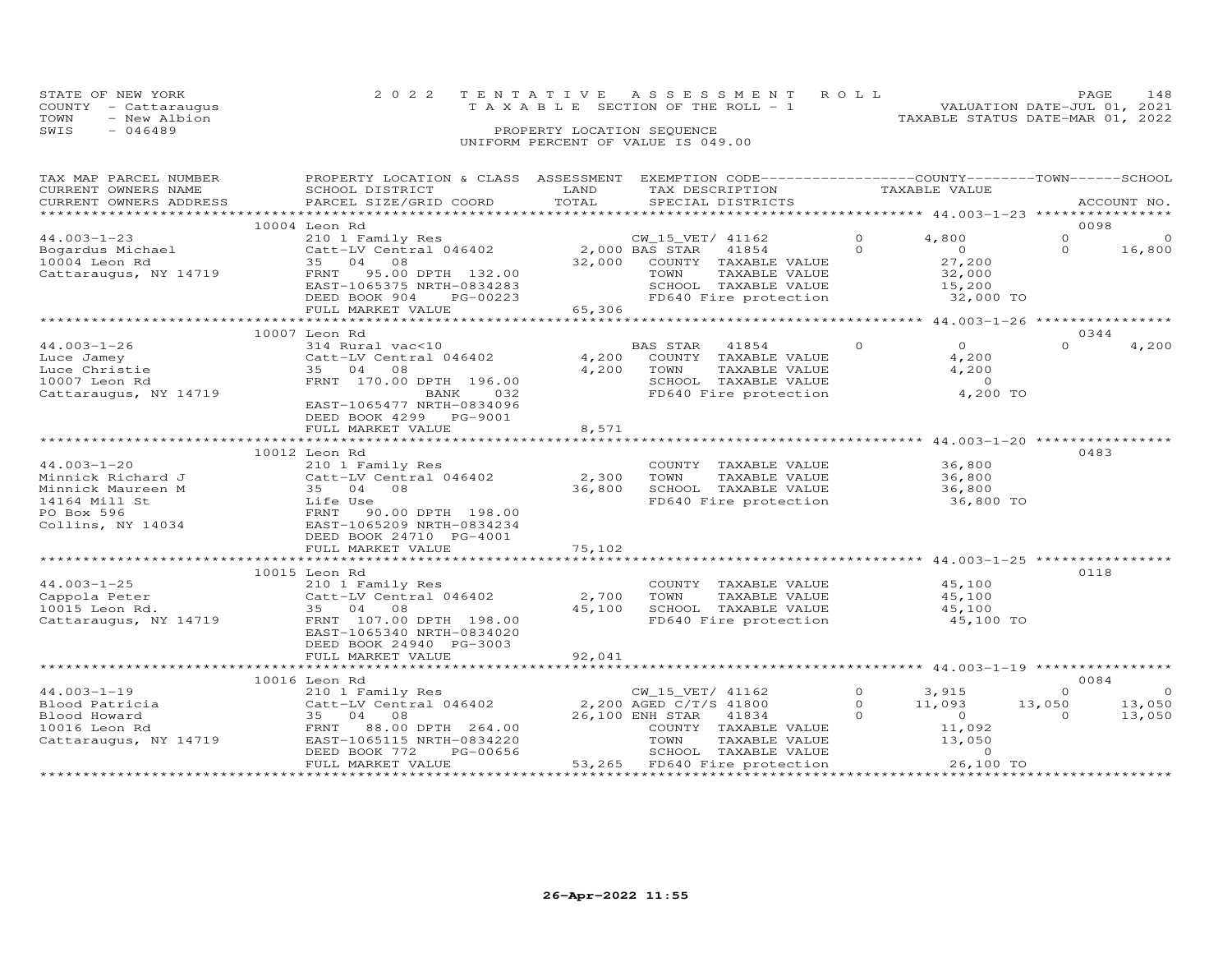STATE OF NEW YORK
COUNTY - Cattaraugus
TOWN - New Albion
SWIS - 046489

2 0 2 2 T E N T A T I V E A S S E S S M E N T R O L L
T A X A B L E SECTION OF THE ROLL - 1
PROPERTY LOCATION SEQUENCE
UNIFORM PERCENT OF VALUE IS 049.00

VALUATION DATE-JUL 01, 2021
TAXABLE STATUS DATE-MAR 01, 2022

| TAX MAP PARCEL NUMBER / CURRENT OWNERS NAME / CURRENT OWNERS ADDRESS | PROPERTY LOCATION & CLASS / SCHOOL DISTRICT / PARCEL SIZE/GRID COORD | ASSESSMENT LAND / TOTAL | EXEMPTION CODE / TAX DESCRIPTION / SPECIAL DISTRICTS | COUNTY | TOWN | SCHOOL | ACCOUNT NO. |
|---|---|---|---|---|---|---|---|
| **44.003-1-23** | 10004 Leon Rd | | | | | | 0098 |
| Bogardus Michael | 210 1 Family Res | | CW_15_VET/ 41162 | 4,800 | 0 | 0 | |
| 10004 Leon Rd | Catt-LV Central 046402 | 2,000 | BAS STAR 41854 | 0 | 0 | 16,800 | |
| Cattaraugus, NY 14719 | 35 04 08 | 32,000 | COUNTY TAXABLE VALUE | 27,200 | | | |
| | FRNT 95.00 DPTH 132.00 | | TOWN TAXABLE VALUE | | 32,000 | | |
| | EAST-1065375 NRTH-0834283 | | SCHOOL TAXABLE VALUE | | | 15,200 | |
| | DEED BOOK 904 PG-00223 | | FD640 Fire protection | 32,000 TO | | | |
| | FULL MARKET VALUE | 65,306 | | | | | |
| **44.003-1-26** | 10007 Leon Rd | | | | | | 0344 |
| Luce Jamey | 314 Rural vac<10 | | BAS STAR 41854 | 0 | 0 | 4,200 | |
| Luce Christie | Catt-LV Central 046402 | 4,200 | COUNTY TAXABLE VALUE | 4,200 | | | |
| 10007 Leon Rd | 35 04 08 | 4,200 | TOWN TAXABLE VALUE | | 4,200 | | |
| Cattaraugus, NY 14719 | FRNT 170.00 DPTH 196.00 | | SCHOOL TAXABLE VALUE | | | 0 | |
| | BANK 032 | | FD640 Fire protection | 4,200 TO | | | |
| | EAST-1065477 NRTH-0834096 | | | | | | |
| | DEED BOOK 4299 PG-9001 | | | | | | |
| | FULL MARKET VALUE | 8,571 | | | | | |
| **44.003-1-20** | 10012 Leon Rd | | | | | | 0483 |
| Minnick Richard J | 210 1 Family Res | | COUNTY TAXABLE VALUE | 36,800 | | | |
| Minnick Maureen M | Catt-LV Central 046402 | 2,300 | TOWN TAXABLE VALUE | | 36,800 | | |
| 14164 Mill St | 35 04 08 | 36,800 | SCHOOL TAXABLE VALUE | | | 36,800 | |
| PO Box 596 | Life Use | | FD640 Fire protection | 36,800 TO | | | |
| Collins, NY 14034 | FRNT 90.00 DPTH 198.00 | | | | | | |
| | EAST-1065209 NRTH-0834234 | | | | | | |
| | DEED BOOK 24710 PG-4001 | | | | | | |
| | FULL MARKET VALUE | 75,102 | | | | | |
| **44.003-1-25** | 10015 Leon Rd | | | | | | 0118 |
| Cappola Peter | 210 1 Family Res | | COUNTY TAXABLE VALUE | 45,100 | | | |
| 10015 Leon Rd. | Catt-LV Central 046402 | 2,700 | TOWN TAXABLE VALUE | | 45,100 | | |
| Cattaraugus, NY 14719 | 35 04 08 | 45,100 | SCHOOL TAXABLE VALUE | | | 45,100 | |
| | FRNT 107.00 DPTH 198.00 | | FD640 Fire protection | 45,100 TO | | | |
| | EAST-1065340 NRTH-0834020 | | | | | | |
| | DEED BOOK 24940 PG-3003 | | | | | | |
| | FULL MARKET VALUE | 92,041 | | | | | |
| **44.003-1-19** | 10016 Leon Rd | | | | | | 0084 |
| Blood Patricia | 210 1 Family Res | | CW_15_VET/ 41162 | 3,915 | 0 | 0 | |
| Blood Howard | Catt-LV Central 046402 | 2,200 | AGED C/T/S 41800 | 11,093 | 13,050 | 13,050 | |
| 10016 Leon Rd | 35 04 08 | 26,100 | ENH STAR 41834 | 0 | 0 | 13,050 | |
| Cattaraugus, NY 14719 | FRNT 88.00 DPTH 264.00 | | COUNTY TAXABLE VALUE | 11,092 | | | |
| | EAST-1065115 NRTH-0834220 | | TOWN TAXABLE VALUE | | 13,050 | | |
| | DEED BOOK 772 PG-00656 | | SCHOOL TAXABLE VALUE | | | 0 | |
| | FULL MARKET VALUE | 53,265 | FD640 Fire protection | 26,100 TO | | | |

26-Apr-2022 11:55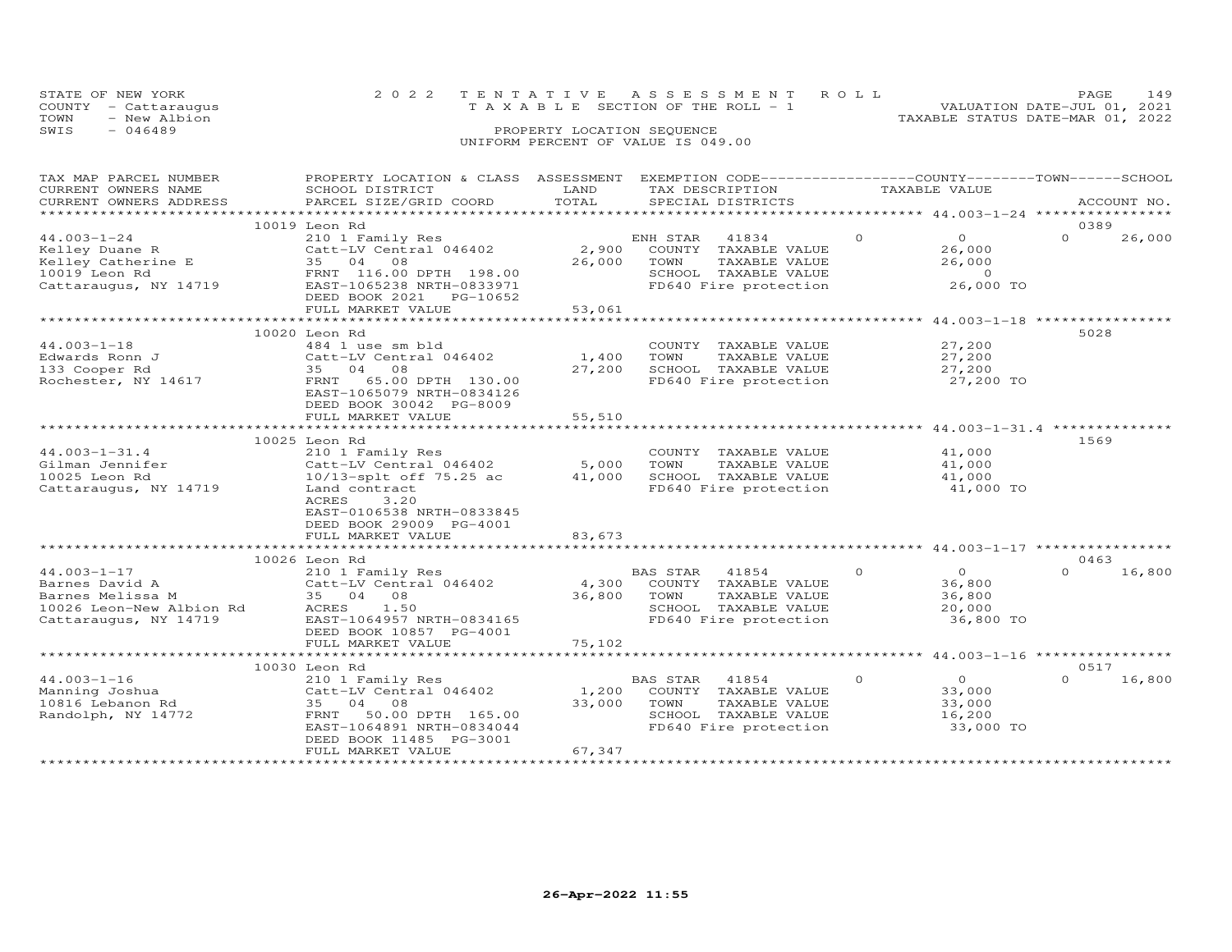STATE OF NEW YORK
COUNTY - Cattaraugus
TOWN - New Albion
SWIS - 046489

2022 TENTATIVE ASSESSMENT ROLL
TAXABLE SECTION OF THE ROLL - 1
PROPERTY LOCATION SEQUENCE
UNIFORM PERCENT OF VALUE IS 049.00

VALUATION DATE-JUL 01, 2021
TAXABLE STATUS DATE-MAR 01, 2022

| TAX MAP PARCEL NUMBER / CURRENT OWNERS NAME / CURRENT OWNERS ADDRESS | PROPERTY LOCATION & CLASS / SCHOOL DISTRICT / PARCEL SIZE/GRID COORD | ASSESSMENT LAND | TOTAL | EXEMPTION CODE / TAX DESCRIPTION / SPECIAL DISTRICTS | COUNTY TAXABLE VALUE | TOWN | SCHOOL | ACCOUNT NO. |
|---|---|---|---|---|---|---|---|---|
| | 10019 Leon Rd | | | | | | | 0389 |
| 44.003-1-24 | 210 1 Family Res | | | ENH STAR 41834 | 0 | 0 | 26,000 | |
| Kelley Duane R | Catt-LV Central 046402 | 2,900 | | COUNTY TAXABLE VALUE | 26,000 | | | |
| Kelley Catherine E | 35 04 08 | | 26,000 | TOWN TAXABLE VALUE | 26,000 | | | |
| 10019 Leon Rd | FRNT 116.00 DPTH 198.00 | | | SCHOOL TAXABLE VALUE | 0 | | | |
| Cattaraugus, NY 14719 | EAST-1065238 NRTH-0833971 | | | FD640 Fire protection | 26,000 TO | | | |
| | DEED BOOK 2021 PG-10652 | | | | | | | |
| | FULL MARKET VALUE | | 53,061 | | | | | |
| | 10020 Leon Rd | | | | | | | 5028 |
| 44.003-1-18 | 484 1 use sm bld | | | COUNTY TAXABLE VALUE | 27,200 | | | |
| Edwards Ronn J | Catt-LV Central 046402 | 1,400 | | TOWN TAXABLE VALUE | 27,200 | | | |
| 133 Cooper Rd | 35 04 08 | | 27,200 | SCHOOL TAXABLE VALUE | 27,200 | | | |
| Rochester, NY 14617 | FRNT 65.00 DPTH 130.00 | | | FD640 Fire protection | 27,200 TO | | | |
| | EAST-1065079 NRTH-0834126 | | | | | | | |
| | DEED BOOK 30042 PG-8009 | | | | | | | |
| | FULL MARKET VALUE | | 55,510 | | | | | |
| | 10025 Leon Rd | | | | | | | 1569 |
| 44.003-1-31.4 | 210 1 Family Res | | | COUNTY TAXABLE VALUE | 41,000 | | | |
| Gilman Jennifer | Catt-LV Central 046402 | 5,000 | | TOWN TAXABLE VALUE | 41,000 | | | |
| 10025 Leon Rd | 10/13-splt off 75.25 ac | | 41,000 | SCHOOL TAXABLE VALUE | 41,000 | | | |
| Cattaraugus, NY 14719 | Land contract | | | FD640 Fire protection | 41,000 TO | | | |
| | ACRES 3.20 | | | | | | | |
| | EAST-0106538 NRTH-0833845 | | | | | | | |
| | DEED BOOK 29009 PG-4001 | | | | | | | |
| | FULL MARKET VALUE | | 83,673 | | | | | |
| | 10026 Leon Rd | | | | | | | 0463 |
| 44.003-1-17 | 210 1 Family Res | | | BAS STAR 41854 | 0 | 0 | 16,800 | |
| Barnes David A | Catt-LV Central 046402 | 4,300 | | COUNTY TAXABLE VALUE | 36,800 | | | |
| Barnes Melissa M | 35 04 08 | | 36,800 | TOWN TAXABLE VALUE | 36,800 | | | |
| 10026 Leon-New Albion Rd | ACRES 1.50 | | | SCHOOL TAXABLE VALUE | 20,000 | | | |
| Cattaraugus, NY 14719 | EAST-1064957 NRTH-0834165 | | | FD640 Fire protection | 36,800 TO | | | |
| | DEED BOOK 10857 PG-4001 | | | | | | | |
| | FULL MARKET VALUE | | 75,102 | | | | | |
| | 10030 Leon Rd | | | | | | | 0517 |
| 44.003-1-16 | 210 1 Family Res | | | BAS STAR 41854 | 0 | 0 | 16,800 | |
| Manning Joshua | Catt-LV Central 046402 | 1,200 | | COUNTY TAXABLE VALUE | 33,000 | | | |
| 10816 Lebanon Rd | 35 04 08 | | 33,000 | TOWN TAXABLE VALUE | 33,000 | | | |
| Randolph, NY 14772 | FRNT 50.00 DPTH 165.00 | | | SCHOOL TAXABLE VALUE | 16,200 | | | |
| | EAST-1064891 NRTH-0834044 | | | FD640 Fire protection | 33,000 TO | | | |
| | DEED BOOK 11485 PG-3001 | | | | | | | |
| | FULL MARKET VALUE | | 67,347 | | | | | |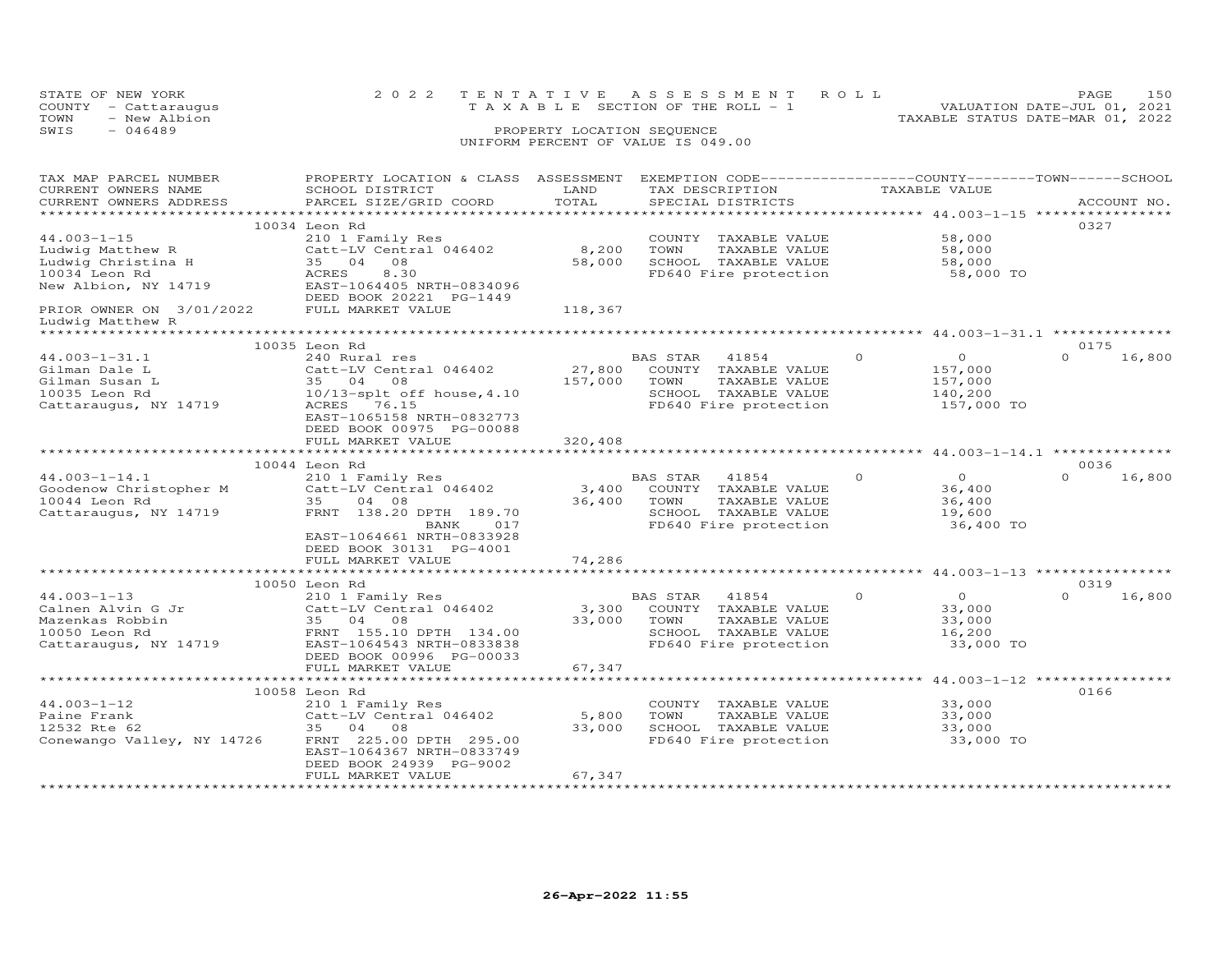STATE OF NEW YORK | COUNTY - Cattaraugus | TOWN - New Albion | SWIS - 046489

2022 TENTATIVE ASSESSMENT ROLL
TAXABLE SECTION OF THE ROLL - 1
PROPERTY LOCATION SEQUENCE
UNIFORM PERCENT OF VALUE IS 049.00

VALUATION DATE-JUL 01, 2021
TAXABLE STATUS DATE-MAR 01, 2022

| TAX MAP PARCEL NUMBER / CURRENT OWNERS NAME / CURRENT OWNERS ADDRESS | PROPERTY LOCATION & CLASS / SCHOOL DISTRICT / PARCEL SIZE/GRID COORD | ASSESSMENT LAND | TOTAL | EXEMPTION CODE / TAX DESCRIPTION / SPECIAL DISTRICTS | | COUNTY | TOWN | SCHOOL | TAXABLE VALUE | ACCOUNT NO. |
|---|---|---|---|---|---|---|---|---|---|---|
| **44.003-1-15** | 10034 Leon Rd | | | | | | | | | 0327 |
| Ludwig Matthew R | 210 1 Family Res | | | COUNTY TAXABLE VALUE | | | | | 58,000 | |
| Ludwig Christina H | Catt-LV Central 046402 | 8,200 | | TOWN TAXABLE VALUE | | | | | 58,000 | |
| 10034 Leon Rd | 35 04 08 | | 58,000 | SCHOOL TAXABLE VALUE | | | | | 58,000 | |
| New Albion, NY 14719 | ACRES 8.30 | | | FD640 Fire protection | | | | | 58,000 TO | |
| | EAST-1064405 NRTH-0834096 | | | | | | | | | |
| | DEED BOOK 20221 PG-1449 | | | | | | | | | |
| PRIOR OWNER ON 3/01/2022 | FULL MARKET VALUE | | 118,367 | | | | | | | |
| Ludwig Matthew R | | | | | | | | | | |
| **44.003-1-31.1** | 10035 Leon Rd | | | | | | | | | 0175 |
| Gilman Dale L | 240 Rural res | | | BAS STAR | 41854 | 0 | 0 | 16,800 | | |
| Gilman Susan L | Catt-LV Central 046402 | 27,800 | | COUNTY TAXABLE VALUE | | | | | 157,000 | |
| 10035 Leon Rd | 35 04 08 | | 157,000 | TOWN TAXABLE VALUE | | | | | 157,000 | |
| Cattaraugus, NY 14719 | 10/13-splt off house,4.10 | | | SCHOOL TAXABLE VALUE | | | | | 140,200 | |
| | ACRES 76.15 | | | FD640 Fire protection | | | | | 157,000 TO | |
| | EAST-1065158 NRTH-0832773 | | | | | | | | | |
| | DEED BOOK 00975 PG-00088 | | | | | | | | | |
| | FULL MARKET VALUE | | 320,408 | | | | | | | |
| **44.003-1-14.1** | 10044 Leon Rd | | | | | | | | | 0036 |
| Goodenow Christopher M | 210 1 Family Res | | | BAS STAR | 41854 | 0 | 0 | 16,800 | | |
| 10044 Leon Rd | Catt-LV Central 046402 | 3,400 | | COUNTY TAXABLE VALUE | | | | | 36,400 | |
| Cattaraugus, NY 14719 | 35 04 08 | | 36,400 | TOWN TAXABLE VALUE | | | | | 36,400 | |
| | FRNT 138.20 DPTH 189.70 | | | SCHOOL TAXABLE VALUE | | | | | 19,600 | |
| | BANK 017 | | | FD640 Fire protection | | | | | 36,400 TO | |
| | EAST-1064661 NRTH-0833928 | | | | | | | | | |
| | DEED BOOK 30131 PG-4001 | | | | | | | | | |
| | FULL MARKET VALUE | | 74,286 | | | | | | | |
| **44.003-1-13** | 10050 Leon Rd | | | | | | | | | 0319 |
| Calnen Alvin G Jr | 210 1 Family Res | | | BAS STAR | 41854 | 0 | 0 | 16,800 | | |
| Mazenkas Robbin | Catt-LV Central 046402 | 3,300 | | COUNTY TAXABLE VALUE | | | | | 33,000 | |
| 10050 Leon Rd | 35 04 08 | | 33,000 | TOWN TAXABLE VALUE | | | | | 33,000 | |
| Cattaraugus, NY 14719 | FRNT 155.10 DPTH 134.00 | | | SCHOOL TAXABLE VALUE | | | | | 16,200 | |
| | EAST-1064543 NRTH-0833838 | | | FD640 Fire protection | | | | | 33,000 TO | |
| | DEED BOOK 00996 PG-00033 | | | | | | | | | |
| | FULL MARKET VALUE | | 67,347 | | | | | | | |
| **44.003-1-12** | 10058 Leon Rd | | | | | | | | | 0166 |
| Paine Frank | 210 1 Family Res | | | COUNTY TAXABLE VALUE | | | | | 33,000 | |
| 12532 Rte 62 | Catt-LV Central 046402 | 5,800 | | TOWN TAXABLE VALUE | | | | | 33,000 | |
| Conewango Valley, NY 14726 | 35 04 08 | | 33,000 | SCHOOL TAXABLE VALUE | | | | | 33,000 | |
| | FRNT 225.00 DPTH 295.00 | | | FD640 Fire protection | | | | | 33,000 TO | |
| | EAST-1064367 NRTH-0833749 | | | | | | | | | |
| | DEED BOOK 24939 PG-9002 | | | | | | | | | |
| | FULL MARKET VALUE | | 67,347 | | | | | | | |

26-Apr-2022 11:55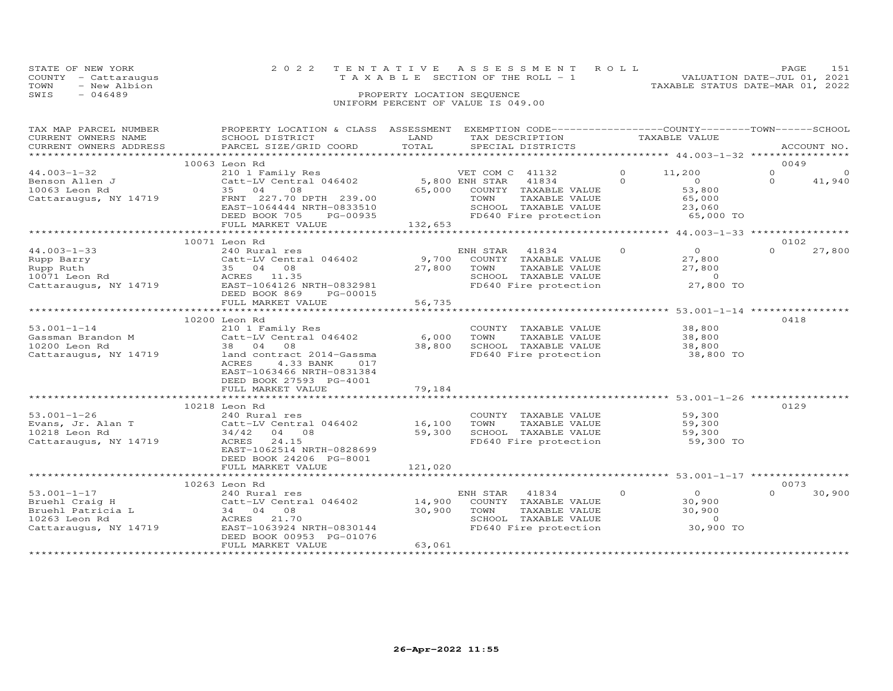STATE OF NEW YORK
COUNTY - Cattaraugus
TOWN - New Albion
SWIS - 046489

2022 TENTATIVE ASSESSMENT ROLL
TAXABLE SECTION OF THE ROLL - 1
PROPERTY LOCATION SEQUENCE
UNIFORM PERCENT OF VALUE IS 049.00

VALUATION DATE-JUL 01, 2021
TAXABLE STATUS DATE-MAR 01, 2022

| TAX MAP PARCEL NUMBER / CURRENT OWNERS NAME / CURRENT OWNERS ADDRESS | PROPERTY LOCATION & CLASS / SCHOOL DISTRICT / PARCEL SIZE/GRID COORD | ASSESSMENT LAND / TOTAL | EXEMPTION CODE / TAX DESCRIPTION / SPECIAL DISTRICTS | COUNTY | TOWN | SCHOOL | TAXABLE VALUE | ACCOUNT NO. |
|---|---|---|---|---|---|---|---|---|
| **44.003-1-32** | 10063 Leon Rd | | | | | | | 0049 |
| | 210 1 Family Res | | VET COM C 41132 | 0 | 11,200 | 0 | 0 | |
| Benson Allen J | Catt-LV Central 046402 | 5,800 | ENH STAR 41834 | 0 | 0 | 0 | 41,940 | |
| 10063 Leon Rd | 35 04 08 | 65,000 | COUNTY TAXABLE VALUE | | | | 53,800 | |
| Cattaraugus, NY 14719 | FRNT 227.70 DPTH 239.00 | | TOWN TAXABLE VALUE | | | | 65,000 | |
| | EAST-1064444 NRTH-0833510 | | SCHOOL TAXABLE VALUE | | | | 23,060 | |
| | DEED BOOK 705 PG-00935 | | FD640 Fire protection | | | | 65,000 TO | |
| | FULL MARKET VALUE | 132,653 | | | | | | |
| **44.003-1-33** | 10071 Leon Rd | | | | | | | 0102 |
| | 240 Rural res | | ENH STAR 41834 | 0 | 0 | 0 | 27,800 | |
| Rupp Barry | Catt-LV Central 046402 | 9,700 | COUNTY TAXABLE VALUE | | | | 27,800 | |
| Rupp Ruth | 35 04 08 | 27,800 | TOWN TAXABLE VALUE | | | | 27,800 | |
| 10071 Leon Rd | ACRES 11.35 | | SCHOOL TAXABLE VALUE | | | | 0 | |
| Cattaraugus, NY 14719 | EAST-1064126 NRTH-0832981 | | FD640 Fire protection | | | | 27,800 TO | |
| | DEED BOOK 869 PG-00015 | | | | | | | |
| | FULL MARKET VALUE | 56,735 | | | | | | |
| **53.001-1-14** | 10200 Leon Rd | | | | | | | 0418 |
| | 210 1 Family Res | | COUNTY TAXABLE VALUE | | | | 38,800 | |
| Gassman Brandon M | Catt-LV Central 046402 | 6,000 | TOWN TAXABLE VALUE | | | | 38,800 | |
| 10200 Leon Rd | 38 04 08 | 38,800 | SCHOOL TAXABLE VALUE | | | | 38,800 | |
| Cattaraugus, NY 14719 | land contract 2014-Gassma | | FD640 Fire protection | | | | 38,800 TO | |
| | ACRES 4.33 BANK 017 | | | | | | | |
| | EAST-1063466 NRTH-0831384 | | | | | | | |
| | DEED BOOK 27593 PG-4001 | | | | | | | |
| | FULL MARKET VALUE | 79,184 | | | | | | |
| **53.001-1-26** | 10218 Leon Rd | | | | | | | 0129 |
| | 240 Rural res | | COUNTY TAXABLE VALUE | | | | 59,300 | |
| Evans, Jr. Alan T | Catt-LV Central 046402 | 16,100 | TOWN TAXABLE VALUE | | | | 59,300 | |
| 10218 Leon Rd | 34/42 04 08 | 59,300 | SCHOOL TAXABLE VALUE | | | | 59,300 | |
| Cattaraugus, NY 14719 | ACRES 24.15 | | FD640 Fire protection | | | | 59,300 TO | |
| | EAST-1062514 NRTH-0828699 | | | | | | | |
| | DEED BOOK 24206 PG-8001 | | | | | | | |
| | FULL MARKET VALUE | 121,020 | | | | | | |
| **53.001-1-17** | 10263 Leon Rd | | | | | | | 0073 |
| | 240 Rural res | | ENH STAR 41834 | 0 | 0 | 0 | 30,900 | |
| Bruehl Craig H | Catt-LV Central 046402 | 14,900 | COUNTY TAXABLE VALUE | | | | 30,900 | |
| Bruehl Patricia L | 34 04 08 | 30,900 | TOWN TAXABLE VALUE | | | | 30,900 | |
| 10263 Leon Rd | ACRES 21.70 | | SCHOOL TAXABLE VALUE | | | | 0 | |
| Cattaraugus, NY 14719 | EAST-1063924 NRTH-0830144 | | FD640 Fire protection | | | | 30,900 TO | |
| | DEED BOOK 00953 PG-01076 | | | | | | | |
| | FULL MARKET VALUE | 63,061 | | | | | | |

26-Apr-2022 11:55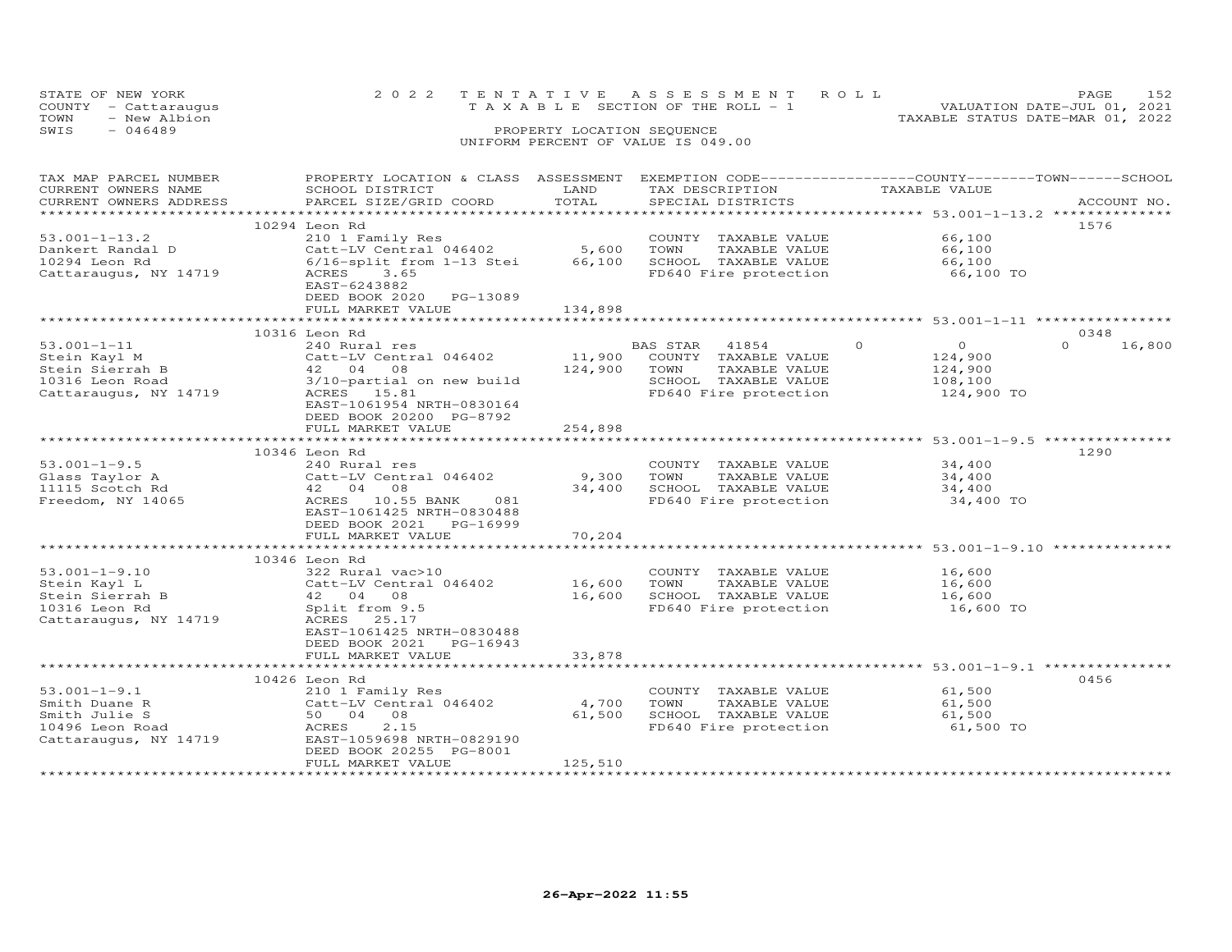STATE OF NEW YORK — 2022 TENTATIVE ASSESSMENT ROLL
COUNTY - Cattaraugus — TAXABLE SECTION OF THE ROLL - 1 — VALUATION DATE-JUL 01, 2021
TOWN - New Albion — TAXABLE STATUS DATE-MAR 01, 2022
SWIS - 046489 — PROPERTY LOCATION SEQUENCE
UNIFORM PERCENT OF VALUE IS 049.00

| TAX MAP PARCEL NUMBER / CURRENT OWNERS NAME / CURRENT OWNERS ADDRESS | PROPERTY LOCATION & CLASS / SCHOOL DISTRICT / PARCEL SIZE/GRID COORD | ASSESSMENT LAND / TOTAL | EXEMPTION CODE / TAX DESCRIPTION / SPECIAL DISTRICTS | COUNTY / TOWN / SCHOOL TAXABLE VALUE | ACCOUNT NO. |
|---|---|---|---|---|---|
| **53.001-1-13.2** | 10294 Leon Rd | | | | 1576 |
| Dankert Randal D | 210 1 Family Res | | COUNTY TAXABLE VALUE | 66,100 | |
| 10294 Leon Rd | Catt-LV Central 046402 | 5,600 | TOWN TAXABLE VALUE | 66,100 | |
| Cattaraugus, NY 14719 | 6/16-split from 1-13 Stei | 66,100 | SCHOOL TAXABLE VALUE | 66,100 | |
| | ACRES 3.65 | | FD640 Fire protection | 66,100 TO | |
| | EAST-6243882 | | | | |
| | DEED BOOK 2020 PG-13089 | | | | |
| | FULL MARKET VALUE | 134,898 | | | |
| **53.001-1-11** | 10316 Leon Rd | | | | 0348 |
| Stein Kayl M | 240 Rural res | | BAS STAR 41854 | 0 / 0 / 16,800 | |
| Stein Sierrah B | Catt-LV Central 046402 | 11,900 | COUNTY TAXABLE VALUE | 124,900 | |
| 10316 Leon Road | 42 04 08 | 124,900 | TOWN TAXABLE VALUE | 124,900 | |
| Cattaraugus, NY 14719 | 3/10-partial on new build | | SCHOOL TAXABLE VALUE | 108,100 | |
| | ACRES 15.81 | | FD640 Fire protection | 124,900 TO | |
| | EAST-1061954 NRTH-0830164 | | | | |
| | DEED BOOK 20200 PG-8792 | | | | |
| | FULL MARKET VALUE | 254,898 | | | |
| **53.001-1-9.5** | 10346 Leon Rd | | | | 1290 |
| Glass Taylor A | 240 Rural res | | COUNTY TAXABLE VALUE | 34,400 | |
| 11115 Scotch Rd | Catt-LV Central 046402 | 9,300 | TOWN TAXABLE VALUE | 34,400 | |
| Freedom, NY 14065 | 42 04 08 | 34,400 | SCHOOL TAXABLE VALUE | 34,400 | |
| | ACRES 10.55 BANK 081 | | FD640 Fire protection | 34,400 TO | |
| | EAST-1061425 NRTH-0830488 | | | | |
| | DEED BOOK 2021 PG-16999 | | | | |
| | FULL MARKET VALUE | 70,204 | | | |
| **53.001-1-9.10** | 10346 Leon Rd | | | | |
| Stein Kayl L | 322 Rural vac>10 | | COUNTY TAXABLE VALUE | 16,600 | |
| Stein Sierrah B | Catt-LV Central 046402 | 16,600 | TOWN TAXABLE VALUE | 16,600 | |
| 10316 Leon Rd | 42 04 08 | 16,600 | SCHOOL TAXABLE VALUE | 16,600 | |
| Cattaraugus, NY 14719 | Split from 9.5 | | FD640 Fire protection | 16,600 TO | |
| | ACRES 25.17 | | | | |
| | EAST-1061425 NRTH-0830488 | | | | |
| | DEED BOOK 2021 PG-16943 | | | | |
| | FULL MARKET VALUE | 33,878 | | | |
| **53.001-1-9.1** | 10426 Leon Rd | | | | 0456 |
| Smith Duane R | 210 1 Family Res | | COUNTY TAXABLE VALUE | 61,500 | |
| Smith Julie S | Catt-LV Central 046402 | 4,700 | TOWN TAXABLE VALUE | 61,500 | |
| 10496 Leon Road | 50 04 08 | 61,500 | SCHOOL TAXABLE VALUE | 61,500 | |
| Cattaraugus, NY 14719 | ACRES 2.15 | | FD640 Fire protection | 61,500 TO | |
| | EAST-1059698 NRTH-0829190 | | | | |
| | DEED BOOK 20255 PG-8001 | | | | |
| | FULL MARKET VALUE | 125,510 | | | |

26-Apr-2022 11:55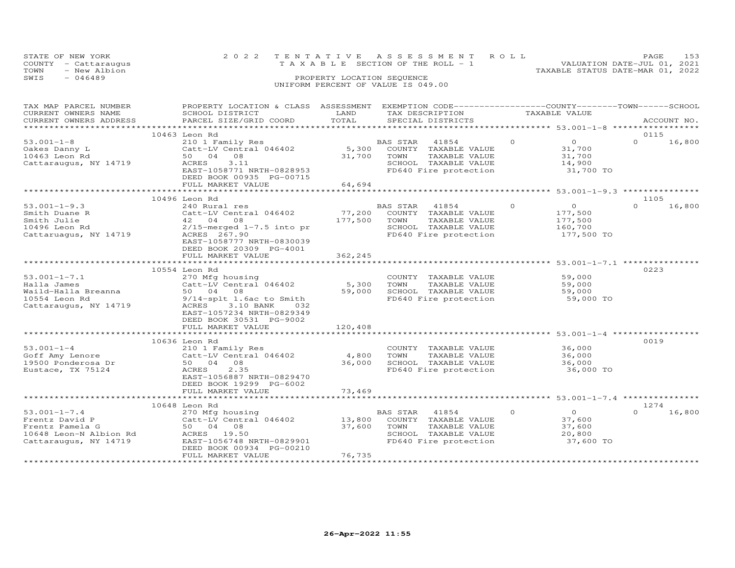STATE OF NEW YORK
COUNTY - Cattaraugus
TOWN - New Albion
SWIS - 046489

2 0 2 2 T E N T A T I V E A S S E S S M E N T R O L L
T A X A B L E SECTION OF THE ROLL - 1
PROPERTY LOCATION SEQUENCE
UNIFORM PERCENT OF VALUE IS 049.00

VALUATION DATE-JUL 01, 2021
TAXABLE STATUS DATE-MAR 01, 2022

| TAX MAP PARCEL NUMBER / CURRENT OWNERS NAME / CURRENT OWNERS ADDRESS | PROPERTY LOCATION & CLASS / SCHOOL DISTRICT / PARCEL SIZE/GRID COORD | ASSESSMENT LAND | TOTAL | EXEMPTION CODE / TAX DESCRIPTION / SPECIAL DISTRICTS | COUNTY | TOWN | SCHOOL / ACCOUNT NO. |
|---|---|---|---|---|---|---|---|
| **53.001-1-8** | 10463 Leon Rd | | | | | | 0115 |
| Oakes Danny L | 210 1 Family Res | | | BAS STAR 41854 | 0 | 0 | 16,800 |
| 10463 Leon Rd | Catt-LV Central 046402 | 5,300 | | COUNTY TAXABLE VALUE | 31,700 | | |
| Cattaraugus, NY 14719 | 50 04 08 | | 31,700 | TOWN TAXABLE VALUE | | 31,700 | |
| | ACRES 3.11 | | | SCHOOL TAXABLE VALUE | | | 14,900 |
| | EAST-1058771 NRTH-0828953 | | | FD640 Fire protection | 31,700 TO | | |
| | DEED BOOK 00935 PG-00715 | | | | | | |
| | FULL MARKET VALUE | | 64,694 | | | | |
| **53.001-1-9.3** | 10496 Leon Rd | | | | | | 1105 |
| Smith Duane R | 240 Rural res | | | BAS STAR 41854 | 0 | 0 | 16,800 |
| Smith Julie | Catt-LV Central 046402 | 77,200 | | COUNTY TAXABLE VALUE | 177,500 | | |
| 10496 Leon Rd | 42 04 08 | | 177,500 | TOWN TAXABLE VALUE | | 177,500 | |
| Cattaruagus, NY 14719 | 2/15-merged 1-7.5 into pr | | | SCHOOL TAXABLE VALUE | | | 160,700 |
| | ACRES 267.90 | | | FD640 Fire protection | 177,500 TO | | |
| | EAST-1058777 NRTH-0830039 | | | | | | |
| | DEED BOOK 20309 PG-4001 | | | | | | |
| | FULL MARKET VALUE | | 362,245 | | | | |
| **53.001-1-7.1** | 10554 Leon Rd | | | | | | 0223 |
| Halla James | 270 Mfg housing | | | COUNTY TAXABLE VALUE | 59,000 | | |
| Waild-Halla Breanna | Catt-LV Central 046402 | 5,300 | | TOWN TAXABLE VALUE | | 59,000 | |
| 10554 Leon Rd | 50 04 08 | | 59,000 | SCHOOL TAXABLE VALUE | | | 59,000 |
| Cattaraugus, NY 14719 | 9/14-splt 1.6ac to Smith | | | FD640 Fire protection | 59,000 TO | | |
| | ACRES 3.10 BANK 032 | | | | | | |
| | EAST-1057234 NRTH-0829349 | | | | | | |
| | DEED BOOK 30531 PG-9002 | | | | | | |
| | FULL MARKET VALUE | | 120,408 | | | | |
| **53.001-1-4** | 10636 Leon Rd | | | | | | 0019 |
| Goff Amy Lenore | 210 1 Family Res | | | COUNTY TAXABLE VALUE | 36,000 | | |
| 19500 Ponderosa Dr | Catt-LV Central 046402 | 4,800 | | TOWN TAXABLE VALUE | | 36,000 | |
| Eustace, TX 75124 | 50 04 08 | | 36,000 | SCHOOL TAXABLE VALUE | | | 36,000 |
| | ACRES 2.35 | | | FD640 Fire protection | 36,000 TO | | |
| | EAST-1056887 NRTH-0829470 | | | | | | |
| | DEED BOOK 19299 PG-6002 | | | | | | |
| | FULL MARKET VALUE | | 73,469 | | | | |
| **53.001-1-7.4** | 10648 Leon Rd | | | | | | 1274 |
| Frentz David P | 270 Mfg housing | | | BAS STAR 41854 | 0 | 0 | 16,800 |
| Frentz Pamela G | Catt-LV Central 046402 | 13,800 | | COUNTY TAXABLE VALUE | 37,600 | | |
| 10648 Leon-N Albion Rd | 50 04 08 | | 37,600 | TOWN TAXABLE VALUE | | 37,600 | |
| Cattaraugus, NY 14719 | ACRES 19.50 | | | SCHOOL TAXABLE VALUE | | | 20,800 |
| | EAST-1056748 NRTH-0829901 | | | FD640 Fire protection | 37,600 TO | | |
| | DEED BOOK 00934 PG-00210 | | | | | | |
| | FULL MARKET VALUE | | 76,735 | | | | |

26-Apr-2022 11:55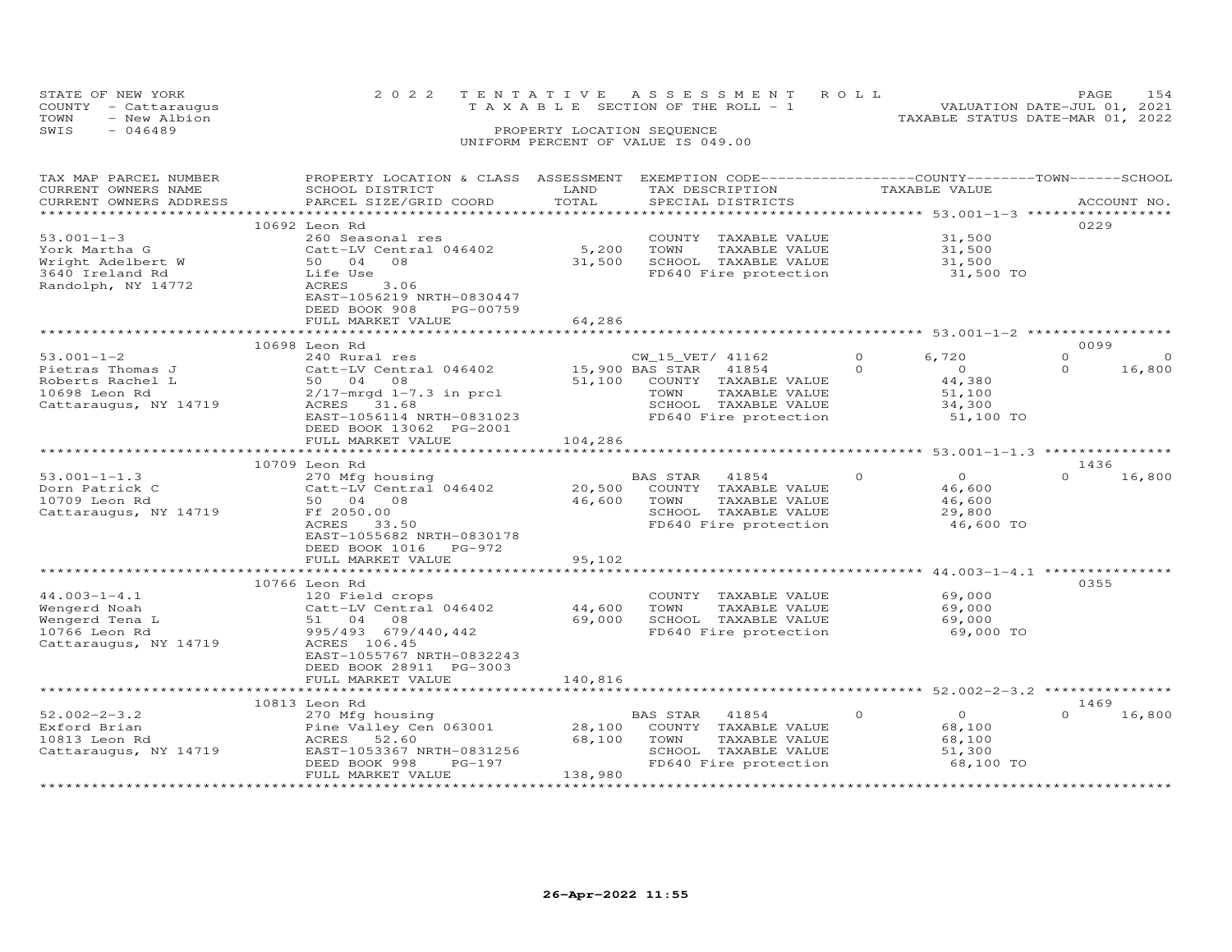STATE OF NEW YORK
COUNTY - Cattaraugus
TOWN - New Albion
SWIS - 046489

2022 TENTATIVE ASSESSMENT ROLL
TAXABLE SECTION OF THE ROLL - 1
PROPERTY LOCATION SEQUENCE
UNIFORM PERCENT OF VALUE IS 049.00

VALUATION DATE-JUL 01, 2021
TAXABLE STATUS DATE-MAR 01, 2022

| TAX MAP PARCEL NUMBER / CURRENT OWNERS NAME / CURRENT OWNERS ADDRESS | PROPERTY LOCATION & CLASS / SCHOOL DISTRICT / PARCEL SIZE/GRID COORD | ASSESSMENT LAND | TOTAL | EXEMPTION CODE / TAX DESCRIPTION / SPECIAL DISTRICTS | COUNTY | TOWN | SCHOOL | TAXABLE VALUE | ACCOUNT NO. |
|---|---|---|---|---|---|---|---|---|---|
| 53.001-1-3 | 10692 Leon Rd | | | | | | | | 0229 |
| York Martha G | 260 Seasonal res | | | COUNTY TAXABLE VALUE | | | | 31,500 | |
| Wright Adelbert W | Catt-LV Central 046402 | 5,200 | | TOWN TAXABLE VALUE | | | | 31,500 | |
| 3640 Ireland Rd | 50 04 08 | | 31,500 | SCHOOL TAXABLE VALUE | | | | 31,500 | |
| Randolph, NY 14772 | Life Use | | | FD640 Fire protection | | | | 31,500 TO | |
| | ACRES 3.06 | | | | | | | | |
| | EAST-1056219 NRTH-0830447 | | | | | | | | |
| | DEED BOOK 908 PG-00759 | | | | | | | | |
| | FULL MARKET VALUE | | 64,286 | | | | | | |
| 53.001-1-2 | 10698 Leon Rd | | | | | | | | 0099 |
| Pietras Thomas J | 240 Rural res | | | CW_15_VET/ 41162 | 0 | 6,720 | 0 | | 0 |
| Roberts Rachel L | Catt-LV Central 046402 | 15,900 | | BAS STAR 41854 | 0 | 0 | 0 | | 16,800 |
| 10698 Leon Rd | 50 04 08 | | 51,100 | COUNTY TAXABLE VALUE | | | | 44,380 | |
| Cattaraugus, NY 14719 | 2/17-mrgd 1-7.3 in prcl | | | TOWN TAXABLE VALUE | | | | 51,100 | |
| | ACRES 31.68 | | | SCHOOL TAXABLE VALUE | | | | 34,300 | |
| | EAST-1056114 NRTH-0831023 | | | FD640 Fire protection | | | | 51,100 TO | |
| | DEED BOOK 13062 PG-2001 | | | | | | | | |
| | FULL MARKET VALUE | | 104,286 | | | | | | |
| 53.001-1-1.3 | 10709 Leon Rd | | | | | | | | 1436 |
| Dorn Patrick C | 270 Mfg housing | | | BAS STAR 41854 | 0 | 0 | 0 | | 16,800 |
| 10709 Leon Rd | Catt-LV Central 046402 | 20,500 | | COUNTY TAXABLE VALUE | | | | 46,600 | |
| Cattaraugus, NY 14719 | 50 04 08 | | 46,600 | TOWN TAXABLE VALUE | | | | 46,600 | |
| | Ff 2050.00 | | | SCHOOL TAXABLE VALUE | | | | 29,800 | |
| | ACRES 33.50 | | | FD640 Fire protection | | | | 46,600 TO | |
| | EAST-1055682 NRTH-0830178 | | | | | | | | |
| | DEED BOOK 1016 PG-972 | | | | | | | | |
| | FULL MARKET VALUE | | 95,102 | | | | | | |
| 44.003-1-4.1 | 10766 Leon Rd | | | | | | | | 0355 |
| Wengerd Noah | 120 Field crops | | | COUNTY TAXABLE VALUE | | | | 69,000 | |
| Wengerd Tena L | Catt-LV Central 046402 | 44,600 | | TOWN TAXABLE VALUE | | | | 69,000 | |
| 10766 Leon Rd | 51 04 08 | | 69,000 | SCHOOL TAXABLE VALUE | | | | 69,000 | |
| Cattaraugus, NY 14719 | 995/493 679/440,442 | | | FD640 Fire protection | | | | 69,000 TO | |
| | ACRES 106.45 | | | | | | | | |
| | EAST-1055767 NRTH-0832243 | | | | | | | | |
| | DEED BOOK 28911 PG-3003 | | | | | | | | |
| | FULL MARKET VALUE | | 140,816 | | | | | | |
| 52.002-2-3.2 | 10813 Leon Rd | | | | | | | | 1469 |
| Exford Brian | 270 Mfg housing | | | BAS STAR 41854 | 0 | 0 | 0 | | 16,800 |
| 10813 Leon Rd | Pine Valley Cen 063001 | 28,100 | | COUNTY TAXABLE VALUE | | | | 68,100 | |
| Cattaraugus, NY 14719 | ACRES 52.60 | | 68,100 | TOWN TAXABLE VALUE | | | | 68,100 | |
| | EAST-1053367 NRTH-0831256 | | | SCHOOL TAXABLE VALUE | | | | 51,300 | |
| | DEED BOOK 998 PG-197 | | | FD640 Fire protection | | | | 68,100 TO | |
| | FULL MARKET VALUE | | 138,980 | | | | | | |

26-Apr-2022 11:55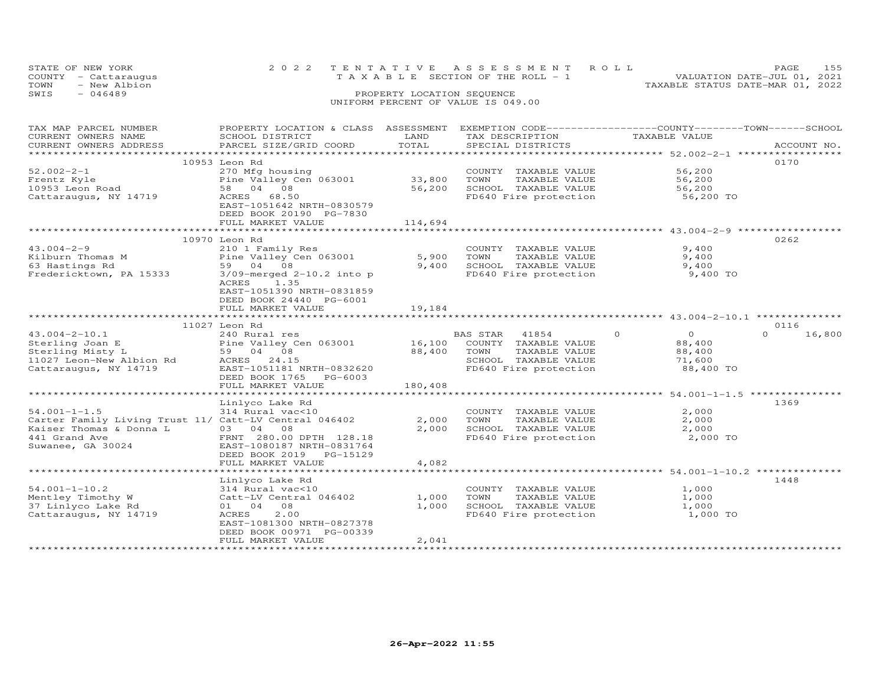STATE OF NEW YORK
COUNTY - Cattaraugus
TOWN - New Albion
SWIS - 046489

2022 TENTATIVE ASSESSMENT ROLL
TAXABLE SECTION OF THE ROLL - 1
PROPERTY LOCATION SEQUENCE
UNIFORM PERCENT OF VALUE IS 049.00

VALUATION DATE-JUL 01, 2021
TAXABLE STATUS DATE-MAR 01, 2022

| TAX MAP PARCEL NUMBER / CURRENT OWNERS NAME / CURRENT OWNERS ADDRESS | PROPERTY LOCATION & CLASS / SCHOOL DISTRICT / PARCEL SIZE/GRID COORD | ASSESSMENT LAND / TOTAL | EXEMPTION CODE / TAX DESCRIPTION / SPECIAL DISTRICTS | COUNTY / TOWN / SCHOOL TAXABLE VALUE | ACCOUNT NO. |
|---|---|---|---|---|---|
| **52.002-2-1** | 10953 Leon Rd | | | | 0170 |
| 52.002-2-1 | 270 Mfg housing | | COUNTY TAXABLE VALUE | 56,200 | |
| Frentz Kyle | Pine Valley Cen 063001 | 33,800 | TOWN TAXABLE VALUE | 56,200 | |
| 10953 Leon Road | 58 04 08 | 56,200 | SCHOOL TAXABLE VALUE | 56,200 | |
| Cattaraugus, NY 14719 | ACRES 68.50 | | FD640 Fire protection | 56,200 TO | |
| | EAST-1051642 NRTH-0830579 | | | | |
| | DEED BOOK 20190 PG-7830 | | | | |
| | FULL MARKET VALUE | 114,694 | | | |
| **43.004-2-9** | 10970 Leon Rd | | | | 0262 |
| 43.004-2-9 | 210 1 Family Res | | COUNTY TAXABLE VALUE | 9,400 | |
| Kilburn Thomas M | Pine Valley Cen 063001 | 5,900 | TOWN TAXABLE VALUE | 9,400 | |
| 63 Hastings Rd | 59 04 08 | 9,400 | SCHOOL TAXABLE VALUE | 9,400 | |
| Fredericktown, PA 15333 | 3/09-merged 2-10.2 into p | | FD640 Fire protection | 9,400 TO | |
| | ACRES 1.35 | | | | |
| | EAST-1051390 NRTH-0831859 | | | | |
| | DEED BOOK 24440 PG-6001 | | | | |
| | FULL MARKET VALUE | 19,184 | | | |
| **43.004-2-10.1** | 11027 Leon Rd | | | | 0116 |
| 43.004-2-10.1 | 240 Rural res | | BAS STAR 41854 | 0 / 0 / 16,800 | |
| Sterling Joan E | Pine Valley Cen 063001 | 16,100 | COUNTY TAXABLE VALUE | 88,400 | |
| Sterling Misty L | 59 04 08 | 88,400 | TOWN TAXABLE VALUE | 88,400 | |
| 11027 Leon-New Albion Rd | ACRES 24.15 | | SCHOOL TAXABLE VALUE | 71,600 | |
| Cattaraugus, NY 14719 | EAST-1051181 NRTH-0832620 | | FD640 Fire protection | 88,400 TO | |
| | DEED BOOK 1765 PG-6003 | | | | |
| | FULL MARKET VALUE | 180,408 | | | |
| **54.001-1-1.5** | Linlyco Lake Rd | | | | 1369 |
| 54.001-1-1.5 | 314 Rural vac<10 | | COUNTY TAXABLE VALUE | 2,000 | |
| Carter Family Living Trust 11/ | Catt-LV Central 046402 | 2,000 | TOWN TAXABLE VALUE | 2,000 | |
| Kaiser Thomas & Donna L | 03 04 08 | 2,000 | SCHOOL TAXABLE VALUE | 2,000 | |
| 441 Grand Ave | FRNT 280.00 DPTH 128.18 | | FD640 Fire protection | 2,000 TO | |
| Suwanee, GA 30024 | EAST-1080187 NRTH-0831764 | | | | |
| | DEED BOOK 2019 PG-15129 | | | | |
| | FULL MARKET VALUE | 4,082 | | | |
| **54.001-1-10.2** | Linlyco Lake Rd | | | | 1448 |
| 54.001-1-10.2 | 314 Rural vac<10 | | COUNTY TAXABLE VALUE | 1,000 | |
| Mentley Timothy W | Catt-LV Central 046402 | 1,000 | TOWN TAXABLE VALUE | 1,000 | |
| 37 Linlyco Lake Rd | 01 04 08 | 1,000 | SCHOOL TAXABLE VALUE | 1,000 | |
| Cattaraugus, NY 14719 | ACRES 2.00 | | FD640 Fire protection | 1,000 TO | |
| | EAST-1081300 NRTH-0827378 | | | | |
| | DEED BOOK 00971 PG-00339 | | | | |
| | FULL MARKET VALUE | 2,041 | | | |

26-Apr-2022 11:55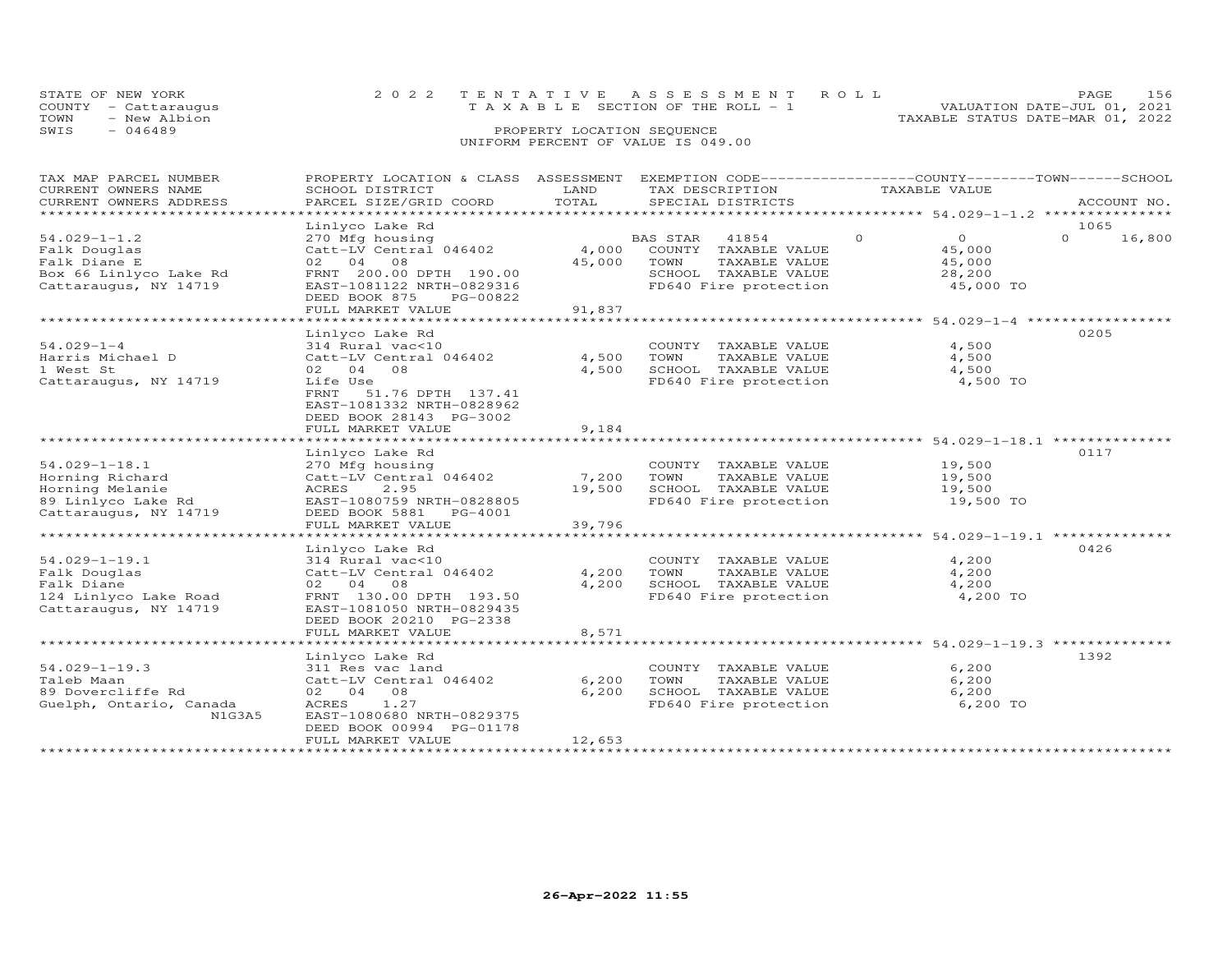STATE OF NEW YORK
COUNTY - Cattaraugus
TOWN - New Albion
SWIS - 046489

2022 TENTATIVE ASSESSMENT ROLL
TAXABLE SECTION OF THE ROLL - 1
PROPERTY LOCATION SEQUENCE
UNIFORM PERCENT OF VALUE IS 049.00

VALUATION DATE-JUL 01, 2021
TAXABLE STATUS DATE-MAR 01, 2022

| TAX MAP PARCEL NUMBER / CURRENT OWNERS NAME / CURRENT OWNERS ADDRESS | PROPERTY LOCATION & CLASS / SCHOOL DISTRICT / PARCEL SIZE/GRID COORD | ASSESSMENT LAND / TOTAL | EXEMPTION CODE / TAX DESCRIPTION / SPECIAL DISTRICTS | COUNTY | TOWN | SCHOOL TAXABLE VALUE | ACCOUNT NO. |
|---|---|---|---|---|---|---|---|
| 54.029-1-1.2 | Linlyco Lake Rd | | | | | | 1065 |
| | 270 Mfg housing | | BAS STAR 41854 | 0 | 0 | 16,800 | |
| Falk Douglas | Catt-LV Central 046402 | 4,000 | COUNTY TAXABLE VALUE | 45,000 | | | |
| Falk Diane E | 02 04 08 | 45,000 | TOWN TAXABLE VALUE | | 45,000 | | |
| Box 66 Linlyco Lake Rd | FRNT 200.00 DPTH 190.00 | | SCHOOL TAXABLE VALUE | | | 28,200 | |
| Cattaraugus, NY 14719 | EAST-1081122 NRTH-0829316 | | FD640 Fire protection | 45,000 TO | | | |
| | DEED BOOK 875 PG-00822 | | | | | | |
| | FULL MARKET VALUE | 91,837 | | | | | |
| 54.029-1-4 | Linlyco Lake Rd | | | | | | 0205 |
| | 314 Rural vac<10 | | COUNTY TAXABLE VALUE | 4,500 | | | |
| Harris Michael D | Catt-LV Central 046402 | 4,500 | TOWN TAXABLE VALUE | | 4,500 | | |
| 1 West St | 02 04 08 | 4,500 | SCHOOL TAXABLE VALUE | | | 4,500 | |
| Cattaraugus, NY 14719 | Life Use | | FD640 Fire protection | 4,500 TO | | | |
| | FRNT 51.76 DPTH 137.41 | | | | | | |
| | EAST-1081332 NRTH-0828962 | | | | | | |
| | DEED BOOK 28143 PG-3002 | | | | | | |
| | FULL MARKET VALUE | 9,184 | | | | | |
| 54.029-1-18.1 | Linlyco Lake Rd | | | | | | 0117 |
| | 270 Mfg housing | | COUNTY TAXABLE VALUE | 19,500 | | | |
| Horning Richard | Catt-LV Central 046402 | 7,200 | TOWN TAXABLE VALUE | | 19,500 | | |
| Horning Melanie | ACRES 2.95 | 19,500 | SCHOOL TAXABLE VALUE | | | 19,500 | |
| 89 Linlyco Lake Rd | EAST-1080759 NRTH-0828805 | | FD640 Fire protection | 19,500 TO | | | |
| Cattaraugus, NY 14719 | DEED BOOK 5881 PG-4001 | | | | | | |
| | FULL MARKET VALUE | 39,796 | | | | | |
| 54.029-1-19.1 | Linlyco Lake Rd | | | | | | 0426 |
| | 314 Rural vac<10 | | COUNTY TAXABLE VALUE | 4,200 | | | |
| Falk Douglas | Catt-LV Central 046402 | 4,200 | TOWN TAXABLE VALUE | | 4,200 | | |
| Falk Diane | 02 04 08 | 4,200 | SCHOOL TAXABLE VALUE | | | 4,200 | |
| 124 Linlyco Lake Road | FRNT 130.00 DPTH 193.50 | | FD640 Fire protection | 4,200 TO | | | |
| Cattaraugus, NY 14719 | EAST-1081050 NRTH-0829435 | | | | | | |
| | DEED BOOK 20210 PG-2338 | | | | | | |
| | FULL MARKET VALUE | 8,571 | | | | | |
| 54.029-1-19.3 | Linlyco Lake Rd | | | | | | 1392 |
| | 311 Res vac land | | COUNTY TAXABLE VALUE | 6,200 | | | |
| Taleb Maan | Catt-LV Central 046402 | 6,200 | TOWN TAXABLE VALUE | | 6,200 | | |
| 89 Dovercliffe Rd | 02 04 08 | 6,200 | SCHOOL TAXABLE VALUE | | | 6,200 | |
| Guelph, Ontario, Canada N1G3A5 | ACRES 1.27 | | FD640 Fire protection | 6,200 TO | | | |
| | EAST-1080680 NRTH-0829375 | | | | | | |
| | DEED BOOK 00994 PG-01178 | | | | | | |
| | FULL MARKET VALUE | 12,653 | | | | | |

26-Apr-2022 11:55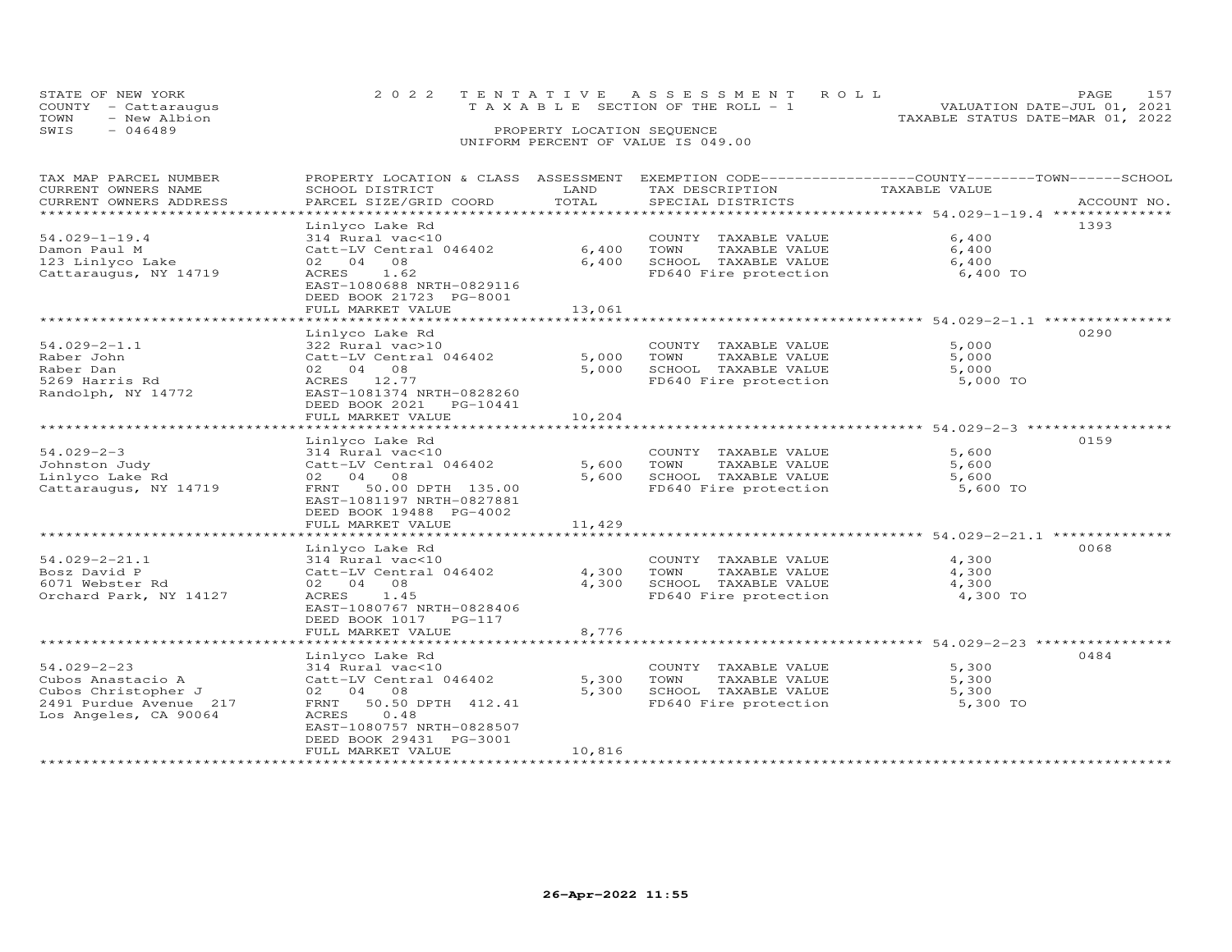STATE OF NEW YORK
COUNTY - Cattaraugus
TOWN - New Albion
SWIS - 046489

2022 TENTATIVE ASSESSMENT ROLL
TAXABLE SECTION OF THE ROLL - 1
PROPERTY LOCATION SEQUENCE
UNIFORM PERCENT OF VALUE IS 049.00

VALUATION DATE-JUL 01, 2021
TAXABLE STATUS DATE-MAR 01, 2022

| TAX MAP PARCEL NUMBER / CURRENT OWNERS NAME / CURRENT OWNERS ADDRESS | PROPERTY LOCATION & CLASS / SCHOOL DISTRICT / PARCEL SIZE/GRID COORD | ASSESSMENT LAND | TOTAL | EXEMPTION CODE / TAX DESCRIPTION / SPECIAL DISTRICTS | TAXABLE VALUE | ACCOUNT NO. |
|---|---|---|---|---|---|---|
| 54.029-1-19.4 | Linlyco Lake Rd | | | | | 1393 |
| Damon Paul M | 314 Rural vac<10 | | | COUNTY TAXABLE VALUE | 6,400 | |
| 123 Linlyco Lake | Catt-LV Central 046402 | 6,400 | | TOWN TAXABLE VALUE | 6,400 | |
| Cattaraugus, NY 14719 | 02 04 08 | | 6,400 | SCHOOL TAXABLE VALUE | 6,400 | |
| | ACRES 1.62 | | | FD640 Fire protection | 6,400 TO | |
| | EAST-1080688 NRTH-0829116 | | | | | |
| | DEED BOOK 21723 PG-8001 | | | | | |
| | FULL MARKET VALUE | | 13,061 | | | |
| 54.029-2-1.1 | Linlyco Lake Rd | | | | | 0290 |
| Raber John | 322 Rural vac>10 | | | COUNTY TAXABLE VALUE | 5,000 | |
| Raber Dan | Catt-LV Central 046402 | 5,000 | | TOWN TAXABLE VALUE | 5,000 | |
| 5269 Harris Rd | 02 04 08 | | 5,000 | SCHOOL TAXABLE VALUE | 5,000 | |
| Randolph, NY 14772 | ACRES 12.77 | | | FD640 Fire protection | 5,000 TO | |
| | EAST-1081374 NRTH-0828260 | | | | | |
| | DEED BOOK 2021 PG-10441 | | | | | |
| | FULL MARKET VALUE | | 10,204 | | | |
| 54.029-2-3 | Linlyco Lake Rd | | | | | 0159 |
| Johnston Judy | 314 Rural vac<10 | | | COUNTY TAXABLE VALUE | 5,600 | |
| Linlyco Lake Rd | Catt-LV Central 046402 | 5,600 | | TOWN TAXABLE VALUE | 5,600 | |
| Cattaraugus, NY 14719 | 02 04 08 | | 5,600 | SCHOOL TAXABLE VALUE | 5,600 | |
| | FRNT 50.00 DPTH 135.00 | | | FD640 Fire protection | 5,600 TO | |
| | EAST-1081197 NRTH-0827881 | | | | | |
| | DEED BOOK 19488 PG-4002 | | | | | |
| | FULL MARKET VALUE | | 11,429 | | | |
| 54.029-2-21.1 | Linlyco Lake Rd | | | | | 0068 |
| Bosz David P | 314 Rural vac<10 | | | COUNTY TAXABLE VALUE | 4,300 | |
| 6071 Webster Rd | Catt-LV Central 046402 | 4,300 | | TOWN TAXABLE VALUE | 4,300 | |
| Orchard Park, NY 14127 | 02 04 08 | | 4,300 | SCHOOL TAXABLE VALUE | 4,300 | |
| | ACRES 1.45 | | | FD640 Fire protection | 4,300 TO | |
| | EAST-1080767 NRTH-0828406 | | | | | |
| | DEED BOOK 1017 PG-117 | | | | | |
| | FULL MARKET VALUE | | 8,776 | | | |
| 54.029-2-23 | Linlyco Lake Rd | | | | | 0484 |
| Cubos Anastacio A | 314 Rural vac<10 | | | COUNTY TAXABLE VALUE | 5,300 | |
| Cubos Christopher J | Catt-LV Central 046402 | 5,300 | | TOWN TAXABLE VALUE | 5,300 | |
| 2491 Purdue Avenue 217 | 02 04 08 | | 5,300 | SCHOOL TAXABLE VALUE | 5,300 | |
| Los Angeles, CA 90064 | FRNT 50.50 DPTH 412.41 | | | FD640 Fire protection | 5,300 TO | |
| | ACRES 0.48 | | | | | |
| | EAST-1080757 NRTH-0828507 | | | | | |
| | DEED BOOK 29431 PG-3001 | | | | | |
| | FULL MARKET VALUE | | 10,816 | | | |

26-Apr-2022 11:55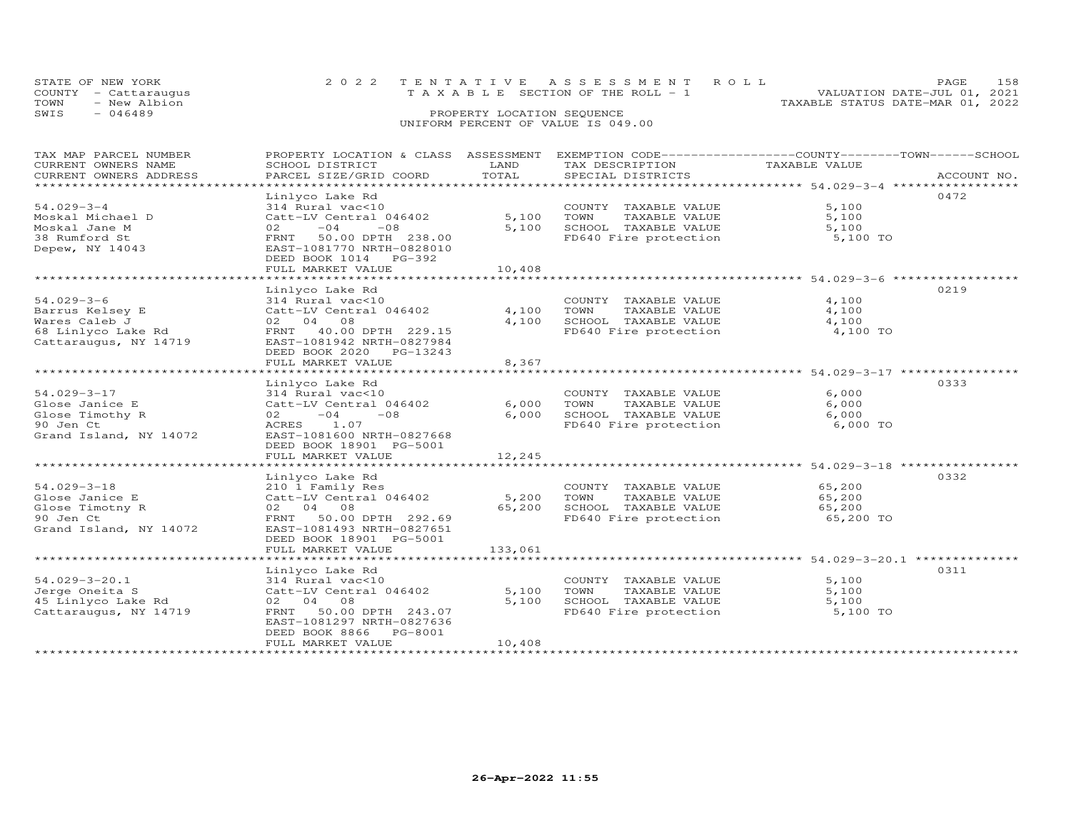STATE OF NEW YORK
COUNTY - Cattaraugus
TOWN - New Albion
SWIS - 046489

2022 TENTATIVE ASSESSMENT ROLL
TAXABLE SECTION OF THE ROLL - 1
PROPERTY LOCATION SEQUENCE
UNIFORM PERCENT OF VALUE IS 049.00

VALUATION DATE-JUL 01, 2021
TAXABLE STATUS DATE-MAR 01, 2022

| TAX MAP PARCEL NUMBER / CURRENT OWNERS NAME / CURRENT OWNERS ADDRESS | PROPERTY LOCATION & CLASS / SCHOOL DISTRICT / PARCEL SIZE/GRID COORD | ASSESSMENT LAND | TOTAL | EXEMPTION CODE / TAX DESCRIPTION / SPECIAL DISTRICTS | TAXABLE VALUE | ACCOUNT NO. |
|---|---|---|---|---|---|---|
| 54.029-3-4 | Linlyco Lake Rd | | | | | 0472 |
| Moskal Michael D | 314 Rural vac<10 | | | COUNTY TAXABLE VALUE | 5,100 | |
| Moskal Jane M | Catt-LV Central 046402 | 5,100 | | TOWN TAXABLE VALUE | 5,100 | |
| 38 Rumford St | 02 -04 -08 | | 5,100 | SCHOOL TAXABLE VALUE | 5,100 | |
| Depew, NY 14043 | FRNT 50.00 DPTH 238.00 | | | FD640 Fire protection | 5,100 TO | |
| | EAST-1081770 NRTH-0828010 | | | | | |
| | DEED BOOK 1014 PG-392 | | | | | |
| | FULL MARKET VALUE | | 10,408 | | | |
| 54.029-3-6 | Linlyco Lake Rd | | | | | 0219 |
| Barrus Kelsey E | 314 Rural vac<10 | | | COUNTY TAXABLE VALUE | 4,100 | |
| Wares Caleb J | Catt-LV Central 046402 | 4,100 | | TOWN TAXABLE VALUE | 4,100 | |
| 68 Linlyco Lake Rd | 02 04 08 | | 4,100 | SCHOOL TAXABLE VALUE | 4,100 | |
| Cattaraugus, NY 14719 | FRNT 40.00 DPTH 229.15 | | | FD640 Fire protection | 4,100 TO | |
| | EAST-1081942 NRTH-0827984 | | | | | |
| | DEED BOOK 2020 PG-13243 | | | | | |
| | FULL MARKET VALUE | | 8,367 | | | |
| 54.029-3-17 | Linlyco Lake Rd | | | | | 0333 |
| Glose Janice E | 314 Rural vac<10 | | | COUNTY TAXABLE VALUE | 6,000 | |
| Glose Timothy R | Catt-LV Central 046402 | 6,000 | | TOWN TAXABLE VALUE | 6,000 | |
| 90 Jen Ct | 02 -04 -08 | | 6,000 | SCHOOL TAXABLE VALUE | 6,000 | |
| Grand Island, NY 14072 | ACRES 1.07 | | | FD640 Fire protection | 6,000 TO | |
| | EAST-1081600 NRTH-0827668 | | | | | |
| | DEED BOOK 18901 PG-5001 | | | | | |
| | FULL MARKET VALUE | | 12,245 | | | |
| 54.029-3-18 | Linlyco Lake Rd | | | | | 0332 |
| Glose Janice E | 210 1 Family Res | | | COUNTY TAXABLE VALUE | 65,200 | |
| Glose Timotny R | Catt-LV Central 046402 | 5,200 | | TOWN TAXABLE VALUE | 65,200 | |
| 90 Jen Ct | 02 04 08 | | 65,200 | SCHOOL TAXABLE VALUE | 65,200 | |
| Grand Island, NY 14072 | FRNT 50.00 DPTH 292.69 | | | FD640 Fire protection | 65,200 TO | |
| | EAST-1081493 NRTH-0827651 | | | | | |
| | DEED BOOK 18901 PG-5001 | | | | | |
| | FULL MARKET VALUE | | 133,061 | | | |
| 54.029-3-20.1 | Linlyco Lake Rd | | | | | 0311 |
| Jerge Oneita S | 314 Rural vac<10 | | | COUNTY TAXABLE VALUE | 5,100 | |
| 45 Linlyco Lake Rd | Catt-LV Central 046402 | 5,100 | | TOWN TAXABLE VALUE | 5,100 | |
| Cattaraugus, NY 14719 | 02 04 08 | | 5,100 | SCHOOL TAXABLE VALUE | 5,100 | |
| | FRNT 50.00 DPTH 243.07 | | | FD640 Fire protection | 5,100 TO | |
| | EAST-1081297 NRTH-0827636 | | | | | |
| | DEED BOOK 8866 PG-8001 | | | | | |
| | FULL MARKET VALUE | | 10,408 | | | |

26-Apr-2022 11:55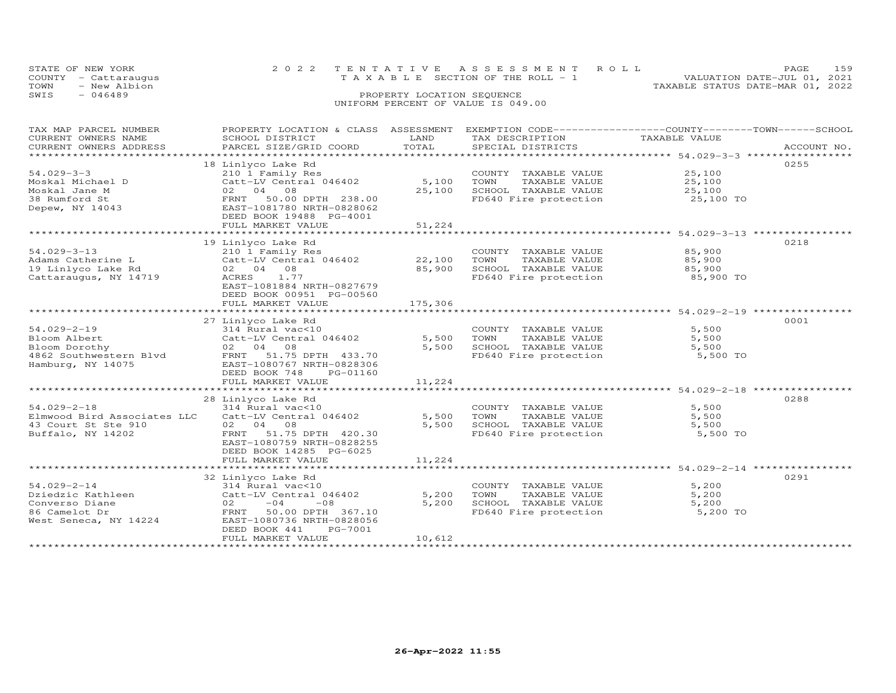STATE OF NEW YORK
COUNTY - Cattaraugus
TOWN - New Albion
SWIS - 046489

2022 TENTATIVE ASSESSMENT ROLL
TAXABLE SECTION OF THE ROLL - 1
PROPERTY LOCATION SEQUENCE
UNIFORM PERCENT OF VALUE IS 049.00

VALUATION DATE-JUL 01, 2021
TAXABLE STATUS DATE-MAR 01, 2022

| TAX MAP PARCEL NUMBER<br>CURRENT OWNERS NAME<br>CURRENT OWNERS ADDRESS | PROPERTY LOCATION & CLASS<br>SCHOOL DISTRICT<br>PARCEL SIZE/GRID COORD | ASSESSMENT<br>LAND<br>TOTAL | EXEMPTION CODE<br>TAX DESCRIPTION<br>SPECIAL DISTRICTS | COUNTY--------TOWN------SCHOOL<br>TAXABLE VALUE | ACCOUNT NO. |
|---|---|---|---|---|---|
| 54.029-3-3 | 18 Linlyco Lake Rd | | | | 0255 |
| 54.029-3-3 | 210 1 Family Res | | COUNTY TAXABLE VALUE | 25,100 | |
| Moskal Michael D | Catt-LV Central 046402 | 5,100 | TOWN TAXABLE VALUE | 25,100 | |
| Moskal Jane M | 02 04 08 | 25,100 | SCHOOL TAXABLE VALUE | 25,100 | |
| 38 Rumford St | FRNT 50.00 DPTH 238.00 | | FD640 Fire protection | 25,100 TO | |
| Depew, NY 14043 | EAST-1081780 NRTH-0828062 | | | | |
| | DEED BOOK 19488 PG-4001 | | | | |
| | FULL MARKET VALUE | 51,224 | | | |
| 54.029-3-13 | 19 Linlyco Lake Rd | | | | 0218 |
| 54.029-3-13 | 210 1 Family Res | | COUNTY TAXABLE VALUE | 85,900 | |
| Adams Catherine L | Catt-LV Central 046402 | 22,100 | TOWN TAXABLE VALUE | 85,900 | |
| 19 Linlyco Lake Rd | 02 04 08 | 85,900 | SCHOOL TAXABLE VALUE | 85,900 | |
| Cattaraugus, NY 14719 | ACRES 1.77 | | FD640 Fire protection | 85,900 TO | |
| | EAST-1081884 NRTH-0827679 | | | | |
| | DEED BOOK 00951 PG-00560 | | | | |
| | FULL MARKET VALUE | 175,306 | | | |
| 54.029-2-19 | 27 Linlyco Lake Rd | | | | 0001 |
| 54.029-2-19 | 314 Rural vac<10 | | COUNTY TAXABLE VALUE | 5,500 | |
| Bloom Albert | Catt-LV Central 046402 | 5,500 | TOWN TAXABLE VALUE | 5,500 | |
| Bloom Dorothy | 02 04 08 | 5,500 | SCHOOL TAXABLE VALUE | 5,500 | |
| 4862 Southwestern Blvd | FRNT 51.75 DPTH 433.70 | | FD640 Fire protection | 5,500 TO | |
| Hamburg, NY 14075 | EAST-1080767 NRTH-0828306 | | | | |
| | DEED BOOK 748 PG-01160 | | | | |
| | FULL MARKET VALUE | 11,224 | | | |
| 54.029-2-18 | 28 Linlyco Lake Rd | | | | 0288 |
| 54.029-2-18 | 314 Rural vac<10 | | COUNTY TAXABLE VALUE | 5,500 | |
| Elmwood Bird Associates LLC | Catt-LV Central 046402 | 5,500 | TOWN TAXABLE VALUE | 5,500 | |
| 43 Court St Ste 910 | 02 04 08 | 5,500 | SCHOOL TAXABLE VALUE | 5,500 | |
| Buffalo, NY 14202 | FRNT 51.75 DPTH 420.30 | | FD640 Fire protection | 5,500 TO | |
| | EAST-1080759 NRTH-0828255 | | | | |
| | DEED BOOK 14285 PG-6025 | | | | |
| | FULL MARKET VALUE | 11,224 | | | |
| 54.029-2-14 | 32 Linlyco Lake Rd | | | | 0291 |
| 54.029-2-14 | 314 Rural vac<10 | | COUNTY TAXABLE VALUE | 5,200 | |
| Dziedzic Kathleen | Catt-LV Central 046402 | 5,200 | TOWN TAXABLE VALUE | 5,200 | |
| Converso Diane | 02 -04 -08 | 5,200 | SCHOOL TAXABLE VALUE | 5,200 | |
| 86 Camelot Dr | FRNT 50.00 DPTH 367.10 | | FD640 Fire protection | 5,200 TO | |
| West Seneca, NY 14224 | EAST-1080736 NRTH-0828056 | | | | |
| | DEED BOOK 441 PG-7001 | | | | |
| | FULL MARKET VALUE | 10,612 | | | |

26-Apr-2022 11:55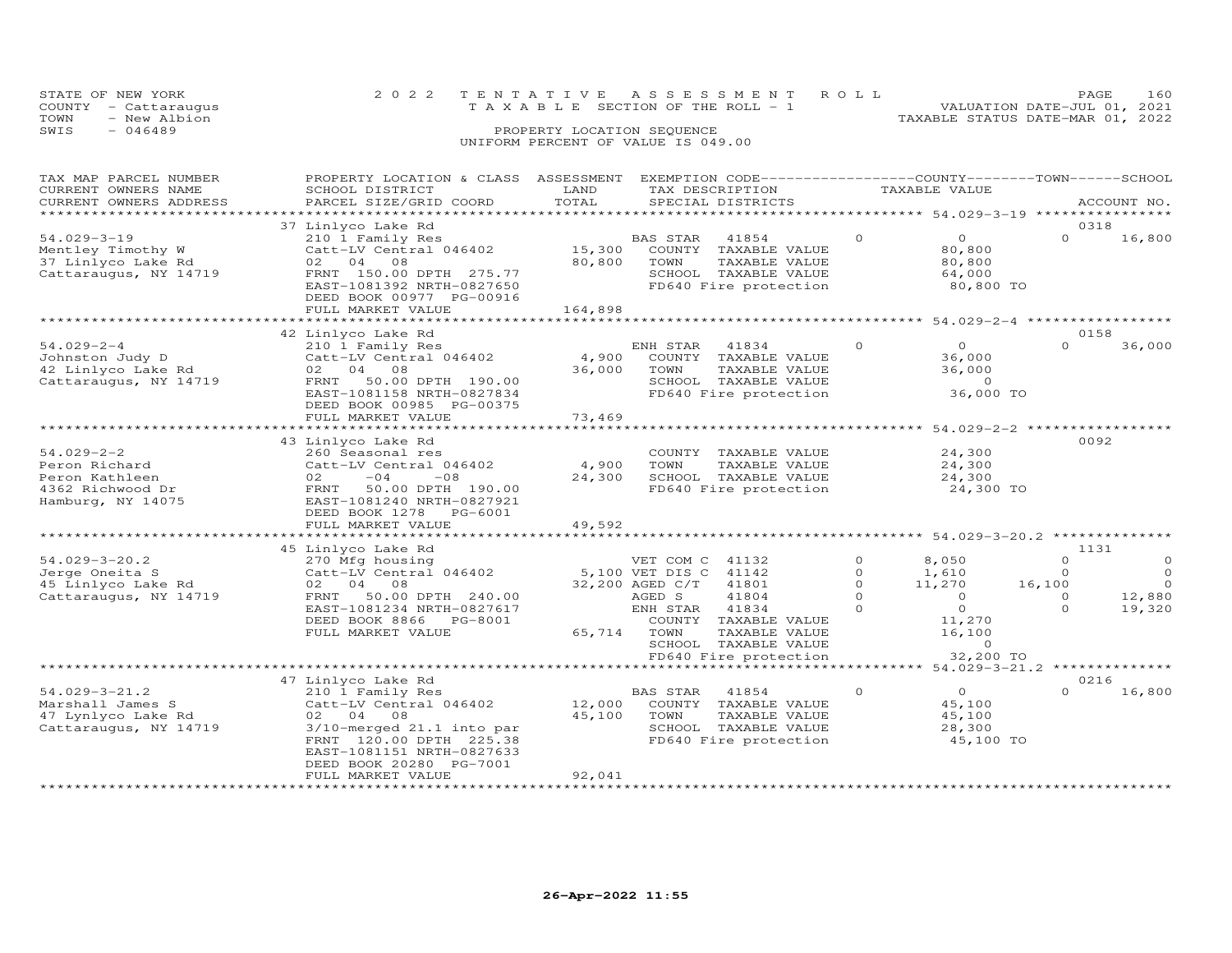STATE OF NEW YORK
COUNTY - Cattaraugus
TOWN - New Albion
SWIS - 046489

2022 TENTATIVE ASSESSMENT ROLL
TAXABLE SECTION OF THE ROLL - 1
PROPERTY LOCATION SEQUENCE
UNIFORM PERCENT OF VALUE IS 049.00

VALUATION DATE-JUL 01, 2021
TAXABLE STATUS DATE-MAR 01, 2022

| TAX MAP PARCEL NUMBER / CURRENT OWNERS NAME / CURRENT OWNERS ADDRESS | PROPERTY LOCATION & CLASS / SCHOOL DISTRICT / PARCEL SIZE/GRID COORD | ASSESSMENT LAND / TOTAL | EXEMPTION CODE / TAX DESCRIPTION / SPECIAL DISTRICTS | COUNTY TAXABLE VALUE | TOWN | SCHOOL / ACCOUNT NO. |
|---|---|---|---|---|---|---|
| ******** 54.029-3-19 ******** | 37 Linlyco Lake Rd | | | | | 0318 |
| 54.029-3-19 | 210 1 Family Res | | BAS STAR 41854 0 | 0 | 0 | 16,800 |
| Mentley Timothy W | Catt-LV Central 046402 | 15,300 | COUNTY TAXABLE VALUE | 80,800 | | |
| 37 Linlyco Lake Rd | 02 04 08 | 80,800 | TOWN TAXABLE VALUE | 80,800 | | |
| Cattaraugus, NY 14719 | FRNT 150.00 DPTH 275.77 | | SCHOOL TAXABLE VALUE | 64,000 | | |
| | EAST-1081392 NRTH-0827650 | | FD640 Fire protection | 80,800 TO | | |
| | DEED BOOK 00977 PG-00916 | | | | | |
| | FULL MARKET VALUE | 164,898 | | | | |
| ******** 54.029-2-4 ******** | 42 Linlyco Lake Rd | | | | | 0158 |
| 54.029-2-4 | 210 1 Family Res | | ENH STAR 41834 0 | 0 | 0 | 36,000 |
| Johnston Judy D | Catt-LV Central 046402 | 4,900 | COUNTY TAXABLE VALUE | 36,000 | | |
| 42 Linlyco Lake Rd | 02 04 08 | 36,000 | TOWN TAXABLE VALUE | 36,000 | | |
| Cattaraugus, NY 14719 | FRNT 50.00 DPTH 190.00 | | SCHOOL TAXABLE VALUE | 0 | | |
| | EAST-1081158 NRTH-0827834 | | FD640 Fire protection | 36,000 TO | | |
| | DEED BOOK 00985 PG-00375 | | | | | |
| | FULL MARKET VALUE | 73,469 | | | | |
| ******** 54.029-2-2 ******** | 43 Linlyco Lake Rd | | | | | 0092 |
| 54.029-2-2 | 260 Seasonal res | | COUNTY TAXABLE VALUE | 24,300 | | |
| Peron Richard | Catt-LV Central 046402 | 4,900 | TOWN TAXABLE VALUE | 24,300 | | |
| Peron Kathleen | 02 -04 -08 | 24,300 | SCHOOL TAXABLE VALUE | 24,300 | | |
| 4362 Richwood Dr | FRNT 50.00 DPTH 190.00 | | FD640 Fire protection | 24,300 TO | | |
| Hamburg, NY 14075 | EAST-1081240 NRTH-0827921 | | | | | |
| | DEED BOOK 1278 PG-6001 | | | | | |
| | FULL MARKET VALUE | 49,592 | | | | |
| ******** 54.029-3-20.2 ******** | 45 Linlyco Lake Rd | | | | | 1131 |
| 54.029-3-20.2 | 270 Mfg housing | | VET COM C 41132 0 | 8,050 | 0 | 0 |
| Jerge Oneita S | Catt-LV Central 046402 | 5,100 | VET DIS C 41142 0 | 1,610 | 0 | 0 |
| 45 Linlyco Lake Rd | 02 04 08 | 32,200 | AGED C/T 41801 0 | 11,270 | 16,100 | 0 |
| Cattaraugus, NY 14719 | FRNT 50.00 DPTH 240.00 | | AGED S 41804 0 | 0 | 0 | 12,880 |
| | EAST-1081234 NRTH-0827617 | | ENH STAR 41834 0 | 0 | 0 | 19,320 |
| | DEED BOOK 8866 PG-8001 | | COUNTY TAXABLE VALUE | 11,270 | | |
| | FULL MARKET VALUE | 65,714 | TOWN TAXABLE VALUE | 16,100 | | |
| | | | SCHOOL TAXABLE VALUE | 0 | | |
| | | | FD640 Fire protection | 32,200 TO | | |
| ******** 54.029-3-21.2 ******** | 47 Linlyco Lake Rd | | | | | 0216 |
| 54.029-3-21.2 | 210 1 Family Res | | BAS STAR 41854 0 | 0 | 0 | 16,800 |
| Marshall James S | Catt-LV Central 046402 | 12,000 | COUNTY TAXABLE VALUE | 45,100 | | |
| 47 Lynlyco Lake Rd | 02 04 08 | 45,100 | TOWN TAXABLE VALUE | 45,100 | | |
| Cattaraugus, NY 14719 | 3/10-merged 21.1 into par | | SCHOOL TAXABLE VALUE | 28,300 | | |
| | FRNT 120.00 DPTH 225.38 | | FD640 Fire protection | 45,100 TO | | |
| | EAST-1081151 NRTH-0827633 | | | | | |
| | DEED BOOK 20280 PG-7001 | | | | | |
| | FULL MARKET VALUE | 92,041 | | | | |

26-Apr-2022 11:55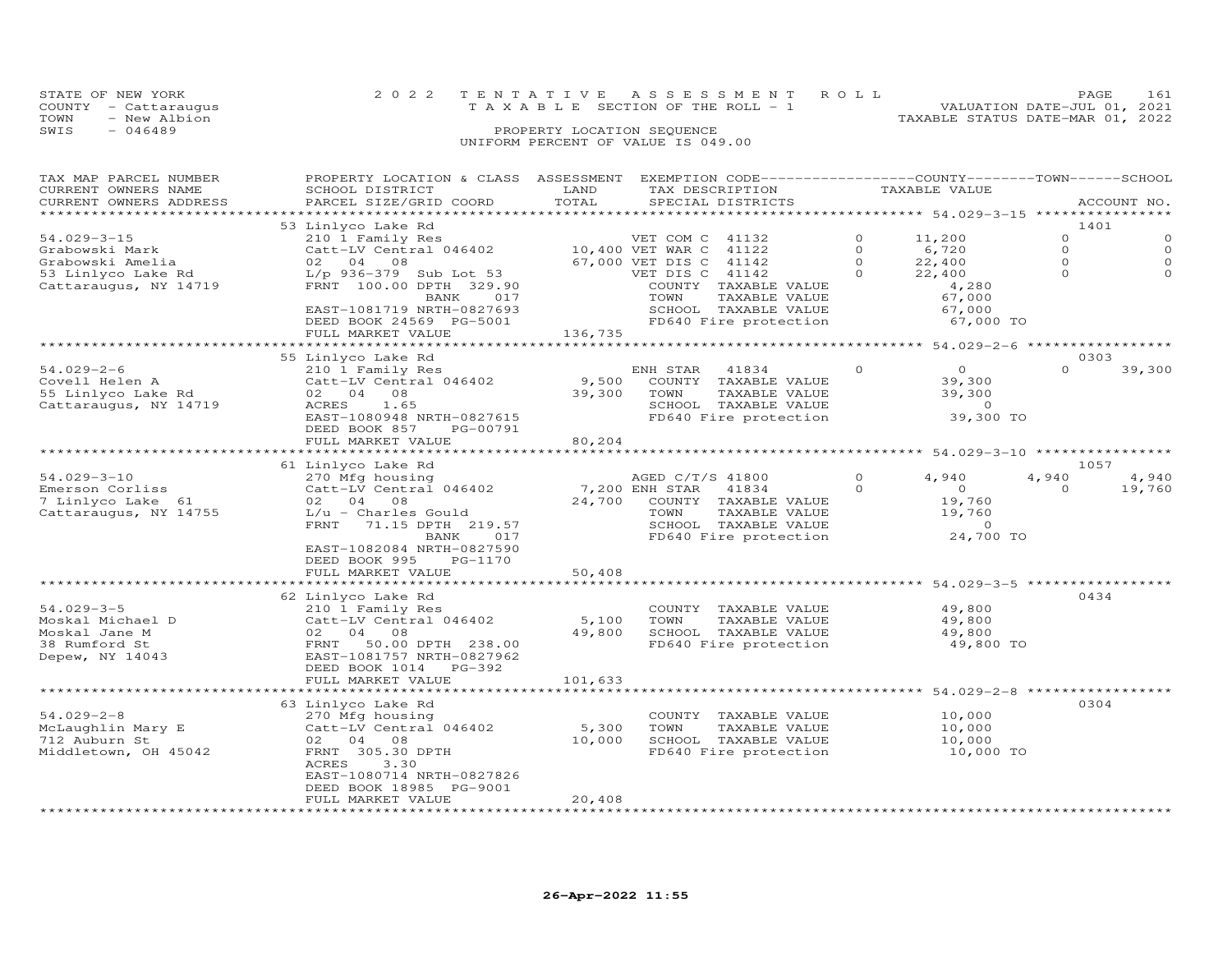STATE OF NEW YORK
COUNTY - Cattaraugus
TOWN - New Albion
SWIS - 046489

2022 TENTATIVE ASSESSMENT ROLL
TAXABLE SECTION OF THE ROLL - 1
PROPERTY LOCATION SEQUENCE
UNIFORM PERCENT OF VALUE IS 049.00

VALUATION DATE-JUL 01, 2021
TAXABLE STATUS DATE-MAR 01, 2022

| TAX MAP PARCEL NUMBER / CURRENT OWNERS NAME / CURRENT OWNERS ADDRESS | PROPERTY LOCATION & CLASS / SCHOOL DISTRICT / PARCEL SIZE/GRID COORD | ASSESSMENT LAND / TOTAL | EXEMPTION CODE / TAX DESCRIPTION / SPECIAL DISTRICTS | COUNTY TAXABLE VALUE | TOWN | SCHOOL | ACCOUNT NO. |
|---|---|---|---|---|---|---|---|
| 54.029-3-15 | 53 Linlyco Lake Rd | | | | | | 1401 |
| Grabowski Mark | 210 1 Family Res | | VET COM C 41132 0 | 11,200 | 0 | 0 | |
| Grabowski Amelia | Catt-LV Central 046402 | 10,400 | VET WAR C 41122 0 | 6,720 | 0 | 0 | |
| 53 Linlyco Lake Rd | 02 04 08 | 67,000 | VET DIS C 41142 0 | 22,400 | 0 | 0 | |
| Cattaraugus, NY 14719 | L/p 936-379 Sub Lot 53 | | VET DIS C 41142 0 | 22,400 | 0 | 0 | |
| | FRNT 100.00 DPTH 329.90 | | COUNTY TAXABLE VALUE | 4,280 | | | |
| | BANK 017 | | TOWN TAXABLE VALUE | 67,000 | | | |
| | EAST-1081719 NRTH-0827693 | | SCHOOL TAXABLE VALUE | 67,000 | | | |
| | DEED BOOK 24569 PG-5001 | | FD640 Fire protection | 67,000 TO | | | |
| | FULL MARKET VALUE | 136,735 | | | | | |
| 54.029-2-6 | 55 Linlyco Lake Rd | | | | | | 0303 |
| Covell Helen A | 210 1 Family Res | | ENH STAR 41834 0 | 0 | 0 | 39,300 | |
| 55 Linlyco Lake Rd | Catt-LV Central 046402 | 9,500 | COUNTY TAXABLE VALUE | 39,300 | | | |
| Cattaraugus, NY 14719 | 02 04 08 | 39,300 | TOWN TAXABLE VALUE | 39,300 | | | |
| | ACRES 1.65 | | SCHOOL TAXABLE VALUE | 0 | | | |
| | EAST-1080948 NRTH-0827615 | | FD640 Fire protection | 39,300 TO | | | |
| | DEED BOOK 857 PG-00791 | | | | | | |
| | FULL MARKET VALUE | 80,204 | | | | | |
| 54.029-3-10 | 61 Linlyco Lake Rd | | | | | | 1057 |
| Emerson Corliss | 270 Mfg housing | | AGED C/T/S 41800 0 | 4,940 | 4,940 | 4,940 | |
| 7 Linlyco Lake 61 | Catt-LV Central 046402 | 7,200 | ENH STAR 41834 0 | 0 | 0 | 19,760 | |
| Cattaraugus, NY 14755 | 02 04 08 | 24,700 | COUNTY TAXABLE VALUE | 19,760 | | | |
| | L/u - Charles Gould | | TOWN TAXABLE VALUE | 19,760 | | | |
| | FRNT 71.15 DPTH 219.57 | | SCHOOL TAXABLE VALUE | 0 | | | |
| | BANK 017 | | FD640 Fire protection | 24,700 TO | | | |
| | EAST-1082084 NRTH-0827590 | | | | | | |
| | DEED BOOK 995 PG-1170 | | | | | | |
| | FULL MARKET VALUE | 50,408 | | | | | |
| 54.029-3-5 | 62 Linlyco Lake Rd | | | | | | 0434 |
| Moskal Michael D | 210 1 Family Res | | COUNTY TAXABLE VALUE | 49,800 | | | |
| Moskal Jane M | Catt-LV Central 046402 | 5,100 | TOWN TAXABLE VALUE | 49,800 | | | |
| 38 Rumford St | 02 04 08 | 49,800 | SCHOOL TAXABLE VALUE | 49,800 | | | |
| Depew, NY 14043 | FRNT 50.00 DPTH 238.00 | | FD640 Fire protection | 49,800 TO | | | |
| | EAST-1081757 NRTH-0827962 | | | | | | |
| | DEED BOOK 1014 PG-392 | | | | | | |
| | FULL MARKET VALUE | 101,633 | | | | | |
| 54.029-2-8 | 63 Linlyco Lake Rd | | | | | | 0304 |
| McLaughlin Mary E | 270 Mfg housing | | COUNTY TAXABLE VALUE | 10,000 | | | |
| 712 Auburn St | Catt-LV Central 046402 | 5,300 | TOWN TAXABLE VALUE | 10,000 | | | |
| Middletown, OH 45042 | 02 04 08 | 10,000 | SCHOOL TAXABLE VALUE | 10,000 | | | |
| | FRNT 305.30 DPTH | | FD640 Fire protection | 10,000 TO | | | |
| | ACRES 3.30 | | | | | | |
| | EAST-1080714 NRTH-0827826 | | | | | | |
| | DEED BOOK 18985 PG-9001 | | | | | | |
| | FULL MARKET VALUE | 20,408 | | | | | |

26-Apr-2022 11:55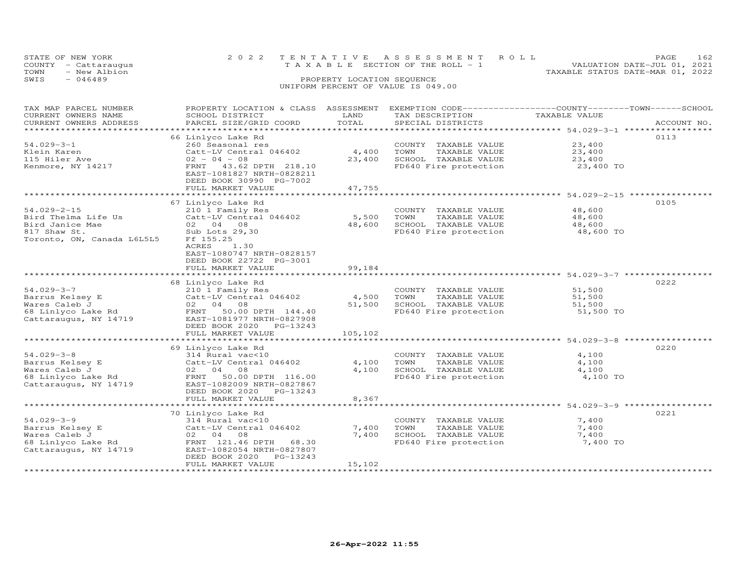STATE OF NEW YORK
COUNTY - Cattaraugus
TOWN - New Albion
SWIS - 046489

2022 TENTATIVE ASSESSMENT ROLL
TAXABLE SECTION OF THE ROLL - 1
PROPERTY LOCATION SEQUENCE
UNIFORM PERCENT OF VALUE IS 049.00

VALUATION DATE-JUL 01, 2021
TAXABLE STATUS DATE-MAR 01, 2022

| TAX MAP PARCEL NUMBER / CURRENT OWNERS NAME / CURRENT OWNERS ADDRESS | PROPERTY LOCATION & CLASS / SCHOOL DISTRICT / PARCEL SIZE/GRID COORD | ASSESSMENT LAND / TOTAL | EXEMPTION CODE / TAX DESCRIPTION / SPECIAL DISTRICTS | COUNTY / TOWN / SCHOOL TAXABLE VALUE | ACCOUNT NO. |
|---|---|---|---|---|---|
| 54.029-3-1 | 66 Linlyco Lake Rd | | | | 0113 |
| Klein Karen | 260 Seasonal res | | COUNTY TAXABLE VALUE | 23,400 | |
| 115 Hiler Ave | Catt-LV Central 046402 | 4,400 | TOWN TAXABLE VALUE | 23,400 | |
| Kenmore, NY 14217 | 02 - 04 - 08 | 23,400 | SCHOOL TAXABLE VALUE | 23,400 | |
| | FRNT 43.62 DPTH 218.10 | | FD640 Fire protection | 23,400 TO | |
| | EAST-1081827 NRTH-0828211 | | | | |
| | DEED BOOK 30990 PG-7002 | | | | |
| | FULL MARKET VALUE | 47,755 | | | |
| 54.029-2-15 | 67 Linlyco Lake Rd | | | | 0105 |
| Bird Thelma Life Us | 210 1 Family Res | | COUNTY TAXABLE VALUE | 48,600 | |
| Bird Janice Mae | Catt-LV Central 046402 | 5,500 | TOWN TAXABLE VALUE | 48,600 | |
| 817 Shaw St. | 02 04 08 | 48,600 | SCHOOL TAXABLE VALUE | 48,600 | |
| Toronto, ON, Canada L6L5L5 | Sub Lots 29,30 | | FD640 Fire protection | 48,600 TO | |
| | Ff 155.25 | | | | |
| | ACRES 1.30 | | | | |
| | EAST-1080747 NRTH-0828157 | | | | |
| | DEED BOOK 22722 PG-3001 | | | | |
| | FULL MARKET VALUE | 99,184 | | | |
| 54.029-3-7 | 68 Linlyco Lake Rd | | | | 0222 |
| Barrus Kelsey E | 210 1 Family Res | | COUNTY TAXABLE VALUE | 51,500 | |
| Wares Caleb J | Catt-LV Central 046402 | 4,500 | TOWN TAXABLE VALUE | 51,500 | |
| 68 Linlyco Lake Rd | 02 04 08 | 51,500 | SCHOOL TAXABLE VALUE | 51,500 | |
| Cattaraugus, NY 14719 | FRNT 50.00 DPTH 144.40 | | FD640 Fire protection | 51,500 TO | |
| | EAST-1081977 NRTH-0827908 | | | | |
| | DEED BOOK 2020 PG-13243 | | | | |
| | FULL MARKET VALUE | 105,102 | | | |
| 54.029-3-8 | 69 Linlyco Lake Rd | | | | 0220 |
| Barrus Kelsey E | 314 Rural vac<10 | | COUNTY TAXABLE VALUE | 4,100 | |
| Wares Caleb J | Catt-LV Central 046402 | 4,100 | TOWN TAXABLE VALUE | 4,100 | |
| 68 Linlyco Lake Rd | 02 04 08 | 4,100 | SCHOOL TAXABLE VALUE | 4,100 | |
| Cattaraugus, NY 14719 | FRNT 50.00 DPTH 116.00 | | FD640 Fire protection | 4,100 TO | |
| | EAST-1082009 NRTH-0827867 | | | | |
| | DEED BOOK 2020 PG-13243 | | | | |
| | FULL MARKET VALUE | 8,367 | | | |
| 54.029-3-9 | 70 Linlyco Lake Rd | | | | 0221 |
| Barrus Kelsey E | 314 Rural vac<10 | | COUNTY TAXABLE VALUE | 7,400 | |
| Wares Caleb J | Catt-LV Central 046402 | 7,400 | TOWN TAXABLE VALUE | 7,400 | |
| 68 Linlyco Lake Rd | 02 04 08 | 7,400 | SCHOOL TAXABLE VALUE | 7,400 | |
| Cattaraugus, NY 14719 | FRNT 121.46 DPTH 68.30 | | FD640 Fire protection | 7,400 TO | |
| | EAST-1082054 NRTH-0827807 | | | | |
| | DEED BOOK 2020 PG-13243 | | | | |
| | FULL MARKET VALUE | 15,102 | | | |

26-Apr-2022 11:55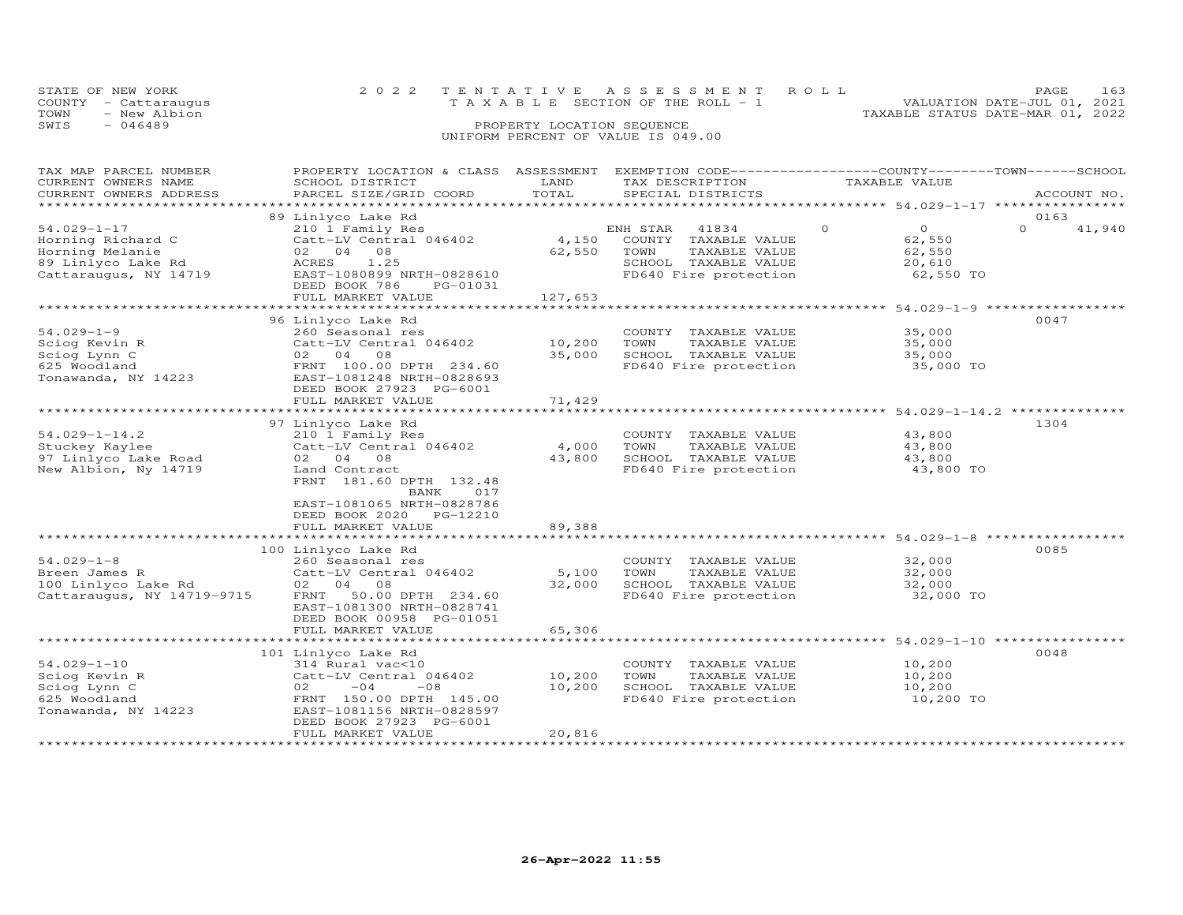STATE OF NEW YORK
COUNTY - Cattaraugus
TOWN - New Albion
SWIS - 046489

2022 TENTATIVE ASSESSMENT ROLL
TAXABLE SECTION OF THE ROLL - 1
PROPERTY LOCATION SEQUENCE
UNIFORM PERCENT OF VALUE IS 049.00

VALUATION DATE-JUL 01, 2021
TAXABLE STATUS DATE-MAR 01, 2022

| TAX MAP PARCEL NUMBER / CURRENT OWNERS NAME / CURRENT OWNERS ADDRESS | PROPERTY LOCATION & CLASS / SCHOOL DISTRICT / PARCEL SIZE/GRID COORD | ASSESSMENT LAND | TOTAL | EXEMPTION CODE / TAX DESCRIPTION / SPECIAL DISTRICTS | COUNTY | TOWN | SCHOOL | TAXABLE VALUE | ACCOUNT NO. |
|---|---|---|---|---|---|---|---|---|---|
| 54.029-1-17 | 89 Linlyco Lake Rd | | | | | | | | 0163 |
| Horning Richard C | 210 1 Family Res | | | ENH STAR 41834 | 0 | 0 | 41,940 | | |
| Horning Melanie | Catt-LV Central 046402 | 4,150 | | COUNTY TAXABLE VALUE | | | | 62,550 | |
| 89 Linlyco Lake Rd | 02 04 08 | | 62,550 | TOWN TAXABLE VALUE | | | | 62,550 | |
| Cattaraugus, NY 14719 | ACRES 1.25 | | | SCHOOL TAXABLE VALUE | | | | 20,610 | |
| | EAST-1080899 NRTH-0828610 | | | FD640 Fire protection | | | | 62,550 TO | |
| | DEED BOOK 786 PG-01031 | | | | | | | | |
| | FULL MARKET VALUE | | 127,653 | | | | | | |
| 54.029-1-9 | 96 Linlyco Lake Rd | | | | | | | | 0047 |
| Sciog Kevin R | 260 Seasonal res | | | COUNTY TAXABLE VALUE | | | | 35,000 | |
| Sciog Lynn C | Catt-LV Central 046402 | 10,200 | | TOWN TAXABLE VALUE | | | | 35,000 | |
| 625 Woodland | 02 04 08 | | 35,000 | SCHOOL TAXABLE VALUE | | | | 35,000 | |
| Tonawanda, NY 14223 | FRNT 100.00 DPTH 234.60 | | | FD640 Fire protection | | | | 35,000 TO | |
| | EAST-1081248 NRTH-0828693 | | | | | | | | |
| | DEED BOOK 27923 PG-6001 | | | | | | | | |
| | FULL MARKET VALUE | | 71,429 | | | | | | |
| 54.029-1-14.2 | 97 Linlyco Lake Rd | | | | | | | | 1304 |
| Stuckey Kaylee | 210 1 Family Res | | | COUNTY TAXABLE VALUE | | | | 43,800 | |
| 97 Linlyco Lake Road | Catt-LV Central 046402 | 4,000 | | TOWN TAXABLE VALUE | | | | 43,800 | |
| New Albion, Ny 14719 | 02 04 08 | | 43,800 | SCHOOL TAXABLE VALUE | | | | 43,800 | |
| | Land Contract | | | FD640 Fire protection | | | | 43,800 TO | |
| | FRNT 181.60 DPTH 132.48 | | | | | | | | |
| | BANK 017 | | | | | | | | |
| | EAST-1081065 NRTH-0828786 | | | | | | | | |
| | DEED BOOK 2020 PG-12210 | | | | | | | | |
| | FULL MARKET VALUE | | 89,388 | | | | | | |
| 54.029-1-8 | 100 Linlyco Lake Rd | | | | | | | | 0085 |
| Breen James R | 260 Seasonal res | | | COUNTY TAXABLE VALUE | | | | 32,000 | |
| 100 Linlyco Lake Rd | Catt-LV Central 046402 | 5,100 | | TOWN TAXABLE VALUE | | | | 32,000 | |
| Cattaraugus, NY 14719-9715 | 02 04 08 | | 32,000 | SCHOOL TAXABLE VALUE | | | | 32,000 | |
| | FRNT 50.00 DPTH 234.60 | | | FD640 Fire protection | | | | 32,000 TO | |
| | EAST-1081300 NRTH-0828741 | | | | | | | | |
| | DEED BOOK 00958 PG-01051 | | | | | | | | |
| | FULL MARKET VALUE | | 65,306 | | | | | | |
| 54.029-1-10 | 101 Linlyco Lake Rd | | | | | | | | 0048 |
| Sciog Kevin R | 314 Rural vac<10 | | | COUNTY TAXABLE VALUE | | | | 10,200 | |
| Sciog Lynn C | Catt-LV Central 046402 | 10,200 | | TOWN TAXABLE VALUE | | | | 10,200 | |
| 625 Woodland | 02 -04 -08 | | 10,200 | SCHOOL TAXABLE VALUE | | | | 10,200 | |
| Tonawanda, NY 14223 | FRNT 150.00 DPTH 145.00 | | | FD640 Fire protection | | | | 10,200 TO | |
| | EAST-1081156 NRTH-0828597 | | | | | | | | |
| | DEED BOOK 27923 PG-6001 | | | | | | | | |
| | FULL MARKET VALUE | | 20,816 | | | | | | |

26-Apr-2022 11:55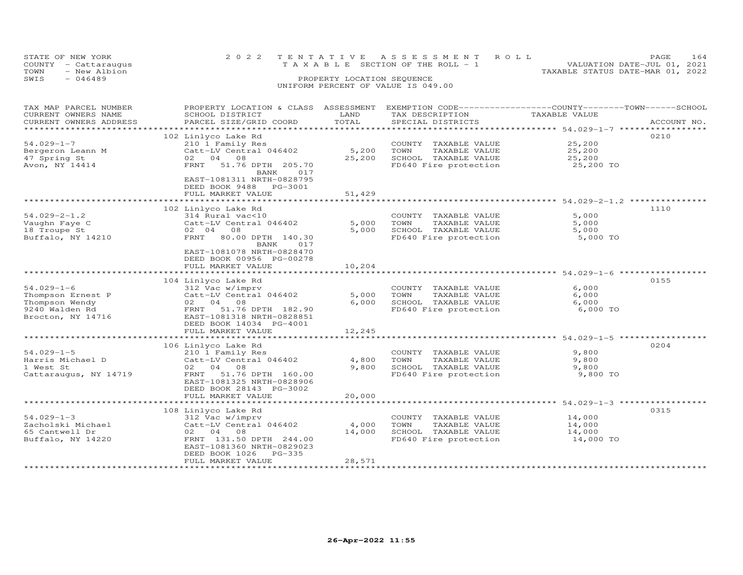STATE OF NEW YORK
COUNTY - Cattaraugus
TOWN - New Albion
SWIS - 046489

2022 TENTATIVE ASSESSMENT ROLL
TAXABLE SECTION OF THE ROLL - 1
PROPERTY LOCATION SEQUENCE
UNIFORM PERCENT OF VALUE IS 049.00

VALUATION DATE-JUL 01, 2021
TAXABLE STATUS DATE-MAR 01, 2022

| TAX MAP PARCEL NUMBER / CURRENT OWNERS NAME / CURRENT OWNERS ADDRESS | PROPERTY LOCATION & CLASS / SCHOOL DISTRICT / PARCEL SIZE/GRID COORD | ASSESSMENT LAND / TOTAL | EXEMPTION CODE / TAX DESCRIPTION / SPECIAL DISTRICTS | COUNTY--TOWN--SCHOOL TAXABLE VALUE | ACCOUNT NO. |
|---|---|---|---|---|---|
| | 102 Linlyco Lake Rd | | | | 0210 |
| 54.029-1-7 | 210 1 Family Res | | COUNTY TAXABLE VALUE | 25,200 | |
| Bergeron Leann M | Catt-LV Central 046402 | 5,200 | TOWN TAXABLE VALUE | 25,200 | |
| 47 Spring St | 02 04 08 | 25,200 | SCHOOL TAXABLE VALUE | 25,200 | |
| Avon, NY 14414 | FRNT 51.76 DPTH 205.70 | | FD640 Fire protection | 25,200 TO | |
| | BANK 017 | | | | |
| | EAST-1081311 NRTH-0828795 | | | | |
| | DEED BOOK 9488 PG-3001 | | | | |
| | FULL MARKET VALUE | 51,429 | | | |
| | 102 Linlyco Lake Rd | | | | 1110 |
| 54.029-2-1.2 | 314 Rural vac<10 | | COUNTY TAXABLE VALUE | 5,000 | |
| Vaughn Faye C | Catt-LV Central 046402 | 5,000 | TOWN TAXABLE VALUE | 5,000 | |
| 18 Troupe St | 02 04 08 | 5,000 | SCHOOL TAXABLE VALUE | 5,000 | |
| Buffalo, NY 14210 | FRNT 80.00 DPTH 140.30 | | FD640 Fire protection | 5,000 TO | |
| | BANK 017 | | | | |
| | EAST-1081078 NRTH-0828470 | | | | |
| | DEED BOOK 00956 PG-00278 | | | | |
| | FULL MARKET VALUE | 10,204 | | | |
| | 104 Linlyco Lake Rd | | | | 0155 |
| 54.029-1-6 | 312 Vac w/imprv | | COUNTY TAXABLE VALUE | 6,000 | |
| Thompson Ernest P | Catt-LV Central 046402 | 5,000 | TOWN TAXABLE VALUE | 6,000 | |
| Thompson Wendy | 02 04 08 | 6,000 | SCHOOL TAXABLE VALUE | 6,000 | |
| 9240 Walden Rd | FRNT 51.76 DPTH 182.90 | | FD640 Fire protection | 6,000 TO | |
| Brocton, NY 14716 | EAST-1081318 NRTH-0828851 | | | | |
| | DEED BOOK 14034 PG-4001 | | | | |
| | FULL MARKET VALUE | 12,245 | | | |
| | 106 Linlyco Lake Rd | | | | 0204 |
| 54.029-1-5 | 210 1 Family Res | | COUNTY TAXABLE VALUE | 9,800 | |
| Harris Michael D | Catt-LV Central 046402 | 4,800 | TOWN TAXABLE VALUE | 9,800 | |
| 1 West St | 02 04 08 | 9,800 | SCHOOL TAXABLE VALUE | 9,800 | |
| Cattaraugus, NY 14719 | FRNT 51.76 DPTH 160.00 | | FD640 Fire protection | 9,800 TO | |
| | EAST-1081325 NRTH-0828906 | | | | |
| | DEED BOOK 28143 PG-3002 | | | | |
| | FULL MARKET VALUE | 20,000 | | | |
| | 108 Linlyco Lake Rd | | | | 0315 |
| 54.029-1-3 | 312 Vac w/imprv | | COUNTY TAXABLE VALUE | 14,000 | |
| Zacholski Michael | Catt-LV Central 046402 | 4,000 | TOWN TAXABLE VALUE | 14,000 | |
| 65 Cantwell Dr | 02 04 08 | 14,000 | SCHOOL TAXABLE VALUE | 14,000 | |
| Buffalo, NY 14220 | FRNT 131.50 DPTH 244.00 | | FD640 Fire protection | 14,000 TO | |
| | EAST-1081360 NRTH-0829023 | | | | |
| | DEED BOOK 1026 PG-335 | | | | |
| | FULL MARKET VALUE | 28,571 | | | |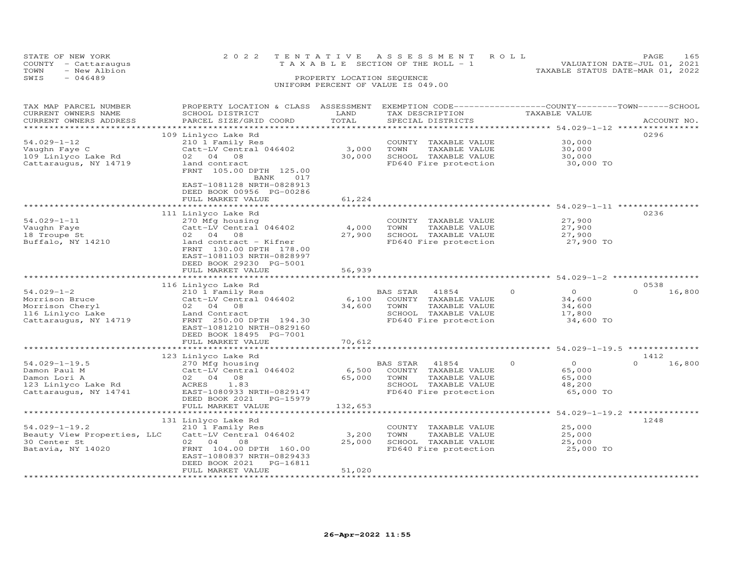STATE OF NEW YORK
COUNTY - Cattaraugus
TOWN - New Albion
SWIS - 046489

2022 TENTATIVE ASSESSMENT ROLL
TAXABLE SECTION OF THE ROLL - 1
PROPERTY LOCATION SEQUENCE
UNIFORM PERCENT OF VALUE IS 049.00

VALUATION DATE-JUL 01, 2021
TAXABLE STATUS DATE-MAR 01, 2022

| TAX MAP PARCEL NUMBER / CURRENT OWNERS NAME / CURRENT OWNERS ADDRESS | PROPERTY LOCATION & CLASS / SCHOOL DISTRICT / PARCEL SIZE/GRID COORD | ASSESSMENT LAND / TOTAL | EXEMPTION CODE / TAX DESCRIPTION / SPECIAL DISTRICTS | COUNTY | TOWN | SCHOOL | ACCOUNT NO. |
|---|---|---|---|---|---|---|---|
| 54.029-1-12 | 109 Linlyco Lake Rd | | | | | | 0296 |
| Vaughn Faye C | 210 1 Family Res | | COUNTY TAXABLE VALUE | 30,000 | | | |
| 109 Linlyco Lake Rd | Catt-LV Central 046402 | 3,000 | TOWN TAXABLE VALUE | | 30,000 | | |
| Cattaraugus, NY 14719 | 02 04 08 | 30,000 | SCHOOL TAXABLE VALUE | | | 30,000 | |
| | land contract | | FD640 Fire protection | 30,000 TO | | | |
| | FRNT 105.00 DPTH 125.00 BANK 017 | | | | | | |
| | EAST-1081128 NRTH-0828913 | | | | | | |
| | DEED BOOK 00956 PG-00286 | | | | | | |
| | FULL MARKET VALUE | 61,224 | | | | | |
| 54.029-1-11 | 111 Linlyco Lake Rd | | | | | | 0236 |
| Vaughn Faye | 270 Mfg housing | | COUNTY TAXABLE VALUE | 27,900 | | | |
| 18 Troupe St | Catt-LV Central 046402 | 4,000 | TOWN TAXABLE VALUE | | 27,900 | | |
| Buffalo, NY 14210 | 02 04 08 | 27,900 | SCHOOL TAXABLE VALUE | | | 27,900 | |
| | land contract - Kifner | | FD640 Fire protection | 27,900 TO | | | |
| | FRNT 130.00 DPTH 178.00 | | | | | | |
| | EAST-1081103 NRTH-0828997 | | | | | | |
| | DEED BOOK 29230 PG-5001 | | | | | | |
| | FULL MARKET VALUE | 56,939 | | | | | |
| 54.029-1-2 | 116 Linlyco Lake Rd | | | | | | 0538 |
| Morrison Bruce | 210 1 Family Res | | BAS STAR 41854 | 0 | 0 | 16,800 | |
| Morrison Cheryl | Catt-LV Central 046402 | 6,100 | COUNTY TAXABLE VALUE | 34,600 | | | |
| 116 Linlyco Lake | 02 04 08 | 34,600 | TOWN TAXABLE VALUE | | 34,600 | | |
| Cattaraugus, NY 14719 | Land Contract | | SCHOOL TAXABLE VALUE | | | 17,800 | |
| | FRNT 250.00 DPTH 194.30 | | FD640 Fire protection | 34,600 TO | | | |
| | EAST-1081210 NRTH-0829160 | | | | | | |
| | DEED BOOK 18495 PG-7001 | | | | | | |
| | FULL MARKET VALUE | 70,612 | | | | | |
| 54.029-1-19.5 | 123 Linlyco Lake Rd | | | | | | 1412 |
| Damon Paul M | 270 Mfg housing | | BAS STAR 41854 | 0 | 0 | 16,800 | |
| Damon Lori A | Catt-LV Central 046402 | 6,500 | COUNTY TAXABLE VALUE | 65,000 | | | |
| 123 Linlyco Lake Rd | 02 04 08 | 65,000 | TOWN TAXABLE VALUE | | 65,000 | | |
| Cattaraugus, NY 14741 | ACRES 1.83 | | SCHOOL TAXABLE VALUE | | | 48,200 | |
| | EAST-1080933 NRTH-0829147 | | FD640 Fire protection | 65,000 TO | | | |
| | DEED BOOK 2021 PG-15979 | | | | | | |
| | FULL MARKET VALUE | 132,653 | | | | | |
| 54.029-1-19.2 | 131 Linlyco Lake Rd | | | | | | 1248 |
| Beauty View Properties, LLC | 210 1 Family Res | | COUNTY TAXABLE VALUE | 25,000 | | | |
| 30 Center St | Catt-LV Central 046402 | 3,200 | TOWN TAXABLE VALUE | | 25,000 | | |
| Batavia, NY 14020 | 02 04 08 | 25,000 | SCHOOL TAXABLE VALUE | | | 25,000 | |
| | FRNT 104.00 DPTH 160.00 | | FD640 Fire protection | 25,000 TO | | | |
| | EAST-1080837 NRTH-0829433 | | | | | | |
| | DEED BOOK 2021 PG-16811 | | | | | | |
| | FULL MARKET VALUE | 51,020 | | | | | |

26-Apr-2022 11:55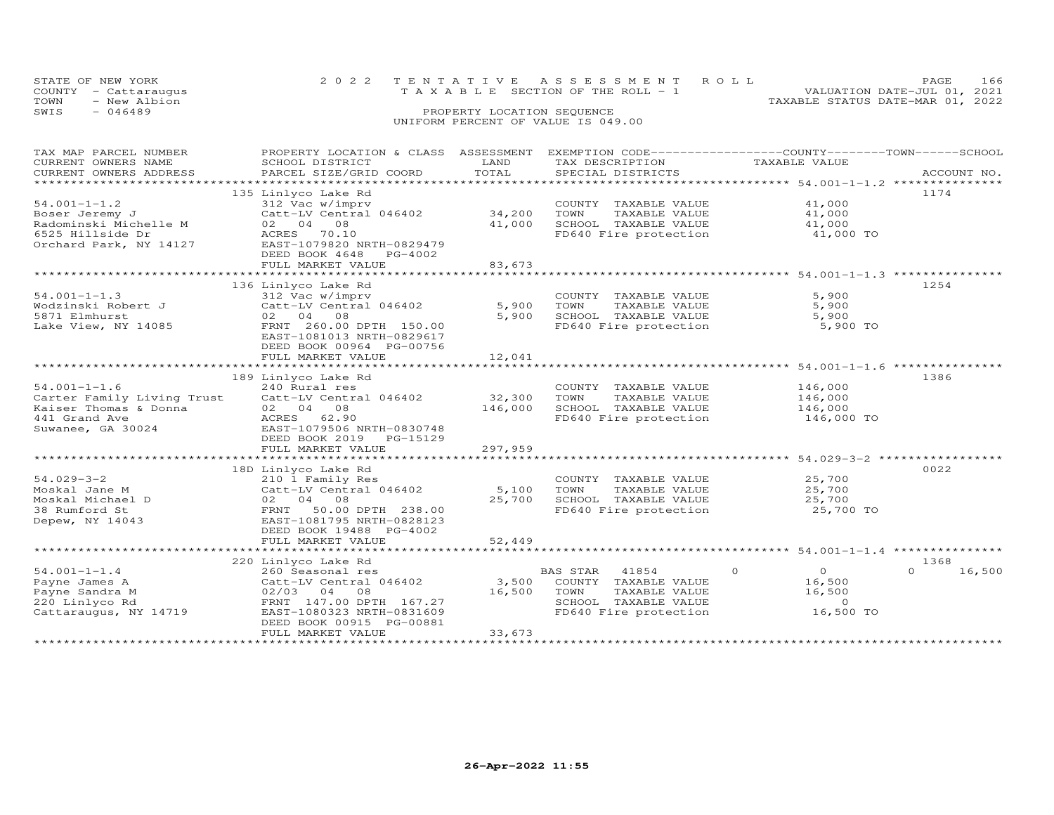STATE OF NEW YORK
COUNTY - Cattaraugus
TOWN - New Albion
SWIS - 046489

2 0 2 2 T E N T A T I V E A S S E S S M E N T R O L L
T A X A B L E SECTION OF THE ROLL - 1
PROPERTY LOCATION SEQUENCE
UNIFORM PERCENT OF VALUE IS 049.00

VALUATION DATE-JUL 01, 2021
TAXABLE STATUS DATE-MAR 01, 2022

| TAX MAP PARCEL NUMBER / CURRENT OWNERS NAME / CURRENT OWNERS ADDRESS | PROPERTY LOCATION & CLASS / SCHOOL DISTRICT / PARCEL SIZE/GRID COORD | ASSESSMENT LAND | TOTAL | EXEMPTION CODE / TAX DESCRIPTION / SPECIAL DISTRICTS | COUNTY TAXABLE VALUE | TOWN | SCHOOL / ACCOUNT NO. |
|---|---|---|---|---|---|---|---|
| 54.001-1-1.2 | 135 Linlyco Lake Rd | | | | | | 1174 |
| Boser Jeremy J | 312 Vac w/imprv | | | COUNTY TAXABLE VALUE | 41,000 | | |
| Radominski Michelle M | Catt-LV Central 046402 | 34,200 | | TOWN TAXABLE VALUE | 41,000 | | |
| 6525 Hillside Dr | 02 04 08 | | 41,000 | SCHOOL TAXABLE VALUE | 41,000 | | |
| Orchard Park, NY 14127 | ACRES 70.10 | | | FD640 Fire protection | 41,000 TO | | |
| | EAST-1079820 NRTH-0829479 | | | | | | |
| | DEED BOOK 4648 PG-4002 | | | | | | |
| | FULL MARKET VALUE | | 83,673 | | | | |
| 54.001-1-1.3 | 136 Linlyco Lake Rd | | | | | | 1254 |
| Wodzinski Robert J | 312 Vac w/imprv | | | COUNTY TAXABLE VALUE | 5,900 | | |
| 5871 Elmhurst | Catt-LV Central 046402 | 5,900 | | TOWN TAXABLE VALUE | 5,900 | | |
| Lake View, NY 14085 | 02 04 08 | | 5,900 | SCHOOL TAXABLE VALUE | 5,900 | | |
| | FRNT 260.00 DPTH 150.00 | | | FD640 Fire protection | 5,900 TO | | |
| | EAST-1081013 NRTH-0829617 | | | | | | |
| | DEED BOOK 00964 PG-00756 | | | | | | |
| | FULL MARKET VALUE | | 12,041 | | | | |
| 54.001-1-1.6 | 189 Linlyco Lake Rd | | | | | | 1386 |
| Carter Family Living Trust | 240 Rural res | | | COUNTY TAXABLE VALUE | 146,000 | | |
| Kaiser Thomas & Donna | Catt-LV Central 046402 | 32,300 | | TOWN TAXABLE VALUE | 146,000 | | |
| 441 Grand Ave | 02 04 08 | | 146,000 | SCHOOL TAXABLE VALUE | 146,000 | | |
| Suwanee, GA 30024 | ACRES 62.90 | | | FD640 Fire protection | 146,000 TO | | |
| | EAST-1079506 NRTH-0830748 | | | | | | |
| | DEED BOOK 2019 PG-15129 | | | | | | |
| | FULL MARKET VALUE | | 297,959 | | | | |
| 54.029-3-2 | 18D Linlyco Lake Rd | | | | | | 0022 |
| Moskal Jane M | 210 1 Family Res | | | COUNTY TAXABLE VALUE | 25,700 | | |
| Moskal Michael D | Catt-LV Central 046402 | 5,100 | | TOWN TAXABLE VALUE | 25,700 | | |
| 38 Rumford St | 02 04 08 | | 25,700 | SCHOOL TAXABLE VALUE | 25,700 | | |
| Depew, NY 14043 | FRNT 50.00 DPTH 238.00 | | | FD640 Fire protection | 25,700 TO | | |
| | EAST-1081795 NRTH-0828123 | | | | | | |
| | DEED BOOK 19488 PG-4002 | | | | | | |
| | FULL MARKET VALUE | | 52,449 | | | | |
| 54.001-1-1.4 | 220 Linlyco Lake Rd | | | | | | 1368 |
| Payne James A | 260 Seasonal res | | | BAS STAR 41854 | 0 | 0 | 0 / 16,500 |
| Payne Sandra M | Catt-LV Central 046402 | 3,500 | | COUNTY TAXABLE VALUE | 16,500 | | |
| 220 Linlyco Rd | 02/03 04 08 | | 16,500 | TOWN TAXABLE VALUE | 16,500 | | |
| Cattaraugus, NY 14719 | FRNT 147.00 DPTH 167.27 | | | SCHOOL TAXABLE VALUE | 0 | | |
| | EAST-1080323 NRTH-0831609 | | | FD640 Fire protection | 16,500 TO | | |
| | DEED BOOK 00915 PG-00881 | | | | | | |
| | FULL MARKET VALUE | | 33,673 | | | | |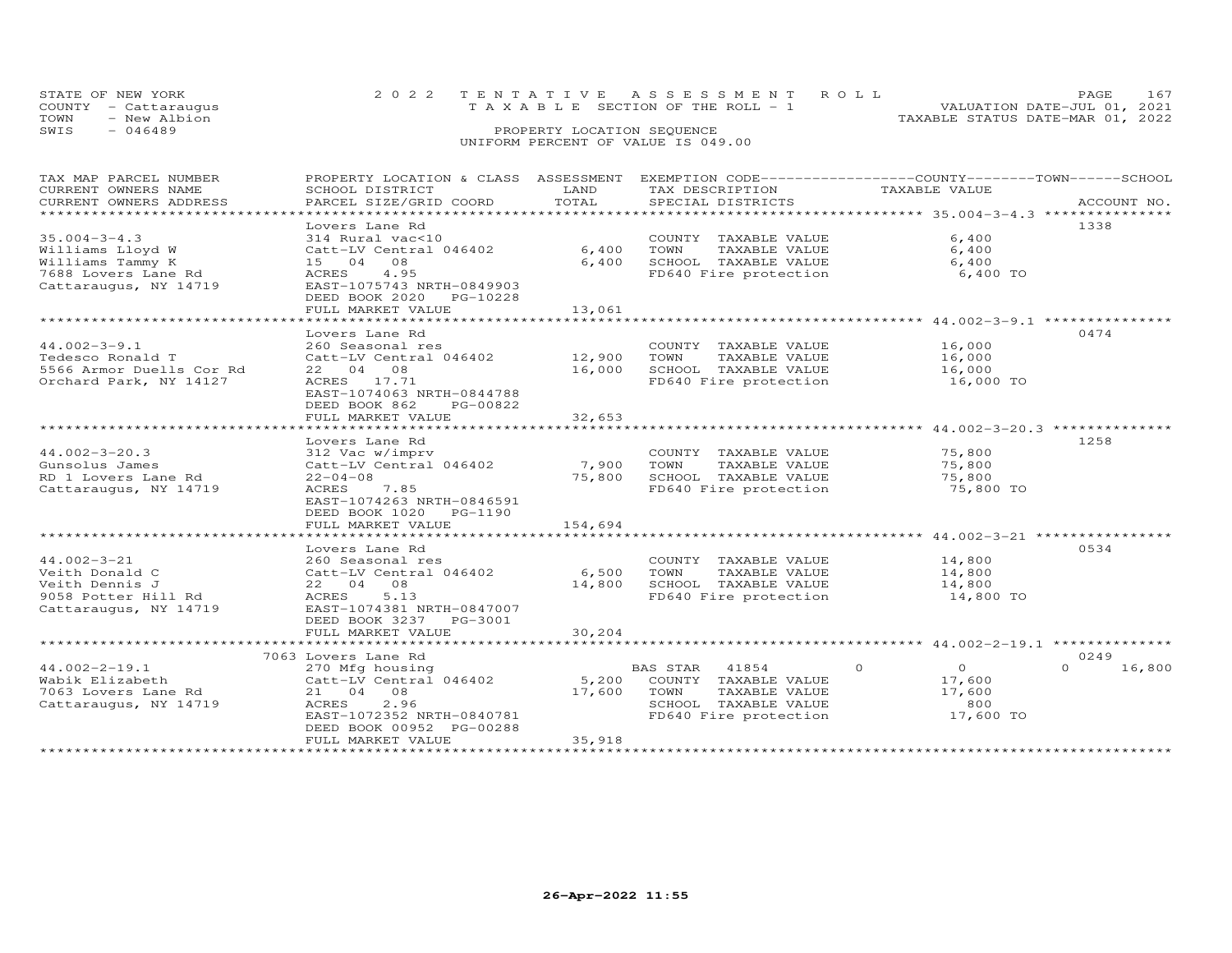STATE OF NEW YORK
COUNTY - Cattaraugus
TOWN - New Albion
SWIS - 046489

2022 TENTATIVE ASSESSMENT ROLL
TAXABLE SECTION OF THE ROLL - 1
PROPERTY LOCATION SEQUENCE
UNIFORM PERCENT OF VALUE IS 049.00

VALUATION DATE-JUL 01, 2021
TAXABLE STATUS DATE-MAR 01, 2022

| TAX MAP PARCEL NUMBER / CURRENT OWNERS NAME / CURRENT OWNERS ADDRESS | PROPERTY LOCATION & CLASS / SCHOOL DISTRICT / PARCEL SIZE/GRID COORD | ASSESSMENT LAND / TOTAL | EXEMPTION CODE / TAX DESCRIPTION / SPECIAL DISTRICTS | COUNTY / TOWN / SCHOOL TAXABLE VALUE | ACCOUNT NO. |
|---|---|---|---|---|---|
| 35.004-3-4.3 | Lovers Lane Rd | | | | 1338 |
| | 314 Rural vac<10 | | COUNTY TAXABLE VALUE | 6,400 | |
| Williams Lloyd W | Catt-LV Central 046402 | 6,400 | TOWN TAXABLE VALUE | 6,400 | |
| Williams Tammy K | 15 04 08 | 6,400 | SCHOOL TAXABLE VALUE | 6,400 | |
| 7688 Lovers Lane Rd | ACRES 4.95 | | FD640 Fire protection | 6,400 TO | |
| Cattaraugus, NY 14719 | EAST-1075743 NRTH-0849903 | | | | |
| | DEED BOOK 2020 PG-10228 | | | | |
| | FULL MARKET VALUE | 13,061 | | | |
| 44.002-3-9.1 | Lovers Lane Rd | | | | 0474 |
| | 260 Seasonal res | | COUNTY TAXABLE VALUE | 16,000 | |
| Tedesco Ronald T | Catt-LV Central 046402 | 12,900 | TOWN TAXABLE VALUE | 16,000 | |
| 5566 Armor Duells Cor Rd | 22 04 08 | 16,000 | SCHOOL TAXABLE VALUE | 16,000 | |
| Orchard Park, NY 14127 | ACRES 17.71 | | FD640 Fire protection | 16,000 TO | |
| | EAST-1074063 NRTH-0844788 | | | | |
| | DEED BOOK 862 PG-00822 | | | | |
| | FULL MARKET VALUE | 32,653 | | | |
| 44.002-3-20.3 | Lovers Lane Rd | | | | 1258 |
| | 312 Vac w/imprv | | COUNTY TAXABLE VALUE | 75,800 | |
| Gunsolus James | Catt-LV Central 046402 | 7,900 | TOWN TAXABLE VALUE | 75,800 | |
| RD 1 Lovers Lane Rd | 22-04-08 | 75,800 | SCHOOL TAXABLE VALUE | 75,800 | |
| Cattaraugus, NY 14719 | ACRES 7.85 | | FD640 Fire protection | 75,800 TO | |
| | EAST-1074263 NRTH-0846591 | | | | |
| | DEED BOOK 1020 PG-1190 | | | | |
| | FULL MARKET VALUE | 154,694 | | | |
| 44.002-3-21 | Lovers Lane Rd | | | | 0534 |
| | 260 Seasonal res | | COUNTY TAXABLE VALUE | 14,800 | |
| Veith Donald C | Catt-LV Central 046402 | 6,500 | TOWN TAXABLE VALUE | 14,800 | |
| Veith Dennis J | 22 04 08 | 14,800 | SCHOOL TAXABLE VALUE | 14,800 | |
| 9058 Potter Hill Rd | ACRES 5.13 | | FD640 Fire protection | 14,800 TO | |
| Cattaraugus, NY 14719 | EAST-1074381 NRTH-0847007 | | | | |
| | DEED BOOK 3237 PG-3001 | | | | |
| | FULL MARKET VALUE | 30,204 | | | |
| 44.002-2-19.1 | 7063 Lovers Lane Rd | | | | 0249 |
| | 270 Mfg housing | | BAS STAR 41854 | 0 0 0 16,800 | |
| Wabik Elizabeth | Catt-LV Central 046402 | 5,200 | COUNTY TAXABLE VALUE | 17,600 | |
| 7063 Lovers Lane Rd | 21 04 08 | 17,600 | TOWN TAXABLE VALUE | 17,600 | |
| Cattaraugus, NY 14719 | ACRES 2.96 | | SCHOOL TAXABLE VALUE | 800 | |
| | EAST-1072352 NRTH-0840781 | | FD640 Fire protection | 17,600 TO | |
| | DEED BOOK 00952 PG-00288 | | | | |
| | FULL MARKET VALUE | 35,918 | | | |

26-Apr-2022 11:55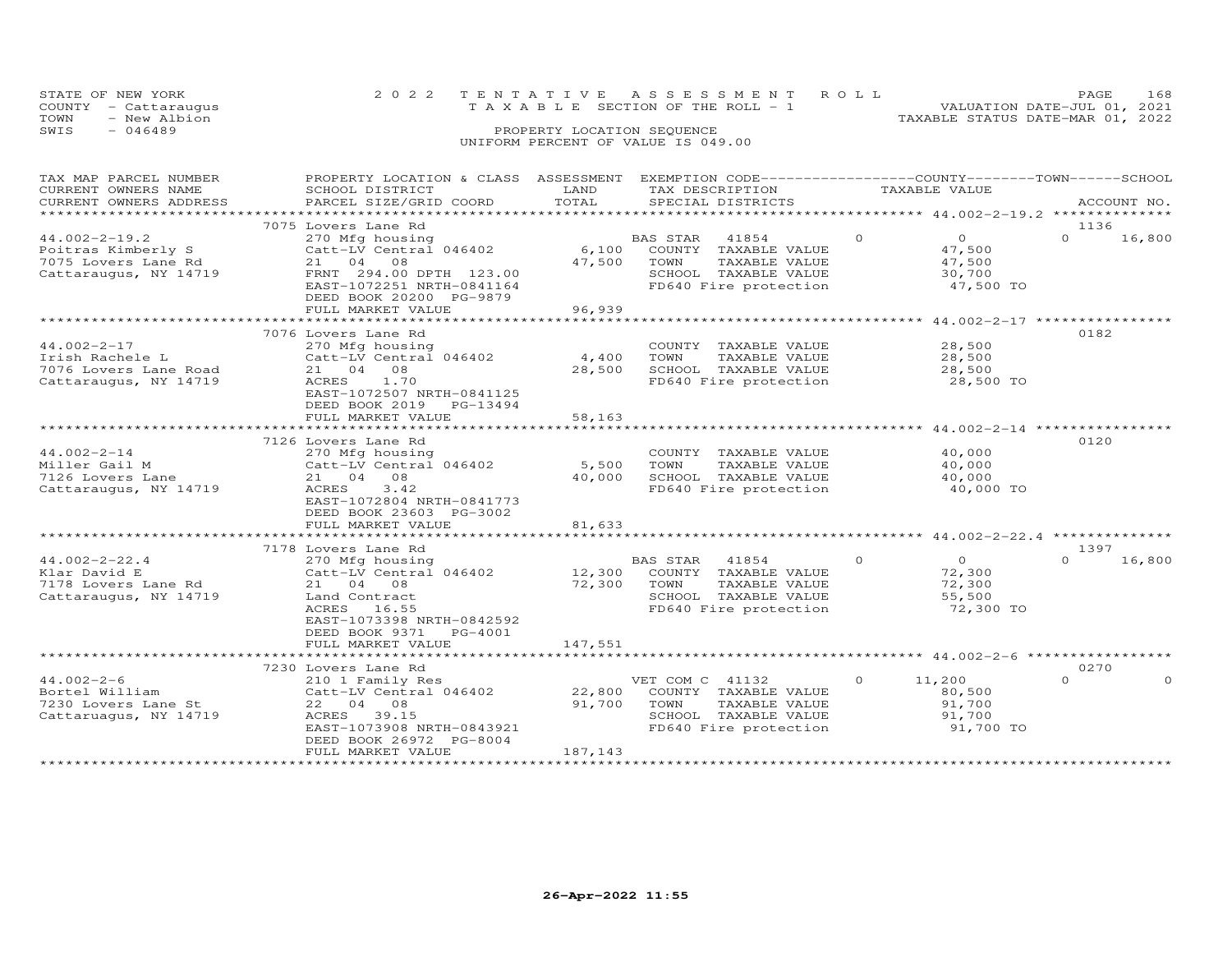STATE OF NEW YORK
COUNTY - Cattaraugus
TOWN - New Albion
SWIS - 046489

2022 TENTATIVE ASSESSMENT ROLL
TAXABLE SECTION OF THE ROLL - 1
PROPERTY LOCATION SEQUENCE
UNIFORM PERCENT OF VALUE IS 049.00

VALUATION DATE-JUL 01, 2021
TAXABLE STATUS DATE-MAR 01, 2022

| TAX MAP PARCEL NUMBER / CURRENT OWNERS NAME / CURRENT OWNERS ADDRESS | PROPERTY LOCATION & CLASS / SCHOOL DISTRICT / PARCEL SIZE/GRID COORD | ASSESSMENT LAND / TOTAL | EXEMPTION CODE / TAX DESCRIPTION / SPECIAL DISTRICTS | COUNTY TAXABLE VALUE | TOWN | SCHOOL | ACCOUNT NO. |
|---|---|---|---|---|---|---|---|
| 44.002-2-19.2 | 7075 Lovers Lane Rd | | | | | | 1136 |
| Poitras Kimberly S | 270 Mfg housing | | BAS STAR 41854 | 0 | 0 | 16,800 | |
| 7075 Lovers Lane Rd | Catt-LV Central 046402 | 6,100 | COUNTY TAXABLE VALUE | 47,500 | | | |
| Cattaraugus, NY 14719 | 21 04 08 | 47,500 | TOWN TAXABLE VALUE | 47,500 | | | |
| | FRNT 294.00 DPTH 123.00 | | SCHOOL TAXABLE VALUE | 30,700 | | | |
| | EAST-1072251 NRTH-0841164 | | FD640 Fire protection | 47,500 TO | | | |
| | DEED BOOK 20200 PG-9879 | | | | | | |
| | FULL MARKET VALUE | 96,939 | | | | | |
| 44.002-2-17 | 7076 Lovers Lane Rd | | | | | | 0182 |
| Irish Rachele L | 270 Mfg housing | | COUNTY TAXABLE VALUE | 28,500 | | | |
| 7076 Lovers Lane Road | Catt-LV Central 046402 | 4,400 | TOWN TAXABLE VALUE | 28,500 | | | |
| Cattaraugus, NY 14719 | 21 04 08 | 28,500 | SCHOOL TAXABLE VALUE | 28,500 | | | |
| | ACRES 1.70 | | FD640 Fire protection | 28,500 TO | | | |
| | EAST-1072507 NRTH-0841125 | | | | | | |
| | DEED BOOK 2019 PG-13494 | | | | | | |
| | FULL MARKET VALUE | 58,163 | | | | | |
| 44.002-2-14 | 7126 Lovers Lane Rd | | | | | | 0120 |
| Miller Gail M | 270 Mfg housing | | COUNTY TAXABLE VALUE | 40,000 | | | |
| 7126 Lovers Lane | Catt-LV Central 046402 | 5,500 | TOWN TAXABLE VALUE | 40,000 | | | |
| Cattaraugus, NY 14719 | 21 04 08 | 40,000 | SCHOOL TAXABLE VALUE | 40,000 | | | |
| | ACRES 3.42 | | FD640 Fire protection | 40,000 TO | | | |
| | EAST-1072804 NRTH-0841773 | | | | | | |
| | DEED BOOK 23603 PG-3002 | | | | | | |
| | FULL MARKET VALUE | 81,633 | | | | | |
| 44.002-2-22.4 | 7178 Lovers Lane Rd | | | | | | 1397 |
| Klar David E | 270 Mfg housing | | BAS STAR 41854 | 0 | 0 | 16,800 | |
| 7178 Lovers Lane Rd | Catt-LV Central 046402 | 12,300 | COUNTY TAXABLE VALUE | 72,300 | | | |
| Cattaraugus, NY 14719 | 21 04 08 | 72,300 | TOWN TAXABLE VALUE | 72,300 | | | |
| | Land Contract | | SCHOOL TAXABLE VALUE | 55,500 | | | |
| | ACRES 16.55 | | FD640 Fire protection | 72,300 TO | | | |
| | EAST-1073398 NRTH-0842592 | | | | | | |
| | DEED BOOK 9371 PG-4001 | | | | | | |
| | FULL MARKET VALUE | 147,551 | | | | | |
| 44.002-2-6 | 7230 Lovers Lane Rd | | | | | | 0270 |
| Bortel William | 210 1 Family Res | | VET COM C 41132 | 11,200 | 0 | 0 | |
| 7230 Lovers Lane St | Catt-LV Central 046402 | 22,800 | COUNTY TAXABLE VALUE | 80,500 | | | |
| Cattaruagus, NY 14719 | 22 04 08 | 91,700 | TOWN TAXABLE VALUE | 91,700 | | | |
| | ACRES 39.15 | | SCHOOL TAXABLE VALUE | 91,700 | | | |
| | EAST-1073908 NRTH-0843921 | | FD640 Fire protection | 91,700 TO | | | |
| | DEED BOOK 26972 PG-8004 | | | | | | |
| | FULL MARKET VALUE | 187,143 | | | | | |

26-Apr-2022 11:55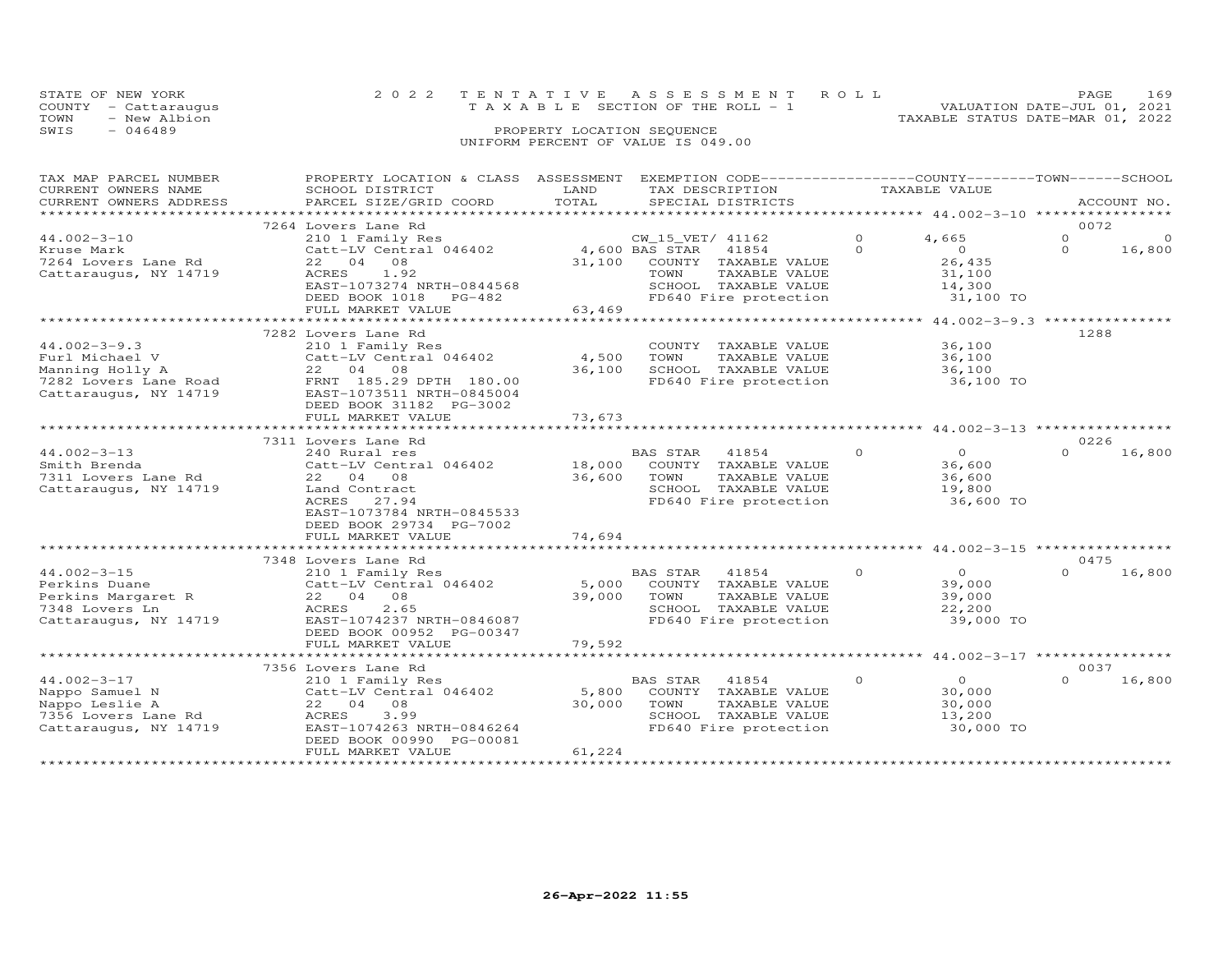STATE OF NEW YORK
COUNTY - Cattaraugus
TOWN - New Albion
SWIS - 046489

2022 TENTATIVE ASSESSMENT ROLL
TAXABLE SECTION OF THE ROLL - 1
PROPERTY LOCATION SEQUENCE
UNIFORM PERCENT OF VALUE IS 049.00

VALUATION DATE-JUL 01, 2021
TAXABLE STATUS DATE-MAR 01, 2022

| TAX MAP PARCEL NUMBER / CURRENT OWNERS NAME / CURRENT OWNERS ADDRESS | PROPERTY LOCATION & CLASS / SCHOOL DISTRICT / PARCEL SIZE/GRID COORD | ASSESSMENT LAND | TOTAL | EXEMPTION CODE / TAX DESCRIPTION / SPECIAL DISTRICTS | | COUNTY TAXABLE VALUE | TOWN | SCHOOL | ACCOUNT NO. |
|---|---|---|---|---|---|---|---|---|---|
| 44.002-3-10 | 7264 Lovers Lane Rd | | | | | | | | 0072 |
| Kruse Mark | 210 1 Family Res | | | CW_15_VET/ 41162 | 0 | 4,665 | 0 | 0 | |
| 7264 Lovers Lane Rd | Catt-LV Central 046402 | 4,600 | | BAS STAR 41854 | 0 | 0 | 0 | 16,800 | |
| Cattaraugus, NY 14719 | 22 04 08 | | 31,100 | COUNTY TAXABLE VALUE | | 26,435 | | | |
| | ACRES 1.92 | | | TOWN TAXABLE VALUE | | 31,100 | | | |
| | EAST-1073274 NRTH-0844568 | | | SCHOOL TAXABLE VALUE | | 14,300 | | | |
| | DEED BOOK 1018 PG-482 | | | FD640 Fire protection | | 31,100 TO | | | |
| | FULL MARKET VALUE | | 63,469 | | | | | | |
| 44.002-3-9.3 | 7282 Lovers Lane Rd | | | | | | | | 1288 |
| Furl Michael V | 210 1 Family Res | | | COUNTY TAXABLE VALUE | | 36,100 | | | |
| Manning Holly A | Catt-LV Central 046402 | 4,500 | | TOWN TAXABLE VALUE | | 36,100 | | | |
| 7282 Lovers Lane Road | 22 04 08 | | 36,100 | SCHOOL TAXABLE VALUE | | 36,100 | | | |
| Cattaraugus, NY 14719 | FRNT 185.29 DPTH 180.00 | | | FD640 Fire protection | | 36,100 TO | | | |
| | EAST-1073511 NRTH-0845004 | | | | | | | | |
| | DEED BOOK 31182 PG-3002 | | | | | | | | |
| | FULL MARKET VALUE | | 73,673 | | | | | | |
| 44.002-3-13 | 7311 Lovers Lane Rd | | | | | | | | 0226 |
| Smith Brenda | 240 Rural res | | | BAS STAR 41854 | 0 | 0 | 0 | 16,800 | |
| 7311 Lovers Lane Rd | Catt-LV Central 046402 | 18,000 | | COUNTY TAXABLE VALUE | | 36,600 | | | |
| Cattaraugus, NY 14719 | 22 04 08 | | 36,600 | TOWN TAXABLE VALUE | | 36,600 | | | |
| | Land Contract | | | SCHOOL TAXABLE VALUE | | 19,800 | | | |
| | ACRES 27.94 | | | FD640 Fire protection | | 36,600 TO | | | |
| | EAST-1073784 NRTH-0845533 | | | | | | | | |
| | DEED BOOK 29734 PG-7002 | | | | | | | | |
| | FULL MARKET VALUE | | 74,694 | | | | | | |
| 44.002-3-15 | 7348 Lovers Lane Rd | | | | | | | | 0475 |
| Perkins Duane | 210 1 Family Res | | | BAS STAR 41854 | 0 | 0 | 0 | 16,800 | |
| Perkins Margaret R | Catt-LV Central 046402 | 5,000 | | COUNTY TAXABLE VALUE | | 39,000 | | | |
| 7348 Lovers Ln | 22 04 08 | | 39,000 | TOWN TAXABLE VALUE | | 39,000 | | | |
| Cattaraugus, NY 14719 | ACRES 2.65 | | | SCHOOL TAXABLE VALUE | | 22,200 | | | |
| | EAST-1074237 NRTH-0846087 | | | FD640 Fire protection | | 39,000 TO | | | |
| | DEED BOOK 00952 PG-00347 | | | | | | | | |
| | FULL MARKET VALUE | | 79,592 | | | | | | |
| 44.002-3-17 | 7356 Lovers Lane Rd | | | | | | | | 0037 |
| Nappo Samuel N | 210 1 Family Res | | | BAS STAR 41854 | 0 | 0 | 0 | 16,800 | |
| Nappo Leslie A | Catt-LV Central 046402 | 5,800 | | COUNTY TAXABLE VALUE | | 30,000 | | | |
| 7356 Lovers Lane Rd | 22 04 08 | | 30,000 | TOWN TAXABLE VALUE | | 30,000 | | | |
| Cattaraugus, NY 14719 | ACRES 3.99 | | | SCHOOL TAXABLE VALUE | | 13,200 | | | |
| | EAST-1074263 NRTH-0846264 | | | FD640 Fire protection | | 30,000 TO | | | |
| | DEED BOOK 00990 PG-00081 | | | | | | | | |
| | FULL MARKET VALUE | | 61,224 | | | | | | |

26-Apr-2022 11:55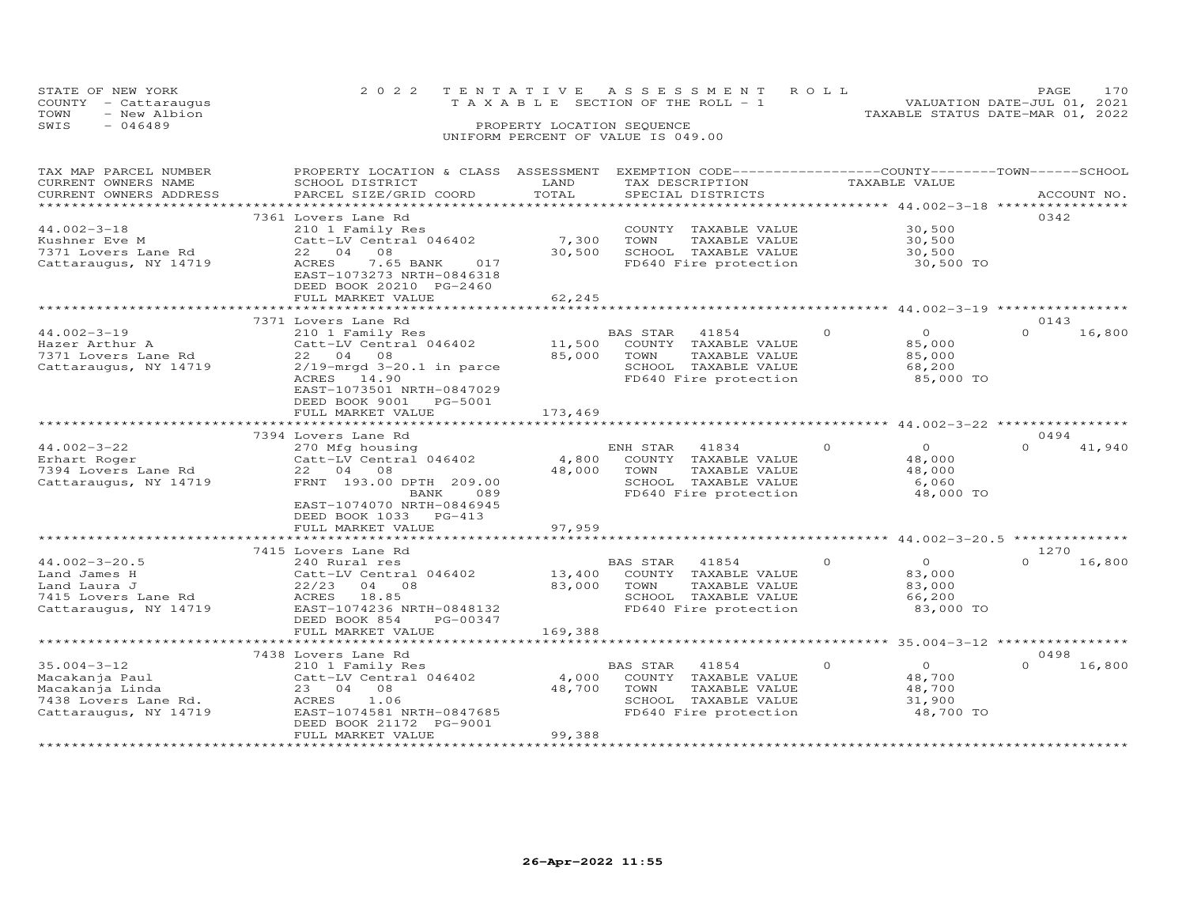STATE OF NEW YORK
COUNTY - Cattaraugus
TOWN - New Albion
SWIS - 046489

2022 TENTATIVE ASSESSMENT ROLL
TAXABLE SECTION OF THE ROLL - 1
PROPERTY LOCATION SEQUENCE
UNIFORM PERCENT OF VALUE IS 049.00

VALUATION DATE-JUL 01, 2021
TAXABLE STATUS DATE-MAR 01, 2022

| TAX MAP PARCEL NUMBER / CURRENT OWNERS NAME / CURRENT OWNERS ADDRESS | PROPERTY LOCATION & CLASS / SCHOOL DISTRICT / PARCEL SIZE/GRID COORD | ASSESSMENT LAND | TOTAL | EXEMPTION CODE / TAX DESCRIPTION / SPECIAL DISTRICTS | COUNTY / TOWN TAXABLE VALUE | SCHOOL | ACCOUNT NO. |
|---|---|---|---|---|---|---|---|
| 44.002-3-18 | 7361 Lovers Lane Rd | | | | | | 0342 |
| Kushner Eve M | 210 1 Family Res | | | COUNTY TAXABLE VALUE | 30,500 | | |
| 7371 Lovers Lane Rd | Catt-LV Central 046402 | 7,300 | | TOWN TAXABLE VALUE | 30,500 | | |
| Cattaraugus, NY 14719 | 22 04 08 | | 30,500 | SCHOOL TAXABLE VALUE | 30,500 | | |
| | ACRES 7.65 BANK 017 | | | FD640 Fire protection | 30,500 TO | | |
| | EAST-1073273 NRTH-0846318 | | | | | | |
| | DEED BOOK 20210 PG-2460 | | | | | | |
| | FULL MARKET VALUE | | 62,245 | | | | |
| 44.002-3-19 | 7371 Lovers Lane Rd | | | | | | 0143 |
| Hazer Arthur A | 210 1 Family Res | | | BAS STAR 41854 | 0 / 0 | 0 | 16,800 |
| 7371 Lovers Lane Rd | Catt-LV Central 046402 | 11,500 | | COUNTY TAXABLE VALUE | 85,000 | | |
| Cattaraugus, NY 14719 | 22 04 08 | | 85,000 | TOWN TAXABLE VALUE | 85,000 | | |
| | 2/19-mrgd 3-20.1 in parce | | | SCHOOL TAXABLE VALUE | 68,200 | | |
| | ACRES 14.90 | | | FD640 Fire protection | 85,000 TO | | |
| | EAST-1073501 NRTH-0847029 | | | | | | |
| | DEED BOOK 9001 PG-5001 | | | | | | |
| | FULL MARKET VALUE | | 173,469 | | | | |
| 44.002-3-22 | 7394 Lovers Lane Rd | | | | | | 0494 |
| Erhart Roger | 270 Mfg housing | | | ENH STAR 41834 | 0 / 0 | 0 | 41,940 |
| 7394 Lovers Lane Rd | Catt-LV Central 046402 | 4,800 | | COUNTY TAXABLE VALUE | 48,000 | | |
| Cattaraugus, NY 14719 | 22 04 08 | | 48,000 | TOWN TAXABLE VALUE | 48,000 | | |
| | FRNT 193.00 DPTH 209.00 | | | SCHOOL TAXABLE VALUE | 6,060 | | |
| | BANK 089 | | | FD640 Fire protection | 48,000 TO | | |
| | EAST-1074070 NRTH-0846945 | | | | | | |
| | DEED BOOK 1033 PG-413 | | | | | | |
| | FULL MARKET VALUE | | 97,959 | | | | |
| 44.002-3-20.5 | 7415 Lovers Lane Rd | | | | | | 1270 |
| Land James H | 240 Rural res | | | BAS STAR 41854 | 0 / 0 | 0 | 16,800 |
| Land Laura J | Catt-LV Central 046402 | 13,400 | | COUNTY TAXABLE VALUE | 83,000 | | |
| 7415 Lovers Lane Rd | 22/23 04 08 | | 83,000 | TOWN TAXABLE VALUE | 83,000 | | |
| Cattaraugus, NY 14719 | ACRES 18.85 | | | SCHOOL TAXABLE VALUE | 66,200 | | |
| | EAST-1074236 NRTH-0848132 | | | FD640 Fire protection | 83,000 TO | | |
| | DEED BOOK 854 PG-00347 | | | | | | |
| | FULL MARKET VALUE | | 169,388 | | | | |
| 35.004-3-12 | 7438 Lovers Lane Rd | | | | | | 0498 |
| Macakanja Paul | 210 1 Family Res | | | BAS STAR 41854 | 0 / 0 | 0 | 16,800 |
| Macakanja Linda | Catt-LV Central 046402 | 4,000 | | COUNTY TAXABLE VALUE | 48,700 | | |
| 7438 Lovers Lane Rd. | 23 04 08 | | 48,700 | TOWN TAXABLE VALUE | 48,700 | | |
| Cattaraugus, NY 14719 | ACRES 1.06 | | | SCHOOL TAXABLE VALUE | 31,900 | | |
| | EAST-1074581 NRTH-0847685 | | | FD640 Fire protection | 48,700 TO | | |
| | DEED BOOK 21172 PG-9001 | | | | | | |
| | FULL MARKET VALUE | | 99,388 | | | | |

26-Apr-2022 11:55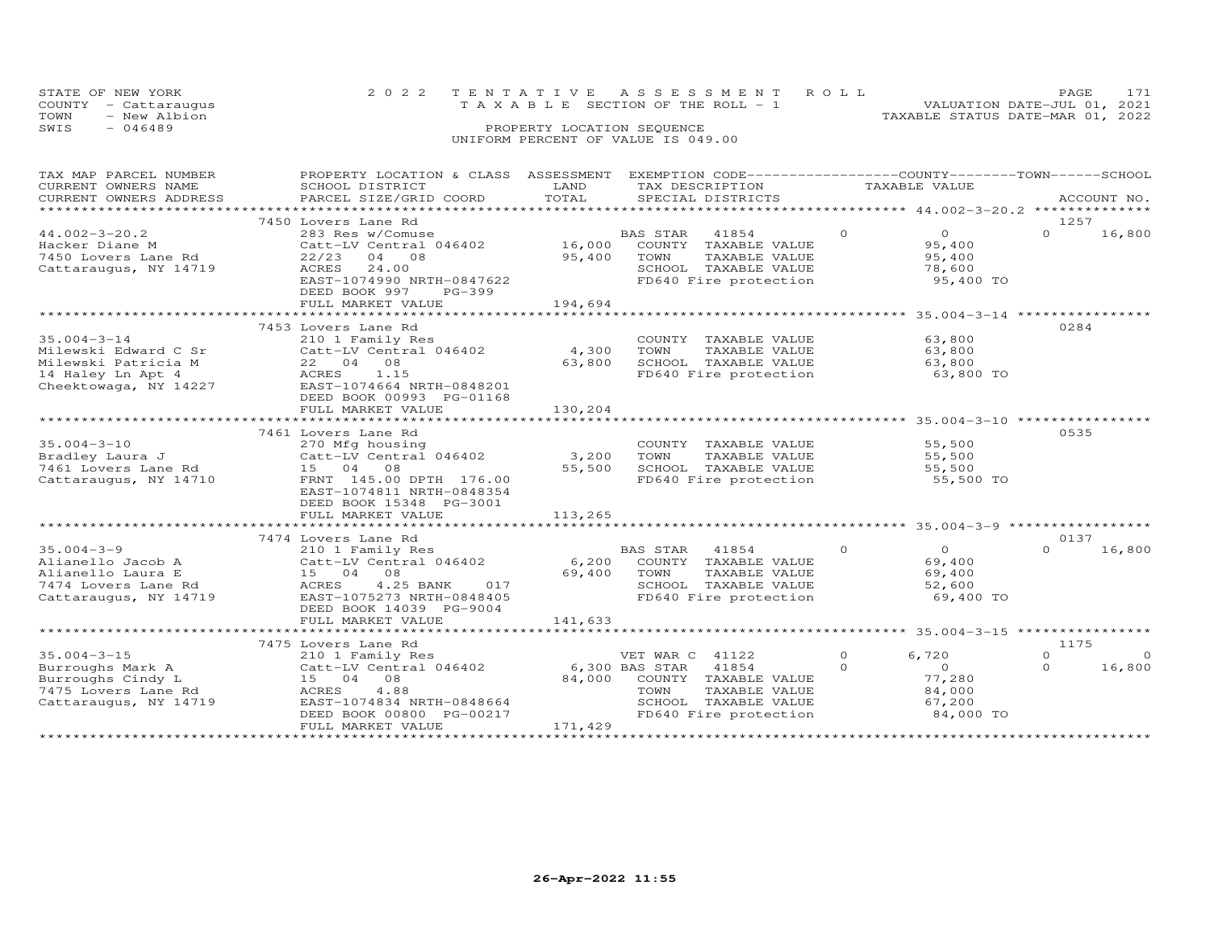STATE OF NEW YORK
COUNTY - Cattaraugus
TOWN - New Albion
SWIS - 046489

2022 TENTATIVE ASSESSMENT ROLL
TAXABLE SECTION OF THE ROLL - 1
PROPERTY LOCATION SEQUENCE
UNIFORM PERCENT OF VALUE IS 049.00

VALUATION DATE-JUL 01, 2021
TAXABLE STATUS DATE-MAR 01, 2022

| TAX MAP PARCEL NUMBER / CURRENT OWNERS NAME / CURRENT OWNERS ADDRESS | PROPERTY LOCATION & CLASS / SCHOOL DISTRICT / PARCEL SIZE/GRID COORD | ASSESSMENT LAND | TOTAL | EXEMPTION CODE / TAX DESCRIPTION / SPECIAL DISTRICTS | COUNTY TAXABLE VALUE | TOWN | SCHOOL | ACCOUNT NO. |
|---|---|---|---|---|---|---|---|---|
| 44.002-3-20.2 | 7450 Lovers Lane Rd | | | | | | | 1257 |
| Hacker Diane M | 283 Res w/Comuse | | | BAS STAR 41854 | 0 | 0 | 16,800 | |
| 7450 Lovers Lane Rd | Catt-LV Central 046402 | 16,000 | | COUNTY TAXABLE VALUE | 95,400 | | | |
| Cattaraugus, NY 14719 | 22/23 04 08 | | 95,400 | TOWN TAXABLE VALUE | 95,400 | | | |
| | ACRES 24.00 | | | SCHOOL TAXABLE VALUE | 78,600 | | | |
| | EAST-1074990 NRTH-0847622 | | | FD640 Fire protection | 95,400 TO | | | |
| | DEED BOOK 997 PG-399 | | | | | | | |
| | FULL MARKET VALUE | | 194,694 | | | | | |
| 35.004-3-14 | 7453 Lovers Lane Rd | | | | | | | 0284 |
| Milewski Edward C Sr | 210 1 Family Res | | | COUNTY TAXABLE VALUE | 63,800 | | | |
| Milewski Patricia M | Catt-LV Central 046402 | 4,300 | | TOWN TAXABLE VALUE | 63,800 | | | |
| 14 Haley Ln Apt 4 | 22 04 08 | | 63,800 | SCHOOL TAXABLE VALUE | 63,800 | | | |
| Cheektowaga, NY 14227 | ACRES 1.15 | | | FD640 Fire protection | 63,800 TO | | | |
| | EAST-1074664 NRTH-0848201 | | | | | | | |
| | DEED BOOK 00993 PG-01168 | | | | | | | |
| | FULL MARKET VALUE | | 130,204 | | | | | |
| 35.004-3-10 | 7461 Lovers Lane Rd | | | | | | | 0535 |
| Bradley Laura J | 270 Mfg housing | | | COUNTY TAXABLE VALUE | 55,500 | | | |
| 7461 Lovers Lane Rd | Catt-LV Central 046402 | 3,200 | | TOWN TAXABLE VALUE | 55,500 | | | |
| Cattaraugus, NY 14710 | 15 04 08 | | 55,500 | SCHOOL TAXABLE VALUE | 55,500 | | | |
| | FRNT 145.00 DPTH 176.00 | | | FD640 Fire protection | 55,500 TO | | | |
| | EAST-1074811 NRTH-0848354 | | | | | | | |
| | DEED BOOK 15348 PG-3001 | | | | | | | |
| | FULL MARKET VALUE | | 113,265 | | | | | |
| 35.004-3-9 | 7474 Lovers Lane Rd | | | | | | | 0137 |
| Alianello Jacob A | 210 1 Family Res | | | BAS STAR 41854 | 0 | 0 | 16,800 | |
| Alianello Laura E | Catt-LV Central 046402 | 6,200 | | COUNTY TAXABLE VALUE | 69,400 | | | |
| 7474 Lovers Lane Rd | 15 04 08 | | 69,400 | TOWN TAXABLE VALUE | 69,400 | | | |
| Cattaraugus, NY 14719 | ACRES 4.25 BANK 017 | | | SCHOOL TAXABLE VALUE | 52,600 | | | |
| | EAST-1075273 NRTH-0848405 | | | FD640 Fire protection | 69,400 TO | | | |
| | DEED BOOK 14039 PG-9004 | | | | | | | |
| | FULL MARKET VALUE | | 141,633 | | | | | |
| 35.004-3-15 | 7475 Lovers Lane Rd | | | | | | | 1175 |
| Burroughs Mark A | 210 1 Family Res | | | VET WAR C 41122 | 6,720 | 0 | 0 | |
| Burroughs Cindy L | Catt-LV Central 046402 | 6,300 | | BAS STAR 41854 | 0 | 0 | 16,800 | |
| 7475 Lovers Lane Rd | 15 04 08 | | 84,000 | COUNTY TAXABLE VALUE | 77,280 | | | |
| Cattaraugus, NY 14719 | ACRES 4.88 | | | TOWN TAXABLE VALUE | 84,000 | | | |
| | EAST-1074834 NRTH-0848664 | | | SCHOOL TAXABLE VALUE | 67,200 | | | |
| | DEED BOOK 00800 PG-00217 | | | FD640 Fire protection | 84,000 TO | | | |
| | FULL MARKET VALUE | | 171,429 | | | | | |

26-Apr-2022 11:55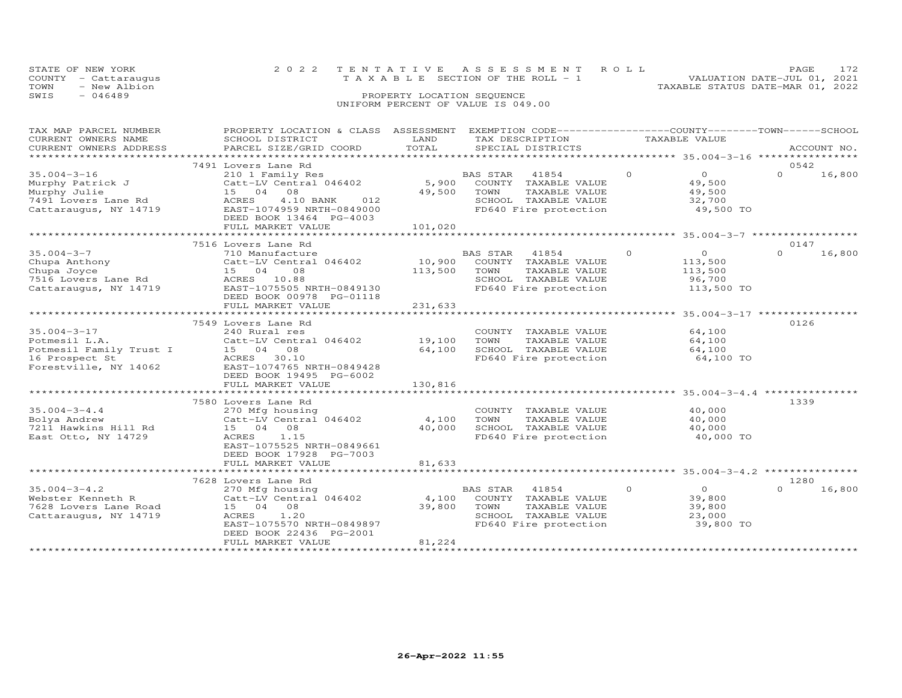STATE OF NEW YORK
COUNTY - Cattaraugus
TOWN - New Albion
SWIS - 046489

2022 TENTATIVE ASSESSMENT ROLL
TAXABLE SECTION OF THE ROLL - 1
PROPERTY LOCATION SEQUENCE
UNIFORM PERCENT OF VALUE IS 049.00

VALUATION DATE-JUL 01, 2021
TAXABLE STATUS DATE-MAR 01, 2022

| TAX MAP PARCEL NUMBER / CURRENT OWNERS NAME / CURRENT OWNERS ADDRESS | PROPERTY LOCATION & CLASS / SCHOOL DISTRICT / PARCEL SIZE/GRID COORD | ASSESSMENT LAND / TOTAL | EXEMPTION CODE / TAX DESCRIPTION / SPECIAL DISTRICTS | | COUNTY / TOWN / SCHOOL TAXABLE VALUE | ACCOUNT NO. |
|---|---|---|---|---|---|---|
| | 7491 Lovers Lane Rd | | | | | 0542 |
| 35.004-3-16 | 210 1 Family Res | | BAS STAR 41854 | 0 | 0 | 0 16,800 |
| Murphy Patrick J | Catt-LV Central 046402 | 5,900 | COUNTY TAXABLE VALUE | | 49,500 | |
| Murphy Julie | 15 04 08 | 49,500 | TOWN TAXABLE VALUE | | 49,500 | |
| 7491 Lovers Lane Rd | ACRES 4.10 BANK 012 | | SCHOOL TAXABLE VALUE | | 32,700 | |
| Cattaraugus, NY 14719 | EAST-1074959 NRTH-0849000 | | FD640 Fire protection | | 49,500 TO | |
| | DEED BOOK 13464 PG-4003 | | | | | |
| | FULL MARKET VALUE | 101,020 | | | | |
| | 7516 Lovers Lane Rd | | | | | 0147 |
| 35.004-3-7 | 710 Manufacture | | BAS STAR 41854 | 0 | 0 | 0 16,800 |
| Chupa Anthony | Catt-LV Central 046402 | 10,900 | COUNTY TAXABLE VALUE | | 113,500 | |
| Chupa Joyce | 15 04 08 | 113,500 | TOWN TAXABLE VALUE | | 113,500 | |
| 7516 Lovers Lane Rd | ACRES 10.88 | | SCHOOL TAXABLE VALUE | | 96,700 | |
| Cattaraugus, NY 14719 | EAST-1075505 NRTH-0849130 | | FD640 Fire protection | | 113,500 TO | |
| | DEED BOOK 00978 PG-01118 | | | | | |
| | FULL MARKET VALUE | 231,633 | | | | |
| | 7549 Lovers Lane Rd | | | | | 0126 |
| 35.004-3-17 | 240 Rural res | | COUNTY TAXABLE VALUE | | 64,100 | |
| Potmesil L.A. | Catt-LV Central 046402 | 19,100 | TOWN TAXABLE VALUE | | 64,100 | |
| Potmesil Family Trust I | 15 04 08 | 64,100 | SCHOOL TAXABLE VALUE | | 64,100 | |
| 16 Prospect St | ACRES 30.10 | | FD640 Fire protection | | 64,100 TO | |
| Forestville, NY 14062 | EAST-1074765 NRTH-0849428 | | | | | |
| | DEED BOOK 19495 PG-6002 | | | | | |
| | FULL MARKET VALUE | 130,816 | | | | |
| | 7580 Lovers Lane Rd | | | | | 1339 |
| 35.004-3-4.4 | 270 Mfg housing | | COUNTY TAXABLE VALUE | | 40,000 | |
| Bolya Andrew | Catt-LV Central 046402 | 4,100 | TOWN TAXABLE VALUE | | 40,000 | |
| 7211 Hawkins Hill Rd | 15 04 08 | 40,000 | SCHOOL TAXABLE VALUE | | 40,000 | |
| East Otto, NY 14729 | ACRES 1.15 | | FD640 Fire protection | | 40,000 TO | |
| | EAST-1075525 NRTH-0849661 | | | | | |
| | DEED BOOK 17928 PG-7003 | | | | | |
| | FULL MARKET VALUE | 81,633 | | | | |
| | 7628 Lovers Lane Rd | | | | | 1280 |
| 35.004-3-4.2 | 270 Mfg housing | | BAS STAR 41854 | 0 | 0 | 0 16,800 |
| Webster Kenneth R | Catt-LV Central 046402 | 4,100 | COUNTY TAXABLE VALUE | | 39,800 | |
| 7628 Lovers Lane Road | 15 04 08 | 39,800 | TOWN TAXABLE VALUE | | 39,800 | |
| Cattaraugus, NY 14719 | ACRES 1.20 | | SCHOOL TAXABLE VALUE | | 23,000 | |
| | EAST-1075570 NRTH-0849897 | | FD640 Fire protection | | 39,800 TO | |
| | DEED BOOK 22436 PG-2001 | | | | | |
| | FULL MARKET VALUE | 81,224 | | | | |

26-Apr-2022 11:55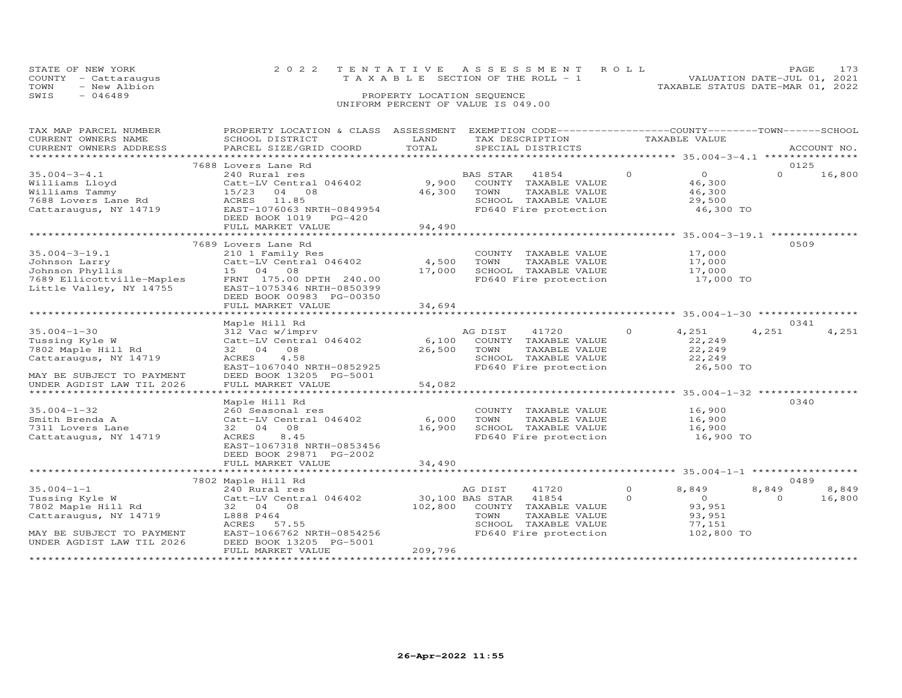STATE OF NEW YORK
COUNTY - Cattaraugus
TOWN - New Albion
SWIS - 046489

2022 TENTATIVE ASSESSMENT ROLL
TAXABLE SECTION OF THE ROLL - 1
PROPERTY LOCATION SEQUENCE
UNIFORM PERCENT OF VALUE IS 049.00

VALUATION DATE-JUL 01, 2021
TAXABLE STATUS DATE-MAR 01, 2022

| TAX MAP PARCEL NUMBER / CURRENT OWNERS NAME / CURRENT OWNERS ADDRESS | PROPERTY LOCATION & CLASS / SCHOOL DISTRICT / PARCEL SIZE/GRID COORD | ASSESSMENT LAND | TOTAL | EXEMPTION CODE / TAX DESCRIPTION / SPECIAL DISTRICTS | COUNTY TAXABLE VALUE | TOWN | SCHOOL | ACCOUNT NO. |
|---|---|---|---|---|---|---|---|---|
| | 7688 Lovers Lane Rd | | | | | | | 0125 |
| 35.004-3-4.1 | 240 Rural res | | | BAS STAR 41854 | 0 | 0 | 16,800 | |
| Williams Lloyd | Catt-LV Central 046402 | 9,900 | | COUNTY TAXABLE VALUE | 46,300 | | | |
| Williams Tammy | 15/23 04 08 | | 46,300 | TOWN TAXABLE VALUE | 46,300 | | | |
| 7688 Lovers Lane Rd | ACRES 11.85 | | | SCHOOL TAXABLE VALUE | 29,500 | | | |
| Cattaraugus, NY 14719 | EAST-1076063 NRTH-0849954 | | | FD640 Fire protection | 46,300 TO | | | |
| | DEED BOOK 1019 PG-420 | | | | | | | |
| | FULL MARKET VALUE | | 94,490 | | | | | |
| | 7689 Lovers Lane Rd | | | | | | | 0509 |
| 35.004-3-19.1 | 210 1 Family Res | | | COUNTY TAXABLE VALUE | 17,000 | | | |
| Johnson Larry | Catt-LV Central 046402 | 4,500 | | TOWN TAXABLE VALUE | 17,000 | | | |
| Johnson Phyllis | 15 04 08 | | 17,000 | SCHOOL TAXABLE VALUE | 17,000 | | | |
| 7689 Ellicottville-Maples | FRNT 175.00 DPTH 240.00 | | | FD640 Fire protection | 17,000 TO | | | |
| Little Valley, NY 14755 | EAST-1075346 NRTH-0850399 | | | | | | | |
| | DEED BOOK 00983 PG-00350 | | | | | | | |
| | FULL MARKET VALUE | | 34,694 | | | | | |
| | Maple Hill Rd | | | | | | | 0341 |
| 35.004-1-30 | 312 Vac w/imprv | | | AG DIST 41720 0 | 4,251 | 4,251 | 4,251 | |
| Tussing Kyle W | Catt-LV Central 046402 | 6,100 | | COUNTY TAXABLE VALUE | 22,249 | | | |
| 7802 Maple Hill Rd | 32 04 08 | | 26,500 | TOWN TAXABLE VALUE | 22,249 | | | |
| Cattaraugus, NY 14719 | ACRES 4.58 | | | SCHOOL TAXABLE VALUE | 22,249 | | | |
| | EAST-1067040 NRTH-0852925 | | | FD640 Fire protection | 26,500 TO | | | |
| MAY BE SUBJECT TO PAYMENT | DEED BOOK 13205 PG-5001 | | | | | | | |
| UNDER AGDIST LAW TIL 2026 | FULL MARKET VALUE | | 54,082 | | | | | |
| | Maple Hill Rd | | | | | | | 0340 |
| 35.004-1-32 | 260 Seasonal res | | | COUNTY TAXABLE VALUE | 16,900 | | | |
| Smith Brenda A | Catt-LV Central 046402 | 6,000 | | TOWN TAXABLE VALUE | 16,900 | | | |
| 7311 Lovers Lane | 32 04 08 | | 16,900 | SCHOOL TAXABLE VALUE | 16,900 | | | |
| Cattataugus, NY 14719 | ACRES 8.45 | | | FD640 Fire protection | 16,900 TO | | | |
| | EAST-1067318 NRTH-0853456 | | | | | | | |
| | DEED BOOK 29871 PG-2002 | | | | | | | |
| | FULL MARKET VALUE | | 34,490 | | | | | |
| | 7802 Maple Hill Rd | | | | | | | 0489 |
| 35.004-1-1 | 240 Rural res | | | AG DIST 41720 0 | 8,849 | 8,849 | 8,849 | |
| Tussing Kyle W | Catt-LV Central 046402 | 30,100 | | BAS STAR 41854 0 | 0 | 0 | 16,800 | |
| 7802 Maple Hill Rd | 32 04 08 | | 102,800 | COUNTY TAXABLE VALUE | 93,951 | | | |
| Cattaraugus, NY 14719 | L888 P464 | | | TOWN TAXABLE VALUE | 93,951 | | | |
| | ACRES 57.55 | | | SCHOOL TAXABLE VALUE | 77,151 | | | |
| MAY BE SUBJECT TO PAYMENT | EAST-1066762 NRTH-0854256 | | | FD640 Fire protection | 102,800 TO | | | |
| UNDER AGDIST LAW TIL 2026 | DEED BOOK 13205 PG-5001 | | | | | | | |
| | FULL MARKET VALUE | | 209,796 | | | | | |

26-Apr-2022 11:55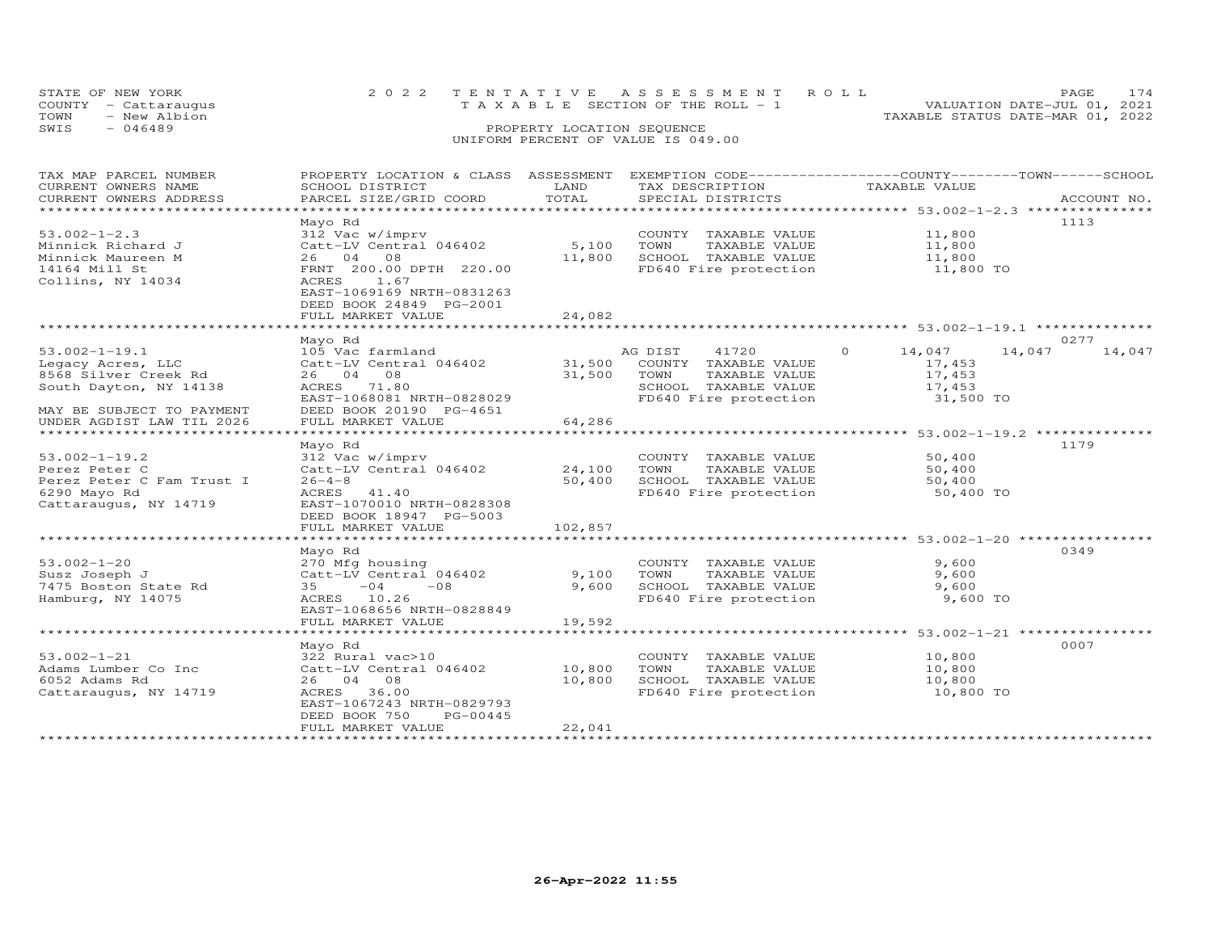STATE OF NEW YORK
COUNTY - Cattaraugus
TOWN - New Albion
SWIS - 046489

2022 TENTATIVE ASSESSMENT ROLL
TAXABLE SECTION OF THE ROLL - 1
PROPERTY LOCATION SEQUENCE
UNIFORM PERCENT OF VALUE IS 049.00

VALUATION DATE-JUL 01, 2021
TAXABLE STATUS DATE-MAR 01, 2022

| TAX MAP PARCEL NUMBER / CURRENT OWNERS NAME / CURRENT OWNERS ADDRESS | PROPERTY LOCATION & CLASS / SCHOOL DISTRICT / PARCEL SIZE/GRID COORD | ASSESSMENT LAND | TOTAL | EXEMPTION CODE / TAX DESCRIPTION / SPECIAL DISTRICTS | COUNTY TAXABLE VALUE | TOWN | SCHOOL | ACCOUNT NO. |
|---|---|---|---|---|---|---|---|---|
| 53.002-1-2.3 | Mayo Rd | | | | | | | 1113 |
| 53.002-1-2.3 | 312 Vac w/imprv | | | COUNTY TAXABLE VALUE | 11,800 | | | |
| Minnick Richard J | Catt-LV Central 046402 | 5,100 | | TOWN TAXABLE VALUE | 11,800 | | | |
| Minnick Maureen M | 26 04 08 | | 11,800 | SCHOOL TAXABLE VALUE | 11,800 | | | |
| 14164 Mill St | FRNT 200.00 DPTH 220.00 | | | FD640 Fire protection | 11,800 TO | | | |
| Collins, NY 14034 | ACRES 1.67 | | | | | | | |
| | EAST-1069169 NRTH-0831263 | | | | | | | |
| | DEED BOOK 24849 PG-2001 | | | | | | | |
| | FULL MARKET VALUE | | 24,082 | | | | | |
| 53.002-1-19.1 | Mayo Rd | | | | | | | 0277 |
| 53.002-1-19.1 | 105 Vac farmland | | | AG DIST 41720 0 | 14,047 | 14,047 | 14,047 | |
| Legacy Acres, LLC | Catt-LV Central 046402 | 31,500 | | COUNTY TAXABLE VALUE | 17,453 | | | |
| 8568 Silver Creek Rd | 26 04 08 | | 31,500 | TOWN TAXABLE VALUE | 17,453 | | | |
| South Dayton, NY 14138 | ACRES 71.80 | | | SCHOOL TAXABLE VALUE | 17,453 | | | |
| | EAST-1068081 NRTH-0828029 | | | FD640 Fire protection | 31,500 TO | | | |
| MAY BE SUBJECT TO PAYMENT | DEED BOOK 20190 PG-4651 | | | | | | | |
| UNDER AGDIST LAW TIL 2026 | FULL MARKET VALUE | | 64,286 | | | | | |
| 53.002-1-19.2 | Mayo Rd | | | | | | | 1179 |
| 53.002-1-19.2 | 312 Vac w/imprv | | | COUNTY TAXABLE VALUE | 50,400 | | | |
| Perez Peter C | Catt-LV Central 046402 | 24,100 | | TOWN TAXABLE VALUE | 50,400 | | | |
| Perez Peter C Fam Trust I | 26-4-8 | | 50,400 | SCHOOL TAXABLE VALUE | 50,400 | | | |
| 6290 Mayo Rd | ACRES 41.40 | | | FD640 Fire protection | 50,400 TO | | | |
| Cattaraugus, NY 14719 | EAST-1070010 NRTH-0828308 | | | | | | | |
| | DEED BOOK 18947 PG-5003 | | | | | | | |
| | FULL MARKET VALUE | | 102,857 | | | | | |
| 53.002-1-20 | Mayo Rd | | | | | | | 0349 |
| 53.002-1-20 | 270 Mfg housing | | | COUNTY TAXABLE VALUE | 9,600 | | | |
| Susz Joseph J | Catt-LV Central 046402 | 9,100 | | TOWN TAXABLE VALUE | 9,600 | | | |
| 7475 Boston State Rd | 35 -04 -08 | | 9,600 | SCHOOL TAXABLE VALUE | 9,600 | | | |
| Hamburg, NY 14075 | ACRES 10.26 | | | FD640 Fire protection | 9,600 TO | | | |
| | EAST-1068656 NRTH-0828849 | | | | | | | |
| | FULL MARKET VALUE | | 19,592 | | | | | |
| 53.002-1-21 | Mayo Rd | | | | | | | 0007 |
| 53.002-1-21 | 322 Rural vac>10 | | | COUNTY TAXABLE VALUE | 10,800 | | | |
| Adams Lumber Co Inc | Catt-LV Central 046402 | 10,800 | | TOWN TAXABLE VALUE | 10,800 | | | |
| 6052 Adams Rd | 26 04 08 | | 10,800 | SCHOOL TAXABLE VALUE | 10,800 | | | |
| Cattaraugus, NY 14719 | ACRES 36.00 | | | FD640 Fire protection | 10,800 TO | | | |
| | EAST-1067243 NRTH-0829793 | | | | | | | |
| | DEED BOOK 750 PG-00445 | | | | | | | |
| | FULL MARKET VALUE | | 22,041 | | | | | |

26-Apr-2022 11:55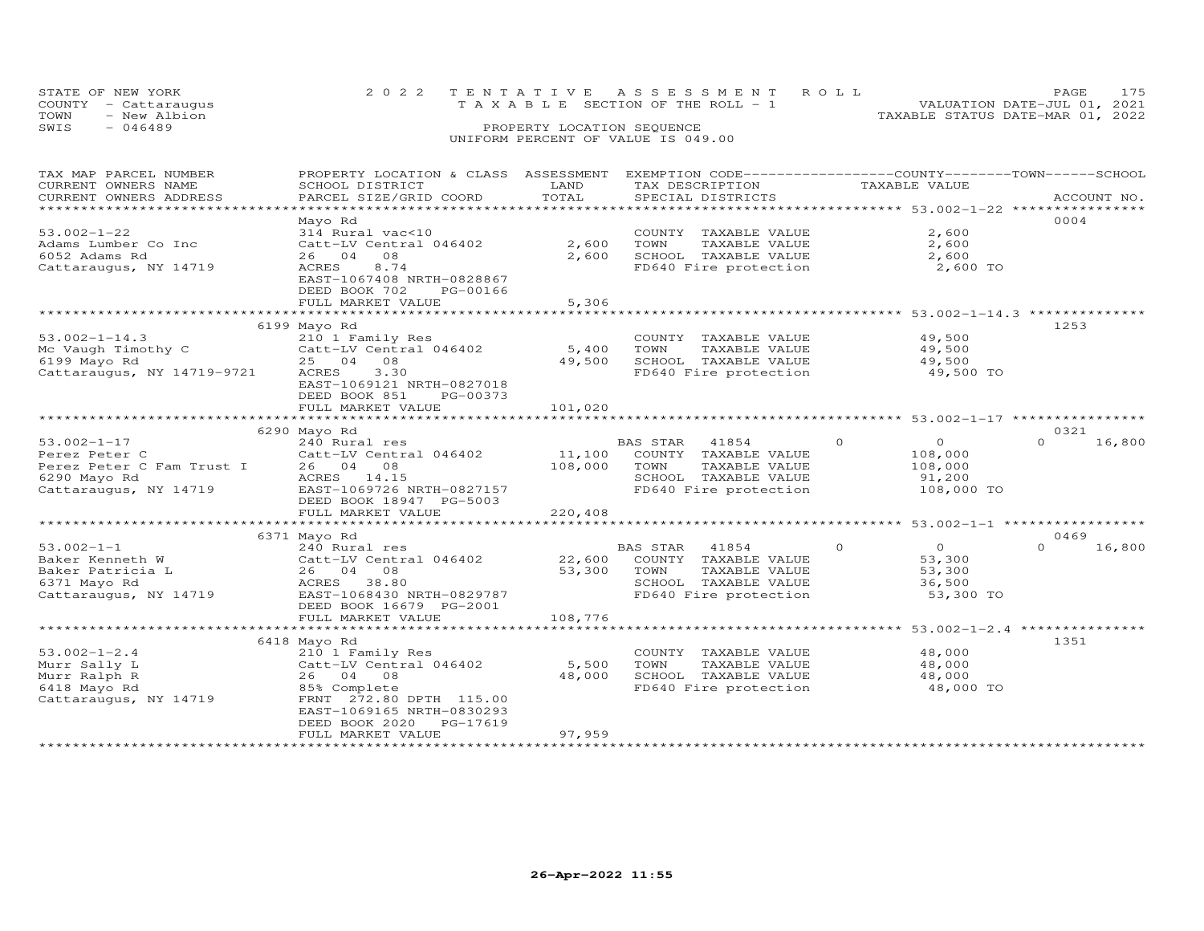STATE OF NEW YORK | 2022 TENTATIVE ASSESSMENT ROLL | VALUATION DATE-JUL 01, 2021
COUNTY - Cattaraugus | TAXABLE SECTION OF THE ROLL - 1 | TAXABLE STATUS DATE-MAR 01, 2022
TOWN - New Albion | PROPERTY LOCATION SEQUENCE
SWIS - 046489 | UNIFORM PERCENT OF VALUE IS 049.00

| TAX MAP PARCEL NUMBER / CURRENT OWNERS NAME / CURRENT OWNERS ADDRESS | PROPERTY LOCATION & CLASS / SCHOOL DISTRICT / PARCEL SIZE/GRID COORD | ASSESSMENT LAND / TOTAL | EXEMPTION CODE / TAX DESCRIPTION / SPECIAL DISTRICTS | COUNTY | TOWN | SCHOOL | TAXABLE VALUE | ACCOUNT NO. |
|---|---|---|---|---|---|---|---|---|
| **53.002-1-22** | Mayo Rd | | | | | | | 0004 |
| 53.002-1-22 | 314 Rural vac<10 | | COUNTY TAXABLE VALUE | | | | 2,600 | |
| Adams Lumber Co Inc | Catt-LV Central 046402 | 2,600 | TOWN TAXABLE VALUE | | | | 2,600 | |
| 6052 Adams Rd | 26 04 08 | 2,600 | SCHOOL TAXABLE VALUE | | | | 2,600 | |
| Cattaraugus, NY 14719 | ACRES 8.74 | | FD640 Fire protection | | | | 2,600 TO | |
| | EAST-1067408 NRTH-0828867 | | | | | | | |
| | DEED BOOK 702 PG-00166 | | | | | | | |
| | FULL MARKET VALUE | 5,306 | | | | | | |
| **53.002-1-14.3** | 6199 Mayo Rd | | | | | | | 1253 |
| 53.002-1-14.3 | 210 1 Family Res | | COUNTY TAXABLE VALUE | | | | 49,500 | |
| Mc Vaugh Timothy C | Catt-LV Central 046402 | 5,400 | TOWN TAXABLE VALUE | | | | 49,500 | |
| 6199 Mayo Rd | 25 04 08 | 49,500 | SCHOOL TAXABLE VALUE | | | | 49,500 | |
| Cattaraugus, NY 14719-9721 | ACRES 3.30 | | FD640 Fire protection | | | | 49,500 TO | |
| | EAST-1069121 NRTH-0827018 | | | | | | | |
| | DEED BOOK 851 PG-00373 | | | | | | | |
| | FULL MARKET VALUE | 101,020 | | | | | | |
| **53.002-1-17** | 6290 Mayo Rd | | | | | | | 0321 |
| 53.002-1-17 | 240 Rural res | | BAS STAR 41854 | 0 | 0 | 16,800 | | |
| Perez Peter C | Catt-LV Central 046402 | 11,100 | COUNTY TAXABLE VALUE | | | | 108,000 | |
| Perez Peter C Fam Trust I | 26 04 08 | 108,000 | TOWN TAXABLE VALUE | | | | 108,000 | |
| 6290 Mayo Rd | ACRES 14.15 | | SCHOOL TAXABLE VALUE | | | | 91,200 | |
| Cattaraugus, NY 14719 | EAST-1069726 NRTH-0827157 | | FD640 Fire protection | | | | 108,000 TO | |
| | DEED BOOK 18947 PG-5003 | | | | | | | |
| | FULL MARKET VALUE | 220,408 | | | | | | |
| **53.002-1-1** | 6371 Mayo Rd | | | | | | | 0469 |
| 53.002-1-1 | 240 Rural res | | BAS STAR 41854 | 0 | 0 | 16,800 | | |
| Baker Kenneth W | Catt-LV Central 046402 | 22,600 | COUNTY TAXABLE VALUE | | | | 53,300 | |
| Baker Patricia L | 26 04 08 | 53,300 | TOWN TAXABLE VALUE | | | | 53,300 | |
| 6371 Mayo Rd | ACRES 38.80 | | SCHOOL TAXABLE VALUE | | | | 36,500 | |
| Cattaraugus, NY 14719 | EAST-1068430 NRTH-0829787 | | FD640 Fire protection | | | | 53,300 TO | |
| | DEED BOOK 16679 PG-2001 | | | | | | | |
| | FULL MARKET VALUE | 108,776 | | | | | | |
| **53.002-1-2.4** | 6418 Mayo Rd | | | | | | | 1351 |
| 53.002-1-2.4 | 210 1 Family Res | | COUNTY TAXABLE VALUE | | | | 48,000 | |
| Murr Sally L | Catt-LV Central 046402 | 5,500 | TOWN TAXABLE VALUE | | | | 48,000 | |
| Murr Ralph R | 26 04 08 | 48,000 | SCHOOL TAXABLE VALUE | | | | 48,000 | |
| 6418 Mayo Rd | 85% Complete | | FD640 Fire protection | | | | 48,000 TO | |
| Cattaraugus, NY 14719 | FRNT 272.80 DPTH 115.00 | | | | | | | |
| | EAST-1069165 NRTH-0830293 | | | | | | | |
| | DEED BOOK 2020 PG-17619 | | | | | | | |
| | FULL MARKET VALUE | 97,959 | | | | | | |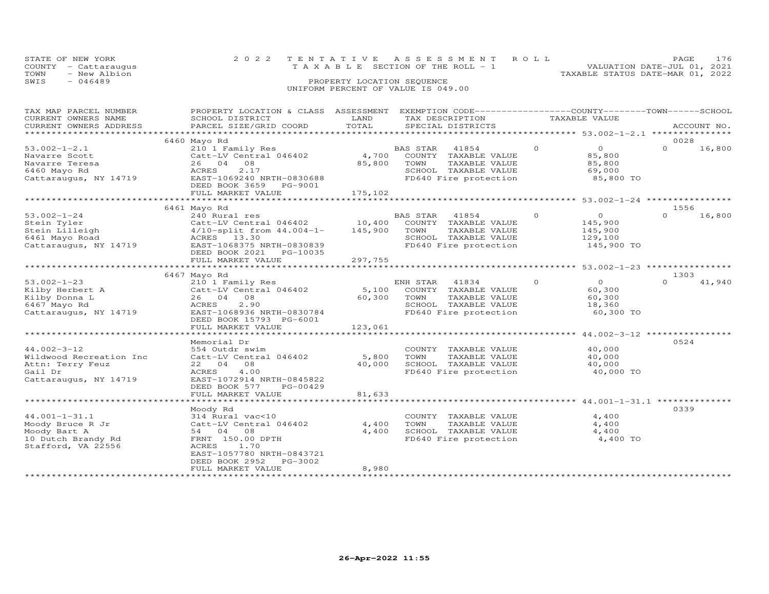STATE OF NEW YORK
COUNTY - Cattaraugus
TOWN - New Albion
SWIS - 046489

2022 TENTATIVE ASSESSMENT ROLL
TAXABLE SECTION OF THE ROLL - 1
PROPERTY LOCATION SEQUENCE
UNIFORM PERCENT OF VALUE IS 049.00

VALUATION DATE-JUL 01, 2021
TAXABLE STATUS DATE-MAR 01, 2022

| TAX MAP PARCEL NUMBER / CURRENT OWNERS NAME / CURRENT OWNERS ADDRESS | PROPERTY LOCATION & CLASS / SCHOOL DISTRICT / PARCEL SIZE/GRID COORD | ASSESSMENT LAND / TOTAL | EXEMPTION CODE / TAX DESCRIPTION / SPECIAL DISTRICTS | COUNTY | TOWN | SCHOOL / TAXABLE VALUE | ACCOUNT NO. |
|---|---|---|---|---|---|---|---|
| 53.002-1-2.1 | 6460 Mayo Rd | | | | | | 0028 |
| Navarre Scott | 210 1 Family Res | | BAS STAR 41854 | 0 | 0 | 0 16,800 | |
| Navarre Teresa | Catt-LV Central 046402 | 4,700 | COUNTY TAXABLE VALUE | 85,800 | | | |
| 6460 Mayo Rd | 26 04 08 | 85,800 | TOWN TAXABLE VALUE | | 85,800 | | |
| Cattaraugus, NY 14719 | ACRES 2.17 | | SCHOOL TAXABLE VALUE | | | 69,000 | |
| | EAST-1069240 NRTH-0830688 | | FD640 Fire protection | 85,800 TO | | | |
| | DEED BOOK 3659 PG-9001 | | | | | | |
| | FULL MARKET VALUE | 175,102 | | | | | |
| 53.002-1-24 | 6461 Mayo Rd | | | | | | 1556 |
| Stein Tyler | 240 Rural res | | BAS STAR 41854 | 0 | 0 | 0 16,800 | |
| Stein Lilleigh | Catt-LV Central 046402 | 10,400 | COUNTY TAXABLE VALUE | 145,900 | | | |
| 6461 Mayo Road | 4/10-split from 44.004-1- | 145,900 | TOWN TAXABLE VALUE | | 145,900 | | |
| Cattaraugus, NY 14719 | ACRES 13.30 | | SCHOOL TAXABLE VALUE | | | 129,100 | |
| | EAST-1068375 NRTH-0830839 | | FD640 Fire protection | 145,900 TO | | | |
| | DEED BOOK 2021 PG-10035 | | | | | | |
| | FULL MARKET VALUE | 297,755 | | | | | |
| 53.002-1-23 | 6467 Mayo Rd | | | | | | 1303 |
| Kilby Herbert A | 210 1 Family Res | | ENH STAR 41834 | 0 | 0 | 0 41,940 | |
| Kilby Donna L | Catt-LV Central 046402 | 5,100 | COUNTY TAXABLE VALUE | 60,300 | | | |
| 6467 Mayo Rd | 26 04 08 | 60,300 | TOWN TAXABLE VALUE | | 60,300 | | |
| Cattaraugus, NY 14719 | ACRES 2.90 | | SCHOOL TAXABLE VALUE | | | 18,360 | |
| | EAST-1068936 NRTH-0830784 | | FD640 Fire protection | 60,300 TO | | | |
| | DEED BOOK 15793 PG-6001 | | | | | | |
| | FULL MARKET VALUE | 123,061 | | | | | |
| 44.002-3-12 | Memorial Dr | | | | | | 0524 |
| Wildwood Recreation Inc | 554 Outdr swim | | COUNTY TAXABLE VALUE | 40,000 | | | |
| Attn: Terry Feuz | Catt-LV Central 046402 | 5,800 | TOWN TAXABLE VALUE | | 40,000 | | |
| Gail Dr | 22 04 08 | 40,000 | SCHOOL TAXABLE VALUE | | | 40,000 | |
| Cattaraugus, NY 14719 | ACRES 4.00 | | FD640 Fire protection | 40,000 TO | | | |
| | EAST-1072914 NRTH-0845822 | | | | | | |
| | DEED BOOK 577 PG-00429 | | | | | | |
| | FULL MARKET VALUE | 81,633 | | | | | |
| 44.001-1-31.1 | Moody Rd | | | | | | 0339 |
| Moody Bruce R Jr | 314 Rural vac<10 | | COUNTY TAXABLE VALUE | 4,400 | | | |
| Moody Bart A | Catt-LV Central 046402 | 4,400 | TOWN TAXABLE VALUE | | 4,400 | | |
| 10 Dutch Brandy Rd | 54 04 08 | 4,400 | SCHOOL TAXABLE VALUE | | | 4,400 | |
| Stafford, VA 22556 | FRNT 150.00 DPTH | | FD640 Fire protection | 4,400 TO | | | |
| | ACRES 1.70 | | | | | | |
| | EAST-1057780 NRTH-0843721 | | | | | | |
| | DEED BOOK 2952 PG-3002 | | | | | | |
| | FULL MARKET VALUE | 8,980 | | | | | |

26-Apr-2022 11:55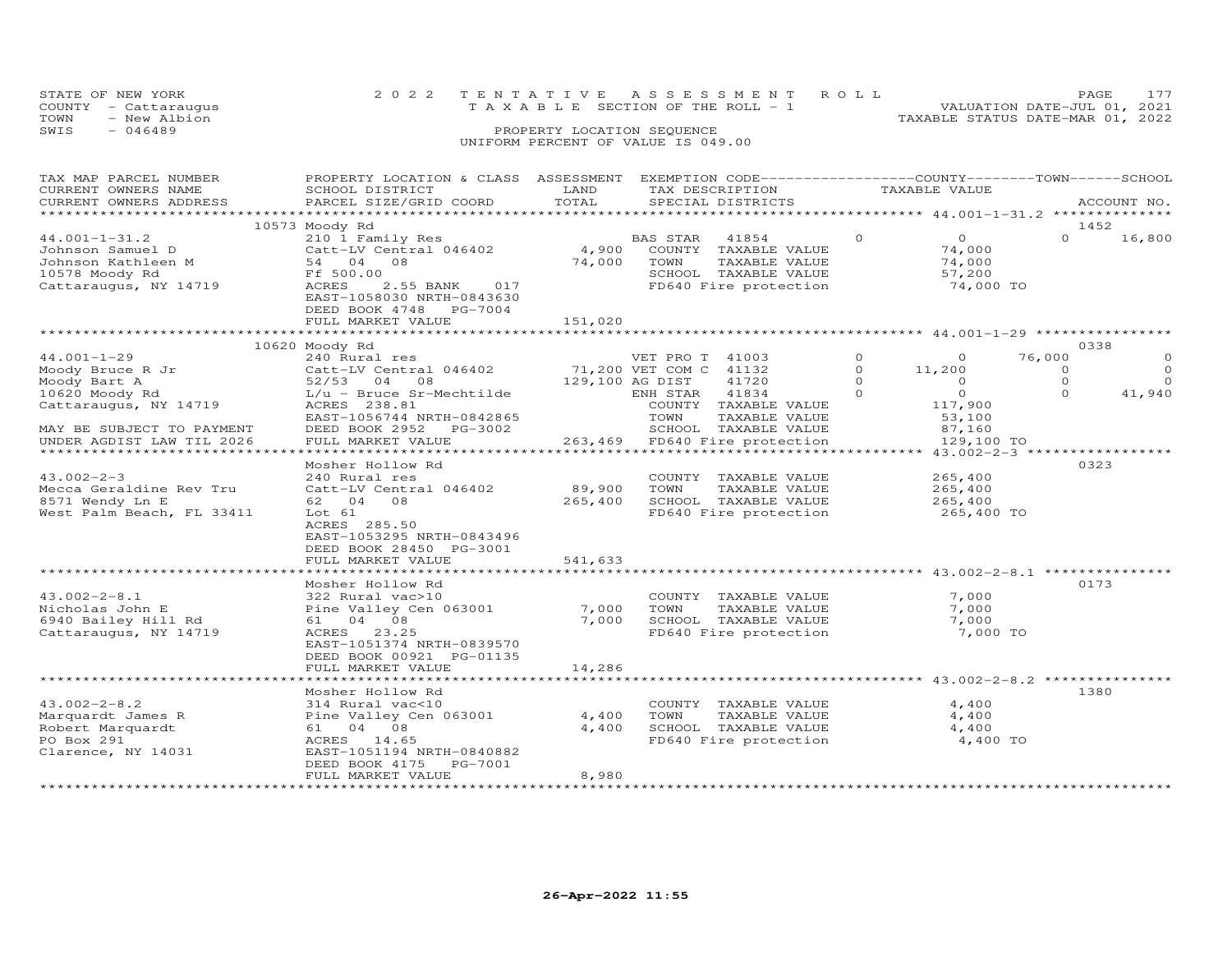STATE OF NEW YORK
COUNTY - Cattaraugus
TOWN - New Albion
SWIS - 046489

2022 TENTATIVE ASSESSMENT ROLL
TAXABLE SECTION OF THE ROLL - 1
PROPERTY LOCATION SEQUENCE
UNIFORM PERCENT OF VALUE IS 049.00

VALUATION DATE-JUL 01, 2021
TAXABLE STATUS DATE-MAR 01, 2022

```
TAX MAP PARCEL NUMBER       PROPERTY LOCATION & CLASS  ASSESSMENT  EXEMPTION CODE------------------COUNTY--------TOWN------SCHOOL
CURRENT OWNERS NAME         SCHOOL DISTRICT               LAND      TAX DESCRIPTION            TAXABLE VALUE
CURRENT OWNERS ADDRESS      PARCEL SIZE/GRID COORD        TOTAL     SPECIAL DISTRICTS                                        ACCOUNT NO.
******************************************************************************************************* 44.001-1-31.2 **************
                            10573 Moody Rd                                                                                   1452
44.001-1-31.2               210 1 Family Res                         BAS STAR   41854       0           0           0      16,800
Johnson Samuel D            Catt-LV Central 046402        4,900      COUNTY  TAXABLE VALUE          74,000
Johnson Kathleen M          54  04  08                   74,000      TOWN    TAXABLE VALUE          74,000
10578 Moody Rd              Ff 500.00                                SCHOOL  TAXABLE VALUE          57,200
Cattaraugus, NY 14719       ACRES     2.55 BANK     017              FD640 Fire protection           74,000 TO
                            EAST-1058030 NRTH-0843630
                            DEED BOOK 4748    PG-7004
                            FULL MARKET VALUE           151,020
******************************************************************************************************* 44.001-1-29 ****************
                            10620 Moody Rd                                                                                   0338
44.001-1-29                 240 Rural res                            VET PRO T  41003       0           0      76,000           0
Moody Bruce R Jr            Catt-LV Central 046402       71,200 VET COM C  41132           0      11,200           0           0
Moody Bart A                52/53  04  08               129,100 AG DIST    41720           0           0           0           0
10620 Moody Rd              L/u - Bruce Sr-Mechtilde                 ENH STAR   41834       0           0           0      41,940
Cattaraugus, NY 14719       ACRES  238.81                            COUNTY  TAXABLE VALUE         117,900
                            EAST-1056744 NRTH-0842865                TOWN    TAXABLE VALUE          53,100
MAY BE SUBJECT TO PAYMENT   DEED BOOK 2952    PG-3002                SCHOOL  TAXABLE VALUE          87,160
UNDER AGDIST LAW TIL 2026   FULL MARKET VALUE           263,469     FD640 Fire protection          129,100 TO
******************************************************************************************************* 43.002-2-3 *****************
                            Mosher Hollow Rd                                                                                 0323
43.002-2-3                  240 Rural res                            COUNTY  TAXABLE VALUE         265,400
Mecca Geraldine Rev Tru     Catt-LV Central 046402       89,900      TOWN    TAXABLE VALUE         265,400
8571 Wendy Ln E             62  04  08                  265,400      SCHOOL  TAXABLE VALUE         265,400
West Palm Beach, FL 33411   Lot 61                                   FD640 Fire protection          265,400 TO
                            ACRES  285.50
                            EAST-1053295 NRTH-0843496
                            DEED BOOK 28450   PG-3001
                            FULL MARKET VALUE           541,633
******************************************************************************************************* 43.002-2-8.1 ***************
                            Mosher Hollow Rd                                                                                 0173
43.002-2-8.1                322 Rural vac>10                         COUNTY  TAXABLE VALUE           7,000
Nicholas John E             Pine Valley Cen 063001        7,000      TOWN    TAXABLE VALUE           7,000
6940 Bailey Hill Rd         61  04  08                    7,000      SCHOOL  TAXABLE VALUE           7,000
Cattaraugus, NY 14719       ACRES   23.25                            FD640 Fire protection            7,000 TO
                            EAST-1051374 NRTH-0839570
                            DEED BOOK 00921   PG-01135
                            FULL MARKET VALUE            14,286
******************************************************************************************************* 43.002-2-8.2 ***************
                            Mosher Hollow Rd                                                                                 1380
43.002-2-8.2                314 Rural vac<10                         COUNTY  TAXABLE VALUE           4,400
Marquardt James R           Pine Valley Cen 063001        4,400      TOWN    TAXABLE VALUE           4,400
Robert Marquardt            61  04  08                    4,400      SCHOOL  TAXABLE VALUE           4,400
PO Box 291                  ACRES   14.65                            FD640 Fire protection            4,400 TO
Clarence, NY 14031          EAST-1051194 NRTH-0840882
                            DEED BOOK 4175    PG-7001
                            FULL MARKET VALUE             8,980
************************************************************************************************************************************
```

26-Apr-2022 11:55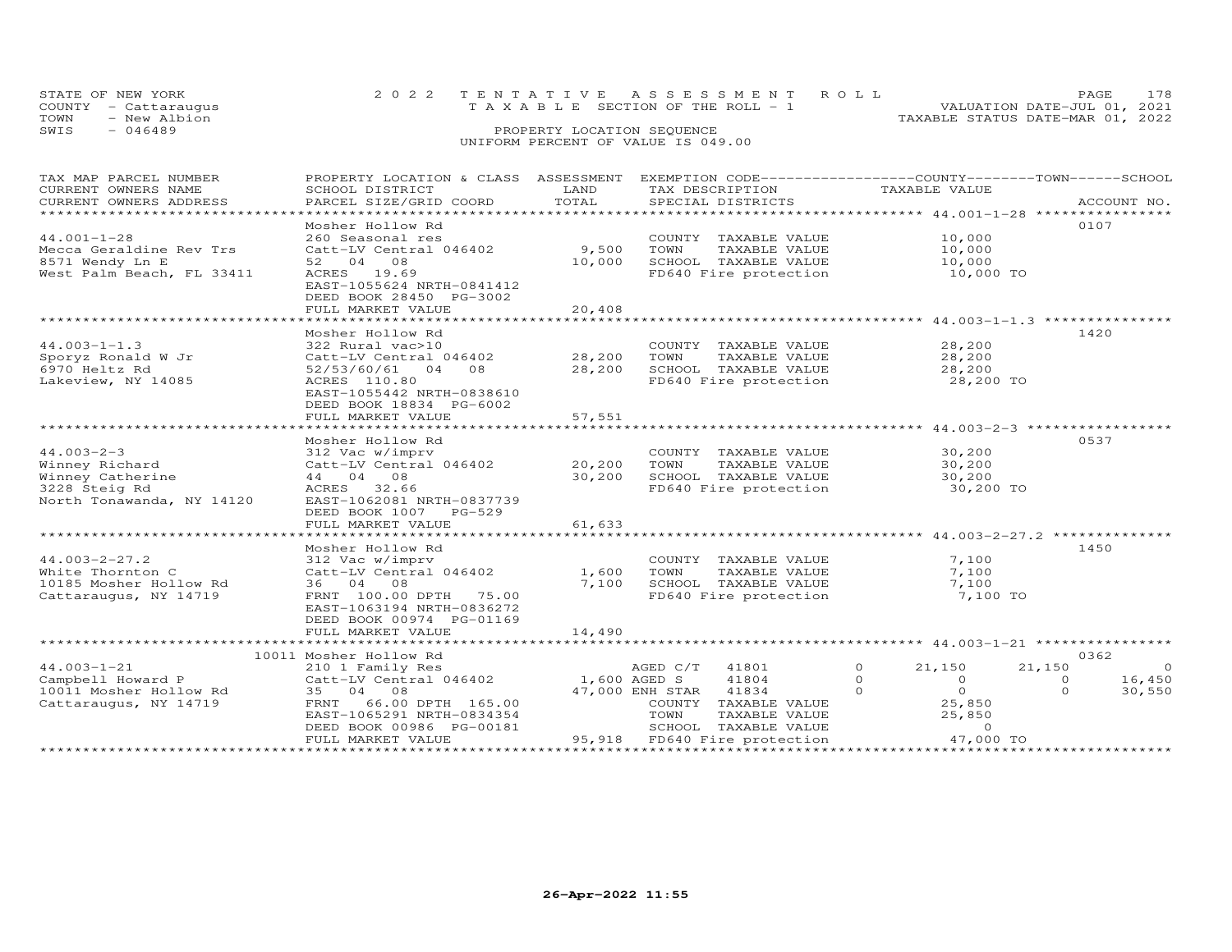STATE OF NEW YORK
COUNTY - Cattaraugus
TOWN - New Albion
SWIS - 046489

2022 TENTATIVE ASSESSMENT ROLL
TAXABLE SECTION OF THE ROLL - 1
PROPERTY LOCATION SEQUENCE
UNIFORM PERCENT OF VALUE IS 049.00

VALUATION DATE-JUL 01, 2021
TAXABLE STATUS DATE-MAR 01, 2022

| TAX MAP PARCEL NUMBER / CURRENT OWNERS NAME / CURRENT OWNERS ADDRESS | PROPERTY LOCATION & CLASS / SCHOOL DISTRICT / PARCEL SIZE/GRID COORD | ASSESSMENT LAND / TOTAL | EXEMPTION CODE / TAX DESCRIPTION / SPECIAL DISTRICTS | COUNTY TAXABLE VALUE | TOWN | SCHOOL | ACCOUNT NO. |
|---|---|---|---|---|---|---|---|
| 44.001-1-28 | Mosher Hollow Rd | | | | | | 0107 |
| 44.001-1-28 | 260 Seasonal res | | COUNTY TAXABLE VALUE | 10,000 | | | |
| Mecca Geraldine Rev Trs | Catt-LV Central 046402 | 9,500 | TOWN TAXABLE VALUE | 10,000 | | | |
| 8571 Wendy Ln E | 52 04 08 | 10,000 | SCHOOL TAXABLE VALUE | 10,000 | | | |
| West Palm Beach, FL 33411 | ACRES 19.69 | | FD640 Fire protection | 10,000 TO | | | |
| | EAST-1055624 NRTH-0841412 | | | | | | |
| | DEED BOOK 28450 PG-3002 | | | | | | |
| | FULL MARKET VALUE | 20,408 | | | | | |
| 44.003-1-1.3 | Mosher Hollow Rd | | | | | | 1420 |
| 44.003-1-1.3 | 322 Rural vac>10 | | COUNTY TAXABLE VALUE | 28,200 | | | |
| Sporyz Ronald W Jr | Catt-LV Central 046402 | 28,200 | TOWN TAXABLE VALUE | 28,200 | | | |
| 6970 Heltz Rd | 52/53/60/61 04 08 | 28,200 | SCHOOL TAXABLE VALUE | 28,200 | | | |
| Lakeview, NY 14085 | ACRES 110.80 | | FD640 Fire protection | 28,200 TO | | | |
| | EAST-1055442 NRTH-0838610 | | | | | | |
| | DEED BOOK 18834 PG-6002 | | | | | | |
| | FULL MARKET VALUE | 57,551 | | | | | |
| 44.003-2-3 | Mosher Hollow Rd | | | | | | 0537 |
| 44.003-2-3 | 312 Vac w/imprv | | COUNTY TAXABLE VALUE | 30,200 | | | |
| Winney Richard | Catt-LV Central 046402 | 20,200 | TOWN TAXABLE VALUE | 30,200 | | | |
| Winney Catherine | 44 04 08 | 30,200 | SCHOOL TAXABLE VALUE | 30,200 | | | |
| 3228 Steig Rd | ACRES 32.66 | | FD640 Fire protection | 30,200 TO | | | |
| North Tonawanda, NY 14120 | EAST-1062081 NRTH-0837739 | | | | | | |
| | DEED BOOK 1007 PG-529 | | | | | | |
| | FULL MARKET VALUE | 61,633 | | | | | |
| 44.003-2-27.2 | Mosher Hollow Rd | | | | | | 1450 |
| 44.003-2-27.2 | 312 Vac w/imprv | | COUNTY TAXABLE VALUE | 7,100 | | | |
| White Thornton C | Catt-LV Central 046402 | 1,600 | TOWN TAXABLE VALUE | 7,100 | | | |
| 10185 Mosher Hollow Rd | 36 04 08 | 7,100 | SCHOOL TAXABLE VALUE | 7,100 | | | |
| Cattaraugus, NY 14719 | FRNT 100.00 DPTH 75.00 | | FD640 Fire protection | 7,100 TO | | | |
| | EAST-1063194 NRTH-0836272 | | | | | | |
| | DEED BOOK 00974 PG-01169 | | | | | | |
| | FULL MARKET VALUE | 14,490 | | | | | |
| 44.003-1-21 | 10011 Mosher Hollow Rd | | | | | | 0362 |
| 44.003-1-21 | 210 1 Family Res | | AGED C/T 41801 0 | 21,150 | 21,150 | 0 | |
| Campbell Howard P | Catt-LV Central 046402 | 1,600 | AGED S 41804 0 | 0 | 0 | 16,450 | |
| 10011 Mosher Hollow Rd | 35 04 08 | 47,000 | ENH STAR 41834 0 | 0 | 0 | 30,550 | |
| Cattaraugus, NY 14719 | FRNT 66.00 DPTH 165.00 | | COUNTY TAXABLE VALUE | 25,850 | | | |
| | EAST-1065291 NRTH-0834354 | | TOWN TAXABLE VALUE | 25,850 | | | |
| | DEED BOOK 00986 PG-00181 | | SCHOOL TAXABLE VALUE | 0 | | | |
| | FULL MARKET VALUE | 95,918 | FD640 Fire protection | 47,000 TO | | | |

26-Apr-2022 11:55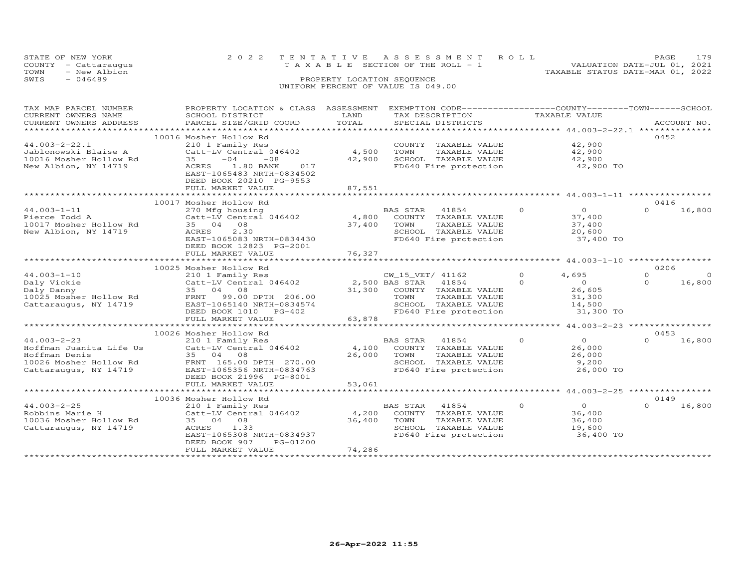STATE OF NEW YORK
COUNTY - Cattaraugus
TOWN - New Albion
SWIS - 046489

2022 TENTATIVE ASSESSMENT ROLL
TAXABLE SECTION OF THE ROLL - 1
PROPERTY LOCATION SEQUENCE
UNIFORM PERCENT OF VALUE IS 049.00

VALUATION DATE-JUL 01, 2021
TAXABLE STATUS DATE-MAR 01, 2022

| TAX MAP PARCEL NUMBER / CURRENT OWNERS NAME / CURRENT OWNERS ADDRESS | PROPERTY LOCATION & CLASS / SCHOOL DISTRICT / PARCEL SIZE/GRID COORD | ASSESSMENT LAND | TOTAL | EXEMPTION CODE / TAX DESCRIPTION / SPECIAL DISTRICTS | | COUNTY TAXABLE VALUE | TOWN | SCHOOL / ACCOUNT NO. |
|---|---|---|---|---|---|---|---|---|
| **44.003-2-22.1** | 10016 Mosher Hollow Rd | | | | | | | 0452 |
| Jablonowski Blaise A | 210 1 Family Res | | | COUNTY TAXABLE VALUE | | 42,900 | | |
| 10016 Mosher Hollow Rd | Catt-LV Central 046402 | 4,500 | | TOWN TAXABLE VALUE | | 42,900 | | |
| New Albion, NY 14719 | 35 -04 -08 | | 42,900 | SCHOOL TAXABLE VALUE | | 42,900 | | |
| | ACRES 1.80 BANK 017 | | | FD640 Fire protection | | 42,900 TO | | |
| | EAST-1065483 NRTH-0834502 | | | | | | | |
| | DEED BOOK 20210 PG-9553 | | | | | | | |
| | FULL MARKET VALUE | | 87,551 | | | | | |
| **44.003-1-11** | 10017 Mosher Hollow Rd | | | | | | | 0416 |
| Pierce Todd A | 270 Mfg housing | | | BAS STAR 41854 | 0 | 0 | 0 | 16,800 |
| 10017 Mosher Hollow Rd | Catt-LV Central 046402 | 4,800 | | COUNTY TAXABLE VALUE | | 37,400 | | |
| New Albion, NY 14719 | 35 04 08 | | 37,400 | TOWN TAXABLE VALUE | | 37,400 | | |
| | ACRES 2.30 | | | SCHOOL TAXABLE VALUE | | 20,600 | | |
| | EAST-1065083 NRTH-0834430 | | | FD640 Fire protection | | 37,400 TO | | |
| | DEED BOOK 12823 PG-2001 | | | | | | | |
| | FULL MARKET VALUE | | 76,327 | | | | | |
| **44.003-1-10** | 10025 Mosher Hollow Rd | | | | | | | 0206 |
| Daly Vickie | 210 1 Family Res | | | CW_15_VET/ 41162 | 0 | 4,695 | 0 | 0 |
| Daly Danny | Catt-LV Central 046402 | 2,500 | | BAS STAR 41854 | 0 | 0 | 0 | 16,800 |
| 10025 Mosher Hollow Rd | 35 04 08 | | 31,300 | COUNTY TAXABLE VALUE | | 26,605 | | |
| Cattaraugus, NY 14719 | FRNT 99.00 DPTH 206.00 | | | TOWN TAXABLE VALUE | | 31,300 | | |
| | EAST-1065140 NRTH-0834574 | | | SCHOOL TAXABLE VALUE | | 14,500 | | |
| | DEED BOOK 1010 PG-402 | | | FD640 Fire protection | | 31,300 TO | | |
| | FULL MARKET VALUE | | 63,878 | | | | | |
| **44.003-2-23** | 10026 Mosher Hollow Rd | | | | | | | 0453 |
| Hoffman Juanita Life Us | 210 1 Family Res | | | BAS STAR 41854 | 0 | 0 | 0 | 16,800 |
| Hoffman Denis | Catt-LV Central 046402 | 4,100 | | COUNTY TAXABLE VALUE | | 26,000 | | |
| 10026 Mosher Hollow Rd | 35 04 08 | | 26,000 | TOWN TAXABLE VALUE | | 26,000 | | |
| Cattaraugus, NY 14719 | FRNT 165.00 DPTH 270.00 | | | SCHOOL TAXABLE VALUE | | 9,200 | | |
| | EAST-1065356 NRTH-0834763 | | | FD640 Fire protection | | 26,000 TO | | |
| | DEED BOOK 21996 PG-8001 | | | | | | | |
| | FULL MARKET VALUE | | 53,061 | | | | | |
| **44.003-2-25** | 10036 Mosher Hollow Rd | | | | | | | 0149 |
| Robbins Marie H | 210 1 Family Res | | | BAS STAR 41854 | 0 | 0 | 0 | 16,800 |
| 10036 Mosher Hollow Rd | Catt-LV Central 046402 | 4,200 | | COUNTY TAXABLE VALUE | | 36,400 | | |
| Cattaraugus, NY 14719 | 35 04 08 | | 36,400 | TOWN TAXABLE VALUE | | 36,400 | | |
| | ACRES 1.33 | | | SCHOOL TAXABLE VALUE | | 19,600 | | |
| | EAST-1065308 NRTH-0834937 | | | FD640 Fire protection | | 36,400 TO | | |
| | DEED BOOK 907 PG-01200 | | | | | | | |
| | FULL MARKET VALUE | | 74,286 | | | | | |

26-Apr-2022 11:55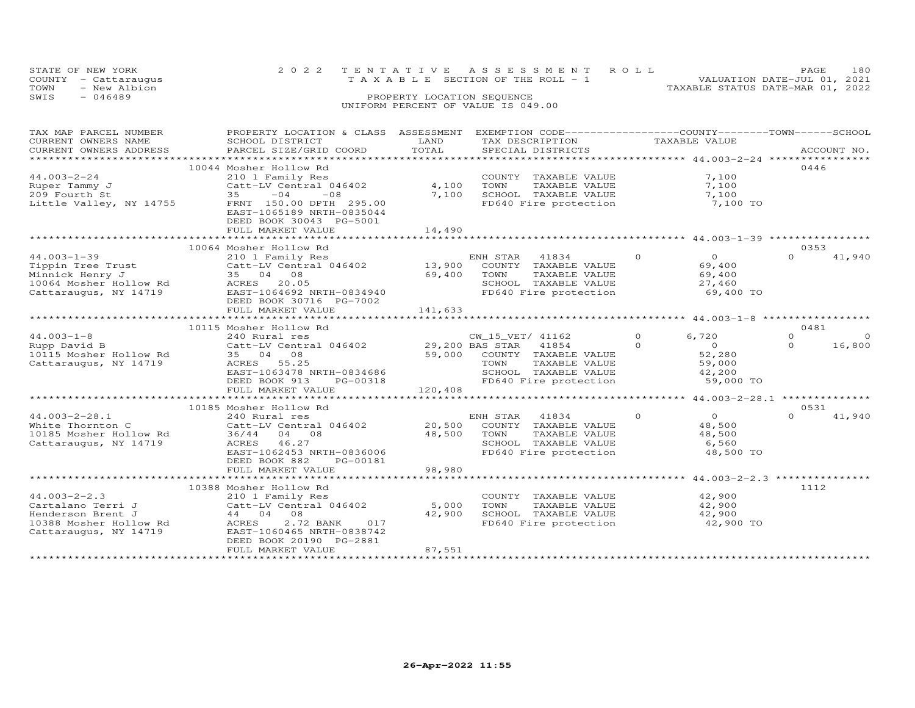STATE OF NEW YORK
COUNTY - Cattaraugus
TOWN - New Albion
SWIS - 046489

2022 TENTATIVE ASSESSMENT ROLL
TAXABLE SECTION OF THE ROLL - 1
PROPERTY LOCATION SEQUENCE
UNIFORM PERCENT OF VALUE IS 049.00

VALUATION DATE-JUL 01, 2021
TAXABLE STATUS DATE-MAR 01, 2022

| TAX MAP PARCEL NUMBER / CURRENT OWNERS NAME / CURRENT OWNERS ADDRESS | PROPERTY LOCATION & CLASS / SCHOOL DISTRICT / PARCEL SIZE/GRID COORD | ASSESSMENT LAND / TOTAL | EXEMPTION CODE / TAX DESCRIPTION / SPECIAL DISTRICTS | COUNTY TAXABLE VALUE | TOWN | SCHOOL | ACCOUNT NO. |
|---|---|---|---|---|---|---|---|
| 44.003-2-24 | 10044 Mosher Hollow Rd | | | | | | 0446 |
| Ruper Tammy J | 210 1 Family Res | | COUNTY TAXABLE VALUE | 7,100 | | | |
| 209 Fourth St | Catt-LV Central 046402 | 4,100 | TOWN TAXABLE VALUE | 7,100 | | | |
| Little Valley, NY 14755 | 35 -04 -08 | 7,100 | SCHOOL TAXABLE VALUE | 7,100 | | | |
| | FRNT 150.00 DPTH 295.00 | | FD640 Fire protection | 7,100 TO | | | |
| | EAST-1065189 NRTH-0835044 | | | | | | |
| | DEED BOOK 30043 PG-5001 | | | | | | |
| | FULL MARKET VALUE | 14,490 | | | | | |
| 44.003-1-39 | 10064 Mosher Hollow Rd | | | | | | 0353 |
| Tippin Tree Trust | 210 1 Family Res | | ENH STAR 41834 | 0 | 0 | 0 | 41,940 |
| Minnick Henry J | Catt-LV Central 046402 | 13,900 | COUNTY TAXABLE VALUE | 69,400 | | | |
| 10064 Mosher Hollow Rd | 35 04 08 | 69,400 | TOWN TAXABLE VALUE | 69,400 | | | |
| Cattaraugus, NY 14719 | ACRES 20.05 | | SCHOOL TAXABLE VALUE | 27,460 | | | |
| | EAST-1064692 NRTH-0834940 | | FD640 Fire protection | 69,400 TO | | | |
| | DEED BOOK 30716 PG-7002 | | | | | | |
| | FULL MARKET VALUE | 141,633 | | | | | |
| 44.003-1-8 | 10115 Mosher Hollow Rd | | | | | | 0481 |
| Rupp David B | 240 Rural res | | CW_15_VET/ 41162 | 0 | 6,720 | 0 | 0 |
| 10115 Mosher Hollow Rd | Catt-LV Central 046402 | 29,200 | BAS STAR 41854 | 0 | 0 | 0 | 16,800 |
| Cattaraugus, NY 14719 | 35 04 08 | 59,000 | COUNTY TAXABLE VALUE | 52,280 | | | |
| | ACRES 55.25 | | TOWN TAXABLE VALUE | 59,000 | | | |
| | EAST-1063478 NRTH-0834686 | | SCHOOL TAXABLE VALUE | 42,200 | | | |
| | DEED BOOK 913 PG-00318 | | FD640 Fire protection | 59,000 TO | | | |
| | FULL MARKET VALUE | 120,408 | | | | | |
| 44.003-2-28.1 | 10185 Mosher Hollow Rd | | | | | | 0531 |
| White Thornton C | 240 Rural res | | ENH STAR 41834 | 0 | 0 | 0 | 41,940 |
| 10185 Mosher Hollow Rd | Catt-LV Central 046402 | 20,500 | COUNTY TAXABLE VALUE | 48,500 | | | |
| Cattaraugus, NY 14719 | 36/44 04 08 | 48,500 | TOWN TAXABLE VALUE | 48,500 | | | |
| | ACRES 46.27 | | SCHOOL TAXABLE VALUE | 6,560 | | | |
| | EAST-1062453 NRTH-0836006 | | FD640 Fire protection | 48,500 TO | | | |
| | DEED BOOK 882 PG-00181 | | | | | | |
| | FULL MARKET VALUE | 98,980 | | | | | |
| 44.003-2-2.3 | 10388 Mosher Hollow Rd | | | | | | 1112 |
| Cartalano Terri J | 210 1 Family Res | | COUNTY TAXABLE VALUE | 42,900 | | | |
| Henderson Brent J | Catt-LV Central 046402 | 5,000 | TOWN TAXABLE VALUE | 42,900 | | | |
| 10388 Mosher Hollow Rd | 44 04 08 | 42,900 | SCHOOL TAXABLE VALUE | 42,900 | | | |
| Cattaraugus, NY 14719 | ACRES 2.72 BANK 017 | | FD640 Fire protection | 42,900 TO | | | |
| | EAST-1060465 NRTH-0838742 | | | | | | |
| | DEED BOOK 20190 PG-2881 | | | | | | |
| | FULL MARKET VALUE | 87,551 | | | | | |

26-Apr-2022 11:55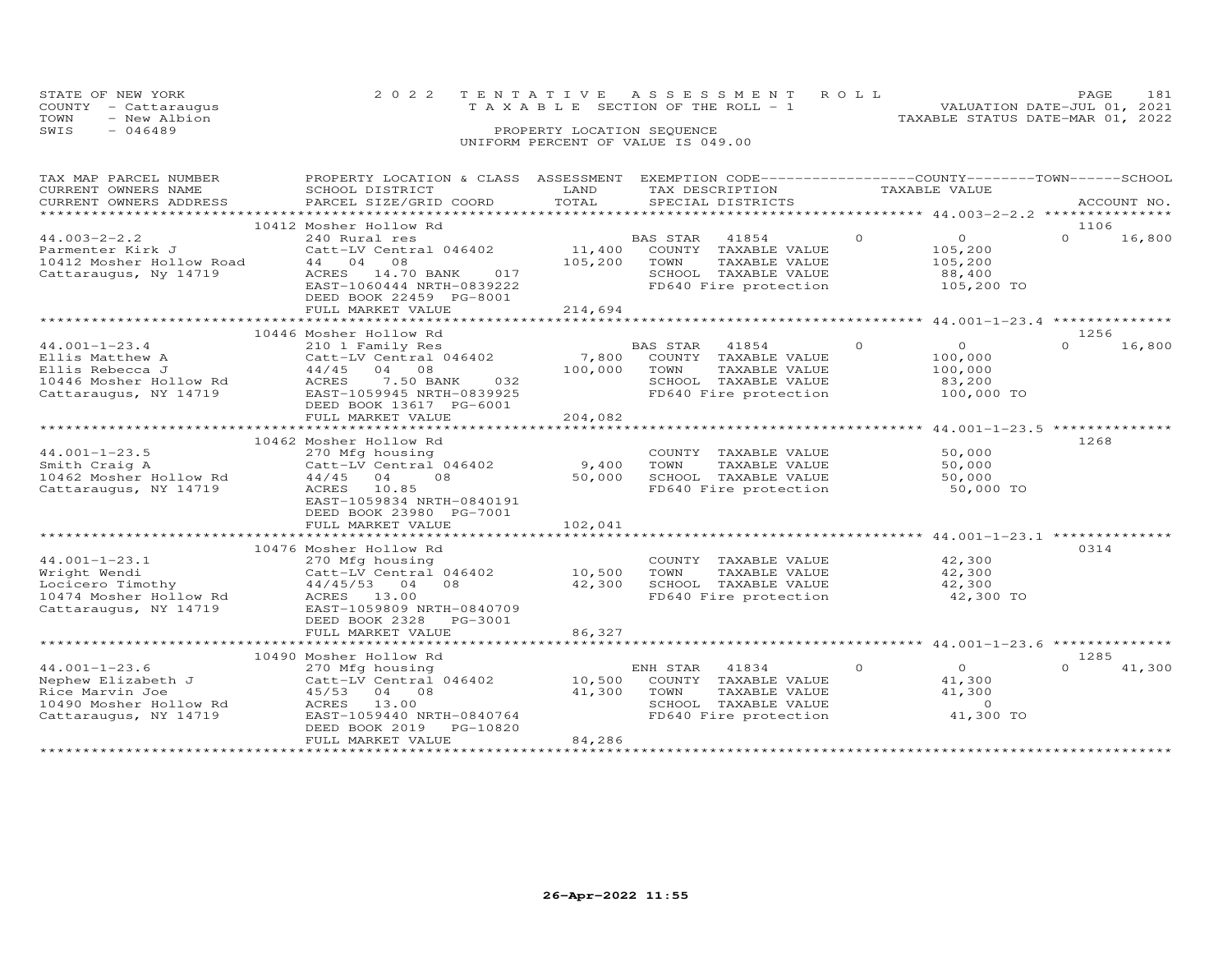STATE OF NEW YORK
COUNTY - Cattaraugus
TOWN - New Albion
SWIS - 046489

2022 TENTATIVE ASSESSMENT ROLL
TAXABLE SECTION OF THE ROLL - 1
PROPERTY LOCATION SEQUENCE
UNIFORM PERCENT OF VALUE IS 049.00

VALUATION DATE-JUL 01, 2021
TAXABLE STATUS DATE-MAR 01, 2022

| TAX MAP PARCEL NUMBER / CURRENT OWNERS NAME / CURRENT OWNERS ADDRESS | PROPERTY LOCATION & CLASS / SCHOOL DISTRICT / PARCEL SIZE/GRID COORD | ASSESSMENT LAND / TOTAL | EXEMPTION CODE / TAX DESCRIPTION / SPECIAL DISTRICTS | COUNTY | TOWN | SCHOOL | TAXABLE VALUE | ACCOUNT NO. |
|---|---|---|---|---|---|---|---|---|
| 44.003-2-2.2 | 10412 Mosher Hollow Rd | | | | | | | 1106 |
| | 240 Rural res | | BAS STAR 41854 | 0 | 0 | 16,800 | | |
| Parmenter Kirk J | Catt-LV Central 046402 | 11,400 | COUNTY TAXABLE VALUE | | | | 105,200 | |
| 10412 Mosher Hollow Road | 44 04 08 | 105,200 | TOWN TAXABLE VALUE | | | | 105,200 | |
| Cattaraugus, Ny 14719 | ACRES 14.70 BANK 017 | | SCHOOL TAXABLE VALUE | | | | 88,400 | |
| | EAST-1060444 NRTH-0839222 | | FD640 Fire protection | | | | 105,200 TO | |
| | DEED BOOK 22459 PG-8001 | | | | | | | |
| | FULL MARKET VALUE | 214,694 | | | | | | |
| 44.001-1-23.4 | 10446 Mosher Hollow Rd | | | | | | | 1256 |
| | 210 1 Family Res | | BAS STAR 41854 | 0 | 0 | 16,800 | | |
| Ellis Matthew A | Catt-LV Central 046402 | 7,800 | COUNTY TAXABLE VALUE | | | | 100,000 | |
| Ellis Rebecca J | 44/45 04 08 | 100,000 | TOWN TAXABLE VALUE | | | | 100,000 | |
| 10446 Mosher Hollow Rd | ACRES 7.50 BANK 032 | | SCHOOL TAXABLE VALUE | | | | 83,200 | |
| Cattaraugus, NY 14719 | EAST-1059945 NRTH-0839925 | | FD640 Fire protection | | | | 100,000 TO | |
| | DEED BOOK 13617 PG-6001 | | | | | | | |
| | FULL MARKET VALUE | 204,082 | | | | | | |
| 44.001-1-23.5 | 10462 Mosher Hollow Rd | | | | | | | 1268 |
| | 270 Mfg housing | | COUNTY TAXABLE VALUE | | | | 50,000 | |
| Smith Craig A | Catt-LV Central 046402 | 9,400 | TOWN TAXABLE VALUE | | | | 50,000 | |
| 10462 Mosher Hollow Rd | 44/45 04 08 | 50,000 | SCHOOL TAXABLE VALUE | | | | 50,000 | |
| Cattaraugus, NY 14719 | ACRES 10.85 | | FD640 Fire protection | | | | 50,000 TO | |
| | EAST-1059834 NRTH-0840191 | | | | | | | |
| | DEED BOOK 23980 PG-7001 | | | | | | | |
| | FULL MARKET VALUE | 102,041 | | | | | | |
| 44.001-1-23.1 | 10476 Mosher Hollow Rd | | | | | | | 0314 |
| | 270 Mfg housing | | COUNTY TAXABLE VALUE | | | | 42,300 | |
| Wright Wendi | Catt-LV Central 046402 | 10,500 | TOWN TAXABLE VALUE | | | | 42,300 | |
| Locicero Timothy | 44/45/53 04 08 | 42,300 | SCHOOL TAXABLE VALUE | | | | 42,300 | |
| 10474 Mosher Hollow Rd | ACRES 13.00 | | FD640 Fire protection | | | | 42,300 TO | |
| Cattaraugus, NY 14719 | EAST-1059809 NRTH-0840709 | | | | | | | |
| | DEED BOOK 2328 PG-3001 | | | | | | | |
| | FULL MARKET VALUE | 86,327 | | | | | | |
| 44.001-1-23.6 | 10490 Mosher Hollow Rd | | | | | | | 1285 |
| | 270 Mfg housing | | ENH STAR 41834 | 0 | 0 | 41,300 | | |
| Nephew Elizabeth J | Catt-LV Central 046402 | 10,500 | COUNTY TAXABLE VALUE | | | | 41,300 | |
| Rice Marvin Joe | 45/53 04 08 | 41,300 | TOWN TAXABLE VALUE | | | | 41,300 | |
| 10490 Mosher Hollow Rd | ACRES 13.00 | | SCHOOL TAXABLE VALUE | | | | 0 | |
| Cattaraugus, NY 14719 | EAST-1059440 NRTH-0840764 | | FD640 Fire protection | | | | 41,300 TO | |
| | DEED BOOK 2019 PG-10820 | | | | | | | |
| | FULL MARKET VALUE | 84,286 | | | | | | |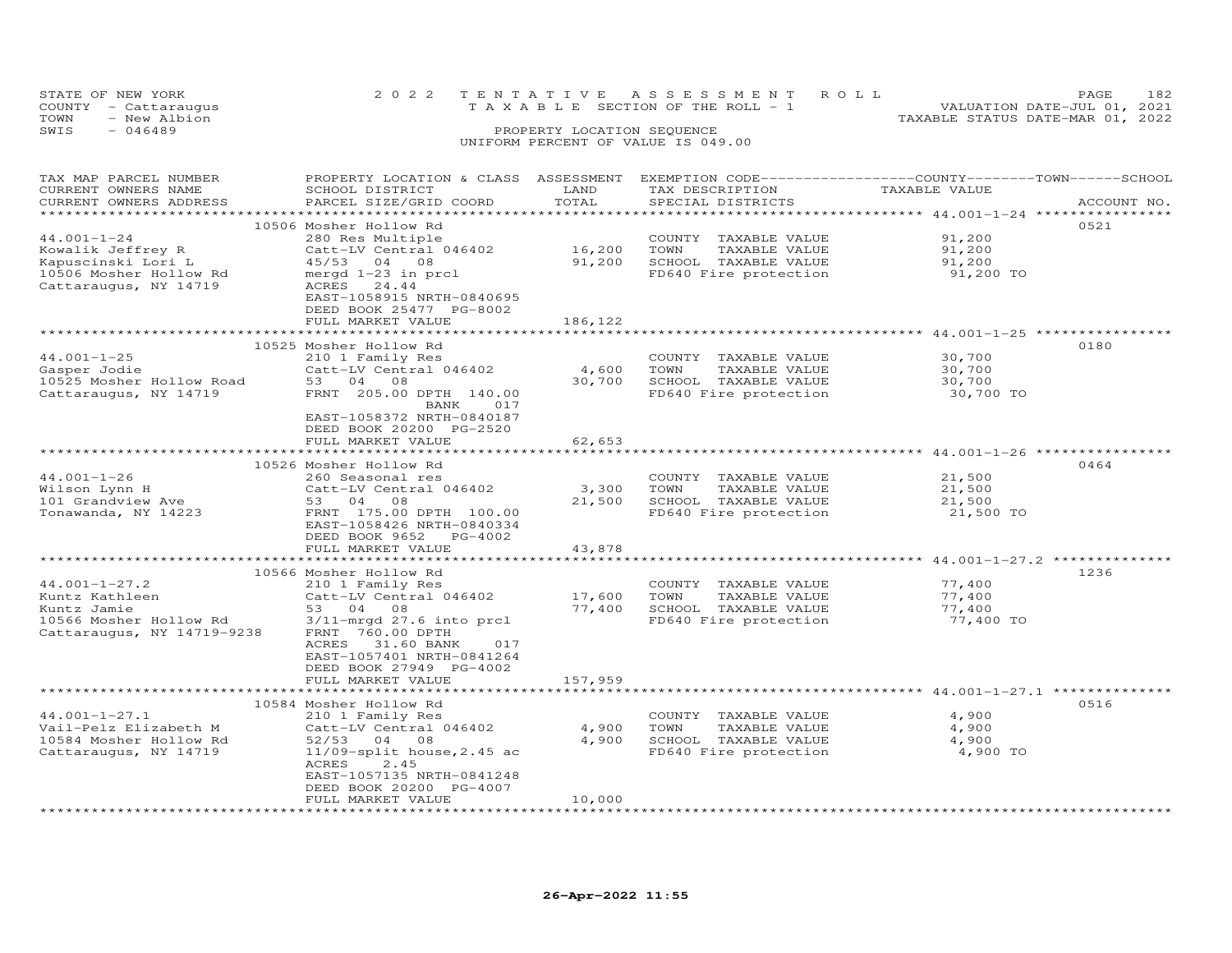STATE OF NEW YORK
COUNTY - Cattaraugus
TOWN - New Albion
SWIS - 046489

2022 TENTATIVE ASSESSMENT ROLL
TAXABLE SECTION OF THE ROLL - 1
PROPERTY LOCATION SEQUENCE
UNIFORM PERCENT OF VALUE IS 049.00

VALUATION DATE-JUL 01, 2021
TAXABLE STATUS DATE-MAR 01, 2022

| TAX MAP PARCEL NUMBER / CURRENT OWNERS NAME / CURRENT OWNERS ADDRESS | PROPERTY LOCATION & CLASS / SCHOOL DISTRICT / PARCEL SIZE/GRID COORD | ASSESSMENT LAND | TOTAL | EXEMPTION CODE / TAX DESCRIPTION / SPECIAL DISTRICTS | TAXABLE VALUE (COUNTY / TOWN / SCHOOL) | ACCOUNT NO. |
|---|---|---|---|---|---|---|
| 44.001-1-24 | 10506 Mosher Hollow Rd | | | | | 0521 |
| 44.001-1-24 | 280 Res Multiple | | | COUNTY TAXABLE VALUE | 91,200 | |
| Kowalik Jeffrey R | Catt-LV Central 046402 | 16,200 | | TOWN TAXABLE VALUE | 91,200 | |
| Kapuscinski Lori L | 45/53 04 08 | | 91,200 | SCHOOL TAXABLE VALUE | 91,200 | |
| 10506 Mosher Hollow Rd | mergd 1-23 in prcl | | | FD640 Fire protection | 91,200 TO | |
| Cattaraugus, NY 14719 | ACRES 24.44 | | | | | |
| | EAST-1058915 NRTH-0840695 | | | | | |
| | DEED BOOK 25477 PG-8002 | | | | | |
| | FULL MARKET VALUE | | 186,122 | | | |
| 44.001-1-25 | 10525 Mosher Hollow Rd | | | | | 0180 |
| 44.001-1-25 | 210 1 Family Res | | | COUNTY TAXABLE VALUE | 30,700 | |
| Gasper Jodie | Catt-LV Central 046402 | 4,600 | | TOWN TAXABLE VALUE | 30,700 | |
| 10525 Mosher Hollow Road | 53 04 08 | | 30,700 | SCHOOL TAXABLE VALUE | 30,700 | |
| Cattaraugus, NY 14719 | FRNT 205.00 DPTH 140.00 | | | FD640 Fire protection | 30,700 TO | |
| | BANK 017 | | | | | |
| | EAST-1058372 NRTH-0840187 | | | | | |
| | DEED BOOK 20200 PG-2520 | | | | | |
| | FULL MARKET VALUE | | 62,653 | | | |
| 44.001-1-26 | 10526 Mosher Hollow Rd | | | | | 0464 |
| 44.001-1-26 | 260 Seasonal res | | | COUNTY TAXABLE VALUE | 21,500 | |
| Wilson Lynn H | Catt-LV Central 046402 | 3,300 | | TOWN TAXABLE VALUE | 21,500 | |
| 101 Grandview Ave | 53 04 08 | | 21,500 | SCHOOL TAXABLE VALUE | 21,500 | |
| Tonawanda, NY 14223 | FRNT 175.00 DPTH 100.00 | | | FD640 Fire protection | 21,500 TO | |
| | EAST-1058426 NRTH-0840334 | | | | | |
| | DEED BOOK 9652 PG-4002 | | | | | |
| | FULL MARKET VALUE | | 43,878 | | | |
| 44.001-1-27.2 | 10566 Mosher Hollow Rd | | | | | 1236 |
| 44.001-1-27.2 | 210 1 Family Res | | | COUNTY TAXABLE VALUE | 77,400 | |
| Kuntz Kathleen | Catt-LV Central 046402 | 17,600 | | TOWN TAXABLE VALUE | 77,400 | |
| Kuntz Jamie | 53 04 08 | | 77,400 | SCHOOL TAXABLE VALUE | 77,400 | |
| 10566 Mosher Hollow Rd | 3/11-mrgd 27.6 into prcl | | | FD640 Fire protection | 77,400 TO | |
| Cattaraugus, NY 14719-9238 | FRNT 760.00 DPTH | | | | | |
| | ACRES 31.60 BANK 017 | | | | | |
| | EAST-1057401 NRTH-0841264 | | | | | |
| | DEED BOOK 27949 PG-4002 | | | | | |
| | FULL MARKET VALUE | | 157,959 | | | |
| 44.001-1-27.1 | 10584 Mosher Hollow Rd | | | | | 0516 |
| 44.001-1-27.1 | 210 1 Family Res | | | COUNTY TAXABLE VALUE | 4,900 | |
| Vail-Pelz Elizabeth M | Catt-LV Central 046402 | 4,900 | | TOWN TAXABLE VALUE | 4,900 | |
| 10584 Mosher Hollow Rd | 52/53 04 08 | | 4,900 | SCHOOL TAXABLE VALUE | 4,900 | |
| Cattaraugus, NY 14719 | 11/09-split house,2.45 ac | | | FD640 Fire protection | 4,900 TO | |
| | ACRES 2.45 | | | | | |
| | EAST-1057135 NRTH-0841248 | | | | | |
| | DEED BOOK 20200 PG-4007 | | | | | |
| | FULL MARKET VALUE | | 10,000 | | | |

26-Apr-2022 11:55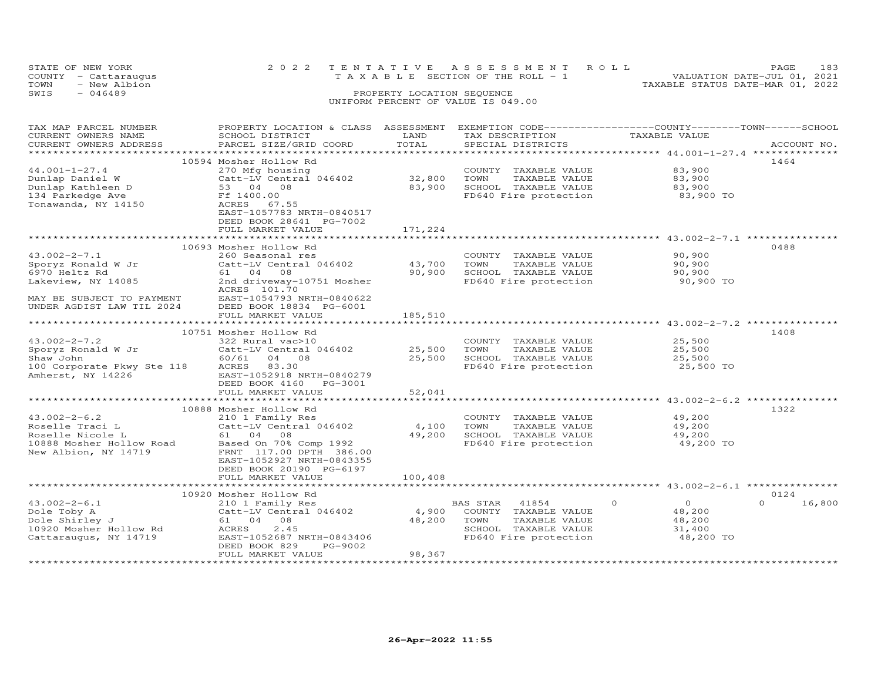STATE OF NEW YORK
COUNTY - Cattaraugus
TOWN - New Albion
SWIS - 046489

2022 TENTATIVE ASSESSMENT ROLL
TAXABLE SECTION OF THE ROLL - 1
PROPERTY LOCATION SEQUENCE
UNIFORM PERCENT OF VALUE IS 049.00

VALUATION DATE-JUL 01, 2021
TAXABLE STATUS DATE-MAR 01, 2022

| TAX MAP PARCEL NUMBER / CURRENT OWNERS NAME / CURRENT OWNERS ADDRESS | PROPERTY LOCATION & CLASS / SCHOOL DISTRICT / PARCEL SIZE/GRID COORD | ASSESSMENT LAND / TOTAL | EXEMPTION CODE / TAX DESCRIPTION / SPECIAL DISTRICTS | COUNTY / TOWN / SCHOOL TAXABLE VALUE | ACCOUNT NO. |
|---|---|---|---|---|---|
| | 10594 Mosher Hollow Rd | | | | 1464 |
| 44.001-1-27.4 | 270 Mfg housing | | COUNTY TAXABLE VALUE | 83,900 | |
| Dunlap Daniel W | Catt-LV Central 046402 | 32,800 | TOWN TAXABLE VALUE | 83,900 | |
| Dunlap Kathleen D | 53 04 08 | 83,900 | SCHOOL TAXABLE VALUE | 83,900 | |
| 134 Parkedge Ave | Ff 1400.00 | | FD640 Fire protection | 83,900 TO | |
| Tonawanda, NY 14150 | ACRES 67.55 | | | | |
| | EAST-1057783 NRTH-0840517 | | | | |
| | DEED BOOK 28641 PG-7002 | | | | |
| | FULL MARKET VALUE | 171,224 | | | |
| | 10693 Mosher Hollow Rd | | | | 0488 |
| 43.002-2-7.1 | 260 Seasonal res | | COUNTY TAXABLE VALUE | 90,900 | |
| Sporyz Ronald W Jr | Catt-LV Central 046402 | 43,700 | TOWN TAXABLE VALUE | 90,900 | |
| 6970 Heltz Rd | 61 04 08 | 90,900 | SCHOOL TAXABLE VALUE | 90,900 | |
| Lakeview, NY 14085 | 2nd driveway-10751 Mosher | | FD640 Fire protection | 90,900 TO | |
| | ACRES 101.70 | | | | |
| MAY BE SUBJECT TO PAYMENT | EAST-1054793 NRTH-0840622 | | | | |
| UNDER AGDIST LAW TIL 2024 | DEED BOOK 18834 PG-6001 | | | | |
| | FULL MARKET VALUE | 185,510 | | | |
| | 10751 Mosher Hollow Rd | | | | 1408 |
| 43.002-2-7.2 | 322 Rural vac>10 | | COUNTY TAXABLE VALUE | 25,500 | |
| Sporyz Ronald W Jr | Catt-LV Central 046402 | 25,500 | TOWN TAXABLE VALUE | 25,500 | |
| Shaw John | 60/61 04 08 | 25,500 | SCHOOL TAXABLE VALUE | 25,500 | |
| 100 Corporate Pkwy Ste 118 | ACRES 83.30 | | FD640 Fire protection | 25,500 TO | |
| Amherst, NY 14226 | EAST-1052918 NRTH-0840279 | | | | |
| | DEED BOOK 4160 PG-3001 | | | | |
| | FULL MARKET VALUE | 52,041 | | | |
| | 10888 Mosher Hollow Rd | | | | 1322 |
| 43.002-2-6.2 | 210 1 Family Res | | COUNTY TAXABLE VALUE | 49,200 | |
| Roselle Traci L | Catt-LV Central 046402 | 4,100 | TOWN TAXABLE VALUE | 49,200 | |
| Roselle Nicole L | 61 04 08 | 49,200 | SCHOOL TAXABLE VALUE | 49,200 | |
| 10888 Mosher Hollow Road | Based On 70% Comp 1992 | | FD640 Fire protection | 49,200 TO | |
| New Albion, NY 14719 | FRNT 117.00 DPTH 386.00 | | | | |
| | EAST-1052927 NRTH-0843355 | | | | |
| | DEED BOOK 20190 PG-6197 | | | | |
| | FULL MARKET VALUE | 100,408 | | | |
| | 10920 Mosher Hollow Rd | | | | 0124 |
| 43.002-2-6.1 | 210 1 Family Res | | BAS STAR 41854 | 0 / 0 / 16,800 | |
| Dole Toby A | Catt-LV Central 046402 | 4,900 | COUNTY TAXABLE VALUE | 48,200 | |
| Dole Shirley J | 61 04 08 | 48,200 | TOWN TAXABLE VALUE | 48,200 | |
| 10920 Mosher Hollow Rd | ACRES 2.45 | | SCHOOL TAXABLE VALUE | 31,400 | |
| Cattaraugus, NY 14719 | EAST-1052687 NRTH-0843406 | | FD640 Fire protection | 48,200 TO | |
| | DEED BOOK 829 PG-9002 | | | | |
| | FULL MARKET VALUE | 98,367 | | | |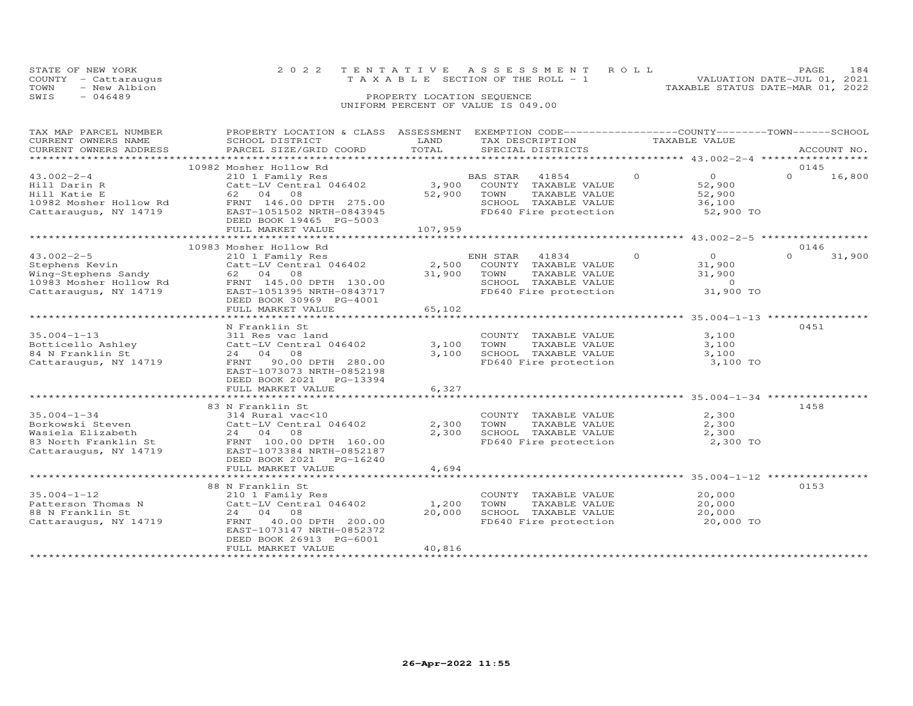STATE OF NEW YORK | 2022 TENTATIVE ASSESSMENT ROLL | VALUATION DATE-JUL 01, 2021
COUNTY - Cattaraugus | TAXABLE SECTION OF THE ROLL - 1 | TAXABLE STATUS DATE-MAR 01, 2022
TOWN - New Albion | PROPERTY LOCATION SEQUENCE
SWIS - 046489 | UNIFORM PERCENT OF VALUE IS 049.00

| TAX MAP PARCEL NUMBER / CURRENT OWNERS NAME / CURRENT OWNERS ADDRESS | PROPERTY LOCATION & CLASS / SCHOOL DISTRICT / PARCEL SIZE/GRID COORD | ASSESSMENT LAND | TOTAL | EXEMPTION CODE / TAX DESCRIPTION / SPECIAL DISTRICTS | COUNTY | TOWN | SCHOOL TAXABLE VALUE | ACCOUNT NO. |
|---|---|---|---|---|---|---|---|---|
| 43.002-2-4 | 10982 Mosher Hollow Rd | | | | | | | 0145 |
| Hill Darin R | 210 1 Family Res | | | BAS STAR 41854 | 0 | 0 | 16,800 | |
| Hill Katie E | Catt-LV Central 046402 | 3,900 | | COUNTY TAXABLE VALUE | 52,900 | | | |
| 10982 Mosher Hollow Rd | 62 04 08 | | 52,900 | TOWN TAXABLE VALUE | | 52,900 | | |
| Cattaraugus, NY 14719 | FRNT 146.00 DPTH 275.00 | | | SCHOOL TAXABLE VALUE | | | 36,100 | |
| | EAST-1051502 NRTH-0843945 | | | FD640 Fire protection | 52,900 TO | | | |
| | DEED BOOK 19465 PG-5003 | | | | | | | |
| | FULL MARKET VALUE | | 107,959 | | | | | |
| 43.002-2-5 | 10983 Mosher Hollow Rd | | | | | | | 0146 |
| Stephens Kevin | 210 1 Family Res | | | ENH STAR 41834 | 0 | 0 | 31,900 | |
| Wing-Stephens Sandy | Catt-LV Central 046402 | 2,500 | | COUNTY TAXABLE VALUE | 31,900 | | | |
| 10983 Mosher Hollow Rd | 62 04 08 | | 31,900 | TOWN TAXABLE VALUE | | 31,900 | | |
| Cattaraugus, NY 14719 | FRNT 145.00 DPTH 130.00 | | | SCHOOL TAXABLE VALUE | | | 0 | |
| | EAST-1051395 NRTH-0843717 | | | FD640 Fire protection | 31,900 TO | | | |
| | DEED BOOK 30969 PG-4001 | | | | | | | |
| | FULL MARKET VALUE | | 65,102 | | | | | |
| 35.004-1-13 | N Franklin St | | | | | | | 0451 |
| Botticello Ashley | 311 Res vac land | | | COUNTY TAXABLE VALUE | 3,100 | | | |
| 84 N Franklin St | Catt-LV Central 046402 | 3,100 | | TOWN TAXABLE VALUE | | 3,100 | | |
| Cattaraugus, NY 14719 | 24 04 08 | | 3,100 | SCHOOL TAXABLE VALUE | | | 3,100 | |
| | FRNT 90.00 DPTH 280.00 | | | FD640 Fire protection | 3,100 TO | | | |
| | EAST-1073073 NRTH-0852198 | | | | | | | |
| | DEED BOOK 2021 PG-13394 | | | | | | | |
| | FULL MARKET VALUE | | 6,327 | | | | | |
| 35.004-1-34 | 83 N Franklin St | | | | | | | 1458 |
| Borkowski Steven | 314 Rural vac<10 | | | COUNTY TAXABLE VALUE | 2,300 | | | |
| Wasiela Elizabeth | Catt-LV Central 046402 | 2,300 | | TOWN TAXABLE VALUE | | 2,300 | | |
| 83 North Franklin St | 24 04 08 | | 2,300 | SCHOOL TAXABLE VALUE | | | 2,300 | |
| Cattaraugus, NY 14719 | FRNT 100.00 DPTH 160.00 | | | FD640 Fire protection | 2,300 TO | | | |
| | EAST-1073384 NRTH-0852187 | | | | | | | |
| | DEED BOOK 2021 PG-16240 | | | | | | | |
| | FULL MARKET VALUE | | 4,694 | | | | | |
| 35.004-1-12 | 88 N Franklin St | | | | | | | 0153 |
| Patterson Thomas N | 210 1 Family Res | | | COUNTY TAXABLE VALUE | 20,000 | | | |
| 88 N Franklin St | Catt-LV Central 046402 | 1,200 | | TOWN TAXABLE VALUE | | 20,000 | | |
| Cattaraugus, NY 14719 | 24 04 08 | | 20,000 | SCHOOL TAXABLE VALUE | | | 20,000 | |
| | FRNT 40.00 DPTH 200.00 | | | FD640 Fire protection | 20,000 TO | | | |
| | EAST-1073147 NRTH-0852372 | | | | | | | |
| | DEED BOOK 26913 PG-6001 | | | | | | | |
| | FULL MARKET VALUE | | 40,816 | | | | | |

26-Apr-2022 11:55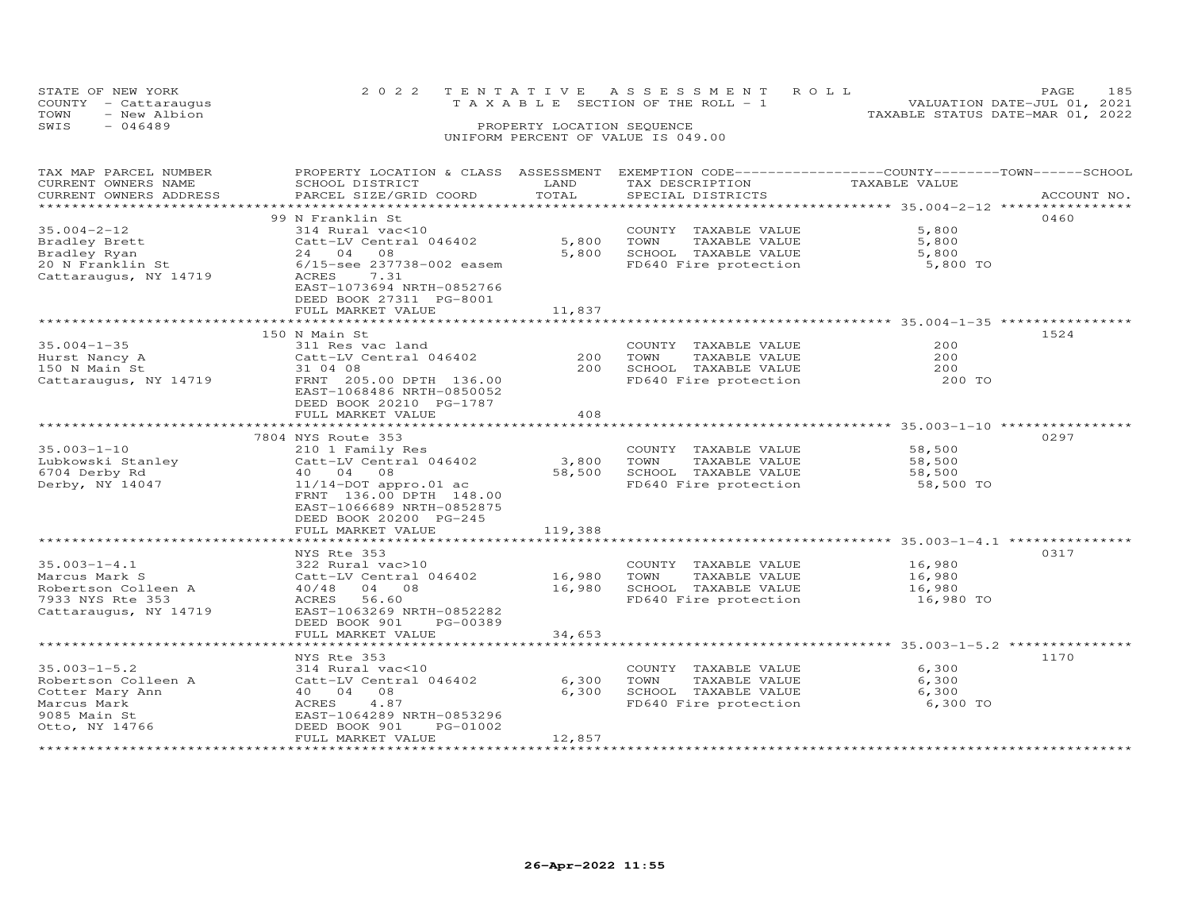STATE OF NEW YORK — 2022 TENTATIVE ASSESSMENT ROLL
COUNTY - Cattaraugus — TAXABLE SECTION OF THE ROLL - 1 — VALUATION DATE-JUL 01, 2021
TOWN - New Albion — TAXABLE STATUS DATE-MAR 01, 2022
SWIS - 046489 — PROPERTY LOCATION SEQUENCE
UNIFORM PERCENT OF VALUE IS 049.00

| TAX MAP PARCEL NUMBER / CURRENT OWNERS NAME / CURRENT OWNERS ADDRESS | PROPERTY LOCATION & CLASS / SCHOOL DISTRICT / PARCEL SIZE/GRID COORD | ASSESSMENT LAND | TOTAL | EXEMPTION CODE / TAX DESCRIPTION / SPECIAL DISTRICTS | COUNTY--------TOWN------SCHOOL TAXABLE VALUE | ACCOUNT NO. |
|---|---|---|---|---|---|---|
| | 99 N Franklin St | | | | | 0460 |
| 35.004-2-12 | 314 Rural vac<10 | | | COUNTY TAXABLE VALUE | 5,800 | |
| Bradley Brett | Catt-LV Central 046402 | 5,800 | | TOWN TAXABLE VALUE | 5,800 | |
| Bradley Ryan | 24 04 08 | | 5,800 | SCHOOL TAXABLE VALUE | 5,800 | |
| 20 N Franklin St | 6/15-see 237738-002 easem | | | FD640 Fire protection | 5,800 TO | |
| Cattaraugus, NY 14719 | ACRES 7.31 | | | | | |
| | EAST-1073694 NRTH-0852766 | | | | | |
| | DEED BOOK 27311 PG-8001 | | | | | |
| | FULL MARKET VALUE | | 11,837 | | | |
| | 150 N Main St | | | | | 1524 |
| 35.004-1-35 | 311 Res vac land | | | COUNTY TAXABLE VALUE | 200 | |
| Hurst Nancy A | Catt-LV Central 046402 | 200 | | TOWN TAXABLE VALUE | 200 | |
| 150 N Main St | 31 04 08 | | 200 | SCHOOL TAXABLE VALUE | 200 | |
| Cattaraugus, NY 14719 | FRNT 205.00 DPTH 136.00 | | | FD640 Fire protection | 200 TO | |
| | EAST-1068486 NRTH-0850052 | | | | | |
| | DEED BOOK 20210 PG-1787 | | | | | |
| | FULL MARKET VALUE | | 408 | | | |
| | 7804 NYS Route 353 | | | | | 0297 |
| 35.003-1-10 | 210 1 Family Res | | | COUNTY TAXABLE VALUE | 58,500 | |
| Lubkowski Stanley | Catt-LV Central 046402 | 3,800 | | TOWN TAXABLE VALUE | 58,500 | |
| 6704 Derby Rd | 40 04 08 | | 58,500 | SCHOOL TAXABLE VALUE | 58,500 | |
| Derby, NY 14047 | 11/14-DOT appro.01 ac | | | FD640 Fire protection | 58,500 TO | |
| | FRNT 136.00 DPTH 148.00 | | | | | |
| | EAST-1066689 NRTH-0852875 | | | | | |
| | DEED BOOK 20200 PG-245 | | | | | |
| | FULL MARKET VALUE | | 119,388 | | | |
| | NYS Rte 353 | | | | | 0317 |
| 35.003-1-4.1 | 322 Rural vac>10 | | | COUNTY TAXABLE VALUE | 16,980 | |
| Marcus Mark S | Catt-LV Central 046402 | 16,980 | | TOWN TAXABLE VALUE | 16,980 | |
| Robertson Colleen A | 40/48 04 08 | | 16,980 | SCHOOL TAXABLE VALUE | 16,980 | |
| 7933 NYS Rte 353 | ACRES 56.60 | | | FD640 Fire protection | 16,980 TO | |
| Cattaraugus, NY 14719 | EAST-1063269 NRTH-0852282 | | | | | |
| | DEED BOOK 901 PG-00389 | | | | | |
| | FULL MARKET VALUE | | 34,653 | | | |
| | NYS Rte 353 | | | | | 1170 |
| 35.003-1-5.2 | 314 Rural vac<10 | | | COUNTY TAXABLE VALUE | 6,300 | |
| Robertson Colleen A | Catt-LV Central 046402 | 6,300 | | TOWN TAXABLE VALUE | 6,300 | |
| Cotter Mary Ann | 40 04 08 | | 6,300 | SCHOOL TAXABLE VALUE | 6,300 | |
| Marcus Mark | ACRES 4.87 | | | FD640 Fire protection | 6,300 TO | |
| 9085 Main St | EAST-1064289 NRTH-0853296 | | | | | |
| Otto, NY 14766 | DEED BOOK 901 PG-01002 | | | | | |
| | FULL MARKET VALUE | | 12,857 | | | |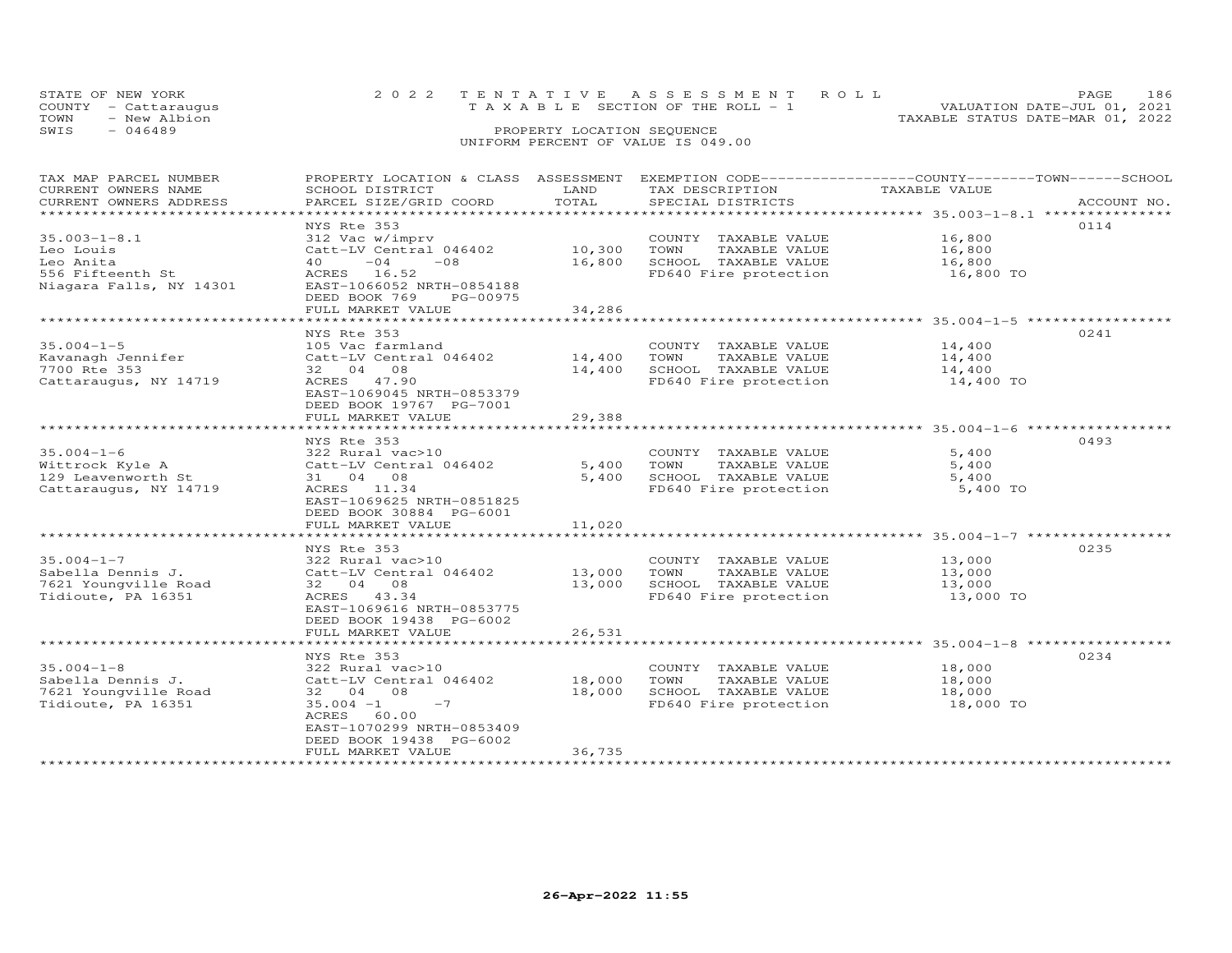STATE OF NEW YORK — 2022 TENTATIVE ASSESSMENT ROLL
COUNTY - Cattaraugus — TAXABLE SECTION OF THE ROLL - 1 — VALUATION DATE-JUL 01, 2021
TOWN - New Albion — TAXABLE STATUS DATE-MAR 01, 2022
SWIS - 046489 — PROPERTY LOCATION SEQUENCE
UNIFORM PERCENT OF VALUE IS 049.00

| TAX MAP PARCEL NUMBER / CURRENT OWNERS NAME / CURRENT OWNERS ADDRESS | PROPERTY LOCATION & CLASS / SCHOOL DISTRICT / PARCEL SIZE/GRID COORD | ASSESSMENT LAND / TOTAL | EXEMPTION CODE / TAX DESCRIPTION / SPECIAL DISTRICTS | TAXABLE VALUE (COUNTY / TOWN / SCHOOL) | ACCOUNT NO. |
|---|---|---|---|---|---|
| 35.003-1-8.1 | NYS Rte 353 | | | | 0114 |
| Leo Louis | 312 Vac w/imprv | | COUNTY TAXABLE VALUE | 16,800 | |
| Leo Anita | Catt-LV Central 046402 | 10,300 | TOWN TAXABLE VALUE | 16,800 | |
| 556 Fifteenth St | 40 -04 -08 | 16,800 | SCHOOL TAXABLE VALUE | 16,800 | |
| Niagara Falls, NY 14301 | ACRES 16.52 | | FD640 Fire protection | 16,800 TO | |
| | EAST-1066052 NRTH-0854188 | | | | |
| | DEED BOOK 769 PG-00975 | | | | |
| | FULL MARKET VALUE | 34,286 | | | |
| 35.004-1-5 | NYS Rte 353 | | | | 0241 |
| Kavanagh Jennifer | 105 Vac farmland | | COUNTY TAXABLE VALUE | 14,400 | |
| 7700 Rte 353 | Catt-LV Central 046402 | 14,400 | TOWN TAXABLE VALUE | 14,400 | |
| Cattaraugus, NY 14719 | 32 04 08 | 14,400 | SCHOOL TAXABLE VALUE | 14,400 | |
| | ACRES 47.90 | | FD640 Fire protection | 14,400 TO | |
| | EAST-1069045 NRTH-0853379 | | | | |
| | DEED BOOK 19767 PG-7001 | | | | |
| | FULL MARKET VALUE | 29,388 | | | |
| 35.004-1-6 | NYS Rte 353 | | | | 0493 |
| Wittrock Kyle A | 322 Rural vac>10 | | COUNTY TAXABLE VALUE | 5,400 | |
| 129 Leavenworth St | Catt-LV Central 046402 | 5,400 | TOWN TAXABLE VALUE | 5,400 | |
| Cattaraugus, NY 14719 | 31 04 08 | 5,400 | SCHOOL TAXABLE VALUE | 5,400 | |
| | ACRES 11.34 | | FD640 Fire protection | 5,400 TO | |
| | EAST-1069625 NRTH-0851825 | | | | |
| | DEED BOOK 30884 PG-6001 | | | | |
| | FULL MARKET VALUE | 11,020 | | | |
| 35.004-1-7 | NYS Rte 353 | | | | 0235 |
| Sabella Dennis J. | 322 Rural vac>10 | | COUNTY TAXABLE VALUE | 13,000 | |
| 7621 Youngville Road | Catt-LV Central 046402 | 13,000 | TOWN TAXABLE VALUE | 13,000 | |
| Tidioute, PA 16351 | 32 04 08 | 13,000 | SCHOOL TAXABLE VALUE | 13,000 | |
| | ACRES 43.34 | | FD640 Fire protection | 13,000 TO | |
| | EAST-1069616 NRTH-0853775 | | | | |
| | DEED BOOK 19438 PG-6002 | | | | |
| | FULL MARKET VALUE | 26,531 | | | |
| 35.004-1-8 | NYS Rte 353 | | | | 0234 |
| Sabella Dennis J. | 322 Rural vac>10 | | COUNTY TAXABLE VALUE | 18,000 | |
| 7621 Youngville Road | Catt-LV Central 046402 | 18,000 | TOWN TAXABLE VALUE | 18,000 | |
| Tidioute, PA 16351 | 32 04 08 | 18,000 | SCHOOL TAXABLE VALUE | 18,000 | |
| | 35.004 -1 -7 | | FD640 Fire protection | 18,000 TO | |
| | ACRES 60.00 | | | | |
| | EAST-1070299 NRTH-0853409 | | | | |
| | DEED BOOK 19438 PG-6002 | | | | |
| | FULL MARKET VALUE | 36,735 | | | |

26-Apr-2022 11:55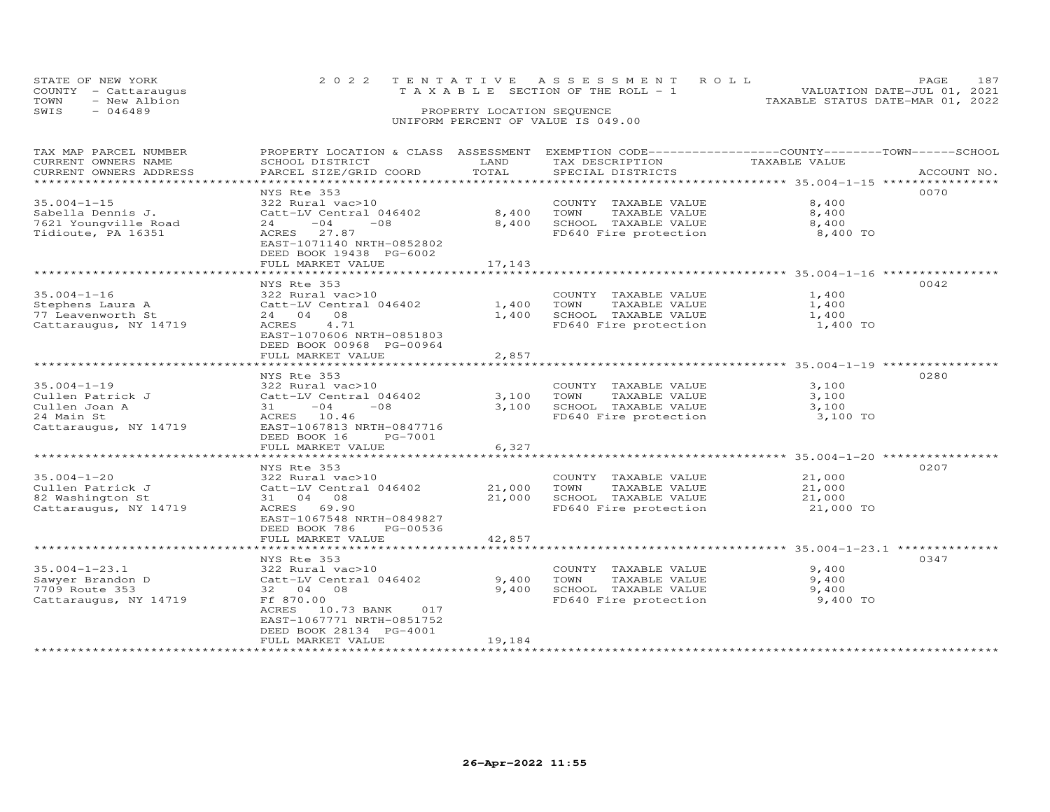STATE OF NEW YORK | 2022 TENTATIVE ASSESSMENT ROLL
COUNTY - Cattaraugus | TAXABLE SECTION OF THE ROLL - 1 | VALUATION DATE-JUL 01, 2021
TOWN - New Albion | TAXABLE STATUS DATE-MAR 01, 2022
SWIS - 046489 | PROPERTY LOCATION SEQUENCE
UNIFORM PERCENT OF VALUE IS 049.00

| TAX MAP PARCEL NUMBER / CURRENT OWNERS NAME / CURRENT OWNERS ADDRESS | PROPERTY LOCATION & CLASS / SCHOOL DISTRICT / PARCEL SIZE/GRID COORD | ASSESSMENT LAND | TOTAL | EXEMPTION CODE / TAX DESCRIPTION / SPECIAL DISTRICTS | COUNTY--------TOWN------SCHOOL TAXABLE VALUE | ACCOUNT NO. |
|---|---|---|---|---|---|---|
| | NYS Rte 353 | | | | | 0070 |
| 35.004-1-15 | 322 Rural vac>10 | | | COUNTY TAXABLE VALUE | 8,400 | |
| Sabella Dennis J. | Catt-LV Central 046402 | 8,400 | | TOWN TAXABLE VALUE | 8,400 | |
| 7621 Youngville Road | 24 -04 -08 | | 8,400 | SCHOOL TAXABLE VALUE | 8,400 | |
| Tidioute, PA 16351 | ACRES 27.87 | | | FD640 Fire protection | 8,400 TO | |
| | EAST-1071140 NRTH-0852802 | | | | | |
| | DEED BOOK 19438 PG-6002 | | | | | |
| | FULL MARKET VALUE | | 17,143 | | | |
| | NYS Rte 353 | | | | | 0042 |
| 35.004-1-16 | 322 Rural vac>10 | | | COUNTY TAXABLE VALUE | 1,400 | |
| Stephens Laura A | Catt-LV Central 046402 | 1,400 | | TOWN TAXABLE VALUE | 1,400 | |
| 77 Leavenworth St | 24 04 08 | | 1,400 | SCHOOL TAXABLE VALUE | 1,400 | |
| Cattaraugus, NY 14719 | ACRES 4.71 | | | FD640 Fire protection | 1,400 TO | |
| | EAST-1070606 NRTH-0851803 | | | | | |
| | DEED BOOK 00968 PG-00964 | | | | | |
| | FULL MARKET VALUE | | 2,857 | | | |
| | NYS Rte 353 | | | | | 0280 |
| 35.004-1-19 | 322 Rural vac>10 | | | COUNTY TAXABLE VALUE | 3,100 | |
| Cullen Patrick J | Catt-LV Central 046402 | 3,100 | | TOWN TAXABLE VALUE | 3,100 | |
| Cullen Joan A | 31 -04 -08 | | 3,100 | SCHOOL TAXABLE VALUE | 3,100 | |
| 24 Main St | ACRES 10.46 | | | FD640 Fire protection | 3,100 TO | |
| Cattaraugus, NY 14719 | EAST-1067813 NRTH-0847716 | | | | | |
| | DEED BOOK 16 PG-7001 | | | | | |
| | FULL MARKET VALUE | | 6,327 | | | |
| | NYS Rte 353 | | | | | 0207 |
| 35.004-1-20 | 322 Rural vac>10 | | | COUNTY TAXABLE VALUE | 21,000 | |
| Cullen Patrick J | Catt-LV Central 046402 | 21,000 | | TOWN TAXABLE VALUE | 21,000 | |
| 82 Washington St | 31 04 08 | | 21,000 | SCHOOL TAXABLE VALUE | 21,000 | |
| Cattaraugus, NY 14719 | ACRES 69.90 | | | FD640 Fire protection | 21,000 TO | |
| | EAST-1067548 NRTH-0849827 | | | | | |
| | DEED BOOK 786 PG-00536 | | | | | |
| | FULL MARKET VALUE | | 42,857 | | | |
| | NYS Rte 353 | | | | | 0347 |
| 35.004-1-23.1 | 322 Rural vac>10 | | | COUNTY TAXABLE VALUE | 9,400 | |
| Sawyer Brandon D | Catt-LV Central 046402 | 9,400 | | TOWN TAXABLE VALUE | 9,400 | |
| 7709 Route 353 | 32 04 08 | | 9,400 | SCHOOL TAXABLE VALUE | 9,400 | |
| Cattaraugus, NY 14719 | Ff 870.00 | | | FD640 Fire protection | 9,400 TO | |
| | ACRES 10.73 BANK 017 | | | | | |
| | EAST-1067771 NRTH-0851752 | | | | | |
| | DEED BOOK 28134 PG-4001 | | | | | |
| | FULL MARKET VALUE | | 19,184 | | | |

26-Apr-2022 11:55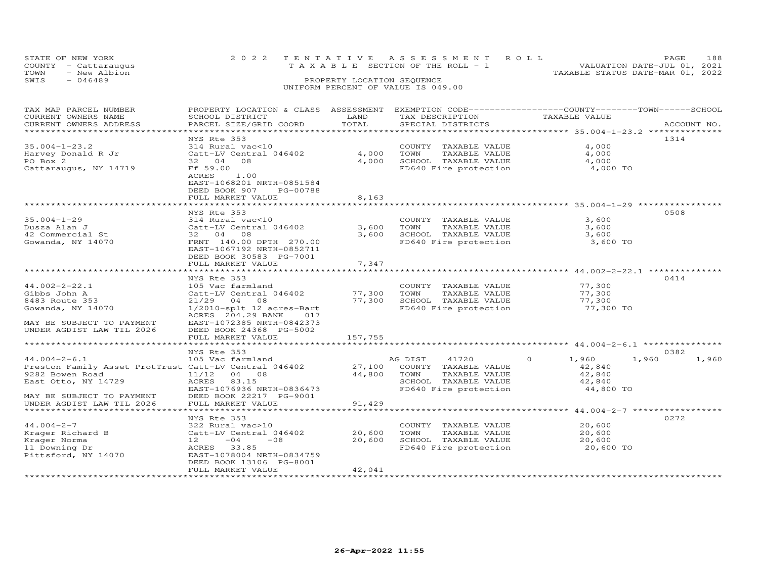STATE OF NEW YORK — 2022 TENTATIVE ASSESSMENT ROLL
COUNTY - Cattaraugus — TAXABLE SECTION OF THE ROLL - 1 — VALUATION DATE-JUL 01, 2021
TOWN - New Albion — TAXABLE STATUS DATE-MAR 01, 2022
SWIS - 046489 — PROPERTY LOCATION SEQUENCE
UNIFORM PERCENT OF VALUE IS 049.00

| TAX MAP PARCEL NUMBER / CURRENT OWNERS NAME / CURRENT OWNERS ADDRESS | PROPERTY LOCATION & CLASS / SCHOOL DISTRICT / PARCEL SIZE/GRID COORD | ASSESSMENT LAND | TOTAL | EXEMPTION CODE / TAX DESCRIPTION / SPECIAL DISTRICTS | COUNTY TAXABLE VALUE | TOWN | SCHOOL | ACCOUNT NO. |
|---|---|---|---|---|---|---|---|---|
| 35.004-1-23.2 | NYS Rte 353 | | | | | | | 1314 |
| Harvey Donald R Jr | 314 Rural vac<10 | | | COUNTY TAXABLE VALUE | 4,000 | | | |
| PO Box 2 | Catt-LV Central 046402 | 4,000 | | TOWN TAXABLE VALUE | 4,000 | | | |
| Cattaraugus, NY 14719 | 32 04 08 | | 4,000 | SCHOOL TAXABLE VALUE | 4,000 | | | |
| | Ff 59.00 | | | FD640 Fire protection | 4,000 TO | | | |
| | ACRES 1.00 | | | | | | | |
| | EAST-1068201 NRTH-0851584 | | | | | | | |
| | DEED BOOK 907 PG-00788 | | | | | | | |
| | FULL MARKET VALUE | | 8,163 | | | | | |
| 35.004-1-29 | NYS Rte 353 | | | | | | | 0508 |
| Dusza Alan J | 314 Rural vac<10 | | | COUNTY TAXABLE VALUE | 3,600 | | | |
| 42 Commercial St | Catt-LV Central 046402 | 3,600 | | TOWN TAXABLE VALUE | 3,600 | | | |
| Gowanda, NY 14070 | 32 04 08 | | 3,600 | SCHOOL TAXABLE VALUE | 3,600 | | | |
| | FRNT 140.00 DPTH 270.00 | | | FD640 Fire protection | 3,600 TO | | | |
| | EAST-1067192 NRTH-0852711 | | | | | | | |
| | DEED BOOK 30583 PG-7001 | | | | | | | |
| | FULL MARKET VALUE | | 7,347 | | | | | |
| 44.002-2-22.1 | NYS Rte 353 | | | | | | | 0414 |
| Gibbs John A | 105 Vac farmland | | | COUNTY TAXABLE VALUE | 77,300 | | | |
| 8483 Route 353 | Catt-LV Central 046402 | 77,300 | | TOWN TAXABLE VALUE | 77,300 | | | |
| Gowanda, NY 14070 | 21/29 04 08 | | 77,300 | SCHOOL TAXABLE VALUE | 77,300 | | | |
| | 1/2010-splt 12 acres-Bart | | | FD640 Fire protection | 77,300 TO | | | |
| MAY BE SUBJECT TO PAYMENT | ACRES 204.29 BANK 017 | | | | | | | |
| UNDER AGDIST LAW TIL 2026 | EAST-1072385 NRTH-0842373 | | | | | | | |
| | DEED BOOK 24368 PG-5002 | | | | | | | |
| | FULL MARKET VALUE | | 157,755 | | | | | |
| 44.004-2-6.1 | NYS Rte 353 | | | | | | | 0382 |
| Preston Family Asset ProtTrust | 105 Vac farmland | | | AG DIST 41720 0 | 1,960 | 1,960 | 1,960 | |
| 9282 Bowen Road | Catt-LV Central 046402 | 27,100 | | COUNTY TAXABLE VALUE | 42,840 | | | |
| East Otto, NY 14729 | 11/12 04 08 | | 44,800 | TOWN TAXABLE VALUE | 42,840 | | | |
| | ACRES 83.15 | | | SCHOOL TAXABLE VALUE | 42,840 | | | |
| MAY BE SUBJECT TO PAYMENT | EAST-1076936 NRTH-0836473 | | | FD640 Fire protection | 44,800 TO | | | |
| UNDER AGDIST LAW TIL 2026 | DEED BOOK 22217 PG-9001 | | | | | | | |
| | FULL MARKET VALUE | | 91,429 | | | | | |
| 44.004-2-7 | NYS Rte 353 | | | | | | | 0272 |
| Krager Richard B | 322 Rural vac>10 | | | COUNTY TAXABLE VALUE | 20,600 | | | |
| Krager Norma | Catt-LV Central 046402 | 20,600 | | TOWN TAXABLE VALUE | 20,600 | | | |
| 11 Downing Dr | 12 -04 -08 | | 20,600 | SCHOOL TAXABLE VALUE | 20,600 | | | |
| Pittsford, NY 14070 | ACRES 33.85 | | | FD640 Fire protection | 20,600 TO | | | |
| | EAST-1078004 NRTH-0834759 | | | | | | | |
| | DEED BOOK 13106 PG-8001 | | | | | | | |
| | FULL MARKET VALUE | | 42,041 | | | | | |

26-Apr-2022 11:55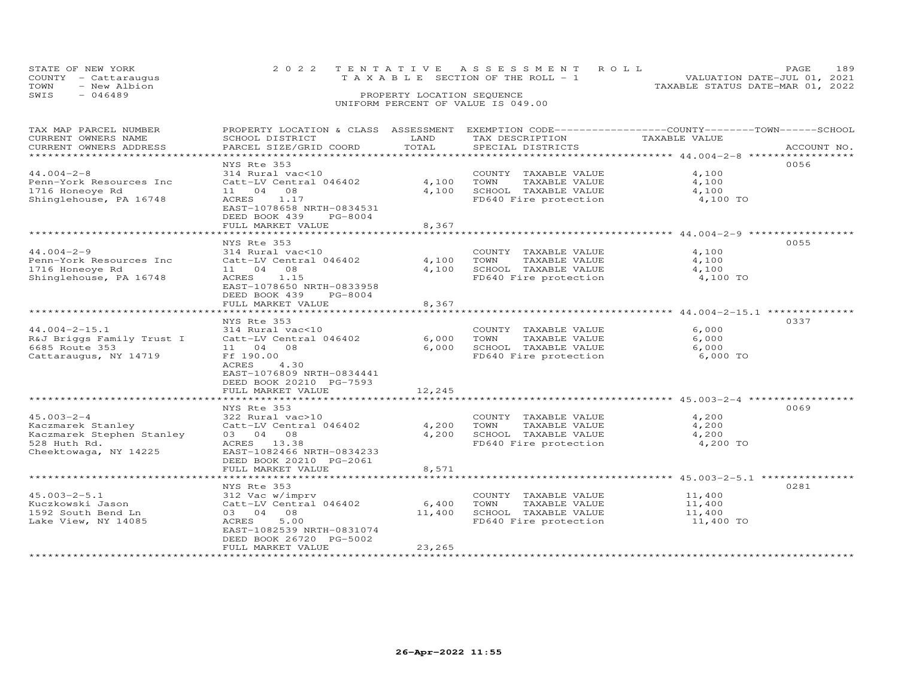STATE OF NEW YORK
COUNTY - Cattaraugus
TOWN - New Albion
SWIS - 046489

2022 TENTATIVE ASSESSMENT ROLL
TAXABLE SECTION OF THE ROLL - 1
PROPERTY LOCATION SEQUENCE
UNIFORM PERCENT OF VALUE IS 049.00

VALUATION DATE-JUL 01, 2021
TAXABLE STATUS DATE-MAR 01, 2022

| TAX MAP PARCEL NUMBER / CURRENT OWNERS NAME / CURRENT OWNERS ADDRESS | PROPERTY LOCATION & CLASS / SCHOOL DISTRICT / PARCEL SIZE/GRID COORD | ASSESSMENT LAND | TOTAL | EXEMPTION CODE / TAX DESCRIPTION / SPECIAL DISTRICTS | TAXABLE VALUE (COUNTY / TOWN / SCHOOL) | ACCOUNT NO. |
|---|---|---|---|---|---|---|
| 44.004-2-8 | NYS Rte 353 | | | | | 0056 |
| Penn-York Resources Inc | 314 Rural vac<10 | | | COUNTY TAXABLE VALUE | 4,100 | |
| 1716 Honeoye Rd | Catt-LV Central 046402 | 4,100 | | TOWN TAXABLE VALUE | 4,100 | |
| Shinglehouse, PA 16748 | 11 04 08 | | 4,100 | SCHOOL TAXABLE VALUE | 4,100 | |
| | ACRES 1.17 | | | FD640 Fire protection | 4,100 TO | |
| | EAST-1078658 NRTH-0834531 | | | | | |
| | DEED BOOK 439 PG-8004 | | | | | |
| | FULL MARKET VALUE | | 8,367 | | | |
| 44.004-2-9 | NYS Rte 353 | | | | | 0055 |
| Penn-York Resources Inc | 314 Rural vac<10 | | | COUNTY TAXABLE VALUE | 4,100 | |
| 1716 Honeoye Rd | Catt-LV Central 046402 | 4,100 | | TOWN TAXABLE VALUE | 4,100 | |
| Shinglehouse, PA 16748 | 11 04 08 | | 4,100 | SCHOOL TAXABLE VALUE | 4,100 | |
| | ACRES 1.15 | | | FD640 Fire protection | 4,100 TO | |
| | EAST-1078650 NRTH-0833958 | | | | | |
| | DEED BOOK 439 PG-8004 | | | | | |
| | FULL MARKET VALUE | | 8,367 | | | |
| 44.004-2-15.1 | NYS Rte 353 | | | | | 0337 |
| R&J Briggs Family Trust I | 314 Rural vac<10 | | | COUNTY TAXABLE VALUE | 6,000 | |
| 6685 Route 353 | Catt-LV Central 046402 | 6,000 | | TOWN TAXABLE VALUE | 6,000 | |
| Cattaraugus, NY 14719 | 11 04 08 | | 6,000 | SCHOOL TAXABLE VALUE | 6,000 | |
| | Ff 190.00 | | | FD640 Fire protection | 6,000 TO | |
| | ACRES 4.30 | | | | | |
| | EAST-1076809 NRTH-0834441 | | | | | |
| | DEED BOOK 20210 PG-7593 | | | | | |
| | FULL MARKET VALUE | | 12,245 | | | |
| 45.003-2-4 | NYS Rte 353 | | | | | 0069 |
| Kaczmarek Stanley | 322 Rural vac>10 | | | COUNTY TAXABLE VALUE | 4,200 | |
| Kaczmarek Stephen Stanley | Catt-LV Central 046402 | 4,200 | | TOWN TAXABLE VALUE | 4,200 | |
| 528 Huth Rd. | 03 04 08 | | 4,200 | SCHOOL TAXABLE VALUE | 4,200 | |
| Cheektowaga, NY 14225 | ACRES 13.38 | | | FD640 Fire protection | 4,200 TO | |
| | EAST-1082466 NRTH-0834233 | | | | | |
| | DEED BOOK 20210 PG-2061 | | | | | |
| | FULL MARKET VALUE | | 8,571 | | | |
| 45.003-2-5.1 | NYS Rte 353 | | | | | 0281 |
| Kuczkowski Jason | 312 Vac w/imprv | | | COUNTY TAXABLE VALUE | 11,400 | |
| 1592 South Bend Ln | Catt-LV Central 046402 | 6,400 | | TOWN TAXABLE VALUE | 11,400 | |
| Lake View, NY 14085 | 03 04 08 | | 11,400 | SCHOOL TAXABLE VALUE | 11,400 | |
| | ACRES 5.00 | | | FD640 Fire protection | 11,400 TO | |
| | EAST-1082539 NRTH-0831074 | | | | | |
| | DEED BOOK 26720 PG-5002 | | | | | |
| | FULL MARKET VALUE | | 23,265 | | | |

26-Apr-2022 11:55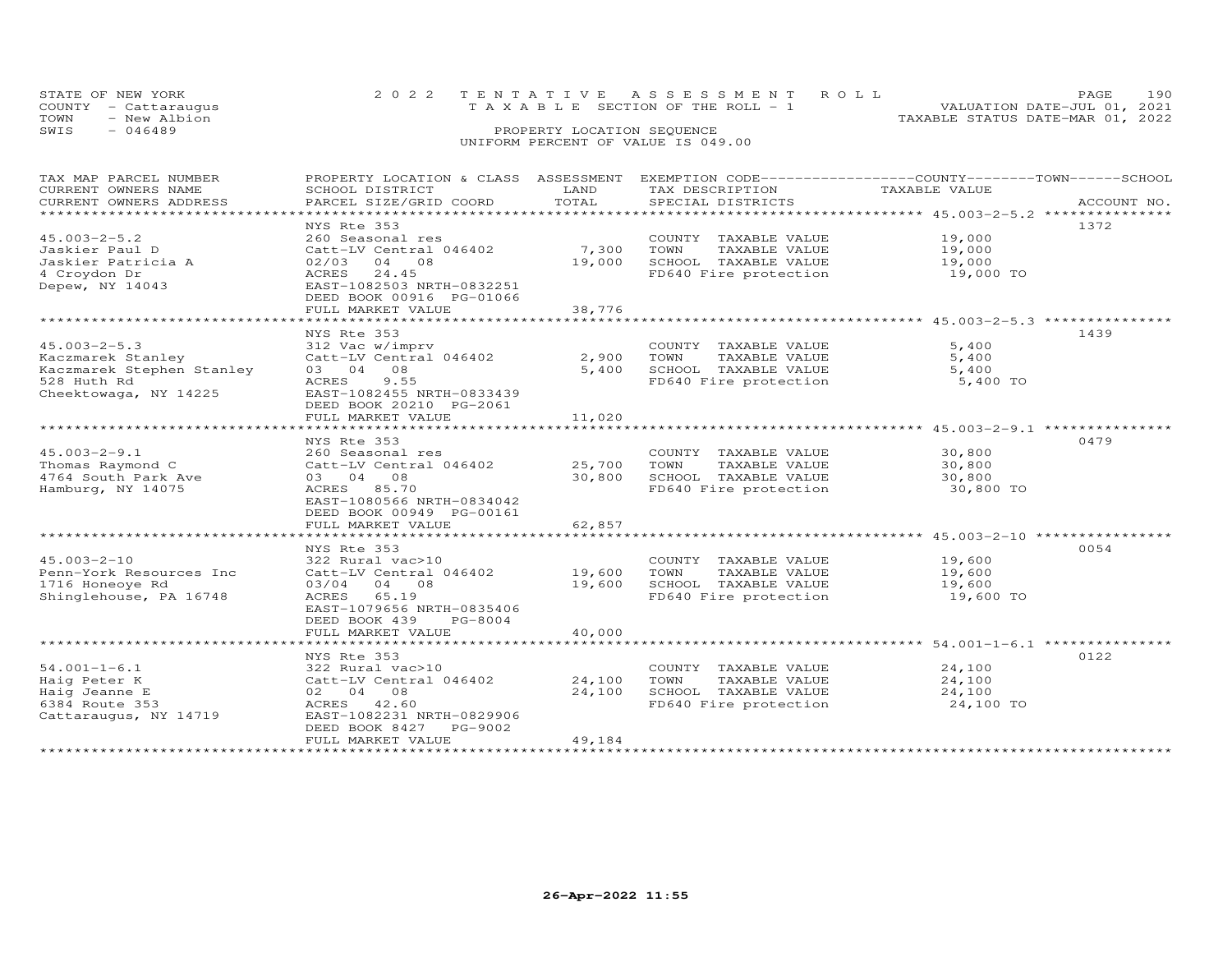STATE OF NEW YORK
COUNTY - Cattaraugus
TOWN - New Albion
SWIS - 046489

# 2022 TENTATIVE ASSESSMENT ROLL

TAXABLE SECTION OF THE ROLL - 1

PROPERTY LOCATION SEQUENCE

UNIFORM PERCENT OF VALUE IS 049.00

VALUATION DATE-JUL 01, 2021
TAXABLE STATUS DATE-MAR 01, 2022

| TAX MAP PARCEL NUMBER / CURRENT OWNERS NAME / CURRENT OWNERS ADDRESS | PROPERTY LOCATION & CLASS / SCHOOL DISTRICT / PARCEL SIZE/GRID COORD | ASSESSMENT LAND | TOTAL | EXEMPTION CODE / TAX DESCRIPTION / SPECIAL DISTRICTS | TAXABLE VALUE | ACCOUNT NO. |
|---|---|---|---|---|---|---|
| | NYS Rte 353 | | | | | 1372 |
| 45.003-2-5.2 | 260 Seasonal res | | | COUNTY TAXABLE VALUE | 19,000 | |
| Jaskier Paul D | Catt-LV Central 046402 | 7,300 | | TOWN TAXABLE VALUE | 19,000 | |
| Jaskier Patricia A | 02/03 04 08 | | 19,000 | SCHOOL TAXABLE VALUE | 19,000 | |
| 4 Croydon Dr | ACRES 24.45 | | | FD640 Fire protection | 19,000 TO | |
| Depew, NY 14043 | EAST-1082503 NRTH-0832251 | | | | | |
| | DEED BOOK 00916 PG-01066 | | | | | |
| | FULL MARKET VALUE | | 38,776 | | | |
| | NYS Rte 353 | | | | | 1439 |
| 45.003-2-5.3 | 312 Vac w/imprv | | | COUNTY TAXABLE VALUE | 5,400 | |
| Kaczmarek Stanley | Catt-LV Central 046402 | 2,900 | | TOWN TAXABLE VALUE | 5,400 | |
| Kaczmarek Stephen Stanley | 03 04 08 | | 5,400 | SCHOOL TAXABLE VALUE | 5,400 | |
| 528 Huth Rd | ACRES 9.55 | | | FD640 Fire protection | 5,400 TO | |
| Cheektowaga, NY 14225 | EAST-1082455 NRTH-0833439 | | | | | |
| | DEED BOOK 20210 PG-2061 | | | | | |
| | FULL MARKET VALUE | | 11,020 | | | |
| | NYS Rte 353 | | | | | 0479 |
| 45.003-2-9.1 | 260 Seasonal res | | | COUNTY TAXABLE VALUE | 30,800 | |
| Thomas Raymond C | Catt-LV Central 046402 | 25,700 | | TOWN TAXABLE VALUE | 30,800 | |
| 4764 South Park Ave | 03 04 08 | | 30,800 | SCHOOL TAXABLE VALUE | 30,800 | |
| Hamburg, NY 14075 | ACRES 85.70 | | | FD640 Fire protection | 30,800 TO | |
| | EAST-1080566 NRTH-0834042 | | | | | |
| | DEED BOOK 00949 PG-00161 | | | | | |
| | FULL MARKET VALUE | | 62,857 | | | |
| | NYS Rte 353 | | | | | 0054 |
| 45.003-2-10 | 322 Rural vac>10 | | | COUNTY TAXABLE VALUE | 19,600 | |
| Penn-York Resources Inc | Catt-LV Central 046402 | 19,600 | | TOWN TAXABLE VALUE | 19,600 | |
| 1716 Honeoye Rd | 03/04 04 08 | | 19,600 | SCHOOL TAXABLE VALUE | 19,600 | |
| Shinglehouse, PA 16748 | ACRES 65.19 | | | FD640 Fire protection | 19,600 TO | |
| | EAST-1079656 NRTH-0835406 | | | | | |
| | DEED BOOK 439 PG-8004 | | | | | |
| | FULL MARKET VALUE | | 40,000 | | | |
| | NYS Rte 353 | | | | | 0122 |
| 54.001-1-6.1 | 322 Rural vac>10 | | | COUNTY TAXABLE VALUE | 24,100 | |
| Haig Peter K | Catt-LV Central 046402 | 24,100 | | TOWN TAXABLE VALUE | 24,100 | |
| Haig Jeanne E | 02 04 08 | | 24,100 | SCHOOL TAXABLE VALUE | 24,100 | |
| 6384 Route 353 | ACRES 42.60 | | | FD640 Fire protection | 24,100 TO | |
| Cattaraugus, NY 14719 | EAST-1082231 NRTH-0829906 | | | | | |
| | DEED BOOK 8427 PG-9002 | | | | | |
| | FULL MARKET VALUE | | 49,184 | | | |

26-Apr-2022 11:55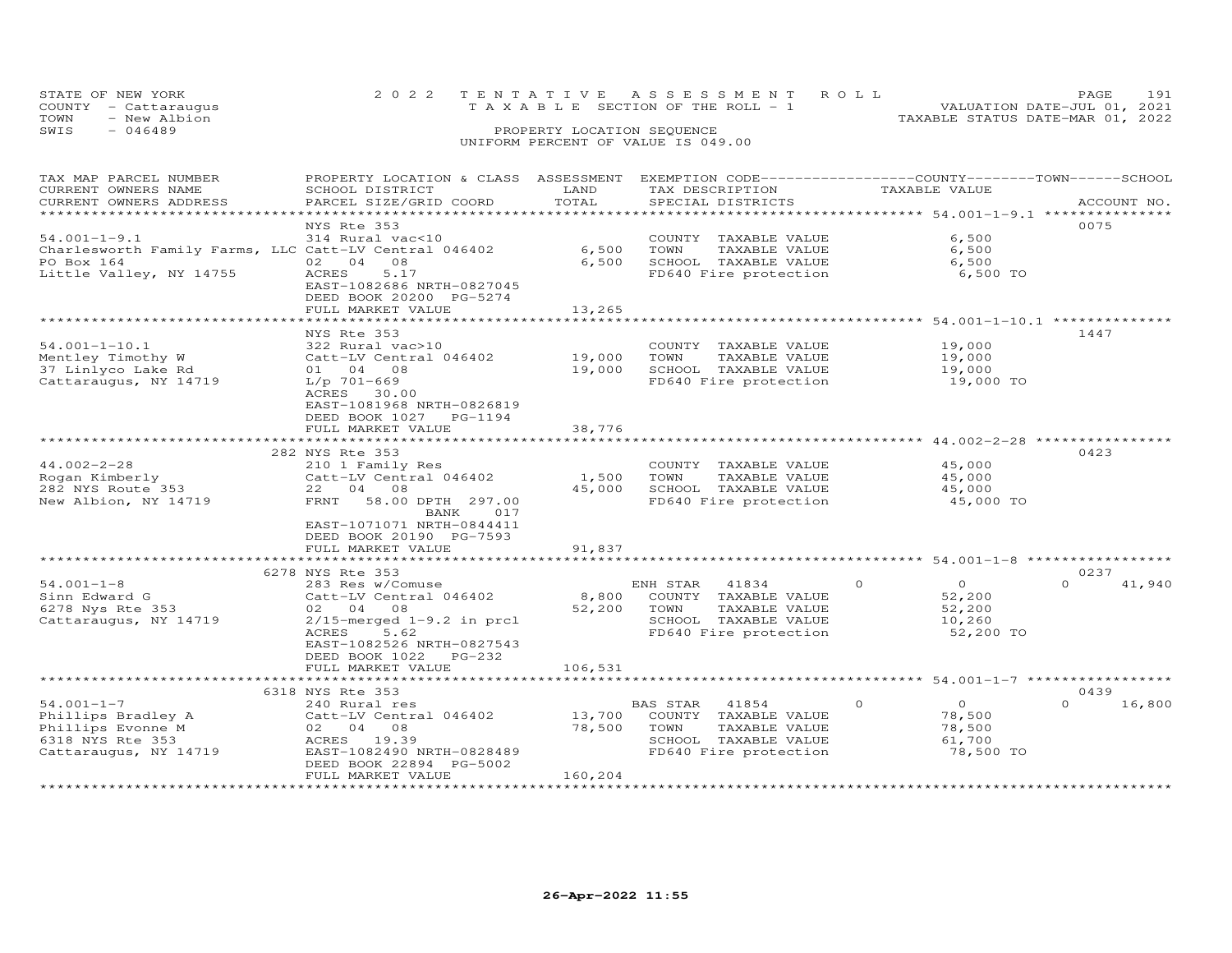STATE OF NEW YORK
COUNTY - Cattaraugus
TOWN - New Albion
SWIS - 046489

2022 TENTATIVE ASSESSMENT ROLL
TAXABLE SECTION OF THE ROLL - 1
PROPERTY LOCATION SEQUENCE
UNIFORM PERCENT OF VALUE IS 049.00

VALUATION DATE-JUL 01, 2021
TAXABLE STATUS DATE-MAR 01, 2022

| TAX MAP PARCEL NUMBER / CURRENT OWNERS NAME / CURRENT OWNERS ADDRESS | PROPERTY LOCATION & CLASS / SCHOOL DISTRICT / PARCEL SIZE/GRID COORD | ASSESSMENT LAND / TOTAL | EXEMPTION CODE / TAX DESCRIPTION / SPECIAL DISTRICTS | COUNTY | TOWN | SCHOOL TAXABLE VALUE | ACCOUNT NO. |
|---|---|---|---|---|---|---|---|
| **54.001-1-9.1** | NYS Rte 353 | | | | | | 0075 |
| 54.001-1-9.1 | 314 Rural vac<10 | | COUNTY TAXABLE VALUE | 6,500 | | | |
| Charlesworth Family Farms, LLC | Catt-LV Central 046402 | 6,500 | TOWN TAXABLE VALUE | | 6,500 | | |
| PO Box 164 | 02 04 08 | 6,500 | SCHOOL TAXABLE VALUE | | | 6,500 | |
| Little Valley, NY 14755 | ACRES 5.17 | | FD640 Fire protection | 6,500 TO | | | |
| | EAST-1082686 NRTH-0827045 | | | | | | |
| | DEED BOOK 20200 PG-5274 | | | | | | |
| | FULL MARKET VALUE | 13,265 | | | | | |
| **54.001-1-10.1** | NYS Rte 353 | | | | | | 1447 |
| 54.001-1-10.1 | 322 Rural vac>10 | | COUNTY TAXABLE VALUE | 19,000 | | | |
| Mentley Timothy W | Catt-LV Central 046402 | 19,000 | TOWN TAXABLE VALUE | | 19,000 | | |
| 37 Linlyco Lake Rd | 01 04 08 | 19,000 | SCHOOL TAXABLE VALUE | | | 19,000 | |
| Cattaraugus, NY 14719 | L/p 701-669 | | FD640 Fire protection | 19,000 TO | | | |
| | ACRES 30.00 | | | | | | |
| | EAST-1081968 NRTH-0826819 | | | | | | |
| | DEED BOOK 1027 PG-1194 | | | | | | |
| | FULL MARKET VALUE | 38,776 | | | | | |
| **44.002-2-28** | 282 NYS Rte 353 | | | | | | 0423 |
| 44.002-2-28 | 210 1 Family Res | | COUNTY TAXABLE VALUE | 45,000 | | | |
| Rogan Kimberly | Catt-LV Central 046402 | 1,500 | TOWN TAXABLE VALUE | | 45,000 | | |
| 282 NYS Route 353 | 22 04 08 | 45,000 | SCHOOL TAXABLE VALUE | | | 45,000 | |
| New Albion, NY 14719 | FRNT 58.00 DPTH 297.00 | | FD640 Fire protection | 45,000 TO | | | |
| | BANK 017 | | | | | | |
| | EAST-1071071 NRTH-0844411 | | | | | | |
| | DEED BOOK 20190 PG-7593 | | | | | | |
| | FULL MARKET VALUE | 91,837 | | | | | |
| **54.001-1-8** | 6278 NYS Rte 353 | | | | | | 0237 |
| 54.001-1-8 | 283 Res w/Comuse | | ENH STAR 41834 | 0 | 0 | 41,940 | |
| Sinn Edward G | Catt-LV Central 046402 | 8,800 | COUNTY TAXABLE VALUE | 52,200 | | | |
| 6278 Nys Rte 353 | 02 04 08 | 52,200 | TOWN TAXABLE VALUE | | 52,200 | | |
| Cattaraugus, NY 14719 | 2/15-merged 1-9.2 in prcl | | SCHOOL TAXABLE VALUE | | | 10,260 | |
| | ACRES 5.62 | | FD640 Fire protection | 52,200 TO | | | |
| | EAST-1082526 NRTH-0827543 | | | | | | |
| | DEED BOOK 1022 PG-232 | | | | | | |
| | FULL MARKET VALUE | 106,531 | | | | | |
| **54.001-1-7** | 6318 NYS Rte 353 | | | | | | 0439 |
| 54.001-1-7 | 240 Rural res | | BAS STAR 41854 | 0 | 0 | 16,800 | |
| Phillips Bradley A | Catt-LV Central 046402 | 13,700 | COUNTY TAXABLE VALUE | 78,500 | | | |
| Phillips Evonne M | 02 04 08 | 78,500 | TOWN TAXABLE VALUE | | 78,500 | | |
| 6318 NYS Rte 353 | ACRES 19.39 | | SCHOOL TAXABLE VALUE | | | 61,700 | |
| Cattaraugus, NY 14719 | EAST-1082490 NRTH-0828489 | | FD640 Fire protection | 78,500 TO | | | |
| | DEED BOOK 22894 PG-5002 | | | | | | |
| | FULL MARKET VALUE | 160,204 | | | | | |

26-Apr-2022 11:55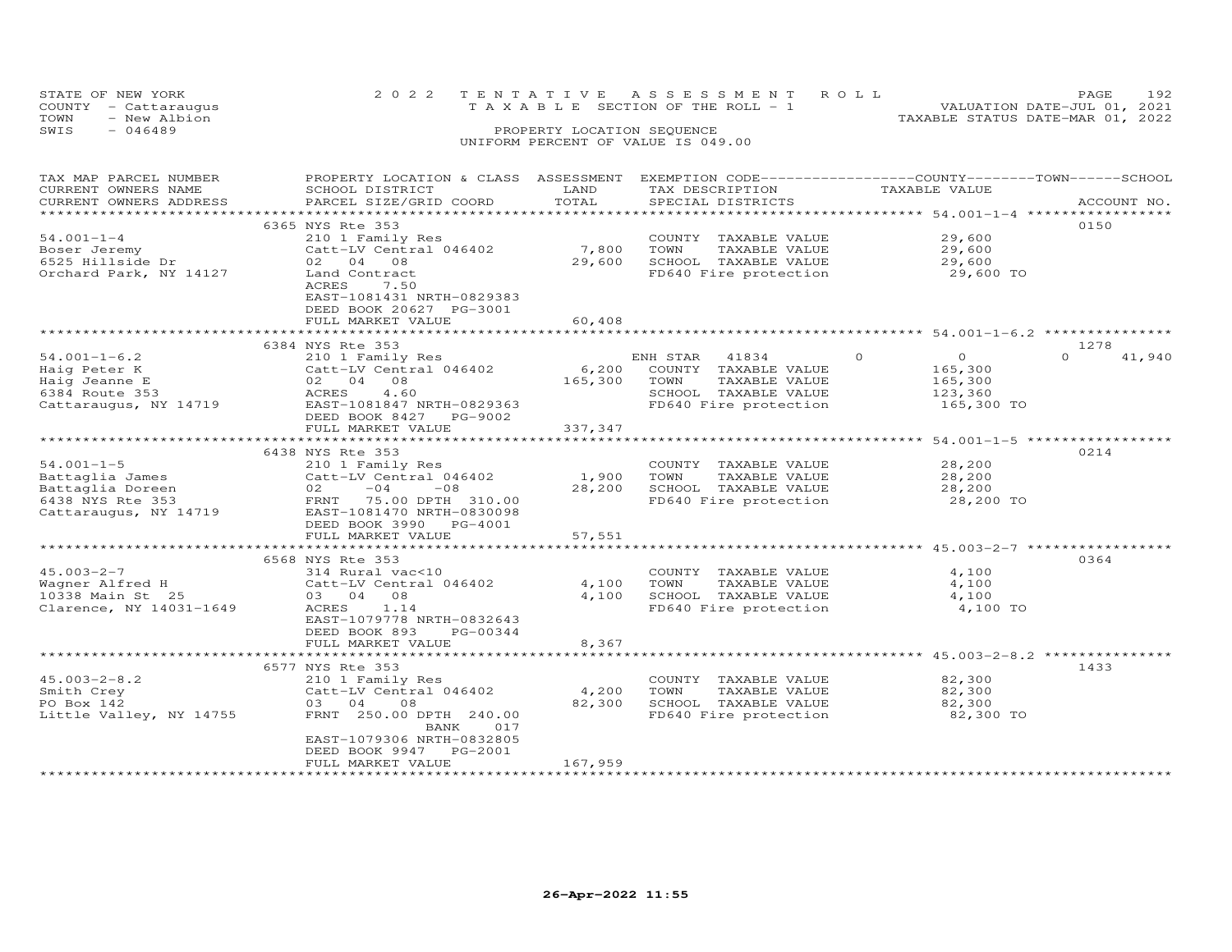STATE OF NEW YORK
COUNTY - Cattaraugus
TOWN - New Albion
SWIS - 046489

2022 TENTATIVE ASSESSMENT ROLL
TAXABLE SECTION OF THE ROLL - 1
PROPERTY LOCATION SEQUENCE
UNIFORM PERCENT OF VALUE IS 049.00

VALUATION DATE-JUL 01, 2021
TAXABLE STATUS DATE-MAR 01, 2022

| TAX MAP PARCEL NUMBER / CURRENT OWNERS NAME / CURRENT OWNERS ADDRESS | PROPERTY LOCATION & CLASS / SCHOOL DISTRICT / PARCEL SIZE/GRID COORD | ASSESSMENT LAND | TOTAL | EXEMPTION CODE / TAX DESCRIPTION / SPECIAL DISTRICTS | COUNTY / TOWN / SCHOOL TAXABLE VALUE | ACCOUNT NO. |
|---|---|---|---|---|---|---|
| 54.001-1-4 | 6365 NYS Rte 353 | | | | | 0150 |
| Boser Jeremy | 210 1 Family Res | | | COUNTY TAXABLE VALUE | 29,600 | |
| 6525 Hillside Dr | Catt-LV Central 046402 | 7,800 | | TOWN TAXABLE VALUE | 29,600 | |
| Orchard Park, NY 14127 | 02 04 08 | | 29,600 | SCHOOL TAXABLE VALUE | 29,600 | |
| | Land Contract | | | FD640 Fire protection | 29,600 TO | |
| | ACRES 7.50 | | | | | |
| | EAST-1081431 NRTH-0829383 | | | | | |
| | DEED BOOK 20627 PG-3001 | | | | | |
| | FULL MARKET VALUE | | 60,408 | | | |
| 54.001-1-6.2 | 6384 NYS Rte 353 | | | | | 1278 |
| Haig Peter K | 210 1 Family Res | | | ENH STAR 41834 | 0 0 0 41,940 | |
| Haig Jeanne E | Catt-LV Central 046402 | 6,200 | | COUNTY TAXABLE VALUE | 165,300 | |
| 6384 Route 353 | 02 04 08 | | 165,300 | TOWN TAXABLE VALUE | 165,300 | |
| Cattaraugus, NY 14719 | ACRES 4.60 | | | SCHOOL TAXABLE VALUE | 123,360 | |
| | EAST-1081847 NRTH-0829363 | | | FD640 Fire protection | 165,300 TO | |
| | DEED BOOK 8427 PG-9002 | | | | | |
| | FULL MARKET VALUE | | 337,347 | | | |
| 54.001-1-5 | 6438 NYS Rte 353 | | | | | 0214 |
| Battaglia James | 210 1 Family Res | | | COUNTY TAXABLE VALUE | 28,200 | |
| Battaglia Doreen | Catt-LV Central 046402 | 1,900 | | TOWN TAXABLE VALUE | 28,200 | |
| 6438 NYS Rte 353 | 02 -04 -08 | | 28,200 | SCHOOL TAXABLE VALUE | 28,200 | |
| Cattaraugus, NY 14719 | FRNT 75.00 DPTH 310.00 | | | FD640 Fire protection | 28,200 TO | |
| | EAST-1081470 NRTH-0830098 | | | | | |
| | DEED BOOK 3990 PG-4001 | | | | | |
| | FULL MARKET VALUE | | 57,551 | | | |
| 45.003-2-7 | 6568 NYS Rte 353 | | | | | 0364 |
| Wagner Alfred H | 314 Rural vac<10 | | | COUNTY TAXABLE VALUE | 4,100 | |
| 10338 Main St 25 | Catt-LV Central 046402 | 4,100 | | TOWN TAXABLE VALUE | 4,100 | |
| Clarence, NY 14031-1649 | 03 04 08 | | 4,100 | SCHOOL TAXABLE VALUE | 4,100 | |
| | ACRES 1.14 | | | FD640 Fire protection | 4,100 TO | |
| | EAST-1079778 NRTH-0832643 | | | | | |
| | DEED BOOK 893 PG-00344 | | | | | |
| | FULL MARKET VALUE | | 8,367 | | | |
| 45.003-2-8.2 | 6577 NYS Rte 353 | | | | | 1433 |
| Smith Crey | 210 1 Family Res | | | COUNTY TAXABLE VALUE | 82,300 | |
| PO Box 142 | Catt-LV Central 046402 | 4,200 | | TOWN TAXABLE VALUE | 82,300 | |
| Little Valley, NY 14755 | 03 04 08 | | 82,300 | SCHOOL TAXABLE VALUE | 82,300 | |
| | FRNT 250.00 DPTH 240.00 | | | FD640 Fire protection | 82,300 TO | |
| | BANK 017 | | | | | |
| | EAST-1079306 NRTH-0832805 | | | | | |
| | DEED BOOK 9947 PG-2001 | | | | | |
| | FULL MARKET VALUE | | 167,959 | | | |

26-Apr-2022 11:55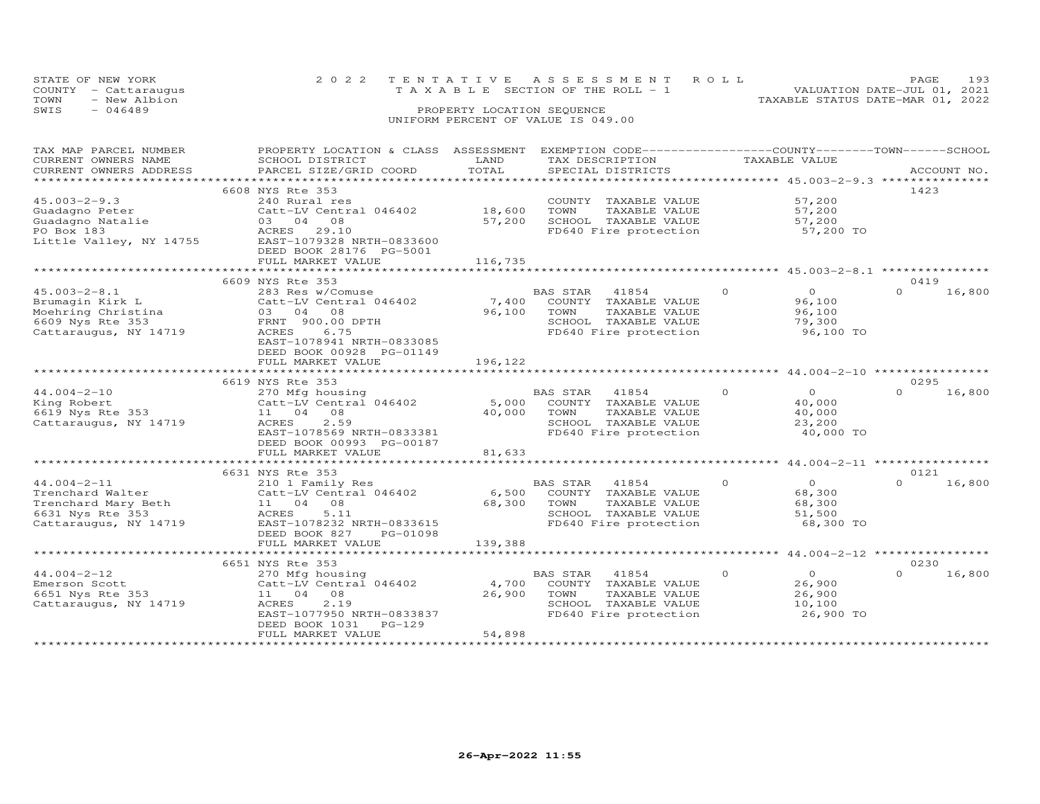STATE OF NEW YORK
COUNTY - Cattaraugus
TOWN - New Albion
SWIS - 046489

2022 TENTATIVE ASSESSMENT ROLL
TAXABLE SECTION OF THE ROLL - 1
PROPERTY LOCATION SEQUENCE
UNIFORM PERCENT OF VALUE IS 049.00

VALUATION DATE-JUL 01, 2021
TAXABLE STATUS DATE-MAR 01, 2022

| TAX MAP PARCEL NUMBER / CURRENT OWNERS NAME / CURRENT OWNERS ADDRESS | PROPERTY LOCATION & CLASS / SCHOOL DISTRICT / PARCEL SIZE/GRID COORD | ASSESSMENT LAND / TOTAL | EXEMPTION CODE / TAX DESCRIPTION / SPECIAL DISTRICTS | COUNTY / TOWN / SCHOOL TAXABLE VALUE | ACCOUNT NO. |
|---|---|---|---|---|---|
| 45.003-2-9.3 | 6608 NYS Rte 353 | | | | 1423 |
| | 240 Rural res | | COUNTY TAXABLE VALUE | 57,200 | |
| Guadagno Peter | Catt-LV Central 046402 | 18,600 | TOWN TAXABLE VALUE | 57,200 | |
| Guadagno Natalie | 03 04 08 | 57,200 | SCHOOL TAXABLE VALUE | 57,200 | |
| PO Box 183 | ACRES 29.10 | | FD640 Fire protection | 57,200 TO | |
| Little Valley, NY 14755 | EAST-1079328 NRTH-0833600 | | | | |
| | DEED BOOK 28176 PG-5001 | | | | |
| | FULL MARKET VALUE | 116,735 | | | |
| 45.003-2-8.1 | 6609 NYS Rte 353 | | | | 0419 |
| | 283 Res w/Comuse | | BAS STAR 41854 | 0 0 16,800 | |
| Brumagin Kirk L | Catt-LV Central 046402 | 7,400 | COUNTY TAXABLE VALUE | 96,100 | |
| Moehring Christina | 03 04 08 | 96,100 | TOWN TAXABLE VALUE | 96,100 | |
| 6609 Nys Rte 353 | FRNT 900.00 DPTH | | SCHOOL TAXABLE VALUE | 79,300 | |
| Cattaraugus, NY 14719 | ACRES 6.75 | | FD640 Fire protection | 96,100 TO | |
| | EAST-1078941 NRTH-0833085 | | | | |
| | DEED BOOK 00928 PG-01149 | | | | |
| | FULL MARKET VALUE | 196,122 | | | |
| 44.004-2-10 | 6619 NYS Rte 353 | | | | 0295 |
| | 270 Mfg housing | | BAS STAR 41854 | 0 0 16,800 | |
| King Robert | Catt-LV Central 046402 | 5,000 | COUNTY TAXABLE VALUE | 40,000 | |
| 6619 Nys Rte 353 | 11 04 08 | 40,000 | TOWN TAXABLE VALUE | 40,000 | |
| Cattaraugus, NY 14719 | ACRES 2.59 | | SCHOOL TAXABLE VALUE | 23,200 | |
| | EAST-1078569 NRTH-0833381 | | FD640 Fire protection | 40,000 TO | |
| | DEED BOOK 00993 PG-00187 | | | | |
| | FULL MARKET VALUE | 81,633 | | | |
| 44.004-2-11 | 6631 NYS Rte 353 | | | | 0121 |
| | 210 1 Family Res | | BAS STAR 41854 | 0 0 16,800 | |
| Trenchard Walter | Catt-LV Central 046402 | 6,500 | COUNTY TAXABLE VALUE | 68,300 | |
| Trenchard Mary Beth | 11 04 08 | 68,300 | TOWN TAXABLE VALUE | 68,300 | |
| 6631 Nys Rte 353 | ACRES 5.11 | | SCHOOL TAXABLE VALUE | 51,500 | |
| Cattaraugus, NY 14719 | EAST-1078232 NRTH-0833615 | | FD640 Fire protection | 68,300 TO | |
| | DEED BOOK 827 PG-01098 | | | | |
| | FULL MARKET VALUE | 139,388 | | | |
| 44.004-2-12 | 6651 NYS Rte 353 | | | | 0230 |
| | 270 Mfg housing | | BAS STAR 41854 | 0 0 16,800 | |
| Emerson Scott | Catt-LV Central 046402 | 4,700 | COUNTY TAXABLE VALUE | 26,900 | |
| 6651 Nys Rte 353 | 11 04 08 | 26,900 | TOWN TAXABLE VALUE | 26,900 | |
| Cattaraugus, NY 14719 | ACRES 2.19 | | SCHOOL TAXABLE VALUE | 10,100 | |
| | EAST-1077950 NRTH-0833837 | | FD640 Fire protection | 26,900 TO | |
| | DEED BOOK 1031 PG-129 | | | | |
| | FULL MARKET VALUE | 54,898 | | | |

26-Apr-2022 11:55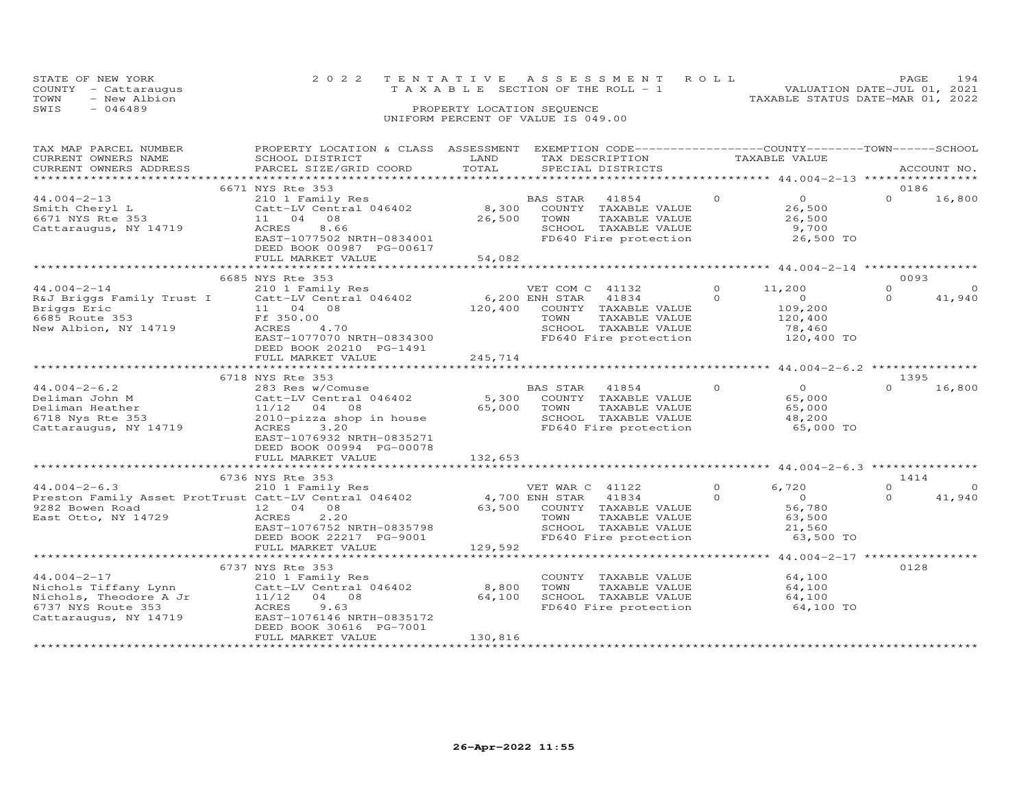STATE OF NEW YORK
COUNTY - Cattaraugus
TOWN - New Albion
SWIS - 046489

2022 TENTATIVE ASSESSMENT ROLL
TAXABLE SECTION OF THE ROLL - 1
PROPERTY LOCATION SEQUENCE
UNIFORM PERCENT OF VALUE IS 049.00

VALUATION DATE-JUL 01, 2021
TAXABLE STATUS DATE-MAR 01, 2022

| TAX MAP PARCEL NUMBER / CURRENT OWNERS NAME / CURRENT OWNERS ADDRESS | PROPERTY LOCATION & CLASS / SCHOOL DISTRICT / PARCEL SIZE/GRID COORD | ASSESSMENT LAND / TOTAL | EXEMPTION CODE / TAX DESCRIPTION / SPECIAL DISTRICTS | COUNTY TAXABLE VALUE | TOWN | SCHOOL | ACCOUNT NO. |
|---|---|---|---|---|---|---|---|
| | 6671 NYS Rte 353 | | | | | | 0186 |
| 44.004-2-13 | 210 1 Family Res | | BAS STAR 41854 | 0 | 0 | 0 | 16,800 |
| Smith Cheryl L | Catt-LV Central 046402 | 8,300 | COUNTY TAXABLE VALUE | 26,500 | | | |
| 6671 NYS Rte 353 | 11 04 08 | 26,500 | TOWN TAXABLE VALUE | 26,500 | | | |
| Cattaraugus, NY 14719 | ACRES 8.66 | | SCHOOL TAXABLE VALUE | 9,700 | | | |
| | EAST-1077502 NRTH-0834001 | | FD640 Fire protection | 26,500 TO | | | |
| | DEED BOOK 00987 PG-00617 | | | | | | |
| | FULL MARKET VALUE | 54,082 | | | | | |
| | 6685 NYS Rte 353 | | | | | | 0093 |
| 44.004-2-14 | 210 1 Family Res | | VET COM C 41132 | 0 | 11,200 | 0 | 0 |
| R&J Briggs Family Trust I | Catt-LV Central 046402 | 6,200 | ENH STAR 41834 | 0 | 0 | 0 | 41,940 |
| Briggs Eric | 11 04 08 | 120,400 | COUNTY TAXABLE VALUE | 109,200 | | | |
| 6685 Route 353 | Ff 350.00 | | TOWN TAXABLE VALUE | 120,400 | | | |
| New Albion, NY 14719 | ACRES 4.70 | | SCHOOL TAXABLE VALUE | 78,460 | | | |
| | EAST-1077070 NRTH-0834300 | | FD640 Fire protection | 120,400 TO | | | |
| | DEED BOOK 20210 PG-1491 | | | | | | |
| | FULL MARKET VALUE | 245,714 | | | | | |
| | 6718 NYS Rte 353 | | | | | | 1395 |
| 44.004-2-6.2 | 283 Res w/Comuse | | BAS STAR 41854 | 0 | 0 | 0 | 16,800 |
| Deliman John M | Catt-LV Central 046402 | 5,300 | COUNTY TAXABLE VALUE | 65,000 | | | |
| Deliman Heather | 11/12 04 08 | 65,000 | TOWN TAXABLE VALUE | 65,000 | | | |
| 6718 Nys Rte 353 | 2010-pizza shop in house | | SCHOOL TAXABLE VALUE | 48,200 | | | |
| Cattaraugus, NY 14719 | ACRES 3.20 | | FD640 Fire protection | 65,000 TO | | | |
| | EAST-1076932 NRTH-0835271 | | | | | | |
| | DEED BOOK 00994 PG-00078 | | | | | | |
| | FULL MARKET VALUE | 132,653 | | | | | |
| | 6736 NYS Rte 353 | | | | | | 1414 |
| 44.004-2-6.3 | 210 1 Family Res | | VET WAR C 41122 | 0 | 6,720 | 0 | 0 |
| Preston Family Asset ProtTrust | Catt-LV Central 046402 | 4,700 | ENH STAR 41834 | 0 | 0 | 0 | 41,940 |
| 9282 Bowen Road | 12 04 08 | 63,500 | COUNTY TAXABLE VALUE | 56,780 | | | |
| East Otto, NY 14729 | ACRES 2.20 | | TOWN TAXABLE VALUE | 63,500 | | | |
| | EAST-1076752 NRTH-0835798 | | SCHOOL TAXABLE VALUE | 21,560 | | | |
| | DEED BOOK 22217 PG-9001 | | FD640 Fire protection | 63,500 TO | | | |
| | FULL MARKET VALUE | 129,592 | | | | | |
| | 6737 NYS Rte 353 | | | | | | 0128 |
| 44.004-2-17 | 210 1 Family Res | | COUNTY TAXABLE VALUE | 64,100 | | | |
| Nichols Tiffany Lynn | Catt-LV Central 046402 | 8,800 | TOWN TAXABLE VALUE | 64,100 | | | |
| Nichols, Theodore A Jr | 11/12 04 08 | 64,100 | SCHOOL TAXABLE VALUE | 64,100 | | | |
| 6737 NYS Route 353 | ACRES 9.63 | | FD640 Fire protection | 64,100 TO | | | |
| Cattaraugus, NY 14719 | EAST-1076146 NRTH-0835172 | | | | | | |
| | DEED BOOK 30616 PG-7001 | | | | | | |
| | FULL MARKET VALUE | 130,816 | | | | | |

26-Apr-2022 11:55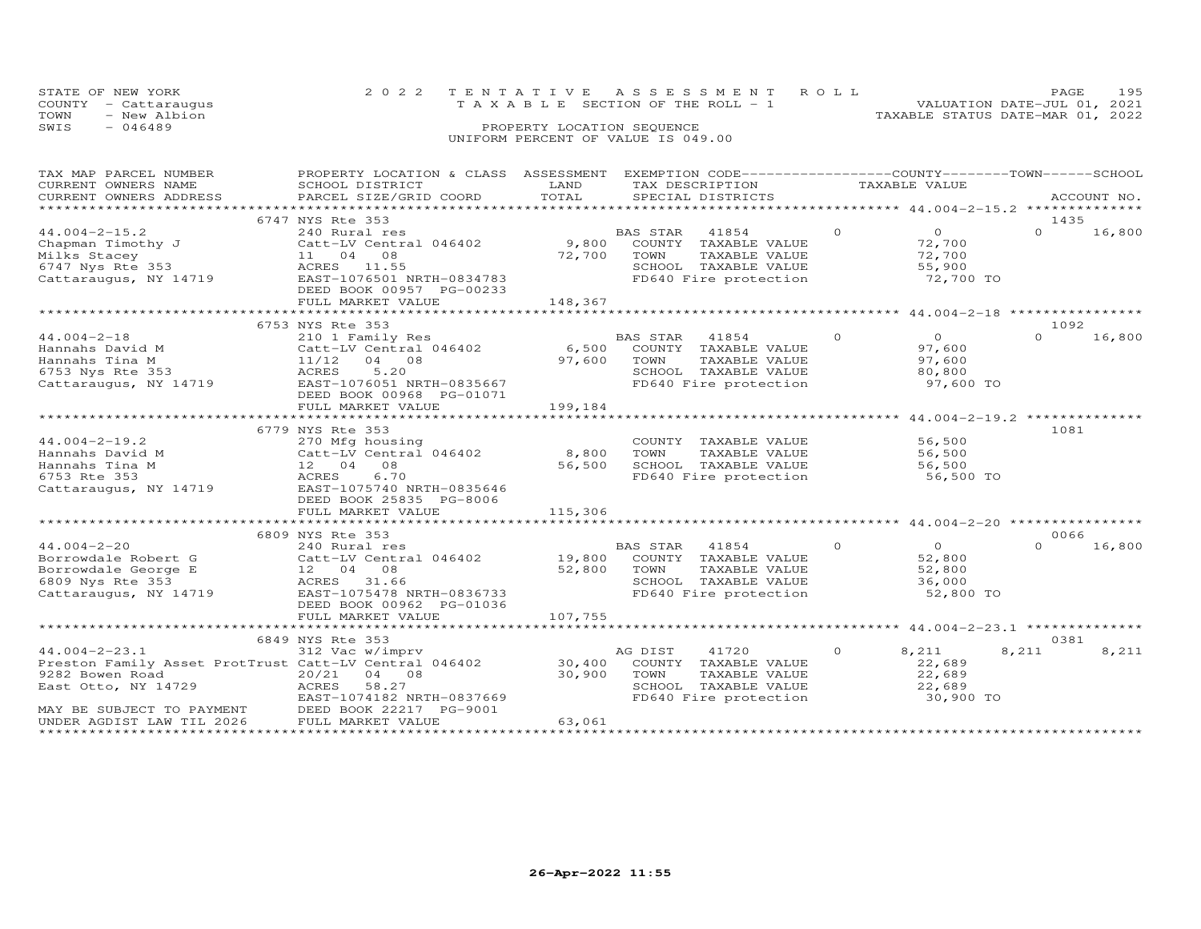STATE OF NEW YORK
COUNTY - Cattaraugus
TOWN - New Albion
SWIS - 046489

2022 TENTATIVE ASSESSMENT ROLL
TAXABLE SECTION OF THE ROLL - 1
PROPERTY LOCATION SEQUENCE
UNIFORM PERCENT OF VALUE IS 049.00

VALUATION DATE-JUL 01, 2021
TAXABLE STATUS DATE-MAR 01, 2022

| TAX MAP PARCEL NUMBER / CURRENT OWNERS NAME / CURRENT OWNERS ADDRESS | PROPERTY LOCATION & CLASS / SCHOOL DISTRICT / PARCEL SIZE/GRID COORD | ASSESSMENT LAND / TOTAL | EXEMPTION CODE / TAX DESCRIPTION / SPECIAL DISTRICTS | COUNTY TAXABLE VALUE | TOWN | SCHOOL | ACCOUNT NO. |
|---|---|---|---|---|---|---|---|
| | 6747 NYS Rte 353 | | | | | | 1435 |
| 44.004-2-15.2 | 240 Rural res | | BAS STAR 41854 | 0 | 0 | 0 16,800 | |
| Chapman Timothy J | Catt-LV Central 046402 | 9,800 | COUNTY TAXABLE VALUE | 72,700 | | | |
| Milks Stacey | 11 04 08 | 72,700 | TOWN TAXABLE VALUE | 72,700 | | | |
| 6747 Nys Rte 353 | ACRES 11.55 | | SCHOOL TAXABLE VALUE | 55,900 | | | |
| Cattaraugus, NY 14719 | EAST-1076501 NRTH-0834783 | | FD640 Fire protection | 72,700 TO | | | |
| | DEED BOOK 00957 PG-00233 | | | | | | |
| | FULL MARKET VALUE | 148,367 | | | | | |
| | 6753 NYS Rte 353 | | | | | | 1092 |
| 44.004-2-18 | 210 1 Family Res | | BAS STAR 41854 | 0 | 0 | 0 16,800 | |
| Hannahs David M | Catt-LV Central 046402 | 6,500 | COUNTY TAXABLE VALUE | 97,600 | | | |
| Hannahs Tina M | 11/12 04 08 | 97,600 | TOWN TAXABLE VALUE | 97,600 | | | |
| 6753 Nys Rte 353 | ACRES 5.20 | | SCHOOL TAXABLE VALUE | 80,800 | | | |
| Cattaraugus, NY 14719 | EAST-1076051 NRTH-0835667 | | FD640 Fire protection | 97,600 TO | | | |
| | DEED BOOK 00968 PG-01071 | | | | | | |
| | FULL MARKET VALUE | 199,184 | | | | | |
| | 6779 NYS Rte 353 | | | | | | 1081 |
| 44.004-2-19.2 | 270 Mfg housing | | COUNTY TAXABLE VALUE | 56,500 | | | |
| Hannahs David M | Catt-LV Central 046402 | 8,800 | TOWN TAXABLE VALUE | 56,500 | | | |
| Hannahs Tina M | 12 04 08 | 56,500 | SCHOOL TAXABLE VALUE | 56,500 | | | |
| 6753 Rte 353 | ACRES 6.70 | | FD640 Fire protection | 56,500 TO | | | |
| Cattaraugus, NY 14719 | EAST-1075740 NRTH-0835646 | | | | | | |
| | DEED BOOK 25835 PG-8006 | | | | | | |
| | FULL MARKET VALUE | 115,306 | | | | | |
| | 6809 NYS Rte 353 | | | | | | 0066 |
| 44.004-2-20 | 240 Rural res | | BAS STAR 41854 | 0 | 0 | 0 16,800 | |
| Borrowdale Robert G | Catt-LV Central 046402 | 19,800 | COUNTY TAXABLE VALUE | 52,800 | | | |
| Borrowdale George E | 12 04 08 | 52,800 | TOWN TAXABLE VALUE | 52,800 | | | |
| 6809 Nys Rte 353 | ACRES 31.66 | | SCHOOL TAXABLE VALUE | 36,000 | | | |
| Cattaraugus, NY 14719 | EAST-1075478 NRTH-0836733 | | FD640 Fire protection | 52,800 TO | | | |
| | DEED BOOK 00962 PG-01036 | | | | | | |
| | FULL MARKET VALUE | 107,755 | | | | | |
| | 6849 NYS Rte 353 | | | | | | 0381 |
| 44.004-2-23.1 | 312 Vac w/imprv | | AG DIST 41720 | 0 | 8,211 | 8,211 8,211 | |
| Preston Family Asset ProtTrust | Catt-LV Central 046402 | 30,400 | COUNTY TAXABLE VALUE | 22,689 | | | |
| 9282 Bowen Road | 20/21 04 08 | 30,900 | TOWN TAXABLE VALUE | 22,689 | | | |
| East Otto, NY 14729 | ACRES 58.27 | | SCHOOL TAXABLE VALUE | 22,689 | | | |
| | EAST-1074182 NRTH-0837669 | | FD640 Fire protection | 30,900 TO | | | |
| MAY BE SUBJECT TO PAYMENT | DEED BOOK 22217 PG-9001 | | | | | | |
| UNDER AGDIST LAW TIL 2026 | FULL MARKET VALUE | 63,061 | | | | | |

26-Apr-2022 11:55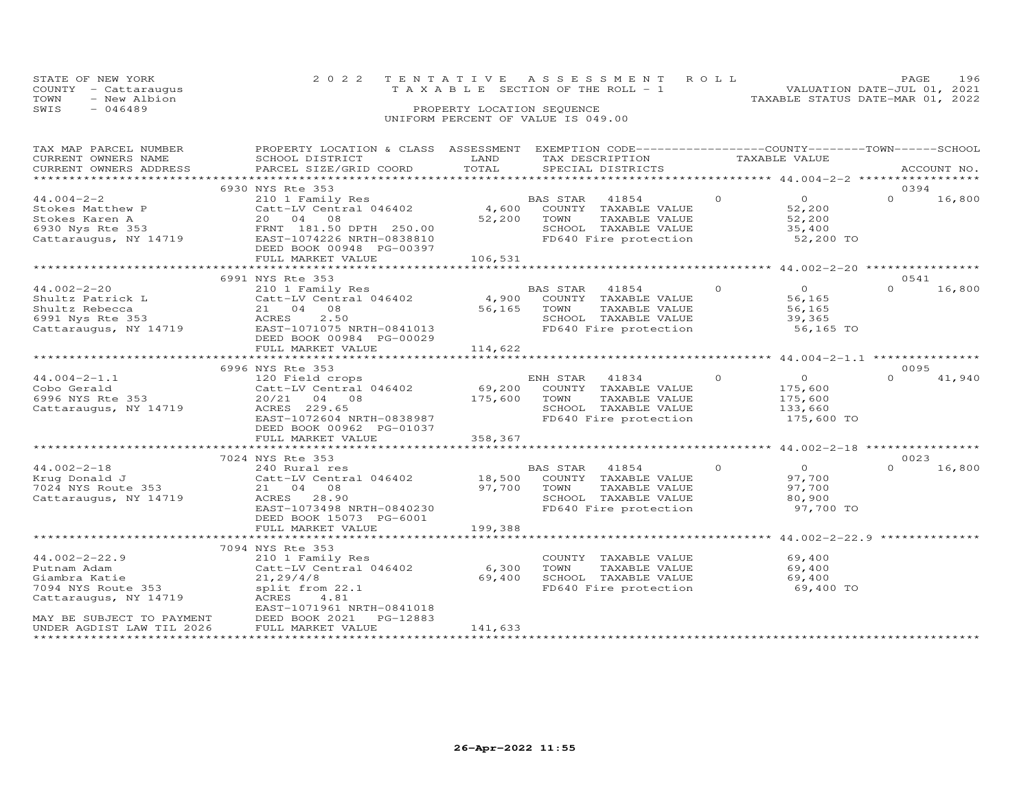STATE OF NEW YORK 2022 TENTATIVE ASSESSMENT ROLL
COUNTY - Cattaraugus T A X A B L E SECTION OF THE ROLL - 1 VALUATION DATE-JUL 01, 2021
TOWN - New Albion TAXABLE STATUS DATE-MAR 01, 2022
SWIS - 046489 PROPERTY LOCATION SEQUENCE
UNIFORM PERCENT OF VALUE IS 049.00

| TAX MAP PARCEL NUMBER / CURRENT OWNERS NAME / CURRENT OWNERS ADDRESS | PROPERTY LOCATION & CLASS / SCHOOL DISTRICT / PARCEL SIZE/GRID COORD | ASSESSMENT LAND | TOTAL | EXEMPTION CODE / TAX DESCRIPTION / SPECIAL DISTRICTS | COUNTY TAXABLE VALUE | TOWN | SCHOOL | ACCOUNT NO. |
|---|---|---|---|---|---|---|---|---|
| 44.004-2-2 | 6930 NYS Rte 353 | | | | | | | 0394 |
| Stokes Matthew P | 210 1 Family Res | | | BAS STAR 41854 | 0 | 0 | 0 | 16,800 |
| Stokes Karen A | Catt-LV Central 046402 | 4,600 | | COUNTY TAXABLE VALUE | 52,200 | | | |
| 6930 Nys Rte 353 | 20 04 08 | | 52,200 | TOWN TAXABLE VALUE | 52,200 | | | |
| Cattaraugus, NY 14719 | FRNT 181.50 DPTH 250.00 | | | SCHOOL TAXABLE VALUE | 35,400 | | | |
| | EAST-1074226 NRTH-0838810 | | | FD640 Fire protection | 52,200 TO | | | |
| | DEED BOOK 00948 PG-00397 | | | | | | | |
| | FULL MARKET VALUE | | 106,531 | | | | | |
| 44.002-2-20 | 6991 NYS Rte 353 | | | | | | | 0541 |
| Shultz Patrick L | 210 1 Family Res | | | BAS STAR 41854 | 0 | 0 | 0 | 16,800 |
| Shultz Rebecca | Catt-LV Central 046402 | 4,900 | | COUNTY TAXABLE VALUE | 56,165 | | | |
| 6991 Nys Rte 353 | 21 04 08 | | 56,165 | TOWN TAXABLE VALUE | 56,165 | | | |
| Cattaraugus, NY 14719 | ACRES 2.50 | | | SCHOOL TAXABLE VALUE | 39,365 | | | |
| | EAST-1071075 NRTH-0841013 | | | FD640 Fire protection | 56,165 TO | | | |
| | DEED BOOK 00984 PG-00029 | | | | | | | |
| | FULL MARKET VALUE | | 114,622 | | | | | |
| 44.004-2-1.1 | 6996 NYS Rte 353 | | | | | | | 0095 |
| Cobo Gerald | 120 Field crops | | | ENH STAR 41834 | 0 | 0 | 0 | 41,940 |
| 6996 NYS Rte 353 | Catt-LV Central 046402 | 69,200 | | COUNTY TAXABLE VALUE | 175,600 | | | |
| Cattaraugus, NY 14719 | 20/21 04 08 | | 175,600 | TOWN TAXABLE VALUE | 175,600 | | | |
| | ACRES 229.65 | | | SCHOOL TAXABLE VALUE | 133,660 | | | |
| | EAST-1072604 NRTH-0838987 | | | FD640 Fire protection | 175,600 TO | | | |
| | DEED BOOK 00962 PG-01037 | | | | | | | |
| | FULL MARKET VALUE | | 358,367 | | | | | |
| 44.002-2-18 | 7024 NYS Rte 353 | | | | | | | 0023 |
| Krug Donald J | 240 Rural res | | | BAS STAR 41854 | 0 | 0 | 0 | 16,800 |
| 7024 NYS Route 353 | Catt-LV Central 046402 | 18,500 | | COUNTY TAXABLE VALUE | 97,700 | | | |
| Cattaraugus, NY 14719 | 21 04 08 | | 97,700 | TOWN TAXABLE VALUE | 97,700 | | | |
| | ACRES 28.90 | | | SCHOOL TAXABLE VALUE | 80,900 | | | |
| | EAST-1073498 NRTH-0840230 | | | FD640 Fire protection | 97,700 TO | | | |
| | DEED BOOK 15073 PG-6001 | | | | | | | |
| | FULL MARKET VALUE | | 199,388 | | | | | |
| 44.002-2-22.9 | 7094 NYS Rte 353 | | | | | | | |
| Putnam Adam | 210 1 Family Res | | | COUNTY TAXABLE VALUE | 69,400 | | | |
| Giambra Katie | Catt-LV Central 046402 | 6,300 | | TOWN TAXABLE VALUE | 69,400 | | | |
| 7094 NYS Route 353 | 21,29/4/8 | | 69,400 | SCHOOL TAXABLE VALUE | 69,400 | | | |
| Cattaraugus, NY 14719 | split from 22.1 | | | FD640 Fire protection | 69,400 TO | | | |
| | ACRES 4.81 | | | | | | | |
| | EAST-1071961 NRTH-0841018 | | | | | | | |
| MAY BE SUBJECT TO PAYMENT | DEED BOOK 2021 PG-12883 | | | | | | | |
| UNDER AGDIST LAW TIL 2026 | FULL MARKET VALUE | | 141,633 | | | | | |

26-Apr-2022 11:55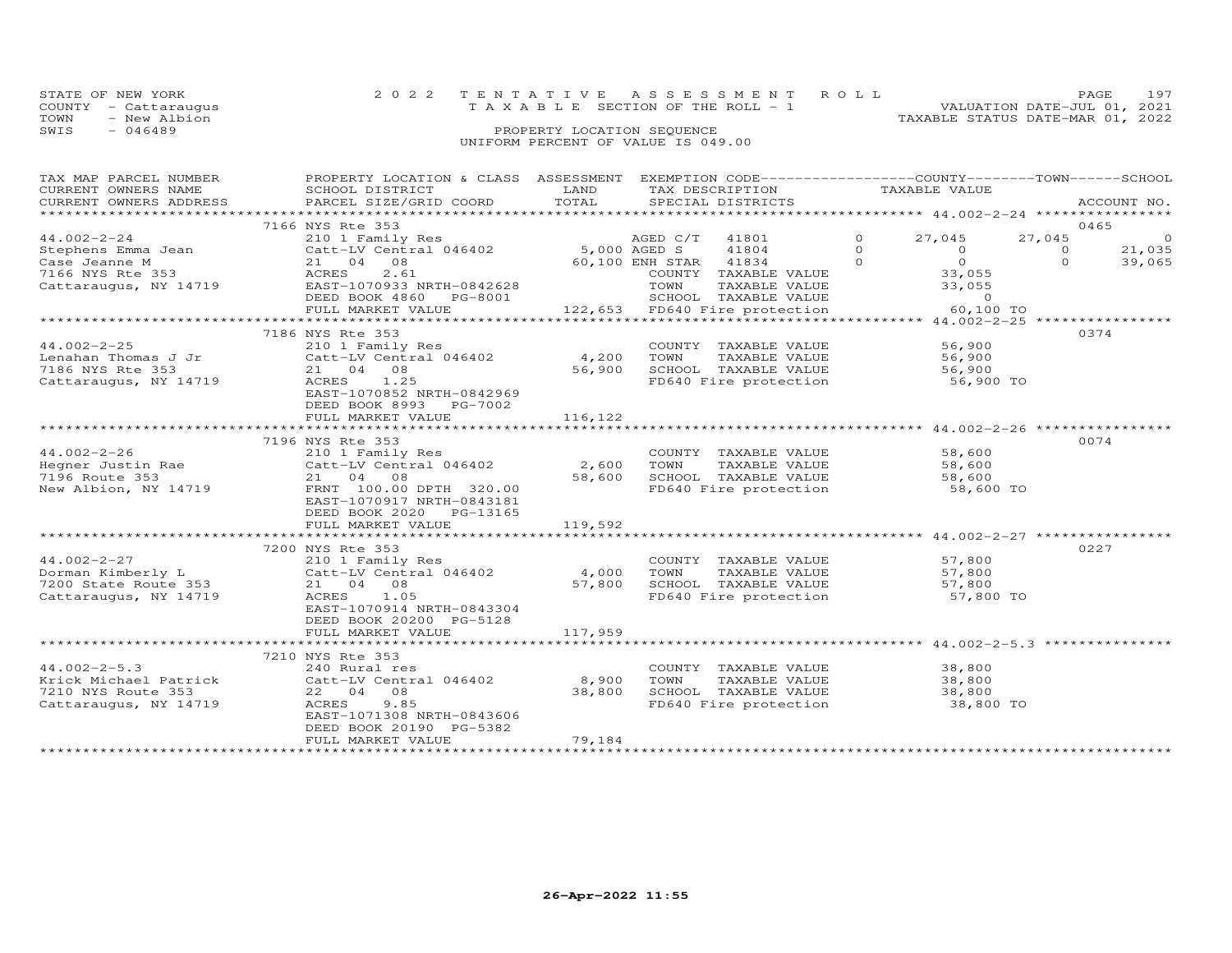STATE OF NEW YORK
COUNTY - Cattaraugus
TOWN - New Albion
SWIS - 046489

2022 TENTATIVE ASSESSMENT ROLL
TAXABLE SECTION OF THE ROLL - 1
PROPERTY LOCATION SEQUENCE
UNIFORM PERCENT OF VALUE IS 049.00

VALUATION DATE-JUL 01, 2021
TAXABLE STATUS DATE-MAR 01, 2022

| TAX MAP PARCEL NUMBER / CURRENT OWNERS NAME / CURRENT OWNERS ADDRESS | PROPERTY LOCATION & CLASS / SCHOOL DISTRICT / PARCEL SIZE/GRID COORD | ASSESSMENT LAND | TOTAL | EXEMPTION CODE / TAX DESCRIPTION / SPECIAL DISTRICTS | COUNTY TAXABLE VALUE | TOWN | SCHOOL | ACCOUNT NO. |
|---|---|---|---|---|---|---|---|---|
| | 7166 NYS Rte 353 | | | | | | | 0465 |
| 44.002-2-24 | 210 1 Family Res | | | AGED C/T 41801 0 | 27,045 | 27,045 | 0 | |
| Stephens Emma Jean | Catt-LV Central 046402 | 5,000 | | AGED S 41804 0 | 0 | 0 | 21,035 | |
| Case Jeanne M | 21 04 08 | | 60,100 | ENH STAR 41834 0 | 0 | 0 | 39,065 | |
| 7166 NYS Rte 353 | ACRES 2.61 | | | COUNTY TAXABLE VALUE | 33,055 | | | |
| Cattaraugus, NY 14719 | EAST-1070933 NRTH-0842628 | | | TOWN TAXABLE VALUE | 33,055 | | | |
| | DEED BOOK 4860 PG-8001 | | | SCHOOL TAXABLE VALUE | 0 | | | |
| | FULL MARKET VALUE | | 122,653 | FD640 Fire protection | 60,100 TO | | | |
| | 7186 NYS Rte 353 | | | | | | | 0374 |
| 44.002-2-25 | 210 1 Family Res | | | COUNTY TAXABLE VALUE | 56,900 | | | |
| Lenahan Thomas J Jr | Catt-LV Central 046402 | 4,200 | | TOWN TAXABLE VALUE | 56,900 | | | |
| 7186 NYS Rte 353 | 21 04 08 | | 56,900 | SCHOOL TAXABLE VALUE | 56,900 | | | |
| Cattaraugus, NY 14719 | ACRES 1.25 | | | FD640 Fire protection | 56,900 TO | | | |
| | EAST-1070852 NRTH-0842969 | | | | | | | |
| | DEED BOOK 8993 PG-7002 | | | | | | | |
| | FULL MARKET VALUE | | 116,122 | | | | | |
| | 7196 NYS Rte 353 | | | | | | | 0074 |
| 44.002-2-26 | 210 1 Family Res | | | COUNTY TAXABLE VALUE | 58,600 | | | |
| Hegner Justin Rae | Catt-LV Central 046402 | 2,600 | | TOWN TAXABLE VALUE | 58,600 | | | |
| 7196 Route 353 | 21 04 08 | | 58,600 | SCHOOL TAXABLE VALUE | 58,600 | | | |
| New Albion, NY 14719 | FRNT 100.00 DPTH 320.00 | | | FD640 Fire protection | 58,600 TO | | | |
| | EAST-1070917 NRTH-0843181 | | | | | | | |
| | DEED BOOK 2020 PG-13165 | | | | | | | |
| | FULL MARKET VALUE | | 119,592 | | | | | |
| | 7200 NYS Rte 353 | | | | | | | 0227 |
| 44.002-2-27 | 210 1 Family Res | | | COUNTY TAXABLE VALUE | 57,800 | | | |
| Dorman Kimberly L | Catt-LV Central 046402 | 4,000 | | TOWN TAXABLE VALUE | 57,800 | | | |
| 7200 State Route 353 | 21 04 08 | | 57,800 | SCHOOL TAXABLE VALUE | 57,800 | | | |
| Cattaraugus, NY 14719 | ACRES 1.05 | | | FD640 Fire protection | 57,800 TO | | | |
| | EAST-1070914 NRTH-0843304 | | | | | | | |
| | DEED BOOK 20200 PG-5128 | | | | | | | |
| | FULL MARKET VALUE | | 117,959 | | | | | |
| | 7210 NYS Rte 353 | | | | | | | |
| 44.002-2-5.3 | 240 Rural res | | | COUNTY TAXABLE VALUE | 38,800 | | | |
| Krick Michael Patrick | Catt-LV Central 046402 | 8,900 | | TOWN TAXABLE VALUE | 38,800 | | | |
| 7210 NYS Route 353 | 22 04 08 | | 38,800 | SCHOOL TAXABLE VALUE | 38,800 | | | |
| Cattaraugus, NY 14719 | ACRES 9.85 | | | FD640 Fire protection | 38,800 TO | | | |
| | EAST-1071308 NRTH-0843606 | | | | | | | |
| | DEED BOOK 20190 PG-5382 | | | | | | | |
| | FULL MARKET VALUE | | 79,184 | | | | | |

26-Apr-2022 11:55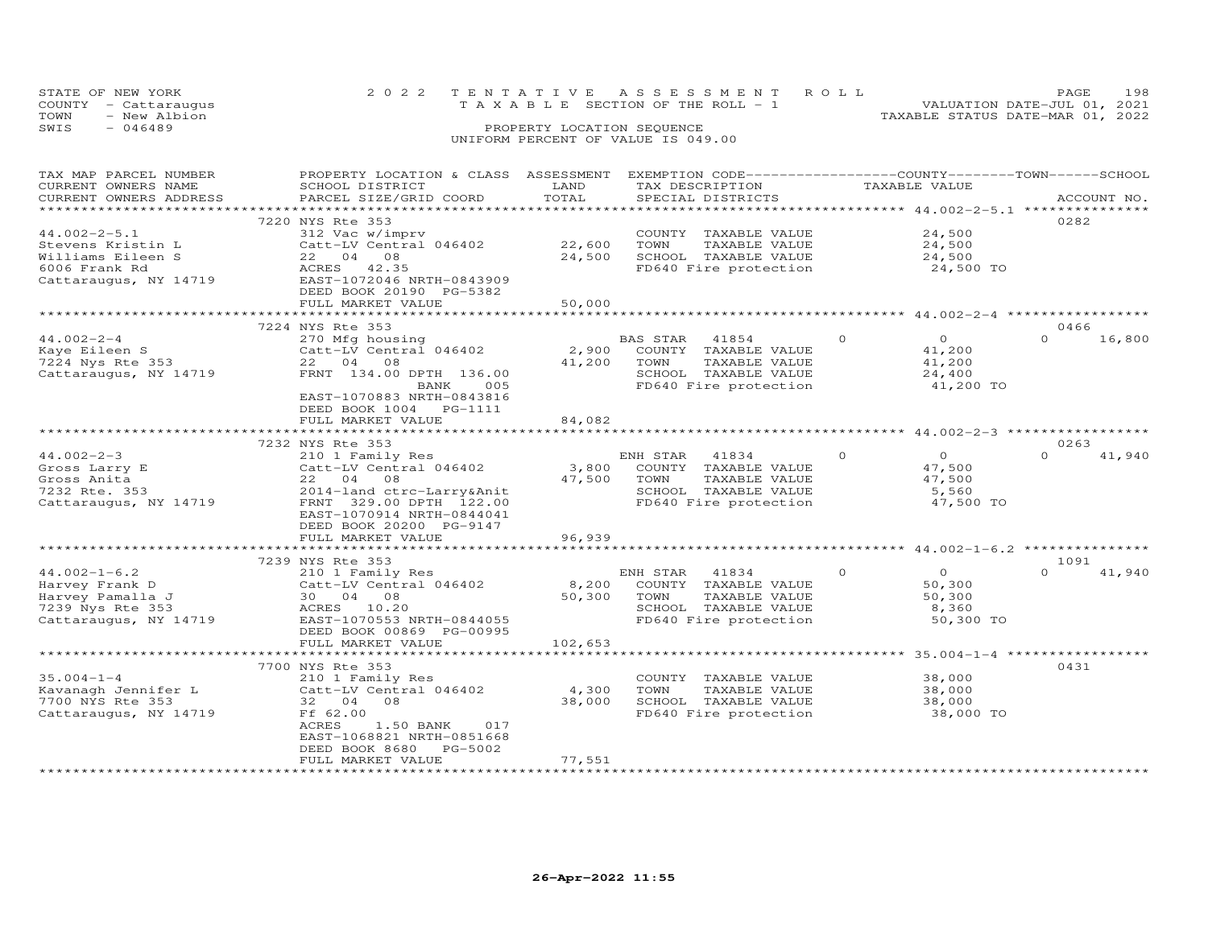STATE OF NEW YORK
COUNTY - Cattaraugus
TOWN - New Albion
SWIS - 046489

2022 TENTATIVE ASSESSMENT ROLL
TAXABLE SECTION OF THE ROLL - 1
PROPERTY LOCATION SEQUENCE
UNIFORM PERCENT OF VALUE IS 049.00

VALUATION DATE-JUL 01, 2021
TAXABLE STATUS DATE-MAR 01, 2022

| TAX MAP PARCEL NUMBER / CURRENT OWNERS NAME / CURRENT OWNERS ADDRESS | PROPERTY LOCATION & CLASS / SCHOOL DISTRICT / PARCEL SIZE/GRID COORD | ASSESSMENT LAND / TOTAL | EXEMPTION CODE / TAX DESCRIPTION / SPECIAL DISTRICTS | COUNTY / TOWN TAXABLE VALUE | SCHOOL | ACCOUNT NO. |
|---|---|---|---|---|---|---|
| 44.002-2-5.1 | 7220 NYS Rte 353 | | | | | 0282 |
| 44.002-2-5.1 | 312 Vac w/imprv | | COUNTY TAXABLE VALUE | 24,500 | | |
| Stevens Kristin L | Catt-LV Central 046402 | 22,600 | TOWN TAXABLE VALUE | 24,500 | | |
| Williams Eileen S | 22 04 08 | 24,500 | SCHOOL TAXABLE VALUE | 24,500 | | |
| 6006 Frank Rd | ACRES 42.35 | | FD640 Fire protection | 24,500 TO | | |
| Cattaraugus, NY 14719 | EAST-1072046 NRTH-0843909 | | | | | |
| | DEED BOOK 20190 PG-5382 | | | | | |
| | FULL MARKET VALUE | 50,000 | | | | |
| 44.002-2-4 | 7224 NYS Rte 353 | | | | | 0466 |
| 44.002-2-4 | 270 Mfg housing | | BAS STAR 41854 0 | 0 | 0 | 16,800 |
| Kaye Eileen S | Catt-LV Central 046402 | 2,900 | COUNTY TAXABLE VALUE | 41,200 | | |
| 7224 Nys Rte 353 | 22 04 08 | 41,200 | TOWN TAXABLE VALUE | 41,200 | | |
| Cattaraugus, NY 14719 | FRNT 134.00 DPTH 136.00 | | SCHOOL TAXABLE VALUE | 24,400 | | |
| | BANK 005 | | FD640 Fire protection | 41,200 TO | | |
| | EAST-1070883 NRTH-0843816 | | | | | |
| | DEED BOOK 1004 PG-1111 | | | | | |
| | FULL MARKET VALUE | 84,082 | | | | |
| 44.002-2-3 | 7232 NYS Rte 353 | | | | | 0263 |
| 44.002-2-3 | 210 1 Family Res | | ENH STAR 41834 0 | 0 | 0 | 41,940 |
| Gross Larry E | Catt-LV Central 046402 | 3,800 | COUNTY TAXABLE VALUE | 47,500 | | |
| Gross Anita | 22 04 08 | 47,500 | TOWN TAXABLE VALUE | 47,500 | | |
| 7232 Rte. 353 | 2014-land ctrc-Larry&Anit | | SCHOOL TAXABLE VALUE | 5,560 | | |
| Cattaraugus, NY 14719 | FRNT 329.00 DPTH 122.00 | | FD640 Fire protection | 47,500 TO | | |
| | EAST-1070914 NRTH-0844041 | | | | | |
| | DEED BOOK 20200 PG-9147 | | | | | |
| | FULL MARKET VALUE | 96,939 | | | | |
| 44.002-1-6.2 | 7239 NYS Rte 353 | | | | | 1091 |
| 44.002-1-6.2 | 210 1 Family Res | | ENH STAR 41834 0 | 0 | 0 | 41,940 |
| Harvey Frank D | Catt-LV Central 046402 | 8,200 | COUNTY TAXABLE VALUE | 50,300 | | |
| Harvey Pamalla J | 30 04 08 | 50,300 | TOWN TAXABLE VALUE | 50,300 | | |
| 7239 Nys Rte 353 | ACRES 10.20 | | SCHOOL TAXABLE VALUE | 8,360 | | |
| Cattaraugus, NY 14719 | EAST-1070553 NRTH-0844055 | | FD640 Fire protection | 50,300 TO | | |
| | DEED BOOK 00869 PG-00995 | | | | | |
| | FULL MARKET VALUE | 102,653 | | | | |
| 35.004-1-4 | 7700 NYS Rte 353 | | | | | 0431 |
| 35.004-1-4 | 210 1 Family Res | | COUNTY TAXABLE VALUE | 38,000 | | |
| Kavanagh Jennifer L | Catt-LV Central 046402 | 4,300 | TOWN TAXABLE VALUE | 38,000 | | |
| 7700 NYS Rte 353 | 32 04 08 | 38,000 | SCHOOL TAXABLE VALUE | 38,000 | | |
| Cattaraugus, NY 14719 | Ff 62.00 | | FD640 Fire protection | 38,000 TO | | |
| | ACRES 1.50 BANK 017 | | | | | |
| | EAST-1068821 NRTH-0851668 | | | | | |
| | DEED BOOK 8680 PG-5002 | | | | | |
| | FULL MARKET VALUE | 77,551 | | | | |

26-Apr-2022 11:55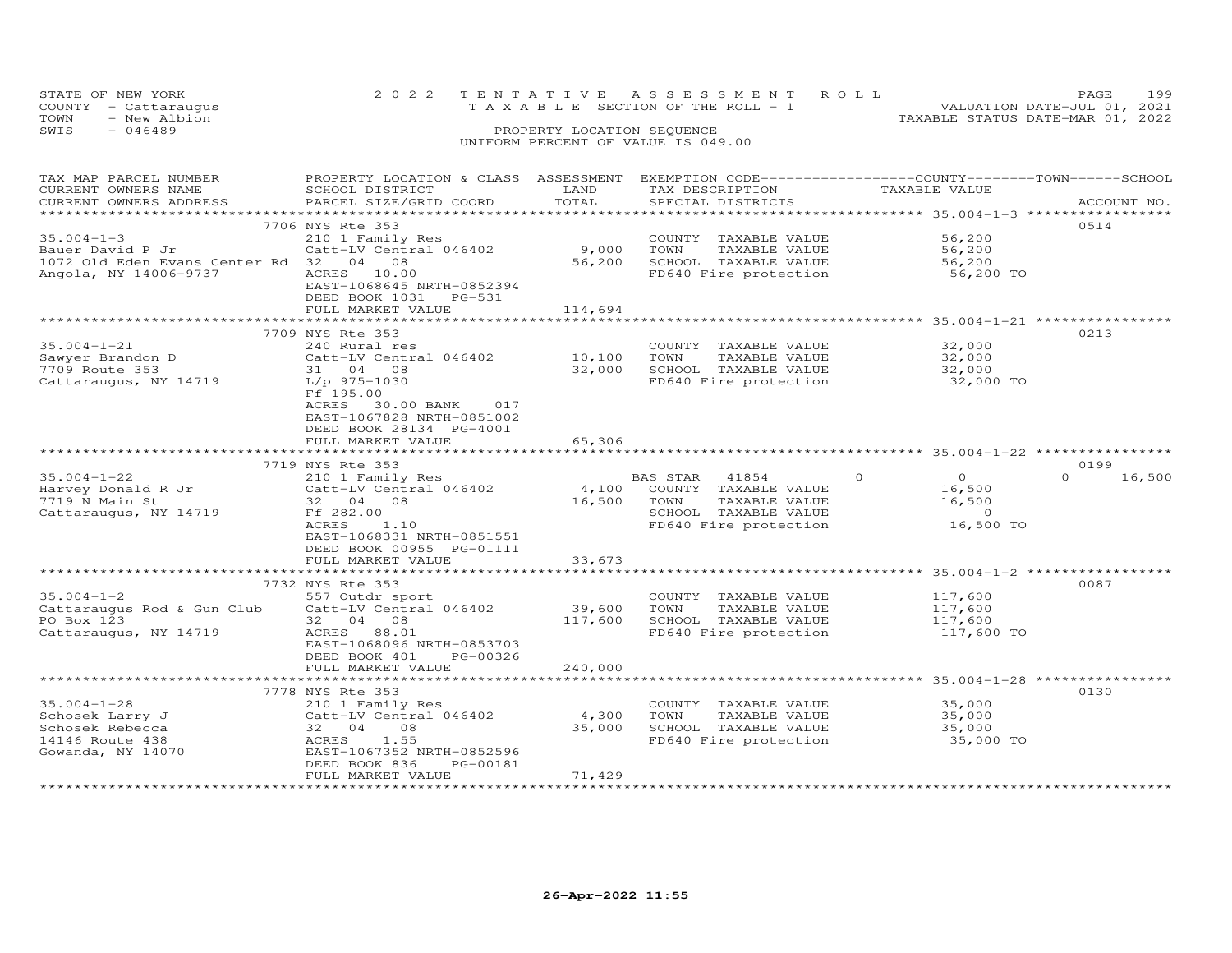STATE OF NEW YORK
COUNTY - Cattaraugus
TOWN - New Albion
SWIS - 046489

2022 TENTATIVE ASSESSMENT ROLL
TAXABLE SECTION OF THE ROLL - 1
PROPERTY LOCATION SEQUENCE
UNIFORM PERCENT OF VALUE IS 049.00

VALUATION DATE-JUL 01, 2021
TAXABLE STATUS DATE-MAR 01, 2022

| TAX MAP PARCEL NUMBER / CURRENT OWNERS NAME / CURRENT OWNERS ADDRESS | PROPERTY LOCATION & CLASS / SCHOOL DISTRICT / PARCEL SIZE/GRID COORD | ASSESSMENT LAND | TOTAL | EXEMPTION CODE / TAX DESCRIPTION / SPECIAL DISTRICTS | COUNTY TAXABLE VALUE | TOWN | SCHOOL | ACCOUNT NO. |
|---|---|---|---|---|---|---|---|---|
| | 7706 NYS Rte 353 | | | | | | | 0514 |
| 35.004-1-3 | 210 1 Family Res | | | COUNTY TAXABLE VALUE | 56,200 | | | |
| Bauer David P Jr | Catt-LV Central 046402 | 9,000 | | TOWN TAXABLE VALUE | 56,200 | | | |
| 1072 Old Eden Evans Center Rd | 32 04 08 | | 56,200 | SCHOOL TAXABLE VALUE | 56,200 | | | |
| Angola, NY 14006-9737 | ACRES 10.00 | | | FD640 Fire protection | 56,200 TO | | | |
| | EAST-1068645 NRTH-0852394 | | | | | | | |
| | DEED BOOK 1031 PG-531 | | | | | | | |
| | FULL MARKET VALUE | | 114,694 | | | | | |
| | 7709 NYS Rte 353 | | | | | | | 0213 |
| 35.004-1-21 | 240 Rural res | | | COUNTY TAXABLE VALUE | 32,000 | | | |
| Sawyer Brandon D | Catt-LV Central 046402 | 10,100 | | TOWN TAXABLE VALUE | 32,000 | | | |
| 7709 Route 353 | 31 04 08 | | 32,000 | SCHOOL TAXABLE VALUE | 32,000 | | | |
| Cattaraugus, NY 14719 | L/p 975-1030 | | | FD640 Fire protection | 32,000 TO | | | |
| | Ff 195.00 | | | | | | | |
| | ACRES 30.00 BANK 017 | | | | | | | |
| | EAST-1067828 NRTH-0851002 | | | | | | | |
| | DEED BOOK 28134 PG-4001 | | | | | | | |
| | FULL MARKET VALUE | | 65,306 | | | | | |
| | 7719 NYS Rte 353 | | | | | | | 0199 |
| 35.004-1-22 | 210 1 Family Res | | | BAS STAR 41854 | 0 | 0 | 0 | 16,500 |
| Harvey Donald R Jr | Catt-LV Central 046402 | 4,100 | | COUNTY TAXABLE VALUE | 16,500 | | | |
| 7719 N Main St | 32 04 08 | | 16,500 | TOWN TAXABLE VALUE | 16,500 | | | |
| Cattaraugus, NY 14719 | Ff 282.00 | | | SCHOOL TAXABLE VALUE | 0 | | | |
| | ACRES 1.10 | | | FD640 Fire protection | 16,500 TO | | | |
| | EAST-1068331 NRTH-0851551 | | | | | | | |
| | DEED BOOK 00955 PG-01111 | | | | | | | |
| | FULL MARKET VALUE | | 33,673 | | | | | |
| | 7732 NYS Rte 353 | | | | | | | 0087 |
| 35.004-1-2 | 557 Outdr sport | | | COUNTY TAXABLE VALUE | 117,600 | | | |
| Cattaraugus Rod & Gun Club | Catt-LV Central 046402 | 39,600 | | TOWN TAXABLE VALUE | 117,600 | | | |
| PO Box 123 | 32 04 08 | | 117,600 | SCHOOL TAXABLE VALUE | 117,600 | | | |
| Cattaraugus, NY 14719 | ACRES 88.01 | | | FD640 Fire protection | 117,600 TO | | | |
| | EAST-1068096 NRTH-0853703 | | | | | | | |
| | DEED BOOK 401 PG-00326 | | | | | | | |
| | FULL MARKET VALUE | | 240,000 | | | | | |
| | 7778 NYS Rte 353 | | | | | | | 0130 |
| 35.004-1-28 | 210 1 Family Res | | | COUNTY TAXABLE VALUE | 35,000 | | | |
| Schosek Larry J | Catt-LV Central 046402 | 4,300 | | TOWN TAXABLE VALUE | 35,000 | | | |
| Schosek Rebecca | 32 04 08 | | 35,000 | SCHOOL TAXABLE VALUE | 35,000 | | | |
| 14146 Route 438 | ACRES 1.55 | | | FD640 Fire protection | 35,000 TO | | | |
| Gowanda, NY 14070 | EAST-1067352 NRTH-0852596 | | | | | | | |
| | DEED BOOK 836 PG-00181 | | | | | | | |
| | FULL MARKET VALUE | | 71,429 | | | | | |

26-Apr-2022 11:55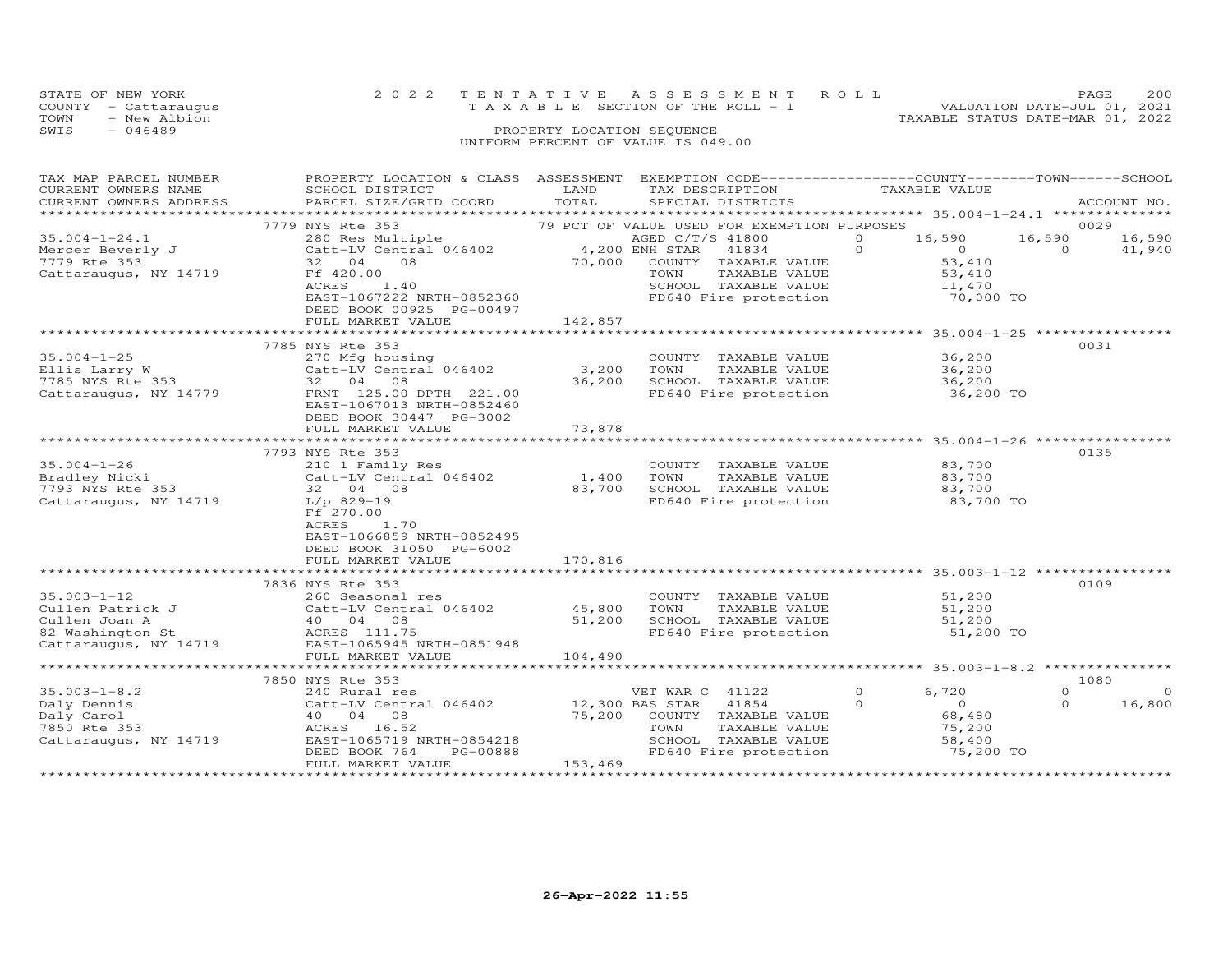STATE OF NEW YORK | 2022 TENTATIVE ASSESSMENT ROLL
COUNTY - Cattaraugus | TAXABLE SECTION OF THE ROLL - 1 | VALUATION DATE-JUL 01, 2021
TOWN - New Albion | TAXABLE STATUS DATE-MAR 01, 2022
SWIS - 046489 | PROPERTY LOCATION SEQUENCE
UNIFORM PERCENT OF VALUE IS 049.00

| TAX MAP PARCEL NUMBER / CURRENT OWNERS NAME / CURRENT OWNERS ADDRESS | PROPERTY LOCATION & CLASS / SCHOOL DISTRICT / PARCEL SIZE/GRID COORD | ASSESSMENT LAND | TOTAL | EXEMPTION CODE / TAX DESCRIPTION / SPECIAL DISTRICTS | | COUNTY TAXABLE VALUE | TOWN | SCHOOL | ACCOUNT NO. |
|---|---|---|---|---|---|---|---|---|---|
| | 7779 NYS Rte 353 | | | 79 PCT OF VALUE USED FOR EXEMPTION PURPOSES | | | | | 0029 |
| 35.004-1-24.1 | 280 Res Multiple | | | AGED C/T/S 41800 | 0 | 16,590 | 16,590 | 16,590 | |
| Mercer Beverly J | Catt-LV Central 046402 | 4,200 | | ENH STAR 41834 | 0 | 0 | 0 | 41,940 | |
| 7779 Rte 353 | 32 04 08 | | 70,000 | COUNTY TAXABLE VALUE | | 53,410 | | | |
| Cattaraugus, NY 14719 | Ff 420.00 | | | TOWN TAXABLE VALUE | | 53,410 | | | |
| | ACRES 1.40 | | | SCHOOL TAXABLE VALUE | | 11,470 | | | |
| | EAST-1067222 NRTH-0852360 | | | FD640 Fire protection | | 70,000 TO | | | |
| | DEED BOOK 00925 PG-00497 | | | | | | | | |
| | FULL MARKET VALUE | | 142,857 | | | | | | |
| | 7785 NYS Rte 353 | | | | | | | | 0031 |
| 35.004-1-25 | 270 Mfg housing | | | COUNTY TAXABLE VALUE | | 36,200 | | | |
| Ellis Larry W | Catt-LV Central 046402 | 3,200 | | TOWN TAXABLE VALUE | | 36,200 | | | |
| 7785 NYS Rte 353 | 32 04 08 | | 36,200 | SCHOOL TAXABLE VALUE | | 36,200 | | | |
| Cattaraugus, NY 14779 | FRNT 125.00 DPTH 221.00 | | | FD640 Fire protection | | 36,200 TO | | | |
| | EAST-1067013 NRTH-0852460 | | | | | | | | |
| | DEED BOOK 30447 PG-3002 | | | | | | | | |
| | FULL MARKET VALUE | | 73,878 | | | | | | |
| | 7793 NYS Rte 353 | | | | | | | | 0135 |
| 35.004-1-26 | 210 1 Family Res | | | COUNTY TAXABLE VALUE | | 83,700 | | | |
| Bradley Nicki | Catt-LV Central 046402 | 1,400 | | TOWN TAXABLE VALUE | | 83,700 | | | |
| 7793 NYS Rte 353 | 32 04 08 | | 83,700 | SCHOOL TAXABLE VALUE | | 83,700 | | | |
| Cattaraugus, NY 14719 | L/p 829-19 | | | FD640 Fire protection | | 83,700 TO | | | |
| | Ff 270.00 | | | | | | | | |
| | ACRES 1.70 | | | | | | | | |
| | EAST-1066859 NRTH-0852495 | | | | | | | | |
| | DEED BOOK 31050 PG-6002 | | | | | | | | |
| | FULL MARKET VALUE | | 170,816 | | | | | | |
| | 7836 NYS Rte 353 | | | | | | | | 0109 |
| 35.003-1-12 | 260 Seasonal res | | | COUNTY TAXABLE VALUE | | 51,200 | | | |
| Cullen Patrick J | Catt-LV Central 046402 | 45,800 | | TOWN TAXABLE VALUE | | 51,200 | | | |
| Cullen Joan A | 40 04 08 | | 51,200 | SCHOOL TAXABLE VALUE | | 51,200 | | | |
| 82 Washington St | ACRES 111.75 | | | FD640 Fire protection | | 51,200 TO | | | |
| Cattaraugus, NY 14719 | EAST-1065945 NRTH-0851948 | | | | | | | | |
| | FULL MARKET VALUE | | 104,490 | | | | | | |
| | 7850 NYS Rte 353 | | | | | | | | 1080 |
| 35.003-1-8.2 | 240 Rural res | | | VET WAR C 41122 | 0 | 6,720 | 0 | 0 | |
| Daly Dennis | Catt-LV Central 046402 | 12,300 | | BAS STAR 41854 | 0 | 0 | 0 | 16,800 | |
| Daly Carol | 40 04 08 | | 75,200 | COUNTY TAXABLE VALUE | | 68,480 | | | |
| 7850 Rte 353 | ACRES 16.52 | | | TOWN TAXABLE VALUE | | 75,200 | | | |
| Cattaraugus, NY 14719 | EAST-1065719 NRTH-0854218 | | | SCHOOL TAXABLE VALUE | | 58,400 | | | |
| | DEED BOOK 764 PG-00888 | | | FD640 Fire protection | | 75,200 TO | | | |
| | FULL MARKET VALUE | | 153,469 | | | | | | |

26-Apr-2022 11:55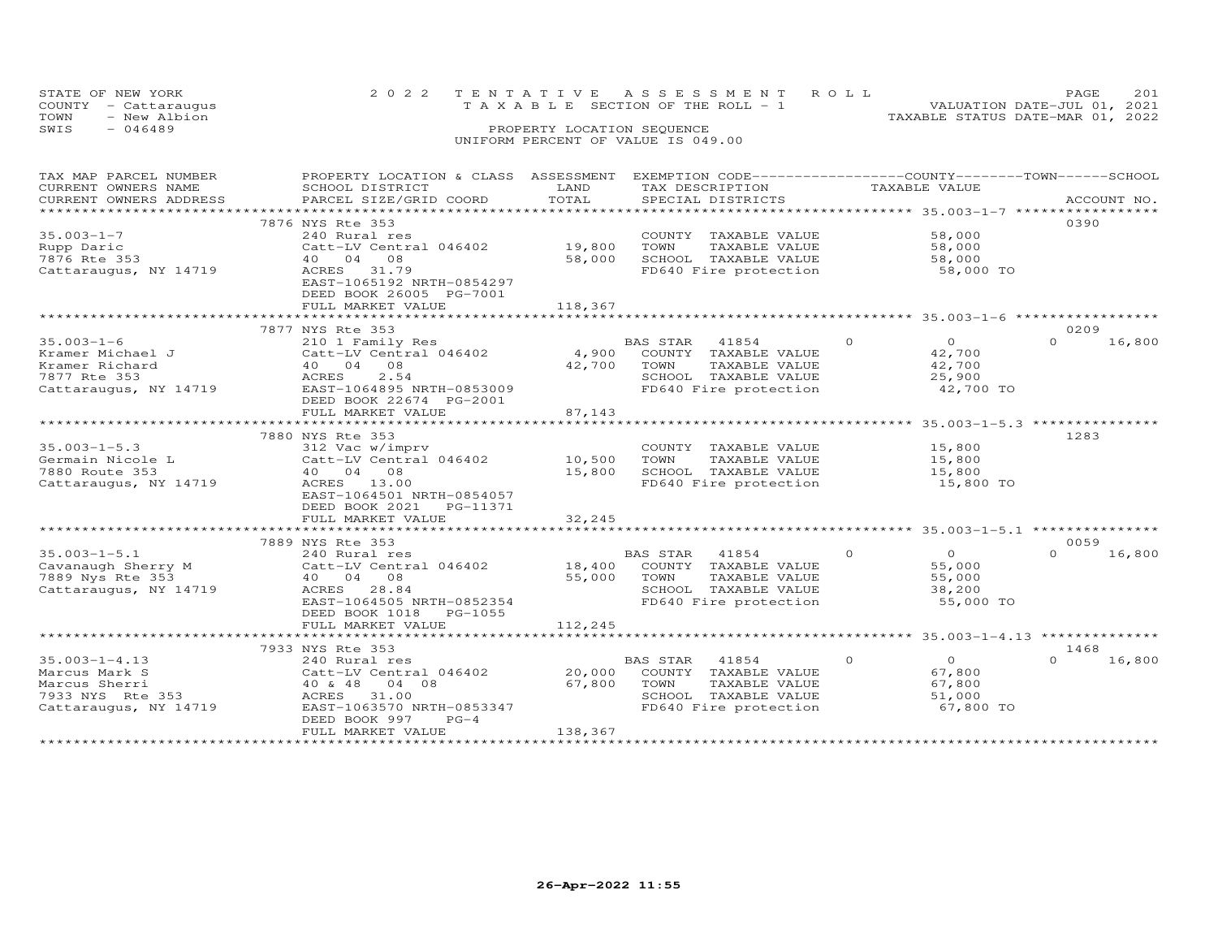STATE OF NEW YORK
COUNTY - Cattaraugus
TOWN - New Albion
SWIS - 046489

2022 TENTATIVE ASSESSMENT ROLL
TAXABLE SECTION OF THE ROLL - 1
PROPERTY LOCATION SEQUENCE
UNIFORM PERCENT OF VALUE IS 049.00

VALUATION DATE-JUL 01, 2021
TAXABLE STATUS DATE-MAR 01, 2022

| TAX MAP PARCEL NUMBER / CURRENT OWNERS NAME / CURRENT OWNERS ADDRESS | PROPERTY LOCATION & CLASS / SCHOOL DISTRICT / PARCEL SIZE/GRID COORD | ASSESSMENT LAND / TOTAL | EXEMPTION CODE / TAX DESCRIPTION / SPECIAL DISTRICTS | COUNTY | TOWN | SCHOOL TAXABLE VALUE | ACCOUNT NO. |
|---|---|---|---|---|---|---|---|
| | 7876 NYS Rte 353 | | | | | | 0390 |
| 35.003-1-7 | 240 Rural res | | COUNTY TAXABLE VALUE | 58,000 | | | |
| Rupp Daric | Catt-LV Central 046402 | 19,800 | TOWN TAXABLE VALUE | 58,000 | | | |
| 7876 Rte 353 | 40 04 08 | 58,000 | SCHOOL TAXABLE VALUE | 58,000 | | | |
| Cattaraugus, NY 14719 | ACRES 31.79 | | FD640 Fire protection | 58,000 TO | | | |
| | EAST-1065192 NRTH-0854297 | | | | | | |
| | DEED BOOK 26005 PG-7001 | | | | | | |
| | FULL MARKET VALUE | 118,367 | | | | | |
| | 7877 NYS Rte 353 | | | | | | 0209 |
| 35.003-1-6 | 210 1 Family Res | | BAS STAR 41854 | 0 | 0 | 0 | 16,800 |
| Kramer Michael J | Catt-LV Central 046402 | 4,900 | COUNTY TAXABLE VALUE | 42,700 | | | |
| Kramer Richard | 40 04 08 | 42,700 | TOWN TAXABLE VALUE | 42,700 | | | |
| 7877 Rte 353 | ACRES 2.54 | | SCHOOL TAXABLE VALUE | 25,900 | | | |
| Cattaraugus, NY 14719 | EAST-1064895 NRTH-0853009 | | FD640 Fire protection | 42,700 TO | | | |
| | DEED BOOK 22674 PG-2001 | | | | | | |
| | FULL MARKET VALUE | 87,143 | | | | | |
| | 7880 NYS Rte 353 | | | | | | 1283 |
| 35.003-1-5.3 | 312 Vac w/imprv | | COUNTY TAXABLE VALUE | 15,800 | | | |
| Germain Nicole L | Catt-LV Central 046402 | 10,500 | TOWN TAXABLE VALUE | 15,800 | | | |
| 7880 Route 353 | 40 04 08 | 15,800 | SCHOOL TAXABLE VALUE | 15,800 | | | |
| Cattaraugus, NY 14719 | ACRES 13.00 | | FD640 Fire protection | 15,800 TO | | | |
| | EAST-1064501 NRTH-0854057 | | | | | | |
| | DEED BOOK 2021 PG-11371 | | | | | | |
| | FULL MARKET VALUE | 32,245 | | | | | |
| | 7889 NYS Rte 353 | | | | | | 0059 |
| 35.003-1-5.1 | 240 Rural res | | BAS STAR 41854 | 0 | 0 | 0 | 16,800 |
| Cavanaugh Sherry M | Catt-LV Central 046402 | 18,400 | COUNTY TAXABLE VALUE | 55,000 | | | |
| 7889 Nys Rte 353 | 40 04 08 | 55,000 | TOWN TAXABLE VALUE | 55,000 | | | |
| Cattaraugus, NY 14719 | ACRES 28.84 | | SCHOOL TAXABLE VALUE | 38,200 | | | |
| | EAST-1064505 NRTH-0852354 | | FD640 Fire protection | 55,000 TO | | | |
| | DEED BOOK 1018 PG-1055 | | | | | | |
| | FULL MARKET VALUE | 112,245 | | | | | |
| | 7933 NYS Rte 353 | | | | | | 1468 |
| 35.003-1-4.13 | 240 Rural res | | BAS STAR 41854 | 0 | 0 | 0 | 16,800 |
| Marcus Mark S | Catt-LV Central 046402 | 20,000 | COUNTY TAXABLE VALUE | 67,800 | | | |
| Marcus Sherri | 40 & 48 04 08 | 67,800 | TOWN TAXABLE VALUE | 67,800 | | | |
| 7933 NYS Rte 353 | ACRES 31.00 | | SCHOOL TAXABLE VALUE | 51,000 | | | |
| Cattaraugus, NY 14719 | EAST-1063570 NRTH-0853347 | | FD640 Fire protection | 67,800 TO | | | |
| | DEED BOOK 997 PG-4 | | | | | | |
| | FULL MARKET VALUE | 138,367 | | | | | |

26-Apr-2022 11:55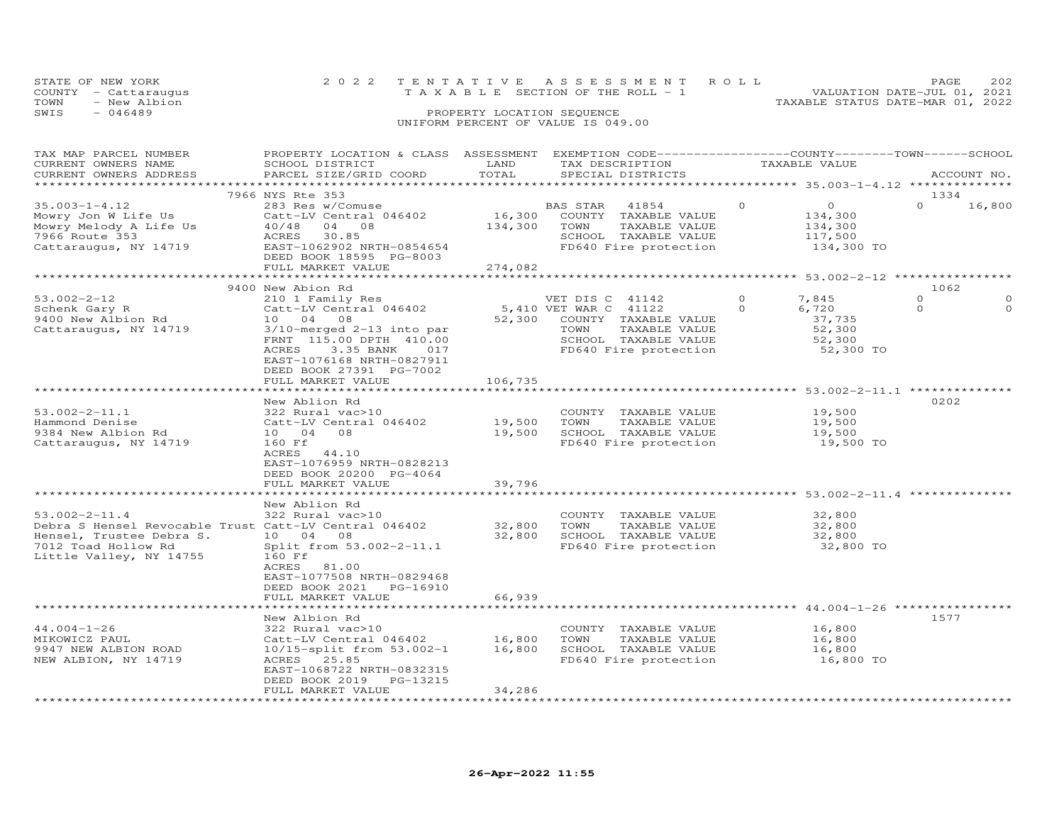STATE OF NEW YORK
COUNTY - Cattaraugus
TOWN - New Albion
SWIS - 046489

2022 TENTATIVE ASSESSMENT ROLL
TAXABLE SECTION OF THE ROLL - 1
PROPERTY LOCATION SEQUENCE
UNIFORM PERCENT OF VALUE IS 049.00

VALUATION DATE-JUL 01, 2021
TAXABLE STATUS DATE-MAR 01, 2022

| TAX MAP PARCEL NUMBER / CURRENT OWNERS NAME / CURRENT OWNERS ADDRESS | PROPERTY LOCATION & CLASS / SCHOOL DISTRICT / PARCEL SIZE/GRID COORD | ASSESSMENT LAND / TOTAL | EXEMPTION CODE / TAX DESCRIPTION / SPECIAL DISTRICTS | COUNTY TAXABLE VALUE | TOWN | SCHOOL | ACCOUNT NO. |
|---|---|---|---|---|---|---|---|
| 35.003-1-4.12 | 7966 NYS Rte 353 | | | | | | 1334 |
| 35.003-1-4.12 | 283 Res w/Comuse | | BAS STAR 41854 | 0 0 | | 0 16,800 | |
| Mowry Jon W Life Us | Catt-LV Central 046402 | 16,300 | COUNTY TAXABLE VALUE | 134,300 | | | |
| Mowry Melody A Life Us | 40/48 04 08 | 134,300 | TOWN TAXABLE VALUE | 134,300 | | | |
| 7966 Route 353 | ACRES 30.85 | | SCHOOL TAXABLE VALUE | 117,500 | | | |
| Cattaraugus, NY 14719 | EAST-1062902 NRTH-0854654 | | FD640 Fire protection | 134,300 TO | | | |
| | DEED BOOK 18595 PG-8003 | | | | | | |
| | FULL MARKET VALUE | 274,082 | | | | | |
| 53.002-2-12 | 9400 New Abion Rd | | | | | | 1062 |
| 53.002-2-12 | 210 1 Family Res | | VET DIS C 41142 | 0 7,845 | 0 | 0 | |
| Schenk Gary R | Catt-LV Central 046402 | 5,410 | VET WAR C 41122 | 0 6,720 | 0 | 0 | |
| 9400 New Albion Rd | 10 04 08 | 52,300 | COUNTY TAXABLE VALUE | 37,735 | | | |
| Cattaraugus, NY 14719 | 3/10-merged 2-13 into par | | TOWN TAXABLE VALUE | 52,300 | | | |
| | FRNT 115.00 DPTH 410.00 | | SCHOOL TAXABLE VALUE | 52,300 | | | |
| | ACRES 3.35 BANK 017 | | FD640 Fire protection | 52,300 TO | | | |
| | EAST-1076168 NRTH-0827911 | | | | | | |
| | DEED BOOK 27391 PG-7002 | | | | | | |
| | FULL MARKET VALUE | 106,735 | | | | | |
| 53.002-2-11.1 | New Ablion Rd | | | | | | 0202 |
| 53.002-2-11.1 | 322 Rural vac>10 | | COUNTY TAXABLE VALUE | 19,500 | | | |
| Hammond Denise | Catt-LV Central 046402 | 19,500 | TOWN TAXABLE VALUE | 19,500 | | | |
| 9384 New Albion Rd | 10 04 08 | 19,500 | SCHOOL TAXABLE VALUE | 19,500 | | | |
| Cattaraugus, NY 14719 | 160 Ff | | FD640 Fire protection | 19,500 TO | | | |
| | ACRES 44.10 | | | | | | |
| | EAST-1076959 NRTH-0828213 | | | | | | |
| | DEED BOOK 20200 PG-4064 | | | | | | |
| | FULL MARKET VALUE | 39,796 | | | | | |
| 53.002-2-11.4 | New Ablion Rd | | | | | | |
| 53.002-2-11.4 | 322 Rural vac>10 | | COUNTY TAXABLE VALUE | 32,800 | | | |
| Debra S Hensel Revocable Trust | Catt-LV Central 046402 | 32,800 | TOWN TAXABLE VALUE | 32,800 | | | |
| Hensel, Trustee Debra S. | 10 04 08 | 32,800 | SCHOOL TAXABLE VALUE | 32,800 | | | |
| 7012 Toad Hollow Rd | Split from 53.002-2-11.1 | | FD640 Fire protection | 32,800 TO | | | |
| Little Valley, NY 14755 | 160 Ff | | | | | | |
| | ACRES 81.00 | | | | | | |
| | EAST-1077508 NRTH-0829468 | | | | | | |
| | DEED BOOK 2021 PG-16910 | | | | | | |
| | FULL MARKET VALUE | 66,939 | | | | | |
| 44.004-1-26 | New Albion Rd | | | | | | 1577 |
| 44.004-1-26 | 322 Rural vac>10 | | COUNTY TAXABLE VALUE | 16,800 | | | |
| MIKOWICZ PAUL | Catt-LV Central 046402 | 16,800 | TOWN TAXABLE VALUE | 16,800 | | | |
| 9947 NEW ALBION ROAD | 10/15-split from 53.002-1 | 16,800 | SCHOOL TAXABLE VALUE | 16,800 | | | |
| NEW ALBION, NY 14719 | ACRES 25.85 | | FD640 Fire protection | 16,800 TO | | | |
| | EAST-1068722 NRTH-0832315 | | | | | | |
| | DEED BOOK 2019 PG-13215 | | | | | | |
| | FULL MARKET VALUE | 34,286 | | | | | |

26-Apr-2022 11:55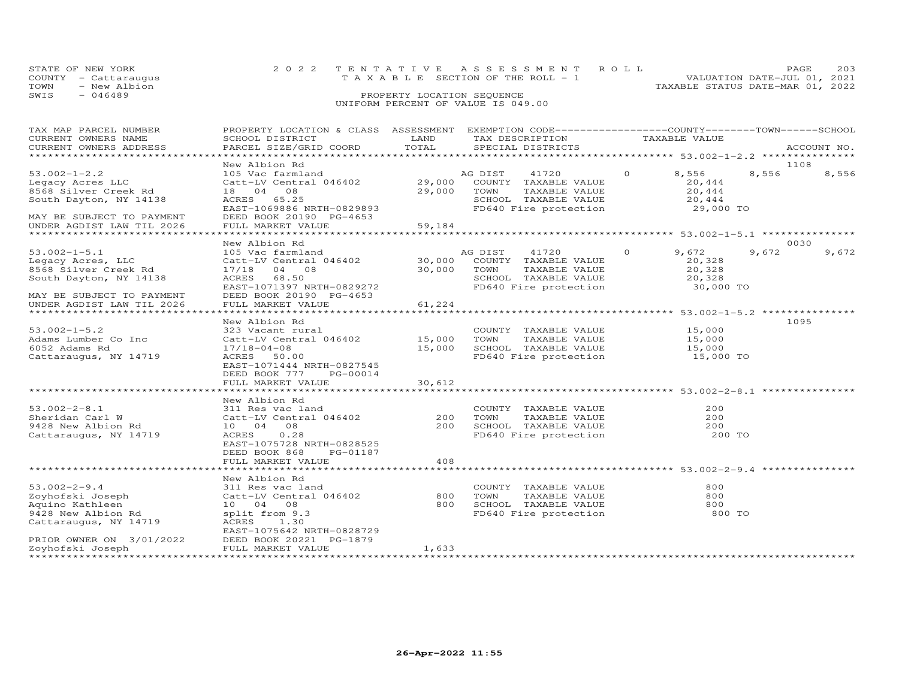STATE OF NEW YORK
COUNTY - Cattaraugus
TOWN - New Albion
SWIS - 046489

2022 TENTATIVE ASSESSMENT ROLL
TAXABLE SECTION OF THE ROLL - 1
PROPERTY LOCATION SEQUENCE
UNIFORM PERCENT OF VALUE IS 049.00

VALUATION DATE-JUL 01, 2021
TAXABLE STATUS DATE-MAR 01, 2022

| TAX MAP PARCEL NUMBER / CURRENT OWNERS NAME / CURRENT OWNERS ADDRESS | PROPERTY LOCATION & CLASS / SCHOOL DISTRICT / PARCEL SIZE/GRID COORD | ASSESSMENT LAND / TOTAL | EXEMPTION CODE / TAX DESCRIPTION / SPECIAL DISTRICTS | COUNTY | TOWN | SCHOOL | ACCOUNT NO. |
|---|---|---|---|---|---|---|---|
| **53.002-1-2.2** | New Albion Rd | | | | | | 1108 |
| 53.002-1-2.2 | 105 Vac farmland | | AG DIST 41720 0 | 8,556 | 8,556 | 8,556 | |
| Legacy Acres LLC | Catt-LV Central 046402 | 29,000 | COUNTY TAXABLE VALUE | 20,444 | | | |
| 8568 Silver Creek Rd | 18 04 08 | 29,000 | TOWN TAXABLE VALUE | | 20,444 | | |
| South Dayton, NY 14138 | ACRES 65.25 | | SCHOOL TAXABLE VALUE | | | 20,444 | |
| | EAST-1069886 NRTH-0829893 | | FD640 Fire protection | 29,000 TO | | | |
| MAY BE SUBJECT TO PAYMENT | DEED BOOK 20190 PG-4653 | | | | | | |
| UNDER AGDIST LAW TIL 2026 | FULL MARKET VALUE | 59,184 | | | | | |
| **53.002-1-5.1** | New Albion Rd | | | | | | 0030 |
| 53.002-1-5.1 | 105 Vac farmland | | AG DIST 41720 0 | 9,672 | 9,672 | 9,672 | |
| Legacy Acres, LLC | Catt-LV Central 046402 | 30,000 | COUNTY TAXABLE VALUE | 20,328 | | | |
| 8568 Silver Creek Rd | 17/18 04 08 | 30,000 | TOWN TAXABLE VALUE | | 20,328 | | |
| South Dayton, NY 14138 | ACRES 68.50 | | SCHOOL TAXABLE VALUE | | | 20,328 | |
| | EAST-1071397 NRTH-0829272 | | FD640 Fire protection | 30,000 TO | | | |
| MAY BE SUBJECT TO PAYMENT | DEED BOOK 20190 PG-4653 | | | | | | |
| UNDER AGDIST LAW TIL 2026 | FULL MARKET VALUE | 61,224 | | | | | |
| **53.002-1-5.2** | New Albion Rd | | | | | | 1095 |
| 53.002-1-5.2 | 323 Vacant rural | | COUNTY TAXABLE VALUE | 15,000 | | | |
| Adams Lumber Co Inc | Catt-LV Central 046402 | 15,000 | TOWN TAXABLE VALUE | | 15,000 | | |
| 6052 Adams Rd | 17/18-04-08 | 15,000 | SCHOOL TAXABLE VALUE | | | 15,000 | |
| Cattaraugus, NY 14719 | ACRES 50.00 | | FD640 Fire protection | 15,000 TO | | | |
| | EAST-1071444 NRTH-0827545 | | | | | | |
| | DEED BOOK 777 PG-00014 | | | | | | |
| | FULL MARKET VALUE | 30,612 | | | | | |
| **53.002-2-8.1** | New Albion Rd | | | | | | |
| 53.002-2-8.1 | 311 Res vac land | | COUNTY TAXABLE VALUE | 200 | | | |
| Sheridan Carl W | Catt-LV Central 046402 | 200 | TOWN TAXABLE VALUE | | 200 | | |
| 9428 New Albion Rd | 10 04 08 | 200 | SCHOOL TAXABLE VALUE | | | 200 | |
| Cattaraugus, NY 14719 | ACRES 0.28 | | FD640 Fire protection | 200 TO | | | |
| | EAST-1075728 NRTH-0828525 | | | | | | |
| | DEED BOOK 868 PG-01187 | | | | | | |
| | FULL MARKET VALUE | 408 | | | | | |
| **53.002-2-9.4** | New Albion Rd | | | | | | |
| 53.002-2-9.4 | 311 Res vac land | | COUNTY TAXABLE VALUE | 800 | | | |
| Zoyhofski Joseph | Catt-LV Central 046402 | 800 | TOWN TAXABLE VALUE | | 800 | | |
| Aquino Kathleen | 10 04 08 | 800 | SCHOOL TAXABLE VALUE | | | 800 | |
| 9428 New Albion Rd | split from 9.3 | | FD640 Fire protection | 800 TO | | | |
| Cattaraugus, NY 14719 | ACRES 1.30 | | | | | | |
| | EAST-1075642 NRTH-0828729 | | | | | | |
| PRIOR OWNER ON 3/01/2022 | DEED BOOK 20221 PG-1879 | | | | | | |
| Zoyhofski Joseph | FULL MARKET VALUE | 1,633 | | | | | |

26-Apr-2022 11:55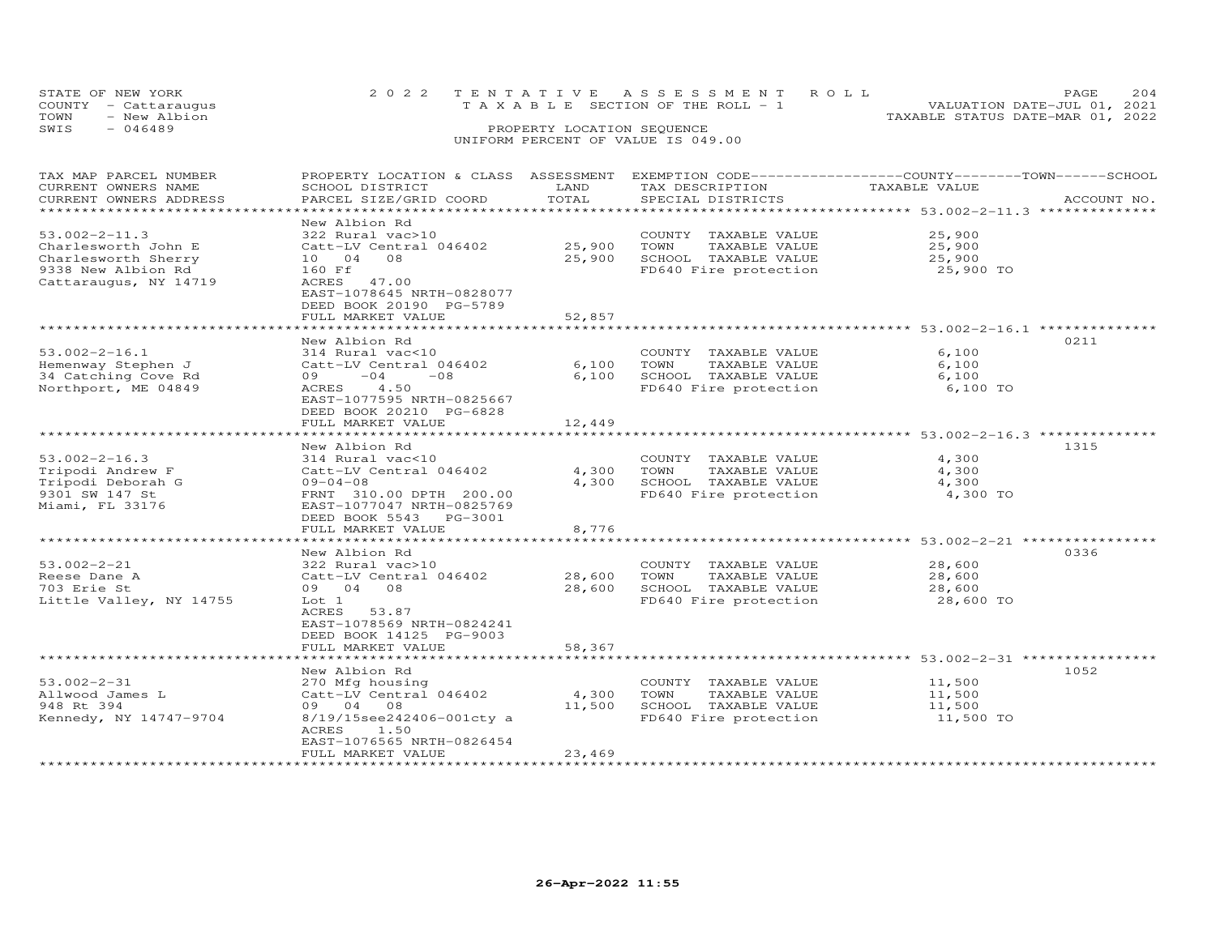STATE OF NEW YORK
COUNTY - Cattaraugus
TOWN - New Albion
SWIS - 046489

2022 TENTATIVE ASSESSMENT ROLL
TAXABLE SECTION OF THE ROLL - 1
PROPERTY LOCATION SEQUENCE
UNIFORM PERCENT OF VALUE IS 049.00

VALUATION DATE-JUL 01, 2021
TAXABLE STATUS DATE-MAR 01, 2022

| TAX MAP PARCEL NUMBER / CURRENT OWNERS NAME / CURRENT OWNERS ADDRESS | PROPERTY LOCATION & CLASS / SCHOOL DISTRICT / PARCEL SIZE/GRID COORD | ASSESSMENT LAND | TOTAL | EXEMPTION CODE / TAX DESCRIPTION / SPECIAL DISTRICTS | TAXABLE VALUE (COUNTY / TOWN / SCHOOL) | ACCOUNT NO. |
|---|---|---|---|---|---|---|
| 53.002-2-11.3 | New Albion Rd | | | | | |
| | 322 Rural vac>10 | | | COUNTY TAXABLE VALUE | 25,900 | |
| Charlesworth John E | Catt-LV Central 046402 | 25,900 | | TOWN TAXABLE VALUE | 25,900 | |
| Charlesworth Sherry | 10 04 08 | | 25,900 | SCHOOL TAXABLE VALUE | 25,900 | |
| 9338 New Albion Rd | 160 Ff | | | FD640 Fire protection | 25,900 TO | |
| Cattaraugus, NY 14719 | ACRES 47.00 | | | | | |
| | EAST-1078645 NRTH-0828077 | | | | | |
| | DEED BOOK 20190 PG-5789 | | | | | |
| | FULL MARKET VALUE | | 52,857 | | | |
| 53.002-2-16.1 | New Albion Rd | | | | | 0211 |
| | 314 Rural vac<10 | | | COUNTY TAXABLE VALUE | 6,100 | |
| Hemenway Stephen J | Catt-LV Central 046402 | 6,100 | | TOWN TAXABLE VALUE | 6,100 | |
| 34 Catching Cove Rd | 09 -04 -08 | | 6,100 | SCHOOL TAXABLE VALUE | 6,100 | |
| Northport, ME 04849 | ACRES 4.50 | | | FD640 Fire protection | 6,100 TO | |
| | EAST-1077595 NRTH-0825667 | | | | | |
| | DEED BOOK 20210 PG-6828 | | | | | |
| | FULL MARKET VALUE | | 12,449 | | | |
| 53.002-2-16.3 | New Albion Rd | | | | | 1315 |
| | 314 Rural vac<10 | | | COUNTY TAXABLE VALUE | 4,300 | |
| Tripodi Andrew F | Catt-LV Central 046402 | 4,300 | | TOWN TAXABLE VALUE | 4,300 | |
| Tripodi Deborah G | 09-04-08 | | 4,300 | SCHOOL TAXABLE VALUE | 4,300 | |
| 9301 SW 147 St | FRNT 310.00 DPTH 200.00 | | | FD640 Fire protection | 4,300 TO | |
| Miami, FL 33176 | EAST-1077047 NRTH-0825769 | | | | | |
| | DEED BOOK 5543 PG-3001 | | | | | |
| | FULL MARKET VALUE | | 8,776 | | | |
| 53.002-2-21 | New Albion Rd | | | | | 0336 |
| | 322 Rural vac>10 | | | COUNTY TAXABLE VALUE | 28,600 | |
| Reese Dane A | Catt-LV Central 046402 | 28,600 | | TOWN TAXABLE VALUE | 28,600 | |
| 703 Erie St | 09 04 08 | | 28,600 | SCHOOL TAXABLE VALUE | 28,600 | |
| Little Valley, NY 14755 | Lot 1 | | | FD640 Fire protection | 28,600 TO | |
| | ACRES 53.87 | | | | | |
| | EAST-1078569 NRTH-0824241 | | | | | |
| | DEED BOOK 14125 PG-9003 | | | | | |
| | FULL MARKET VALUE | | 58,367 | | | |
| 53.002-2-31 | New Albion Rd | | | | | 1052 |
| | 270 Mfg housing | | | COUNTY TAXABLE VALUE | 11,500 | |
| Allwood James L | Catt-LV Central 046402 | 4,300 | | TOWN TAXABLE VALUE | 11,500 | |
| 948 Rt 394 | 09 04 08 | | 11,500 | SCHOOL TAXABLE VALUE | 11,500 | |
| Kennedy, NY 14747-9704 | 8/19/15see242406-001cty a | | | FD640 Fire protection | 11,500 TO | |
| | ACRES 1.50 | | | | | |
| | EAST-1076565 NRTH-0826454 | | | | | |
| | FULL MARKET VALUE | | 23,469 | | | |

26-Apr-2022 11:55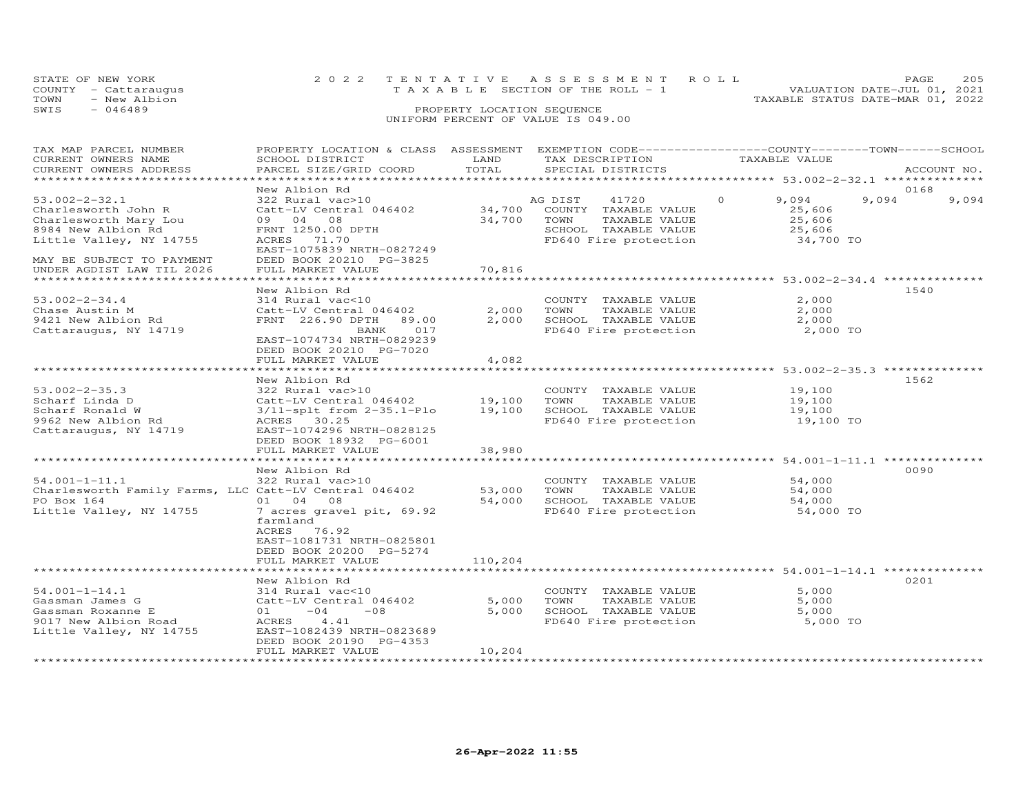STATE OF NEW YORK
COUNTY - Cattaraugus
TOWN - New Albion
SWIS - 046489

2022 TENTATIVE ASSESSMENT ROLL
TAXABLE SECTION OF THE ROLL - 1
PROPERTY LOCATION SEQUENCE
UNIFORM PERCENT OF VALUE IS 049.00

VALUATION DATE-JUL 01, 2021
TAXABLE STATUS DATE-MAR 01, 2022

| TAX MAP PARCEL NUMBER / CURRENT OWNERS NAME / CURRENT OWNERS ADDRESS | PROPERTY LOCATION & CLASS / SCHOOL DISTRICT / PARCEL SIZE/GRID COORD | ASSESSMENT LAND / TOTAL | EXEMPTION CODE / TAX DESCRIPTION / SPECIAL DISTRICTS | COUNTY TAXABLE VALUE | TOWN | SCHOOL | ACCOUNT NO. |
|---|---|---|---|---|---|---|---|
| **53.002-2-32.1** | New Albion Rd | | | | | | 0168 |
| 53.002-2-32.1 | 322 Rural vac>10 | | AG DIST 41720 0 | 9,094 | 9,094 | 9,094 | |
| Charlesworth John R | Catt-LV Central 046402 | 34,700 | COUNTY TAXABLE VALUE | 25,606 | | | |
| Charlesworth Mary Lou | 09 04 08 | 34,700 | TOWN TAXABLE VALUE | 25,606 | | | |
| 8984 New Albion Rd | FRNT 1250.00 DPTH | | SCHOOL TAXABLE VALUE | 25,606 | | | |
| Little Valley, NY 14755 | ACRES 71.70 | | FD640 Fire protection | 34,700 TO | | | |
| | EAST-1075839 NRTH-0827249 | | | | | | |
| MAY BE SUBJECT TO PAYMENT | DEED BOOK 20210 PG-3825 | | | | | | |
| UNDER AGDIST LAW TIL 2026 | FULL MARKET VALUE | 70,816 | | | | | |
| **53.002-2-34.4** | New Albion Rd | | | | | | 1540 |
| 53.002-2-34.4 | 314 Rural vac<10 | | COUNTY TAXABLE VALUE | 2,000 | | | |
| Chase Austin M | Catt-LV Central 046402 | 2,000 | TOWN TAXABLE VALUE | 2,000 | | | |
| 9421 New Albion Rd | FRNT 226.90 DPTH 89.00 | 2,000 | SCHOOL TAXABLE VALUE | 2,000 | | | |
| Cattaraugus, NY 14719 | BANK 017 | | FD640 Fire protection | 2,000 TO | | | |
| | EAST-1074734 NRTH-0829239 | | | | | | |
| | DEED BOOK 20210 PG-7020 | | | | | | |
| | FULL MARKET VALUE | 4,082 | | | | | |
| **53.002-2-35.3** | New Albion Rd | | | | | | 1562 |
| 53.002-2-35.3 | 322 Rural vac>10 | | COUNTY TAXABLE VALUE | 19,100 | | | |
| Scharf Linda D | Catt-LV Central 046402 | 19,100 | TOWN TAXABLE VALUE | 19,100 | | | |
| Scharf Ronald W | 3/11-splt from 2-35.1-Plo | 19,100 | SCHOOL TAXABLE VALUE | 19,100 | | | |
| 9962 New Albion Rd | ACRES 30.25 | | FD640 Fire protection | 19,100 TO | | | |
| Cattaraugus, NY 14719 | EAST-1074296 NRTH-0828125 | | | | | | |
| | DEED BOOK 18932 PG-6001 | | | | | | |
| | FULL MARKET VALUE | 38,980 | | | | | |
| **54.001-1-11.1** | New Albion Rd | | | | | | 0090 |
| 54.001-1-11.1 | 322 Rural vac>10 | | COUNTY TAXABLE VALUE | 54,000 | | | |
| Charlesworth Family Farms, LLC | Catt-LV Central 046402 | 53,000 | TOWN TAXABLE VALUE | 54,000 | | | |
| PO Box 164 | 01 04 08 | 54,000 | SCHOOL TAXABLE VALUE | 54,000 | | | |
| Little Valley, NY 14755 | 7 acres gravel pit, 69.92 farmland | | FD640 Fire protection | 54,000 TO | | | |
| | ACRES 76.92 | | | | | | |
| | EAST-1081731 NRTH-0825801 | | | | | | |
| | DEED BOOK 20200 PG-5274 | | | | | | |
| | FULL MARKET VALUE | 110,204 | | | | | |
| **54.001-1-14.1** | New Albion Rd | | | | | | 0201 |
| 54.001-1-14.1 | 314 Rural vac<10 | | COUNTY TAXABLE VALUE | 5,000 | | | |
| Gassman James G | Catt-LV Central 046402 | 5,000 | TOWN TAXABLE VALUE | 5,000 | | | |
| Gassman Roxanne E | 01 -04 -08 | 5,000 | SCHOOL TAXABLE VALUE | 5,000 | | | |
| 9017 New Albion Road | ACRES 4.41 | | FD640 Fire protection | 5,000 TO | | | |
| Little Valley, NY 14755 | EAST-1082439 NRTH-0823689 | | | | | | |
| | DEED BOOK 20190 PG-4353 | | | | | | |
| | FULL MARKET VALUE | 10,204 | | | | | |

26-Apr-2022 11:55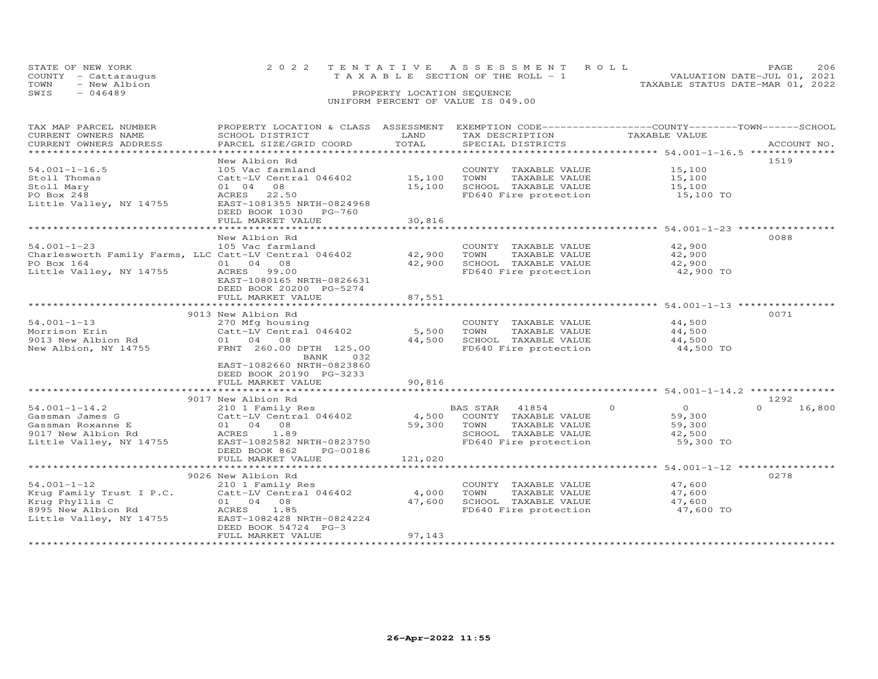STATE OF NEW YORK  
COUNTY - Cattaraugus  
TOWN - New Albion  
SWIS - 046489

2022 TENTATIVE ASSESSMENT ROLL  
TAXABLE SECTION OF THE ROLL - 1  
PROPERTY LOCATION SEQUENCE  
UNIFORM PERCENT OF VALUE IS 049.00

VALUATION DATE-JUL 01, 2021  
TAXABLE STATUS DATE-MAR 01, 2022

| TAX MAP PARCEL NUMBER / CURRENT OWNERS NAME / CURRENT OWNERS ADDRESS | PROPERTY LOCATION & CLASS / SCHOOL DISTRICT / PARCEL SIZE/GRID COORD | ASSESSMENT LAND | TOTAL | EXEMPTION CODE / TAX DESCRIPTION / SPECIAL DISTRICTS | COUNTY | TOWN | SCHOOL | TAXABLE VALUE | ACCOUNT NO. |
|---|---|---|---|---|---|---|---|---|---|
| **54.001-1-16.5** | New Albion Rd | | | | | | | | 1519 |
| 54.001-1-16.5 | 105 Vac farmland | | | COUNTY TAXABLE VALUE | | | | 15,100 | |
| Stoll Thomas | Catt-LV Central 046402 | 15,100 | | TOWN TAXABLE VALUE | | | | 15,100 | |
| Stoll Mary | 01 04 08 | | 15,100 | SCHOOL TAXABLE VALUE | | | | 15,100 | |
| PO Box 248 | ACRES 22.50 | | | FD640 Fire protection | | | | 15,100 TO | |
| Little Valley, NY 14755 | EAST-1081355 NRTH-0824968 | | | | | | | | |
| | DEED BOOK 1030 PG-760 | | | | | | | | |
| | FULL MARKET VALUE | | 30,816 | | | | | | |
| **54.001-1-23** | New Albion Rd | | | | | | | | 0088 |
| 54.001-1-23 | 105 Vac farmland | | | COUNTY TAXABLE VALUE | | | | 42,900 | |
| Charlesworth Family Farms, LLC | Catt-LV Central 046402 | 42,900 | | TOWN TAXABLE VALUE | | | | 42,900 | |
| PO Box 164 | 01 04 08 | | 42,900 | SCHOOL TAXABLE VALUE | | | | 42,900 | |
| Little Valley, NY 14755 | ACRES 99.00 | | | FD640 Fire protection | | | | 42,900 TO | |
| | EAST-1080165 NRTH-0826631 | | | | | | | | |
| | DEED BOOK 20200 PG-5274 | | | | | | | | |
| | FULL MARKET VALUE | | 87,551 | | | | | | |
| **54.001-1-13** | 9013 New Albion Rd | | | | | | | | 0071 |
| 54.001-1-13 | 270 Mfg housing | | | COUNTY TAXABLE VALUE | | | | 44,500 | |
| Morrison Erin | Catt-LV Central 046402 | 5,500 | | TOWN TAXABLE VALUE | | | | 44,500 | |
| 9013 New Albion Rd | 01 04 08 | | 44,500 | SCHOOL TAXABLE VALUE | | | | 44,500 | |
| New Albion, NY 14755 | FRNT 260.00 DPTH 125.00 | | | FD640 Fire protection | | | | 44,500 TO | |
| | BANK 032 | | | | | | | | |
| | EAST-1082660 NRTH-0823860 | | | | | | | | |
| | DEED BOOK 20190 PG-3233 | | | | | | | | |
| | FULL MARKET VALUE | | 90,816 | | | | | | |
| **54.001-1-14.2** | 9017 New Albion Rd | | | | | | | | 1292 |
| 54.001-1-14.2 | 210 1 Family Res | | | BAS STAR 41854 | 0 | 0 | 16,800 | | |
| Gassman James G | Catt-LV Central 046402 | 4,500 | | COUNTY TAXABLE VALUE | | | | 59,300 | |
| Gassman Roxanne E | 01 04 08 | | 59,300 | TOWN TAXABLE VALUE | | | | 59,300 | |
| 9017 New Albion Rd | ACRES 1.89 | | | SCHOOL TAXABLE VALUE | | | | 42,500 | |
| Little Valley, NY 14755 | EAST-1082582 NRTH-0823750 | | | FD640 Fire protection | | | | 59,300 TO | |
| | DEED BOOK 862 PG-00186 | | | | | | | | |
| | FULL MARKET VALUE | | 121,020 | | | | | | |
| **54.001-1-12** | 9026 New Albion Rd | | | | | | | | 0278 |
| 54.001-1-12 | 210 1 Family Res | | | COUNTY TAXABLE VALUE | | | | 47,600 | |
| Krug Family Trust I P.C. | Catt-LV Central 046402 | 4,000 | | TOWN TAXABLE VALUE | | | | 47,600 | |
| Krug Phyllis C | 01 04 08 | | 47,600 | SCHOOL TAXABLE VALUE | | | | 47,600 | |
| 8995 New Albion Rd | ACRES 1.85 | | | FD640 Fire protection | | | | 47,600 TO | |
| Little Valley, NY 14755 | EAST-1082428 NRTH-0824224 | | | | | | | | |
| | DEED BOOK 54724 PG-3 | | | | | | | | |
| | FULL MARKET VALUE | | 97,143 | | | | | | |

26-Apr-2022 11:55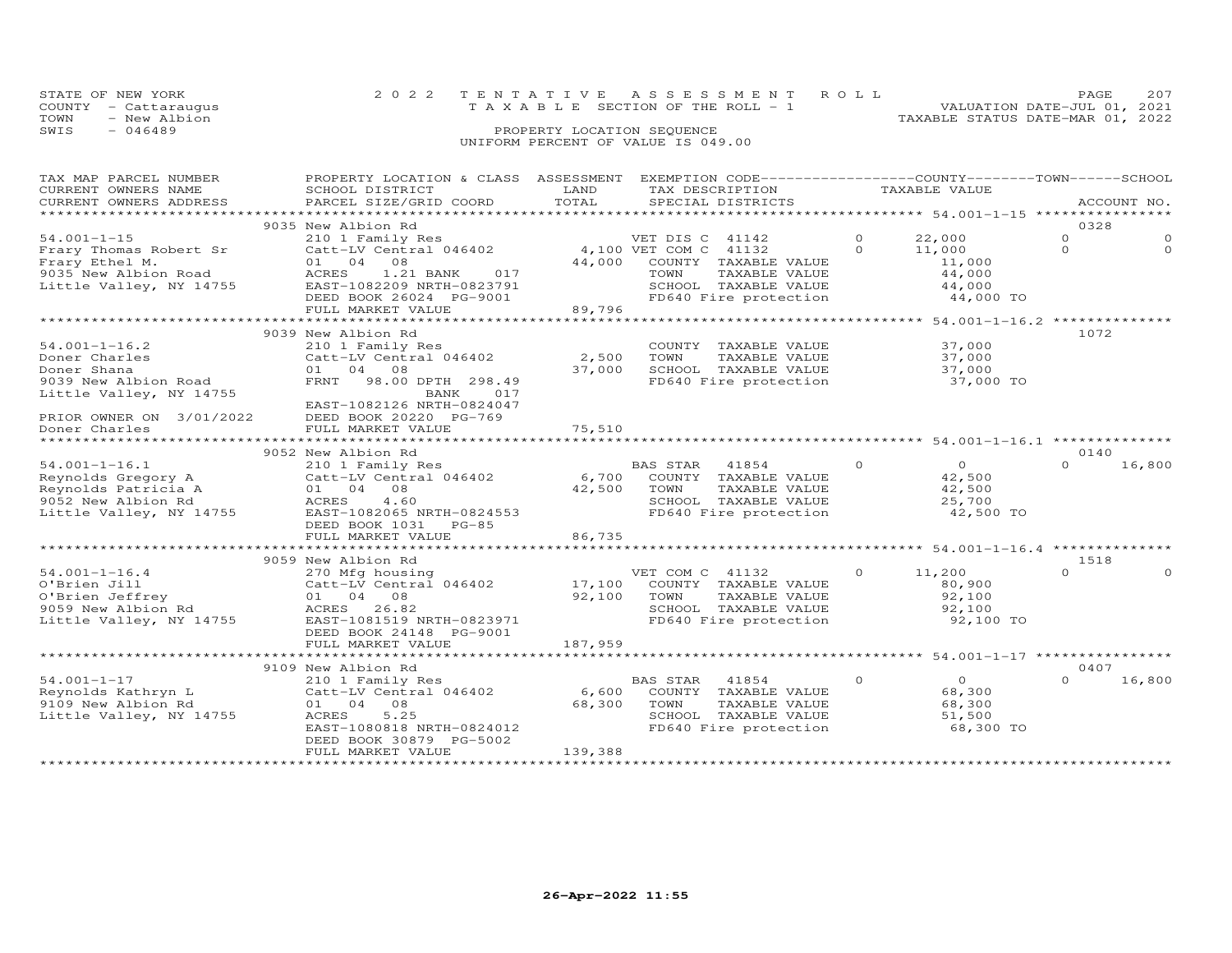STATE OF NEW YORK
COUNTY - Cattaraugus
TOWN - New Albion
SWIS - 046489

2022 TENTATIVE ASSESSMENT ROLL
TAXABLE SECTION OF THE ROLL - 1

PROPERTY LOCATION SEQUENCE
UNIFORM PERCENT OF VALUE IS 049.00

VALUATION DATE-JUL 01, 2021
TAXABLE STATUS DATE-MAR 01, 2022

| TAX MAP PARCEL NUMBER<br>CURRENT OWNERS NAME<br>CURRENT OWNERS ADDRESS | PROPERTY LOCATION & CLASS<br>SCHOOL DISTRICT<br>PARCEL SIZE/GRID COORD | ASSESSMENT<br>LAND<br>TOTAL | EXEMPTION CODE<br>TAX DESCRIPTION<br>SPECIAL DISTRICTS | COUNTY<br>TAXABLE VALUE | TOWN | SCHOOL<br>ACCOUNT NO. |
|---|---|---|---|---|---|---|
| | 9035 New Albion Rd | | | | | 0328 |
| 54.001-1-15 | 210 1 Family Res | | VET DIS C 41142 0 | 22,000 | 0 | 0 |
| Frary Thomas Robert Sr | Catt-LV Central 046402 | 4,100 | VET COM C 41132 0 | 11,000 | 0 | 0 |
| Frary Ethel M. | 01 04 08 | 44,000 | COUNTY TAXABLE VALUE | 11,000 | | |
| 9035 New Albion Road | ACRES 1.21 BANK 017 | | TOWN TAXABLE VALUE | 44,000 | | |
| Little Valley, NY 14755 | EAST-1082209 NRTH-0823791 | | SCHOOL TAXABLE VALUE | 44,000 | | |
| | DEED BOOK 26024 PG-9001 | | FD640 Fire protection | 44,000 TO | | |
| | FULL MARKET VALUE | 89,796 | | | | |
| | 9039 New Albion Rd | | | | | 1072 |
| 54.001-1-16.2 | 210 1 Family Res | | COUNTY TAXABLE VALUE | 37,000 | | |
| Doner Charles | Catt-LV Central 046402 | 2,500 | TOWN TAXABLE VALUE | 37,000 | | |
| Doner Shana | 01 04 08 | 37,000 | SCHOOL TAXABLE VALUE | 37,000 | | |
| 9039 New Albion Road | FRNT 98.00 DPTH 298.49 | | FD640 Fire protection | 37,000 TO | | |
| Little Valley, NY 14755 | BANK 017 | | | | | |
| | EAST-1082126 NRTH-0824047 | | | | | |
| PRIOR OWNER ON 3/01/2022 | DEED BOOK 20220 PG-769 | | | | | |
| Doner Charles | FULL MARKET VALUE | 75,510 | | | | |
| | 9052 New Albion Rd | | | | | 0140 |
| 54.001-1-16.1 | 210 1 Family Res | | BAS STAR 41854 0 | 0 | 0 | 16,800 |
| Reynolds Gregory A | Catt-LV Central 046402 | 6,700 | COUNTY TAXABLE VALUE | 42,500 | | |
| Reynolds Patricia A | 01 04 08 | 42,500 | TOWN TAXABLE VALUE | 42,500 | | |
| 9052 New Albion Rd | ACRES 4.60 | | SCHOOL TAXABLE VALUE | 25,700 | | |
| Little Valley, NY 14755 | EAST-1082065 NRTH-0824553 | | FD640 Fire protection | 42,500 TO | | |
| | DEED BOOK 1031 PG-85 | | | | | |
| | FULL MARKET VALUE | 86,735 | | | | |
| | 9059 New Albion Rd | | | | | 1518 |
| 54.001-1-16.4 | 270 Mfg housing | | VET COM C 41132 0 | 11,200 | 0 | 0 |
| O'Brien Jill | Catt-LV Central 046402 | 17,100 | COUNTY TAXABLE VALUE | 80,900 | | |
| O'Brien Jeffrey | 01 04 08 | 92,100 | TOWN TAXABLE VALUE | 92,100 | | |
| 9059 New Albion Rd | ACRES 26.82 | | SCHOOL TAXABLE VALUE | 92,100 | | |
| Little Valley, NY 14755 | EAST-1081519 NRTH-0823971 | | FD640 Fire protection | 92,100 TO | | |
| | DEED BOOK 24148 PG-9001 | | | | | |
| | FULL MARKET VALUE | 187,959 | | | | |
| | 9109 New Albion Rd | | | | | 0407 |
| 54.001-1-17 | 210 1 Family Res | | BAS STAR 41854 0 | 0 | 0 | 16,800 |
| Reynolds Kathryn L | Catt-LV Central 046402 | 6,600 | COUNTY TAXABLE VALUE | 68,300 | | |
| 9109 New Albion Rd | 01 04 08 | 68,300 | TOWN TAXABLE VALUE | 68,300 | | |
| Little Valley, NY 14755 | ACRES 5.25 | | SCHOOL TAXABLE VALUE | 51,500 | | |
| | EAST-1080818 NRTH-0824012 | | FD640 Fire protection | 68,300 TO | | |
| | DEED BOOK 30879 PG-5002 | | | | | |
| | FULL MARKET VALUE | 139,388 | | | | |

26-Apr-2022 11:55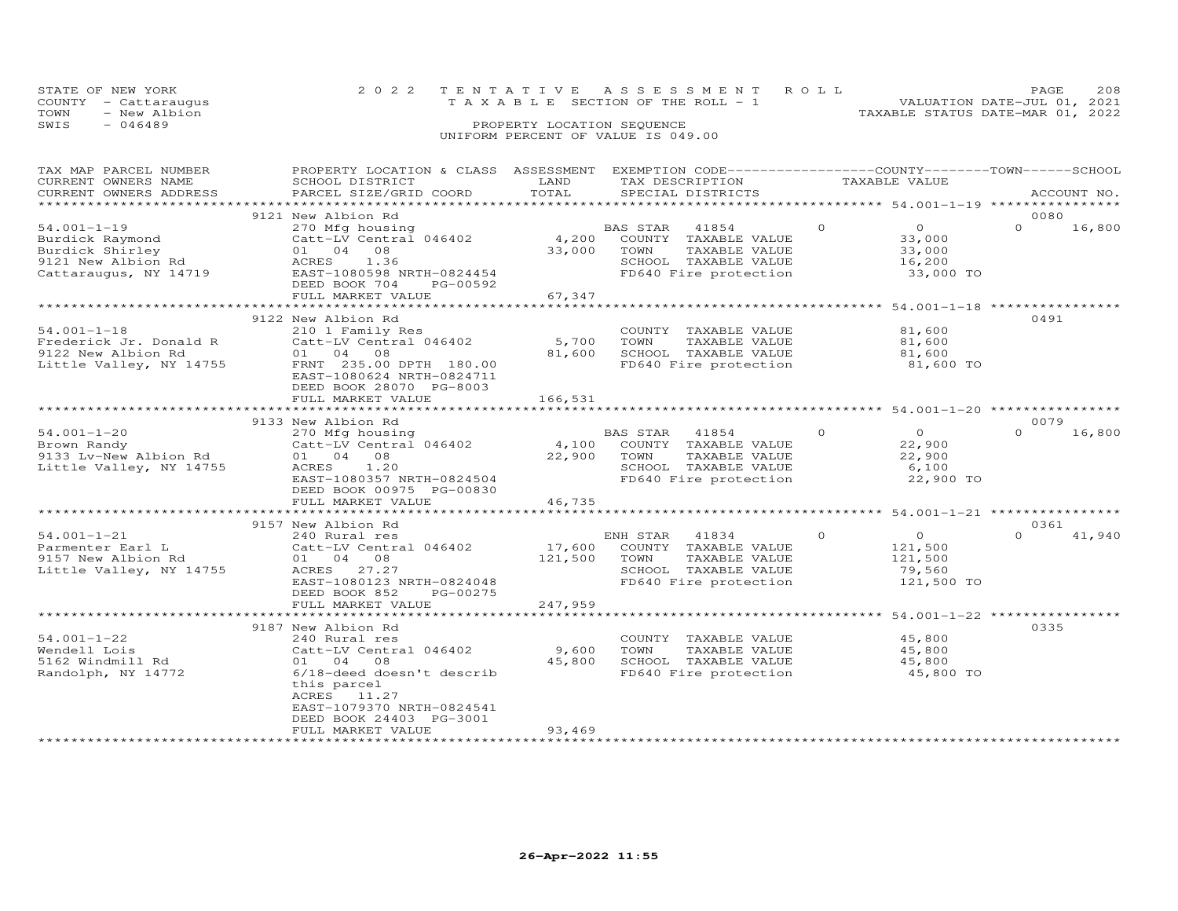STATE OF NEW YORK
COUNTY - Cattaraugus
TOWN - New Albion
SWIS - 046489

2022 TENTATIVE ASSESSMENT ROLL
TAXABLE SECTION OF THE ROLL - 1
PROPERTY LOCATION SEQUENCE
UNIFORM PERCENT OF VALUE IS 049.00

VALUATION DATE-JUL 01, 2021
TAXABLE STATUS DATE-MAR 01, 2022

| TAX MAP PARCEL NUMBER<br>CURRENT OWNERS NAME<br>CURRENT OWNERS ADDRESS | PROPERTY LOCATION & CLASS<br>SCHOOL DISTRICT<br>PARCEL SIZE/GRID COORD | ASSESSMENT<br>LAND<br>TOTAL | EXEMPTION CODE<br>TAX DESCRIPTION<br>SPECIAL DISTRICTS | COUNTY | TOWN<br>TAXABLE VALUE | SCHOOL<br>ACCOUNT NO. |
|---|---|---|---|---|---|---|
| | 9121 New Albion Rd | | | | | 0080 |
| 54.001-1-19 | 270 Mfg housing | | BAS STAR 41854 | 0 | 0 | 0 16,800 |
| Burdick Raymond | Catt-LV Central 046402 | 4,200 | COUNTY TAXABLE VALUE | | 33,000 | |
| Burdick Shirley | 01 04 08 | 33,000 | TOWN TAXABLE VALUE | | 33,000 | |
| 9121 New Albion Rd | ACRES 1.36 | | SCHOOL TAXABLE VALUE | | 16,200 | |
| Cattaraugus, NY 14719 | EAST-1080598 NRTH-0824454 | | FD640 Fire protection | | 33,000 TO | |
| | DEED BOOK 704 PG-00592 | | | | | |
| | FULL MARKET VALUE | 67,347 | | | | |
| | 9122 New Albion Rd | | | | | 0491 |
| 54.001-1-18 | 210 1 Family Res | | COUNTY TAXABLE VALUE | | 81,600 | |
| Frederick Jr. Donald R | Catt-LV Central 046402 | 5,700 | TOWN TAXABLE VALUE | | 81,600 | |
| 9122 New Albion Rd | 01 04 08 | 81,600 | SCHOOL TAXABLE VALUE | | 81,600 | |
| Little Valley, NY 14755 | FRNT 235.00 DPTH 180.00 | | FD640 Fire protection | | 81,600 TO | |
| | EAST-1080624 NRTH-0824711 | | | | | |
| | DEED BOOK 28070 PG-8003 | | | | | |
| | FULL MARKET VALUE | 166,531 | | | | |
| | 9133 New Albion Rd | | | | | 0079 |
| 54.001-1-20 | 270 Mfg housing | | BAS STAR 41854 | 0 | 0 | 0 16,800 |
| Brown Randy | Catt-LV Central 046402 | 4,100 | COUNTY TAXABLE VALUE | | 22,900 | |
| 9133 Lv-New Albion Rd | 01 04 08 | 22,900 | TOWN TAXABLE VALUE | | 22,900 | |
| Little Valley, NY 14755 | ACRES 1.20 | | SCHOOL TAXABLE VALUE | | 6,100 | |
| | EAST-1080357 NRTH-0824504 | | FD640 Fire protection | | 22,900 TO | |
| | DEED BOOK 00975 PG-00830 | | | | | |
| | FULL MARKET VALUE | 46,735 | | | | |
| | 9157 New Albion Rd | | | | | 0361 |
| 54.001-1-21 | 240 Rural res | | ENH STAR 41834 | 0 | 0 | 0 41,940 |
| Parmenter Earl L | Catt-LV Central 046402 | 17,600 | COUNTY TAXABLE VALUE | | 121,500 | |
| 9157 New Albion Rd | 01 04 08 | 121,500 | TOWN TAXABLE VALUE | | 121,500 | |
| Little Valley, NY 14755 | ACRES 27.27 | | SCHOOL TAXABLE VALUE | | 79,560 | |
| | EAST-1080123 NRTH-0824048 | | FD640 Fire protection | | 121,500 TO | |
| | DEED BOOK 852 PG-00275 | | | | | |
| | FULL MARKET VALUE | 247,959 | | | | |
| | 9187 New Albion Rd | | | | | 0335 |
| 54.001-1-22 | 240 Rural res | | COUNTY TAXABLE VALUE | | 45,800 | |
| Wendell Lois | Catt-LV Central 046402 | 9,600 | TOWN TAXABLE VALUE | | 45,800 | |
| 5162 Windmill Rd | 01 04 08 | 45,800 | SCHOOL TAXABLE VALUE | | 45,800 | |
| Randolph, NY 14772 | 6/18-deed doesn't describ | | FD640 Fire protection | | 45,800 TO | |
| | this parcel | | | | | |
| | ACRES 11.27 | | | | | |
| | EAST-1079370 NRTH-0824541 | | | | | |
| | DEED BOOK 24403 PG-3001 | | | | | |
| | FULL MARKET VALUE | 93,469 | | | | |

26-Apr-2022 11:55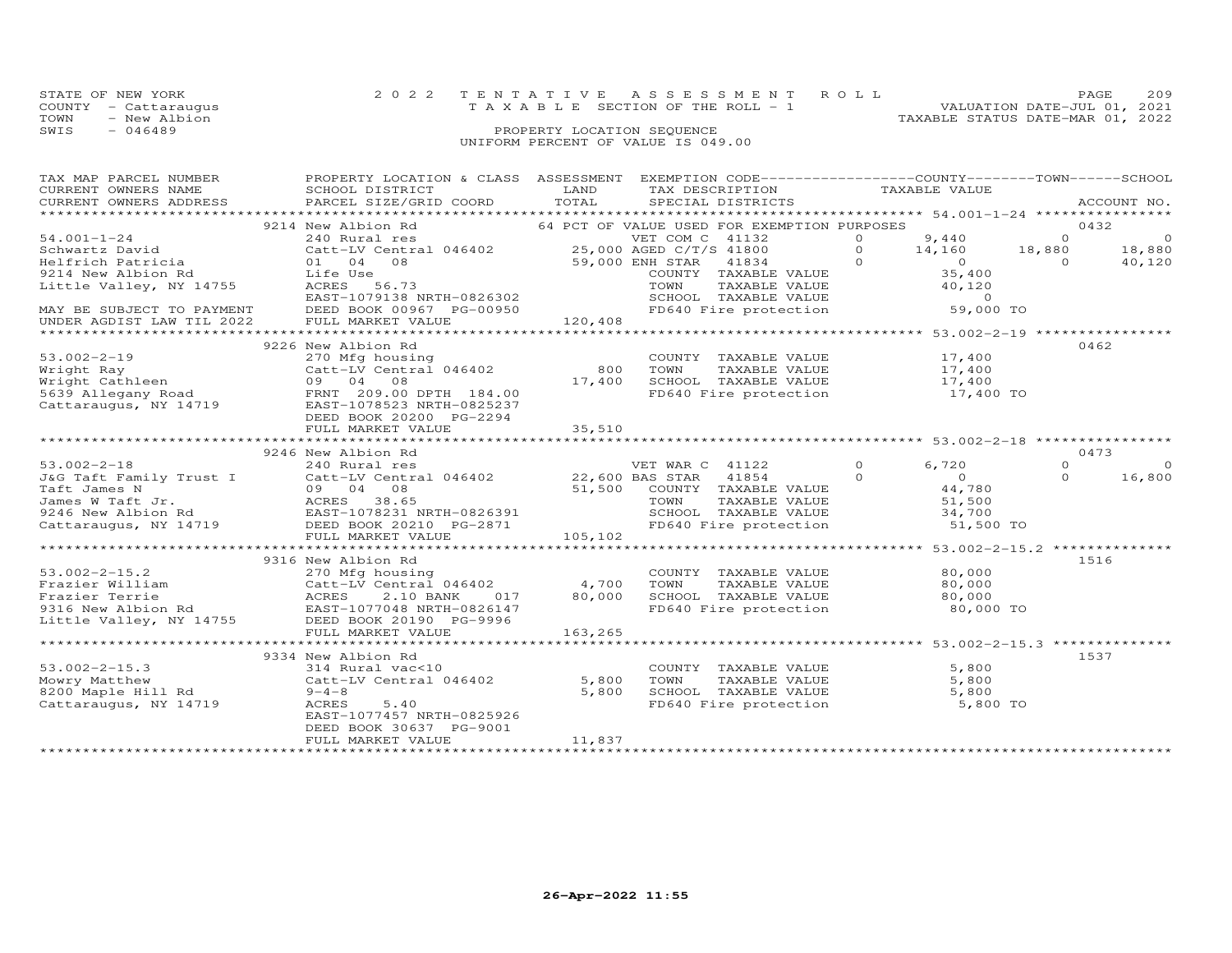STATE OF NEW YORK
COUNTY - Cattaraugus
TOWN - New Albion
SWIS - 046489

2 0 2 2 T E N T A T I V E A S S E S S M E N T R O L L
T A X A B L E SECTION OF THE ROLL - 1
PROPERTY LOCATION SEQUENCE
UNIFORM PERCENT OF VALUE IS 049.00

VALUATION DATE-JUL 01, 2021
TAXABLE STATUS DATE-MAR 01, 2022

```
TAX MAP PARCEL NUMBER          PROPERTY LOCATION & CLASS  ASSESSMENT  EXEMPTION CODE------------------COUNTY--------TOWN------SCHOOL
CURRENT OWNERS NAME            SCHOOL DISTRICT              LAND      TAX DESCRIPTION              TAXABLE VALUE
CURRENT OWNERS ADDRESS         PARCEL SIZE/GRID COORD       TOTAL     SPECIAL DISTRICTS                                      ACCOUNT NO.
*********************************************************************************************************** 54.001-1-24 ****************
                              9214 New Albion Rd                    64 PCT OF VALUE USED FOR EXEMPTION PURPOSES                   0432
54.001-1-24                    240 Rural res                        VET COM C  41132          0       9,440           0              0
Schwartz David                 Catt-LV Central 046402     25,000 AGED C/T/S 41800          0      14,160      18,880         18,880
Helfrich Patricia              01  04  08                 59,000 ENH STAR   41834          0           0           0         40,120
9214 New Albion Rd             Life Use                             COUNTY   TAXABLE VALUE           35,400
Little Valley, NY 14755        ACRES   56.73                        TOWN     TAXABLE VALUE           40,120
                               EAST-1079138 NRTH-0826302            SCHOOL   TAXABLE VALUE                0
MAY BE SUBJECT TO PAYMENT      DEED BOOK 00967 PG-00950             FD640 Fire protection            59,000 TO
UNDER AGDIST LAW TIL 2022      FULL MARKET VALUE         120,408
*********************************************************************************************************** 53.002-2-19 ****************
                              9226 New Albion Rd                                                                                  0462
53.002-2-19                    270 Mfg housing                      COUNTY   TAXABLE VALUE           17,400
Wright Ray                     Catt-LV Central 046402        800    TOWN     TAXABLE VALUE           17,400
Wright Cathleen                09  04  08                 17,400    SCHOOL   TAXABLE VALUE           17,400
5639 Allegany Road             FRNT 209.00 DPTH 184.00              FD640 Fire protection            17,400 TO
Cattaraugus, NY 14719          EAST-1078523 NRTH-0825237
                               DEED BOOK 20200 PG-2294
                               FULL MARKET VALUE          35,510
*********************************************************************************************************** 53.002-2-18 ****************
                              9246 New Albion Rd                                                                                  0473
53.002-2-18                    240 Rural res                        VET WAR C  41122          0       6,720           0              0
J&G Taft Family Trust I        Catt-LV Central 046402     22,600 BAS STAR   41854          0           0           0         16,800
Taft James N                   09  04  08                 51,500    COUNTY   TAXABLE VALUE           44,780
James W Taft Jr.               ACRES   38.65                        TOWN     TAXABLE VALUE           51,500
9246 New Albion Rd             EAST-1078231 NRTH-0826391            SCHOOL   TAXABLE VALUE           34,700
Cattaraugus, NY 14719          DEED BOOK 20210 PG-2871              FD640 Fire protection            51,500 TO
                               FULL MARKET VALUE         105,102
*********************************************************************************************************** 53.002-2-15.2 **************
                              9316 New Albion Rd                                                                                  1516
53.002-2-15.2                  270 Mfg housing                      COUNTY   TAXABLE VALUE           80,000
Frazier William                Catt-LV Central 046402      4,700    TOWN     TAXABLE VALUE           80,000
Frazier Terrie                 ACRES    2.10 BANK    017  80,000    SCHOOL   TAXABLE VALUE           80,000
9316 New Albion Rd             EAST-1077048 NRTH-0826147            FD640 Fire protection            80,000 TO
Little Valley, NY 14755        DEED BOOK 20190 PG-9996
                               FULL MARKET VALUE         163,265
*********************************************************************************************************** 53.002-2-15.3 **************
                              9334 New Albion Rd                                                                                  1537
53.002-2-15.3                  314 Rural vac<10                     COUNTY   TAXABLE VALUE            5,800
Mowry Matthew                  Catt-LV Central 046402      5,800    TOWN     TAXABLE VALUE            5,800
8200 Maple Hill Rd             9-4-8                       5,800    SCHOOL   TAXABLE VALUE            5,800
Cattaraugus, NY 14719          ACRES    5.40                        FD640 Fire protection             5,800 TO
                               EAST-1077457 NRTH-0825926
                               DEED BOOK 30637 PG-9001
                               FULL MARKET VALUE          11,837
****************************************************************************************************************************************
```

26-Apr-2022 11:55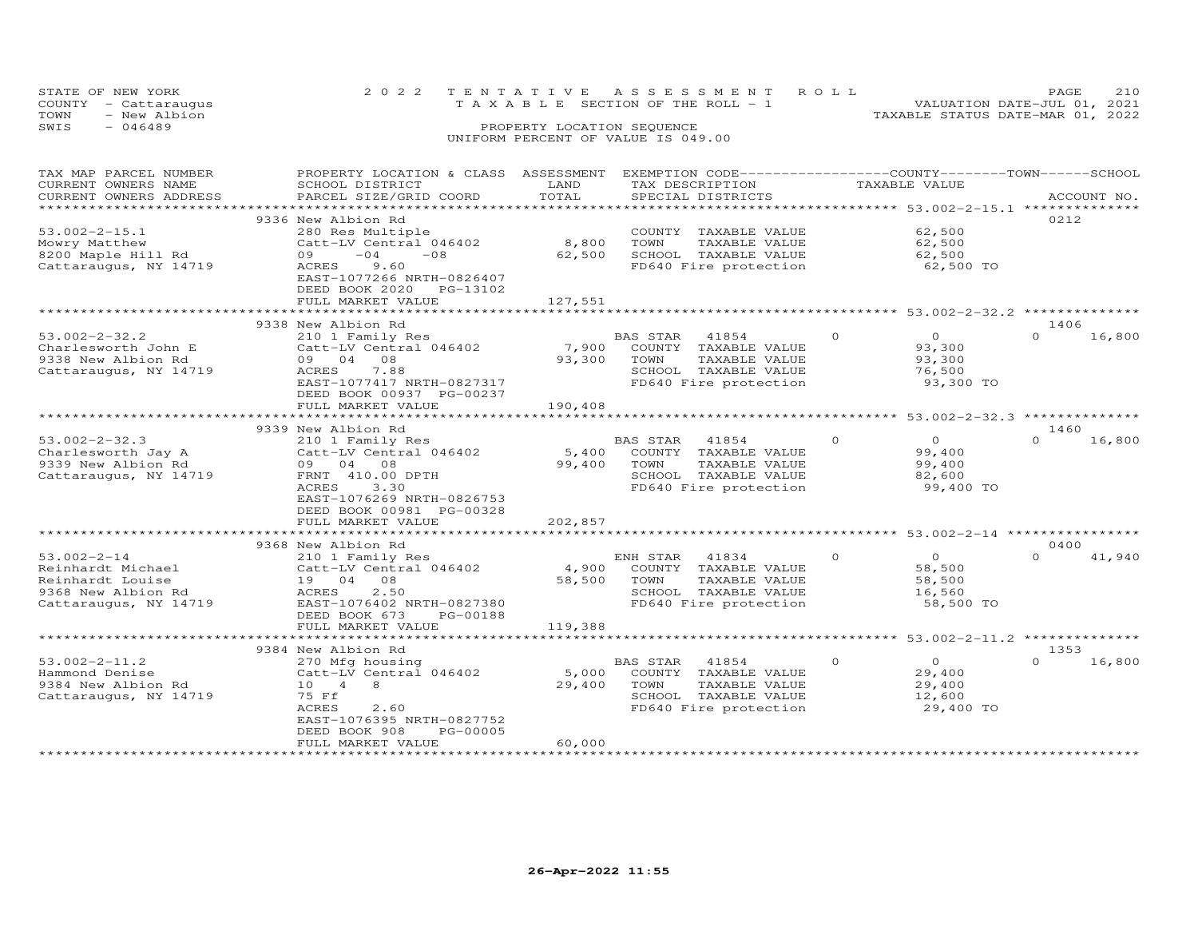STATE OF NEW YORK
COUNTY - Cattaraugus
TOWN - New Albion
SWIS - 046489

2 0 2 2 T E N T A T I V E A S S E S S M E N T R O L L
T A X A B L E SECTION OF THE ROLL - 1
PROPERTY LOCATION SEQUENCE
UNIFORM PERCENT OF VALUE IS 049.00

VALUATION DATE-JUL 01, 2021
TAXABLE STATUS DATE-MAR 01, 2022

| TAX MAP PARCEL NUMBER / CURRENT OWNERS NAME / CURRENT OWNERS ADDRESS | PROPERTY LOCATION & CLASS / SCHOOL DISTRICT / PARCEL SIZE/GRID COORD | ASSESSMENT LAND / TOTAL | EXEMPTION CODE / TAX DESCRIPTION / SPECIAL DISTRICTS | COUNTY | TOWN | SCHOOL / TAXABLE VALUE | ACCOUNT NO. |
|---|---|---|---|---|---|---|---|
| **53.002-2-15.1** | 9336 New Albion Rd | | | | | | 0212 |
| 53.002-2-15.1 | 280 Res Multiple | | COUNTY TAXABLE VALUE | 62,500 | | | |
| Mowry Matthew | Catt-LV Central 046402 | 8,800 | TOWN TAXABLE VALUE | | 62,500 | | |
| 8200 Maple Hill Rd | 09 -04 -08 | 62,500 | SCHOOL TAXABLE VALUE | | | 62,500 | |
| Cattaraugus, NY 14719 | ACRES 9.60 | | FD640 Fire protection | 62,500 TO | | | |
| | EAST-1077266 NRTH-0826407 | | | | | | |
| | DEED BOOK 2020 PG-13102 | | | | | | |
| | FULL MARKET VALUE | 127,551 | | | | | |
| **53.002-2-32.2** | 9338 New Albion Rd | | | | | | 1406 |
| 53.002-2-32.2 | 210 1 Family Res | | BAS STAR 41854 | 0 | 0 | 16,800 | |
| Charlesworth John E | Catt-LV Central 046402 | 7,900 | COUNTY TAXABLE VALUE | 93,300 | | | |
| 9338 New Albion Rd | 09 04 08 | 93,300 | TOWN TAXABLE VALUE | | 93,300 | | |
| Cattaraugus, NY 14719 | ACRES 7.88 | | SCHOOL TAXABLE VALUE | | | 76,500 | |
| | EAST-1077417 NRTH-0827317 | | FD640 Fire protection | 93,300 TO | | | |
| | DEED BOOK 00937 PG-00237 | | | | | | |
| | FULL MARKET VALUE | 190,408 | | | | | |
| **53.002-2-32.3** | 9339 New Albion Rd | | | | | | 1460 |
| 53.002-2-32.3 | 210 1 Family Res | | BAS STAR 41854 | 0 | 0 | 16,800 | |
| Charlesworth Jay A | Catt-LV Central 046402 | 5,400 | COUNTY TAXABLE VALUE | 99,400 | | | |
| 9339 New Albion Rd | 09 04 08 | 99,400 | TOWN TAXABLE VALUE | | 99,400 | | |
| Cattaraugus, NY 14719 | FRNT 410.00 DPTH | | SCHOOL TAXABLE VALUE | | | 82,600 | |
| | ACRES 3.30 | | FD640 Fire protection | 99,400 TO | | | |
| | EAST-1076269 NRTH-0826753 | | | | | | |
| | DEED BOOK 00981 PG-00328 | | | | | | |
| | FULL MARKET VALUE | 202,857 | | | | | |
| **53.002-2-14** | 9368 New Albion Rd | | | | | | 0400 |
| 53.002-2-14 | 210 1 Family Res | | ENH STAR 41834 | 0 | 0 | 41,940 | |
| Reinhardt Michael | Catt-LV Central 046402 | 4,900 | COUNTY TAXABLE VALUE | 58,500 | | | |
| Reinhardt Louise | 19 04 08 | 58,500 | TOWN TAXABLE VALUE | | 58,500 | | |
| 9368 New Albion Rd | ACRES 2.50 | | SCHOOL TAXABLE VALUE | | | 16,560 | |
| Cattaraugus, NY 14719 | EAST-1076402 NRTH-0827380 | | FD640 Fire protection | 58,500 TO | | | |
| | DEED BOOK 673 PG-00188 | | | | | | |
| | FULL MARKET VALUE | 119,388 | | | | | |
| **53.002-2-11.2** | 9384 New Albion Rd | | | | | | 1353 |
| 53.002-2-11.2 | 270 Mfg housing | | BAS STAR 41854 | 0 | 0 | 16,800 | |
| Hammond Denise | Catt-LV Central 046402 | 5,000 | COUNTY TAXABLE VALUE | 29,400 | | | |
| 9384 New Albion Rd | 10 4 8 | 29,400 | TOWN TAXABLE VALUE | | 29,400 | | |
| Cattaraugus, NY 14719 | 75 Ff | | SCHOOL TAXABLE VALUE | | | 12,600 | |
| | ACRES 2.60 | | FD640 Fire protection | 29,400 TO | | | |
| | EAST-1076395 NRTH-0827752 | | | | | | |
| | DEED BOOK 908 PG-00005 | | | | | | |
| | FULL MARKET VALUE | 60,000 | | | | | |

26-Apr-2022 11:55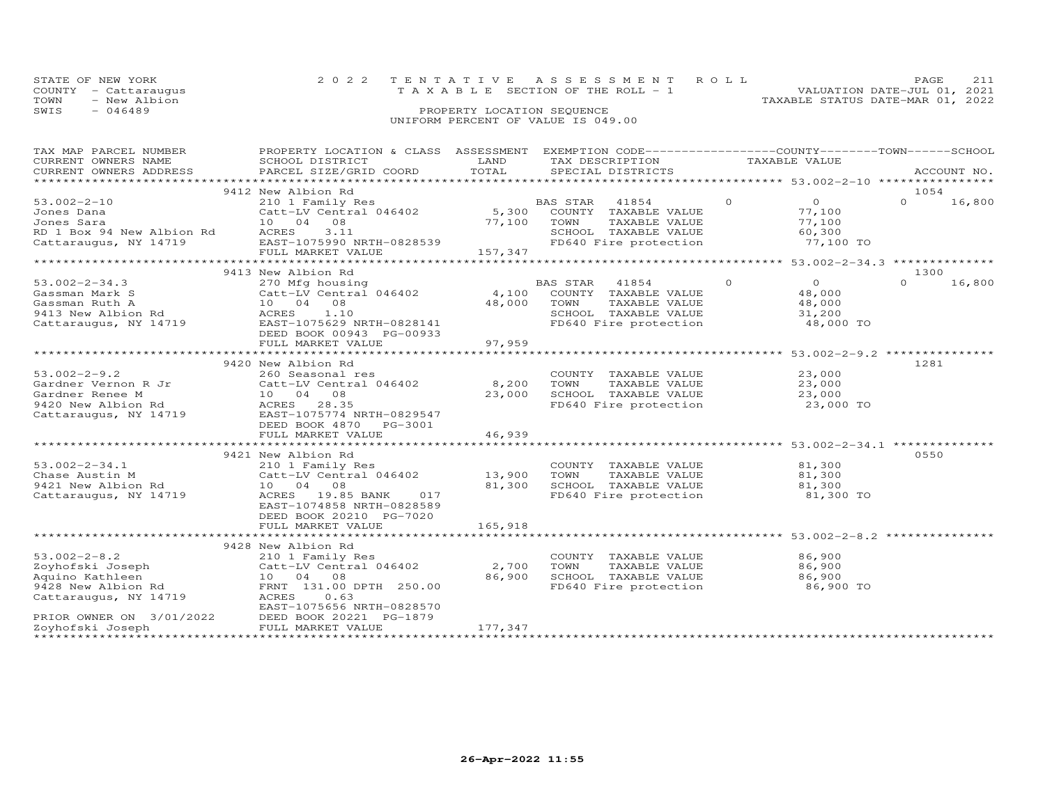STATE OF NEW YORK
COUNTY - Cattaraugus
TOWN - New Albion
SWIS - 046489

2022 TENTATIVE ASSESSMENT ROLL
TAXABLE SECTION OF THE ROLL - 1
PROPERTY LOCATION SEQUENCE
UNIFORM PERCENT OF VALUE IS 049.00

VALUATION DATE-JUL 01, 2021
TAXABLE STATUS DATE-MAR 01, 2022

| TAX MAP PARCEL NUMBER / CURRENT OWNERS NAME / CURRENT OWNERS ADDRESS | PROPERTY LOCATION & CLASS / SCHOOL DISTRICT / PARCEL SIZE/GRID COORD | ASSESSMENT LAND | TOTAL | EXEMPTION CODE / TAX DESCRIPTION / SPECIAL DISTRICTS | COUNTY | TOWN | SCHOOL TAXABLE VALUE | ACCOUNT NO. |
|---|---|---|---|---|---|---|---|---|
| **53.002-2-10** | 9412 New Albion Rd | | | | | | | 1054 |
| 53.002-2-10 | 210 1 Family Res | | | BAS STAR 41854 | 0 | 0 | 0 16,800 | |
| Jones Dana | Catt-LV Central 046402 | 5,300 | | COUNTY TAXABLE VALUE | 77,100 | | | |
| Jones Sara | 10 04 08 | | 77,100 | TOWN TAXABLE VALUE | | 77,100 | | |
| RD 1 Box 94 New Albion Rd | ACRES 3.11 | | | SCHOOL TAXABLE VALUE | | | 60,300 | |
| Cattaraugus, NY 14719 | EAST-1075990 NRTH-0828539 | | | FD640 Fire protection | 77,100 TO | | | |
| | FULL MARKET VALUE | | 157,347 | | | | | |
| **53.002-2-34.3** | 9413 New Albion Rd | | | | | | | 1300 |
| 53.002-2-34.3 | 270 Mfg housing | | | BAS STAR 41854 | 0 | 0 | 0 16,800 | |
| Gassman Mark S | Catt-LV Central 046402 | 4,100 | | COUNTY TAXABLE VALUE | 48,000 | | | |
| Gassman Ruth A | 10 04 08 | | 48,000 | TOWN TAXABLE VALUE | | 48,000 | | |
| 9413 New Albion Rd | ACRES 1.10 | | | SCHOOL TAXABLE VALUE | | | 31,200 | |
| Cattaraugus, NY 14719 | EAST-1075629 NRTH-0828141 | | | FD640 Fire protection | 48,000 TO | | | |
| | DEED BOOK 00943 PG-00933 | | | | | | | |
| | FULL MARKET VALUE | | 97,959 | | | | | |
| **53.002-2-9.2** | 9420 New Albion Rd | | | | | | | 1281 |
| 53.002-2-9.2 | 260 Seasonal res | | | COUNTY TAXABLE VALUE | 23,000 | | | |
| Gardner Vernon R Jr | Catt-LV Central 046402 | 8,200 | | TOWN TAXABLE VALUE | | 23,000 | | |
| Gardner Renee M | 10 04 08 | | 23,000 | SCHOOL TAXABLE VALUE | | | 23,000 | |
| 9420 New Albion Rd | ACRES 28.35 | | | FD640 Fire protection | 23,000 TO | | | |
| Cattaraugus, NY 14719 | EAST-1075774 NRTH-0829547 | | | | | | | |
| | DEED BOOK 4870 PG-3001 | | | | | | | |
| | FULL MARKET VALUE | | 46,939 | | | | | |
| **53.002-2-34.1** | 9421 New Albion Rd | | | | | | | 0550 |
| 53.002-2-34.1 | 210 1 Family Res | | | COUNTY TAXABLE VALUE | 81,300 | | | |
| Chase Austin M | Catt-LV Central 046402 | 13,900 | | TOWN TAXABLE VALUE | | 81,300 | | |
| 9421 New Albion Rd | 10 04 08 | | 81,300 | SCHOOL TAXABLE VALUE | | | 81,300 | |
| Cattaraugus, NY 14719 | ACRES 19.85 BANK 017 | | | FD640 Fire protection | 81,300 TO | | | |
| | EAST-1074858 NRTH-0828589 | | | | | | | |
| | DEED BOOK 20210 PG-7020 | | | | | | | |
| | FULL MARKET VALUE | | 165,918 | | | | | |
| **53.002-2-8.2** | 9428 New Albion Rd | | | | | | | |
| 53.002-2-8.2 | 210 1 Family Res | | | COUNTY TAXABLE VALUE | 86,900 | | | |
| Zoyhofski Joseph | Catt-LV Central 046402 | 2,700 | | TOWN TAXABLE VALUE | | 86,900 | | |
| Aquino Kathleen | 10 04 08 | | 86,900 | SCHOOL TAXABLE VALUE | | | 86,900 | |
| 9428 New Albion Rd | FRNT 131.00 DPTH 250.00 | | | FD640 Fire protection | 86,900 TO | | | |
| Cattaraugus, NY 14719 | ACRES 0.63 | | | | | | | |
| | EAST-1075656 NRTH-0828570 | | | | | | | |
| PRIOR OWNER ON 3/01/2022 | DEED BOOK 20221 PG-1879 | | | | | | | |
| Zoyhofski Joseph | FULL MARKET VALUE | | 177,347 | | | | | |

26-Apr-2022 11:55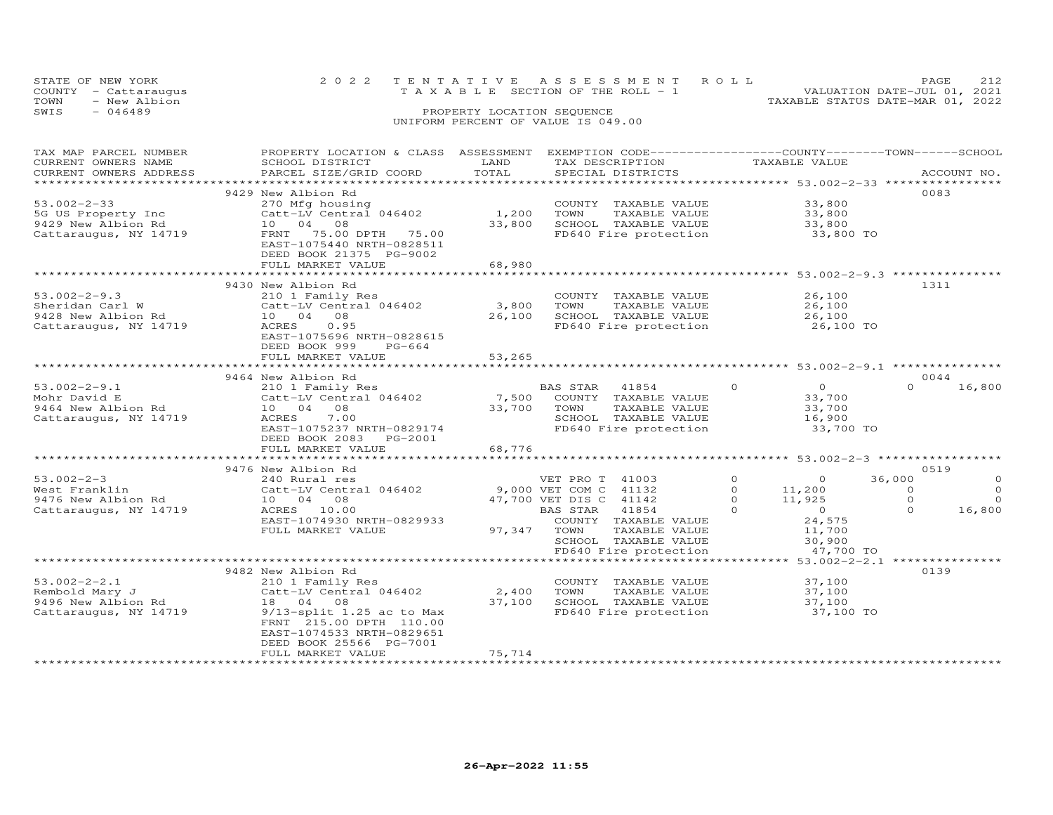STATE OF NEW YORK
COUNTY - Cattaraugus
TOWN - New Albion
SWIS - 046489

2022 TENTATIVE ASSESSMENT ROLL
TAXABLE SECTION OF THE ROLL - 1
PROPERTY LOCATION SEQUENCE
UNIFORM PERCENT OF VALUE IS 049.00

VALUATION DATE-JUL 01, 2021
TAXABLE STATUS DATE-MAR 01, 2022

| TAX MAP PARCEL NUMBER / CURRENT OWNERS NAME / CURRENT OWNERS ADDRESS | PROPERTY LOCATION & CLASS / SCHOOL DISTRICT / PARCEL SIZE/GRID COORD | ASSESSMENT LAND / TOTAL | EXEMPTION CODE / TAX DESCRIPTION / SPECIAL DISTRICTS | COUNTY TAXABLE VALUE | TOWN | SCHOOL | ACCOUNT NO. |
|---|---|---|---|---|---|---|---|
| **53.002-2-33** | 9429 New Albion Rd | | | | | | 0083 |
| 5G US Property Inc | 270 Mfg housing | | COUNTY TAXABLE VALUE | 33,800 | | | |
| 9429 New Albion Rd | Catt-LV Central 046402 | 1,200 | TOWN TAXABLE VALUE | 33,800 | | | |
| Cattaraugus, NY 14719 | 10 04 08 | 33,800 | SCHOOL TAXABLE VALUE | 33,800 | | | |
| | FRNT 75.00 DPTH 75.00 | | FD640 Fire protection | 33,800 TO | | | |
| | EAST-1075440 NRTH-0828511 | | | | | | |
| | DEED BOOK 21375 PG-9002 | | | | | | |
| | FULL MARKET VALUE | 68,980 | | | | | |
| **53.002-2-9.3** | 9430 New Albion Rd | | | | | | 1311 |
| Sheridan Carl W | 210 1 Family Res | | COUNTY TAXABLE VALUE | 26,100 | | | |
| 9428 New Albion Rd | Catt-LV Central 046402 | 3,800 | TOWN TAXABLE VALUE | 26,100 | | | |
| Cattaraugus, NY 14719 | 10 04 08 | 26,100 | SCHOOL TAXABLE VALUE | 26,100 | | | |
| | ACRES 0.95 | | FD640 Fire protection | 26,100 TO | | | |
| | EAST-1075696 NRTH-0828615 | | | | | | |
| | DEED BOOK 999 PG-664 | | | | | | |
| | FULL MARKET VALUE | 53,265 | | | | | |
| **53.002-2-9.1** | 9464 New Albion Rd | | | | | | 0044 |
| Mohr David E | 210 1 Family Res | | BAS STAR 41854 0 | 0 | 0 | 16,800 | |
| 9464 New Albion Rd | Catt-LV Central 046402 | 7,500 | COUNTY TAXABLE VALUE | 33,700 | | | |
| Cattaraugus, NY 14719 | 10 04 08 | 33,700 | TOWN TAXABLE VALUE | 33,700 | | | |
| | ACRES 7.00 | | SCHOOL TAXABLE VALUE | 16,900 | | | |
| | EAST-1075237 NRTH-0829174 | | FD640 Fire protection | 33,700 TO | | | |
| | DEED BOOK 2083 PG-2001 | | | | | | |
| | FULL MARKET VALUE | 68,776 | | | | | |
| **53.002-2-3** | 9476 New Albion Rd | | | | | | 0519 |
| West Franklin | 240 Rural res | | VET PRO T 41003 0 | 0 | 36,000 | 0 | |
| 9476 New Albion Rd | Catt-LV Central 046402 | 9,000 | VET COM C 41132 0 | 11,200 | 0 | 0 | |
| Cattaraugus, NY 14719 | 10 04 08 | 47,700 | VET DIS C 41142 0 | 11,925 | 0 | 0 | |
| | ACRES 10.00 | | BAS STAR 41854 0 | 0 | 0 | 16,800 | |
| | EAST-1074930 NRTH-0829933 | | COUNTY TAXABLE VALUE | 24,575 | | | |
| | FULL MARKET VALUE | 97,347 | TOWN TAXABLE VALUE | 11,700 | | | |
| | | | SCHOOL TAXABLE VALUE | 30,900 | | | |
| | | | FD640 Fire protection | 47,700 TO | | | |
| **53.002-2-2.1** | 9482 New Albion Rd | | | | | | 0139 |
| Rembold Mary J | 210 1 Family Res | | COUNTY TAXABLE VALUE | 37,100 | | | |
| 9496 New Albion Rd | Catt-LV Central 046402 | 2,400 | TOWN TAXABLE VALUE | 37,100 | | | |
| Cattaraugus, NY 14719 | 18 04 08 | 37,100 | SCHOOL TAXABLE VALUE | 37,100 | | | |
| | 9/13-split 1.25 ac to Max | | FD640 Fire protection | 37,100 TO | | | |
| | FRNT 215.00 DPTH 110.00 | | | | | | |
| | EAST-1074533 NRTH-0829651 | | | | | | |
| | DEED BOOK 25566 PG-7001 | | | | | | |
| | FULL MARKET VALUE | 75,714 | | | | | |

26-Apr-2022 11:55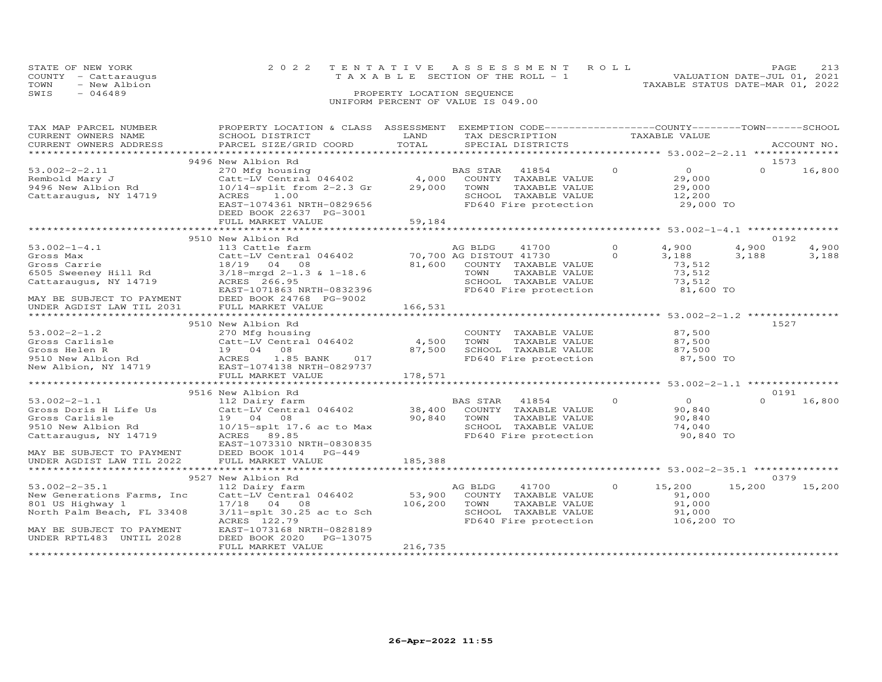STATE OF NEW YORK
COUNTY - Cattaraugus
TOWN - New Albion
SWIS - 046489

2022 TENTATIVE ASSESSMENT ROLL
TAXABLE SECTION OF THE ROLL - 1
PROPERTY LOCATION SEQUENCE
UNIFORM PERCENT OF VALUE IS 049.00

VALUATION DATE-JUL 01, 2021
TAXABLE STATUS DATE-MAR 01, 2022

| TAX MAP PARCEL NUMBER / CURRENT OWNERS NAME / CURRENT OWNERS ADDRESS | PROPERTY LOCATION & CLASS / SCHOOL DISTRICT / PARCEL SIZE/GRID COORD | ASSESSMENT LAND / TOTAL | EXEMPTION CODE / TAX DESCRIPTION / SPECIAL DISTRICTS | COUNTY TAXABLE VALUE | TOWN | SCHOOL | ACCOUNT NO. |
|---|---|---|---|---|---|---|---|
| | 9496 New Albion Rd | | | | | | 1573 |
| 53.002-2-2.11 | 270 Mfg housing | | BAS STAR 41854 0 | 0 | 0 | 16,800 | |
| Rembold Mary J | Catt-LV Central 046402 | 4,000 | COUNTY TAXABLE VALUE | 29,000 | | | |
| 9496 New Albion Rd | 10/14-split from 2-2.3 Gr | 29,000 | TOWN TAXABLE VALUE | 29,000 | | | |
| Cattaraugus, NY 14719 | ACRES 1.00 | | SCHOOL TAXABLE VALUE | 12,200 | | | |
| | EAST-1074361 NRTH-0829656 | | FD640 Fire protection | 29,000 TO | | | |
| | DEED BOOK 22637 PG-3001 | | | | | | |
| | FULL MARKET VALUE | 59,184 | | | | | |
| | 9510 New Albion Rd | | | | | | 0192 |
| 53.002-1-4.1 | 113 Cattle farm | | AG BLDG 41700 0 | 4,900 | 4,900 | 4,900 | |
| Gross Max | Catt-LV Central 046402 | 70,700 | AG DISTOUT 41730 0 | 3,188 | 3,188 | 3,188 | |
| Gross Carrie | 18/19 04 08 | 81,600 | COUNTY TAXABLE VALUE | 73,512 | | | |
| 6505 Sweeney Hill Rd | 3/18-mrgd 2-1.3 & 1-18.6 | | TOWN TAXABLE VALUE | 73,512 | | | |
| Cattaraugus, NY 14719 | ACRES 266.95 | | SCHOOL TAXABLE VALUE | 73,512 | | | |
| | EAST-1071863 NRTH-0832396 | | FD640 Fire protection | 81,600 TO | | | |
| MAY BE SUBJECT TO PAYMENT | DEED BOOK 24768 PG-9002 | | | | | | |
| UNDER AGDIST LAW TIL 2031 | FULL MARKET VALUE | 166,531 | | | | | |
| | 9510 New Albion Rd | | | | | | 1527 |
| 53.002-2-1.2 | 270 Mfg housing | | COUNTY TAXABLE VALUE | 87,500 | | | |
| Gross Carlisle | Catt-LV Central 046402 | 4,500 | TOWN TAXABLE VALUE | 87,500 | | | |
| Gross Helen R | 19 04 08 | 87,500 | SCHOOL TAXABLE VALUE | 87,500 | | | |
| 9510 New Albion Rd | ACRES 1.85 BANK 017 | | FD640 Fire protection | 87,500 TO | | | |
| New Albion, NY 14719 | EAST-1074138 NRTH-0829737 | | | | | | |
| | FULL MARKET VALUE | 178,571 | | | | | |
| | 9516 New Albion Rd | | | | | | 0191 |
| 53.002-2-1.1 | 112 Dairy farm | | BAS STAR 41854 0 | 0 | 0 | 16,800 | |
| Gross Doris H Life Us | Catt-LV Central 046402 | 38,400 | COUNTY TAXABLE VALUE | 90,840 | | | |
| Gross Carlisle | 19 04 08 | 90,840 | TOWN TAXABLE VALUE | 90,840 | | | |
| 9510 New Albion Rd | 10/15-splt 17.6 ac to Max | | SCHOOL TAXABLE VALUE | 74,040 | | | |
| Cattaraugus, NY 14719 | ACRES 89.85 | | FD640 Fire protection | 90,840 TO | | | |
| | EAST-1073310 NRTH-0830835 | | | | | | |
| MAY BE SUBJECT TO PAYMENT | DEED BOOK 1014 PG-449 | | | | | | |
| UNDER AGDIST LAW TIL 2022 | FULL MARKET VALUE | 185,388 | | | | | |
| | 9527 New Albion Rd | | | | | | 0379 |
| 53.002-2-35.1 | 112 Dairy farm | | AG BLDG 41700 0 | 15,200 | 15,200 | 15,200 | |
| New Generations Farms, Inc | Catt-LV Central 046402 | 53,900 | COUNTY TAXABLE VALUE | 91,000 | | | |
| 801 US Highway 1 | 17/18 04 08 | 106,200 | TOWN TAXABLE VALUE | 91,000 | | | |
| North Palm Beach, FL 33408 | 3/11-splt 30.25 ac to Sch | | SCHOOL TAXABLE VALUE | 91,000 | | | |
| | ACRES 122.79 | | FD640 Fire protection | 106,200 TO | | | |
| MAY BE SUBJECT TO PAYMENT | EAST-1073168 NRTH-0828189 | | | | | | |
| UNDER RPTL483 UNTIL 2028 | DEED BOOK 2020 PG-13075 | | | | | | |
| | FULL MARKET VALUE | 216,735 | | | | | |

26-Apr-2022 11:55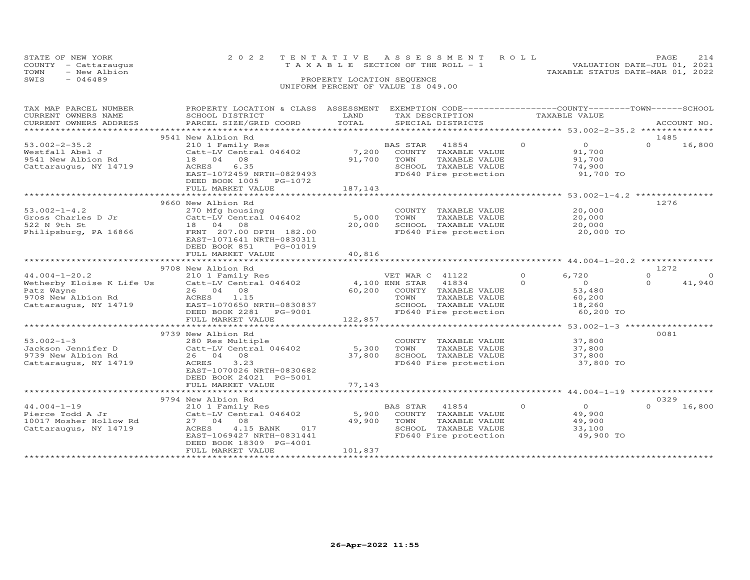STATE OF NEW YORK — 2022 TENTATIVE ASSESSMENT ROLL — PAGE 214
COUNTY - Cattaraugus — TAXABLE SECTION OF THE ROLL - 1 — VALUATION DATE-JUL 01, 2021
TOWN - New Albion — TAXABLE STATUS DATE-MAR 01, 2022
SWIS - 046489 — PROPERTY LOCATION SEQUENCE
UNIFORM PERCENT OF VALUE IS 049.00

| TAX MAP PARCEL NUMBER / CURRENT OWNERS NAME / CURRENT OWNERS ADDRESS | PROPERTY LOCATION & CLASS / SCHOOL DISTRICT / PARCEL SIZE/GRID COORD | ASSESSMENT LAND | TOTAL | EXEMPTION CODE / TAX DESCRIPTION / SPECIAL DISTRICTS | COUNTY | TOWN | SCHOOL | TAXABLE VALUE | ACCOUNT NO. |
|---|---|---|---|---|---|---|---|---|---|
| 53.002-2-35.2 | 9541 New Albion Rd | | | | | | | | 1485 |
| Westfall Abel J | 210 1 Family Res | | | BAS STAR 41854 | 0 | 0 | 16,800 | | |
| 9541 New Albion Rd | Catt-LV Central 046402 | 7,200 | | COUNTY TAXABLE VALUE | | | | 91,700 | |
| Cattaraugus, NY 14719 | 18 04 08 | | 91,700 | TOWN TAXABLE VALUE | | | | 91,700 | |
| | ACRES 6.35 | | | SCHOOL TAXABLE VALUE | | | | 74,900 | |
| | EAST-1072459 NRTH-0829493 | | | FD640 Fire protection | | | | 91,700 TO | |
| | DEED BOOK 1005 PG-1072 | | | | | | | | |
| | FULL MARKET VALUE | | 187,143 | | | | | | |
| 53.002-1-4.2 | 9660 New Albion Rd | | | | | | | | 1276 |
| Gross Charles D Jr | 270 Mfg housing | | | COUNTY TAXABLE VALUE | | | | 20,000 | |
| 522 N 9th St | Catt-LV Central 046402 | 5,000 | | TOWN TAXABLE VALUE | | | | 20,000 | |
| Philipsburg, PA 16866 | 18 04 08 | | 20,000 | SCHOOL TAXABLE VALUE | | | | 20,000 | |
| | FRNT 207.00 DPTH 182.00 | | | FD640 Fire protection | | | | 20,000 TO | |
| | EAST-1071641 NRTH-0830311 | | | | | | | | |
| | DEED BOOK 851 PG-01019 | | | | | | | | |
| | FULL MARKET VALUE | | 40,816 | | | | | | |
| 44.004-1-20.2 | 9708 New Albion Rd | | | | | | | | 1272 |
| Wetherby Eloise K Life Us | 210 1 Family Res | | | VET WAR C 41122 | 6,720 | 0 | 0 | | |
| Patz Wayne | Catt-LV Central 046402 | 4,100 | | ENH STAR 41834 | 0 | 0 | 41,940 | | |
| 9708 New Albion Rd | 26 04 08 | | 60,200 | COUNTY TAXABLE VALUE | | | | 53,480 | |
| Cattaraugus, NY 14719 | ACRES 1.15 | | | TOWN TAXABLE VALUE | | | | 60,200 | |
| | EAST-1070650 NRTH-0830837 | | | SCHOOL TAXABLE VALUE | | | | 18,260 | |
| | DEED BOOK 2281 PG-9001 | | | FD640 Fire protection | | | | 60,200 TO | |
| | FULL MARKET VALUE | | 122,857 | | | | | | |
| 53.002-1-3 | 9739 New Albion Rd | | | | | | | | 0081 |
| Jackson Jennifer D | 280 Res Multiple | | | COUNTY TAXABLE VALUE | | | | 37,800 | |
| 9739 New Albion Rd | Catt-LV Central 046402 | 5,300 | | TOWN TAXABLE VALUE | | | | 37,800 | |
| Cattaraugus, NY 14719 | 26 04 08 | | 37,800 | SCHOOL TAXABLE VALUE | | | | 37,800 | |
| | ACRES 3.23 | | | FD640 Fire protection | | | | 37,800 TO | |
| | EAST-1070026 NRTH-0830682 | | | | | | | | |
| | DEED BOOK 24021 PG-5001 | | | | | | | | |
| | FULL MARKET VALUE | | 77,143 | | | | | | |
| 44.004-1-19 | 9794 New Albion Rd | | | | | | | | 0329 |
| Pierce Todd A Jr | 210 1 Family Res | | | BAS STAR 41854 | 0 | 0 | 16,800 | | |
| 10017 Mosher Hollow Rd | Catt-LV Central 046402 | 5,900 | | COUNTY TAXABLE VALUE | | | | 49,900 | |
| Cattaraugus, NY 14719 | 27 04 08 | | 49,900 | TOWN TAXABLE VALUE | | | | 49,900 | |
| | ACRES 4.15 BANK 017 | | | SCHOOL TAXABLE VALUE | | | | 33,100 | |
| | EAST-1069427 NRTH-0831441 | | | FD640 Fire protection | | | | 49,900 TO | |
| | DEED BOOK 18309 PG-4001 | | | | | | | | |
| | FULL MARKET VALUE | | 101,837 | | | | | | |

26-Apr-2022 11:55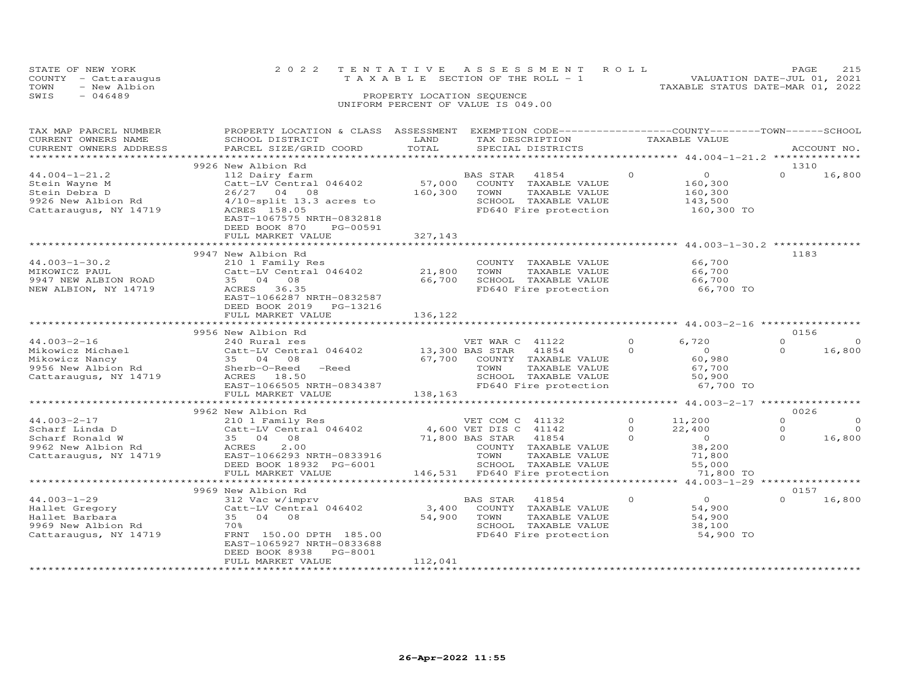STATE OF NEW YORK
COUNTY - Cattaraugus
TOWN - New Albion
SWIS - 046489

2 0 2 2 T E N T A T I V E A S S E S S M E N T R O L L
T A X A B L E SECTION OF THE ROLL - 1
PROPERTY LOCATION SEQUENCE
UNIFORM PERCENT OF VALUE IS 049.00

VALUATION DATE-JUL 01, 2021
TAXABLE STATUS DATE-MAR 01, 2022

| TAX MAP PARCEL NUMBER / CURRENT OWNERS NAME / CURRENT OWNERS ADDRESS | PROPERTY LOCATION & CLASS / SCHOOL DISTRICT / PARCEL SIZE/GRID COORD | ASSESSMENT LAND / TOTAL | EXEMPTION CODE / TAX DESCRIPTION / SPECIAL DISTRICTS | | COUNTY TAXABLE VALUE | TOWN | SCHOOL / ACCOUNT NO. |
|---|---|---|---|---|---|---|---|
| | 9926 New Albion Rd | | | | | | 1310 |
| 44.004-1-21.2 | 112 Dairy farm | | BAS STAR 41854 | 0 | 0 | 0 | 16,800 |
| Stein Wayne M | Catt-LV Central 046402 | 57,000 | COUNTY TAXABLE VALUE | | 160,300 | | |
| Stein Debra D | 26/27 04 08 | 160,300 | TOWN TAXABLE VALUE | | 160,300 | | |
| 9926 New Albion Rd | 4/10-split 13.3 acres to | | SCHOOL TAXABLE VALUE | | 143,500 | | |
| Cattaraugus, NY 14719 | ACRES 158.05 | | FD640 Fire protection | | 160,300 TO | | |
| | EAST-1067575 NRTH-0832818 | | | | | | |
| | DEED BOOK 870 PG-00591 | | | | | | |
| | FULL MARKET VALUE | 327,143 | | | | | |
| | 9947 New Albion Rd | | | | | | 1183 |
| 44.003-1-30.2 | 210 1 Family Res | | COUNTY TAXABLE VALUE | | 66,700 | | |
| MIKOWICZ PAUL | Catt-LV Central 046402 | 21,800 | TOWN TAXABLE VALUE | | 66,700 | | |
| 9947 NEW ALBION ROAD | 35 04 08 | 66,700 | SCHOOL TAXABLE VALUE | | 66,700 | | |
| NEW ALBION, NY 14719 | ACRES 36.35 | | FD640 Fire protection | | 66,700 TO | | |
| | EAST-1066287 NRTH-0832587 | | | | | | |
| | DEED BOOK 2019 PG-13216 | | | | | | |
| | FULL MARKET VALUE | 136,122 | | | | | |
| | 9956 New Albion Rd | | | | | | 0156 |
| 44.003-2-16 | 240 Rural res | | VET WAR C 41122 | 0 | 6,720 | 0 | 0 |
| Mikowicz Michael | Catt-LV Central 046402 | 13,300 | BAS STAR 41854 | 0 | 0 | 0 | 16,800 |
| Mikowicz Nancy | 35 04 08 | 67,700 | COUNTY TAXABLE VALUE | | 60,980 | | |
| 9956 New Albion Rd | Sherb-O-Reed -Reed | | TOWN TAXABLE VALUE | | 67,700 | | |
| Cattaraugus, NY 14719 | ACRES 18.50 | | SCHOOL TAXABLE VALUE | | 50,900 | | |
| | EAST-1066505 NRTH-0834387 | | FD640 Fire protection | | 67,700 TO | | |
| | FULL MARKET VALUE | 138,163 | | | | | |
| | 9962 New Albion Rd | | | | | | 0026 |
| 44.003-2-17 | 210 1 Family Res | | VET COM C 41132 | 0 | 11,200 | 0 | 0 |
| Scharf Linda D | Catt-LV Central 046402 | 4,600 | VET DIS C 41142 | 0 | 22,400 | 0 | 0 |
| Scharf Ronald W | 35 04 08 | 71,800 | BAS STAR 41854 | 0 | 0 | 0 | 16,800 |
| 9962 New Albion Rd | ACRES 2.00 | | COUNTY TAXABLE VALUE | | 38,200 | | |
| Cattaraugus, NY 14719 | EAST-1066293 NRTH-0833916 | | TOWN TAXABLE VALUE | | 71,800 | | |
| | DEED BOOK 18932 PG-6001 | | SCHOOL TAXABLE VALUE | | 55,000 | | |
| | FULL MARKET VALUE | 146,531 | FD640 Fire protection | | 71,800 TO | | |
| | 9969 New Albion Rd | | | | | | 0157 |
| 44.003-1-29 | 312 Vac w/imprv | | BAS STAR 41854 | 0 | 0 | 0 | 16,800 |
| Hallet Gregory | Catt-LV Central 046402 | 3,400 | COUNTY TAXABLE VALUE | | 54,900 | | |
| Hallet Barbara | 35 04 08 | 54,900 | TOWN TAXABLE VALUE | | 54,900 | | |
| 9969 New Albion Rd | 70% | | SCHOOL TAXABLE VALUE | | 38,100 | | |
| Cattaraugus, NY 14719 | FRNT 150.00 DPTH 185.00 | | FD640 Fire protection | | 54,900 TO | | |
| | EAST-1065927 NRTH-0833688 | | | | | | |
| | DEED BOOK 8938 PG-8001 | | | | | | |
| | FULL MARKET VALUE | 112,041 | | | | | |

26-Apr-2022 11:55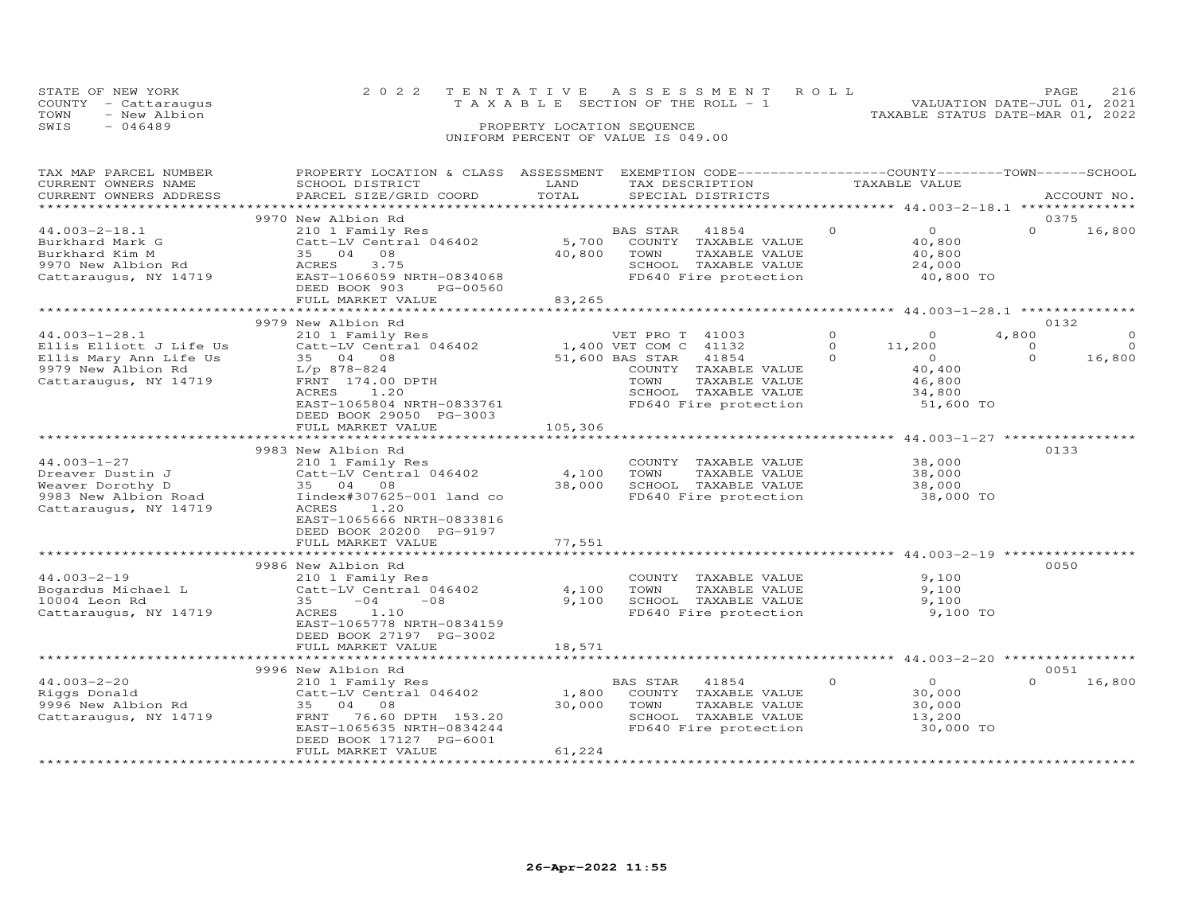STATE OF NEW YORK
COUNTY - Cattaraugus
TOWN - New Albion
SWIS - 046489

2 0 2 2 T E N T A T I V E A S S E S S M E N T R O L L
T A X A B L E SECTION OF THE ROLL - 1
PROPERTY LOCATION SEQUENCE
UNIFORM PERCENT OF VALUE IS 049.00

VALUATION DATE-JUL 01, 2021
TAXABLE STATUS DATE-MAR 01, 2022

| TAX MAP PARCEL NUMBER<br>CURRENT OWNERS NAME<br>CURRENT OWNERS ADDRESS | PROPERTY LOCATION & CLASS<br>SCHOOL DISTRICT<br>PARCEL SIZE/GRID COORD | ASSESSMENT<br>LAND<br>TOTAL | EXEMPTION CODE<br>TAX DESCRIPTION<br>SPECIAL DISTRICTS | | COUNTY<br>TAXABLE VALUE | TOWN | SCHOOL<br>ACCOUNT NO. |
|---|---|---|---|---|---|---|---|
| | 9970 New Albion Rd | | | | | | 0375 |
| 44.003-2-18.1 | 210 1 Family Res | | BAS STAR 41854 | 0 | 0 | 0 | 16,800 |
| Burkhard Mark G | Catt-LV Central 046402 | 5,700 | COUNTY TAXABLE VALUE | | 40,800 | | |
| Burkhard Kim M | 35 04 08 | 40,800 | TOWN TAXABLE VALUE | | 40,800 | | |
| 9970 New Albion Rd | ACRES 3.75 | | SCHOOL TAXABLE VALUE | | 24,000 | | |
| Cattaraugus, NY 14719 | EAST-1066059 NRTH-0834068 | | FD640 Fire protection | | 40,800 TO | | |
| | DEED BOOK 903 PG-00560 | | | | | | |
| | FULL MARKET VALUE | 83,265 | | | | | |
| | 9979 New Albion Rd | | | | | | 0132 |
| 44.003-1-28.1 | 210 1 Family Res | | VET PRO T 41003 | 0 | 0 | 4,800 | 0 |
| Ellis Elliott J Life Us | Catt-LV Central 046402 | 1,400 | VET COM C 41132 | 0 | 11,200 | 0 | 0 |
| Ellis Mary Ann Life Us | 35 04 08 | 51,600 | BAS STAR 41854 | 0 | 0 | 0 | 16,800 |
| 9979 New Albion Rd | L/p 878-824 | | COUNTY TAXABLE VALUE | | 40,400 | | |
| Cattaraugus, NY 14719 | FRNT 174.00 DPTH | | TOWN TAXABLE VALUE | | 46,800 | | |
| | ACRES 1.20 | | SCHOOL TAXABLE VALUE | | 34,800 | | |
| | EAST-1065804 NRTH-0833761 | | FD640 Fire protection | | 51,600 TO | | |
| | DEED BOOK 29050 PG-3003 | | | | | | |
| | FULL MARKET VALUE | 105,306 | | | | | |
| | 9983 New Albion Rd | | | | | | 0133 |
| 44.003-1-27 | 210 1 Family Res | | COUNTY TAXABLE VALUE | | 38,000 | | |
| Dreaver Dustin J | Catt-LV Central 046402 | 4,100 | TOWN TAXABLE VALUE | | 38,000 | | |
| Weaver Dorothy D | 35 04 08 | 38,000 | SCHOOL TAXABLE VALUE | | 38,000 | | |
| 9983 New Albion Road | Iindex#307625-001 land co | | FD640 Fire protection | | 38,000 TO | | |
| Cattaraugus, NY 14719 | ACRES 1.20 | | | | | | |
| | EAST-1065666 NRTH-0833816 | | | | | | |
| | DEED BOOK 20200 PG-9197 | | | | | | |
| | FULL MARKET VALUE | 77,551 | | | | | |
| | 9986 New Albion Rd | | | | | | 0050 |
| 44.003-2-19 | 210 1 Family Res | | COUNTY TAXABLE VALUE | | 9,100 | | |
| Bogardus Michael L | Catt-LV Central 046402 | 4,100 | TOWN TAXABLE VALUE | | 9,100 | | |
| 10004 Leon Rd | 35 -04 -08 | 9,100 | SCHOOL TAXABLE VALUE | | 9,100 | | |
| Cattaraugus, NY 14719 | ACRES 1.10 | | FD640 Fire protection | | 9,100 TO | | |
| | EAST-1065778 NRTH-0834159 | | | | | | |
| | DEED BOOK 27197 PG-3002 | | | | | | |
| | FULL MARKET VALUE | 18,571 | | | | | |
| | 9996 New Albion Rd | | | | | | 0051 |
| 44.003-2-20 | 210 1 Family Res | | BAS STAR 41854 | 0 | 0 | 0 | 16,800 |
| Riggs Donald | Catt-LV Central 046402 | 1,800 | COUNTY TAXABLE VALUE | | 30,000 | | |
| 9996 New Albion Rd | 35 04 08 | 30,000 | TOWN TAXABLE VALUE | | 30,000 | | |
| Cattaraugus, NY 14719 | FRNT 76.60 DPTH 153.20 | | SCHOOL TAXABLE VALUE | | 13,200 | | |
| | EAST-1065635 NRTH-0834244 | | FD640 Fire protection | | 30,000 TO | | |
| | DEED BOOK 17127 PG-6001 | | | | | | |
| | FULL MARKET VALUE | 61,224 | | | | | |

26-Apr-2022 11:55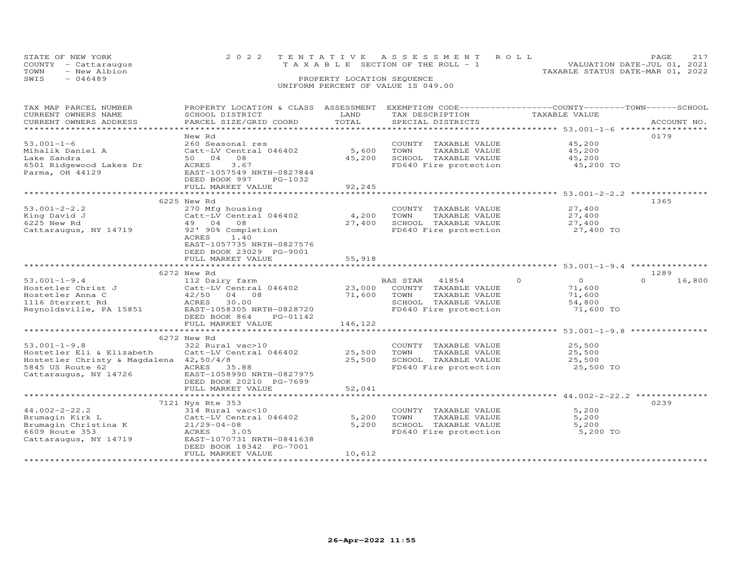STATE OF NEW YORK — 2022 TENTATIVE ASSESSMENT ROLL — PAGE 217
COUNTY - Cattaraugus — TAXABLE SECTION OF THE ROLL - 1 — VALUATION DATE-JUL 01, 2021
TOWN - New Albion — TAXABLE STATUS DATE-MAR 01, 2022
SWIS - 046489 — PROPERTY LOCATION SEQUENCE
UNIFORM PERCENT OF VALUE IS 049.00

| TAX MAP PARCEL NUMBER / CURRENT OWNERS NAME / CURRENT OWNERS ADDRESS | PROPERTY LOCATION & CLASS / SCHOOL DISTRICT / PARCEL SIZE/GRID COORD | ASSESSMENT LAND / TOTAL | EXEMPTION CODE / TAX DESCRIPTION / SPECIAL DISTRICTS | COUNTY | TOWN | SCHOOL | TAXABLE VALUE | ACCOUNT NO. |
|---|---|---|---|---|---|---|---|---|
| **53.001-1-6** | New Rd | | | | | | | 0179 |
| 53.001-1-6 | 260 Seasonal res | | COUNTY TAXABLE VALUE | | | | 45,200 | |
| Mihalik Daniel A | Catt-LV Central 046402 | 5,600 | TOWN TAXABLE VALUE | | | | 45,200 | |
| Lake Sandra | 50 04 08 | 45,200 | SCHOOL TAXABLE VALUE | | | | 45,200 | |
| 6501 Ridgewood Lakes Dr | ACRES 3.67 | | FD640 Fire protection | | | | 45,200 TO | |
| Parma, OH 44129 | EAST-1057549 NRTH-0827844 | | | | | | | |
| | DEED BOOK 997 PG-1032 | | | | | | | |
| | FULL MARKET VALUE | 92,245 | | | | | | |
| **53.001-2-2.2** | 6225 New Rd | | | | | | | 1365 |
| 53.001-2-2.2 | 270 Mfg housing | | COUNTY TAXABLE VALUE | | | | 27,400 | |
| King David J | Catt-LV Central 046402 | 4,200 | TOWN TAXABLE VALUE | | | | 27,400 | |
| 6225 New Rd | 49 04 08 | 27,400 | SCHOOL TAXABLE VALUE | | | | 27,400 | |
| Cattaraugus, NY 14719 | 92' 90% Completion | | FD640 Fire protection | | | | 27,400 TO | |
| | ACRES 1.40 | | | | | | | |
| | EAST-1057735 NRTH-0827576 | | | | | | | |
| | DEED BOOK 23029 PG-9001 | | | | | | | |
| | FULL MARKET VALUE | 55,918 | | | | | | |
| **53.001-1-9.4** | 6272 New Rd | | | | | | | 1289 |
| 53.001-1-9.4 | 112 Dairy farm | | BAS STAR 41854 | 0 | 0 | 16,800 | | |
| Hostetler Christ J | Catt-LV Central 046402 | 23,000 | COUNTY TAXABLE VALUE | | | | 71,600 | |
| Hostetler Anna C | 42/50 04 08 | 71,600 | TOWN TAXABLE VALUE | | | | 71,600 | |
| 1116 Sterrett Rd | ACRES 30.00 | | SCHOOL TAXABLE VALUE | | | | 54,800 | |
| Reynoldsville, PA 15851 | EAST-1058305 NRTH-0828720 | | FD640 Fire protection | | | | 71,600 TO | |
| | DEED BOOK 864 PG-01142 | | | | | | | |
| | FULL MARKET VALUE | 146,122 | | | | | | |
| **53.001-1-9.8** | 6272 New Rd | | | | | | | |
| 53.001-1-9.8 | 322 Rural vac>10 | | COUNTY TAXABLE VALUE | | | | 25,500 | |
| Hostetler Eli & Elizabeth | Catt-LV Central 046402 | 25,500 | TOWN TAXABLE VALUE | | | | 25,500 | |
| Hostetler Christy & Magdalena | 42,50/4/8 | 25,500 | SCHOOL TAXABLE VALUE | | | | 25,500 | |
| 5845 US Route 62 | ACRES 35.88 | | FD640 Fire protection | | | | 25,500 TO | |
| Cattaraugus, NY 14726 | EAST-1058990 NRTH-0827975 | | | | | | | |
| | DEED BOOK 20210 PG-7699 | | | | | | | |
| | FULL MARKET VALUE | 52,041 | | | | | | |
| **44.002-2-22.2** | 7121 Nys Rte 353 | | | | | | | 0239 |
| 44.002-2-22.2 | 314 Rural vac<10 | | COUNTY TAXABLE VALUE | | | | 5,200 | |
| Brumagin Kirk L | Catt-LV Central 046402 | 5,200 | TOWN TAXABLE VALUE | | | | 5,200 | |
| Brumagin Christina K | 21/29-04-08 | 5,200 | SCHOOL TAXABLE VALUE | | | | 5,200 | |
| 6609 Route 353 | ACRES 3.05 | | FD640 Fire protection | | | | 5,200 TO | |
| Cattaraugus, NY 14719 | EAST-1070731 NRTH-0841638 | | | | | | | |
| | DEED BOOK 18342 PG-7001 | | | | | | | |
| | FULL MARKET VALUE | 10,612 | | | | | | |

26-Apr-2022 11:55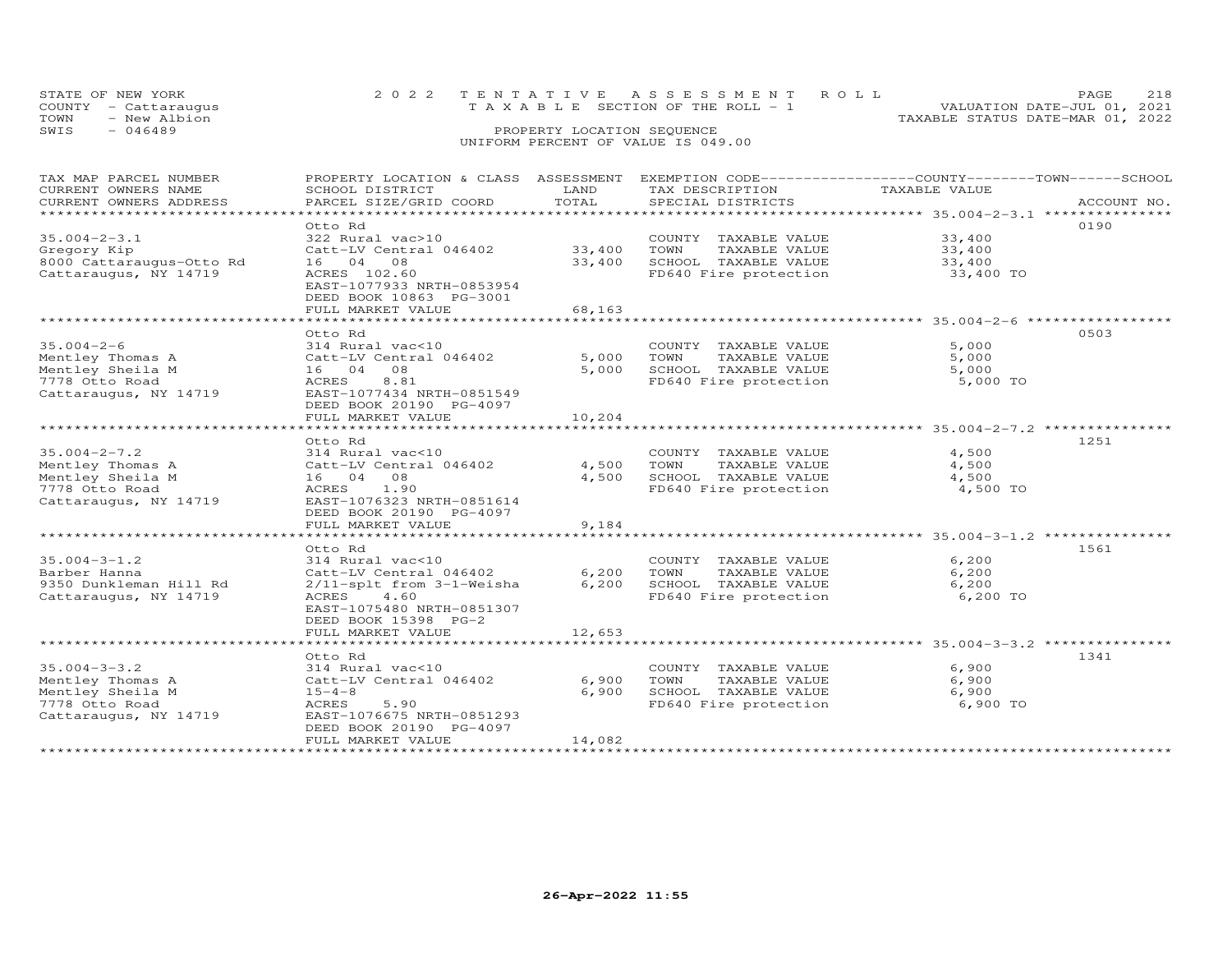STATE OF NEW YORK — 2022 TENTATIVE ASSESSMENT ROLL
COUNTY - Cattaraugus — TAXABLE SECTION OF THE ROLL - 1 — VALUATION DATE-JUL 01, 2021
TOWN - New Albion — TAXABLE STATUS DATE-MAR 01, 2022
SWIS - 046489 — PROPERTY LOCATION SEQUENCE
UNIFORM PERCENT OF VALUE IS 049.00

| TAX MAP PARCEL NUMBER / CURRENT OWNERS NAME / CURRENT OWNERS ADDRESS | PROPERTY LOCATION & CLASS / SCHOOL DISTRICT / PARCEL SIZE/GRID COORD | ASSESSMENT LAND | TOTAL | EXEMPTION CODE / TAX DESCRIPTION / SPECIAL DISTRICTS | TAXABLE VALUE | ACCOUNT NO. |
|---|---|---|---|---|---|---|
| 35.004-2-3.1 | Otto Rd | | | | | 0190 |
| Gregory Kip | 322 Rural vac>10 | | | COUNTY TAXABLE VALUE | 33,400 | |
| 8000 Cattaraugus-Otto Rd | Catt-LV Central 046402 | 33,400 | | TOWN TAXABLE VALUE | 33,400 | |
| Cattaraugus, NY 14719 | 16 04 08 | | 33,400 | SCHOOL TAXABLE VALUE | 33,400 | |
| | ACRES 102.60 | | | FD640 Fire protection | 33,400 TO | |
| | EAST-1077933 NRTH-0853954 | | | | | |
| | DEED BOOK 10863 PG-3001 | | | | | |
| | FULL MARKET VALUE | | 68,163 | | | |
| 35.004-2-6 | Otto Rd | | | | | 0503 |
| Mentley Thomas A | 314 Rural vac<10 | | | COUNTY TAXABLE VALUE | 5,000 | |
| Mentley Sheila M | Catt-LV Central 046402 | 5,000 | | TOWN TAXABLE VALUE | 5,000 | |
| 7778 Otto Road | 16 04 08 | | 5,000 | SCHOOL TAXABLE VALUE | 5,000 | |
| Cattaraugus, NY 14719 | ACRES 8.81 | | | FD640 Fire protection | 5,000 TO | |
| | EAST-1077434 NRTH-0851549 | | | | | |
| | DEED BOOK 20190 PG-4097 | | | | | |
| | FULL MARKET VALUE | | 10,204 | | | |
| 35.004-2-7.2 | Otto Rd | | | | | 1251 |
| Mentley Thomas A | 314 Rural vac<10 | | | COUNTY TAXABLE VALUE | 4,500 | |
| Mentley Sheila M | Catt-LV Central 046402 | 4,500 | | TOWN TAXABLE VALUE | 4,500 | |
| 7778 Otto Road | 16 04 08 | | 4,500 | SCHOOL TAXABLE VALUE | 4,500 | |
| Cattaraugus, NY 14719 | ACRES 1.90 | | | FD640 Fire protection | 4,500 TO | |
| | EAST-1076323 NRTH-0851614 | | | | | |
| | DEED BOOK 20190 PG-4097 | | | | | |
| | FULL MARKET VALUE | | 9,184 | | | |
| 35.004-3-1.2 | Otto Rd | | | | | 1561 |
| Barber Hanna | 314 Rural vac<10 | | | COUNTY TAXABLE VALUE | 6,200 | |
| 9350 Dunkleman Hill Rd | Catt-LV Central 046402 | 6,200 | | TOWN TAXABLE VALUE | 6,200 | |
| Cattaraugus, NY 14719 | 2/11-splt from 3-1-Weisha | | 6,200 | SCHOOL TAXABLE VALUE | 6,200 | |
| | ACRES 4.60 | | | FD640 Fire protection | 6,200 TO | |
| | EAST-1075480 NRTH-0851307 | | | | | |
| | DEED BOOK 15398 PG-2 | | | | | |
| | FULL MARKET VALUE | | 12,653 | | | |
| 35.004-3-3.2 | Otto Rd | | | | | 1341 |
| Mentley Thomas A | 314 Rural vac<10 | | | COUNTY TAXABLE VALUE | 6,900 | |
| Mentley Sheila M | Catt-LV Central 046402 | 6,900 | | TOWN TAXABLE VALUE | 6,900 | |
| 7778 Otto Road | 15-4-8 | | 6,900 | SCHOOL TAXABLE VALUE | 6,900 | |
| Cattaraugus, NY 14719 | ACRES 5.90 | | | FD640 Fire protection | 6,900 TO | |
| | EAST-1076675 NRTH-0851293 | | | | | |
| | DEED BOOK 20190 PG-4097 | | | | | |
| | FULL MARKET VALUE | | 14,082 | | | |

26-Apr-2022 11:55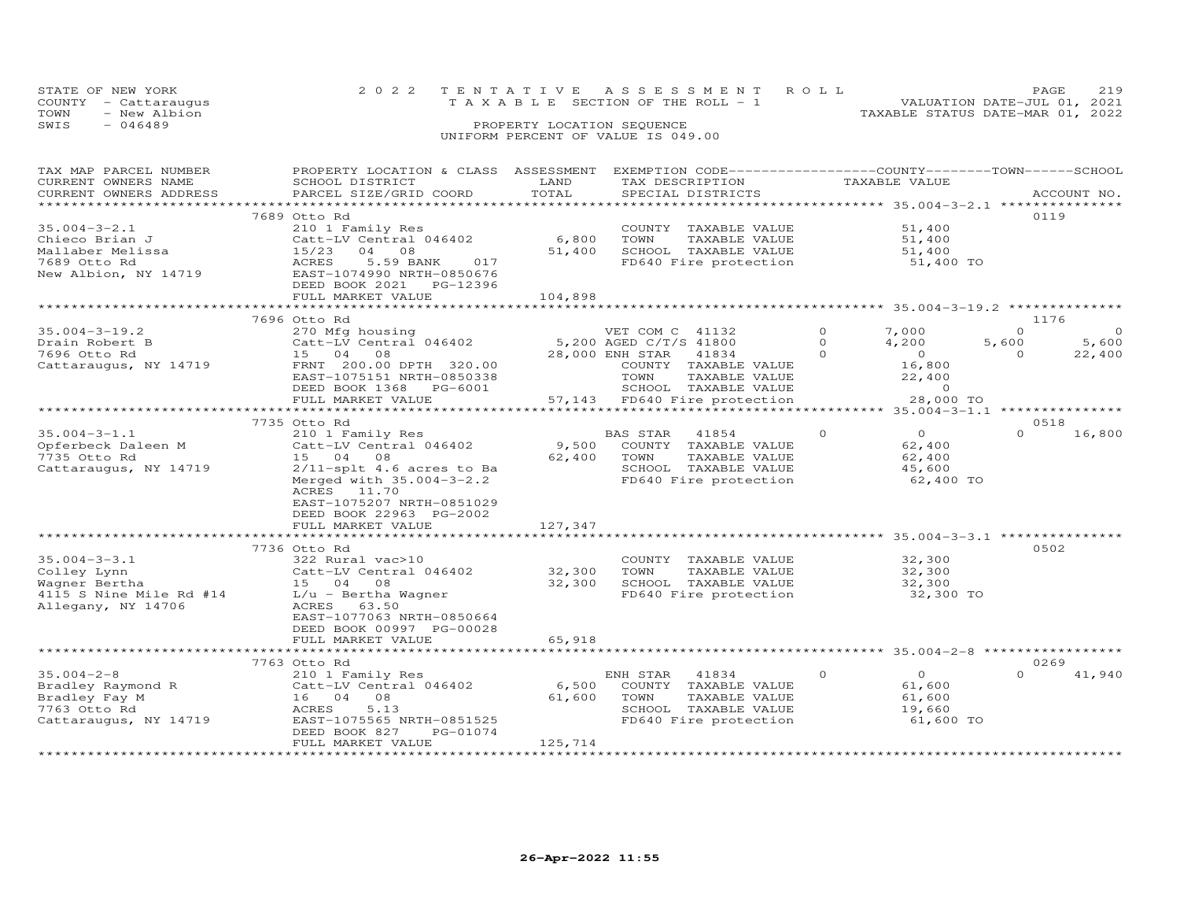STATE OF NEW YORK — 2022 TENTATIVE ASSESSMENT ROLL — PAGE 219
COUNTY - Cattaraugus — TAXABLE SECTION OF THE ROLL - 1 — VALUATION DATE-JUL 01, 2021
TOWN - New Albion — TAXABLE STATUS DATE-MAR 01, 2022
SWIS - 046489 — PROPERTY LOCATION SEQUENCE
UNIFORM PERCENT OF VALUE IS 049.00

| TAX MAP PARCEL NUMBER / CURRENT OWNERS NAME / CURRENT OWNERS ADDRESS | PROPERTY LOCATION & CLASS / SCHOOL DISTRICT / PARCEL SIZE/GRID COORD | ASSESSMENT LAND / TOTAL | EXEMPTION CODE / TAX DESCRIPTION / SPECIAL DISTRICTS | | COUNTY TAXABLE VALUE | TOWN | SCHOOL / ACCOUNT NO. |
|---|---|---|---|---|---|---|---|
| | 7689 Otto Rd | | | | | | 0119 |
| 35.004-3-2.1 | 210 1 Family Res | | COUNTY TAXABLE VALUE | | 51,400 | | |
| Chieco Brian J | Catt-LV Central 046402 | 6,800 | TOWN TAXABLE VALUE | | 51,400 | | |
| Mallaber Melissa | 15/23 04 08 | 51,400 | SCHOOL TAXABLE VALUE | | 51,400 | | |
| 7689 Otto Rd | ACRES 5.59 BANK 017 | | FD640 Fire protection | | 51,400 TO | | |
| New Albion, NY 14719 | EAST-1074990 NRTH-0850676 | | | | | | |
| | DEED BOOK 2021 PG-12396 | | | | | | |
| | FULL MARKET VALUE | 104,898 | | | | | |
| | 7696 Otto Rd | | | | | | 1176 |
| 35.004-3-19.2 | 270 Mfg housing | | VET COM C 41132 | 0 | 7,000 | 0 | 0 |
| Drain Robert B | Catt-LV Central 046402 | 5,200 | AGED C/T/S 41800 | 0 | 4,200 | 5,600 | 5,600 |
| 7696 Otto Rd | 15 04 08 | 28,000 | ENH STAR 41834 | 0 | 0 | 0 | 22,400 |
| Cattaraugus, NY 14719 | FRNT 200.00 DPTH 320.00 | | COUNTY TAXABLE VALUE | | 16,800 | | |
| | EAST-1075151 NRTH-0850338 | | TOWN TAXABLE VALUE | | 22,400 | | |
| | DEED BOOK 1368 PG-6001 | | SCHOOL TAXABLE VALUE | | 0 | | |
| | FULL MARKET VALUE | 57,143 | FD640 Fire protection | | 28,000 TO | | |
| | 7735 Otto Rd | | | | | | 0518 |
| 35.004-3-1.1 | 210 1 Family Res | | BAS STAR 41854 | 0 | 0 | 0 | 16,800 |
| Opferbeck Daleen M | Catt-LV Central 046402 | 9,500 | COUNTY TAXABLE VALUE | | 62,400 | | |
| 7735 Otto Rd | 15 04 08 | 62,400 | TOWN TAXABLE VALUE | | 62,400 | | |
| Cattaraugus, NY 14719 | 2/11-splt 4.6 acres to Ba | | SCHOOL TAXABLE VALUE | | 45,600 | | |
| | Merged with 35.004-3-2.2 | | FD640 Fire protection | | 62,400 TO | | |
| | ACRES 11.70 | | | | | | |
| | EAST-1075207 NRTH-0851029 | | | | | | |
| | DEED BOOK 22963 PG-2002 | | | | | | |
| | FULL MARKET VALUE | 127,347 | | | | | |
| | 7736 Otto Rd | | | | | | 0502 |
| 35.004-3-3.1 | 322 Rural vac>10 | | COUNTY TAXABLE VALUE | | 32,300 | | |
| Colley Lynn | Catt-LV Central 046402 | 32,300 | TOWN TAXABLE VALUE | | 32,300 | | |
| Wagner Bertha | 15 04 08 | 32,300 | SCHOOL TAXABLE VALUE | | 32,300 | | |
| 4115 S Nine Mile Rd #14 | L/u - Bertha Wagner | | FD640 Fire protection | | 32,300 TO | | |
| Allegany, NY 14706 | ACRES 63.50 | | | | | | |
| | EAST-1077063 NRTH-0850664 | | | | | | |
| | DEED BOOK 00997 PG-00028 | | | | | | |
| | FULL MARKET VALUE | 65,918 | | | | | |
| | 7763 Otto Rd | | | | | | 0269 |
| 35.004-2-8 | 210 1 Family Res | | ENH STAR 41834 | 0 | 0 | 0 | 41,940 |
| Bradley Raymond R | Catt-LV Central 046402 | 6,500 | COUNTY TAXABLE VALUE | | 61,600 | | |
| Bradley Fay M | 16 04 08 | 61,600 | TOWN TAXABLE VALUE | | 61,600 | | |
| 7763 Otto Rd | ACRES 5.13 | | SCHOOL TAXABLE VALUE | | 19,660 | | |
| Cattaraugus, NY 14719 | EAST-1075565 NRTH-0851525 | | FD640 Fire protection | | 61,600 TO | | |
| | DEED BOOK 827 PG-01074 | | | | | | |
| | FULL MARKET VALUE | 125,714 | | | | | |

26-Apr-2022 11:55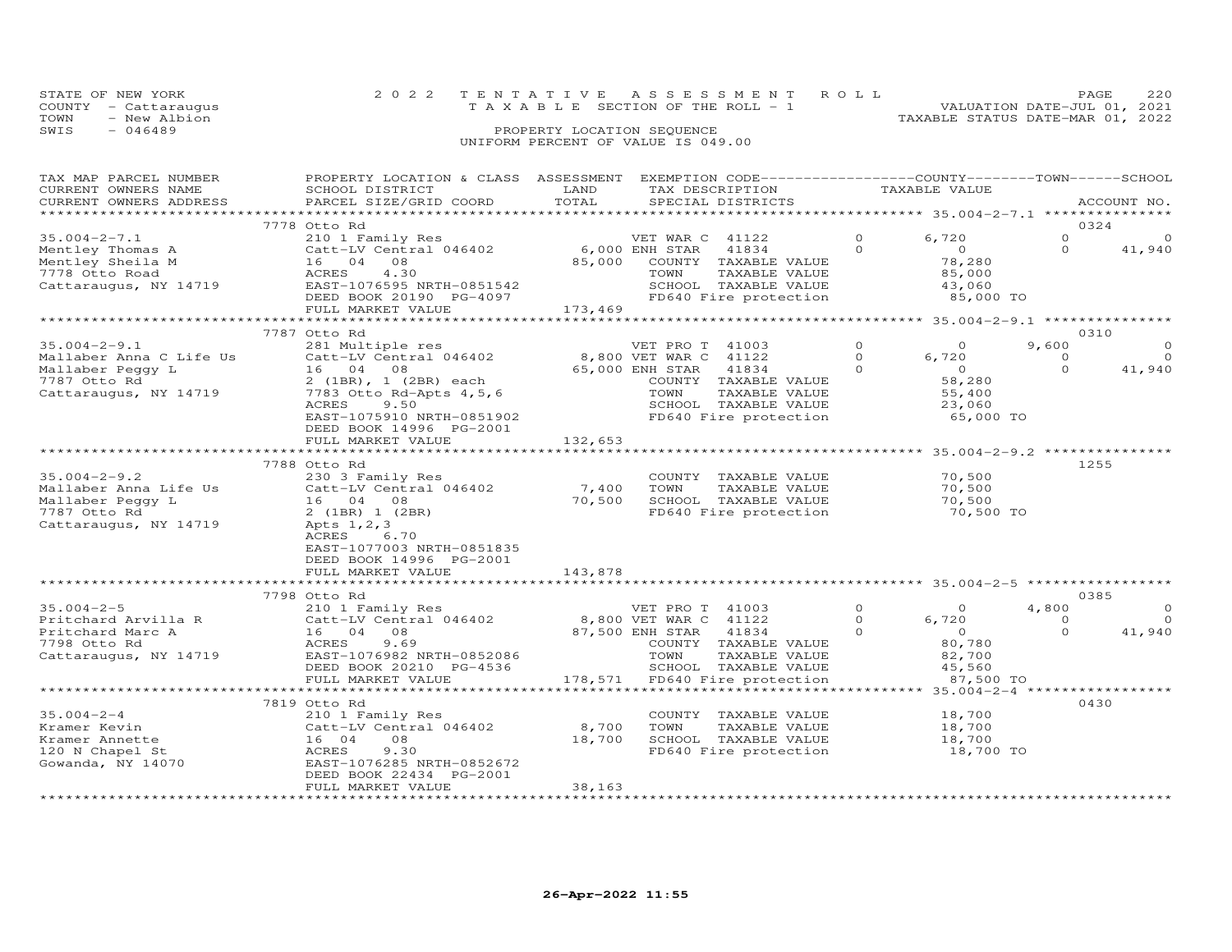STATE OF NEW YORK
COUNTY - Cattaraugus
TOWN - New Albion
SWIS - 046489

2022 TENTATIVE ASSESSMENT ROLL
TAXABLE SECTION OF THE ROLL - 1
PROPERTY LOCATION SEQUENCE
UNIFORM PERCENT OF VALUE IS 049.00

VALUATION DATE-JUL 01, 2021
TAXABLE STATUS DATE-MAR 01, 2022

| TAX MAP PARCEL NUMBER / CURRENT OWNERS NAME / CURRENT OWNERS ADDRESS | PROPERTY LOCATION & CLASS / SCHOOL DISTRICT / PARCEL SIZE/GRID COORD | ASSESSMENT LAND | TOTAL | EXEMPTION CODE / TAX DESCRIPTION / SPECIAL DISTRICTS | | COUNTY TAXABLE VALUE | TOWN | SCHOOL | ACCOUNT NO. |
|---|---|---|---|---|---|---|---|---|---|
| | 7778 Otto Rd | | | | | | | | 0324 |
| 35.004-2-7.1 | 210 1 Family Res | | | VET WAR C 41122 | 0 | 6,720 | 0 | 0 | |
| Mentley Thomas A | Catt-LV Central 046402 | 6,000 | | ENH STAR 41834 | 0 | 0 | 0 | 41,940 | |
| Mentley Sheila M | 16 04 08 | | 85,000 | COUNTY TAXABLE VALUE | | 78,280 | | | |
| 7778 Otto Road | ACRES 4.30 | | | TOWN TAXABLE VALUE | | 85,000 | | | |
| Cattaraugus, NY 14719 | EAST-1076595 NRTH-0851542 | | | SCHOOL TAXABLE VALUE | | 43,060 | | | |
| | DEED BOOK 20190 PG-4097 | | | FD640 Fire protection | | 85,000 TO | | | |
| | FULL MARKET VALUE | | 173,469 | | | | | | |
| | 7787 Otto Rd | | | | | | | | 0310 |
| 35.004-2-9.1 | 281 Multiple res | | | VET PRO T 41003 | 0 | 0 | 9,600 | 0 | |
| Mallaber Anna C Life Us | Catt-LV Central 046402 | 8,800 | | VET WAR C 41122 | 0 | 6,720 | 0 | 0 | |
| Mallaber Peggy L | 16 04 08 | | 65,000 | ENH STAR 41834 | 0 | 0 | 0 | 41,940 | |
| 7787 Otto Rd | 2 (1BR), 1 (2BR) each | | | COUNTY TAXABLE VALUE | | 58,280 | | | |
| Cattaraugus, NY 14719 | 7783 Otto Rd-Apts 4,5,6 | | | TOWN TAXABLE VALUE | | 55,400 | | | |
| | ACRES 9.50 | | | SCHOOL TAXABLE VALUE | | 23,060 | | | |
| | EAST-1075910 NRTH-0851902 | | | FD640 Fire protection | | 65,000 TO | | | |
| | DEED BOOK 14996 PG-2001 | | | | | | | | |
| | FULL MARKET VALUE | | 132,653 | | | | | | |
| | 7788 Otto Rd | | | | | | | | 1255 |
| 35.004-2-9.2 | 230 3 Family Res | | | COUNTY TAXABLE VALUE | | 70,500 | | | |
| Mallaber Anna Life Us | Catt-LV Central 046402 | 7,400 | | TOWN TAXABLE VALUE | | 70,500 | | | |
| Mallaber Peggy L | 16 04 08 | | 70,500 | SCHOOL TAXABLE VALUE | | 70,500 | | | |
| 7787 Otto Rd | 2 (1BR) 1 (2BR) | | | FD640 Fire protection | | 70,500 TO | | | |
| Cattaraugus, NY 14719 | Apts 1,2,3 | | | | | | | | |
| | ACRES 6.70 | | | | | | | | |
| | EAST-1077003 NRTH-0851835 | | | | | | | | |
| | DEED BOOK 14996 PG-2001 | | | | | | | | |
| | FULL MARKET VALUE | | 143,878 | | | | | | |
| | 7798 Otto Rd | | | | | | | | 0385 |
| 35.004-2-5 | 210 1 Family Res | | | VET PRO T 41003 | 0 | 0 | 4,800 | 0 | |
| Pritchard Arvilla R | Catt-LV Central 046402 | 8,800 | | VET WAR C 41122 | 0 | 6,720 | 0 | 0 | |
| Pritchard Marc A | 16 04 08 | | 87,500 | ENH STAR 41834 | 0 | 0 | 0 | 41,940 | |
| 7798 Otto Rd | ACRES 9.69 | | | COUNTY TAXABLE VALUE | | 80,780 | | | |
| Cattaraugus, NY 14719 | EAST-1076982 NRTH-0852086 | | | TOWN TAXABLE VALUE | | 82,700 | | | |
| | DEED BOOK 20210 PG-4536 | | | SCHOOL TAXABLE VALUE | | 45,560 | | | |
| | FULL MARKET VALUE | | 178,571 | FD640 Fire protection | | 87,500 TO | | | |
| | 7819 Otto Rd | | | | | | | | 0430 |
| 35.004-2-4 | 210 1 Family Res | | | COUNTY TAXABLE VALUE | | 18,700 | | | |
| Kramer Kevin | Catt-LV Central 046402 | 8,700 | | TOWN TAXABLE VALUE | | 18,700 | | | |
| Kramer Annette | 16 04 08 | | 18,700 | SCHOOL TAXABLE VALUE | | 18,700 | | | |
| 120 N Chapel St | ACRES 9.30 | | | FD640 Fire protection | | 18,700 TO | | | |
| Gowanda, NY 14070 | EAST-1076285 NRTH-0852672 | | | | | | | | |
| | DEED BOOK 22434 PG-2001 | | | | | | | | |
| | FULL MARKET VALUE | | 38,163 | | | | | | |

26-Apr-2022 11:55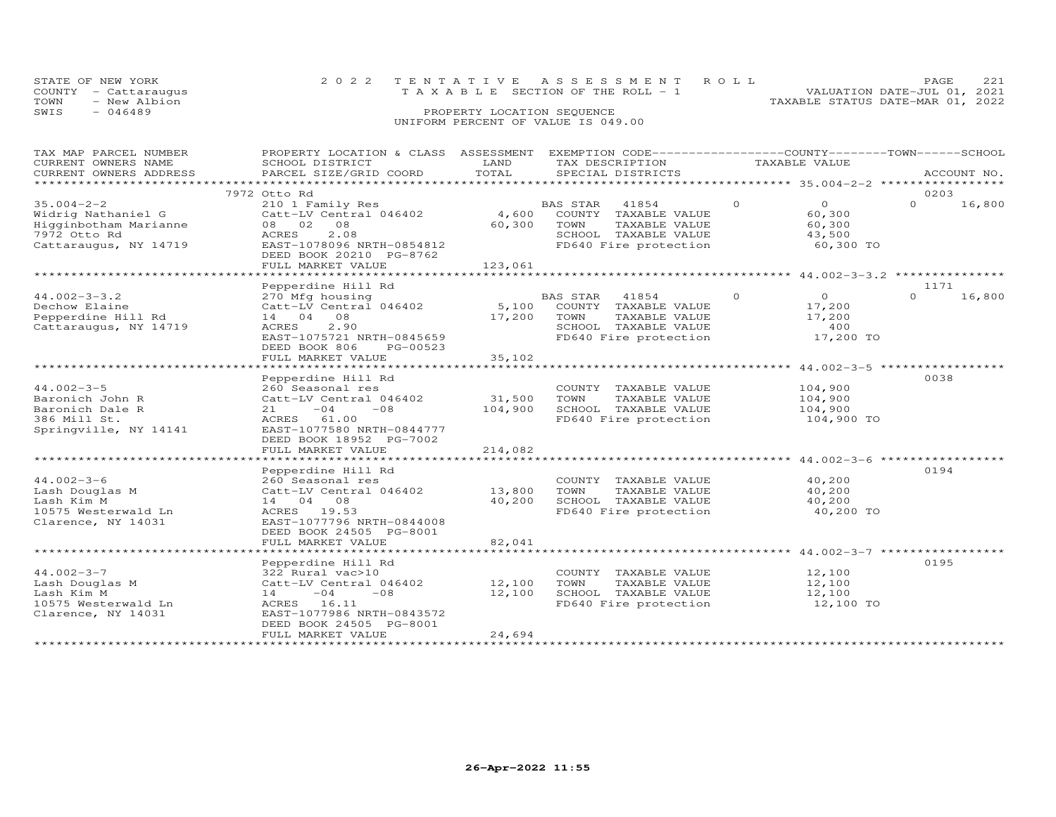STATE OF NEW YORK
COUNTY - Cattaraugus
TOWN - New Albion
SWIS - 046489

2022 TENTATIVE ASSESSMENT ROLL
TAXABLE SECTION OF THE ROLL - 1
PROPERTY LOCATION SEQUENCE
UNIFORM PERCENT OF VALUE IS 049.00

VALUATION DATE-JUL 01, 2021
TAXABLE STATUS DATE-MAR 01, 2022

| TAX MAP PARCEL NUMBER / CURRENT OWNERS NAME / CURRENT OWNERS ADDRESS | PROPERTY LOCATION & CLASS / SCHOOL DISTRICT / PARCEL SIZE/GRID COORD | ASSESSMENT LAND / TOTAL | EXEMPTION CODE / TAX DESCRIPTION / SPECIAL DISTRICTS | COUNTY | TOWN | SCHOOL | TAXABLE VALUE | ACCOUNT NO. |
|---|---|---|---|---|---|---|---|---|
| | 7972 Otto Rd | | | | | | | 0203 |
| 35.004-2-2 | 210 1 Family Res | | BAS STAR 41854 | 0 | 0 | 16,800 | | |
| Widrig Nathaniel G | Catt-LV Central 046402 | 4,600 | COUNTY TAXABLE VALUE | | | | 60,300 | |
| Higginbotham Marianne | 08 02 08 | 60,300 | TOWN TAXABLE VALUE | | | | 60,300 | |
| 7972 Otto Rd | ACRES 2.08 | | SCHOOL TAXABLE VALUE | | | | 43,500 | |
| Cattaraugus, NY 14719 | EAST-1078096 NRTH-0854812 | | FD640 Fire protection | | | | 60,300 TO | |
| | DEED BOOK 20210 PG-8762 | | | | | | | |
| | FULL MARKET VALUE | 123,061 | | | | | | |
| | Pepperdine Hill Rd | | | | | | | 1171 |
| 44.002-3-3.2 | 270 Mfg housing | | BAS STAR 41854 | 0 | 0 | 16,800 | | |
| Dechow Elaine | Catt-LV Central 046402 | 5,100 | COUNTY TAXABLE VALUE | | | | 17,200 | |
| Pepperdine Hill Rd | 14 04 08 | 17,200 | TOWN TAXABLE VALUE | | | | 17,200 | |
| Cattaraugus, NY 14719 | ACRES 2.90 | | SCHOOL TAXABLE VALUE | | | | 400 | |
| | EAST-1075721 NRTH-0845659 | | FD640 Fire protection | | | | 17,200 TO | |
| | DEED BOOK 806 PG-00523 | | | | | | | |
| | FULL MARKET VALUE | 35,102 | | | | | | |
| | Pepperdine Hill Rd | | | | | | | 0038 |
| 44.002-3-5 | 260 Seasonal res | | COUNTY TAXABLE VALUE | | | | 104,900 | |
| Baronich John R | Catt-LV Central 046402 | 31,500 | TOWN TAXABLE VALUE | | | | 104,900 | |
| Baronich Dale R | 21 -04 -08 | 104,900 | SCHOOL TAXABLE VALUE | | | | 104,900 | |
| 386 Mill St. | ACRES 61.00 | | FD640 Fire protection | | | | 104,900 TO | |
| Springville, NY 14141 | EAST-1077580 NRTH-0844777 | | | | | | | |
| | DEED BOOK 18952 PG-7002 | | | | | | | |
| | FULL MARKET VALUE | 214,082 | | | | | | |
| | Pepperdine Hill Rd | | | | | | | 0194 |
| 44.002-3-6 | 260 Seasonal res | | COUNTY TAXABLE VALUE | | | | 40,200 | |
| Lash Douglas M | Catt-LV Central 046402 | 13,800 | TOWN TAXABLE VALUE | | | | 40,200 | |
| Lash Kim M | 14 04 08 | 40,200 | SCHOOL TAXABLE VALUE | | | | 40,200 | |
| 10575 Westerwald Ln | ACRES 19.53 | | FD640 Fire protection | | | | 40,200 TO | |
| Clarence, NY 14031 | EAST-1077796 NRTH-0844008 | | | | | | | |
| | DEED BOOK 24505 PG-8001 | | | | | | | |
| | FULL MARKET VALUE | 82,041 | | | | | | |
| | Pepperdine Hill Rd | | | | | | | 0195 |
| 44.002-3-7 | 322 Rural vac>10 | | COUNTY TAXABLE VALUE | | | | 12,100 | |
| Lash Douglas M | Catt-LV Central 046402 | 12,100 | TOWN TAXABLE VALUE | | | | 12,100 | |
| Lash Kim M | 14 -04 -08 | 12,100 | SCHOOL TAXABLE VALUE | | | | 12,100 | |
| 10575 Westerwald Ln | ACRES 16.11 | | FD640 Fire protection | | | | 12,100 TO | |
| Clarence, NY 14031 | EAST-1077986 NRTH-0843572 | | | | | | | |
| | DEED BOOK 24505 PG-8001 | | | | | | | |
| | FULL MARKET VALUE | 24,694 | | | | | | |

26-Apr-2022 11:55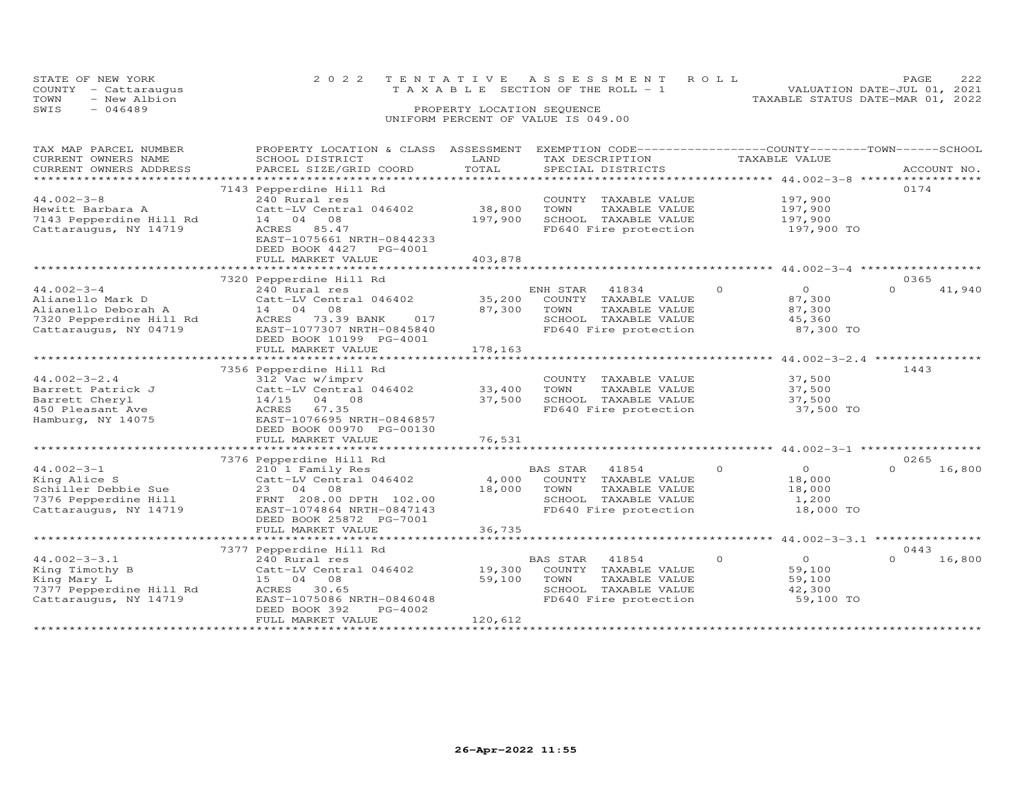STATE OF NEW YORK | 2022 TENTATIVE ASSESSMENT ROLL | VALUATION DATE-JUL 01, 2021
COUNTY - Cattaraugus | TAXABLE SECTION OF THE ROLL - 1 | TAXABLE STATUS DATE-MAR 01, 2022
TOWN - New Albion
SWIS - 046489

PROPERTY LOCATION SEQUENCE
UNIFORM PERCENT OF VALUE IS 049.00

| TAX MAP PARCEL NUMBER / CURRENT OWNERS NAME / CURRENT OWNERS ADDRESS | PROPERTY LOCATION & CLASS / SCHOOL DISTRICT / PARCEL SIZE/GRID COORD | ASSESSMENT LAND | TOTAL | EXEMPTION CODE / TAX DESCRIPTION / SPECIAL DISTRICTS | COUNTY TAXABLE VALUE | TOWN | SCHOOL | ACCOUNT NO. |
|---|---|---|---|---|---|---|---|---|
| **44.002-3-8** | 7143 Pepperdine Hill Rd | | | | | | | 0174 |
| Hewitt Barbara A | 240 Rural res | | | COUNTY TAXABLE VALUE | 197,900 | | | |
| 7143 Pepperdine Hill Rd | Catt-LV Central 046402 | 38,800 | | TOWN TAXABLE VALUE | 197,900 | | | |
| Cattaraugus, NY 14719 | 14 04 08 | | 197,900 | SCHOOL TAXABLE VALUE | 197,900 | | | |
| | ACRES 85.47 | | | FD640 Fire protection | 197,900 TO | | | |
| | EAST-1075661 NRTH-0844233 | | | | | | | |
| | DEED BOOK 4427 PG-4001 | | | | | | | |
| | FULL MARKET VALUE | | 403,878 | | | | | |
| **44.002-3-4** | 7320 Pepperdine Hill Rd | | | | | | | 0365 |
| Alianello Mark D | 240 Rural res | | | ENH STAR 41834 | 0 | 0 | 41,940 | |
| Alianello Deborah A | Catt-LV Central 046402 | 35,200 | | COUNTY TAXABLE VALUE | 87,300 | | | |
| 7320 Pepperdine Hill Rd | 14 04 08 | | 87,300 | TOWN TAXABLE VALUE | 87,300 | | | |
| Cattaraugus, NY 04719 | ACRES 73.39 BANK 017 | | | SCHOOL TAXABLE VALUE | 45,360 | | | |
| | EAST-1077307 NRTH-0845840 | | | FD640 Fire protection | 87,300 TO | | | |
| | DEED BOOK 10199 PG-4001 | | | | | | | |
| | FULL MARKET VALUE | | 178,163 | | | | | |
| **44.002-3-2.4** | 7356 Pepperdine Hill Rd | | | | | | | 1443 |
| Barrett Patrick J | 312 Vac w/imprv | | | COUNTY TAXABLE VALUE | 37,500 | | | |
| Barrett Cheryl | Catt-LV Central 046402 | 33,400 | | TOWN TAXABLE VALUE | 37,500 | | | |
| 450 Pleasant Ave | 14/15 04 08 | | 37,500 | SCHOOL TAXABLE VALUE | 37,500 | | | |
| Hamburg, NY 14075 | ACRES 67.35 | | | FD640 Fire protection | 37,500 TO | | | |
| | EAST-1076695 NRTH-0846857 | | | | | | | |
| | DEED BOOK 00970 PG-00130 | | | | | | | |
| | FULL MARKET VALUE | | 76,531 | | | | | |
| **44.002-3-1** | 7376 Pepperdine Hill Rd | | | | | | | 0265 |
| King Alice S | 210 1 Family Res | | | BAS STAR 41854 | 0 | 0 | 16,800 | |
| Schiller Debbie Sue | Catt-LV Central 046402 | 4,000 | | COUNTY TAXABLE VALUE | 18,000 | | | |
| 7376 Pepperdine Hill | 23 04 08 | | 18,000 | TOWN TAXABLE VALUE | 18,000 | | | |
| Cattaraugus, NY 14719 | FRNT 208.00 DPTH 102.00 | | | SCHOOL TAXABLE VALUE | 1,200 | | | |
| | EAST-1074864 NRTH-0847143 | | | FD640 Fire protection | 18,000 TO | | | |
| | DEED BOOK 25872 PG-7001 | | | | | | | |
| | FULL MARKET VALUE | | 36,735 | | | | | |
| **44.002-3-3.1** | 7377 Pepperdine Hill Rd | | | | | | | 0443 |
| King Timothy B | 240 Rural res | | | BAS STAR 41854 | 0 | 0 | 16,800 | |
| King Mary L | Catt-LV Central 046402 | 19,300 | | COUNTY TAXABLE VALUE | 59,100 | | | |
| 7377 Pepperdine Hill Rd | 15 04 08 | | 59,100 | TOWN TAXABLE VALUE | 59,100 | | | |
| Cattaraugus, NY 14719 | ACRES 30.65 | | | SCHOOL TAXABLE VALUE | 42,300 | | | |
| | EAST-1075086 NRTH-0846048 | | | FD640 Fire protection | 59,100 TO | | | |
| | DEED BOOK 392 PG-4002 | | | | | | | |
| | FULL MARKET VALUE | | 120,612 | | | | | |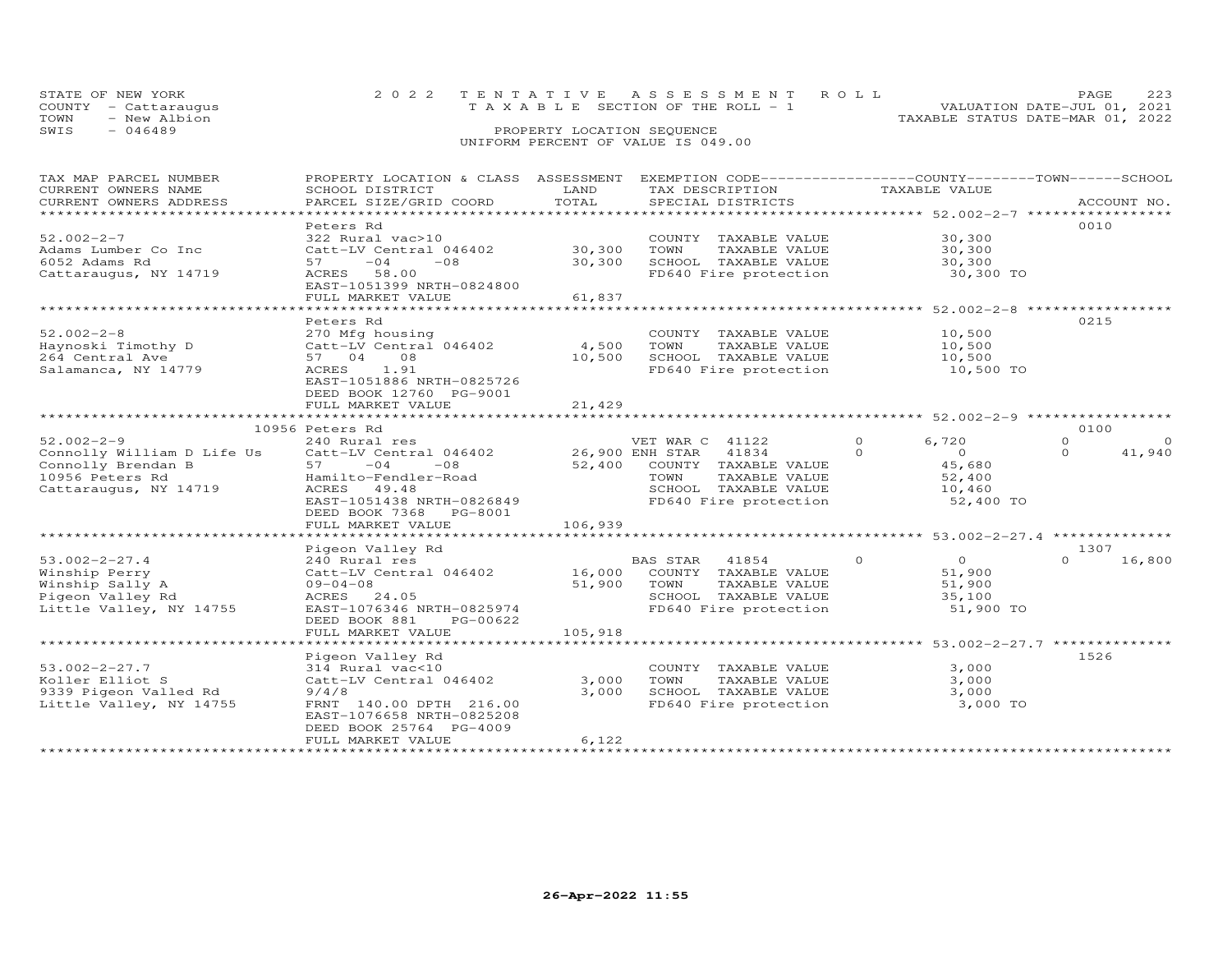STATE OF NEW YORK
COUNTY - Cattaraugus
TOWN - New Albion
SWIS - 046489

2022 TENTATIVE ASSESSMENT ROLL
TAXABLE SECTION OF THE ROLL - 1
PROPERTY LOCATION SEQUENCE
UNIFORM PERCENT OF VALUE IS 049.00

VALUATION DATE-JUL 01, 2021
TAXABLE STATUS DATE-MAR 01, 2022

| TAX MAP PARCEL NUMBER / CURRENT OWNERS NAME / CURRENT OWNERS ADDRESS | PROPERTY LOCATION & CLASS / SCHOOL DISTRICT / PARCEL SIZE/GRID COORD | ASSESSMENT LAND | TOTAL | EXEMPTION CODE / TAX DESCRIPTION / SPECIAL DISTRICTS | | COUNTY TAXABLE VALUE | TOWN | SCHOOL | ACCOUNT NO. |
|---|---|---|---|---|---|---|---|---|---|
| **52.002-2-7** | Peters Rd | | | | | | | | 0010 |
| 52.002-2-7 | 322 Rural vac>10 | | | COUNTY TAXABLE VALUE | | 30,300 | | | |
| Adams Lumber Co Inc | Catt-LV Central 046402 | 30,300 | | TOWN TAXABLE VALUE | | 30,300 | | | |
| 6052 Adams Rd | 57 -04 -08 | | 30,300 | SCHOOL TAXABLE VALUE | | 30,300 | | | |
| Cattaraugus, NY 14719 | ACRES 58.00 | | | FD640 Fire protection | | 30,300 TO | | | |
| | EAST-1051399 NRTH-0824800 | | | | | | | | |
| | FULL MARKET VALUE | | 61,837 | | | | | | |
| **52.002-2-8** | Peters Rd | | | | | | | | 0215 |
| 52.002-2-8 | 270 Mfg housing | | | COUNTY TAXABLE VALUE | | 10,500 | | | |
| Haynoski Timothy D | Catt-LV Central 046402 | 4,500 | | TOWN TAXABLE VALUE | | 10,500 | | | |
| 264 Central Ave | 57 04 08 | | 10,500 | SCHOOL TAXABLE VALUE | | 10,500 | | | |
| Salamanca, NY 14779 | ACRES 1.91 | | | FD640 Fire protection | | 10,500 TO | | | |
| | EAST-1051886 NRTH-0825726 | | | | | | | | |
| | DEED BOOK 12760 PG-9001 | | | | | | | | |
| | FULL MARKET VALUE | | 21,429 | | | | | | |
| **52.002-2-9** | 10956 Peters Rd | | | | | | | | 0100 |
| 52.002-2-9 | 240 Rural res | | | VET WAR C 41122 | 0 | 6,720 | 0 | 0 | |
| Connolly William D Life Us | Catt-LV Central 046402 | 26,900 | | ENH STAR 41834 | 0 | 0 | 0 | 41,940 | |
| Connolly Brendan B | 57 -04 -08 | | 52,400 | COUNTY TAXABLE VALUE | | 45,680 | | | |
| 10956 Peters Rd | Hamilto-Fendler-Road | | | TOWN TAXABLE VALUE | | 52,400 | | | |
| Cattaraugus, NY 14719 | ACRES 49.48 | | | SCHOOL TAXABLE VALUE | | 10,460 | | | |
| | EAST-1051438 NRTH-0826849 | | | FD640 Fire protection | | 52,400 TO | | | |
| | DEED BOOK 7368 PG-8001 | | | | | | | | |
| | FULL MARKET VALUE | | 106,939 | | | | | | |
| **53.002-2-27.4** | Pigeon Valley Rd | | | | | | | | 1307 |
| 53.002-2-27.4 | 240 Rural res | | | BAS STAR 41854 | 0 | 0 | 0 | 16,800 | |
| Winship Perry | Catt-LV Central 046402 | 16,000 | | COUNTY TAXABLE VALUE | | 51,900 | | | |
| Winship Sally A | 09-04-08 | | 51,900 | TOWN TAXABLE VALUE | | 51,900 | | | |
| Pigeon Valley Rd | ACRES 24.05 | | | SCHOOL TAXABLE VALUE | | 35,100 | | | |
| Little Valley, NY 14755 | EAST-1076346 NRTH-0825974 | | | FD640 Fire protection | | 51,900 TO | | | |
| | DEED BOOK 881 PG-00622 | | | | | | | | |
| | FULL MARKET VALUE | | 105,918 | | | | | | |
| **53.002-2-27.7** | Pigeon Valley Rd | | | | | | | | 1526 |
| 53.002-2-27.7 | 314 Rural vac<10 | | | COUNTY TAXABLE VALUE | | 3,000 | | | |
| Koller Elliot S | Catt-LV Central 046402 | 3,000 | | TOWN TAXABLE VALUE | | 3,000 | | | |
| 9339 Pigeon Valled Rd | 9/4/8 | | 3,000 | SCHOOL TAXABLE VALUE | | 3,000 | | | |
| Little Valley, NY 14755 | FRNT 140.00 DPTH 216.00 | | | FD640 Fire protection | | 3,000 TO | | | |
| | EAST-1076658 NRTH-0825208 | | | | | | | | |
| | DEED BOOK 25764 PG-4009 | | | | | | | | |
| | FULL MARKET VALUE | | 6,122 | | | | | | |

26-Apr-2022 11:55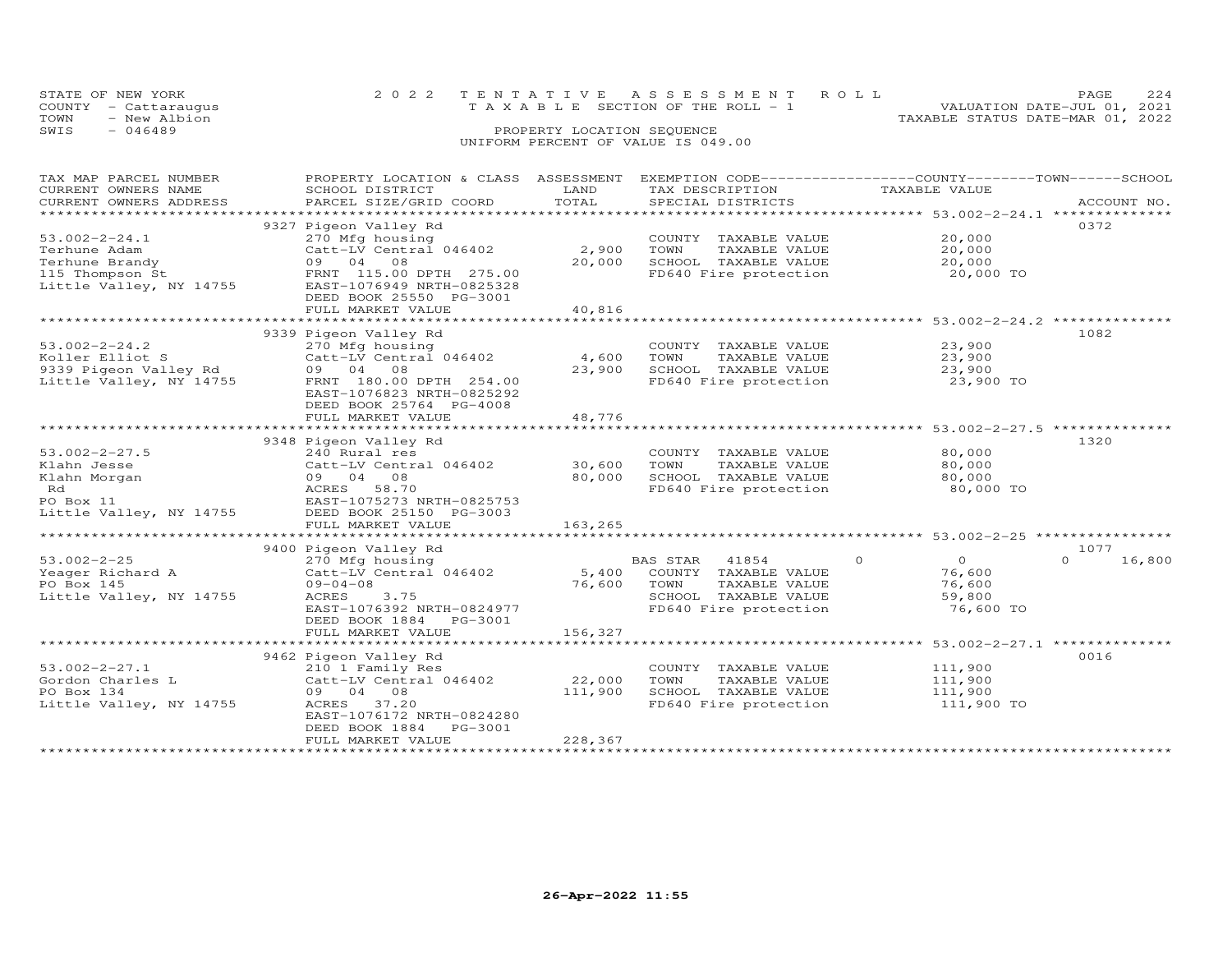STATE OF NEW YORK
COUNTY - Cattaraugus
TOWN - New Albion
SWIS - 046489

2022 TENTATIVE ASSESSMENT ROLL
TAXABLE SECTION OF THE ROLL - 1
PROPERTY LOCATION SEQUENCE
UNIFORM PERCENT OF VALUE IS 049.00

VALUATION DATE-JUL 01, 2021
TAXABLE STATUS DATE-MAR 01, 2022

| TAX MAP PARCEL NUMBER / CURRENT OWNERS NAME / CURRENT OWNERS ADDRESS | PROPERTY LOCATION & CLASS / SCHOOL DISTRICT / PARCEL SIZE/GRID COORD | ASSESSMENT LAND / TOTAL | EXEMPTION CODE / TAX DESCRIPTION / SPECIAL DISTRICTS | COUNTY | TOWN | SCHOOL TAXABLE VALUE | ACCOUNT NO. |
|---|---|---|---|---|---|---|---|
| | 9327 Pigeon Valley Rd | | | | | | 0372 |
| 53.002-2-24.1 | 270 Mfg housing | | COUNTY TAXABLE VALUE | 20,000 | | | |
| Terhune Adam | Catt-LV Central 046402 | 2,900 | TOWN TAXABLE VALUE | 20,000 | | | |
| Terhune Brandy | 09 04 08 | 20,000 | SCHOOL TAXABLE VALUE | 20,000 | | | |
| 115 Thompson St | FRNT 115.00 DPTH 275.00 | | FD640 Fire protection | 20,000 TO | | | |
| Little Valley, NY 14755 | EAST-1076949 NRTH-0825328 | | | | | | |
| | DEED BOOK 25550 PG-3001 | | | | | | |
| | FULL MARKET VALUE | 40,816 | | | | | |
| | 9339 Pigeon Valley Rd | | | | | | 1082 |
| 53.002-2-24.2 | 270 Mfg housing | | COUNTY TAXABLE VALUE | 23,900 | | | |
| Koller Elliot S | Catt-LV Central 046402 | 4,600 | TOWN TAXABLE VALUE | 23,900 | | | |
| 9339 Pigeon Valley Rd | 09 04 08 | 23,900 | SCHOOL TAXABLE VALUE | 23,900 | | | |
| Little Valley, NY 14755 | FRNT 180.00 DPTH 254.00 | | FD640 Fire protection | 23,900 TO | | | |
| | EAST-1076823 NRTH-0825292 | | | | | | |
| | DEED BOOK 25764 PG-4008 | | | | | | |
| | FULL MARKET VALUE | 48,776 | | | | | |
| | 9348 Pigeon Valley Rd | | | | | | 1320 |
| 53.002-2-27.5 | 240 Rural res | | COUNTY TAXABLE VALUE | 80,000 | | | |
| Klahn Jesse | Catt-LV Central 046402 | 30,600 | TOWN TAXABLE VALUE | 80,000 | | | |
| Klahn Morgan | 09 04 08 | 80,000 | SCHOOL TAXABLE VALUE | 80,000 | | | |
| Rd | ACRES 58.70 | | FD640 Fire protection | 80,000 TO | | | |
| PO Box 11 | EAST-1075273 NRTH-0825753 | | | | | | |
| Little Valley, NY 14755 | DEED BOOK 25150 PG-3003 | | | | | | |
| | FULL MARKET VALUE | 163,265 | | | | | |
| | 9400 Pigeon Valley Rd | | | | | | 1077 |
| 53.002-2-25 | 270 Mfg housing | | BAS STAR 41854 | 0 | 0 | 0 | 16,800 |
| Yeager Richard A | Catt-LV Central 046402 | 5,400 | COUNTY TAXABLE VALUE | 76,600 | | | |
| PO Box 145 | 09-04-08 | 76,600 | TOWN TAXABLE VALUE | 76,600 | | | |
| Little Valley, NY 14755 | ACRES 3.75 | | SCHOOL TAXABLE VALUE | 59,800 | | | |
| | EAST-1076392 NRTH-0824977 | | FD640 Fire protection | 76,600 TO | | | |
| | DEED BOOK 1884 PG-3001 | | | | | | |
| | FULL MARKET VALUE | 156,327 | | | | | |
| | 9462 Pigeon Valley Rd | | | | | | 0016 |
| 53.002-2-27.1 | 210 1 Family Res | | COUNTY TAXABLE VALUE | 111,900 | | | |
| Gordon Charles L | Catt-LV Central 046402 | 22,000 | TOWN TAXABLE VALUE | 111,900 | | | |
| PO Box 134 | 09 04 08 | 111,900 | SCHOOL TAXABLE VALUE | 111,900 | | | |
| Little Valley, NY 14755 | ACRES 37.20 | | FD640 Fire protection | 111,900 TO | | | |
| | EAST-1076172 NRTH-0824280 | | | | | | |
| | DEED BOOK 1884 PG-3001 | | | | | | |
| | FULL MARKET VALUE | 228,367 | | | | | |

26-Apr-2022 11:55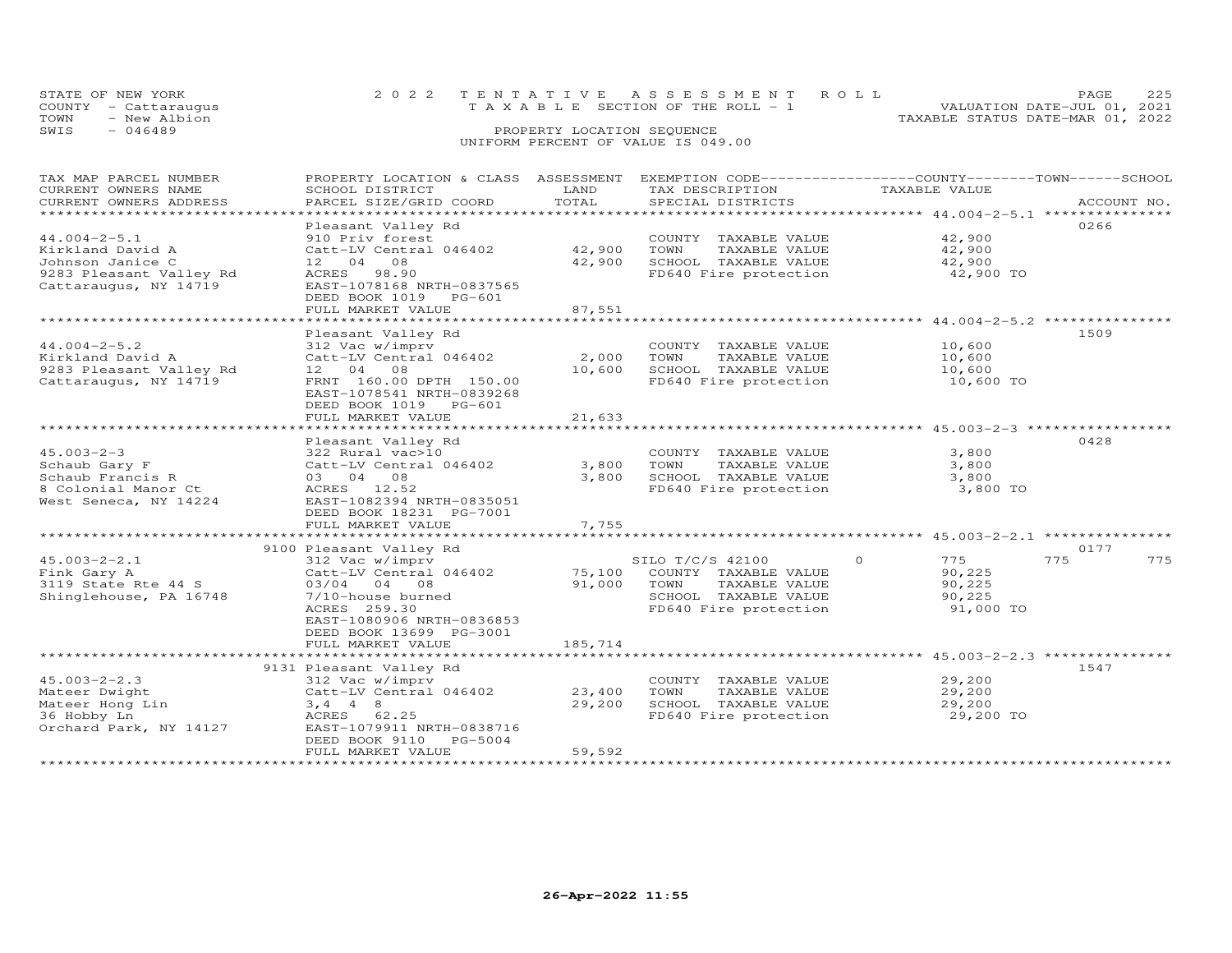STATE OF NEW YORK — COUNTY - Cattaraugus — TOWN - New Albion — SWIS - 046489

2022 TENTATIVE ASSESSMENT ROLL
TAXABLE SECTION OF THE ROLL - 1
PROPERTY LOCATION SEQUENCE
UNIFORM PERCENT OF VALUE IS 049.00

VALUATION DATE-JUL 01, 2021
TAXABLE STATUS DATE-MAR 01, 2022

| TAX MAP PARCEL NUMBER / CURRENT OWNERS NAME / CURRENT OWNERS ADDRESS | PROPERTY LOCATION & CLASS / SCHOOL DISTRICT / PARCEL SIZE/GRID COORD | ASSESSMENT LAND / TOTAL | EXEMPTION CODE / TAX DESCRIPTION / SPECIAL DISTRICTS | COUNTY | TOWN | SCHOOL | TAXABLE VALUE | ACCOUNT NO. |
|---|---|---|---|---|---|---|---|---|
| **44.004-2-5.1** | Pleasant Valley Rd | | | | | | | 0266 |
| 44.004-2-5.1 | 910 Priv forest | | COUNTY TAXABLE VALUE | | | | 42,900 | |
| Kirkland David A | Catt-LV Central 046402 | 42,900 | TOWN TAXABLE VALUE | | | | 42,900 | |
| Johnson Janice C | 12 04 08 | 42,900 | SCHOOL TAXABLE VALUE | | | | 42,900 | |
| 9283 Pleasant Valley Rd | ACRES 98.90 | | FD640 Fire protection | | | | 42,900 TO | |
| Cattaraugus, NY 14719 | EAST-1078168 NRTH-0837565 | | | | | | | |
| | DEED BOOK 1019 PG-601 | | | | | | | |
| | FULL MARKET VALUE | 87,551 | | | | | | |
| **44.004-2-5.2** | Pleasant Valley Rd | | | | | | | 1509 |
| 44.004-2-5.2 | 312 Vac w/imprv | | COUNTY TAXABLE VALUE | | | | 10,600 | |
| Kirkland David A | Catt-LV Central 046402 | 2,000 | TOWN TAXABLE VALUE | | | | 10,600 | |
| 9283 Pleasant Valley Rd | 12 04 08 | 10,600 | SCHOOL TAXABLE VALUE | | | | 10,600 | |
| Cattaraugus, NY 14719 | FRNT 160.00 DPTH 150.00 | | FD640 Fire protection | | | | 10,600 TO | |
| | EAST-1078541 NRTH-0839268 | | | | | | | |
| | DEED BOOK 1019 PG-601 | | | | | | | |
| | FULL MARKET VALUE | 21,633 | | | | | | |
| **45.003-2-3** | Pleasant Valley Rd | | | | | | | 0428 |
| 45.003-2-3 | 322 Rural vac>10 | | COUNTY TAXABLE VALUE | | | | 3,800 | |
| Schaub Gary F | Catt-LV Central 046402 | 3,800 | TOWN TAXABLE VALUE | | | | 3,800 | |
| Schaub Francis R | 03 04 08 | 3,800 | SCHOOL TAXABLE VALUE | | | | 3,800 | |
| 8 Colonial Manor Ct | ACRES 12.52 | | FD640 Fire protection | | | | 3,800 TO | |
| West Seneca, NY 14224 | EAST-1082394 NRTH-0835051 | | | | | | | |
| | DEED BOOK 18231 PG-7001 | | | | | | | |
| | FULL MARKET VALUE | 7,755 | | | | | | |
| **45.003-2-2.1** | 9100 Pleasant Valley Rd | | | | | | | 0177 |
| 45.003-2-2.1 | 312 Vac w/imprv | | SILO T/C/S 42100 | 0 | 775 | 775 | 775 | |
| Fink Gary A | Catt-LV Central 046402 | 75,100 | COUNTY TAXABLE VALUE | | | | 90,225 | |
| 3119 State Rte 44 S | 03/04 04 08 | 91,000 | TOWN TAXABLE VALUE | | | | 90,225 | |
| Shinglehouse, PA 16748 | 7/10-house burned | | SCHOOL TAXABLE VALUE | | | | 90,225 | |
| | ACRES 259.30 | | FD640 Fire protection | | | | 91,000 TO | |
| | EAST-1080906 NRTH-0836853 | | | | | | | |
| | DEED BOOK 13699 PG-3001 | | | | | | | |
| | FULL MARKET VALUE | 185,714 | | | | | | |
| **45.003-2-2.3** | 9131 Pleasant Valley Rd | | | | | | | 1547 |
| 45.003-2-2.3 | 312 Vac w/imprv | | COUNTY TAXABLE VALUE | | | | 29,200 | |
| Mateer Dwight | Catt-LV Central 046402 | 23,400 | TOWN TAXABLE VALUE | | | | 29,200 | |
| Mateer Hong Lin | 3,4 4 8 | 29,200 | SCHOOL TAXABLE VALUE | | | | 29,200 | |
| 36 Hobby Ln | ACRES 62.25 | | FD640 Fire protection | | | | 29,200 TO | |
| Orchard Park, NY 14127 | EAST-1079911 NRTH-0838716 | | | | | | | |
| | DEED BOOK 9110 PG-5004 | | | | | | | |
| | FULL MARKET VALUE | 59,592 | | | | | | |

26-Apr-2022 11:55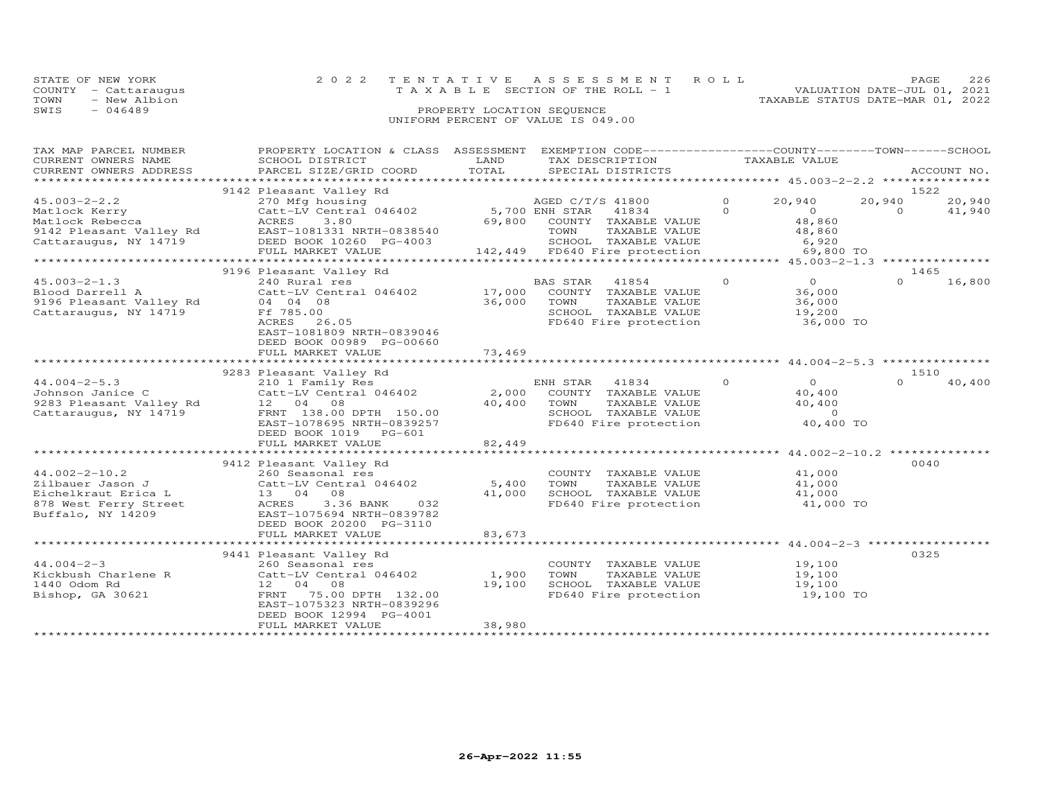STATE OF NEW YORK
COUNTY - Cattaraugus
TOWN - New Albion
SWIS - 046489

2022 TENTATIVE ASSESSMENT ROLL
TAXABLE SECTION OF THE ROLL - 1
PROPERTY LOCATION SEQUENCE
UNIFORM PERCENT OF VALUE IS 049.00

VALUATION DATE-JUL 01, 2021
TAXABLE STATUS DATE-MAR 01, 2022

| TAX MAP PARCEL NUMBER / CURRENT OWNERS NAME / CURRENT OWNERS ADDRESS | PROPERTY LOCATION & CLASS / SCHOOL DISTRICT / PARCEL SIZE/GRID COORD | ASSESSMENT LAND / TOTAL | EXEMPTION CODE / TAX DESCRIPTION / SPECIAL DISTRICTS | | COUNTY TAXABLE VALUE | TOWN | SCHOOL | ACCOUNT NO. |
|---|---|---|---|---|---|---|---|---|
| 45.003-2-2.2 | 9142 Pleasant Valley Rd | | | | | | | 1522 |
| 45.003-2-2.2 | 270 Mfg housing | | AGED C/T/S 41800 | 0 | 20,940 | 20,940 | 20,940 | |
| Matlock Kerry | Catt-LV Central 046402 | 5,700 | ENH STAR 41834 | 0 | 0 | 0 | 41,940 | |
| Matlock Rebecca | ACRES 3.80 | 69,800 | COUNTY TAXABLE VALUE | | 48,860 | | | |
| 9142 Pleasant Valley Rd | EAST-1081331 NRTH-0838540 | | TOWN TAXABLE VALUE | | 48,860 | | | |
| Cattaraugus, NY 14719 | DEED BOOK 10260 PG-4003 | | SCHOOL TAXABLE VALUE | | 6,920 | | | |
| | FULL MARKET VALUE | 142,449 | FD640 Fire protection | | 69,800 TO | | | |
| 45.003-2-1.3 | 9196 Pleasant Valley Rd | | | | | | | 1465 |
| 45.003-2-1.3 | 240 Rural res | | BAS STAR 41854 | 0 | 0 | 0 | 16,800 | |
| Blood Darrell A | Catt-LV Central 046402 | 17,000 | COUNTY TAXABLE VALUE | | 36,000 | | | |
| 9196 Pleasant Valley Rd | 04 04 08 | 36,000 | TOWN TAXABLE VALUE | | 36,000 | | | |
| Cattaraugus, NY 14719 | Ff 785.00 | | SCHOOL TAXABLE VALUE | | 19,200 | | | |
| | ACRES 26.05 | | FD640 Fire protection | | 36,000 TO | | | |
| | EAST-1081809 NRTH-0839046 | | | | | | | |
| | DEED BOOK 00989 PG-00660 | | | | | | | |
| | FULL MARKET VALUE | 73,469 | | | | | | |
| 44.004-2-5.3 | 9283 Pleasant Valley Rd | | | | | | | 1510 |
| 44.004-2-5.3 | 210 1 Family Res | | ENH STAR 41834 | 0 | 0 | 0 | 40,400 | |
| Johnson Janice C | Catt-LV Central 046402 | 2,000 | COUNTY TAXABLE VALUE | | 40,400 | | | |
| 9283 Pleasant Valley Rd | 12 04 08 | 40,400 | TOWN TAXABLE VALUE | | 40,400 | | | |
| Cattaraugus, NY 14719 | FRNT 138.00 DPTH 150.00 | | SCHOOL TAXABLE VALUE | | 0 | | | |
| | EAST-1078695 NRTH-0839257 | | FD640 Fire protection | | 40,400 TO | | | |
| | DEED BOOK 1019 PG-601 | | | | | | | |
| | FULL MARKET VALUE | 82,449 | | | | | | |
| 44.002-2-10.2 | 9412 Pleasant Valley Rd | | | | | | | 0040 |
| 44.002-2-10.2 | 260 Seasonal res | | COUNTY TAXABLE VALUE | | 41,000 | | | |
| Zilbauer Jason J | Catt-LV Central 046402 | 5,400 | TOWN TAXABLE VALUE | | 41,000 | | | |
| Eichelkraut Erica L | 13 04 08 | 41,000 | SCHOOL TAXABLE VALUE | | 41,000 | | | |
| 878 West Ferry Street | ACRES 3.36 BANK 032 | | FD640 Fire protection | | 41,000 TO | | | |
| Buffalo, NY 14209 | EAST-1075694 NRTH-0839782 | | | | | | | |
| | DEED BOOK 20200 PG-3110 | | | | | | | |
| | FULL MARKET VALUE | 83,673 | | | | | | |
| 44.004-2-3 | 9441 Pleasant Valley Rd | | | | | | | 0325 |
| 44.004-2-3 | 260 Seasonal res | | COUNTY TAXABLE VALUE | | 19,100 | | | |
| Kickbush Charlene R | Catt-LV Central 046402 | 1,900 | TOWN TAXABLE VALUE | | 19,100 | | | |
| 1440 Odom Rd | 12 04 08 | 19,100 | SCHOOL TAXABLE VALUE | | 19,100 | | | |
| Bishop, GA 30621 | FRNT 75.00 DPTH 132.00 | | FD640 Fire protection | | 19,100 TO | | | |
| | EAST-1075323 NRTH-0839296 | | | | | | | |
| | DEED BOOK 12994 PG-4001 | | | | | | | |
| | FULL MARKET VALUE | 38,980 | | | | | | |

26-Apr-2022 11:55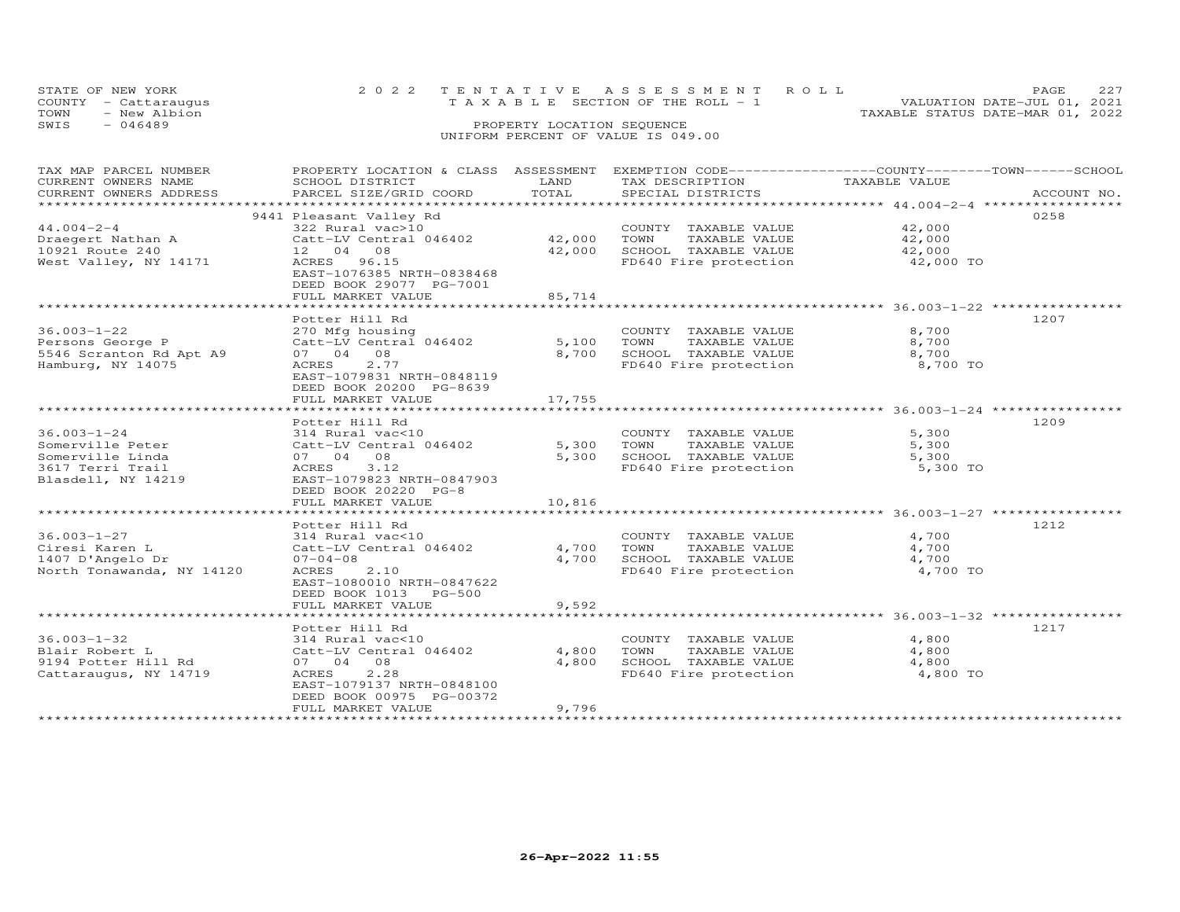STATE OF NEW YORK
COUNTY - Cattaraugus
TOWN - New Albion
SWIS - 046489

2022 TENTATIVE ASSESSMENT ROLL
TAXABLE SECTION OF THE ROLL - 1
PROPERTY LOCATION SEQUENCE
UNIFORM PERCENT OF VALUE IS 049.00

VALUATION DATE-JUL 01, 2021
TAXABLE STATUS DATE-MAR 01, 2022

| TAX MAP PARCEL NUMBER / CURRENT OWNERS NAME / CURRENT OWNERS ADDRESS | PROPERTY LOCATION & CLASS / SCHOOL DISTRICT / PARCEL SIZE/GRID COORD | ASSESSMENT LAND | TOTAL | EXEMPTION CODE / TAX DESCRIPTION / SPECIAL DISTRICTS | TAXABLE VALUE | ACCOUNT NO. |
|---|---|---|---|---|---|---|
| 44.004-2-4 | 9441 Pleasant Valley Rd | | | | | 0258 |
| Draegert Nathan A | 322 Rural vac>10 | | | COUNTY TAXABLE VALUE | 42,000 | |
| 10921 Route 240 | Catt-LV Central 046402 | 42,000 | | TOWN TAXABLE VALUE | 42,000 | |
| West Valley, NY 14171 | 12 04 08 | | 42,000 | SCHOOL TAXABLE VALUE | 42,000 | |
| | ACRES 96.15 | | | FD640 Fire protection | 42,000 TO | |
| | EAST-1076385 NRTH-0838468 | | | | | |
| | DEED BOOK 29077 PG-7001 | | | | | |
| | FULL MARKET VALUE | | 85,714 | | | |
| 36.003-1-22 | Potter Hill Rd | | | | | 1207 |
| Persons George P | 270 Mfg housing | | | COUNTY TAXABLE VALUE | 8,700 | |
| 5546 Scranton Rd Apt A9 | Catt-LV Central 046402 | 5,100 | | TOWN TAXABLE VALUE | 8,700 | |
| Hamburg, NY 14075 | 07 04 08 | | 8,700 | SCHOOL TAXABLE VALUE | 8,700 | |
| | ACRES 2.77 | | | FD640 Fire protection | 8,700 TO | |
| | EAST-1079831 NRTH-0848119 | | | | | |
| | DEED BOOK 20200 PG-8639 | | | | | |
| | FULL MARKET VALUE | | 17,755 | | | |
| 36.003-1-24 | Potter Hill Rd | | | | | 1209 |
| Somerville Peter | 314 Rural vac<10 | | | COUNTY TAXABLE VALUE | 5,300 | |
| Somerville Linda | Catt-LV Central 046402 | 5,300 | | TOWN TAXABLE VALUE | 5,300 | |
| 3617 Terri Trail | 07 04 08 | | 5,300 | SCHOOL TAXABLE VALUE | 5,300 | |
| Blasdell, NY 14219 | ACRES 3.12 | | | FD640 Fire protection | 5,300 TO | |
| | EAST-1079823 NRTH-0847903 | | | | | |
| | DEED BOOK 20220 PG-8 | | | | | |
| | FULL MARKET VALUE | | 10,816 | | | |
| 36.003-1-27 | Potter Hill Rd | | | | | 1212 |
| Ciresi Karen L | 314 Rural vac<10 | | | COUNTY TAXABLE VALUE | 4,700 | |
| 1407 D'Angelo Dr | Catt-LV Central 046402 | 4,700 | | TOWN TAXABLE VALUE | 4,700 | |
| North Tonawanda, NY 14120 | 07-04-08 | | 4,700 | SCHOOL TAXABLE VALUE | 4,700 | |
| | ACRES 2.10 | | | FD640 Fire protection | 4,700 TO | |
| | EAST-1080010 NRTH-0847622 | | | | | |
| | DEED BOOK 1013 PG-500 | | | | | |
| | FULL MARKET VALUE | | 9,592 | | | |
| 36.003-1-32 | Potter Hill Rd | | | | | 1217 |
| Blair Robert L | 314 Rural vac<10 | | | COUNTY TAXABLE VALUE | 4,800 | |
| 9194 Potter Hill Rd | Catt-LV Central 046402 | 4,800 | | TOWN TAXABLE VALUE | 4,800 | |
| Cattaraugus, NY 14719 | 07 04 08 | | 4,800 | SCHOOL TAXABLE VALUE | 4,800 | |
| | ACRES 2.28 | | | FD640 Fire protection | 4,800 TO | |
| | EAST-1079137 NRTH-0848100 | | | | | |
| | DEED BOOK 00975 PG-00372 | | | | | |
| | FULL MARKET VALUE | | 9,796 | | | |

26-Apr-2022 11:55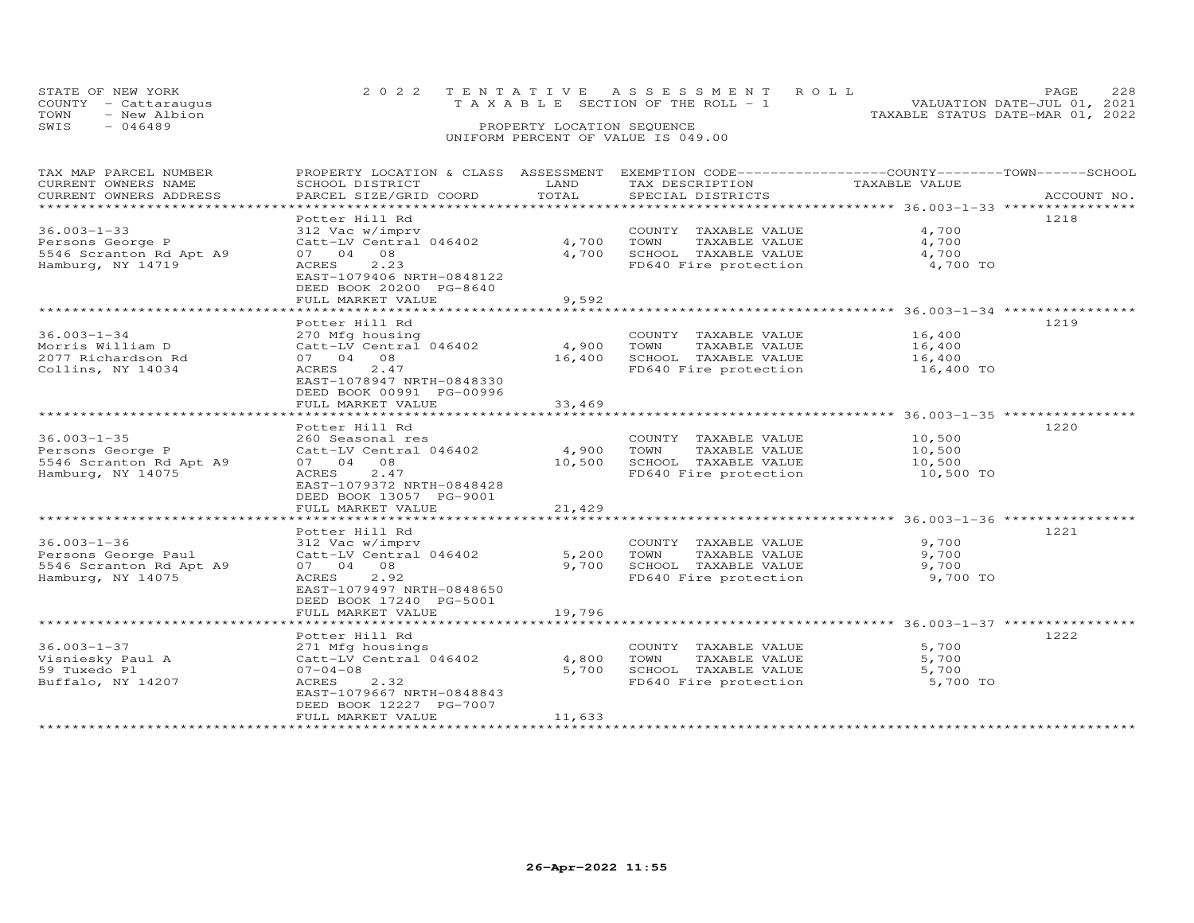STATE OF NEW YORK
COUNTY - Cattaraugus
TOWN - New Albion
SWIS - 046489

2022 TENTATIVE ASSESSMENT ROLL
TAXABLE SECTION OF THE ROLL - 1
PROPERTY LOCATION SEQUENCE
UNIFORM PERCENT OF VALUE IS 049.00

VALUATION DATE-JUL 01, 2021
TAXABLE STATUS DATE-MAR 01, 2022

| TAX MAP PARCEL NUMBER / CURRENT OWNERS NAME / CURRENT OWNERS ADDRESS | PROPERTY LOCATION & CLASS / SCHOOL DISTRICT / PARCEL SIZE/GRID COORD | ASSESSMENT LAND / TOTAL | EXEMPTION CODE / TAX DESCRIPTION / SPECIAL DISTRICTS | COUNTY--------TOWN------SCHOOL TAXABLE VALUE | ACCOUNT NO. |
|---|---|---|---|---|---|
| 36.003-1-33 | Potter Hill Rd | | | | 1218 |
| 36.003-1-33 | 312 Vac w/imprv | | COUNTY TAXABLE VALUE | 4,700 | |
| Persons George P | Catt-LV Central 046402 | 4,700 | TOWN TAXABLE VALUE | 4,700 | |
| 5546 Scranton Rd Apt A9 | 07 04 08 | 4,700 | SCHOOL TAXABLE VALUE | 4,700 | |
| Hamburg, NY 14719 | ACRES 2.23 | | FD640 Fire protection | 4,700 TO | |
| | EAST-1079406 NRTH-0848122 | | | | |
| | DEED BOOK 20200 PG-8640 | | | | |
| | FULL MARKET VALUE | 9,592 | | | |
| 36.003-1-34 | Potter Hill Rd | | | | 1219 |
| 36.003-1-34 | 270 Mfg housing | | COUNTY TAXABLE VALUE | 16,400 | |
| Morris William D | Catt-LV Central 046402 | 4,900 | TOWN TAXABLE VALUE | 16,400 | |
| 2077 Richardson Rd | 07 04 08 | 16,400 | SCHOOL TAXABLE VALUE | 16,400 | |
| Collins, NY 14034 | ACRES 2.47 | | FD640 Fire protection | 16,400 TO | |
| | EAST-1078947 NRTH-0848330 | | | | |
| | DEED BOOK 00991 PG-00996 | | | | |
| | FULL MARKET VALUE | 33,469 | | | |
| 36.003-1-35 | Potter Hill Rd | | | | 1220 |
| 36.003-1-35 | 260 Seasonal res | | COUNTY TAXABLE VALUE | 10,500 | |
| Persons George P | Catt-LV Central 046402 | 4,900 | TOWN TAXABLE VALUE | 10,500 | |
| 5546 Scranton Rd Apt A9 | 07 04 08 | 10,500 | SCHOOL TAXABLE VALUE | 10,500 | |
| Hamburg, NY 14075 | ACRES 2.47 | | FD640 Fire protection | 10,500 TO | |
| | EAST-1079372 NRTH-0848428 | | | | |
| | DEED BOOK 13057 PG-9001 | | | | |
| | FULL MARKET VALUE | 21,429 | | | |
| 36.003-1-36 | Potter Hill Rd | | | | 1221 |
| 36.003-1-36 | 312 Vac w/imprv | | COUNTY TAXABLE VALUE | 9,700 | |
| Persons George Paul | Catt-LV Central 046402 | 5,200 | TOWN TAXABLE VALUE | 9,700 | |
| 5546 Scranton Rd Apt A9 | 07 04 08 | 9,700 | SCHOOL TAXABLE VALUE | 9,700 | |
| Hamburg, NY 14075 | ACRES 2.92 | | FD640 Fire protection | 9,700 TO | |
| | EAST-1079497 NRTH-0848650 | | | | |
| | DEED BOOK 17240 PG-5001 | | | | |
| | FULL MARKET VALUE | 19,796 | | | |
| 36.003-1-37 | Potter Hill Rd | | | | 1222 |
| 36.003-1-37 | 271 Mfg housings | | COUNTY TAXABLE VALUE | 5,700 | |
| Visniesky Paul A | Catt-LV Central 046402 | 4,800 | TOWN TAXABLE VALUE | 5,700 | |
| 59 Tuxedo Pl | 07-04-08 | 5,700 | SCHOOL TAXABLE VALUE | 5,700 | |
| Buffalo, NY 14207 | ACRES 2.32 | | FD640 Fire protection | 5,700 TO | |
| | EAST-1079667 NRTH-0848843 | | | | |
| | DEED BOOK 12227 PG-7007 | | | | |
| | FULL MARKET VALUE | 11,633 | | | |

26-Apr-2022 11:55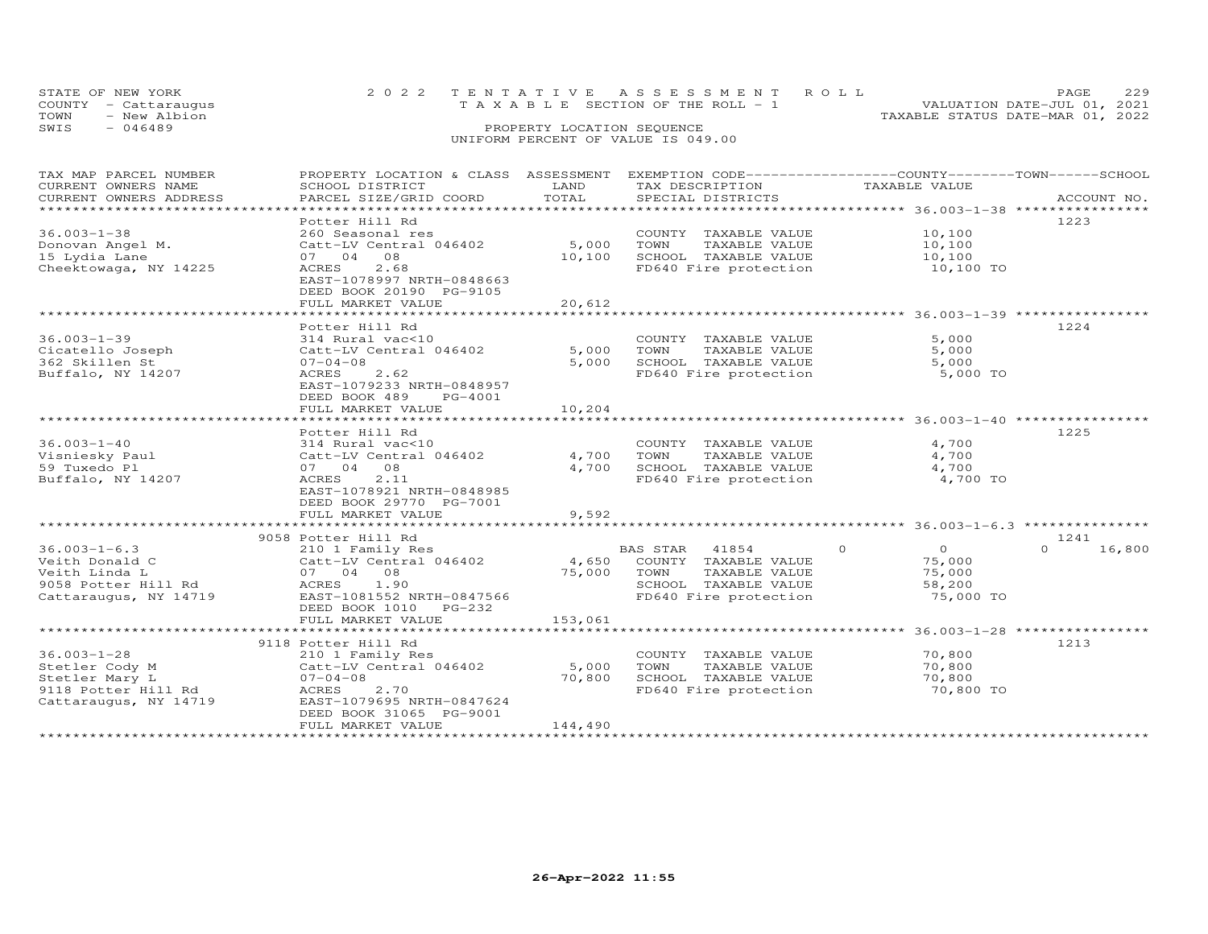STATE OF NEW YORK
COUNTY - Cattaraugus
TOWN - New Albion
SWIS - 046489

2022 TENTATIVE ASSESSMENT ROLL
TAXABLE SECTION OF THE ROLL - 1
PROPERTY LOCATION SEQUENCE
UNIFORM PERCENT OF VALUE IS 049.00

VALUATION DATE-JUL 01, 2021
TAXABLE STATUS DATE-MAR 01, 2022

| TAX MAP PARCEL NUMBER / CURRENT OWNERS NAME / CURRENT OWNERS ADDRESS | PROPERTY LOCATION & CLASS / SCHOOL DISTRICT / PARCEL SIZE/GRID COORD | ASSESSMENT LAND / TOTAL | EXEMPTION CODE / TAX DESCRIPTION / SPECIAL DISTRICTS | COUNTY | TOWN | SCHOOL | TAXABLE VALUE | ACCOUNT NO. |
|---|---|---|---|---|---|---|---|---|
| **36.003-1-38** | Potter Hill Rd | | | | | | | 1223 |
| 36.003-1-38 | 260 Seasonal res | | COUNTY TAXABLE VALUE | | | | 10,100 | |
| Donovan Angel M. | Catt-LV Central 046402 | 5,000 | TOWN TAXABLE VALUE | | | | 10,100 | |
| 15 Lydia Lane | 07 04 08 | 10,100 | SCHOOL TAXABLE VALUE | | | | 10,100 | |
| Cheektowaga, NY 14225 | ACRES 2.68 | | FD640 Fire protection | | | | 10,100 TO | |
| | EAST-1078997 NRTH-0848663 | | | | | | | |
| | DEED BOOK 20190 PG-9105 | | | | | | | |
| | FULL MARKET VALUE | 20,612 | | | | | | |
| **36.003-1-39** | Potter Hill Rd | | | | | | | 1224 |
| 36.003-1-39 | 314 Rural vac<10 | | COUNTY TAXABLE VALUE | | | | 5,000 | |
| Cicatello Joseph | Catt-LV Central 046402 | 5,000 | TOWN TAXABLE VALUE | | | | 5,000 | |
| 362 Skillen St | 07-04-08 | 5,000 | SCHOOL TAXABLE VALUE | | | | 5,000 | |
| Buffalo, NY 14207 | ACRES 2.62 | | FD640 Fire protection | | | | 5,000 TO | |
| | EAST-1079233 NRTH-0848957 | | | | | | | |
| | DEED BOOK 489 PG-4001 | | | | | | | |
| | FULL MARKET VALUE | 10,204 | | | | | | |
| **36.003-1-40** | Potter Hill Rd | | | | | | | 1225 |
| 36.003-1-40 | 314 Rural vac<10 | | COUNTY TAXABLE VALUE | | | | 4,700 | |
| Visniesky Paul | Catt-LV Central 046402 | 4,700 | TOWN TAXABLE VALUE | | | | 4,700 | |
| 59 Tuxedo Pl | 07 04 08 | 4,700 | SCHOOL TAXABLE VALUE | | | | 4,700 | |
| Buffalo, NY 14207 | ACRES 2.11 | | FD640 Fire protection | | | | 4,700 TO | |
| | EAST-1078921 NRTH-0848985 | | | | | | | |
| | DEED BOOK 29770 PG-7001 | | | | | | | |
| | FULL MARKET VALUE | 9,592 | | | | | | |
| **36.003-1-6.3** | 9058 Potter Hill Rd | | | | | | | 1241 |
| 36.003-1-6.3 | 210 1 Family Res | | BAS STAR 41854 | 0 | 0 | 16,800 | | |
| Veith Donald C | Catt-LV Central 046402 | 4,650 | COUNTY TAXABLE VALUE | | | | 75,000 | |
| Veith Linda L | 07 04 08 | 75,000 | TOWN TAXABLE VALUE | | | | 75,000 | |
| 9058 Potter Hill Rd | ACRES 1.90 | | SCHOOL TAXABLE VALUE | | | | 58,200 | |
| Cattaraugus, NY 14719 | EAST-1081552 NRTH-0847566 | | FD640 Fire protection | | | | 75,000 TO | |
| | DEED BOOK 1010 PG-232 | | | | | | | |
| | FULL MARKET VALUE | 153,061 | | | | | | |
| **36.003-1-28** | 9118 Potter Hill Rd | | | | | | | 1213 |
| 36.003-1-28 | 210 1 Family Res | | COUNTY TAXABLE VALUE | | | | 70,800 | |
| Stetler Cody M | Catt-LV Central 046402 | 5,000 | TOWN TAXABLE VALUE | | | | 70,800 | |
| Stetler Mary L | 07-04-08 | 70,800 | SCHOOL TAXABLE VALUE | | | | 70,800 | |
| 9118 Potter Hill Rd | ACRES 2.70 | | FD640 Fire protection | | | | 70,800 TO | |
| Cattaraugus, NY 14719 | EAST-1079695 NRTH-0847624 | | | | | | | |
| | DEED BOOK 31065 PG-9001 | | | | | | | |
| | FULL MARKET VALUE | 144,490 | | | | | | |

26-Apr-2022 11:55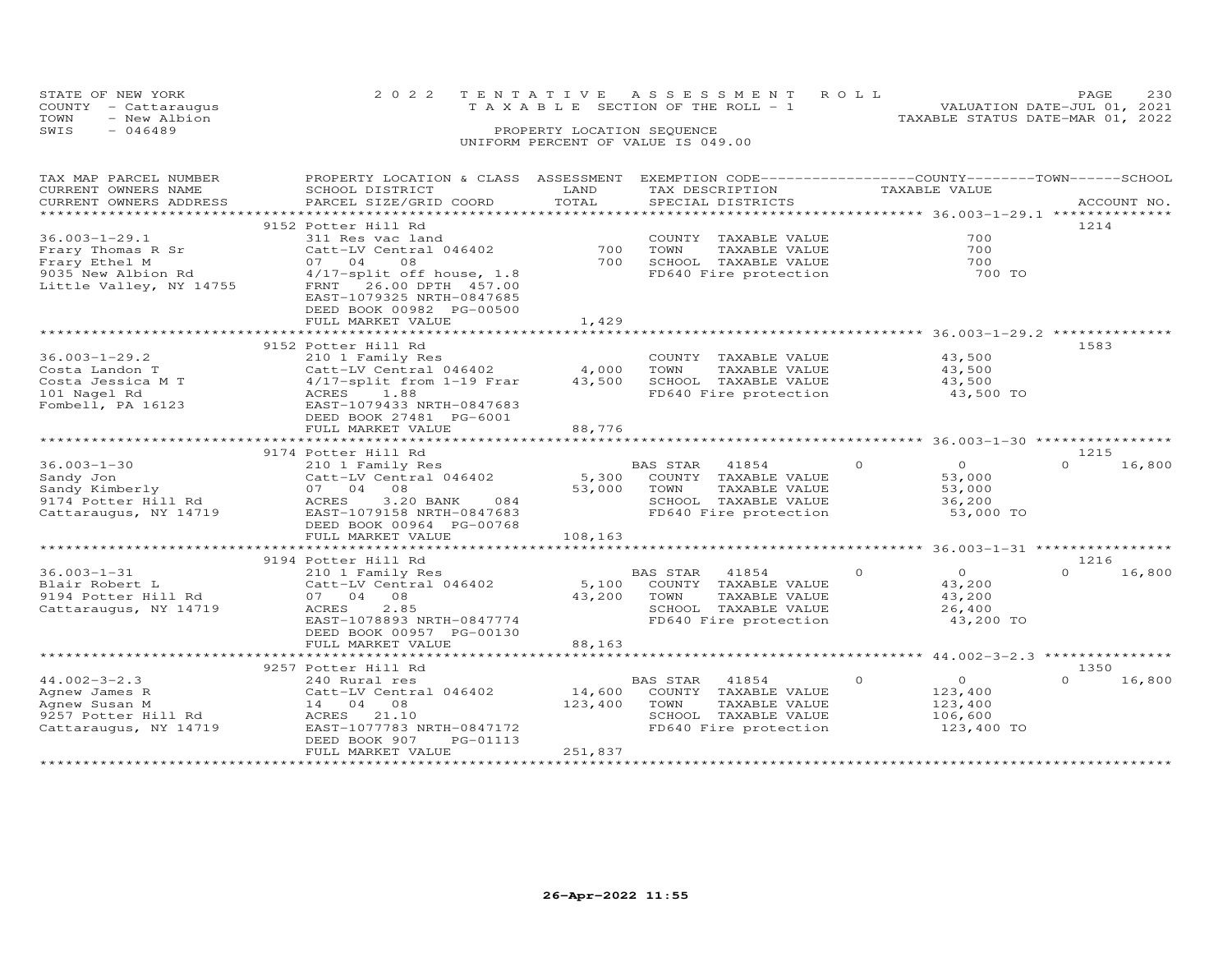STATE OF NEW YORK — 2022 TENTATIVE ASSESSMENT ROLL
COUNTY - Cattaraugus — TAXABLE SECTION OF THE ROLL - 1 — VALUATION DATE-JUL 01, 2021
TOWN - New Albion — TAXABLE STATUS DATE-MAR 01, 2022
SWIS - 046489 — PROPERTY LOCATION SEQUENCE
UNIFORM PERCENT OF VALUE IS 049.00

| TAX MAP PARCEL NUMBER / CURRENT OWNERS NAME / CURRENT OWNERS ADDRESS | PROPERTY LOCATION & CLASS / SCHOOL DISTRICT / PARCEL SIZE/GRID COORD | ASSESSMENT LAND | TOTAL | EXEMPTION CODE / TAX DESCRIPTION / SPECIAL DISTRICTS | COUNTY | TOWN | SCHOOL | TAXABLE VALUE | ACCOUNT NO. |
|---|---|---|---|---|---|---|---|---|---|
| **36.003-1-29.1** | 9152 Potter Hill Rd | | | | | | | | 1214 |
| Frary Thomas R Sr | 311 Res vac land | | | COUNTY TAXABLE VALUE | | | | 700 | |
| Frary Ethel M | Catt-LV Central 046402 | 700 | | TOWN TAXABLE VALUE | | | | 700 | |
| 9035 New Albion Rd | 07 04 08 | | 700 | SCHOOL TAXABLE VALUE | | | | 700 | |
| Little Valley, NY 14755 | 4/17-split off house, 1.8 | | | FD640 Fire protection | | | | 700 TO | |
| | FRNT 26.00 DPTH 457.00 | | | | | | | | |
| | EAST-1079325 NRTH-0847685 | | | | | | | | |
| | DEED BOOK 00982 PG-00500 | | | | | | | | |
| | FULL MARKET VALUE | | 1,429 | | | | | | |
| **36.003-1-29.2** | 9152 Potter Hill Rd | | | | | | | | 1583 |
| Costa Landon T | 210 1 Family Res | | | COUNTY TAXABLE VALUE | | | | 43,500 | |
| Costa Jessica M T | Catt-LV Central 046402 | 4,000 | | TOWN TAXABLE VALUE | | | | 43,500 | |
| 101 Nagel Rd | 4/17-split from 1-19 Frar | | 43,500 | SCHOOL TAXABLE VALUE | | | | 43,500 | |
| Fombell, PA 16123 | ACRES 1.88 | | | FD640 Fire protection | | | | 43,500 TO | |
| | EAST-1079433 NRTH-0847683 | | | | | | | | |
| | DEED BOOK 27481 PG-6001 | | | | | | | | |
| | FULL MARKET VALUE | | 88,776 | | | | | | |
| **36.003-1-30** | 9174 Potter Hill Rd | | | | | | | | 1215 |
| Sandy Jon | 210 1 Family Res | | | BAS STAR 41854 | 0 | 0 | 0 | | 16,800 |
| Sandy Kimberly | Catt-LV Central 046402 | 5,300 | | COUNTY TAXABLE VALUE | | | | 53,000 | |
| 9174 Potter Hill Rd | 07 04 08 | | 53,000 | TOWN TAXABLE VALUE | | | | 53,000 | |
| Cattaraugus, NY 14719 | ACRES 3.20 BANK 084 | | | SCHOOL TAXABLE VALUE | | | | 36,200 | |
| | EAST-1079158 NRTH-0847683 | | | FD640 Fire protection | | | | 53,000 TO | |
| | DEED BOOK 00964 PG-00768 | | | | | | | | |
| | FULL MARKET VALUE | | 108,163 | | | | | | |
| **36.003-1-31** | 9194 Potter Hill Rd | | | | | | | | 1216 |
| Blair Robert L | 210 1 Family Res | | | BAS STAR 41854 | 0 | 0 | 0 | | 16,800 |
| 9194 Potter Hill Rd | Catt-LV Central 046402 | 5,100 | | COUNTY TAXABLE VALUE | | | | 43,200 | |
| Cattaraugus, NY 14719 | 07 04 08 | | 43,200 | TOWN TAXABLE VALUE | | | | 43,200 | |
| | ACRES 2.85 | | | SCHOOL TAXABLE VALUE | | | | 26,400 | |
| | EAST-1078893 NRTH-0847774 | | | FD640 Fire protection | | | | 43,200 TO | |
| | DEED BOOK 00957 PG-00130 | | | | | | | | |
| | FULL MARKET VALUE | | 88,163 | | | | | | |
| **44.002-3-2.3** | 9257 Potter Hill Rd | | | | | | | | 1350 |
| Agnew James R | 240 Rural res | | | BAS STAR 41854 | 0 | 0 | 0 | | 16,800 |
| Agnew Susan M | Catt-LV Central 046402 | 14,600 | | COUNTY TAXABLE VALUE | | | | 123,400 | |
| 9257 Potter Hill Rd | 14 04 08 | | 123,400 | TOWN TAXABLE VALUE | | | | 123,400 | |
| Cattaraugus, NY 14719 | ACRES 21.10 | | | SCHOOL TAXABLE VALUE | | | | 106,600 | |
| | EAST-1077783 NRTH-0847172 | | | FD640 Fire protection | | | | 123,400 TO | |
| | DEED BOOK 907 PG-01113 | | | | | | | | |
| | FULL MARKET VALUE | | 251,837 | | | | | | |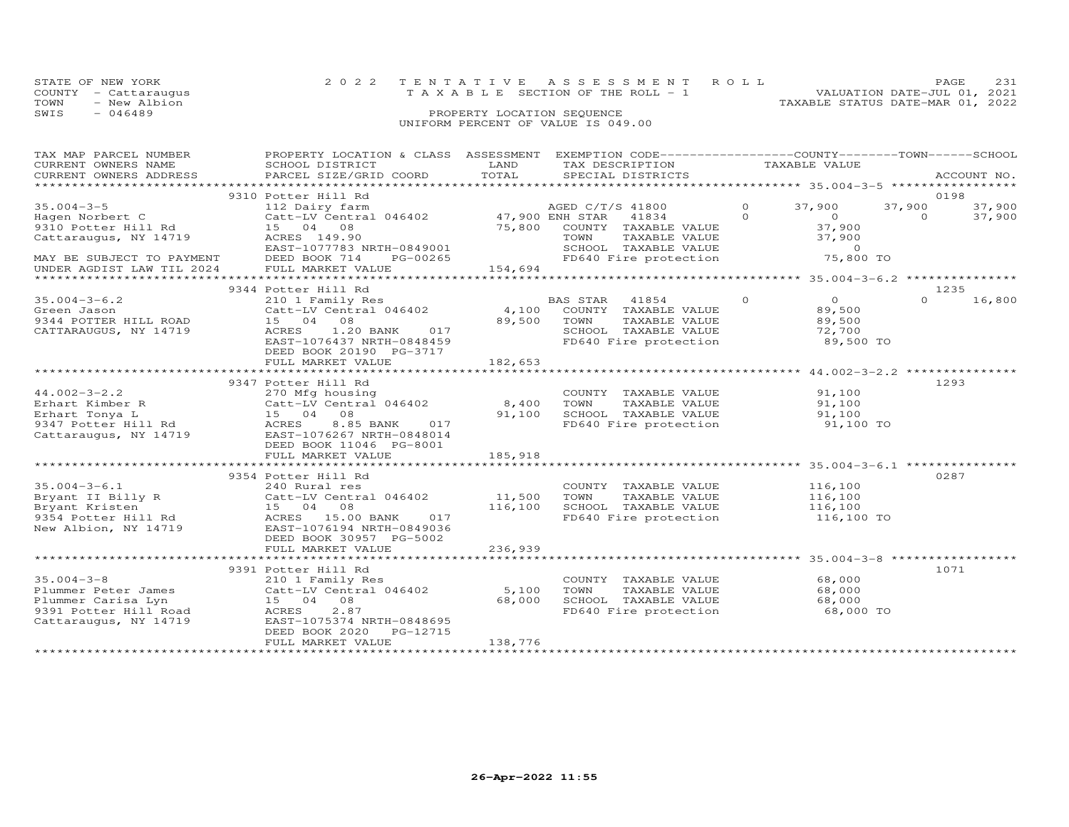STATE OF NEW YORK
COUNTY - Cattaraugus
TOWN - New Albion
SWIS - 046489

2 0 2 2 T E N T A T I V E A S S E S S M E N T R O L L
T A X A B L E SECTION OF THE ROLL - 1
PROPERTY LOCATION SEQUENCE
UNIFORM PERCENT OF VALUE IS 049.00

VALUATION DATE-JUL 01, 2021
TAXABLE STATUS DATE-MAR 01, 2022

| TAX MAP PARCEL NUMBER / CURRENT OWNERS NAME / CURRENT OWNERS ADDRESS | PROPERTY LOCATION & CLASS / SCHOOL DISTRICT / PARCEL SIZE/GRID COORD | ASSESSMENT LAND | TOTAL | EXEMPTION CODE / TAX DESCRIPTION / SPECIAL DISTRICTS | | COUNTY TAXABLE VALUE | TOWN | SCHOOL | ACCOUNT NO. |
|---|---|---|---|---|---|---|---|---|---|
| **35.004-3-5** | 9310 Potter Hill Rd | | | | | | | | 0198 |
| 35.004-3-5 | 112 Dairy farm | | | AGED C/T/S 41800 | 0 | 37,900 | 37,900 | 37,900 | |
| Hagen Norbert C | Catt-LV Central 046402 | 47,900 | | ENH STAR 41834 | 0 | 0 | 0 | 37,900 | |
| 9310 Potter Hill Rd | 15 04 08 | | 75,800 | COUNTY TAXABLE VALUE | | 37,900 | | | |
| Cattaraugus, NY 14719 | ACRES 149.90 | | | TOWN TAXABLE VALUE | | 37,900 | | | |
| | EAST-1077783 NRTH-0849001 | | | SCHOOL TAXABLE VALUE | | 0 | | | |
| MAY BE SUBJECT TO PAYMENT | DEED BOOK 714 PG-00265 | | | FD640 Fire protection | | 75,800 TO | | | |
| UNDER AGDIST LAW TIL 2024 | FULL MARKET VALUE | | 154,694 | | | | | | |
| **35.004-3-6.2** | 9344 Potter Hill Rd | | | | | | | | 1235 |
| 35.004-3-6.2 | 210 1 Family Res | | | BAS STAR 41854 | 0 | 0 | 0 | 16,800 | |
| Green Jason | Catt-LV Central 046402 | 4,100 | | COUNTY TAXABLE VALUE | | 89,500 | | | |
| 9344 POTTER HILL ROAD | 15 04 08 | | 89,500 | TOWN TAXABLE VALUE | | 89,500 | | | |
| CATTARAUGUS, NY 14719 | ACRES 1.20 BANK 017 | | | SCHOOL TAXABLE VALUE | | 72,700 | | | |
| | EAST-1076437 NRTH-0848459 | | | FD640 Fire protection | | 89,500 TO | | | |
| | DEED BOOK 20190 PG-3717 | | | | | | | | |
| | FULL MARKET VALUE | | 182,653 | | | | | | |
| **44.002-3-2.2** | 9347 Potter Hill Rd | | | | | | | | 1293 |
| 44.002-3-2.2 | 270 Mfg housing | | | COUNTY TAXABLE VALUE | | 91,100 | | | |
| Erhart Kimber R | Catt-LV Central 046402 | 8,400 | | TOWN TAXABLE VALUE | | 91,100 | | | |
| Erhart Tonya L | 15 04 08 | | 91,100 | SCHOOL TAXABLE VALUE | | 91,100 | | | |
| 9347 Potter Hill Rd | ACRES 8.85 BANK 017 | | | FD640 Fire protection | | 91,100 TO | | | |
| Cattaraugus, NY 14719 | EAST-1076267 NRTH-0848014 | | | | | | | | |
| | DEED BOOK 11046 PG-8001 | | | | | | | | |
| | FULL MARKET VALUE | | 185,918 | | | | | | |
| **35.004-3-6.1** | 9354 Potter Hill Rd | | | | | | | | 0287 |
| 35.004-3-6.1 | 240 Rural res | | | COUNTY TAXABLE VALUE | | 116,100 | | | |
| Bryant II Billy R | Catt-LV Central 046402 | 11,500 | | TOWN TAXABLE VALUE | | 116,100 | | | |
| Bryant Kristen | 15 04 08 | | 116,100 | SCHOOL TAXABLE VALUE | | 116,100 | | | |
| 9354 Potter Hill Rd | ACRES 15.00 BANK 017 | | | FD640 Fire protection | | 116,100 TO | | | |
| New Albion, NY 14719 | EAST-1076194 NRTH-0849036 | | | | | | | | |
| | DEED BOOK 30957 PG-5002 | | | | | | | | |
| | FULL MARKET VALUE | | 236,939 | | | | | | |
| **35.004-3-8** | 9391 Potter Hill Rd | | | | | | | | 1071 |
| 35.004-3-8 | 210 1 Family Res | | | COUNTY TAXABLE VALUE | | 68,000 | | | |
| Plummer Peter James | Catt-LV Central 046402 | 5,100 | | TOWN TAXABLE VALUE | | 68,000 | | | |
| Plummer Carisa Lyn | 15 04 08 | | 68,000 | SCHOOL TAXABLE VALUE | | 68,000 | | | |
| 9391 Potter Hill Road | ACRES 2.87 | | | FD640 Fire protection | | 68,000 TO | | | |
| Cattaraugus, NY 14719 | EAST-1075374 NRTH-0848695 | | | | | | | | |
| | DEED BOOK 2020 PG-12715 | | | | | | | | |
| | FULL MARKET VALUE | | 138,776 | | | | | | |

26-Apr-2022 11:55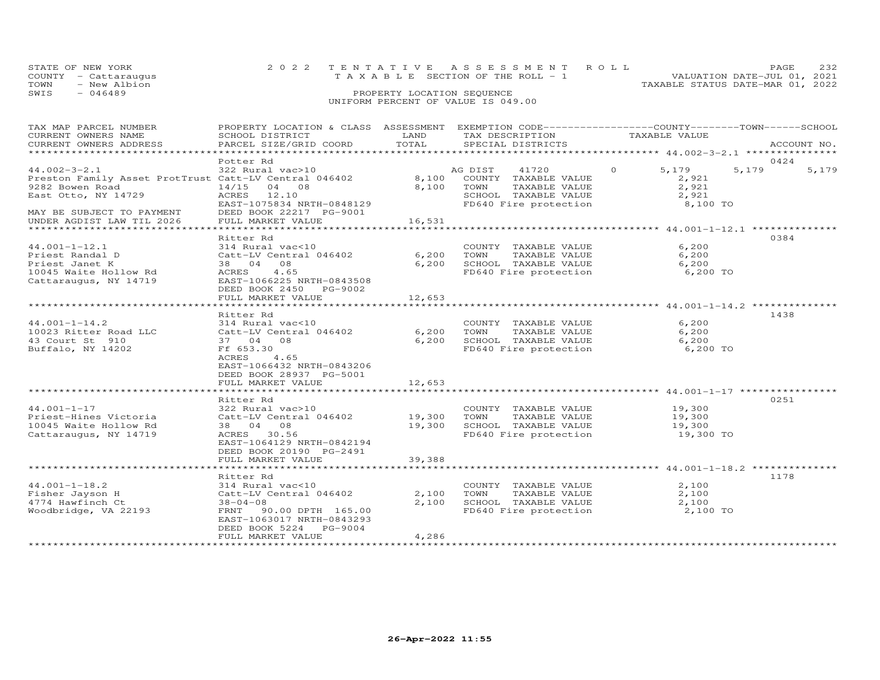STATE OF NEW YORK | 2022 TENTATIVE ASSESSMENT ROLL | VALUATION DATE-JUL 01, 2021
COUNTY - Cattaraugus | TAXABLE SECTION OF THE ROLL - 1 | TAXABLE STATUS DATE-MAR 01, 2022
TOWN - New Albion | PROPERTY LOCATION SEQUENCE
SWIS - 046489 | UNIFORM PERCENT OF VALUE IS 049.00

| TAX MAP PARCEL NUMBER / CURRENT OWNERS NAME / CURRENT OWNERS ADDRESS | PROPERTY LOCATION & CLASS / SCHOOL DISTRICT / PARCEL SIZE/GRID COORD | ASSESSMENT LAND | TOTAL | EXEMPTION CODE / TAX DESCRIPTION / SPECIAL DISTRICTS | COUNTY TAXABLE VALUE | TOWN | SCHOOL | ACCOUNT NO. |
|---|---|---|---|---|---|---|---|---|
| **44.002-3-2.1** | Potter Rd | | | | | | | 0424 |
| 44.002-3-2.1 | 322 Rural vac>10 | | | AG DIST 41720 0 | 5,179 | 5,179 | 5,179 | |
| Preston Family Asset ProtTrust | Catt-LV Central 046402 | 8,100 | | COUNTY TAXABLE VALUE | 2,921 | | | |
| 9282 Bowen Road | 14/15 04 08 | | 8,100 | TOWN TAXABLE VALUE | 2,921 | | | |
| East Otto, NY 14729 | ACRES 12.10 | | | SCHOOL TAXABLE VALUE | 2,921 | | | |
| | EAST-1075834 NRTH-0848129 | | | FD640 Fire protection | 8,100 TO | | | |
| MAY BE SUBJECT TO PAYMENT | DEED BOOK 22217 PG-9001 | | | | | | | |
| UNDER AGDIST LAW TIL 2026 | FULL MARKET VALUE | | 16,531 | | | | | |
| **44.001-1-12.1** | Ritter Rd | | | | | | | 0384 |
| 44.001-1-12.1 | 314 Rural vac<10 | | | COUNTY TAXABLE VALUE | 6,200 | | | |
| Priest Randal D | Catt-LV Central 046402 | 6,200 | | TOWN TAXABLE VALUE | 6,200 | | | |
| Priest Janet K | 38 04 08 | | 6,200 | SCHOOL TAXABLE VALUE | 6,200 | | | |
| 10045 Waite Hollow Rd | ACRES 4.65 | | | FD640 Fire protection | 6,200 TO | | | |
| Cattaraugus, NY 14719 | EAST-1066225 NRTH-0843508 | | | | | | | |
| | DEED BOOK 2450 PG-9002 | | | | | | | |
| | FULL MARKET VALUE | | 12,653 | | | | | |
| **44.001-1-14.2** | Ritter Rd | | | | | | | 1438 |
| 44.001-1-14.2 | 314 Rural vac<10 | | | COUNTY TAXABLE VALUE | 6,200 | | | |
| 10023 Ritter Road LLC | Catt-LV Central 046402 | 6,200 | | TOWN TAXABLE VALUE | 6,200 | | | |
| 43 Court St 910 | 37 04 08 | | 6,200 | SCHOOL TAXABLE VALUE | 6,200 | | | |
| Buffalo, NY 14202 | Ff 653.30 | | | FD640 Fire protection | 6,200 TO | | | |
| | ACRES 4.65 | | | | | | | |
| | EAST-1066432 NRTH-0843206 | | | | | | | |
| | DEED BOOK 28937 PG-5001 | | | | | | | |
| | FULL MARKET VALUE | | 12,653 | | | | | |
| **44.001-1-17** | Ritter Rd | | | | | | | 0251 |
| 44.001-1-17 | 322 Rural vac>10 | | | COUNTY TAXABLE VALUE | 19,300 | | | |
| Priest-Hines Victoria | Catt-LV Central 046402 | 19,300 | | TOWN TAXABLE VALUE | 19,300 | | | |
| 10045 Waite Hollow Rd | 38 04 08 | | 19,300 | SCHOOL TAXABLE VALUE | 19,300 | | | |
| Cattaraugus, NY 14719 | ACRES 30.56 | | | FD640 Fire protection | 19,300 TO | | | |
| | EAST-1064129 NRTH-0842194 | | | | | | | |
| | DEED BOOK 20190 PG-2491 | | | | | | | |
| | FULL MARKET VALUE | | 39,388 | | | | | |
| **44.001-1-18.2** | Ritter Rd | | | | | | | 1178 |
| 44.001-1-18.2 | 314 Rural vac<10 | | | COUNTY TAXABLE VALUE | 2,100 | | | |
| Fisher Jayson H | Catt-LV Central 046402 | 2,100 | | TOWN TAXABLE VALUE | 2,100 | | | |
| 4774 Hawfinch Ct | 38-04-08 | | 2,100 | SCHOOL TAXABLE VALUE | 2,100 | | | |
| Woodbridge, VA 22193 | FRNT 90.00 DPTH 165.00 | | | FD640 Fire protection | 2,100 TO | | | |
| | EAST-1063017 NRTH-0843293 | | | | | | | |
| | DEED BOOK 5224 PG-9004 | | | | | | | |
| | FULL MARKET VALUE | | 4,286 | | | | | |

26-Apr-2022 11:55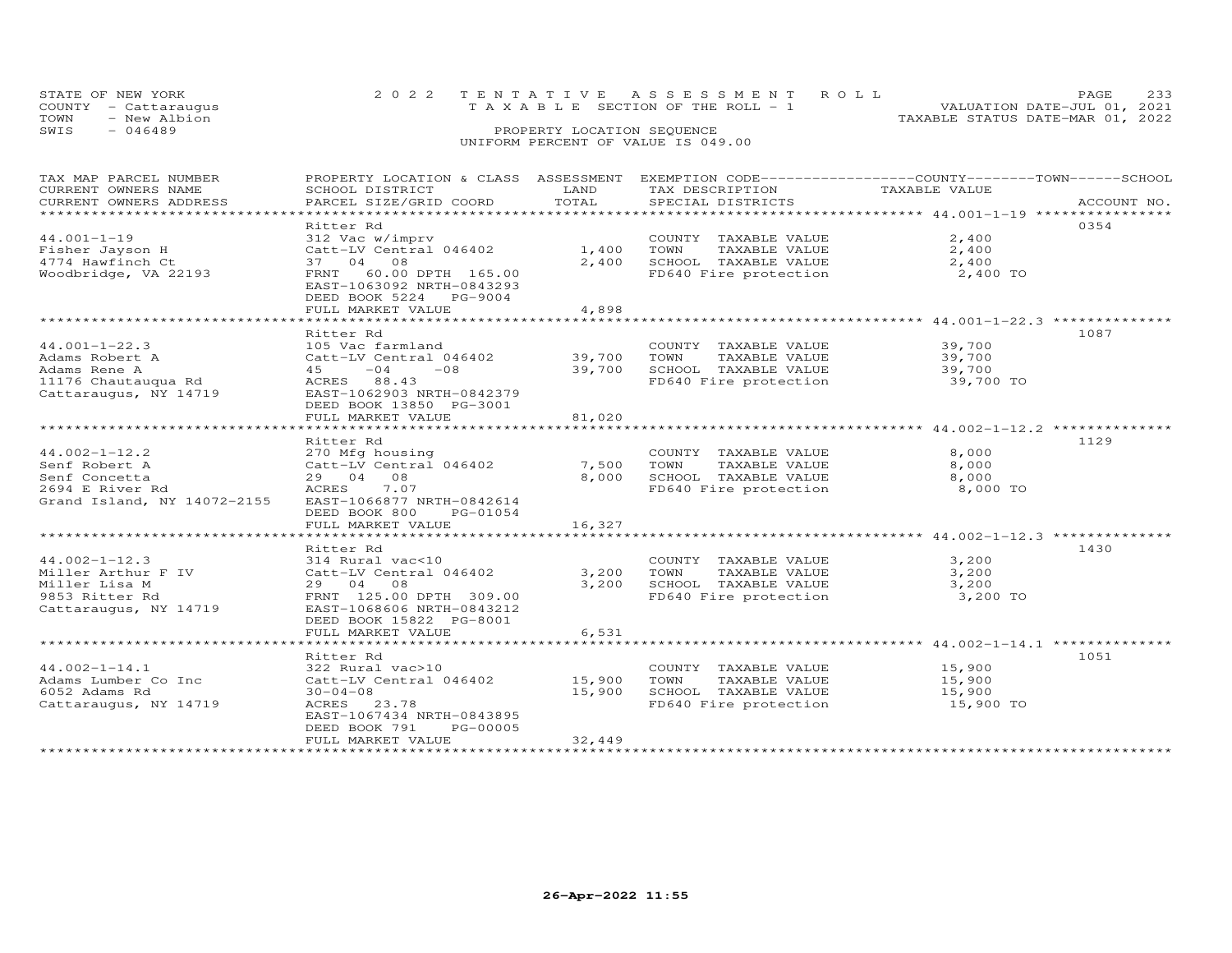STATE OF NEW YORK
COUNTY - Cattaraugus
TOWN - New Albion
SWIS - 046489

2022 TENTATIVE ASSESSMENT ROLL
TAXABLE SECTION OF THE ROLL - 1
PROPERTY LOCATION SEQUENCE
UNIFORM PERCENT OF VALUE IS 049.00

VALUATION DATE-JUL 01, 2021
TAXABLE STATUS DATE-MAR 01, 2022

| TAX MAP PARCEL NUMBER / CURRENT OWNERS NAME / CURRENT OWNERS ADDRESS | PROPERTY LOCATION & CLASS / SCHOOL DISTRICT / PARCEL SIZE/GRID COORD | ASSESSMENT LAND / TOTAL | EXEMPTION CODE / TAX DESCRIPTION / SPECIAL DISTRICTS | COUNTY--------TOWN------SCHOOL TAXABLE VALUE | ACCOUNT NO. |
|---|---|---|---|---|---|
| 44.001-1-19 | Ritter Rd | | | | 0354 |
| 44.001-1-19 | 312 Vac w/imprv | | COUNTY TAXABLE VALUE | 2,400 | |
| Fisher Jayson H | Catt-LV Central 046402 | 1,400 | TOWN TAXABLE VALUE | 2,400 | |
| 4774 Hawfinch Ct | 37 04 08 | 2,400 | SCHOOL TAXABLE VALUE | 2,400 | |
| Woodbridge, VA 22193 | FRNT 60.00 DPTH 165.00 | | FD640 Fire protection | 2,400 TO | |
| | EAST-1063092 NRTH-0843293 | | | | |
| | DEED BOOK 5224 PG-9004 | | | | |
| | FULL MARKET VALUE | 4,898 | | | |
| 44.001-1-22.3 | Ritter Rd | | | | 1087 |
| 44.001-1-22.3 | 105 Vac farmland | | COUNTY TAXABLE VALUE | 39,700 | |
| Adams Robert A | Catt-LV Central 046402 | 39,700 | TOWN TAXABLE VALUE | 39,700 | |
| Adams Rene A | 45 -04 -08 | 39,700 | SCHOOL TAXABLE VALUE | 39,700 | |
| 11176 Chautauqua Rd | ACRES 88.43 | | FD640 Fire protection | 39,700 TO | |
| Cattaraugus, NY 14719 | EAST-1062903 NRTH-0842379 | | | | |
| | DEED BOOK 13850 PG-3001 | | | | |
| | FULL MARKET VALUE | 81,020 | | | |
| 44.002-1-12.2 | Ritter Rd | | | | 1129 |
| 44.002-1-12.2 | 270 Mfg housing | | COUNTY TAXABLE VALUE | 8,000 | |
| Senf Robert A | Catt-LV Central 046402 | 7,500 | TOWN TAXABLE VALUE | 8,000 | |
| Senf Concetta | 29 04 08 | 8,000 | SCHOOL TAXABLE VALUE | 8,000 | |
| 2694 E River Rd | ACRES 7.07 | | FD640 Fire protection | 8,000 TO | |
| Grand Island, NY 14072-2155 | EAST-1066877 NRTH-0842614 | | | | |
| | DEED BOOK 800 PG-01054 | | | | |
| | FULL MARKET VALUE | 16,327 | | | |
| 44.002-1-12.3 | Ritter Rd | | | | 1430 |
| 44.002-1-12.3 | 314 Rural vac<10 | | COUNTY TAXABLE VALUE | 3,200 | |
| Miller Arthur F IV | Catt-LV Central 046402 | 3,200 | TOWN TAXABLE VALUE | 3,200 | |
| Miller Lisa M | 29 04 08 | 3,200 | SCHOOL TAXABLE VALUE | 3,200 | |
| 9853 Ritter Rd | FRNT 125.00 DPTH 309.00 | | FD640 Fire protection | 3,200 TO | |
| Cattaraugus, NY 14719 | EAST-1068606 NRTH-0843212 | | | | |
| | DEED BOOK 15822 PG-8001 | | | | |
| | FULL MARKET VALUE | 6,531 | | | |
| 44.002-1-14.1 | Ritter Rd | | | | 1051 |
| 44.002-1-14.1 | 322 Rural vac>10 | | COUNTY TAXABLE VALUE | 15,900 | |
| Adams Lumber Co Inc | Catt-LV Central 046402 | 15,900 | TOWN TAXABLE VALUE | 15,900 | |
| 6052 Adams Rd | 30-04-08 | 15,900 | SCHOOL TAXABLE VALUE | 15,900 | |
| Cattaraugus, NY 14719 | ACRES 23.78 | | FD640 Fire protection | 15,900 TO | |
| | EAST-1067434 NRTH-0843895 | | | | |
| | DEED BOOK 791 PG-00005 | | | | |
| | FULL MARKET VALUE | 32,449 | | | |

26-Apr-2022 11:55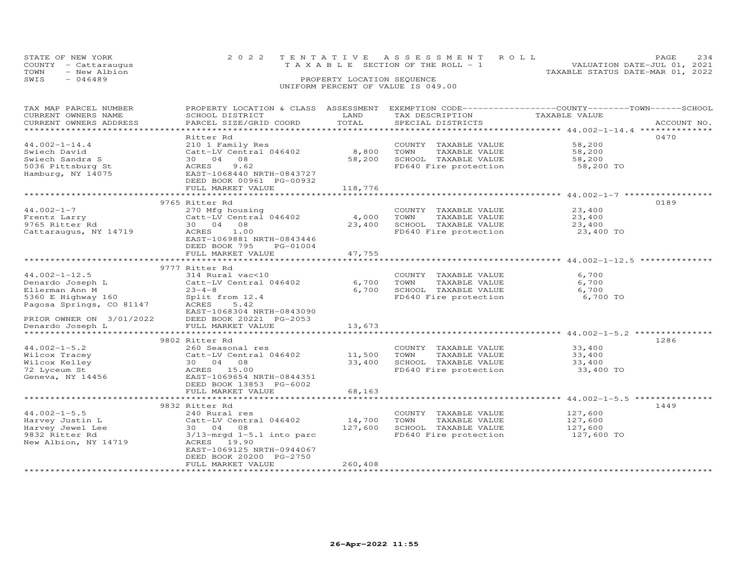STATE OF NEW YORK
COUNTY - Cattaraugus
TOWN - New Albion
SWIS - 046489

2022 TENTATIVE ASSESSMENT ROLL
TAXABLE SECTION OF THE ROLL - 1
PROPERTY LOCATION SEQUENCE
UNIFORM PERCENT OF VALUE IS 049.00

VALUATION DATE-JUL 01, 2021
TAXABLE STATUS DATE-MAR 01, 2022

| TAX MAP PARCEL NUMBER / CURRENT OWNERS NAME / CURRENT OWNERS ADDRESS | PROPERTY LOCATION & CLASS / SCHOOL DISTRICT / PARCEL SIZE/GRID COORD | ASSESSMENT LAND / TOTAL | EXEMPTION CODE / TAX DESCRIPTION / SPECIAL DISTRICTS | COUNTY / TOWN / SCHOOL TAXABLE VALUE | ACCOUNT NO. |
|---|---|---|---|---|---|
| 44.002-1-14.4 | Ritter Rd | | | | 0470 |
| 44.002-1-14.4 | 210 1 Family Res | | COUNTY TAXABLE VALUE | 58,200 | |
| Swiech David | Catt-LV Central 046402 | 8,800 | TOWN TAXABLE VALUE | 58,200 | |
| Swiech Sandra S | 30 04 08 | 58,200 | SCHOOL TAXABLE VALUE | 58,200 | |
| 5036 Pittsburg St | ACRES 9.62 | | FD640 Fire protection | 58,200 TO | |
| Hamburg, NY 14075 | EAST-1068440 NRTH-0843727 | | | | |
| | DEED BOOK 00961 PG-00932 | | | | |
| | FULL MARKET VALUE | 118,776 | | | |
| 44.002-1-7 | 9765 Ritter Rd | | | | 0189 |
| 44.002-1-7 | 270 Mfg housing | | COUNTY TAXABLE VALUE | 23,400 | |
| Frentz Larry | Catt-LV Central 046402 | 4,000 | TOWN TAXABLE VALUE | 23,400 | |
| 9765 Ritter Rd | 30 04 08 | 23,400 | SCHOOL TAXABLE VALUE | 23,400 | |
| Cattaraugus, NY 14719 | ACRES 1.00 | | FD640 Fire protection | 23,400 TO | |
| | EAST-1069881 NRTH-0843446 | | | | |
| | DEED BOOK 795 PG-01004 | | | | |
| | FULL MARKET VALUE | 47,755 | | | |
| 44.002-1-12.5 | 9777 Ritter Rd | | | | |
| 44.002-1-12.5 | 314 Rural vac<10 | | COUNTY TAXABLE VALUE | 6,700 | |
| Denardo Joseph L | Catt-LV Central 046402 | 6,700 | TOWN TAXABLE VALUE | 6,700 | |
| Ellerman Ann M | 23-4-8 | 6,700 | SCHOOL TAXABLE VALUE | 6,700 | |
| 5360 E Highway 160 | Split from 12.4 | | FD640 Fire protection | 6,700 TO | |
| Pagosa Springs, CO 81147 | ACRES 5.42 | | | | |
| | EAST-1068304 NRTH-0843090 | | | | |
| PRIOR OWNER ON 3/01/2022 | DEED BOOK 20221 PG-2053 | | | | |
| Denardo Joseph L | FULL MARKET VALUE | 13,673 | | | |
| 44.002-1-5.2 | 9802 Ritter Rd | | | | 1286 |
| 44.002-1-5.2 | 260 Seasonal res | | COUNTY TAXABLE VALUE | 33,400 | |
| Wilcox Tracey | Catt-LV Central 046402 | 11,500 | TOWN TAXABLE VALUE | 33,400 | |
| Wilcox Kelley | 30 04 08 | 33,400 | SCHOOL TAXABLE VALUE | 33,400 | |
| 72 Lyceum St | ACRES 15.00 | | FD640 Fire protection | 33,400 TO | |
| Geneva, NY 14456 | EAST-1069654 NRTH-0844351 | | | | |
| | DEED BOOK 13853 PG-6002 | | | | |
| | FULL MARKET VALUE | 68,163 | | | |
| 44.002-1-5.5 | 9832 Ritter Rd | | | | 1449 |
| 44.002-1-5.5 | 240 Rural res | | COUNTY TAXABLE VALUE | 127,600 | |
| Harvey Justin L | Catt-LV Central 046402 | 14,700 | TOWN TAXABLE VALUE | 127,600 | |
| Harvey Jewel Lee | 30 04 08 | 127,600 | SCHOOL TAXABLE VALUE | 127,600 | |
| 9832 Ritter Rd | 3/13-mrgd 1-5.1 into parc | | FD640 Fire protection | 127,600 TO | |
| New Albion, NY 14719 | ACRES 19.90 | | | | |
| | EAST-1069125 NRTH-0944067 | | | | |
| | DEED BOOK 20200 PG-2750 | | | | |
| | FULL MARKET VALUE | 260,408 | | | |

26-Apr-2022 11:55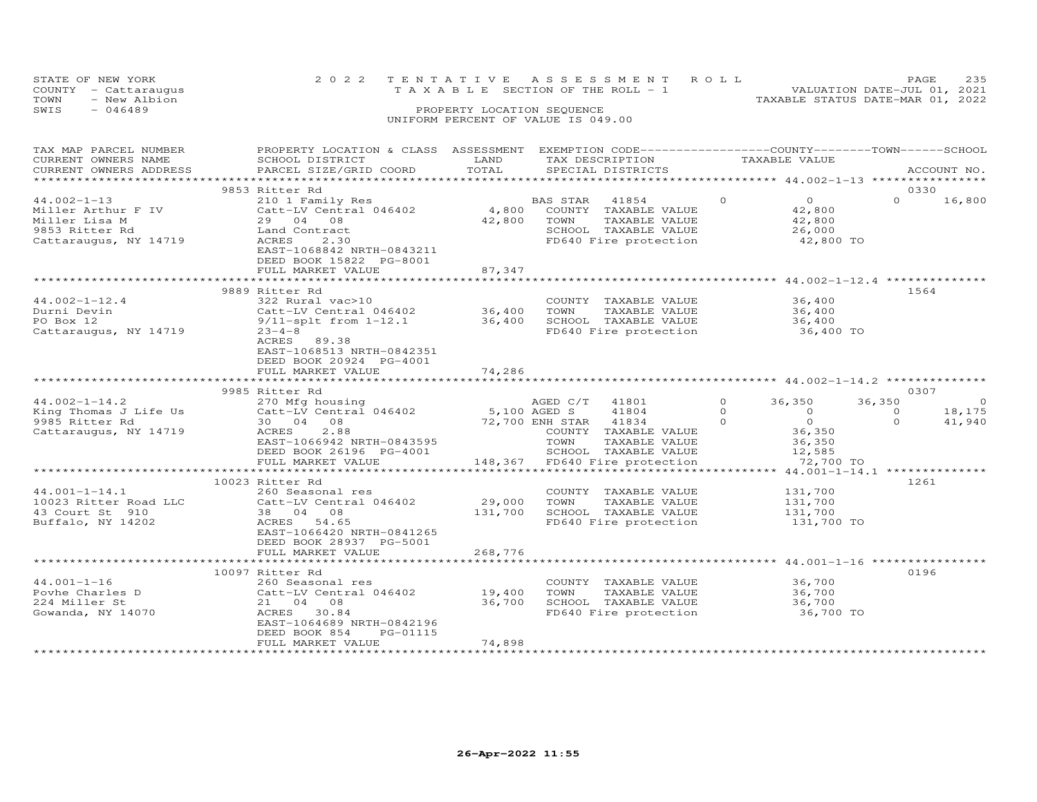STATE OF NEW YORK
COUNTY - Cattaraugus
TOWN - New Albion
SWIS - 046489

2022 TENTATIVE ASSESSMENT ROLL
TAXABLE SECTION OF THE ROLL - 1
PROPERTY LOCATION SEQUENCE
UNIFORM PERCENT OF VALUE IS 049.00

VALUATION DATE-JUL 01, 2021
TAXABLE STATUS DATE-MAR 01, 2022

| TAX MAP PARCEL NUMBER / CURRENT OWNERS NAME / CURRENT OWNERS ADDRESS | PROPERTY LOCATION & CLASS / SCHOOL DISTRICT / PARCEL SIZE/GRID COORD | ASSESSMENT LAND | TOTAL | EXEMPTION CODE / TAX DESCRIPTION / SPECIAL DISTRICTS | COUNTY | TOWN | SCHOOL | ACCOUNT NO. |
|---|---|---|---|---|---|---|---|---|
| **44.002-1-13** | 9853 Ritter Rd | | | | | | | 0330 |
| Miller Arthur F IV | 210 1 Family Res | | | BAS STAR 41854 | 0 | 0 | 16,800 | |
| Miller Lisa M | Catt-LV Central 046402 | 4,800 | | COUNTY TAXABLE VALUE | 42,800 | | | |
| 9853 Ritter Rd | 29 04 08 | | 42,800 | TOWN TAXABLE VALUE | | 42,800 | | |
| Cattaraugus, NY 14719 | Land Contract | | | SCHOOL TAXABLE VALUE | | | 26,000 | |
| | ACRES 2.30 | | | FD640 Fire protection | 42,800 TO | | | |
| | EAST-1068842 NRTH-0843211 | | | | | | | |
| | DEED BOOK 15822 PG-8001 | | | | | | | |
| | FULL MARKET VALUE | | 87,347 | | | | | |
| **44.002-1-12.4** | 9889 Ritter Rd | | | | | | | 1564 |
| Durni Devin | 322 Rural vac>10 | | | COUNTY TAXABLE VALUE | 36,400 | | | |
| PO Box 12 | Catt-LV Central 046402 | 36,400 | | TOWN TAXABLE VALUE | | 36,400 | | |
| Cattaraugus, NY 14719 | 9/11-splt from 1-12.1 | | 36,400 | SCHOOL TAXABLE VALUE | | | 36,400 | |
| | 23-4-8 | | | FD640 Fire protection | 36,400 TO | | | |
| | ACRES 89.38 | | | | | | | |
| | EAST-1068513 NRTH-0842351 | | | | | | | |
| | DEED BOOK 20924 PG-4001 | | | | | | | |
| | FULL MARKET VALUE | | 74,286 | | | | | |
| **44.002-1-14.2** | 9985 Ritter Rd | | | | | | | 0307 |
| King Thomas J Life Us | 270 Mfg housing | | | AGED C/T 41801 | 36,350 | 36,350 | 0 | |
| 9985 Ritter Rd | Catt-LV Central 046402 | 5,100 | | AGED S 41804 | 0 | 0 | 18,175 | |
| Cattaraugus, NY 14719 | 30 04 08 | | 72,700 | ENH STAR 41834 | 0 | 0 | 41,940 | |
| | ACRES 2.88 | | | COUNTY TAXABLE VALUE | 36,350 | | | |
| | EAST-1066942 NRTH-0843595 | | | TOWN TAXABLE VALUE | | 36,350 | | |
| | DEED BOOK 26196 PG-4001 | | | SCHOOL TAXABLE VALUE | | | 12,585 | |
| | FULL MARKET VALUE | | 148,367 | FD640 Fire protection | 72,700 TO | | | |
| **44.001-1-14.1** | 10023 Ritter Rd | | | | | | | 1261 |
| 10023 Ritter Road LLC | 260 Seasonal res | | | COUNTY TAXABLE VALUE | 131,700 | | | |
| 43 Court St 910 | Catt-LV Central 046402 | 29,000 | | TOWN TAXABLE VALUE | | 131,700 | | |
| Buffalo, NY 14202 | 38 04 08 | | 131,700 | SCHOOL TAXABLE VALUE | | | 131,700 | |
| | ACRES 54.65 | | | FD640 Fire protection | 131,700 TO | | | |
| | EAST-1066420 NRTH-0841265 | | | | | | | |
| | DEED BOOK 28937 PG-5001 | | | | | | | |
| | FULL MARKET VALUE | | 268,776 | | | | | |
| **44.001-1-16** | 10097 Ritter Rd | | | | | | | 0196 |
| Povhe Charles D | 260 Seasonal res | | | COUNTY TAXABLE VALUE | 36,700 | | | |
| 224 Miller St | Catt-LV Central 046402 | 19,400 | | TOWN TAXABLE VALUE | | 36,700 | | |
| Gowanda, NY 14070 | 21 04 08 | | 36,700 | SCHOOL TAXABLE VALUE | | | 36,700 | |
| | ACRES 30.84 | | | FD640 Fire protection | 36,700 TO | | | |
| | EAST-1064689 NRTH-0842196 | | | | | | | |
| | DEED BOOK 854 PG-01115 | | | | | | | |
| | FULL MARKET VALUE | | 74,898 | | | | | |

26-Apr-2022 11:55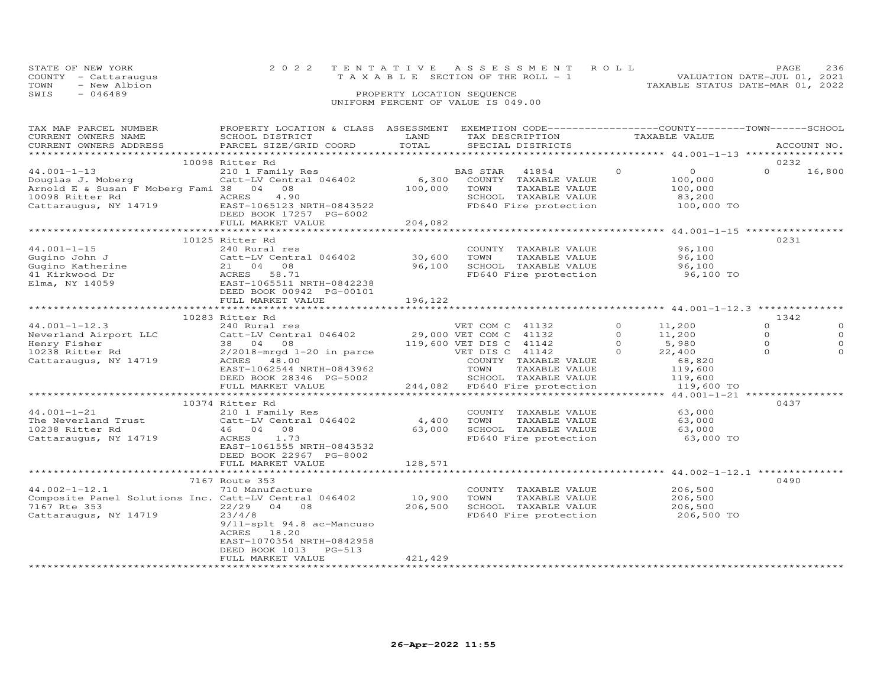STATE OF NEW YORK — 2022 TENTATIVE ASSESSMENT ROLL — PAGE 236
COUNTY - Cattaraugus — TAXABLE SECTION OF THE ROLL - 1 — VALUATION DATE-JUL 01, 2021
TOWN - New Albion — TAXABLE STATUS DATE-MAR 01, 2022
SWIS - 046489 — PROPERTY LOCATION SEQUENCE
UNIFORM PERCENT OF VALUE IS 049.00

| TAX MAP PARCEL NUMBER / CURRENT OWNERS NAME / CURRENT OWNERS ADDRESS | PROPERTY LOCATION & CLASS / SCHOOL DISTRICT / PARCEL SIZE/GRID COORD | ASSESSMENT LAND / TOTAL | EXEMPTION CODE / TAX DESCRIPTION / SPECIAL DISTRICTS | COUNTY TAXABLE VALUE | TOWN | SCHOOL / ACCOUNT NO. |
|---|---|---|---|---|---|---|
| **44.001-1-13** | 10098 Ritter Rd | | | | | 0232 |
| 44.001-1-13 | 210 1 Family Res | | BAS STAR 41854 | 0 | 0 | 16,800 |
| Douglas J. Moberg | Catt-LV Central 046402 | 6,300 | COUNTY TAXABLE VALUE | 100,000 | | |
| Arnold E & Susan F Moberg Fami | 38 04 08 | 100,000 | TOWN TAXABLE VALUE | 100,000 | | |
| 10098 Ritter Rd | ACRES 4.90 | | SCHOOL TAXABLE VALUE | 83,200 | | |
| Cattaraugus, NY 14719 | EAST-1065123 NRTH-0843522 | | FD640 Fire protection | 100,000 TO | | |
| | DEED BOOK 17257 PG-6002 | | | | | |
| | FULL MARKET VALUE | 204,082 | | | | |
| **44.001-1-15** | 10125 Ritter Rd | | | | | 0231 |
| 44.001-1-15 | 240 Rural res | | COUNTY TAXABLE VALUE | 96,100 | | |
| Gugino John J | Catt-LV Central 046402 | 30,600 | TOWN TAXABLE VALUE | 96,100 | | |
| Gugino Katherine | 21 04 08 | 96,100 | SCHOOL TAXABLE VALUE | 96,100 | | |
| 41 Kirkwood Dr | ACRES 58.71 | | FD640 Fire protection | 96,100 TO | | |
| Elma, NY 14059 | EAST-1065511 NRTH-0842238 | | | | | |
| | DEED BOOK 00942 PG-00101 | | | | | |
| | FULL MARKET VALUE | 196,122 | | | | |
| **44.001-1-12.3** | 10283 Ritter Rd | | | | | 1342 |
| 44.001-1-12.3 | 240 Rural res | | VET COM C 41132 | 0 11,200 | 0 | 0 |
| Neverland Airport LLC | Catt-LV Central 046402 | 29,000 | VET COM C 41132 | 0 11,200 | 0 | 0 |
| Henry Fisher | 38 04 08 | 119,600 | VET DIS C 41142 | 0 5,980 | 0 | 0 |
| 10238 Ritter Rd | 2/2018-mrgd 1-20 in parce | | VET DIS C 41142 | 0 22,400 | 0 | 0 |
| Cattaraugus, NY 14719 | ACRES 48.00 | | COUNTY TAXABLE VALUE | 68,820 | | |
| | EAST-1062544 NRTH-0843962 | | TOWN TAXABLE VALUE | 119,600 | | |
| | DEED BOOK 28346 PG-5002 | | SCHOOL TAXABLE VALUE | 119,600 | | |
| | FULL MARKET VALUE | 244,082 | FD640 Fire protection | 119,600 TO | | |
| **44.001-1-21** | 10374 Ritter Rd | | | | | 0437 |
| 44.001-1-21 | 210 1 Family Res | | COUNTY TAXABLE VALUE | 63,000 | | |
| The Neverland Trust | Catt-LV Central 046402 | 4,400 | TOWN TAXABLE VALUE | 63,000 | | |
| 10238 Ritter Rd | 46 04 08 | 63,000 | SCHOOL TAXABLE VALUE | 63,000 | | |
| Cattaraugus, NY 14719 | ACRES 1.73 | | FD640 Fire protection | 63,000 TO | | |
| | EAST-1061555 NRTH-0843532 | | | | | |
| | DEED BOOK 22967 PG-8002 | | | | | |
| | FULL MARKET VALUE | 128,571 | | | | |
| **44.002-1-12.1** | 7167 Route 353 | | | | | 0490 |
| 44.002-1-12.1 | 710 Manufacture | | COUNTY TAXABLE VALUE | 206,500 | | |
| Composite Panel Solutions Inc. | Catt-LV Central 046402 | 10,900 | TOWN TAXABLE VALUE | 206,500 | | |
| 7167 Rte 353 | 22/29 04 08 | 206,500 | SCHOOL TAXABLE VALUE | 206,500 | | |
| Cattaraugus, NY 14719 | 23/4/8 | | FD640 Fire protection | 206,500 TO | | |
| | 9/11-splt 94.8 ac-Mancuso | | | | | |
| | ACRES 18.20 | | | | | |
| | EAST-1070354 NRTH-0842958 | | | | | |
| | DEED BOOK 1013 PG-513 | | | | | |
| | FULL MARKET VALUE | 421,429 | | | | |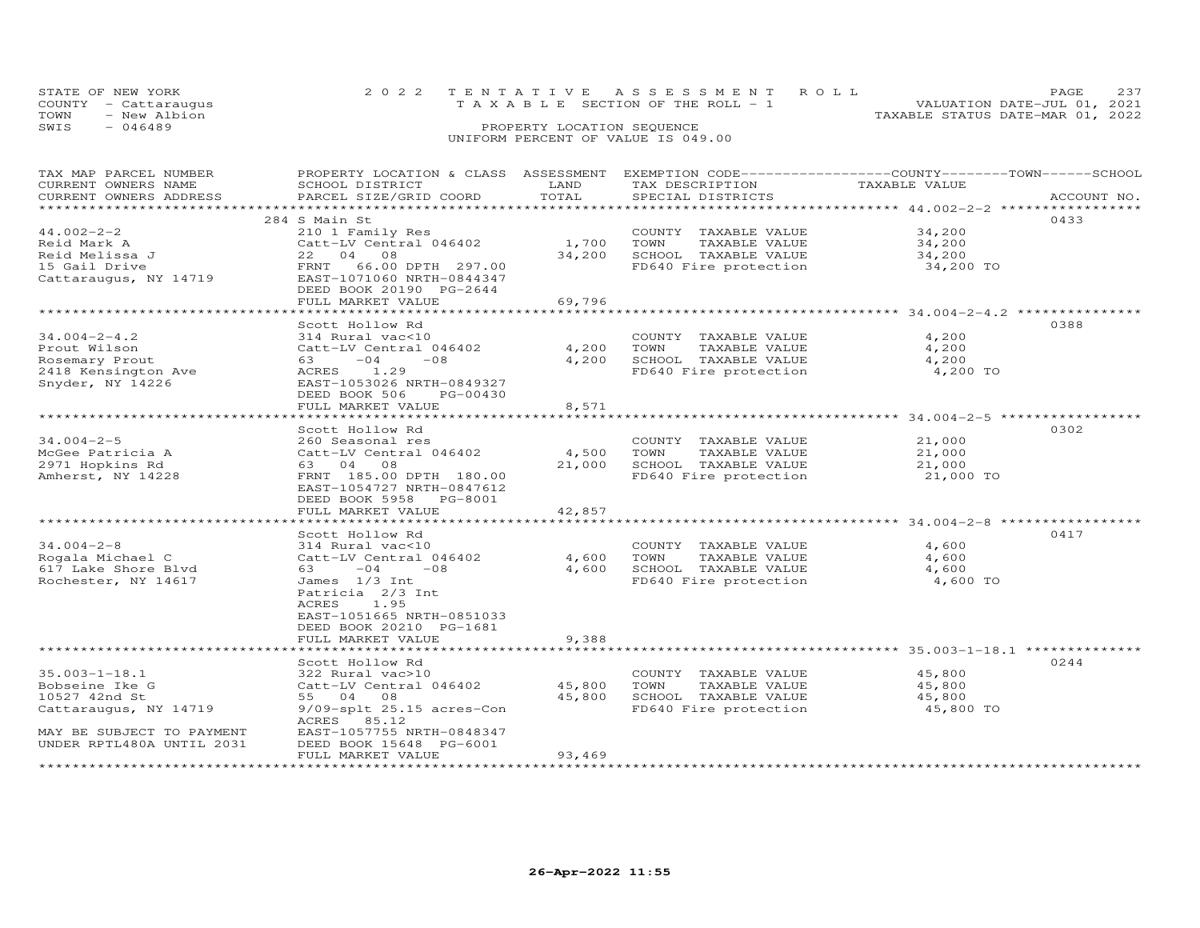STATE OF NEW YORK
COUNTY - Cattaraugus
TOWN - New Albion
SWIS - 046489

2022 TENTATIVE ASSESSMENT ROLL
TAXABLE SECTION OF THE ROLL - 1
PROPERTY LOCATION SEQUENCE
UNIFORM PERCENT OF VALUE IS 049.00

VALUATION DATE-JUL 01, 2021
TAXABLE STATUS DATE-MAR 01, 2022

| TAX MAP PARCEL NUMBER / CURRENT OWNERS NAME / CURRENT OWNERS ADDRESS | PROPERTY LOCATION & CLASS / SCHOOL DISTRICT / PARCEL SIZE/GRID COORD | ASSESSMENT LAND | TOTAL | EXEMPTION CODE / TAX DESCRIPTION / SPECIAL DISTRICTS | TAXABLE VALUE | ACCOUNT NO. |
|---|---|---|---|---|---|---|
| | 284 S Main St | | | | | 0433 |
| 44.002-2-2 | 210 1 Family Res | | | COUNTY TAXABLE VALUE | 34,200 | |
| Reid Mark A | Catt-LV Central 046402 | 1,700 | | TOWN TAXABLE VALUE | 34,200 | |
| Reid Melissa J | 22 04 08 | | 34,200 | SCHOOL TAXABLE VALUE | 34,200 | |
| 15 Gail Drive | FRNT 66.00 DPTH 297.00 | | | FD640 Fire protection | 34,200 TO | |
| Cattaraugus, NY 14719 | EAST-1071060 NRTH-0844347 | | | | | |
| | DEED BOOK 20190 PG-2644 | | | | | |
| | FULL MARKET VALUE | | 69,796 | | | |
| | Scott Hollow Rd | | | | | 0388 |
| 34.004-2-4.2 | 314 Rural vac<10 | | | COUNTY TAXABLE VALUE | 4,200 | |
| Prout Wilson | Catt-LV Central 046402 | 4,200 | | TOWN TAXABLE VALUE | 4,200 | |
| Rosemary Prout | 63 -04 -08 | | 4,200 | SCHOOL TAXABLE VALUE | 4,200 | |
| 2418 Kensington Ave | ACRES 1.29 | | | FD640 Fire protection | 4,200 TO | |
| Snyder, NY 14226 | EAST-1053026 NRTH-0849327 | | | | | |
| | DEED BOOK 506 PG-00430 | | | | | |
| | FULL MARKET VALUE | | 8,571 | | | |
| | Scott Hollow Rd | | | | | 0302 |
| 34.004-2-5 | 260 Seasonal res | | | COUNTY TAXABLE VALUE | 21,000 | |
| McGee Patricia A | Catt-LV Central 046402 | 4,500 | | TOWN TAXABLE VALUE | 21,000 | |
| 2971 Hopkins Rd | 63 04 08 | | 21,000 | SCHOOL TAXABLE VALUE | 21,000 | |
| Amherst, NY 14228 | FRNT 185.00 DPTH 180.00 | | | FD640 Fire protection | 21,000 TO | |
| | EAST-1054727 NRTH-0847612 | | | | | |
| | DEED BOOK 5958 PG-8001 | | | | | |
| | FULL MARKET VALUE | | 42,857 | | | |
| | Scott Hollow Rd | | | | | 0417 |
| 34.004-2-8 | 314 Rural vac<10 | | | COUNTY TAXABLE VALUE | 4,600 | |
| Rogala Michael C | Catt-LV Central 046402 | 4,600 | | TOWN TAXABLE VALUE | 4,600 | |
| 617 Lake Shore Blvd | 63 -04 -08 | | 4,600 | SCHOOL TAXABLE VALUE | 4,600 | |
| Rochester, NY 14617 | James 1/3 Int | | | FD640 Fire protection | 4,600 TO | |
| | Patricia 2/3 Int | | | | | |
| | ACRES 1.95 | | | | | |
| | EAST-1051665 NRTH-0851033 | | | | | |
| | DEED BOOK 20210 PG-1681 | | | | | |
| | FULL MARKET VALUE | | 9,388 | | | |
| | Scott Hollow Rd | | | | | 0244 |
| 35.003-1-18.1 | 322 Rural vac>10 | | | COUNTY TAXABLE VALUE | 45,800 | |
| Bobseine Ike G | Catt-LV Central 046402 | 45,800 | | TOWN TAXABLE VALUE | 45,800 | |
| 10527 42nd St | 55 04 08 | | 45,800 | SCHOOL TAXABLE VALUE | 45,800 | |
| Cattaraugus, NY 14719 | 9/09-splt 25.15 acres-Con | | | FD640 Fire protection | 45,800 TO | |
| | ACRES 85.12 | | | | | |
| MAY BE SUBJECT TO PAYMENT | EAST-1057755 NRTH-0848347 | | | | | |
| UNDER RPTL480A UNTIL 2031 | DEED BOOK 15648 PG-6001 | | | | | |
| | FULL MARKET VALUE | | 93,469 | | | |

26-Apr-2022 11:55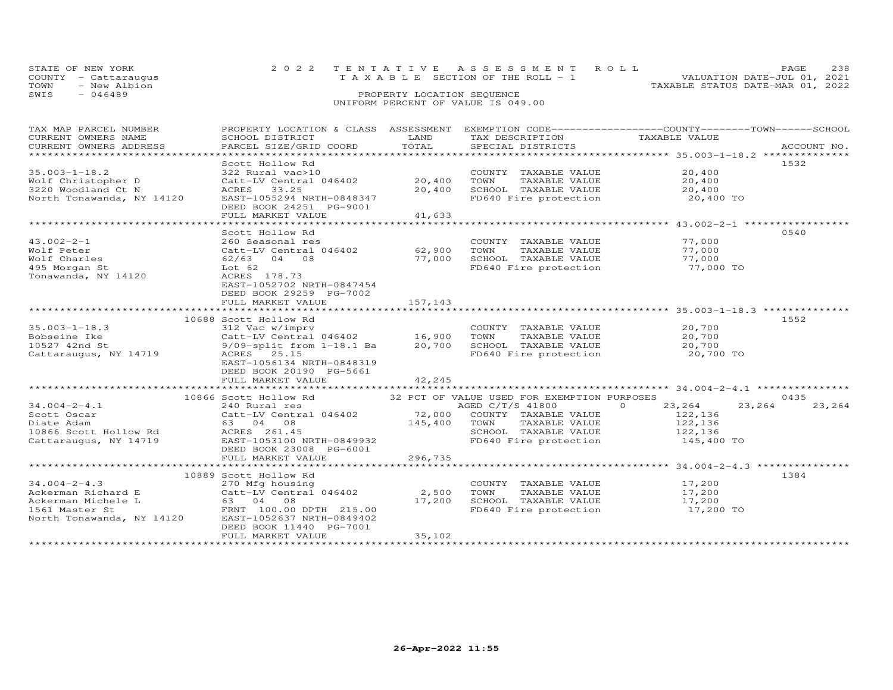STATE OF NEW YORK
COUNTY - Cattaraugus
TOWN - New Albion
SWIS - 046489

2022 TENTATIVE ASSESSMENT ROLL
TAXABLE SECTION OF THE ROLL - 1
PROPERTY LOCATION SEQUENCE
UNIFORM PERCENT OF VALUE IS 049.00

VALUATION DATE-JUL 01, 2021
TAXABLE STATUS DATE-MAR 01, 2022

| TAX MAP PARCEL NUMBER / CURRENT OWNERS NAME / CURRENT OWNERS ADDRESS | PROPERTY LOCATION & CLASS / SCHOOL DISTRICT / PARCEL SIZE/GRID COORD | ASSESSMENT LAND / TOTAL | EXEMPTION CODE / TAX DESCRIPTION / SPECIAL DISTRICTS | COUNTY TAXABLE VALUE | TOWN | SCHOOL | ACCOUNT NO. |
|---|---|---|---|---|---|---|---|
| 35.003-1-18.2 | Scott Hollow Rd | | | | | | 1532 |
| 35.003-1-18.2 | 322 Rural vac>10 | | COUNTY TAXABLE VALUE | 20,400 | | | |
| Wolf Christopher D | Catt-LV Central 046402 | 20,400 | TOWN TAXABLE VALUE | 20,400 | | | |
| 3220 Woodland Ct N | ACRES 33.25 | 20,400 | SCHOOL TAXABLE VALUE | 20,400 | | | |
| North Tonawanda, NY 14120 | EAST-1055294 NRTH-0848347 | | FD640 Fire protection | 20,400 TO | | | |
| | DEED BOOK 24251 PG-9001 | | | | | | |
| | FULL MARKET VALUE | 41,633 | | | | | |
| 43.002-2-1 | Scott Hollow Rd | | | | | | 0540 |
| 43.002-2-1 | 260 Seasonal res | | COUNTY TAXABLE VALUE | 77,000 | | | |
| Wolf Peter | Catt-LV Central 046402 | 62,900 | TOWN TAXABLE VALUE | 77,000 | | | |
| Wolf Charles | 62/63 04 08 | 77,000 | SCHOOL TAXABLE VALUE | 77,000 | | | |
| 495 Morgan St | Lot 62 | | FD640 Fire protection | 77,000 TO | | | |
| Tonawanda, NY 14120 | ACRES 178.73 | | | | | | |
| | EAST-1052702 NRTH-0847454 | | | | | | |
| | DEED BOOK 29259 PG-7002 | | | | | | |
| | FULL MARKET VALUE | 157,143 | | | | | |
| 35.003-1-18.3 | 10688 Scott Hollow Rd | | | | | | 1552 |
| 35.003-1-18.3 | 312 Vac w/imprv | | COUNTY TAXABLE VALUE | 20,700 | | | |
| Bobseine Ike | Catt-LV Central 046402 | 16,900 | TOWN TAXABLE VALUE | 20,700 | | | |
| 10527 42nd St | 9/09-split from 1-18.1 Ba | 20,700 | SCHOOL TAXABLE VALUE | 20,700 | | | |
| Cattaraugus, NY 14719 | ACRES 25.15 | | FD640 Fire protection | 20,700 TO | | | |
| | EAST-1056134 NRTH-0848319 | | | | | | |
| | DEED BOOK 20190 PG-5661 | | | | | | |
| | FULL MARKET VALUE | 42,245 | | | | | |
| 34.004-2-4.1 | 10866 Scott Hollow Rd | | 32 PCT OF VALUE USED FOR EXEMPTION PURPOSES | | | | 0435 |
| 34.004-2-4.1 | 240 Rural res | | AGED C/T/S 41800 0 | 23,264 | 23,264 | 23,264 | |
| Scott Oscar | Catt-LV Central 046402 | 72,000 | COUNTY TAXABLE VALUE | 122,136 | | | |
| Diate Adam | 63 04 08 | 145,400 | TOWN TAXABLE VALUE | 122,136 | | | |
| 10866 Scott Hollow Rd | ACRES 261.45 | | SCHOOL TAXABLE VALUE | 122,136 | | | |
| Cattaraugus, NY 14719 | EAST-1053100 NRTH-0849932 | | FD640 Fire protection | 145,400 TO | | | |
| | DEED BOOK 23008 PG-6001 | | | | | | |
| | FULL MARKET VALUE | 296,735 | | | | | |
| 34.004-2-4.3 | 10889 Scott Hollow Rd | | | | | | 1384 |
| 34.004-2-4.3 | 270 Mfg housing | | COUNTY TAXABLE VALUE | 17,200 | | | |
| Ackerman Richard E | Catt-LV Central 046402 | 2,500 | TOWN TAXABLE VALUE | 17,200 | | | |
| Ackerman Michele L | 63 04 08 | 17,200 | SCHOOL TAXABLE VALUE | 17,200 | | | |
| 1561 Master St | FRNT 100.00 DPTH 215.00 | | FD640 Fire protection | 17,200 TO | | | |
| North Tonawanda, NY 14120 | EAST-1052637 NRTH-0849402 | | | | | | |
| | DEED BOOK 11440 PG-7001 | | | | | | |
| | FULL MARKET VALUE | 35,102 | | | | | |

26-Apr-2022 11:55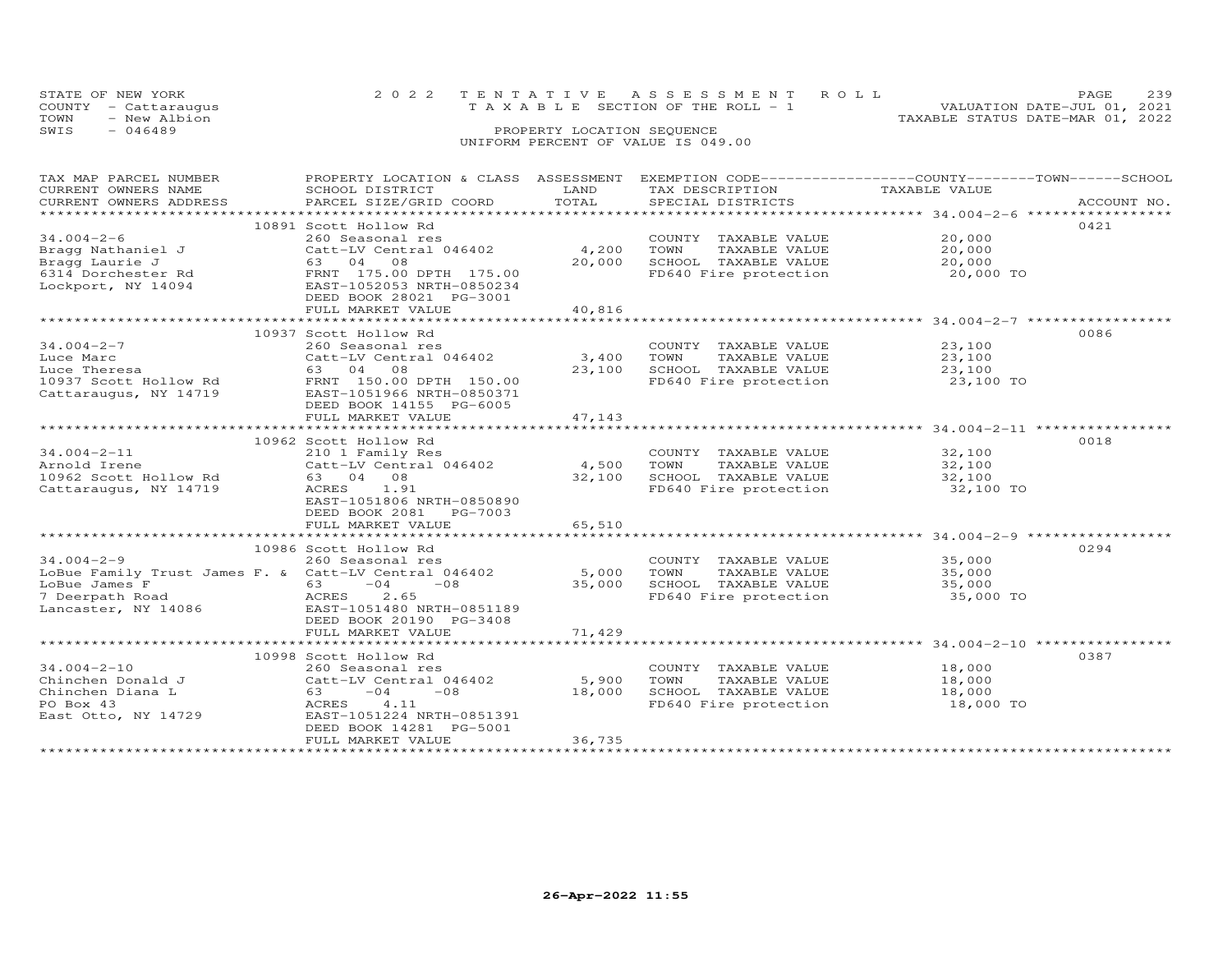STATE OF NEW YORK
COUNTY - Cattaraugus
TOWN - New Albion
SWIS - 046489

2022 TENTATIVE ASSESSMENT ROLL
TAXABLE SECTION OF THE ROLL - 1
PROPERTY LOCATION SEQUENCE
UNIFORM PERCENT OF VALUE IS 049.00

VALUATION DATE-JUL 01, 2021
TAXABLE STATUS DATE-MAR 01, 2022

| TAX MAP PARCEL NUMBER / CURRENT OWNERS NAME / CURRENT OWNERS ADDRESS | PROPERTY LOCATION & CLASS / SCHOOL DISTRICT / PARCEL SIZE/GRID COORD | ASSESSMENT LAND | TOTAL | EXEMPTION CODE / TAX DESCRIPTION / SPECIAL DISTRICTS | COUNTY / TOWN / SCHOOL TAXABLE VALUE | ACCOUNT NO. |
|---|---|---|---|---|---|---|
| **34.004-2-6** | 10891 Scott Hollow Rd | | | | | 0421 |
| 34.004-2-6 | 260 Seasonal res | | | COUNTY TAXABLE VALUE | 20,000 | |
| Bragg Nathaniel J | Catt-LV Central 046402 | 4,200 | | TOWN TAXABLE VALUE | 20,000 | |
| Bragg Laurie J | 63 04 08 | | 20,000 | SCHOOL TAXABLE VALUE | 20,000 | |
| 6314 Dorchester Rd | FRNT 175.00 DPTH 175.00 | | | FD640 Fire protection | 20,000 TO | |
| Lockport, NY 14094 | EAST-1052053 NRTH-0850234 | | | | | |
| | DEED BOOK 28021 PG-3001 | | | | | |
| | FULL MARKET VALUE | | 40,816 | | | |
| **34.004-2-7** | 10937 Scott Hollow Rd | | | | | 0086 |
| 34.004-2-7 | 260 Seasonal res | | | COUNTY TAXABLE VALUE | 23,100 | |
| Luce Marc | Catt-LV Central 046402 | 3,400 | | TOWN TAXABLE VALUE | 23,100 | |
| Luce Theresa | 63 04 08 | | 23,100 | SCHOOL TAXABLE VALUE | 23,100 | |
| 10937 Scott Hollow Rd | FRNT 150.00 DPTH 150.00 | | | FD640 Fire protection | 23,100 TO | |
| Cattaraugus, NY 14719 | EAST-1051966 NRTH-0850371 | | | | | |
| | DEED BOOK 14155 PG-6005 | | | | | |
| | FULL MARKET VALUE | | 47,143 | | | |
| **34.004-2-11** | 10962 Scott Hollow Rd | | | | | 0018 |
| 34.004-2-11 | 210 1 Family Res | | | COUNTY TAXABLE VALUE | 32,100 | |
| Arnold Irene | Catt-LV Central 046402 | 4,500 | | TOWN TAXABLE VALUE | 32,100 | |
| 10962 Scott Hollow Rd | 63 04 08 | | 32,100 | SCHOOL TAXABLE VALUE | 32,100 | |
| Cattaraugus, NY 14719 | ACRES 1.91 | | | FD640 Fire protection | 32,100 TO | |
| | EAST-1051806 NRTH-0850890 | | | | | |
| | DEED BOOK 2081 PG-7003 | | | | | |
| | FULL MARKET VALUE | | 65,510 | | | |
| **34.004-2-9** | 10986 Scott Hollow Rd | | | | | 0294 |
| 34.004-2-9 | 260 Seasonal res | | | COUNTY TAXABLE VALUE | 35,000 | |
| LoBue Family Trust James F. & | Catt-LV Central 046402 | 5,000 | | TOWN TAXABLE VALUE | 35,000 | |
| LoBue James F | 63 -04 -08 | | 35,000 | SCHOOL TAXABLE VALUE | 35,000 | |
| 7 Deerpath Road | ACRES 2.65 | | | FD640 Fire protection | 35,000 TO | |
| Lancaster, NY 14086 | EAST-1051480 NRTH-0851189 | | | | | |
| | DEED BOOK 20190 PG-3408 | | | | | |
| | FULL MARKET VALUE | | 71,429 | | | |
| **34.004-2-10** | 10998 Scott Hollow Rd | | | | | 0387 |
| 34.004-2-10 | 260 Seasonal res | | | COUNTY TAXABLE VALUE | 18,000 | |
| Chinchen Donald J | Catt-LV Central 046402 | 5,900 | | TOWN TAXABLE VALUE | 18,000 | |
| Chinchen Diana L | 63 -04 -08 | | 18,000 | SCHOOL TAXABLE VALUE | 18,000 | |
| PO Box 43 | ACRES 4.11 | | | FD640 Fire protection | 18,000 TO | |
| East Otto, NY 14729 | EAST-1051224 NRTH-0851391 | | | | | |
| | DEED BOOK 14281 PG-5001 | | | | | |
| | FULL MARKET VALUE | | 36,735 | | | |

26-Apr-2022 11:55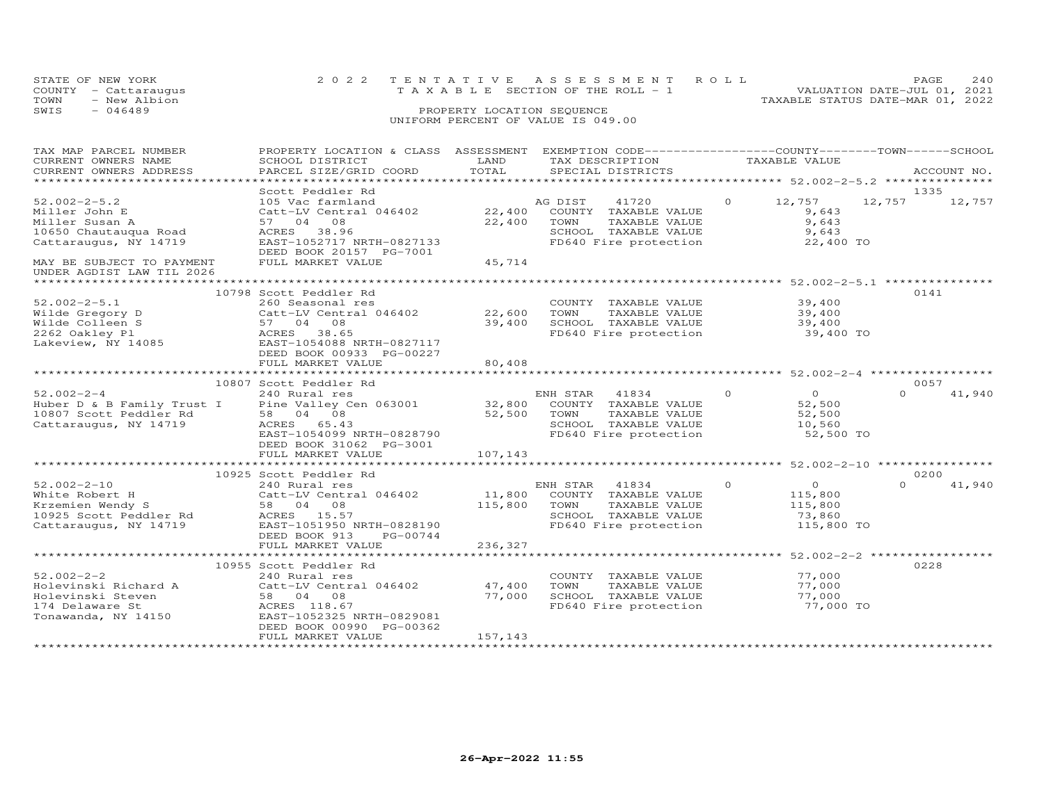STATE OF NEW YORK
COUNTY - Cattaraugus
TOWN - New Albion
SWIS - 046489

2022 TENTATIVE ASSESSMENT ROLL
TAXABLE SECTION OF THE ROLL - 1
PROPERTY LOCATION SEQUENCE
UNIFORM PERCENT OF VALUE IS 049.00

VALUATION DATE-JUL 01, 2021
TAXABLE STATUS DATE-MAR 01, 2022

| TAX MAP PARCEL NUMBER / CURRENT OWNERS NAME / CURRENT OWNERS ADDRESS | PROPERTY LOCATION & CLASS / SCHOOL DISTRICT / PARCEL SIZE/GRID COORD | ASSESSMENT LAND / TOTAL | EXEMPTION CODE / TAX DESCRIPTION / SPECIAL DISTRICTS | COUNTY | TOWN | SCHOOL | ACCOUNT NO. |
|---|---|---|---|---|---|---|---|
| **52.002-2-5.2** | Scott Peddler Rd | | | | | | 1335 |
| 52.002-2-5.2 | 105 Vac farmland | | AG DIST 41720 | 0 12,757 | 12,757 | 12,757 | |
| Miller John E | Catt-LV Central 046402 | 22,400 | COUNTY TAXABLE VALUE | 9,643 | | | |
| Miller Susan A | 57 04 08 | 22,400 | TOWN TAXABLE VALUE | 9,643 | | | |
| 10650 Chautauqua Road | ACRES 38.96 | | SCHOOL TAXABLE VALUE | 9,643 | | | |
| Cattaraugus, NY 14719 | EAST-1052717 NRTH-0827133 | | FD640 Fire protection | 22,400 TO | | | |
| | DEED BOOK 20157 PG-7001 | | | | | | |
| MAY BE SUBJECT TO PAYMENT UNDER AGDIST LAW TIL 2026 | FULL MARKET VALUE | 45,714 | | | | | |
| **52.002-2-5.1** | 10798 Scott Peddler Rd | | | | | | 0141 |
| 52.002-2-5.1 | 260 Seasonal res | | COUNTY TAXABLE VALUE | 39,400 | | | |
| Wilde Gregory D | Catt-LV Central 046402 | 22,600 | TOWN TAXABLE VALUE | 39,400 | | | |
| Wilde Colleen S | 57 04 08 | 39,400 | SCHOOL TAXABLE VALUE | 39,400 | | | |
| 2262 Oakley Pl | ACRES 38.65 | | FD640 Fire protection | 39,400 TO | | | |
| Lakeview, NY 14085 | EAST-1054088 NRTH-0827117 | | | | | | |
| | DEED BOOK 00933 PG-00227 | | | | | | |
| | FULL MARKET VALUE | 80,408 | | | | | |
| **52.002-2-4** | 10807 Scott Peddler Rd | | | | | | 0057 |
| 52.002-2-4 | 240 Rural res | | ENH STAR 41834 | 0 0 | 0 | 41,940 | |
| Huber D & B Family Trust I | Pine Valley Cen 063001 | 32,800 | COUNTY TAXABLE VALUE | 52,500 | | | |
| 10807 Scott Peddler Rd | 58 04 08 | 52,500 | TOWN TAXABLE VALUE | 52,500 | | | |
| Cattaraugus, NY 14719 | ACRES 65.43 | | SCHOOL TAXABLE VALUE | 10,560 | | | |
| | EAST-1054099 NRTH-0828790 | | FD640 Fire protection | 52,500 TO | | | |
| | DEED BOOK 31062 PG-3001 | | | | | | |
| | FULL MARKET VALUE | 107,143 | | | | | |
| **52.002-2-10** | 10925 Scott Peddler Rd | | | | | | 0200 |
| 52.002-2-10 | 240 Rural res | | ENH STAR 41834 | 0 0 | 0 | 41,940 | |
| White Robert H | Catt-LV Central 046402 | 11,800 | COUNTY TAXABLE VALUE | 115,800 | | | |
| Krzemien Wendy S | 58 04 08 | 115,800 | TOWN TAXABLE VALUE | 115,800 | | | |
| 10925 Scott Peddler Rd | ACRES 15.57 | | SCHOOL TAXABLE VALUE | 73,860 | | | |
| Cattaraugus, NY 14719 | EAST-1051950 NRTH-0828190 | | FD640 Fire protection | 115,800 TO | | | |
| | DEED BOOK 913 PG-00744 | | | | | | |
| | FULL MARKET VALUE | 236,327 | | | | | |
| **52.002-2-2** | 10955 Scott Peddler Rd | | | | | | 0228 |
| 52.002-2-2 | 240 Rural res | | COUNTY TAXABLE VALUE | 77,000 | | | |
| Holevinski Richard A | Catt-LV Central 046402 | 47,400 | TOWN TAXABLE VALUE | 77,000 | | | |
| Holevinski Steven | 58 04 08 | 77,000 | SCHOOL TAXABLE VALUE | 77,000 | | | |
| 174 Delaware St | ACRES 118.67 | | FD640 Fire protection | 77,000 TO | | | |
| Tonawanda, NY 14150 | EAST-1052325 NRTH-0829081 | | | | | | |
| | DEED BOOK 00990 PG-00362 | | | | | | |
| | FULL MARKET VALUE | 157,143 | | | | | |

26-Apr-2022 11:55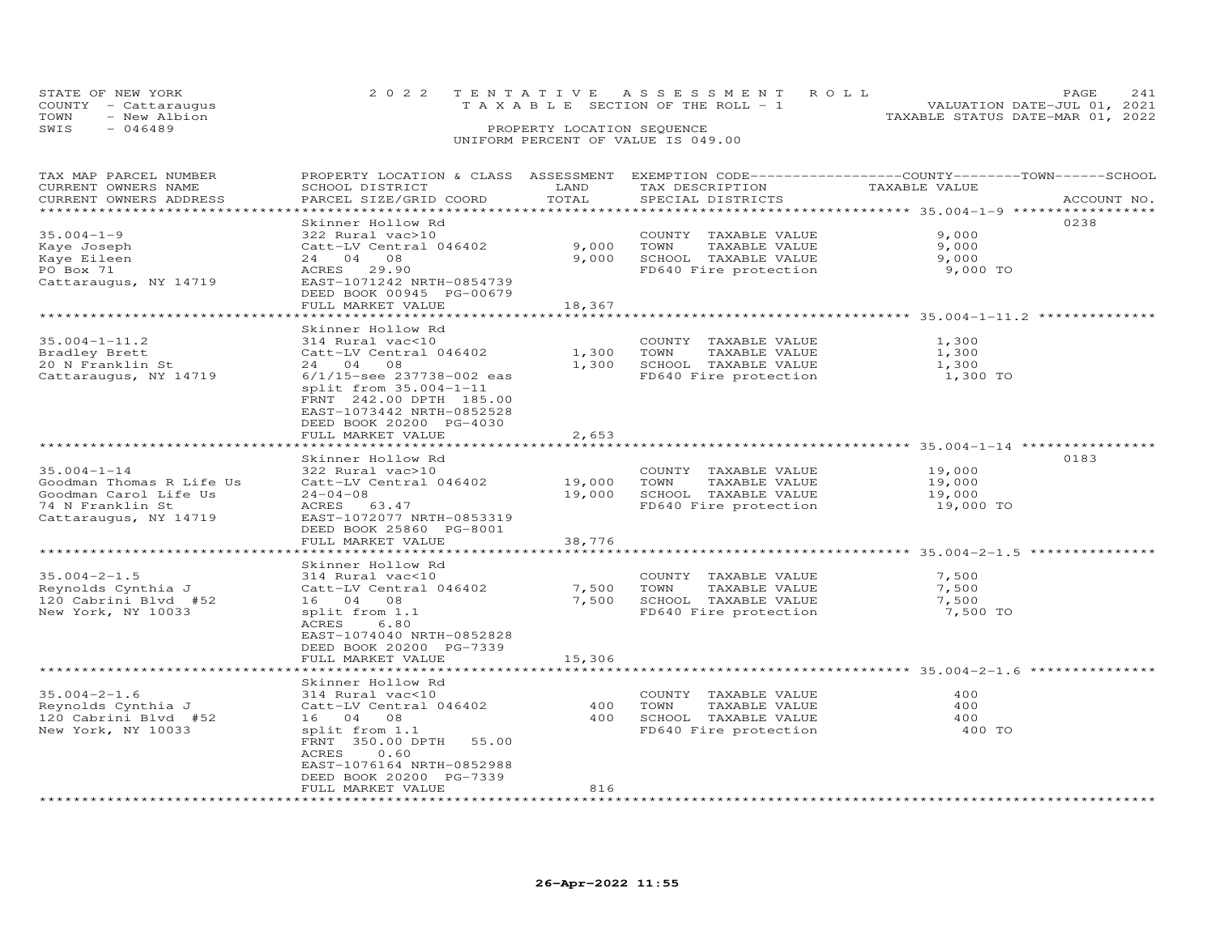STATE OF NEW YORK
COUNTY - Cattaraugus
TOWN - New Albion
SWIS - 046489

2022 TENTATIVE ASSESSMENT ROLL
TAXABLE SECTION OF THE ROLL - 1
PROPERTY LOCATION SEQUENCE
UNIFORM PERCENT OF VALUE IS 049.00

VALUATION DATE-JUL 01, 2021
TAXABLE STATUS DATE-MAR 01, 2022

| TAX MAP PARCEL NUMBER / CURRENT OWNERS NAME / CURRENT OWNERS ADDRESS | PROPERTY LOCATION & CLASS / SCHOOL DISTRICT / PARCEL SIZE/GRID COORD | ASSESSMENT LAND | TOTAL | EXEMPTION CODE / TAX DESCRIPTION / SPECIAL DISTRICTS | TAXABLE VALUE (COUNTY / TOWN / SCHOOL) | ACCOUNT NO. |
|---|---|---|---|---|---|---|
| 35.004-1-9 | Skinner Hollow Rd | | | | | 0238 |
| 35.004-1-9 | 322 Rural vac>10 | | | COUNTY TAXABLE VALUE | 9,000 | |
| Kaye Joseph | Catt-LV Central 046402 | 9,000 | | TOWN TAXABLE VALUE | 9,000 | |
| Kaye Eileen | 24 04 08 | | 9,000 | SCHOOL TAXABLE VALUE | 9,000 | |
| PO Box 71 | ACRES 29.90 | | | FD640 Fire protection | 9,000 TO | |
| Cattaraugus, NY 14719 | EAST-1071242 NRTH-0854739 | | | | | |
| | DEED BOOK 00945 PG-00679 | | | | | |
| | FULL MARKET VALUE | | 18,367 | | | |
| 35.004-1-11.2 | Skinner Hollow Rd | | | | | |
| 35.004-1-11.2 | 314 Rural vac<10 | | | COUNTY TAXABLE VALUE | 1,300 | |
| Bradley Brett | Catt-LV Central 046402 | 1,300 | | TOWN TAXABLE VALUE | 1,300 | |
| 20 N Franklin St | 24 04 08 | | 1,300 | SCHOOL TAXABLE VALUE | 1,300 | |
| Cattaraugus, NY 14719 | 6/1/15-see 237738-002 eas | | | FD640 Fire protection | 1,300 TO | |
| | split from 35.004-1-11 | | | | | |
| | FRNT 242.00 DPTH 185.00 | | | | | |
| | EAST-1073442 NRTH-0852528 | | | | | |
| | DEED BOOK 20200 PG-4030 | | | | | |
| | FULL MARKET VALUE | | 2,653 | | | |
| 35.004-1-14 | Skinner Hollow Rd | | | | | 0183 |
| 35.004-1-14 | 322 Rural vac>10 | | | COUNTY TAXABLE VALUE | 19,000 | |
| Goodman Thomas R Life Us | Catt-LV Central 046402 | 19,000 | | TOWN TAXABLE VALUE | 19,000 | |
| Goodman Carol Life Us | 24-04-08 | | 19,000 | SCHOOL TAXABLE VALUE | 19,000 | |
| 74 N Franklin St | ACRES 63.47 | | | FD640 Fire protection | 19,000 TO | |
| Cattaraugus, NY 14719 | EAST-1072077 NRTH-0853319 | | | | | |
| | DEED BOOK 25860 PG-8001 | | | | | |
| | FULL MARKET VALUE | | 38,776 | | | |
| 35.004-2-1.5 | Skinner Hollow Rd | | | | | |
| 35.004-2-1.5 | 314 Rural vac<10 | | | COUNTY TAXABLE VALUE | 7,500 | |
| Reynolds Cynthia J | Catt-LV Central 046402 | 7,500 | | TOWN TAXABLE VALUE | 7,500 | |
| 120 Cabrini Blvd #52 | 16 04 08 | | 7,500 | SCHOOL TAXABLE VALUE | 7,500 | |
| New York, NY 10033 | split from 1.1 | | | FD640 Fire protection | 7,500 TO | |
| | ACRES 6.80 | | | | | |
| | EAST-1074040 NRTH-0852828 | | | | | |
| | DEED BOOK 20200 PG-7339 | | | | | |
| | FULL MARKET VALUE | | 15,306 | | | |
| 35.004-2-1.6 | Skinner Hollow Rd | | | | | |
| 35.004-2-1.6 | 314 Rural vac<10 | | | COUNTY TAXABLE VALUE | 400 | |
| Reynolds Cynthia J | Catt-LV Central 046402 | 400 | | TOWN TAXABLE VALUE | 400 | |
| 120 Cabrini Blvd #52 | 16 04 08 | | 400 | SCHOOL TAXABLE VALUE | 400 | |
| New York, NY 10033 | split from 1.1 | | | FD640 Fire protection | 400 TO | |
| | FRNT 350.00 DPTH 55.00 | | | | | |
| | ACRES 0.60 | | | | | |
| | EAST-1076164 NRTH-0852988 | | | | | |
| | DEED BOOK 20200 PG-7339 | | | | | |
| | FULL MARKET VALUE | | 816 | | | |

26-Apr-2022 11:55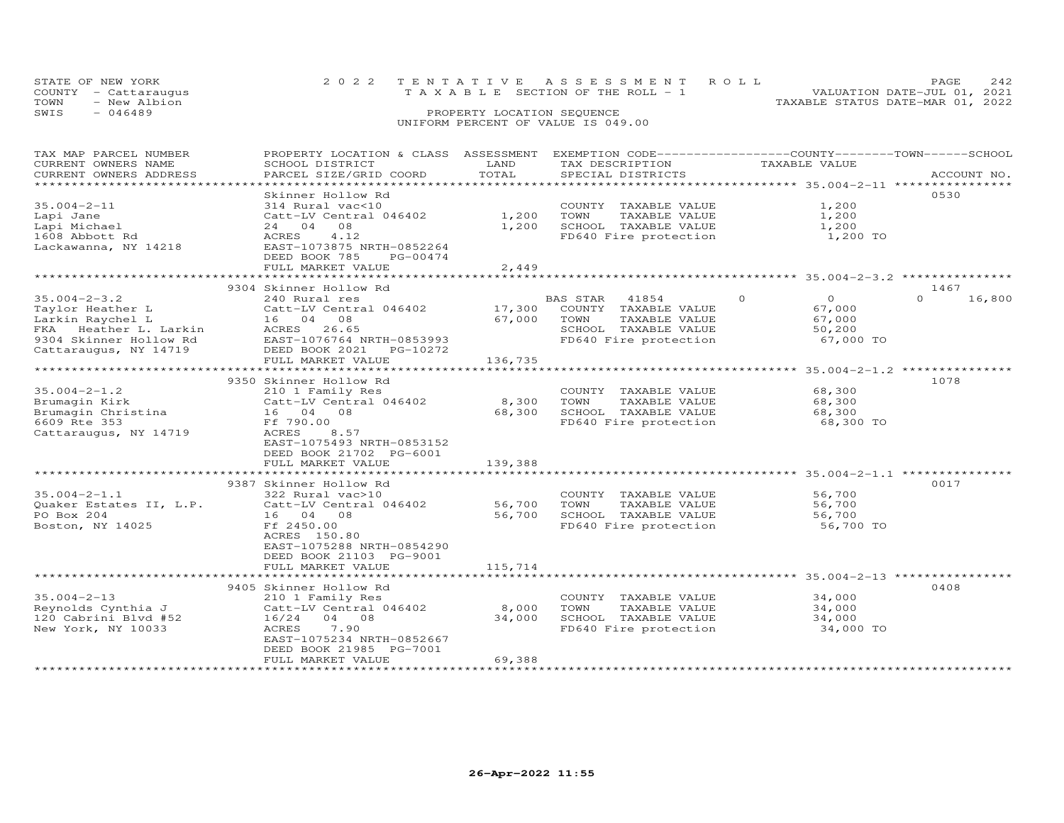STATE OF NEW YORK
COUNTY - Cattaraugus
TOWN - New Albion
SWIS - 046489

2022 TENTATIVE ASSESSMENT ROLL
TAXABLE SECTION OF THE ROLL - 1
PROPERTY LOCATION SEQUENCE
UNIFORM PERCENT OF VALUE IS 049.00

VALUATION DATE-JUL 01, 2021
TAXABLE STATUS DATE-MAR 01, 2022

| TAX MAP PARCEL NUMBER / CURRENT OWNERS NAME / CURRENT OWNERS ADDRESS | PROPERTY LOCATION & CLASS / SCHOOL DISTRICT / PARCEL SIZE/GRID COORD | ASSESSMENT LAND | TOTAL | EXEMPTION CODE / TAX DESCRIPTION / SPECIAL DISTRICTS | COUNTY | TOWN | SCHOOL TAXABLE VALUE | ACCOUNT NO. |
|---|---|---|---|---|---|---|---|---|
| 35.004-2-11 | Skinner Hollow Rd | | | | | | | 0530 |
| | 314 Rural vac<10 | | | COUNTY TAXABLE VALUE | 1,200 | | | |
| Lapi Jane | Catt-LV Central 046402 | 1,200 | | TOWN TAXABLE VALUE | | 1,200 | | |
| Lapi Michael | 24 04 08 | | 1,200 | SCHOOL TAXABLE VALUE | | | 1,200 | |
| 1608 Abbott Rd | ACRES 4.12 | | | FD640 Fire protection | 1,200 TO | | | |
| Lackawanna, NY 14218 | EAST-1073875 NRTH-0852264 | | | | | | | |
| | DEED BOOK 785 PG-00474 | | | | | | | |
| | FULL MARKET VALUE | | 2,449 | | | | | |
| 35.004-2-3.2 | 9304 Skinner Hollow Rd | | | | | | | 1467 |
| | 240 Rural res | | | BAS STAR 41854 | 0 | 0 | 0 | 16,800 |
| Taylor Heather L | Catt-LV Central 046402 | 17,300 | | COUNTY TAXABLE VALUE | 67,000 | | | |
| Larkin Raychel L | 16 04 08 | | 67,000 | TOWN TAXABLE VALUE | | 67,000 | | |
| FKA Heather L. Larkin | ACRES 26.65 | | | SCHOOL TAXABLE VALUE | | | 50,200 | |
| 9304 Skinner Hollow Rd | EAST-1076764 NRTH-0853993 | | | FD640 Fire protection | 67,000 TO | | | |
| Cattaraugus, NY 14719 | DEED BOOK 2021 PG-10272 | | | | | | | |
| | FULL MARKET VALUE | | 136,735 | | | | | |
| 35.004-2-1.2 | 9350 Skinner Hollow Rd | | | | | | | 1078 |
| | 210 1 Family Res | | | COUNTY TAXABLE VALUE | 68,300 | | | |
| Brumagin Kirk | Catt-LV Central 046402 | 8,300 | | TOWN TAXABLE VALUE | | 68,300 | | |
| Brumagin Christina | 16 04 08 | | 68,300 | SCHOOL TAXABLE VALUE | | | 68,300 | |
| 6609 Rte 353 | Ff 790.00 | | | FD640 Fire protection | 68,300 TO | | | |
| Cattaraugus, NY 14719 | ACRES 8.57 | | | | | | | |
| | EAST-1075493 NRTH-0853152 | | | | | | | |
| | DEED BOOK 21702 PG-6001 | | | | | | | |
| | FULL MARKET VALUE | | 139,388 | | | | | |
| 35.004-2-1.1 | 9387 Skinner Hollow Rd | | | | | | | 0017 |
| | 322 Rural vac>10 | | | COUNTY TAXABLE VALUE | 56,700 | | | |
| Quaker Estates II, L.P. | Catt-LV Central 046402 | 56,700 | | TOWN TAXABLE VALUE | | 56,700 | | |
| PO Box 204 | 16 04 08 | | 56,700 | SCHOOL TAXABLE VALUE | | | 56,700 | |
| Boston, NY 14025 | Ff 2450.00 | | | FD640 Fire protection | 56,700 TO | | | |
| | ACRES 150.80 | | | | | | | |
| | EAST-1075288 NRTH-0854290 | | | | | | | |
| | DEED BOOK 21103 PG-9001 | | | | | | | |
| | FULL MARKET VALUE | | 115,714 | | | | | |
| 35.004-2-13 | 9405 Skinner Hollow Rd | | | | | | | 0408 |
| | 210 1 Family Res | | | COUNTY TAXABLE VALUE | 34,000 | | | |
| Reynolds Cynthia J | Catt-LV Central 046402 | 8,000 | | TOWN TAXABLE VALUE | | 34,000 | | |
| 120 Cabrini Blvd #52 | 16/24 04 08 | | 34,000 | SCHOOL TAXABLE VALUE | | | 34,000 | |
| New York, NY 10033 | ACRES 7.90 | | | FD640 Fire protection | 34,000 TO | | | |
| | EAST-1075234 NRTH-0852667 | | | | | | | |
| | DEED BOOK 21985 PG-7001 | | | | | | | |
| | FULL MARKET VALUE | | 69,388 | | | | | |

26-Apr-2022 11:55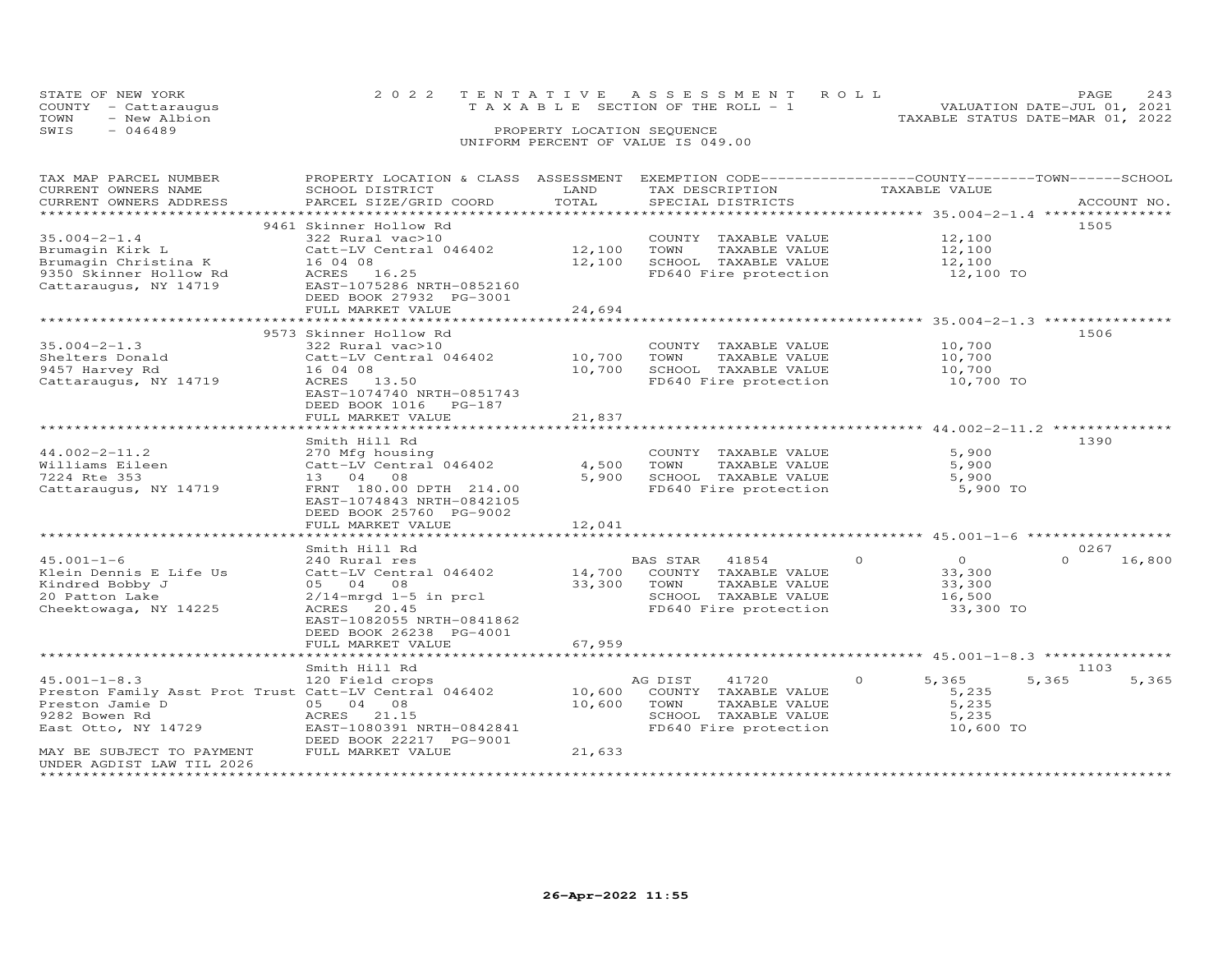STATE OF NEW YORK — COUNTY - Cattaraugus — TOWN - New Albion — SWIS - 046489

2022 TENTATIVE ASSESSMENT ROLL — TAXABLE SECTION OF THE ROLL - 1 — PROPERTY LOCATION SEQUENCE — UNIFORM PERCENT OF VALUE IS 049.00

VALUATION DATE-JUL 01, 2021 — TAXABLE STATUS DATE-MAR 01, 2022

| TAX MAP PARCEL NUMBER / CURRENT OWNERS NAME / CURRENT OWNERS ADDRESS | PROPERTY LOCATION & CLASS / SCHOOL DISTRICT / PARCEL SIZE/GRID COORD | ASSESSMENT LAND | TOTAL | EXEMPTION CODE / TAX DESCRIPTION / SPECIAL DISTRICTS | COUNTY TAXABLE VALUE | TOWN | SCHOOL | ACCOUNT NO. |
|---|---|---|---|---|---|---|---|---|
| 35.004-2-1.4 | 9461 Skinner Hollow Rd | | | | | | | 1505 |
| Brumagin Kirk L | 322 Rural vac>10 | | | COUNTY TAXABLE VALUE | 12,100 | | | |
| Brumagin Christina K | Catt-LV Central 046402 | 12,100 | | TOWN TAXABLE VALUE | 12,100 | | | |
| 9350 Skinner Hollow Rd | 16 04 08 | | 12,100 | SCHOOL TAXABLE VALUE | 12,100 | | | |
| Cattaraugus, NY 14719 | ACRES 16.25 | | | FD640 Fire protection | 12,100 TO | | | |
| | EAST-1075286 NRTH-0852160 | | | | | | | |
| | DEED BOOK 27932 PG-3001 | | | | | | | |
| | FULL MARKET VALUE | | 24,694 | | | | | |
| 35.004-2-1.3 | 9573 Skinner Hollow Rd | | | | | | | 1506 |
| Shelters Donald | 322 Rural vac>10 | | | COUNTY TAXABLE VALUE | 10,700 | | | |
| 9457 Harvey Rd | Catt-LV Central 046402 | 10,700 | | TOWN TAXABLE VALUE | 10,700 | | | |
| Cattaraugus, NY 14719 | 16 04 08 | | 10,700 | SCHOOL TAXABLE VALUE | 10,700 | | | |
| | ACRES 13.50 | | | FD640 Fire protection | 10,700 TO | | | |
| | EAST-1074740 NRTH-0851743 | | | | | | | |
| | DEED BOOK 1016 PG-187 | | | | | | | |
| | FULL MARKET VALUE | | 21,837 | | | | | |
| 44.002-2-11.2 | Smith Hill Rd | | | | | | | 1390 |
| Williams Eileen | 270 Mfg housing | | | COUNTY TAXABLE VALUE | 5,900 | | | |
| 7224 Rte 353 | Catt-LV Central 046402 | 4,500 | | TOWN TAXABLE VALUE | 5,900 | | | |
| Cattaraugus, NY 14719 | 13 04 08 | | 5,900 | SCHOOL TAXABLE VALUE | 5,900 | | | |
| | FRNT 180.00 DPTH 214.00 | | | FD640 Fire protection | 5,900 TO | | | |
| | EAST-1074843 NRTH-0842105 | | | | | | | |
| | DEED BOOK 25760 PG-9002 | | | | | | | |
| | FULL MARKET VALUE | | 12,041 | | | | | |
| 45.001-1-6 | Smith Hill Rd | | | | | | | 0267 |
| Klein Dennis E Life Us | 240 Rural res | | | BAS STAR 41854 | 0 | 0 | 16,800 | |
| Kindred Bobby J | Catt-LV Central 046402 | 14,700 | | COUNTY TAXABLE VALUE | 33,300 | | | |
| 20 Patton Lake | 05 04 08 | | 33,300 | TOWN TAXABLE VALUE | 33,300 | | | |
| Cheektowaga, NY 14225 | 2/14-mrgd 1-5 in prcl | | | SCHOOL TAXABLE VALUE | 16,500 | | | |
| | ACRES 20.45 | | | FD640 Fire protection | 33,300 TO | | | |
| | EAST-1082055 NRTH-0841862 | | | | | | | |
| | DEED BOOK 26238 PG-4001 | | | | | | | |
| | FULL MARKET VALUE | | 67,959 | | | | | |
| 45.001-1-8.3 | Smith Hill Rd | | | | | | | 1103 |
| Preston Family Asst Prot Trust | 120 Field crops | | | AG DIST 41720 | 5,365 | 5,365 | 5,365 | |
| Preston Jamie D | Catt-LV Central 046402 | 10,600 | | COUNTY TAXABLE VALUE | 5,235 | | | |
| 9282 Bowen Rd | 05 04 08 | | 10,600 | TOWN TAXABLE VALUE | 5,235 | | | |
| East Otto, NY 14729 | ACRES 21.15 | | | SCHOOL TAXABLE VALUE | 5,235 | | | |
| | EAST-1080391 NRTH-0842841 | | | FD640 Fire protection | 10,600 TO | | | |
| | DEED BOOK 22217 PG-9001 | | | | | | | |
| MAY BE SUBJECT TO PAYMENT UNDER AGDIST LAW TIL 2026 | FULL MARKET VALUE | | 21,633 | | | | | |

26-Apr-2022 11:55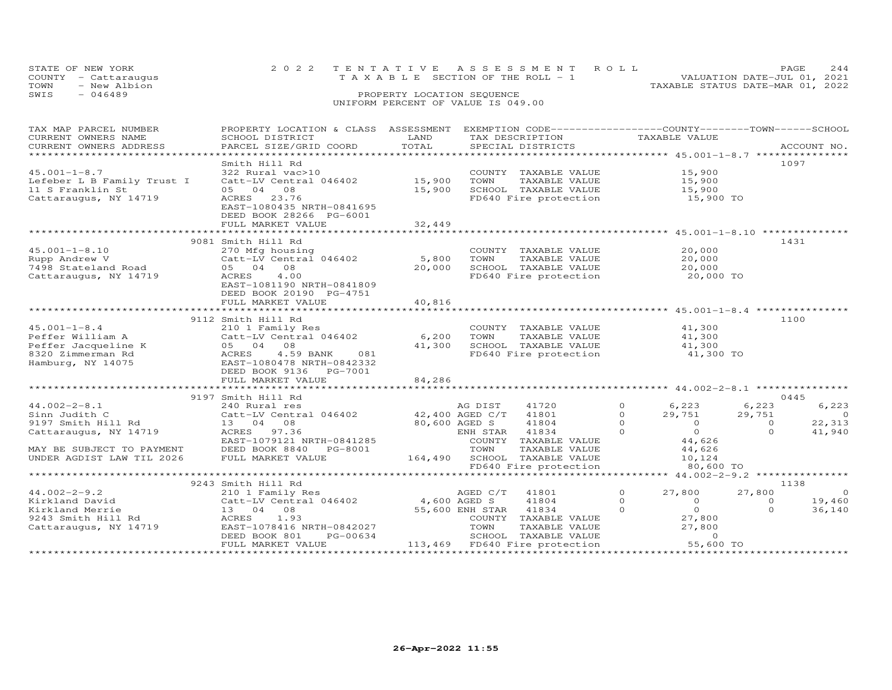STATE OF NEW YORK — COUNTY - Cattaraugus — TOWN - New Albion — SWIS - 046489

**2022 TENTATIVE ASSESSMENT ROLL**
TAXABLE SECTION OF THE ROLL - 1
PROPERTY LOCATION SEQUENCE
UNIFORM PERCENT OF VALUE IS 049.00

VALUATION DATE-JUL 01, 2021
TAXABLE STATUS DATE-MAR 01, 2022

| TAX MAP PARCEL NUMBER / CURRENT OWNERS NAME / CURRENT OWNERS ADDRESS | PROPERTY LOCATION & CLASS / SCHOOL DISTRICT / PARCEL SIZE/GRID COORD | ASSESSMENT LAND | TOTAL | EXEMPTION CODE / TAX DESCRIPTION / SPECIAL DISTRICTS | | COUNTY TAXABLE VALUE | TOWN | SCHOOL | ACCOUNT NO. |
|---|---|---|---|---|---|---|---|---|---|
| 45.001-1-8.7 | Smith Hill Rd | | | | | | | | 1097 |
| Lefeber L B Family Trust I | 322 Rural vac>10 | | | COUNTY TAXABLE VALUE | | 15,900 | | | |
| 11 S Franklin St | Catt-LV Central 046402 | 15,900 | | TOWN TAXABLE VALUE | | 15,900 | | | |
| Cattaraugus, NY 14719 | 05 04 08 | | 15,900 | SCHOOL TAXABLE VALUE | | 15,900 | | | |
| | ACRES 23.76 | | | FD640 Fire protection | | 15,900 TO | | | |
| | EAST-1080435 NRTH-0841695 | | | | | | | | |
| | DEED BOOK 28266 PG-6001 | | | | | | | | |
| | FULL MARKET VALUE | | 32,449 | | | | | | |
| 45.001-1-8.10 | 9081 Smith Hill Rd | | | | | | | | 1431 |
| Rupp Andrew V | 270 Mfg housing | | | COUNTY TAXABLE VALUE | | 20,000 | | | |
| 7498 Stateland Road | Catt-LV Central 046402 | 5,800 | | TOWN TAXABLE VALUE | | 20,000 | | | |
| Cattaraugus, NY 14719 | 05 04 08 | | 20,000 | SCHOOL TAXABLE VALUE | | 20,000 | | | |
| | ACRES 4.00 | | | FD640 Fire protection | | 20,000 TO | | | |
| | EAST-1081190 NRTH-0841809 | | | | | | | | |
| | DEED BOOK 20190 PG-4751 | | | | | | | | |
| | FULL MARKET VALUE | | 40,816 | | | | | | |
| 45.001-1-8.4 | 9112 Smith Hill Rd | | | | | | | | 1100 |
| Peffer William A | 210 1 Family Res | | | COUNTY TAXABLE VALUE | | 41,300 | | | |
| Peffer Jacqueline K | Catt-LV Central 046402 | 6,200 | | TOWN TAXABLE VALUE | | 41,300 | | | |
| 8320 Zimmerman Rd | 05 04 08 | | 41,300 | SCHOOL TAXABLE VALUE | | 41,300 | | | |
| Hamburg, NY 14075 | ACRES 4.59 BANK 081 | | | FD640 Fire protection | | 41,300 TO | | | |
| | EAST-1080478 NRTH-0842332 | | | | | | | | |
| | DEED BOOK 9136 PG-7001 | | | | | | | | |
| | FULL MARKET VALUE | | 84,286 | | | | | | |
| 44.002-2-8.1 | 9197 Smith Hill Rd | | | | | | | | 0445 |
| Sinn Judith C | 240 Rural res | | | AG DIST 41720 | 0 | 6,223 | 6,223 | 6,223 | |
| 9197 Smith Hill Rd | Catt-LV Central 046402 | 42,400 | | AGED C/T 41801 | 0 | 29,751 | 29,751 | 0 | |
| Cattaraugus, NY 14719 | 13 04 08 | | 80,600 | AGED S 41804 | 0 | 0 | 0 | 22,313 | |
| | ACRES 97.36 | | | ENH STAR 41834 | 0 | 0 | 0 | 41,940 | |
| | EAST-1079121 NRTH-0841285 | | | COUNTY TAXABLE VALUE | | 44,626 | | | |
| MAY BE SUBJECT TO PAYMENT | DEED BOOK 8840 PG-8001 | | | TOWN TAXABLE VALUE | | 44,626 | | | |
| UNDER AGDIST LAW TIL 2026 | FULL MARKET VALUE | | 164,490 | SCHOOL TAXABLE VALUE | | 10,124 | | | |
| | | | | FD640 Fire protection | | 80,600 TO | | | |
| 44.002-2-9.2 | 9243 Smith Hill Rd | | | | | | | | 1138 |
| Kirkland David | 210 1 Family Res | | | AGED C/T 41801 | 0 | 27,800 | 27,800 | 0 | |
| Kirkland Merrie | Catt-LV Central 046402 | 4,600 | | AGED S 41804 | 0 | 0 | 0 | 19,460 | |
| 9243 Smith Hill Rd | 13 04 08 | | 55,600 | ENH STAR 41834 | 0 | 0 | 0 | 36,140 | |
| Cattaraugus, NY 14719 | ACRES 1.93 | | | COUNTY TAXABLE VALUE | | 27,800 | | | |
| | EAST-1078416 NRTH-0842027 | | | TOWN TAXABLE VALUE | | 27,800 | | | |
| | DEED BOOK 801 PG-00634 | | | SCHOOL TAXABLE VALUE | | 0 | | | |
| | FULL MARKET VALUE | | 113,469 | FD640 Fire protection | | 55,600 TO | | | |

26-Apr-2022 11:55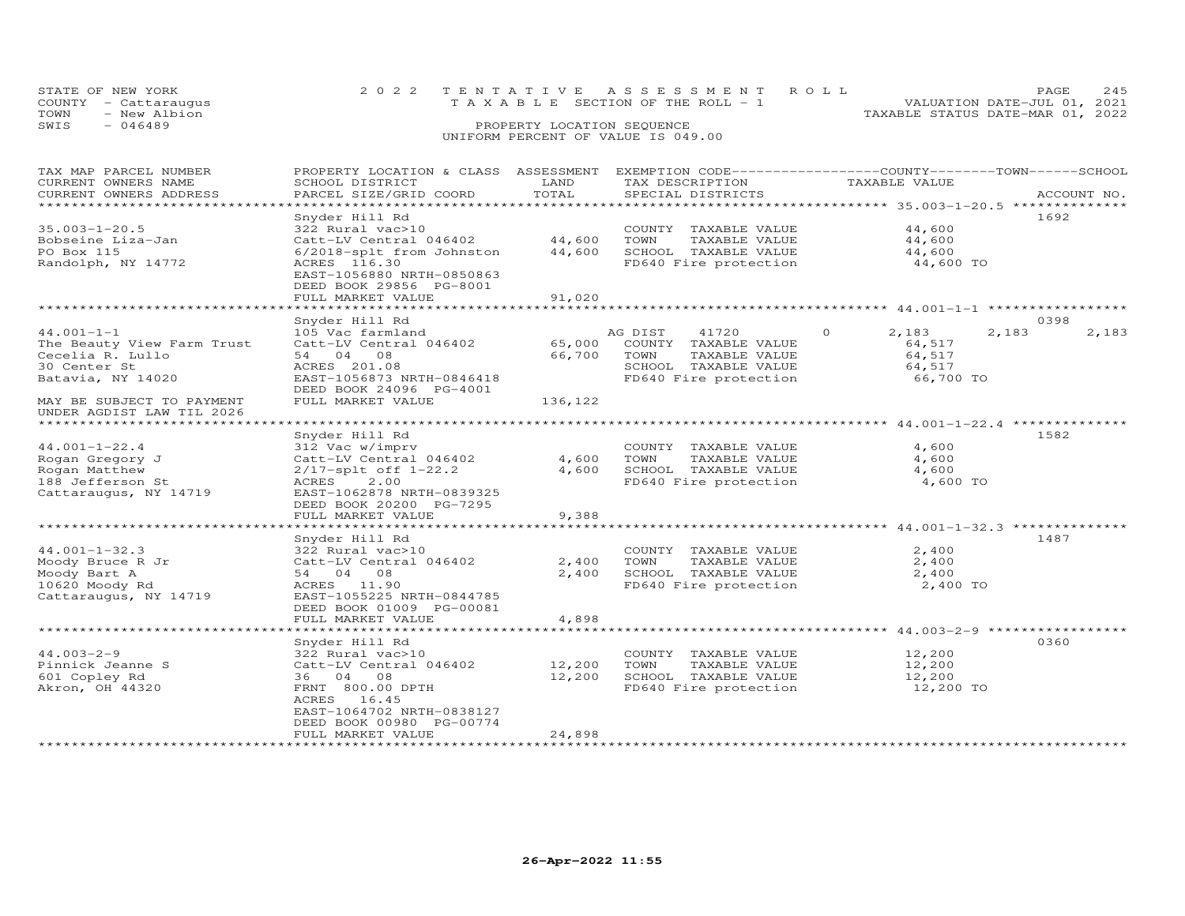STATE OF NEW YORK
COUNTY - Cattaraugus
TOWN - New Albion
SWIS - 046489

2022 TENTATIVE ASSESSMENT ROLL
TAXABLE SECTION OF THE ROLL - 1
PROPERTY LOCATION SEQUENCE
UNIFORM PERCENT OF VALUE IS 049.00

VALUATION DATE-JUL 01, 2021
TAXABLE STATUS DATE-MAR 01, 2022

| TAX MAP PARCEL NUMBER / CURRENT OWNERS NAME / CURRENT OWNERS ADDRESS | PROPERTY LOCATION & CLASS / SCHOOL DISTRICT / PARCEL SIZE/GRID COORD | ASSESSMENT LAND | TOTAL | EXEMPTION CODE / TAX DESCRIPTION / SPECIAL DISTRICTS | COUNTY TAXABLE VALUE | TOWN | SCHOOL | ACCOUNT NO. |
|---|---|---|---|---|---|---|---|---|
| **35.003-1-20.5** | Snyder Hill Rd | | | | | | | 1692 |
| Bobseine Liza-Jan | 322 Rural vac>10 | | | COUNTY TAXABLE VALUE | 44,600 | | | |
| PO Box 115 | Catt-LV Central 046402 | 44,600 | | TOWN TAXABLE VALUE | 44,600 | | | |
| Randolph, NY 14772 | 6/2018-splt from Johnston | | 44,600 | SCHOOL TAXABLE VALUE | 44,600 | | | |
| | ACRES 116.30 | | | FD640 Fire protection | 44,600 TO | | | |
| | EAST-1056880 NRTH-0850863 | | | | | | | |
| | DEED BOOK 29856 PG-8001 | | | | | | | |
| | FULL MARKET VALUE | | 91,020 | | | | | |
| **44.001-1-1** | Snyder Hill Rd | | | | | | | 0398 |
| The Beauty View Farm Trust | 105 Vac farmland | | | AG DIST 41720 0 | 2,183 | 2,183 | 2,183 | |
| Cecelia R. Lullo | Catt-LV Central 046402 | 65,000 | | COUNTY TAXABLE VALUE | 64,517 | | | |
| 30 Center St | 54 04 08 | | 66,700 | TOWN TAXABLE VALUE | 64,517 | | | |
| Batavia, NY 14020 | ACRES 201.08 | | | SCHOOL TAXABLE VALUE | 64,517 | | | |
| | EAST-1056873 NRTH-0846418 | | | FD640 Fire protection | 66,700 TO | | | |
| | DEED BOOK 24096 PG-4001 | | | | | | | |
| MAY BE SUBJECT TO PAYMENT UNDER AGDIST LAW TIL 2026 | FULL MARKET VALUE | | 136,122 | | | | | |
| **44.001-1-22.4** | Snyder Hill Rd | | | | | | | 1582 |
| Rogan Gregory J | 312 Vac w/imprv | | | COUNTY TAXABLE VALUE | 4,600 | | | |
| Rogan Matthew | Catt-LV Central 046402 | 4,600 | | TOWN TAXABLE VALUE | 4,600 | | | |
| 188 Jefferson St | 2/17-splt off 1-22.2 | | 4,600 | SCHOOL TAXABLE VALUE | 4,600 | | | |
| Cattaraugus, NY 14719 | ACRES 2.00 | | | FD640 Fire protection | 4,600 TO | | | |
| | EAST-1062878 NRTH-0839325 | | | | | | | |
| | DEED BOOK 20200 PG-7295 | | | | | | | |
| | FULL MARKET VALUE | | 9,388 | | | | | |
| **44.001-1-32.3** | Snyder Hill Rd | | | | | | | 1487 |
| Moody Bruce R Jr | 322 Rural vac>10 | | | COUNTY TAXABLE VALUE | 2,400 | | | |
| Moody Bart A | Catt-LV Central 046402 | 2,400 | | TOWN TAXABLE VALUE | 2,400 | | | |
| 10620 Moody Rd | 54 04 08 | | 2,400 | SCHOOL TAXABLE VALUE | 2,400 | | | |
| Cattaraugus, NY 14719 | ACRES 11.90 | | | FD640 Fire protection | 2,400 TO | | | |
| | EAST-1055225 NRTH-0844785 | | | | | | | |
| | DEED BOOK 01009 PG-00081 | | | | | | | |
| | FULL MARKET VALUE | | 4,898 | | | | | |
| **44.003-2-9** | Snyder Hill Rd | | | | | | | 0360 |
| Pinnick Jeanne S | 322 Rural vac>10 | | | COUNTY TAXABLE VALUE | 12,200 | | | |
| 601 Copley Rd | Catt-LV Central 046402 | 12,200 | | TOWN TAXABLE VALUE | 12,200 | | | |
| Akron, OH 44320 | 36 04 08 | | 12,200 | SCHOOL TAXABLE VALUE | 12,200 | | | |
| | FRNT 800.00 DPTH | | | FD640 Fire protection | 12,200 TO | | | |
| | ACRES 16.45 | | | | | | | |
| | EAST-1064702 NRTH-0838127 | | | | | | | |
| | DEED BOOK 00980 PG-00774 | | | | | | | |
| | FULL MARKET VALUE | | 24,898 | | | | | |

26-Apr-2022 11:55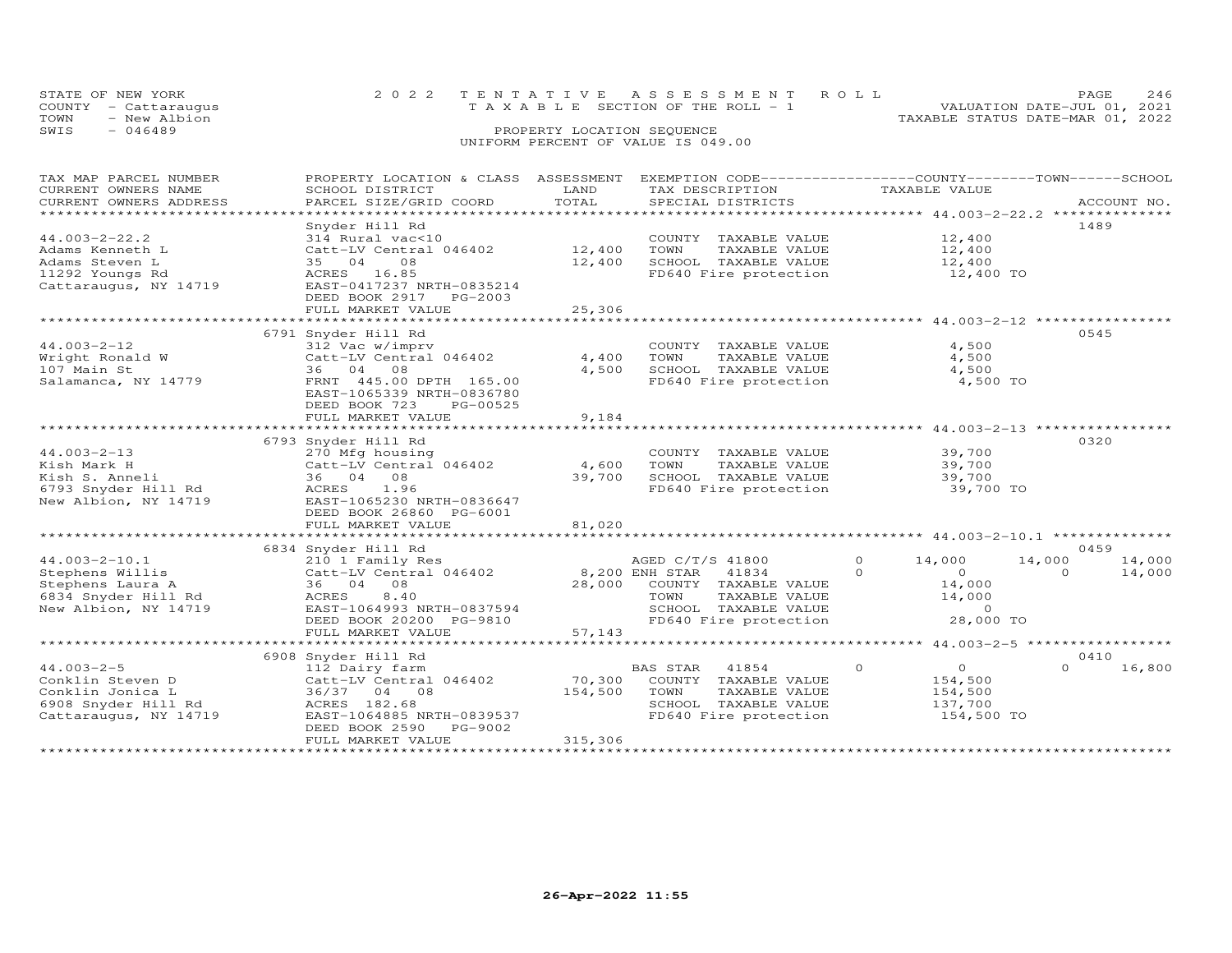STATE OF NEW YORK
COUNTY - Cattaraugus
TOWN - New Albion
SWIS - 046489

2022 TENTATIVE ASSESSMENT ROLL
TAXABLE SECTION OF THE ROLL - 1
PROPERTY LOCATION SEQUENCE
UNIFORM PERCENT OF VALUE IS 049.00

VALUATION DATE-JUL 01, 2021
TAXABLE STATUS DATE-MAR 01, 2022

| TAX MAP PARCEL NUMBER / CURRENT OWNERS NAME / CURRENT OWNERS ADDRESS | PROPERTY LOCATION & CLASS / SCHOOL DISTRICT / PARCEL SIZE/GRID COORD | ASSESSMENT LAND | TOTAL | EXEMPTION CODE / TAX DESCRIPTION / SPECIAL DISTRICTS | COUNTY TAXABLE VALUE | TOWN | SCHOOL | ACCOUNT NO. |
|---|---|---|---|---|---|---|---|---|
| 44.003-2-22.2 | Snyder Hill Rd | | | | | | | 1489 |
| 44.003-2-22.2 | 314 Rural vac<10 | | | COUNTY TAXABLE VALUE | 12,400 | | | |
| Adams Kenneth L | Catt-LV Central 046402 | 12,400 | | TOWN TAXABLE VALUE | 12,400 | | | |
| Adams Steven L | 35 04 08 | | 12,400 | SCHOOL TAXABLE VALUE | 12,400 | | | |
| 11292 Youngs Rd | ACRES 16.85 | | | FD640 Fire protection | 12,400 TO | | | |
| Cattaraugus, NY 14719 | EAST-0417237 NRTH-0835214 | | | | | | | |
| | DEED BOOK 2917 PG-2003 | | | | | | | |
| | FULL MARKET VALUE | | 25,306 | | | | | |
| 44.003-2-12 | 6791 Snyder Hill Rd | | | | | | | 0545 |
| 44.003-2-12 | 312 Vac w/imprv | | | COUNTY TAXABLE VALUE | 4,500 | | | |
| Wright Ronald W | Catt-LV Central 046402 | 4,400 | | TOWN TAXABLE VALUE | 4,500 | | | |
| 107 Main St | 36 04 08 | | 4,500 | SCHOOL TAXABLE VALUE | 4,500 | | | |
| Salamanca, NY 14779 | FRNT 445.00 DPTH 165.00 | | | FD640 Fire protection | 4,500 TO | | | |
| | EAST-1065339 NRTH-0836780 | | | | | | | |
| | DEED BOOK 723 PG-00525 | | | | | | | |
| | FULL MARKET VALUE | | 9,184 | | | | | |
| 44.003-2-13 | 6793 Snyder Hill Rd | | | | | | | 0320 |
| 44.003-2-13 | 270 Mfg housing | | | COUNTY TAXABLE VALUE | 39,700 | | | |
| Kish Mark H | Catt-LV Central 046402 | 4,600 | | TOWN TAXABLE VALUE | 39,700 | | | |
| Kish S. Anneli | 36 04 08 | | 39,700 | SCHOOL TAXABLE VALUE | 39,700 | | | |
| 6793 Snyder Hill Rd | ACRES 1.96 | | | FD640 Fire protection | 39,700 TO | | | |
| New Albion, NY 14719 | EAST-1065230 NRTH-0836647 | | | | | | | |
| | DEED BOOK 26860 PG-6001 | | | | | | | |
| | FULL MARKET VALUE | | 81,020 | | | | | |
| 44.003-2-10.1 | 6834 Snyder Hill Rd | | | | | | | 0459 |
| 44.003-2-10.1 | 210 1 Family Res | | | AGED C/T/S 41800 0 | 14,000 | 14,000 | 14,000 | |
| Stephens Willis | Catt-LV Central 046402 | 8,200 | | ENH STAR 41834 0 | 0 | 0 | 14,000 | |
| Stephens Laura A | 36 04 08 | | 28,000 | COUNTY TAXABLE VALUE | 14,000 | | | |
| 6834 Snyder Hill Rd | ACRES 8.40 | | | TOWN TAXABLE VALUE | 14,000 | | | |
| New Albion, NY 14719 | EAST-1064993 NRTH-0837594 | | | SCHOOL TAXABLE VALUE | 0 | | | |
| | DEED BOOK 20200 PG-9810 | | | FD640 Fire protection | 28,000 TO | | | |
| | FULL MARKET VALUE | | 57,143 | | | | | |
| 44.003-2-5 | 6908 Snyder Hill Rd | | | | | | | 0410 |
| 44.003-2-5 | 112 Dairy farm | | | BAS STAR 41854 0 | 0 | 0 | 16,800 | |
| Conklin Steven D | Catt-LV Central 046402 | 70,300 | | COUNTY TAXABLE VALUE | 154,500 | | | |
| Conklin Jonica L | 36/37 04 08 | | 154,500 | TOWN TAXABLE VALUE | 154,500 | | | |
| 6908 Snyder Hill Rd | ACRES 182.68 | | | SCHOOL TAXABLE VALUE | 137,700 | | | |
| Cattaraugus, NY 14719 | EAST-1064885 NRTH-0839537 | | | FD640 Fire protection | 154,500 TO | | | |
| | DEED BOOK 2590 PG-9002 | | | | | | | |
| | FULL MARKET VALUE | | 315,306 | | | | | |

26-Apr-2022 11:55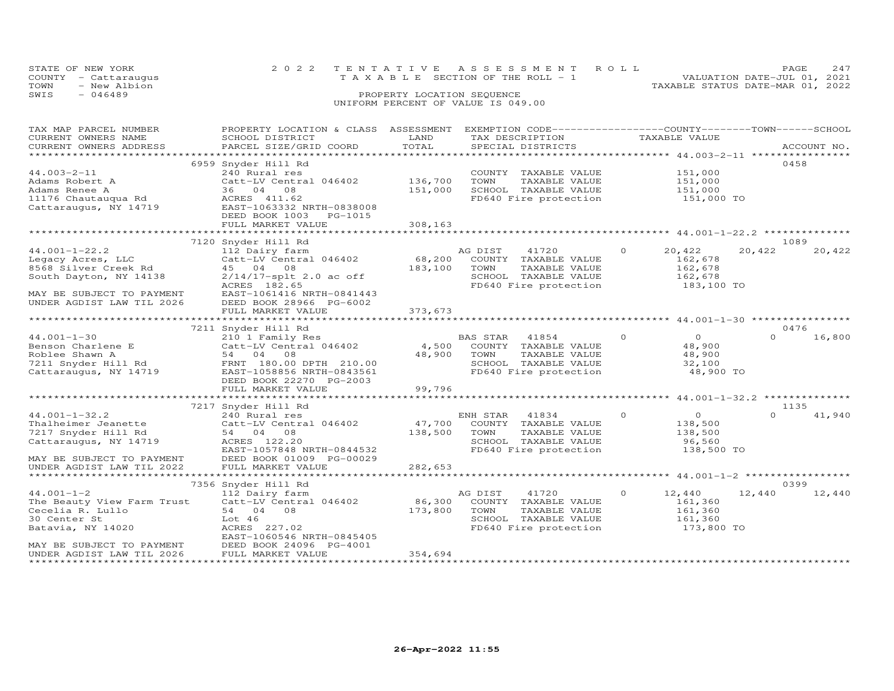STATE OF NEW YORK
COUNTY - Cattaraugus
TOWN - New Albion
SWIS - 046489

2022 TENTATIVE ASSESSMENT ROLL
TAXABLE SECTION OF THE ROLL - 1
PROPERTY LOCATION SEQUENCE
UNIFORM PERCENT OF VALUE IS 049.00

VALUATION DATE-JUL 01, 2021
TAXABLE STATUS DATE-MAR 01, 2022

| TAX MAP PARCEL NUMBER / CURRENT OWNERS NAME / CURRENT OWNERS ADDRESS | PROPERTY LOCATION & CLASS / SCHOOL DISTRICT / PARCEL SIZE/GRID COORD | ASSESSMENT LAND / TOTAL | EXEMPTION CODE / TAX DESCRIPTION / SPECIAL DISTRICTS | COUNTY | TOWN | SCHOOL | ACCOUNT NO. |
|---|---|---|---|---|---|---|---|
| 44.003-2-11 | 6959 Snyder Hill Rd | | | | | | 0458 |
| | 240 Rural res | | COUNTY TAXABLE VALUE | 151,000 | | | |
| Adams Robert A | Catt-LV Central 046402 | 136,700 | TOWN TAXABLE VALUE | | 151,000 | | |
| Adams Renee A | 36 04 08 | 151,000 | SCHOOL TAXABLE VALUE | | | 151,000 | |
| 11176 Chautauqua Rd | ACRES 411.62 | | FD640 Fire protection | 151,000 TO | | | |
| Cattaraugus, NY 14719 | EAST-1063332 NRTH-0838008 | | | | | | |
| | DEED BOOK 1003 PG-1015 | | | | | | |
| | FULL MARKET VALUE | 308,163 | | | | | |
| 44.001-1-22.2 | 7120 Snyder Hill Rd | | | | | | 1089 |
| | 112 Dairy farm | | AG DIST 41720 0 | 20,422 | 20,422 | 20,422 | |
| Legacy Acres, LLC | Catt-LV Central 046402 | 68,200 | COUNTY TAXABLE VALUE | 162,678 | | | |
| 8568 Silver Creek Rd | 45 04 08 | 183,100 | TOWN TAXABLE VALUE | | 162,678 | | |
| South Dayton, NY 14138 | 2/14/17-splt 2.0 ac off | | SCHOOL TAXABLE VALUE | | | 162,678 | |
| | ACRES 182.65 | | FD640 Fire protection | 183,100 TO | | | |
| MAY BE SUBJECT TO PAYMENT | EAST-1061416 NRTH-0841443 | | | | | | |
| UNDER AGDIST LAW TIL 2026 | DEED BOOK 28966 PG-6002 | | | | | | |
| | FULL MARKET VALUE | 373,673 | | | | | |
| 44.001-1-30 | 7211 Snyder Hill Rd | | | | | | 0476 |
| | 210 1 Family Res | | BAS STAR 41854 0 | 0 | 0 | 16,800 | |
| Benson Charlene E | Catt-LV Central 046402 | 4,500 | COUNTY TAXABLE VALUE | 48,900 | | | |
| Roblee Shawn A | 54 04 08 | 48,900 | TOWN TAXABLE VALUE | | 48,900 | | |
| 7211 Snyder Hill Rd | FRNT 180.00 DPTH 210.00 | | SCHOOL TAXABLE VALUE | | | 32,100 | |
| Cattaraugus, NY 14719 | EAST-1058856 NRTH-0843561 | | FD640 Fire protection | 48,900 TO | | | |
| | DEED BOOK 22270 PG-2003 | | | | | | |
| | FULL MARKET VALUE | 99,796 | | | | | |
| 44.001-1-32.2 | 7217 Snyder Hill Rd | | | | | | 1135 |
| | 240 Rural res | | ENH STAR 41834 0 | 0 | 0 | 41,940 | |
| Thalheimer Jeanette | Catt-LV Central 046402 | 47,700 | COUNTY TAXABLE VALUE | 138,500 | | | |
| 7217 Snyder Hill Rd | 54 04 08 | 138,500 | TOWN TAXABLE VALUE | | 138,500 | | |
| Cattaraugus, NY 14719 | ACRES 122.20 | | SCHOOL TAXABLE VALUE | | | 96,560 | |
| | EAST-1057848 NRTH-0844532 | | FD640 Fire protection | 138,500 TO | | | |
| MAY BE SUBJECT TO PAYMENT | DEED BOOK 01009 PG-00029 | | | | | | |
| UNDER AGDIST LAW TIL 2022 | FULL MARKET VALUE | 282,653 | | | | | |
| 44.001-1-2 | 7356 Snyder Hill Rd | | | | | | 0399 |
| | 112 Dairy farm | | AG DIST 41720 0 | 12,440 | 12,440 | 12,440 | |
| The Beauty View Farm Trust | Catt-LV Central 046402 | 86,300 | COUNTY TAXABLE VALUE | 161,360 | | | |
| Cecelia R. Lullo | 54 04 08 | 173,800 | TOWN TAXABLE VALUE | | 161,360 | | |
| 30 Center St | Lot 46 | | SCHOOL TAXABLE VALUE | | | 161,360 | |
| Batavia, NY 14020 | ACRES 227.02 | | FD640 Fire protection | 173,800 TO | | | |
| | EAST-1060546 NRTH-0845405 | | | | | | |
| MAY BE SUBJECT TO PAYMENT | DEED BOOK 24096 PG-4001 | | | | | | |
| UNDER AGDIST LAW TIL 2026 | FULL MARKET VALUE | 354,694 | | | | | |

26-Apr-2022 11:55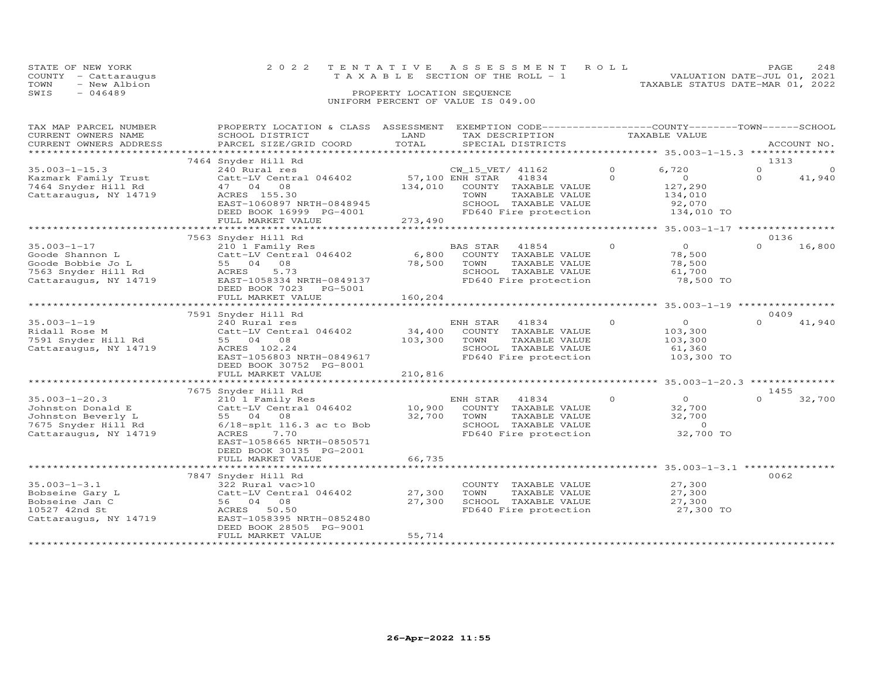STATE OF NEW YORK
COUNTY - Cattaraugus
TOWN - New Albion
SWIS - 046489

2022 TENTATIVE ASSESSMENT ROLL
TAXABLE SECTION OF THE ROLL - 1
PROPERTY LOCATION SEQUENCE
UNIFORM PERCENT OF VALUE IS 049.00

VALUATION DATE-JUL 01, 2021
TAXABLE STATUS DATE-MAR 01, 2022

| TAX MAP PARCEL NUMBER / CURRENT OWNERS NAME / CURRENT OWNERS ADDRESS | PROPERTY LOCATION & CLASS / SCHOOL DISTRICT / PARCEL SIZE/GRID COORD | ASSESSMENT LAND | TOTAL | EXEMPTION CODE / TAX DESCRIPTION / SPECIAL DISTRICTS | | COUNTY TAXABLE VALUE | TOWN | SCHOOL | ACCOUNT NO. |
|---|---|---|---|---|---|---|---|---|---|
| **35.003-1-15.3** | 7464 Snyder Hill Rd | | | | | | | | 1313 |
| Kazmark Family Trust | 240 Rural res | | | CW_15_VET/ 41162 | 0 | 6,720 | 0 | 0 | |
| 7464 Snyder Hill Rd | Catt-LV Central 046402 | 57,100 | | ENH STAR 41834 | 0 | 0 | 0 | 41,940 | |
| Cattaraugus, NY 14719 | 47 04 08 | | 134,010 | COUNTY TAXABLE VALUE | | 127,290 | | | |
| | ACRES 155.30 | | | TOWN TAXABLE VALUE | | 134,010 | | | |
| | EAST-1060897 NRTH-0848945 | | | SCHOOL TAXABLE VALUE | | 92,070 | | | |
| | DEED BOOK 16999 PG-4001 | | | FD640 Fire protection | | 134,010 TO | | | |
| | FULL MARKET VALUE | | 273,490 | | | | | | |
| **35.003-1-17** | 7563 Snyder Hill Rd | | | | | | | | 0136 |
| Goode Shannon L | 210 1 Family Res | | | BAS STAR 41854 | 0 | 0 | 0 | 16,800 | |
| Goode Bobbie Jo L | Catt-LV Central 046402 | 6,800 | | COUNTY TAXABLE VALUE | | 78,500 | | | |
| 7563 Snyder Hill Rd | 55 04 08 | | 78,500 | TOWN TAXABLE VALUE | | 78,500 | | | |
| Cattaraugus, NY 14719 | ACRES 5.73 | | | SCHOOL TAXABLE VALUE | | 61,700 | | | |
| | EAST-1058334 NRTH-0849137 | | | FD640 Fire protection | | 78,500 TO | | | |
| | DEED BOOK 7023 PG-5001 | | | | | | | | |
| | FULL MARKET VALUE | | 160,204 | | | | | | |
| **35.003-1-19** | 7591 Snyder Hill Rd | | | | | | | | 0409 |
| Ridall Rose M | 240 Rural res | | | ENH STAR 41834 | 0 | 0 | 0 | 41,940 | |
| 7591 Snyder Hill Rd | Catt-LV Central 046402 | 34,400 | | COUNTY TAXABLE VALUE | | 103,300 | | | |
| Cattaraugus, NY 14719 | 55 04 08 | | 103,300 | TOWN TAXABLE VALUE | | 103,300 | | | |
| | ACRES 102.24 | | | SCHOOL TAXABLE VALUE | | 61,360 | | | |
| | EAST-1056803 NRTH-0849617 | | | FD640 Fire protection | | 103,300 TO | | | |
| | DEED BOOK 30752 PG-8001 | | | | | | | | |
| | FULL MARKET VALUE | | 210,816 | | | | | | |
| **35.003-1-20.3** | 7675 Snyder Hill Rd | | | | | | | | 1455 |
| Johnston Donald E | 210 1 Family Res | | | ENH STAR 41834 | 0 | 0 | 0 | 32,700 | |
| Johnston Beverly L | Catt-LV Central 046402 | 10,900 | | COUNTY TAXABLE VALUE | | 32,700 | | | |
| 7675 Snyder Hill Rd | 55 04 08 | | 32,700 | TOWN TAXABLE VALUE | | 32,700 | | | |
| Cattaraugus, NY 14719 | 6/18-splt 116.3 ac to Bob | | | SCHOOL TAXABLE VALUE | | 0 | | | |
| | ACRES 7.70 | | | FD640 Fire protection | | 32,700 TO | | | |
| | EAST-1058665 NRTH-0850571 | | | | | | | | |
| | DEED BOOK 30135 PG-2001 | | | | | | | | |
| | FULL MARKET VALUE | | 66,735 | | | | | | |
| **35.003-1-3.1** | 7847 Snyder Hill Rd | | | | | | | | 0062 |
| Bobseine Gary L | 322 Rural vac>10 | | | COUNTY TAXABLE VALUE | | 27,300 | | | |
| Bobseine Jan C | Catt-LV Central 046402 | 27,300 | | TOWN TAXABLE VALUE | | 27,300 | | | |
| 10527 42nd St | 56 04 08 | | 27,300 | SCHOOL TAXABLE VALUE | | 27,300 | | | |
| Cattaraugus, NY 14719 | ACRES 50.50 | | | FD640 Fire protection | | 27,300 TO | | | |
| | EAST-1058395 NRTH-0852480 | | | | | | | | |
| | DEED BOOK 28505 PG-9001 | | | | | | | | |
| | FULL MARKET VALUE | | 55,714 | | | | | | |

26-Apr-2022 11:55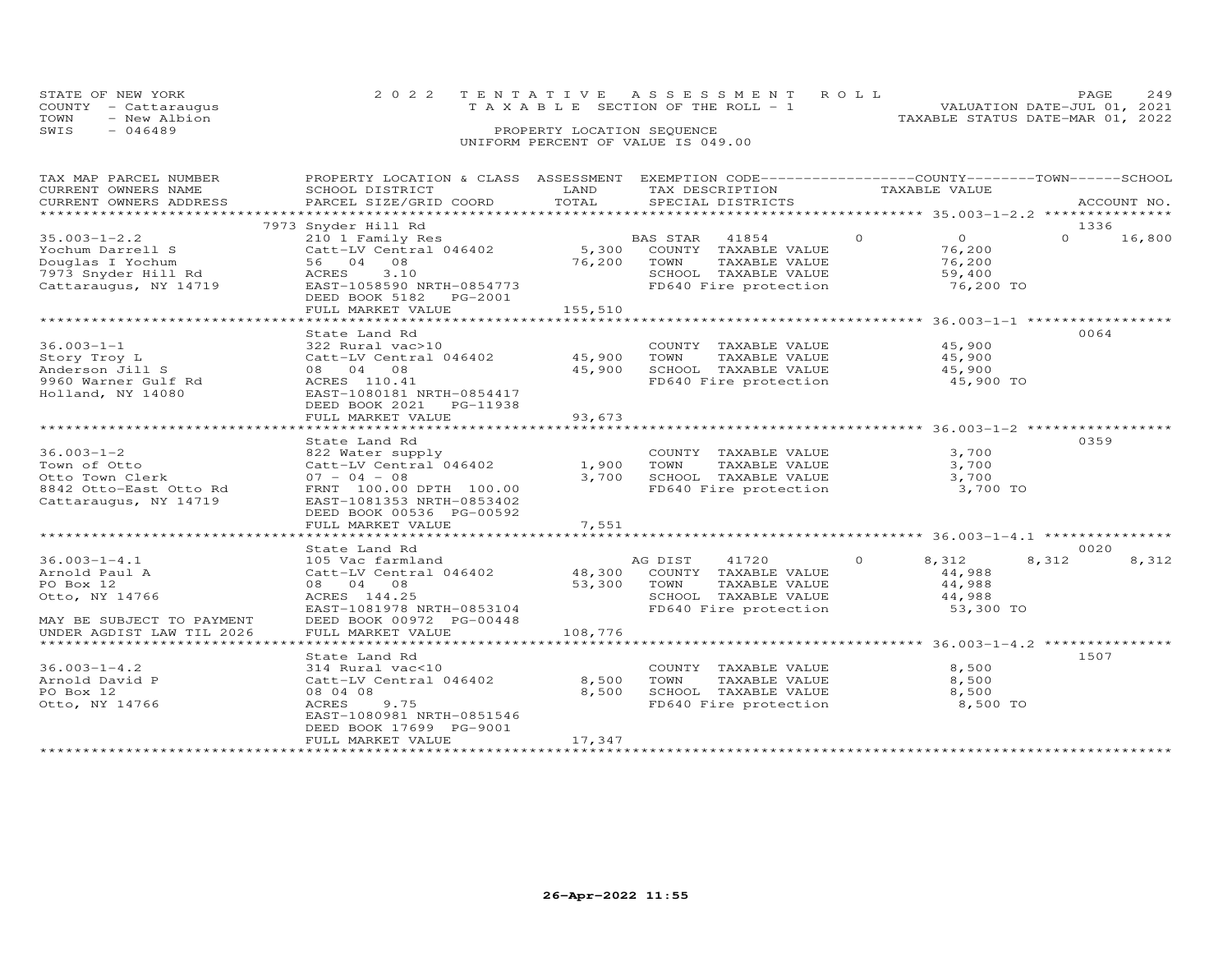STATE OF NEW YORK
COUNTY - Cattaraugus
TOWN - New Albion
SWIS - 046489

2022 TENTATIVE ASSESSMENT ROLL
TAXABLE SECTION OF THE ROLL - 1
PROPERTY LOCATION SEQUENCE
UNIFORM PERCENT OF VALUE IS 049.00

VALUATION DATE-JUL 01, 2021
TAXABLE STATUS DATE-MAR 01, 2022

| TAX MAP PARCEL NUMBER / CURRENT OWNERS NAME / CURRENT OWNERS ADDRESS | PROPERTY LOCATION & CLASS / SCHOOL DISTRICT / PARCEL SIZE/GRID COORD | ASSESSMENT LAND | TOTAL | EXEMPTION CODE / TAX DESCRIPTION / SPECIAL DISTRICTS | COUNTY TAXABLE VALUE | TOWN | SCHOOL | ACCOUNT NO. |
|---|---|---|---|---|---|---|---|---|
| | 7973 Snyder Hill Rd | | | | | | | 1336 |
| 35.003-1-2.2 | 210 1 Family Res | | | BAS STAR 41854 | 0 | 0 | 16,800 | |
| Yochum Darrell S | Catt-LV Central 046402 | 5,300 | | COUNTY TAXABLE VALUE | 76,200 | | | |
| Douglas I Yochum | 56 04 08 | | 76,200 | TOWN TAXABLE VALUE | 76,200 | | | |
| 7973 Snyder Hill Rd | ACRES 3.10 | | | SCHOOL TAXABLE VALUE | 59,400 | | | |
| Cattaraugus, NY 14719 | EAST-1058590 NRTH-0854773 | | | FD640 Fire protection | 76,200 TO | | | |
| | DEED BOOK 5182 PG-2001 | | | | | | | |
| | FULL MARKET VALUE | | 155,510 | | | | | |
| | State Land Rd | | | | | | | 0064 |
| 36.003-1-1 | 322 Rural vac>10 | | | COUNTY TAXABLE VALUE | 45,900 | | | |
| Story Troy L | Catt-LV Central 046402 | 45,900 | | TOWN TAXABLE VALUE | 45,900 | | | |
| Anderson Jill S | 08 04 08 | | 45,900 | SCHOOL TAXABLE VALUE | 45,900 | | | |
| 9960 Warner Gulf Rd | ACRES 110.41 | | | FD640 Fire protection | 45,900 TO | | | |
| Holland, NY 14080 | EAST-1080181 NRTH-0854417 | | | | | | | |
| | DEED BOOK 2021 PG-11938 | | | | | | | |
| | FULL MARKET VALUE | | 93,673 | | | | | |
| | State Land Rd | | | | | | | 0359 |
| 36.003-1-2 | 822 Water supply | | | COUNTY TAXABLE VALUE | 3,700 | | | |
| Town of Otto | Catt-LV Central 046402 | 1,900 | | TOWN TAXABLE VALUE | 3,700 | | | |
| Otto Town Clerk | 07 - 04 - 08 | | 3,700 | SCHOOL TAXABLE VALUE | 3,700 | | | |
| 8842 Otto-East Otto Rd | FRNT 100.00 DPTH 100.00 | | | FD640 Fire protection | 3,700 TO | | | |
| Cattaraugus, NY 14719 | EAST-1081353 NRTH-0853402 | | | | | | | |
| | DEED BOOK 00536 PG-00592 | | | | | | | |
| | FULL MARKET VALUE | | 7,551 | | | | | |
| | State Land Rd | | | | | | | 0020 |
| 36.003-1-4.1 | 105 Vac farmland | | | AG DIST 41720 | 8,312 | 8,312 | 8,312 | |
| Arnold Paul A | Catt-LV Central 046402 | 48,300 | | COUNTY TAXABLE VALUE | 44,988 | | | |
| PO Box 12 | 08 04 08 | | 53,300 | TOWN TAXABLE VALUE | 44,988 | | | |
| Otto, NY 14766 | ACRES 144.25 | | | SCHOOL TAXABLE VALUE | 44,988 | | | |
| | EAST-1081978 NRTH-0853104 | | | FD640 Fire protection | 53,300 TO | | | |
| MAY BE SUBJECT TO PAYMENT | DEED BOOK 00972 PG-00448 | | | | | | | |
| UNDER AGDIST LAW TIL 2026 | FULL MARKET VALUE | | 108,776 | | | | | |
| | State Land Rd | | | | | | | 1507 |
| 36.003-1-4.2 | 314 Rural vac<10 | | | COUNTY TAXABLE VALUE | 8,500 | | | |
| Arnold David P | Catt-LV Central 046402 | 8,500 | | TOWN TAXABLE VALUE | 8,500 | | | |
| PO Box 12 | 08 04 08 | | 8,500 | SCHOOL TAXABLE VALUE | 8,500 | | | |
| Otto, NY 14766 | ACRES 9.75 | | | FD640 Fire protection | 8,500 TO | | | |
| | EAST-1080981 NRTH-0851546 | | | | | | | |
| | DEED BOOK 17699 PG-9001 | | | | | | | |
| | FULL MARKET VALUE | | 17,347 | | | | | |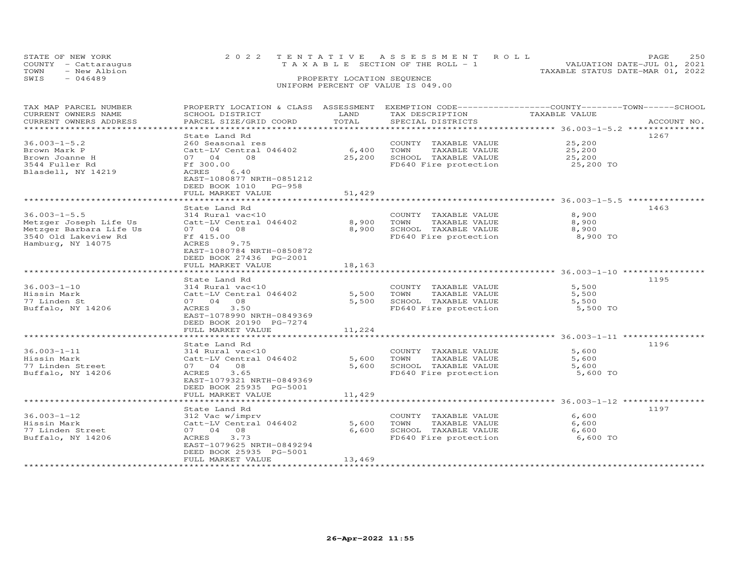STATE OF NEW YORK
COUNTY - Cattaraugus
TOWN - New Albion
SWIS - 046489

2 0 2 2 T E N T A T I V E A S S E S S M E N T R O L L
T A X A B L E SECTION OF THE ROLL - 1
PROPERTY LOCATION SEQUENCE
UNIFORM PERCENT OF VALUE IS 049.00

VALUATION DATE-JUL 01, 2021
TAXABLE STATUS DATE-MAR 01, 2022

| TAX MAP PARCEL NUMBER / CURRENT OWNERS NAME / CURRENT OWNERS ADDRESS | PROPERTY LOCATION & CLASS / SCHOOL DISTRICT / PARCEL SIZE/GRID COORD | ASSESSMENT LAND / TOTAL | EXEMPTION CODE / TAX DESCRIPTION / SPECIAL DISTRICTS | COUNTY / TOWN / SCHOOL TAXABLE VALUE | ACCOUNT NO. |
|---|---|---|---|---|---|
| 36.003-1-5.2 | State Land Rd | | | | 1267 |
| | 260 Seasonal res | | COUNTY TAXABLE VALUE | 25,200 | |
| Brown Mark P | Catt-LV Central 046402 | 6,400 | TOWN TAXABLE VALUE | 25,200 | |
| Brown Joanne H | 07 04 08 | 25,200 | SCHOOL TAXABLE VALUE | 25,200 | |
| 3544 Fuller Rd | Ff 300.00 | | FD640 Fire protection | 25,200 TO | |
| Blasdell, NY 14219 | ACRES 6.40 | | | | |
| | EAST-1080877 NRTH-0851212 | | | | |
| | DEED BOOK 1010 PG-958 | | | | |
| | FULL MARKET VALUE | 51,429 | | | |
| 36.003-1-5.5 | State Land Rd | | | | 1463 |
| | 314 Rural vac<10 | | COUNTY TAXABLE VALUE | 8,900 | |
| Metzger Joseph Life Us | Catt-LV Central 046402 | 8,900 | TOWN TAXABLE VALUE | 8,900 | |
| Metzger Barbara Life Us | 07 04 08 | 8,900 | SCHOOL TAXABLE VALUE | 8,900 | |
| 3540 Old Lakeview Rd | Ff 415.00 | | FD640 Fire protection | 8,900 TO | |
| Hamburg, NY 14075 | ACRES 9.75 | | | | |
| | EAST-1080784 NRTH-0850872 | | | | |
| | DEED BOOK 27436 PG-2001 | | | | |
| | FULL MARKET VALUE | 18,163 | | | |
| 36.003-1-10 | State Land Rd | | | | 1195 |
| | 314 Rural vac<10 | | COUNTY TAXABLE VALUE | 5,500 | |
| Hissin Mark | Catt-LV Central 046402 | 5,500 | TOWN TAXABLE VALUE | 5,500 | |
| 77 Linden St | 07 04 08 | 5,500 | SCHOOL TAXABLE VALUE | 5,500 | |
| Buffalo, NY 14206 | ACRES 3.50 | | FD640 Fire protection | 5,500 TO | |
| | EAST-1078990 NRTH-0849369 | | | | |
| | DEED BOOK 20190 PG-7274 | | | | |
| | FULL MARKET VALUE | 11,224 | | | |
| 36.003-1-11 | State Land Rd | | | | 1196 |
| | 314 Rural vac<10 | | COUNTY TAXABLE VALUE | 5,600 | |
| Hissin Mark | Catt-LV Central 046402 | 5,600 | TOWN TAXABLE VALUE | 5,600 | |
| 77 Linden Street | 07 04 08 | 5,600 | SCHOOL TAXABLE VALUE | 5,600 | |
| Buffalo, NY 14206 | ACRES 3.65 | | FD640 Fire protection | 5,600 TO | |
| | EAST-1079321 NRTH-0849369 | | | | |
| | DEED BOOK 25935 PG-5001 | | | | |
| | FULL MARKET VALUE | 11,429 | | | |
| 36.003-1-12 | State Land Rd | | | | 1197 |
| | 312 Vac w/imprv | | COUNTY TAXABLE VALUE | 6,600 | |
| Hissin Mark | Catt-LV Central 046402 | 5,600 | TOWN TAXABLE VALUE | 6,600 | |
| 77 Linden Street | 07 04 08 | 6,600 | SCHOOL TAXABLE VALUE | 6,600 | |
| Buffalo, NY 14206 | ACRES 3.73 | | FD640 Fire protection | 6,600 TO | |
| | EAST-1079625 NRTH-0849294 | | | | |
| | DEED BOOK 25935 PG-5001 | | | | |
| | FULL MARKET VALUE | 13,469 | | | |

26-Apr-2022 11:55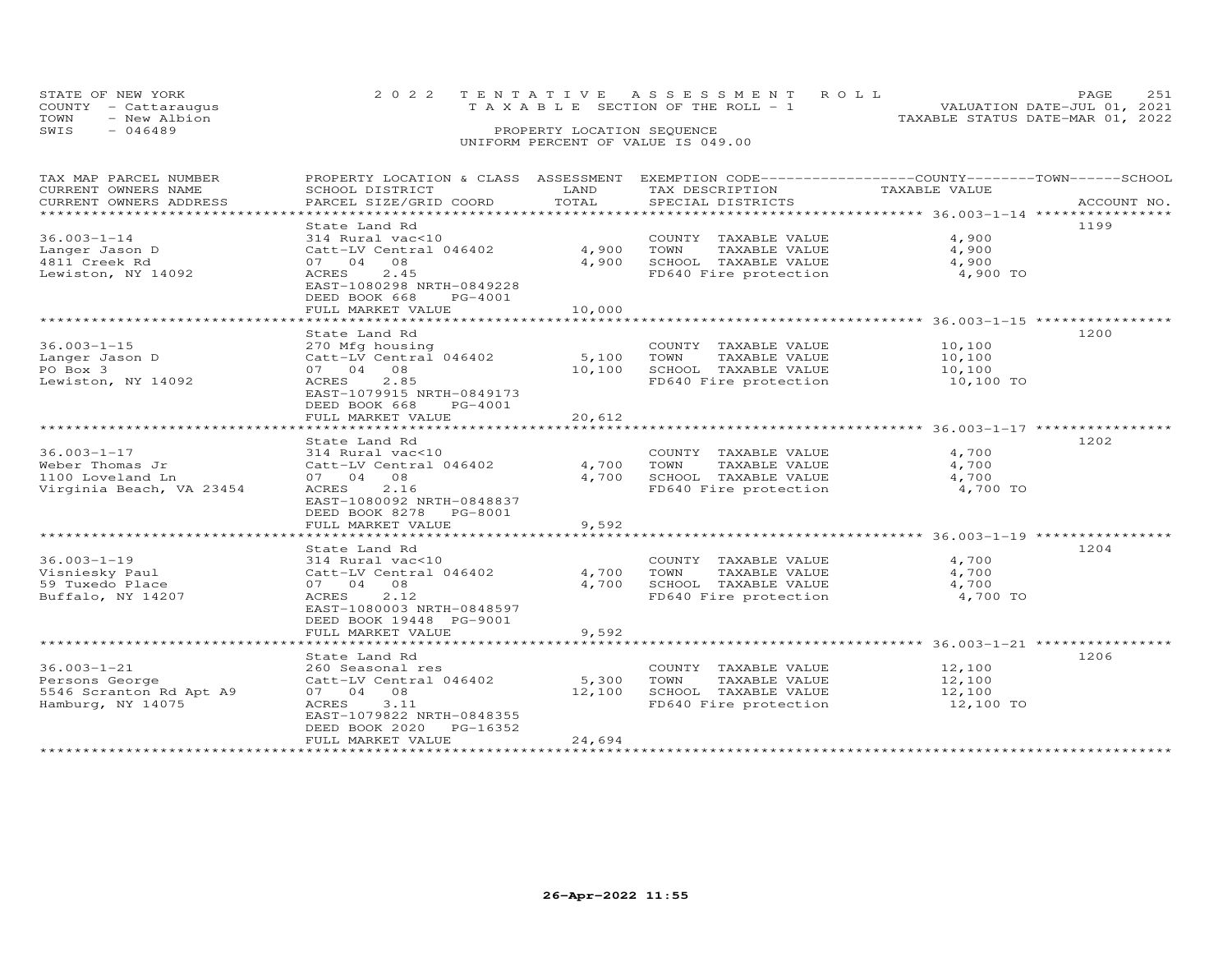STATE OF NEW YORK
COUNTY - Cattaraugus
TOWN - New Albion
SWIS - 046489

2022 TENTATIVE ASSESSMENT ROLL
TAXABLE SECTION OF THE ROLL - 1
PROPERTY LOCATION SEQUENCE
UNIFORM PERCENT OF VALUE IS 049.00

VALUATION DATE-JUL 01, 2021
TAXABLE STATUS DATE-MAR 01, 2022

| TAX MAP PARCEL NUMBER / CURRENT OWNERS NAME / CURRENT OWNERS ADDRESS | PROPERTY LOCATION & CLASS / SCHOOL DISTRICT / PARCEL SIZE/GRID COORD | ASSESSMENT LAND | TOTAL | EXEMPTION CODE / TAX DESCRIPTION / SPECIAL DISTRICTS | COUNTY / TOWN / SCHOOL TAXABLE VALUE | ACCOUNT NO. |
|---|---|---|---|---|---|---|
| 36.003-1-14 | State Land Rd | | | | | 1199 |
| 36.003-1-14 | 314 Rural vac<10 | | | COUNTY TAXABLE VALUE | 4,900 | |
| Langer Jason D | Catt-LV Central 046402 | 4,900 | | TOWN TAXABLE VALUE | 4,900 | |
| 4811 Creek Rd | 07 04 08 | | 4,900 | SCHOOL TAXABLE VALUE | 4,900 | |
| Lewiston, NY 14092 | ACRES 2.45 | | | FD640 Fire protection | 4,900 TO | |
| | EAST-1080298 NRTH-0849228 | | | | | |
| | DEED BOOK 668 PG-4001 | | | | | |
| | FULL MARKET VALUE | | 10,000 | | | |
| 36.003-1-15 | State Land Rd | | | | | 1200 |
| 36.003-1-15 | 270 Mfg housing | | | COUNTY TAXABLE VALUE | 10,100 | |
| Langer Jason D | Catt-LV Central 046402 | 5,100 | | TOWN TAXABLE VALUE | 10,100 | |
| PO Box 3 | 07 04 08 | | 10,100 | SCHOOL TAXABLE VALUE | 10,100 | |
| Lewiston, NY 14092 | ACRES 2.85 | | | FD640 Fire protection | 10,100 TO | |
| | EAST-1079915 NRTH-0849173 | | | | | |
| | DEED BOOK 668 PG-4001 | | | | | |
| | FULL MARKET VALUE | | 20,612 | | | |
| 36.003-1-17 | State Land Rd | | | | | 1202 |
| 36.003-1-17 | 314 Rural vac<10 | | | COUNTY TAXABLE VALUE | 4,700 | |
| Weber Thomas Jr | Catt-LV Central 046402 | 4,700 | | TOWN TAXABLE VALUE | 4,700 | |
| 1100 Loveland Ln | 07 04 08 | | 4,700 | SCHOOL TAXABLE VALUE | 4,700 | |
| Virginia Beach, VA 23454 | ACRES 2.16 | | | FD640 Fire protection | 4,700 TO | |
| | EAST-1080092 NRTH-0848837 | | | | | |
| | DEED BOOK 8278 PG-8001 | | | | | |
| | FULL MARKET VALUE | | 9,592 | | | |
| 36.003-1-19 | State Land Rd | | | | | 1204 |
| 36.003-1-19 | 314 Rural vac<10 | | | COUNTY TAXABLE VALUE | 4,700 | |
| Visniesky Paul | Catt-LV Central 046402 | 4,700 | | TOWN TAXABLE VALUE | 4,700 | |
| 59 Tuxedo Place | 07 04 08 | | 4,700 | SCHOOL TAXABLE VALUE | 4,700 | |
| Buffalo, NY 14207 | ACRES 2.12 | | | FD640 Fire protection | 4,700 TO | |
| | EAST-1080003 NRTH-0848597 | | | | | |
| | DEED BOOK 19448 PG-9001 | | | | | |
| | FULL MARKET VALUE | | 9,592 | | | |
| 36.003-1-21 | State Land Rd | | | | | 1206 |
| 36.003-1-21 | 260 Seasonal res | | | COUNTY TAXABLE VALUE | 12,100 | |
| Persons George | Catt-LV Central 046402 | 5,300 | | TOWN TAXABLE VALUE | 12,100 | |
| 5546 Scranton Rd Apt A9 | 07 04 08 | | 12,100 | SCHOOL TAXABLE VALUE | 12,100 | |
| Hamburg, NY 14075 | ACRES 3.11 | | | FD640 Fire protection | 12,100 TO | |
| | EAST-1079822 NRTH-0848355 | | | | | |
| | DEED BOOK 2020 PG-16352 | | | | | |
| | FULL MARKET VALUE | | 24,694 | | | |

26-Apr-2022 11:55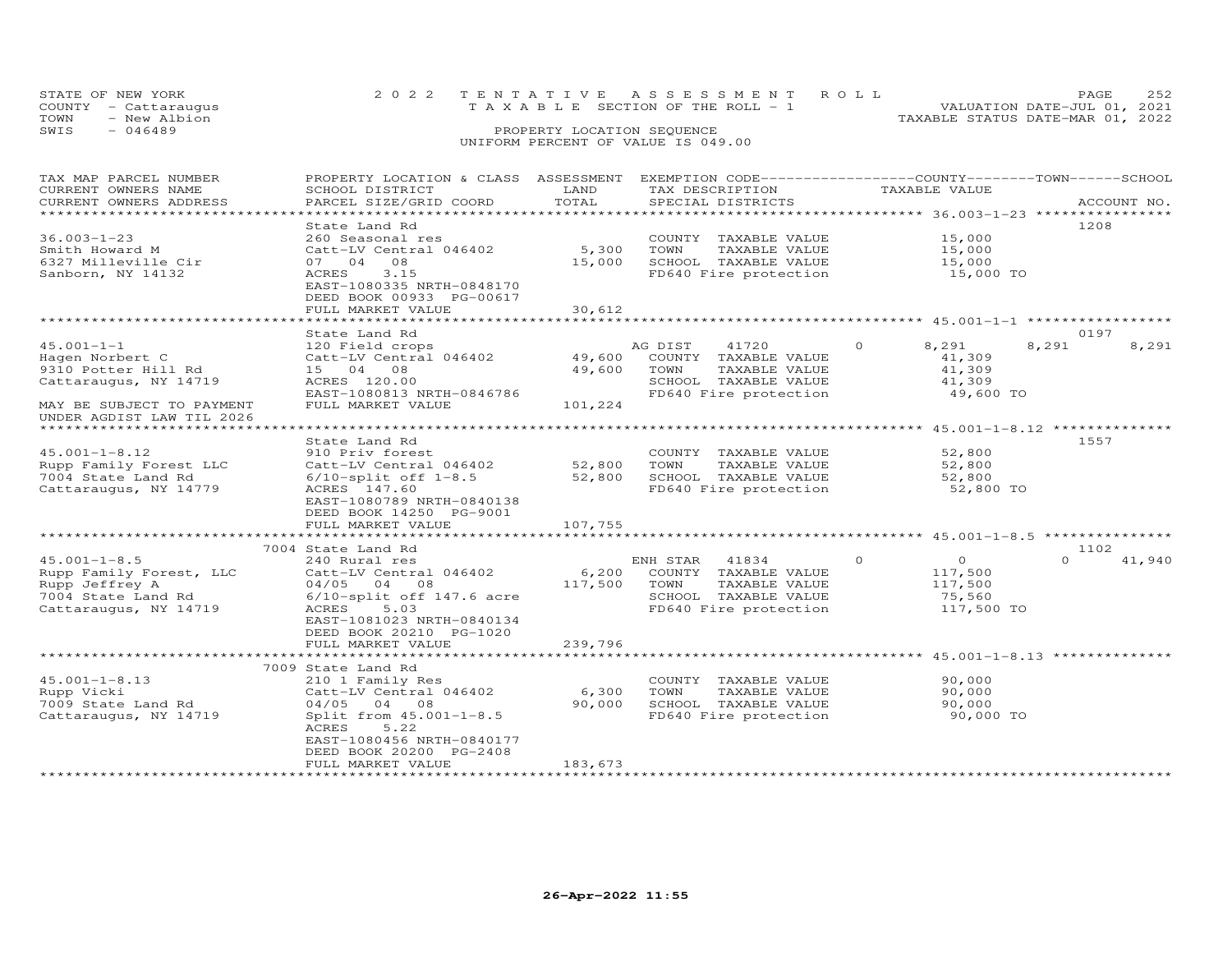STATE OF NEW YORK
COUNTY - Cattaraugus
TOWN - New Albion
SWIS - 046489

2022 TENTATIVE ASSESSMENT ROLL
TAXABLE SECTION OF THE ROLL - 1
PROPERTY LOCATION SEQUENCE
UNIFORM PERCENT OF VALUE IS 049.00

VALUATION DATE-JUL 01, 2021
TAXABLE STATUS DATE-MAR 01, 2022

| TAX MAP PARCEL NUMBER / CURRENT OWNERS NAME / CURRENT OWNERS ADDRESS | PROPERTY LOCATION & CLASS / SCHOOL DISTRICT / PARCEL SIZE/GRID COORD | ASSESSMENT LAND | TOTAL | EXEMPTION CODE / TAX DESCRIPTION / SPECIAL DISTRICTS | COUNTY TAXABLE VALUE | TOWN | SCHOOL | ACCOUNT NO. |
|---|---|---|---|---|---|---|---|---|
| **36.003-1-23** | State Land Rd | | | | | | | 1208 |
| 36.003-1-23 | 260 Seasonal res | | | COUNTY TAXABLE VALUE | 15,000 | | | |
| Smith Howard M | Catt-LV Central 046402 | 5,300 | | TOWN TAXABLE VALUE | 15,000 | | | |
| 6327 Milleville Cir | 07 04 08 | | 15,000 | SCHOOL TAXABLE VALUE | 15,000 | | | |
| Sanborn, NY 14132 | ACRES 3.15 | | | FD640 Fire protection | 15,000 TO | | | |
| | EAST-1080335 NRTH-0848170 | | | | | | | |
| | DEED BOOK 00933 PG-00617 | | | | | | | |
| | FULL MARKET VALUE | | 30,612 | | | | | |
| **45.001-1-1** | State Land Rd | | | | | | | 0197 |
| 45.001-1-1 | 120 Field crops | | | AG DIST 41720 | 8,291 | 8,291 | 8,291 | |
| Hagen Norbert C | Catt-LV Central 046402 | 49,600 | | COUNTY TAXABLE VALUE | 41,309 | | | |
| 9310 Potter Hill Rd | 15 04 08 | | 49,600 | TOWN TAXABLE VALUE | 41,309 | | | |
| Cattaraugus, NY 14719 | ACRES 120.00 | | | SCHOOL TAXABLE VALUE | 41,309 | | | |
| | EAST-1080813 NRTH-0846786 | | | FD640 Fire protection | 49,600 TO | | | |
| MAY BE SUBJECT TO PAYMENT UNDER AGDIST LAW TIL 2026 | FULL MARKET VALUE | | 101,224 | | | | | |
| **45.001-1-8.12** | State Land Rd | | | | | | | 1557 |
| 45.001-1-8.12 | 910 Priv forest | | | COUNTY TAXABLE VALUE | 52,800 | | | |
| Rupp Family Forest LLC | Catt-LV Central 046402 | 52,800 | | TOWN TAXABLE VALUE | 52,800 | | | |
| 7004 State Land Rd | 6/10-split off 1-8.5 | | 52,800 | SCHOOL TAXABLE VALUE | 52,800 | | | |
| Cattaraugus, NY 14779 | ACRES 147.60 | | | FD640 Fire protection | 52,800 TO | | | |
| | EAST-1080789 NRTH-0840138 | | | | | | | |
| | DEED BOOK 14250 PG-9001 | | | | | | | |
| | FULL MARKET VALUE | | 107,755 | | | | | |
| **45.001-1-8.5** | 7004 State Land Rd | | | | | | | 1102 |
| 45.001-1-8.5 | 240 Rural res | | | ENH STAR 41834 | 0 | 0 | 41,940 | |
| Rupp Family Forest, LLC | Catt-LV Central 046402 | 6,200 | | COUNTY TAXABLE VALUE | 117,500 | | | |
| Rupp Jeffrey A | 04/05 04 08 | | 117,500 | TOWN TAXABLE VALUE | 117,500 | | | |
| 7004 State Land Rd | 6/10-split off 147.6 acre | | | SCHOOL TAXABLE VALUE | 75,560 | | | |
| Cattaraugus, NY 14719 | ACRES 5.03 | | | FD640 Fire protection | 117,500 TO | | | |
| | EAST-1081023 NRTH-0840134 | | | | | | | |
| | DEED BOOK 20210 PG-1020 | | | | | | | |
| | FULL MARKET VALUE | | 239,796 | | | | | |
| **45.001-1-8.13** | 7009 State Land Rd | | | | | | | |
| 45.001-1-8.13 | 210 1 Family Res | | | COUNTY TAXABLE VALUE | 90,000 | | | |
| Rupp Vicki | Catt-LV Central 046402 | 6,300 | | TOWN TAXABLE VALUE | 90,000 | | | |
| 7009 State Land Rd | 04/05 04 08 | | 90,000 | SCHOOL TAXABLE VALUE | 90,000 | | | |
| Cattaraugus, NY 14719 | Split from 45.001-1-8.5 | | | FD640 Fire protection | 90,000 TO | | | |
| | ACRES 5.22 | | | | | | | |
| | EAST-1080456 NRTH-0840177 | | | | | | | |
| | DEED BOOK 20200 PG-2408 | | | | | | | |
| | FULL MARKET VALUE | | 183,673 | | | | | |

26-Apr-2022 11:55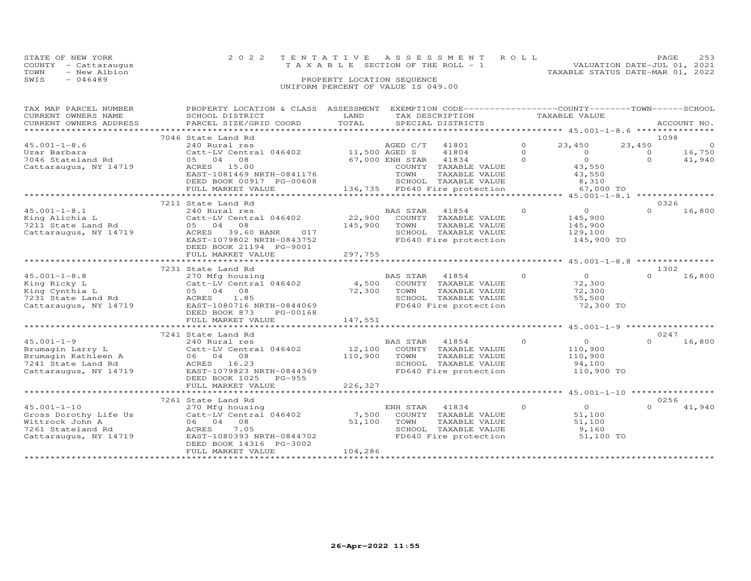STATE OF NEW YORK
COUNTY - Cattaraugus
TOWN - New Albion
SWIS - 046489

2022 TENTATIVE ASSESSMENT ROLL
TAXABLE SECTION OF THE ROLL - 1
PROPERTY LOCATION SEQUENCE
UNIFORM PERCENT OF VALUE IS 049.00

VALUATION DATE-JUL 01, 2021
TAXABLE STATUS DATE-MAR 01, 2022

```
TAX MAP PARCEL NUMBER     PROPERTY LOCATION & CLASS  ASSESSMENT  EXEMPTION CODE------------------COUNTY--------TOWN------SCHOOL
CURRENT OWNERS NAME       SCHOOL DISTRICT               LAND      TAX DESCRIPTION             TAXABLE VALUE
CURRENT OWNERS ADDRESS    PARCEL SIZE/GRID COORD        TOTAL     SPECIAL DISTRICTS                                      ACCOUNT NO.
******************************************************************************************** 45.001-1-8.6 ***************
                          7046 State Land Rd                                                                             1098
45.001-1-8.6              240 Rural res                          AGED C/T   41801         0      23,450       23,450          0
Uzar Barbara              Catt-LV Central 046402    11,500 AGED S     41804         0           0            0     16,750
7046 Stateland Rd         05  04  08                67,000 ENH STAR   41834         0           0            0     41,940
Cattaraugus, NY 14719     ACRES  15.00                           COUNTY  TAXABLE VALUE           43,550
                          EAST-1081469 NRTH-0841176              TOWN    TAXABLE VALUE           43,550
                          DEED BOOK 00917 PG-00608               SCHOOL  TAXABLE VALUE            8,310
                          FULL MARKET VALUE        136,735 FD640 Fire protection          67,000 TO
******************************************************************************************** 45.001-1-8.1 ***************
                          7211 State Land Rd                                                                             0326
45.001-1-8.1              240 Rural res                          BAS STAR   41854         0           0            0     16,800
King Alichia L            Catt-LV Central 046402    22,900   COUNTY  TAXABLE VALUE          145,900
7211 State Land Rd        05  04  08               145,900   TOWN    TAXABLE VALUE          145,900
Cattaraugus, NY 14719     ACRES  39.60 BANK   017            SCHOOL  TAXABLE VALUE          129,100
                          EAST-1079802 NRTH-0843752          FD640 Fire protection         145,900 TO
                          DEED BOOK 21194 PG-9001
                          FULL MARKET VALUE        297,755
******************************************************************************************** 45.001-1-8.8 ***************
                          7231 State Land Rd                                                                             1302
45.001-1-8.8              270 Mfg housing                        BAS STAR   41854         0           0            0     16,800
King Ricky L              Catt-LV Central 046402     4,500   COUNTY  TAXABLE VALUE           72,300
King Cynthia L            05  04  08                72,300   TOWN    TAXABLE VALUE           72,300
7231 State Land Rd        ACRES   1.85                       SCHOOL  TAXABLE VALUE           55,500
Cattaraugus, NY 14719     EAST-1080716 NRTH-0844069          FD640 Fire protection          72,300 TO
                          DEED BOOK 873    PG-00168
                          FULL MARKET VALUE        147,551
******************************************************************************************** 45.001-1-9 *****************
                          7241 State Land Rd                                                                             0247
45.001-1-9                240 Rural res                          BAS STAR   41854         0           0            0     16,800
Brumagin Larry L          Catt-LV Central 046402    12,100   COUNTY  TAXABLE VALUE          110,900
Brumagin Kathleen A       06  04  08               110,900   TOWN    TAXABLE VALUE          110,900
7241 State Land Rd        ACRES  16.23                       SCHOOL  TAXABLE VALUE           94,100
Cattaraugus, NY 14719     EAST-1079823 NRTH-0844369          FD640 Fire protection         110,900 TO
                          DEED BOOK 1025   PG-955
                          FULL MARKET VALUE        226,327
******************************************************************************************** 45.001-1-10 ****************
                          7261 State Land Rd                                                                             0256
45.001-1-10               270 Mfg housing                        ENH STAR   41834         0           0            0     41,940
Gross Dorothy Life Us     Catt-LV Central 046402     7,500   COUNTY  TAXABLE VALUE           51,100
Wittrock John A           06  04  08                51,100   TOWN    TAXABLE VALUE           51,100
7261 Stateland Rd         ACRES   7.05                       SCHOOL  TAXABLE VALUE            9,160
Cattaraugus, NY 14719     EAST-1080393 NRTH-0844702          FD640 Fire protection          51,100 TO
                          DEED BOOK 14316 PG-3002
                          FULL MARKET VALUE        104,286
****************************************************************************************************************************
```

26-Apr-2022 11:55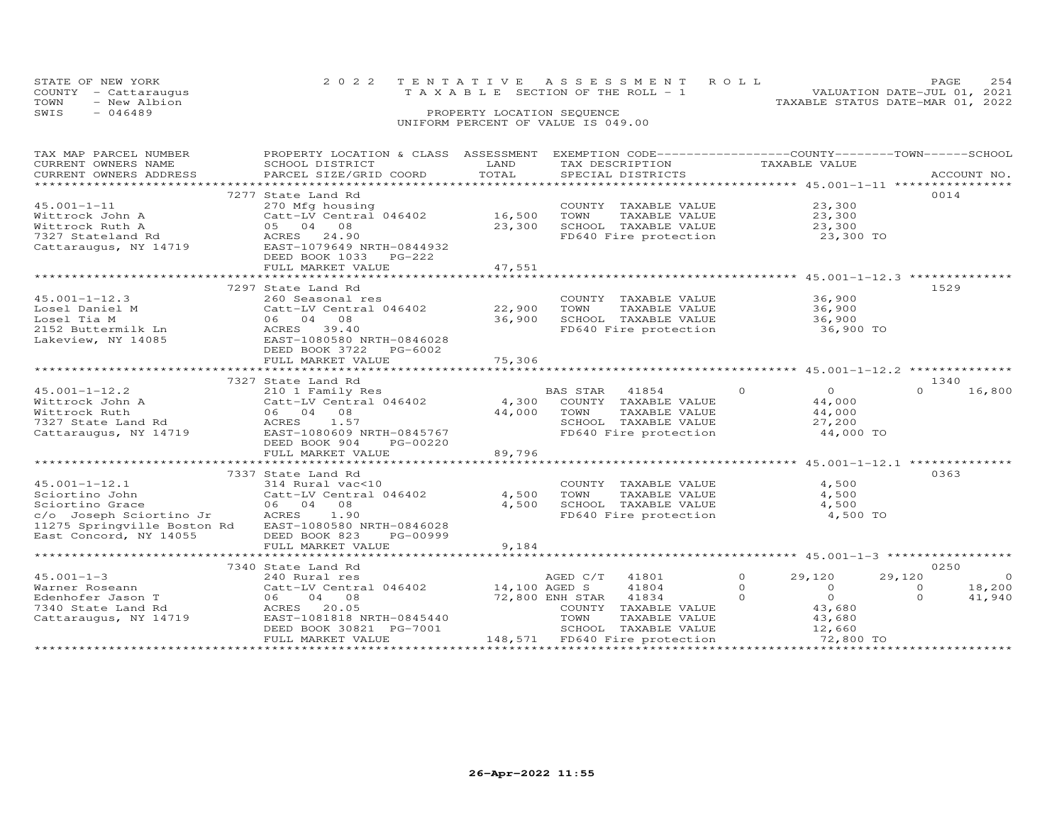STATE OF NEW YORK — 2022 TENTATIVE ASSESSMENT ROLL — PAGE 254
COUNTY - Cattaraugus — TAXABLE SECTION OF THE ROLL - 1 — VALUATION DATE-JUL 01, 2021
TOWN - New Albion — TAXABLE STATUS DATE-MAR 01, 2022
SWIS - 046489 — PROPERTY LOCATION SEQUENCE
UNIFORM PERCENT OF VALUE IS 049.00

| TAX MAP PARCEL NUMBER / CURRENT OWNERS NAME / CURRENT OWNERS ADDRESS | PROPERTY LOCATION & CLASS / SCHOOL DISTRICT / PARCEL SIZE/GRID COORD | ASSESSMENT LAND / TOTAL | EXEMPTION CODE / TAX DESCRIPTION / SPECIAL DISTRICTS | | COUNTY TAXABLE VALUE | TOWN | SCHOOL | ACCOUNT NO. |
|---|---|---|---|---|---|---|---|---|
| | 7277 State Land Rd | | | | | | | 0014 |
| 45.001-1-11 | 270 Mfg housing | | COUNTY TAXABLE VALUE | | 23,300 | | | |
| Wittrock John A | Catt-LV Central 046402 | 16,500 | TOWN TAXABLE VALUE | | 23,300 | | | |
| Wittrock Ruth A | 05 04 08 | 23,300 | SCHOOL TAXABLE VALUE | | 23,300 | | | |
| 7327 Stateland Rd | ACRES 24.90 | | FD640 Fire protection | | 23,300 TO | | | |
| Cattaraugus, NY 14719 | EAST-1079649 NRTH-0844932 | | | | | | | |
| | DEED BOOK 1033 PG-222 | | | | | | | |
| | FULL MARKET VALUE | 47,551 | | | | | | |
| | 7297 State Land Rd | | | | | | | 1529 |
| 45.001-1-12.3 | 260 Seasonal res | | COUNTY TAXABLE VALUE | | 36,900 | | | |
| Losel Daniel M | Catt-LV Central 046402 | 22,900 | TOWN TAXABLE VALUE | | 36,900 | | | |
| Losel Tia M | 06 04 08 | 36,900 | SCHOOL TAXABLE VALUE | | 36,900 | | | |
| 2152 Buttermilk Ln | ACRES 39.40 | | FD640 Fire protection | | 36,900 TO | | | |
| Lakeview, NY 14085 | EAST-1080580 NRTH-0846028 | | | | | | | |
| | DEED BOOK 3722 PG-6002 | | | | | | | |
| | FULL MARKET VALUE | 75,306 | | | | | | |
| | 7327 State Land Rd | | | | | | | 1340 |
| 45.001-1-12.2 | 210 1 Family Res | | BAS STAR 41854 | 0 | 0 | 0 | 16,800 | |
| Wittrock John A | Catt-LV Central 046402 | 4,300 | COUNTY TAXABLE VALUE | | 44,000 | | | |
| Wittrock Ruth | 06 04 08 | 44,000 | TOWN TAXABLE VALUE | | 44,000 | | | |
| 7327 State Land Rd | ACRES 1.57 | | SCHOOL TAXABLE VALUE | | 27,200 | | | |
| Cattaraugus, NY 14719 | EAST-1080609 NRTH-0845767 | | FD640 Fire protection | | 44,000 TO | | | |
| | DEED BOOK 904 PG-00220 | | | | | | | |
| | FULL MARKET VALUE | 89,796 | | | | | | |
| | 7337 State Land Rd | | | | | | | 0363 |
| 45.001-1-12.1 | 314 Rural vac<10 | | COUNTY TAXABLE VALUE | | 4,500 | | | |
| Sciortino John | Catt-LV Central 046402 | 4,500 | TOWN TAXABLE VALUE | | 4,500 | | | |
| Sciortino Grace | 06 04 08 | 4,500 | SCHOOL TAXABLE VALUE | | 4,500 | | | |
| c/o Joseph Sciortino Jr | ACRES 1.90 | | FD640 Fire protection | | 4,500 TO | | | |
| 11275 Springville Boston Rd | EAST-1080580 NRTH-0846028 | | | | | | | |
| East Concord, NY 14055 | DEED BOOK 823 PG-00999 | | | | | | | |
| | FULL MARKET VALUE | 9,184 | | | | | | |
| | 7340 State Land Rd | | | | | | | 0250 |
| 45.001-1-3 | 240 Rural res | | AGED C/T 41801 | 0 | 29,120 | 29,120 | 0 | |
| Warner Roseann | Catt-LV Central 046402 | 14,100 | AGED S 41804 | 0 | 0 | 0 | 18,200 | |
| Edenhofer Jason T | 06 04 08 | 72,800 | ENH STAR 41834 | 0 | 0 | 0 | 41,940 | |
| 7340 State Land Rd | ACRES 20.05 | | COUNTY TAXABLE VALUE | | 43,680 | | | |
| Cattaraugus, NY 14719 | EAST-1081818 NRTH-0845440 | | TOWN TAXABLE VALUE | | 43,680 | | | |
| | DEED BOOK 30821 PG-7001 | | SCHOOL TAXABLE VALUE | | 12,660 | | | |
| | FULL MARKET VALUE | 148,571 | FD640 Fire protection | | 72,800 TO | | | |

26-Apr-2022 11:55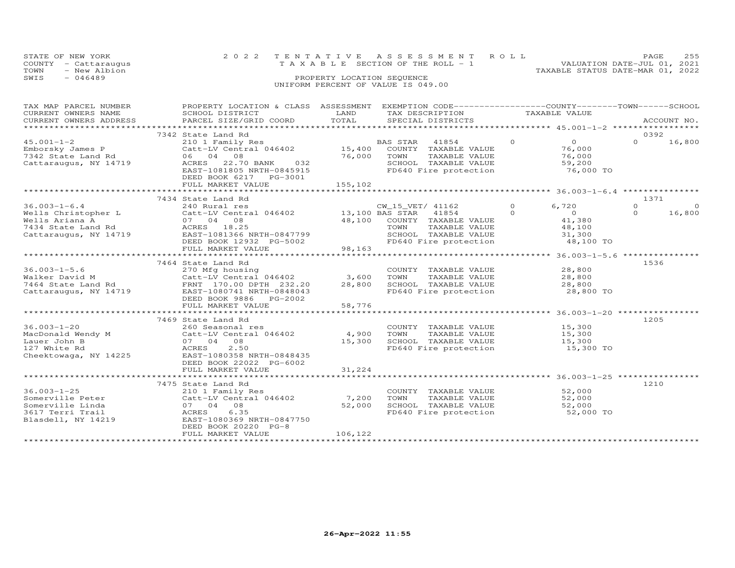STATE OF NEW YORK
COUNTY - Cattaraugus
TOWN - New Albion
SWIS - 046489

2022 TENTATIVE ASSESSMENT ROLL
TAXABLE SECTION OF THE ROLL - 1
PROPERTY LOCATION SEQUENCE
UNIFORM PERCENT OF VALUE IS 049.00

VALUATION DATE-JUL 01, 2021
TAXABLE STATUS DATE-MAR 01, 2022

| TAX MAP PARCEL NUMBER / CURRENT OWNERS NAME / CURRENT OWNERS ADDRESS | PROPERTY LOCATION & CLASS / SCHOOL DISTRICT / PARCEL SIZE/GRID COORD | ASSESSMENT LAND / TOTAL | EXEMPTION CODE / TAX DESCRIPTION / SPECIAL DISTRICTS | COUNTY TAXABLE VALUE | TOWN | SCHOOL / ACCOUNT NO. |
|---|---|---|---|---|---|---|
| | 7342 State Land Rd | | | | | 0392 |
| 45.001-1-2 | 210 1 Family Res | | BAS STAR 41854 | 0 | 0 | 0 16,800 |
| Emborsky James P | Catt-LV Central 046402 | 15,400 | COUNTY TAXABLE VALUE | 76,000 | | |
| 7342 State Land Rd | 06 04 08 | 76,000 | TOWN TAXABLE VALUE | 76,000 | | |
| Cattaraugus, NY 14719 | ACRES 22.70 BANK 032 | | SCHOOL TAXABLE VALUE | 59,200 | | |
| | EAST-1081805 NRTH-0845915 | | FD640 Fire protection | 76,000 TO | | |
| | DEED BOOK 6217 PG-3001 | | | | | |
| | FULL MARKET VALUE | 155,102 | | | | |
| | 7434 State Land Rd | | | | | 1371 |
| 36.003-1-6.4 | 240 Rural res | | CW_15_VET/ 41162 | 0 | 6,720 | 0 0 |
| Wells Christopher L | Catt-LV Central 046402 | 13,100 | BAS STAR 41854 | 0 | 0 | 0 16,800 |
| Wells Ariana A | 07 04 08 | 48,100 | COUNTY TAXABLE VALUE | 41,380 | | |
| 7434 State Land Rd | ACRES 18.25 | | TOWN TAXABLE VALUE | 48,100 | | |
| Cattaraugus, NY 14719 | EAST-1081366 NRTH-0847799 | | SCHOOL TAXABLE VALUE | 31,300 | | |
| | DEED BOOK 12932 PG-5002 | | FD640 Fire protection | 48,100 TO | | |
| | FULL MARKET VALUE | 98,163 | | | | |
| | 7464 State Land Rd | | | | | 1536 |
| 36.003-1-5.6 | 270 Mfg housing | | COUNTY TAXABLE VALUE | 28,800 | | |
| Walker David M | Catt-LV Central 046402 | 3,600 | TOWN TAXABLE VALUE | 28,800 | | |
| 7464 State Land Rd | FRNT 170.00 DPTH 232.20 | 28,800 | SCHOOL TAXABLE VALUE | 28,800 | | |
| Cattaraugus, NY 14719 | EAST-1080741 NRTH-0848043 | | FD640 Fire protection | 28,800 TO | | |
| | DEED BOOK 9886 PG-2002 | | | | | |
| | FULL MARKET VALUE | 58,776 | | | | |
| | 7469 State Land Rd | | | | | 1205 |
| 36.003-1-20 | 260 Seasonal res | | COUNTY TAXABLE VALUE | 15,300 | | |
| MacDonald Wendy M | Catt-LV Central 046402 | 4,900 | TOWN TAXABLE VALUE | 15,300 | | |
| Lauer John B | 07 04 08 | 15,300 | SCHOOL TAXABLE VALUE | 15,300 | | |
| 127 White Rd | ACRES 2.50 | | FD640 Fire protection | 15,300 TO | | |
| Cheektowaga, NY 14225 | EAST-1080358 NRTH-0848435 | | | | | |
| | DEED BOOK 22022 PG-6002 | | | | | |
| | FULL MARKET VALUE | 31,224 | | | | |
| | 7475 State Land Rd | | | | | 1210 |
| 36.003-1-25 | 210 1 Family Res | | COUNTY TAXABLE VALUE | 52,000 | | |
| Somerville Peter | Catt-LV Central 046402 | 7,200 | TOWN TAXABLE VALUE | 52,000 | | |
| Somerville Linda | 07 04 08 | 52,000 | SCHOOL TAXABLE VALUE | 52,000 | | |
| 3617 Terri Trail | ACRES 6.35 | | FD640 Fire protection | 52,000 TO | | |
| Blasdell, NY 14219 | EAST-1080369 NRTH-0847750 | | | | | |
| | DEED BOOK 20220 PG-8 | | | | | |
| | FULL MARKET VALUE | 106,122 | | | | |

26-Apr-2022 11:55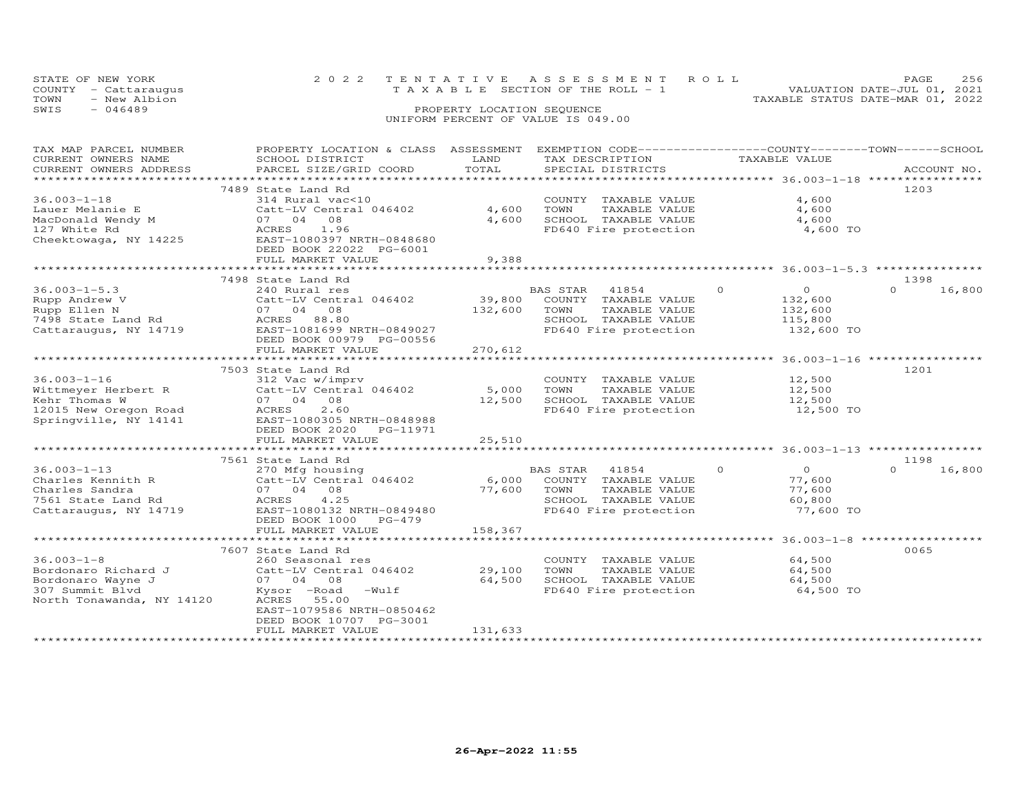STATE OF NEW YORK
COUNTY - Cattaraugus
TOWN - New Albion
SWIS - 046489

2022 TENTATIVE ASSESSMENT ROLL
TAXABLE SECTION OF THE ROLL - 1
PROPERTY LOCATION SEQUENCE
UNIFORM PERCENT OF VALUE IS 049.00

VALUATION DATE-JUL 01, 2021
TAXABLE STATUS DATE-MAR 01, 2022

| TAX MAP PARCEL NUMBER / CURRENT OWNERS NAME / CURRENT OWNERS ADDRESS | PROPERTY LOCATION & CLASS / SCHOOL DISTRICT / PARCEL SIZE/GRID COORD | ASSESSMENT LAND | TOTAL | EXEMPTION CODE / TAX DESCRIPTION / SPECIAL DISTRICTS | COUNTY / TOWN / SCHOOL TAXABLE VALUE | ACCOUNT NO. |
|---|---|---|---|---|---|---|
| | 7489 State Land Rd | | | | | 1203 |
| 36.003-1-18 | 314 Rural vac<10 | | | COUNTY TAXABLE VALUE | 4,600 | |
| Lauer Melanie E | Catt-LV Central 046402 | 4,600 | | TOWN TAXABLE VALUE | 4,600 | |
| MacDonald Wendy M | 07 04 08 | | 4,600 | SCHOOL TAXABLE VALUE | 4,600 | |
| 127 White Rd | ACRES 1.96 | | | FD640 Fire protection | 4,600 TO | |
| Cheektowaga, NY 14225 | EAST-1080397 NRTH-0848680 | | | | | |
| | DEED BOOK 22022 PG-6001 | | | | | |
| | FULL MARKET VALUE | | 9,388 | | | |
| | 7498 State Land Rd | | | | | 1398 |
| 36.003-1-5.3 | 240 Rural res | | | BAS STAR 41854 | 0 0 0 16,800 | |
| Rupp Andrew V | Catt-LV Central 046402 | 39,800 | | COUNTY TAXABLE VALUE | 132,600 | |
| Rupp Ellen N | 07 04 08 | | 132,600 | TOWN TAXABLE VALUE | 132,600 | |
| 7498 State Land Rd | ACRES 88.80 | | | SCHOOL TAXABLE VALUE | 115,800 | |
| Cattaraugus, NY 14719 | EAST-1081699 NRTH-0849027 | | | FD640 Fire protection | 132,600 TO | |
| | DEED BOOK 00979 PG-00556 | | | | | |
| | FULL MARKET VALUE | | 270,612 | | | |
| | 7503 State Land Rd | | | | | 1201 |
| 36.003-1-16 | 312 Vac w/imprv | | | COUNTY TAXABLE VALUE | 12,500 | |
| Wittmeyer Herbert R | Catt-LV Central 046402 | 5,000 | | TOWN TAXABLE VALUE | 12,500 | |
| Kehr Thomas W | 07 04 08 | | 12,500 | SCHOOL TAXABLE VALUE | 12,500 | |
| 12015 New Oregon Road | ACRES 2.60 | | | FD640 Fire protection | 12,500 TO | |
| Springville, NY 14141 | EAST-1080305 NRTH-0848988 | | | | | |
| | DEED BOOK 2020 PG-11971 | | | | | |
| | FULL MARKET VALUE | | 25,510 | | | |
| | 7561 State Land Rd | | | | | 1198 |
| 36.003-1-13 | 270 Mfg housing | | | BAS STAR 41854 | 0 0 0 16,800 | |
| Charles Kennith R | Catt-LV Central 046402 | 6,000 | | COUNTY TAXABLE VALUE | 77,600 | |
| Charles Sandra | 07 04 08 | | 77,600 | TOWN TAXABLE VALUE | 77,600 | |
| 7561 State Land Rd | ACRES 4.25 | | | SCHOOL TAXABLE VALUE | 60,800 | |
| Cattaraugus, NY 14719 | EAST-1080132 NRTH-0849480 | | | FD640 Fire protection | 77,600 TO | |
| | DEED BOOK 1000 PG-479 | | | | | |
| | FULL MARKET VALUE | | 158,367 | | | |
| | 7607 State Land Rd | | | | | 0065 |
| 36.003-1-8 | 260 Seasonal res | | | COUNTY TAXABLE VALUE | 64,500 | |
| Bordonaro Richard J | Catt-LV Central 046402 | 29,100 | | TOWN TAXABLE VALUE | 64,500 | |
| Bordonaro Wayne J | 07 04 08 | | 64,500 | SCHOOL TAXABLE VALUE | 64,500 | |
| 307 Summit Blvd | Kysor -Road -Wulf | | | FD640 Fire protection | 64,500 TO | |
| North Tonawanda, NY 14120 | ACRES 55.00 | | | | | |
| | EAST-1079586 NRTH-0850462 | | | | | |
| | DEED BOOK 10707 PG-3001 | | | | | |
| | FULL MARKET VALUE | | 131,633 | | | |

26-Apr-2022 11:55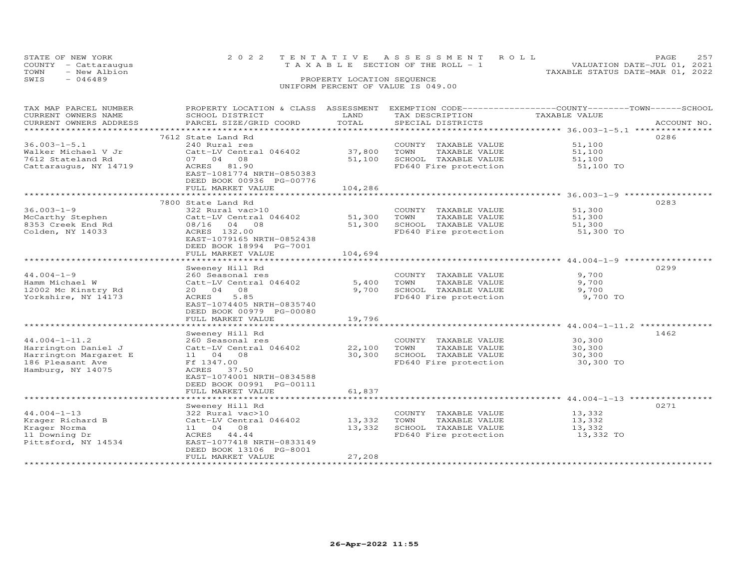STATE OF NEW YORK  
COUNTY - Cattaraugus  
TOWN - New Albion  
SWIS - 046489

2 0 2 2 T E N T A T I V E A S S E S S M E N T R O L L  
T A X A B L E SECTION OF THE ROLL - 1  
PROPERTY LOCATION SEQUENCE  
UNIFORM PERCENT OF VALUE IS 049.00

VALUATION DATE-JUL 01, 2021  
TAXABLE STATUS DATE-MAR 01, 2022

| TAX MAP PARCEL NUMBER / CURRENT OWNERS NAME / CURRENT OWNERS ADDRESS | PROPERTY LOCATION & CLASS / SCHOOL DISTRICT / PARCEL SIZE/GRID COORD | ASSESSMENT LAND / TOTAL | EXEMPTION CODE / TAX DESCRIPTION / SPECIAL DISTRICTS | TAXABLE VALUE | ACCOUNT NO. |
|---|---|---|---|---|---|
| | 7612 State Land Rd | | | | 0286 |
| 36.003-1-5.1 | 240 Rural res | | COUNTY TAXABLE VALUE | 51,100 | |
| Walker Michael V Jr | Catt-LV Central 046402 | 37,800 | TOWN TAXABLE VALUE | 51,100 | |
| 7612 Stateland Rd | 07 04 08 | 51,100 | SCHOOL TAXABLE VALUE | 51,100 | |
| Cattaraugus, NY 14719 | ACRES 81.90 | | FD640 Fire protection | 51,100 TO | |
| | EAST-1081774 NRTH-0850383 | | | | |
| | DEED BOOK 00936 PG-00776 | | | | |
| | FULL MARKET VALUE | 104,286 | | | |
| | 7800 State Land Rd | | | | 0283 |
| 36.003-1-9 | 322 Rural vac>10 | | COUNTY TAXABLE VALUE | 51,300 | |
| McCarthy Stephen | Catt-LV Central 046402 | 51,300 | TOWN TAXABLE VALUE | 51,300 | |
| 8353 Creek End Rd | 08/16 04 08 | 51,300 | SCHOOL TAXABLE VALUE | 51,300 | |
| Colden, NY 14033 | ACRES 132.00 | | FD640 Fire protection | 51,300 TO | |
| | EAST-1079165 NRTH-0852438 | | | | |
| | DEED BOOK 18994 PG-7001 | | | | |
| | FULL MARKET VALUE | 104,694 | | | |
| | Sweeney Hill Rd | | | | 0299 |
| 44.004-1-9 | 260 Seasonal res | | COUNTY TAXABLE VALUE | 9,700 | |
| Hamm Michael W | Catt-LV Central 046402 | 5,400 | TOWN TAXABLE VALUE | 9,700 | |
| 12002 Mc Kinstry Rd | 20 04 08 | 9,700 | SCHOOL TAXABLE VALUE | 9,700 | |
| Yorkshire, NY 14173 | ACRES 5.85 | | FD640 Fire protection | 9,700 TO | |
| | EAST-1074405 NRTH-0835740 | | | | |
| | DEED BOOK 00979 PG-00080 | | | | |
| | FULL MARKET VALUE | 19,796 | | | |
| | Sweeney Hill Rd | | | | 1462 |
| 44.004-1-11.2 | 260 Seasonal res | | COUNTY TAXABLE VALUE | 30,300 | |
| Harrington Daniel J | Catt-LV Central 046402 | 22,100 | TOWN TAXABLE VALUE | 30,300 | |
| Harrington Margaret E | 11 04 08 | 30,300 | SCHOOL TAXABLE VALUE | 30,300 | |
| 186 Pleasant Ave | Ff 1347.00 | | FD640 Fire protection | 30,300 TO | |
| Hamburg, NY 14075 | ACRES 37.50 | | | | |
| | EAST-1074001 NRTH-0834588 | | | | |
| | DEED BOOK 00991 PG-00111 | | | | |
| | FULL MARKET VALUE | 61,837 | | | |
| | Sweeney Hill Rd | | | | 0271 |
| 44.004-1-13 | 322 Rural vac>10 | | COUNTY TAXABLE VALUE | 13,332 | |
| Krager Richard B | Catt-LV Central 046402 | 13,332 | TOWN TAXABLE VALUE | 13,332 | |
| Krager Norma | 11 04 08 | 13,332 | SCHOOL TAXABLE VALUE | 13,332 | |
| 11 Downing Dr | ACRES 44.44 | | FD640 Fire protection | 13,332 TO | |
| Pittsford, NY 14534 | EAST-1077418 NRTH-0833149 | | | | |
| | DEED BOOK 13106 PG-8001 | | | | |
| | FULL MARKET VALUE | 27,208 | | | |

26-Apr-2022 11:55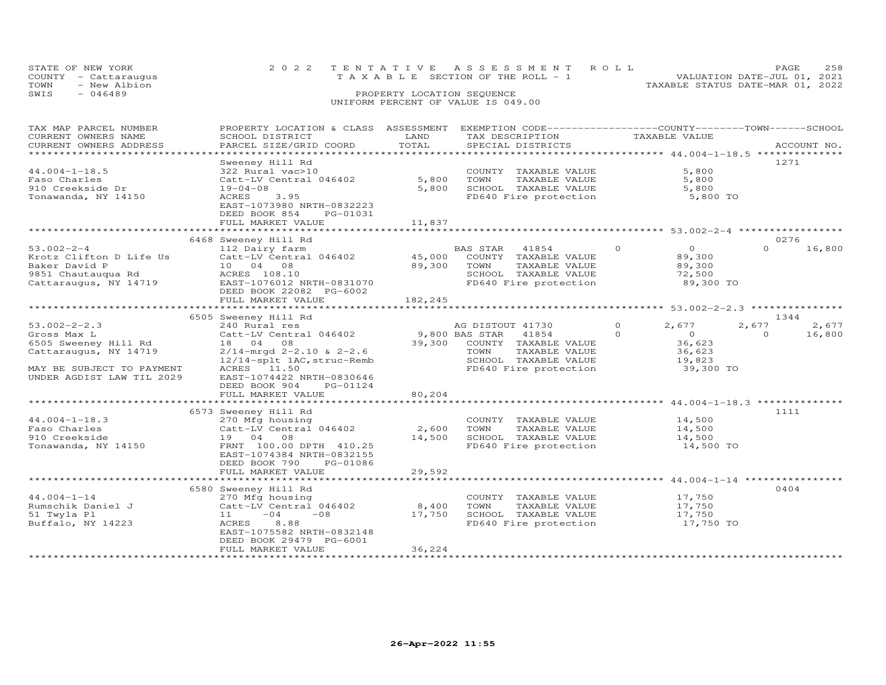STATE OF NEW YORK
COUNTY - Cattaraugus
TOWN - New Albion
SWIS - 046489

2022 TENTATIVE ASSESSMENT ROLL
TAXABLE SECTION OF THE ROLL - 1
PROPERTY LOCATION SEQUENCE
UNIFORM PERCENT OF VALUE IS 049.00

VALUATION DATE-JUL 01, 2021
TAXABLE STATUS DATE-MAR 01, 2022

| TAX MAP PARCEL NUMBER / CURRENT OWNERS NAME / CURRENT OWNERS ADDRESS | PROPERTY LOCATION & CLASS / SCHOOL DISTRICT / PARCEL SIZE/GRID COORD | ASSESSMENT LAND | TOTAL | EXEMPTION CODE / TAX DESCRIPTION / SPECIAL DISTRICTS | | COUNTY | TOWN | SCHOOL / TAXABLE VALUE | ACCOUNT NO. |
|---|---|---|---|---|---|---|---|---|---|
| **44.004-1-18.5** | Sweeney Hill Rd | | | | | | | | 1271 |
| 44.004-1-18.5 | 322 Rural vac>10 | | | COUNTY TAXABLE VALUE | | 5,800 | | | |
| Faso Charles | Catt-LV Central 046402 | 5,800 | | TOWN TAXABLE VALUE | | | 5,800 | | |
| 910 Creekside Dr | 19-04-08 | | 5,800 | SCHOOL TAXABLE VALUE | | | | 5,800 | |
| Tonawanda, NY 14150 | ACRES 3.95 | | | FD640 Fire protection | | 5,800 TO | | | |
| | EAST-1073980 NRTH-0832223 | | | | | | | | |
| | DEED BOOK 854 PG-01031 | | | | | | | | |
| | FULL MARKET VALUE | | 11,837 | | | | | | |
| **53.002-2-4** | 6468 Sweeney Hill Rd | | | | | | | | 0276 |
| 53.002-2-4 | 112 Dairy farm | | | BAS STAR 41854 | 0 | 0 | 0 | 16,800 | |
| Krotz Clifton D Life Us | Catt-LV Central 046402 | 45,000 | | COUNTY TAXABLE VALUE | | 89,300 | | | |
| Baker David P | 10 04 08 | | 89,300 | TOWN TAXABLE VALUE | | | 89,300 | | |
| 9851 Chautauqua Rd | ACRES 108.10 | | | SCHOOL TAXABLE VALUE | | | | 72,500 | |
| Cattaraugus, NY 14719 | EAST-1076012 NRTH-0831070 | | | FD640 Fire protection | | 89,300 TO | | | |
| | DEED BOOK 22082 PG-6002 | | | | | | | | |
| | FULL MARKET VALUE | | 182,245 | | | | | | |
| **53.002-2-2.3** | 6505 Sweeney Hill Rd | | | | | | | | 1344 |
| 53.002-2-2.3 | 240 Rural res | | | AG DISTOUT 41730 | 0 | 2,677 | 2,677 | 2,677 | |
| Gross Max L | Catt-LV Central 046402 | 9,800 | | BAS STAR 41854 | 0 | 0 | 0 | 16,800 | |
| 6505 Sweeney Hill Rd | 18 04 08 | | 39,300 | COUNTY TAXABLE VALUE | | 36,623 | | | |
| Cattaraugus, NY 14719 | 2/14-mrgd 2-2.10 & 2-2.6 | | | TOWN TAXABLE VALUE | | | 36,623 | | |
| | 12/14-splt 1AC,struc-Remb | | | SCHOOL TAXABLE VALUE | | | | 19,823 | |
| MAY BE SUBJECT TO PAYMENT | ACRES 11.50 | | | FD640 Fire protection | | 39,300 TO | | | |
| UNDER AGDIST LAW TIL 2029 | EAST-1074422 NRTH-0830646 | | | | | | | | |
| | DEED BOOK 904 PG-01124 | | | | | | | | |
| | FULL MARKET VALUE | | 80,204 | | | | | | |
| **44.004-1-18.3** | 6573 Sweeney Hill Rd | | | | | | | | 1111 |
| 44.004-1-18.3 | 270 Mfg housing | | | COUNTY TAXABLE VALUE | | 14,500 | | | |
| Faso Charles | Catt-LV Central 046402 | 2,600 | | TOWN TAXABLE VALUE | | | 14,500 | | |
| 910 Creekside | 19 04 08 | | 14,500 | SCHOOL TAXABLE VALUE | | | | 14,500 | |
| Tonawanda, NY 14150 | FRNT 100.00 DPTH 410.25 | | | FD640 Fire protection | | 14,500 TO | | | |
| | EAST-1074384 NRTH-0832155 | | | | | | | | |
| | DEED BOOK 790 PG-01086 | | | | | | | | |
| | FULL MARKET VALUE | | 29,592 | | | | | | |
| **44.004-1-14** | 6580 Sweeney Hill Rd | | | | | | | | 0404 |
| 44.004-1-14 | 270 Mfg housing | | | COUNTY TAXABLE VALUE | | 17,750 | | | |
| Rumschik Daniel J | Catt-LV Central 046402 | 8,400 | | TOWN TAXABLE VALUE | | | 17,750 | | |
| 51 Twyla Pl | 11 -04 -08 | | 17,750 | SCHOOL TAXABLE VALUE | | | | 17,750 | |
| Buffalo, NY 14223 | ACRES 8.88 | | | FD640 Fire protection | | 17,750 TO | | | |
| | EAST-1075582 NRTH-0832148 | | | | | | | | |
| | DEED BOOK 29479 PG-6001 | | | | | | | | |
| | FULL MARKET VALUE | | 36,224 | | | | | | |

26-Apr-2022 11:55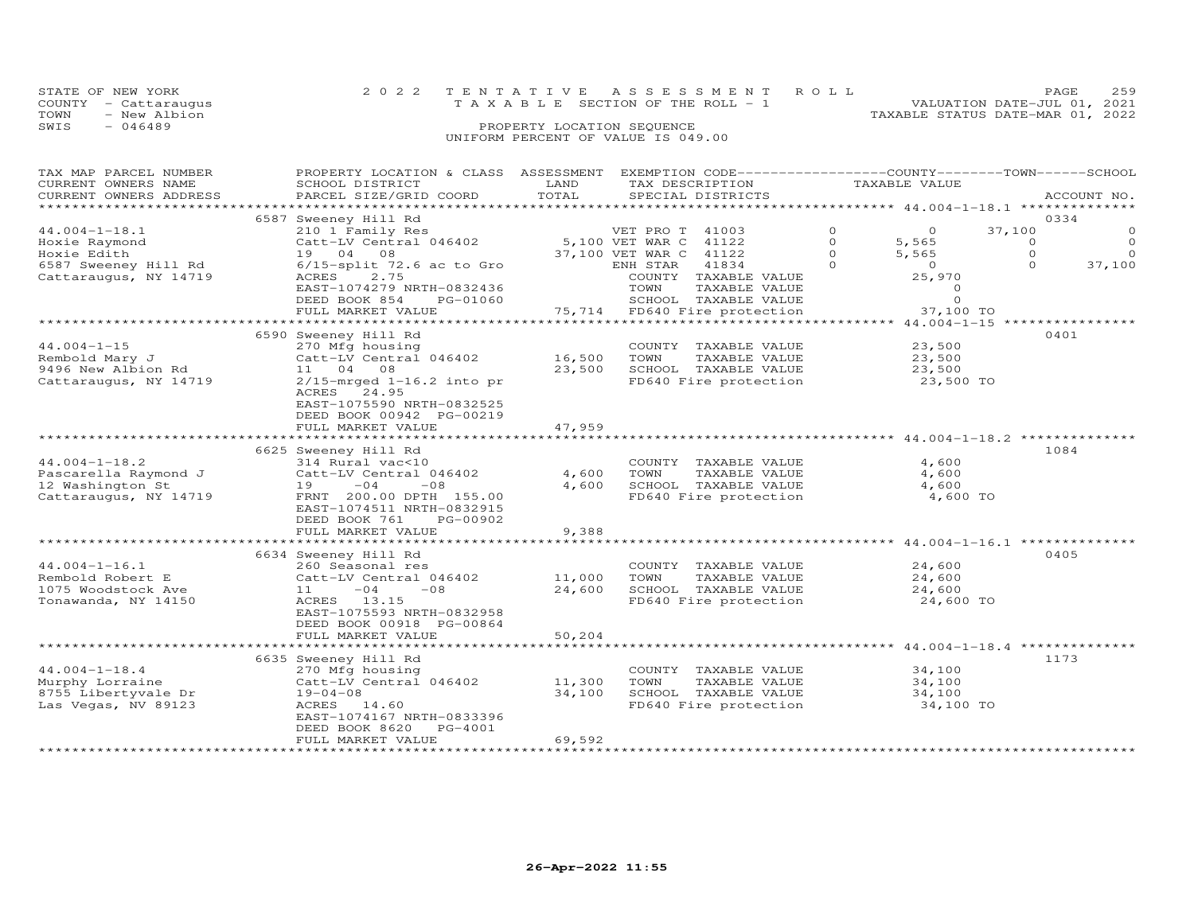STATE OF NEW YORK | COUNTY - Cattaraugus | TOWN - New Albion | SWIS - 046489

2022 TENTATIVE ASSESSMENT ROLL
TAXABLE SECTION OF THE ROLL - 1
PROPERTY LOCATION SEQUENCE
UNIFORM PERCENT OF VALUE IS 049.00

VALUATION DATE-JUL 01, 2021
TAXABLE STATUS DATE-MAR 01, 2022

| TAX MAP PARCEL NUMBER / CURRENT OWNERS NAME / CURRENT OWNERS ADDRESS | PROPERTY LOCATION & CLASS / SCHOOL DISTRICT / PARCEL SIZE/GRID COORD | ASSESSMENT LAND | TOTAL | EXEMPTION CODE / TAX DESCRIPTION / SPECIAL DISTRICTS | | COUNTY TAXABLE VALUE | TOWN | SCHOOL | ACCOUNT NO. |
|---|---|---|---|---|---|---|---|---|---|
| **44.004-1-18.1** | 6587 Sweeney Hill Rd | | | | | | | | 0334 |
| 44.004-1-18.1 | 210 1 Family Res | | | VET PRO T 41003 | 0 | 0 | 37,100 | 0 | |
| Hoxie Raymond | Catt-LV Central 046402 | 5,100 | | VET WAR C 41122 | 0 | 5,565 | 0 | 0 | |
| Hoxie Edith | 19 04 08 | | 37,100 | VET WAR C 41122 | 0 | 5,565 | 0 | 0 | |
| 6587 Sweeney Hill Rd | 6/15-split 72.6 ac to Gro | | | ENH STAR 41834 | 0 | 0 | 0 | 37,100 | |
| Cattaraugus, NY 14719 | ACRES 2.75 | | | COUNTY TAXABLE VALUE | | 25,970 | | | |
| | EAST-1074279 NRTH-0832436 | | | TOWN TAXABLE VALUE | | 0 | | | |
| | DEED BOOK 854 PG-01060 | | | SCHOOL TAXABLE VALUE | | 0 | | | |
| | FULL MARKET VALUE | | 75,714 | FD640 Fire protection | | 37,100 TO | | | |
| **44.004-1-15** | 6590 Sweeney Hill Rd | | | | | | | | 0401 |
| 44.004-1-15 | 270 Mfg housing | | | COUNTY TAXABLE VALUE | | 23,500 | | | |
| Rembold Mary J | Catt-LV Central 046402 | 16,500 | | TOWN TAXABLE VALUE | | 23,500 | | | |
| 9496 New Albion Rd | 11 04 08 | | 23,500 | SCHOOL TAXABLE VALUE | | 23,500 | | | |
| Cattaraugus, NY 14719 | 2/15-mrged 1-16.2 into pr | | | FD640 Fire protection | | 23,500 TO | | | |
| | ACRES 24.95 | | | | | | | | |
| | EAST-1075590 NRTH-0832525 | | | | | | | | |
| | DEED BOOK 00942 PG-00219 | | | | | | | | |
| | FULL MARKET VALUE | | 47,959 | | | | | | |
| **44.004-1-18.2** | 6625 Sweeney Hill Rd | | | | | | | | 1084 |
| 44.004-1-18.2 | 314 Rural vac<10 | | | COUNTY TAXABLE VALUE | | 4,600 | | | |
| Pascarella Raymond J | Catt-LV Central 046402 | 4,600 | | TOWN TAXABLE VALUE | | 4,600 | | | |
| 12 Washington St | 19 -04 -08 | | 4,600 | SCHOOL TAXABLE VALUE | | 4,600 | | | |
| Cattaraugus, NY 14719 | FRNT 200.00 DPTH 155.00 | | | FD640 Fire protection | | 4,600 TO | | | |
| | EAST-1074511 NRTH-0832915 | | | | | | | | |
| | DEED BOOK 761 PG-00902 | | | | | | | | |
| | FULL MARKET VALUE | | 9,388 | | | | | | |
| **44.004-1-16.1** | 6634 Sweeney Hill Rd | | | | | | | | 0405 |
| 44.004-1-16.1 | 260 Seasonal res | | | COUNTY TAXABLE VALUE | | 24,600 | | | |
| Rembold Robert E | Catt-LV Central 046402 | 11,000 | | TOWN TAXABLE VALUE | | 24,600 | | | |
| 1075 Woodstock Ave | 11 -04 -08 | | 24,600 | SCHOOL TAXABLE VALUE | | 24,600 | | | |
| Tonawanda, NY 14150 | ACRES 13.15 | | | FD640 Fire protection | | 24,600 TO | | | |
| | EAST-1075593 NRTH-0832958 | | | | | | | | |
| | DEED BOOK 00918 PG-00864 | | | | | | | | |
| | FULL MARKET VALUE | | 50,204 | | | | | | |
| **44.004-1-18.4** | 6635 Sweeney Hill Rd | | | | | | | | 1173 |
| 44.004-1-18.4 | 270 Mfg housing | | | COUNTY TAXABLE VALUE | | 34,100 | | | |
| Murphy Lorraine | Catt-LV Central 046402 | 11,300 | | TOWN TAXABLE VALUE | | 34,100 | | | |
| 8755 Libertyvale Dr | 19-04-08 | | 34,100 | SCHOOL TAXABLE VALUE | | 34,100 | | | |
| Las Vegas, NV 89123 | ACRES 14.60 | | | FD640 Fire protection | | 34,100 TO | | | |
| | EAST-1074167 NRTH-0833396 | | | | | | | | |
| | DEED BOOK 8620 PG-4001 | | | | | | | | |
| | FULL MARKET VALUE | | 69,592 | | | | | | |

26-Apr-2022 11:55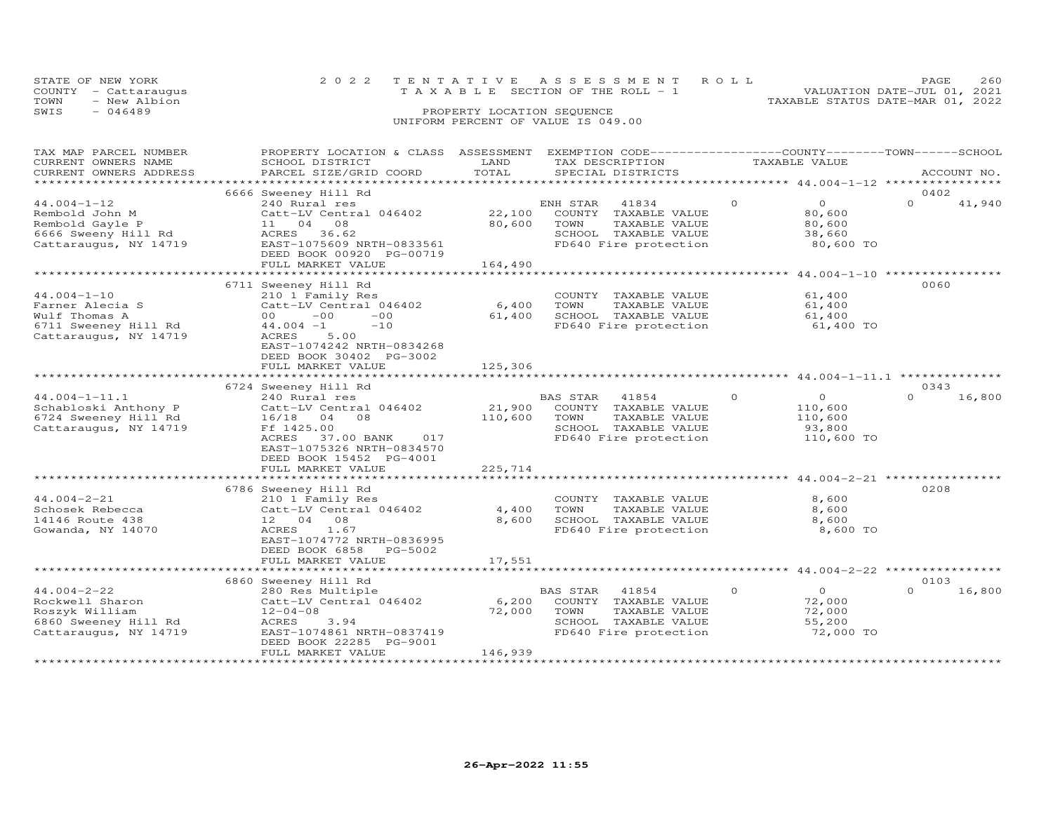STATE OF NEW YORK — 2022 TENTATIVE ASSESSMENT ROLL
COUNTY - Cattaraugus — TAXABLE SECTION OF THE ROLL - 1 — VALUATION DATE-JUL 01, 2021
TOWN - New Albion — TAXABLE STATUS DATE-MAR 01, 2022
SWIS - 046489 — PROPERTY LOCATION SEQUENCE
UNIFORM PERCENT OF VALUE IS 049.00

| TAX MAP PARCEL NUMBER / CURRENT OWNERS NAME / CURRENT OWNERS ADDRESS | PROPERTY LOCATION & CLASS / SCHOOL DISTRICT / PARCEL SIZE/GRID COORD | ASSESSMENT LAND / TOTAL | EXEMPTION CODE / TAX DESCRIPTION / SPECIAL DISTRICTS | COUNTY | TAXABLE VALUE | TOWN | SCHOOL / ACCOUNT NO. |
|---|---|---|---|---|---|---|---|
| | 6666 Sweeney Hill Rd | | | | | | 0402 |
| 44.004-1-12 | 240 Rural res | | ENH STAR 41834 | 0 | 0 | 0 | 41,940 |
| Rembold John M | Catt-LV Central 046402 | 22,100 | COUNTY TAXABLE VALUE | | 80,600 | | |
| Rembold Gayle P | 11 04 08 | 80,600 | TOWN TAXABLE VALUE | | 80,600 | | |
| 6666 Sweeny Hill Rd | ACRES 36.62 | | SCHOOL TAXABLE VALUE | | 38,660 | | |
| Cattaraugus, NY 14719 | EAST-1075609 NRTH-0833561 | | FD640 Fire protection | | 80,600 TO | | |
| | DEED BOOK 00920 PG-00719 | | | | | | |
| | FULL MARKET VALUE | 164,490 | | | | | |
| | 6711 Sweeney Hill Rd | | | | | | 0060 |
| 44.004-1-10 | 210 1 Family Res | | COUNTY TAXABLE VALUE | | 61,400 | | |
| Farner Alecia S | Catt-LV Central 046402 | 6,400 | TOWN TAXABLE VALUE | | 61,400 | | |
| Wulf Thomas A | 00 -00 -00 | 61,400 | SCHOOL TAXABLE VALUE | | 61,400 | | |
| 6711 Sweeney Hill Rd | 44.004 -1 -10 | | FD640 Fire protection | | 61,400 TO | | |
| Cattaraugus, NY 14719 | ACRES 5.00 | | | | | | |
| | EAST-1074242 NRTH-0834268 | | | | | | |
| | DEED BOOK 30402 PG-3002 | | | | | | |
| | FULL MARKET VALUE | 125,306 | | | | | |
| | 6724 Sweeney Hill Rd | | | | | | 0343 |
| 44.004-1-11.1 | 240 Rural res | | BAS STAR 41854 | 0 | 0 | 0 | 16,800 |
| Schabloski Anthony P | Catt-LV Central 046402 | 21,900 | COUNTY TAXABLE VALUE | | 110,600 | | |
| 6724 Sweeney Hill Rd | 16/18 04 08 | 110,600 | TOWN TAXABLE VALUE | | 110,600 | | |
| Cattaraugus, NY 14719 | Ff 1425.00 | | SCHOOL TAXABLE VALUE | | 93,800 | | |
| | ACRES 37.00 BANK 017 | | FD640 Fire protection | | 110,600 TO | | |
| | EAST-1075326 NRTH-0834570 | | | | | | |
| | DEED BOOK 15452 PG-4001 | | | | | | |
| | FULL MARKET VALUE | 225,714 | | | | | |
| | 6786 Sweeney Hill Rd | | | | | | 0208 |
| 44.004-2-21 | 210 1 Family Res | | COUNTY TAXABLE VALUE | | 8,600 | | |
| Schosek Rebecca | Catt-LV Central 046402 | 4,400 | TOWN TAXABLE VALUE | | 8,600 | | |
| 14146 Route 438 | 12 04 08 | 8,600 | SCHOOL TAXABLE VALUE | | 8,600 | | |
| Gowanda, NY 14070 | ACRES 1.67 | | FD640 Fire protection | | 8,600 TO | | |
| | EAST-1074772 NRTH-0836995 | | | | | | |
| | DEED BOOK 6858 PG-5002 | | | | | | |
| | FULL MARKET VALUE | 17,551 | | | | | |
| | 6860 Sweeney Hill Rd | | | | | | 0103 |
| 44.004-2-22 | 280 Res Multiple | | BAS STAR 41854 | 0 | 0 | 0 | 16,800 |
| Rockwell Sharon | Catt-LV Central 046402 | 6,200 | COUNTY TAXABLE VALUE | | 72,000 | | |
| Roszyk William | 12-04-08 | 72,000 | TOWN TAXABLE VALUE | | 72,000 | | |
| 6860 Sweeney Hill Rd | ACRES 3.94 | | SCHOOL TAXABLE VALUE | | 55,200 | | |
| Cattaraugus, NY 14719 | EAST-1074861 NRTH-0837419 | | FD640 Fire protection | | 72,000 TO | | |
| | DEED BOOK 22285 PG-9001 | | | | | | |
| | FULL MARKET VALUE | 146,939 | | | | | |

26-Apr-2022 11:55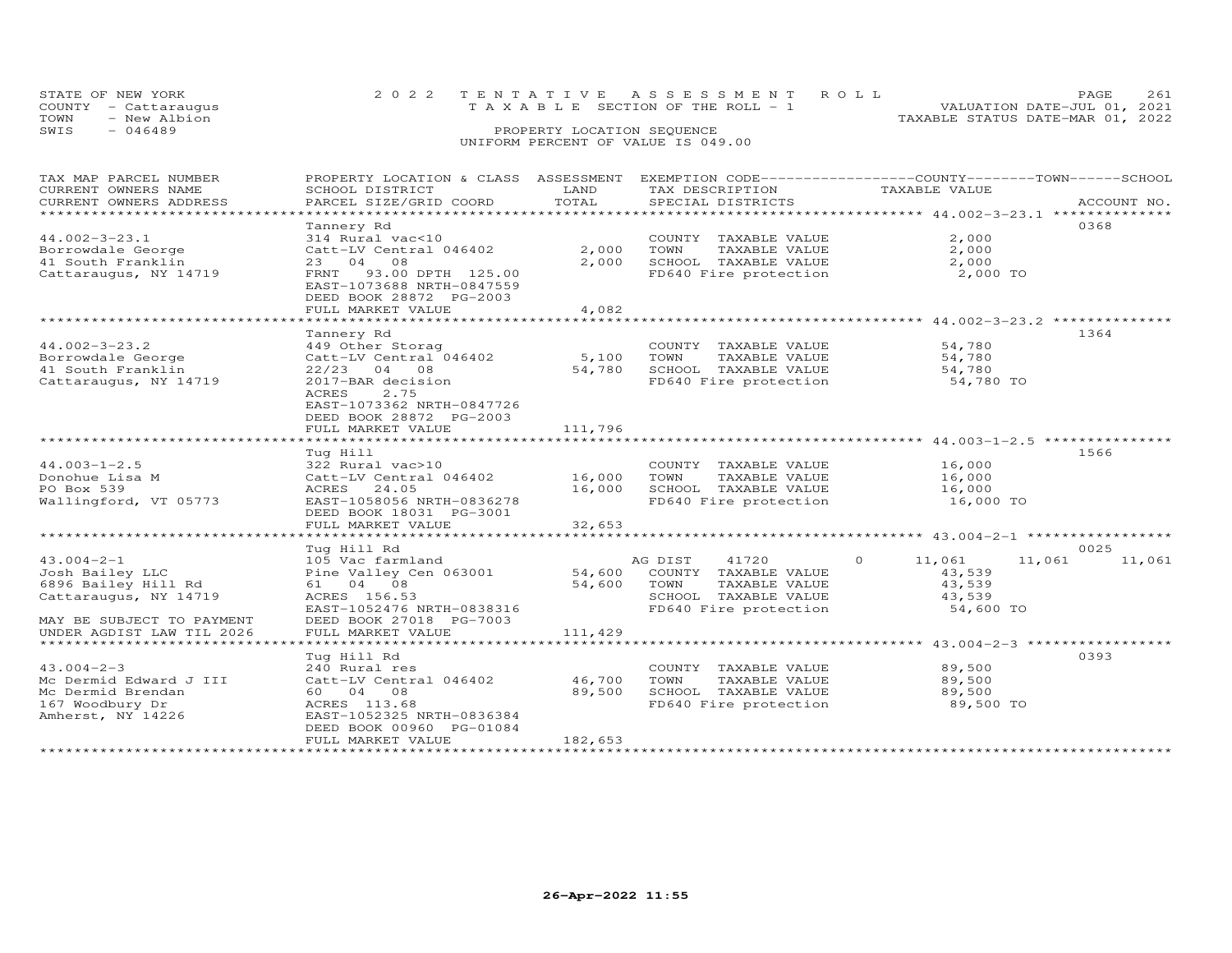STATE OF NEW YORK
COUNTY - Cattaraugus
TOWN - New Albion
SWIS - 046489

2022 TENTATIVE ASSESSMENT ROLL
TAXABLE SECTION OF THE ROLL - 1
PROPERTY LOCATION SEQUENCE
UNIFORM PERCENT OF VALUE IS 049.00

VALUATION DATE-JUL 01, 2021
TAXABLE STATUS DATE-MAR 01, 2022

| TAX MAP PARCEL NUMBER / CURRENT OWNERS NAME / CURRENT OWNERS ADDRESS | PROPERTY LOCATION & CLASS / SCHOOL DISTRICT / PARCEL SIZE/GRID COORD | ASSESSMENT LAND / TOTAL | EXEMPTION CODE / TAX DESCRIPTION / SPECIAL DISTRICTS | COUNTY | TOWN | SCHOOL | TAXABLE VALUE | ACCOUNT NO. |
|---|---|---|---|---|---|---|---|---|
| 44.002-3-23.1 | Tannery Rd | | | | | | | 0368 |
| 44.002-3-23.1 | 314 Rural vac<10 | | COUNTY TAXABLE VALUE | | | | 2,000 | |
| Borrowdale George | Catt-LV Central 046402 | 2,000 | TOWN TAXABLE VALUE | | | | 2,000 | |
| 41 South Franklin | 23 04 08 | 2,000 | SCHOOL TAXABLE VALUE | | | | 2,000 | |
| Cattaraugus, NY 14719 | FRNT 93.00 DPTH 125.00 | | FD640 Fire protection | | | | 2,000 TO | |
| | EAST-1073688 NRTH-0847559 | | | | | | | |
| | DEED BOOK 28872 PG-2003 | | | | | | | |
| | FULL MARKET VALUE | 4,082 | | | | | | |
| 44.002-3-23.2 | Tannery Rd | | | | | | | 1364 |
| 44.002-3-23.2 | 449 Other Storag | | COUNTY TAXABLE VALUE | | | | 54,780 | |
| Borrowdale George | Catt-LV Central 046402 | 5,100 | TOWN TAXABLE VALUE | | | | 54,780 | |
| 41 South Franklin | 22/23 04 08 | 54,780 | SCHOOL TAXABLE VALUE | | | | 54,780 | |
| Cattaraugus, NY 14719 | 2017-BAR decision | | FD640 Fire protection | | | | 54,780 TO | |
| | ACRES 2.75 | | | | | | | |
| | EAST-1073362 NRTH-0847726 | | | | | | | |
| | DEED BOOK 28872 PG-2003 | | | | | | | |
| | FULL MARKET VALUE | 111,796 | | | | | | |
| 44.003-1-2.5 | Tug Hill | | | | | | | 1566 |
| 44.003-1-2.5 | 322 Rural vac>10 | | COUNTY TAXABLE VALUE | | | | 16,000 | |
| Donohue Lisa M | Catt-LV Central 046402 | 16,000 | TOWN TAXABLE VALUE | | | | 16,000 | |
| PO Box 539 | ACRES 24.05 | 16,000 | SCHOOL TAXABLE VALUE | | | | 16,000 | |
| Wallingford, VT 05773 | EAST-1058056 NRTH-0836278 | | FD640 Fire protection | | | | 16,000 TO | |
| | DEED BOOK 18031 PG-3001 | | | | | | | |
| | FULL MARKET VALUE | 32,653 | | | | | | |
| 43.004-2-1 | Tug Hill Rd | | | | | | | 0025 |
| 43.004-2-1 | 105 Vac farmland | | AG DIST 41720 | 0 | 11,061 | 11,061 | 11,061 | |
| Josh Bailey LLC | Pine Valley Cen 063001 | 54,600 | COUNTY TAXABLE VALUE | | | | 43,539 | |
| 6896 Bailey Hill Rd | 61 04 08 | 54,600 | TOWN TAXABLE VALUE | | | | 43,539 | |
| Cattaraugus, NY 14719 | ACRES 156.53 | | SCHOOL TAXABLE VALUE | | | | 43,539 | |
| | EAST-1052476 NRTH-0838316 | | FD640 Fire protection | | | | 54,600 TO | |
| MAY BE SUBJECT TO PAYMENT | DEED BOOK 27018 PG-7003 | | | | | | | |
| UNDER AGDIST LAW TIL 2026 | FULL MARKET VALUE | 111,429 | | | | | | |
| 43.004-2-3 | Tug Hill Rd | | | | | | | 0393 |
| 43.004-2-3 | 240 Rural res | | COUNTY TAXABLE VALUE | | | | 89,500 | |
| Mc Dermid Edward J III | Catt-LV Central 046402 | 46,700 | TOWN TAXABLE VALUE | | | | 89,500 | |
| Mc Dermid Brendan | 60 04 08 | 89,500 | SCHOOL TAXABLE VALUE | | | | 89,500 | |
| 167 Woodbury Dr | ACRES 113.68 | | FD640 Fire protection | | | | 89,500 TO | |
| Amherst, NY 14226 | EAST-1052325 NRTH-0836384 | | | | | | | |
| | DEED BOOK 00960 PG-01084 | | | | | | | |
| | FULL MARKET VALUE | 182,653 | | | | | | |

26-Apr-2022 11:55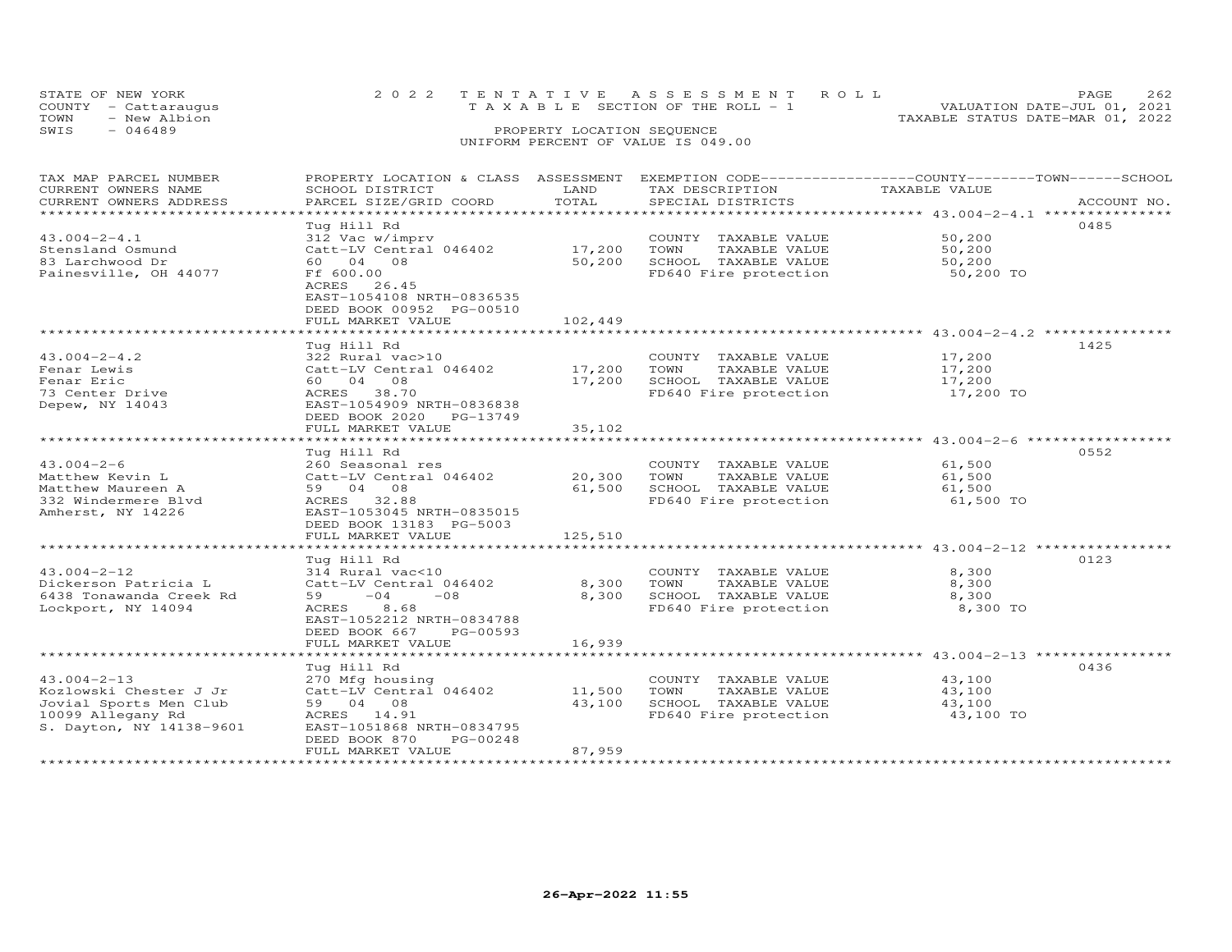STATE OF NEW YORK — 2022 TENTATIVE ASSESSMENT ROLL — PAGE 262
COUNTY - Cattaraugus — TAXABLE SECTION OF THE ROLL - 1 — VALUATION DATE-JUL 01, 2021
TOWN - New Albion — TAXABLE STATUS DATE-MAR 01, 2022
SWIS - 046489 — PROPERTY LOCATION SEQUENCE
UNIFORM PERCENT OF VALUE IS 049.00

| TAX MAP PARCEL NUMBER / CURRENT OWNERS NAME / CURRENT OWNERS ADDRESS | PROPERTY LOCATION & CLASS / SCHOOL DISTRICT / PARCEL SIZE/GRID COORD | ASSESSMENT LAND / TOTAL | EXEMPTION CODE / TAX DESCRIPTION / SPECIAL DISTRICTS | COUNTY--------TOWN------SCHOOL TAXABLE VALUE | ACCOUNT NO. |
|---|---|---|---|---|---|
| 43.004-2-4.1 | Tug Hill Rd | | | | 0485 |
| 43.004-2-4.1 | 312 Vac w/imprv | | COUNTY TAXABLE VALUE | 50,200 | |
| Stensland Osmund | Catt-LV Central 046402 | 17,200 | TOWN TAXABLE VALUE | 50,200 | |
| 83 Larchwood Dr | 60 04 08 | 50,200 | SCHOOL TAXABLE VALUE | 50,200 | |
| Painesville, OH 44077 | Ff 600.00 | | FD640 Fire protection | 50,200 TO | |
| | ACRES 26.45 | | | | |
| | EAST-1054108 NRTH-0836535 | | | | |
| | DEED BOOK 00952 PG-00510 | | | | |
| | FULL MARKET VALUE | 102,449 | | | |
| 43.004-2-4.2 | Tug Hill Rd | | | | 1425 |
| 43.004-2-4.2 | 322 Rural vac>10 | | COUNTY TAXABLE VALUE | 17,200 | |
| Fenar Lewis | Catt-LV Central 046402 | 17,200 | TOWN TAXABLE VALUE | 17,200 | |
| Fenar Eric | 60 04 08 | 17,200 | SCHOOL TAXABLE VALUE | 17,200 | |
| 73 Center Drive | ACRES 38.70 | | FD640 Fire protection | 17,200 TO | |
| Depew, NY 14043 | EAST-1054909 NRTH-0836838 | | | | |
| | DEED BOOK 2020 PG-13749 | | | | |
| | FULL MARKET VALUE | 35,102 | | | |
| 43.004-2-6 | Tug Hill Rd | | | | 0552 |
| 43.004-2-6 | 260 Seasonal res | | COUNTY TAXABLE VALUE | 61,500 | |
| Matthew Kevin L | Catt-LV Central 046402 | 20,300 | TOWN TAXABLE VALUE | 61,500 | |
| Matthew Maureen A | 59 04 08 | 61,500 | SCHOOL TAXABLE VALUE | 61,500 | |
| 332 Windermere Blvd | ACRES 32.88 | | FD640 Fire protection | 61,500 TO | |
| Amherst, NY 14226 | EAST-1053045 NRTH-0835015 | | | | |
| | DEED BOOK 13183 PG-5003 | | | | |
| | FULL MARKET VALUE | 125,510 | | | |
| 43.004-2-12 | Tug Hill Rd | | | | 0123 |
| 43.004-2-12 | 314 Rural vac<10 | | COUNTY TAXABLE VALUE | 8,300 | |
| Dickerson Patricia L | Catt-LV Central 046402 | 8,300 | TOWN TAXABLE VALUE | 8,300 | |
| 6438 Tonawanda Creek Rd | 59 -04 -08 | 8,300 | SCHOOL TAXABLE VALUE | 8,300 | |
| Lockport, NY 14094 | ACRES 8.68 | | FD640 Fire protection | 8,300 TO | |
| | EAST-1052212 NRTH-0834788 | | | | |
| | DEED BOOK 667 PG-00593 | | | | |
| | FULL MARKET VALUE | 16,939 | | | |
| 43.004-2-13 | Tug Hill Rd | | | | 0436 |
| 43.004-2-13 | 270 Mfg housing | | COUNTY TAXABLE VALUE | 43,100 | |
| Kozlowski Chester J Jr | Catt-LV Central 046402 | 11,500 | TOWN TAXABLE VALUE | 43,100 | |
| Jovial Sports Men Club | 59 04 08 | 43,100 | SCHOOL TAXABLE VALUE | 43,100 | |
| 10099 Allegany Rd | ACRES 14.91 | | FD640 Fire protection | 43,100 TO | |
| S. Dayton, NY 14138-9601 | EAST-1051868 NRTH-0834795 | | | | |
| | DEED BOOK 870 PG-00248 | | | | |
| | FULL MARKET VALUE | 87,959 | | | |

26-Apr-2022 11:55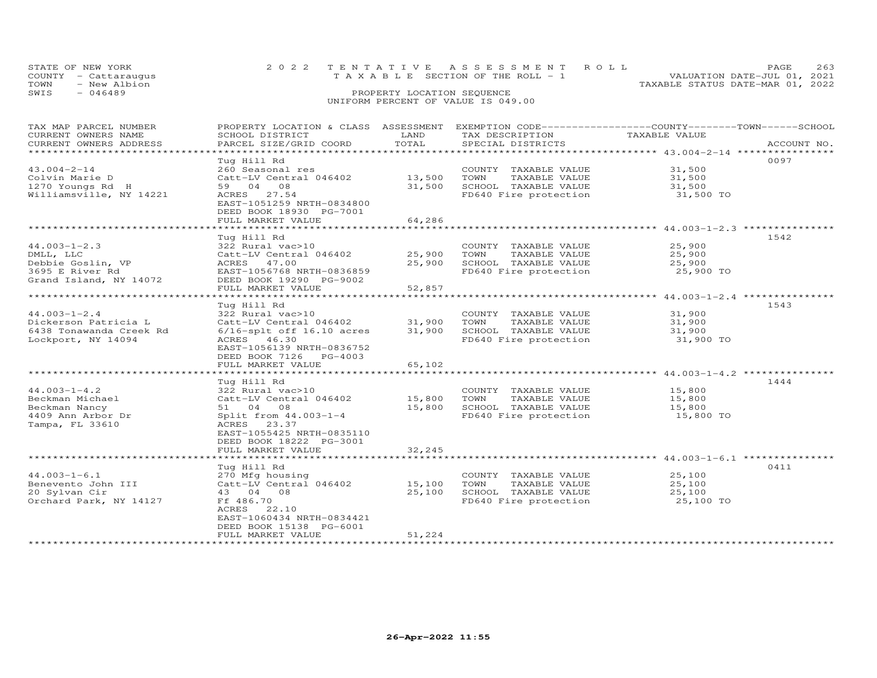STATE OF NEW YORK
COUNTY - Cattaraugus
TOWN - New Albion
SWIS - 046489

2022 TENTATIVE ASSESSMENT ROLL
TAXABLE SECTION OF THE ROLL - 1
PROPERTY LOCATION SEQUENCE
UNIFORM PERCENT OF VALUE IS 049.00

VALUATION DATE-JUL 01, 2021
TAXABLE STATUS DATE-MAR 01, 2022

| TAX MAP PARCEL NUMBER / CURRENT OWNERS NAME / CURRENT OWNERS ADDRESS | PROPERTY LOCATION & CLASS / SCHOOL DISTRICT / PARCEL SIZE/GRID COORD | ASSESSMENT LAND | TOTAL | EXEMPTION CODE / TAX DESCRIPTION / SPECIAL DISTRICTS | TAXABLE VALUE (COUNTY / TOWN / SCHOOL) | ACCOUNT NO. |
|---|---|---|---|---|---|---|
| 43.004-2-14 | Tug Hill Rd | | | | | 0097 |
| Colvin Marie D | 260 Seasonal res | | | COUNTY TAXABLE VALUE | 31,500 | |
| 1270 Youngs Rd H | Catt-LV Central 046402 | 13,500 | | TOWN TAXABLE VALUE | 31,500 | |
| Williamsville, NY 14221 | 59 04 08 | | 31,500 | SCHOOL TAXABLE VALUE | 31,500 | |
| | ACRES 27.54 | | | FD640 Fire protection | 31,500 TO | |
| | EAST-1051259 NRTH-0834800 | | | | | |
| | DEED BOOK 18930 PG-7001 | | | | | |
| | FULL MARKET VALUE | | 64,286 | | | |
| 44.003-1-2.3 | Tug Hill Rd | | | | | 1542 |
| DMLL, LLC | 322 Rural vac>10 | | | COUNTY TAXABLE VALUE | 25,900 | |
| Debbie Goslin, VP | Catt-LV Central 046402 | 25,900 | | TOWN TAXABLE VALUE | 25,900 | |
| 3695 E River Rd | ACRES 47.00 | | 25,900 | SCHOOL TAXABLE VALUE | 25,900 | |
| Grand Island, NY 14072 | EAST-1056768 NRTH-0836859 | | | FD640 Fire protection | 25,900 TO | |
| | DEED BOOK 19290 PG-9002 | | | | | |
| | FULL MARKET VALUE | | 52,857 | | | |
| 44.003-1-2.4 | Tug Hill Rd | | | | | 1543 |
| Dickerson Patricia L | 322 Rural vac>10 | | | COUNTY TAXABLE VALUE | 31,900 | |
| 6438 Tonawanda Creek Rd | Catt-LV Central 046402 | 31,900 | | TOWN TAXABLE VALUE | 31,900 | |
| Lockport, NY 14094 | 6/16-splt off 16.10 acres | | 31,900 | SCHOOL TAXABLE VALUE | 31,900 | |
| | ACRES 46.30 | | | FD640 Fire protection | 31,900 TO | |
| | EAST-1056139 NRTH-0836752 | | | | | |
| | DEED BOOK 7126 PG-4003 | | | | | |
| | FULL MARKET VALUE | | 65,102 | | | |
| 44.003-1-4.2 | Tug Hill Rd | | | | | 1444 |
| Beckman Michael | 322 Rural vac>10 | | | COUNTY TAXABLE VALUE | 15,800 | |
| Beckman Nancy | Catt-LV Central 046402 | 15,800 | | TOWN TAXABLE VALUE | 15,800 | |
| 4409 Ann Arbor Dr | 51 04 08 | | 15,800 | SCHOOL TAXABLE VALUE | 15,800 | |
| Tampa, FL 33610 | Split from 44.003-1-4 | | | FD640 Fire protection | 15,800 TO | |
| | ACRES 23.37 | | | | | |
| | EAST-1055425 NRTH-0835110 | | | | | |
| | DEED BOOK 18222 PG-3001 | | | | | |
| | FULL MARKET VALUE | | 32,245 | | | |
| 44.003-1-6.1 | Tug Hill Rd | | | | | 0411 |
| Benevento John III | 270 Mfg housing | | | COUNTY TAXABLE VALUE | 25,100 | |
| 20 Sylvan Cir | Catt-LV Central 046402 | 15,100 | | TOWN TAXABLE VALUE | 25,100 | |
| Orchard Park, NY 14127 | 43 04 08 | | 25,100 | SCHOOL TAXABLE VALUE | 25,100 | |
| | Ff 486.70 | | | FD640 Fire protection | 25,100 TO | |
| | ACRES 22.10 | | | | | |
| | EAST-1060434 NRTH-0834421 | | | | | |
| | DEED BOOK 15138 PG-6001 | | | | | |
| | FULL MARKET VALUE | | 51,224 | | | |

26-Apr-2022 11:55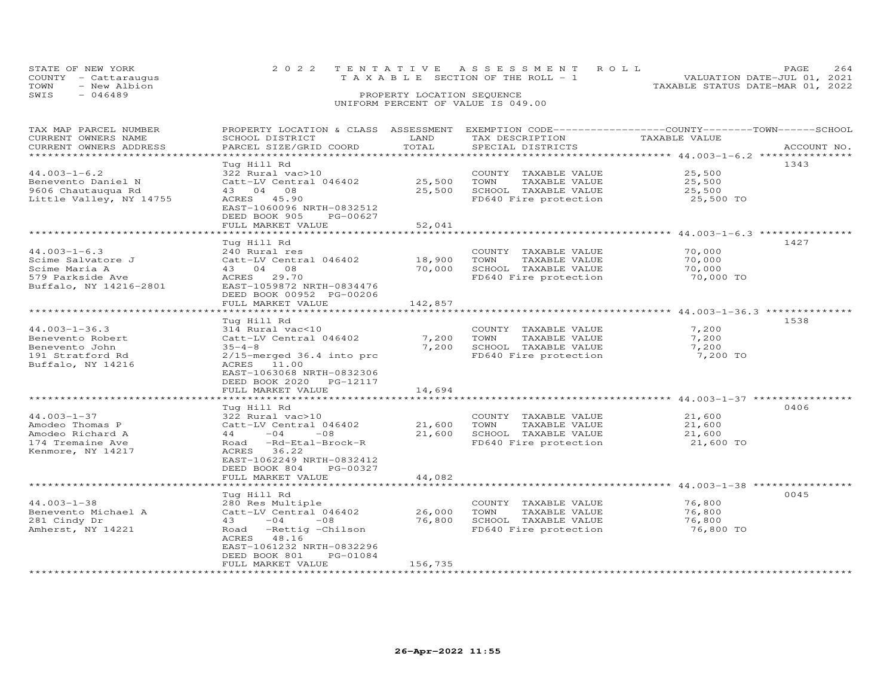STATE OF NEW YORK
COUNTY - Cattaraugus
TOWN - New Albion
SWIS - 046489

2022 TENTATIVE ASSESSMENT ROLL
TAXABLE SECTION OF THE ROLL - 1
PROPERTY LOCATION SEQUENCE
UNIFORM PERCENT OF VALUE IS 049.00

VALUATION DATE-JUL 01, 2021
TAXABLE STATUS DATE-MAR 01, 2022

| TAX MAP PARCEL NUMBER / CURRENT OWNERS NAME / CURRENT OWNERS ADDRESS | PROPERTY LOCATION & CLASS / SCHOOL DISTRICT / PARCEL SIZE/GRID COORD | ASSESSMENT LAND / TOTAL | EXEMPTION CODE / TAX DESCRIPTION / SPECIAL DISTRICTS | COUNTY / TOWN / SCHOOL TAXABLE VALUE | ACCOUNT NO. |
|---|---|---|---|---|---|
| 44.003-1-6.2 | Tug Hill Rd | | | | 1343 |
| 44.003-1-6.2 | 322 Rural vac>10 | | COUNTY TAXABLE VALUE | 25,500 | |
| Benevento Daniel N | Catt-LV Central 046402 | 25,500 | TOWN TAXABLE VALUE | 25,500 | |
| 9606 Chautauqua Rd | 43 04 08 | 25,500 | SCHOOL TAXABLE VALUE | 25,500 | |
| Little Valley, NY 14755 | ACRES 45.90 | | FD640 Fire protection | 25,500 TO | |
| | EAST-1060096 NRTH-0832512 | | | | |
| | DEED BOOK 905 PG-00627 | | | | |
| | FULL MARKET VALUE | 52,041 | | | |
| 44.003-1-6.3 | Tug Hill Rd | | | | 1427 |
| 44.003-1-6.3 | 240 Rural res | | COUNTY TAXABLE VALUE | 70,000 | |
| Scime Salvatore J | Catt-LV Central 046402 | 18,900 | TOWN TAXABLE VALUE | 70,000 | |
| Scime Maria A | 43 04 08 | 70,000 | SCHOOL TAXABLE VALUE | 70,000 | |
| 579 Parkside Ave | ACRES 29.70 | | FD640 Fire protection | 70,000 TO | |
| Buffalo, NY 14216-2801 | EAST-1059872 NRTH-0834476 | | | | |
| | DEED BOOK 00952 PG-00206 | | | | |
| | FULL MARKET VALUE | 142,857 | | | |
| 44.003-1-36.3 | Tug Hill Rd | | | | 1538 |
| 44.003-1-36.3 | 314 Rural vac<10 | | COUNTY TAXABLE VALUE | 7,200 | |
| Benevento Robert | Catt-LV Central 046402 | 7,200 | TOWN TAXABLE VALUE | 7,200 | |
| Benevento John | 35-4-8 | 7,200 | SCHOOL TAXABLE VALUE | 7,200 | |
| 191 Stratford Rd | 2/15-merged 36.4 into prc | | FD640 Fire protection | 7,200 TO | |
| Buffalo, NY 14216 | ACRES 11.00 | | | | |
| | EAST-1063068 NRTH-0832306 | | | | |
| | DEED BOOK 2020 PG-12117 | | | | |
| | FULL MARKET VALUE | 14,694 | | | |
| 44.003-1-37 | Tug Hill Rd | | | | 0406 |
| 44.003-1-37 | 322 Rural vac>10 | | COUNTY TAXABLE VALUE | 21,600 | |
| Amodeo Thomas P | Catt-LV Central 046402 | 21,600 | TOWN TAXABLE VALUE | 21,600 | |
| Amodeo Richard A | 44 -04 -08 | 21,600 | SCHOOL TAXABLE VALUE | 21,600 | |
| 174 Tremaine Ave | Road -Rd-Etal-Brock-R | | FD640 Fire protection | 21,600 TO | |
| Kenmore, NY 14217 | ACRES 36.22 | | | | |
| | EAST-1062249 NRTH-0832412 | | | | |
| | DEED BOOK 804 PG-00327 | | | | |
| | FULL MARKET VALUE | 44,082 | | | |
| 44.003-1-38 | Tug Hill Rd | | | | 0045 |
| 44.003-1-38 | 280 Res Multiple | | COUNTY TAXABLE VALUE | 76,800 | |
| Benevento Michael A | Catt-LV Central 046402 | 26,000 | TOWN TAXABLE VALUE | 76,800 | |
| 281 Cindy Dr | 43 -04 -08 | 76,800 | SCHOOL TAXABLE VALUE | 76,800 | |
| Amherst, NY 14221 | Road -Rettig -Chilson | | FD640 Fire protection | 76,800 TO | |
| | ACRES 48.16 | | | | |
| | EAST-1061232 NRTH-0832296 | | | | |
| | DEED BOOK 801 PG-01084 | | | | |
| | FULL MARKET VALUE | 156,735 | | | |

26-Apr-2022 11:55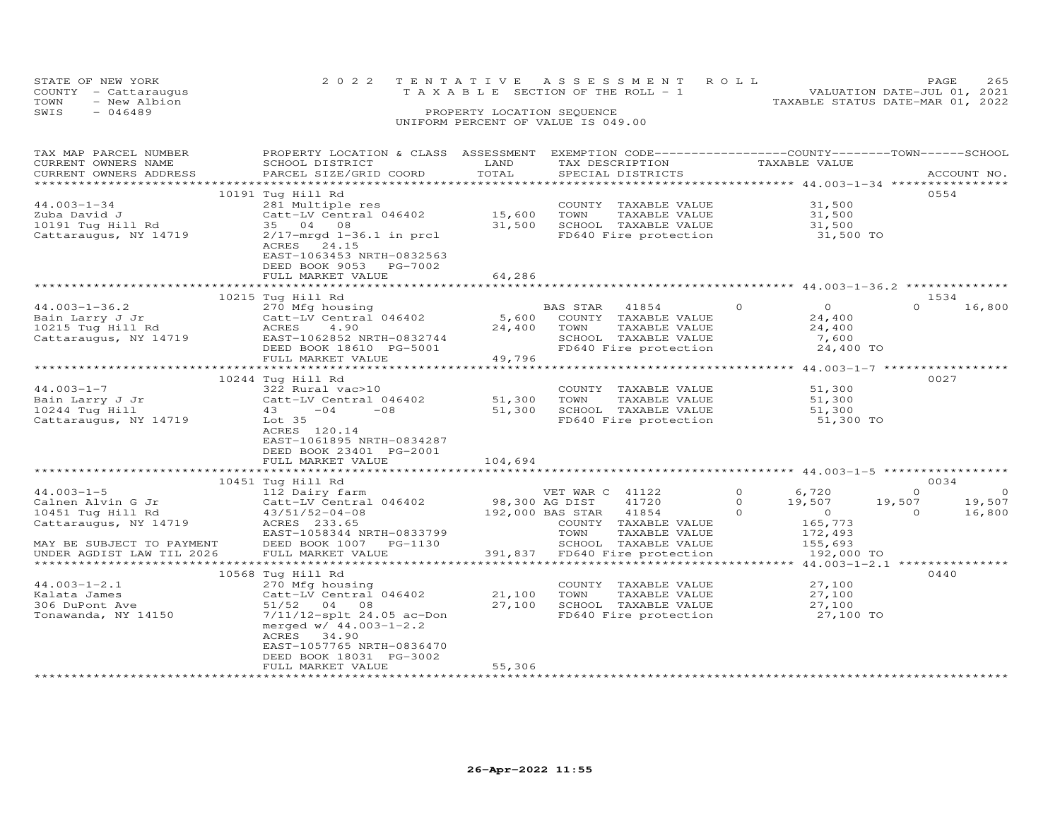STATE OF NEW YORK
COUNTY - Cattaraugus
TOWN - New Albion
SWIS - 046489

2022 TENTATIVE ASSESSMENT ROLL
TAXABLE SECTION OF THE ROLL - 1
PROPERTY LOCATION SEQUENCE
UNIFORM PERCENT OF VALUE IS 049.00

VALUATION DATE-JUL 01, 2021
TAXABLE STATUS DATE-MAR 01, 2022

| TAX MAP PARCEL NUMBER / CURRENT OWNERS NAME / CURRENT OWNERS ADDRESS | PROPERTY LOCATION & CLASS / SCHOOL DISTRICT / PARCEL SIZE/GRID COORD | ASSESSMENT LAND / TOTAL | EXEMPTION CODE / TAX DESCRIPTION / SPECIAL DISTRICTS | COUNTY | TOWN | SCHOOL | TAXABLE VALUE / ACCOUNT NO. |
|---|---|---|---|---|---|---|---|
| | 10191 Tug Hill Rd | | | | | | 0554 |
| 44.003-1-34 | 281 Multiple res | | COUNTY TAXABLE VALUE | | | | 31,500 |
| Zuba David J | Catt-LV Central 046402 | 15,600 | TOWN TAXABLE VALUE | | | | 31,500 |
| 10191 Tug Hill Rd | 35 04 08 | 31,500 | SCHOOL TAXABLE VALUE | | | | 31,500 |
| Cattaraugus, NY 14719 | 2/17-mrgd 1-36.1 in prcl | | FD640 Fire protection | | | | 31,500 TO |
| | ACRES 24.15 | | | | | | |
| | EAST-1063453 NRTH-0832563 | | | | | | |
| | DEED BOOK 9053 PG-7002 | | | | | | |
| | FULL MARKET VALUE | 64,286 | | | | | |
| | 10215 Tug Hill Rd | | | | | | 1534 |
| 44.003-1-36.2 | 270 Mfg housing | | BAS STAR 41854 | 0 | 0 | 0 | 16,800 |
| Bain Larry J Jr | Catt-LV Central 046402 | 5,600 | COUNTY TAXABLE VALUE | | | | 24,400 |
| 10215 Tug Hill Rd | ACRES 4.90 | 24,400 | TOWN TAXABLE VALUE | | | | 24,400 |
| Cattaraugus, NY 14719 | EAST-1062852 NRTH-0832744 | | SCHOOL TAXABLE VALUE | | | | 7,600 |
| | DEED BOOK 18610 PG-5001 | | FD640 Fire protection | | | | 24,400 TO |
| | FULL MARKET VALUE | 49,796 | | | | | |
| | 10244 Tug Hill Rd | | | | | | 0027 |
| 44.003-1-7 | 322 Rural vac>10 | | COUNTY TAXABLE VALUE | | | | 51,300 |
| Bain Larry J Jr | Catt-LV Central 046402 | 51,300 | TOWN TAXABLE VALUE | | | | 51,300 |
| 10244 Tug Hill | 43 -04 -08 | 51,300 | SCHOOL TAXABLE VALUE | | | | 51,300 |
| Cattaraugus, NY 14719 | Lot 35 | | FD640 Fire protection | | | | 51,300 TO |
| | ACRES 120.14 | | | | | | |
| | EAST-1061895 NRTH-0834287 | | | | | | |
| | DEED BOOK 23401 PG-2001 | | | | | | |
| | FULL MARKET VALUE | 104,694 | | | | | |
| | 10451 Tug Hill Rd | | | | | | 0034 |
| 44.003-1-5 | 112 Dairy farm | | VET WAR C 41122 | 0 | 6,720 | 0 | 0 |
| Calnen Alvin G Jr | Catt-LV Central 046402 | 98,300 | AG DIST 41720 | 0 | 19,507 | 19,507 | 19,507 |
| 10451 Tug Hill Rd | 43/51/52-04-08 | 192,000 | BAS STAR 41854 | 0 | 0 | 0 | 16,800 |
| Cattaraugus, NY 14719 | ACRES 233.65 | | COUNTY TAXABLE VALUE | | | | 165,773 |
| | EAST-1058344 NRTH-0833799 | | TOWN TAXABLE VALUE | | | | 172,493 |
| MAY BE SUBJECT TO PAYMENT | DEED BOOK 1007 PG-1130 | | SCHOOL TAXABLE VALUE | | | | 155,693 |
| UNDER AGDIST LAW TIL 2026 | FULL MARKET VALUE | 391,837 | FD640 Fire protection | | | | 192,000 TO |
| | 10568 Tug Hill Rd | | | | | | 0440 |
| 44.003-1-2.1 | 270 Mfg housing | | COUNTY TAXABLE VALUE | | | | 27,100 |
| Kalata James | Catt-LV Central 046402 | 21,100 | TOWN TAXABLE VALUE | | | | 27,100 |
| 306 DuPont Ave | 51/52 04 08 | 27,100 | SCHOOL TAXABLE VALUE | | | | 27,100 |
| Tonawanda, NY 14150 | 7/11/12-splt 24.05 ac-Don | | FD640 Fire protection | | | | 27,100 TO |
| | merged w/ 44.003-1-2.2 | | | | | | |
| | ACRES 34.90 | | | | | | |
| | EAST-1057765 NRTH-0836470 | | | | | | |
| | DEED BOOK 18031 PG-3002 | | | | | | |
| | FULL MARKET VALUE | 55,306 | | | | | |

26-Apr-2022 11:55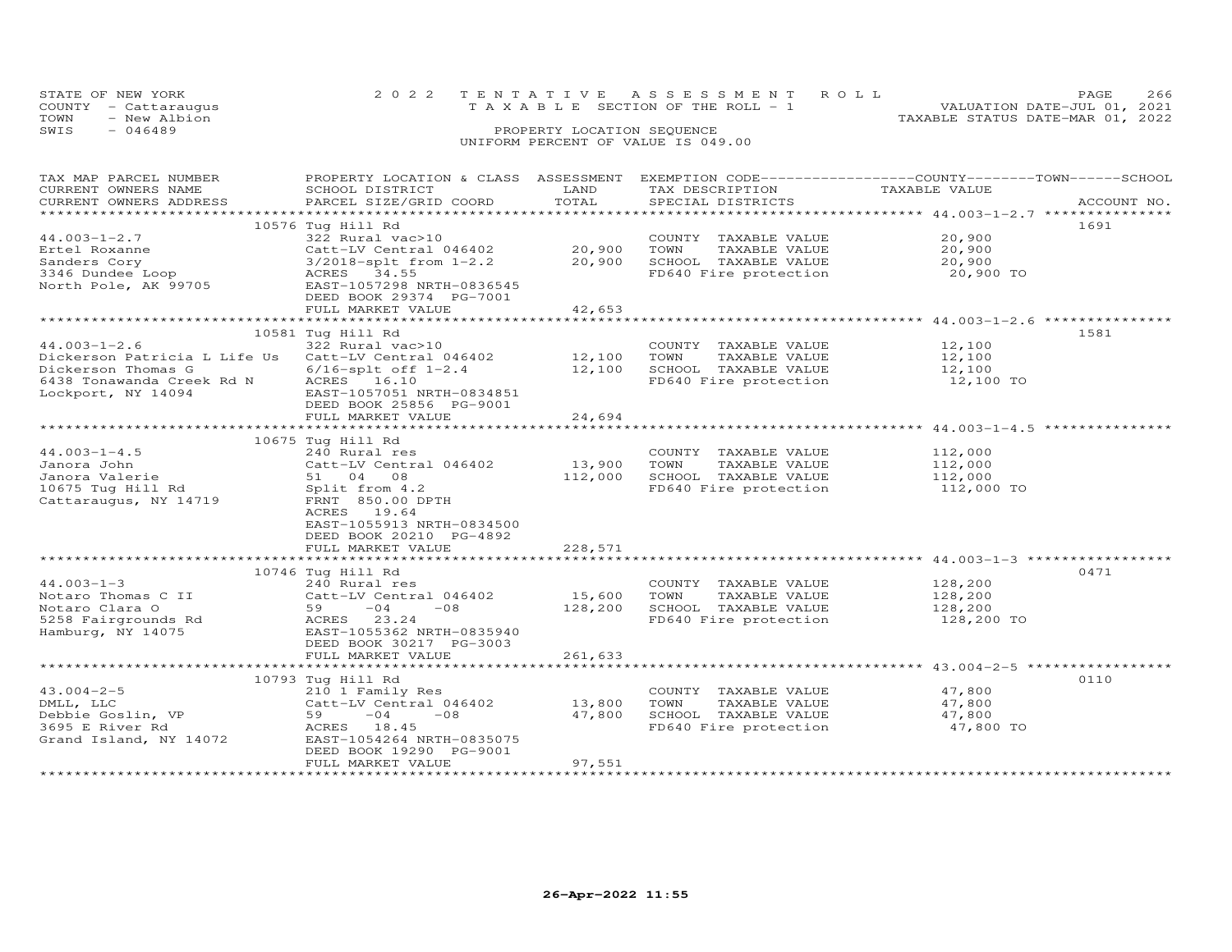STATE OF NEW YORK
COUNTY - Cattaraugus
TOWN - New Albion
SWIS - 046489

2022 TENTATIVE ASSESSMENT ROLL
TAXABLE SECTION OF THE ROLL - 1
PROPERTY LOCATION SEQUENCE
UNIFORM PERCENT OF VALUE IS 049.00

VALUATION DATE-JUL 01, 2021
TAXABLE STATUS DATE-MAR 01, 2022

| TAX MAP PARCEL NUMBER / CURRENT OWNERS NAME / CURRENT OWNERS ADDRESS | PROPERTY LOCATION & CLASS / SCHOOL DISTRICT / PARCEL SIZE/GRID COORD | ASSESSMENT LAND / TOTAL | EXEMPTION CODE / TAX DESCRIPTION / SPECIAL DISTRICTS | TAXABLE VALUE (COUNTY / TOWN / SCHOOL) | ACCOUNT NO. |
|---|---|---|---|---|---|
| 44.003-1-2.7 | 10576 Tug Hill Rd | | | | 1691 |
| 44.003-1-2.7 | 322 Rural vac>10 | | COUNTY TAXABLE VALUE | 20,900 | |
| Ertel Roxanne | Catt-LV Central 046402 | 20,900 | TOWN TAXABLE VALUE | 20,900 | |
| Sanders Cory | 3/2018-splt from 1-2.2 | 20,900 | SCHOOL TAXABLE VALUE | 20,900 | |
| 3346 Dundee Loop | ACRES 34.55 | | FD640 Fire protection | 20,900 TO | |
| North Pole, AK 99705 | EAST-1057298 NRTH-0836545 | | | | |
| | DEED BOOK 29374 PG-7001 | | | | |
| | FULL MARKET VALUE | 42,653 | | | |
| 44.003-1-2.6 | 10581 Tug Hill Rd | | | | 1581 |
| 44.003-1-2.6 | 322 Rural vac>10 | | COUNTY TAXABLE VALUE | 12,100 | |
| Dickerson Patricia L Life Us | Catt-LV Central 046402 | 12,100 | TOWN TAXABLE VALUE | 12,100 | |
| Dickerson Thomas G | 6/16-splt off 1-2.4 | 12,100 | SCHOOL TAXABLE VALUE | 12,100 | |
| 6438 Tonawanda Creek Rd N | ACRES 16.10 | | FD640 Fire protection | 12,100 TO | |
| Lockport, NY 14094 | EAST-1057051 NRTH-0834851 | | | | |
| | DEED BOOK 25856 PG-9001 | | | | |
| | FULL MARKET VALUE | 24,694 | | | |
| 44.003-1-4.5 | 10675 Tug Hill Rd | | | | |
| 44.003-1-4.5 | 240 Rural res | | COUNTY TAXABLE VALUE | 112,000 | |
| Janora John | Catt-LV Central 046402 | 13,900 | TOWN TAXABLE VALUE | 112,000 | |
| Janora Valerie | 51 04 08 | 112,000 | SCHOOL TAXABLE VALUE | 112,000 | |
| 10675 Tug Hill Rd | Split from 4.2 | | FD640 Fire protection | 112,000 TO | |
| Cattaraugus, NY 14719 | FRNT 850.00 DPTH | | | | |
| | ACRES 19.64 | | | | |
| | EAST-1055913 NRTH-0834500 | | | | |
| | DEED BOOK 20210 PG-4892 | | | | |
| | FULL MARKET VALUE | 228,571 | | | |
| 44.003-1-3 | 10746 Tug Hill Rd | | | | 0471 |
| 44.003-1-3 | 240 Rural res | | COUNTY TAXABLE VALUE | 128,200 | |
| Notaro Thomas C II | Catt-LV Central 046402 | 15,600 | TOWN TAXABLE VALUE | 128,200 | |
| Notaro Clara O | 59 -04 -08 | 128,200 | SCHOOL TAXABLE VALUE | 128,200 | |
| 5258 Fairgrounds Rd | ACRES 23.24 | | FD640 Fire protection | 128,200 TO | |
| Hamburg, NY 14075 | EAST-1055362 NRTH-0835940 | | | | |
| | DEED BOOK 30217 PG-3003 | | | | |
| | FULL MARKET VALUE | 261,633 | | | |
| 43.004-2-5 | 10793 Tug Hill Rd | | | | 0110 |
| 43.004-2-5 | 210 1 Family Res | | COUNTY TAXABLE VALUE | 47,800 | |
| DMLL, LLC | Catt-LV Central 046402 | 13,800 | TOWN TAXABLE VALUE | 47,800 | |
| Debbie Goslin, VP | 59 -04 -08 | 47,800 | SCHOOL TAXABLE VALUE | 47,800 | |
| 3695 E River Rd | ACRES 18.45 | | FD640 Fire protection | 47,800 TO | |
| Grand Island, NY 14072 | EAST-1054264 NRTH-0835075 | | | | |
| | DEED BOOK 19290 PG-9001 | | | | |
| | FULL MARKET VALUE | 97,551 | | | |

26-Apr-2022 11:55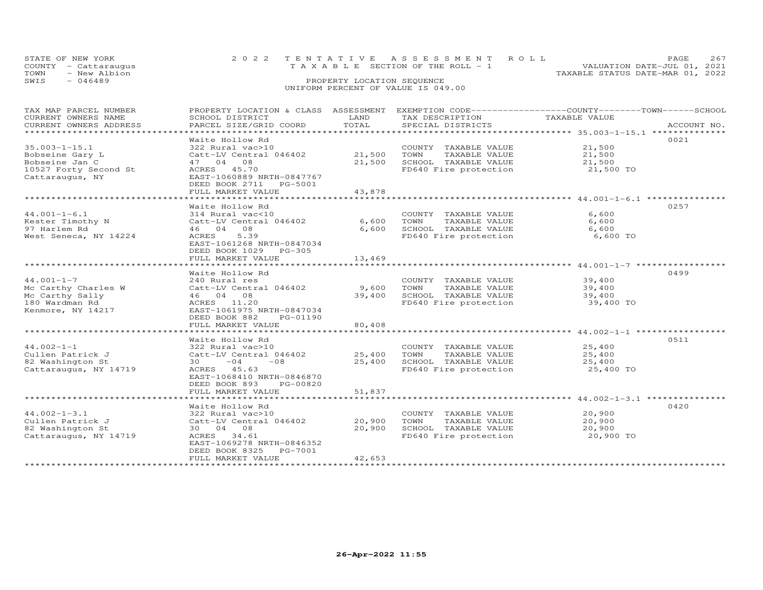STATE OF NEW YORK
COUNTY - Cattaraugus
TOWN - New Albion
SWIS - 046489

2 0 2 2 TENTATIVE ASSESSMENT ROLL
TAXABLE SECTION OF THE ROLL - 1
PROPERTY LOCATION SEQUENCE
UNIFORM PERCENT OF VALUE IS 049.00

VALUATION DATE-JUL 01, 2021
TAXABLE STATUS DATE-MAR 01, 2022

| TAX MAP PARCEL NUMBER / CURRENT OWNERS NAME / CURRENT OWNERS ADDRESS | PROPERTY LOCATION & CLASS / SCHOOL DISTRICT / PARCEL SIZE/GRID COORD | ASSESSMENT LAND / TOTAL | EXEMPTION CODE / TAX DESCRIPTION / SPECIAL DISTRICTS | COUNTY / TOWN / SCHOOL TAXABLE VALUE | ACCOUNT NO. |
|---|---|---|---|---|---|
| 35.003-1-15.1 | Waite Hollow Rd | | | | 0021 |
| 35.003-1-15.1 | 322 Rural vac>10 | | COUNTY TAXABLE VALUE | 21,500 | |
| Bobseine Gary L | Catt-LV Central 046402 | 21,500 | TOWN TAXABLE VALUE | 21,500 | |
| Bobseine Jan C | 47 04 08 | 21,500 | SCHOOL TAXABLE VALUE | 21,500 | |
| 10527 Forty Second St | ACRES 45.70 | | FD640 Fire protection | 21,500 TO | |
| Cattaraugus, NY | EAST-1060889 NRTH-0847767 | | | | |
| | DEED BOOK 2711 PG-5001 | | | | |
| | FULL MARKET VALUE | 43,878 | | | |
| 44.001-1-6.1 | Waite Hollow Rd | | | | 0257 |
| 44.001-1-6.1 | 314 Rural vac<10 | | COUNTY TAXABLE VALUE | 6,600 | |
| Kester Timothy N | Catt-LV Central 046402 | 6,600 | TOWN TAXABLE VALUE | 6,600 | |
| 97 Harlem Rd | 46 04 08 | 6,600 | SCHOOL TAXABLE VALUE | 6,600 | |
| West Seneca, NY 14224 | ACRES 5.39 | | FD640 Fire protection | 6,600 TO | |
| | EAST-1061268 NRTH-0847034 | | | | |
| | DEED BOOK 1029 PG-305 | | | | |
| | FULL MARKET VALUE | 13,469 | | | |
| 44.001-1-7 | Waite Hollow Rd | | | | 0499 |
| 44.001-1-7 | 240 Rural res | | COUNTY TAXABLE VALUE | 39,400 | |
| Mc Carthy Charles W | Catt-LV Central 046402 | 9,600 | TOWN TAXABLE VALUE | 39,400 | |
| Mc Carthy Sally | 46 04 08 | 39,400 | SCHOOL TAXABLE VALUE | 39,400 | |
| 180 Wardman Rd | ACRES 11.20 | | FD640 Fire protection | 39,400 TO | |
| Kenmore, NY 14217 | EAST-1061975 NRTH-0847034 | | | | |
| | DEED BOOK 882 PG-01190 | | | | |
| | FULL MARKET VALUE | 80,408 | | | |
| 44.002-1-1 | Waite Hollow Rd | | | | 0511 |
| 44.002-1-1 | 322 Rural vac>10 | | COUNTY TAXABLE VALUE | 25,400 | |
| Cullen Patrick J | Catt-LV Central 046402 | 25,400 | TOWN TAXABLE VALUE | 25,400 | |
| 82 Washington St | 30 -04 -08 | 25,400 | SCHOOL TAXABLE VALUE | 25,400 | |
| Cattaraugus, NY 14719 | ACRES 45.63 | | FD640 Fire protection | 25,400 TO | |
| | EAST-1068410 NRTH-0846870 | | | | |
| | DEED BOOK 893 PG-00820 | | | | |
| | FULL MARKET VALUE | 51,837 | | | |
| 44.002-1-3.1 | Waite Hollow Rd | | | | 0420 |
| 44.002-1-3.1 | 322 Rural vac>10 | | COUNTY TAXABLE VALUE | 20,900 | |
| Cullen Patrick J | Catt-LV Central 046402 | 20,900 | TOWN TAXABLE VALUE | 20,900 | |
| 82 Washington St | 30 04 08 | 20,900 | SCHOOL TAXABLE VALUE | 20,900 | |
| Cattaraugus, NY 14719 | ACRES 34.61 | | FD640 Fire protection | 20,900 TO | |
| | EAST-1069278 NRTH-0846352 | | | | |
| | DEED BOOK 8325 PG-7001 | | | | |
| | FULL MARKET VALUE | 42,653 | | | |

26-Apr-2022 11:55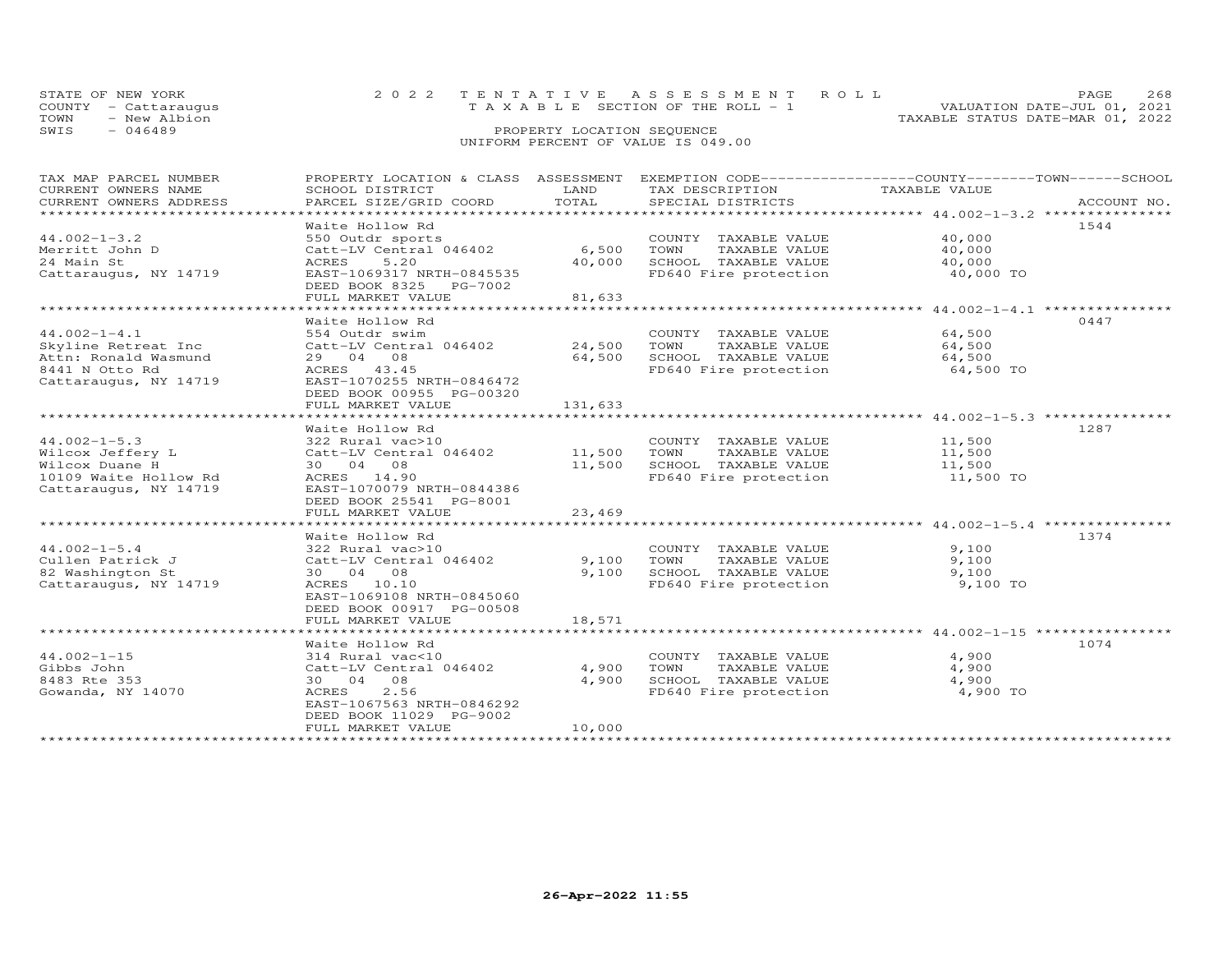STATE OF NEW YORK
COUNTY - Cattaraugus
TOWN - New Albion
SWIS - 046489

2022 TENTATIVE ASSESSMENT ROLL
TAXABLE SECTION OF THE ROLL - 1
PROPERTY LOCATION SEQUENCE
UNIFORM PERCENT OF VALUE IS 049.00

VALUATION DATE-JUL 01, 2021
TAXABLE STATUS DATE-MAR 01, 2022

| TAX MAP PARCEL NUMBER / CURRENT OWNERS NAME / CURRENT OWNERS ADDRESS | PROPERTY LOCATION & CLASS / SCHOOL DISTRICT / PARCEL SIZE/GRID COORD | ASSESSMENT LAND / TOTAL | EXEMPTION CODE / TAX DESCRIPTION / SPECIAL DISTRICTS | COUNTY--------TOWN------SCHOOL TAXABLE VALUE | ACCOUNT NO. |
|---|---|---|---|---|---|
| 44.002-1-3.2 | Waite Hollow Rd | | | | 1544 |
| 44.002-1-3.2 | 550 Outdr sports | | COUNTY TAXABLE VALUE | 40,000 | |
| Merritt John D | Catt-LV Central 046402 | 6,500 | TOWN TAXABLE VALUE | 40,000 | |
| 24 Main St | ACRES 5.20 | 40,000 | SCHOOL TAXABLE VALUE | 40,000 | |
| Cattaraugus, NY 14719 | EAST-1069317 NRTH-0845535 | | FD640 Fire protection | 40,000 TO | |
| | DEED BOOK 8325 PG-7002 | | | | |
| | FULL MARKET VALUE | 81,633 | | | |
| 44.002-1-4.1 | Waite Hollow Rd | | | | 0447 |
| 44.002-1-4.1 | 554 Outdr swim | | COUNTY TAXABLE VALUE | 64,500 | |
| Skyline Retreat Inc | Catt-LV Central 046402 | 24,500 | TOWN TAXABLE VALUE | 64,500 | |
| Attn: Ronald Wasmund | 29 04 08 | 64,500 | SCHOOL TAXABLE VALUE | 64,500 | |
| 8441 N Otto Rd | ACRES 43.45 | | FD640 Fire protection | 64,500 TO | |
| Cattaraugus, NY 14719 | EAST-1070255 NRTH-0846472 | | | | |
| | DEED BOOK 00955 PG-00320 | | | | |
| | FULL MARKET VALUE | 131,633 | | | |
| 44.002-1-5.3 | Waite Hollow Rd | | | | 1287 |
| 44.002-1-5.3 | 322 Rural vac>10 | | COUNTY TAXABLE VALUE | 11,500 | |
| Wilcox Jeffery L | Catt-LV Central 046402 | 11,500 | TOWN TAXABLE VALUE | 11,500 | |
| Wilcox Duane H | 30 04 08 | 11,500 | SCHOOL TAXABLE VALUE | 11,500 | |
| 10109 Waite Hollow Rd | ACRES 14.90 | | FD640 Fire protection | 11,500 TO | |
| Cattaraugus, NY 14719 | EAST-1070079 NRTH-0844386 | | | | |
| | DEED BOOK 25541 PG-8001 | | | | |
| | FULL MARKET VALUE | 23,469 | | | |
| 44.002-1-5.4 | Waite Hollow Rd | | | | 1374 |
| 44.002-1-5.4 | 322 Rural vac>10 | | COUNTY TAXABLE VALUE | 9,100 | |
| Cullen Patrick J | Catt-LV Central 046402 | 9,100 | TOWN TAXABLE VALUE | 9,100 | |
| 82 Washington St | 30 04 08 | 9,100 | SCHOOL TAXABLE VALUE | 9,100 | |
| Cattaraugus, NY 14719 | ACRES 10.10 | | FD640 Fire protection | 9,100 TO | |
| | EAST-1069108 NRTH-0845060 | | | | |
| | DEED BOOK 00917 PG-00508 | | | | |
| | FULL MARKET VALUE | 18,571 | | | |
| 44.002-1-15 | Waite Hollow Rd | | | | 1074 |
| 44.002-1-15 | 314 Rural vac<10 | | COUNTY TAXABLE VALUE | 4,900 | |
| Gibbs John | Catt-LV Central 046402 | 4,900 | TOWN TAXABLE VALUE | 4,900 | |
| 8483 Rte 353 | 30 04 08 | 4,900 | SCHOOL TAXABLE VALUE | 4,900 | |
| Gowanda, NY 14070 | ACRES 2.56 | | FD640 Fire protection | 4,900 TO | |
| | EAST-1067563 NRTH-0846292 | | | | |
| | DEED BOOK 11029 PG-9002 | | | | |
| | FULL MARKET VALUE | 10,000 | | | |

26-Apr-2022 11:55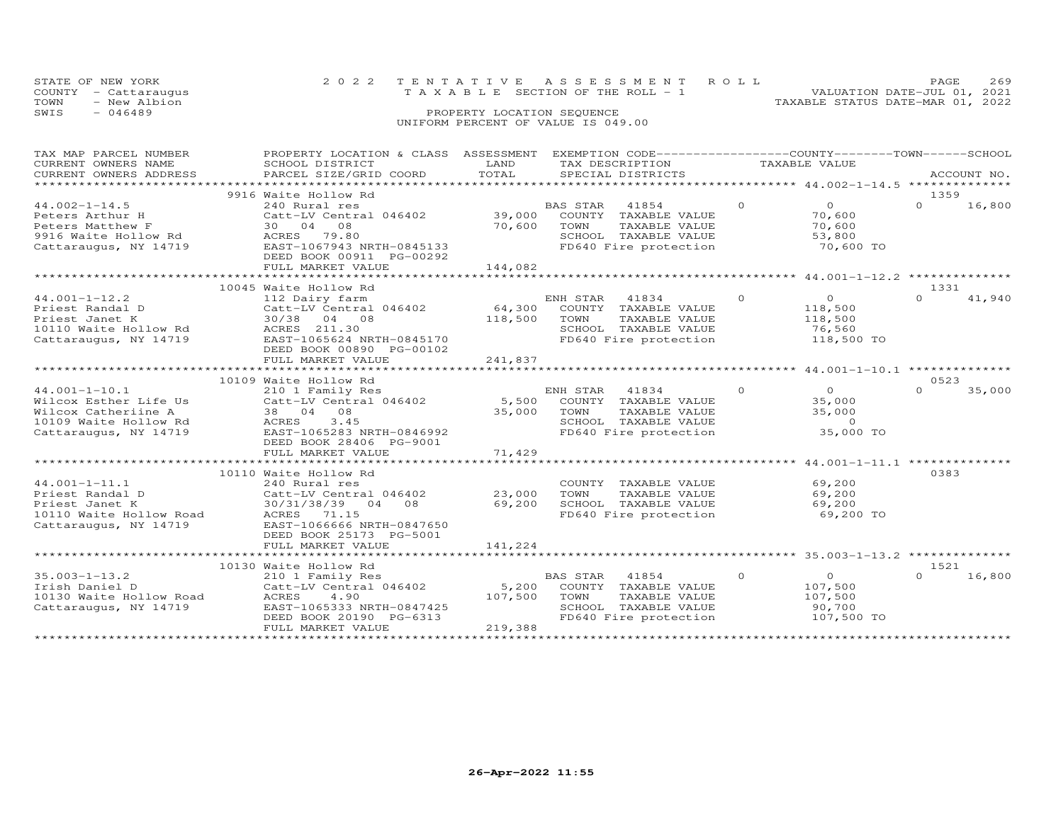STATE OF NEW YORK
COUNTY - Cattaraugus
TOWN - New Albion
SWIS - 046489

2022 TENTATIVE ASSESSMENT ROLL
TAXABLE SECTION OF THE ROLL - 1
PROPERTY LOCATION SEQUENCE
UNIFORM PERCENT OF VALUE IS 049.00

VALUATION DATE-JUL 01, 2021
TAXABLE STATUS DATE-MAR 01, 2022

| TAX MAP PARCEL NUMBER / CURRENT OWNERS NAME / CURRENT OWNERS ADDRESS | PROPERTY LOCATION & CLASS / SCHOOL DISTRICT / PARCEL SIZE/GRID COORD | ASSESSMENT LAND / TOTAL | EXEMPTION CODE / TAX DESCRIPTION / SPECIAL DISTRICTS | COUNTY / TOWN TAXABLE VALUE | SCHOOL | ACCOUNT NO. |
|---|---|---|---|---|---|---|
| **44.002-1-14.5** | 9916 Waite Hollow Rd | | | | | 1359 |
| 44.002-1-14.5 | 240 Rural res | | BAS STAR 41854 | 0 / 0 | 16,800 | |
| Peters Arthur H | Catt-LV Central 046402 | 39,000 | COUNTY TAXABLE VALUE | 70,600 | | |
| Peters Matthew F | 30 04 08 | 70,600 | TOWN TAXABLE VALUE | 70,600 | | |
| 9916 Waite Hollow Rd | ACRES 79.80 | | SCHOOL TAXABLE VALUE | 53,800 | | |
| Cattaraugus, NY 14719 | EAST-1067943 NRTH-0845133 | | FD640 Fire protection | 70,600 TO | | |
| | DEED BOOK 00911 PG-00292 | | | | | |
| | FULL MARKET VALUE | 144,082 | | | | |
| **44.001-1-12.2** | 10045 Waite Hollow Rd | | | | | 1331 |
| 44.001-1-12.2 | 112 Dairy farm | | ENH STAR 41834 | 0 / 0 | 41,940 | |
| Priest Randal D | Catt-LV Central 046402 | 64,300 | COUNTY TAXABLE VALUE | 118,500 | | |
| Priest Janet K | 30/38 04 08 | 118,500 | TOWN TAXABLE VALUE | 118,500 | | |
| 10110 Waite Hollow Rd | ACRES 211.30 | | SCHOOL TAXABLE VALUE | 76,560 | | |
| Cattaraugus, NY 14719 | EAST-1065624 NRTH-0845170 | | FD640 Fire protection | 118,500 TO | | |
| | DEED BOOK 00890 PG-00102 | | | | | |
| | FULL MARKET VALUE | 241,837 | | | | |
| **44.001-1-10.1** | 10109 Waite Hollow Rd | | | | | 0523 |
| 44.001-1-10.1 | 210 1 Family Res | | ENH STAR 41834 | 0 / 0 | 35,000 | |
| Wilcox Esther Life Us | Catt-LV Central 046402 | 5,500 | COUNTY TAXABLE VALUE | 35,000 | | |
| Wilcox Catheriine A | 38 04 08 | 35,000 | TOWN TAXABLE VALUE | 35,000 | | |
| 10109 Waite Hollow Rd | ACRES 3.45 | | SCHOOL TAXABLE VALUE | 0 | | |
| Cattaraugus, NY 14719 | EAST-1065283 NRTH-0846992 | | FD640 Fire protection | 35,000 TO | | |
| | DEED BOOK 28406 PG-9001 | | | | | |
| | FULL MARKET VALUE | 71,429 | | | | |
| **44.001-1-11.1** | 10110 Waite Hollow Rd | | | | | 0383 |
| 44.001-1-11.1 | 240 Rural res | | COUNTY TAXABLE VALUE | 69,200 | | |
| Priest Randal D | Catt-LV Central 046402 | 23,000 | TOWN TAXABLE VALUE | 69,200 | | |
| Priest Janet K | 30/31/38/39 04 08 | 69,200 | SCHOOL TAXABLE VALUE | 69,200 | | |
| 10110 Waite Hollow Road | ACRES 71.15 | | FD640 Fire protection | 69,200 TO | | |
| Cattaraugus, NY 14719 | EAST-1066666 NRTH-0847650 | | | | | |
| | DEED BOOK 25173 PG-5001 | | | | | |
| | FULL MARKET VALUE | 141,224 | | | | |
| **35.003-1-13.2** | 10130 Waite Hollow Rd | | | | | 1521 |
| 35.003-1-13.2 | 210 1 Family Res | | BAS STAR 41854 | 0 / 0 | 16,800 | |
| Irish Daniel D | Catt-LV Central 046402 | 5,200 | COUNTY TAXABLE VALUE | 107,500 | | |
| 10130 Waite Hollow Road | ACRES 4.90 | 107,500 | TOWN TAXABLE VALUE | 107,500 | | |
| Cattaraugus, NY 14719 | EAST-1065333 NRTH-0847425 | | SCHOOL TAXABLE VALUE | 90,700 | | |
| | DEED BOOK 20190 PG-6313 | | FD640 Fire protection | 107,500 TO | | |
| | FULL MARKET VALUE | 219,388 | | | | |

26-Apr-2022 11:55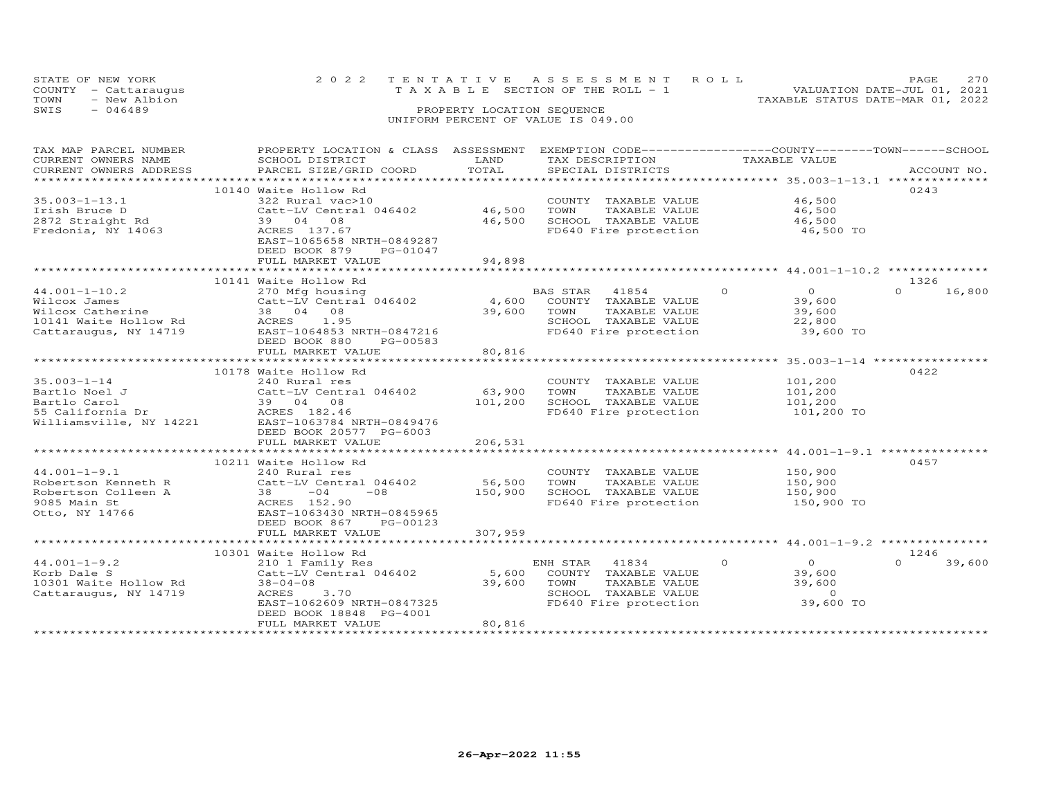STATE OF NEW YORK
COUNTY - Cattaraugus
TOWN - New Albion
SWIS - 046489

2022 TENTATIVE ASSESSMENT ROLL
TAXABLE SECTION OF THE ROLL - 1
PROPERTY LOCATION SEQUENCE
UNIFORM PERCENT OF VALUE IS 049.00

VALUATION DATE-JUL 01, 2021
TAXABLE STATUS DATE-MAR 01, 2022

| TAX MAP PARCEL NUMBER / CURRENT OWNERS NAME / CURRENT OWNERS ADDRESS | PROPERTY LOCATION & CLASS / SCHOOL DISTRICT / PARCEL SIZE/GRID COORD | ASSESSMENT LAND / TOTAL | EXEMPTION CODE / TAX DESCRIPTION / SPECIAL DISTRICTS | COUNTY / TOWN / SCHOOL TAXABLE VALUE | ACCOUNT NO. |
|---|---|---|---|---|---|
| 35.003-1-13.1 | 10140 Waite Hollow Rd | | | | 0243 |
| Irish Bruce D | 322 Rural vac>10 | | COUNTY TAXABLE VALUE | 46,500 | |
| 2872 Straight Rd | Catt-LV Central 046402 | 46,500 | TOWN TAXABLE VALUE | 46,500 | |
| Fredonia, NY 14063 | 39 04 08 | 46,500 | SCHOOL TAXABLE VALUE | 46,500 | |
| | ACRES 137.67 | | FD640 Fire protection | 46,500 TO | |
| | EAST-1065658 NRTH-0849287 | | | | |
| | DEED BOOK 879 PG-01047 | | | | |
| | FULL MARKET VALUE | 94,898 | | | |
| 44.001-1-10.2 | 10141 Waite Hollow Rd | | | | 1326 |
| Wilcox James | 270 Mfg housing | | BAS STAR 41854 | 0 0 0 16,800 | |
| Wilcox Catherine | Catt-LV Central 046402 | 4,600 | COUNTY TAXABLE VALUE | 39,600 | |
| 10141 Waite Hollow Rd | 38 04 08 | 39,600 | TOWN TAXABLE VALUE | 39,600 | |
| Cattaraugus, NY 14719 | ACRES 1.95 | | SCHOOL TAXABLE VALUE | 22,800 | |
| | EAST-1064853 NRTH-0847216 | | FD640 Fire protection | 39,600 TO | |
| | DEED BOOK 880 PG-00583 | | | | |
| | FULL MARKET VALUE | 80,816 | | | |
| 35.003-1-14 | 10178 Waite Hollow Rd | | | | 0422 |
| Bartlo Noel J | 240 Rural res | | COUNTY TAXABLE VALUE | 101,200 | |
| Bartlo Carol | Catt-LV Central 046402 | 63,900 | TOWN TAXABLE VALUE | 101,200 | |
| 55 California Dr | 39 04 08 | 101,200 | SCHOOL TAXABLE VALUE | 101,200 | |
| Williamsville, NY 14221 | ACRES 182.46 | | FD640 Fire protection | 101,200 TO | |
| | EAST-1063784 NRTH-0849476 | | | | |
| | DEED BOOK 20577 PG-6003 | | | | |
| | FULL MARKET VALUE | 206,531 | | | |
| 44.001-1-9.1 | 10211 Waite Hollow Rd | | | | 0457 |
| Robertson Kenneth R | 240 Rural res | | COUNTY TAXABLE VALUE | 150,900 | |
| Robertson Colleen A | Catt-LV Central 046402 | 56,500 | TOWN TAXABLE VALUE | 150,900 | |
| 9085 Main St | 38 -04 -08 | 150,900 | SCHOOL TAXABLE VALUE | 150,900 | |
| Otto, NY 14766 | ACRES 152.90 | | FD640 Fire protection | 150,900 TO | |
| | EAST-1063430 NRTH-0845965 | | | | |
| | DEED BOOK 867 PG-00123 | | | | |
| | FULL MARKET VALUE | 307,959 | | | |
| 44.001-1-9.2 | 10301 Waite Hollow Rd | | | | 1246 |
| Korb Dale S | 210 1 Family Res | | ENH STAR 41834 | 0 0 0 39,600 | |
| 10301 Waite Hollow Rd | Catt-LV Central 046402 | 5,600 | COUNTY TAXABLE VALUE | 39,600 | |
| Cattaraugus, NY 14719 | 38-04-08 | 39,600 | TOWN TAXABLE VALUE | 39,600 | |
| | ACRES 3.70 | | SCHOOL TAXABLE VALUE | 0 | |
| | EAST-1062609 NRTH-0847325 | | FD640 Fire protection | 39,600 TO | |
| | DEED BOOK 18848 PG-4001 | | | | |
| | FULL MARKET VALUE | 80,816 | | | |

26-Apr-2022 11:55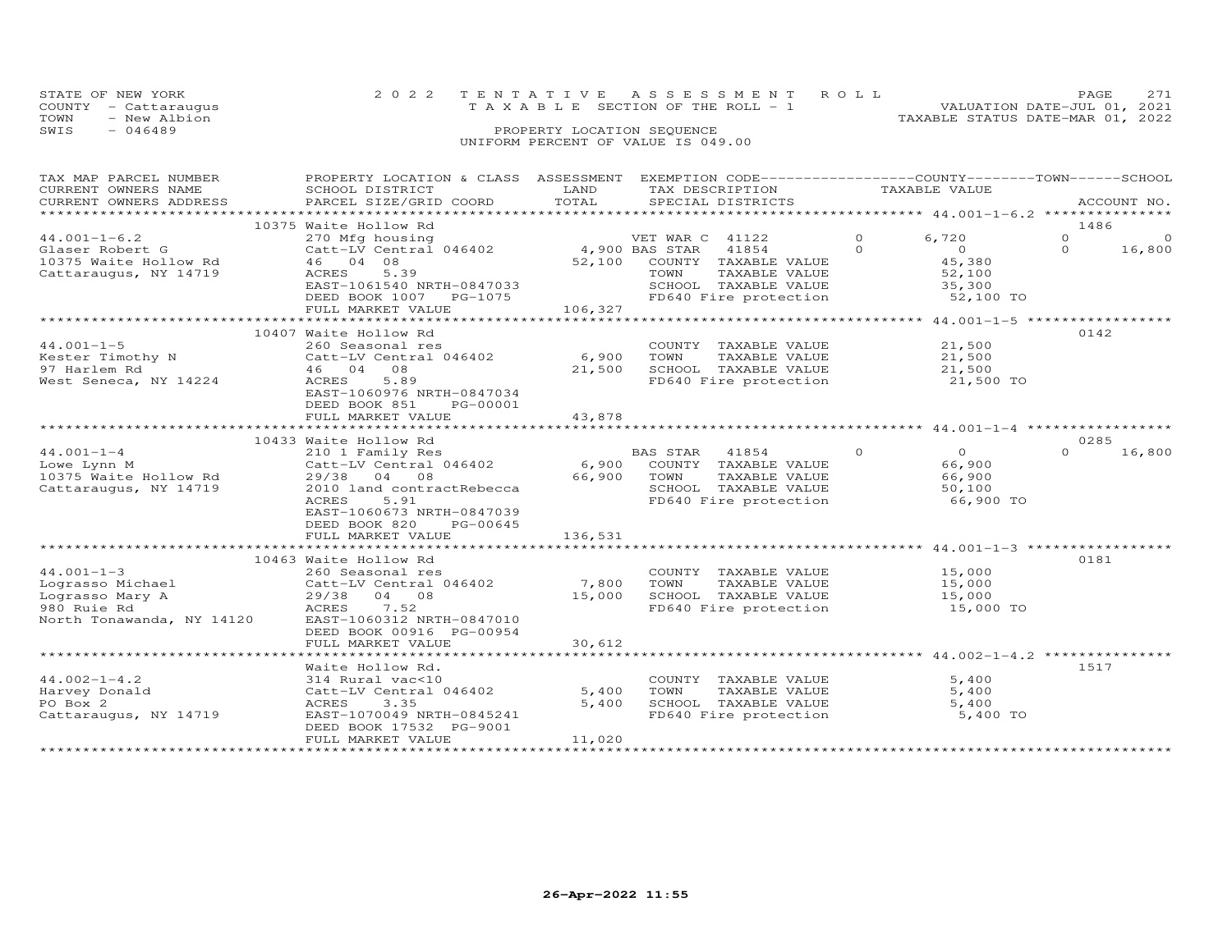STATE OF NEW YORK
COUNTY - Cattaraugus
TOWN - New Albion
SWIS - 046489

2022 TENTATIVE ASSESSMENT ROLL
TAXABLE SECTION OF THE ROLL - 1
PROPERTY LOCATION SEQUENCE
UNIFORM PERCENT OF VALUE IS 049.00

VALUATION DATE-JUL 01, 2021
TAXABLE STATUS DATE-MAR 01, 2022

| TAX MAP PARCEL NUMBER / CURRENT OWNERS NAME / CURRENT OWNERS ADDRESS | PROPERTY LOCATION & CLASS / SCHOOL DISTRICT / PARCEL SIZE/GRID COORD | ASSESSMENT LAND | TOTAL | EXEMPTION CODE / TAX DESCRIPTION / SPECIAL DISTRICTS | COUNTY | TOWN | SCHOOL / TAXABLE VALUE | ACCOUNT NO. |
|---|---|---|---|---|---|---|---|---|
| | 10375 Waite Hollow Rd | | | | | | | 1486 |
| 44.001-1-6.2 | 270 Mfg housing | | | VET WAR C 41122 | 0 | 6,720 | 0 0 | |
| Glaser Robert G | Catt-LV Central 046402 | 4,900 | | BAS STAR 41854 | 0 | 0 | 0 16,800 | |
| 10375 Waite Hollow Rd | 46 04 08 | | 52,100 | COUNTY TAXABLE VALUE | | 45,380 | | |
| Cattaraugus, NY 14719 | ACRES 5.39 | | | TOWN TAXABLE VALUE | | 52,100 | | |
| | EAST-1061540 NRTH-0847033 | | | SCHOOL TAXABLE VALUE | | 35,300 | | |
| | DEED BOOK 1007 PG-1075 | | | FD640 Fire protection | | 52,100 TO | | |
| | FULL MARKET VALUE | | 106,327 | | | | | |
| | 10407 Waite Hollow Rd | | | | | | | 0142 |
| 44.001-1-5 | 260 Seasonal res | | | COUNTY TAXABLE VALUE | | 21,500 | | |
| Kester Timothy N | Catt-LV Central 046402 | 6,900 | | TOWN TAXABLE VALUE | | 21,500 | | |
| 97 Harlem Rd | 46 04 08 | | 21,500 | SCHOOL TAXABLE VALUE | | 21,500 | | |
| West Seneca, NY 14224 | ACRES 5.89 | | | FD640 Fire protection | | 21,500 TO | | |
| | EAST-1060976 NRTH-0847034 | | | | | | | |
| | DEED BOOK 851 PG-00001 | | | | | | | |
| | FULL MARKET VALUE | | 43,878 | | | | | |
| | 10433 Waite Hollow Rd | | | | | | | 0285 |
| 44.001-1-4 | 210 1 Family Res | | | BAS STAR 41854 | 0 | 0 | 0 16,800 | |
| Lowe Lynn M | Catt-LV Central 046402 | 6,900 | | COUNTY TAXABLE VALUE | | 66,900 | | |
| 10375 Waite Hollow Rd | 29/38 04 08 | | 66,900 | TOWN TAXABLE VALUE | | 66,900 | | |
| Cattaraugus, NY 14719 | 2010 land contractRebecca | | | SCHOOL TAXABLE VALUE | | 50,100 | | |
| | ACRES 5.91 | | | FD640 Fire protection | | 66,900 TO | | |
| | EAST-1060673 NRTH-0847039 | | | | | | | |
| | DEED BOOK 820 PG-00645 | | | | | | | |
| | FULL MARKET VALUE | | 136,531 | | | | | |
| | 10463 Waite Hollow Rd | | | | | | | 0181 |
| 44.001-1-3 | 260 Seasonal res | | | COUNTY TAXABLE VALUE | | 15,000 | | |
| Lograsso Michael | Catt-LV Central 046402 | 7,800 | | TOWN TAXABLE VALUE | | 15,000 | | |
| Lograsso Mary A | 29/38 04 08 | | 15,000 | SCHOOL TAXABLE VALUE | | 15,000 | | |
| 980 Ruie Rd | ACRES 7.52 | | | FD640 Fire protection | | 15,000 TO | | |
| North Tonawanda, NY 14120 | EAST-1060312 NRTH-0847010 | | | | | | | |
| | DEED BOOK 00916 PG-00954 | | | | | | | |
| | FULL MARKET VALUE | | 30,612 | | | | | |
| | Waite Hollow Rd. | | | | | | | 1517 |
| 44.002-1-4.2 | 314 Rural vac<10 | | | COUNTY TAXABLE VALUE | | 5,400 | | |
| Harvey Donald | Catt-LV Central 046402 | 5,400 | | TOWN TAXABLE VALUE | | 5,400 | | |
| PO Box 2 | ACRES 3.35 | | 5,400 | SCHOOL TAXABLE VALUE | | 5,400 | | |
| Cattaraugus, NY 14719 | EAST-1070049 NRTH-0845241 | | | FD640 Fire protection | | 5,400 TO | | |
| | DEED BOOK 17532 PG-9001 | | | | | | | |
| | FULL MARKET VALUE | | 11,020 | | | | | |

26-Apr-2022 11:55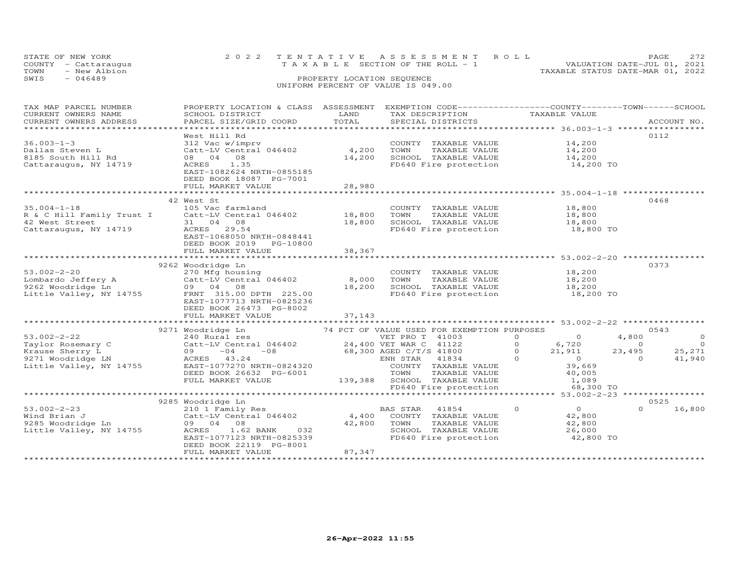STATE OF NEW YORK
COUNTY - Cattaraugus
TOWN - New Albion
SWIS - 046489

2022 TENTATIVE ASSESSMENT ROLL
TAXABLE SECTION OF THE ROLL - 1
PROPERTY LOCATION SEQUENCE
UNIFORM PERCENT OF VALUE IS 049.00

VALUATION DATE-JUL 01, 2021
TAXABLE STATUS DATE-MAR 01, 2022

| TAX MAP PARCEL NUMBER / CURRENT OWNERS NAME / CURRENT OWNERS ADDRESS | PROPERTY LOCATION & CLASS / SCHOOL DISTRICT / PARCEL SIZE/GRID COORD | ASSESSMENT LAND / TOTAL | EXEMPTION CODE / TAX DESCRIPTION / SPECIAL DISTRICTS | COUNTY | TOWN | SCHOOL | ACCOUNT NO. |
|---|---|---|---|---|---|---|---|
| **36.003-1-3** | West Hill Rd | | | | | | 0112 |
| 36.003-1-3 | 312 Vac w/imprv | | COUNTY TAXABLE VALUE | 14,200 | | | |
| Dallas Steven L | Catt-LV Central 046402 | 4,200 | TOWN TAXABLE VALUE | | 14,200 | | |
| 8185 South Hill Rd | 08 04 08 | 14,200 | SCHOOL TAXABLE VALUE | | | 14,200 | |
| Cattaraugus, NY 14719 | ACRES 1.35 | | FD640 Fire protection | 14,200 TO | | | |
| | EAST-1082624 NRTH-0855185 | | | | | | |
| | DEED BOOK 18087 PG-7001 | | | | | | |
| | FULL MARKET VALUE | 28,980 | | | | | |
| **35.004-1-18** | 42 West St | | | | | | 0468 |
| 35.004-1-18 | 105 Vac farmland | | COUNTY TAXABLE VALUE | 18,800 | | | |
| R & C Hill Family Trust I | Catt-LV Central 046402 | 18,800 | TOWN TAXABLE VALUE | | 18,800 | | |
| 42 West Street | 31 04 08 | 18,800 | SCHOOL TAXABLE VALUE | | | 18,800 | |
| Cattaraugus, NY 14719 | ACRES 29.54 | | FD640 Fire protection | 18,800 TO | | | |
| | EAST-1068050 NRTH-0848441 | | | | | | |
| | DEED BOOK 2019 PG-10800 | | | | | | |
| | FULL MARKET VALUE | 38,367 | | | | | |
| **53.002-2-20** | 9262 Woodridge Ln | | | | | | 0373 |
| 53.002-2-20 | 270 Mfg housing | | COUNTY TAXABLE VALUE | 18,200 | | | |
| Lombardo Jeffery A | Catt-LV Central 046402 | 8,000 | TOWN TAXABLE VALUE | | 18,200 | | |
| 9262 Woodridge Ln | 09 04 08 | 18,200 | SCHOOL TAXABLE VALUE | | | 18,200 | |
| Little Valley, NY 14755 | FRNT 315.00 DPTH 225.00 | | FD640 Fire protection | 18,200 TO | | | |
| | EAST-1077713 NRTH-0825236 | | | | | | |
| | DEED BOOK 26473 PG-8002 | | | | | | |
| | FULL MARKET VALUE | 37,143 | | | | | |
| **53.002-2-22** | 9271 Woodridge Ln | | 74 PCT OF VALUE USED FOR EXEMPTION PURPOSES | | | | 0543 |
| 53.002-2-22 | 240 Rural res | | VET PRO T 41003 0 | 0 | 4,800 | 0 | |
| Taylor Rosemary C | Catt-LV Central 046402 | 24,400 | VET WAR C 41122 0 | 6,720 | 0 | 0 | |
| Krause Sherry L | 09 -04 -08 | 68,300 | AGED C/T/S 41800 0 | 21,911 | 23,495 | 25,271 | |
| 9271 Woodridge LN | ACRES 43.24 | | ENH STAR 41834 0 | 0 | 0 | 41,940 | |
| Little Valley, NY 14755 | EAST-1077270 NRTH-0824320 | | COUNTY TAXABLE VALUE | 39,669 | | | |
| | DEED BOOK 26632 PG-6001 | | TOWN TAXABLE VALUE | | 40,005 | | |
| | FULL MARKET VALUE | 139,388 | SCHOOL TAXABLE VALUE | | | 1,089 | |
| | | | FD640 Fire protection | 68,300 TO | | | |
| **53.002-2-23** | 9285 Woodridge Ln | | | | | | 0525 |
| 53.002-2-23 | 210 1 Family Res | | BAS STAR 41854 0 | 0 | 0 | 16,800 | |
| Wind Brian J | Catt-LV Central 046402 | 4,400 | COUNTY TAXABLE VALUE | 42,800 | | | |
| 9285 Woodridge Ln | 09 04 08 | 42,800 | TOWN TAXABLE VALUE | | 42,800 | | |
| Little Valley, NY 14755 | ACRES 1.62 BANK 032 | | SCHOOL TAXABLE VALUE | | | 26,000 | |
| | EAST-1077123 NRTH-0825339 | | FD640 Fire protection | 42,800 TO | | | |
| | DEED BOOK 22119 PG-8001 | | | | | | |
| | FULL MARKET VALUE | 87,347 | | | | | |

26-Apr-2022 11:55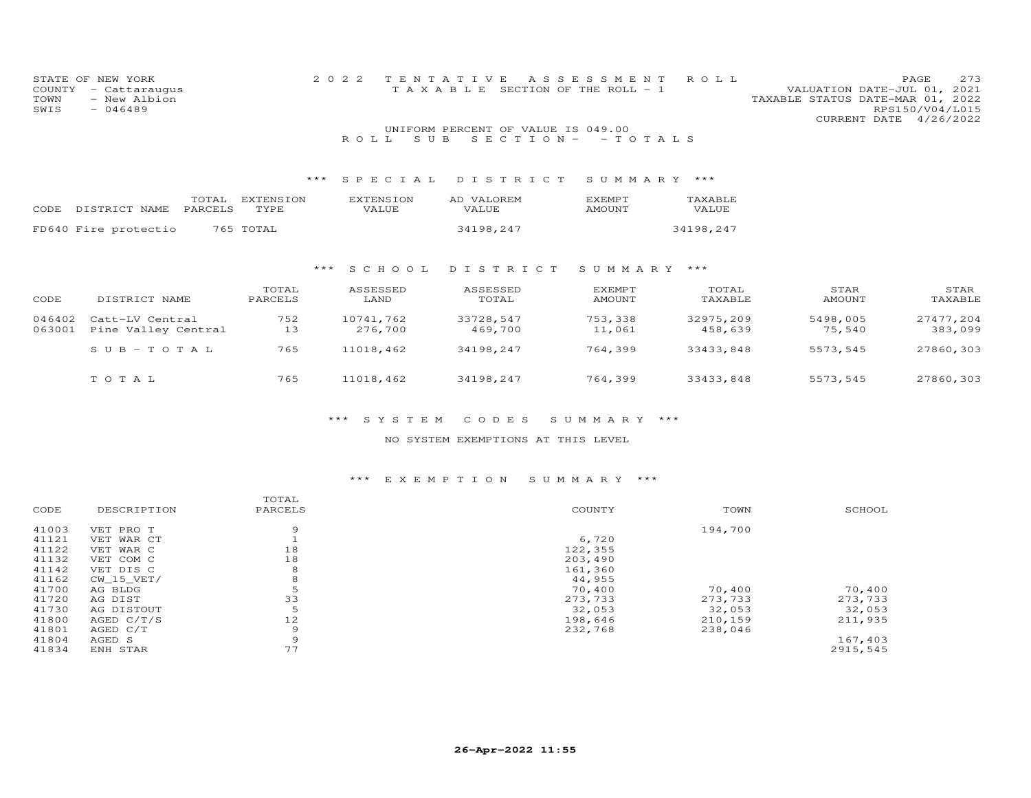STATE OF NEW YORK
COUNTY - Cattaraugus
TOWN - New Albion
SWIS - 046489

2022 TENTATIVE ASSESSMENT ROLL
TAXABLE SECTION OF THE ROLL - 1

VALUATION DATE-JUL 01, 2021
TAXABLE STATUS DATE-MAR 01, 2022
RPS150/V04/L015
CURRENT DATE 4/26/2022

UNIFORM PERCENT OF VALUE IS 049.00

ROLL SUB SECTION- - TOTALS

## *** SPECIAL DISTRICT SUMMARY ***

| CODE | DISTRICT NAME | TOTAL PARCELS | EXTENSION TYPE | EXTENSION VALUE | AD VALOREM VALUE | EXEMPT AMOUNT | TAXABLE VALUE |
|---|---|---|---|---|---|---|---|
| FD640 | Fire protectio | 765 | TOTAL | | 34198,247 | | 34198,247 |

## *** SCHOOL DISTRICT SUMMARY ***

| CODE | DISTRICT NAME | TOTAL PARCELS | ASSESSED LAND | ASSESSED TOTAL | EXEMPT AMOUNT | TOTAL TAXABLE | STAR AMOUNT | STAR TAXABLE |
|---|---|---|---|---|---|---|---|---|
| 046402 | Catt-LV Central | 752 | 10741,762 | 33728,547 | 753,338 | 32975,209 | 5498,005 | 27477,204 |
| 063001 | Pine Valley Central | 13 | 276,700 | 469,700 | 11,061 | 458,639 | 75,540 | 383,099 |
| | SUB-TOTAL | 765 | 11018,462 | 34198,247 | 764,399 | 33433,848 | 5573,545 | 27860,303 |
| | TOTAL | 765 | 11018,462 | 34198,247 | 764,399 | 33433,848 | 5573,545 | 27860,303 |

## *** SYSTEM CODES SUMMARY ***

NO SYSTEM EXEMPTIONS AT THIS LEVEL

## *** EXEMPTION SUMMARY ***

| CODE | DESCRIPTION | TOTAL PARCELS | COUNTY | TOWN | SCHOOL |
|---|---|---|---|---|---|
| 41003 | VET PRO T | 9 | | 194,700 | |
| 41121 | VET WAR CT | 1 | 6,720 | | |
| 41122 | VET WAR C | 18 | 122,355 | | |
| 41132 | VET COM C | 18 | 203,490 | | |
| 41142 | VET DIS C | 8 | 161,360 | | |
| 41162 | CW_15_VET/ | 8 | 44,955 | | |
| 41700 | AG BLDG | 5 | 70,400 | 70,400 | 70,400 |
| 41720 | AG DIST | 33 | 273,733 | 273,733 | 273,733 |
| 41730 | AG DISTOUT | 5 | 32,053 | 32,053 | 32,053 |
| 41800 | AGED C/T/S | 12 | 198,646 | 210,159 | 211,935 |
| 41801 | AGED C/T | 9 | 232,768 | 238,046 | |
| 41804 | AGED S | 9 | | | 167,403 |
| 41834 | ENH STAR | 77 | | | 2915,545 |

26-Apr-2022 11:55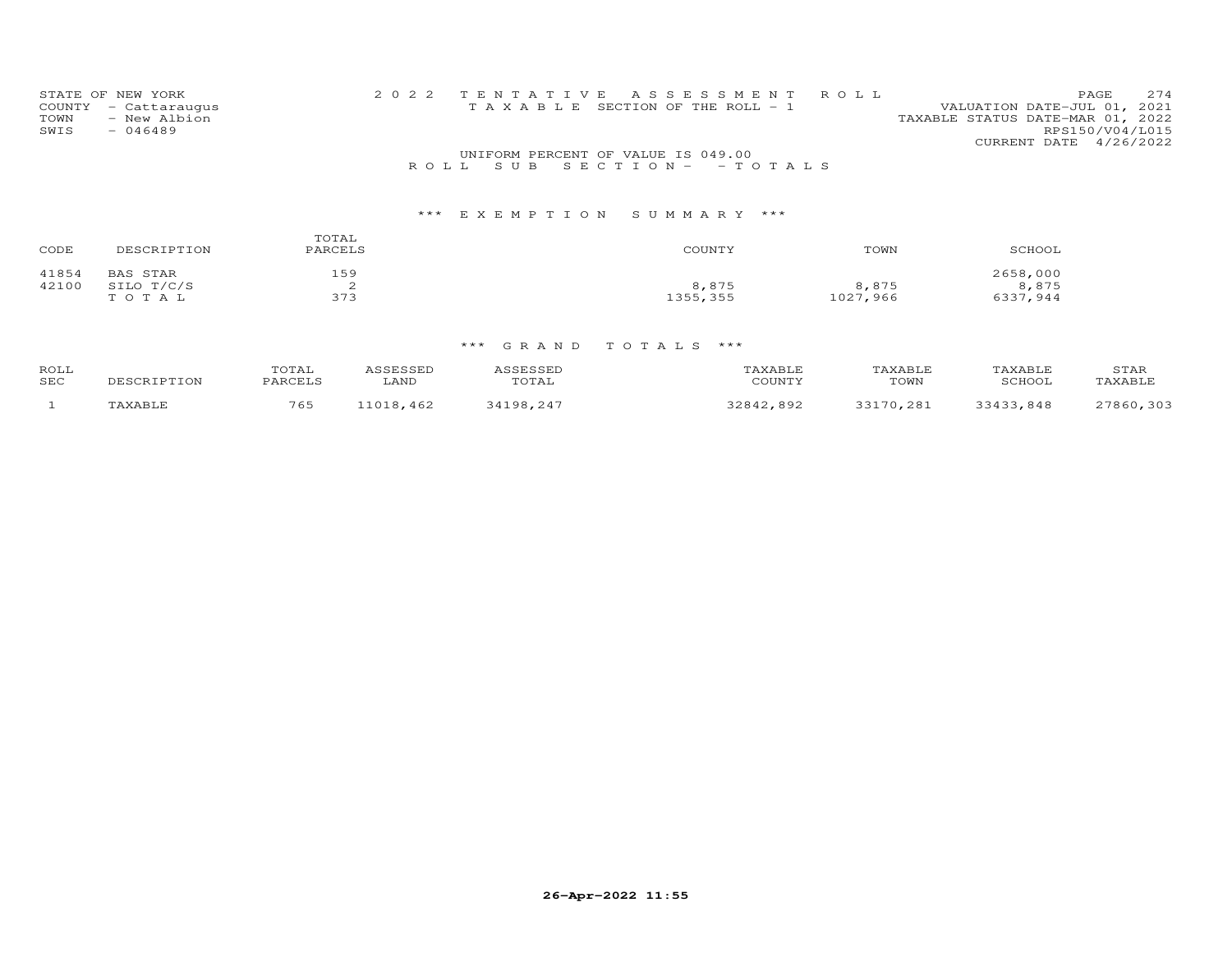STATE OF NEW YORK
COUNTY - Cattaraugus
TOWN - New Albion
SWIS - 046489

2022 TENTATIVE ASSESSMENT ROLL
TAXABLE SECTION OF THE ROLL - 1

VALUATION DATE-JUL 01, 2021
TAXABLE STATUS DATE-MAR 01, 2022
RPS150/V04/L015
CURRENT DATE 4/26/2022

UNIFORM PERCENT OF VALUE IS 049.00

ROLL SUB SECTION- - TOTALS

### *** EXEMPTION SUMMARY ***

| CODE | DESCRIPTION | TOTAL PARCELS | COUNTY | TOWN | SCHOOL |
|---|---|---|---|---|---|
| 41854 | BAS STAR | 159 | | | 2658,000 |
| 42100 | SILO T/C/S | 2 | 8,875 | 8,875 | 8,875 |
| | TOTAL | 373 | 1355,355 | 1027,966 | 6337,944 |

### *** GRAND TOTALS ***

| ROLL SEC | DESCRIPTION | TOTAL PARCELS | ASSESSED LAND | ASSESSED TOTAL | TAXABLE COUNTY | TAXABLE TOWN | TAXABLE SCHOOL | STAR TAXABLE |
|---|---|---|---|---|---|---|---|---|
| 1 | TAXABLE | 765 | 11018,462 | 34198,247 | 32842,892 | 33170,281 | 33433,848 | 27860,303 |

26-Apr-2022 11:55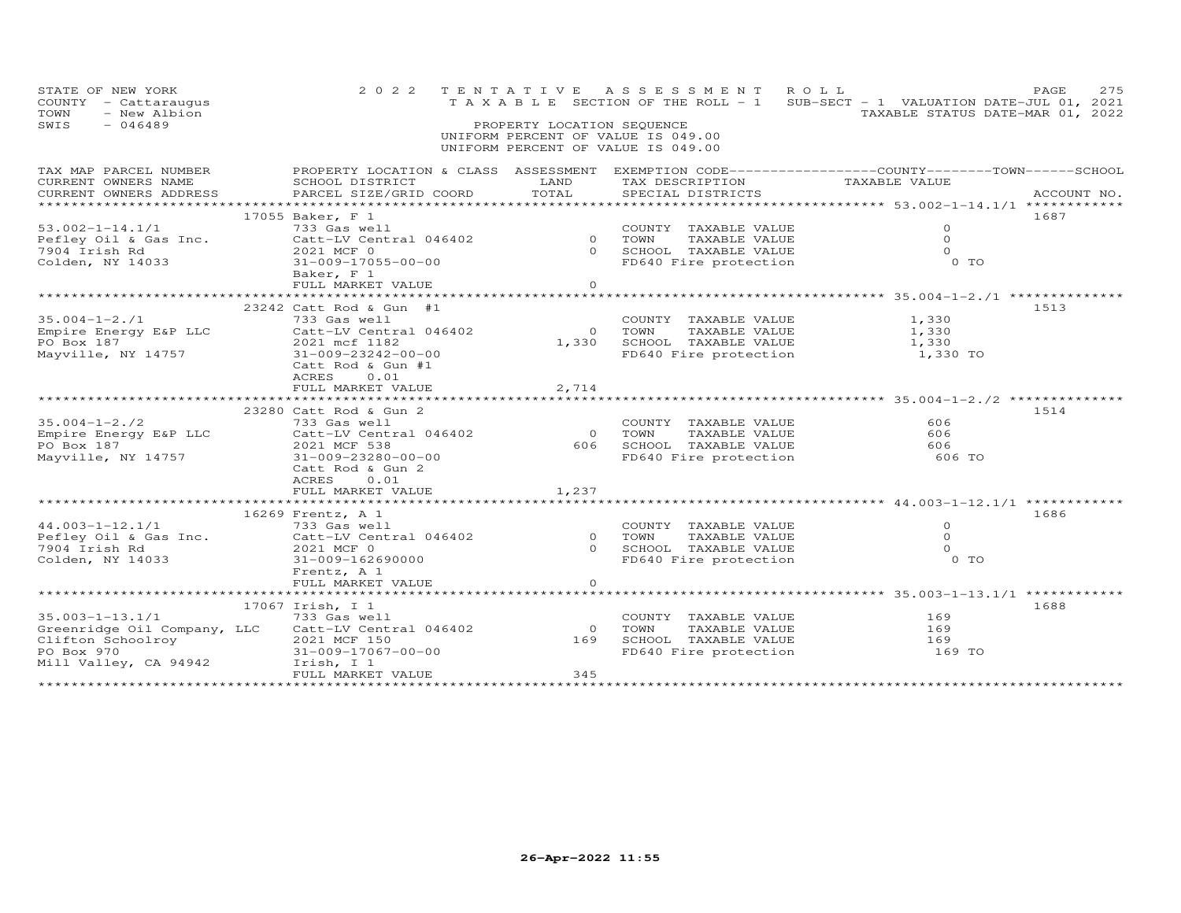STATE OF NEW YORK
COUNTY - Cattaraugus
TOWN - New Albion
SWIS - 046489

2 0 2 2 T E N T A T I V E A S S E S S M E N T R O L L
T A X A B L E SECTION OF THE ROLL - 1 SUB-SECT - 1 VALUATION DATE-JUL 01, 2021
TAXABLE STATUS DATE-MAR 01, 2022

PROPERTY LOCATION SEQUENCE
UNIFORM PERCENT OF VALUE IS 049.00
UNIFORM PERCENT OF VALUE IS 049.00

| TAX MAP PARCEL NUMBER / CURRENT OWNERS NAME / CURRENT OWNERS ADDRESS | PROPERTY LOCATION & CLASS / SCHOOL DISTRICT / PARCEL SIZE/GRID COORD | ASSESSMENT LAND / TOTAL | EXEMPTION CODE / TAX DESCRIPTION / SPECIAL DISTRICTS | COUNTY / TOWN / SCHOOL TAXABLE VALUE | ACCOUNT NO. |
|---|---|---|---|---|---|
| 53.002-1-14.1/1 | 17055 Baker, F 1 | | | | 1687 |
| 53.002-1-14.1/1 | 733 Gas well | | COUNTY TAXABLE VALUE | 0 | |
| Pefley Oil & Gas Inc. | Catt-LV Central 046402 | 0 | TOWN TAXABLE VALUE | 0 | |
| 7904 Irish Rd | 2021 MCF 0 | 0 | SCHOOL TAXABLE VALUE | 0 | |
| Colden, NY 14033 | 31-009-17055-00-00 | | FD640 Fire protection | 0 TO | |
| | Baker, F 1 | | | | |
| | FULL MARKET VALUE | 0 | | | |
| 35.004-1-2./1 | 23242 Catt Rod & Gun #1 | | | | 1513 |
| 35.004-1-2./1 | 733 Gas well | | COUNTY TAXABLE VALUE | 1,330 | |
| Empire Energy E&P LLC | Catt-LV Central 046402 | 0 | TOWN TAXABLE VALUE | 1,330 | |
| PO Box 187 | 2021 mcf 1182 | 1,330 | SCHOOL TAXABLE VALUE | 1,330 | |
| Mayville, NY 14757 | 31-009-23242-00-00 | | FD640 Fire protection | 1,330 TO | |
| | Catt Rod & Gun #1 | | | | |
| | ACRES 0.01 | | | | |
| | FULL MARKET VALUE | 2,714 | | | |
| 35.004-1-2./2 | 23280 Catt Rod & Gun 2 | | | | 1514 |
| 35.004-1-2./2 | 733 Gas well | | COUNTY TAXABLE VALUE | 606 | |
| Empire Energy E&P LLC | Catt-LV Central 046402 | 0 | TOWN TAXABLE VALUE | 606 | |
| PO Box 187 | 2021 MCF 538 | 606 | SCHOOL TAXABLE VALUE | 606 | |
| Mayville, NY 14757 | 31-009-23280-00-00 | | FD640 Fire protection | 606 TO | |
| | Catt Rod & Gun 2 | | | | |
| | ACRES 0.01 | | | | |
| | FULL MARKET VALUE | 1,237 | | | |
| 44.003-1-12.1/1 | 16269 Frentz, A 1 | | | | 1686 |
| 44.003-1-12.1/1 | 733 Gas well | | COUNTY TAXABLE VALUE | 0 | |
| Pefley Oil & Gas Inc. | Catt-LV Central 046402 | 0 | TOWN TAXABLE VALUE | 0 | |
| 7904 Irish Rd | 2021 MCF 0 | 0 | SCHOOL TAXABLE VALUE | 0 | |
| Colden, NY 14033 | 31-009-162690000 | | FD640 Fire protection | 0 TO | |
| | Frentz, A 1 | | | | |
| | FULL MARKET VALUE | 0 | | | |
| 35.003-1-13.1/1 | 17067 Irish, I 1 | | | | 1688 |
| 35.003-1-13.1/1 | 733 Gas well | | COUNTY TAXABLE VALUE | 169 | |
| Greenridge Oil Company, LLC | Catt-LV Central 046402 | 0 | TOWN TAXABLE VALUE | 169 | |
| Clifton Schoolroy | 2021 MCF 150 | 169 | SCHOOL TAXABLE VALUE | 169 | |
| PO Box 970 | 31-009-17067-00-00 | | FD640 Fire protection | 169 TO | |
| Mill Valley, CA 94942 | Irish, I 1 | | | | |
| | FULL MARKET VALUE | 345 | | | |

26-Apr-2022 11:55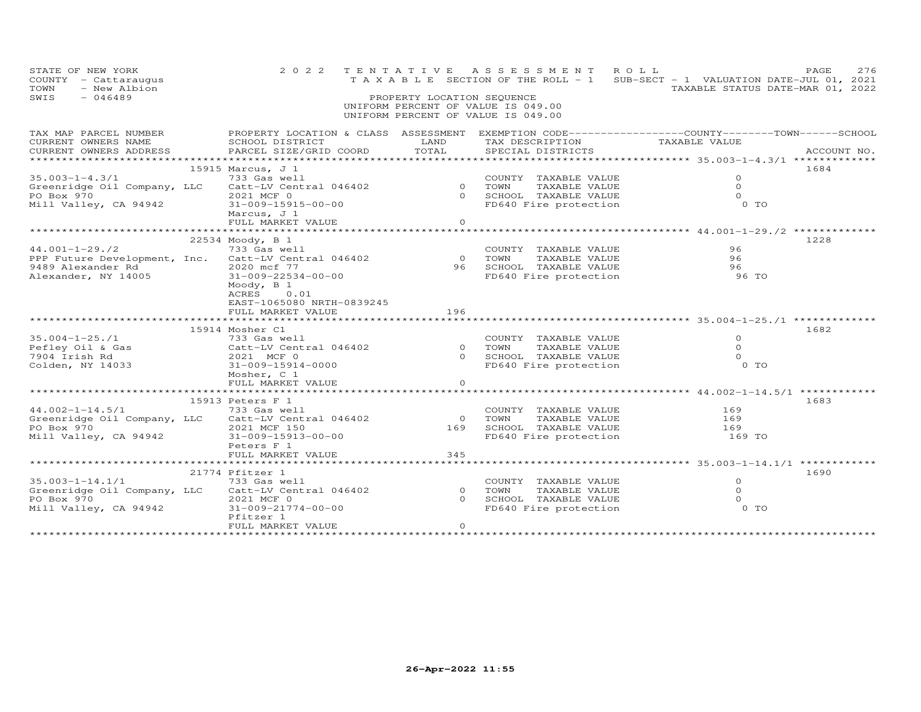STATE OF NEW YORK
COUNTY - Cattaraugus
TOWN - New Albion
SWIS - 046489

2022 TENTATIVE ASSESSMENT ROLL
TAXABLE SECTION OF THE ROLL - 1
PROPERTY LOCATION SEQUENCE
UNIFORM PERCENT OF VALUE IS 049.00
UNIFORM PERCENT OF VALUE IS 049.00

SUB-SECT - 1 VALUATION DATE-JUL 01, 2021
TAXABLE STATUS DATE-MAR 01, 2022

| TAX MAP PARCEL NUMBER / CURRENT OWNERS NAME / CURRENT OWNERS ADDRESS | PROPERTY LOCATION & CLASS / SCHOOL DISTRICT / PARCEL SIZE/GRID COORD | ASSESSMENT LAND / TOTAL | EXEMPTION CODE / TAX DESCRIPTION / SPECIAL DISTRICTS | COUNTY / TOWN / SCHOOL TAXABLE VALUE | ACCOUNT NO. |
|---|---|---|---|---|---|
| 35.003-1-4.3/1 | 15915 Marcus, J 1 | | | | 1684 |
| 35.003-1-4.3/1 | 733 Gas well | | COUNTY TAXABLE VALUE | 0 | |
| Greenridge Oil Company, LLC | Catt-LV Central 046402 | 0 | TOWN TAXABLE VALUE | 0 | |
| PO Box 970 | 2021 MCF 0 | 0 | SCHOOL TAXABLE VALUE | 0 | |
| Mill Valley, CA 94942 | 31-009-15915-00-00 | | FD640 Fire protection | 0 TO | |
| | Marcus, J 1 | | | | |
| | FULL MARKET VALUE | 0 | | | |
| 44.001-1-29./2 | 22534 Moody, B 1 | | | | 1228 |
| 44.001-1-29./2 | 733 Gas well | | COUNTY TAXABLE VALUE | 96 | |
| PPP Future Development, Inc. | Catt-LV Central 046402 | 0 | TOWN TAXABLE VALUE | 96 | |
| 9489 Alexander Rd | 2020 mcf 77 | 96 | SCHOOL TAXABLE VALUE | 96 | |
| Alexander, NY 14005 | 31-009-22534-00-00 | | FD640 Fire protection | 96 TO | |
| | Moody, B 1 | | | | |
| | ACRES 0.01 | | | | |
| | EAST-1065080 NRTH-0839245 | | | | |
| | FULL MARKET VALUE | 196 | | | |
| 35.004-1-25./1 | 15914 Mosher C1 | | | | 1682 |
| 35.004-1-25./1 | 733 Gas well | | COUNTY TAXABLE VALUE | 0 | |
| Pefley Oil & Gas | Catt-LV Central 046402 | 0 | TOWN TAXABLE VALUE | 0 | |
| 7904 Irish Rd | 2021 MCF 0 | 0 | SCHOOL TAXABLE VALUE | 0 | |
| Colden, NY 14033 | 31-009-15914-0000 | | FD640 Fire protection | 0 TO | |
| | Mosher, C 1 | | | | |
| | FULL MARKET VALUE | 0 | | | |
| 44.002-1-14.5/1 | 15913 Peters F 1 | | | | 1683 |
| 44.002-1-14.5/1 | 733 Gas well | | COUNTY TAXABLE VALUE | 169 | |
| Greenridge Oil Company, LLC | Catt-LV Central 046402 | 0 | TOWN TAXABLE VALUE | 169 | |
| PO Box 970 | 2021 MCF 150 | 169 | SCHOOL TAXABLE VALUE | 169 | |
| Mill Valley, CA 94942 | 31-009-15913-00-00 | | FD640 Fire protection | 169 TO | |
| | Peters F 1 | | | | |
| | FULL MARKET VALUE | 345 | | | |
| 35.003-1-14.1/1 | 21774 Pfitzer 1 | | | | 1690 |
| 35.003-1-14.1/1 | 733 Gas well | | COUNTY TAXABLE VALUE | 0 | |
| Greenridge Oil Company, LLC | Catt-LV Central 046402 | 0 | TOWN TAXABLE VALUE | 0 | |
| PO Box 970 | 2021 MCF 0 | 0 | SCHOOL TAXABLE VALUE | 0 | |
| Mill Valley, CA 94942 | 31-009-21774-00-00 | | FD640 Fire protection | 0 TO | |
| | Pfitzer 1 | | | | |
| | FULL MARKET VALUE | 0 | | | |

26-Apr-2022 11:55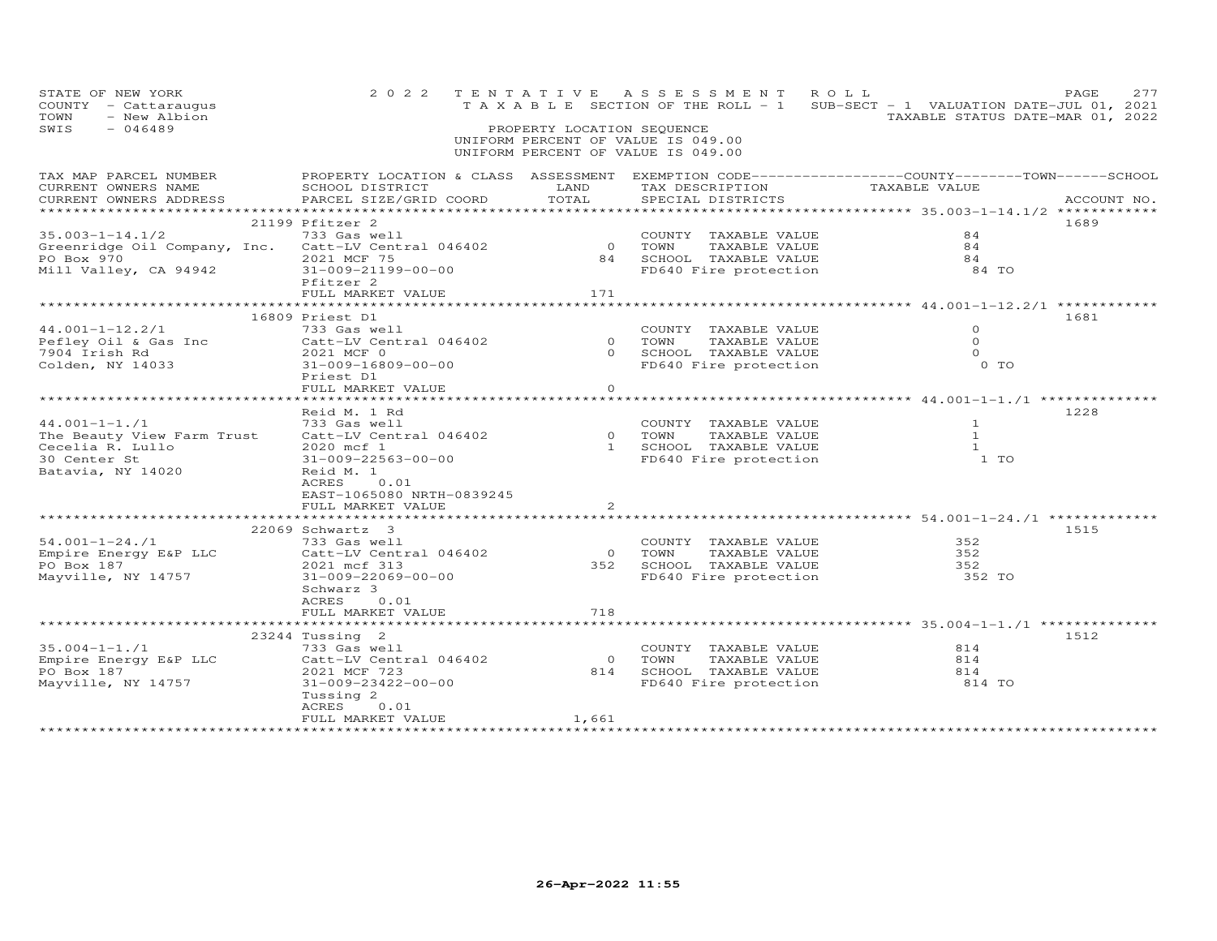STATE OF NEW YORK
COUNTY - Cattaraugus
TOWN - New Albion
SWIS - 046489

2022 TENTATIVE ASSESSMENT ROLL
TAXABLE SECTION OF THE ROLL - 1    SUB-SECT - 1 VALUATION DATE-JUL 01, 2021
TAXABLE STATUS DATE-MAR 01, 2022

PROPERTY LOCATION SEQUENCE
UNIFORM PERCENT OF VALUE IS 049.00
UNIFORM PERCENT OF VALUE IS 049.00

| TAX MAP PARCEL NUMBER / CURRENT OWNERS NAME / CURRENT OWNERS ADDRESS | PROPERTY LOCATION & CLASS / SCHOOL DISTRICT / PARCEL SIZE/GRID COORD | ASSESSMENT LAND | TOTAL | EXEMPTION CODE / TAX DESCRIPTION / SPECIAL DISTRICTS | COUNTY / TOWN / SCHOOL TAXABLE VALUE | ACCOUNT NO. |
|---|---|---|---|---|---|---|
| 35.003-1-14.1/2 | 21199 Pfitzer 2 | | | | | 1689 |
| | 733 Gas well | | | COUNTY TAXABLE VALUE | 84 | |
| Greenridge Oil Company, Inc. | Catt-LV Central 046402 | 0 | | TOWN TAXABLE VALUE | 84 | |
| PO Box 970 | 2021 MCF 75 | | 84 | SCHOOL TAXABLE VALUE | 84 | |
| Mill Valley, CA 94942 | 31-009-21199-00-00 | | | FD640 Fire protection | 84 TO | |
| | Pfitzer 2 | | | | | |
| | FULL MARKET VALUE | | 171 | | | |
| 44.001-1-12.2/1 | 16809 Priest D1 | | | | | 1681 |
| | 733 Gas well | | | COUNTY TAXABLE VALUE | 0 | |
| Pefley Oil & Gas Inc | Catt-LV Central 046402 | 0 | | TOWN TAXABLE VALUE | 0 | |
| 7904 Irish Rd | 2021 MCF 0 | | 0 | SCHOOL TAXABLE VALUE | 0 | |
| Colden, NY 14033 | 31-009-16809-00-00 | | | FD640 Fire protection | 0 TO | |
| | Priest D1 | | | | | |
| | FULL MARKET VALUE | | 0 | | | |
| 44.001-1-1./1 | Reid M. 1 Rd | | | | | 1228 |
| | 733 Gas well | | | COUNTY TAXABLE VALUE | 1 | |
| The Beauty View Farm Trust | Catt-LV Central 046402 | 0 | | TOWN TAXABLE VALUE | 1 | |
| Cecelia R. Lullo | 2020 mcf 1 | | 1 | SCHOOL TAXABLE VALUE | 1 | |
| 30 Center St | 31-009-22563-00-00 | | | FD640 Fire protection | 1 TO | |
| Batavia, NY 14020 | Reid M. 1 | | | | | |
| | ACRES 0.01 | | | | | |
| | EAST-1065080 NRTH-0839245 | | | | | |
| | FULL MARKET VALUE | | 2 | | | |
| 54.001-1-24./1 | 22069 Schwartz 3 | | | | | 1515 |
| | 733 Gas well | | | COUNTY TAXABLE VALUE | 352 | |
| Empire Energy E&P LLC | Catt-LV Central 046402 | 0 | | TOWN TAXABLE VALUE | 352 | |
| PO Box 187 | 2021 mcf 313 | | 352 | SCHOOL TAXABLE VALUE | 352 | |
| Mayville, NY 14757 | 31-009-22069-00-00 | | | FD640 Fire protection | 352 TO | |
| | Schwarz 3 | | | | | |
| | ACRES 0.01 | | | | | |
| | FULL MARKET VALUE | | 718 | | | |
| 35.004-1-1./1 | 23244 Tussing 2 | | | | | 1512 |
| | 733 Gas well | | | COUNTY TAXABLE VALUE | 814 | |
| Empire Energy E&P LLC | Catt-LV Central 046402 | 0 | | TOWN TAXABLE VALUE | 814 | |
| PO Box 187 | 2021 MCF 723 | | 814 | SCHOOL TAXABLE VALUE | 814 | |
| Mayville, NY 14757 | 31-009-23422-00-00 | | | FD640 Fire protection | 814 TO | |
| | Tussing 2 | | | | | |
| | ACRES 0.01 | | | | | |
| | FULL MARKET VALUE | | 1,661 | | | |

26-Apr-2022 11:55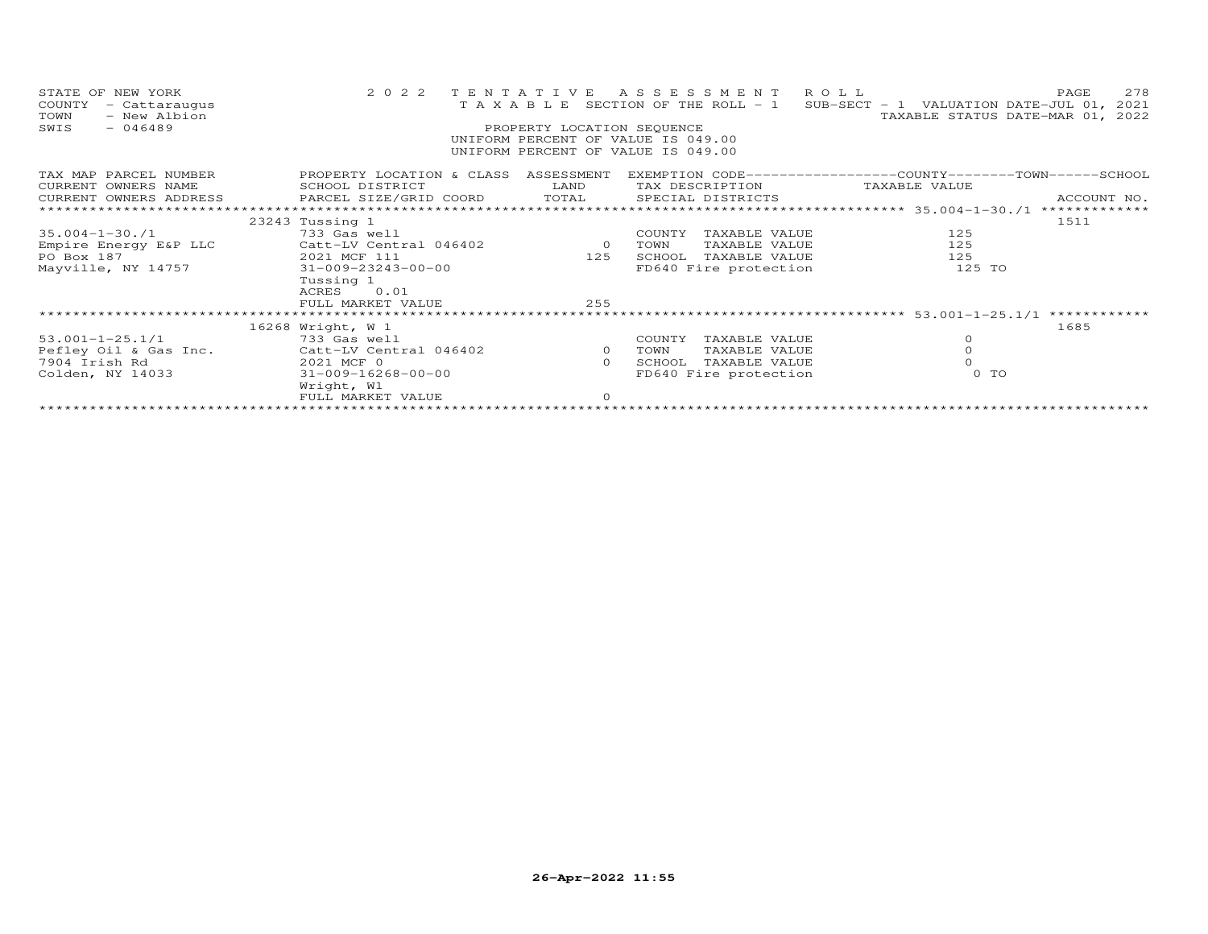STATE OF NEW YORK
COUNTY - Cattaraugus
TOWN - New Albion
SWIS - 046489

2 0 2 2 TENTATIVE ASSESSMENT ROLL
TAXABLE SECTION OF THE ROLL - 1
PROPERTY LOCATION SEQUENCE
UNIFORM PERCENT OF VALUE IS 049.00

SUB-SECT - 1 VALUATION DATE-JUL 01, 2021
TAXABLE STATUS DATE-MAR 01, 2022

| TAX MAP PARCEL NUMBER / CURRENT OWNERS NAME / CURRENT OWNERS ADDRESS | PROPERTY LOCATION & CLASS / SCHOOL DISTRICT / PARCEL SIZE/GRID COORD | ASSESSMENT LAND / TOTAL | EXEMPTION CODE / TAX DESCRIPTION / SPECIAL DISTRICTS | COUNTY / TOWN / SCHOOL TAXABLE VALUE | ACCOUNT NO. |
|---|---|---|---|---|---|
| | 23243 Tussing 1 | | | 35.004-1-30./1 | 1511 |
| 35.004-1-30./1 | 733 Gas well | | COUNTY TAXABLE VALUE | 125 | |
| Empire Energy E&P LLC | Catt-LV Central 046402 | 0 | TOWN TAXABLE VALUE | 125 | |
| PO Box 187 | 2021 MCF 111 | 125 | SCHOOL TAXABLE VALUE | 125 | |
| Mayville, NY 14757 | 31-009-23243-00-00 | | FD640 Fire protection | 125 TO | |
| | Tussing 1 | | | | |
| | ACRES 0.01 | | | | |
| | FULL MARKET VALUE | 255 | | | |
| | 16268 Wright, W 1 | | | 53.001-1-25.1/1 | 1685 |
| 53.001-1-25.1/1 | 733 Gas well | | COUNTY TAXABLE VALUE | 0 | |
| Pefley Oil & Gas Inc. | Catt-LV Central 046402 | 0 | TOWN TAXABLE VALUE | 0 | |
| 7904 Irish Rd | 2021 MCF 0 | 0 | SCHOOL TAXABLE VALUE | 0 | |
| Colden, NY 14033 | 31-009-16268-00-00 | | FD640 Fire protection | 0 TO | |
| | Wright, W1 | | | | |
| | FULL MARKET VALUE | 0 | | | |

26-Apr-2022 11:55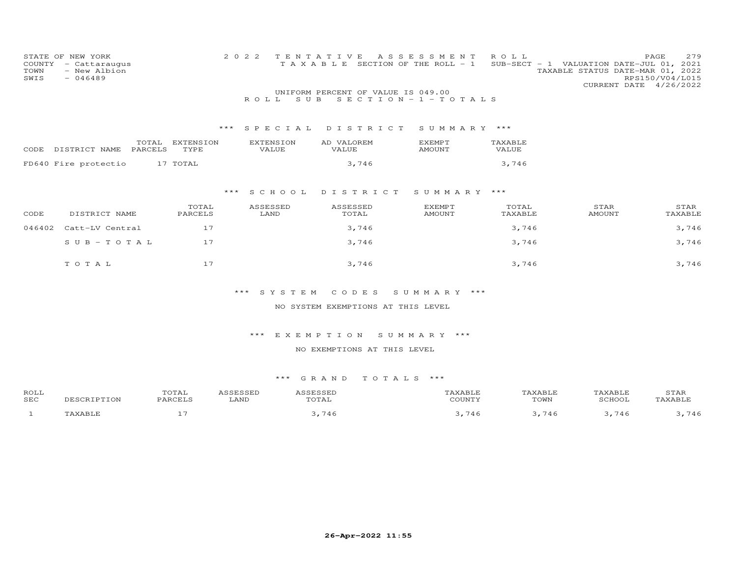STATE OF NEW YORK
COUNTY - Cattaraugus
TOWN - New Albion
SWIS - 046489

2022 TENTATIVE ASSESSMENT ROLL
TAXABLE SECTION OF THE ROLL - 1
SUB-SECT - 1 VALUATION DATE-JUL 01, 2021
TAXABLE STATUS DATE-MAR 01, 2022
RPS150/V04/L015
CURRENT DATE 4/26/2022

UNIFORM PERCENT OF VALUE IS 049.00

ROLL SUB SECTION-1-TOTALS

### *** SPECIAL DISTRICT SUMMARY ***

| CODE DISTRICT NAME | TOTAL PARCELS | EXTENSION TYPE | EXTENSION VALUE | AD VALOREM VALUE | EXEMPT AMOUNT | TAXABLE VALUE |
|---|---|---|---|---|---|---|
| FD640 Fire protectio | 17 | TOTAL | | 3,746 | | 3,746 |

### *** SCHOOL DISTRICT SUMMARY ***

| CODE | DISTRICT NAME | TOTAL PARCELS | ASSESSED LAND | ASSESSED TOTAL | EXEMPT AMOUNT | TOTAL TAXABLE | STAR AMOUNT | STAR TAXABLE |
|---|---|---|---|---|---|---|---|---|
| 046402 | Catt-LV Central | 17 | | 3,746 | | 3,746 | | 3,746 |
| | SUB-TOTAL | 17 | | 3,746 | | 3,746 | | 3,746 |
| | TOTAL | 17 | | 3,746 | | 3,746 | | 3,746 |

### *** SYSTEM CODES SUMMARY ***

NO SYSTEM EXEMPTIONS AT THIS LEVEL

### *** EXEMPTION SUMMARY ***

NO EXEMPTIONS AT THIS LEVEL

### *** GRAND TOTALS ***

| ROLL SEC | DESCRIPTION | TOTAL PARCELS | ASSESSED LAND | ASSESSED TOTAL | TAXABLE COUNTY | TAXABLE TOWN | TAXABLE SCHOOL | STAR TAXABLE |
|---|---|---|---|---|---|---|---|---|
| 1 | TAXABLE | 17 | | 3,746 | 3,746 | 3,746 | 3,746 | 3,746 |

26-Apr-2022 11:55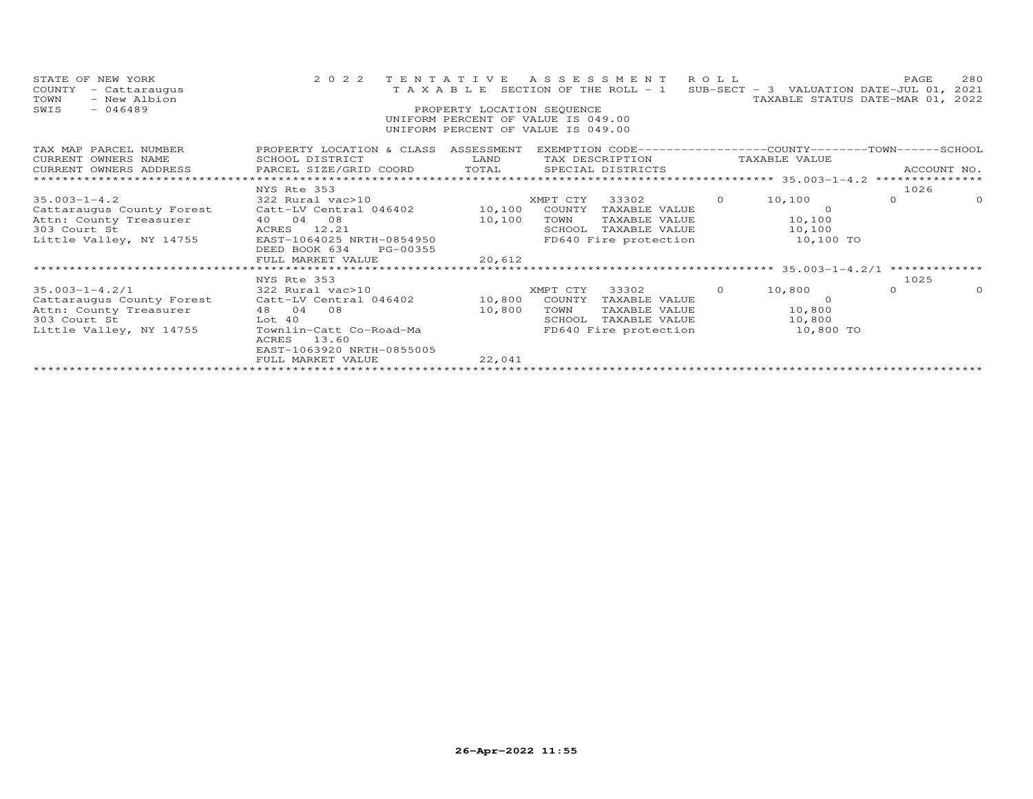STATE OF NEW YORK
COUNTY - Cattaraugus
TOWN - New Albion
SWIS - 046489

2 0 2 2 T E N T A T I V E A S S E S S M E N T R O L L
T A X A B L E SECTION OF THE ROLL - 1 SUB-SECT - 3 VALUATION DATE-JUL 01, 2021
TAXABLE STATUS DATE-MAR 01, 2022

PROPERTY LOCATION SEQUENCE
UNIFORM PERCENT OF VALUE IS 049.00
UNIFORM PERCENT OF VALUE IS 049.00

| TAX MAP PARCEL NUMBER / CURRENT OWNERS NAME / CURRENT OWNERS ADDRESS | PROPERTY LOCATION & CLASS / SCHOOL DISTRICT / PARCEL SIZE/GRID COORD | ASSESSMENT LAND / TOTAL | EXEMPTION CODE / TAX DESCRIPTION / SPECIAL DISTRICTS | COUNTY | TAXABLE VALUE | TOWN | SCHOOL | ACCOUNT NO. |
|---|---|---|---|---|---|---|---|---|
| | NYS Rte 353 | | | | | | | 1026 |
| 35.003-1-4.2 | 322 Rural vac>10 | | XMPT CTY 33302 | 0 | 10,100 | 0 | 0 | |
| Cattaraugus County Forest | Catt-LV Central 046402 | 10,100 | COUNTY TAXABLE VALUE | | 0 | | | |
| Attn: County Treasurer | 40 04 08 | 10,100 | TOWN TAXABLE VALUE | | 10,100 | | | |
| 303 Court St | ACRES 12.21 | | SCHOOL TAXABLE VALUE | | 10,100 | | | |
| Little Valley, NY 14755 | EAST-1064025 NRTH-0854950 | | FD640 Fire protection | | 10,100 TO | | | |
| | DEED BOOK 634 PG-00355 | | | | | | | |
| | FULL MARKET VALUE | 20,612 | | | | | | |
| | NYS Rte 353 | | | | | | | 1025 |
| 35.003-1-4.2/1 | 322 Rural vac>10 | | XMPT CTY 33302 | 0 | 10,800 | 0 | 0 | |
| Cattaraugus County Forest | Catt-LV Central 046402 | 10,800 | COUNTY TAXABLE VALUE | | 0 | | | |
| Attn: County Treasurer | 48 04 08 | 10,800 | TOWN TAXABLE VALUE | | 10,800 | | | |
| 303 Court St | Lot 40 | | SCHOOL TAXABLE VALUE | | 10,800 | | | |
| Little Valley, NY 14755 | Townlin-Catt Co-Road-Ma | | FD640 Fire protection | | 10,800 TO | | | |
| | ACRES 13.60 | | | | | | | |
| | EAST-1063920 NRTH-0855005 | | | | | | | |
| | FULL MARKET VALUE | 22,041 | | | | | | |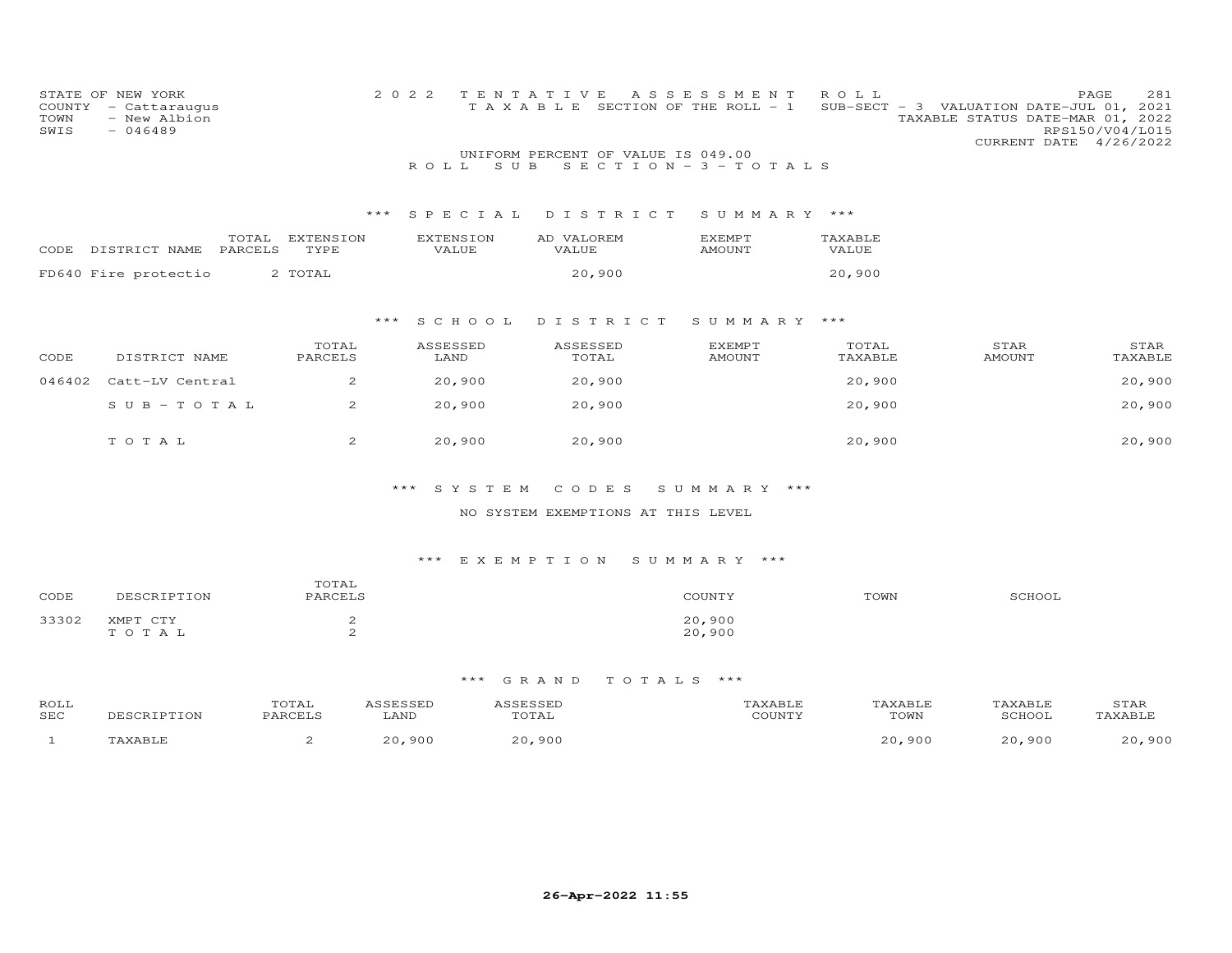STATE OF NEW YORK
COUNTY - Cattaraugus
TOWN - New Albion
SWIS - 046489

2022 TENTATIVE ASSESSMENT ROLL
TAXABLE SECTION OF THE ROLL - 1 SUB-SECT - 3 VALUATION DATE-JUL 01, 2021
TAXABLE STATUS DATE-MAR 01, 2022
RPS150/V04/L015
CURRENT DATE 4/26/2022

UNIFORM PERCENT OF VALUE IS 049.00

ROLL SUB SECTION - 3 - TOTALS

### *** SPECIAL DISTRICT SUMMARY ***

| CODE | DISTRICT NAME | TOTAL PARCELS | EXTENSION TYPE | EXTENSION VALUE | AD VALOREM VALUE | EXEMPT AMOUNT | TAXABLE VALUE |
|---|---|---|---|---|---|---|---|
| FD640 | Fire protectio | 2 | TOTAL | | 20,900 | | 20,900 |

### *** SCHOOL DISTRICT SUMMARY ***

| CODE | DISTRICT NAME | TOTAL PARCELS | ASSESSED LAND | ASSESSED TOTAL | EXEMPT AMOUNT | TOTAL TAXABLE | STAR AMOUNT | STAR TAXABLE |
|---|---|---|---|---|---|---|---|---|
| 046402 | Catt-LV Central | 2 | 20,900 | 20,900 | | 20,900 | | 20,900 |
| | SUB-TOTAL | 2 | 20,900 | 20,900 | | 20,900 | | 20,900 |
| | TOTAL | 2 | 20,900 | 20,900 | | 20,900 | | 20,900 |

### *** SYSTEM CODES SUMMARY ***

NO SYSTEM EXEMPTIONS AT THIS LEVEL

### *** EXEMPTION SUMMARY ***

| CODE | DESCRIPTION | TOTAL PARCELS | COUNTY | TOWN | SCHOOL |
|---|---|---|---|---|---|
| 33302 | XMPT CTY | 2 | 20,900 | | |
| | TOTAL | 2 | 20,900 | | |

### *** GRAND TOTALS ***

| ROLL SEC | DESCRIPTION | TOTAL PARCELS | ASSESSED LAND | ASSESSED TOTAL | TAXABLE COUNTY | TAXABLE TOWN | TAXABLE SCHOOL | STAR TAXABLE |
|---|---|---|---|---|---|---|---|---|
| 1 | TAXABLE | 2 | 20,900 | 20,900 | | 20,900 | 20,900 | 20,900 |

26-Apr-2022 11:55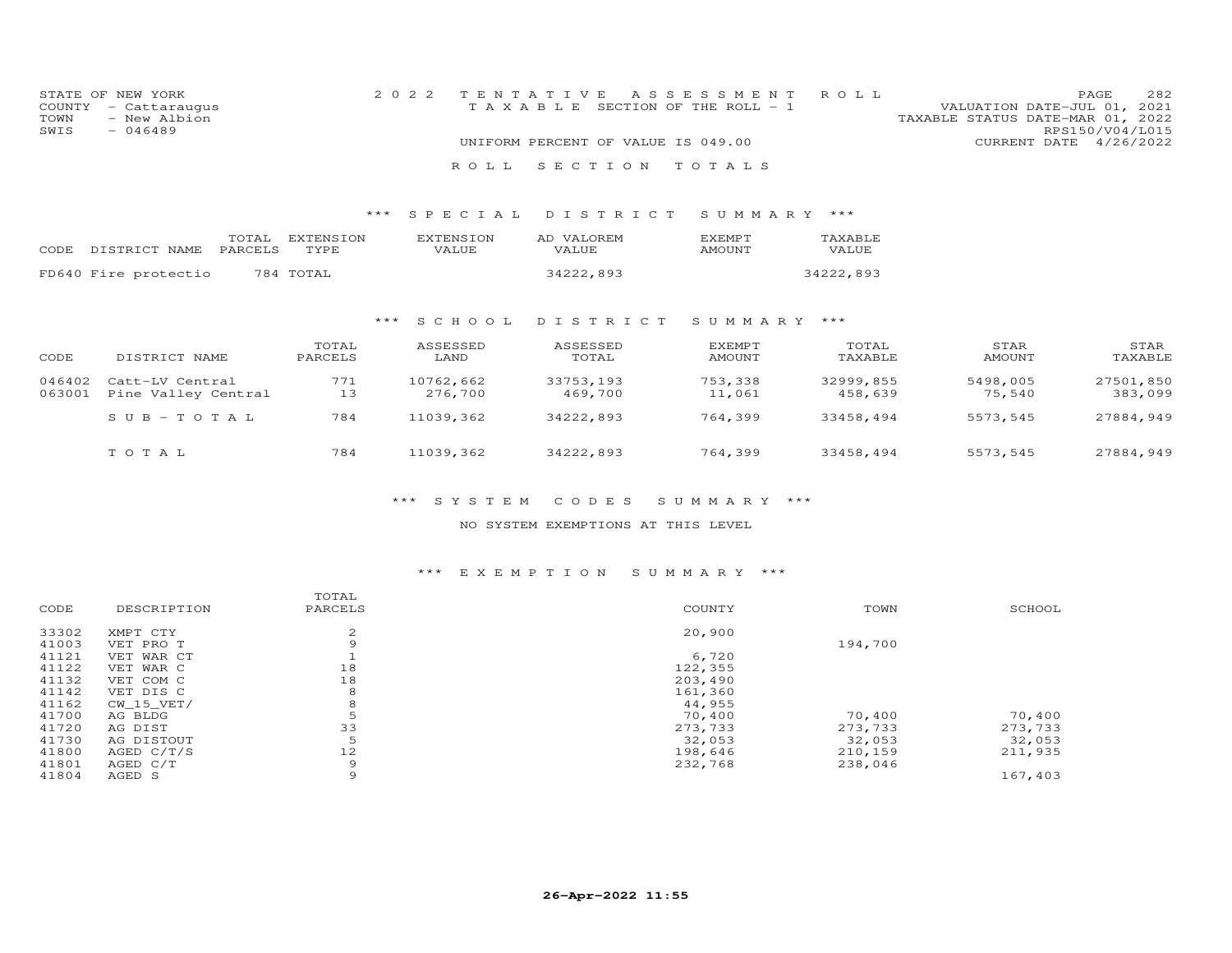STATE OF NEW YORK
COUNTY - Cattaraugus
TOWN - New Albion
SWIS - 046489

2022 TENTATIVE ASSESSMENT ROLL
TAXABLE SECTION OF THE ROLL - 1

UNIFORM PERCENT OF VALUE IS 049.00

VALUATION DATE-JUL 01, 2021
TAXABLE STATUS DATE-MAR 01, 2022
RPS150/V04/L015
CURRENT DATE 4/26/2022

## ROLL SECTION TOTALS

### *** SPECIAL DISTRICT SUMMARY ***

| CODE | DISTRICT NAME | TOTAL PARCELS | EXTENSION TYPE | EXTENSION VALUE | AD VALOREM VALUE | EXEMPT AMOUNT | TAXABLE VALUE |
|---|---|---|---|---|---|---|---|
| FD640 | Fire protectio | 784 | TOTAL | | 34222,893 | | 34222,893 |

### *** SCHOOL DISTRICT SUMMARY ***

| CODE | DISTRICT NAME | TOTAL PARCELS | ASSESSED LAND | ASSESSED TOTAL | EXEMPT AMOUNT | TOTAL TAXABLE | STAR AMOUNT | STAR TAXABLE |
|---|---|---|---|---|---|---|---|---|
| 046402 | Catt-LV Central | 771 | 10762,662 | 33753,193 | 753,338 | 32999,855 | 5498,005 | 27501,850 |
| 063001 | Pine Valley Central | 13 | 276,700 | 469,700 | 11,061 | 458,639 | 75,540 | 383,099 |
| | SUB-TOTAL | 784 | 11039,362 | 34222,893 | 764,399 | 33458,494 | 5573,545 | 27884,949 |
| | TOTAL | 784 | 11039,362 | 34222,893 | 764,399 | 33458,494 | 5573,545 | 27884,949 |

### *** SYSTEM CODES SUMMARY ***

NO SYSTEM EXEMPTIONS AT THIS LEVEL

### *** EXEMPTION SUMMARY ***

| CODE | DESCRIPTION | TOTAL PARCELS | COUNTY | TOWN | SCHOOL |
|---|---|---|---|---|---|
| 33302 | XMPT CTY | 2 | 20,900 | | |
| 41003 | VET PRO T | 9 | | 194,700 | |
| 41121 | VET WAR CT | 1 | 6,720 | | |
| 41122 | VET WAR C | 18 | 122,355 | | |
| 41132 | VET COM C | 18 | 203,490 | | |
| 41142 | VET DIS C | 8 | 161,360 | | |
| 41162 | CW_15_VET/ | 8 | 44,955 | | |
| 41700 | AG BLDG | 5 | 70,400 | 70,400 | 70,400 |
| 41720 | AG DIST | 33 | 273,733 | 273,733 | 273,733 |
| 41730 | AG DISTOUT | 5 | 32,053 | 32,053 | 32,053 |
| 41800 | AGED C/T/S | 12 | 198,646 | 210,159 | 211,935 |
| 41801 | AGED C/T | 9 | 232,768 | 238,046 | |
| 41804 | AGED S | 9 | | | 167,403 |

26-Apr-2022 11:55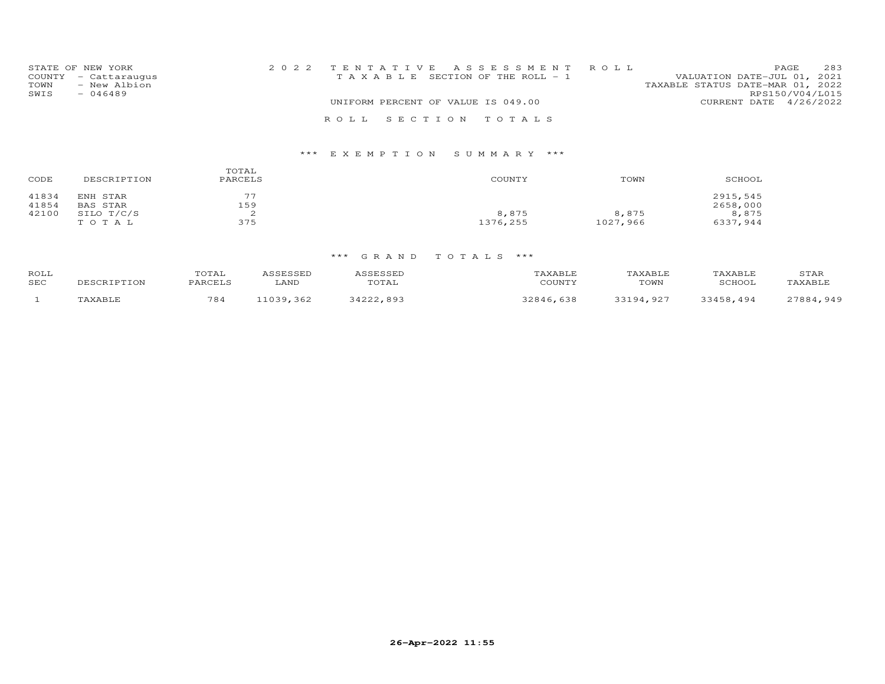STATE OF NEW YORK
COUNTY - Cattaraugus
TOWN - New Albion
SWIS - 046489

2022 TENTATIVE ASSESSMENT ROLL
TAXABLE SECTION OF THE ROLL - 1
UNIFORM PERCENT OF VALUE IS 049.00

VALUATION DATE-JUL 01, 2021
TAXABLE STATUS DATE-MAR 01, 2022
RPS150/V04/L015
CURRENT DATE 4/26/2022

ROLL SECTION TOTALS

*** EXEMPTION SUMMARY ***

| CODE | DESCRIPTION | TOTAL PARCELS | COUNTY | TOWN | SCHOOL |
|---|---|---|---|---|---|
| 41834 | ENH STAR | 77 | | | 2915,545 |
| 41854 | BAS STAR | 159 | | | 2658,000 |
| 42100 | SILO T/C/S | 2 | 8,875 | 8,875 | 8,875 |
| | TOTAL | 375 | 1376,255 | 1027,966 | 6337,944 |

*** GRAND TOTALS ***

| ROLL SEC | DESCRIPTION | TOTAL PARCELS | ASSESSED LAND | ASSESSED TOTAL | TAXABLE COUNTY | TAXABLE TOWN | TAXABLE SCHOOL | STAR TAXABLE |
|---|---|---|---|---|---|---|---|---|
| 1 | TAXABLE | 784 | 11039,362 | 34222,893 | 32846,638 | 33194,927 | 33458,494 | 27884,949 |

26-Apr-2022 11:55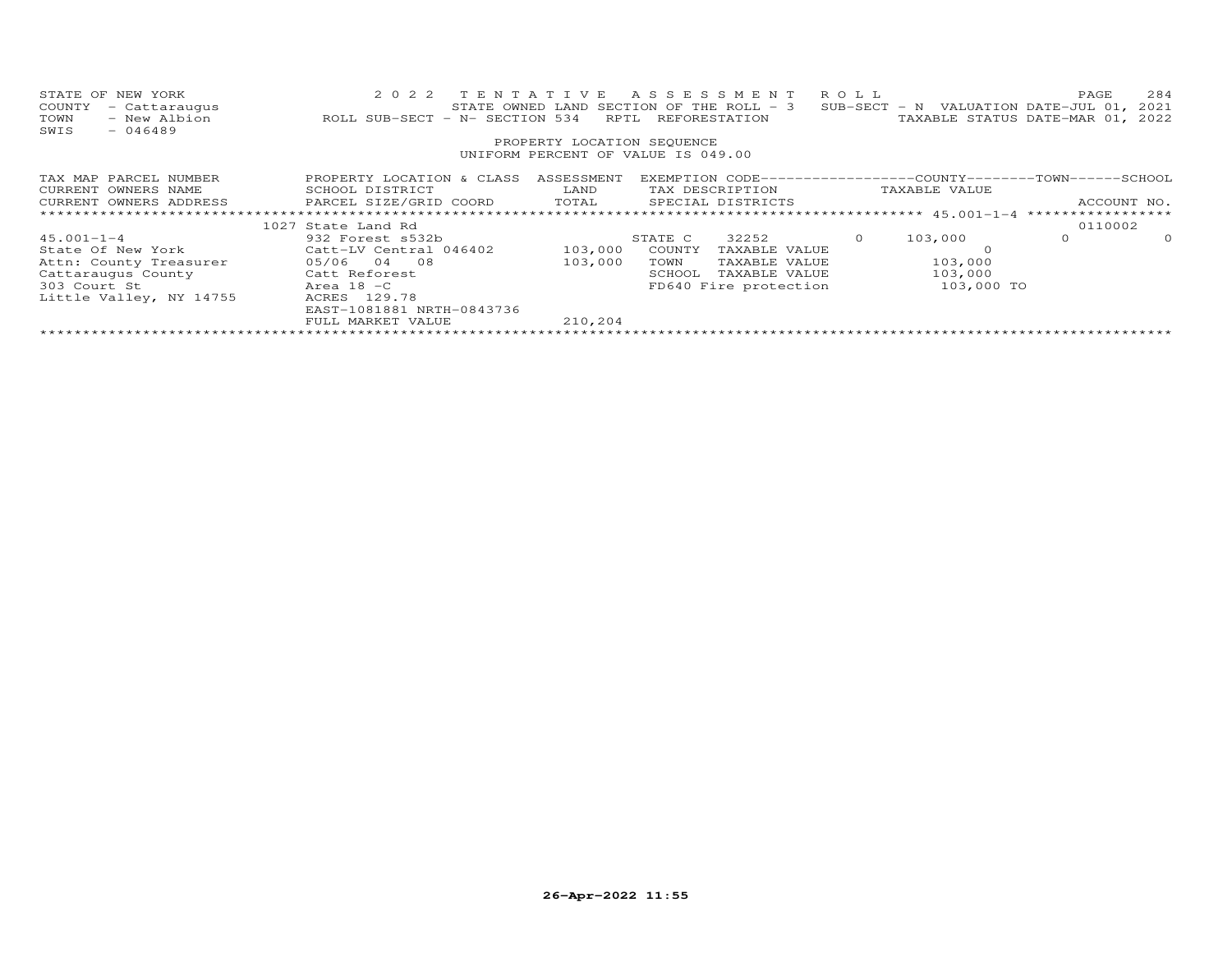STATE OF NEW YORK | 2 0 2 2 T E N T A T I V E A S S E S S M E N T R O L L
COUNTY - Cattaraugus | STATE OWNED LAND SECTION OF THE ROLL - 3 SUB-SECT - N VALUATION DATE-JUL 01, 2021
TOWN - New Albion | ROLL SUB-SECT - N- SECTION 534 RPTL REFORESTATION TAXABLE STATUS DATE-MAR 01, 2022
SWIS - 046489

PROPERTY LOCATION SEQUENCE
UNIFORM PERCENT OF VALUE IS 049.00

| TAX MAP PARCEL NUMBER<br>CURRENT OWNERS NAME<br>CURRENT OWNERS ADDRESS | PROPERTY LOCATION & CLASS<br>SCHOOL DISTRICT<br>PARCEL SIZE/GRID COORD | ASSESSMENT<br>LAND<br>TOTAL | EXEMPTION CODE<br>TAX DESCRIPTION<br>SPECIAL DISTRICTS | | COUNTY<br>TAXABLE VALUE | TOWN | SCHOOL<br>ACCOUNT NO. |
|---|---|---|---|---|---|---|---|
| 45.001-1-4 | 1027 State Land Rd | | | | | | 0110002 |
| | 932 Forest s532b | | STATE C 32252 | 0 | 103,000 | 0 | 0 |
| State Of New York | Catt-LV Central 046402 | 103,000 | COUNTY TAXABLE VALUE | | 0 | | |
| Attn: County Treasurer | 05/06 04 08 | 103,000 | TOWN TAXABLE VALUE | | 103,000 | | |
| Cattaraugus County | Catt Reforest | | SCHOOL TAXABLE VALUE | | 103,000 | | |
| 303 Court St | Area 18 -C | | FD640 Fire protection | | 103,000 TO | | |
| Little Valley, NY 14755 | ACRES 129.78 | | | | | | |
| | EAST-1081881 NRTH-0843736 | | | | | | |
| | FULL MARKET VALUE | 210,204 | | | | | |

26-Apr-2022 11:55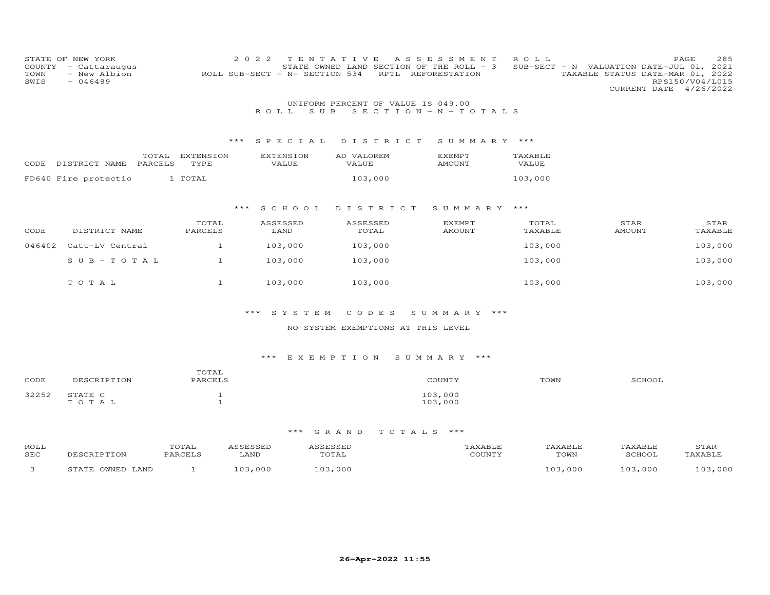STATE OF NEW YORK
COUNTY - Cattaraugus
TOWN - New Albion
SWIS - 046489

2022 TENTATIVE ASSESSMENT ROLL
STATE OWNED LAND SECTION OF THE ROLL - 3
ROLL SUB-SECT - N- SECTION 534 RPTL REFORESTATION

SUB-SECT - N VALUATION DATE-JUL 01, 2021
TAXABLE STATUS DATE-MAR 01, 2022
RPS150/V04/L015
CURRENT DATE 4/26/2022

UNIFORM PERCENT OF VALUE IS 049.00

ROLL SUB SECTION-N-TOTALS

### *** SPECIAL DISTRICT SUMMARY ***

| CODE | DISTRICT NAME | TOTAL PARCELS | EXTENSION TYPE | EXTENSION VALUE | AD VALOREM VALUE | EXEMPT AMOUNT | TAXABLE VALUE |
|---|---|---|---|---|---|---|---|
| FD640 | Fire protectio | 1 | TOTAL | | 103,000 | | 103,000 |

### *** SCHOOL DISTRICT SUMMARY ***

| CODE | DISTRICT NAME | TOTAL PARCELS | ASSESSED LAND | ASSESSED TOTAL | EXEMPT AMOUNT | TOTAL TAXABLE | STAR AMOUNT | STAR TAXABLE |
|---|---|---|---|---|---|---|---|---|
| 046402 | Catt-LV Central | 1 | 103,000 | 103,000 | | 103,000 | | 103,000 |
| | SUB-TOTAL | 1 | 103,000 | 103,000 | | 103,000 | | 103,000 |
| | TOTAL | 1 | 103,000 | 103,000 | | 103,000 | | 103,000 |

### *** SYSTEM CODES SUMMARY ***

NO SYSTEM EXEMPTIONS AT THIS LEVEL

### *** EXEMPTION SUMMARY ***

| CODE | DESCRIPTION | TOTAL PARCELS | COUNTY | TOWN | SCHOOL |
|---|---|---|---|---|---|
| 32252 | STATE C | 1 | 103,000 | | |
| | TOTAL | 1 | 103,000 | | |

### *** GRAND TOTALS ***

| ROLL SEC | DESCRIPTION | TOTAL PARCELS | ASSESSED LAND | ASSESSED TOTAL | TAXABLE COUNTY | TAXABLE TOWN | TAXABLE SCHOOL | STAR TAXABLE |
|---|---|---|---|---|---|---|---|---|
| 3 | STATE OWNED LAND | 1 | 103,000 | 103,000 | | 103,000 | 103,000 | 103,000 |

26-Apr-2022 11:55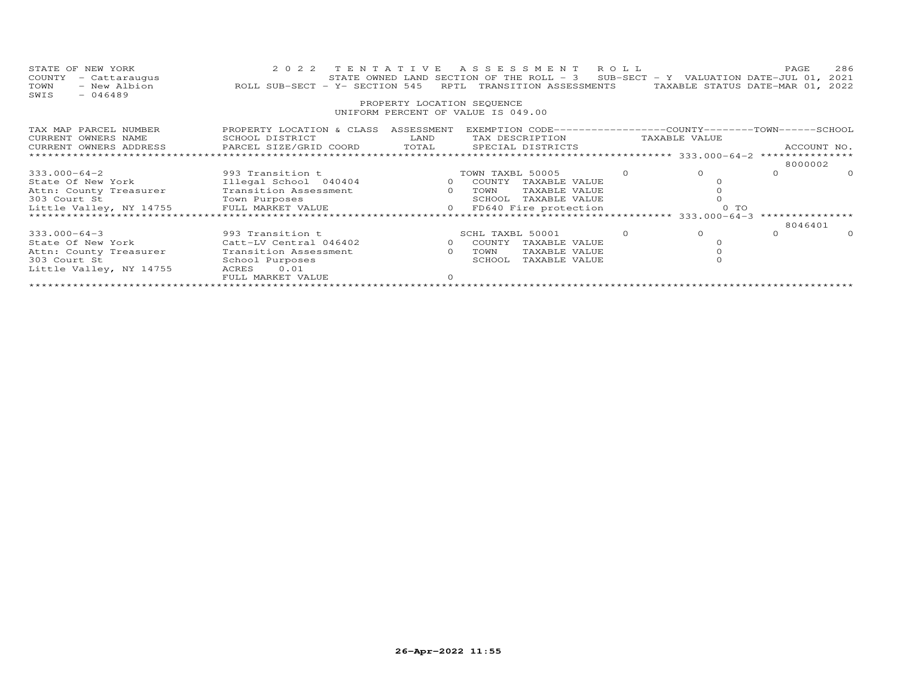STATE OF NEW YORK — 2022 TENTATIVE ASSESSMENT ROLL
COUNTY - Cattaraugus — STATE OWNED LAND SECTION OF THE ROLL - 3 SUB-SECT - Y VALUATION DATE-JUL 01, 2021
TOWN - New Albion — ROLL SUB-SECT - Y- SECTION 545 RPTL TRANSITION ASSESSMENTS — TAXABLE STATUS DATE-MAR 01, 2022
SWIS - 046489

PROPERTY LOCATION SEQUENCE
UNIFORM PERCENT OF VALUE IS 049.00

| TAX MAP PARCEL NUMBER / CURRENT OWNERS NAME / CURRENT OWNERS ADDRESS | PROPERTY LOCATION & CLASS / SCHOOL DISTRICT / PARCEL SIZE/GRID COORD | ASSESSMENT LAND / TOTAL | EXEMPTION CODE / TAX DESCRIPTION / SPECIAL DISTRICTS | COUNTY | TOWN | SCHOOL / ACCOUNT NO. |
|---|---|---|---|---|---|---|
| 333.000-64-2 | | | | | | 8000002 |
| 333.000-64-2 | 993 Transition t | | TOWN TAXBL 50005 | 0 | 0 | 0 0 |
| State Of New York | Illegal School 040404 | 0 | COUNTY TAXABLE VALUE | 0 | | |
| Attn: County Treasurer | Transition Assessment | 0 | TOWN TAXABLE VALUE | | 0 | |
| 303 Court St | Town Purposes | | SCHOOL TAXABLE VALUE | | | 0 |
| Little Valley, NY 14755 | FULL MARKET VALUE | 0 | FD640 Fire protection | 0 TO | | |
| 333.000-64-3 | | | | | | 8046401 |
| 333.000-64-3 | 993 Transition t | | SCHL TAXBL 50001 | 0 | 0 | 0 0 |
| State Of New York | Catt-LV Central 046402 | 0 | COUNTY TAXABLE VALUE | 0 | | |
| Attn: County Treasurer | Transition Assessment | 0 | TOWN TAXABLE VALUE | | 0 | |
| 303 Court St | School Purposes | | SCHOOL TAXABLE VALUE | | | 0 |
| Little Valley, NY 14755 | ACRES 0.01 | | | | | |
| | FULL MARKET VALUE | 0 | | | | |

26-Apr-2022 11:55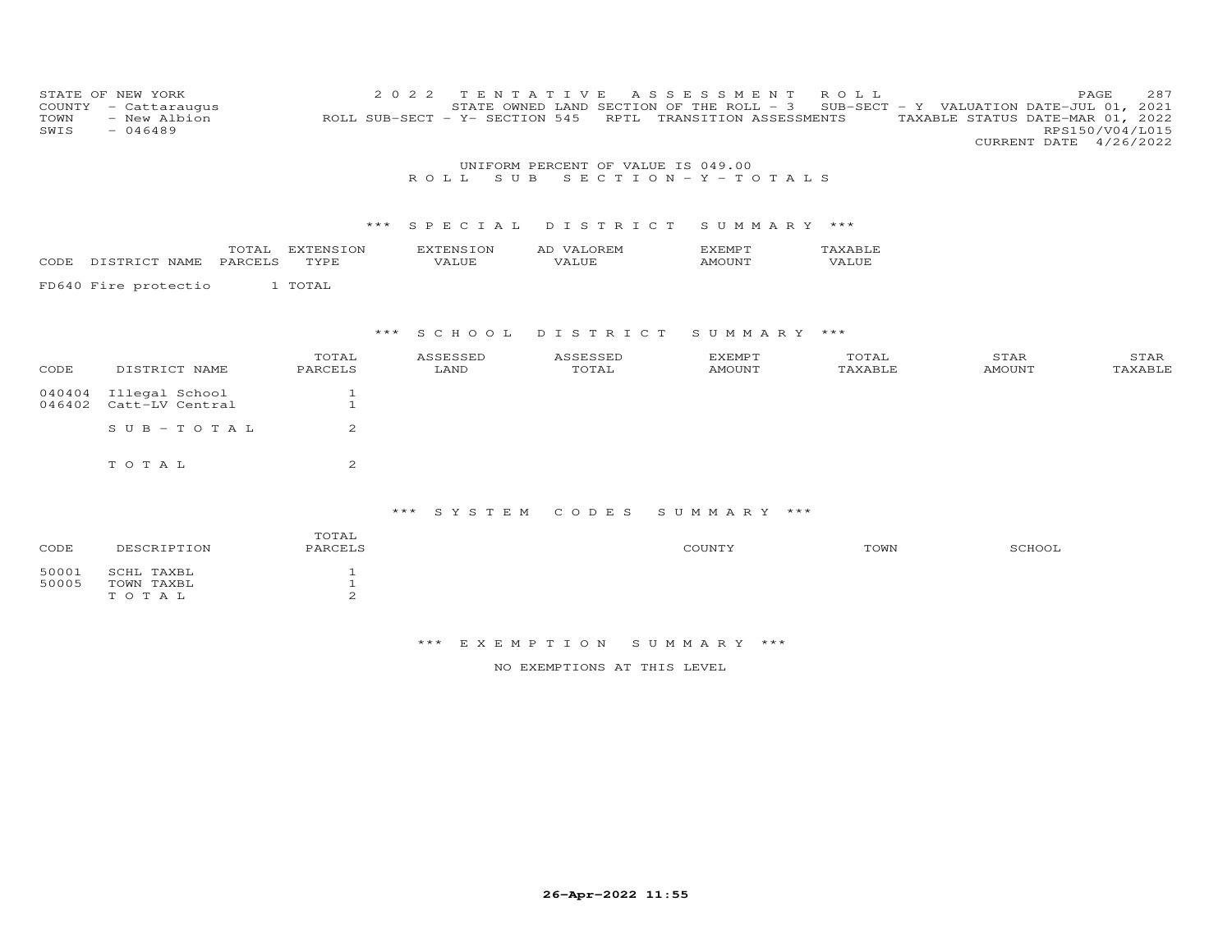STATE OF NEW YORK
COUNTY - Cattaraugus
TOWN - New Albion
SWIS - 046489

2022 TENTATIVE ASSESSMENT ROLL
STATE OWNED LAND SECTION OF THE ROLL - 3 SUB-SECT - Y VALUATION DATE-JUL 01, 2021
ROLL SUB-SECT - Y- SECTION 545 RPTL TRANSITION ASSESSMENTS TAXABLE STATUS DATE-MAR 01, 2022
RPS150/V04/L015
CURRENT DATE 4/26/2022

UNIFORM PERCENT OF VALUE IS 049.00

## ROLL SUB SECTION - Y - TOTALS

### *** SPECIAL DISTRICT SUMMARY ***

| CODE | DISTRICT NAME | TOTAL PARCELS | EXTENSION TYPE | EXTENSION VALUE | AD VALOREM VALUE | EXEMPT AMOUNT | TAXABLE VALUE |
|---|---|---|---|---|---|---|---|
| FD640 | Fire protectio | 1 | TOTAL | | | | |

### *** SCHOOL DISTRICT SUMMARY ***

| CODE | DISTRICT NAME | TOTAL PARCELS | ASSESSED LAND | ASSESSED TOTAL | EXEMPT AMOUNT | TOTAL TAXABLE | STAR AMOUNT | STAR TAXABLE |
|---|---|---|---|---|---|---|---|---|
| 040404 | Illegal School | 1 | | | | | | |
| 046402 | Catt-LV Central | 1 | | | | | | |
| | SUB-TOTAL | 2 | | | | | | |
| | TOTAL | 2 | | | | | | |

### *** SYSTEM CODES SUMMARY ***

| CODE | DESCRIPTION | TOTAL PARCELS | COUNTY | TOWN | SCHOOL |
|---|---|---|---|---|---|
| 50001 | SCHL TAXBL | 1 | | | |
| 50005 | TOWN TAXBL | 1 | | | |
| | TOTAL | 2 | | | |

### *** EXEMPTION SUMMARY ***

NO EXEMPTIONS AT THIS LEVEL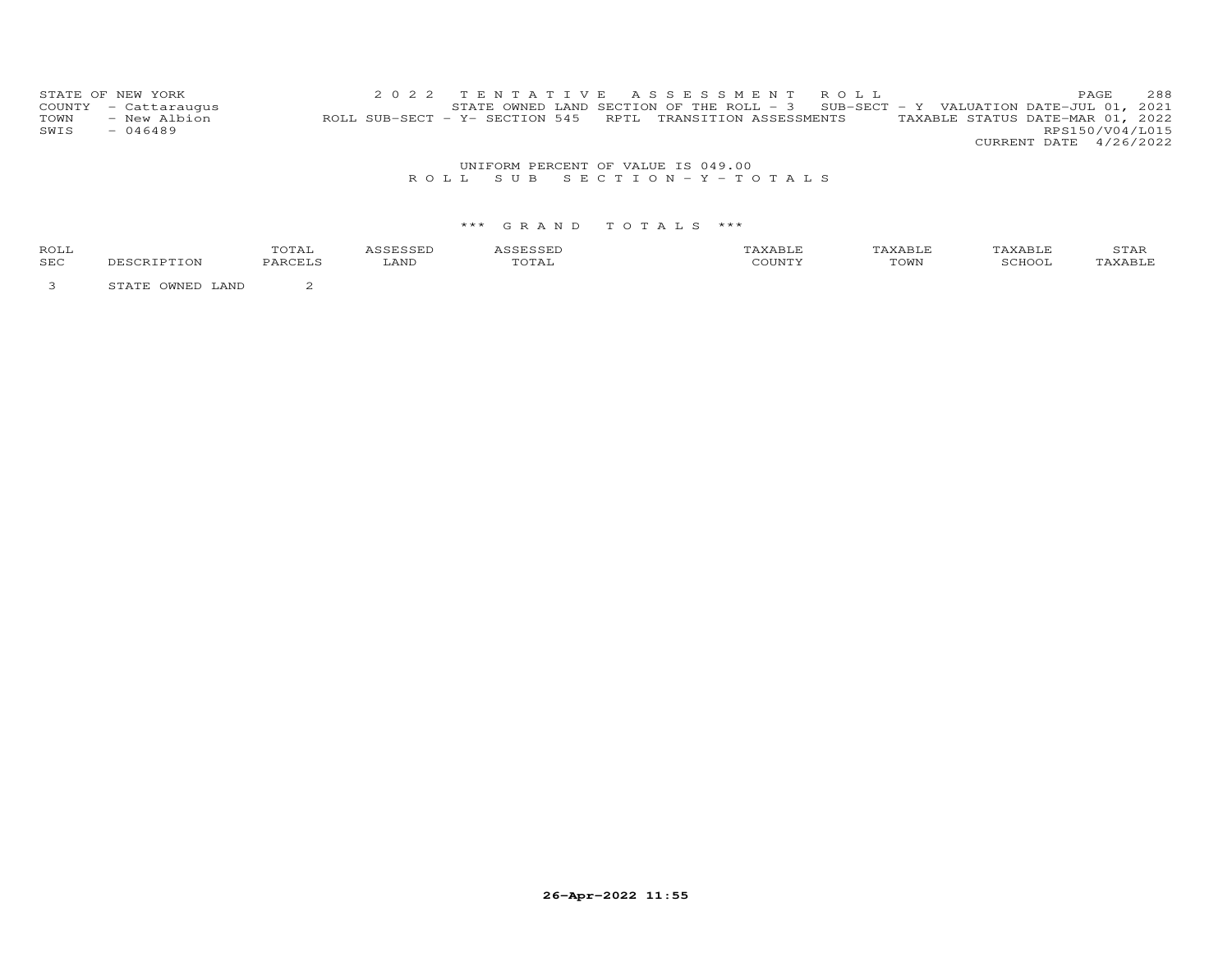STATE OF NEW YORK
COUNTY - Cattaraugus
TOWN - New Albion
SWIS - 046489

2 0 2 2 T E N T A T I V E A S S E S S M E N T R O L L
STATE OWNED LAND SECTION OF THE ROLL - 3 SUB-SECT - Y VALUATION DATE-JUL 01, 2021
ROLL SUB-SECT - Y- SECTION 545 RPTL TRANSITION ASSESSMENTS TAXABLE STATUS DATE-MAR 01, 2022
RPS150/V04/L015
CURRENT DATE 4/26/2022

UNIFORM PERCENT OF VALUE IS 049.00

R O L L S U B S E C T I O N - Y - T O T A L S

\*\*\* G R A N D T O T A L S \*\*\*

| ROLL SEC | DESCRIPTION | TOTAL PARCELS | ASSESSED LAND | ASSESSED TOTAL | TAXABLE COUNTY | TAXABLE TOWN | TAXABLE SCHOOL | STAR TAXABLE |
|---|---|---|---|---|---|---|---|---|
| 3 | STATE OWNED LAND | 2 | | | | | | |

26-Apr-2022 11:55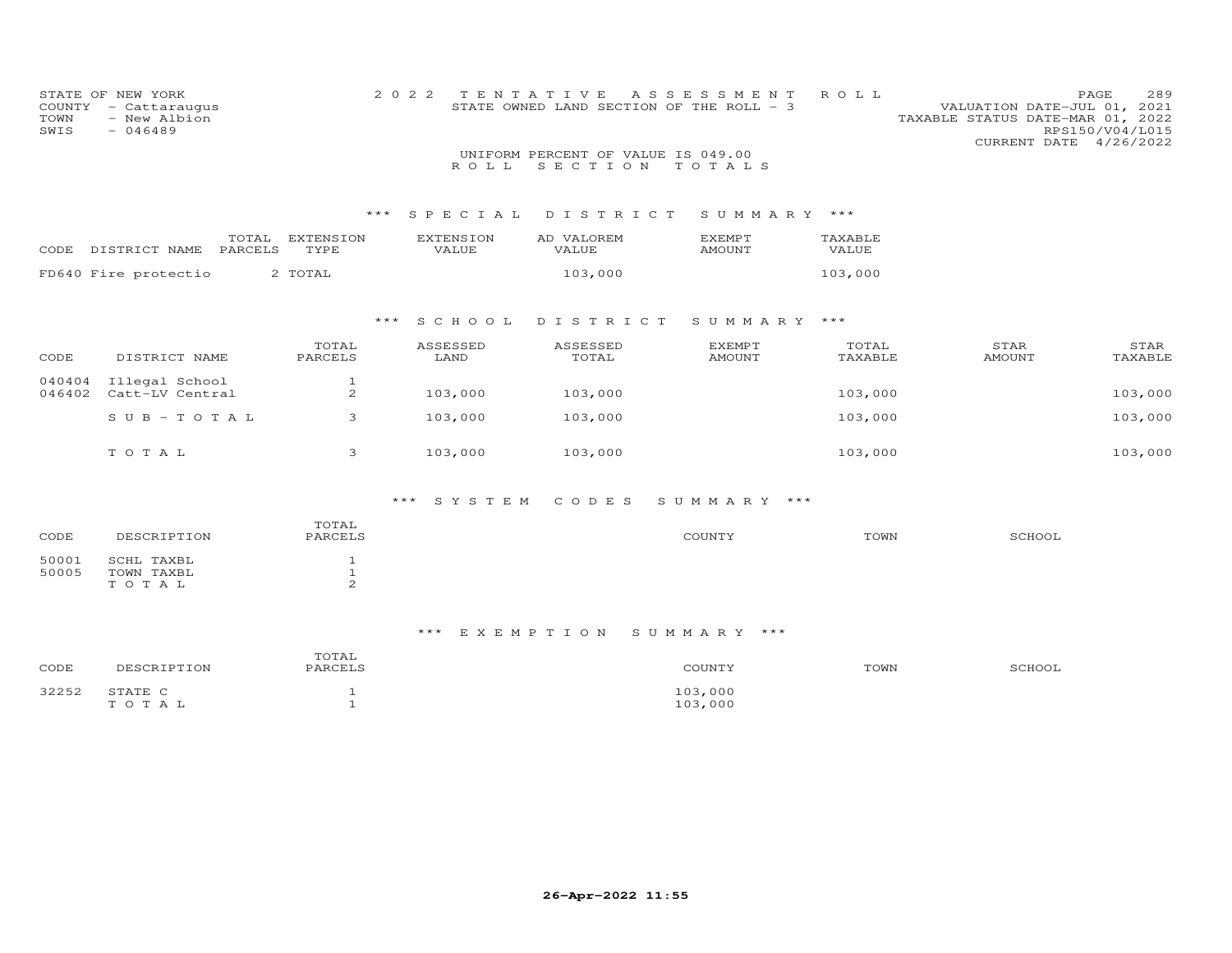STATE OF NEW YORK
COUNTY - Cattaraugus
TOWN - New Albion
SWIS - 046489

# 2022 TENTATIVE ASSESSMENT ROLL
STATE OWNED LAND SECTION OF THE ROLL - 3

VALUATION DATE-JUL 01, 2021
TAXABLE STATUS DATE-MAR 01, 2022
RPS150/V04/L015
CURRENT DATE 4/26/2022

UNIFORM PERCENT OF VALUE IS 049.00

## ROLL SECTION TOTALS

### *** SPECIAL DISTRICT SUMMARY ***

| CODE | DISTRICT NAME | TOTAL PARCELS | EXTENSION TYPE | EXTENSION VALUE | AD VALOREM VALUE | EXEMPT AMOUNT | TAXABLE VALUE |
|---|---|---|---|---|---|---|---|
| FD640 | Fire protectio | 2 | TOTAL | | 103,000 | | 103,000 |

### *** SCHOOL DISTRICT SUMMARY ***

| CODE | DISTRICT NAME | TOTAL PARCELS | ASSESSED LAND | ASSESSED TOTAL | EXEMPT AMOUNT | TOTAL TAXABLE | STAR AMOUNT | STAR TAXABLE |
|---|---|---|---|---|---|---|---|---|
| 040404 | Illegal School | 1 | | | | | | |
| 046402 | Catt-LV Central | 2 | 103,000 | 103,000 | | 103,000 | | 103,000 |
| | SUB-TOTAL | 3 | 103,000 | 103,000 | | 103,000 | | 103,000 |
| | TOTAL | 3 | 103,000 | 103,000 | | 103,000 | | 103,000 |

### *** SYSTEM CODES SUMMARY ***

| CODE | DESCRIPTION | TOTAL PARCELS | COUNTY | TOWN | SCHOOL |
|---|---|---|---|---|---|
| 50001 | SCHL TAXBL | 1 | | | |
| 50005 | TOWN TAXBL | 1 | | | |
| | TOTAL | 2 | | | |

### *** EXEMPTION SUMMARY ***

| CODE | DESCRIPTION | TOTAL PARCELS | COUNTY | TOWN | SCHOOL |
|---|---|---|---|---|---|
| 32252 | STATE C | 1 | 103,000 | | |
| | TOTAL | 1 | 103,000 | | |

26-Apr-2022 11:55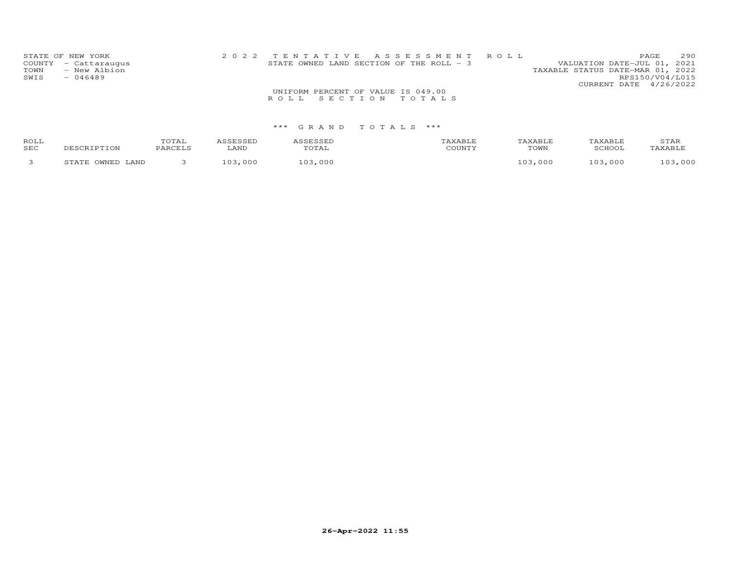STATE OF NEW YORK
COUNTY - Cattaraugus
TOWN - New Albion
SWIS - 046489

2022 TENTATIVE ASSESSMENT ROLL
STATE OWNED LAND SECTION OF THE ROLL - 3

VALUATION DATE-JUL 01, 2021
TAXABLE STATUS DATE-MAR 01, 2022
RPS150/V04/L015
CURRENT DATE 4/26/2022

UNIFORM PERCENT OF VALUE IS 049.00

ROLL SECTION TOTALS

*** GRAND TOTALS ***

| ROLL SEC | DESCRIPTION | TOTAL PARCELS | ASSESSED LAND | ASSESSED TOTAL | TAXABLE COUNTY | TAXABLE TOWN | TAXABLE SCHOOL | STAR TAXABLE |
|---|---|---|---|---|---|---|---|---|
| 3 | STATE OWNED LAND | 3 | 103,000 | 103,000 | | 103,000 | 103,000 | 103,000 |

26-Apr-2022 11:55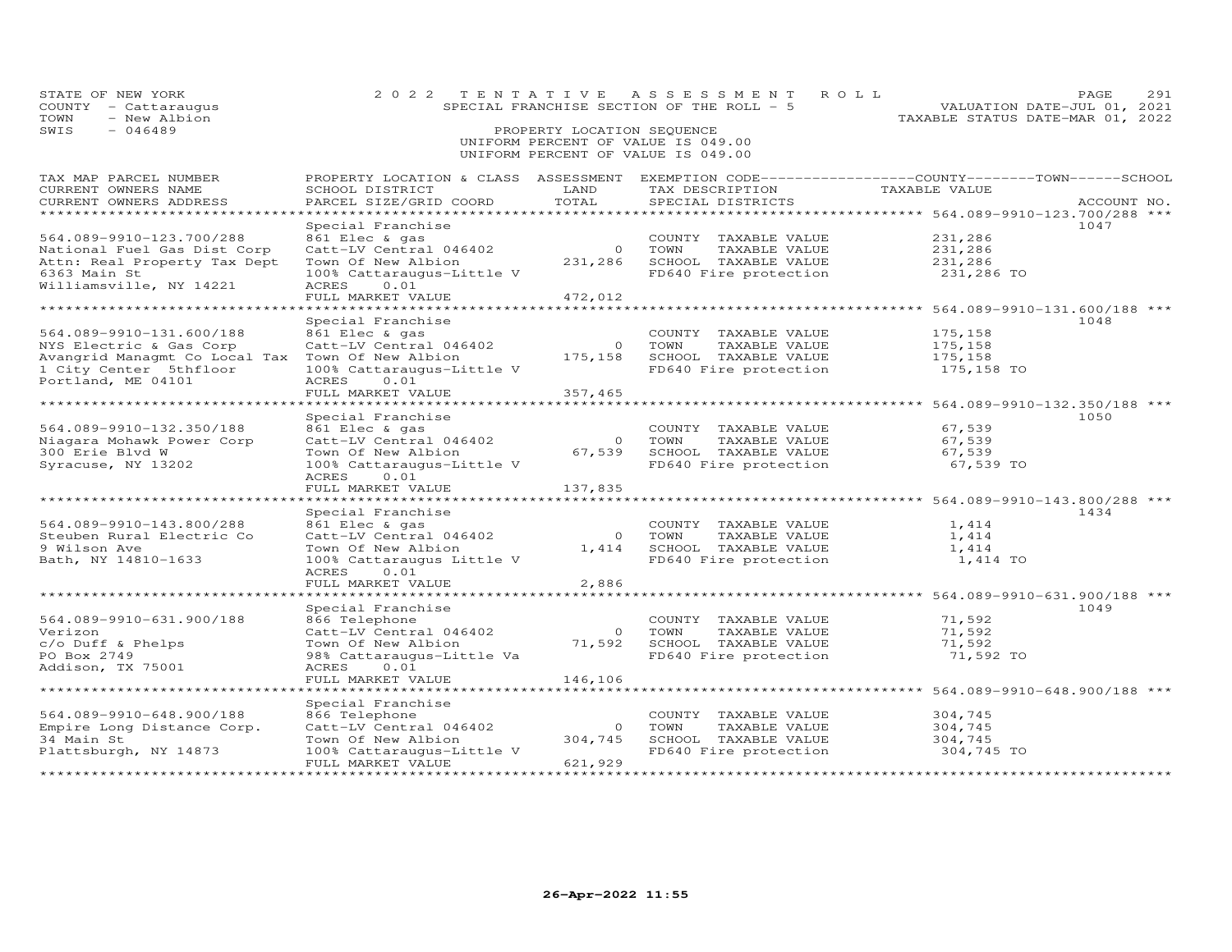STATE OF NEW YORK
COUNTY - Cattaraugus
TOWN - New Albion
SWIS - 046489

2022 TENTATIVE ASSESSMENT ROLL
SPECIAL FRANCHISE SECTION OF THE ROLL - 5
PROPERTY LOCATION SEQUENCE
UNIFORM PERCENT OF VALUE IS 049.00
UNIFORM PERCENT OF VALUE IS 049.00

VALUATION DATE-JUL 01, 2021
TAXABLE STATUS DATE-MAR 01, 2022

| TAX MAP PARCEL NUMBER / CURRENT OWNERS NAME / CURRENT OWNERS ADDRESS | PROPERTY LOCATION & CLASS / SCHOOL DISTRICT / PARCEL SIZE/GRID COORD | ASSESSMENT LAND / TOTAL | EXEMPTION CODE / TAX DESCRIPTION / SPECIAL DISTRICTS | TAXABLE VALUE (COUNTY / TOWN / SCHOOL) | ACCOUNT NO. |
|---|---|---|---|---|---|
| **564.089-9910-123.700/288** | Special Franchise | | | | 1047 |
| 564.089-9910-123.700/288 | 861 Elec & gas | | COUNTY TAXABLE VALUE | 231,286 | |
| National Fuel Gas Dist Corp | Catt-LV Central 046402 | 0 | TOWN TAXABLE VALUE | 231,286 | |
| Attn: Real Property Tax Dept | Town Of New Albion | 231,286 | SCHOOL TAXABLE VALUE | 231,286 | |
| 6363 Main St | 100% Cattaraugus-Little V | | FD640 Fire protection | 231,286 TO | |
| Williamsville, NY 14221 | ACRES 0.01 | | | | |
| | FULL MARKET VALUE | 472,012 | | | |
| **564.089-9910-131.600/188** | Special Franchise | | | | 1048 |
| 564.089-9910-131.600/188 | 861 Elec & gas | | COUNTY TAXABLE VALUE | 175,158 | |
| NYS Electric & Gas Corp | Catt-LV Central 046402 | 0 | TOWN TAXABLE VALUE | 175,158 | |
| Avangrid Managmt Co Local Tax | Town Of New Albion | 175,158 | SCHOOL TAXABLE VALUE | 175,158 | |
| 1 City Center 5thfloor | 100% Cattaraugus-Little V | | FD640 Fire protection | 175,158 TO | |
| Portland, ME 04101 | ACRES 0.01 | | | | |
| | FULL MARKET VALUE | 357,465 | | | |
| **564.089-9910-132.350/188** | Special Franchise | | | | 1050 |
| 564.089-9910-132.350/188 | 861 Elec & gas | | COUNTY TAXABLE VALUE | 67,539 | |
| Niagara Mohawk Power Corp | Catt-LV Central 046402 | 0 | TOWN TAXABLE VALUE | 67,539 | |
| 300 Erie Blvd W | Town Of New Albion | 67,539 | SCHOOL TAXABLE VALUE | 67,539 | |
| Syracuse, NY 13202 | 100% Cattaraugus-Little V | | FD640 Fire protection | 67,539 TO | |
| | ACRES 0.01 | | | | |
| | FULL MARKET VALUE | 137,835 | | | |
| **564.089-9910-143.800/288** | Special Franchise | | | | 1434 |
| 564.089-9910-143.800/288 | 861 Elec & gas | | COUNTY TAXABLE VALUE | 1,414 | |
| Steuben Rural Electric Co | Catt-LV Central 046402 | 0 | TOWN TAXABLE VALUE | 1,414 | |
| 9 Wilson Ave | Town Of New Albion | 1,414 | SCHOOL TAXABLE VALUE | 1,414 | |
| Bath, NY 14810-1633 | 100% Cattaraugus Little V | | FD640 Fire protection | 1,414 TO | |
| | ACRES 0.01 | | | | |
| | FULL MARKET VALUE | 2,886 | | | |
| **564.089-9910-631.900/188** | Special Franchise | | | | 1049 |
| 564.089-9910-631.900/188 | 866 Telephone | | COUNTY TAXABLE VALUE | 71,592 | |
| Verizon | Catt-LV Central 046402 | 0 | TOWN TAXABLE VALUE | 71,592 | |
| c/o Duff & Phelps | Town Of New Albion | 71,592 | SCHOOL TAXABLE VALUE | 71,592 | |
| PO Box 2749 | 98% Cattaraugus-Little Va | | FD640 Fire protection | 71,592 TO | |
| Addison, TX 75001 | ACRES 0.01 | | | | |
| | FULL MARKET VALUE | 146,106 | | | |
| **564.089-9910-648.900/188** | Special Franchise | | | | |
| 564.089-9910-648.900/188 | 866 Telephone | | COUNTY TAXABLE VALUE | 304,745 | |
| Empire Long Distance Corp. | Catt-LV Central 046402 | 0 | TOWN TAXABLE VALUE | 304,745 | |
| 34 Main St | Town Of New Albion | 304,745 | SCHOOL TAXABLE VALUE | 304,745 | |
| Plattsburgh, NY 14873 | 100% Cattaraugus-Little V | | FD640 Fire protection | 304,745 TO | |
| | FULL MARKET VALUE | 621,929 | | | |

26-Apr-2022 11:55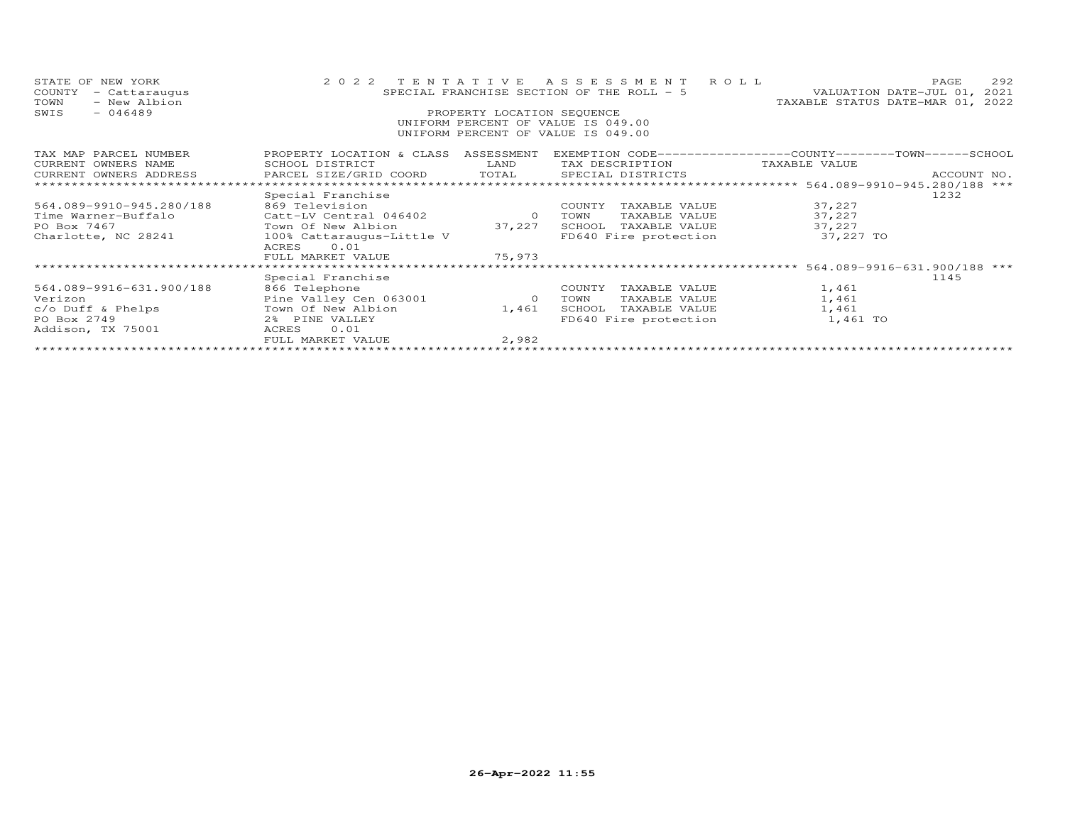STATE OF NEW YORK
COUNTY - Cattaraugus
TOWN - New Albion
SWIS - 046489

2022 TENTATIVE ASSESSMENT ROLL
SPECIAL FRANCHISE SECTION OF THE ROLL - 5
PROPERTY LOCATION SEQUENCE
UNIFORM PERCENT OF VALUE IS 049.00
UNIFORM PERCENT OF VALUE IS 049.00

VALUATION DATE-JUL 01, 2021
TAXABLE STATUS DATE-MAR 01, 2022

| TAX MAP PARCEL NUMBER / CURRENT OWNERS NAME / CURRENT OWNERS ADDRESS | PROPERTY LOCATION & CLASS / SCHOOL DISTRICT / PARCEL SIZE/GRID COORD | ASSESSMENT LAND / TOTAL | EXEMPTION CODE / TAX DESCRIPTION / SPECIAL DISTRICTS | TAXABLE VALUE (COUNTY / TOWN / SCHOOL) | ACCOUNT NO. |
|---|---|---|---|---|---|
| **564.089-9910-945.280/188** | Special Franchise | | | | 1232 |
| 564.089-9910-945.280/188 | 869 Television | | COUNTY TAXABLE VALUE | 37,227 | |
| Time Warner-Buffalo | Catt-LV Central 046402 | 0 | TOWN TAXABLE VALUE | 37,227 | |
| PO Box 7467 | Town Of New Albion | 37,227 | SCHOOL TAXABLE VALUE | 37,227 | |
| Charlotte, NC 28241 | 100% Cattaraugus-Little V | | FD640 Fire protection | 37,227 TO | |
| | ACRES 0.01 | | | | |
| | FULL MARKET VALUE | 75,973 | | | |
| **564.089-9916-631.900/188** | Special Franchise | | | | 1145 |
| 564.089-9916-631.900/188 | 866 Telephone | | COUNTY TAXABLE VALUE | 1,461 | |
| Verizon | Pine Valley Cen 063001 | 0 | TOWN TAXABLE VALUE | 1,461 | |
| c/o Duff & Phelps | Town Of New Albion | 1,461 | SCHOOL TAXABLE VALUE | 1,461 | |
| PO Box 2749 | 2% PINE VALLEY | | FD640 Fire protection | 1,461 TO | |
| Addison, TX 75001 | ACRES 0.01 | | | | |
| | FULL MARKET VALUE | 2,982 | | | |

26-Apr-2022 11:55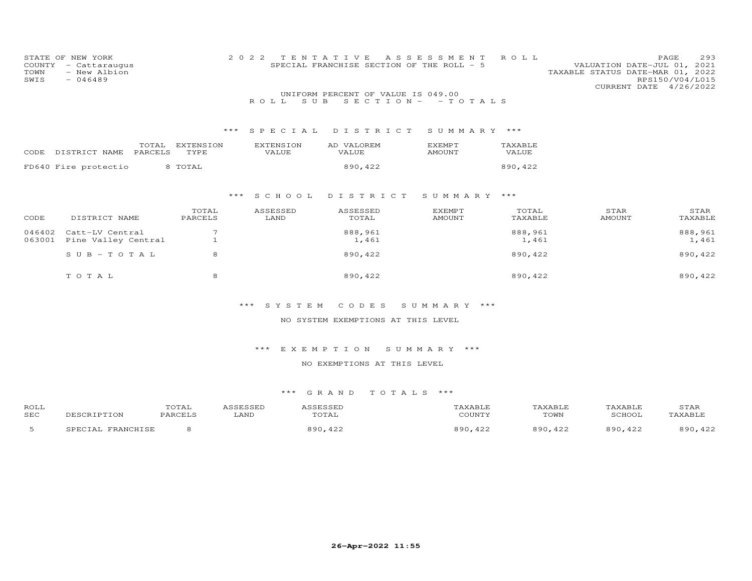STATE OF NEW YORK
COUNTY - Cattaraugus
TOWN - New Albion
SWIS - 046489

2022 TENTATIVE ASSESSMENT ROLL
SPECIAL FRANCHISE SECTION OF THE ROLL - 5

VALUATION DATE-JUL 01, 2021
TAXABLE STATUS DATE-MAR 01, 2022
RPS150/V04/L015
CURRENT DATE 4/26/2022

UNIFORM PERCENT OF VALUE IS 049.00

ROLL SUB SECTION- - TOTALS

### *** SPECIAL DISTRICT SUMMARY ***

| CODE DISTRICT NAME | TOTAL PARCELS | EXTENSION TYPE | EXTENSION VALUE | AD VALOREM VALUE | EXEMPT AMOUNT | TAXABLE VALUE |
|---|---|---|---|---|---|---|
| FD640 Fire protectio | 8 | TOTAL | | 890,422 | | 890,422 |

### *** SCHOOL DISTRICT SUMMARY ***

| CODE | DISTRICT NAME | TOTAL PARCELS | ASSESSED LAND | ASSESSED TOTAL | EXEMPT AMOUNT | TOTAL TAXABLE | STAR AMOUNT | STAR TAXABLE |
|---|---|---|---|---|---|---|---|---|
| 046402 | Catt-LV Central | 7 | | 888,961 | | 888,961 | | 888,961 |
| 063001 | Pine Valley Central | 1 | | 1,461 | | 1,461 | | 1,461 |
| | SUB-TOTAL | 8 | | 890,422 | | 890,422 | | 890,422 |
| | TOTAL | 8 | | 890,422 | | 890,422 | | 890,422 |

### *** SYSTEM CODES SUMMARY ***

NO SYSTEM EXEMPTIONS AT THIS LEVEL

### *** EXEMPTION SUMMARY ***

NO EXEMPTIONS AT THIS LEVEL

### *** GRAND TOTALS ***

| ROLL SEC | DESCRIPTION | TOTAL PARCELS | ASSESSED LAND | ASSESSED TOTAL | TAXABLE COUNTY | TAXABLE TOWN | TAXABLE SCHOOL | STAR TAXABLE |
|---|---|---|---|---|---|---|---|---|
| 5 | SPECIAL FRANCHISE | 8 | | 890,422 | 890,422 | 890,422 | 890,422 | 890,422 |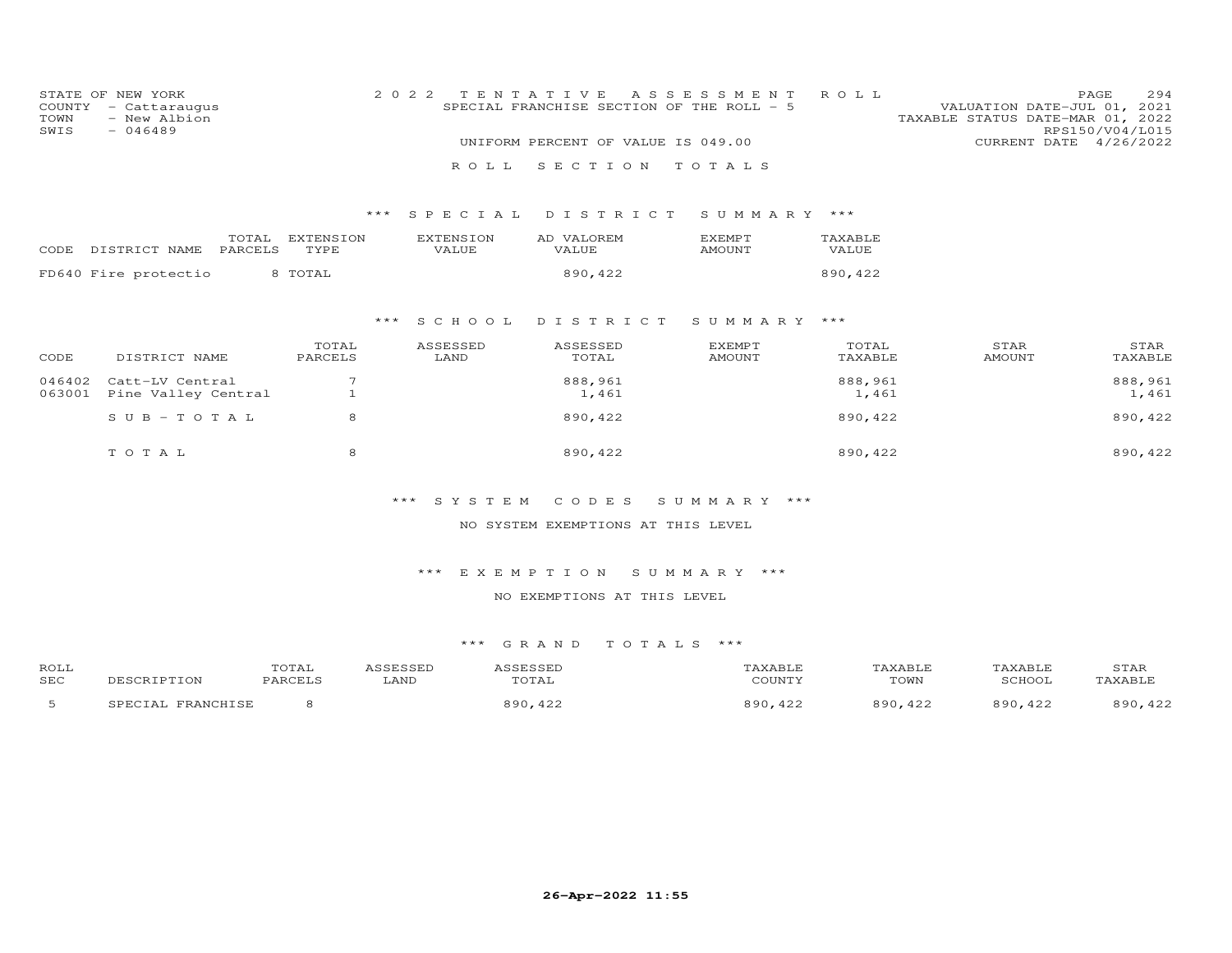STATE OF NEW YORK
COUNTY - Cattaraugus
TOWN - New Albion
SWIS - 046489

2 0 2 2 T E N T A T I V E A S S E S S M E N T R O L L
SPECIAL FRANCHISE SECTION OF THE ROLL - 5
UNIFORM PERCENT OF VALUE IS 049.00

VALUATION DATE-JUL 01, 2021
TAXABLE STATUS DATE-MAR 01, 2022
RPS150/V04/L015
CURRENT DATE 4/26/2022

## R O L L S E C T I O N T O T A L S

### *** S P E C I A L D I S T R I C T S U M M A R Y ***

| CODE | DISTRICT NAME | TOTAL PARCELS | EXTENSION TYPE | EXTENSION VALUE | AD VALOREM VALUE | EXEMPT AMOUNT | TAXABLE VALUE |
|---|---|---|---|---|---|---|---|
| FD640 | Fire protectio | 8 | TOTAL | | 890,422 | | 890,422 |

### *** S C H O O L D I S T R I C T S U M M A R Y ***

| CODE | DISTRICT NAME | TOTAL PARCELS | ASSESSED LAND | ASSESSED TOTAL | EXEMPT AMOUNT | TOTAL TAXABLE | STAR AMOUNT | STAR TAXABLE |
|---|---|---|---|---|---|---|---|---|
| 046402 | Catt-LV Central | 7 | | 888,961 | | 888,961 | | 888,961 |
| 063001 | Pine Valley Central | 1 | | 1,461 | | 1,461 | | 1,461 |
| | S U B - T O T A L | 8 | | 890,422 | | 890,422 | | 890,422 |
| | T O T A L | 8 | | 890,422 | | 890,422 | | 890,422 |

### *** S Y S T E M C O D E S S U M M A R Y ***

NO SYSTEM EXEMPTIONS AT THIS LEVEL

### *** E X E M P T I O N S U M M A R Y ***

NO EXEMPTIONS AT THIS LEVEL

### *** G R A N D T O T A L S ***

| ROLL SEC | DESCRIPTION | TOTAL PARCELS | ASSESSED LAND | ASSESSED TOTAL | TAXABLE COUNTY | TAXABLE TOWN | TAXABLE SCHOOL | STAR TAXABLE |
|---|---|---|---|---|---|---|---|---|
| 5 | SPECIAL FRANCHISE | 8 | | 890,422 | 890,422 | 890,422 | 890,422 | 890,422 |

26-Apr-2022 11:55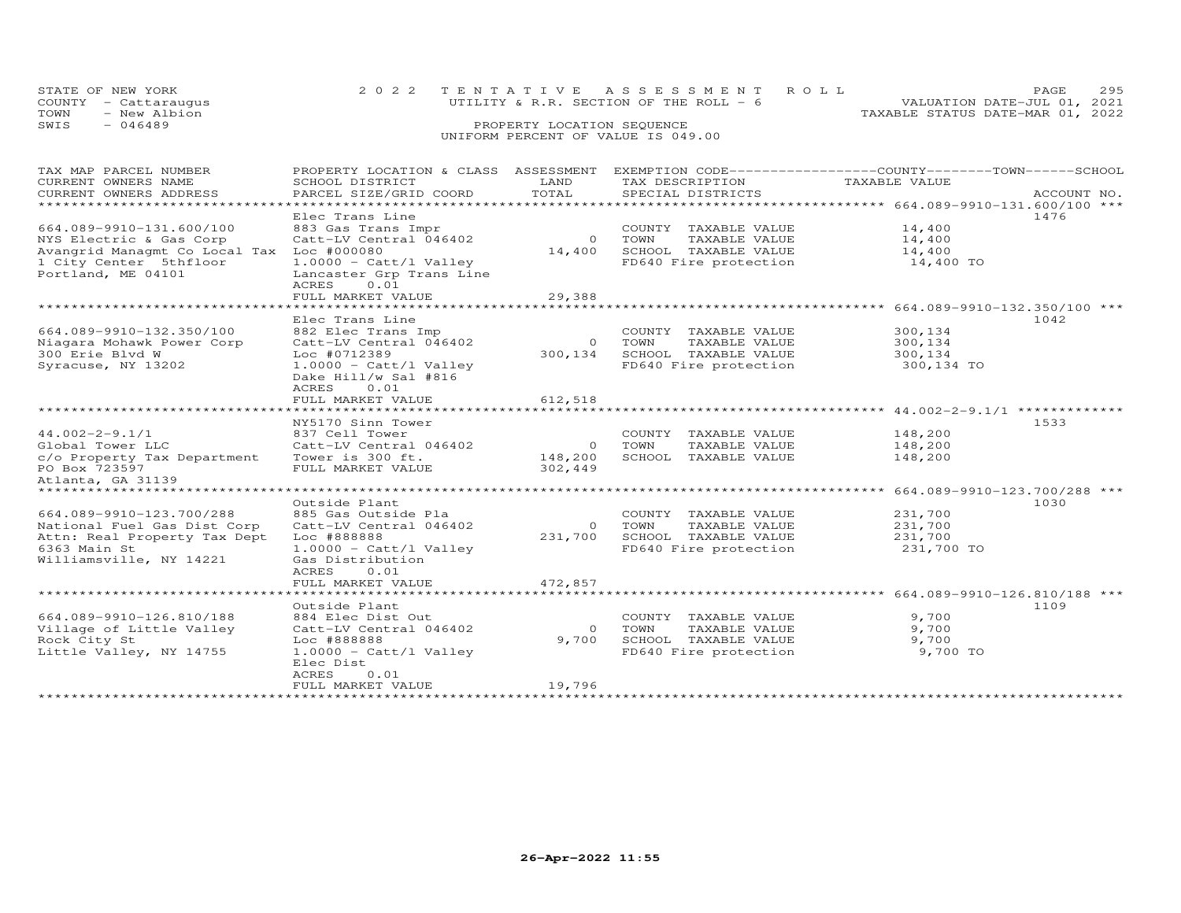STATE OF NEW YORK
COUNTY - Cattaraugus
TOWN - New Albion
SWIS - 046489

2022 TENTATIVE ASSESSMENT ROLL
UTILITY & R.R. SECTION OF THE ROLL - 6
PROPERTY LOCATION SEQUENCE
UNIFORM PERCENT OF VALUE IS 049.00

VALUATION DATE-JUL 01, 2021
TAXABLE STATUS DATE-MAR 01, 2022

| TAX MAP PARCEL NUMBER<br>CURRENT OWNERS NAME<br>CURRENT OWNERS ADDRESS | PROPERTY LOCATION & CLASS<br>SCHOOL DISTRICT<br>PARCEL SIZE/GRID COORD | ASSESSMENT<br>LAND<br>TOTAL | EXEMPTION CODE<br>TAX DESCRIPTION<br>SPECIAL DISTRICTS | COUNTY--TOWN--SCHOOL<br>TAXABLE VALUE | ACCOUNT NO. |
|---|---|---|---|---|---|
| 664.089-9910-131.600/100 | Elec Trans Line | | | | 1476 |
| 664.089-9910-131.600/100 | 883 Gas Trans Impr | | COUNTY TAXABLE VALUE | 14,400 | |
| NYS Electric & Gas Corp | Catt-LV Central 046402 | 0 | TOWN TAXABLE VALUE | 14,400 | |
| Avangrid Managmt Co Local Tax | Loc #000080 | 14,400 | SCHOOL TAXABLE VALUE | 14,400 | |
| 1 City Center 5thfloor | 1.0000 - Catt/l Valley | | FD640 Fire protection | 14,400 TO | |
| Portland, ME 04101 | Lancaster Grp Trans Line | | | | |
| | ACRES 0.01 | | | | |
| | FULL MARKET VALUE | 29,388 | | | |
| 664.089-9910-132.350/100 | Elec Trans Line | | | | 1042 |
| 664.089-9910-132.350/100 | 882 Elec Trans Imp | | COUNTY TAXABLE VALUE | 300,134 | |
| Niagara Mohawk Power Corp | Catt-LV Central 046402 | 0 | TOWN TAXABLE VALUE | 300,134 | |
| 300 Erie Blvd W | Loc #0712389 | 300,134 | SCHOOL TAXABLE VALUE | 300,134 | |
| Syracuse, NY 13202 | 1.0000 - Catt/l Valley | | FD640 Fire protection | 300,134 TO | |
| | Dake Hill/w Sal #816 | | | | |
| | ACRES 0.01 | | | | |
| | FULL MARKET VALUE | 612,518 | | | |
| 44.002-2-9.1/1 | NY5170 Sinn Tower | | | | 1533 |
| 44.002-2-9.1/1 | 837 Cell Tower | | COUNTY TAXABLE VALUE | 148,200 | |
| Global Tower LLC | Catt-LV Central 046402 | 0 | TOWN TAXABLE VALUE | 148,200 | |
| c/o Property Tax Department | Tower is 300 ft. | 148,200 | SCHOOL TAXABLE VALUE | 148,200 | |
| PO Box 723597 | FULL MARKET VALUE | 302,449 | | | |
| Atlanta, GA 31139 | | | | | |
| 664.089-9910-123.700/288 | Outside Plant | | | | 1030 |
| 664.089-9910-123.700/288 | 885 Gas Outside Pla | | COUNTY TAXABLE VALUE | 231,700 | |
| National Fuel Gas Dist Corp | Catt-LV Central 046402 | 0 | TOWN TAXABLE VALUE | 231,700 | |
| Attn: Real Property Tax Dept | Loc #888888 | 231,700 | SCHOOL TAXABLE VALUE | 231,700 | |
| 6363 Main St | 1.0000 - Catt/l Valley | | FD640 Fire protection | 231,700 TO | |
| Williamsville, NY 14221 | Gas Distribution | | | | |
| | ACRES 0.01 | | | | |
| | FULL MARKET VALUE | 472,857 | | | |
| 664.089-9910-126.810/188 | Outside Plant | | | | 1109 |
| 664.089-9910-126.810/188 | 884 Elec Dist Out | | COUNTY TAXABLE VALUE | 9,700 | |
| Village of Little Valley | Catt-LV Central 046402 | 0 | TOWN TAXABLE VALUE | 9,700 | |
| Rock City St | Loc #888888 | 9,700 | SCHOOL TAXABLE VALUE | 9,700 | |
| Little Valley, NY 14755 | 1.0000 - Catt/l Valley | | FD640 Fire protection | 9,700 TO | |
| | Elec Dist | | | | |
| | ACRES 0.01 | | | | |
| | FULL MARKET VALUE | 19,796 | | | |

26-Apr-2022 11:55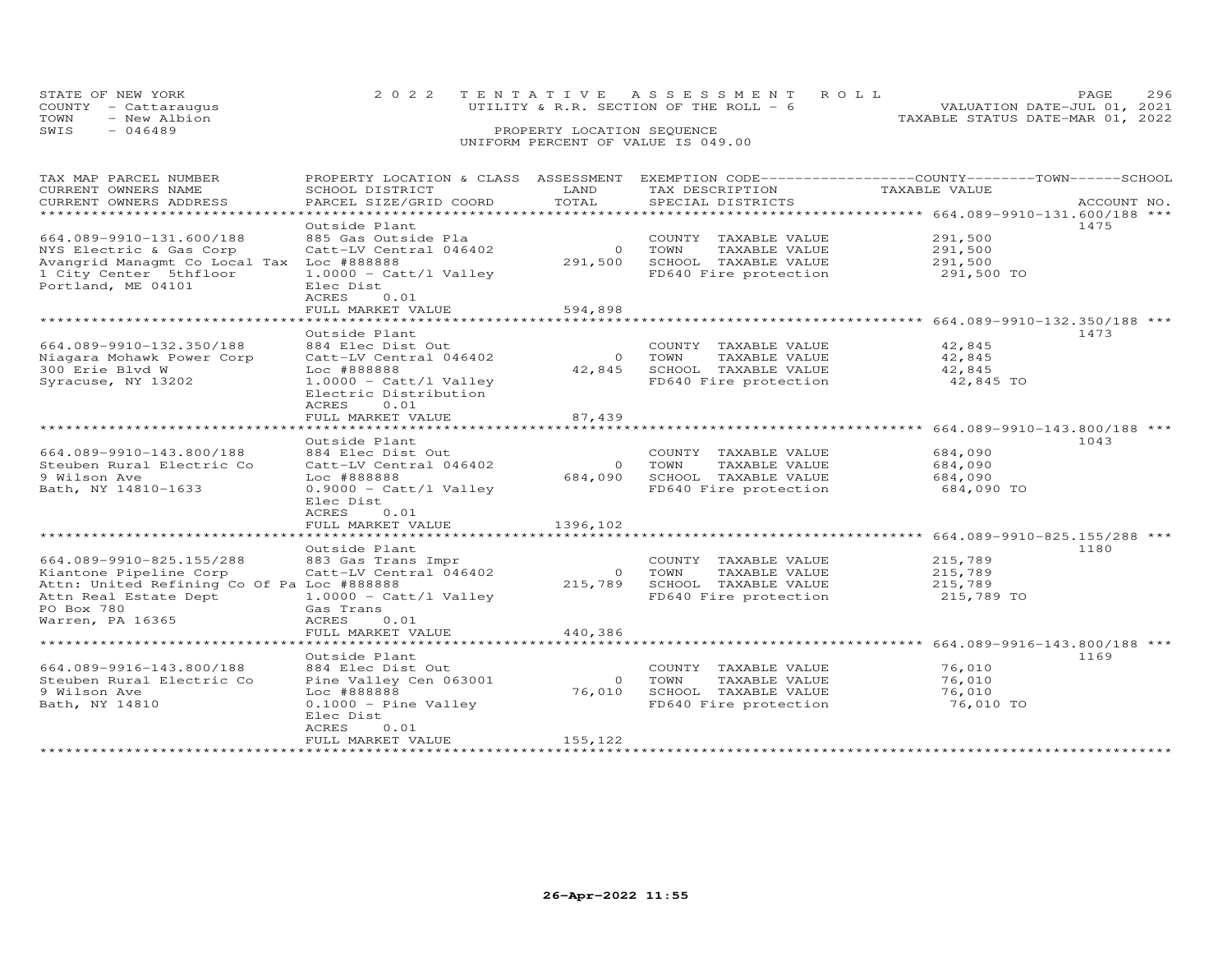STATE OF NEW YORK — 2022 TENTATIVE ASSESSMENT ROLL
COUNTY - Cattaraugus — UTILITY & R.R. SECTION OF THE ROLL - 6 — VALUATION DATE-JUL 01, 2021
TOWN - New Albion — TAXABLE STATUS DATE-MAR 01, 2022
SWIS - 046489 — PROPERTY LOCATION SEQUENCE
UNIFORM PERCENT OF VALUE IS 049.00

| TAX MAP PARCEL NUMBER / CURRENT OWNERS NAME / CURRENT OWNERS ADDRESS | PROPERTY LOCATION & CLASS / SCHOOL DISTRICT / PARCEL SIZE/GRID COORD | ASSESSMENT LAND / TOTAL | EXEMPTION CODE / TAX DESCRIPTION / SPECIAL DISTRICTS | TAXABLE VALUE (COUNTY / TOWN / SCHOOL) | ACCOUNT NO. |
|---|---|---|---|---|---|
| 664.089-9910-131.600/188 | Outside Plant | | | | 1475 |
| 664.089-9910-131.600/188 | 885 Gas Outside Pla | | COUNTY TAXABLE VALUE | 291,500 | |
| NYS Electric & Gas Corp | Catt-LV Central 046402 | 0 | TOWN TAXABLE VALUE | 291,500 | |
| Avangrid Managmt Co Local Tax | Loc #888888 | 291,500 | SCHOOL TAXABLE VALUE | 291,500 | |
| 1 City Center 5thfloor | 1.0000 - Catt/l Valley | | FD640 Fire protection | 291,500 TO | |
| Portland, ME 04101 | Elec Dist | | | | |
| | ACRES 0.01 | | | | |
| | FULL MARKET VALUE | 594,898 | | | |
| 664.089-9910-132.350/188 | Outside Plant | | | | 1473 |
| 664.089-9910-132.350/188 | 884 Elec Dist Out | | COUNTY TAXABLE VALUE | 42,845 | |
| Niagara Mohawk Power Corp | Catt-LV Central 046402 | 0 | TOWN TAXABLE VALUE | 42,845 | |
| 300 Erie Blvd W | Loc #888888 | 42,845 | SCHOOL TAXABLE VALUE | 42,845 | |
| Syracuse, NY 13202 | 1.0000 - Catt/l Valley | | FD640 Fire protection | 42,845 TO | |
| | Electric Distribution | | | | |
| | ACRES 0.01 | | | | |
| | FULL MARKET VALUE | 87,439 | | | |
| 664.089-9910-143.800/188 | Outside Plant | | | | 1043 |
| 664.089-9910-143.800/188 | 884 Elec Dist Out | | COUNTY TAXABLE VALUE | 684,090 | |
| Steuben Rural Electric Co | Catt-LV Central 046402 | 0 | TOWN TAXABLE VALUE | 684,090 | |
| 9 Wilson Ave | Loc #888888 | 684,090 | SCHOOL TAXABLE VALUE | 684,090 | |
| Bath, NY 14810-1633 | 0.9000 - Catt/l Valley | | FD640 Fire protection | 684,090 TO | |
| | Elec Dist | | | | |
| | ACRES 0.01 | | | | |
| | FULL MARKET VALUE | 1396,102 | | | |
| 664.089-9910-825.155/288 | Outside Plant | | | | 1180 |
| 664.089-9910-825.155/288 | 883 Gas Trans Impr | | COUNTY TAXABLE VALUE | 215,789 | |
| Kiantone Pipeline Corp | Catt-LV Central 046402 | 0 | TOWN TAXABLE VALUE | 215,789 | |
| Attn: United Refining Co Of Pa | Loc #888888 | 215,789 | SCHOOL TAXABLE VALUE | 215,789 | |
| Attn Real Estate Dept | 1.0000 - Catt/l Valley | | FD640 Fire protection | 215,789 TO | |
| PO Box 780 | Gas Trans | | | | |
| Warren, PA 16365 | ACRES 0.01 | | | | |
| | FULL MARKET VALUE | 440,386 | | | |
| 664.089-9916-143.800/188 | Outside Plant | | | | 1169 |
| 664.089-9916-143.800/188 | 884 Elec Dist Out | | COUNTY TAXABLE VALUE | 76,010 | |
| Steuben Rural Electric Co | Pine Valley Cen 063001 | 0 | TOWN TAXABLE VALUE | 76,010 | |
| 9 Wilson Ave | Loc #888888 | 76,010 | SCHOOL TAXABLE VALUE | 76,010 | |
| Bath, NY 14810 | 0.1000 - Pine Valley | | FD640 Fire protection | 76,010 TO | |
| | Elec Dist | | | | |
| | ACRES 0.01 | | | | |
| | FULL MARKET VALUE | 155,122 | | | |

26-Apr-2022 11:55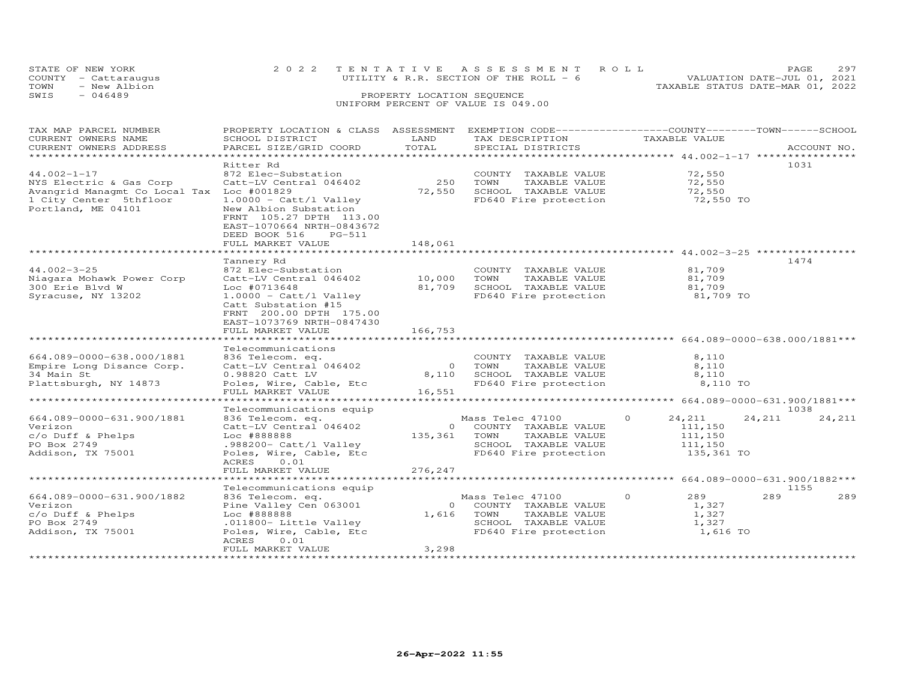STATE OF NEW YORK
COUNTY - Cattaraugus
TOWN - New Albion
SWIS - 046489

2022 TENTATIVE ASSESSMENT ROLL
UTILITY & R.R. SECTION OF THE ROLL - 6
PROPERTY LOCATION SEQUENCE
UNIFORM PERCENT OF VALUE IS 049.00

VALUATION DATE-JUL 01, 2021
TAXABLE STATUS DATE-MAR 01, 2022

| TAX MAP PARCEL NUMBER / CURRENT OWNERS NAME / CURRENT OWNERS ADDRESS | PROPERTY LOCATION & CLASS / SCHOOL DISTRICT / PARCEL SIZE/GRID COORD | ASSESSMENT LAND | TOTAL | EXEMPTION CODE / TAX DESCRIPTION / SPECIAL DISTRICTS | COUNTY TAXABLE VALUE | TOWN | SCHOOL | ACCOUNT NO. |
|---|---|---|---|---|---|---|---|---|
| **44.002-1-17** | Ritter Rd | | | | | | | 1031 |
| 44.002-1-17 | 872 Elec-Substation | | | COUNTY TAXABLE VALUE | 72,550 | | | |
| NYS Electric & Gas Corp | Catt-LV Central 046402 | 250 | | TOWN TAXABLE VALUE | 72,550 | | | |
| Avangrid Managmt Co Local Tax | Loc #001829 | | 72,550 | SCHOOL TAXABLE VALUE | 72,550 | | | |
| 1 City Center 5thfloor | 1.0000 - Catt/l Valley | | | FD640 Fire protection | 72,550 TO | | | |
| Portland, ME 04101 | New Albion Substation | | | | | | | |
| | FRNT 105.27 DPTH 113.00 | | | | | | | |
| | EAST-1070664 NRTH-0843672 | | | | | | | |
| | DEED BOOK 516 PG-511 | | | | | | | |
| | FULL MARKET VALUE | | 148,061 | | | | | |
| **44.002-3-25** | Tannery Rd | | | | | | | 1474 |
| 44.002-3-25 | 872 Elec-Substation | | | COUNTY TAXABLE VALUE | 81,709 | | | |
| Niagara Mohawk Power Corp | Catt-LV Central 046402 | 10,000 | | TOWN TAXABLE VALUE | 81,709 | | | |
| 300 Erie Blvd W | Loc #0713648 | | 81,709 | SCHOOL TAXABLE VALUE | 81,709 | | | |
| Syracuse, NY 13202 | 1.0000 - Catt/l Valley | | | FD640 Fire protection | 81,709 TO | | | |
| | Catt Substation #15 | | | | | | | |
| | FRNT 200.00 DPTH 175.00 | | | | | | | |
| | EAST-1073769 NRTH-0847430 | | | | | | | |
| | FULL MARKET VALUE | | 166,753 | | | | | |
| **664.089-0000-638.000/1881** | Telecommunications | | | | | | | |
| 664.089-0000-638.000/1881 | 836 Telecom. eq. | | | COUNTY TAXABLE VALUE | 8,110 | | | |
| Empire Long Disance Corp. | Catt-LV Central 046402 | 0 | | TOWN TAXABLE VALUE | 8,110 | | | |
| 34 Main St | 0.98820 Catt LV | | 8,110 | SCHOOL TAXABLE VALUE | 8,110 | | | |
| Plattsburgh, NY 14873 | Poles, Wire, Cable, Etc | | | FD640 Fire protection | 8,110 TO | | | |
| | FULL MARKET VALUE | | 16,551 | | | | | |
| **664.089-0000-631.900/1881** | Telecommunications equip | | | | | | | 1038 |
| 664.089-0000-631.900/1881 | 836 Telecom. eq. | | | Mass Telec 47100 0 | 24,211 | 24,211 | 24,211 | |
| Verizon | Catt-LV Central 046402 | 0 | | COUNTY TAXABLE VALUE | 111,150 | | | |
| c/o Duff & Phelps | Loc #888888 | | 135,361 | TOWN TAXABLE VALUE | 111,150 | | | |
| PO Box 2749 | .988200- Catt/l Valley | | | SCHOOL TAXABLE VALUE | 111,150 | | | |
| Addison, TX 75001 | Poles, Wire, Cable, Etc | | | FD640 Fire protection | 135,361 TO | | | |
| | ACRES 0.01 | | | | | | | |
| | FULL MARKET VALUE | | 276,247 | | | | | |
| **664.089-0000-631.900/1882** | Telecommunications equip | | | | | | | 1155 |
| 664.089-0000-631.900/1882 | 836 Telecom. eq. | | | Mass Telec 47100 0 | 289 | 289 | 289 | |
| Verizon | Pine Valley Cen 063001 | 0 | | COUNTY TAXABLE VALUE | 1,327 | | | |
| c/o Duff & Phelps | Loc #888888 | | 1,616 | TOWN TAXABLE VALUE | 1,327 | | | |
| PO Box 2749 | .011800- Little Valley | | | SCHOOL TAXABLE VALUE | 1,327 | | | |
| Addison, TX 75001 | Poles, Wire, Cable, Etc | | | FD640 Fire protection | 1,616 TO | | | |
| | ACRES 0.01 | | | | | | | |
| | FULL MARKET VALUE | | 3,298 | | | | | |

26-Apr-2022 11:55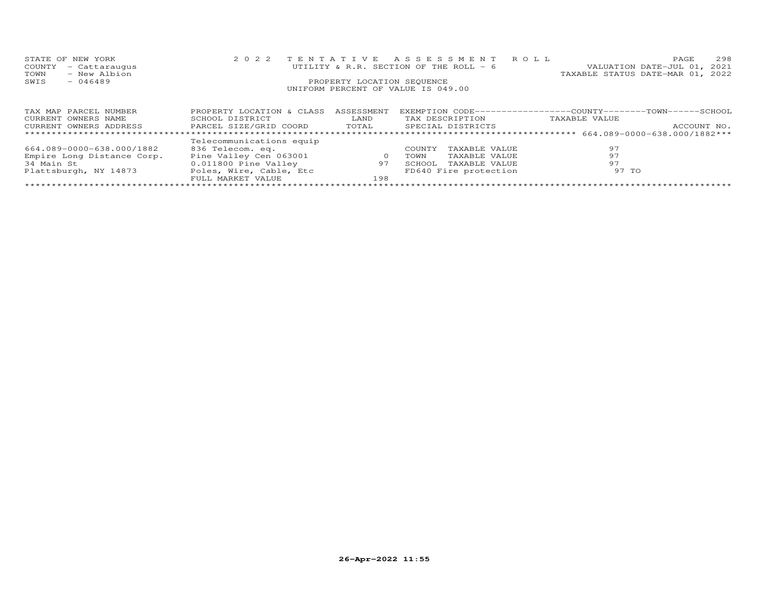STATE OF NEW YORK
COUNTY - Cattaraugus
TOWN - New Albion
SWIS - 046489

2 0 2 2 T E N T A T I V E A S S E S S M E N T R O L L
UTILITY & R.R. SECTION OF THE ROLL - 6
PROPERTY LOCATION SEQUENCE
UNIFORM PERCENT OF VALUE IS 049.00

VALUATION DATE-JUL 01, 2021
TAXABLE STATUS DATE-MAR 01, 2022

| TAX MAP PARCEL NUMBER<br>CURRENT OWNERS NAME<br>CURRENT OWNERS ADDRESS | PROPERTY LOCATION & CLASS<br>SCHOOL DISTRICT<br>PARCEL SIZE/GRID COORD | ASSESSMENT<br>LAND<br>TOTAL | EXEMPTION CODE------------------COUNTY--------TOWN------SCHOOL<br>TAX DESCRIPTION<br>SPECIAL DISTRICTS | TAXABLE VALUE<br><br>ACCOUNT NO. |
|---|---|---|---|---|
| ******************************************************* | | | | 664.089-0000-638.000/1882*** |
| | Telecommunications equip | | | |
| 664.089-0000-638.000/1882 | 836 Telecom. eq. | | COUNTY TAXABLE VALUE | 97 |
| Empire Long Distance Corp. | Pine Valley Cen 063001 | 0 | TOWN TAXABLE VALUE | 97 |
| 34 Main St | 0.011800 Pine Valley | 97 | SCHOOL TAXABLE VALUE | 97 |
| Plattsburgh, NY 14873 | Poles, Wire, Cable, Etc | | FD640 Fire protection | 97 TO |
| | FULL MARKET VALUE | 198 | | |

26-Apr-2022 11:55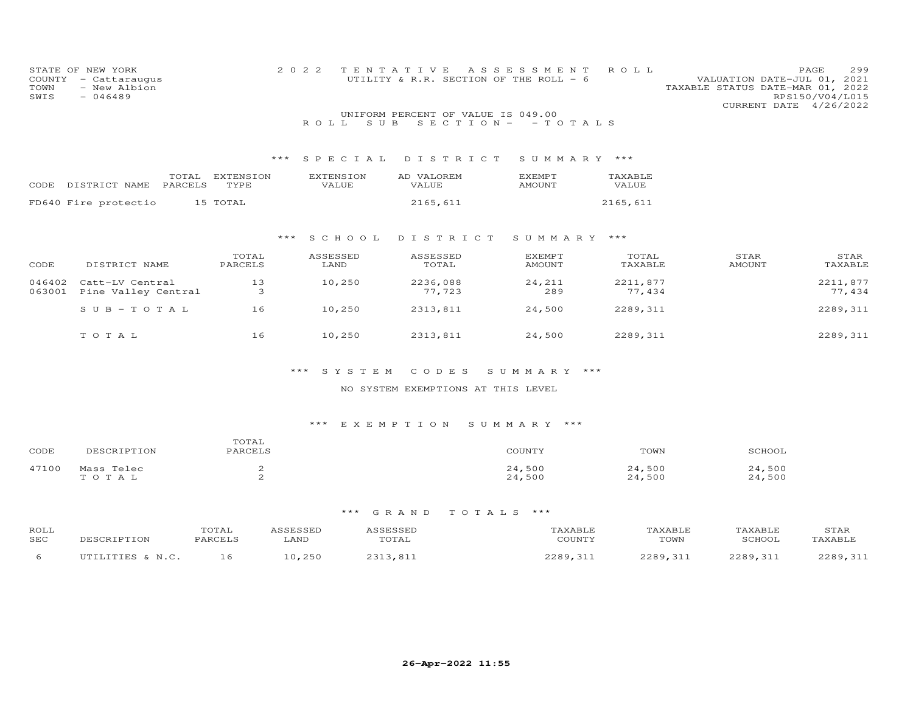STATE OF NEW YORK
COUNTY - Cattaraugus
TOWN - New Albion
SWIS - 046489

2022 TENTATIVE ASSESSMENT ROLL
UTILITY & R.R. SECTION OF THE ROLL - 6

VALUATION DATE-JUL 01, 2021
TAXABLE STATUS DATE-MAR 01, 2022
RPS150/V04/L015
CURRENT DATE 4/26/2022

UNIFORM PERCENT OF VALUE IS 049.00

ROLL SUB SECTION- - TOTALS

### *** SPECIAL DISTRICT SUMMARY ***

| CODE | DISTRICT NAME | TOTAL PARCELS | EXTENSION TYPE | EXTENSION VALUE | AD VALOREM VALUE | EXEMPT AMOUNT | TAXABLE VALUE |
|---|---|---|---|---|---|---|---|
| FD640 | Fire protectio | 15 | TOTAL | | 2165,611 | | 2165,611 |

### *** SCHOOL DISTRICT SUMMARY ***

| CODE | DISTRICT NAME | TOTAL PARCELS | ASSESSED LAND | ASSESSED TOTAL | EXEMPT AMOUNT | TOTAL TAXABLE | STAR AMOUNT | STAR TAXABLE |
|---|---|---|---|---|---|---|---|---|
| 046402 | Catt-LV Central | 13 | 10,250 | 2236,088 | 24,211 | 2211,877 | | 2211,877 |
| 063001 | Pine Valley Central | 3 | | 77,723 | 289 | 77,434 | | 77,434 |
| | SUB-TOTAL | 16 | 10,250 | 2313,811 | 24,500 | 2289,311 | | 2289,311 |
| | TOTAL | 16 | 10,250 | 2313,811 | 24,500 | 2289,311 | | 2289,311 |

### *** SYSTEM CODES SUMMARY ***

NO SYSTEM EXEMPTIONS AT THIS LEVEL

### *** EXEMPTION SUMMARY ***

| CODE | DESCRIPTION | TOTAL PARCELS | COUNTY | TOWN | SCHOOL |
|---|---|---|---|---|---|
| 47100 | Mass Telec | 2 | 24,500 | 24,500 | 24,500 |
| | TOTAL | 2 | 24,500 | 24,500 | 24,500 |

### *** GRAND TOTALS ***

| ROLL SEC | DESCRIPTION | TOTAL PARCELS | ASSESSED LAND | ASSESSED TOTAL | TAXABLE COUNTY | TAXABLE TOWN | TAXABLE SCHOOL | STAR TAXABLE |
|---|---|---|---|---|---|---|---|---|
| 6 | UTILITIES & N.C. | 16 | 10,250 | 2313,811 | 2289,311 | 2289,311 | 2289,311 | 2289,311 |

**26-Apr-2022 11:55**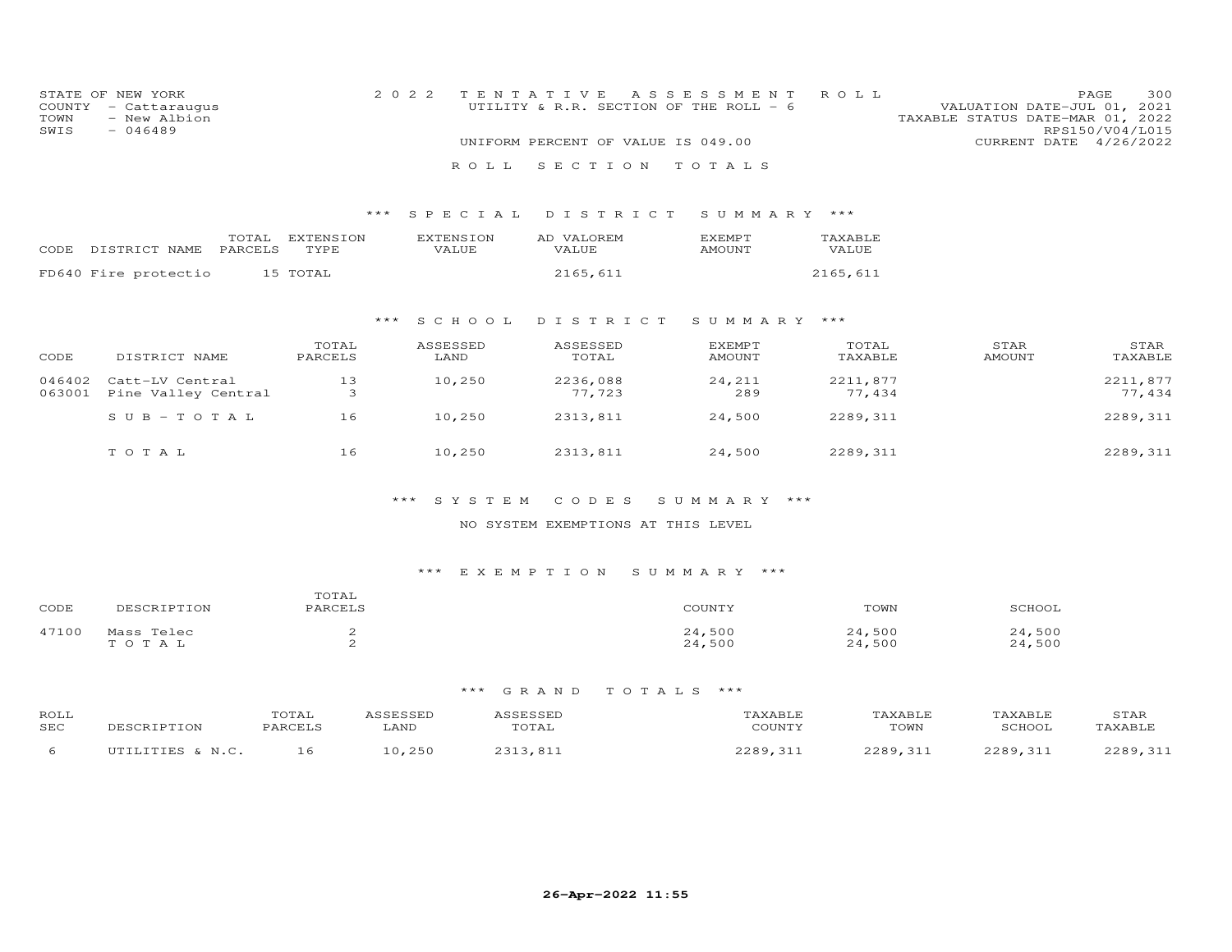STATE OF NEW YORK
COUNTY - Cattaraugus
TOWN - New Albion
SWIS - 046489

2022 TENTATIVE ASSESSMENT ROLL
UTILITY & R.R. SECTION OF THE ROLL - 6

UNIFORM PERCENT OF VALUE IS 049.00

VALUATION DATE-JUL 01, 2021
TAXABLE STATUS DATE-MAR 01, 2022
RPS150/V04/L015
CURRENT DATE 4/26/2022

## ROLL SECTION TOTALS

### *** SPECIAL DISTRICT SUMMARY ***

| CODE | DISTRICT NAME | TOTAL PARCELS | EXTENSION TYPE | EXTENSION VALUE | AD VALOREM VALUE | EXEMPT AMOUNT | TAXABLE VALUE |
|---|---|---|---|---|---|---|---|
| FD640 | Fire protectio | 15 | TOTAL | | 2165,611 | | 2165,611 |

### *** SCHOOL DISTRICT SUMMARY ***

| CODE | DISTRICT NAME | TOTAL PARCELS | ASSESSED LAND | ASSESSED TOTAL | EXEMPT AMOUNT | TOTAL TAXABLE | STAR AMOUNT | STAR TAXABLE |
|---|---|---|---|---|---|---|---|---|
| 046402 | Catt-LV Central | 13 | 10,250 | 2236,088 | 24,211 | 2211,877 | | 2211,877 |
| 063001 | Pine Valley Central | 3 | | 77,723 | 289 | 77,434 | | 77,434 |
| | SUB-TOTAL | 16 | 10,250 | 2313,811 | 24,500 | 2289,311 | | 2289,311 |
| | TOTAL | 16 | 10,250 | 2313,811 | 24,500 | 2289,311 | | 2289,311 |

### *** SYSTEM CODES SUMMARY ***

NO SYSTEM EXEMPTIONS AT THIS LEVEL

### *** EXEMPTION SUMMARY ***

| CODE | DESCRIPTION | TOTAL PARCELS | COUNTY | TOWN | SCHOOL |
|---|---|---|---|---|---|
| 47100 | Mass Telec | 2 | 24,500 | 24,500 | 24,500 |
| | TOTAL | 2 | 24,500 | 24,500 | 24,500 |

### *** GRAND TOTALS ***

| ROLL SEC | DESCRIPTION | TOTAL PARCELS | ASSESSED LAND | ASSESSED TOTAL | TAXABLE COUNTY | TAXABLE TOWN | TAXABLE SCHOOL | STAR TAXABLE |
|---|---|---|---|---|---|---|---|---|
| 6 | UTILITIES & N.C. | 16 | 10,250 | 2313,811 | 2289,311 | 2289,311 | 2289,311 | 2289,311 |

**26-Apr-2022 11:55**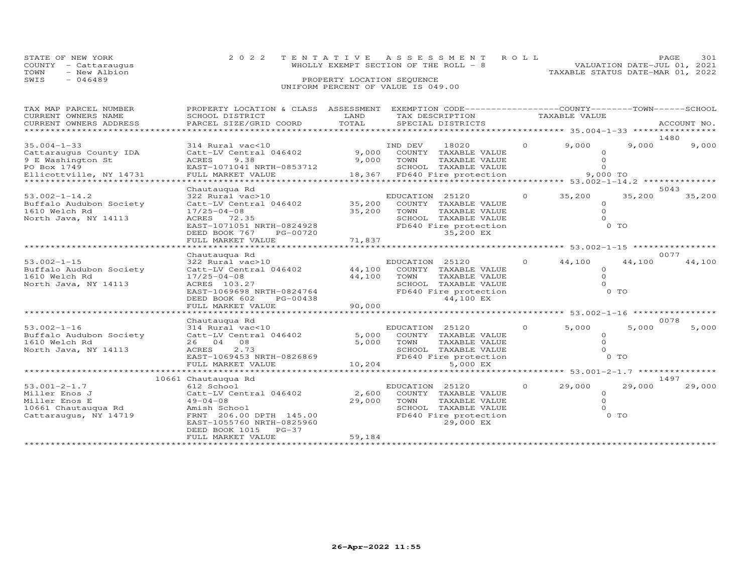STATE OF NEW YORK
COUNTY - Cattaraugus
TOWN - New Albion
SWIS - 046489

2022 TENTATIVE ASSESSMENT ROLL
WHOLLY EXEMPT SECTION OF THE ROLL - 8
PROPERTY LOCATION SEQUENCE
UNIFORM PERCENT OF VALUE IS 049.00

VALUATION DATE-JUL 01, 2021
TAXABLE STATUS DATE-MAR 01, 2022

| TAX MAP PARCEL NUMBER / CURRENT OWNERS NAME / CURRENT OWNERS ADDRESS | PROPERTY LOCATION & CLASS / SCHOOL DISTRICT / PARCEL SIZE/GRID COORD | ASSESSMENT LAND / TOTAL | EXEMPTION CODE / TAX DESCRIPTION / SPECIAL DISTRICTS | | COUNTY TAXABLE VALUE | TOWN | SCHOOL | ACCOUNT NO. |
|---|---|---|---|---|---|---|---|---|
| 35.004-1-33 | 314 Rural vac<10 | | IND DEV 18020 | 0 | 9,000 | 9,000 | 9,000 | 1480 |
| Cattaraugus County IDA | Catt-LV Central 046402 | 9,000 | COUNTY TAXABLE VALUE | | 0 | | | |
| 9 E Washington St | ACRES 9.38 | 9,000 | TOWN TAXABLE VALUE | | 0 | | | |
| PO Box 1749 | EAST-1071041 NRTH-0853712 | | SCHOOL TAXABLE VALUE | | 0 | | | |
| Ellicottville, NY 14731 | FULL MARKET VALUE | 18,367 | FD640 Fire protection | | 9,000 TO | | | |
| 53.002-1-14.2 | Chautauqua Rd | | | | | | | 5043 |
| | 322 Rural vac>10 | | EDUCATION 25120 | 0 | 35,200 | 35,200 | 35,200 | |
| Buffalo Audubon Society | Catt-LV Central 046402 | 35,200 | COUNTY TAXABLE VALUE | | 0 | | | |
| 1610 Welch Rd | 17/25-04-08 | 35,200 | TOWN TAXABLE VALUE | | 0 | | | |
| North Java, NY 14113 | ACRES 72.35 | | SCHOOL TAXABLE VALUE | | 0 | | | |
| | EAST-1071051 NRTH-0824928 | | FD640 Fire protection | | 0 TO | | | |
| | DEED BOOK 767 PG-00720 | | 35,200 EX | | | | | |
| | FULL MARKET VALUE | 71,837 | | | | | | |
| 53.002-1-15 | Chautauqua Rd | | | | | | | 0077 |
| | 322 Rural vac>10 | | EDUCATION 25120 | 0 | 44,100 | 44,100 | 44,100 | |
| Buffalo Audubon Society | Catt-LV Central 046402 | 44,100 | COUNTY TAXABLE VALUE | | 0 | | | |
| 1610 Welch Rd | 17/25-04-08 | 44,100 | TOWN TAXABLE VALUE | | 0 | | | |
| North Java, NY 14113 | ACRES 103.27 | | SCHOOL TAXABLE VALUE | | 0 | | | |
| | EAST-1069698 NRTH-0824764 | | FD640 Fire protection | | 0 TO | | | |
| | DEED BOOK 602 PG-00438 | | 44,100 EX | | | | | |
| | FULL MARKET VALUE | 90,000 | | | | | | |
| 53.002-1-16 | Chautauqua Rd | | | | | | | 0078 |
| | 314 Rural vac<10 | | EDUCATION 25120 | 0 | 5,000 | 5,000 | 5,000 | |
| Buffalo Audubon Society | Catt-LV Central 046402 | 5,000 | COUNTY TAXABLE VALUE | | 0 | | | |
| 1610 Welch Rd | 26 04 08 | 5,000 | TOWN TAXABLE VALUE | | 0 | | | |
| North Java, NY 14113 | ACRES 2.73 | | SCHOOL TAXABLE VALUE | | 0 | | | |
| | EAST-1069453 NRTH-0826869 | | FD640 Fire protection | | 0 TO | | | |
| | FULL MARKET VALUE | 10,204 | 5,000 EX | | | | | |
| 53.001-2-1.7 | 10661 Chautauqua Rd | | | | | | | 1497 |
| | 612 School | | EDUCATION 25120 | 0 | 29,000 | 29,000 | 29,000 | |
| Miller Enos J | Catt-LV Central 046402 | 2,600 | COUNTY TAXABLE VALUE | | 0 | | | |
| Miller Enos E | 49-04-08 | 29,000 | TOWN TAXABLE VALUE | | 0 | | | |
| 10661 Chautauqua Rd | Amish School | | SCHOOL TAXABLE VALUE | | 0 | | | |
| Cattaraugus, NY 14719 | FRNT 206.00 DPTH 145.00 | | FD640 Fire protection | | 0 TO | | | |
| | EAST-1055760 NRTH-0825960 | | 29,000 EX | | | | | |
| | DEED BOOK 1015 PG-37 | | | | | | | |
| | FULL MARKET VALUE | 59,184 | | | | | | |

26-Apr-2022 11:55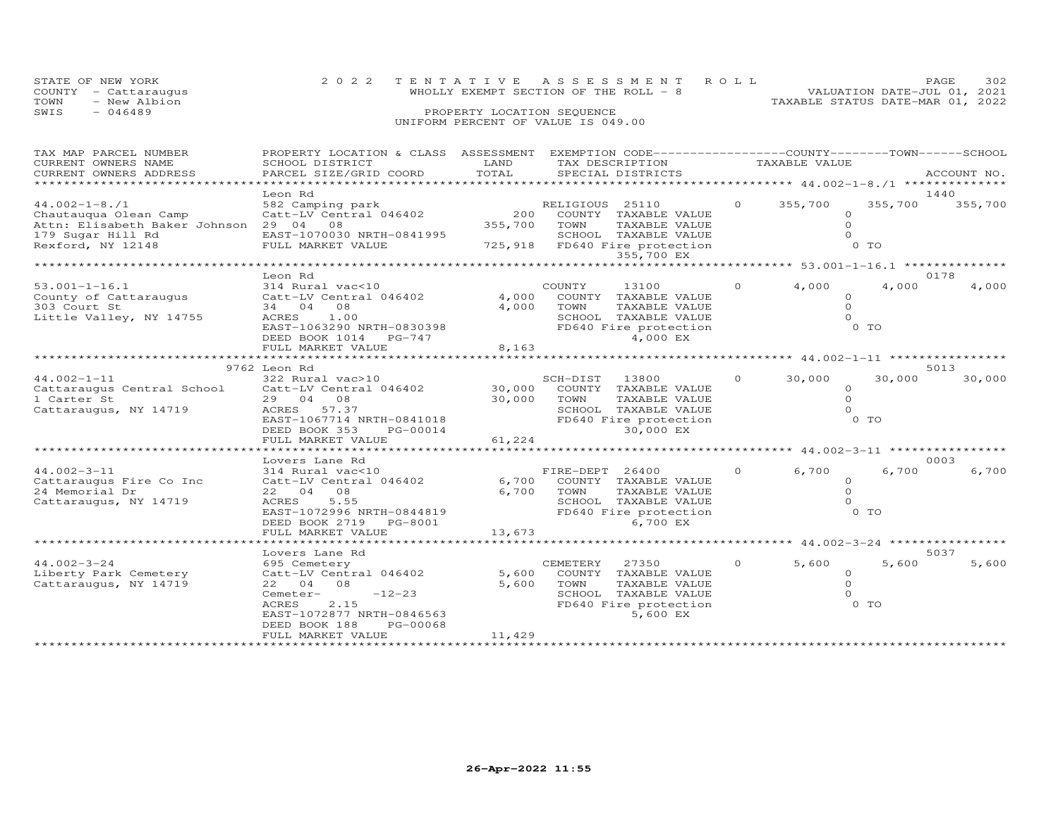STATE OF NEW YORK
COUNTY - Cattaraugus
TOWN - New Albion
SWIS - 046489

2022 TENTATIVE ASSESSMENT ROLL
WHOLLY EXEMPT SECTION OF THE ROLL - 8
PROPERTY LOCATION SEQUENCE
UNIFORM PERCENT OF VALUE IS 049.00

VALUATION DATE-JUL 01, 2021
TAXABLE STATUS DATE-MAR 01, 2022

| TAX MAP PARCEL NUMBER / CURRENT OWNERS NAME / CURRENT OWNERS ADDRESS | PROPERTY LOCATION & CLASS / SCHOOL DISTRICT / PARCEL SIZE/GRID COORD | ASSESSMENT LAND / TOTAL | EXEMPTION CODE / TAX DESCRIPTION / SPECIAL DISTRICTS | COUNTY | TOWN | SCHOOL | ACCOUNT NO. |
|---|---|---|---|---|---|---|---|
| 44.002-1-8./1 | Leon Rd | | | | | | 1440 |
| Chautauqua Olean Camp | 582 Camping park | | RELIGIOUS 25110 0 | 355,700 | 355,700 | 355,700 | |
| Attn: Elisabeth Baker Johnson | Catt-LV Central 046402 | 200 | COUNTY TAXABLE VALUE | 0 | | | |
| 179 Sugar Hill Rd | 29 04 08 | 355,700 | TOWN TAXABLE VALUE | | 0 | | |
| Rexford, NY 12148 | EAST-1070030 NRTH-0841995 | | SCHOOL TAXABLE VALUE | | | 0 | |
| | FULL MARKET VALUE | 725,918 | FD640 Fire protection 355,700 EX | 0 TO | | | |
| 53.001-1-16.1 | Leon Rd | | | | | | 0178 |
| County of Cattaraugus | 314 Rural vac<10 | | COUNTY 13100 0 | 4,000 | 4,000 | 4,000 | |
| 303 Court St | Catt-LV Central 046402 | 4,000 | COUNTY TAXABLE VALUE | 0 | | | |
| Little Valley, NY 14755 | 34 04 08 | 4,000 | TOWN TAXABLE VALUE | | 0 | | |
| | ACRES 1.00 | | SCHOOL TAXABLE VALUE | | | 0 | |
| | EAST-1063290 NRTH-0830398 | | FD640 Fire protection 4,000 EX | 0 TO | | | |
| | DEED BOOK 1014 PG-747 | | | | | | |
| | FULL MARKET VALUE | 8,163 | | | | | |
| 44.002-1-11 | 9762 Leon Rd | | | | | | 5013 |
| Cattaraugus Central School | 322 Rural vac>10 | | SCH-DIST 13800 0 | 30,000 | 30,000 | 30,000 | |
| 1 Carter St | Catt-LV Central 046402 | 30,000 | COUNTY TAXABLE VALUE | 0 | | | |
| Cattaraugus, NY 14719 | 29 04 08 | 30,000 | TOWN TAXABLE VALUE | | 0 | | |
| | ACRES 57.37 | | SCHOOL TAXABLE VALUE | | | 0 | |
| | EAST-1067714 NRTH-0841018 | | FD640 Fire protection 30,000 EX | 0 TO | | | |
| | DEED BOOK 353 PG-00014 | | | | | | |
| | FULL MARKET VALUE | 61,224 | | | | | |
| 44.002-3-11 | Lovers Lane Rd | | | | | | 0003 |
| Cattaraugus Fire Co Inc | 314 Rural vac<10 | | FIRE-DEPT 26400 0 | 6,700 | 6,700 | 6,700 | |
| 24 Memorial Dr | Catt-LV Central 046402 | 6,700 | COUNTY TAXABLE VALUE | 0 | | | |
| Cattaraugus, NY 14719 | 22 04 08 | 6,700 | TOWN TAXABLE VALUE | | 0 | | |
| | ACRES 5.55 | | SCHOOL TAXABLE VALUE | | | 0 | |
| | EAST-1072996 NRTH-0844819 | | FD640 Fire protection 6,700 EX | 0 TO | | | |
| | DEED BOOK 2719 PG-8001 | | | | | | |
| | FULL MARKET VALUE | 13,673 | | | | | |
| 44.002-3-24 | Lovers Lane Rd | | | | | | 5037 |
| Liberty Park Cemetery | 695 Cemetery | | CEMETERY 27350 0 | 5,600 | 5,600 | 5,600 | |
| Cattaraugus, NY 14719 | Catt-LV Central 046402 | 5,600 | COUNTY TAXABLE VALUE | 0 | | | |
| | 22 04 08 | 5,600 | TOWN TAXABLE VALUE | | 0 | | |
| | Cemeter- -12-23 | | SCHOOL TAXABLE VALUE | | | 0 | |
| | ACRES 2.15 | | FD640 Fire protection 5,600 EX | 0 TO | | | |
| | EAST-1072877 NRTH-0846563 | | | | | | |
| | DEED BOOK 188 PG-00068 | | | | | | |
| | FULL MARKET VALUE | 11,429 | | | | | |

26-Apr-2022 11:55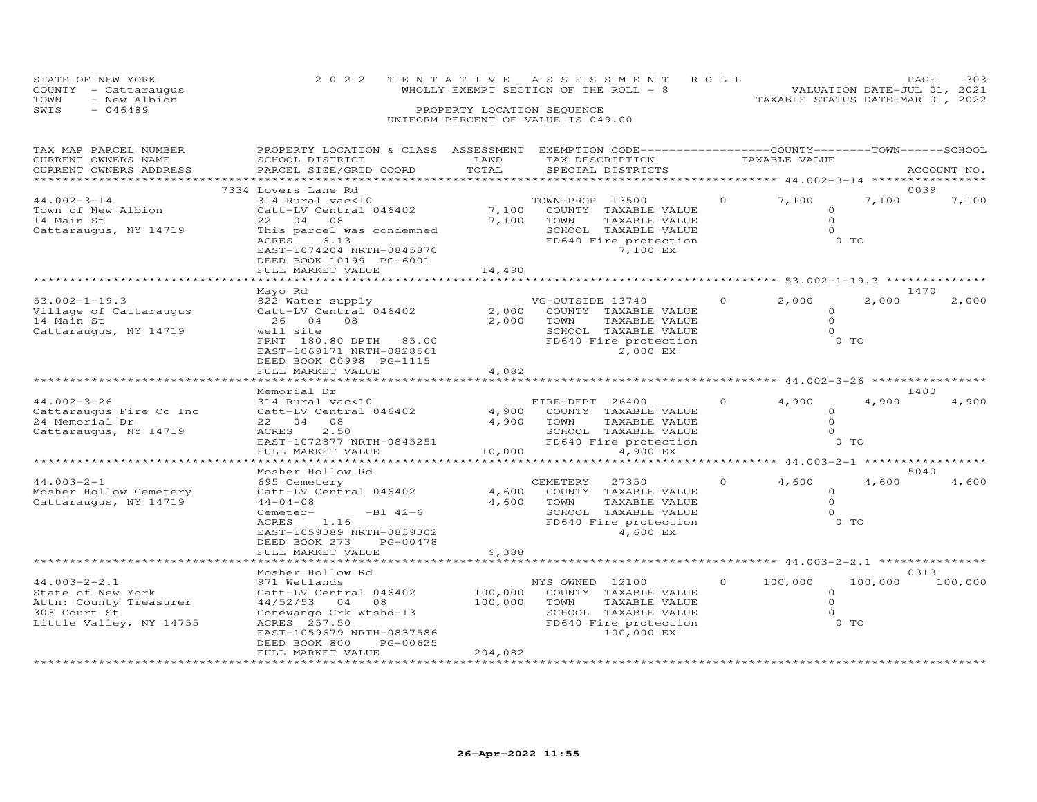STATE OF NEW YORK
COUNTY - Cattaraugus
TOWN - New Albion
SWIS - 046489

2022 TENTATIVE ASSESSMENT ROLL
WHOLLY EXEMPT SECTION OF THE ROLL - 8
PROPERTY LOCATION SEQUENCE
UNIFORM PERCENT OF VALUE IS 049.00

VALUATION DATE-JUL 01, 2021
TAXABLE STATUS DATE-MAR 01, 2022

| TAX MAP PARCEL NUMBER / CURRENT OWNERS NAME / CURRENT OWNERS ADDRESS | PROPERTY LOCATION & CLASS / SCHOOL DISTRICT / PARCEL SIZE/GRID COORD | ASSESSMENT LAND / TOTAL | EXEMPTION CODE / TAX DESCRIPTION / SPECIAL DISTRICTS | COUNTY | TOWN | SCHOOL | ACCOUNT NO. |
|---|---|---|---|---|---|---|---|
| 44.002-3-14 | 7334 Lovers Lane Rd | | | | | | 0039 |
| Town of New Albion | 314 Rural vac<10 | | TOWN-PROP 13500 0 | 7,100 | 7,100 | 7,100 | |
| 14 Main St | Catt-LV Central 046402 | 7,100 | COUNTY TAXABLE VALUE | 0 | | | |
| Cattaraugus, NY 14719 | 22 04 08 | 7,100 | TOWN TAXABLE VALUE | 0 | | | |
| | This parcel was condemned | | SCHOOL TAXABLE VALUE | 0 | | | |
| | ACRES 6.13 | | FD640 Fire protection | 0 TO | | | |
| | EAST-1074204 NRTH-0845870 | | 7,100 EX | | | | |
| | DEED BOOK 10199 PG-6001 | | | | | | |
| | FULL MARKET VALUE | 14,490 | | | | | |
| 53.002-1-19.3 | Mayo Rd | | | | | | 1470 |
| Village of Cattaraugus | 822 Water supply | | VG-OUTSIDE 13740 0 | 2,000 | 2,000 | 2,000 | |
| 14 Main St | Catt-LV Central 046402 | 2,000 | COUNTY TAXABLE VALUE | 0 | | | |
| Cattaraugus, NY 14719 | 26 04 08 | 2,000 | TOWN TAXABLE VALUE | 0 | | | |
| | well site | | SCHOOL TAXABLE VALUE | 0 | | | |
| | FRNT 180.80 DPTH 85.00 | | FD640 Fire protection | 0 TO | | | |
| | EAST-1069171 NRTH-0828561 | | 2,000 EX | | | | |
| | DEED BOOK 00998 PG-1115 | | | | | | |
| | FULL MARKET VALUE | 4,082 | | | | | |
| 44.002-3-26 | Memorial Dr | | | | | | 1400 |
| Cattaraugus Fire Co Inc | 314 Rural vac<10 | | FIRE-DEPT 26400 0 | 4,900 | 4,900 | 4,900 | |
| 24 Memorial Dr | Catt-LV Central 046402 | 4,900 | COUNTY TAXABLE VALUE | 0 | | | |
| Cattaraugus, NY 14719 | 22 04 08 | 4,900 | TOWN TAXABLE VALUE | 0 | | | |
| | ACRES 2.50 | | SCHOOL TAXABLE VALUE | 0 | | | |
| | EAST-1072877 NRTH-0845251 | | FD640 Fire protection | 0 TO | | | |
| | FULL MARKET VALUE | 10,000 | 4,900 EX | | | | |
| 44.003-2-1 | Mosher Hollow Rd | | | | | | 5040 |
| Mosher Hollow Cemetery | 695 Cemetery | | CEMETERY 27350 0 | 4,600 | 4,600 | 4,600 | |
| Cattaraugus, NY 14719 | Catt-LV Central 046402 | 4,600 | COUNTY TAXABLE VALUE | 0 | | | |
| | 44-04-08 | 4,600 | TOWN TAXABLE VALUE | 0 | | | |
| | Cemeter- -Bl 42-6 | | SCHOOL TAXABLE VALUE | 0 | | | |
| | ACRES 1.16 | | FD640 Fire protection | 0 TO | | | |
| | EAST-1059389 NRTH-0839302 | | 4,600 EX | | | | |
| | DEED BOOK 273 PG-00478 | | | | | | |
| | FULL MARKET VALUE | 9,388 | | | | | |
| 44.003-2-2.1 | Mosher Hollow Rd | | | | | | 0313 |
| State of New York | 971 Wetlands | | NYS OWNED 12100 0 | 100,000 | 100,000 | 100,000 | |
| Attn: County Treasurer | Catt-LV Central 046402 | 100,000 | COUNTY TAXABLE VALUE | 0 | | | |
| 303 Court St | 44/52/53 04 08 | 100,000 | TOWN TAXABLE VALUE | 0 | | | |
| Little Valley, NY 14755 | Conewango Crk Wtshd-13 | | SCHOOL TAXABLE VALUE | 0 | | | |
| | ACRES 257.50 | | FD640 Fire protection | 0 TO | | | |
| | EAST-1059679 NRTH-0837586 | | 100,000 EX | | | | |
| | DEED BOOK 800 PG-00625 | | | | | | |
| | FULL MARKET VALUE | 204,082 | | | | | |

26-Apr-2022 11:55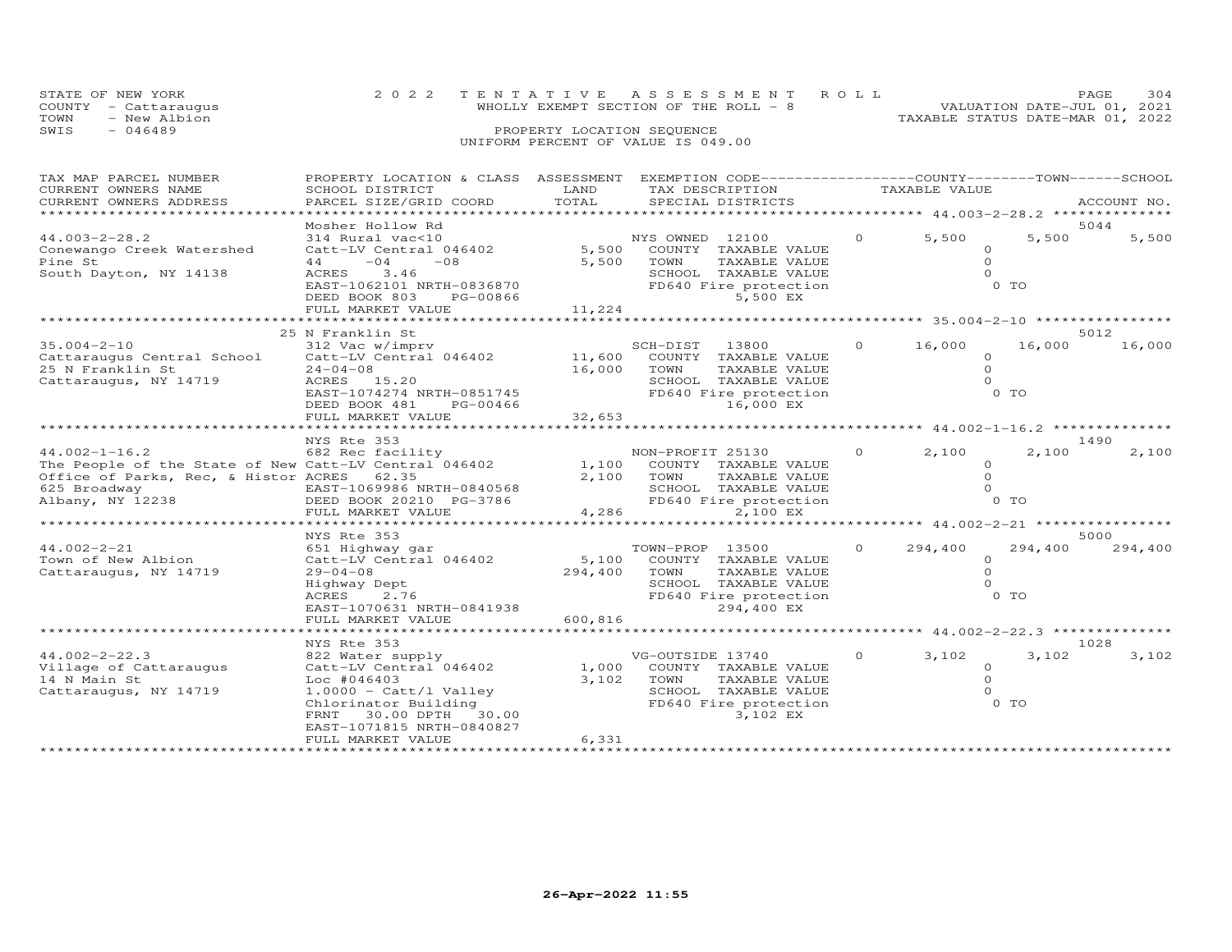STATE OF NEW YORK
COUNTY - Cattaraugus
TOWN - New Albion
SWIS - 046489

2022 TENTATIVE ASSESSMENT ROLL
WHOLLY EXEMPT SECTION OF THE ROLL - 8
PROPERTY LOCATION SEQUENCE
UNIFORM PERCENT OF VALUE IS 049.00

VALUATION DATE-JUL 01, 2021
TAXABLE STATUS DATE-MAR 01, 2022

| TAX MAP PARCEL NUMBER / CURRENT OWNERS NAME / CURRENT OWNERS ADDRESS | PROPERTY LOCATION & CLASS / SCHOOL DISTRICT / PARCEL SIZE/GRID COORD | ASSESSMENT LAND | ASSESSMENT TOTAL | EXEMPTION CODE / TAX DESCRIPTION / SPECIAL DISTRICTS | | COUNTY TAXABLE VALUE | TOWN | SCHOOL / ACCOUNT NO. |
|---|---|---|---|---|---|---|---|---|
| 44.003-2-28.2 | Mosher Hollow Rd | | | | | | | 5044 |
| 44.003-2-28.2 | 314 Rural vac<10 | | | NYS OWNED 12100 | 0 | 5,500 | 5,500 | 5,500 |
| Conewango Creek Watershed | Catt-LV Central 046402 | 5,500 | | COUNTY TAXABLE VALUE | | 0 | | |
| Pine St | 44 -04 -08 | | 5,500 | TOWN TAXABLE VALUE | | 0 | | |
| South Dayton, NY 14138 | ACRES 3.46 | | | SCHOOL TAXABLE VALUE | | 0 | | |
| | EAST-1062101 NRTH-0836870 | | | FD640 Fire protection | | 0 TO | | |
| | DEED BOOK 803 PG-00866 | | | 5,500 EX | | | | |
| | FULL MARKET VALUE | | 11,224 | | | | | |
| 35.004-2-10 | 25 N Franklin St | | | | | | | 5012 |
| 35.004-2-10 | 312 Vac w/imprv | | | SCH-DIST 13800 | 0 | 16,000 | 16,000 | 16,000 |
| Cattaraugus Central School | Catt-LV Central 046402 | 11,600 | | COUNTY TAXABLE VALUE | | 0 | | |
| 25 N Franklin St | 24-04-08 | | 16,000 | TOWN TAXABLE VALUE | | 0 | | |
| Cattaraugus, NY 14719 | ACRES 15.20 | | | SCHOOL TAXABLE VALUE | | 0 | | |
| | EAST-1074274 NRTH-0851745 | | | FD640 Fire protection | | 0 TO | | |
| | DEED BOOK 481 PG-00466 | | | 16,000 EX | | | | |
| | FULL MARKET VALUE | | 32,653 | | | | | |
| 44.002-1-16.2 | NYS Rte 353 | | | | | | | 1490 |
| 44.002-1-16.2 | 682 Rec facility | | | NON-PROFIT 25130 | 0 | 2,100 | 2,100 | 2,100 |
| The People of the State of New | Catt-LV Central 046402 | 1,100 | | COUNTY TAXABLE VALUE | | 0 | | |
| Office of Parks, Rec, & Histor | ACRES 62.35 | | 2,100 | TOWN TAXABLE VALUE | | 0 | | |
| 625 Broadway | EAST-1069986 NRTH-0840568 | | | SCHOOL TAXABLE VALUE | | 0 | | |
| Albany, NY 12238 | DEED BOOK 20210 PG-3786 | | | FD640 Fire protection | | 0 TO | | |
| | FULL MARKET VALUE | | 4,286 | 2,100 EX | | | | |
| 44.002-2-21 | NYS Rte 353 | | | | | | | 5000 |
| 44.002-2-21 | 651 Highway gar | | | TOWN-PROP 13500 | 0 | 294,400 | 294,400 | 294,400 |
| Town of New Albion | Catt-LV Central 046402 | 5,100 | | COUNTY TAXABLE VALUE | | 0 | | |
| Cattaraugus, NY 14719 | 29-04-08 | | 294,400 | TOWN TAXABLE VALUE | | 0 | | |
| | Highway Dept | | | SCHOOL TAXABLE VALUE | | 0 | | |
| | ACRES 2.76 | | | FD640 Fire protection | | 0 TO | | |
| | EAST-1070631 NRTH-0841938 | | | 294,400 EX | | | | |
| | FULL MARKET VALUE | | 600,816 | | | | | |
| 44.002-2-22.3 | NYS Rte 353 | | | | | | | 1028 |
| 44.002-2-22.3 | 822 Water supply | | | VG-OUTSIDE 13740 | 0 | 3,102 | 3,102 | 3,102 |
| Village of Cattaraugus | Catt-LV Central 046402 | 1,000 | | COUNTY TAXABLE VALUE | | 0 | | |
| 14 N Main St | Loc #046403 | | 3,102 | TOWN TAXABLE VALUE | | 0 | | |
| Cattaraugus, NY 14719 | 1.0000 - Catt/l Valley | | | SCHOOL TAXABLE VALUE | | 0 | | |
| | Chlorinator Building | | | FD640 Fire protection | | 0 TO | | |
| | FRNT 30.00 DPTH 30.00 | | | 3,102 EX | | | | |
| | EAST-1071815 NRTH-0840827 | | | | | | | |
| | FULL MARKET VALUE | | 6,331 | | | | | |

26-Apr-2022 11:55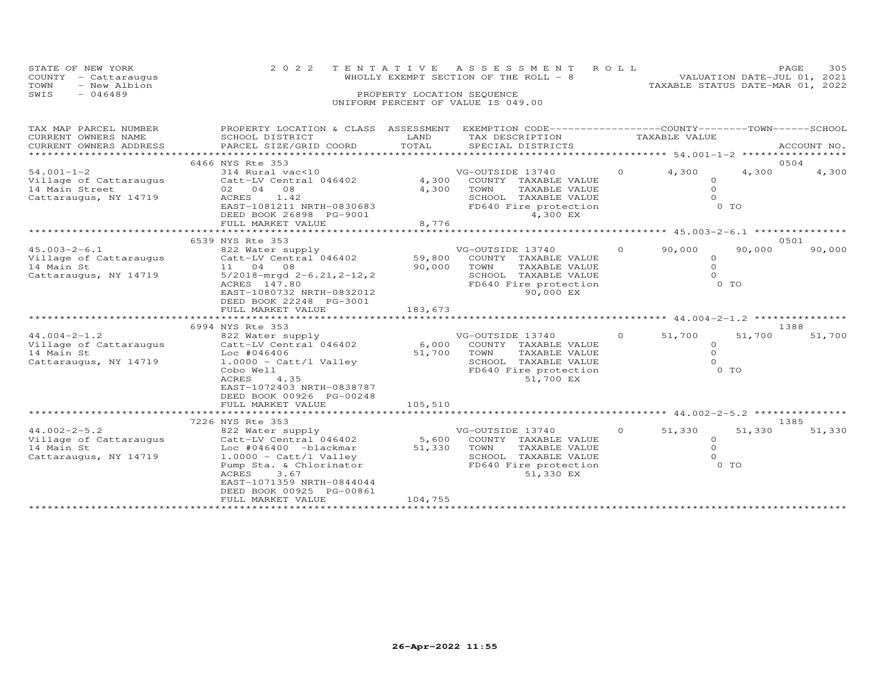STATE OF NEW YORK
COUNTY - Cattaraugus
TOWN - New Albion
SWIS - 046489

2022 TENTATIVE ASSESSMENT ROLL
WHOLLY EXEMPT SECTION OF THE ROLL - 8
PROPERTY LOCATION SEQUENCE
UNIFORM PERCENT OF VALUE IS 049.00

VALUATION DATE-JUL 01, 2021
TAXABLE STATUS DATE-MAR 01, 2022

| TAX MAP PARCEL NUMBER / CURRENT OWNERS NAME / CURRENT OWNERS ADDRESS | PROPERTY LOCATION & CLASS / SCHOOL DISTRICT / PARCEL SIZE/GRID COORD | ASSESSMENT LAND / TOTAL | EXEMPTION CODE / TAX DESCRIPTION / SPECIAL DISTRICTS | COUNTY | TOWN | SCHOOL | ACCOUNT NO. |
|---|---|---|---|---|---|---|---|
| 54.001-1-2 | 6466 NYS Rte 353 | | | | | | 0504 |
| Village of Cattaraugus | 314 Rural vac<10 | | VG-OUTSIDE 13740 0 | 4,300 | 4,300 | 4,300 | |
| 14 Main Street | Catt-LV Central 046402 | 4,300 | COUNTY TAXABLE VALUE | 0 | | | |
| Cattaraugus, NY 14719 | 02 04 08 | 4,300 | TOWN TAXABLE VALUE | 0 | | | |
| | ACRES 1.42 | | SCHOOL TAXABLE VALUE | 0 | | | |
| | EAST-1081211 NRTH-0830683 | | FD640 Fire protection | 0 TO | | | |
| | DEED BOOK 26898 PG-9001 | | 4,300 EX | | | | |
| | FULL MARKET VALUE | 8,776 | | | | | |
| 45.003-2-6.1 | 6539 NYS Rte 353 | | | | | | 0501 |
| Village of Cattaraugus | 822 Water supply | | VG-OUTSIDE 13740 0 | 90,000 | 90,000 | 90,000 | |
| 14 Main St | Catt-LV Central 046402 | 59,800 | COUNTY TAXABLE VALUE | 0 | | | |
| Cattaraugus, NY 14719 | 11 04 08 | 90,000 | TOWN TAXABLE VALUE | 0 | | | |
| | 5/2018-mrgd 2-6.21,2-12,2 | | SCHOOL TAXABLE VALUE | 0 | | | |
| | ACRES 147.80 | | FD640 Fire protection | 0 TO | | | |
| | EAST-1080732 NRTH-0832012 | | 90,000 EX | | | | |
| | DEED BOOK 22248 PG-3001 | | | | | | |
| | FULL MARKET VALUE | 183,673 | | | | | |
| 44.004-2-1.2 | 6994 NYS Rte 353 | | | | | | 1388 |
| Village of Cattaraugus | 822 Water supply | | VG-OUTSIDE 13740 0 | 51,700 | 51,700 | 51,700 | |
| 14 Main St | Catt-LV Central 046402 | 6,000 | COUNTY TAXABLE VALUE | 0 | | | |
| Cattaraugus, NY 14719 | Loc #046406 | 51,700 | TOWN TAXABLE VALUE | 0 | | | |
| | 1.0000 - Catt/l Valley | | SCHOOL TAXABLE VALUE | 0 | | | |
| | Cobo Well | | FD640 Fire protection | 0 TO | | | |
| | ACRES 4.35 | | 51,700 EX | | | | |
| | EAST-1072403 NRTH-0838787 | | | | | | |
| | DEED BOOK 00926 PG-00248 | | | | | | |
| | FULL MARKET VALUE | 105,510 | | | | | |
| 44.002-2-5.2 | 7226 NYS Rte 353 | | | | | | 1385 |
| Village of Cattaraugus | 822 Water supply | | VG-OUTSIDE 13740 0 | 51,330 | 51,330 | 51,330 | |
| 14 Main St | Catt-LV Central 046402 | 5,600 | COUNTY TAXABLE VALUE | 0 | | | |
| Cattaraugus, NY 14719 | Loc #046400 -blackmar | 51,330 | TOWN TAXABLE VALUE | 0 | | | |
| | 1.0000 - Catt/l Valley | | SCHOOL TAXABLE VALUE | 0 | | | |
| | Pump Sta. & Chlorinator | | FD640 Fire protection | 0 TO | | | |
| | ACRES 3.67 | | 51,330 EX | | | | |
| | EAST-1071359 NRTH-0844044 | | | | | | |
| | DEED BOOK 00925 PG-00861 | | | | | | |
| | FULL MARKET VALUE | 104,755 | | | | | |

26-Apr-2022 11:55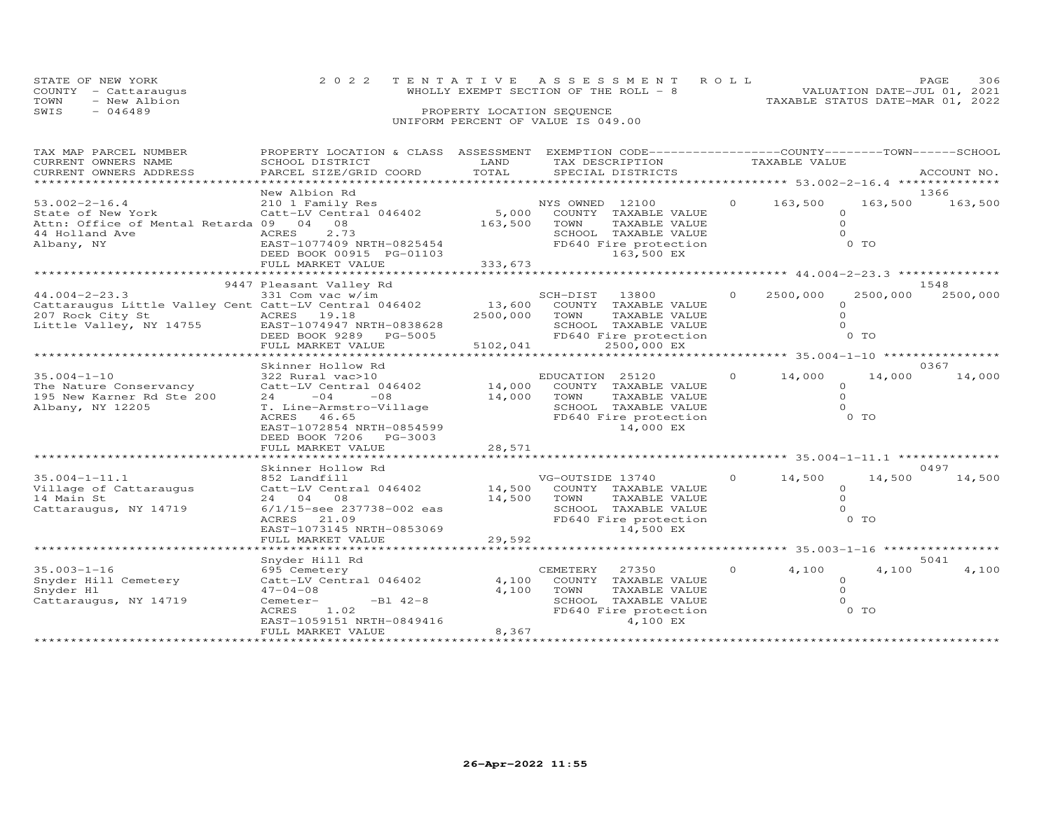STATE OF NEW YORK
COUNTY - Cattaraugus
TOWN - New Albion
SWIS - 046489

# 2022 TENTATIVE ASSESSMENT ROLL

WHOLLY EXEMPT SECTION OF THE ROLL - 8

PROPERTY LOCATION SEQUENCE

UNIFORM PERCENT OF VALUE IS 049.00

VALUATION DATE-JUL 01, 2021
TAXABLE STATUS DATE-MAR 01, 2022

| TAX MAP PARCEL NUMBER / CURRENT OWNERS NAME / CURRENT OWNERS ADDRESS | PROPERTY LOCATION & CLASS / SCHOOL DISTRICT / PARCEL SIZE/GRID COORD | ASSESSMENT LAND / TOTAL | EXEMPTION CODE / TAX DESCRIPTION / SPECIAL DISTRICTS | | COUNTY TAXABLE VALUE | TOWN | SCHOOL / ACCOUNT NO. |
|---|---|---|---|---|---|---|---|
| **53.002-2-16.4** | New Albion Rd | | | | | | 1366 |
| 53.002-2-16.4 | 210 1 Family Res | | NYS OWNED 12100 | 0 | 163,500 | 163,500 | 163,500 |
| State of New York | Catt-LV Central 046402 | 5,000 | COUNTY TAXABLE VALUE | | 0 | | |
| Attn: Office of Mental Retarda | 09 04 08 | 163,500 | TOWN TAXABLE VALUE | | 0 | | |
| 44 Holland Ave | ACRES 2.73 | | SCHOOL TAXABLE VALUE | | 0 | | |
| Albany, NY | EAST-1077409 NRTH-0825454 | | FD640 Fire protection | | 0 TO | | |
| | DEED BOOK 00915 PG-01103 | | 163,500 EX | | | | |
| | FULL MARKET VALUE | 333,673 | | | | | |
| **44.004-2-23.3** | 9447 Pleasant Valley Rd | | | | | | 1548 |
| 44.004-2-23.3 | 331 Com vac w/im | | SCH-DIST 13800 | 0 | 2500,000 | 2500,000 | 2500,000 |
| Cattaraugus Little Valley Cent | Catt-LV Central 046402 | 13,600 | COUNTY TAXABLE VALUE | | 0 | | |
| 207 Rock City St | ACRES 19.18 | 2500,000 | TOWN TAXABLE VALUE | | 0 | | |
| Little Valley, NY 14755 | EAST-1074947 NRTH-0838628 | | SCHOOL TAXABLE VALUE | | 0 | | |
| | DEED BOOK 9289 PG-5005 | | FD640 Fire protection | | 0 TO | | |
| | FULL MARKET VALUE | 5102,041 | 2500,000 EX | | | | |
| **35.004-1-10** | Skinner Hollow Rd | | | | | | 0367 |
| 35.004-1-10 | 322 Rural vac>10 | | EDUCATION 25120 | 0 | 14,000 | 14,000 | 14,000 |
| The Nature Conservancy | Catt-LV Central 046402 | 14,000 | COUNTY TAXABLE VALUE | | 0 | | |
| 195 New Karner Rd Ste 200 | 24 -04 -08 | 14,000 | TOWN TAXABLE VALUE | | 0 | | |
| Albany, NY 12205 | T. Line-Armstro-Village | | SCHOOL TAXABLE VALUE | | 0 | | |
| | ACRES 46.65 | | FD640 Fire protection | | 0 TO | | |
| | EAST-1072854 NRTH-0854599 | | 14,000 EX | | | | |
| | DEED BOOK 7206 PG-3003 | | | | | | |
| | FULL MARKET VALUE | 28,571 | | | | | |
| **35.004-1-11.1** | Skinner Hollow Rd | | | | | | 0497 |
| 35.004-1-11.1 | 852 Landfill | | VG-OUTSIDE 13740 | 0 | 14,500 | 14,500 | 14,500 |
| Village of Cattaraugus | Catt-LV Central 046402 | 14,500 | COUNTY TAXABLE VALUE | | 0 | | |
| 14 Main St | 24 04 08 | 14,500 | TOWN TAXABLE VALUE | | 0 | | |
| Cattaraugus, NY 14719 | 6/1/15-see 237738-002 eas | | SCHOOL TAXABLE VALUE | | 0 | | |
| | ACRES 21.09 | | FD640 Fire protection | | 0 TO | | |
| | EAST-1073145 NRTH-0853069 | | 14,500 EX | | | | |
| | FULL MARKET VALUE | 29,592 | | | | | |
| **35.003-1-16** | Snyder Hill Rd | | | | | | 5041 |
| 35.003-1-16 | 695 Cemetery | | CEMETERY 27350 | 0 | 4,100 | 4,100 | 4,100 |
| Snyder Hill Cemetery | Catt-LV Central 046402 | 4,100 | COUNTY TAXABLE VALUE | | 0 | | |
| Snyder Hl | 47-04-08 | 4,100 | TOWN TAXABLE VALUE | | 0 | | |
| Cattaraugus, NY 14719 | Cemeter- -Bl 42-8 | | SCHOOL TAXABLE VALUE | | 0 | | |
| | ACRES 1.02 | | FD640 Fire protection | | 0 TO | | |
| | EAST-1059151 NRTH-0849416 | | 4,100 EX | | | | |
| | FULL MARKET VALUE | 8,367 | | | | | |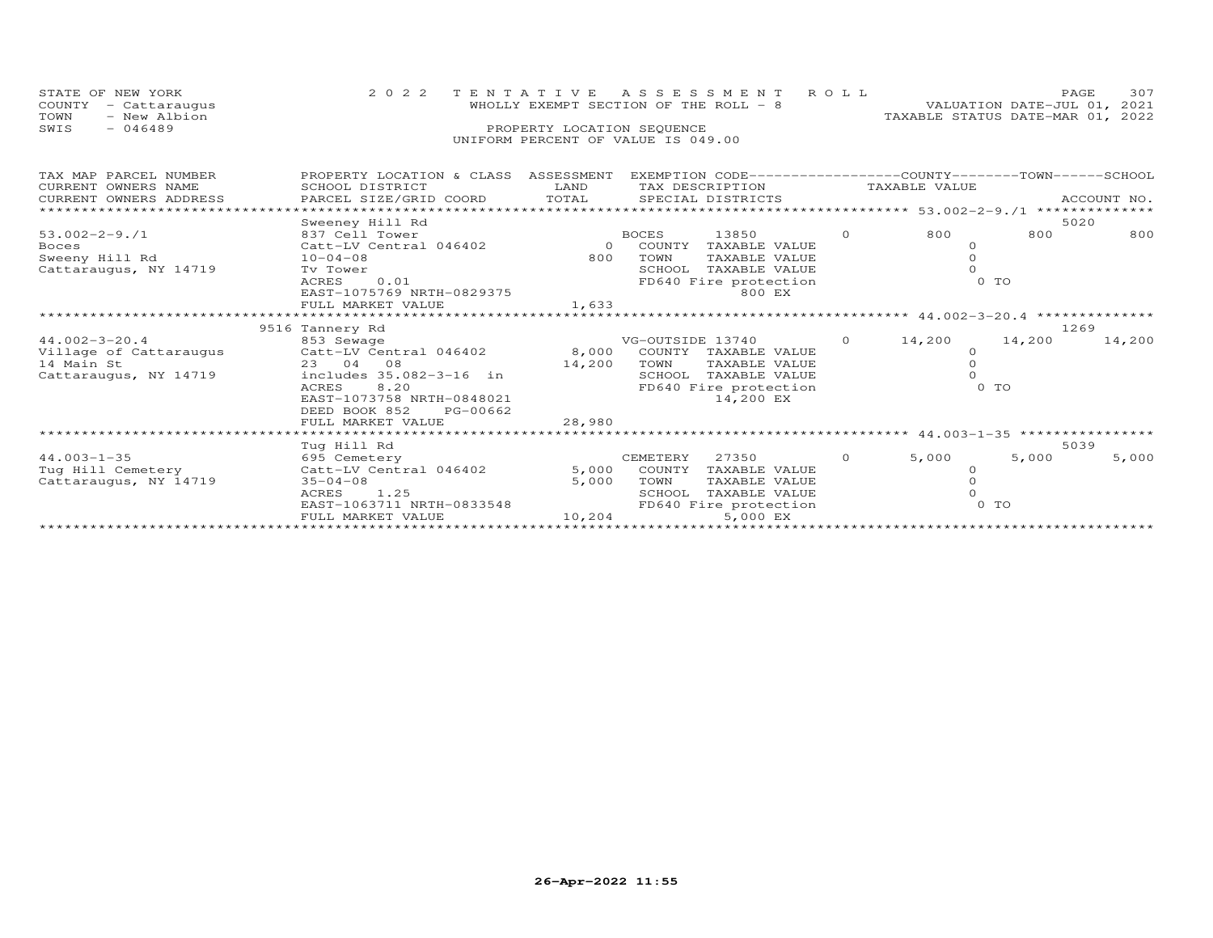STATE OF NEW YORK
COUNTY - Cattaraugus
TOWN - New Albion
SWIS - 046489

2 0 2 2 T E N T A T I V E A S S E S S M E N T R O L L
WHOLLY EXEMPT SECTION OF THE ROLL - 8
PROPERTY LOCATION SEQUENCE
UNIFORM PERCENT OF VALUE IS 049.00

VALUATION DATE-JUL 01, 2021
TAXABLE STATUS DATE-MAR 01, 2022

| TAX MAP PARCEL NUMBER / CURRENT OWNERS NAME / CURRENT OWNERS ADDRESS | PROPERTY LOCATION & CLASS / SCHOOL DISTRICT / PARCEL SIZE/GRID COORD | ASSESSMENT LAND / TOTAL | EXEMPTION CODE / TAX DESCRIPTION / SPECIAL DISTRICTS | | COUNTY TAXABLE VALUE | TOWN | SCHOOL | ACCOUNT NO. |
|---|---|---|---|---|---|---|---|---|
| 53.002-2-9./1 | Sweeney Hill Rd | | | | | | | 5020 |
| 53.002-2-9./1 | 837 Cell Tower | | BOCES 13850 | 0 | 800 | 800 | 800 | |
| Boces | Catt-LV Central 046402 | 0 | COUNTY TAXABLE VALUE | | 0 | | | |
| Sweeny Hill Rd | 10-04-08 | 800 | TOWN TAXABLE VALUE | | 0 | | | |
| Cattaraugus, NY 14719 | Tv Tower | | SCHOOL TAXABLE VALUE | | 0 | | | |
| | ACRES 0.01 | | FD640 Fire protection | | 0 TO | | | |
| | EAST-1075769 NRTH-0829375 | | 800 EX | | | | | |
| | FULL MARKET VALUE | 1,633 | | | | | | |
| 44.002-3-20.4 | 9516 Tannery Rd | | | | | | | 1269 |
| 44.002-3-20.4 | 853 Sewage | | VG-OUTSIDE 13740 | 0 | 14,200 | 14,200 | 14,200 | |
| Village of Cattaraugus | Catt-LV Central 046402 | 8,000 | COUNTY TAXABLE VALUE | | 0 | | | |
| 14 Main St | 23 04 08 | 14,200 | TOWN TAXABLE VALUE | | 0 | | | |
| Cattaraugus, NY 14719 | includes 35.082-3-16 in | | SCHOOL TAXABLE VALUE | | 0 | | | |
| | ACRES 8.20 | | FD640 Fire protection | | 0 TO | | | |
| | EAST-1073758 NRTH-0848021 | | 14,200 EX | | | | | |
| | DEED BOOK 852 PG-00662 | | | | | | | |
| | FULL MARKET VALUE | 28,980 | | | | | | |
| 44.003-1-35 | Tug Hill Rd | | | | | | | 5039 |
| 44.003-1-35 | 695 Cemetery | | CEMETERY 27350 | 0 | 5,000 | 5,000 | 5,000 | |
| Tug Hill Cemetery | Catt-LV Central 046402 | 5,000 | COUNTY TAXABLE VALUE | | 0 | | | |
| Cattaraugus, NY 14719 | 35-04-08 | 5,000 | TOWN TAXABLE VALUE | | 0 | | | |
| | ACRES 1.25 | | SCHOOL TAXABLE VALUE | | 0 | | | |
| | EAST-1063711 NRTH-0833548 | | FD640 Fire protection | | 0 TO | | | |
| | FULL MARKET VALUE | 10,204 | 5,000 EX | | | | | |

26-Apr-2022 11:55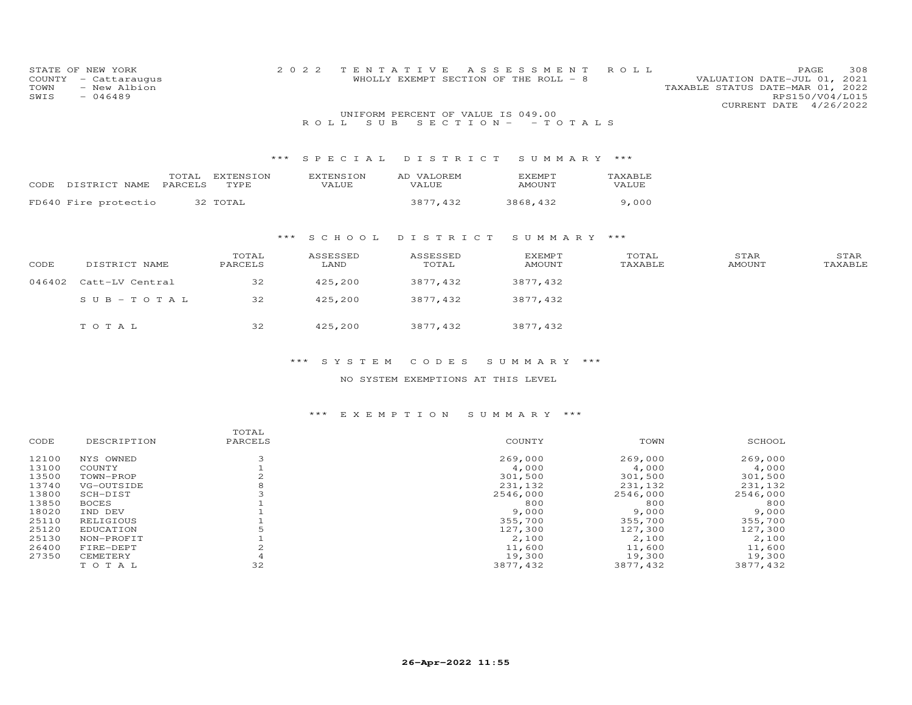STATE OF NEW YORK
COUNTY - Cattaraugus
TOWN - New Albion
SWIS - 046489

2022 TENTATIVE ASSESSMENT ROLL
WHOLLY EXEMPT SECTION OF THE ROLL - 8

VALUATION DATE-JUL 01, 2021
TAXABLE STATUS DATE-MAR 01, 2022
RPS150/V04/L015
CURRENT DATE 4/26/2022

UNIFORM PERCENT OF VALUE IS 049.00

ROLL SUB SECTION- - TOTALS

### *** SPECIAL DISTRICT SUMMARY ***

| CODE | DISTRICT NAME | TOTAL PARCELS | EXTENSION TYPE | EXTENSION VALUE | AD VALOREM VALUE | EXEMPT AMOUNT | TAXABLE VALUE |
|---|---|---|---|---|---|---|---|
| FD640 | Fire protectio | 32 | TOTAL | | 3877,432 | 3868,432 | 9,000 |

### *** SCHOOL DISTRICT SUMMARY ***

| CODE | DISTRICT NAME | TOTAL PARCELS | ASSESSED LAND | ASSESSED TOTAL | EXEMPT AMOUNT | TOTAL TAXABLE | STAR AMOUNT | STAR TAXABLE |
|---|---|---|---|---|---|---|---|---|
| 046402 | Catt-LV Central | 32 | 425,200 | 3877,432 | 3877,432 | | | |
| | SUB-TOTAL | 32 | 425,200 | 3877,432 | 3877,432 | | | |
| | TOTAL | 32 | 425,200 | 3877,432 | 3877,432 | | | |

### *** SYSTEM CODES SUMMARY ***

NO SYSTEM EXEMPTIONS AT THIS LEVEL

### *** EXEMPTION SUMMARY ***

| CODE | DESCRIPTION | TOTAL PARCELS | COUNTY | TOWN | SCHOOL |
|---|---|---|---|---|---|
| 12100 | NYS OWNED | 3 | 269,000 | 269,000 | 269,000 |
| 13100 | COUNTY | 1 | 4,000 | 4,000 | 4,000 |
| 13500 | TOWN-PROP | 2 | 301,500 | 301,500 | 301,500 |
| 13740 | VG-OUTSIDE | 8 | 231,132 | 231,132 | 231,132 |
| 13800 | SCH-DIST | 3 | 2546,000 | 2546,000 | 2546,000 |
| 13850 | BOCES | 1 | 800 | 800 | 800 |
| 18020 | IND DEV | 1 | 9,000 | 9,000 | 9,000 |
| 25110 | RELIGIOUS | 1 | 355,700 | 355,700 | 355,700 |
| 25120 | EDUCATION | 5 | 127,300 | 127,300 | 127,300 |
| 25130 | NON-PROFIT | 1 | 2,100 | 2,100 | 2,100 |
| 26400 | FIRE-DEPT | 2 | 11,600 | 11,600 | 11,600 |
| 27350 | CEMETERY | 4 | 19,300 | 19,300 | 19,300 |
| | TOTAL | 32 | 3877,432 | 3877,432 | 3877,432 |

26-Apr-2022 11:55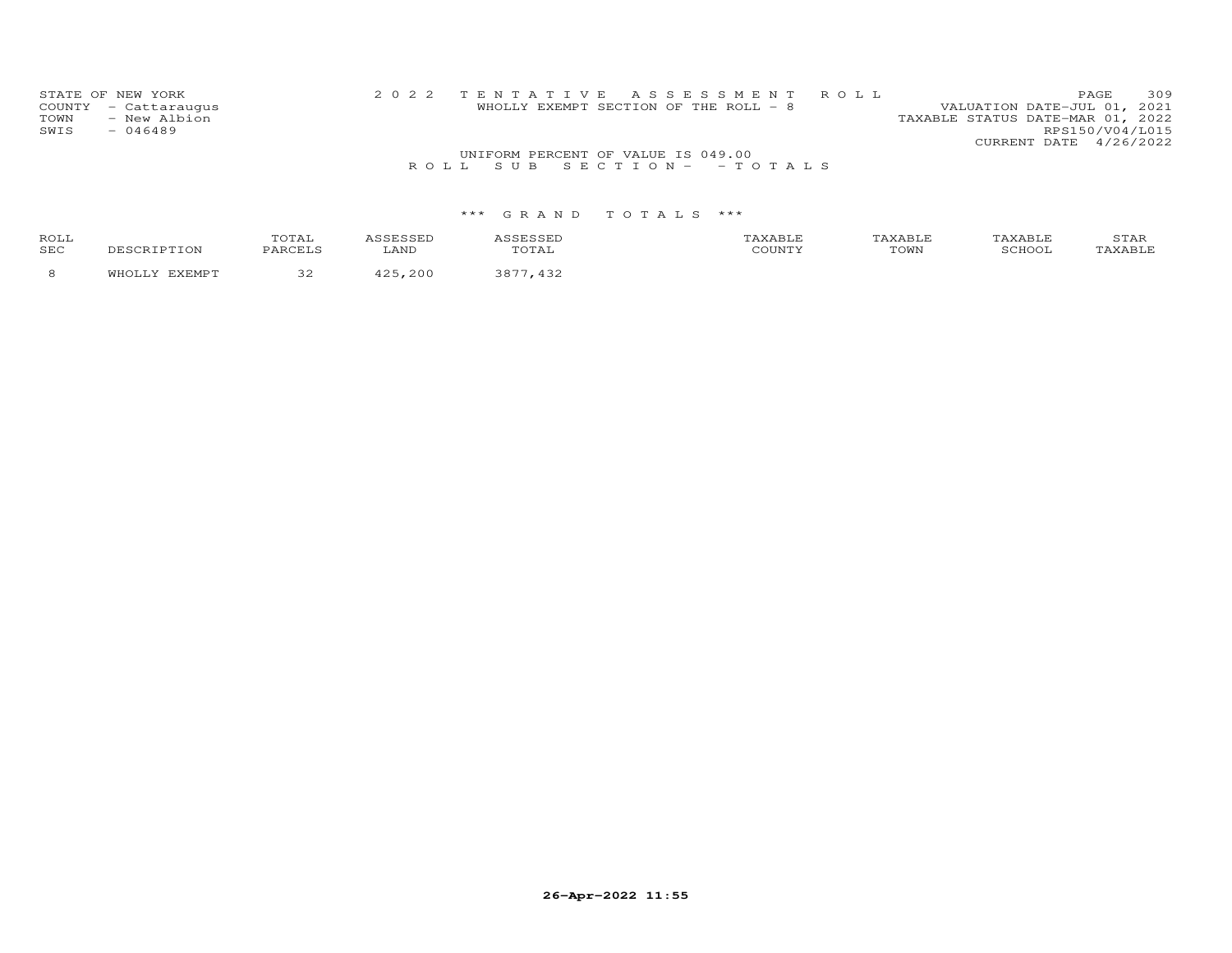STATE OF NEW YORK
COUNTY - Cattaraugus
TOWN - New Albion
SWIS - 046489

2022 TENTATIVE ASSESSMENT ROLL
WHOLLY EXEMPT SECTION OF THE ROLL - 8

VALUATION DATE-JUL 01, 2021
TAXABLE STATUS DATE-MAR 01, 2022
RPS150/V04/L015
CURRENT DATE 4/26/2022

UNIFORM PERCENT OF VALUE IS 049.00

ROLL SUB SECTION- - TOTALS

*** GRAND TOTALS ***

| ROLL SEC | DESCRIPTION | TOTAL PARCELS | ASSESSED LAND | ASSESSED TOTAL | TAXABLE COUNTY | TAXABLE TOWN | TAXABLE SCHOOL | STAR TAXABLE |
|---|---|---|---|---|---|---|---|---|
| 8 | WHOLLY EXEMPT | 32 | 425,200 | 3877,432 | | | | |

26-Apr-2022 11:55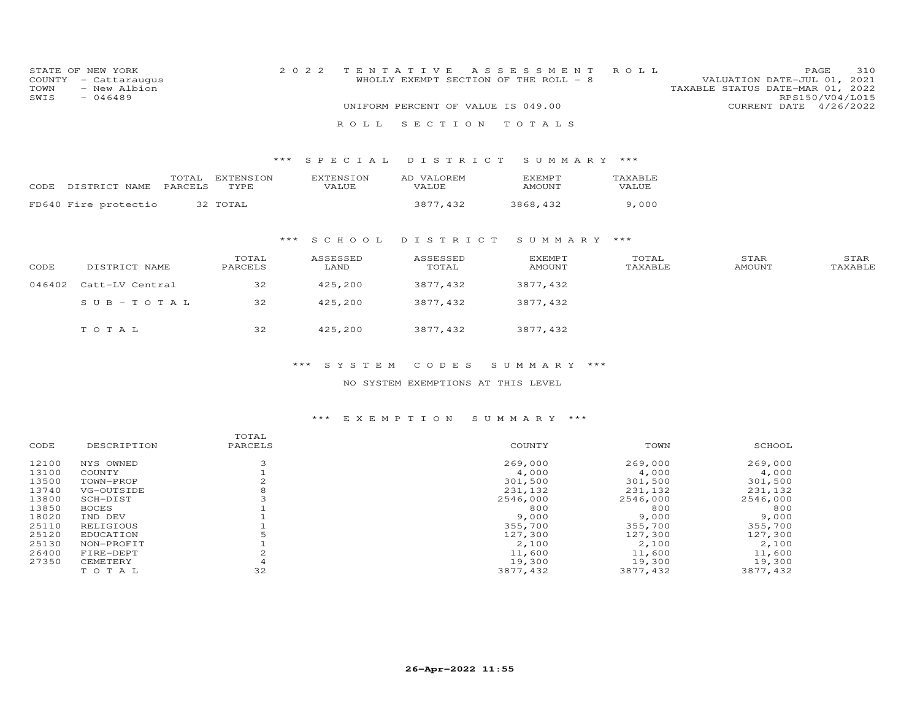STATE OF NEW YORK
COUNTY - Cattaraugus
TOWN - New Albion
SWIS - 046489

2022 TENTATIVE ASSESSMENT ROLL
WHOLLY EXEMPT SECTION OF THE ROLL - 8

UNIFORM PERCENT OF VALUE IS 049.00

VALUATION DATE-JUL 01, 2021
TAXABLE STATUS DATE-MAR 01, 2022
RPS150/V04/L015
CURRENT DATE 4/26/2022

## ROLL SECTION TOTALS

### *** SPECIAL DISTRICT SUMMARY ***

| CODE | DISTRICT NAME | TOTAL PARCELS | EXTENSION TYPE | EXTENSION VALUE | AD VALOREM VALUE | EXEMPT AMOUNT | TAXABLE VALUE |
|---|---|---|---|---|---|---|---|
| FD640 | Fire protectio | 32 | TOTAL | | 3877,432 | 3868,432 | 9,000 |

### *** SCHOOL DISTRICT SUMMARY ***

| CODE | DISTRICT NAME | TOTAL PARCELS | ASSESSED LAND | ASSESSED TOTAL | EXEMPT AMOUNT | TOTAL TAXABLE | STAR AMOUNT | STAR TAXABLE |
|---|---|---|---|---|---|---|---|---|
| 046402 | Catt-LV Central | 32 | 425,200 | 3877,432 | 3877,432 | | | |
| | SUB-TOTAL | 32 | 425,200 | 3877,432 | 3877,432 | | | |
| | TOTAL | 32 | 425,200 | 3877,432 | 3877,432 | | | |

### *** SYSTEM CODES SUMMARY ***

NO SYSTEM EXEMPTIONS AT THIS LEVEL

### *** EXEMPTION SUMMARY ***

| CODE | DESCRIPTION | TOTAL PARCELS | COUNTY | TOWN | SCHOOL |
|---|---|---|---|---|---|
| 12100 | NYS OWNED | 3 | 269,000 | 269,000 | 269,000 |
| 13100 | COUNTY | 1 | 4,000 | 4,000 | 4,000 |
| 13500 | TOWN-PROP | 2 | 301,500 | 301,500 | 301,500 |
| 13740 | VG-OUTSIDE | 8 | 231,132 | 231,132 | 231,132 |
| 13800 | SCH-DIST | 3 | 2546,000 | 2546,000 | 2546,000 |
| 13850 | BOCES | 1 | 800 | 800 | 800 |
| 18020 | IND DEV | 1 | 9,000 | 9,000 | 9,000 |
| 25110 | RELIGIOUS | 1 | 355,700 | 355,700 | 355,700 |
| 25120 | EDUCATION | 5 | 127,300 | 127,300 | 127,300 |
| 25130 | NON-PROFIT | 1 | 2,100 | 2,100 | 2,100 |
| 26400 | FIRE-DEPT | 2 | 11,600 | 11,600 | 11,600 |
| 27350 | CEMETERY | 4 | 19,300 | 19,300 | 19,300 |
| | TOTAL | 32 | 3877,432 | 3877,432 | 3877,432 |

26-Apr-2022 11:55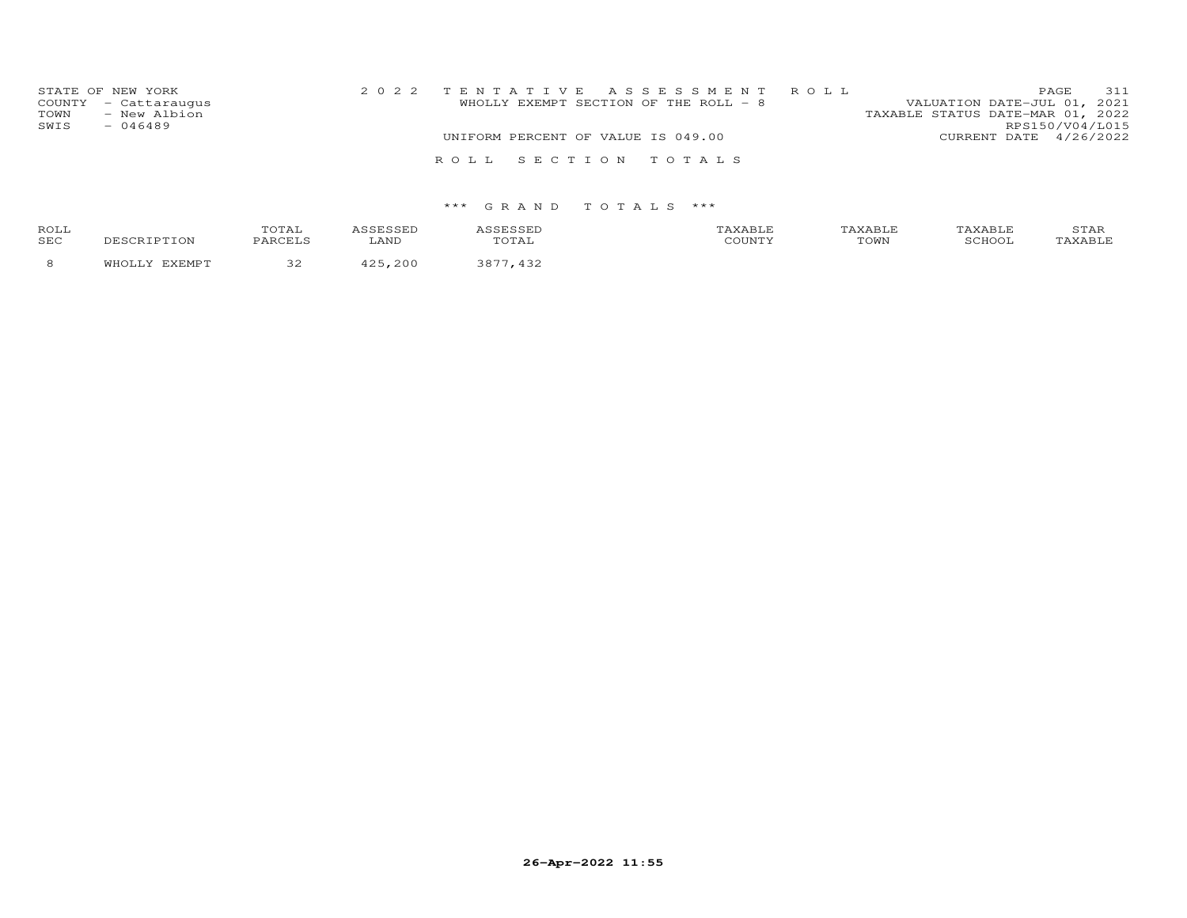STATE OF NEW YORK
COUNTY - Cattaraugus
TOWN - New Albion
SWIS - 046489

2022 TENTATIVE ASSESSMENT ROLL
WHOLLY EXEMPT SECTION OF THE ROLL - 8
UNIFORM PERCENT OF VALUE IS 049.00

VALUATION DATE-JUL 01, 2021
TAXABLE STATUS DATE-MAR 01, 2022
RPS150/V04/L015
CURRENT DATE 4/26/2022

## ROLL SECTION TOTALS

### *** GRAND TOTALS ***

| ROLL SEC | DESCRIPTION | TOTAL PARCELS | ASSESSED LAND | ASSESSED TOTAL | TAXABLE COUNTY | TAXABLE TOWN | TAXABLE SCHOOL | STAR TAXABLE |
|---|---|---|---|---|---|---|---|---|
| 8 | WHOLLY EXEMPT | 32 | 425,200 | 3877,432 | | | | |

26-Apr-2022 11:55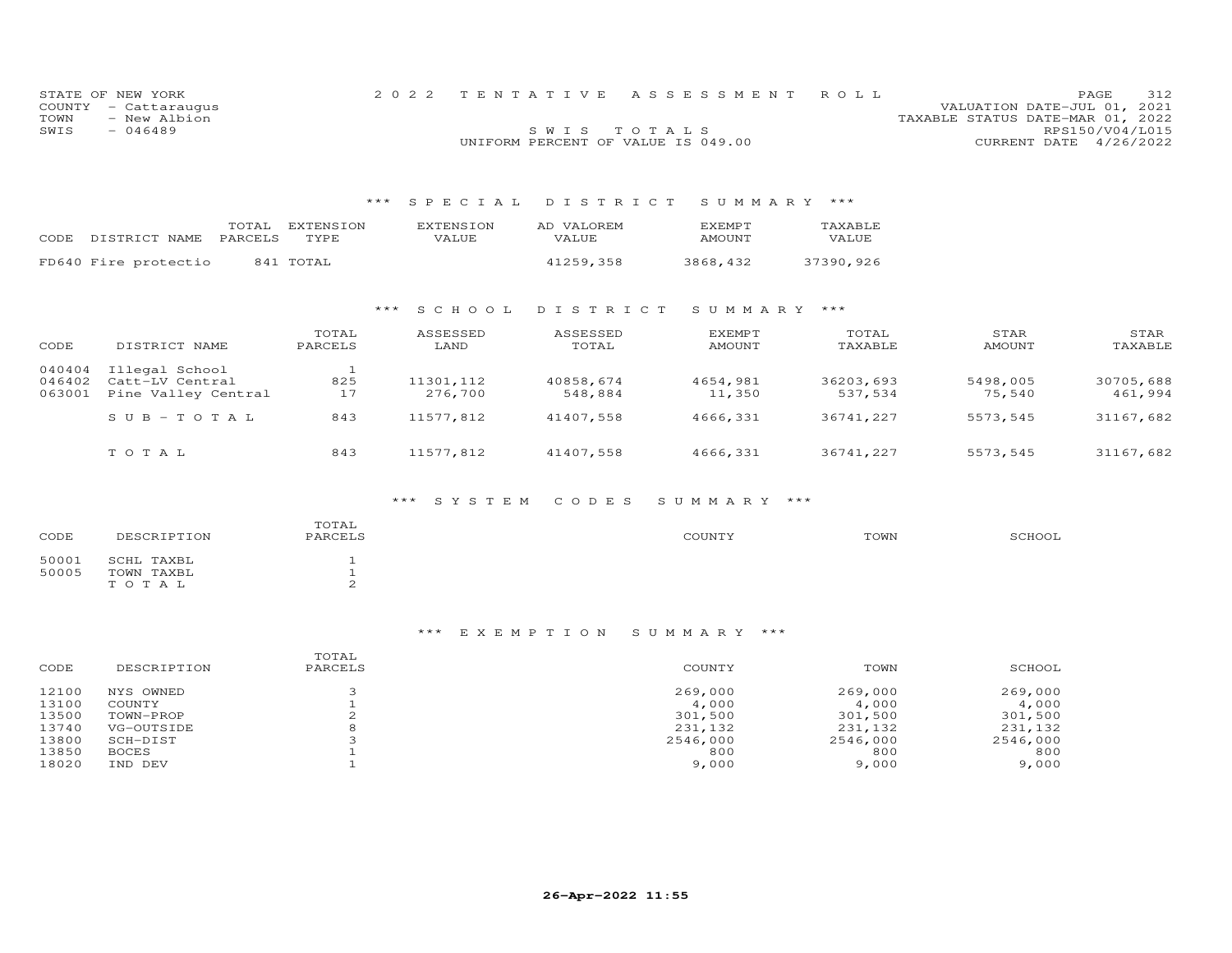STATE OF NEW YORK
COUNTY - Cattaraugus
TOWN - New Albion
SWIS - 046489

2022 TENTATIVE ASSESSMENT ROLL

SWIS TOTALS

UNIFORM PERCENT OF VALUE IS 049.00

VALUATION DATE-JUL 01, 2021
TAXABLE STATUS DATE-MAR 01, 2022
RPS150/V04/L015
CURRENT DATE 4/26/2022

## *** SPECIAL DISTRICT SUMMARY ***

| CODE DISTRICT NAME | TOTAL PARCELS | EXTENSION TYPE | EXTENSION VALUE | AD VALOREM VALUE | EXEMPT AMOUNT | TAXABLE VALUE |
|---|---|---|---|---|---|---|
| FD640 Fire protectio | 841 | TOTAL | | 41259,358 | 3868,432 | 37390,926 |

## *** SCHOOL DISTRICT SUMMARY ***

| CODE | DISTRICT NAME | TOTAL PARCELS | ASSESSED LAND | ASSESSED TOTAL | EXEMPT AMOUNT | TOTAL TAXABLE | STAR AMOUNT | STAR TAXABLE |
|---|---|---|---|---|---|---|---|---|
| 040404 | Illegal School | 1 | | | | | | |
| 046402 | Catt-LV Central | 825 | 11301,112 | 40858,674 | 4654,981 | 36203,693 | 5498,005 | 30705,688 |
| 063001 | Pine Valley Central | 17 | 276,700 | 548,884 | 11,350 | 537,534 | 75,540 | 461,994 |
| | SUB-TOTAL | 843 | 11577,812 | 41407,558 | 4666,331 | 36741,227 | 5573,545 | 31167,682 |
| | TOTAL | 843 | 11577,812 | 41407,558 | 4666,331 | 36741,227 | 5573,545 | 31167,682 |

## *** SYSTEM CODES SUMMARY ***

| CODE | DESCRIPTION | TOTAL PARCELS | COUNTY | TOWN | SCHOOL |
|---|---|---|---|---|---|
| 50001 | SCHL TAXBL | 1 | | | |
| 50005 | TOWN TAXBL | 1 | | | |
| | TOTAL | 2 | | | |

## *** EXEMPTION SUMMARY ***

| CODE | DESCRIPTION | TOTAL PARCELS | COUNTY | TOWN | SCHOOL |
|---|---|---|---|---|---|
| 12100 | NYS OWNED | 3 | 269,000 | 269,000 | 269,000 |
| 13100 | COUNTY | 1 | 4,000 | 4,000 | 4,000 |
| 13500 | TOWN-PROP | 2 | 301,500 | 301,500 | 301,500 |
| 13740 | VG-OUTSIDE | 8 | 231,132 | 231,132 | 231,132 |
| 13800 | SCH-DIST | 3 | 2546,000 | 2546,000 | 2546,000 |
| 13850 | BOCES | 1 | 800 | 800 | 800 |
| 18020 | IND DEV | 1 | 9,000 | 9,000 | 9,000 |

26-Apr-2022 11:55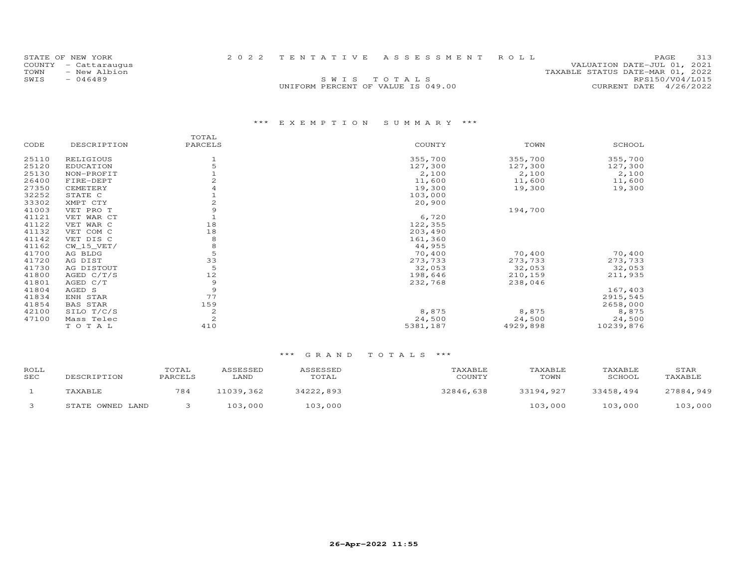STATE OF NEW YORK
COUNTY - Cattaraugus
TOWN - New Albion
SWIS - 046489

2022 TENTATIVE ASSESSMENT ROLL

SWIS TOTALS

UNIFORM PERCENT OF VALUE IS 049.00

VALUATION DATE-JUL 01, 2021
TAXABLE STATUS DATE-MAR 01, 2022
RPS150/V04/L015
CURRENT DATE 4/26/2022

### *** EXEMPTION SUMMARY ***

| CODE | DESCRIPTION | TOTAL PARCELS | COUNTY | TOWN | SCHOOL |
|---|---|---|---|---|---|
| 25110 | RELIGIOUS | 1 | 355,700 | 355,700 | 355,700 |
| 25120 | EDUCATION | 5 | 127,300 | 127,300 | 127,300 |
| 25130 | NON-PROFIT | 1 | 2,100 | 2,100 | 2,100 |
| 26400 | FIRE-DEPT | 2 | 11,600 | 11,600 | 11,600 |
| 27350 | CEMETERY | 4 | 19,300 | 19,300 | 19,300 |
| 32252 | STATE C | 1 | 103,000 | | |
| 33302 | XMPT CTY | 2 | 20,900 | | |
| 41003 | VET PRO T | 9 | | 194,700 | |
| 41121 | VET WAR CT | 1 | 6,720 | | |
| 41122 | VET WAR C | 18 | 122,355 | | |
| 41132 | VET COM C | 18 | 203,490 | | |
| 41142 | VET DIS C | 8 | 161,360 | | |
| 41162 | CW_15_VET/ | 8 | 44,955 | | |
| 41700 | AG BLDG | 5 | 70,400 | 70,400 | 70,400 |
| 41720 | AG DIST | 33 | 273,733 | 273,733 | 273,733 |
| 41730 | AG DISTOUT | 5 | 32,053 | 32,053 | 32,053 |
| 41800 | AGED C/T/S | 12 | 198,646 | 210,159 | 211,935 |
| 41801 | AGED C/T | 9 | 232,768 | 238,046 | |
| 41804 | AGED S | 9 | | | 167,403 |
| 41834 | ENH STAR | 77 | | | 2915,545 |
| 41854 | BAS STAR | 159 | | | 2658,000 |
| 42100 | SILO T/C/S | 2 | 8,875 | 8,875 | 8,875 |
| 47100 | Mass Telec | 2 | 24,500 | 24,500 | 24,500 |
| | TOTAL | 410 | 5381,187 | 4929,898 | 10239,876 |

### *** GRAND TOTALS ***

| ROLL SEC | DESCRIPTION | TOTAL PARCELS | ASSESSED LAND | ASSESSED TOTAL | TAXABLE COUNTY | TAXABLE TOWN | TAXABLE SCHOOL | STAR TAXABLE |
|---|---|---|---|---|---|---|---|---|
| 1 | TAXABLE | 784 | 11039,362 | 34222,893 | 32846,638 | 33194,927 | 33458,494 | 27884,949 |
| 3 | STATE OWNED LAND | 3 | 103,000 | 103,000 | | 103,000 | 103,000 | 103,000 |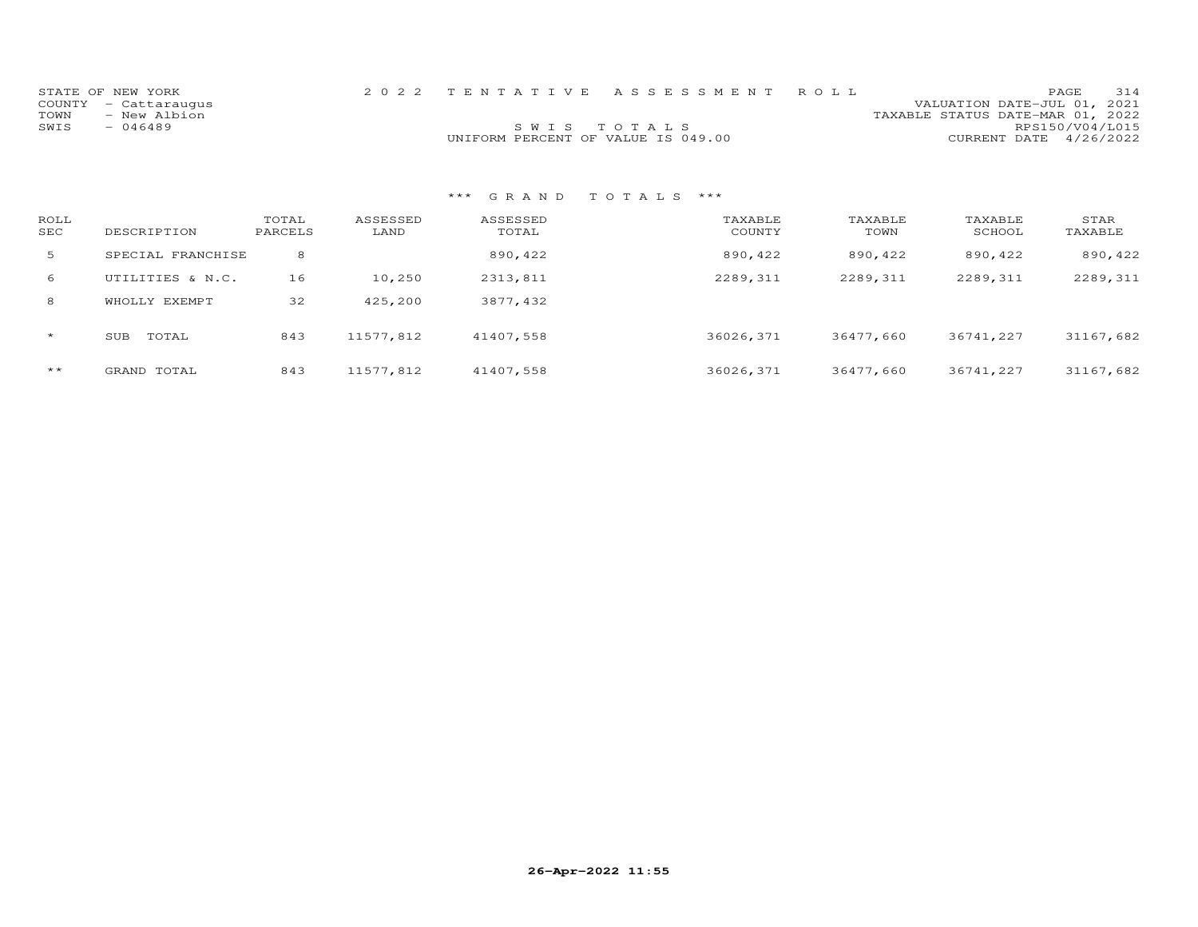STATE OF NEW YORK
COUNTY - Cattaraugus
TOWN - New Albion
SWIS - 046489

2 0 2 2 T E N T A T I V E A S S E S S M E N T R O L L

S W I S T O T A L S

UNIFORM PERCENT OF VALUE IS 049.00

VALUATION DATE-JUL 01, 2021
TAXABLE STATUS DATE-MAR 01, 2022
RPS150/V04/L015
CURRENT DATE 4/26/2022

*** G R A N D T O T A L S ***

| ROLL SEC | DESCRIPTION | TOTAL PARCELS | ASSESSED LAND | ASSESSED TOTAL | TAXABLE COUNTY | TAXABLE TOWN | TAXABLE SCHOOL | STAR TAXABLE |
|---|---|---|---|---|---|---|---|---|
| 5 | SPECIAL FRANCHISE | 8 | | 890,422 | 890,422 | 890,422 | 890,422 | 890,422 |
| 6 | UTILITIES & N.C. | 16 | 10,250 | 2313,811 | 2289,311 | 2289,311 | 2289,311 | 2289,311 |
| 8 | WHOLLY EXEMPT | 32 | 425,200 | 3877,432 | | | | |
| * | SUB TOTAL | 843 | 11577,812 | 41407,558 | 36026,371 | 36477,660 | 36741,227 | 31167,682 |
| ** | GRAND TOTAL | 843 | 11577,812 | 41407,558 | 36026,371 | 36477,660 | 36741,227 | 31167,682 |

26-Apr-2022 11:55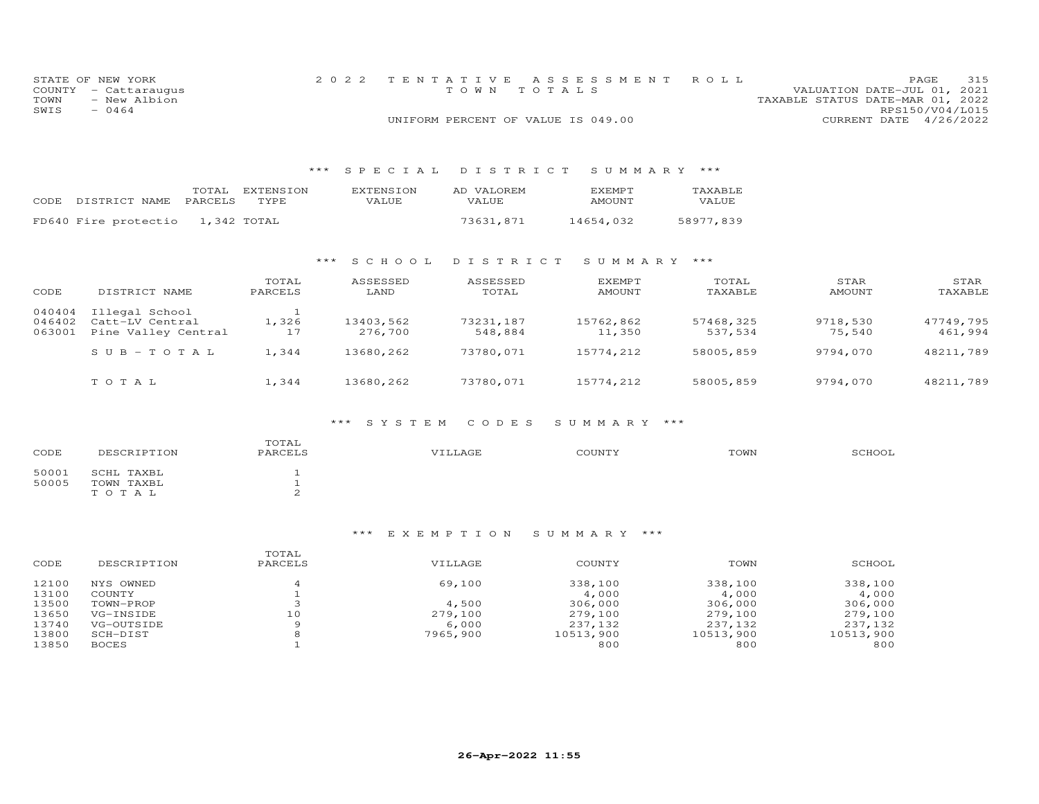STATE OF NEW YORK
COUNTY - Cattaraugus
TOWN - New Albion
SWIS - 0464

2 0 2 2 TENTATIVE ASSESSMENT ROLL
TOWN TOTALS
UNIFORM PERCENT OF VALUE IS 049.00

VALUATION DATE-JUL 01, 2021
TAXABLE STATUS DATE-MAR 01, 2022
RPS150/V04/L015
CURRENT DATE 4/26/2022

### *** SPECIAL DISTRICT SUMMARY ***

| CODE | DISTRICT NAME | TOTAL PARCELS | EXTENSION TYPE | EXTENSION VALUE | AD VALOREM VALUE | EXEMPT AMOUNT | TAXABLE VALUE |
|---|---|---|---|---|---|---|---|
| FD640 | Fire protectio | 1,342 | TOTAL | | 73631,871 | 14654,032 | 58977,839 |

### *** SCHOOL DISTRICT SUMMARY ***

| CODE | DISTRICT NAME | TOTAL PARCELS | ASSESSED LAND | ASSESSED TOTAL | EXEMPT AMOUNT | TOTAL TAXABLE | STAR AMOUNT | STAR TAXABLE |
|---|---|---|---|---|---|---|---|---|
| 040404 | Illegal School | 1 | | | | | | |
| 046402 | Catt-LV Central | 1,326 | 13403,562 | 73231,187 | 15762,862 | 57468,325 | 9718,530 | 47749,795 |
| 063001 | Pine Valley Central | 17 | 276,700 | 548,884 | 11,350 | 537,534 | 75,540 | 461,994 |
| | S U B - T O T A L | 1,344 | 13680,262 | 73780,071 | 15774,212 | 58005,859 | 9794,070 | 48211,789 |
| | T O T A L | 1,344 | 13680,262 | 73780,071 | 15774,212 | 58005,859 | 9794,070 | 48211,789 |

### *** SYSTEM CODES SUMMARY ***

| CODE | DESCRIPTION | TOTAL PARCELS | VILLAGE | COUNTY | TOWN | SCHOOL |
|---|---|---|---|---|---|---|
| 50001 | SCHL TAXBL | 1 | | | | |
| 50005 | TOWN TAXBL | 1 | | | | |
| | T O T A L | 2 | | | | |

### *** EXEMPTION SUMMARY ***

| CODE | DESCRIPTION | TOTAL PARCELS | VILLAGE | COUNTY | TOWN | SCHOOL |
|---|---|---|---|---|---|---|
| 12100 | NYS OWNED | 4 | 69,100 | 338,100 | 338,100 | 338,100 |
| 13100 | COUNTY | 1 | | 4,000 | 4,000 | 4,000 |
| 13500 | TOWN-PROP | 3 | 4,500 | 306,000 | 306,000 | 306,000 |
| 13650 | VG-INSIDE | 10 | 279,100 | 279,100 | 279,100 | 279,100 |
| 13740 | VG-OUTSIDE | 9 | 6,000 | 237,132 | 237,132 | 237,132 |
| 13800 | SCH-DIST | 8 | 7965,900 | 10513,900 | 10513,900 | 10513,900 |
| 13850 | BOCES | 1 | | 800 | 800 | 800 |

26-Apr-2022 11:55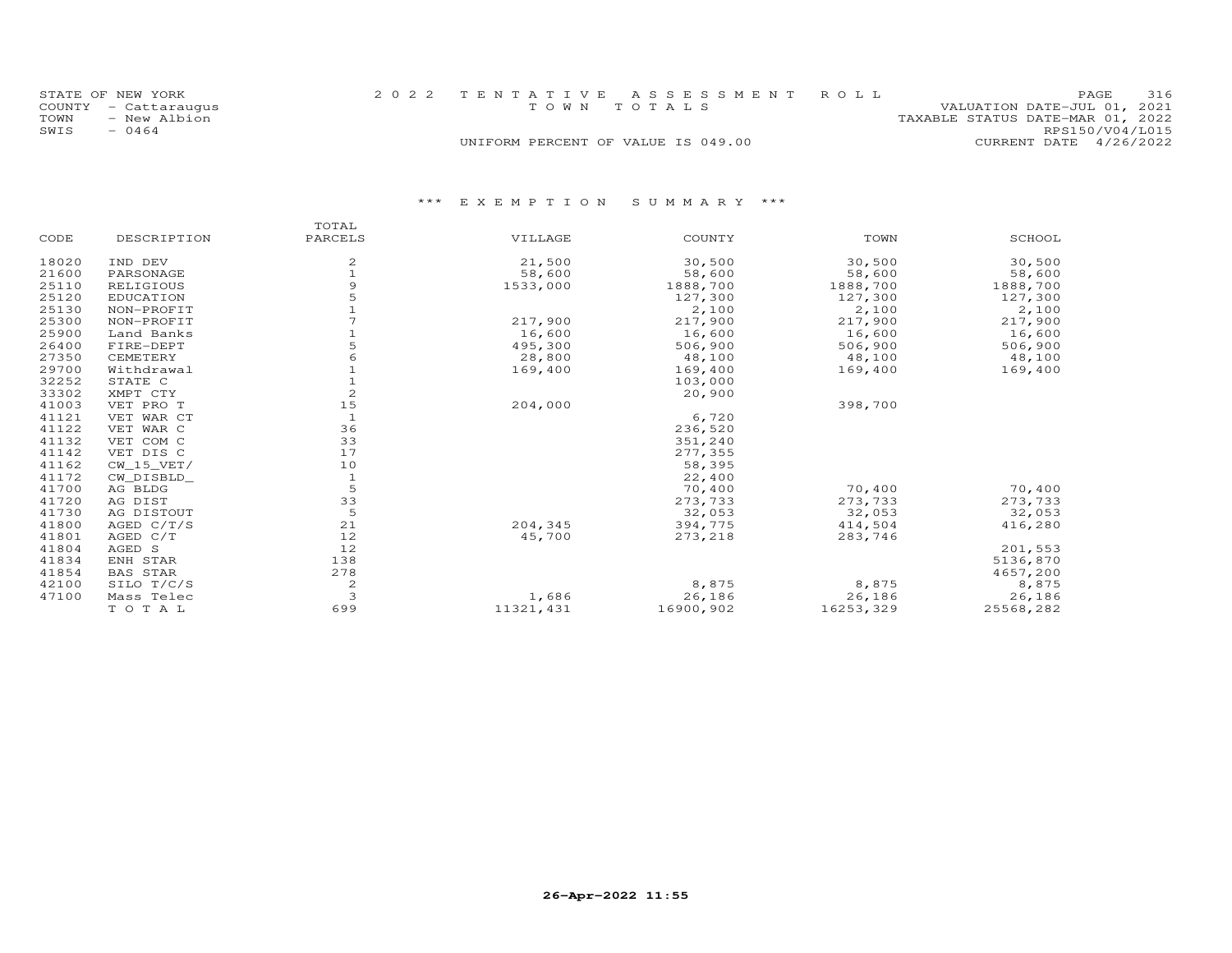STATE OF NEW YORK
COUNTY - Cattaraugus
TOWN - New Albion
SWIS - 0464

2022 TENTATIVE ASSESSMENT ROLL
TOWN TOTALS
UNIFORM PERCENT OF VALUE IS 049.00

VALUATION DATE-JUL 01, 2021
TAXABLE STATUS DATE-MAR 01, 2022
RPS150/V04/L015
CURRENT DATE 4/26/2022

### *** EXEMPTION SUMMARY ***

| CODE | DESCRIPTION | TOTAL PARCELS | VILLAGE | COUNTY | TOWN | SCHOOL |
|---|---|---|---|---|---|---|
| 18020 | IND DEV | 2 | 21,500 | 30,500 | 30,500 | 30,500 |
| 21600 | PARSONAGE | 1 | 58,600 | 58,600 | 58,600 | 58,600 |
| 25110 | RELIGIOUS | 9 | 1533,000 | 1888,700 | 1888,700 | 1888,700 |
| 25120 | EDUCATION | 5 | | 127,300 | 127,300 | 127,300 |
| 25130 | NON-PROFIT | 1 | | 2,100 | 2,100 | 2,100 |
| 25300 | NON-PROFIT | 7 | 217,900 | 217,900 | 217,900 | 217,900 |
| 25900 | Land Banks | 1 | 16,600 | 16,600 | 16,600 | 16,600 |
| 26400 | FIRE-DEPT | 5 | 495,300 | 506,900 | 506,900 | 506,900 |
| 27350 | CEMETERY | 6 | 28,800 | 48,100 | 48,100 | 48,100 |
| 29700 | Withdrawal | 1 | 169,400 | 169,400 | 169,400 | 169,400 |
| 32252 | STATE C | 1 | | 103,000 | | |
| 33302 | XMPT CTY | 2 | | 20,900 | | |
| 41003 | VET PRO T | 15 | 204,000 | | 398,700 | |
| 41121 | VET WAR CT | 1 | | 6,720 | | |
| 41122 | VET WAR C | 36 | | 236,520 | | |
| 41132 | VET COM C | 33 | | 351,240 | | |
| 41142 | VET DIS C | 17 | | 277,355 | | |
| 41162 | CW_15_VET/ | 10 | | 58,395 | | |
| 41172 | CW_DISBLD_ | 1 | | 22,400 | | |
| 41700 | AG BLDG | 5 | | 70,400 | 70,400 | 70,400 |
| 41720 | AG DIST | 33 | | 273,733 | 273,733 | 273,733 |
| 41730 | AG DISTOUT | 5 | | 32,053 | 32,053 | 32,053 |
| 41800 | AGED C/T/S | 21 | 204,345 | 394,775 | 414,504 | 416,280 |
| 41801 | AGED C/T | 12 | 45,700 | 273,218 | 283,746 | |
| 41804 | AGED S | 12 | | | | 201,553 |
| 41834 | ENH STAR | 138 | | | | 5136,870 |
| 41854 | BAS STAR | 278 | | | | 4657,200 |
| 42100 | SILO T/C/S | 2 | | 8,875 | 8,875 | 8,875 |
| 47100 | Mass Telec | 3 | 1,686 | 26,186 | 26,186 | 26,186 |
| | TOTAL | 699 | 11321,431 | 16900,902 | 16253,329 | 25568,282 |

26-Apr-2022 11:55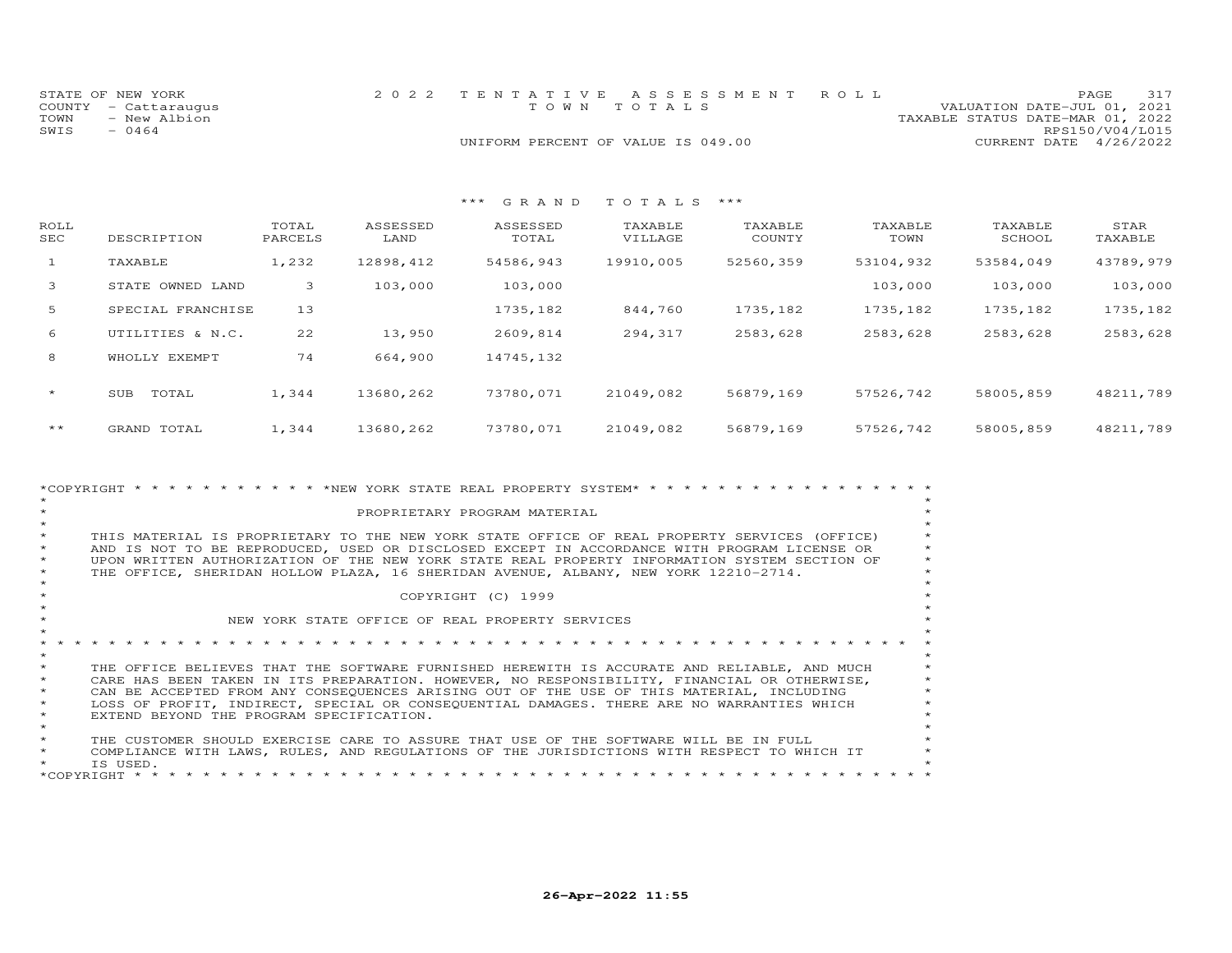STATE OF NEW YORK
COUNTY - Cattaraugus
TOWN - New Albion
SWIS - 0464

2022 TENTATIVE ASSESSMENT ROLL
TOWN TOTALS
UNIFORM PERCENT OF VALUE IS 049.00

VALUATION DATE-JUL 01, 2021
TAXABLE STATUS DATE-MAR 01, 2022
RPS150/V04/L015
CURRENT DATE 4/26/2022

*** GRAND TOTALS ***

| ROLL SEC | DESCRIPTION | TOTAL PARCELS | ASSESSED LAND | ASSESSED TOTAL | TAXABLE VILLAGE | TAXABLE COUNTY | TAXABLE TOWN | TAXABLE SCHOOL | STAR TAXABLE |
|---|---|---|---|---|---|---|---|---|---|
| 1 | TAXABLE | 1,232 | 12898,412 | 54586,943 | 19910,005 | 52560,359 | 53104,932 | 53584,049 | 43789,979 |
| 3 | STATE OWNED LAND | 3 | 103,000 | 103,000 | | | 103,000 | 103,000 | 103,000 |
| 5 | SPECIAL FRANCHISE | 13 | | 1735,182 | 844,760 | 1735,182 | 1735,182 | 1735,182 | 1735,182 |
| 6 | UTILITIES & N.C. | 22 | 13,950 | 2609,814 | 294,317 | 2583,628 | 2583,628 | 2583,628 | 2583,628 |
| 8 | WHOLLY EXEMPT | 74 | 664,900 | 14745,132 | | | | | |
| * | SUB TOTAL | 1,344 | 13680,262 | 73780,071 | 21049,082 | 56879,169 | 57526,742 | 58005,859 | 48211,789 |
| ** | GRAND TOTAL | 1,344 | 13680,262 | 73780,071 | 21049,082 | 56879,169 | 57526,742 | 58005,859 | 48211,789 |

*COPYRIGHT * * * * * * * * * * * *NEW YORK STATE REAL PROPERTY SYSTEM* * * * * * * * * * * * * * * * * * *

PROPRIETARY PROGRAM MATERIAL

THIS MATERIAL IS PROPRIETARY TO THE NEW YORK STATE OFFICE OF REAL PROPERTY SERVICES (OFFICE) AND IS NOT TO BE REPRODUCED, USED OR DISCLOSED EXCEPT IN ACCORDANCE WITH PROGRAM LICENSE OR UPON WRITTEN AUTHORIZATION OF THE NEW YORK STATE REAL PROPERTY INFORMATION SYSTEM SECTION OF THE OFFICE, SHERIDAN HOLLOW PLAZA, 16 SHERIDAN AVENUE, ALBANY, NEW YORK 12210-2714.

COPYRIGHT (C) 1999

NEW YORK STATE OFFICE OF REAL PROPERTY SERVICES

THE OFFICE BELIEVES THAT THE SOFTWARE FURNISHED HEREWITH IS ACCURATE AND RELIABLE, AND MUCH CARE HAS BEEN TAKEN IN ITS PREPARATION. HOWEVER, NO RESPONSIBILITY, FINANCIAL OR OTHERWISE, CAN BE ACCEPTED FROM ANY CONSEQUENCES ARISING OUT OF THE USE OF THIS MATERIAL, INCLUDING LOSS OF PROFIT, INDIRECT, SPECIAL OR CONSEQUENTIAL DAMAGES. THERE ARE NO WARRANTIES WHICH EXTEND BEYOND THE PROGRAM SPECIFICATION.

THE CUSTOMER SHOULD EXERCISE CARE TO ASSURE THAT USE OF THE SOFTWARE WILL BE IN FULL COMPLIANCE WITH LAWS, RULES, AND REGULATIONS OF THE JURISDICTIONS WITH RESPECT TO WHICH IT IS USED.

*COPYRIGHT * * * * * * * * * * * * * * * * * * * * * * * * * * * * * * * * * * * * * * * * * * * * * *

**26-Apr-2022 11:55**